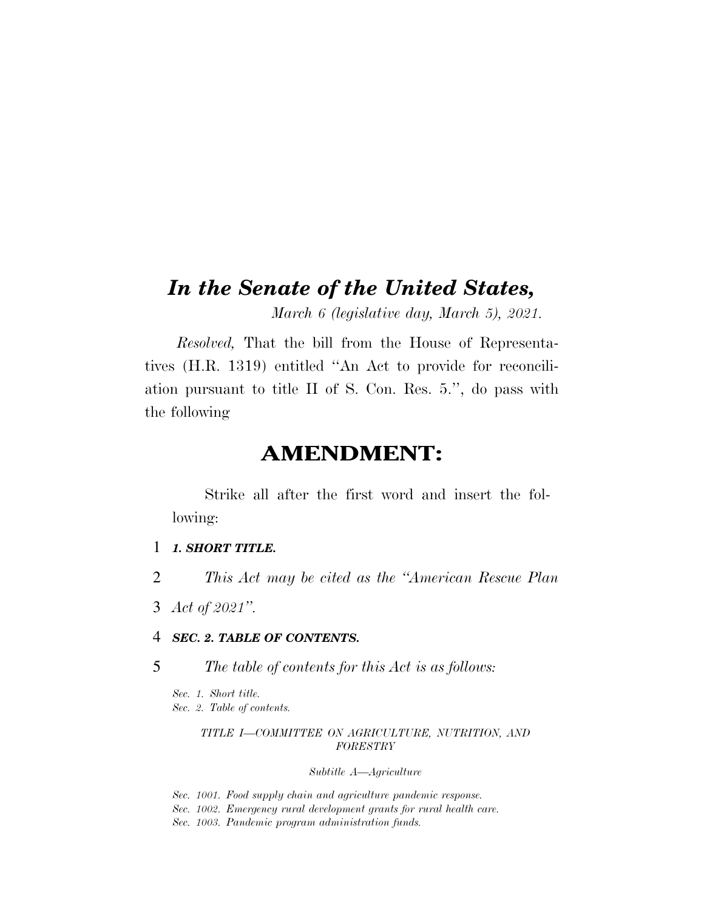# *In the Senate of the United States,*

*March 6 (legislative day, March 5), 2021.*

*Resolved,* That the bill from the House of Representatives (H.R. 1319) entitled ''An Act to provide for reconciliation pursuant to title II of S. Con. Res. 5.'', do pass with the following

## AMENDMENT:

Strike all after the first word and insert the following:

### *1. SHORT TITLE.*

*This Act may be cited as the ''American Rescue Plan Act of 2021''.*

### *SEC. 2. TABLE OF CONTENTS.*

*The table of contents for this Act is as follows:*

*Sec. 1. Short title.*
*Sec. 2. Table of contents.*

*TITLE I—COMMITTEE ON AGRICULTURE, NUTRITION, AND FORESTRY*

*Subtitle A—Agriculture*

*Sec. 1001. Food supply chain and agriculture pandemic response.*
*Sec. 1002. Emergency rural development grants for rural health care.*
*Sec. 1003. Pandemic program administration funds.*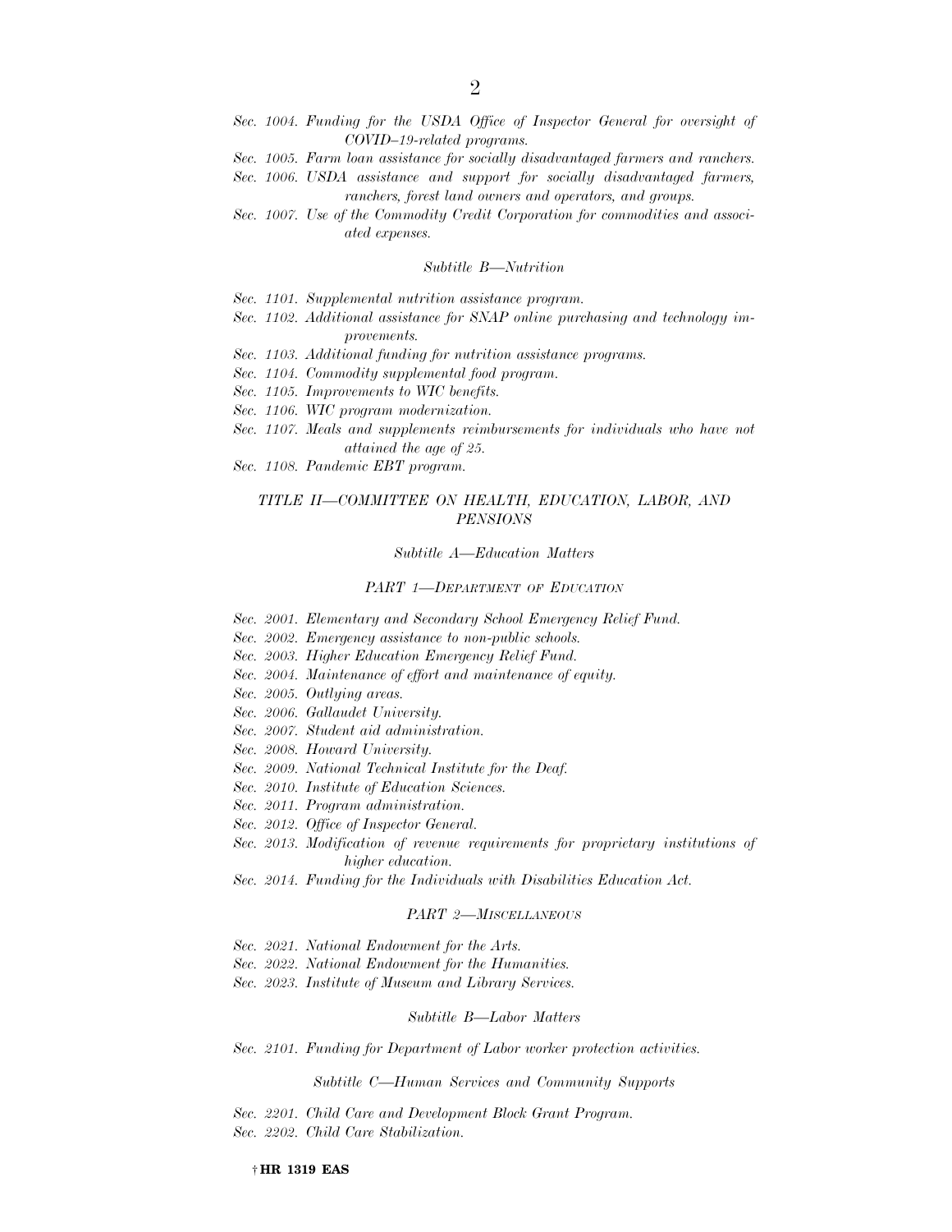*Sec. 1004. Funding for the USDA Office of Inspector General for oversight of COVID–19-related programs.*
*Sec. 1005. Farm loan assistance for socially disadvantaged farmers and ranchers.*
*Sec. 1006. USDA assistance and support for socially disadvantaged farmers, ranchers, forest land owners and operators, and groups.*
*Sec. 1007. Use of the Commodity Credit Corporation for commodities and associated expenses.*

*Subtitle B—Nutrition*

*Sec. 1101. Supplemental nutrition assistance program.*
*Sec. 1102. Additional assistance for SNAP online purchasing and technology improvements.*
*Sec. 1103. Additional funding for nutrition assistance programs.*
*Sec. 1104. Commodity supplemental food program.*
*Sec. 1105. Improvements to WIC benefits.*
*Sec. 1106. WIC program modernization.*
*Sec. 1107. Meals and supplements reimbursements for individuals who have not attained the age of 25.*
*Sec. 1108. Pandemic EBT program.*

*TITLE II—COMMITTEE ON HEALTH, EDUCATION, LABOR, AND PENSIONS*

*Subtitle A—Education Matters*

*PART 1—DEPARTMENT OF EDUCATION*

*Sec. 2001. Elementary and Secondary School Emergency Relief Fund.*
*Sec. 2002. Emergency assistance to non-public schools.*
*Sec. 2003. Higher Education Emergency Relief Fund.*
*Sec. 2004. Maintenance of effort and maintenance of equity.*
*Sec. 2005. Outlying areas.*
*Sec. 2006. Gallaudet University.*
*Sec. 2007. Student aid administration.*
*Sec. 2008. Howard University.*
*Sec. 2009. National Technical Institute for the Deaf.*
*Sec. 2010. Institute of Education Sciences.*
*Sec. 2011. Program administration.*
*Sec. 2012. Office of Inspector General.*
*Sec. 2013. Modification of revenue requirements for proprietary institutions of higher education.*
*Sec. 2014. Funding for the Individuals with Disabilities Education Act.*

*PART 2—MISCELLANEOUS*

*Sec. 2021. National Endowment for the Arts.*
*Sec. 2022. National Endowment for the Humanities.*
*Sec. 2023. Institute of Museum and Library Services.*

*Subtitle B—Labor Matters*

*Sec. 2101. Funding for Department of Labor worker protection activities.*

*Subtitle C—Human Services and Community Supports*

*Sec. 2201. Child Care and Development Block Grant Program.*
*Sec. 2202. Child Care Stabilization.*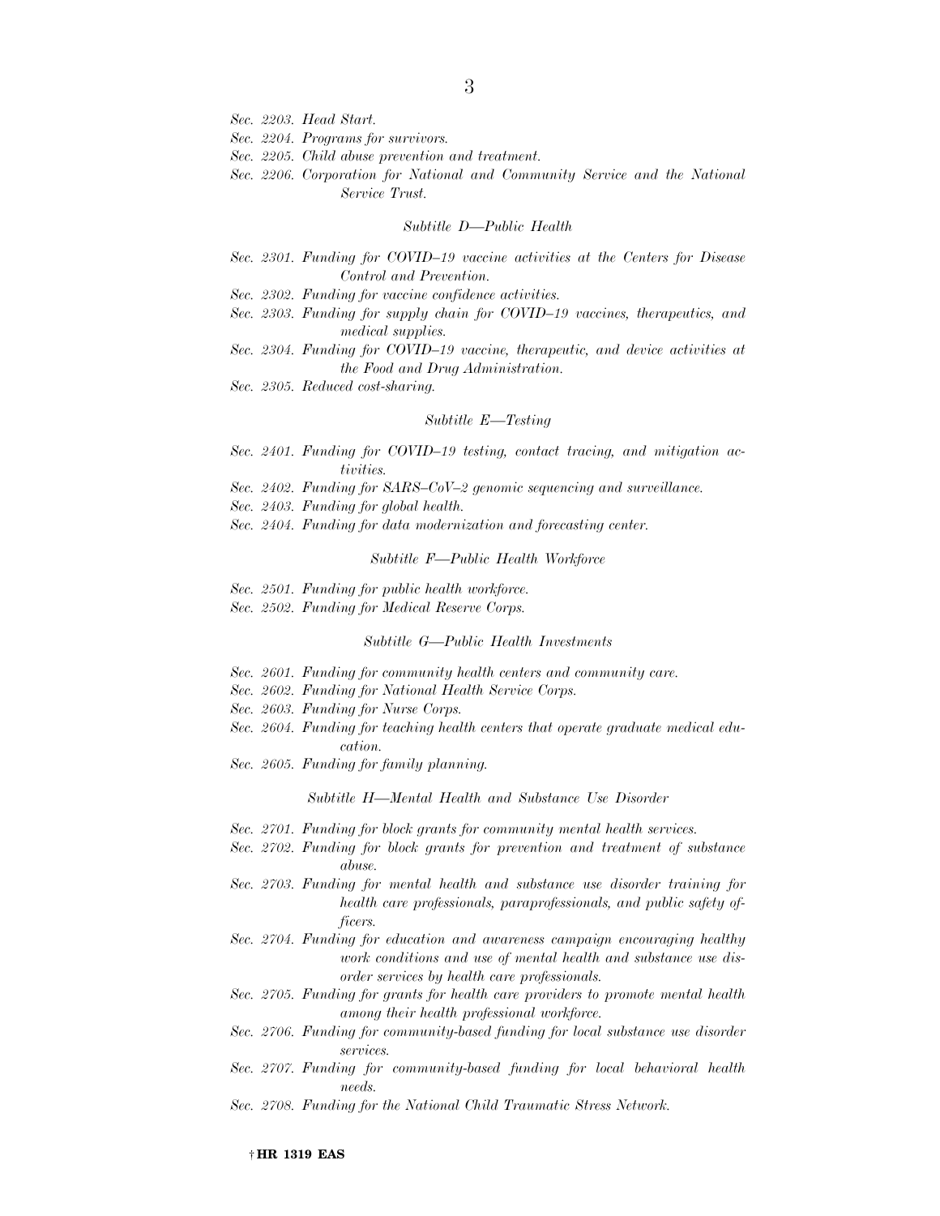*Sec. 2203. Head Start.*

*Sec. 2204. Programs for survivors.*

*Sec. 2205. Child abuse prevention and treatment.*

*Sec. 2206. Corporation for National and Community Service and the National Service Trust.*

*Subtitle D—Public Health*

*Sec. 2301. Funding for COVID–19 vaccine activities at the Centers for Disease Control and Prevention.*

*Sec. 2302. Funding for vaccine confidence activities.*

*Sec. 2303. Funding for supply chain for COVID–19 vaccines, therapeutics, and medical supplies.*

*Sec. 2304. Funding for COVID–19 vaccine, therapeutic, and device activities at the Food and Drug Administration.*

*Sec. 2305. Reduced cost-sharing.*

*Subtitle E—Testing*

*Sec. 2401. Funding for COVID–19 testing, contact tracing, and mitigation activities.*

*Sec. 2402. Funding for SARS–CoV–2 genomic sequencing and surveillance.*

*Sec. 2403. Funding for global health.*

*Sec. 2404. Funding for data modernization and forecasting center.*

*Subtitle F—Public Health Workforce*

*Sec. 2501. Funding for public health workforce.*

*Sec. 2502. Funding for Medical Reserve Corps.*

*Subtitle G—Public Health Investments*

*Sec. 2601. Funding for community health centers and community care.*

*Sec. 2602. Funding for National Health Service Corps.*

*Sec. 2603. Funding for Nurse Corps.*

*Sec. 2604. Funding for teaching health centers that operate graduate medical education.*

*Sec. 2605. Funding for family planning.*

*Subtitle H—Mental Health and Substance Use Disorder*

*Sec. 2701. Funding for block grants for community mental health services.*

*Sec. 2702. Funding for block grants for prevention and treatment of substance abuse.*

*Sec. 2703. Funding for mental health and substance use disorder training for health care professionals, paraprofessionals, and public safety officers.*

*Sec. 2704. Funding for education and awareness campaign encouraging healthy work conditions and use of mental health and substance use disorder services by health care professionals.*

*Sec. 2705. Funding for grants for health care providers to promote mental health among their health professional workforce.*

*Sec. 2706. Funding for community-based funding for local substance use disorder services.*

*Sec. 2707. Funding for community-based funding for local behavioral health needs.*

*Sec. 2708. Funding for the National Child Traumatic Stress Network.*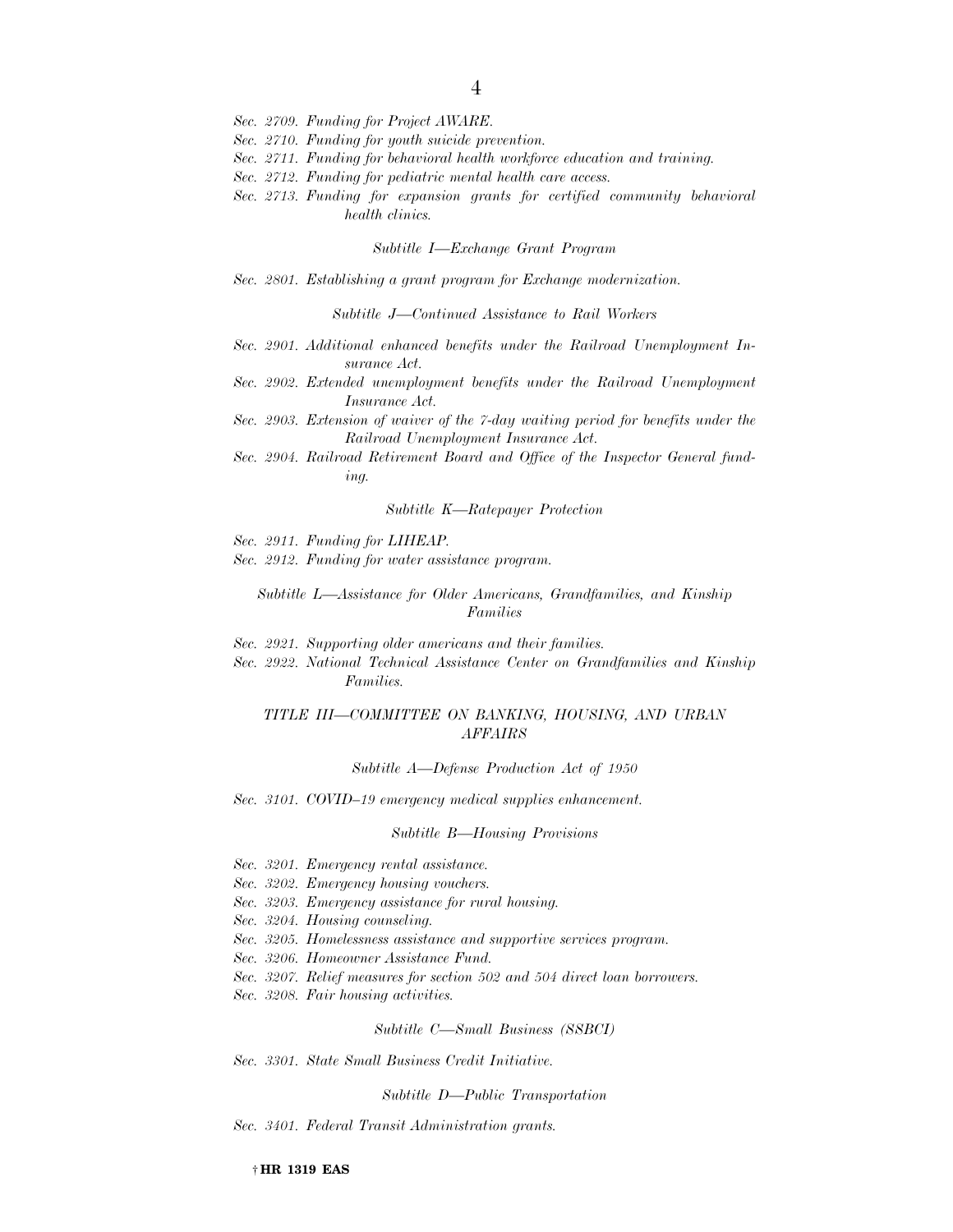*Sec. 2709. Funding for Project AWARE.*
*Sec. 2710. Funding for youth suicide prevention.*
*Sec. 2711. Funding for behavioral health workforce education and training.*
*Sec. 2712. Funding for pediatric mental health care access.*
*Sec. 2713. Funding for expansion grants for certified community behavioral health clinics.*

*Subtitle I—Exchange Grant Program*

*Sec. 2801. Establishing a grant program for Exchange modernization.*

*Subtitle J—Continued Assistance to Rail Workers*

*Sec. 2901. Additional enhanced benefits under the Railroad Unemployment Insurance Act.*
*Sec. 2902. Extended unemployment benefits under the Railroad Unemployment Insurance Act.*
*Sec. 2903. Extension of waiver of the 7-day waiting period for benefits under the Railroad Unemployment Insurance Act.*
*Sec. 2904. Railroad Retirement Board and Office of the Inspector General funding.*

*Subtitle K—Ratepayer Protection*

*Sec. 2911. Funding for LIHEAP.*
*Sec. 2912. Funding for water assistance program.*

*Subtitle L—Assistance for Older Americans, Grandfamilies, and Kinship Families*

*Sec. 2921. Supporting older americans and their families.*
*Sec. 2922. National Technical Assistance Center on Grandfamilies and Kinship Families.*

*TITLE III—COMMITTEE ON BANKING, HOUSING, AND URBAN AFFAIRS*

*Subtitle A—Defense Production Act of 1950*

*Sec. 3101. COVID–19 emergency medical supplies enhancement.*

*Subtitle B—Housing Provisions*

*Sec. 3201. Emergency rental assistance.*
*Sec. 3202. Emergency housing vouchers.*
*Sec. 3203. Emergency assistance for rural housing.*
*Sec. 3204. Housing counseling.*
*Sec. 3205. Homelessness assistance and supportive services program.*
*Sec. 3206. Homeowner Assistance Fund.*
*Sec. 3207. Relief measures for section 502 and 504 direct loan borrowers.*
*Sec. 3208. Fair housing activities.*

*Subtitle C—Small Business (SSBCI)*

*Sec. 3301. State Small Business Credit Initiative.*

*Subtitle D—Public Transportation*

*Sec. 3401. Federal Transit Administration grants.*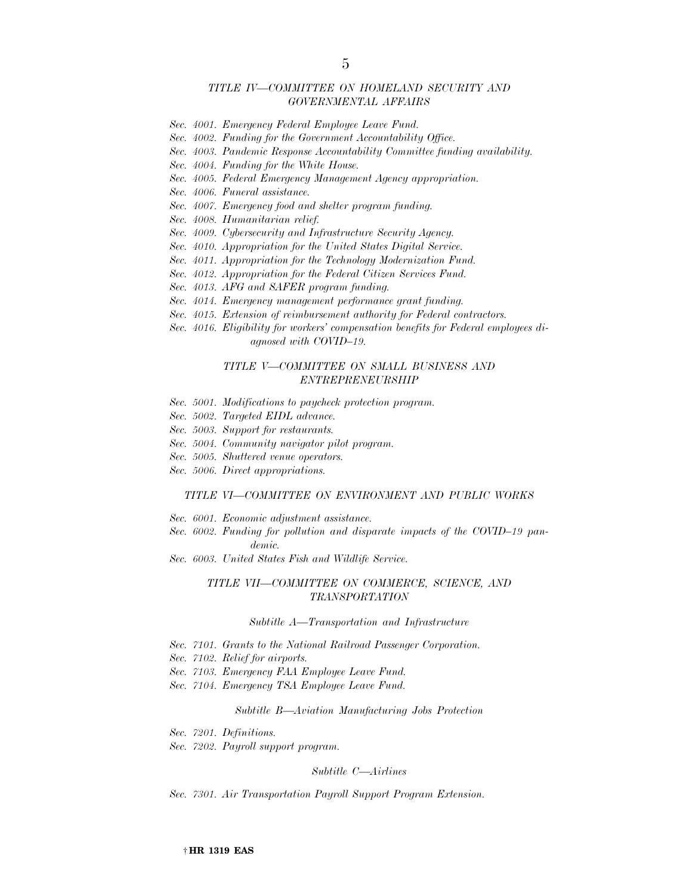## *TITLE IV—COMMITTEE ON HOMELAND SECURITY AND GOVERNMENTAL AFFAIRS*

*Sec. 4001. Emergency Federal Employee Leave Fund.*
*Sec. 4002. Funding for the Government Accountability Office.*
*Sec. 4003. Pandemic Response Accountability Committee funding availability.*
*Sec. 4004. Funding for the White House.*
*Sec. 4005. Federal Emergency Management Agency appropriation.*
*Sec. 4006. Funeral assistance.*
*Sec. 4007. Emergency food and shelter program funding.*
*Sec. 4008. Humanitarian relief.*
*Sec. 4009. Cybersecurity and Infrastructure Security Agency.*
*Sec. 4010. Appropriation for the United States Digital Service.*
*Sec. 4011. Appropriation for the Technology Modernization Fund.*
*Sec. 4012. Appropriation for the Federal Citizen Services Fund.*
*Sec. 4013. AFG and SAFER program funding.*
*Sec. 4014. Emergency management performance grant funding.*
*Sec. 4015. Extension of reimbursement authority for Federal contractors.*
*Sec. 4016. Eligibility for workers' compensation benefits for Federal employees diagnosed with COVID–19.*

## *TITLE V—COMMITTEE ON SMALL BUSINESS AND ENTREPRENEURSHIP*

*Sec. 5001. Modifications to paycheck protection program.*
*Sec. 5002. Targeted EIDL advance.*
*Sec. 5003. Support for restaurants.*
*Sec. 5004. Community navigator pilot program.*
*Sec. 5005. Shuttered venue operators.*
*Sec. 5006. Direct appropriations.*

## *TITLE VI—COMMITTEE ON ENVIRONMENT AND PUBLIC WORKS*

*Sec. 6001. Economic adjustment assistance.*
*Sec. 6002. Funding for pollution and disparate impacts of the COVID–19 pandemic.*
*Sec. 6003. United States Fish and Wildlife Service.*

## *TITLE VII—COMMITTEE ON COMMERCE, SCIENCE, AND TRANSPORTATION*

### *Subtitle A—Transportation and Infrastructure*

*Sec. 7101. Grants to the National Railroad Passenger Corporation.*
*Sec. 7102. Relief for airports.*
*Sec. 7103. Emergency FAA Employee Leave Fund.*
*Sec. 7104. Emergency TSA Employee Leave Fund.*

### *Subtitle B—Aviation Manufacturing Jobs Protection*

*Sec. 7201. Definitions.*
*Sec. 7202. Payroll support program.*

### *Subtitle C—Airlines*

*Sec. 7301. Air Transportation Payroll Support Program Extension.*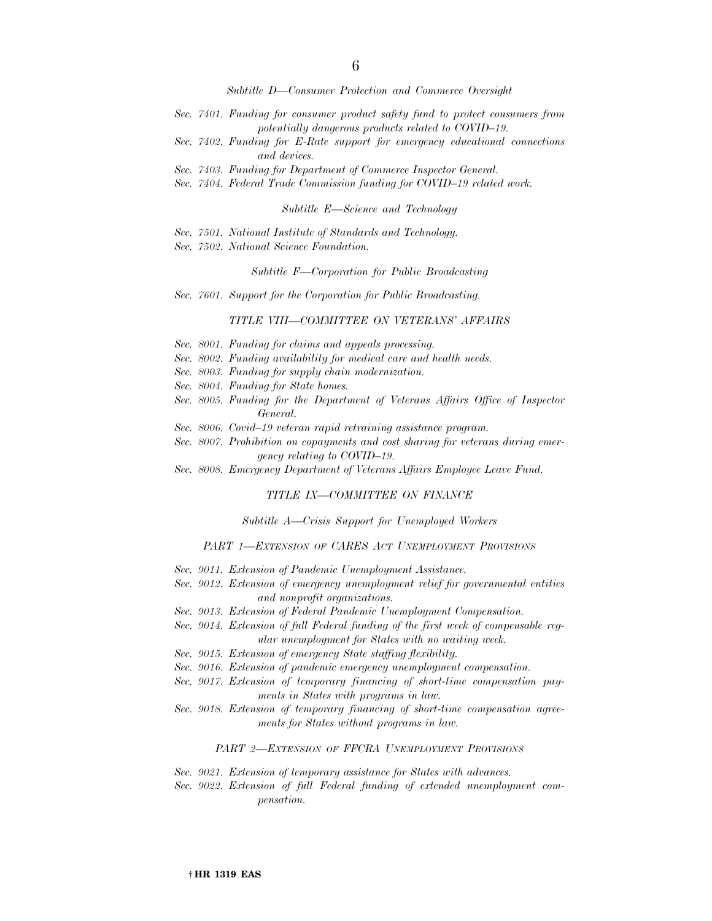*Subtitle D—Consumer Protection and Commerce Oversight*

*Sec. 7401. Funding for consumer product safety fund to protect consumers from potentially dangerous products related to COVID–19.*
*Sec. 7402. Funding for E-Rate support for emergency educational connections and devices.*
*Sec. 7403. Funding for Department of Commerce Inspector General.*
*Sec. 7404. Federal Trade Commission funding for COVID–19 related work.*

*Subtitle E—Science and Technology*

*Sec. 7501. National Institute of Standards and Technology.*
*Sec. 7502. National Science Foundation.*

*Subtitle F—Corporation for Public Broadcasting*

*Sec. 7601. Support for the Corporation for Public Broadcasting.*

*TITLE VIII—COMMITTEE ON VETERANS' AFFAIRS*

*Sec. 8001. Funding for claims and appeals processing.*
*Sec. 8002. Funding availability for medical care and health needs.*
*Sec. 8003. Funding for supply chain modernization.*
*Sec. 8004. Funding for State homes.*
*Sec. 8005. Funding for the Department of Veterans Affairs Office of Inspector General.*
*Sec. 8006. Covid–19 veteran rapid retraining assistance program.*
*Sec. 8007. Prohibition on copayments and cost sharing for veterans during emergency relating to COVID–19.*
*Sec. 8008. Emergency Department of Veterans Affairs Employee Leave Fund.*

*TITLE IX—COMMITTEE ON FINANCE*

*Subtitle A—Crisis Support for Unemployed Workers*

*PART 1—EXTENSION OF CARES ACT UNEMPLOYMENT PROVISIONS*

*Sec. 9011. Extension of Pandemic Unemployment Assistance.*
*Sec. 9012. Extension of emergency unemployment relief for governmental entities and nonprofit organizations.*
*Sec. 9013. Extension of Federal Pandemic Unemployment Compensation.*
*Sec. 9014. Extension of full Federal funding of the first week of compensable regular unemployment for States with no waiting week.*
*Sec. 9015. Extension of emergency State staffing flexibility.*
*Sec. 9016. Extension of pandemic emergency unemployment compensation.*
*Sec. 9017. Extension of temporary financing of short-time compensation payments in States with programs in law.*
*Sec. 9018. Extension of temporary financing of short-time compensation agreements for States without programs in law.*

*PART 2—EXTENSION OF FFCRA UNEMPLOYMENT PROVISIONS*

*Sec. 9021. Extension of temporary assistance for States with advances.*
*Sec. 9022. Extension of full Federal funding of extended unemployment compensation.*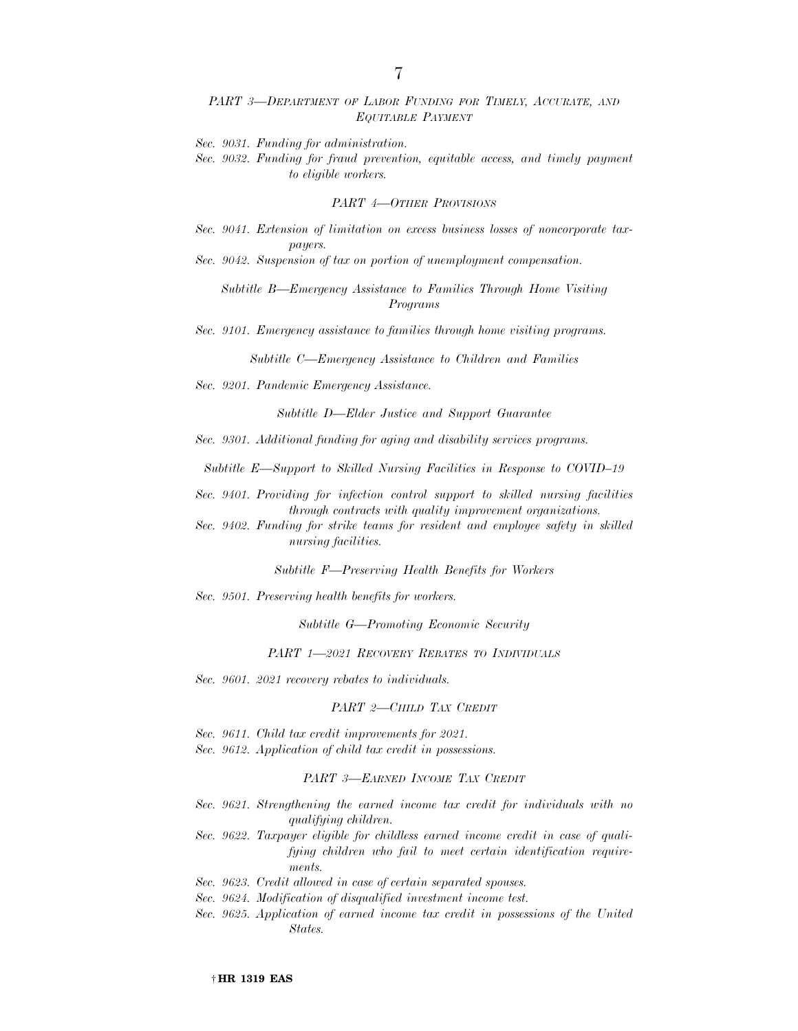*PART 3—DEPARTMENT OF LABOR FUNDING FOR TIMELY, ACCURATE, AND EQUITABLE PAYMENT*

*Sec. 9031. Funding for administration.*
*Sec. 9032. Funding for fraud prevention, equitable access, and timely payment to eligible workers.*

*PART 4—OTHER PROVISIONS*

*Sec. 9041. Extension of limitation on excess business losses of noncorporate taxpayers.*
*Sec. 9042. Suspension of tax on portion of unemployment compensation.*

*Subtitle B—Emergency Assistance to Families Through Home Visiting Programs*

*Sec. 9101. Emergency assistance to families through home visiting programs.*

*Subtitle C—Emergency Assistance to Children and Families*

*Sec. 9201. Pandemic Emergency Assistance.*

*Subtitle D—Elder Justice and Support Guarantee*

*Sec. 9301. Additional funding for aging and disability services programs.*

*Subtitle E—Support to Skilled Nursing Facilities in Response to COVID–19*

*Sec. 9401. Providing for infection control support to skilled nursing facilities through contracts with quality improvement organizations.*
*Sec. 9402. Funding for strike teams for resident and employee safety in skilled nursing facilities.*

*Subtitle F—Preserving Health Benefits for Workers*

*Sec. 9501. Preserving health benefits for workers.*

*Subtitle G—Promoting Economic Security*

*PART 1—2021 RECOVERY REBATES TO INDIVIDUALS*

*Sec. 9601. 2021 recovery rebates to individuals.*

*PART 2—CHILD TAX CREDIT*

*Sec. 9611. Child tax credit improvements for 2021.*
*Sec. 9612. Application of child tax credit in possessions.*

*PART 3—EARNED INCOME TAX CREDIT*

*Sec. 9621. Strengthening the earned income tax credit for individuals with no qualifying children.*
*Sec. 9622. Taxpayer eligible for childless earned income credit in case of qualifying children who fail to meet certain identification requirements.*
*Sec. 9623. Credit allowed in case of certain separated spouses.*
*Sec. 9624. Modification of disqualified investment income test.*
*Sec. 9625. Application of earned income tax credit in possessions of the United States.*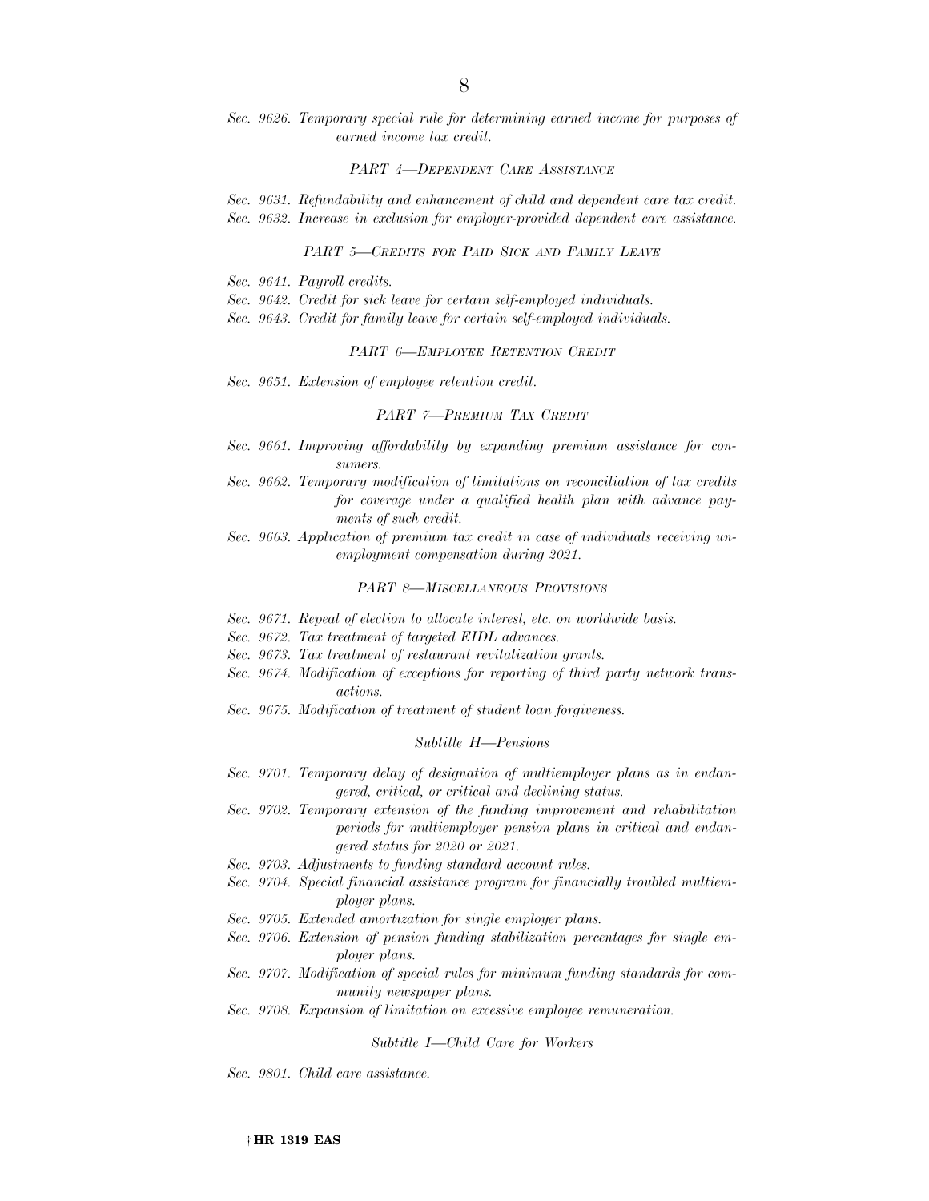*Sec. 9626. Temporary special rule for determining earned income for purposes of earned income tax credit.*

*PART 4—DEPENDENT CARE ASSISTANCE*

*Sec. 9631. Refundability and enhancement of child and dependent care tax credit.*
*Sec. 9632. Increase in exclusion for employer-provided dependent care assistance.*

*PART 5—CREDITS FOR PAID SICK AND FAMILY LEAVE*

*Sec. 9641. Payroll credits.*
*Sec. 9642. Credit for sick leave for certain self-employed individuals.*
*Sec. 9643. Credit for family leave for certain self-employed individuals.*

*PART 6—EMPLOYEE RETENTION CREDIT*

*Sec. 9651. Extension of employee retention credit.*

*PART 7—PREMIUM TAX CREDIT*

*Sec. 9661. Improving affordability by expanding premium assistance for consumers.*
*Sec. 9662. Temporary modification of limitations on reconciliation of tax credits for coverage under a qualified health plan with advance payments of such credit.*
*Sec. 9663. Application of premium tax credit in case of individuals receiving unemployment compensation during 2021.*

*PART 8—MISCELLANEOUS PROVISIONS*

*Sec. 9671. Repeal of election to allocate interest, etc. on worldwide basis.*
*Sec. 9672. Tax treatment of targeted EIDL advances.*
*Sec. 9673. Tax treatment of restaurant revitalization grants.*
*Sec. 9674. Modification of exceptions for reporting of third party network transactions.*
*Sec. 9675. Modification of treatment of student loan forgiveness.*

*Subtitle H—Pensions*

*Sec. 9701. Temporary delay of designation of multiemployer plans as in endangered, critical, or critical and declining status.*
*Sec. 9702. Temporary extension of the funding improvement and rehabilitation periods for multiemployer pension plans in critical and endangered status for 2020 or 2021.*
*Sec. 9703. Adjustments to funding standard account rules.*
*Sec. 9704. Special financial assistance program for financially troubled multiemployer plans.*
*Sec. 9705. Extended amortization for single employer plans.*
*Sec. 9706. Extension of pension funding stabilization percentages for single employer plans.*
*Sec. 9707. Modification of special rules for minimum funding standards for community newspaper plans.*
*Sec. 9708. Expansion of limitation on excessive employee remuneration.*

*Subtitle I—Child Care for Workers*

*Sec. 9801. Child care assistance.*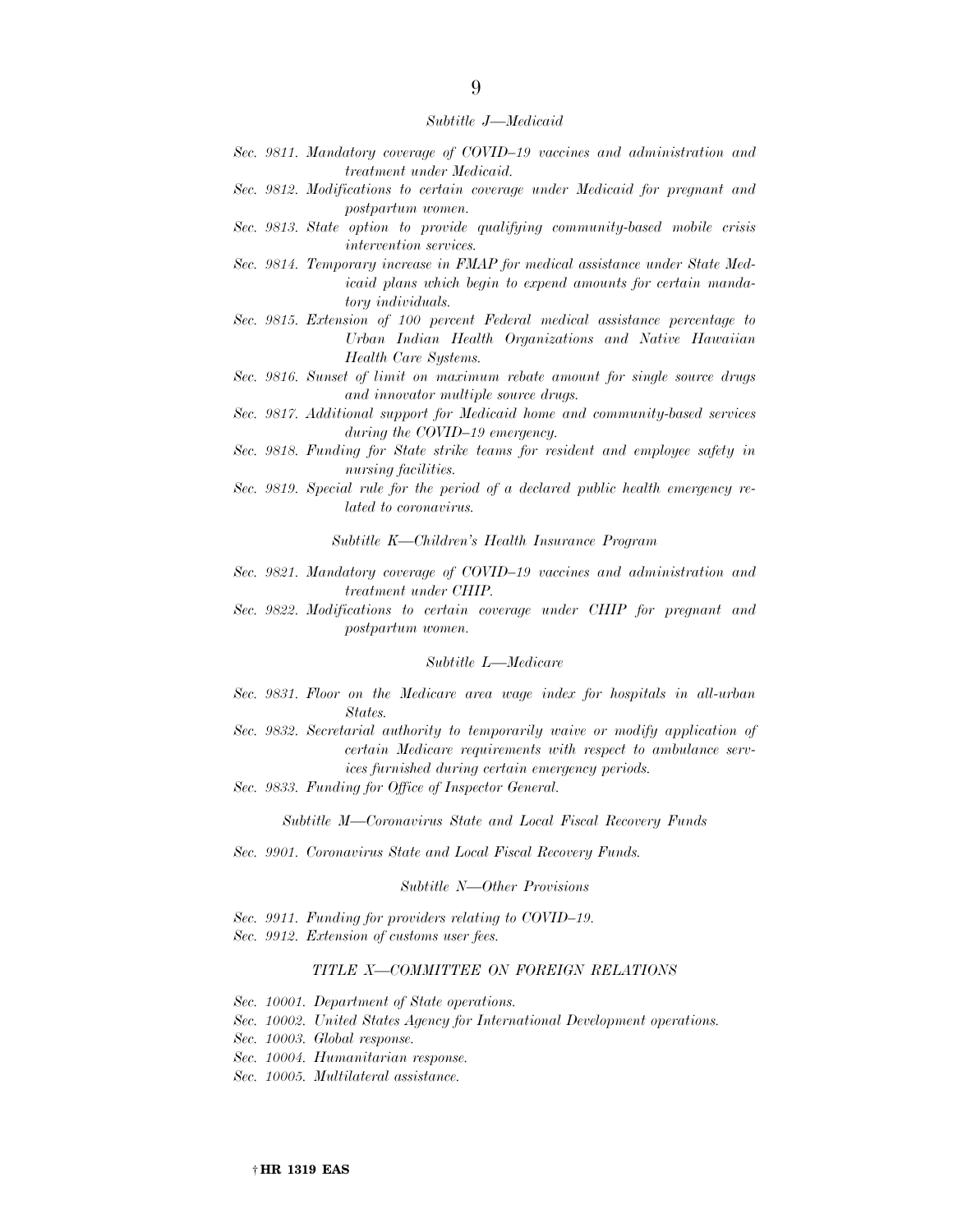*Subtitle J—Medicaid*

*Sec. 9811. Mandatory coverage of COVID–19 vaccines and administration and treatment under Medicaid.*
*Sec. 9812. Modifications to certain coverage under Medicaid for pregnant and postpartum women.*
*Sec. 9813. State option to provide qualifying community-based mobile crisis intervention services.*
*Sec. 9814. Temporary increase in FMAP for medical assistance under State Medicaid plans which begin to expend amounts for certain mandatory individuals.*
*Sec. 9815. Extension of 100 percent Federal medical assistance percentage to Urban Indian Health Organizations and Native Hawaiian Health Care Systems.*
*Sec. 9816. Sunset of limit on maximum rebate amount for single source drugs and innovator multiple source drugs.*
*Sec. 9817. Additional support for Medicaid home and community-based services during the COVID–19 emergency.*
*Sec. 9818. Funding for State strike teams for resident and employee safety in nursing facilities.*
*Sec. 9819. Special rule for the period of a declared public health emergency related to coronavirus.*

*Subtitle K—Children's Health Insurance Program*

*Sec. 9821. Mandatory coverage of COVID–19 vaccines and administration and treatment under CHIP.*
*Sec. 9822. Modifications to certain coverage under CHIP for pregnant and postpartum women.*

*Subtitle L—Medicare*

*Sec. 9831. Floor on the Medicare area wage index for hospitals in all-urban States.*
*Sec. 9832. Secretarial authority to temporarily waive or modify application of certain Medicare requirements with respect to ambulance services furnished during certain emergency periods.*
*Sec. 9833. Funding for Office of Inspector General.*

*Subtitle M—Coronavirus State and Local Fiscal Recovery Funds*

*Sec. 9901. Coronavirus State and Local Fiscal Recovery Funds.*

*Subtitle N—Other Provisions*

*Sec. 9911. Funding for providers relating to COVID–19.*
*Sec. 9912. Extension of customs user fees.*

*TITLE X—COMMITTEE ON FOREIGN RELATIONS*

*Sec. 10001. Department of State operations.*
*Sec. 10002. United States Agency for International Development operations.*
*Sec. 10003. Global response.*
*Sec. 10004. Humanitarian response.*
*Sec. 10005. Multilateral assistance.*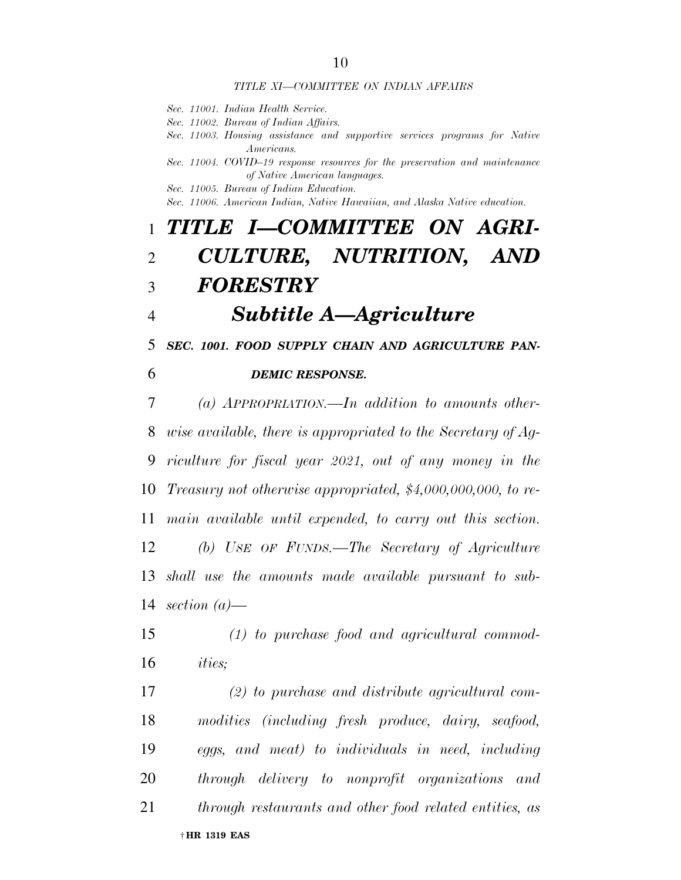*TITLE XI—COMMITTEE ON INDIAN AFFAIRS*

*Sec. 11001. Indian Health Service.*
*Sec. 11002. Bureau of Indian Affairs.*
*Sec. 11003. Housing assistance and supportive services programs for Native Americans.*
*Sec. 11004. COVID–19 response resources for the preservation and maintenance of Native American languages.*
*Sec. 11005. Bureau of Indian Education.*
*Sec. 11006. American Indian, Native Hawaiian, and Alaska Native education.*

# *TITLE I—COMMITTEE ON AGRICULTURE, NUTRITION, AND FORESTRY*

## *Subtitle A—Agriculture*

### *SEC. 1001. FOOD SUPPLY CHAIN AND AGRICULTURE PANDEMIC RESPONSE.*

*(a) APPROPRIATION.—In addition to amounts otherwise available, there is appropriated to the Secretary of Agriculture for fiscal year 2021, out of any money in the Treasury not otherwise appropriated, $4,000,000,000, to remain available until expended, to carry out this section.*

*(b) USE OF FUNDS.—The Secretary of Agriculture shall use the amounts made available pursuant to subsection (a)—*

*(1) to purchase food and agricultural commodities;*

*(2) to purchase and distribute agricultural commodities (including fresh produce, dairy, seafood, eggs, and meat) to individuals in need, including through delivery to nonprofit organizations and through restaurants and other food related entities, as*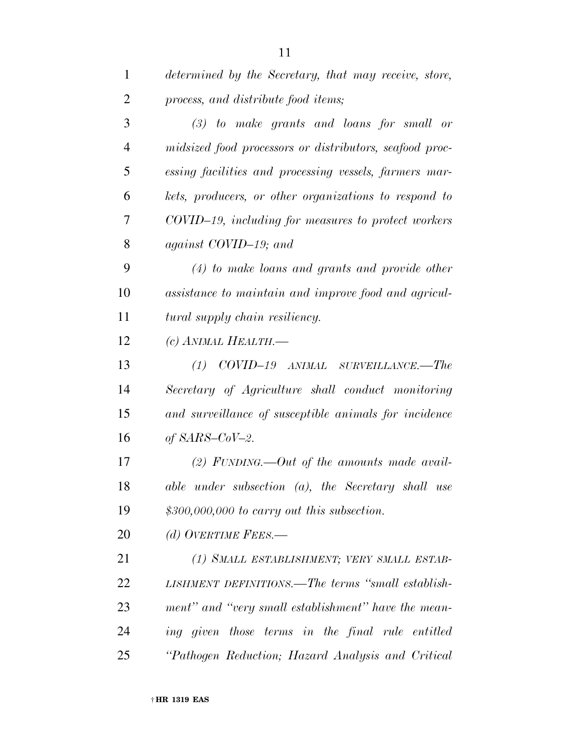*determined by the Secretary, that may receive, store, process, and distribute food items;*

*(3) to make grants and loans for small or midsized food processors or distributors, seafood processing facilities and processing vessels, farmers markets, producers, or other organizations to respond to COVID–19, including for measures to protect workers against COVID–19; and*

*(4) to make loans and grants and provide other assistance to maintain and improve food and agricultural supply chain resiliency.*

*(c) ANIMAL HEALTH.—*

*(1) COVID–19 ANIMAL SURVEILLANCE.—The Secretary of Agriculture shall conduct monitoring and surveillance of susceptible animals for incidence of SARS–CoV–2.*

*(2) FUNDING.—Out of the amounts made available under subsection (a), the Secretary shall use $300,000,000 to carry out this subsection.*

*(d) OVERTIME FEES.—*

*(1) SMALL ESTABLISHMENT; VERY SMALL ESTABLISHMENT DEFINITIONS.—The terms "small establishment" and "very small establishment" have the meaning given those terms in the final rule entitled "Pathogen Reduction; Hazard Analysis and Critical*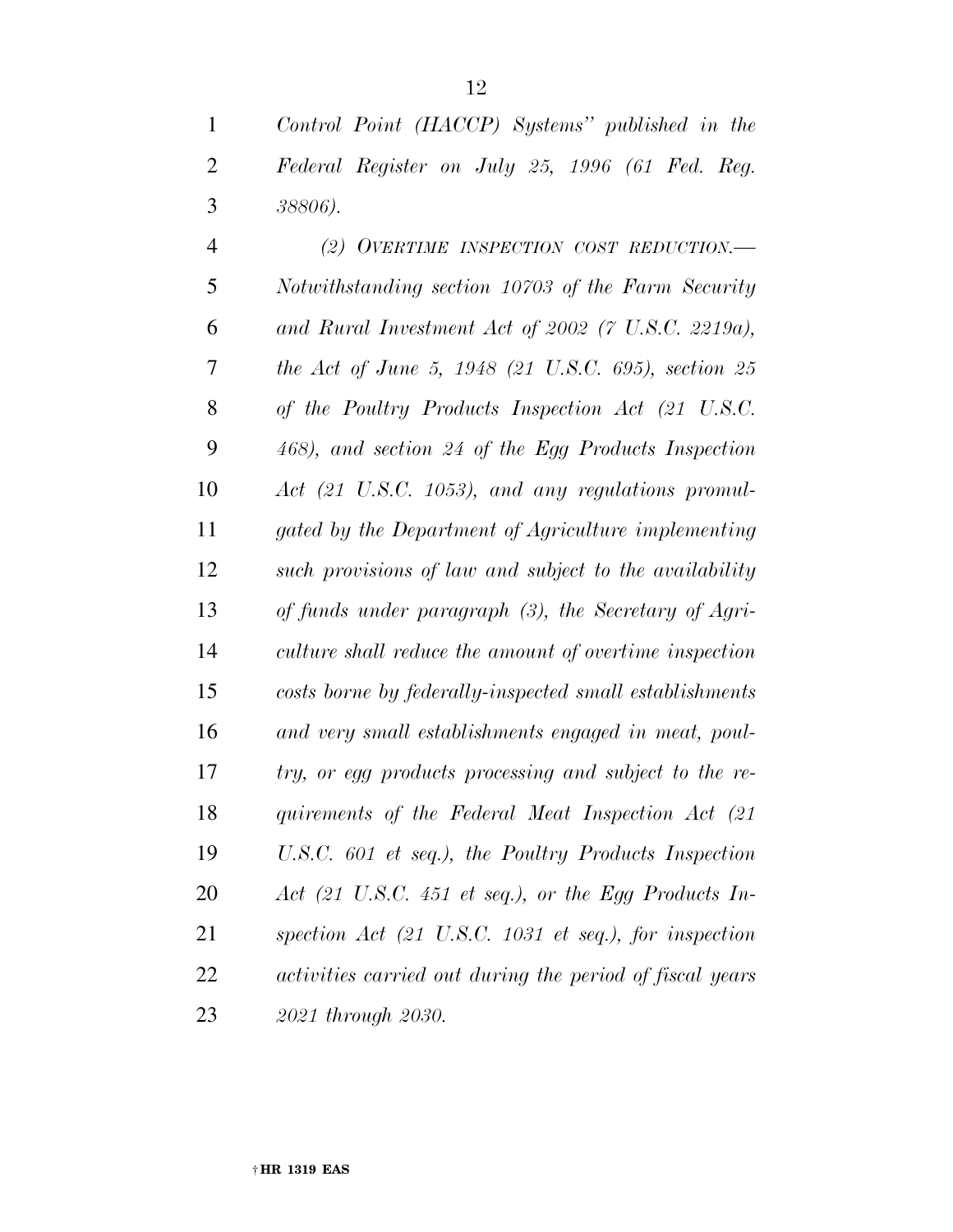*Control Point (HACCP) Systems" published in the Federal Register on July 25, 1996 (61 Fed. Reg. 38806).*

*(2) OVERTIME INSPECTION COST REDUCTION.—Notwithstanding section 10703 of the Farm Security and Rural Investment Act of 2002 (7 U.S.C. 2219a), the Act of June 5, 1948 (21 U.S.C. 695), section 25 of the Poultry Products Inspection Act (21 U.S.C. 468), and section 24 of the Egg Products Inspection Act (21 U.S.C. 1053), and any regulations promulgated by the Department of Agriculture implementing such provisions of law and subject to the availability of funds under paragraph (3), the Secretary of Agriculture shall reduce the amount of overtime inspection costs borne by federally-inspected small establishments and very small establishments engaged in meat, poultry, or egg products processing and subject to the requirements of the Federal Meat Inspection Act (21 U.S.C. 601 et seq.), the Poultry Products Inspection Act (21 U.S.C. 451 et seq.), or the Egg Products Inspection Act (21 U.S.C. 1031 et seq.), for inspection activities carried out during the period of fiscal years 2021 through 2030.*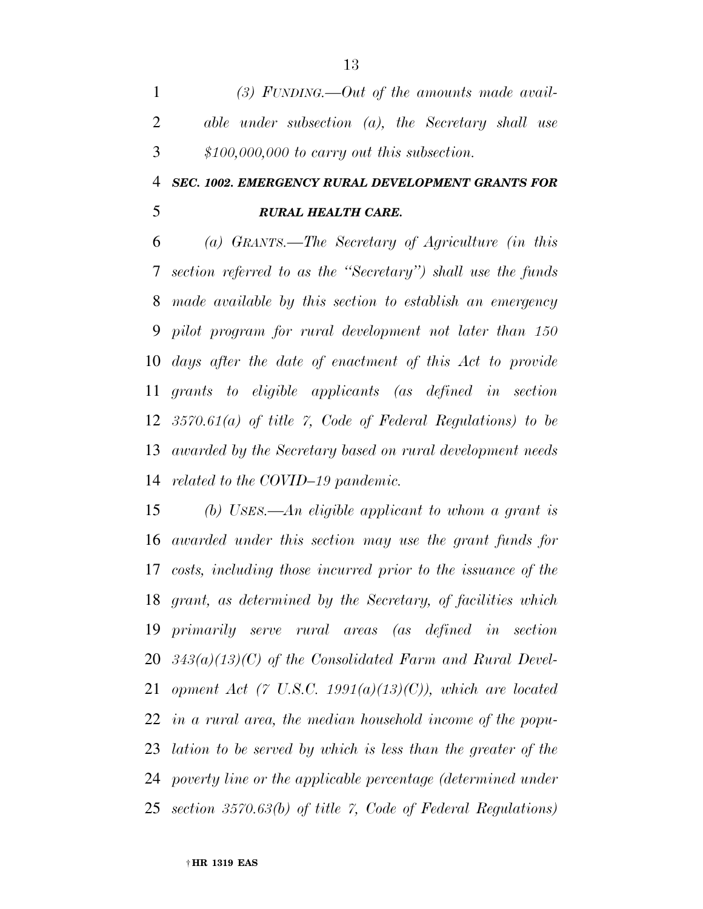*(3) FUNDING.—Out of the amounts made available under subsection (a), the Secretary shall use $100,000,000 to carry out this subsection.*

***SEC. 1002. EMERGENCY RURAL DEVELOPMENT GRANTS FOR RURAL HEALTH CARE.***

*(a) GRANTS.—The Secretary of Agriculture (in this section referred to as the "Secretary") shall use the funds made available by this section to establish an emergency pilot program for rural development not later than 150 days after the date of enactment of this Act to provide grants to eligible applicants (as defined in section 3570.61(a) of title 7, Code of Federal Regulations) to be awarded by the Secretary based on rural development needs related to the COVID–19 pandemic.*

*(b) USES.—An eligible applicant to whom a grant is awarded under this section may use the grant funds for costs, including those incurred prior to the issuance of the grant, as determined by the Secretary, of facilities which primarily serve rural areas (as defined in section 343(a)(13)(C) of the Consolidated Farm and Rural Development Act (7 U.S.C. 1991(a)(13)(C)), which are located in a rural area, the median household income of the population to be served by which is less than the greater of the poverty line or the applicable percentage (determined under section 3570.63(b) of title 7, Code of Federal Regulations)*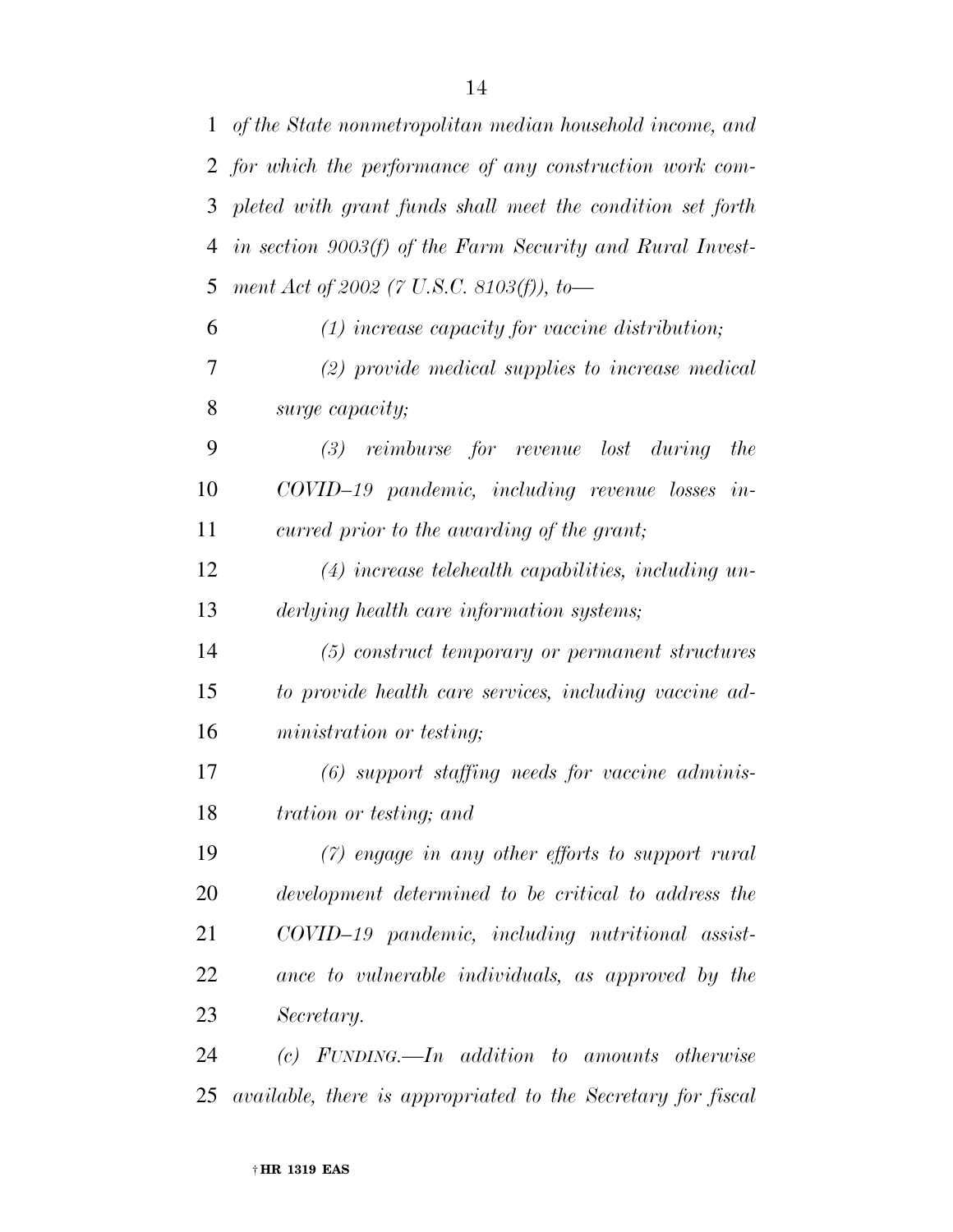*of the State nonmetropolitan median household income, and for which the performance of any construction work completed with grant funds shall meet the condition set forth in section 9003(f) of the Farm Security and Rural Investment Act of 2002 (7 U.S.C. 8103(f)), to—*

*(1) increase capacity for vaccine distribution;*

*(2) provide medical supplies to increase medical surge capacity;*

*(3) reimburse for revenue lost during the COVID–19 pandemic, including revenue losses incurred prior to the awarding of the grant;*

*(4) increase telehealth capabilities, including underlying health care information systems;*

*(5) construct temporary or permanent structures to provide health care services, including vaccine administration or testing;*

*(6) support staffing needs for vaccine administration or testing; and*

*(7) engage in any other efforts to support rural development determined to be critical to address the COVID–19 pandemic, including nutritional assistance to vulnerable individuals, as approved by the Secretary.*

*(c) FUNDING.—In addition to amounts otherwise available, there is appropriated to the Secretary for fiscal*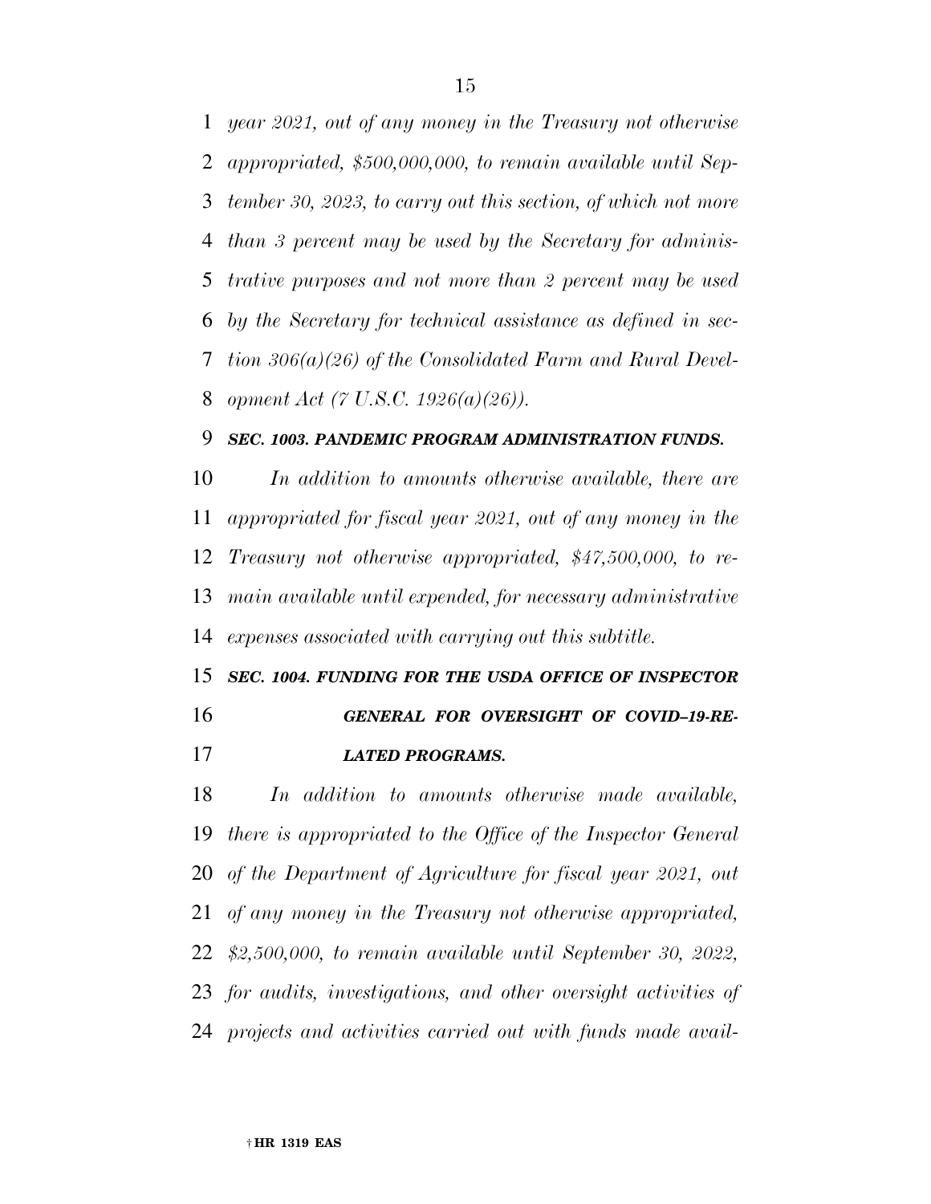*year 2021, out of any money in the Treasury not otherwise appropriated, $500,000,000, to remain available until September 30, 2023, to carry out this section, of which not more than 3 percent may be used by the Secretary for administrative purposes and not more than 2 percent may be used by the Secretary for technical assistance as defined in section 306(a)(26) of the Consolidated Farm and Rural Development Act (7 U.S.C. 1926(a)(26)).*

***SEC. 1003. PANDEMIC PROGRAM ADMINISTRATION FUNDS.***

*In addition to amounts otherwise available, there are appropriated for fiscal year 2021, out of any money in the Treasury not otherwise appropriated, $47,500,000, to remain available until expended, for necessary administrative expenses associated with carrying out this subtitle.*

***SEC. 1004. FUNDING FOR THE USDA OFFICE OF INSPECTOR GENERAL FOR OVERSIGHT OF COVID–19-RELATED PROGRAMS.***

*In addition to amounts otherwise made available, there is appropriated to the Office of the Inspector General of the Department of Agriculture for fiscal year 2021, out of any money in the Treasury not otherwise appropriated, $2,500,000, to remain available until September 30, 2022, for audits, investigations, and other oversight activities of projects and activities carried out with funds made avail-*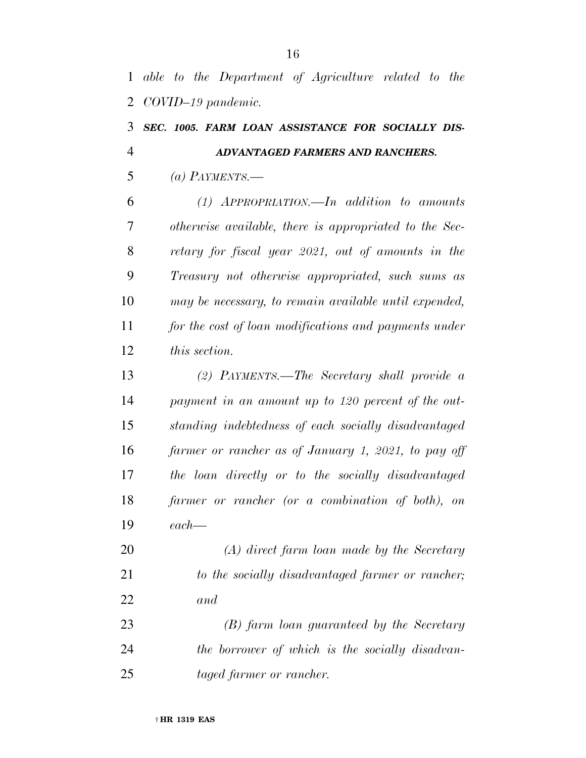*able to the Department of Agriculture related to the COVID–19 pandemic.*

***SEC. 1005. FARM LOAN ASSISTANCE FOR SOCIALLY DISADVANTAGED FARMERS AND RANCHERS.***

*(a) PAYMENTS.—*

*(1) APPROPRIATION.—In addition to amounts otherwise available, there is appropriated to the Secretary for fiscal year 2021, out of amounts in the Treasury not otherwise appropriated, such sums as may be necessary, to remain available until expended, for the cost of loan modifications and payments under this section.*

*(2) PAYMENTS.—The Secretary shall provide a payment in an amount up to 120 percent of the outstanding indebtedness of each socially disadvantaged farmer or rancher as of January 1, 2021, to pay off the loan directly or to the socially disadvantaged farmer or rancher (or a combination of both), on each—*

*(A) direct farm loan made by the Secretary to the socially disadvantaged farmer or rancher; and*

*(B) farm loan guaranteed by the Secretary the borrower of which is the socially disadvantaged farmer or rancher.*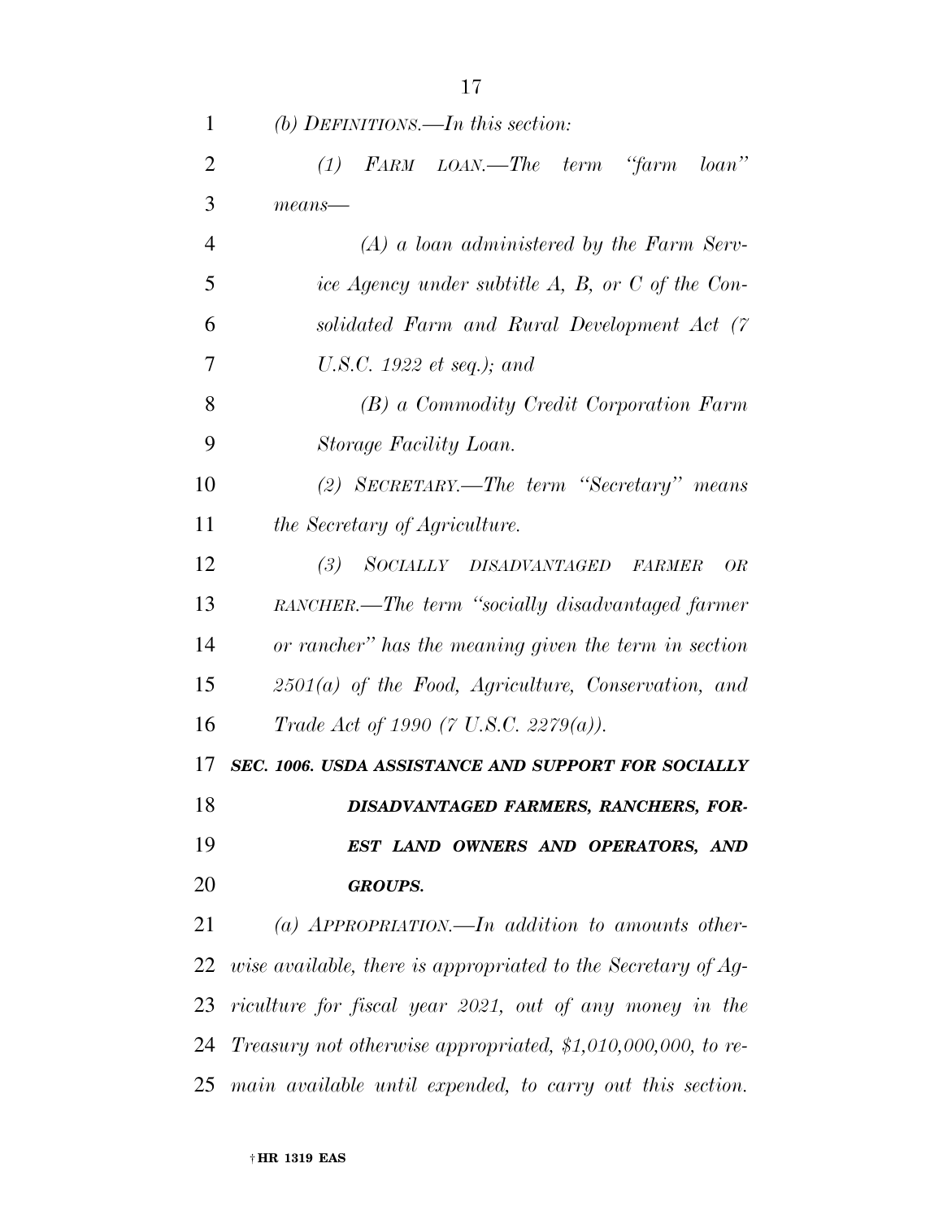*(b) DEFINITIONS.—In this section:*

*(1) FARM LOAN.—The term "farm loan" means—*

*(A) a loan administered by the Farm Service Agency under subtitle A, B, or C of the Consolidated Farm and Rural Development Act (7 U.S.C. 1922 et seq.); and*

*(B) a Commodity Credit Corporation Farm Storage Facility Loan.*

*(2) SECRETARY.—The term "Secretary" means the Secretary of Agriculture.*

*(3) SOCIALLY DISADVANTAGED FARMER OR RANCHER.—The term "socially disadvantaged farmer or rancher" has the meaning given the term in section 2501(a) of the Food, Agriculture, Conservation, and Trade Act of 1990 (7 U.S.C. 2279(a)).*

***SEC. 1006. USDA ASSISTANCE AND SUPPORT FOR SOCIALLY DISADVANTAGED FARMERS, RANCHERS, FOREST LAND OWNERS AND OPERATORS, AND GROUPS.***

*(a) APPROPRIATION.—In addition to amounts otherwise available, there is appropriated to the Secretary of Agriculture for fiscal year 2021, out of any money in the Treasury not otherwise appropriated, $1,010,000,000, to remain available until expended, to carry out this section.*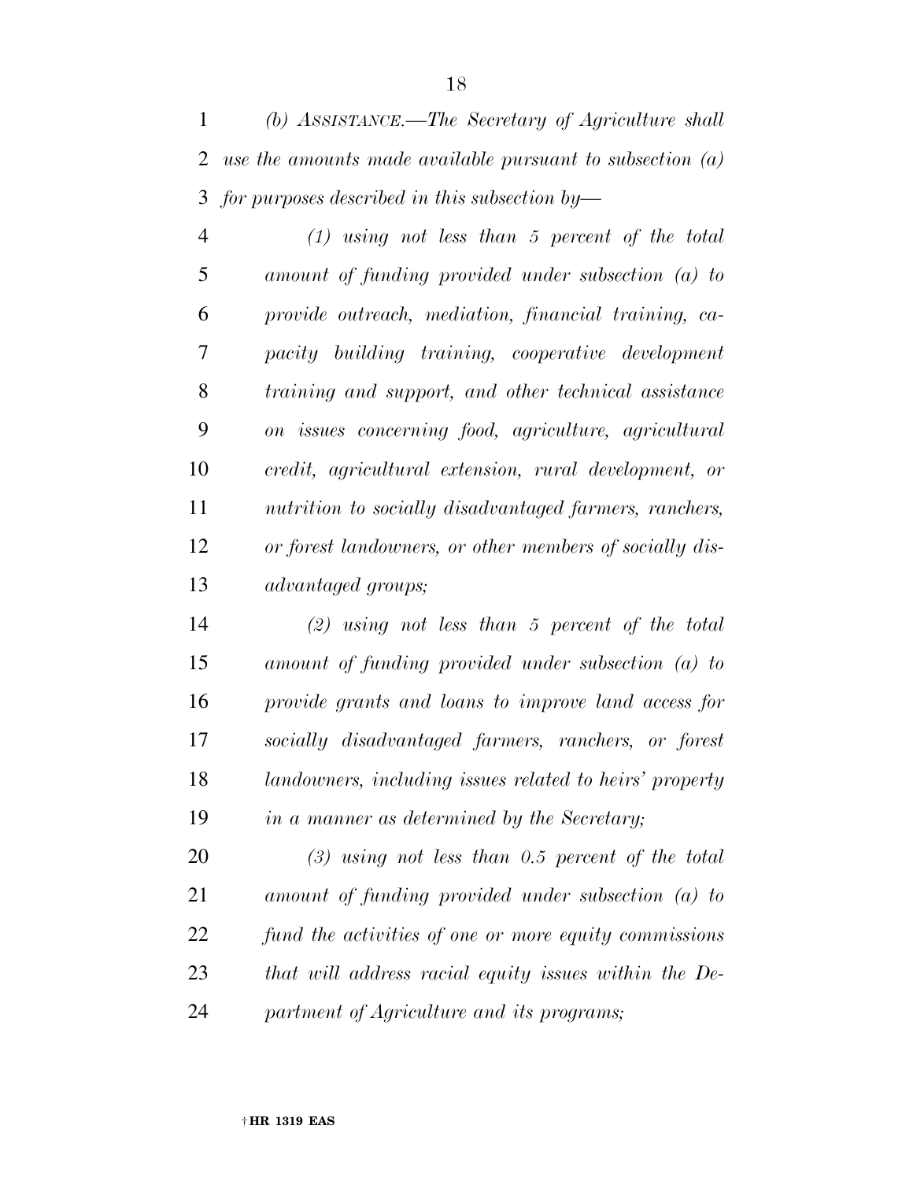*(b) ASSISTANCE.—The Secretary of Agriculture shall use the amounts made available pursuant to subsection (a) for purposes described in this subsection by—*

*(1) using not less than 5 percent of the total amount of funding provided under subsection (a) to provide outreach, mediation, financial training, capacity building training, cooperative development training and support, and other technical assistance on issues concerning food, agriculture, agricultural credit, agricultural extension, rural development, or nutrition to socially disadvantaged farmers, ranchers, or forest landowners, or other members of socially disadvantaged groups;*

*(2) using not less than 5 percent of the total amount of funding provided under subsection (a) to provide grants and loans to improve land access for socially disadvantaged farmers, ranchers, or forest landowners, including issues related to heirs' property in a manner as determined by the Secretary;*

*(3) using not less than 0.5 percent of the total amount of funding provided under subsection (a) to fund the activities of one or more equity commissions that will address racial equity issues within the Department of Agriculture and its programs;*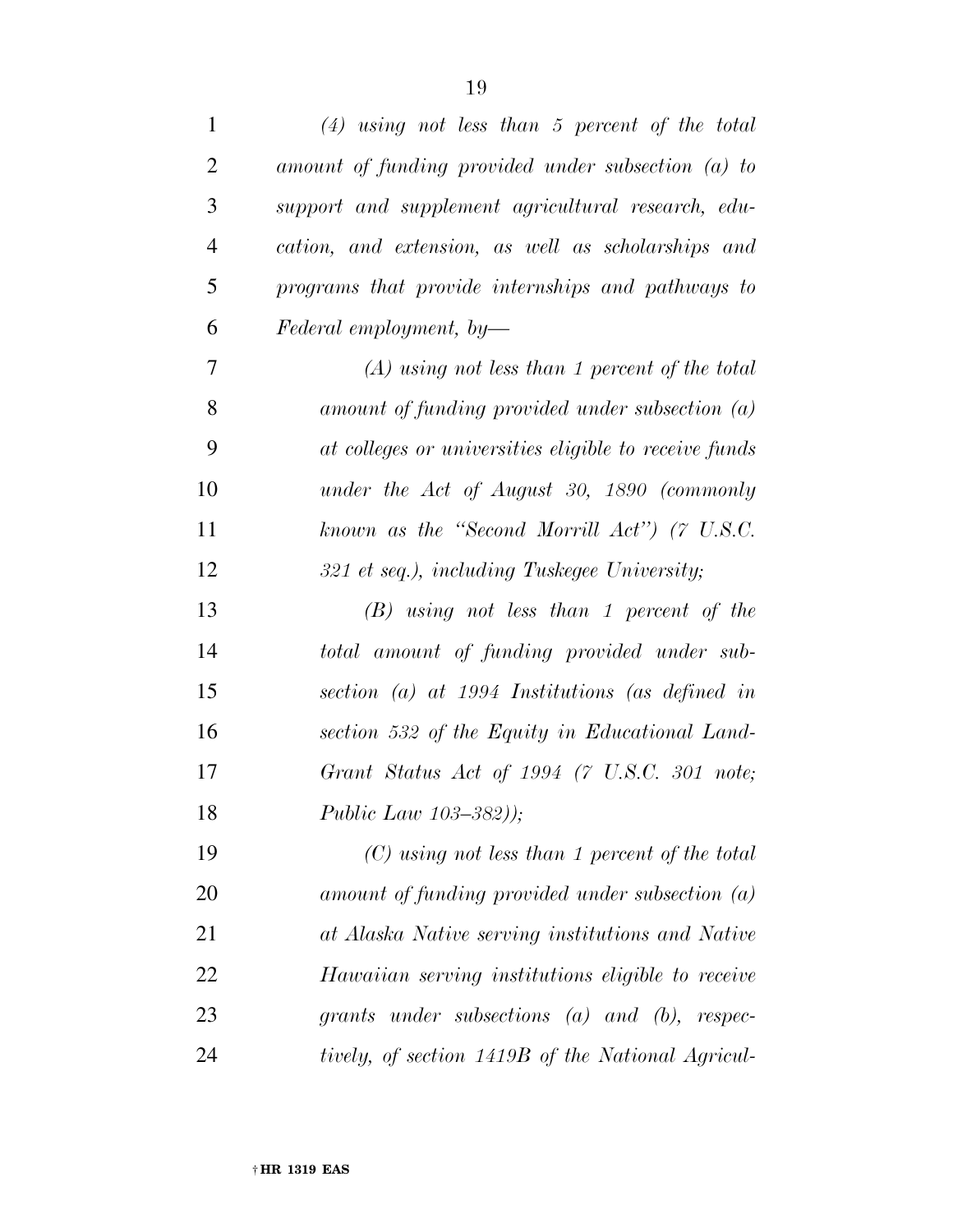*(4) using not less than 5 percent of the total amount of funding provided under subsection (a) to support and supplement agricultural research, education, and extension, as well as scholarships and programs that provide internships and pathways to Federal employment, by—*

*(A) using not less than 1 percent of the total amount of funding provided under subsection (a) at colleges or universities eligible to receive funds under the Act of August 30, 1890 (commonly known as the "Second Morrill Act") (7 U.S.C. 321 et seq.), including Tuskegee University;*

*(B) using not less than 1 percent of the total amount of funding provided under subsection (a) at 1994 Institutions (as defined in section 532 of the Equity in Educational Land-Grant Status Act of 1994 (7 U.S.C. 301 note; Public Law 103–382));*

*(C) using not less than 1 percent of the total amount of funding provided under subsection (a) at Alaska Native serving institutions and Native Hawaiian serving institutions eligible to receive grants under subsections (a) and (b), respectively, of section 1419B of the National Agricul-*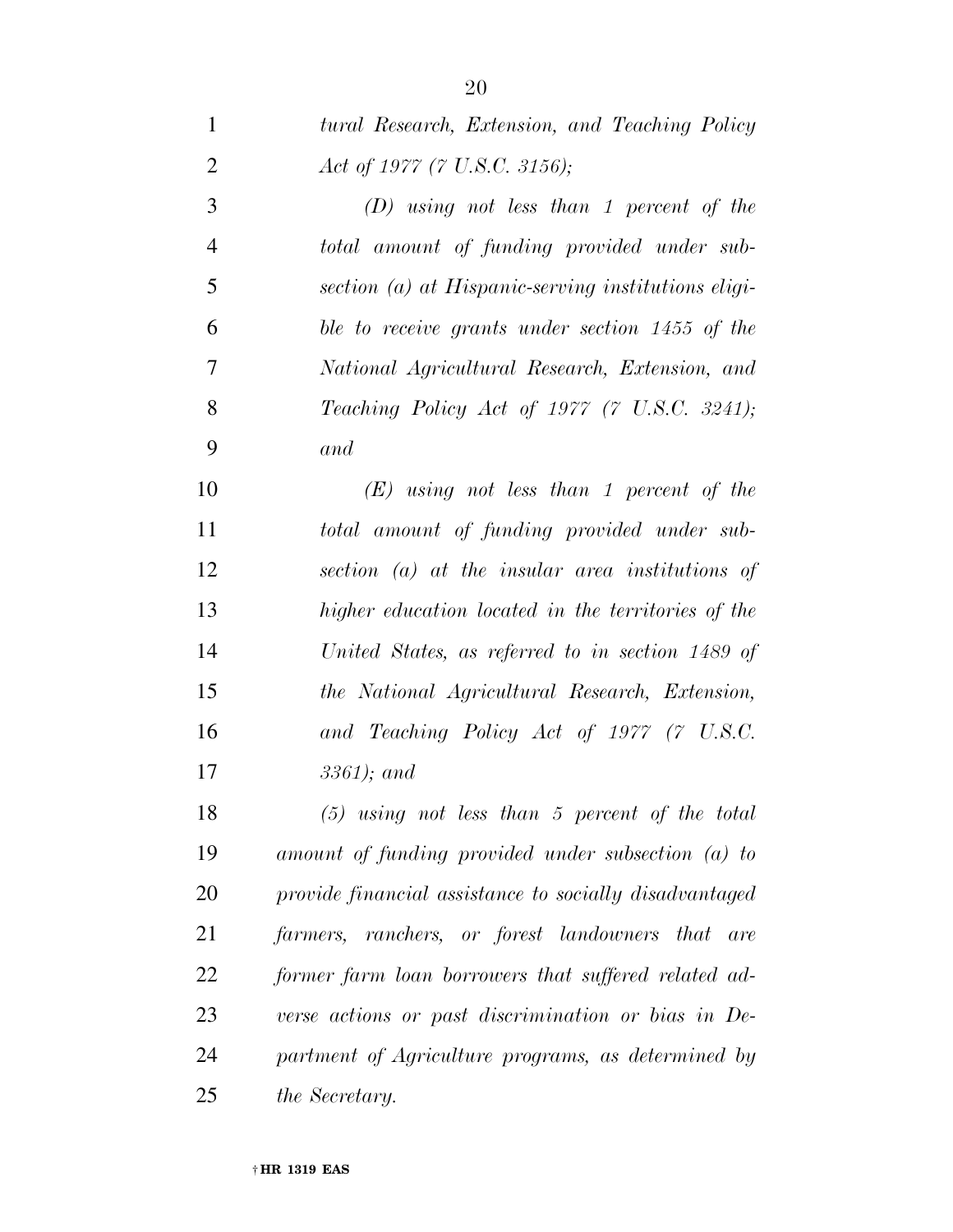*tural Research, Extension, and Teaching Policy Act of 1977 (7 U.S.C. 3156);*

*(D) using not less than 1 percent of the total amount of funding provided under subsection (a) at Hispanic-serving institutions eligible to receive grants under section 1455 of the National Agricultural Research, Extension, and Teaching Policy Act of 1977 (7 U.S.C. 3241); and*

*(E) using not less than 1 percent of the total amount of funding provided under subsection (a) at the insular area institutions of higher education located in the territories of the United States, as referred to in section 1489 of the National Agricultural Research, Extension, and Teaching Policy Act of 1977 (7 U.S.C. 3361); and*

*(5) using not less than 5 percent of the total amount of funding provided under subsection (a) to provide financial assistance to socially disadvantaged farmers, ranchers, or forest landowners that are former farm loan borrowers that suffered related adverse actions or past discrimination or bias in Department of Agriculture programs, as determined by the Secretary.*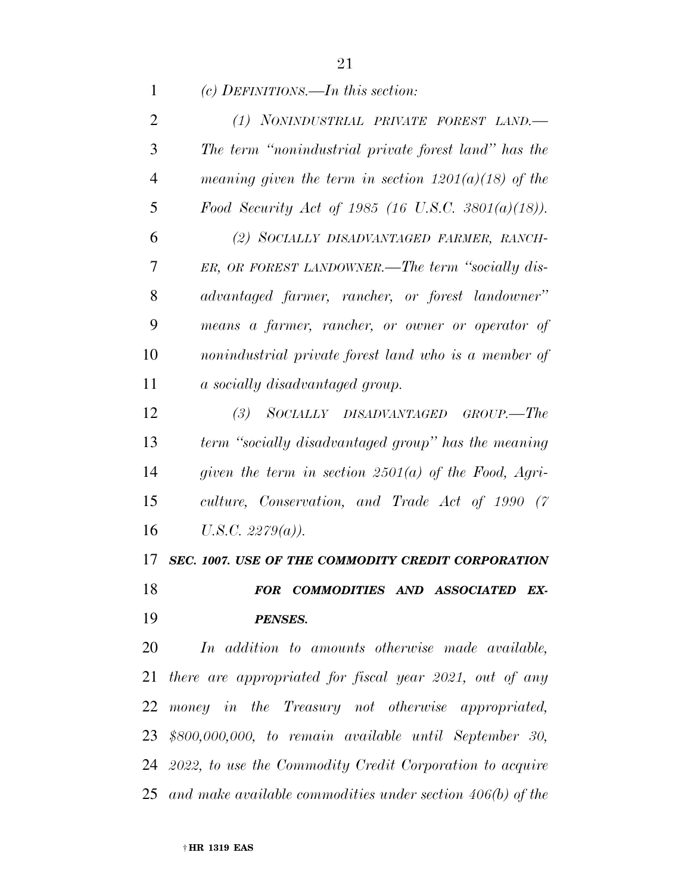*(c) DEFINITIONS.—In this section:*

*(1) NONINDUSTRIAL PRIVATE FOREST LAND.— The term "nonindustrial private forest land" has the meaning given the term in section 1201(a)(18) of the Food Security Act of 1985 (16 U.S.C. 3801(a)(18)).*

*(2) SOCIALLY DISADVANTAGED FARMER, RANCHER, OR FOREST LANDOWNER.—The term "socially disadvantaged farmer, rancher, or forest landowner" means a farmer, rancher, or owner or operator of nonindustrial private forest land who is a member of a socially disadvantaged group.*

*(3) SOCIALLY DISADVANTAGED GROUP.—The term "socially disadvantaged group" has the meaning given the term in section 2501(a) of the Food, Agriculture, Conservation, and Trade Act of 1990 (7 U.S.C. 2279(a)).*

***SEC. 1007. USE OF THE COMMODITY CREDIT CORPORATION FOR COMMODITIES AND ASSOCIATED EXPENSES.***

*In addition to amounts otherwise made available, there are appropriated for fiscal year 2021, out of any money in the Treasury not otherwise appropriated, $800,000,000, to remain available until September 30, 2022, to use the Commodity Credit Corporation to acquire and make available commodities under section 406(b) of the*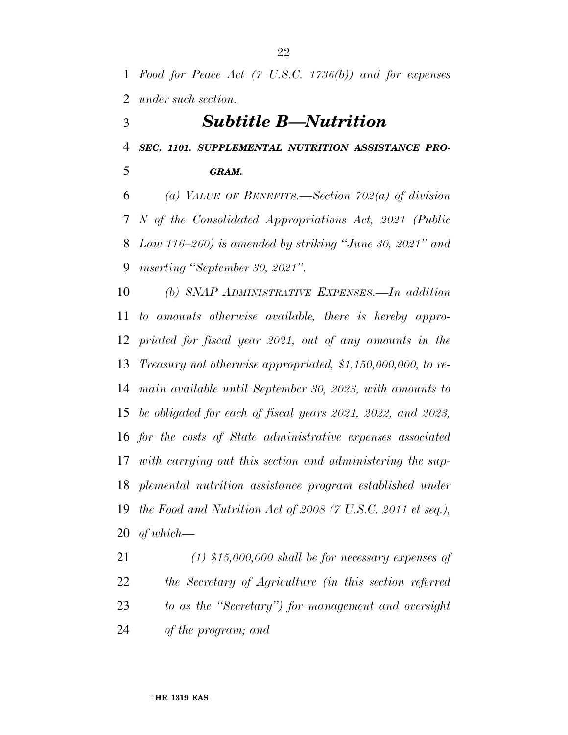*Food for Peace Act (7 U.S.C. 1736(b)) and for expenses under such section.*

## *Subtitle B—Nutrition*

### *SEC. 1101. SUPPLEMENTAL NUTRITION ASSISTANCE PROGRAM.*

*(a) VALUE OF BENEFITS.—Section 702(a) of division N of the Consolidated Appropriations Act, 2021 (Public Law 116–260) is amended by striking "June 30, 2021" and inserting "September 30, 2021".*

*(b) SNAP ADMINISTRATIVE EXPENSES.—In addition to amounts otherwise available, there is hereby appropriated for fiscal year 2021, out of any amounts in the Treasury not otherwise appropriated, $1,150,000,000, to remain available until September 30, 2023, with amounts to be obligated for each of fiscal years 2021, 2022, and 2023, for the costs of State administrative expenses associated with carrying out this section and administering the supplemental nutrition assistance program established under the Food and Nutrition Act of 2008 (7 U.S.C. 2011 et seq.), of which—*

*(1) $15,000,000 shall be for necessary expenses of the Secretary of Agriculture (in this section referred to as the "Secretary") for management and oversight of the program; and*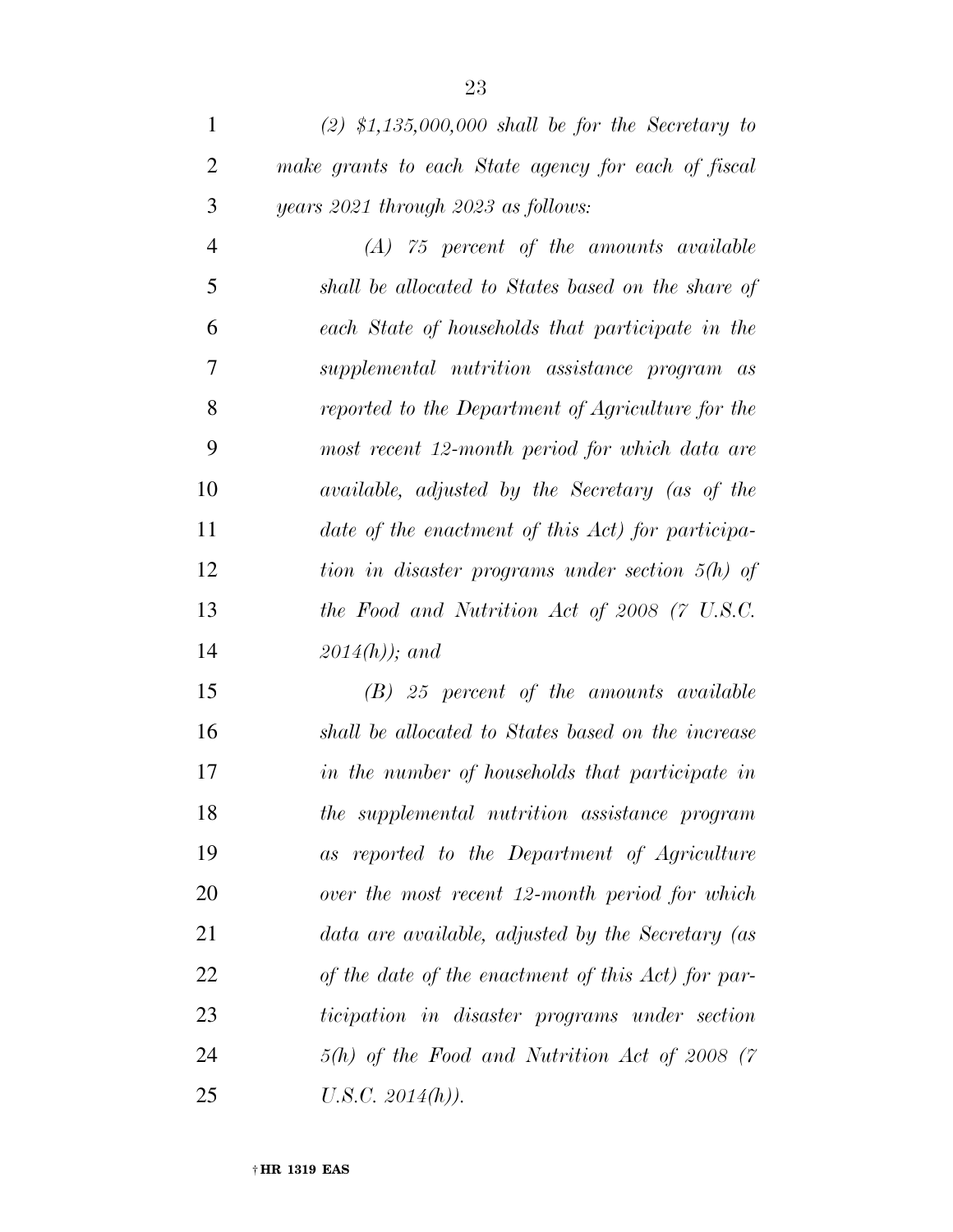*(2) $1,135,000,000 shall be for the Secretary to make grants to each State agency for each of fiscal years 2021 through 2023 as follows:*

*(A) 75 percent of the amounts available shall be allocated to States based on the share of each State of households that participate in the supplemental nutrition assistance program as reported to the Department of Agriculture for the most recent 12-month period for which data are available, adjusted by the Secretary (as of the date of the enactment of this Act) for participation in disaster programs under section 5(h) of the Food and Nutrition Act of 2008 (7 U.S.C. 2014(h)); and*

*(B) 25 percent of the amounts available shall be allocated to States based on the increase in the number of households that participate in the supplemental nutrition assistance program as reported to the Department of Agriculture over the most recent 12-month period for which data are available, adjusted by the Secretary (as of the date of the enactment of this Act) for participation in disaster programs under section 5(h) of the Food and Nutrition Act of 2008 (7 U.S.C. 2014(h)).*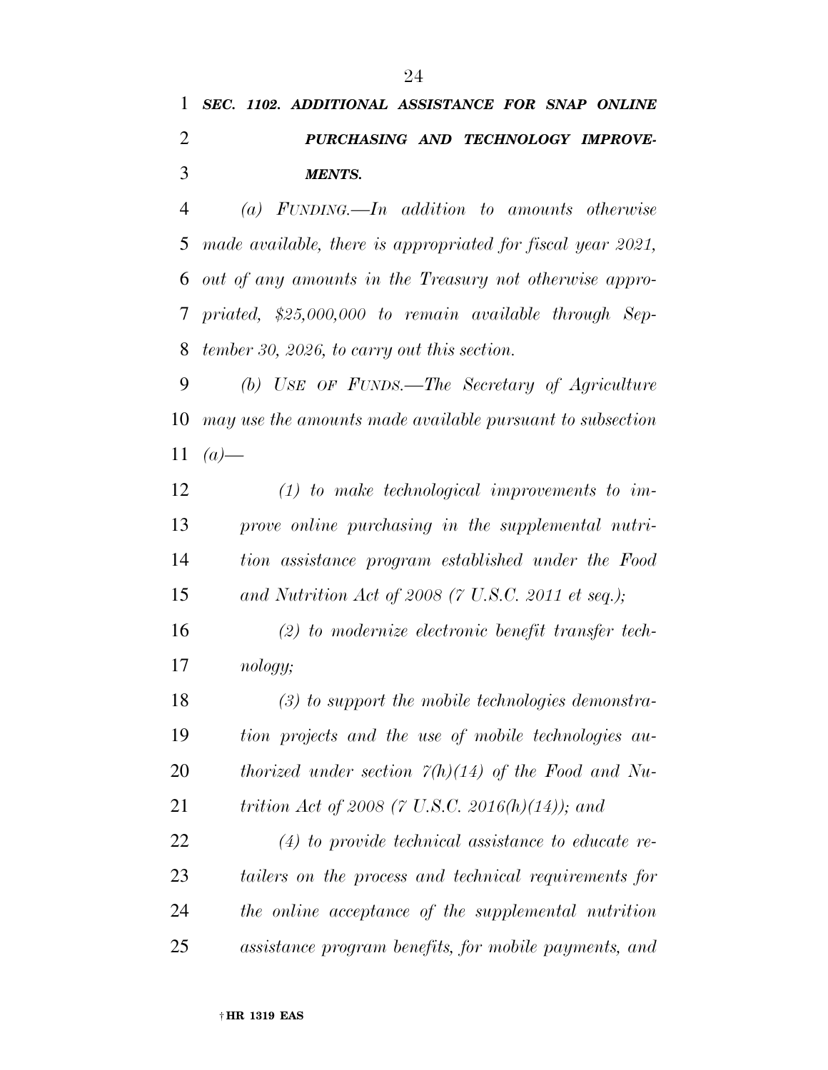***SEC. 1102. ADDITIONAL ASSISTANCE FOR SNAP ONLINE PURCHASING AND TECHNOLOGY IMPROVEMENTS.***

*(a) FUNDING.—In addition to amounts otherwise made available, there is appropriated for fiscal year 2021, out of any amounts in the Treasury not otherwise appropriated, $25,000,000 to remain available through September 30, 2026, to carry out this section.*

*(b) USE OF FUNDS.—The Secretary of Agriculture may use the amounts made available pursuant to subsection (a)—*

*(1) to make technological improvements to improve online purchasing in the supplemental nutrition assistance program established under the Food and Nutrition Act of 2008 (7 U.S.C. 2011 et seq.);*

*(2) to modernize electronic benefit transfer technology;*

*(3) to support the mobile technologies demonstration projects and the use of mobile technologies authorized under section 7(h)(14) of the Food and Nutrition Act of 2008 (7 U.S.C. 2016(h)(14)); and*

*(4) to provide technical assistance to educate retailers on the process and technical requirements for the online acceptance of the supplemental nutrition assistance program benefits, for mobile payments, and*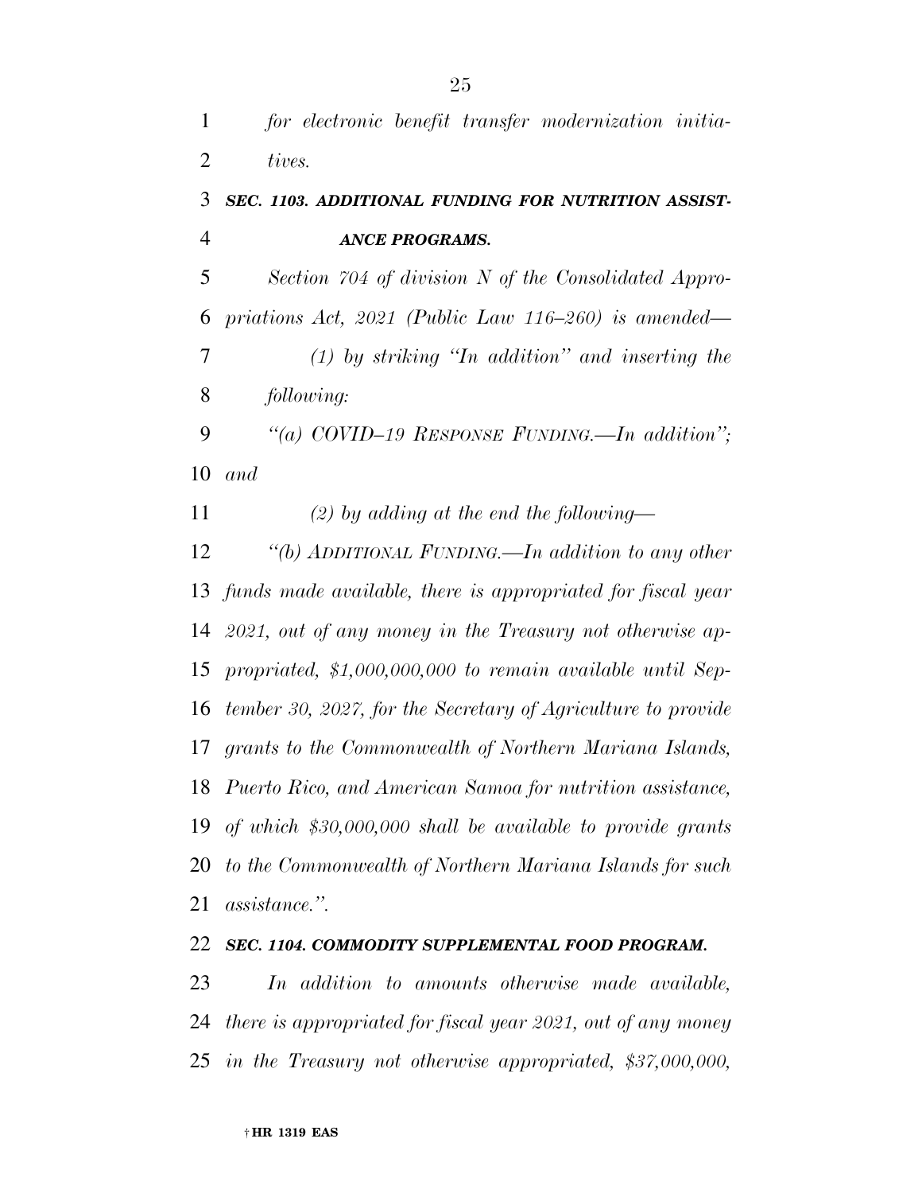*for electronic benefit transfer modernization initiatives.*

***SEC. 1103. ADDITIONAL FUNDING FOR NUTRITION ASSISTANCE PROGRAMS.***

*Section 704 of division N of the Consolidated Appropriations Act, 2021 (Public Law 116–260) is amended—*

*(1) by striking "In addition" and inserting the following:*

*"(a) COVID–19 RESPONSE FUNDING.—In addition"; and*

*(2) by adding at the end the following—*

*"(b) ADDITIONAL FUNDING.—In addition to any other funds made available, there is appropriated for fiscal year 2021, out of any money in the Treasury not otherwise appropriated, $1,000,000,000 to remain available until September 30, 2027, for the Secretary of Agriculture to provide grants to the Commonwealth of Northern Mariana Islands, Puerto Rico, and American Samoa for nutrition assistance, of which $30,000,000 shall be available to provide grants to the Commonwealth of Northern Mariana Islands for such assistance.".*

***SEC. 1104. COMMODITY SUPPLEMENTAL FOOD PROGRAM.***

*In addition to amounts otherwise made available, there is appropriated for fiscal year 2021, out of any money in the Treasury not otherwise appropriated, $37,000,000,*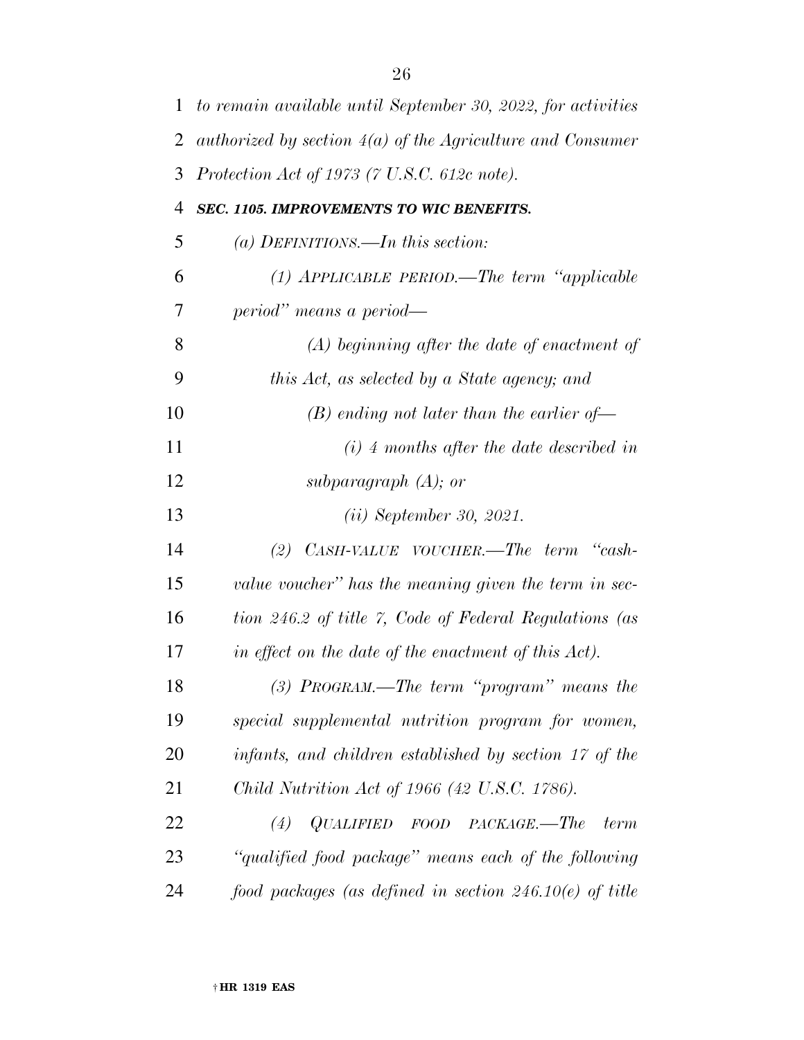*to remain available until September 30, 2022, for activities authorized by section 4(a) of the Agriculture and Consumer Protection Act of 1973 (7 U.S.C. 612c note).*

***SEC. 1105. IMPROVEMENTS TO WIC BENEFITS.***

*(a) DEFINITIONS.—In this section:*

*(1) APPLICABLE PERIOD.—The term "applicable period" means a period—*

*(A) beginning after the date of enactment of this Act, as selected by a State agency; and*

*(B) ending not later than the earlier of—*

*(i) 4 months after the date described in subparagraph (A); or*

*(ii) September 30, 2021.*

*(2) CASH-VALUE VOUCHER.—The term "cash-value voucher" has the meaning given the term in section 246.2 of title 7, Code of Federal Regulations (as in effect on the date of the enactment of this Act).*

*(3) PROGRAM.—The term "program" means the special supplemental nutrition program for women, infants, and children established by section 17 of the Child Nutrition Act of 1966 (42 U.S.C. 1786).*

*(4) QUALIFIED FOOD PACKAGE.—The term "qualified food package" means each of the following food packages (as defined in section 246.10(e) of title*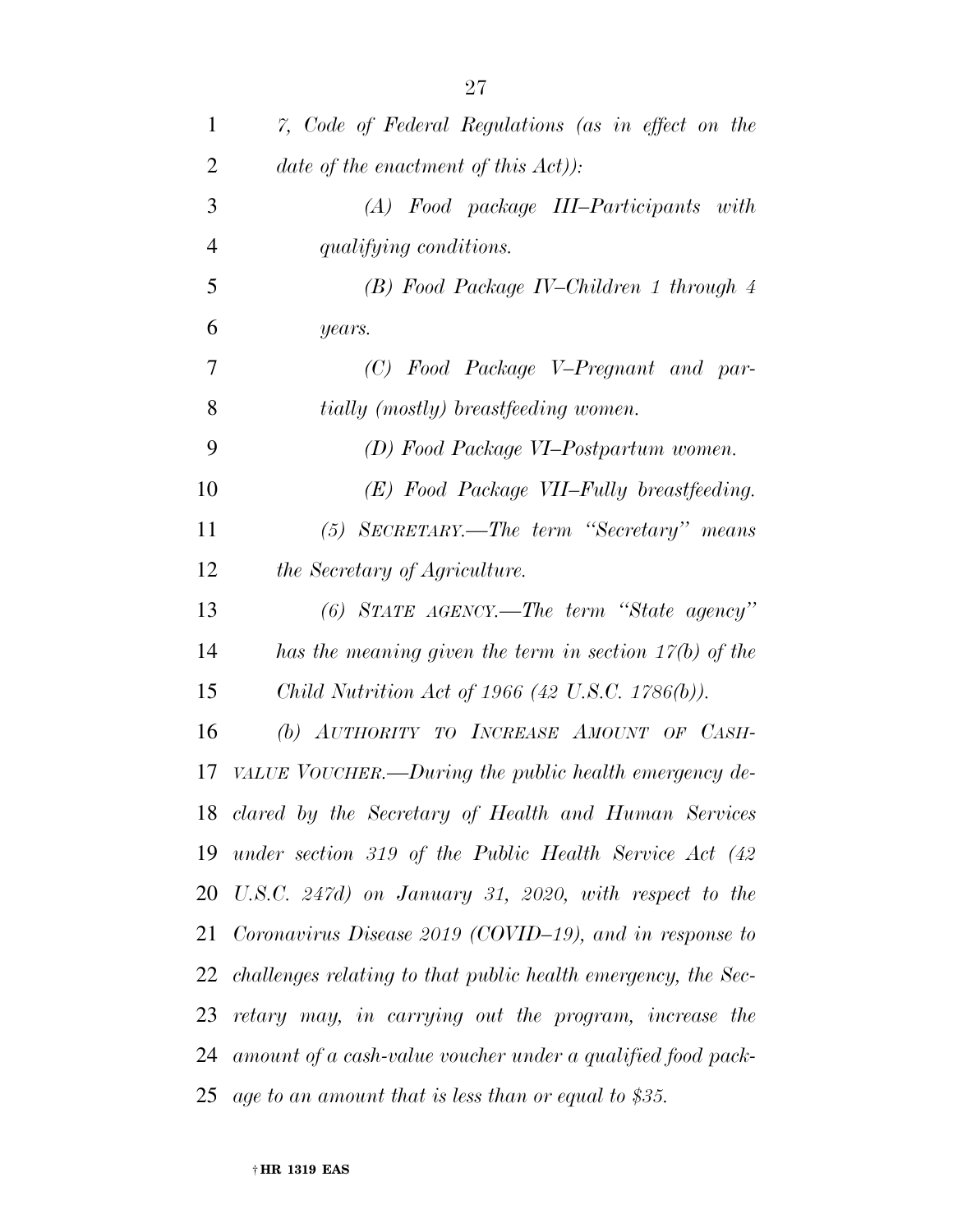*7, Code of Federal Regulations (as in effect on the date of the enactment of this Act)):*

*(A) Food package III–Participants with qualifying conditions.*

*(B) Food Package IV–Children 1 through 4 years.*

*(C) Food Package V–Pregnant and partially (mostly) breastfeeding women.*

*(D) Food Package VI–Postpartum women.*

*(E) Food Package VII–Fully breastfeeding.*

*(5) SECRETARY.—The term "Secretary" means the Secretary of Agriculture.*

*(6) STATE AGENCY.—The term "State agency" has the meaning given the term in section 17(b) of the Child Nutrition Act of 1966 (42 U.S.C. 1786(b)).*

*(b) AUTHORITY TO INCREASE AMOUNT OF CASH-VALUE VOUCHER.—During the public health emergency declared by the Secretary of Health and Human Services under section 319 of the Public Health Service Act (42 U.S.C. 247d) on January 31, 2020, with respect to the Coronavirus Disease 2019 (COVID–19), and in response to challenges relating to that public health emergency, the Secretary may, in carrying out the program, increase the amount of a cash-value voucher under a qualified food package to an amount that is less than or equal to $35.*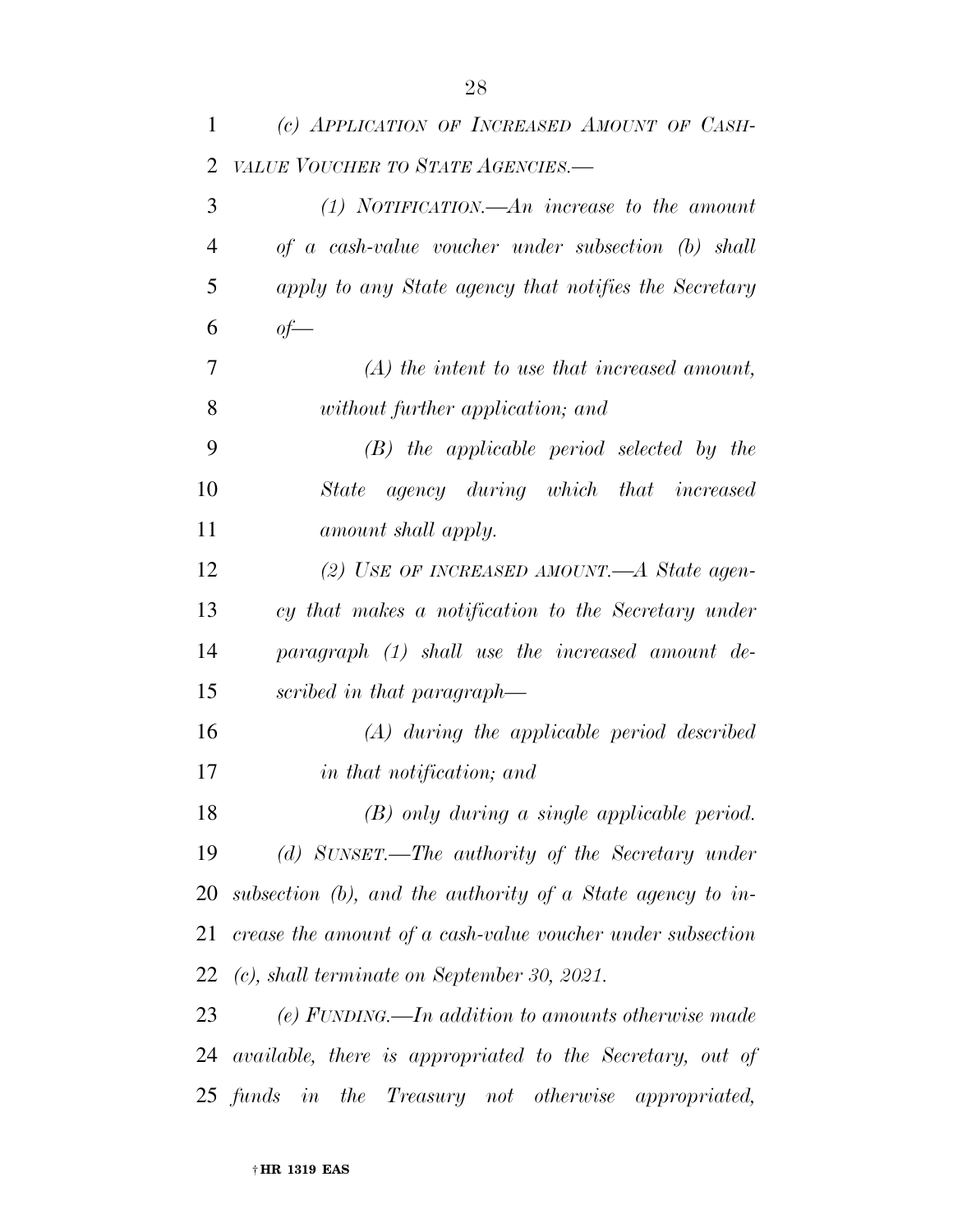*(c) APPLICATION OF INCREASED AMOUNT OF CASH-VALUE VOUCHER TO STATE AGENCIES.—*

*(1) NOTIFICATION.—An increase to the amount of a cash-value voucher under subsection (b) shall apply to any State agency that notifies the Secretary of—*

*(A) the intent to use that increased amount, without further application; and*

*(B) the applicable period selected by the State agency during which that increased amount shall apply.*

*(2) USE OF INCREASED AMOUNT.—A State agency that makes a notification to the Secretary under paragraph (1) shall use the increased amount described in that paragraph—*

*(A) during the applicable period described in that notification; and*

*(B) only during a single applicable period.*

*(d) SUNSET.—The authority of the Secretary under subsection (b), and the authority of a State agency to increase the amount of a cash-value voucher under subsection (c), shall terminate on September 30, 2021.*

*(e) FUNDING.—In addition to amounts otherwise made available, there is appropriated to the Secretary, out of funds in the Treasury not otherwise appropriated,*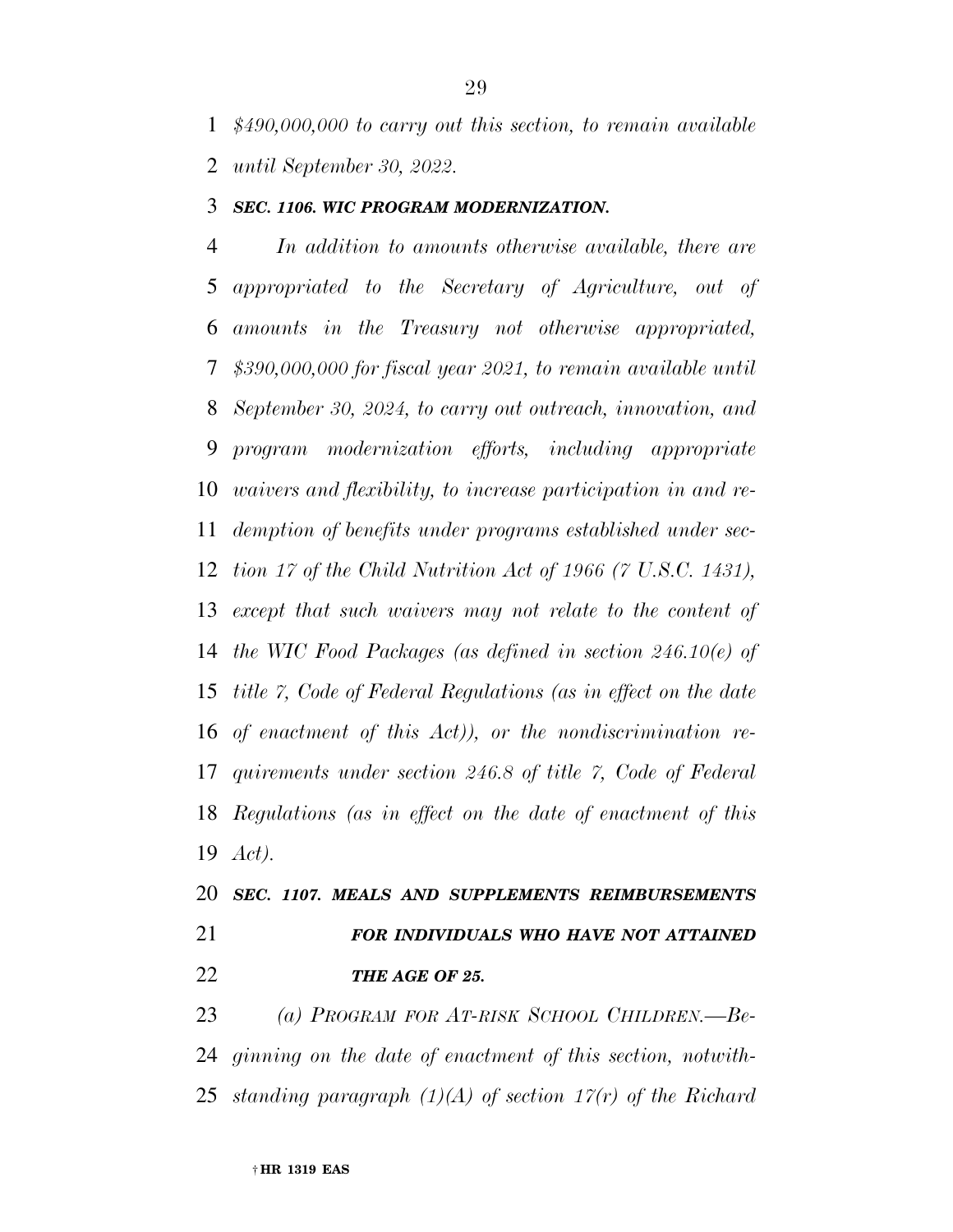*$490,000,000 to carry out this section, to remain available until September 30, 2022.*

***SEC. 1106. WIC PROGRAM MODERNIZATION.***

*In addition to amounts otherwise available, there are appropriated to the Secretary of Agriculture, out of amounts in the Treasury not otherwise appropriated, $390,000,000 for fiscal year 2021, to remain available until September 30, 2024, to carry out outreach, innovation, and program modernization efforts, including appropriate waivers and flexibility, to increase participation in and redemption of benefits under programs established under section 17 of the Child Nutrition Act of 1966 (7 U.S.C. 1431), except that such waivers may not relate to the content of the WIC Food Packages (as defined in section 246.10(e) of title 7, Code of Federal Regulations (as in effect on the date of enactment of this Act)), or the nondiscrimination requirements under section 246.8 of title 7, Code of Federal Regulations (as in effect on the date of enactment of this Act).*

***SEC. 1107. MEALS AND SUPPLEMENTS REIMBURSEMENTS FOR INDIVIDUALS WHO HAVE NOT ATTAINED THE AGE OF 25.***

*(a) PROGRAM FOR AT-RISK SCHOOL CHILDREN.—Beginning on the date of enactment of this section, notwithstanding paragraph (1)(A) of section 17(r) of the Richard*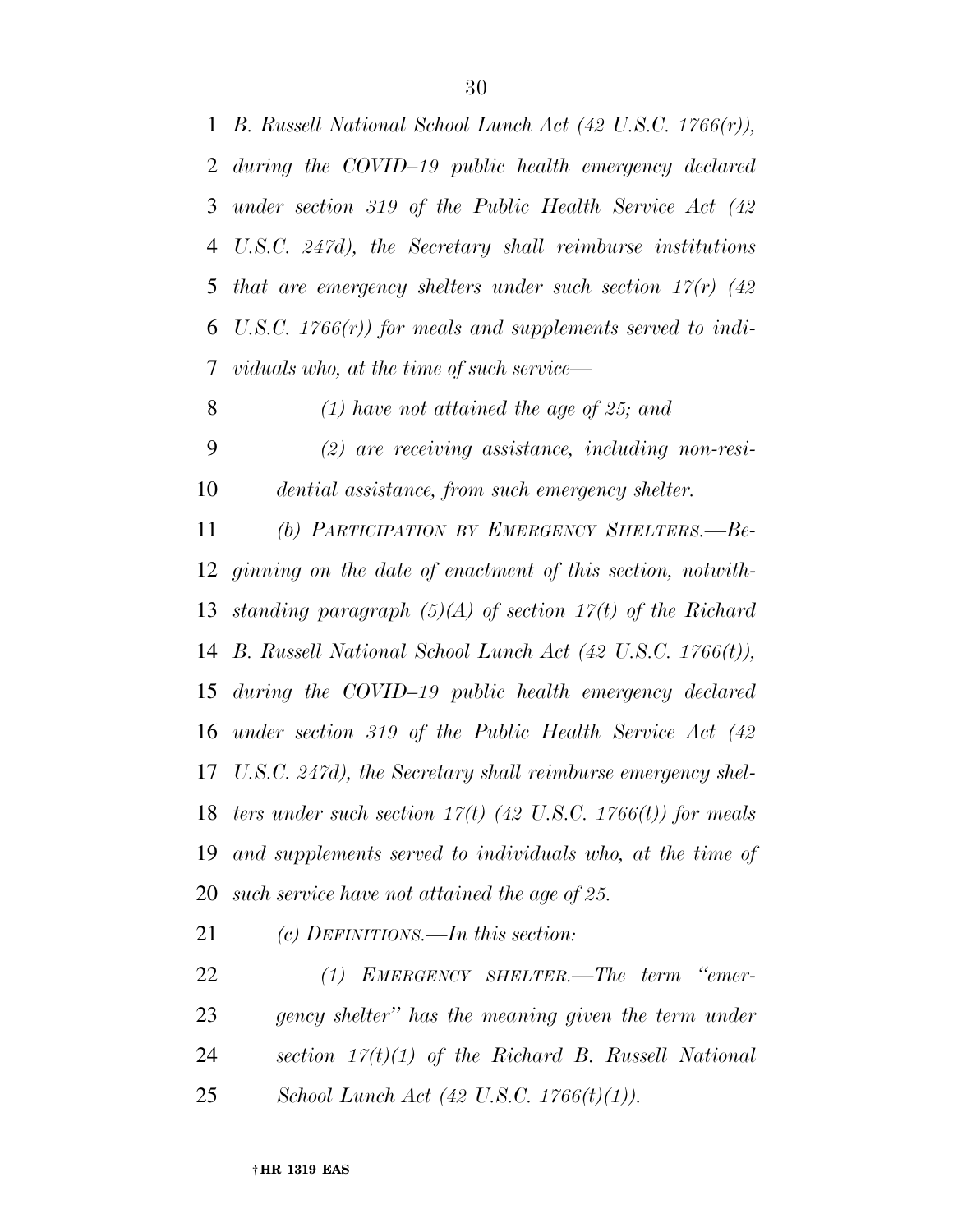*B. Russell National School Lunch Act (42 U.S.C. 1766(r)), during the COVID–19 public health emergency declared under section 319 of the Public Health Service Act (42 U.S.C. 247d), the Secretary shall reimburse institutions that are emergency shelters under such section 17(r) (42 U.S.C. 1766(r)) for meals and supplements served to individuals who, at the time of such service—*

*(1) have not attained the age of 25; and*

*(2) are receiving assistance, including non-residential assistance, from such emergency shelter.*

*(b) PARTICIPATION BY EMERGENCY SHELTERS.—Beginning on the date of enactment of this section, notwithstanding paragraph (5)(A) of section 17(t) of the Richard B. Russell National School Lunch Act (42 U.S.C. 1766(t)), during the COVID–19 public health emergency declared under section 319 of the Public Health Service Act (42 U.S.C. 247d), the Secretary shall reimburse emergency shelters under such section 17(t) (42 U.S.C. 1766(t)) for meals and supplements served to individuals who, at the time of such service have not attained the age of 25.*

*(c) DEFINITIONS.—In this section:*

*(1) EMERGENCY SHELTER.—The term "emergency shelter" has the meaning given the term under section 17(t)(1) of the Richard B. Russell National School Lunch Act (42 U.S.C. 1766(t)(1)).*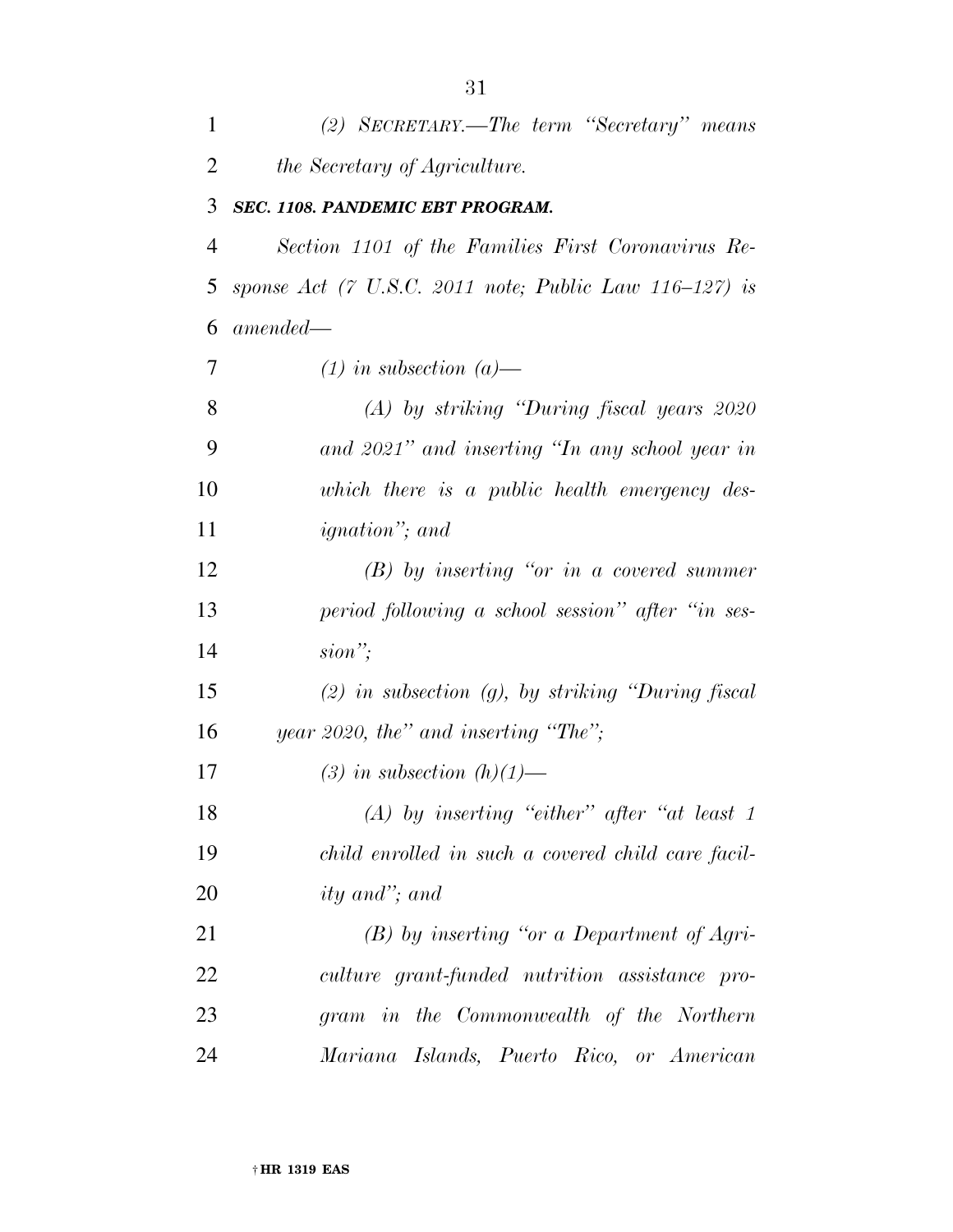*(2) SECRETARY.—The term "Secretary" means the Secretary of Agriculture.*

***SEC. 1108. PANDEMIC EBT PROGRAM.***

*Section 1101 of the Families First Coronavirus Response Act (7 U.S.C. 2011 note; Public Law 116–127) is amended—*

*(1) in subsection (a)—*

*(A) by striking "During fiscal years 2020 and 2021" and inserting "In any school year in which there is a public health emergency designation"; and*

*(B) by inserting "or in a covered summer period following a school session" after "in session";*

*(2) in subsection (g), by striking "During fiscal year 2020, the" and inserting "The";*

*(3) in subsection (h)(1)—*

*(A) by inserting "either" after "at least 1 child enrolled in such a covered child care facility and"; and*

*(B) by inserting "or a Department of Agriculture grant-funded nutrition assistance program in the Commonwealth of the Northern Mariana Islands, Puerto Rico, or American*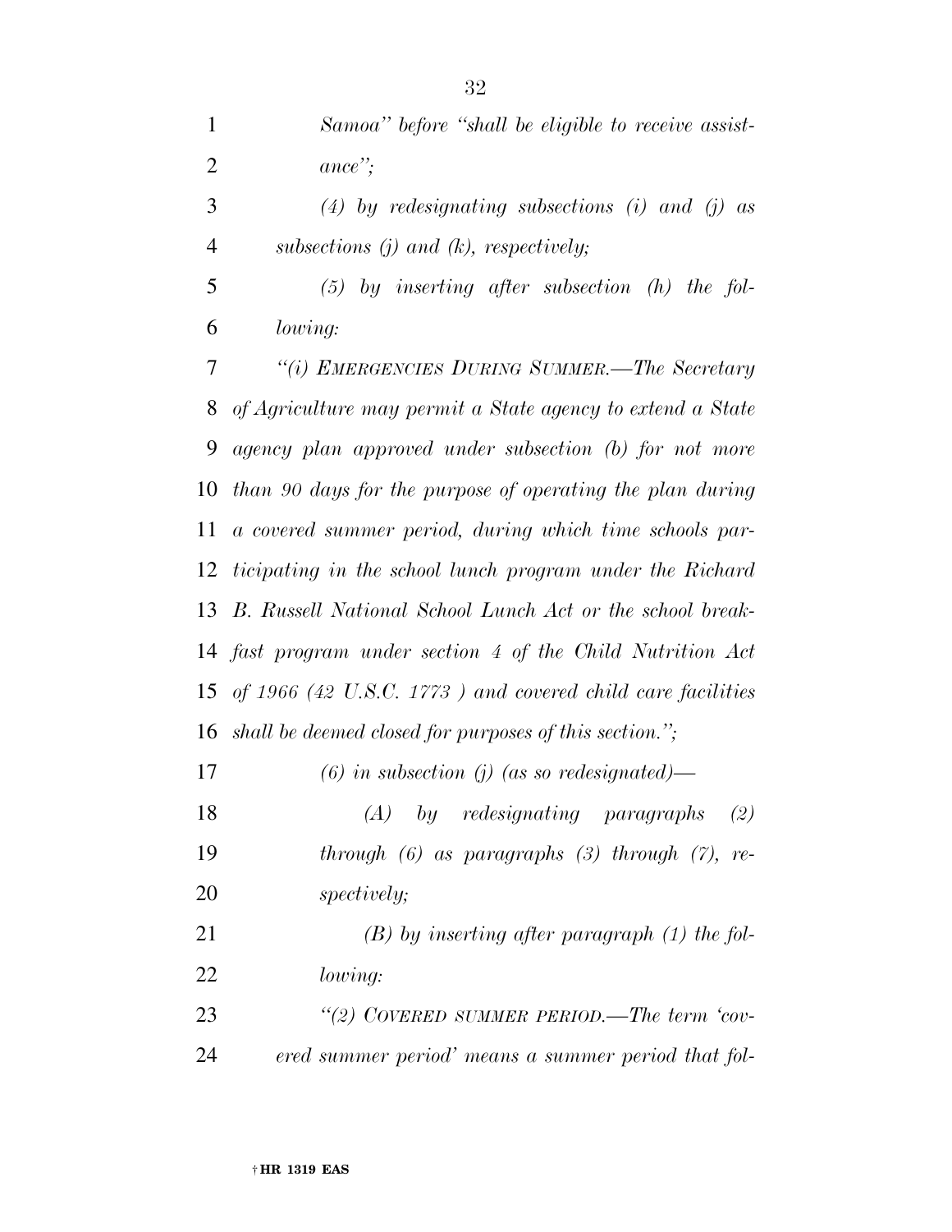*Samoa" before "shall be eligible to receive assistance";*

*(4) by redesignating subsections (i) and (j) as subsections (j) and (k), respectively;*

*(5) by inserting after subsection (h) the following:*

*"(i) EMERGENCIES DURING SUMMER.—The Secretary of Agriculture may permit a State agency to extend a State agency plan approved under subsection (b) for not more than 90 days for the purpose of operating the plan during a covered summer period, during which time schools participating in the school lunch program under the Richard B. Russell National School Lunch Act or the school breakfast program under section 4 of the Child Nutrition Act of 1966 (42 U.S.C. 1773 ) and covered child care facilities shall be deemed closed for purposes of this section.";*

*(6) in subsection (j) (as so redesignated)—*

*(A) by redesignating paragraphs (2) through (6) as paragraphs (3) through (7), respectively;*

*(B) by inserting after paragraph (1) the following:*

*"(2) COVERED SUMMER PERIOD.—The term 'covered summer period' means a summer period that fol-*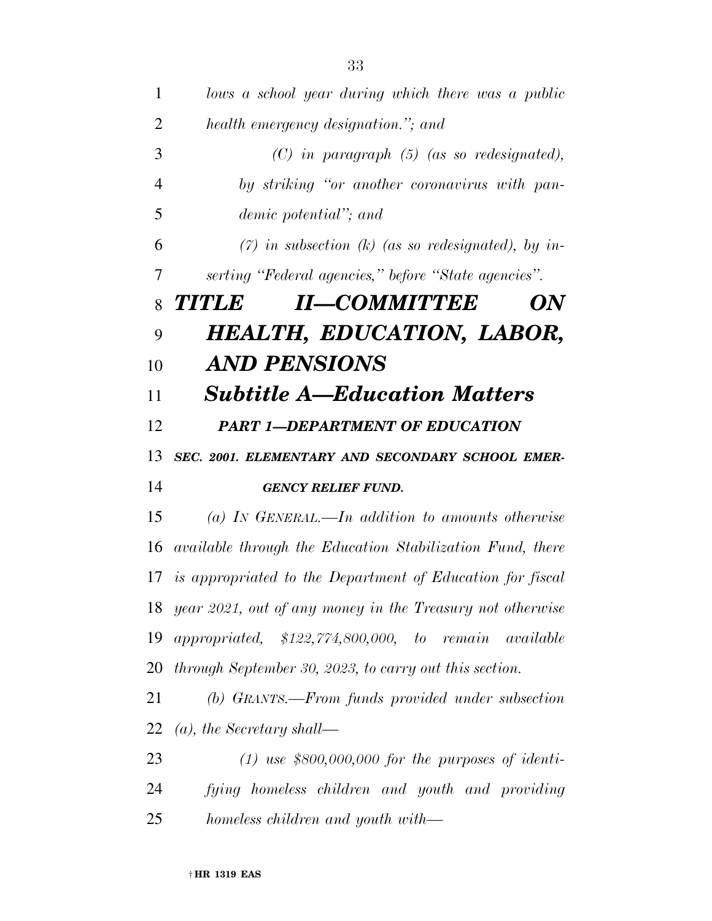*lows a school year during which there was a public health emergency designation.''; and*

*(C) in paragraph (5) (as so redesignated), by striking ''or another coronavirus with pandemic potential''; and*

*(7) in subsection (k) (as so redesignated), by inserting ''Federal agencies,'' before ''State agencies''.*

# *TITLE II—COMMITTEE ON HEALTH, EDUCATION, LABOR, AND PENSIONS*

## *Subtitle A—Education Matters*

### *PART 1—DEPARTMENT OF EDUCATION*

#### *SEC. 2001. ELEMENTARY AND SECONDARY SCHOOL EMERGENCY RELIEF FUND.*

*(a) IN GENERAL.—In addition to amounts otherwise available through the Education Stabilization Fund, there is appropriated to the Department of Education for fiscal year 2021, out of any money in the Treasury not otherwise appropriated, $122,774,800,000, to remain available through September 30, 2023, to carry out this section.*

*(b) GRANTS.—From funds provided under subsection (a), the Secretary shall—*

*(1) use $800,000,000 for the purposes of identifying homeless children and youth and providing homeless children and youth with—*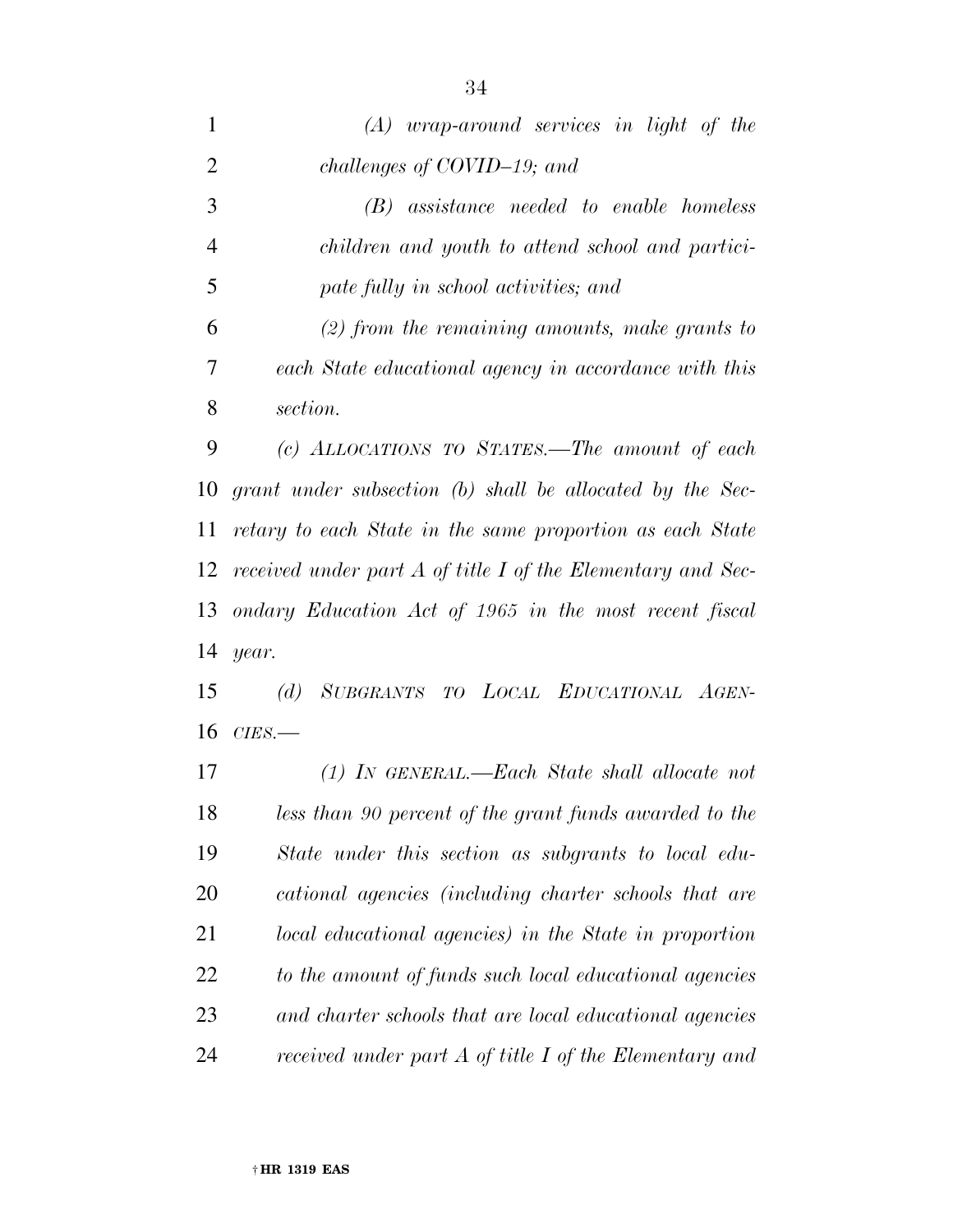*(A) wrap-around services in light of the challenges of COVID–19; and*

*(B) assistance needed to enable homeless children and youth to attend school and participate fully in school activities; and*

*(2) from the remaining amounts, make grants to each State educational agency in accordance with this section.*

*(c) ALLOCATIONS TO STATES.—The amount of each grant under subsection (b) shall be allocated by the Secretary to each State in the same proportion as each State received under part A of title I of the Elementary and Secondary Education Act of 1965 in the most recent fiscal year.*

*(d) SUBGRANTS TO LOCAL EDUCATIONAL AGENCIES.—*

*(1) IN GENERAL.—Each State shall allocate not less than 90 percent of the grant funds awarded to the State under this section as subgrants to local educational agencies (including charter schools that are local educational agencies) in the State in proportion to the amount of funds such local educational agencies and charter schools that are local educational agencies received under part A of title I of the Elementary and*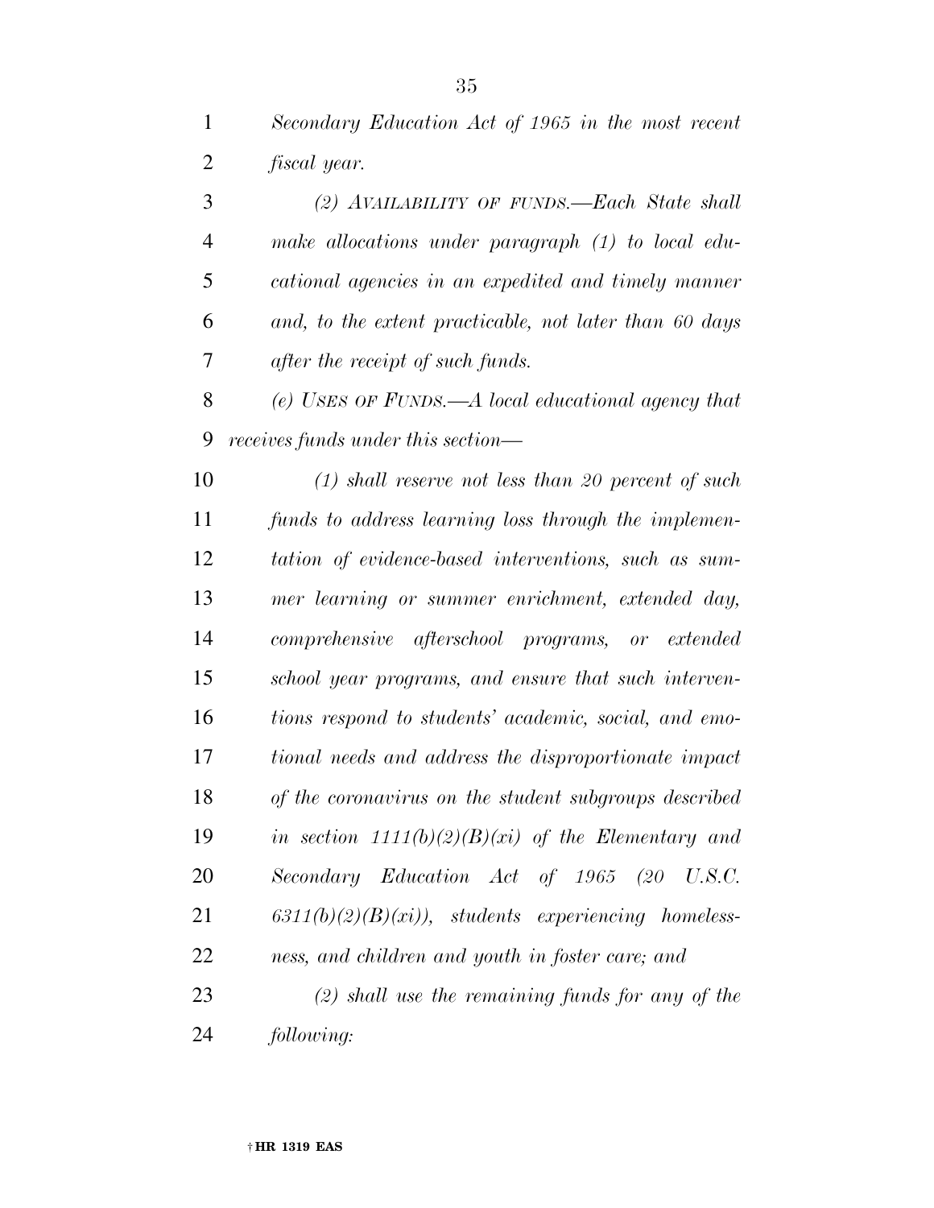*Secondary Education Act of 1965 in the most recent fiscal year.*

*(2) AVAILABILITY OF FUNDS.—Each State shall make allocations under paragraph (1) to local educational agencies in an expedited and timely manner and, to the extent practicable, not later than 60 days after the receipt of such funds.*

*(e) USES OF FUNDS.—A local educational agency that receives funds under this section—*

*(1) shall reserve not less than 20 percent of such funds to address learning loss through the implementation of evidence-based interventions, such as summer learning or summer enrichment, extended day, comprehensive afterschool programs, or extended school year programs, and ensure that such interventions respond to students' academic, social, and emotional needs and address the disproportionate impact of the coronavirus on the student subgroups described in section 1111(b)(2)(B)(xi) of the Elementary and Secondary Education Act of 1965 (20 U.S.C. 6311(b)(2)(B)(xi)), students experiencing homelessness, and children and youth in foster care; and*

*(2) shall use the remaining funds for any of the following:*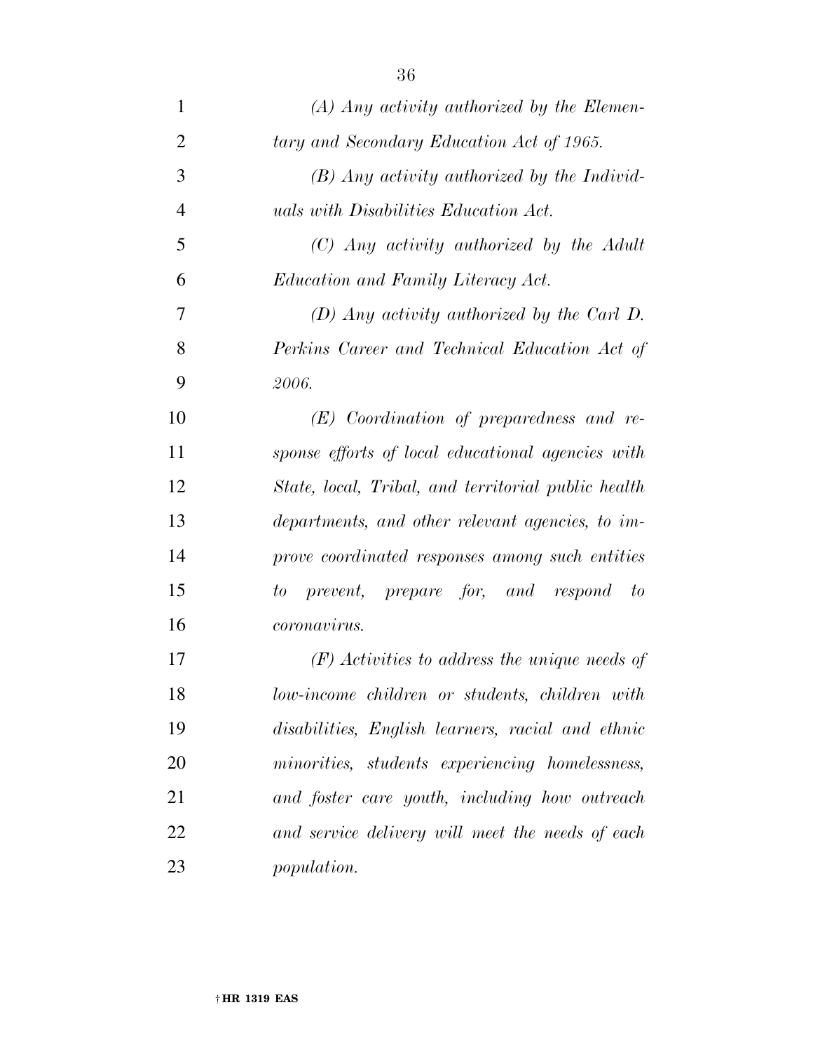*(A) Any activity authorized by the Elementary and Secondary Education Act of 1965.*

*(B) Any activity authorized by the Individuals with Disabilities Education Act.*

*(C) Any activity authorized by the Adult Education and Family Literacy Act.*

*(D) Any activity authorized by the Carl D. Perkins Career and Technical Education Act of 2006.*

*(E) Coordination of preparedness and response efforts of local educational agencies with State, local, Tribal, and territorial public health departments, and other relevant agencies, to improve coordinated responses among such entities to prevent, prepare for, and respond to coronavirus.*

*(F) Activities to address the unique needs of low-income children or students, children with disabilities, English learners, racial and ethnic minorities, students experiencing homelessness, and foster care youth, including how outreach and service delivery will meet the needs of each population.*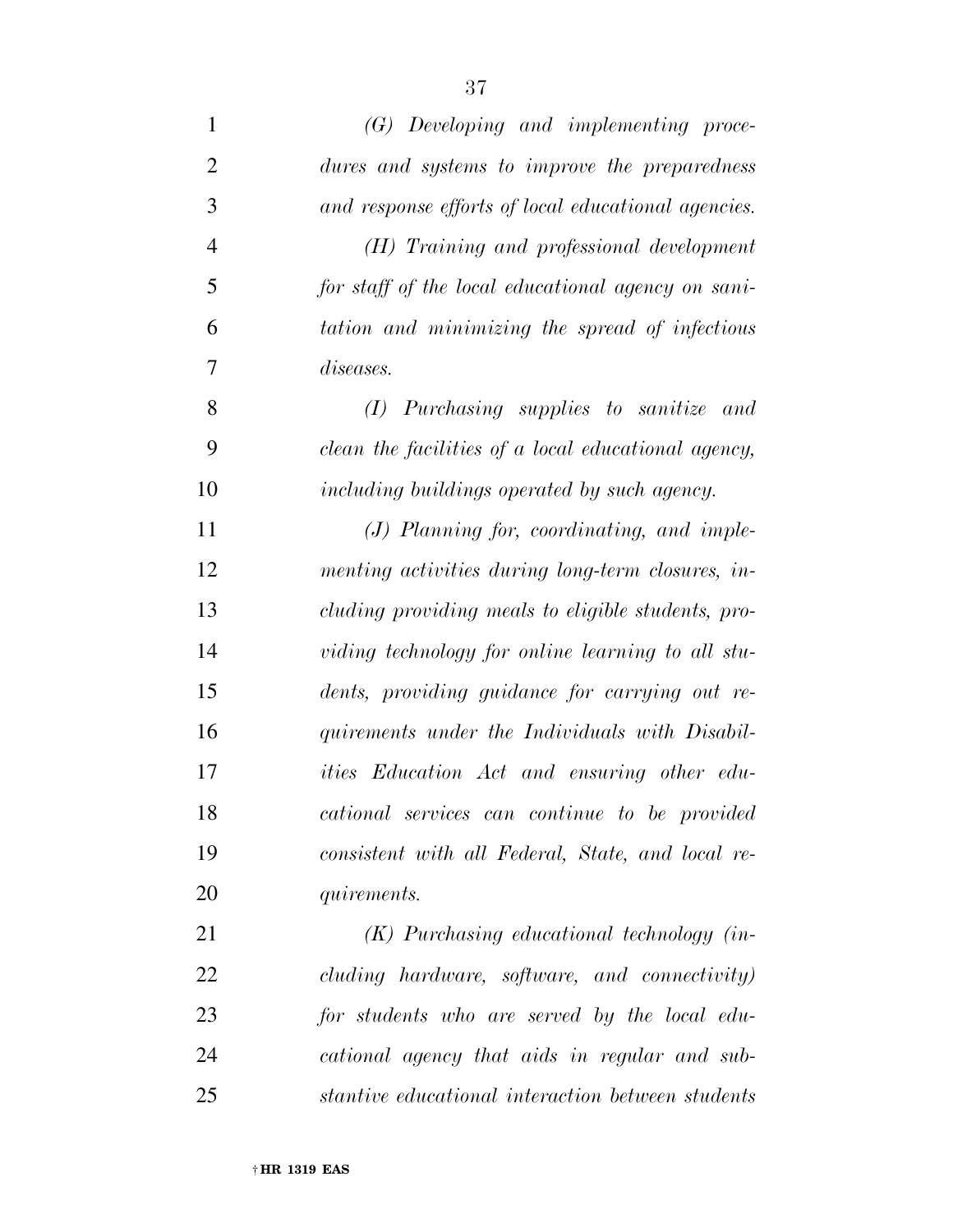*(G) Developing and implementing procedures and systems to improve the preparedness and response efforts of local educational agencies.*

*(H) Training and professional development for staff of the local educational agency on sanitation and minimizing the spread of infectious diseases.*

*(I) Purchasing supplies to sanitize and clean the facilities of a local educational agency, including buildings operated by such agency.*

*(J) Planning for, coordinating, and implementing activities during long-term closures, including providing meals to eligible students, providing technology for online learning to all students, providing guidance for carrying out requirements under the Individuals with Disabilities Education Act and ensuring other educational services can continue to be provided consistent with all Federal, State, and local requirements.*

*(K) Purchasing educational technology (including hardware, software, and connectivity) for students who are served by the local educational agency that aids in regular and substantive educational interaction between students*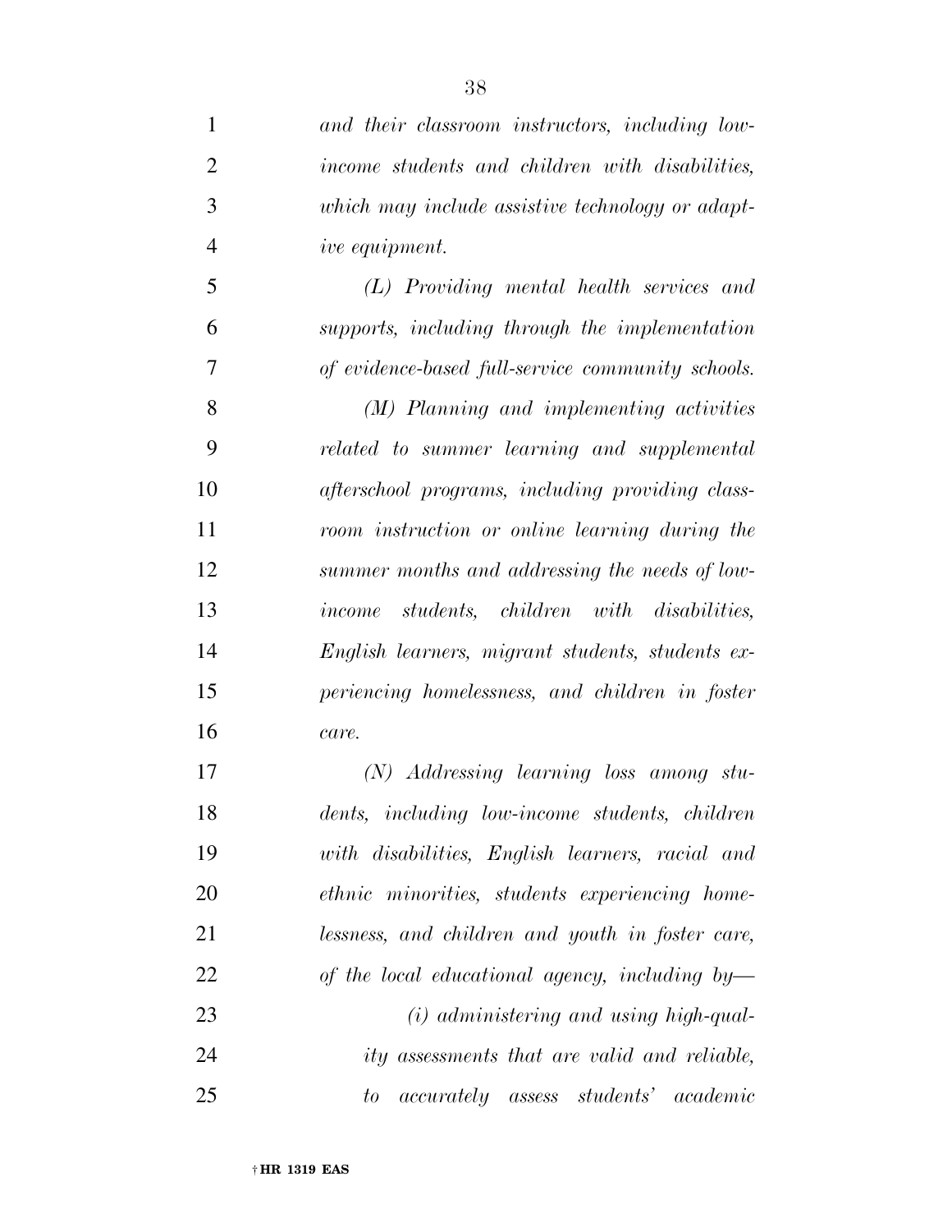*and their classroom instructors, including low-income students and children with disabilities, which may include assistive technology or adaptive equipment.*

*(L) Providing mental health services and supports, including through the implementation of evidence-based full-service community schools.*

*(M) Planning and implementing activities related to summer learning and supplemental afterschool programs, including providing classroom instruction or online learning during the summer months and addressing the needs of low-income students, children with disabilities, English learners, migrant students, students experiencing homelessness, and children in foster care.*

*(N) Addressing learning loss among students, including low-income students, children with disabilities, English learners, racial and ethnic minorities, students experiencing homelessness, and children and youth in foster care, of the local educational agency, including by—*

*(i) administering and using high-quality assessments that are valid and reliable, to accurately assess students' academic*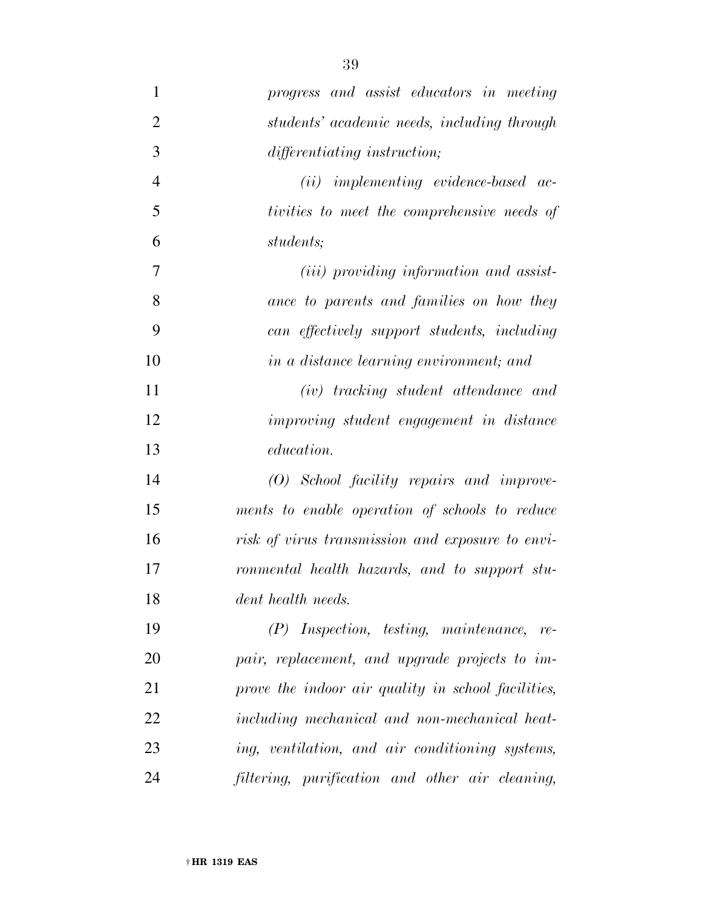*progress and assist educators in meeting students' academic needs, including through differentiating instruction;*

*(ii) implementing evidence-based activities to meet the comprehensive needs of students;*

*(iii) providing information and assistance to parents and families on how they can effectively support students, including in a distance learning environment; and*

*(iv) tracking student attendance and improving student engagement in distance education.*

*(O) School facility repairs and improvements to enable operation of schools to reduce risk of virus transmission and exposure to environmental health hazards, and to support student health needs.*

*(P) Inspection, testing, maintenance, repair, replacement, and upgrade projects to improve the indoor air quality in school facilities, including mechanical and non-mechanical heating, ventilation, and air conditioning systems, filtering, purification and other air cleaning,*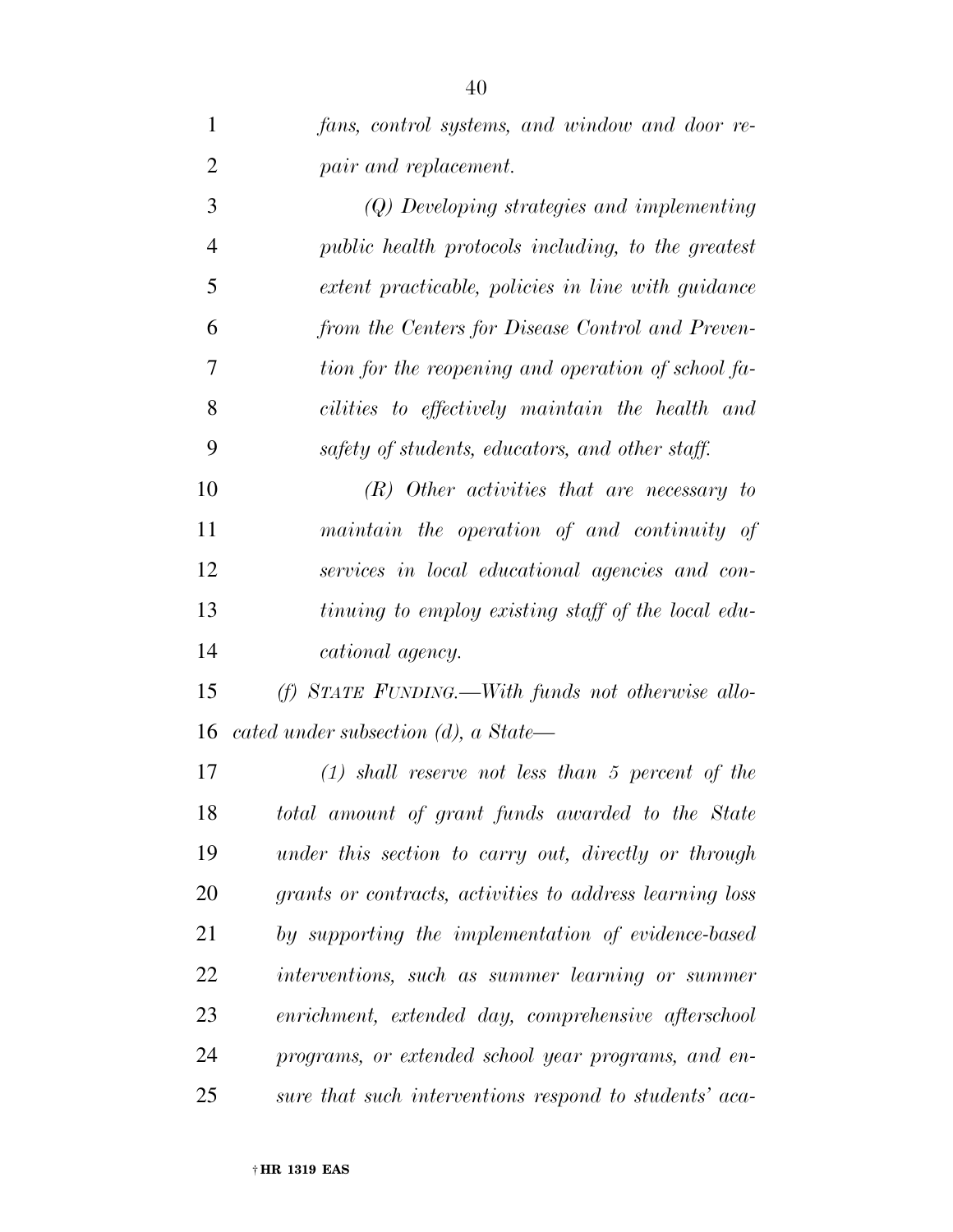*fans, control systems, and window and door repair and replacement.*

*(Q) Developing strategies and implementing public health protocols including, to the greatest extent practicable, policies in line with guidance from the Centers for Disease Control and Prevention for the reopening and operation of school facilities to effectively maintain the health and safety of students, educators, and other staff.*

*(R) Other activities that are necessary to maintain the operation of and continuity of services in local educational agencies and continuing to employ existing staff of the local educational agency.*

*(f) STATE FUNDING.—With funds not otherwise allocated under subsection (d), a State—*

*(1) shall reserve not less than 5 percent of the total amount of grant funds awarded to the State under this section to carry out, directly or through grants or contracts, activities to address learning loss by supporting the implementation of evidence-based interventions, such as summer learning or summer enrichment, extended day, comprehensive afterschool programs, or extended school year programs, and ensure that such interventions respond to students' aca-*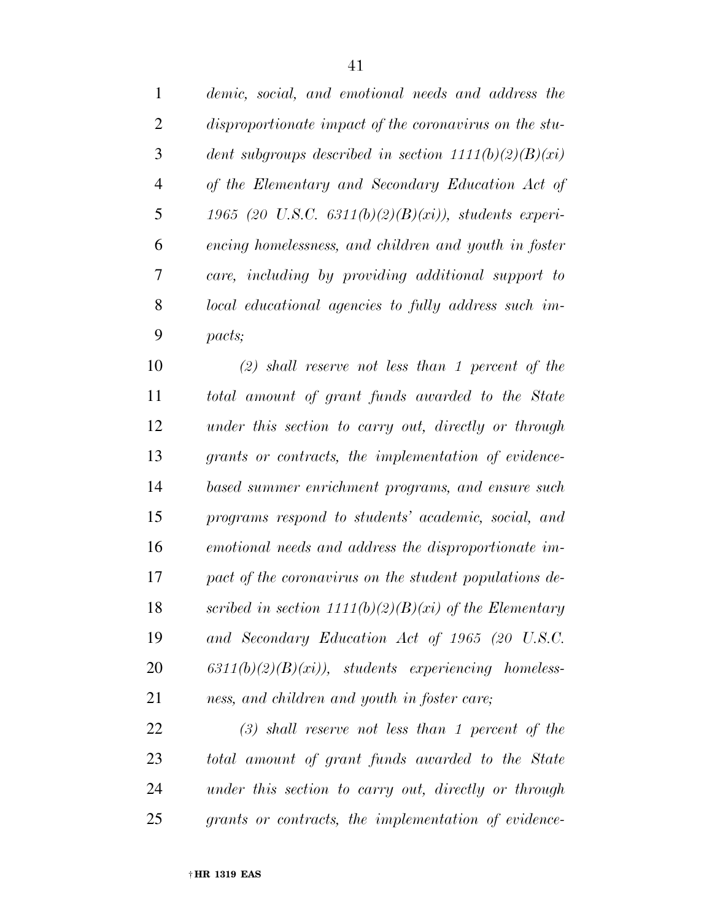*demic, social, and emotional needs and address the disproportionate impact of the coronavirus on the student subgroups described in section 1111(b)(2)(B)(xi) of the Elementary and Secondary Education Act of 1965 (20 U.S.C. 6311(b)(2)(B)(xi)), students experiencing homelessness, and children and youth in foster care, including by providing additional support to local educational agencies to fully address such impacts;*

*(2) shall reserve not less than 1 percent of the total amount of grant funds awarded to the State under this section to carry out, directly or through grants or contracts, the implementation of evidence-based summer enrichment programs, and ensure such programs respond to students' academic, social, and emotional needs and address the disproportionate impact of the coronavirus on the student populations described in section 1111(b)(2)(B)(xi) of the Elementary and Secondary Education Act of 1965 (20 U.S.C. 6311(b)(2)(B)(xi)), students experiencing homelessness, and children and youth in foster care;*

*(3) shall reserve not less than 1 percent of the total amount of grant funds awarded to the State under this section to carry out, directly or through grants or contracts, the implementation of evidence-*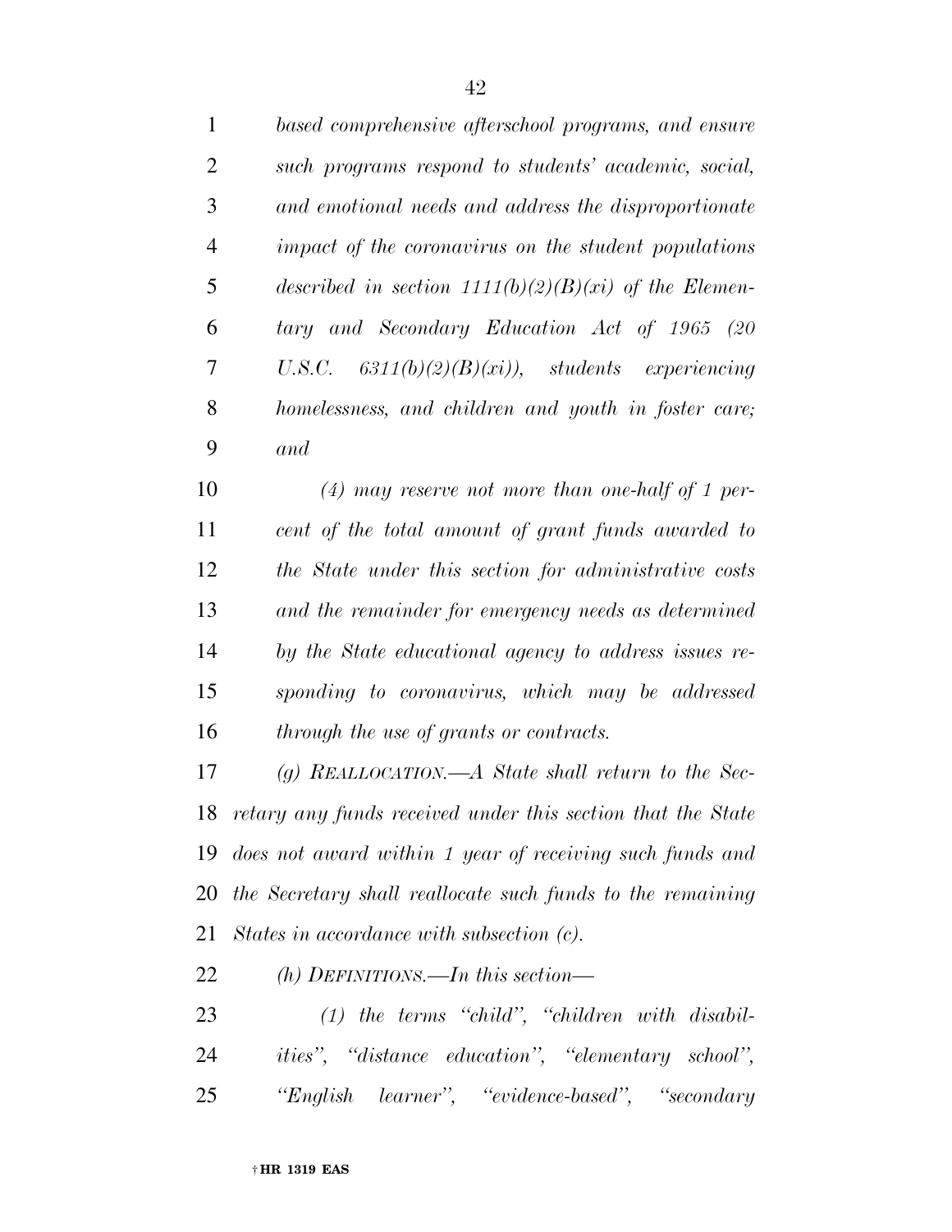*based comprehensive afterschool programs, and ensure such programs respond to students' academic, social, and emotional needs and address the disproportionate impact of the coronavirus on the student populations described in section 1111(b)(2)(B)(xi) of the Elementary and Secondary Education Act of 1965 (20 U.S.C. 6311(b)(2)(B)(xi)), students experiencing homelessness, and children and youth in foster care; and*

*(4) may reserve not more than one-half of 1 percent of the total amount of grant funds awarded to the State under this section for administrative costs and the remainder for emergency needs as determined by the State educational agency to address issues responding to coronavirus, which may be addressed through the use of grants or contracts.*

*(g) REALLOCATION.—A State shall return to the Secretary any funds received under this section that the State does not award within 1 year of receiving such funds and the Secretary shall reallocate such funds to the remaining States in accordance with subsection (c).*

*(h) DEFINITIONS.—In this section—*

*(1) the terms "child", "children with disabilities", "distance education", "elementary school", "English learner", "evidence-based", "secondary*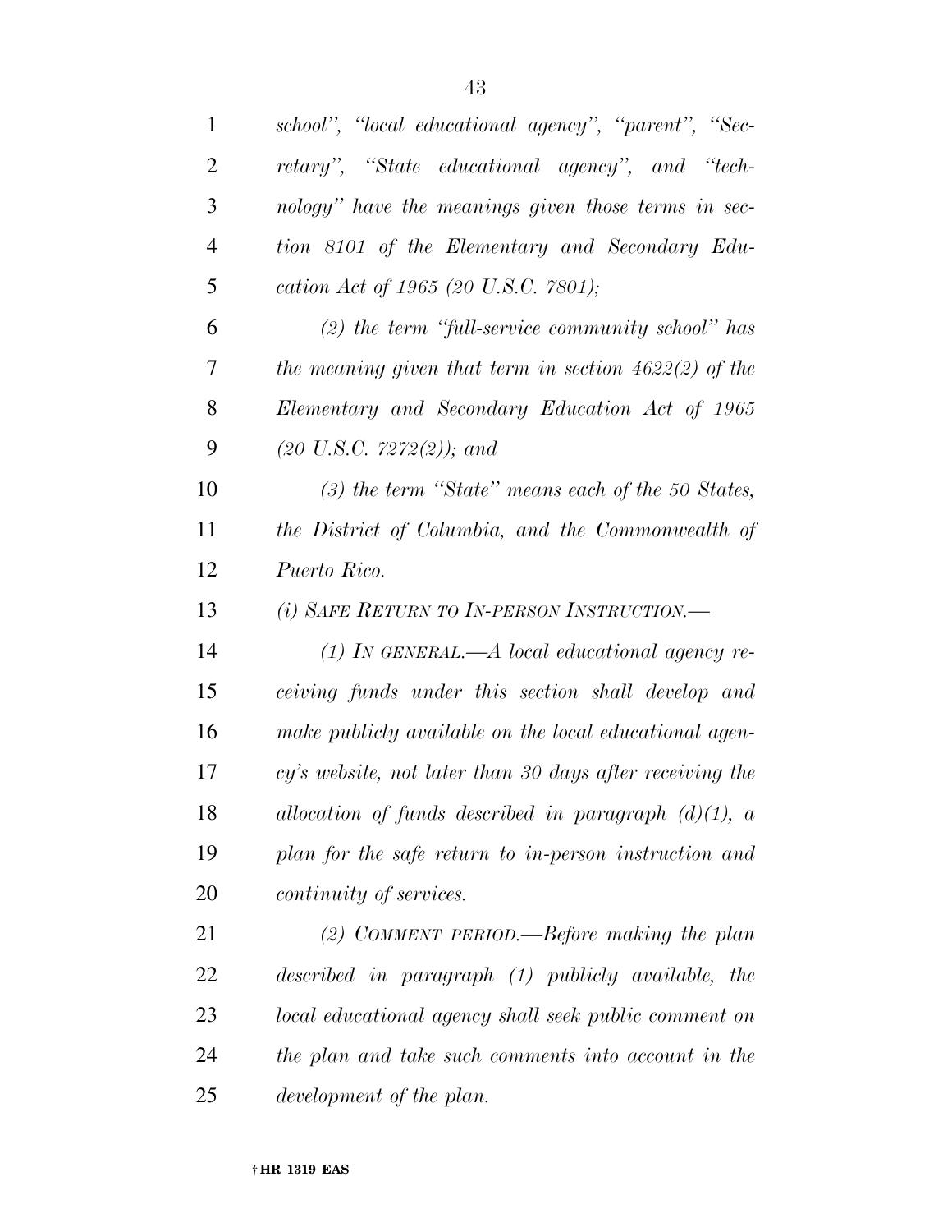*school", "local educational agency", "parent", "Secretary", "State educational agency", and "technology" have the meanings given those terms in section 8101 of the Elementary and Secondary Education Act of 1965 (20 U.S.C. 7801);*

*(2) the term "full-service community school" has the meaning given that term in section 4622(2) of the Elementary and Secondary Education Act of 1965 (20 U.S.C. 7272(2)); and*

*(3) the term "State" means each of the 50 States, the District of Columbia, and the Commonwealth of Puerto Rico.*

*(i) SAFE RETURN TO IN-PERSON INSTRUCTION.—*

*(1) IN GENERAL.—A local educational agency receiving funds under this section shall develop and make publicly available on the local educational agency's website, not later than 30 days after receiving the allocation of funds described in paragraph (d)(1), a plan for the safe return to in-person instruction and continuity of services.*

*(2) COMMENT PERIOD.—Before making the plan described in paragraph (1) publicly available, the local educational agency shall seek public comment on the plan and take such comments into account in the development of the plan.*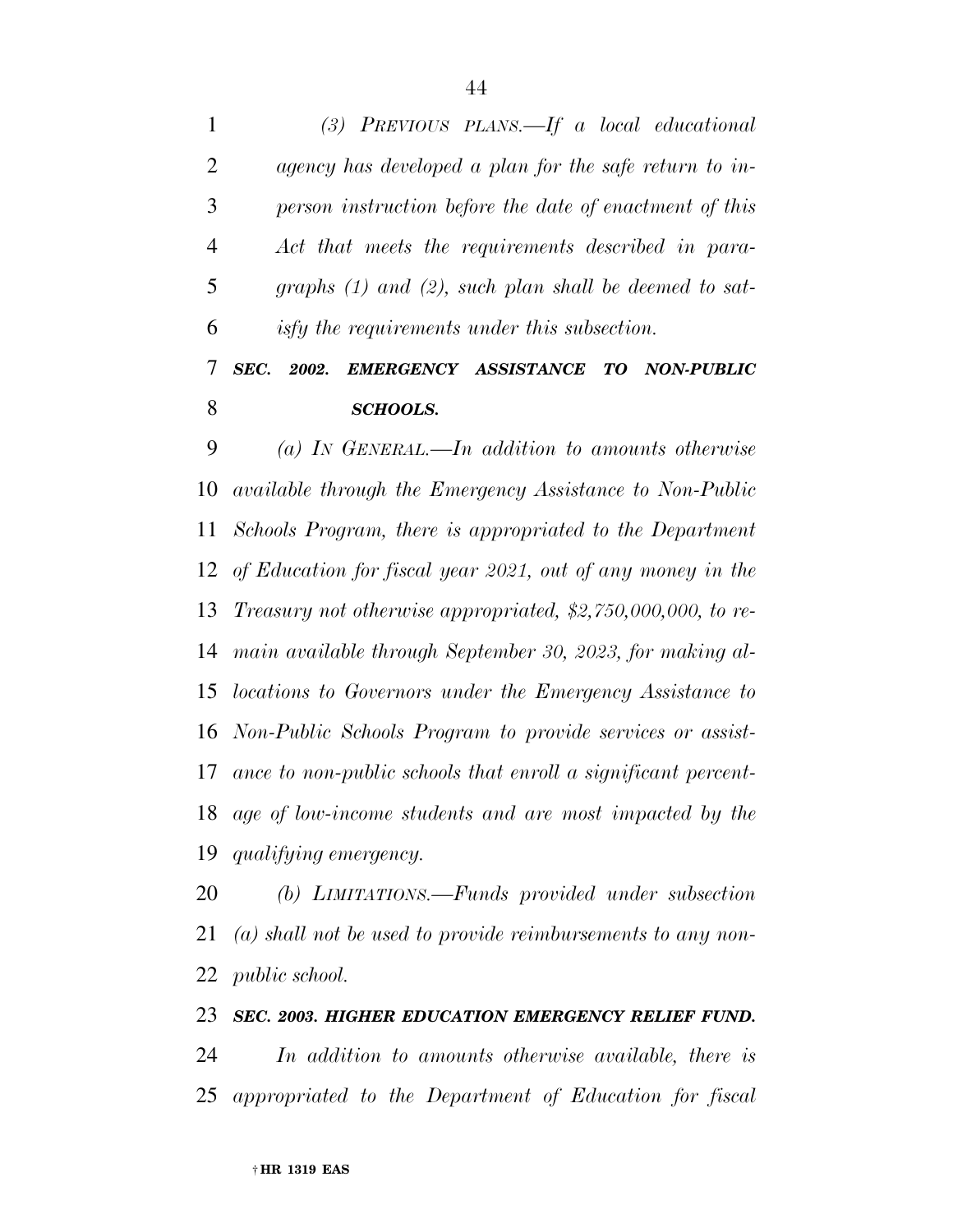*(3) PREVIOUS PLANS.—If a local educational agency has developed a plan for the safe return to in-person instruction before the date of enactment of this Act that meets the requirements described in paragraphs (1) and (2), such plan shall be deemed to satisfy the requirements under this subsection.*

***SEC. 2002. EMERGENCY ASSISTANCE TO NON-PUBLIC SCHOOLS.***

*(a) IN GENERAL.—In addition to amounts otherwise available through the Emergency Assistance to Non-Public Schools Program, there is appropriated to the Department of Education for fiscal year 2021, out of any money in the Treasury not otherwise appropriated, $2,750,000,000, to remain available through September 30, 2023, for making allocations to Governors under the Emergency Assistance to Non-Public Schools Program to provide services or assistance to non-public schools that enroll a significant percentage of low-income students and are most impacted by the qualifying emergency.*

*(b) LIMITATIONS.—Funds provided under subsection (a) shall not be used to provide reimbursements to any non-public school.*

***SEC. 2003. HIGHER EDUCATION EMERGENCY RELIEF FUND.***

*In addition to amounts otherwise available, there is appropriated to the Department of Education for fiscal*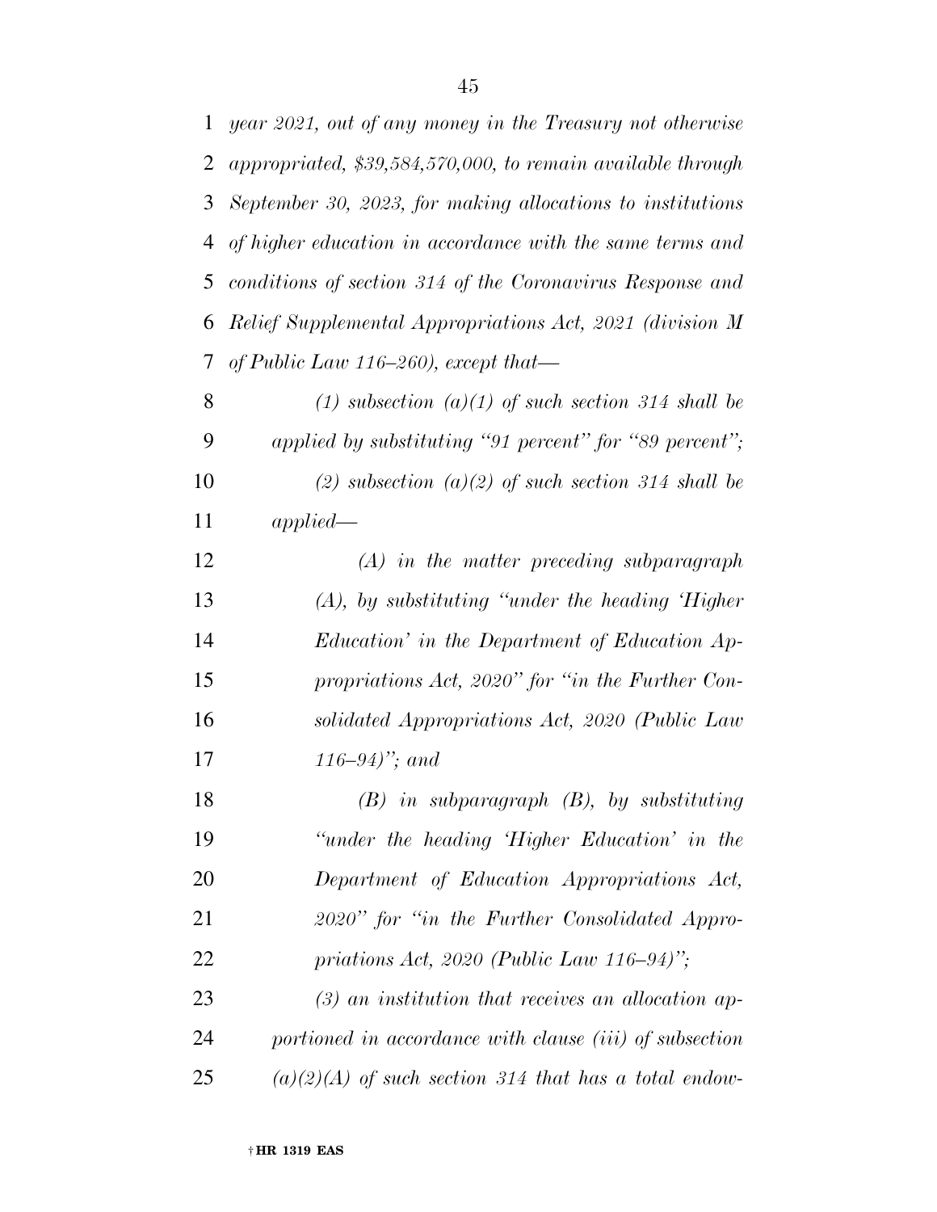*year 2021, out of any money in the Treasury not otherwise appropriated, $39,584,570,000, to remain available through September 30, 2023, for making allocations to institutions of higher education in accordance with the same terms and conditions of section 314 of the Coronavirus Response and Relief Supplemental Appropriations Act, 2021 (division M of Public Law 116–260), except that—*

*(1) subsection (a)(1) of such section 314 shall be applied by substituting "91 percent" for "89 percent";*

*(2) subsection (a)(2) of such section 314 shall be applied—*

*(A) in the matter preceding subparagraph (A), by substituting "under the heading 'Higher Education' in the Department of Education Appropriations Act, 2020" for "in the Further Consolidated Appropriations Act, 2020 (Public Law 116–94)"; and*

*(B) in subparagraph (B), by substituting "under the heading 'Higher Education' in the Department of Education Appropriations Act, 2020" for "in the Further Consolidated Appropriations Act, 2020 (Public Law 116–94)";*

*(3) an institution that receives an allocation apportioned in accordance with clause (iii) of subsection (a)(2)(A) of such section 314 that has a total endow-*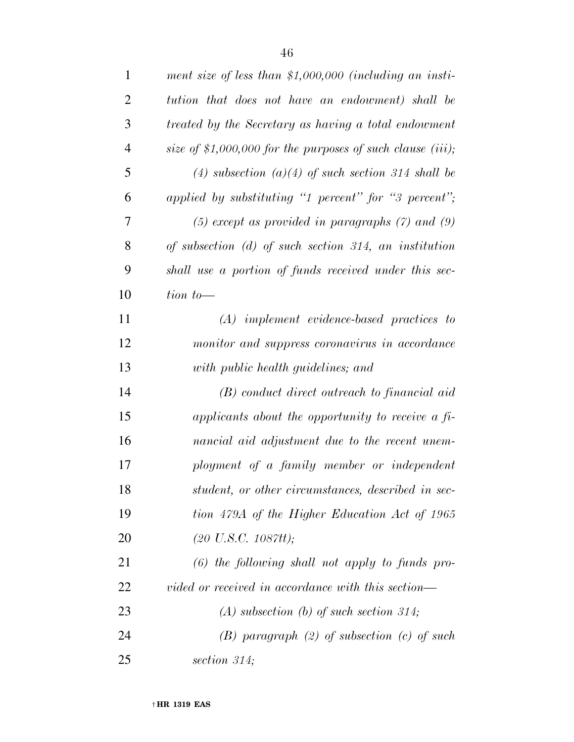*ment size of less than $1,000,000 (including an institution that does not have an endowment) shall be treated by the Secretary as having a total endowment size of $1,000,000 for the purposes of such clause (iii);*

*(4) subsection (a)(4) of such section 314 shall be applied by substituting "1 percent" for "3 percent";*

*(5) except as provided in paragraphs (7) and (9) of subsection (d) of such section 314, an institution shall use a portion of funds received under this section to—*

*(A) implement evidence-based practices to monitor and suppress coronavirus in accordance with public health guidelines; and*

*(B) conduct direct outreach to financial aid applicants about the opportunity to receive a financial aid adjustment due to the recent unemployment of a family member or independent student, or other circumstances, described in section 479A of the Higher Education Act of 1965 (20 U.S.C. 1087tt);*

*(6) the following shall not apply to funds provided or received in accordance with this section—*

*(A) subsection (b) of such section 314;*

*(B) paragraph (2) of subsection (c) of such section 314;*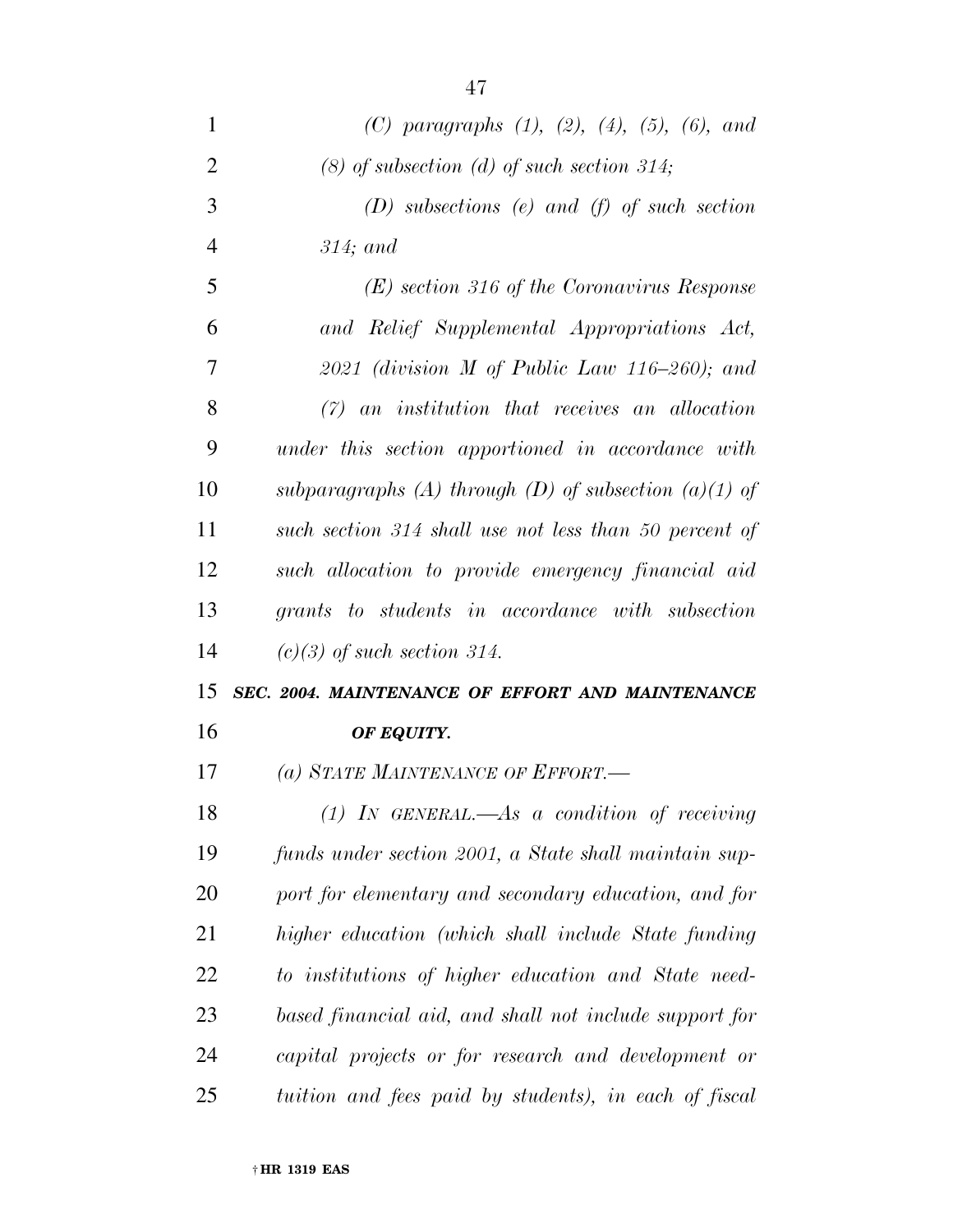*(C) paragraphs (1), (2), (4), (5), (6), and (8) of subsection (d) of such section 314;*

*(D) subsections (e) and (f) of such section 314; and*

*(E) section 316 of the Coronavirus Response and Relief Supplemental Appropriations Act, 2021 (division M of Public Law 116–260); and*

*(7) an institution that receives an allocation under this section apportioned in accordance with subparagraphs (A) through (D) of subsection (a)(1) of such section 314 shall use not less than 50 percent of such allocation to provide emergency financial aid grants to students in accordance with subsection (c)(3) of such section 314.*

***SEC. 2004. MAINTENANCE OF EFFORT AND MAINTENANCE OF EQUITY.***

*(a) STATE MAINTENANCE OF EFFORT.—*

*(1) IN GENERAL.—As a condition of receiving funds under section 2001, a State shall maintain support for elementary and secondary education, and for higher education (which shall include State funding to institutions of higher education and State need-based financial aid, and shall not include support for capital projects or for research and development or tuition and fees paid by students), in each of fiscal*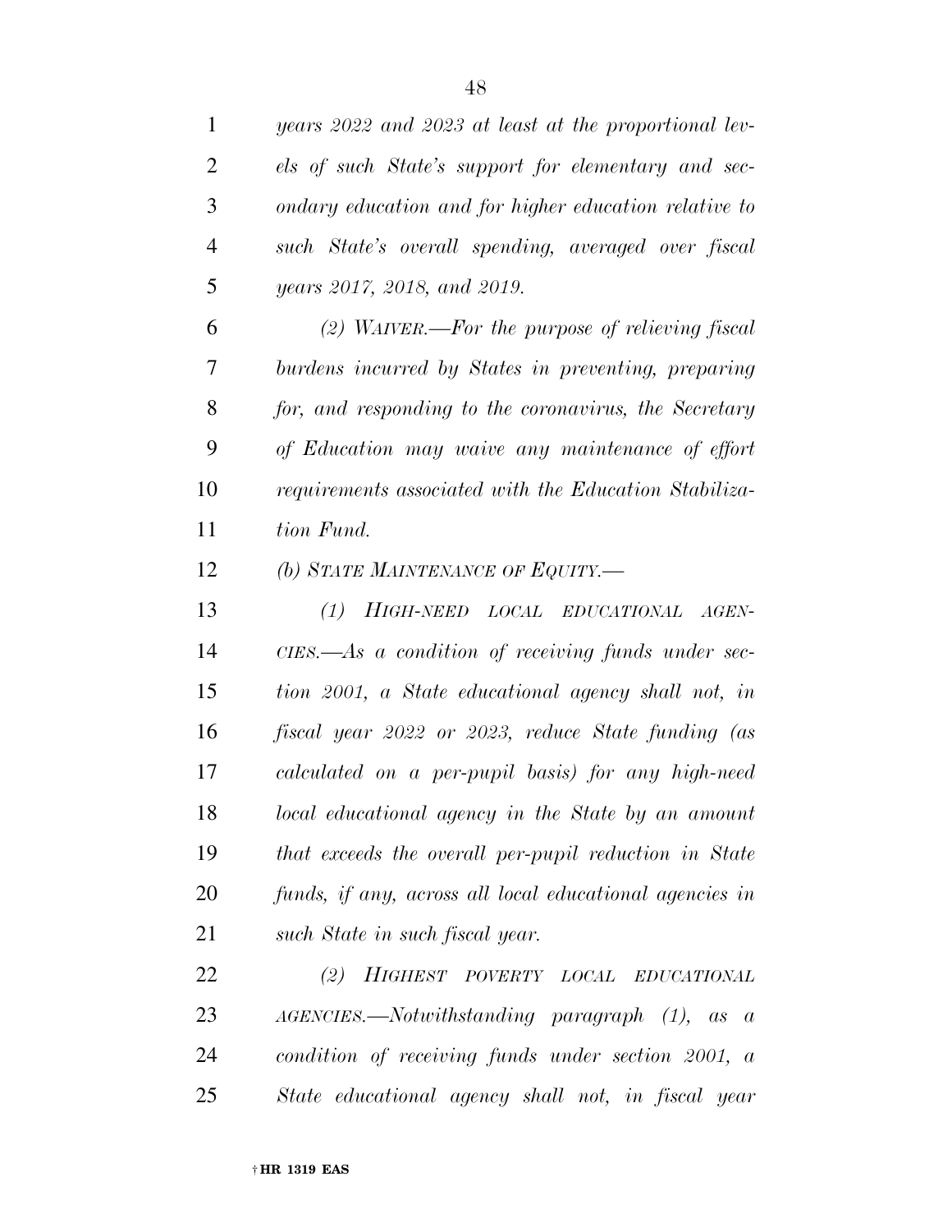*years 2022 and 2023 at least at the proportional levels of such State's support for elementary and secondary education and for higher education relative to such State's overall spending, averaged over fiscal years 2017, 2018, and 2019.*

*(2) WAIVER.—For the purpose of relieving fiscal burdens incurred by States in preventing, preparing for, and responding to the coronavirus, the Secretary of Education may waive any maintenance of effort requirements associated with the Education Stabilization Fund.*

*(b) STATE MAINTENANCE OF EQUITY.—*

*(1) HIGH-NEED LOCAL EDUCATIONAL AGENCIES.—As a condition of receiving funds under section 2001, a State educational agency shall not, in fiscal year 2022 or 2023, reduce State funding (as calculated on a per-pupil basis) for any high-need local educational agency in the State by an amount that exceeds the overall per-pupil reduction in State funds, if any, across all local educational agencies in such State in such fiscal year.*

*(2) HIGHEST POVERTY LOCAL EDUCATIONAL AGENCIES.—Notwithstanding paragraph (1), as a condition of receiving funds under section 2001, a State educational agency shall not, in fiscal year*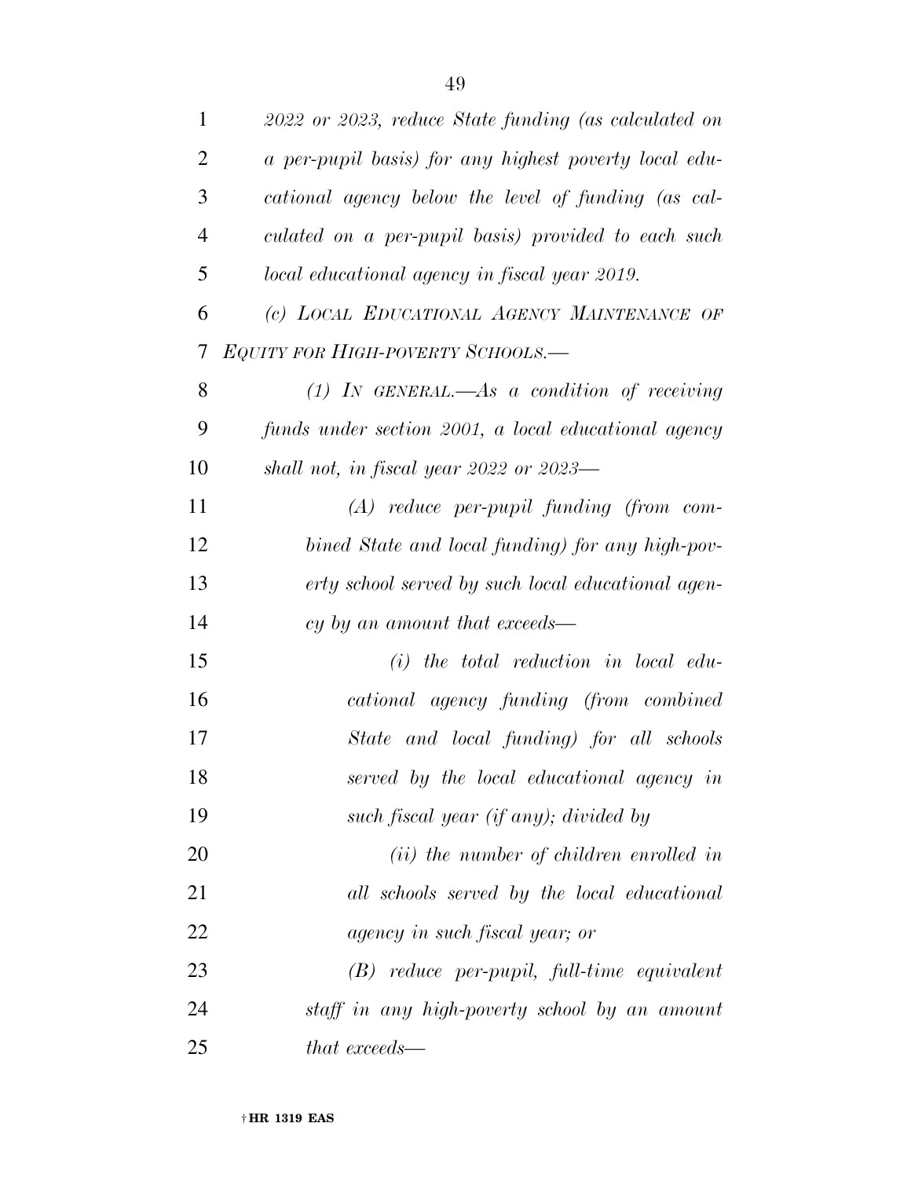*2022 or 2023, reduce State funding (as calculated on a per-pupil basis) for any highest poverty local educational agency below the level of funding (as calculated on a per-pupil basis) provided to each such local educational agency in fiscal year 2019.*

*(c) LOCAL EDUCATIONAL AGENCY MAINTENANCE OF EQUITY FOR HIGH-POVERTY SCHOOLS.—*

*(1) IN GENERAL.—As a condition of receiving funds under section 2001, a local educational agency shall not, in fiscal year 2022 or 2023—*

*(A) reduce per-pupil funding (from combined State and local funding) for any high-poverty school served by such local educational agency by an amount that exceeds—*

*(i) the total reduction in local educational agency funding (from combined State and local funding) for all schools served by the local educational agency in such fiscal year (if any); divided by*

*(ii) the number of children enrolled in all schools served by the local educational agency in such fiscal year; or*

*(B) reduce per-pupil, full-time equivalent staff in any high-poverty school by an amount that exceeds—*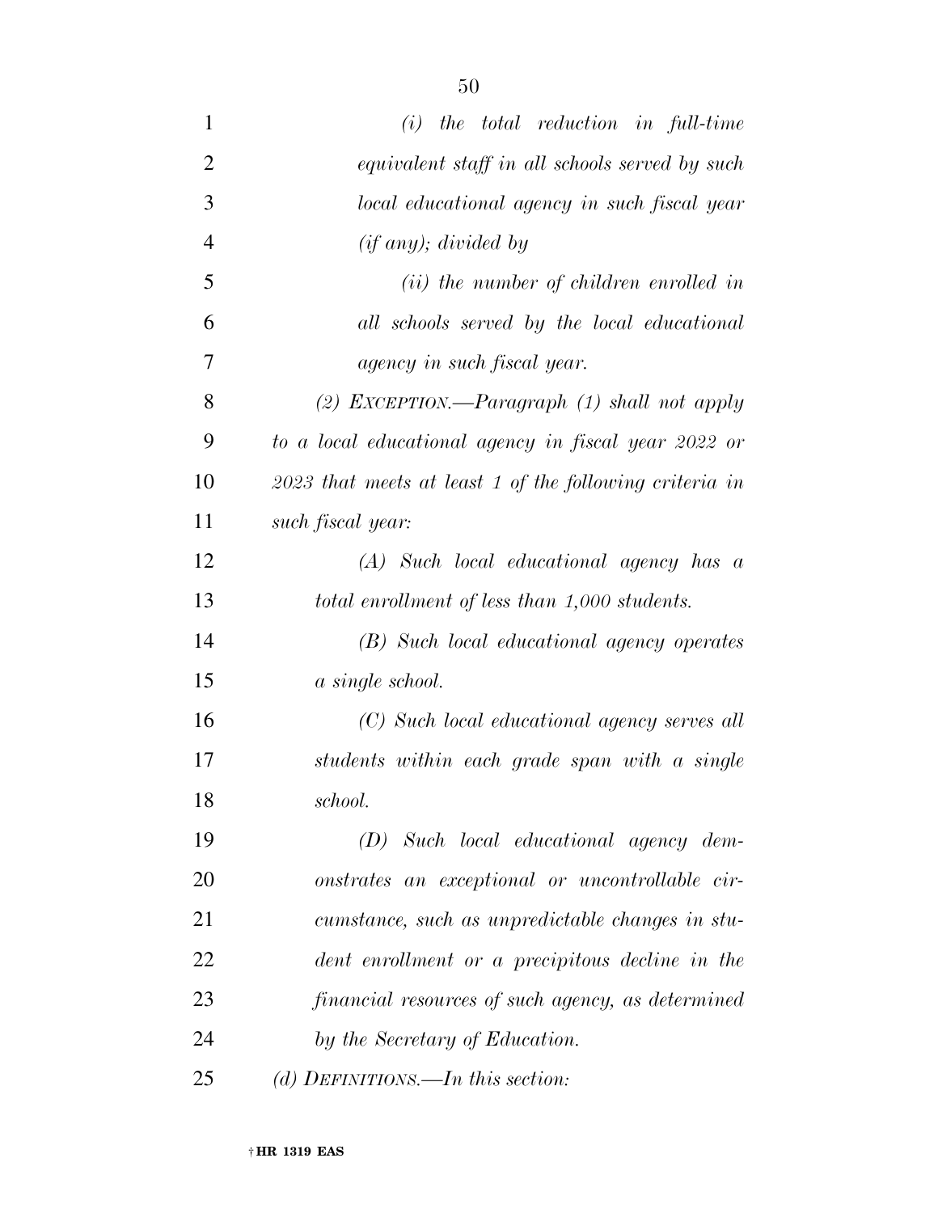*(i) the total reduction in full-time equivalent staff in all schools served by such local educational agency in such fiscal year (if any); divided by*

*(ii) the number of children enrolled in all schools served by the local educational agency in such fiscal year.*

*(2) EXCEPTION.—Paragraph (1) shall not apply to a local educational agency in fiscal year 2022 or 2023 that meets at least 1 of the following criteria in such fiscal year:*

*(A) Such local educational agency has a total enrollment of less than 1,000 students.*

*(B) Such local educational agency operates a single school.*

*(C) Such local educational agency serves all students within each grade span with a single school.*

*(D) Such local educational agency demonstrates an exceptional or uncontrollable circumstance, such as unpredictable changes in student enrollment or a precipitous decline in the financial resources of such agency, as determined by the Secretary of Education.*

*(d) DEFINITIONS.—In this section:*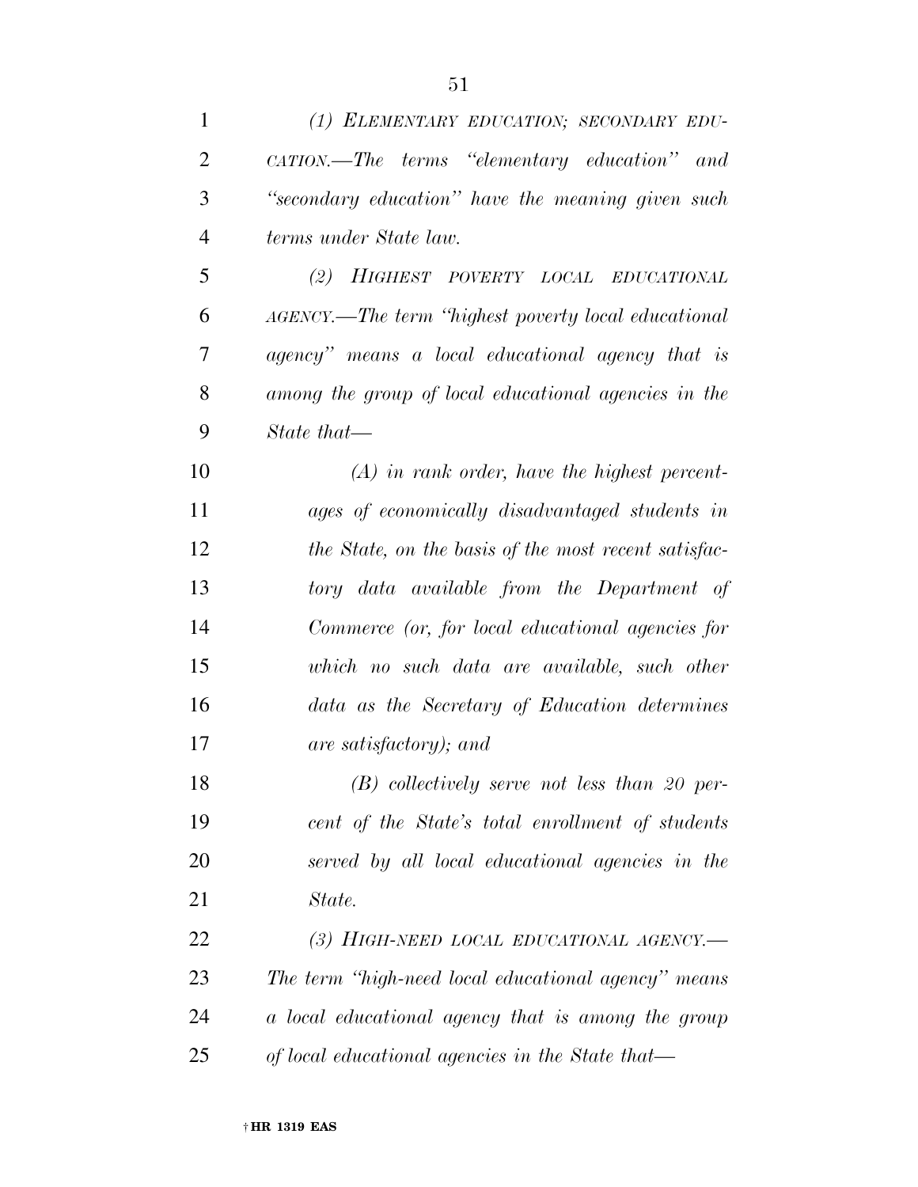*(1) ELEMENTARY EDUCATION; SECONDARY EDUCATION.—The terms "elementary education" and "secondary education" have the meaning given such terms under State law.*

*(2) HIGHEST POVERTY LOCAL EDUCATIONAL AGENCY.—The term "highest poverty local educational agency" means a local educational agency that is among the group of local educational agencies in the State that—*

*(A) in rank order, have the highest percentages of economically disadvantaged students in the State, on the basis of the most recent satisfactory data available from the Department of Commerce (or, for local educational agencies for which no such data are available, such other data as the Secretary of Education determines are satisfactory); and*

*(B) collectively serve not less than 20 percent of the State's total enrollment of students served by all local educational agencies in the State.*

*(3) HIGH-NEED LOCAL EDUCATIONAL AGENCY.—The term "high-need local educational agency" means a local educational agency that is among the group of local educational agencies in the State that—*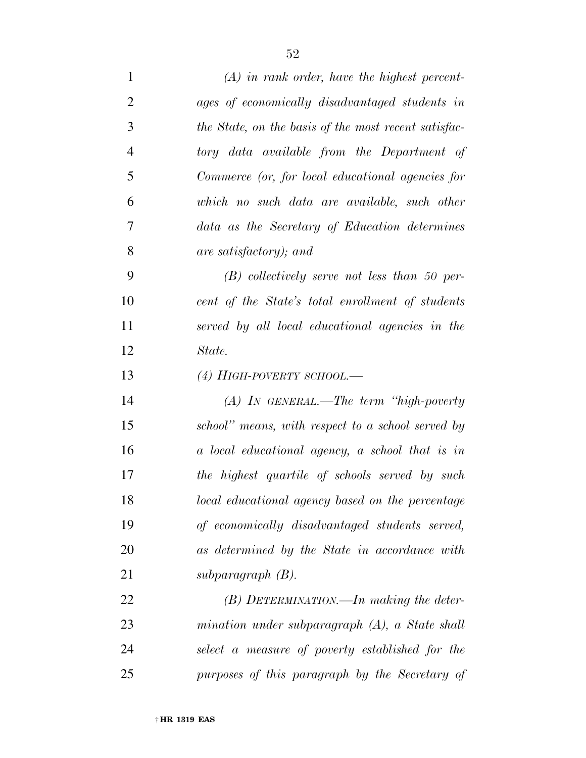*(A) in rank order, have the highest percentages of economically disadvantaged students in the State, on the basis of the most recent satisfactory data available from the Department of Commerce (or, for local educational agencies for which no such data are available, such other data as the Secretary of Education determines are satisfactory); and*

*(B) collectively serve not less than 50 percent of the State's total enrollment of students served by all local educational agencies in the State.*

*(4) HIGH-POVERTY SCHOOL.—*

*(A) IN GENERAL.—The term "high-poverty school" means, with respect to a school served by a local educational agency, a school that is in the highest quartile of schools served by such local educational agency based on the percentage of economically disadvantaged students served, as determined by the State in accordance with subparagraph (B).*

*(B) DETERMINATION.—In making the determination under subparagraph (A), a State shall select a measure of poverty established for the purposes of this paragraph by the Secretary of*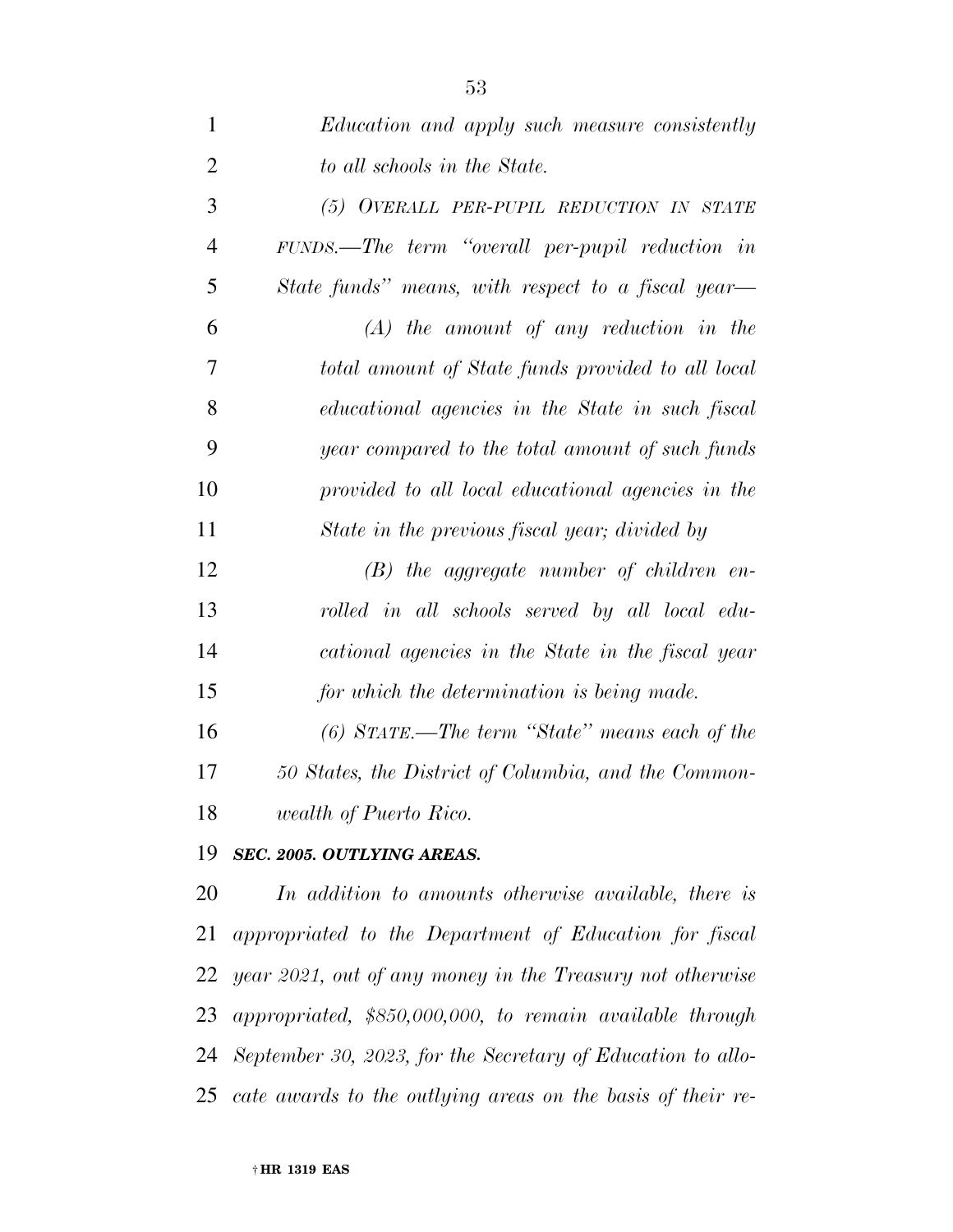*Education and apply such measure consistently to all schools in the State.*

*(5) OVERALL PER-PUPIL REDUCTION IN STATE FUNDS.—The term "overall per-pupil reduction in State funds" means, with respect to a fiscal year—*

*(A) the amount of any reduction in the total amount of State funds provided to all local educational agencies in the State in such fiscal year compared to the total amount of such funds provided to all local educational agencies in the State in the previous fiscal year; divided by*

*(B) the aggregate number of children enrolled in all schools served by all local educational agencies in the State in the fiscal year for which the determination is being made.*

*(6) STATE.—The term "State" means each of the 50 States, the District of Columbia, and the Commonwealth of Puerto Rico.*

***SEC. 2005. OUTLYING AREAS.***

*In addition to amounts otherwise available, there is appropriated to the Department of Education for fiscal year 2021, out of any money in the Treasury not otherwise appropriated, $850,000,000, to remain available through September 30, 2023, for the Secretary of Education to allocate awards to the outlying areas on the basis of their re-*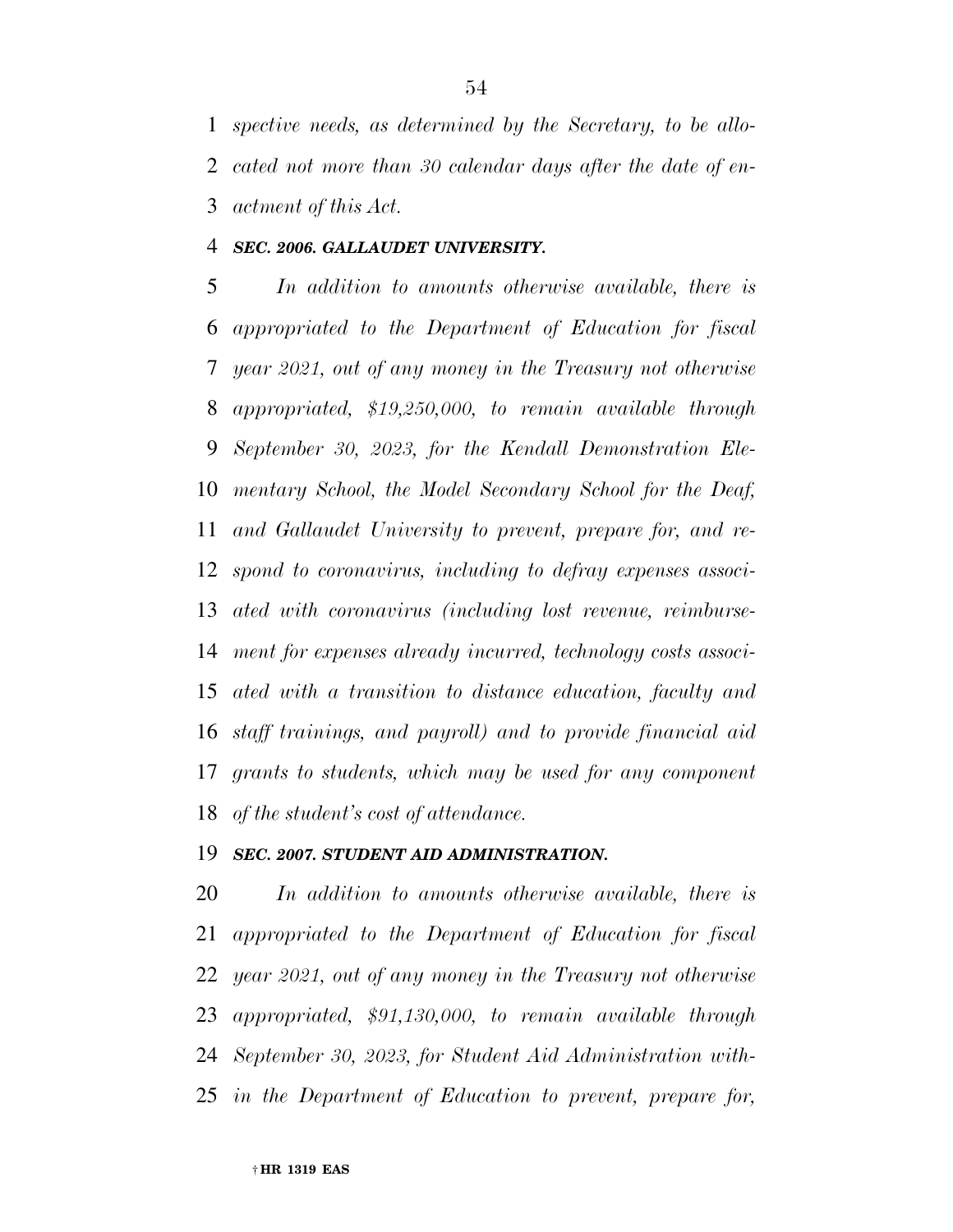*spective needs, as determined by the Secretary, to be allocated not more than 30 calendar days after the date of enactment of this Act.*

***SEC. 2006. GALLAUDET UNIVERSITY.***

*In addition to amounts otherwise available, there is appropriated to the Department of Education for fiscal year 2021, out of any money in the Treasury not otherwise appropriated, $19,250,000, to remain available through September 30, 2023, for the Kendall Demonstration Elementary School, the Model Secondary School for the Deaf, and Gallaudet University to prevent, prepare for, and respond to coronavirus, including to defray expenses associated with coronavirus (including lost revenue, reimbursement for expenses already incurred, technology costs associated with a transition to distance education, faculty and staff trainings, and payroll) and to provide financial aid grants to students, which may be used for any component of the student's cost of attendance.*

***SEC. 2007. STUDENT AID ADMINISTRATION.***

*In addition to amounts otherwise available, there is appropriated to the Department of Education for fiscal year 2021, out of any money in the Treasury not otherwise appropriated, $91,130,000, to remain available through September 30, 2023, for Student Aid Administration within the Department of Education to prevent, prepare for,*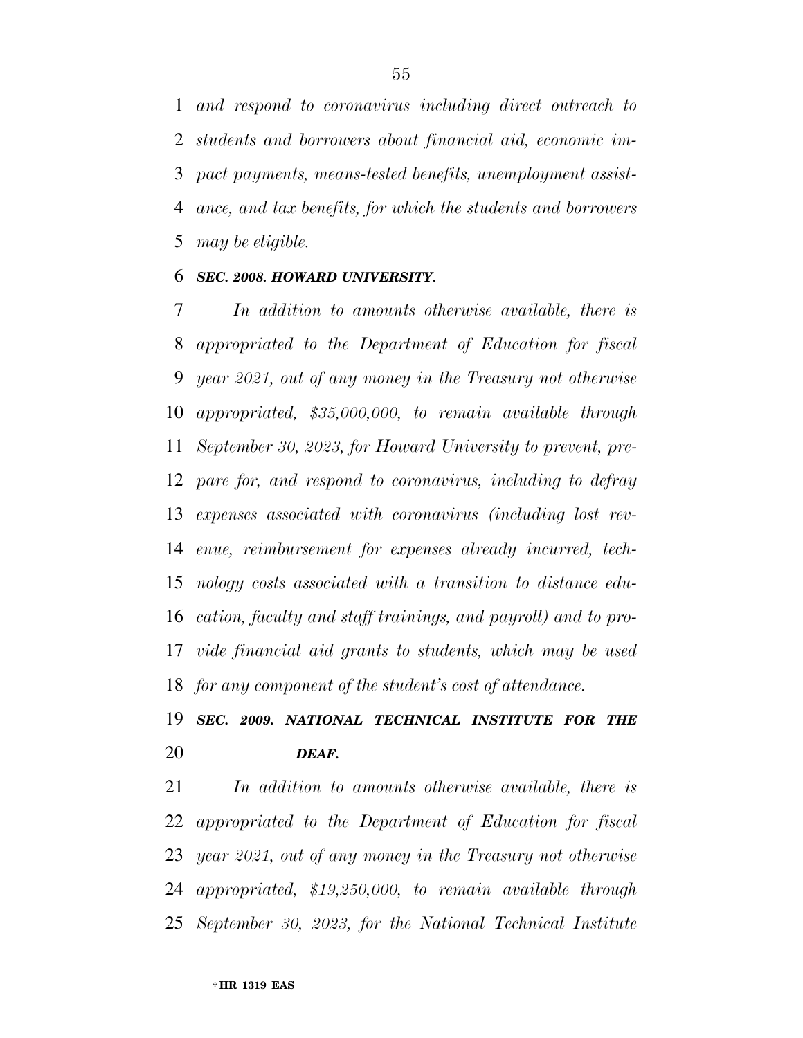*and respond to coronavirus including direct outreach to students and borrowers about financial aid, economic impact payments, means-tested benefits, unemployment assistance, and tax benefits, for which the students and borrowers may be eligible.*

***SEC. 2008. HOWARD UNIVERSITY.***

*In addition to amounts otherwise available, there is appropriated to the Department of Education for fiscal year 2021, out of any money in the Treasury not otherwise appropriated, $35,000,000, to remain available through September 30, 2023, for Howard University to prevent, prepare for, and respond to coronavirus, including to defray expenses associated with coronavirus (including lost revenue, reimbursement for expenses already incurred, technology costs associated with a transition to distance education, faculty and staff trainings, and payroll) and to provide financial aid grants to students, which may be used for any component of the student's cost of attendance.*

***SEC. 2009. NATIONAL TECHNICAL INSTITUTE FOR THE DEAF.***

*In addition to amounts otherwise available, there is appropriated to the Department of Education for fiscal year 2021, out of any money in the Treasury not otherwise appropriated, $19,250,000, to remain available through September 30, 2023, for the National Technical Institute*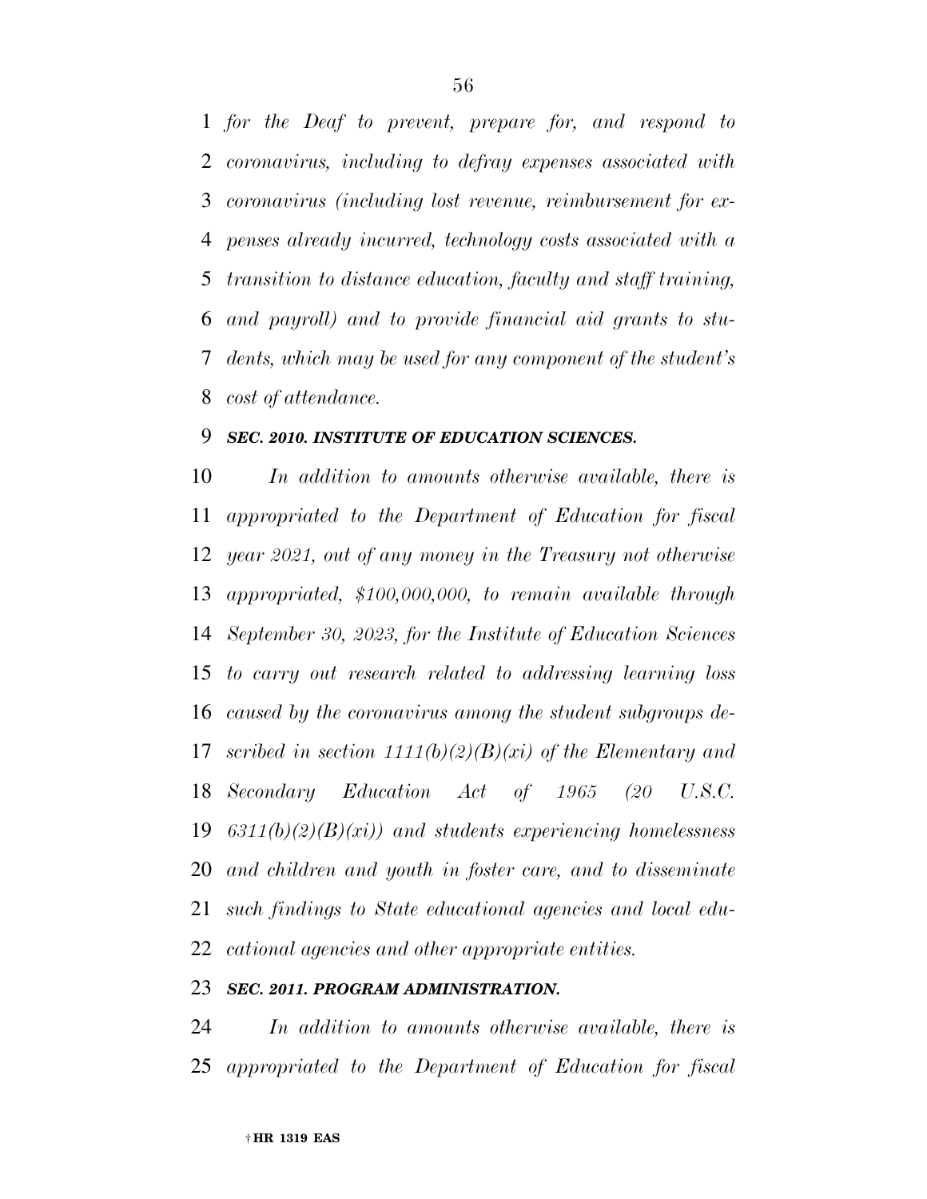*for the Deaf to prevent, prepare for, and respond to coronavirus, including to defray expenses associated with coronavirus (including lost revenue, reimbursement for expenses already incurred, technology costs associated with a transition to distance education, faculty and staff training, and payroll) and to provide financial aid grants to students, which may be used for any component of the student's cost of attendance.*

***SEC. 2010. INSTITUTE OF EDUCATION SCIENCES.***

*In addition to amounts otherwise available, there is appropriated to the Department of Education for fiscal year 2021, out of any money in the Treasury not otherwise appropriated, $100,000,000, to remain available through September 30, 2023, for the Institute of Education Sciences to carry out research related to addressing learning loss caused by the coronavirus among the student subgroups described in section 1111(b)(2)(B)(xi) of the Elementary and Secondary Education Act of 1965 (20 U.S.C. 6311(b)(2)(B)(xi)) and students experiencing homelessness and children and youth in foster care, and to disseminate such findings to State educational agencies and local educational agencies and other appropriate entities.*

***SEC. 2011. PROGRAM ADMINISTRATION.***

*In addition to amounts otherwise available, there is appropriated to the Department of Education for fiscal*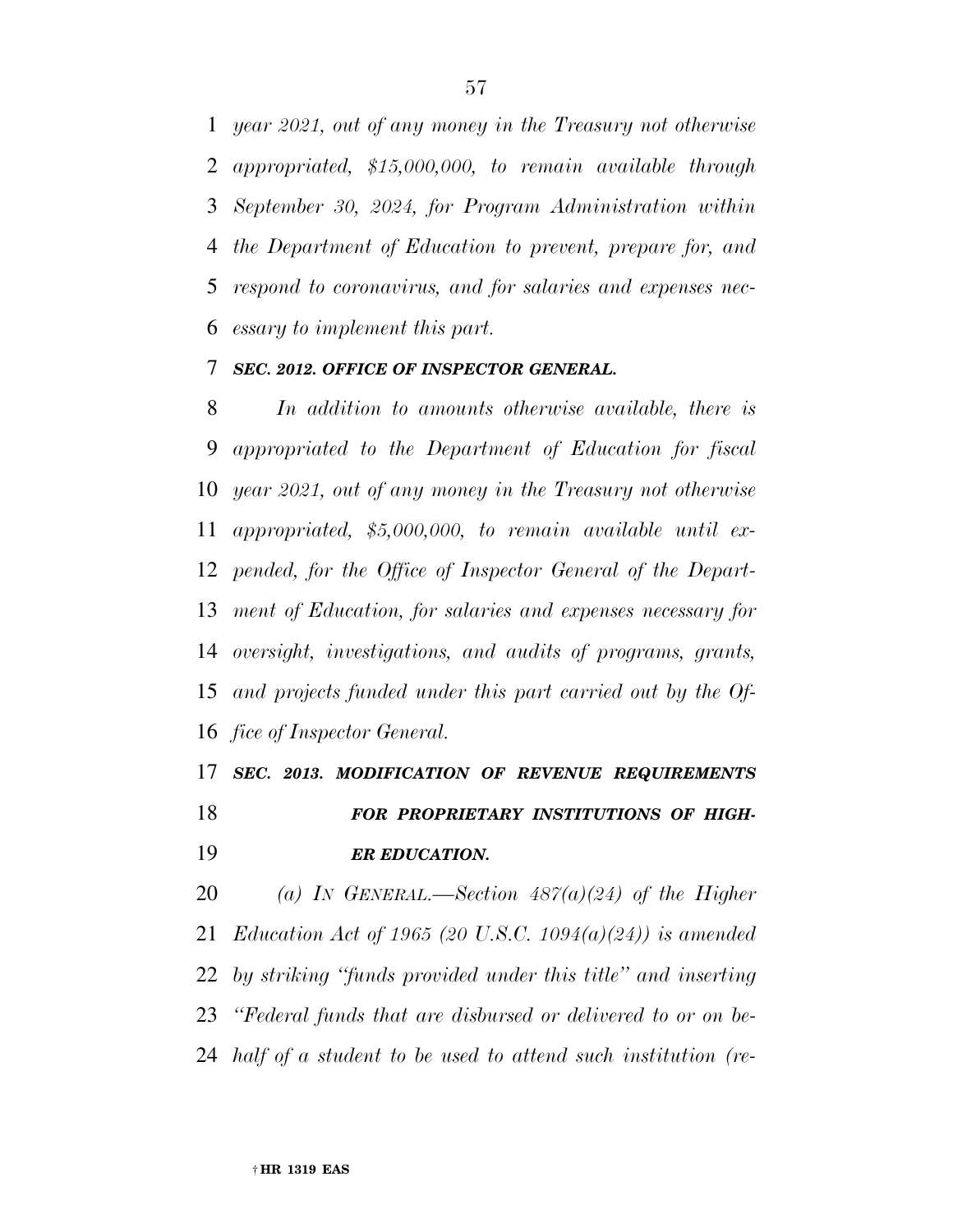*year 2021, out of any money in the Treasury not otherwise appropriated, $15,000,000, to remain available through September 30, 2024, for Program Administration within the Department of Education to prevent, prepare for, and respond to coronavirus, and for salaries and expenses necessary to implement this part.*

***SEC. 2012. OFFICE OF INSPECTOR GENERAL.***

*In addition to amounts otherwise available, there is appropriated to the Department of Education for fiscal year 2021, out of any money in the Treasury not otherwise appropriated, $5,000,000, to remain available until expended, for the Office of Inspector General of the Department of Education, for salaries and expenses necessary for oversight, investigations, and audits of programs, grants, and projects funded under this part carried out by the Office of Inspector General.*

***SEC. 2013. MODIFICATION OF REVENUE REQUIREMENTS FOR PROPRIETARY INSTITUTIONS OF HIGHER EDUCATION.***

*(a) IN GENERAL.—Section 487(a)(24) of the Higher Education Act of 1965 (20 U.S.C. 1094(a)(24)) is amended by striking "funds provided under this title" and inserting "Federal funds that are disbursed or delivered to or on behalf of a student to be used to attend such institution (re-*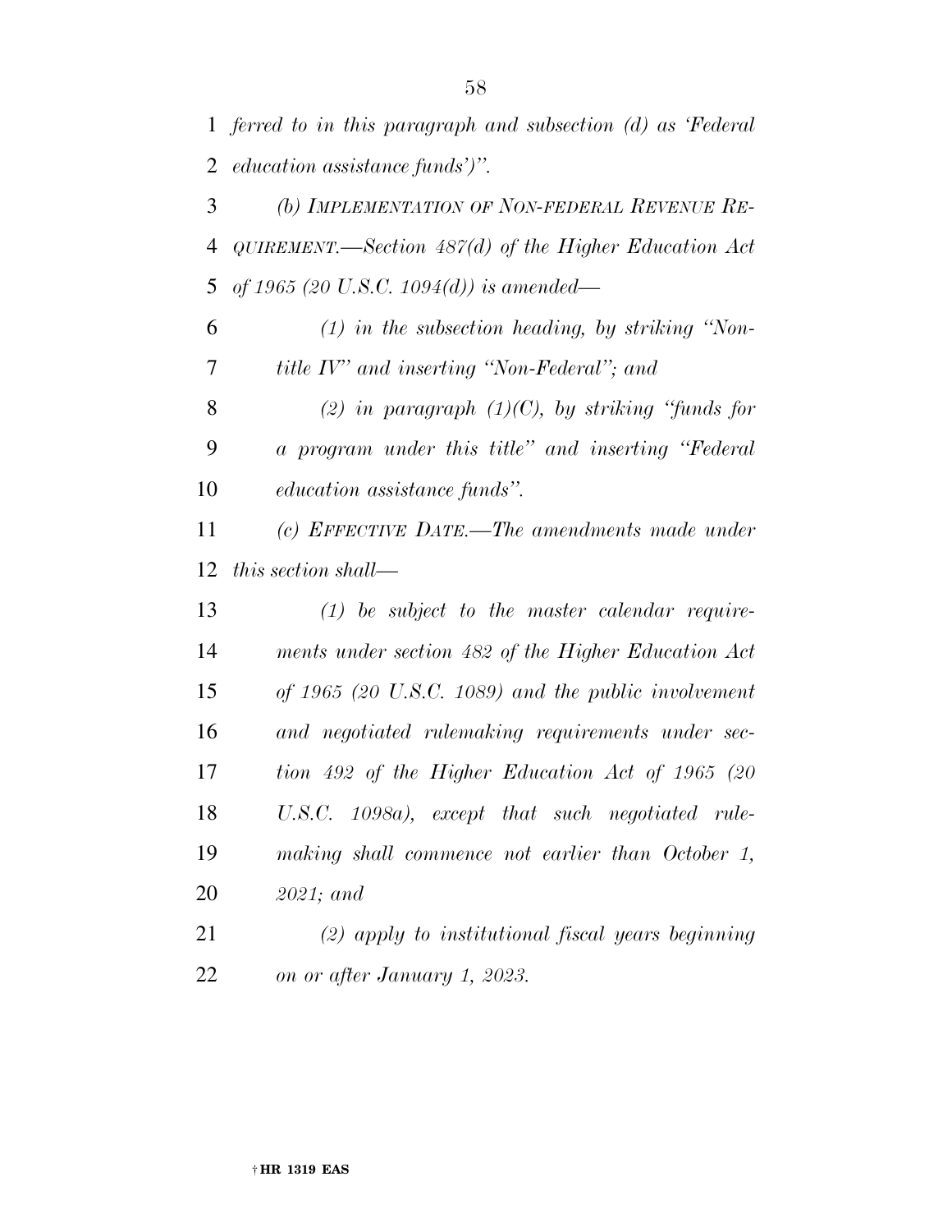*ferred to in this paragraph and subsection (d) as 'Federal education assistance funds')".*

*(b) IMPLEMENTATION OF NON-FEDERAL REVENUE REQUIREMENT.—Section 487(d) of the Higher Education Act of 1965 (20 U.S.C. 1094(d)) is amended—*

*(1) in the subsection heading, by striking "Non-title IV" and inserting "Non-Federal"; and*

*(2) in paragraph (1)(C), by striking "funds for a program under this title" and inserting "Federal education assistance funds".*

*(c) EFFECTIVE DATE.—The amendments made under this section shall—*

*(1) be subject to the master calendar requirements under section 482 of the Higher Education Act of 1965 (20 U.S.C. 1089) and the public involvement and negotiated rulemaking requirements under section 492 of the Higher Education Act of 1965 (20 U.S.C. 1098a), except that such negotiated rulemaking shall commence not earlier than October 1, 2021; and*

*(2) apply to institutional fiscal years beginning on or after January 1, 2023.*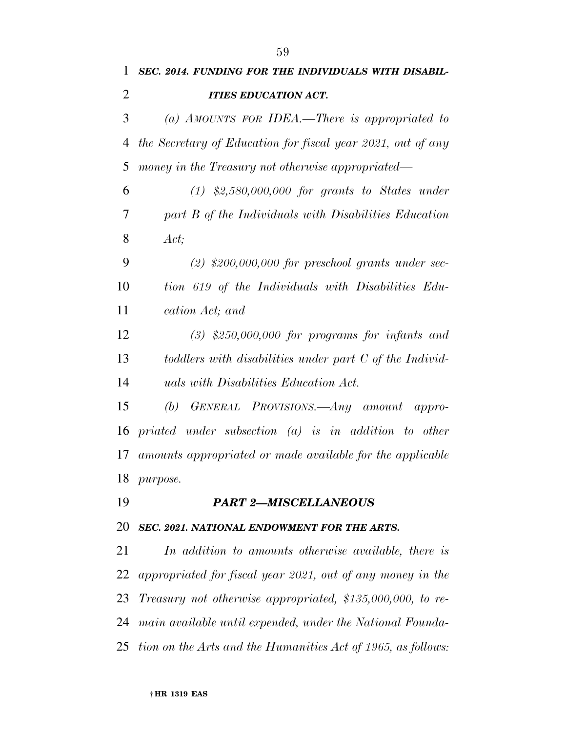***SEC. 2014. FUNDING FOR THE INDIVIDUALS WITH DISABILITIES EDUCATION ACT.***

*(a) AMOUNTS FOR IDEA.—There is appropriated to the Secretary of Education for fiscal year 2021, out of any money in the Treasury not otherwise appropriated—*

*(1) $2,580,000,000 for grants to States under part B of the Individuals with Disabilities Education Act;*

*(2) $200,000,000 for preschool grants under section 619 of the Individuals with Disabilities Education Act; and*

*(3) $250,000,000 for programs for infants and toddlers with disabilities under part C of the Individuals with Disabilities Education Act.*

*(b) GENERAL PROVISIONS.—Any amount appropriated under subsection (a) is in addition to other amounts appropriated or made available for the applicable purpose.*

***PART 2—MISCELLANEOUS***

***SEC. 2021. NATIONAL ENDOWMENT FOR THE ARTS.***

*In addition to amounts otherwise available, there is appropriated for fiscal year 2021, out of any money in the Treasury not otherwise appropriated, $135,000,000, to remain available until expended, under the National Foundation on the Arts and the Humanities Act of 1965, as follows:*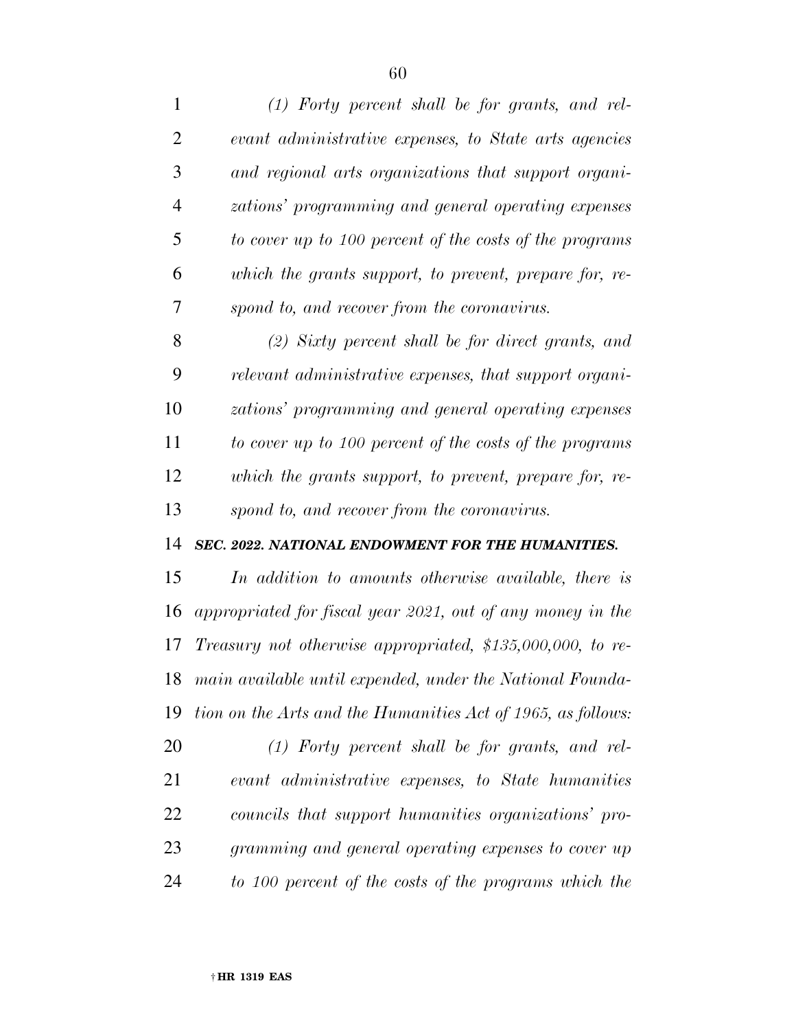*(1) Forty percent shall be for grants, and relevant administrative expenses, to State arts agencies and regional arts organizations that support organizations' programming and general operating expenses to cover up to 100 percent of the costs of the programs which the grants support, to prevent, prepare for, respond to, and recover from the coronavirus.*

*(2) Sixty percent shall be for direct grants, and relevant administrative expenses, that support organizations' programming and general operating expenses to cover up to 100 percent of the costs of the programs which the grants support, to prevent, prepare for, respond to, and recover from the coronavirus.*

***SEC. 2022. NATIONAL ENDOWMENT FOR THE HUMANITIES.***

*In addition to amounts otherwise available, there is appropriated for fiscal year 2021, out of any money in the Treasury not otherwise appropriated, $135,000,000, to remain available until expended, under the National Foundation on the Arts and the Humanities Act of 1965, as follows:*

*(1) Forty percent shall be for grants, and relevant administrative expenses, to State humanities councils that support humanities organizations' programming and general operating expenses to cover up to 100 percent of the costs of the programs which the*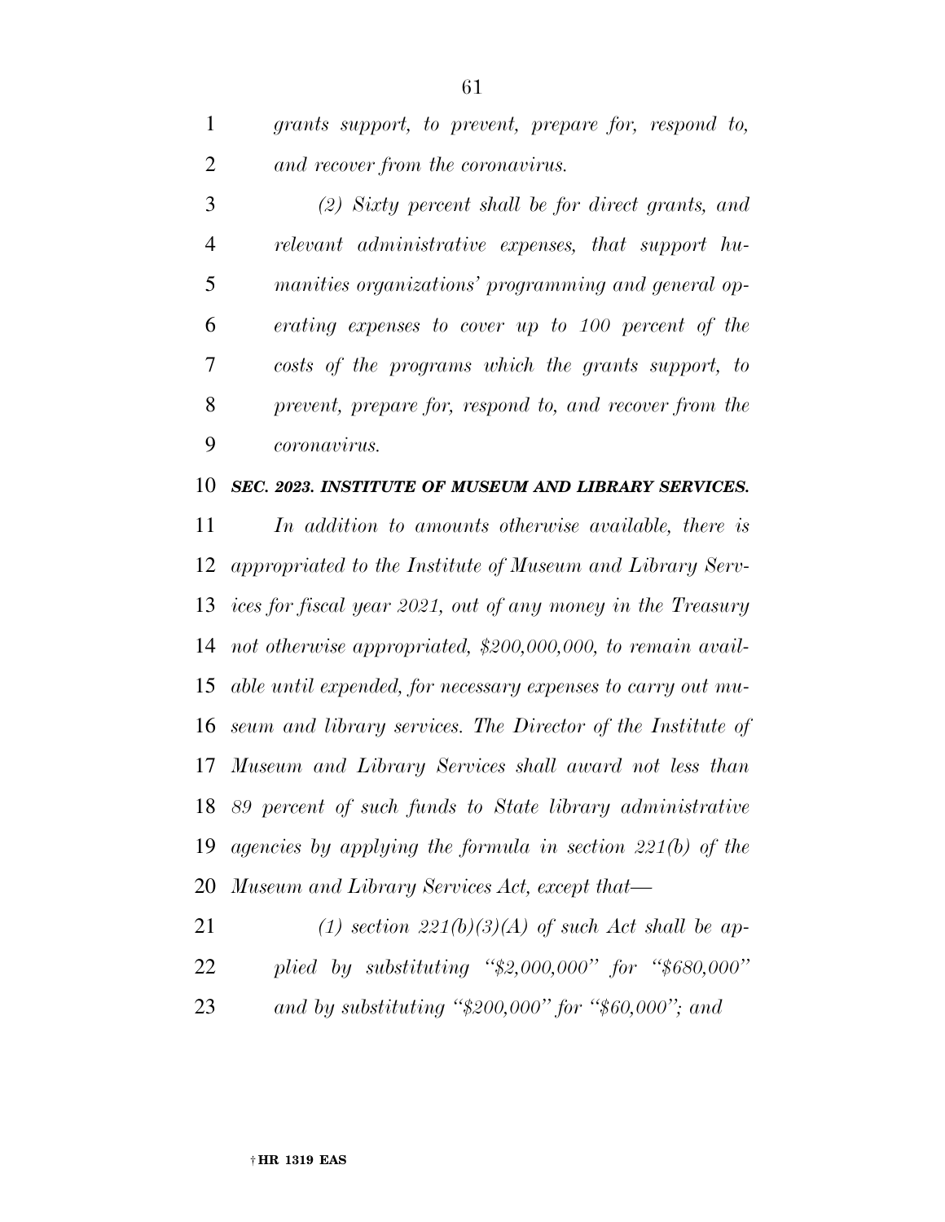*grants support, to prevent, prepare for, respond to, and recover from the coronavirus.*

*(2) Sixty percent shall be for direct grants, and relevant administrative expenses, that support humanities organizations' programming and general operating expenses to cover up to 100 percent of the costs of the programs which the grants support, to prevent, prepare for, respond to, and recover from the coronavirus.*

***SEC. 2023. INSTITUTE OF MUSEUM AND LIBRARY SERVICES.***

*In addition to amounts otherwise available, there is appropriated to the Institute of Museum and Library Services for fiscal year 2021, out of any money in the Treasury not otherwise appropriated, $200,000,000, to remain available until expended, for necessary expenses to carry out museum and library services. The Director of the Institute of Museum and Library Services shall award not less than 89 percent of such funds to State library administrative agencies by applying the formula in section 221(b) of the Museum and Library Services Act, except that—*

*(1) section 221(b)(3)(A) of such Act shall be applied by substituting "$2,000,000" for "$680,000" and by substituting "$200,000" for "$60,000"; and*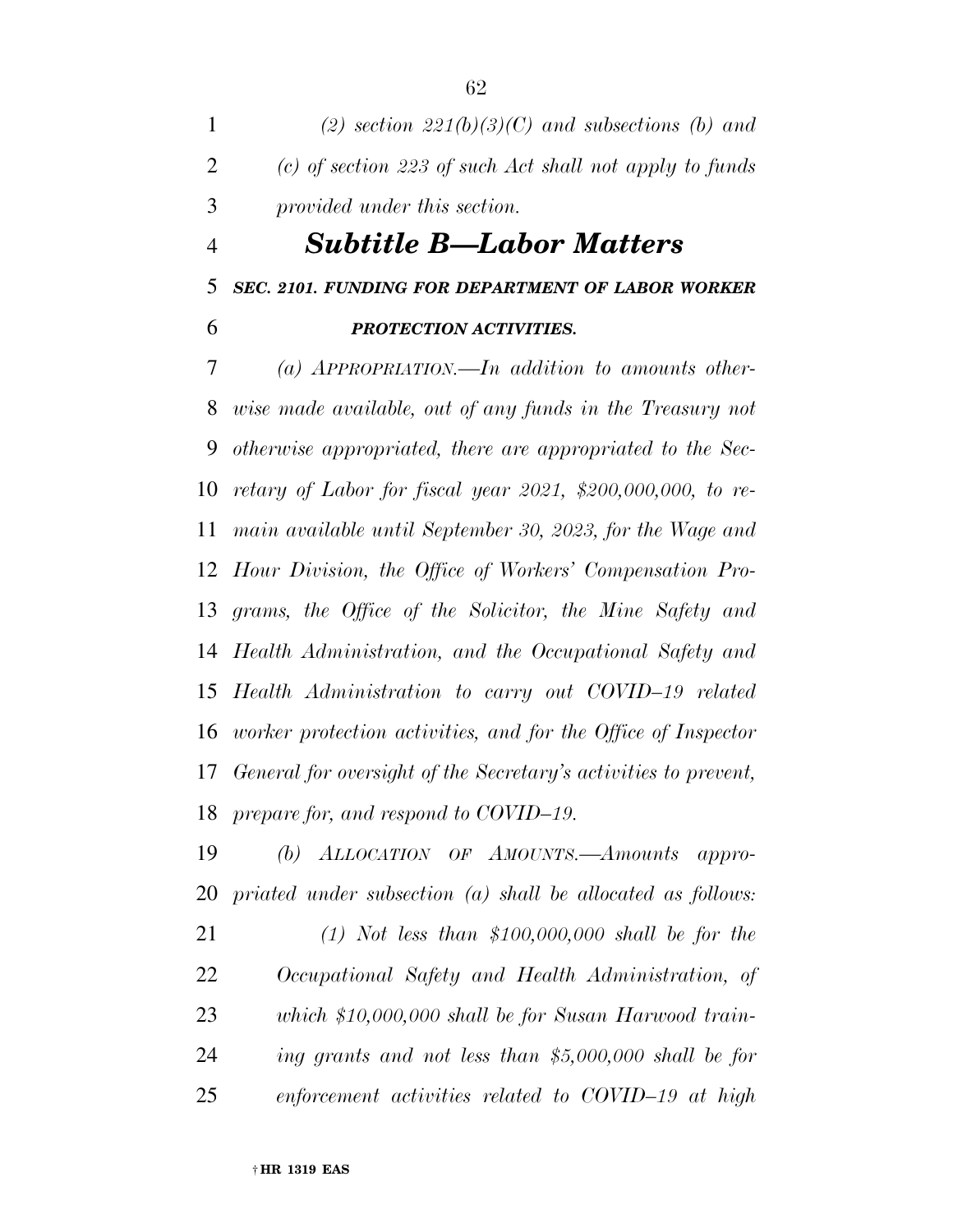*(2) section 221(b)(3)(C) and subsections (b) and (c) of section 223 of such Act shall not apply to funds provided under this section.*

## *Subtitle B—Labor Matters*

### *SEC. 2101. FUNDING FOR DEPARTMENT OF LABOR WORKER PROTECTION ACTIVITIES.*

*(a) APPROPRIATION.—In addition to amounts otherwise made available, out of any funds in the Treasury not otherwise appropriated, there are appropriated to the Secretary of Labor for fiscal year 2021, $200,000,000, to remain available until September 30, 2023, for the Wage and Hour Division, the Office of Workers' Compensation Programs, the Office of the Solicitor, the Mine Safety and Health Administration, and the Occupational Safety and Health Administration to carry out COVID–19 related worker protection activities, and for the Office of Inspector General for oversight of the Secretary's activities to prevent, prepare for, and respond to COVID–19.*

*(b) ALLOCATION OF AMOUNTS.—Amounts appropriated under subsection (a) shall be allocated as follows:*

*(1) Not less than $100,000,000 shall be for the Occupational Safety and Health Administration, of which $10,000,000 shall be for Susan Harwood training grants and not less than $5,000,000 shall be for enforcement activities related to COVID–19 at high*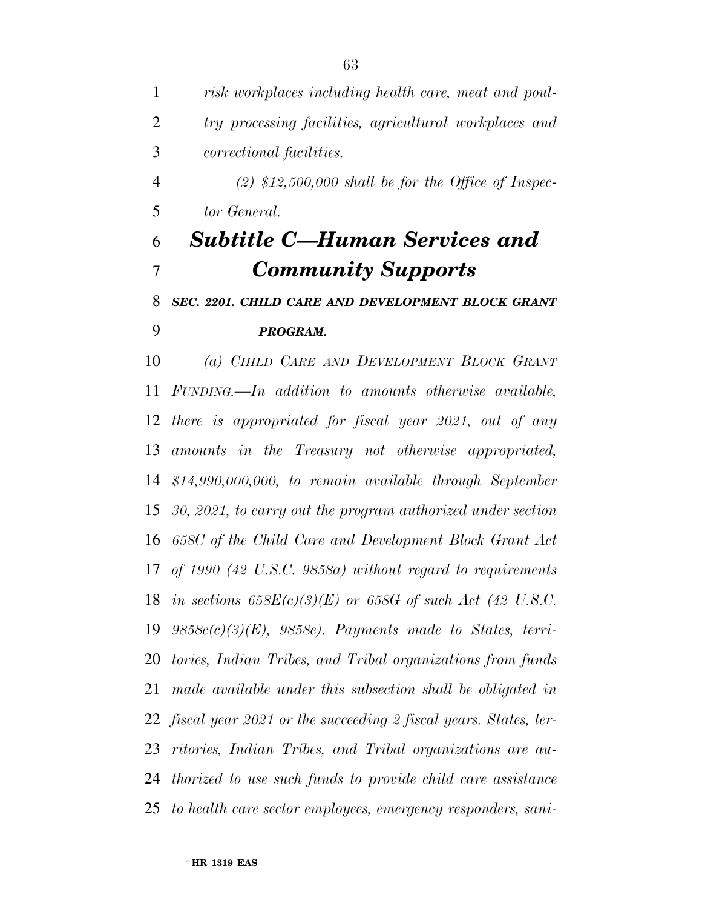*risk workplaces including health care, meat and poultry processing facilities, agricultural workplaces and correctional facilities.*

*(2) $12,500,000 shall be for the Office of Inspector General.*

## *Subtitle C—Human Services and Community Supports*

### ***SEC. 2201. CHILD CARE AND DEVELOPMENT BLOCK GRANT PROGRAM.***

*(a) CHILD CARE AND DEVELOPMENT BLOCK GRANT FUNDING.—In addition to amounts otherwise available, there is appropriated for fiscal year 2021, out of any amounts in the Treasury not otherwise appropriated, $14,990,000,000, to remain available through September 30, 2021, to carry out the program authorized under section 658C of the Child Care and Development Block Grant Act of 1990 (42 U.S.C. 9858a) without regard to requirements in sections 658E(c)(3)(E) or 658G of such Act (42 U.S.C. 9858c(c)(3)(E), 9858e). Payments made to States, territories, Indian Tribes, and Tribal organizations from funds made available under this subsection shall be obligated in fiscal year 2021 or the succeeding 2 fiscal years. States, territories, Indian Tribes, and Tribal organizations are authorized to use such funds to provide child care assistance to health care sector employees, emergency responders, sani-*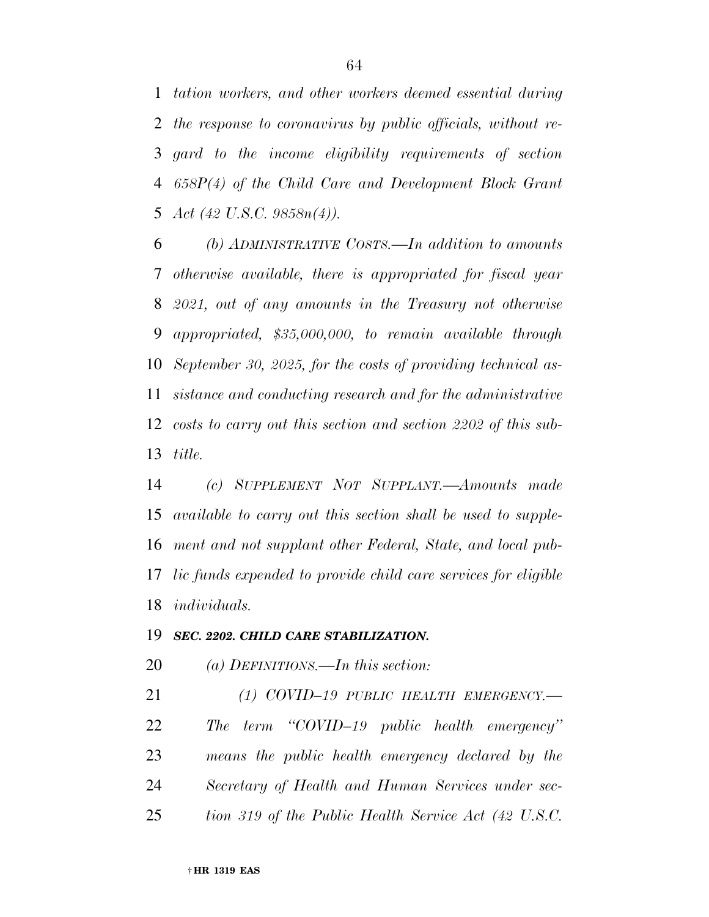*tation workers, and other workers deemed essential during the response to coronavirus by public officials, without regard to the income eligibility requirements of section 658P(4) of the Child Care and Development Block Grant Act (42 U.S.C. 9858n(4)).*

*(b) ADMINISTRATIVE COSTS.—In addition to amounts otherwise available, there is appropriated for fiscal year 2021, out of any amounts in the Treasury not otherwise appropriated, $35,000,000, to remain available through September 30, 2025, for the costs of providing technical assistance and conducting research and for the administrative costs to carry out this section and section 2202 of this subtitle.*

*(c) SUPPLEMENT NOT SUPPLANT.—Amounts made available to carry out this section shall be used to supplement and not supplant other Federal, State, and local public funds expended to provide child care services for eligible individuals.*

***SEC. 2202. CHILD CARE STABILIZATION.***

*(a) DEFINITIONS.—In this section:*

*(1) COVID–19 PUBLIC HEALTH EMERGENCY.—The term "COVID–19 public health emergency" means the public health emergency declared by the Secretary of Health and Human Services under section 319 of the Public Health Service Act (42 U.S.C.*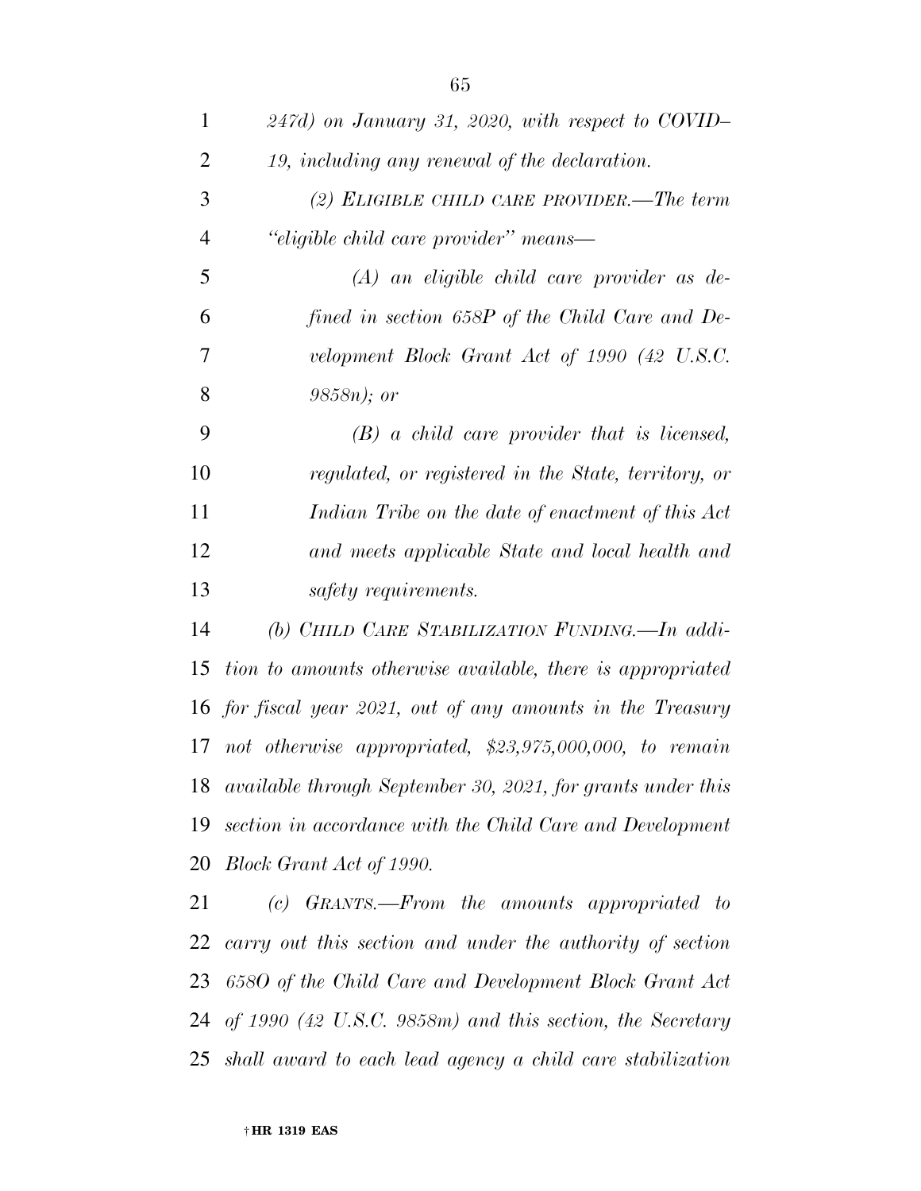*247d) on January 31, 2020, with respect to COVID–19, including any renewal of the declaration.*

*(2) ELIGIBLE CHILD CARE PROVIDER.—The term "eligible child care provider" means—*

*(A) an eligible child care provider as defined in section 658P of the Child Care and Development Block Grant Act of 1990 (42 U.S.C. 9858n); or*

*(B) a child care provider that is licensed, regulated, or registered in the State, territory, or Indian Tribe on the date of enactment of this Act and meets applicable State and local health and safety requirements.*

*(b) CHILD CARE STABILIZATION FUNDING.—In addition to amounts otherwise available, there is appropriated for fiscal year 2021, out of any amounts in the Treasury not otherwise appropriated, $23,975,000,000, to remain available through September 30, 2021, for grants under this section in accordance with the Child Care and Development Block Grant Act of 1990.*

*(c) GRANTS.—From the amounts appropriated to carry out this section and under the authority of section 658O of the Child Care and Development Block Grant Act of 1990 (42 U.S.C. 9858m) and this section, the Secretary shall award to each lead agency a child care stabilization*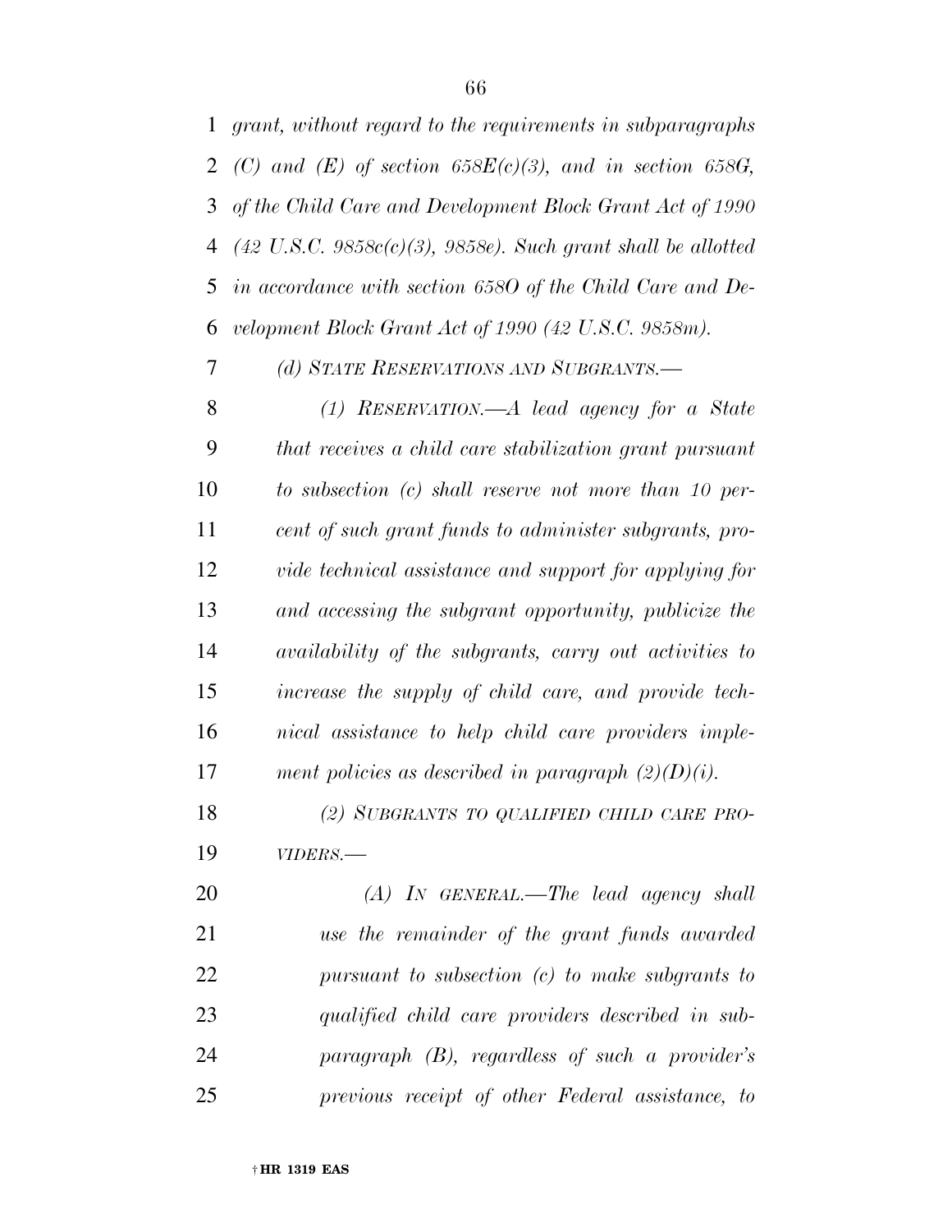*grant, without regard to the requirements in subparagraphs (C) and (E) of section 658E(c)(3), and in section 658G, of the Child Care and Development Block Grant Act of 1990 (42 U.S.C. 9858c(c)(3), 9858e). Such grant shall be allotted in accordance with section 658O of the Child Care and Development Block Grant Act of 1990 (42 U.S.C. 9858m).*

*(d) STATE RESERVATIONS AND SUBGRANTS.—*

*(1) RESERVATION.—A lead agency for a State that receives a child care stabilization grant pursuant to subsection (c) shall reserve not more than 10 percent of such grant funds to administer subgrants, provide technical assistance and support for applying for and accessing the subgrant opportunity, publicize the availability of the subgrants, carry out activities to increase the supply of child care, and provide technical assistance to help child care providers implement policies as described in paragraph (2)(D)(i).*

*(2) SUBGRANTS TO QUALIFIED CHILD CARE PROVIDERS.—*

*(A) IN GENERAL.—The lead agency shall use the remainder of the grant funds awarded pursuant to subsection (c) to make subgrants to qualified child care providers described in subparagraph (B), regardless of such a provider's previous receipt of other Federal assistance, to*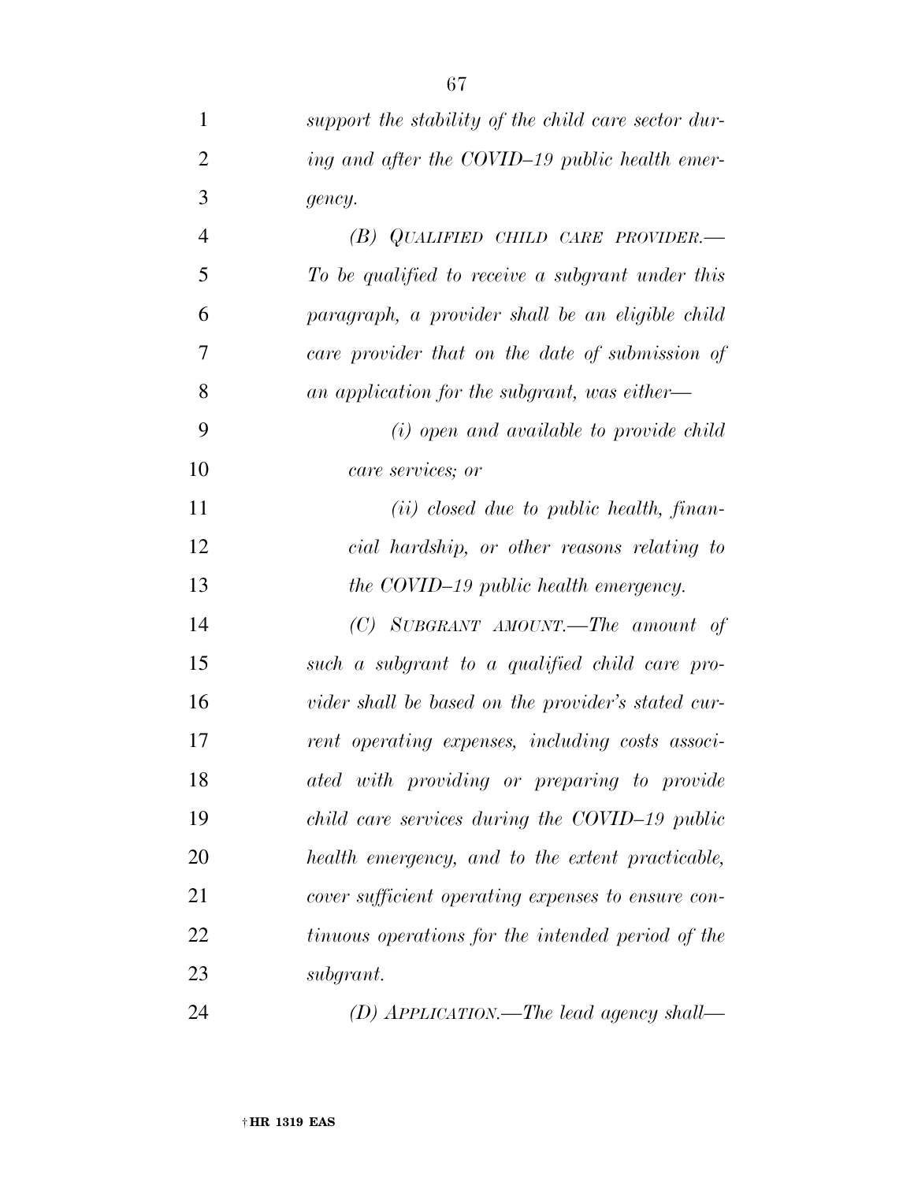*support the stability of the child care sector during and after the COVID–19 public health emergency.*

*(B) QUALIFIED CHILD CARE PROVIDER.— To be qualified to receive a subgrant under this paragraph, a provider shall be an eligible child care provider that on the date of submission of an application for the subgrant, was either—*

*(i) open and available to provide child care services; or*

*(ii) closed due to public health, financial hardship, or other reasons relating to the COVID–19 public health emergency.*

*(C) SUBGRANT AMOUNT.—The amount of such a subgrant to a qualified child care provider shall be based on the provider's stated current operating expenses, including costs associated with providing or preparing to provide child care services during the COVID–19 public health emergency, and to the extent practicable, cover sufficient operating expenses to ensure continuous operations for the intended period of the subgrant.*

*(D) APPLICATION.—The lead agency shall—*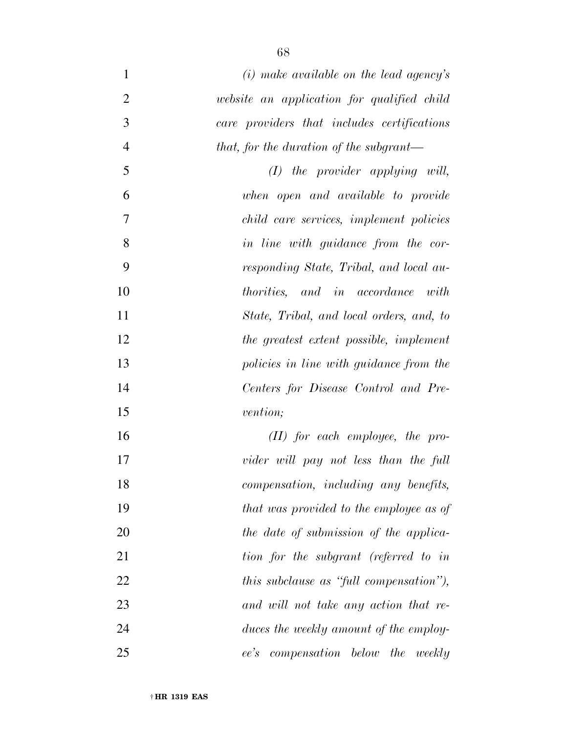*(i) make available on the lead agency's website an application for qualified child care providers that includes certifications that, for the duration of the subgrant—*

*(I) the provider applying will, when open and available to provide child care services, implement policies in line with guidance from the corresponding State, Tribal, and local authorities, and in accordance with State, Tribal, and local orders, and, to the greatest extent possible, implement policies in line with guidance from the Centers for Disease Control and Prevention;*

*(II) for each employee, the provider will pay not less than the full compensation, including any benefits, that was provided to the employee as of the date of submission of the application for the subgrant (referred to in this subclause as "full compensation"), and will not take any action that reduces the weekly amount of the employee's compensation below the weekly*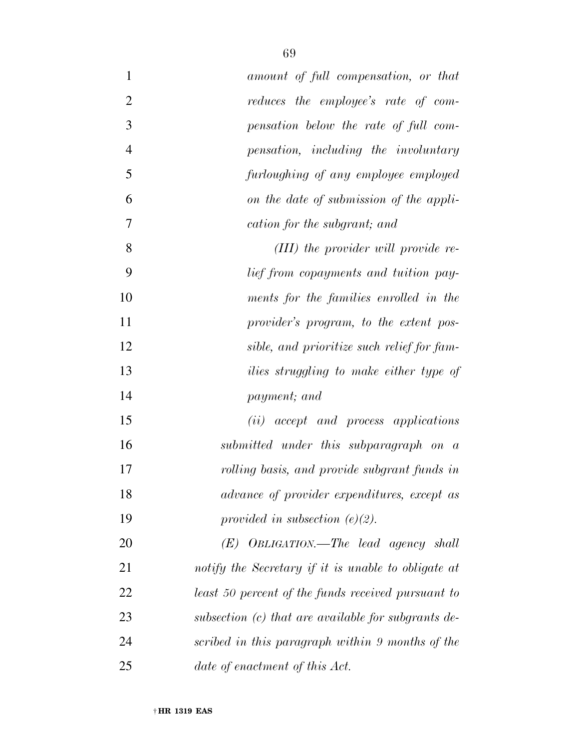*amount of full compensation, or that reduces the employee's rate of compensation below the rate of full compensation, including the involuntary furloughing of any employee employed on the date of submission of the application for the subgrant; and*

*(III) the provider will provide relief from copayments and tuition payments for the families enrolled in the provider's program, to the extent possible, and prioritize such relief for families struggling to make either type of payment; and*

*(ii) accept and process applications submitted under this subparagraph on a rolling basis, and provide subgrant funds in advance of provider expenditures, except as provided in subsection (e)(2).*

*(E) OBLIGATION.—The lead agency shall notify the Secretary if it is unable to obligate at least 50 percent of the funds received pursuant to subsection (c) that are available for subgrants described in this paragraph within 9 months of the date of enactment of this Act.*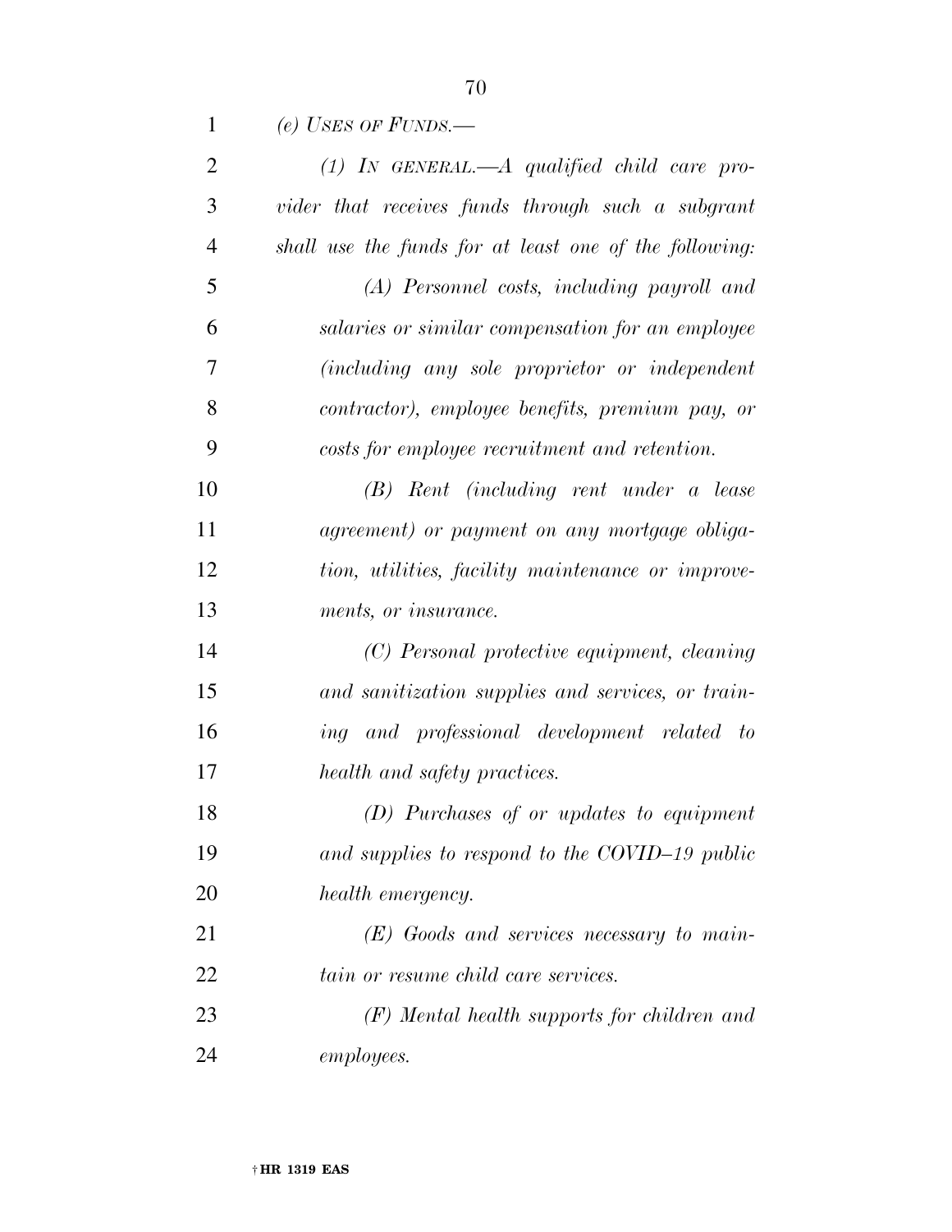*(e) USES OF FUNDS.—*

*(1) IN GENERAL.—A qualified child care provider that receives funds through such a subgrant shall use the funds for at least one of the following:*

*(A) Personnel costs, including payroll and salaries or similar compensation for an employee (including any sole proprietor or independent contractor), employee benefits, premium pay, or costs for employee recruitment and retention.*

*(B) Rent (including rent under a lease agreement) or payment on any mortgage obligation, utilities, facility maintenance or improvements, or insurance.*

*(C) Personal protective equipment, cleaning and sanitization supplies and services, or training and professional development related to health and safety practices.*

*(D) Purchases of or updates to equipment and supplies to respond to the COVID–19 public health emergency.*

*(E) Goods and services necessary to maintain or resume child care services.*

*(F) Mental health supports for children and employees.*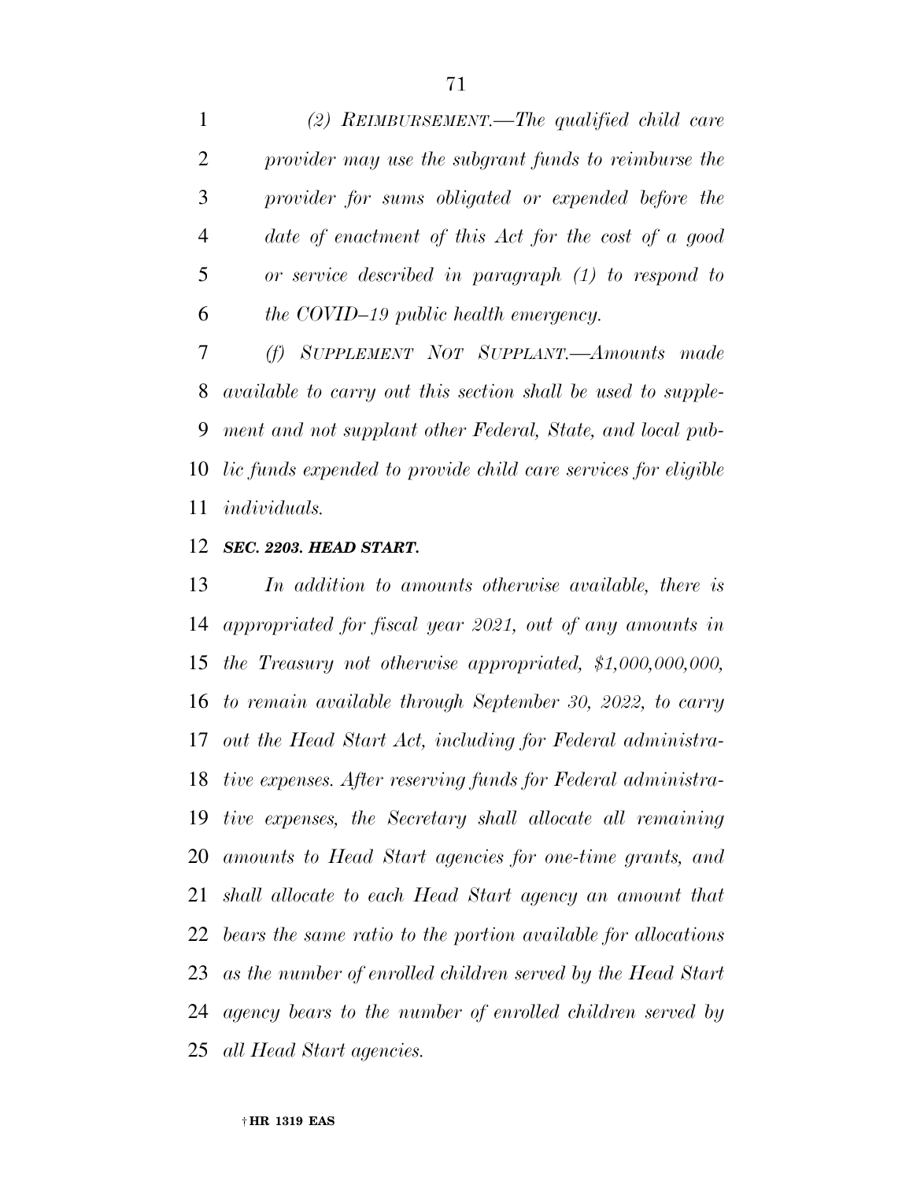*(2) REIMBURSEMENT.—The qualified child care provider may use the subgrant funds to reimburse the provider for sums obligated or expended before the date of enactment of this Act for the cost of a good or service described in paragraph (1) to respond to the COVID–19 public health emergency.*

*(f) SUPPLEMENT NOT SUPPLANT.—Amounts made available to carry out this section shall be used to supplement and not supplant other Federal, State, and local public funds expended to provide child care services for eligible individuals.*

### ***SEC. 2203. HEAD START.***

*In addition to amounts otherwise available, there is appropriated for fiscal year 2021, out of any amounts in the Treasury not otherwise appropriated, $1,000,000,000, to remain available through September 30, 2022, to carry out the Head Start Act, including for Federal administrative expenses. After reserving funds for Federal administrative expenses, the Secretary shall allocate all remaining amounts to Head Start agencies for one-time grants, and shall allocate to each Head Start agency an amount that bears the same ratio to the portion available for allocations as the number of enrolled children served by the Head Start agency bears to the number of enrolled children served by all Head Start agencies.*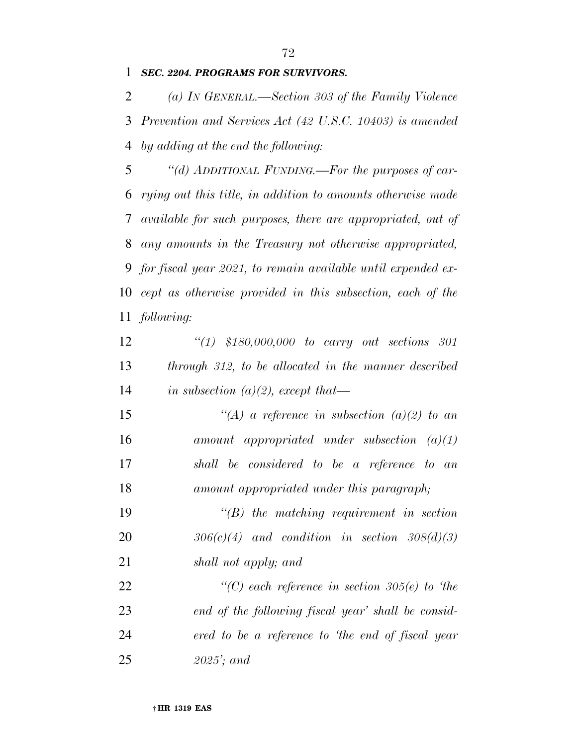***SEC. 2204. PROGRAMS FOR SURVIVORS.***

*(a) IN GENERAL.—Section 303 of the Family Violence Prevention and Services Act (42 U.S.C. 10403) is amended by adding at the end the following:*

*"(d) ADDITIONAL FUNDING.—For the purposes of carrying out this title, in addition to amounts otherwise made available for such purposes, there are appropriated, out of any amounts in the Treasury not otherwise appropriated, for fiscal year 2021, to remain available until expended except as otherwise provided in this subsection, each of the following:*

*"(1) $180,000,000 to carry out sections 301 through 312, to be allocated in the manner described in subsection (a)(2), except that—*

*"(A) a reference in subsection (a)(2) to an amount appropriated under subsection (a)(1) shall be considered to be a reference to an amount appropriated under this paragraph;*

*"(B) the matching requirement in section 306(c)(4) and condition in section 308(d)(3) shall not apply; and*

*"(C) each reference in section 305(e) to 'the end of the following fiscal year' shall be considered to be a reference to 'the end of fiscal year 2025'; and*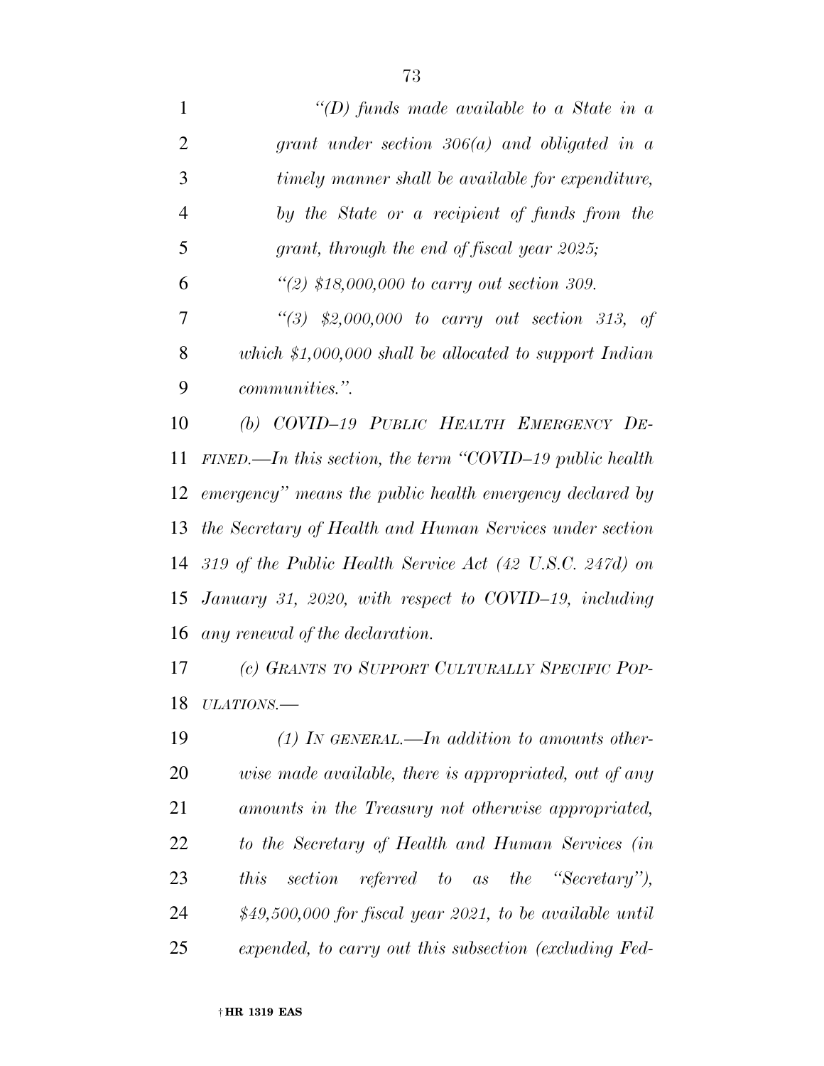*"(D) funds made available to a State in a grant under section 306(a) and obligated in a timely manner shall be available for expenditure, by the State or a recipient of funds from the grant, through the end of fiscal year 2025;*

*"(2) $18,000,000 to carry out section 309.*

*"(3) $2,000,000 to carry out section 313, of which $1,000,000 shall be allocated to support Indian communities.".*

*(b) COVID–19 PUBLIC HEALTH EMERGENCY DEFINED.—In this section, the term "COVID–19 public health emergency" means the public health emergency declared by the Secretary of Health and Human Services under section 319 of the Public Health Service Act (42 U.S.C. 247d) on January 31, 2020, with respect to COVID–19, including any renewal of the declaration.*

*(c) GRANTS TO SUPPORT CULTURALLY SPECIFIC POPULATIONS.—*

*(1) IN GENERAL.—In addition to amounts otherwise made available, there is appropriated, out of any amounts in the Treasury not otherwise appropriated, to the Secretary of Health and Human Services (in this section referred to as the "Secretary"), $49,500,000 for fiscal year 2021, to be available until expended, to carry out this subsection (excluding Fed-*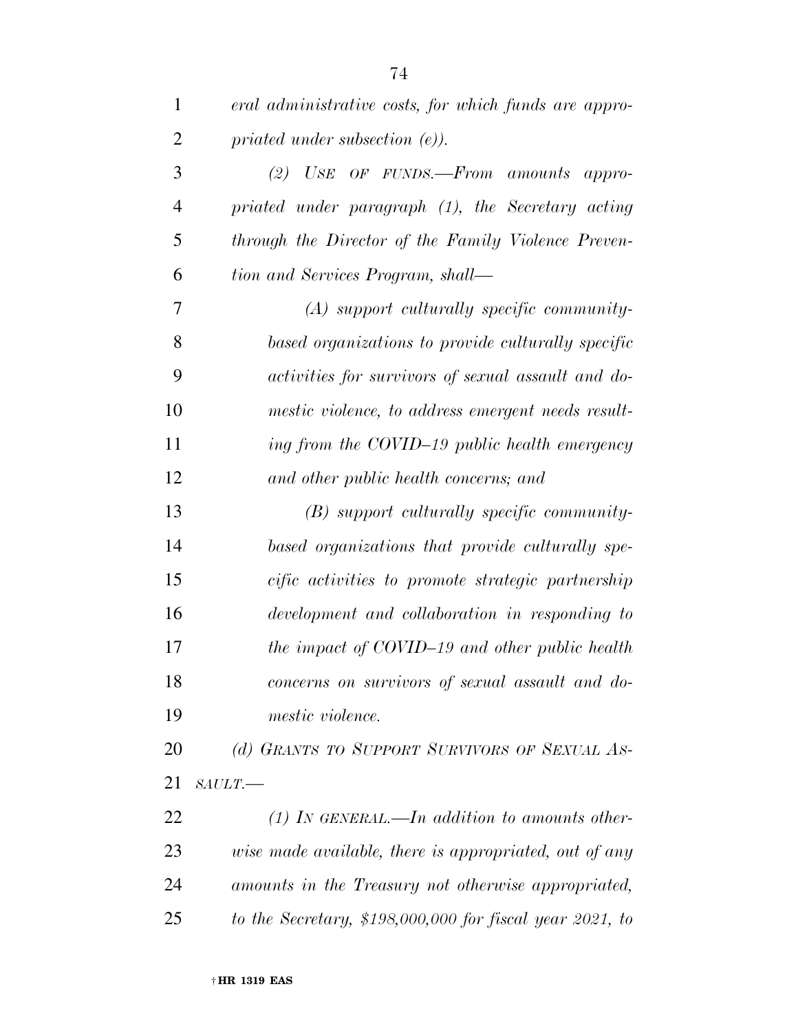*eral administrative costs, for which funds are appropriated under subsection (e)).*

*(2) USE OF FUNDS.—From amounts appropriated under paragraph (1), the Secretary acting through the Director of the Family Violence Prevention and Services Program, shall—*

*(A) support culturally specific community-based organizations to provide culturally specific activities for survivors of sexual assault and domestic violence, to address emergent needs resulting from the COVID–19 public health emergency and other public health concerns; and*

*(B) support culturally specific community-based organizations that provide culturally specific activities to promote strategic partnership development and collaboration in responding to the impact of COVID–19 and other public health concerns on survivors of sexual assault and domestic violence.*

*(d) GRANTS TO SUPPORT SURVIVORS OF SEXUAL ASSAULT.—*

*(1) IN GENERAL.—In addition to amounts otherwise made available, there is appropriated, out of any amounts in the Treasury not otherwise appropriated, to the Secretary, $198,000,000 for fiscal year 2021, to*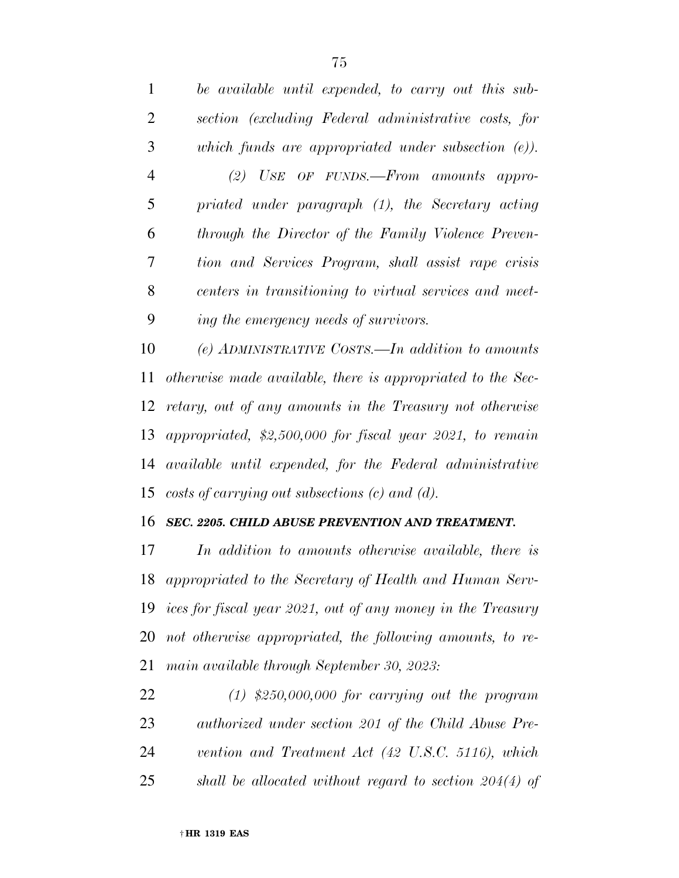*be available until expended, to carry out this subsection (excluding Federal administrative costs, for which funds are appropriated under subsection (e)).*

*(2) USE OF FUNDS.—From amounts appropriated under paragraph (1), the Secretary acting through the Director of the Family Violence Prevention and Services Program, shall assist rape crisis centers in transitioning to virtual services and meeting the emergency needs of survivors.*

*(e) ADMINISTRATIVE COSTS.—In addition to amounts otherwise made available, there is appropriated to the Secretary, out of any amounts in the Treasury not otherwise appropriated, $2,500,000 for fiscal year 2021, to remain available until expended, for the Federal administrative costs of carrying out subsections (c) and (d).*

***SEC. 2205. CHILD ABUSE PREVENTION AND TREATMENT.***

*In addition to amounts otherwise available, there is appropriated to the Secretary of Health and Human Services for fiscal year 2021, out of any money in the Treasury not otherwise appropriated, the following amounts, to remain available through September 30, 2023:*

*(1) $250,000,000 for carrying out the program authorized under section 201 of the Child Abuse Prevention and Treatment Act (42 U.S.C. 5116), which shall be allocated without regard to section 204(4) of*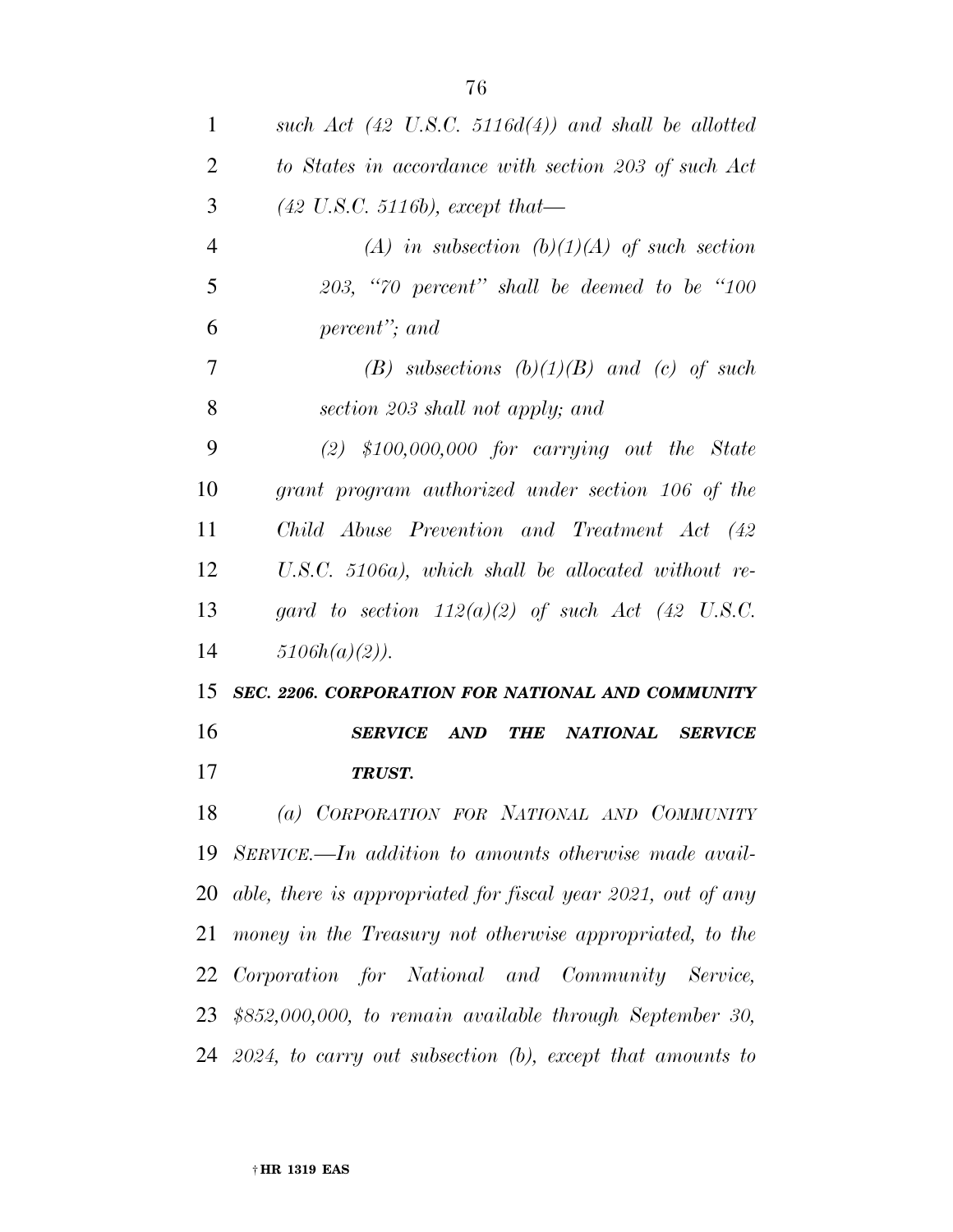*such Act (42 U.S.C. 5116d(4)) and shall be allotted to States in accordance with section 203 of such Act (42 U.S.C. 5116b), except that—*

*(A) in subsection (b)(1)(A) of such section 203, "70 percent" shall be deemed to be "100 percent"; and*

*(B) subsections (b)(1)(B) and (c) of such section 203 shall not apply; and*

*(2) $100,000,000 for carrying out the State grant program authorized under section 106 of the Child Abuse Prevention and Treatment Act (42 U.S.C. 5106a), which shall be allocated without regard to section 112(a)(2) of such Act (42 U.S.C. 5106h(a)(2)).*

***SEC. 2206. CORPORATION FOR NATIONAL AND COMMUNITY SERVICE AND THE NATIONAL SERVICE TRUST.***

*(a) CORPORATION FOR NATIONAL AND COMMUNITY SERVICE.—In addition to amounts otherwise made available, there is appropriated for fiscal year 2021, out of any money in the Treasury not otherwise appropriated, to the Corporation for National and Community Service, $852,000,000, to remain available through September 30, 2024, to carry out subsection (b), except that amounts to*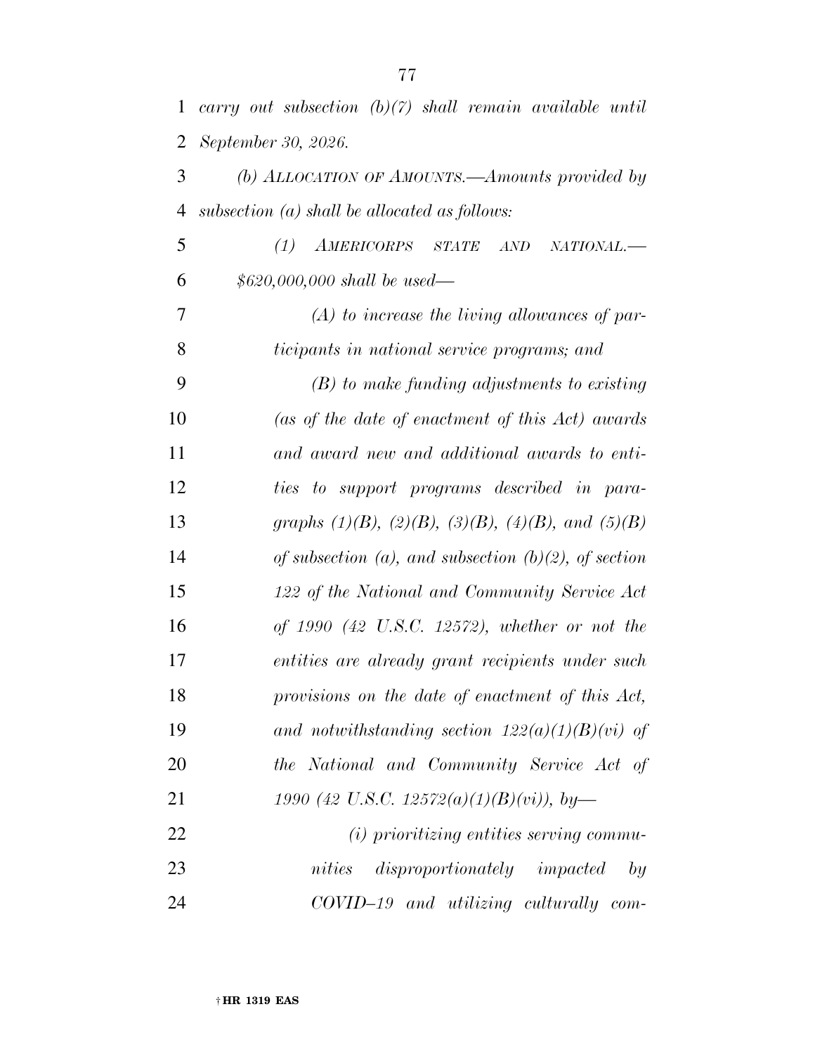*carry out subsection (b)(7) shall remain available until September 30, 2026.*

*(b) ALLOCATION OF AMOUNTS.—Amounts provided by subsection (a) shall be allocated as follows:*

*(1) AMERICORPS STATE AND NATIONAL.— $620,000,000 shall be used—*

*(A) to increase the living allowances of participants in national service programs; and*

*(B) to make funding adjustments to existing (as of the date of enactment of this Act) awards and award new and additional awards to entities to support programs described in paragraphs (1)(B), (2)(B), (3)(B), (4)(B), and (5)(B) of subsection (a), and subsection (b)(2), of section 122 of the National and Community Service Act of 1990 (42 U.S.C. 12572), whether or not the entities are already grant recipients under such provisions on the date of enactment of this Act, and notwithstanding section 122(a)(1)(B)(vi) of the National and Community Service Act of 1990 (42 U.S.C. 12572(a)(1)(B)(vi)), by—*

*(i) prioritizing entities serving communities disproportionately impacted by COVID–19 and utilizing culturally com-*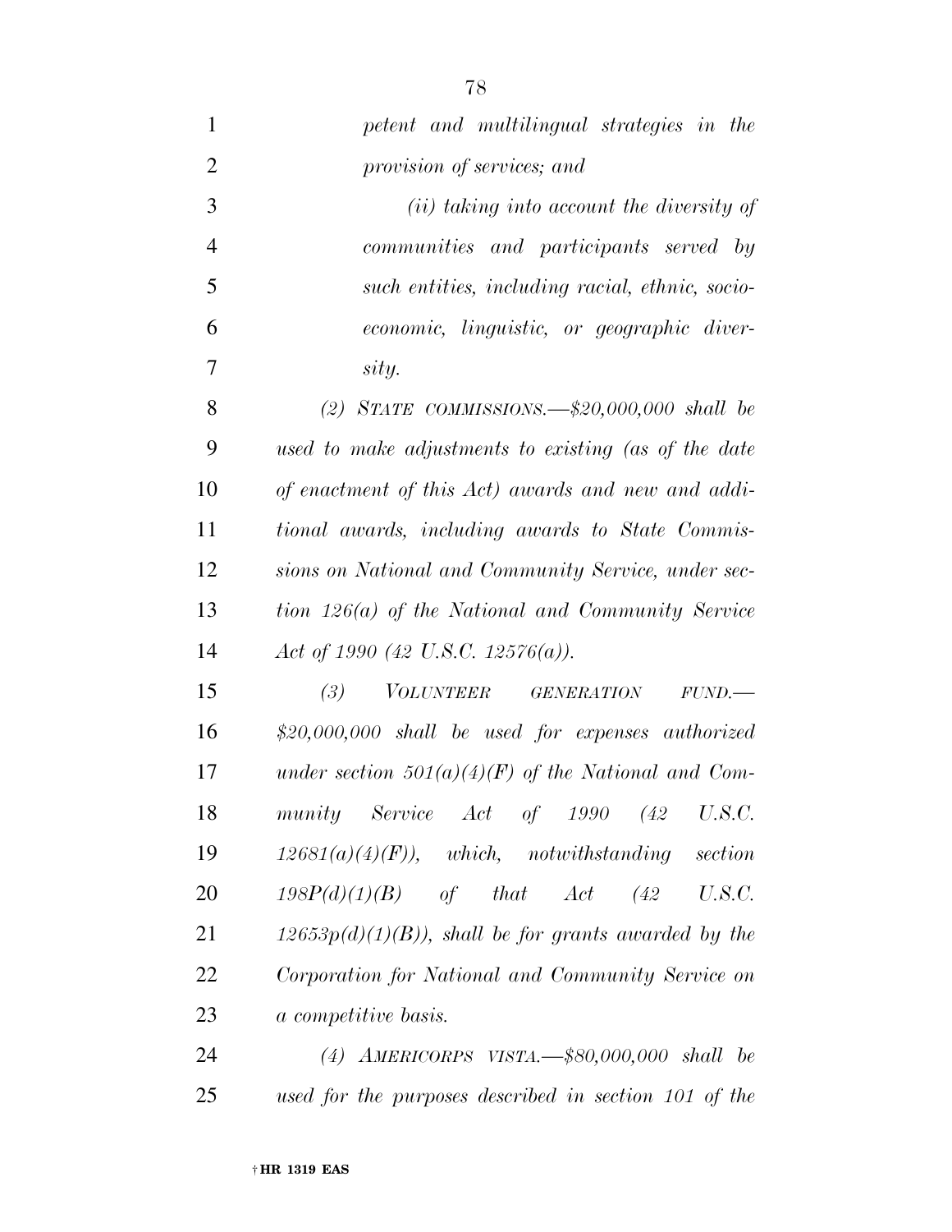*petent and multilingual strategies in the provision of services; and*

*(ii) taking into account the diversity of communities and participants served by such entities, including racial, ethnic, socio-economic, linguistic, or geographic diversity.*

*(2) STATE COMMISSIONS.—$20,000,000 shall be used to make adjustments to existing (as of the date of enactment of this Act) awards and new and additional awards, including awards to State Commissions on National and Community Service, under section 126(a) of the National and Community Service Act of 1990 (42 U.S.C. 12576(a)).*

*(3) VOLUNTEER GENERATION FUND.—$20,000,000 shall be used for expenses authorized under section 501(a)(4)(F) of the National and Community Service Act of 1990 (42 U.S.C. 12681(a)(4)(F)), which, notwithstanding section 198P(d)(1)(B) of that Act (42 U.S.C. 12653p(d)(1)(B)), shall be for grants awarded by the Corporation for National and Community Service on a competitive basis.*

*(4) AMERICORPS VISTA.—$80,000,000 shall be used for the purposes described in section 101 of the*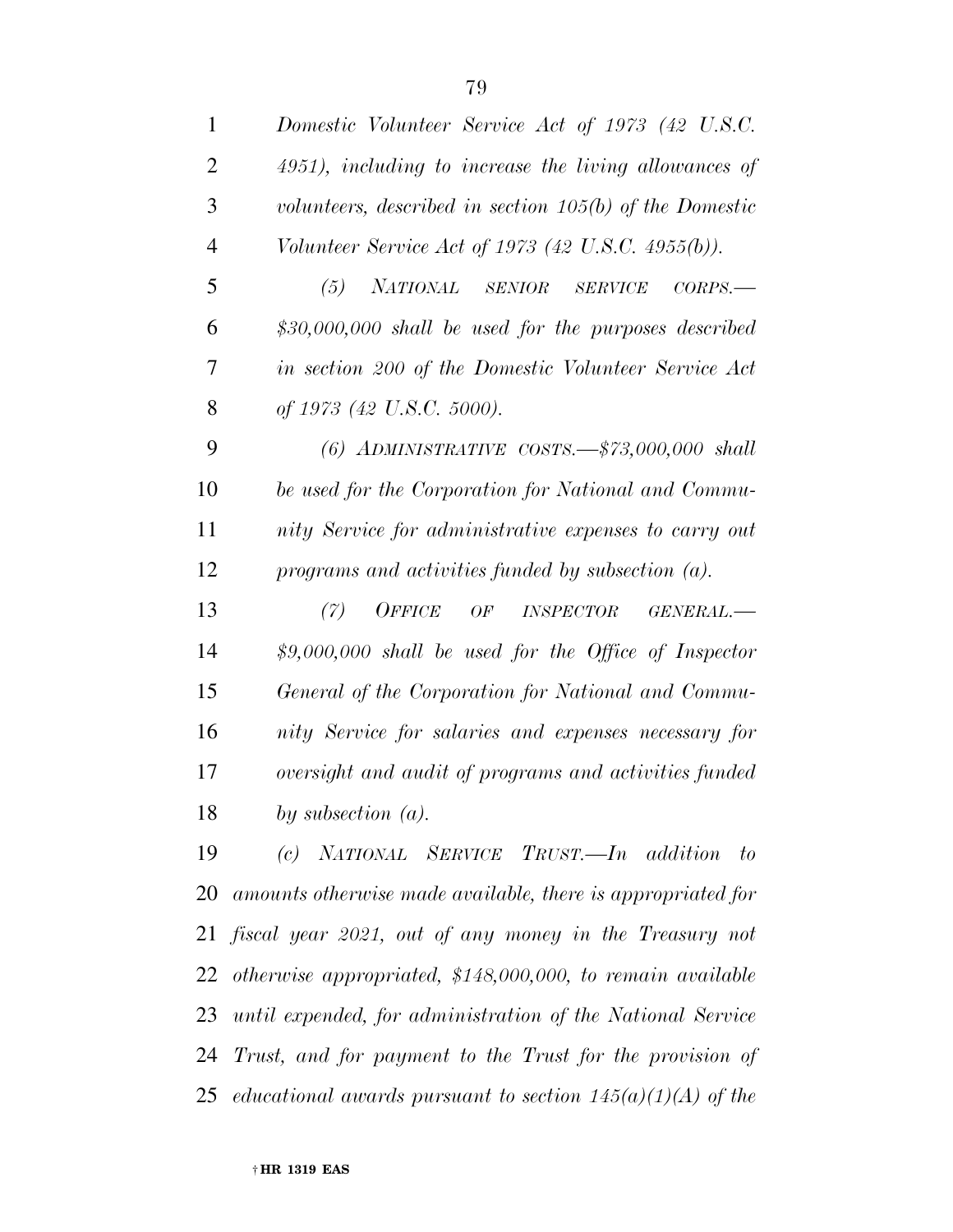*Domestic Volunteer Service Act of 1973 (42 U.S.C. 4951), including to increase the living allowances of volunteers, described in section 105(b) of the Domestic Volunteer Service Act of 1973 (42 U.S.C. 4955(b)).*

*(5) NATIONAL SENIOR SERVICE CORPS.—$30,000,000 shall be used for the purposes described in section 200 of the Domestic Volunteer Service Act of 1973 (42 U.S.C. 5000).*

*(6) ADMINISTRATIVE COSTS.—$73,000,000 shall be used for the Corporation for National and Community Service for administrative expenses to carry out programs and activities funded by subsection (a).*

*(7) OFFICE OF INSPECTOR GENERAL.—$9,000,000 shall be used for the Office of Inspector General of the Corporation for National and Community Service for salaries and expenses necessary for oversight and audit of programs and activities funded by subsection (a).*

*(c) NATIONAL SERVICE TRUST.—In addition to amounts otherwise made available, there is appropriated for fiscal year 2021, out of any money in the Treasury not otherwise appropriated, $148,000,000, to remain available until expended, for administration of the National Service Trust, and for payment to the Trust for the provision of educational awards pursuant to section 145(a)(1)(A) of the*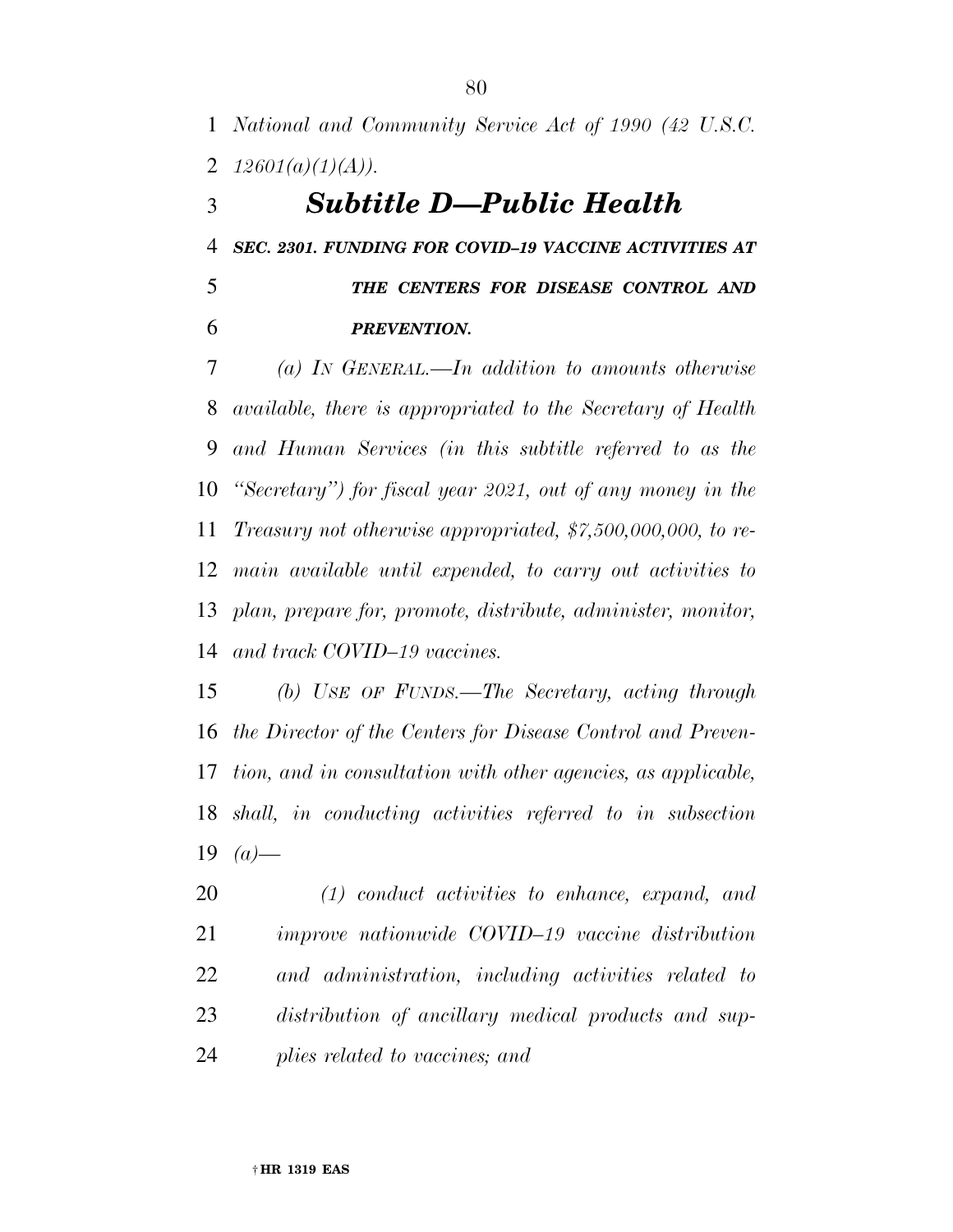*National and Community Service Act of 1990 (42 U.S.C. 12601(a)(1)(A)).*

## *Subtitle D—Public Health*

### *SEC. 2301. FUNDING FOR COVID–19 VACCINE ACTIVITIES AT THE CENTERS FOR DISEASE CONTROL AND PREVENTION.*

*(a) IN GENERAL.—In addition to amounts otherwise available, there is appropriated to the Secretary of Health and Human Services (in this subtitle referred to as the "Secretary") for fiscal year 2021, out of any money in the Treasury not otherwise appropriated, $7,500,000,000, to remain available until expended, to carry out activities to plan, prepare for, promote, distribute, administer, monitor, and track COVID–19 vaccines.*

*(b) USE OF FUNDS.—The Secretary, acting through the Director of the Centers for Disease Control and Prevention, and in consultation with other agencies, as applicable, shall, in conducting activities referred to in subsection (a)—*

*(1) conduct activities to enhance, expand, and improve nationwide COVID–19 vaccine distribution and administration, including activities related to distribution of ancillary medical products and supplies related to vaccines; and*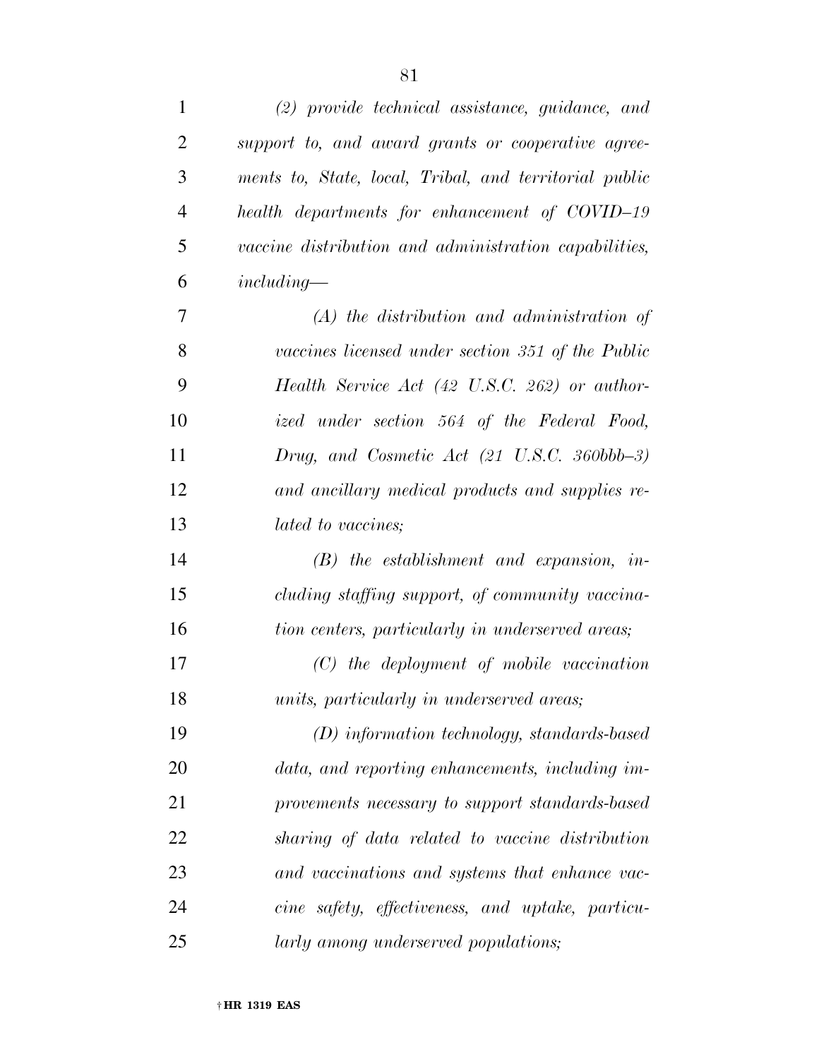*(2) provide technical assistance, guidance, and support to, and award grants or cooperative agreements to, State, local, Tribal, and territorial public health departments for enhancement of COVID–19 vaccine distribution and administration capabilities, including—*

*(A) the distribution and administration of vaccines licensed under section 351 of the Public Health Service Act (42 U.S.C. 262) or authorized under section 564 of the Federal Food, Drug, and Cosmetic Act (21 U.S.C. 360bbb–3) and ancillary medical products and supplies related to vaccines;*

*(B) the establishment and expansion, including staffing support, of community vaccination centers, particularly in underserved areas;*

*(C) the deployment of mobile vaccination units, particularly in underserved areas;*

*(D) information technology, standards-based data, and reporting enhancements, including improvements necessary to support standards-based sharing of data related to vaccine distribution and vaccinations and systems that enhance vaccine safety, effectiveness, and uptake, particularly among underserved populations;*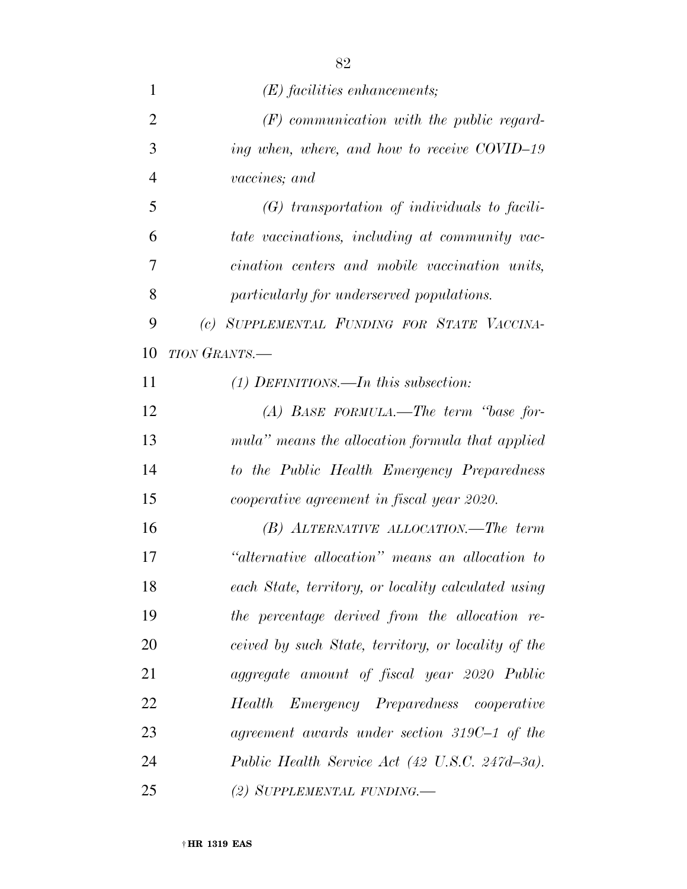*(E) facilities enhancements;*

*(F) communication with the public regarding when, where, and how to receive COVID–19 vaccines; and*

*(G) transportation of individuals to facilitate vaccinations, including at community vaccination centers and mobile vaccination units, particularly for underserved populations.*

*(c) SUPPLEMENTAL FUNDING FOR STATE VACCINATION GRANTS.—*

*(1) DEFINITIONS.—In this subsection:*

*(A) BASE FORMULA.—The term "base formula" means the allocation formula that applied to the Public Health Emergency Preparedness cooperative agreement in fiscal year 2020.*

*(B) ALTERNATIVE ALLOCATION.—The term "alternative allocation" means an allocation to each State, territory, or locality calculated using the percentage derived from the allocation received by such State, territory, or locality of the aggregate amount of fiscal year 2020 Public Health Emergency Preparedness cooperative agreement awards under section 319C–1 of the Public Health Service Act (42 U.S.C. 247d–3a).*

*(2) SUPPLEMENTAL FUNDING.—*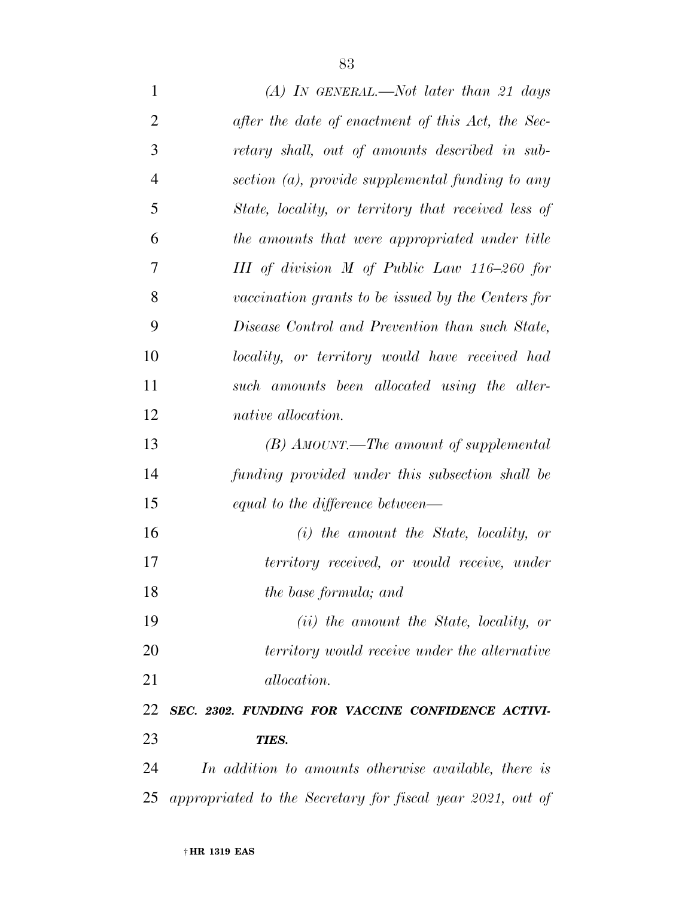*(A) IN GENERAL.—Not later than 21 days after the date of enactment of this Act, the Secretary shall, out of amounts described in subsection (a), provide supplemental funding to any State, locality, or territory that received less of the amounts that were appropriated under title III of division M of Public Law 116–260 for vaccination grants to be issued by the Centers for Disease Control and Prevention than such State, locality, or territory would have received had such amounts been allocated using the alternative allocation.*

*(B) AMOUNT.—The amount of supplemental funding provided under this subsection shall be equal to the difference between—*

*(i) the amount the State, locality, or territory received, or would receive, under the base formula; and*

*(ii) the amount the State, locality, or territory would receive under the alternative allocation.*

***SEC. 2302. FUNDING FOR VACCINE CONFIDENCE ACTIVITIES.***

*In addition to amounts otherwise available, there is appropriated to the Secretary for fiscal year 2021, out of*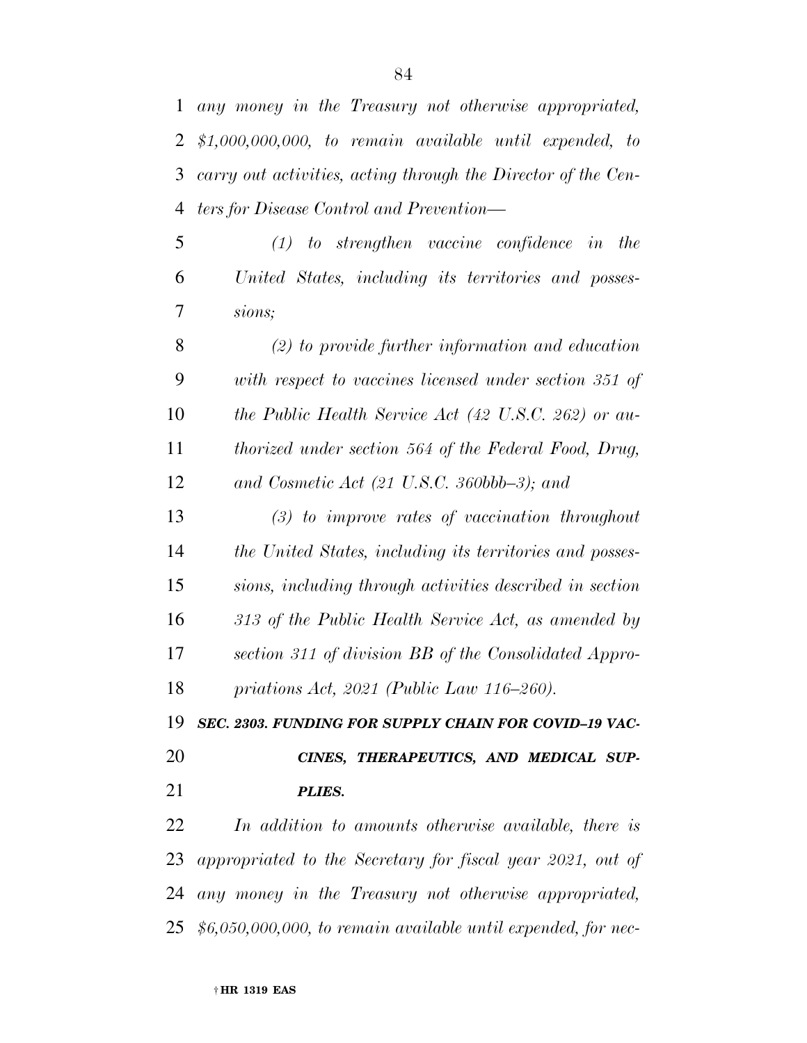*any money in the Treasury not otherwise appropriated, $1,000,000,000, to remain available until expended, to carry out activities, acting through the Director of the Centers for Disease Control and Prevention—*

*(1) to strengthen vaccine confidence in the United States, including its territories and possessions;*

*(2) to provide further information and education with respect to vaccines licensed under section 351 of the Public Health Service Act (42 U.S.C. 262) or authorized under section 564 of the Federal Food, Drug, and Cosmetic Act (21 U.S.C. 360bbb–3); and*

*(3) to improve rates of vaccination throughout the United States, including its territories and possessions, including through activities described in section 313 of the Public Health Service Act, as amended by section 311 of division BB of the Consolidated Appropriations Act, 2021 (Public Law 116–260).*

***SEC. 2303. FUNDING FOR SUPPLY CHAIN FOR COVID–19 VACCINES, THERAPEUTICS, AND MEDICAL SUPPLIES.***

*In addition to amounts otherwise available, there is appropriated to the Secretary for fiscal year 2021, out of any money in the Treasury not otherwise appropriated, $6,050,000,000, to remain available until expended, for nec-*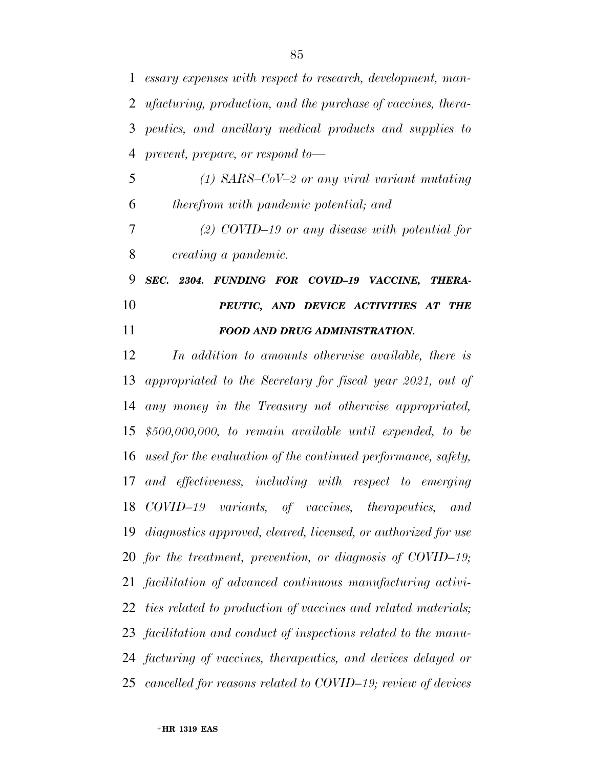*essary expenses with respect to research, development, manufacturing, production, and the purchase of vaccines, therapeutics, and ancillary medical products and supplies to prevent, prepare, or respond to—*

*(1) SARS–CoV–2 or any viral variant mutating therefrom with pandemic potential; and*

*(2) COVID–19 or any disease with potential for creating a pandemic.*

***SEC. 2304. FUNDING FOR COVID–19 VACCINE, THERAPEUTIC, AND DEVICE ACTIVITIES AT THE FOOD AND DRUG ADMINISTRATION.***

*In addition to amounts otherwise available, there is appropriated to the Secretary for fiscal year 2021, out of any money in the Treasury not otherwise appropriated, $500,000,000, to remain available until expended, to be used for the evaluation of the continued performance, safety, and effectiveness, including with respect to emerging COVID–19 variants, of vaccines, therapeutics, and diagnostics approved, cleared, licensed, or authorized for use for the treatment, prevention, or diagnosis of COVID–19; facilitation of advanced continuous manufacturing activities related to production of vaccines and related materials; facilitation and conduct of inspections related to the manufacturing of vaccines, therapeutics, and devices delayed or cancelled for reasons related to COVID–19; review of devices*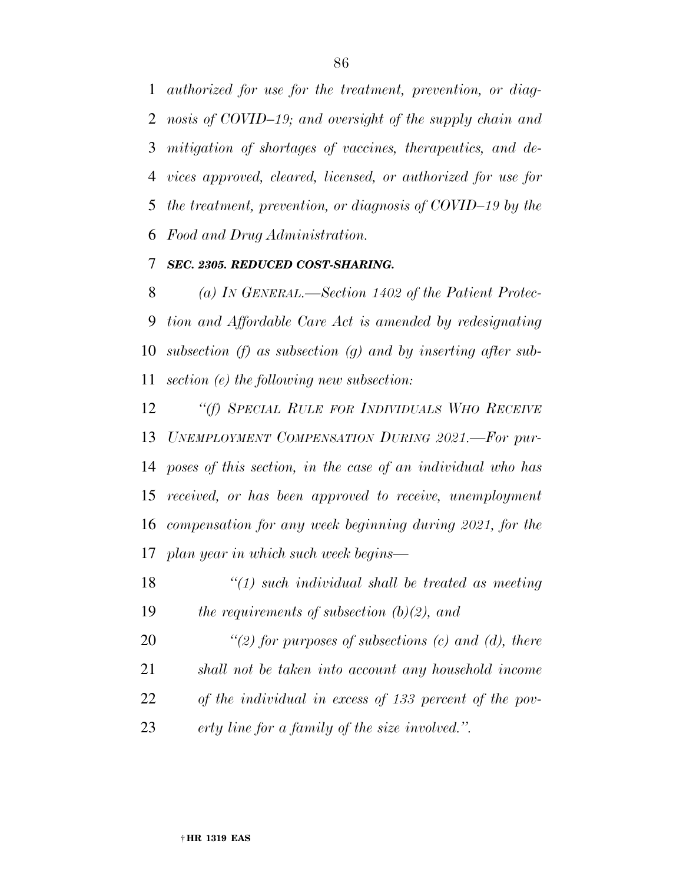*authorized for use for the treatment, prevention, or diagnosis of COVID–19; and oversight of the supply chain and mitigation of shortages of vaccines, therapeutics, and devices approved, cleared, licensed, or authorized for use for the treatment, prevention, or diagnosis of COVID–19 by the Food and Drug Administration.*

***SEC. 2305. REDUCED COST-SHARING.***

*(a) IN GENERAL.—Section 1402 of the Patient Protection and Affordable Care Act is amended by redesignating subsection (f) as subsection (g) and by inserting after subsection (e) the following new subsection:*

*"(f) SPECIAL RULE FOR INDIVIDUALS WHO RECEIVE UNEMPLOYMENT COMPENSATION DURING 2021.—For purposes of this section, in the case of an individual who has received, or has been approved to receive, unemployment compensation for any week beginning during 2021, for the plan year in which such week begins—*

*"(1) such individual shall be treated as meeting the requirements of subsection (b)(2), and*

*"(2) for purposes of subsections (c) and (d), there shall not be taken into account any household income of the individual in excess of 133 percent of the poverty line for a family of the size involved.".*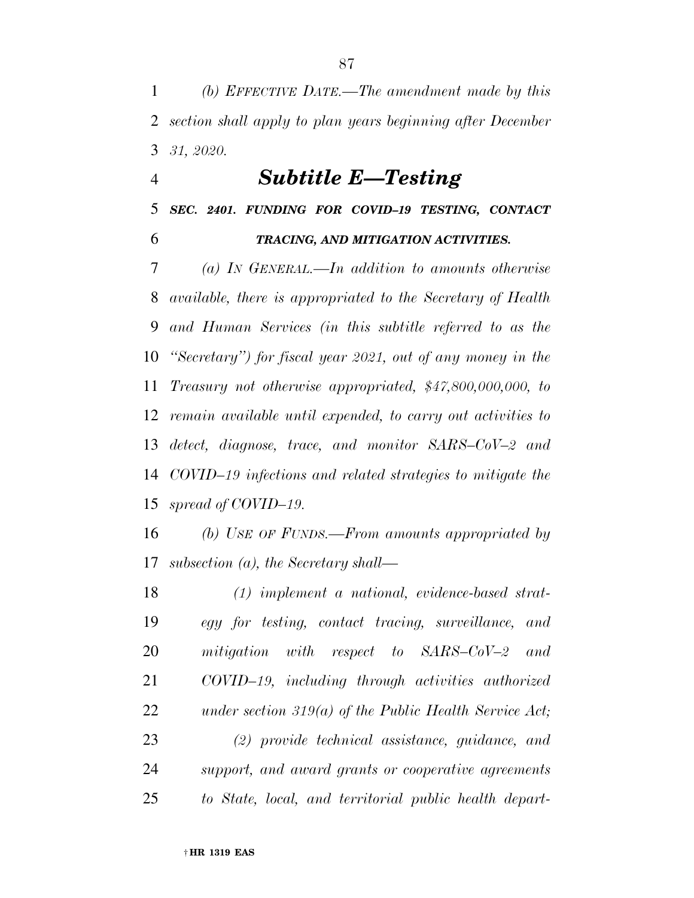*(b) EFFECTIVE DATE.—The amendment made by this section shall apply to plan years beginning after December 31, 2020.*

## *Subtitle E—Testing*

### *SEC. 2401. FUNDING FOR COVID–19 TESTING, CONTACT TRACING, AND MITIGATION ACTIVITIES.*

*(a) IN GENERAL.—In addition to amounts otherwise available, there is appropriated to the Secretary of Health and Human Services (in this subtitle referred to as the "Secretary") for fiscal year 2021, out of any money in the Treasury not otherwise appropriated, $47,800,000,000, to remain available until expended, to carry out activities to detect, diagnose, trace, and monitor SARS–CoV–2 and COVID–19 infections and related strategies to mitigate the spread of COVID–19.*

*(b) USE OF FUNDS.—From amounts appropriated by subsection (a), the Secretary shall—*

*(1) implement a national, evidence-based strategy for testing, contact tracing, surveillance, and mitigation with respect to SARS–CoV–2 and COVID–19, including through activities authorized under section 319(a) of the Public Health Service Act;*

*(2) provide technical assistance, guidance, and support, and award grants or cooperative agreements to State, local, and territorial public health depart-*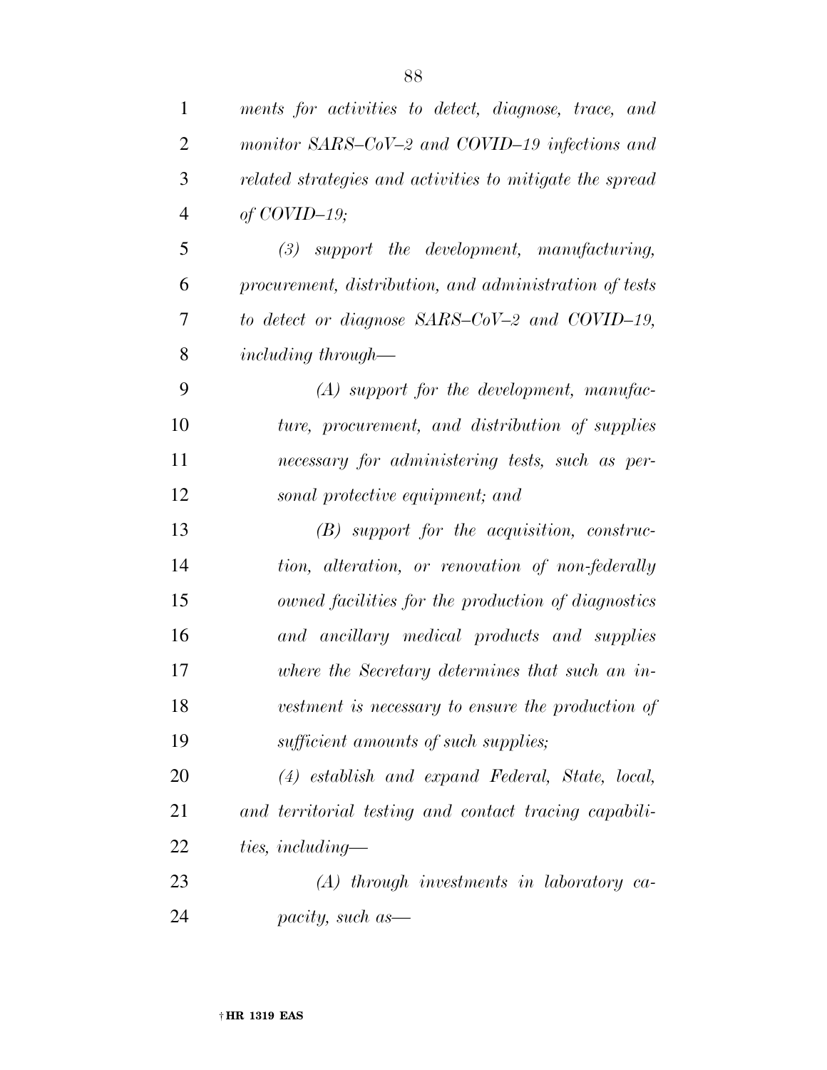*ments for activities to detect, diagnose, trace, and monitor SARS–CoV–2 and COVID–19 infections and related strategies and activities to mitigate the spread of COVID–19;*

*(3) support the development, manufacturing, procurement, distribution, and administration of tests to detect or diagnose SARS–CoV–2 and COVID–19, including through—*

*(A) support for the development, manufacture, procurement, and distribution of supplies necessary for administering tests, such as personal protective equipment; and*

*(B) support for the acquisition, construction, alteration, or renovation of non-federally owned facilities for the production of diagnostics and ancillary medical products and supplies where the Secretary determines that such an investment is necessary to ensure the production of sufficient amounts of such supplies;*

*(4) establish and expand Federal, State, local, and territorial testing and contact tracing capabilities, including—*

*(A) through investments in laboratory capacity, such as—*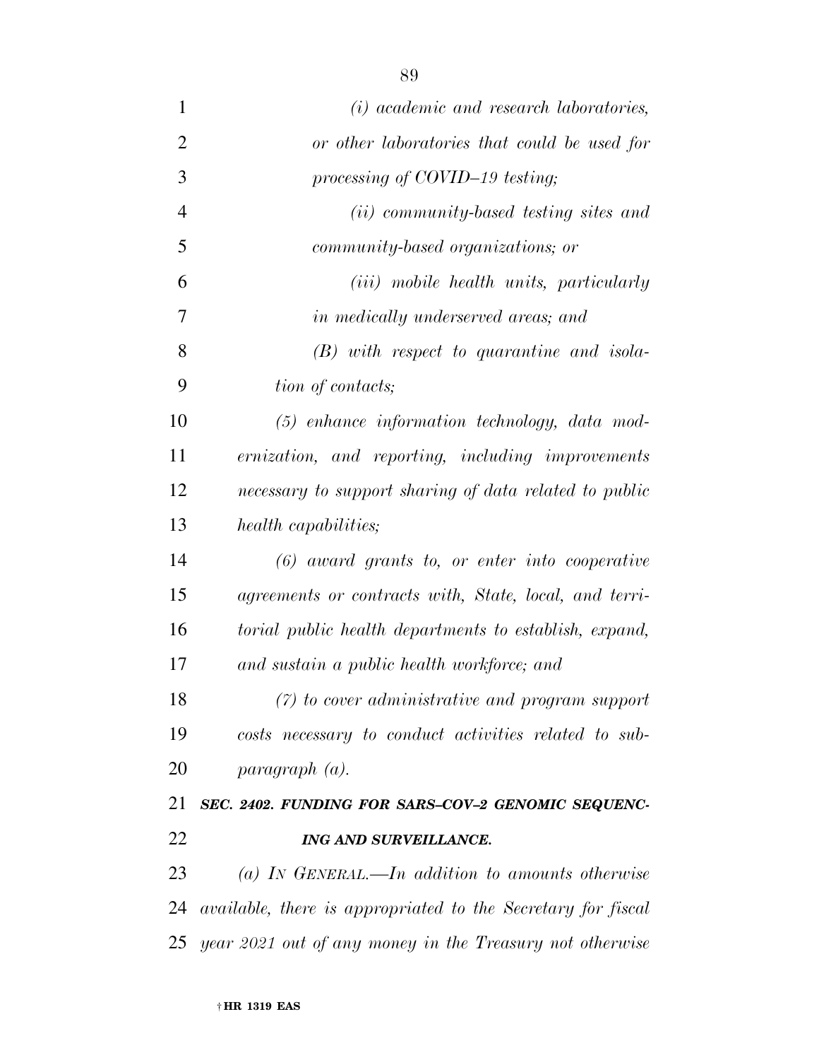*(i) academic and research laboratories, or other laboratories that could be used for processing of COVID–19 testing;*

*(ii) community-based testing sites and community-based organizations; or*

*(iii) mobile health units, particularly in medically underserved areas; and*

*(B) with respect to quarantine and isolation of contacts;*

*(5) enhance information technology, data modernization, and reporting, including improvements necessary to support sharing of data related to public health capabilities;*

*(6) award grants to, or enter into cooperative agreements or contracts with, State, local, and territorial public health departments to establish, expand, and sustain a public health workforce; and*

*(7) to cover administrative and program support costs necessary to conduct activities related to subparagraph (a).*

***SEC. 2402. FUNDING FOR SARS–COV–2 GENOMIC SEQUENCING AND SURVEILLANCE.***

*(a) IN GENERAL.—In addition to amounts otherwise available, there is appropriated to the Secretary for fiscal year 2021 out of any money in the Treasury not otherwise*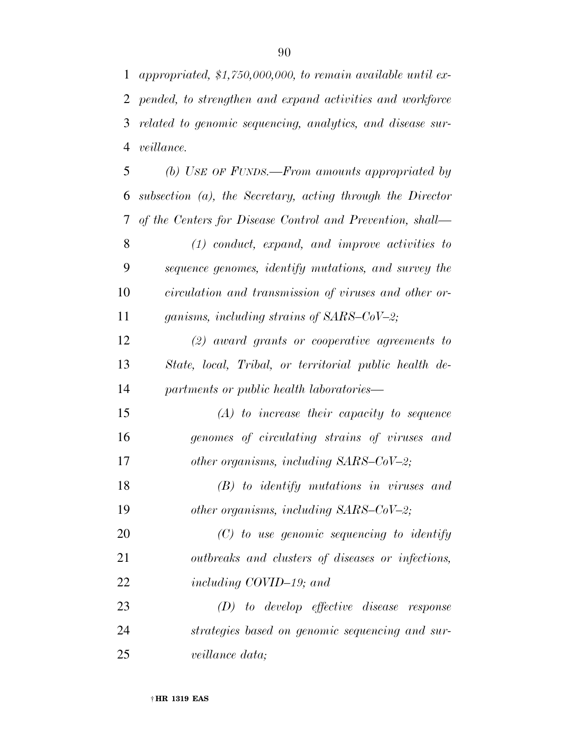*appropriated, $1,750,000,000, to remain available until expended, to strengthen and expand activities and workforce related to genomic sequencing, analytics, and disease surveillance.*

*(b) USE OF FUNDS.—From amounts appropriated by subsection (a), the Secretary, acting through the Director of the Centers for Disease Control and Prevention, shall—*

*(1) conduct, expand, and improve activities to sequence genomes, identify mutations, and survey the circulation and transmission of viruses and other organisms, including strains of SARS–CoV–2;*

*(2) award grants or cooperative agreements to State, local, Tribal, or territorial public health departments or public health laboratories—*

*(A) to increase their capacity to sequence genomes of circulating strains of viruses and other organisms, including SARS–CoV–2;*

*(B) to identify mutations in viruses and other organisms, including SARS–CoV–2;*

*(C) to use genomic sequencing to identify outbreaks and clusters of diseases or infections, including COVID–19; and*

*(D) to develop effective disease response strategies based on genomic sequencing and surveillance data;*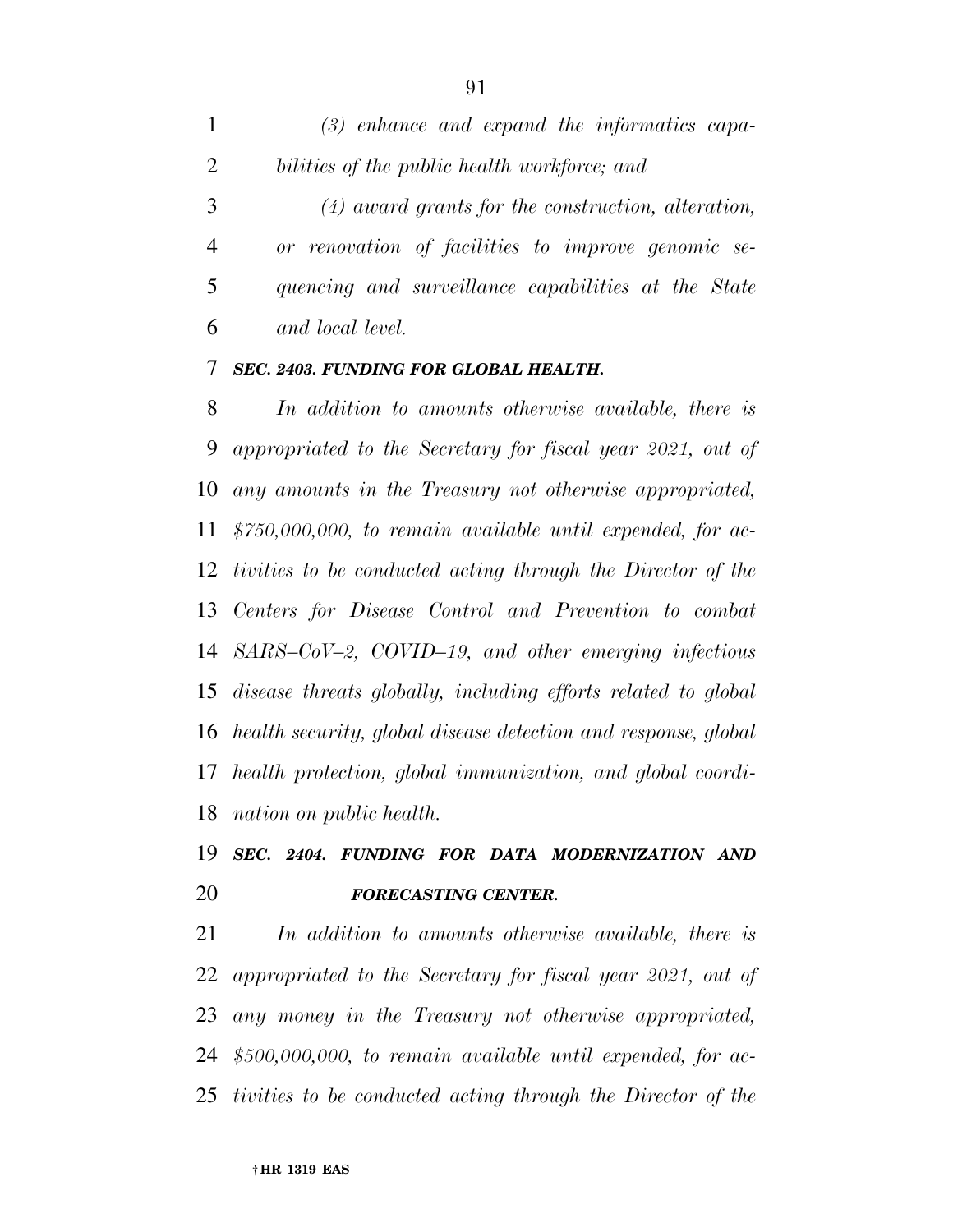*(3) enhance and expand the informatics capabilities of the public health workforce; and*

*(4) award grants for the construction, alteration, or renovation of facilities to improve genomic sequencing and surveillance capabilities at the State and local level.*

***SEC. 2403. FUNDING FOR GLOBAL HEALTH.***

*In addition to amounts otherwise available, there is appropriated to the Secretary for fiscal year 2021, out of any amounts in the Treasury not otherwise appropriated, $750,000,000, to remain available until expended, for activities to be conducted acting through the Director of the Centers for Disease Control and Prevention to combat SARS–CoV–2, COVID–19, and other emerging infectious disease threats globally, including efforts related to global health security, global disease detection and response, global health protection, global immunization, and global coordination on public health.*

***SEC. 2404. FUNDING FOR DATA MODERNIZATION AND FORECASTING CENTER.***

*In addition to amounts otherwise available, there is appropriated to the Secretary for fiscal year 2021, out of any money in the Treasury not otherwise appropriated, $500,000,000, to remain available until expended, for activities to be conducted acting through the Director of the*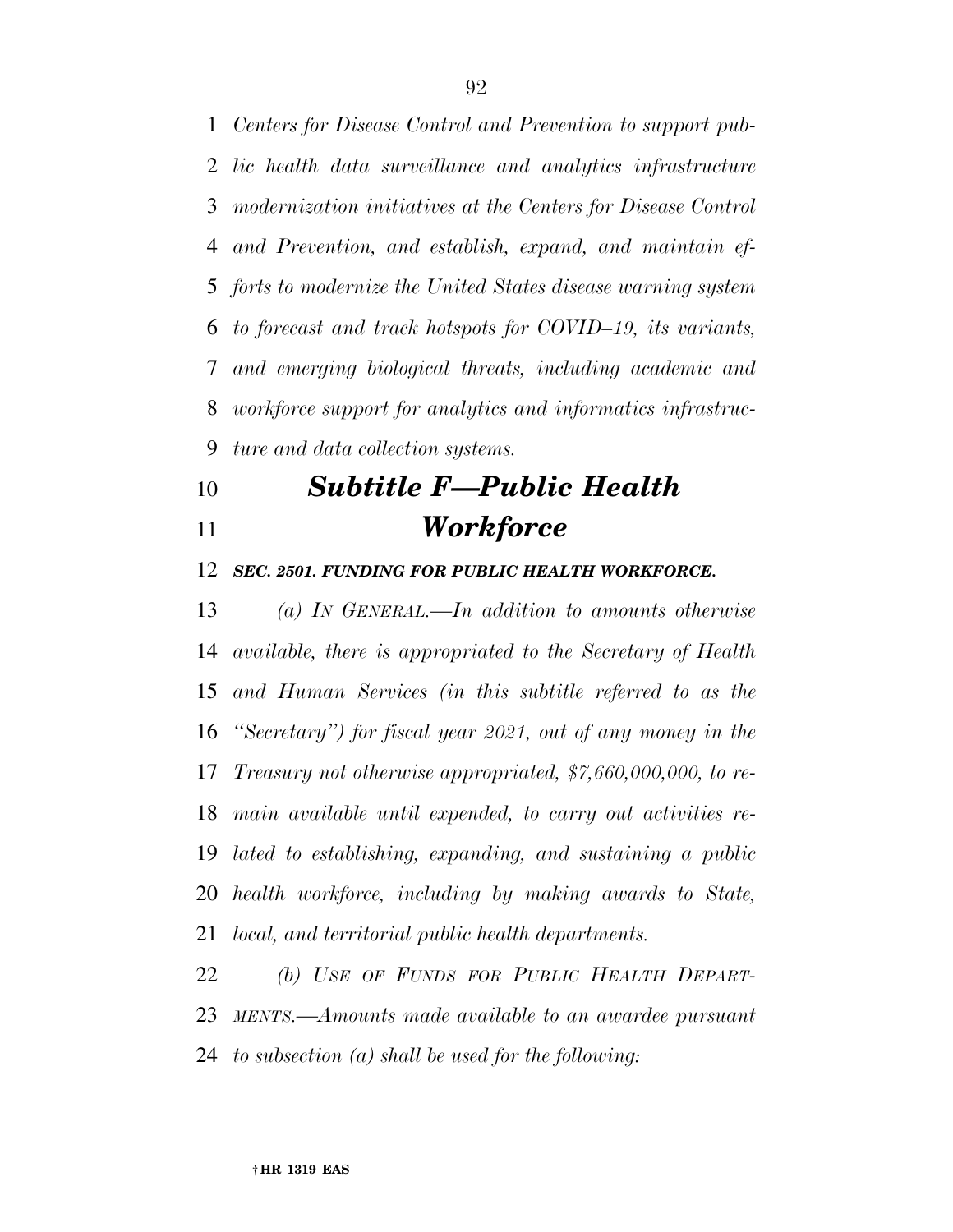*Centers for Disease Control and Prevention to support public health data surveillance and analytics infrastructure modernization initiatives at the Centers for Disease Control and Prevention, and establish, expand, and maintain efforts to modernize the United States disease warning system to forecast and track hotspots for COVID–19, its variants, and emerging biological threats, including academic and workforce support for analytics and informatics infrastructure and data collection systems.*

## *Subtitle F—Public Health Workforce*

### *SEC. 2501. FUNDING FOR PUBLIC HEALTH WORKFORCE.*

*(a) IN GENERAL.—In addition to amounts otherwise available, there is appropriated to the Secretary of Health and Human Services (in this subtitle referred to as the "Secretary") for fiscal year 2021, out of any money in the Treasury not otherwise appropriated, $7,660,000,000, to remain available until expended, to carry out activities related to establishing, expanding, and sustaining a public health workforce, including by making awards to State, local, and territorial public health departments.*

*(b) USE OF FUNDS FOR PUBLIC HEALTH DEPARTMENTS.—Amounts made available to an awardee pursuant to subsection (a) shall be used for the following:*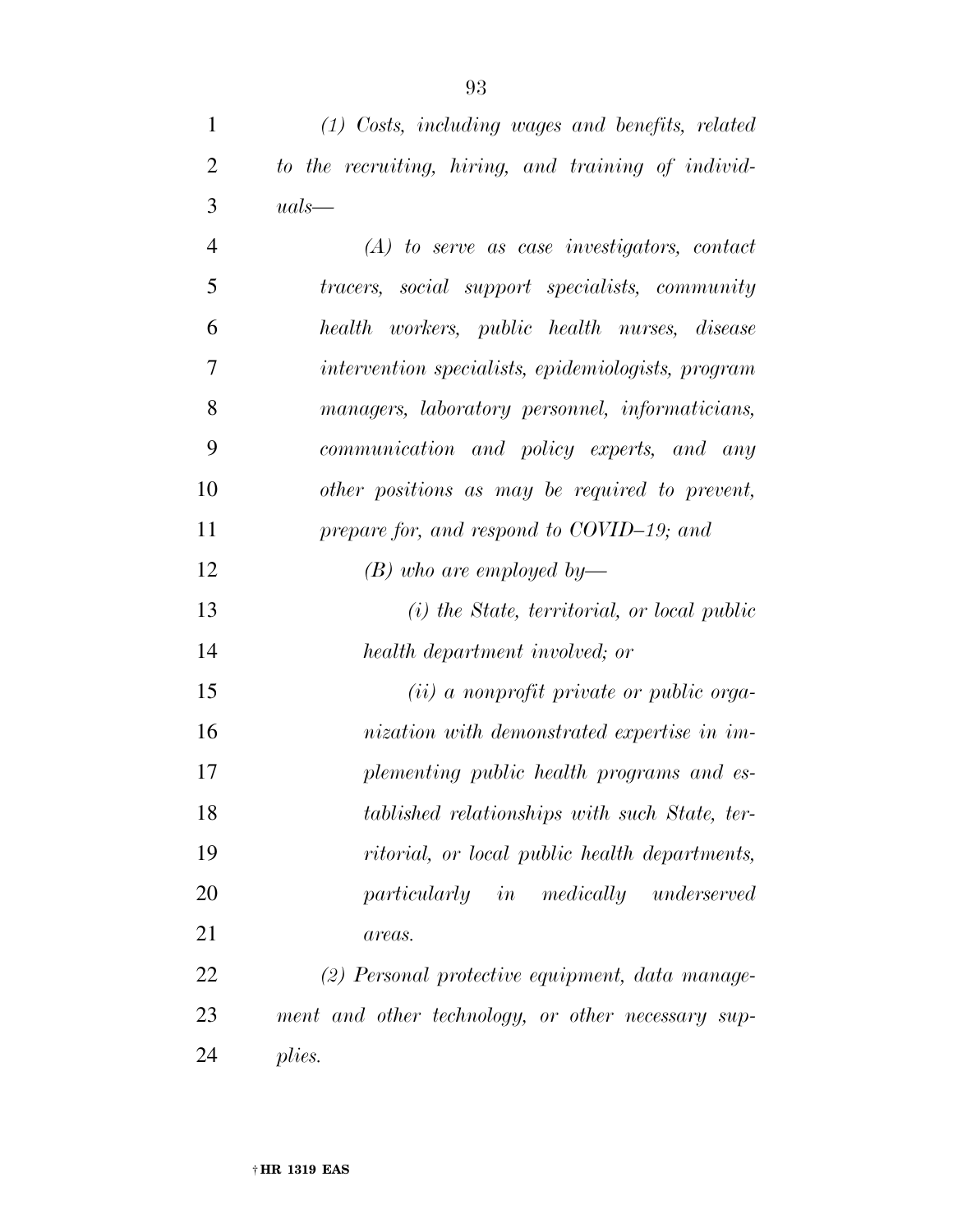*(1) Costs, including wages and benefits, related to the recruiting, hiring, and training of individuals—*

*(A) to serve as case investigators, contact tracers, social support specialists, community health workers, public health nurses, disease intervention specialists, epidemiologists, program managers, laboratory personnel, informaticians, communication and policy experts, and any other positions as may be required to prevent, prepare for, and respond to COVID–19; and*

*(B) who are employed by—*

*(i) the State, territorial, or local public health department involved; or*

*(ii) a nonprofit private or public organization with demonstrated expertise in implementing public health programs and established relationships with such State, territorial, or local public health departments, particularly in medically underserved areas.*

*(2) Personal protective equipment, data management and other technology, or other necessary supplies.*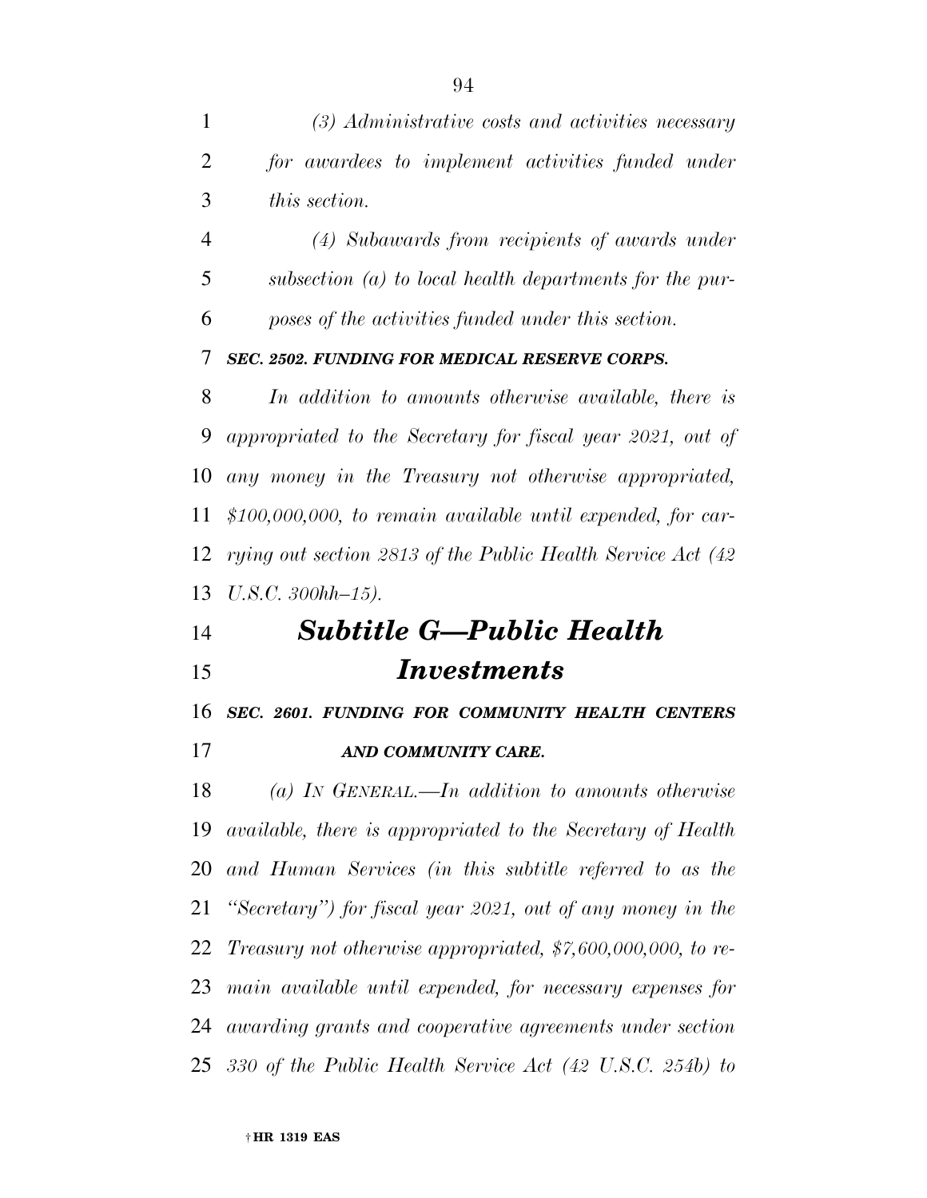*(3) Administrative costs and activities necessary for awardees to implement activities funded under this section.*

*(4) Subawards from recipients of awards under subsection (a) to local health departments for the purposes of the activities funded under this section.*

***SEC. 2502. FUNDING FOR MEDICAL RESERVE CORPS.***

*In addition to amounts otherwise available, there is appropriated to the Secretary for fiscal year 2021, out of any money in the Treasury not otherwise appropriated, $100,000,000, to remain available until expended, for carrying out section 2813 of the Public Health Service Act (42 U.S.C. 300hh–15).*

## *Subtitle G—Public Health Investments*

***SEC. 2601. FUNDING FOR COMMUNITY HEALTH CENTERS AND COMMUNITY CARE.***

*(a) IN GENERAL.—In addition to amounts otherwise available, there is appropriated to the Secretary of Health and Human Services (in this subtitle referred to as the "Secretary") for fiscal year 2021, out of any money in the Treasury not otherwise appropriated, $7,600,000,000, to remain available until expended, for necessary expenses for awarding grants and cooperative agreements under section 330 of the Public Health Service Act (42 U.S.C. 254b) to*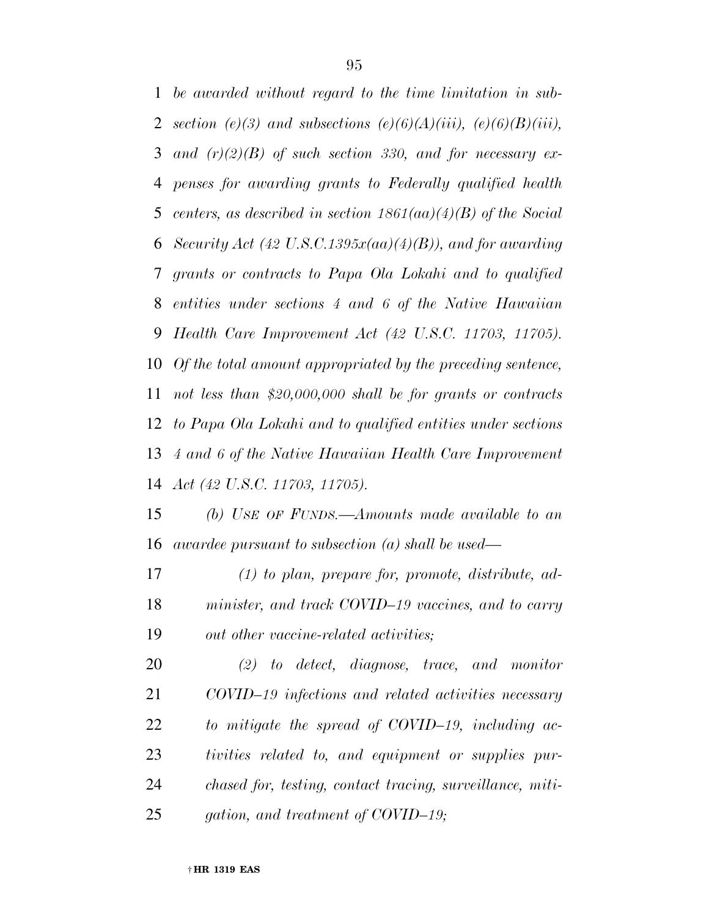*be awarded without regard to the time limitation in subsection (e)(3) and subsections (e)(6)(A)(iii), (e)(6)(B)(iii), and (r)(2)(B) of such section 330, and for necessary expenses for awarding grants to Federally qualified health centers, as described in section 1861(aa)(4)(B) of the Social Security Act (42 U.S.C.1395x(aa)(4)(B)), and for awarding grants or contracts to Papa Ola Lokahi and to qualified entities under sections 4 and 6 of the Native Hawaiian Health Care Improvement Act (42 U.S.C. 11703, 11705). Of the total amount appropriated by the preceding sentence, not less than $20,000,000 shall be for grants or contracts to Papa Ola Lokahi and to qualified entities under sections 4 and 6 of the Native Hawaiian Health Care Improvement Act (42 U.S.C. 11703, 11705).*

*(b) USE OF FUNDS.—Amounts made available to an awardee pursuant to subsection (a) shall be used—*

*(1) to plan, prepare for, promote, distribute, administer, and track COVID–19 vaccines, and to carry out other vaccine-related activities;*

*(2) to detect, diagnose, trace, and monitor COVID–19 infections and related activities necessary to mitigate the spread of COVID–19, including activities related to, and equipment or supplies purchased for, testing, contact tracing, surveillance, mitigation, and treatment of COVID–19;*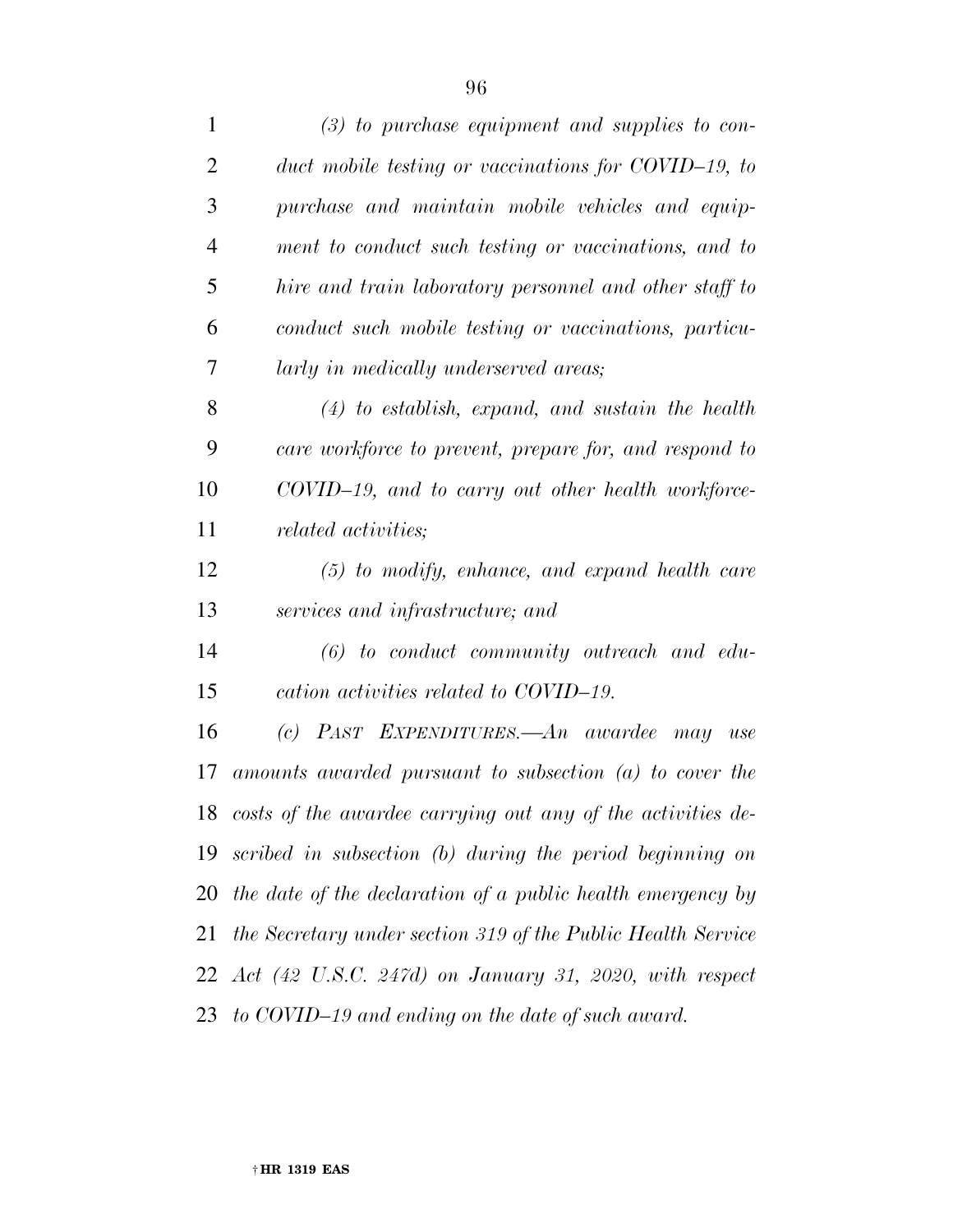*(3) to purchase equipment and supplies to conduct mobile testing or vaccinations for COVID–19, to purchase and maintain mobile vehicles and equipment to conduct such testing or vaccinations, and to hire and train laboratory personnel and other staff to conduct such mobile testing or vaccinations, particularly in medically underserved areas;*

*(4) to establish, expand, and sustain the health care workforce to prevent, prepare for, and respond to COVID–19, and to carry out other health workforce-related activities;*

*(5) to modify, enhance, and expand health care services and infrastructure; and*

*(6) to conduct community outreach and education activities related to COVID–19.*

*(c) PAST EXPENDITURES.—An awardee may use amounts awarded pursuant to subsection (a) to cover the costs of the awardee carrying out any of the activities described in subsection (b) during the period beginning on the date of the declaration of a public health emergency by the Secretary under section 319 of the Public Health Service Act (42 U.S.C. 247d) on January 31, 2020, with respect to COVID–19 and ending on the date of such award.*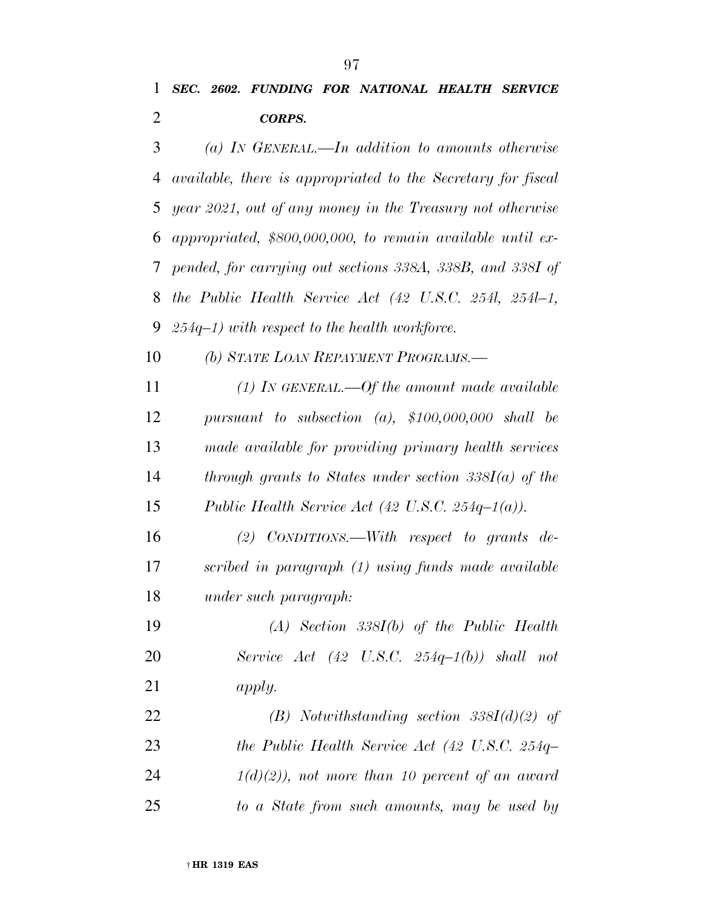***SEC. 2602. FUNDING FOR NATIONAL HEALTH SERVICE CORPS.***

*(a) IN GENERAL.—In addition to amounts otherwise available, there is appropriated to the Secretary for fiscal year 2021, out of any money in the Treasury not otherwise appropriated, $800,000,000, to remain available until expended, for carrying out sections 338A, 338B, and 338I of the Public Health Service Act (42 U.S.C. 254l, 254l–1, 254q–1) with respect to the health workforce.*

*(b) STATE LOAN REPAYMENT PROGRAMS.—*

*(1) IN GENERAL.—Of the amount made available pursuant to subsection (a), $100,000,000 shall be made available for providing primary health services through grants to States under section 338I(a) of the Public Health Service Act (42 U.S.C. 254q–1(a)).*

*(2) CONDITIONS.—With respect to grants described in paragraph (1) using funds made available under such paragraph:*

*(A) Section 338I(b) of the Public Health Service Act (42 U.S.C. 254q–1(b)) shall not apply.*

*(B) Notwithstanding section 338I(d)(2) of the Public Health Service Act (42 U.S.C. 254q–1(d)(2)), not more than 10 percent of an award to a State from such amounts, may be used by*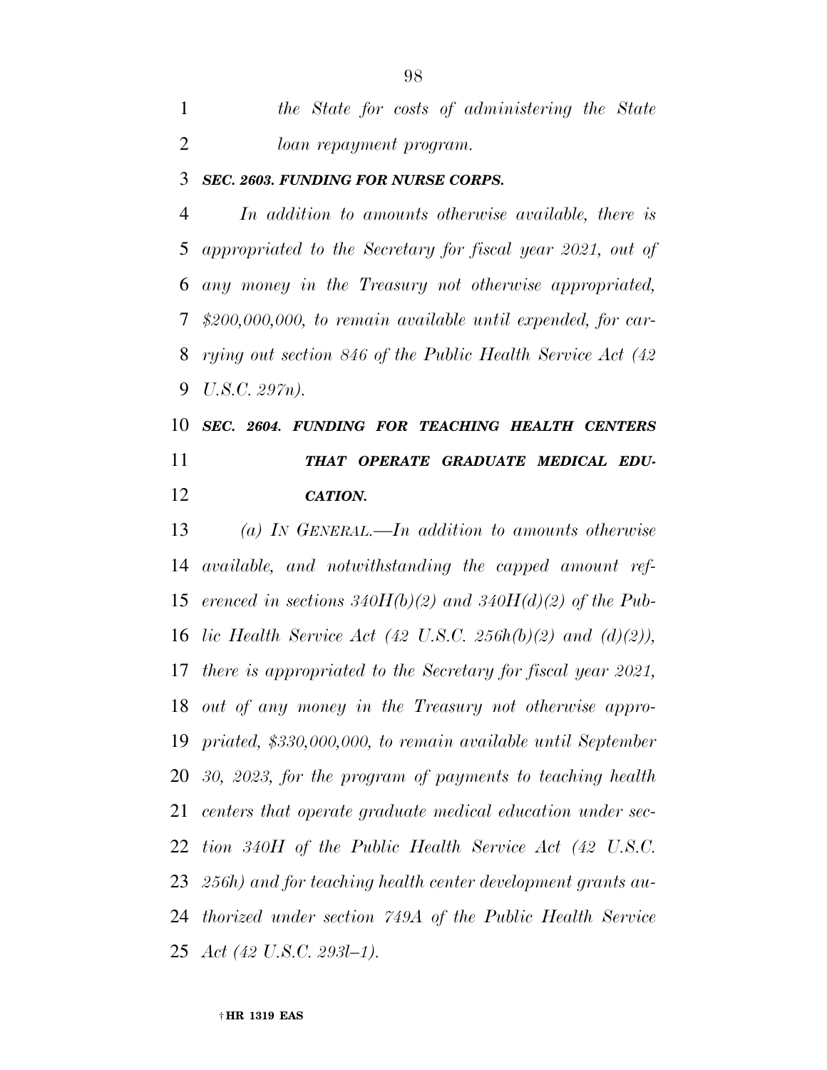*the State for costs of administering the State loan repayment program.*

***SEC. 2603. FUNDING FOR NURSE CORPS.***

*In addition to amounts otherwise available, there is appropriated to the Secretary for fiscal year 2021, out of any money in the Treasury not otherwise appropriated, $200,000,000, to remain available until expended, for carrying out section 846 of the Public Health Service Act (42 U.S.C. 297n).*

***SEC. 2604. FUNDING FOR TEACHING HEALTH CENTERS THAT OPERATE GRADUATE MEDICAL EDUCATION.***

*(a) IN GENERAL.—In addition to amounts otherwise available, and notwithstanding the capped amount referenced in sections 340H(b)(2) and 340H(d)(2) of the Public Health Service Act (42 U.S.C. 256h(b)(2) and (d)(2)), there is appropriated to the Secretary for fiscal year 2021, out of any money in the Treasury not otherwise appropriated, $330,000,000, to remain available until September 30, 2023, for the program of payments to teaching health centers that operate graduate medical education under section 340H of the Public Health Service Act (42 U.S.C. 256h) and for teaching health center development grants authorized under section 749A of the Public Health Service Act (42 U.S.C. 293l–1).*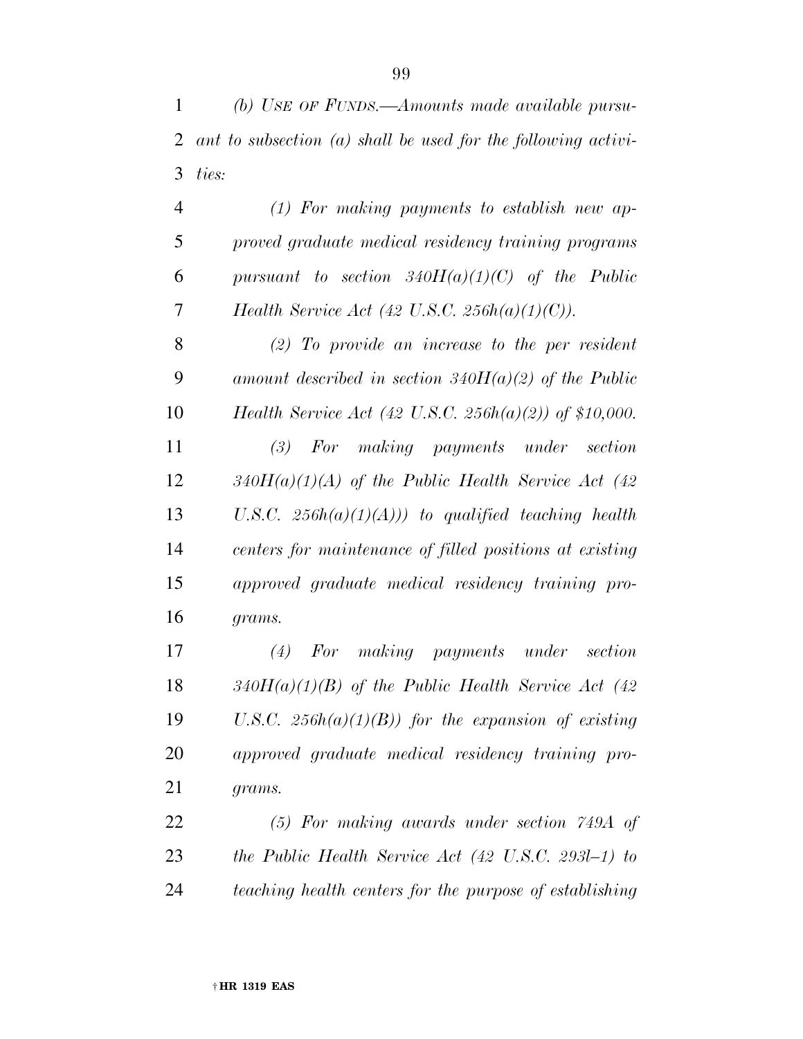*(b) USE OF FUNDS.—Amounts made available pursuant to subsection (a) shall be used for the following activities:*

*(1) For making payments to establish new approved graduate medical residency training programs pursuant to section 340H(a)(1)(C) of the Public Health Service Act (42 U.S.C. 256h(a)(1)(C)).*

*(2) To provide an increase to the per resident amount described in section 340H(a)(2) of the Public Health Service Act (42 U.S.C. 256h(a)(2)) of $10,000.*

*(3) For making payments under section 340H(a)(1)(A) of the Public Health Service Act (42 U.S.C. 256h(a)(1)(A))) to qualified teaching health centers for maintenance of filled positions at existing approved graduate medical residency training programs.*

*(4) For making payments under section 340H(a)(1)(B) of the Public Health Service Act (42 U.S.C. 256h(a)(1)(B)) for the expansion of existing approved graduate medical residency training programs.*

*(5) For making awards under section 749A of the Public Health Service Act (42 U.S.C. 293l–1) to teaching health centers for the purpose of establishing*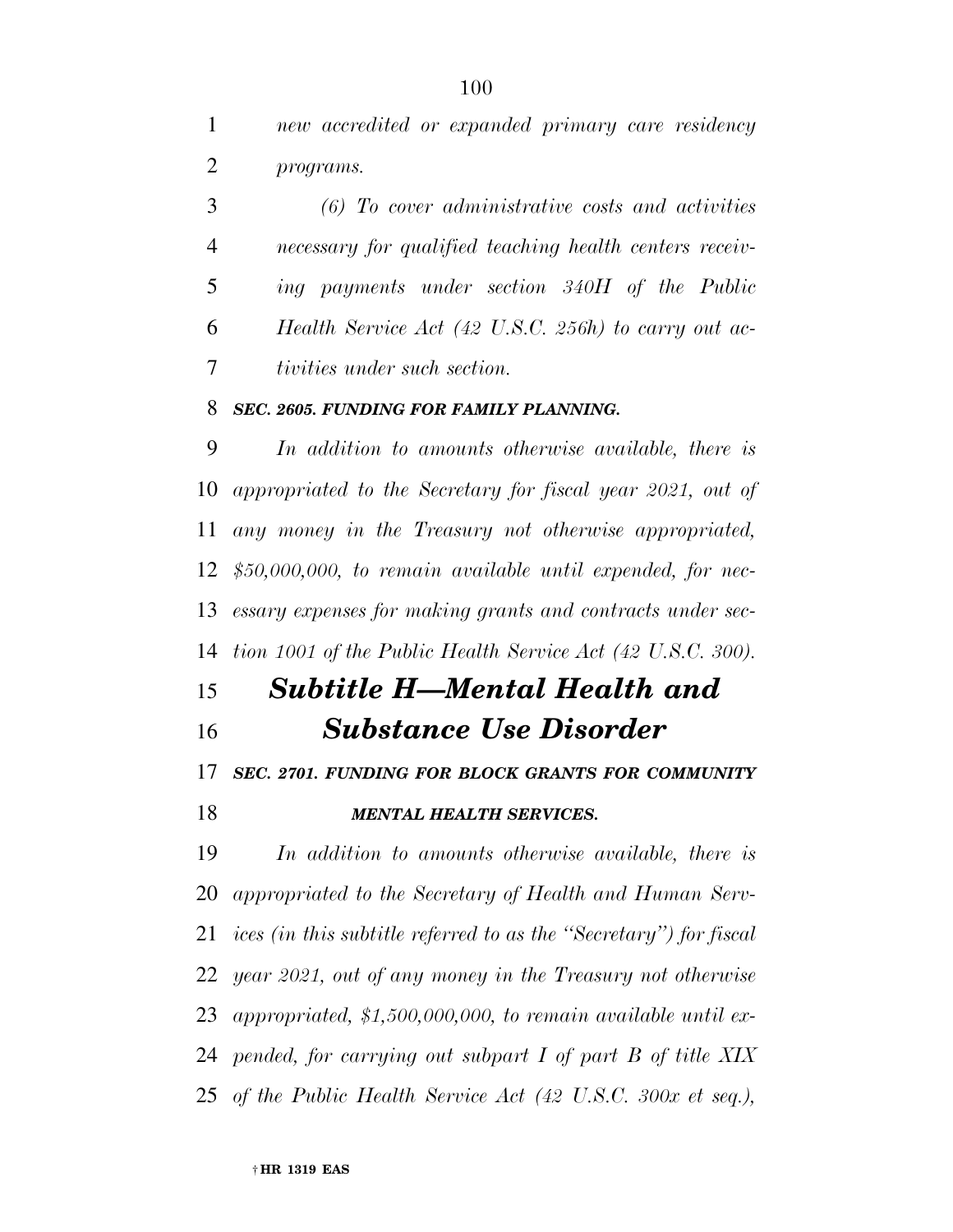*new accredited or expanded primary care residency programs.*

*(6) To cover administrative costs and activities necessary for qualified teaching health centers receiving payments under section 340H of the Public Health Service Act (42 U.S.C. 256h) to carry out activities under such section.*

***SEC. 2605. FUNDING FOR FAMILY PLANNING.***

*In addition to amounts otherwise available, there is appropriated to the Secretary for fiscal year 2021, out of any money in the Treasury not otherwise appropriated, $50,000,000, to remain available until expended, for necessary expenses for making grants and contracts under section 1001 of the Public Health Service Act (42 U.S.C. 300).*

## *Subtitle H—Mental Health and Substance Use Disorder*

***SEC. 2701. FUNDING FOR BLOCK GRANTS FOR COMMUNITY MENTAL HEALTH SERVICES.***

*In addition to amounts otherwise available, there is appropriated to the Secretary of Health and Human Services (in this subtitle referred to as the "Secretary") for fiscal year 2021, out of any money in the Treasury not otherwise appropriated, $1,500,000,000, to remain available until expended, for carrying out subpart I of part B of title XIX of the Public Health Service Act (42 U.S.C. 300x et seq.),*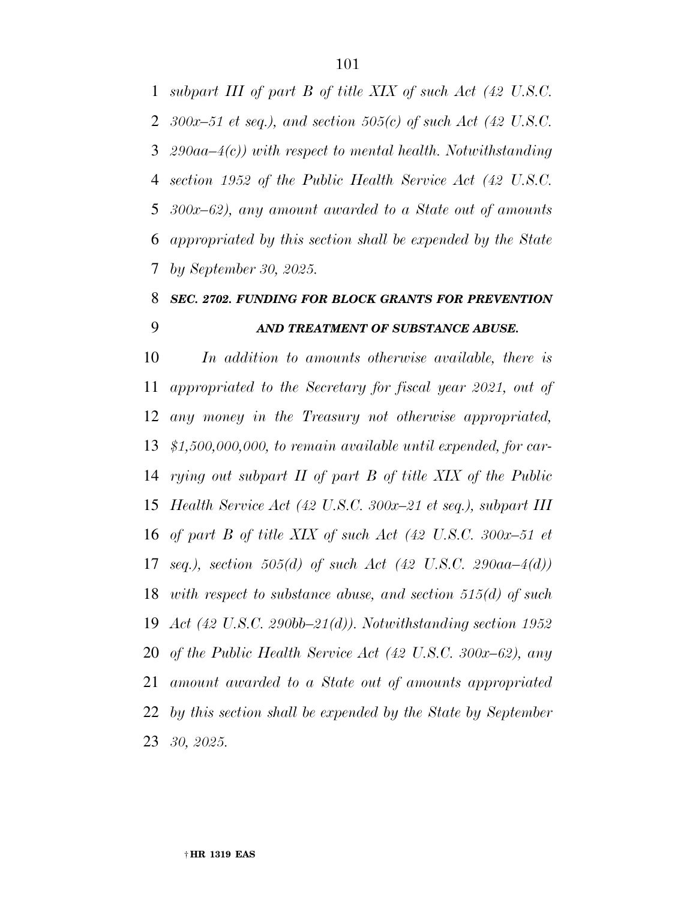*subpart III of part B of title XIX of such Act (42 U.S.C. 300x–51 et seq.), and section 505(c) of such Act (42 U.S.C. 290aa–4(c)) with respect to mental health. Notwithstanding section 1952 of the Public Health Service Act (42 U.S.C. 300x–62), any amount awarded to a State out of amounts appropriated by this section shall be expended by the State by September 30, 2025.*

### *SEC. 2702. FUNDING FOR BLOCK GRANTS FOR PREVENTION AND TREATMENT OF SUBSTANCE ABUSE.*

*In addition to amounts otherwise available, there is appropriated to the Secretary for fiscal year 2021, out of any money in the Treasury not otherwise appropriated, $1,500,000,000, to remain available until expended, for carrying out subpart II of part B of title XIX of the Public Health Service Act (42 U.S.C. 300x–21 et seq.), subpart III of part B of title XIX of such Act (42 U.S.C. 300x–51 et seq.), section 505(d) of such Act (42 U.S.C. 290aa–4(d)) with respect to substance abuse, and section 515(d) of such Act (42 U.S.C. 290bb–21(d)). Notwithstanding section 1952 of the Public Health Service Act (42 U.S.C. 300x–62), any amount awarded to a State out of amounts appropriated by this section shall be expended by the State by September 30, 2025.*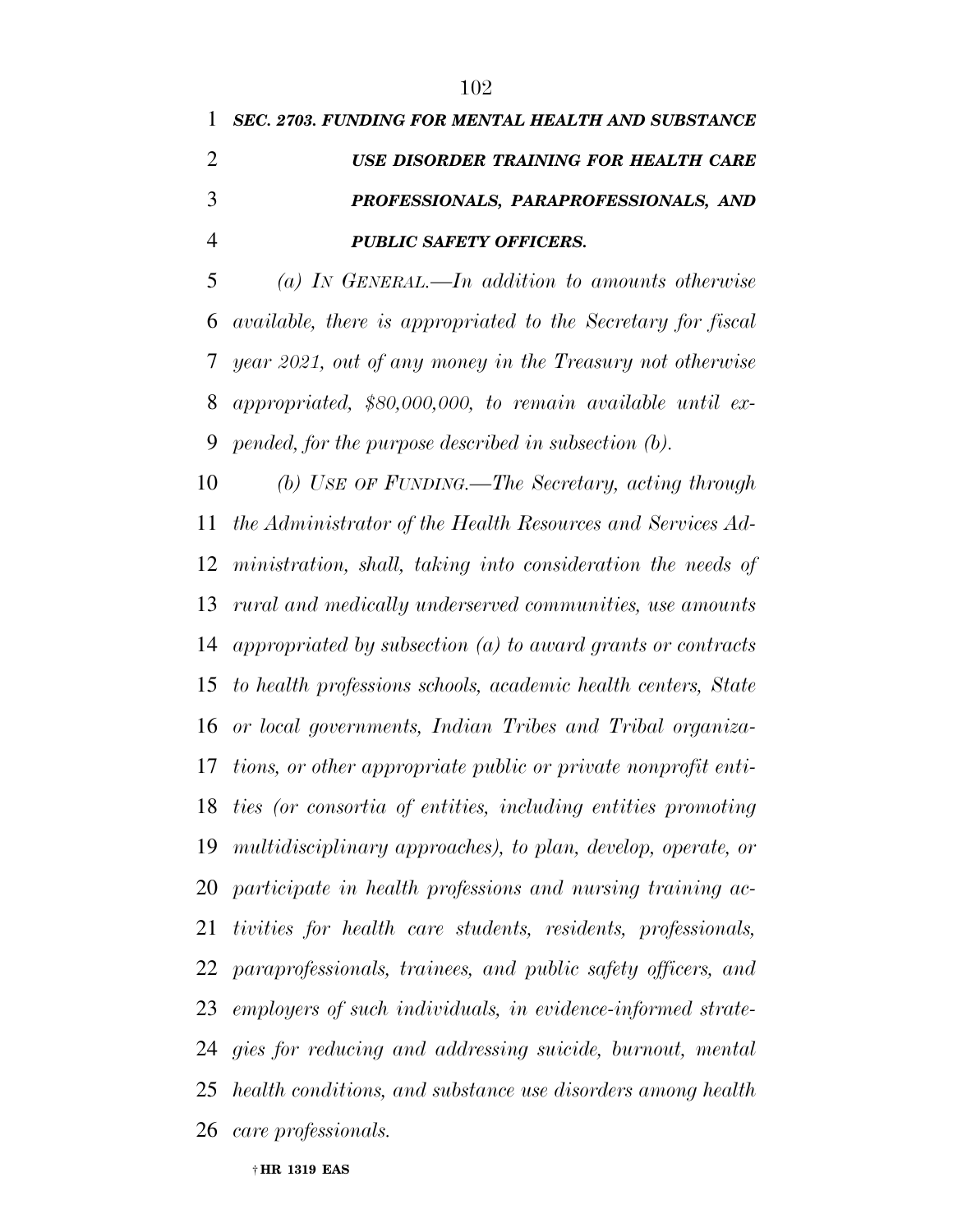***SEC. 2703. FUNDING FOR MENTAL HEALTH AND SUBSTANCE USE DISORDER TRAINING FOR HEALTH CARE PROFESSIONALS, PARAPROFESSIONALS, AND PUBLIC SAFETY OFFICERS.***

*(a) IN GENERAL.—In addition to amounts otherwise available, there is appropriated to the Secretary for fiscal year 2021, out of any money in the Treasury not otherwise appropriated, $80,000,000, to remain available until expended, for the purpose described in subsection (b).*

*(b) USE OF FUNDING.—The Secretary, acting through the Administrator of the Health Resources and Services Administration, shall, taking into consideration the needs of rural and medically underserved communities, use amounts appropriated by subsection (a) to award grants or contracts to health professions schools, academic health centers, State or local governments, Indian Tribes and Tribal organizations, or other appropriate public or private nonprofit entities (or consortia of entities, including entities promoting multidisciplinary approaches), to plan, develop, operate, or participate in health professions and nursing training activities for health care students, residents, professionals, paraprofessionals, trainees, and public safety officers, and employers of such individuals, in evidence-informed strategies for reducing and addressing suicide, burnout, mental health conditions, and substance use disorders among health care professionals.*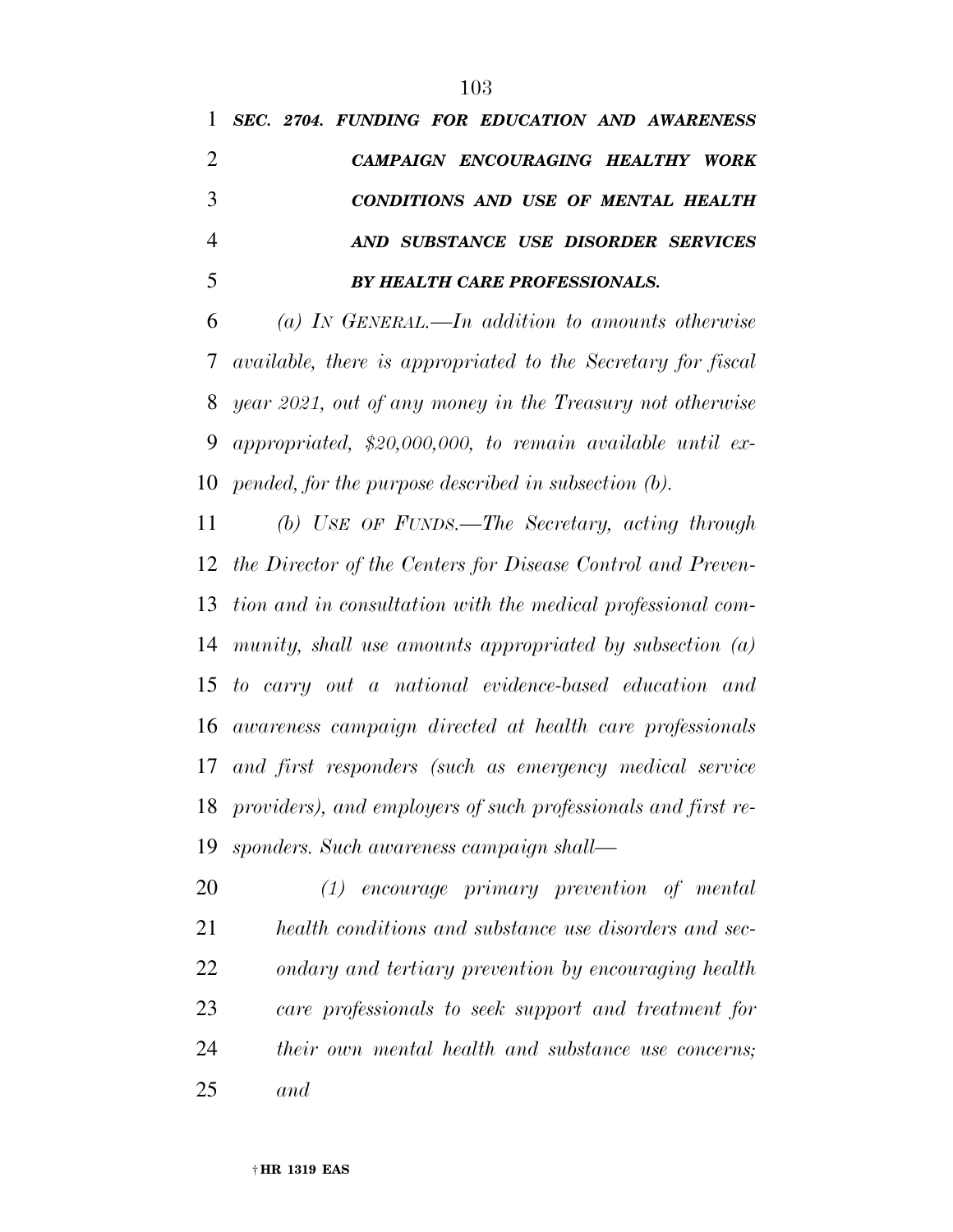***SEC. 2704. FUNDING FOR EDUCATION AND AWARENESS CAMPAIGN ENCOURAGING HEALTHY WORK CONDITIONS AND USE OF MENTAL HEALTH AND SUBSTANCE USE DISORDER SERVICES BY HEALTH CARE PROFESSIONALS.***

*(a) IN GENERAL.—In addition to amounts otherwise available, there is appropriated to the Secretary for fiscal year 2021, out of any money in the Treasury not otherwise appropriated, $20,000,000, to remain available until expended, for the purpose described in subsection (b).*

*(b) USE OF FUNDS.—The Secretary, acting through the Director of the Centers for Disease Control and Prevention and in consultation with the medical professional community, shall use amounts appropriated by subsection (a) to carry out a national evidence-based education and awareness campaign directed at health care professionals and first responders (such as emergency medical service providers), and employers of such professionals and first responders. Such awareness campaign shall—*

*(1) encourage primary prevention of mental health conditions and substance use disorders and secondary and tertiary prevention by encouraging health care professionals to seek support and treatment for their own mental health and substance use concerns; and*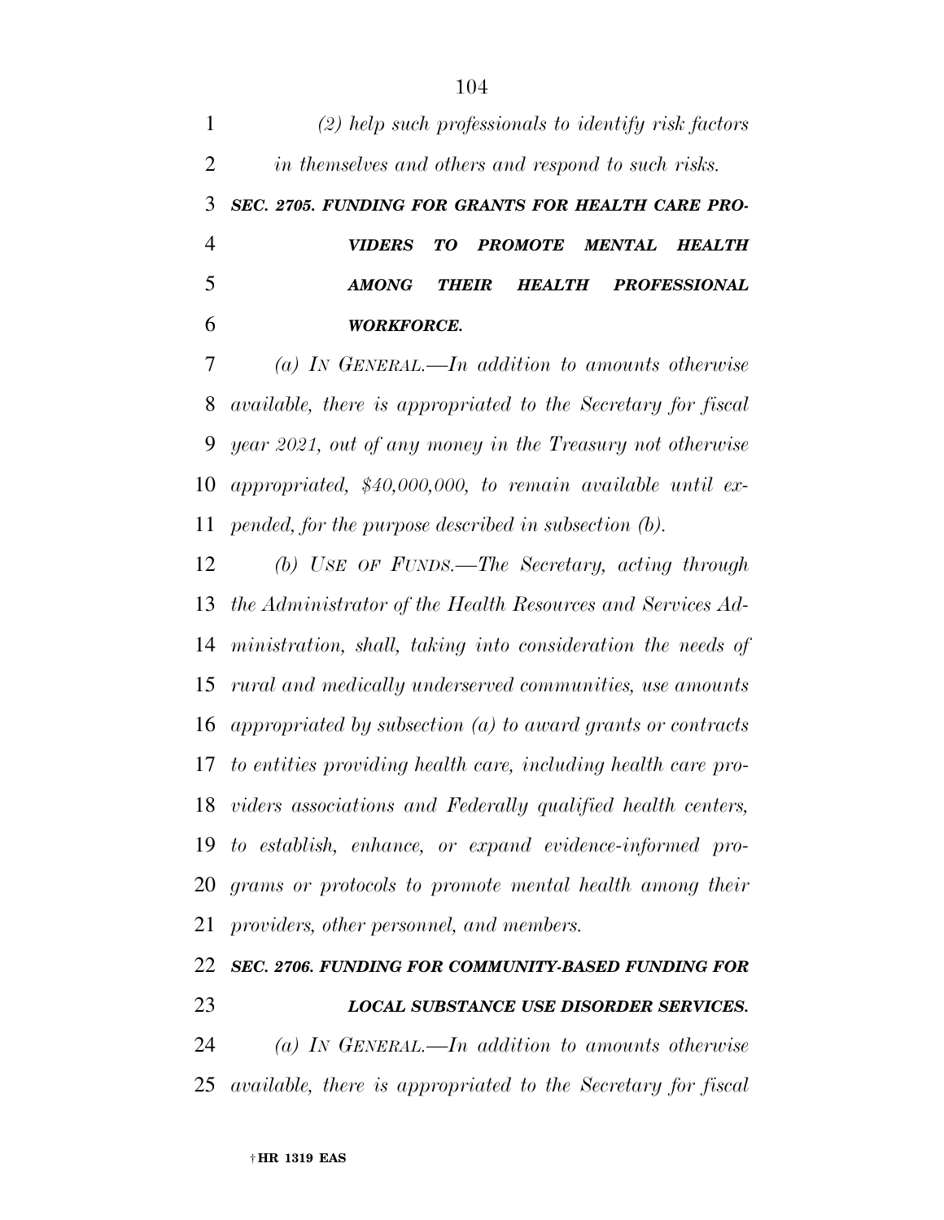*(2) help such professionals to identify risk factors in themselves and others and respond to such risks.*

***SEC. 2705. FUNDING FOR GRANTS FOR HEALTH CARE PROVIDERS TO PROMOTE MENTAL HEALTH AMONG THEIR HEALTH PROFESSIONAL WORKFORCE.***

*(a) IN GENERAL.—In addition to amounts otherwise available, there is appropriated to the Secretary for fiscal year 2021, out of any money in the Treasury not otherwise appropriated, $40,000,000, to remain available until expended, for the purpose described in subsection (b).*

*(b) USE OF FUNDS.—The Secretary, acting through the Administrator of the Health Resources and Services Administration, shall, taking into consideration the needs of rural and medically underserved communities, use amounts appropriated by subsection (a) to award grants or contracts to entities providing health care, including health care providers associations and Federally qualified health centers, to establish, enhance, or expand evidence-informed programs or protocols to promote mental health among their providers, other personnel, and members.*

***SEC. 2706. FUNDING FOR COMMUNITY-BASED FUNDING FOR LOCAL SUBSTANCE USE DISORDER SERVICES.***

*(a) IN GENERAL.—In addition to amounts otherwise available, there is appropriated to the Secretary for fiscal*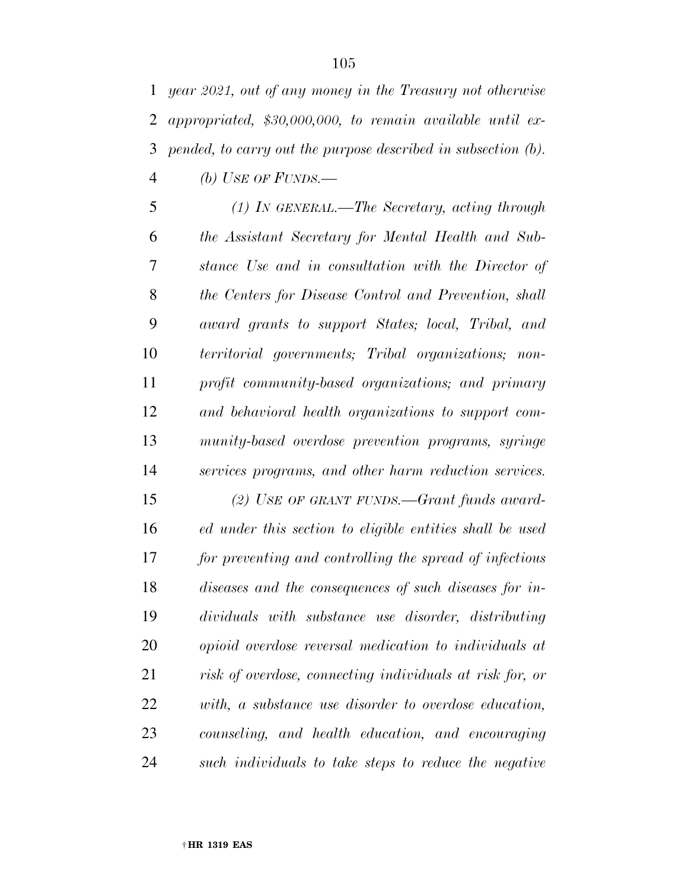*year 2021, out of any money in the Treasury not otherwise appropriated, $30,000,000, to remain available until expended, to carry out the purpose described in subsection (b).*

*(b) USE OF FUNDS.—*

*(1) IN GENERAL.—The Secretary, acting through the Assistant Secretary for Mental Health and Substance Use and in consultation with the Director of the Centers for Disease Control and Prevention, shall award grants to support States; local, Tribal, and territorial governments; Tribal organizations; nonprofit community-based organizations; and primary and behavioral health organizations to support community-based overdose prevention programs, syringe services programs, and other harm reduction services.*

*(2) USE OF GRANT FUNDS.—Grant funds awarded under this section to eligible entities shall be used for preventing and controlling the spread of infectious diseases and the consequences of such diseases for individuals with substance use disorder, distributing opioid overdose reversal medication to individuals at risk of overdose, connecting individuals at risk for, or with, a substance use disorder to overdose education, counseling, and health education, and encouraging such individuals to take steps to reduce the negative*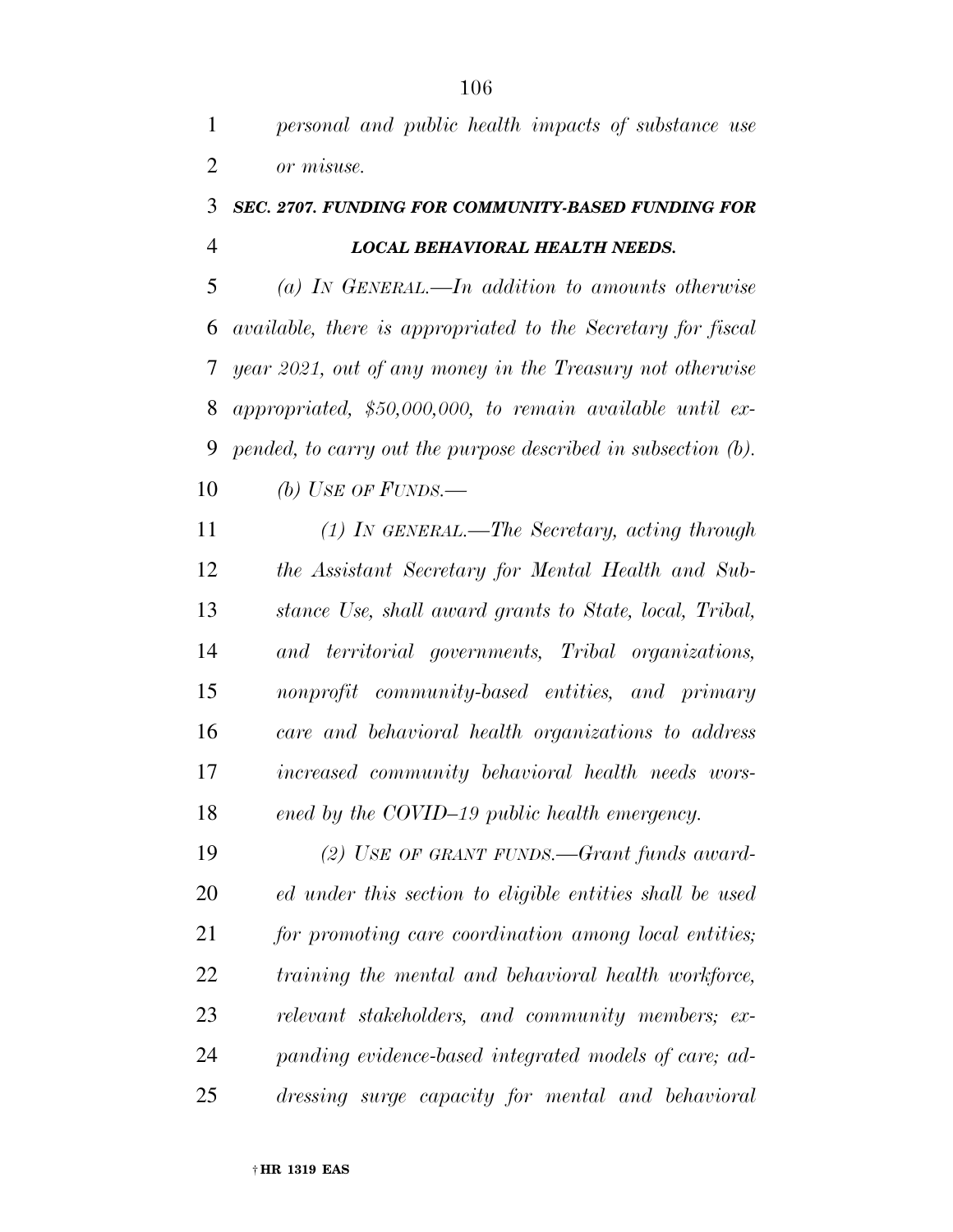*personal and public health impacts of substance use or misuse.*

### ***SEC. 2707. FUNDING FOR COMMUNITY-BASED FUNDING FOR LOCAL BEHAVIORAL HEALTH NEEDS.***

*(a) IN GENERAL.—In addition to amounts otherwise available, there is appropriated to the Secretary for fiscal year 2021, out of any money in the Treasury not otherwise appropriated, $50,000,000, to remain available until expended, to carry out the purpose described in subsection (b).*

*(b) USE OF FUNDS.—*

*(1) IN GENERAL.—The Secretary, acting through the Assistant Secretary for Mental Health and Substance Use, shall award grants to State, local, Tribal, and territorial governments, Tribal organizations, nonprofit community-based entities, and primary care and behavioral health organizations to address increased community behavioral health needs worsened by the COVID–19 public health emergency.*

*(2) USE OF GRANT FUNDS.—Grant funds awarded under this section to eligible entities shall be used for promoting care coordination among local entities; training the mental and behavioral health workforce, relevant stakeholders, and community members; expanding evidence-based integrated models of care; addressing surge capacity for mental and behavioral*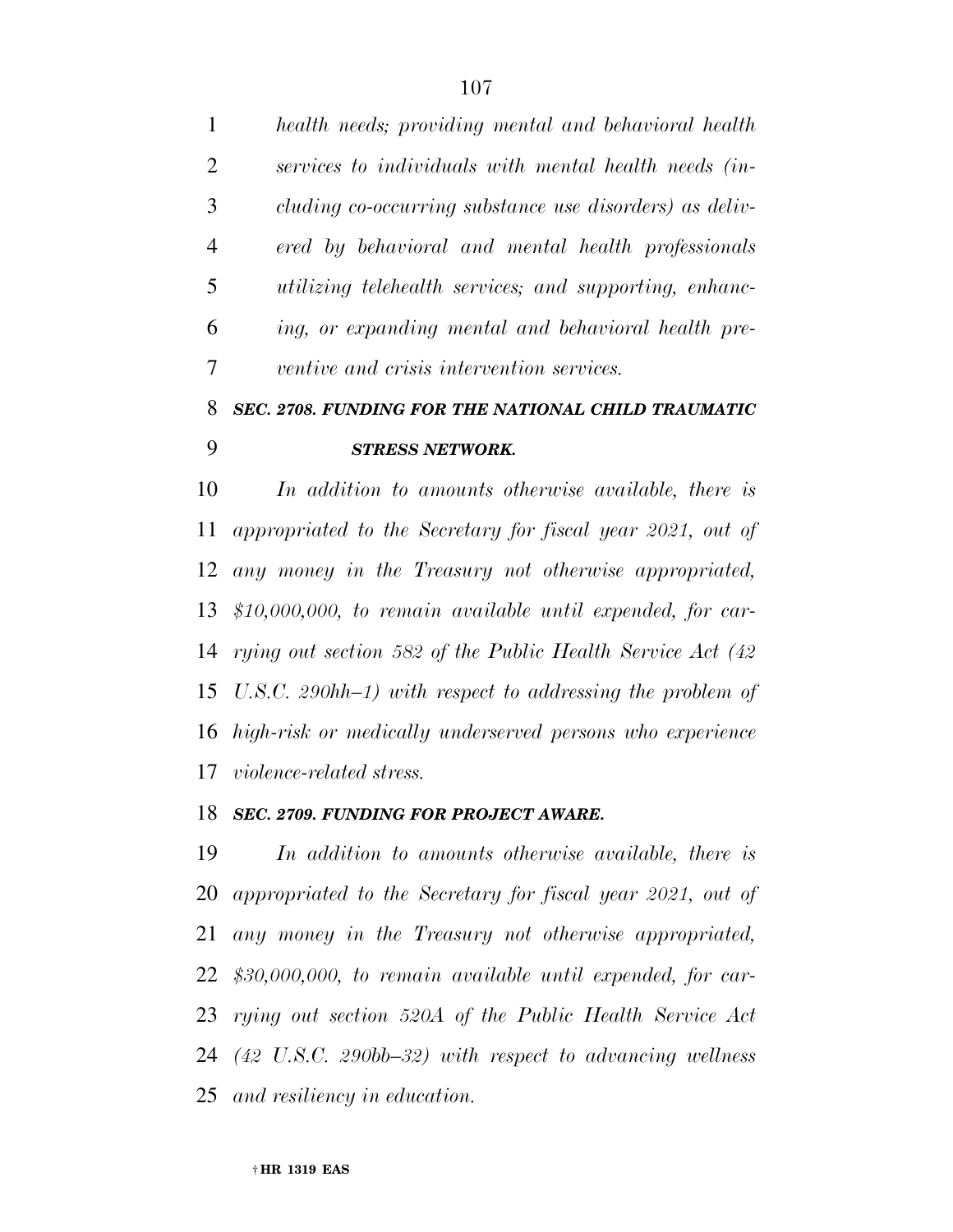*health needs; providing mental and behavioral health services to individuals with mental health needs (including co-occurring substance use disorders) as delivered by behavioral and mental health professionals utilizing telehealth services; and supporting, enhancing, or expanding mental and behavioral health preventive and crisis intervention services.*

***SEC. 2708. FUNDING FOR THE NATIONAL CHILD TRAUMATIC STRESS NETWORK.***

*In addition to amounts otherwise available, there is appropriated to the Secretary for fiscal year 2021, out of any money in the Treasury not otherwise appropriated, $10,000,000, to remain available until expended, for carrying out section 582 of the Public Health Service Act (42 U.S.C. 290hh–1) with respect to addressing the problem of high-risk or medically underserved persons who experience violence-related stress.*

***SEC. 2709. FUNDING FOR PROJECT AWARE.***

*In addition to amounts otherwise available, there is appropriated to the Secretary for fiscal year 2021, out of any money in the Treasury not otherwise appropriated, $30,000,000, to remain available until expended, for carrying out section 520A of the Public Health Service Act (42 U.S.C. 290bb–32) with respect to advancing wellness and resiliency in education.*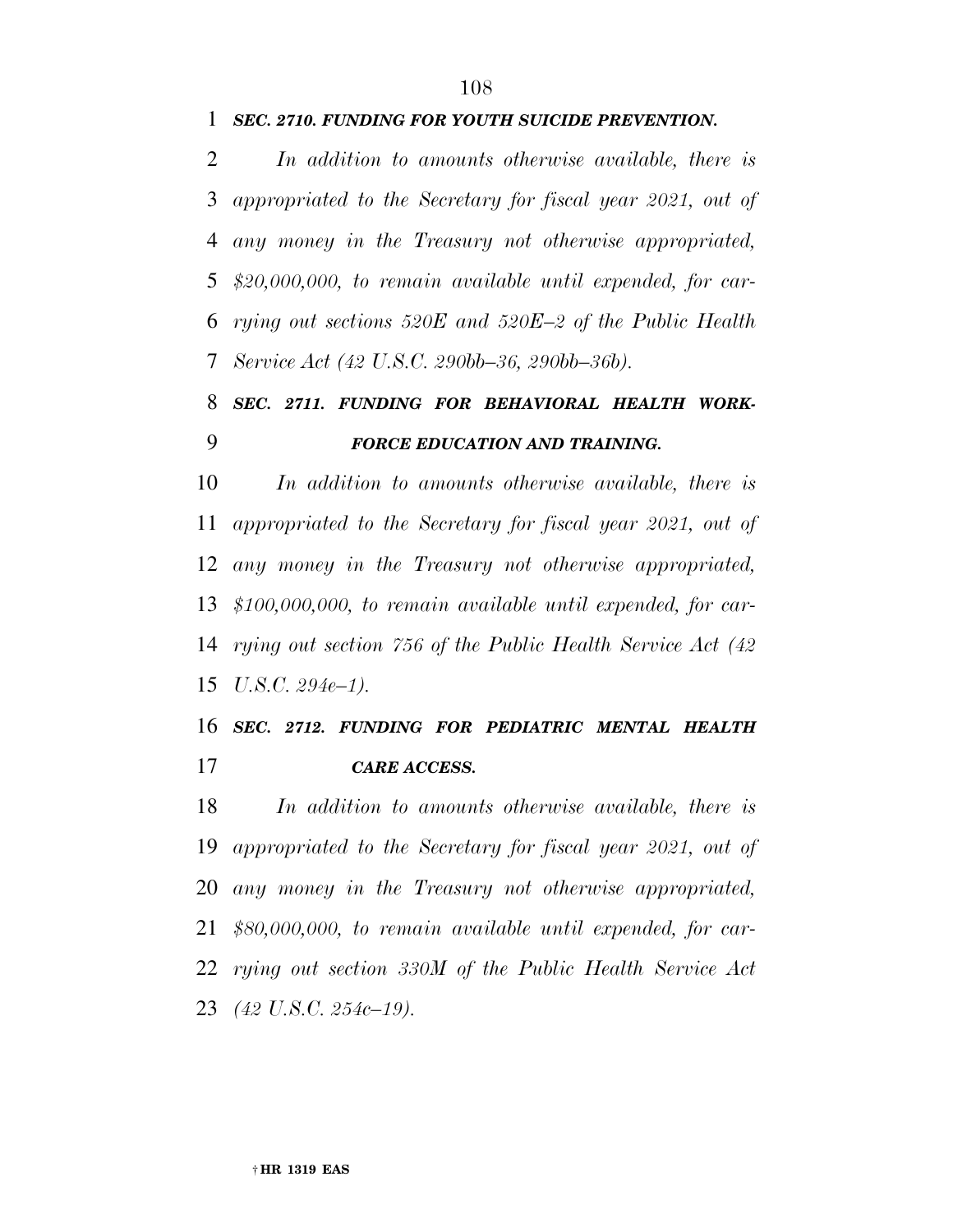***SEC. 2710. FUNDING FOR YOUTH SUICIDE PREVENTION.***

*In addition to amounts otherwise available, there is appropriated to the Secretary for fiscal year 2021, out of any money in the Treasury not otherwise appropriated, $20,000,000, to remain available until expended, for carrying out sections 520E and 520E–2 of the Public Health Service Act (42 U.S.C. 290bb–36, 290bb–36b).*

***SEC. 2711. FUNDING FOR BEHAVIORAL HEALTH WORKFORCE EDUCATION AND TRAINING.***

*In addition to amounts otherwise available, there is appropriated to the Secretary for fiscal year 2021, out of any money in the Treasury not otherwise appropriated, $100,000,000, to remain available until expended, for carrying out section 756 of the Public Health Service Act (42 U.S.C. 294e–1).*

***SEC. 2712. FUNDING FOR PEDIATRIC MENTAL HEALTH CARE ACCESS.***

*In addition to amounts otherwise available, there is appropriated to the Secretary for fiscal year 2021, out of any money in the Treasury not otherwise appropriated, $80,000,000, to remain available until expended, for carrying out section 330M of the Public Health Service Act (42 U.S.C. 254c–19).*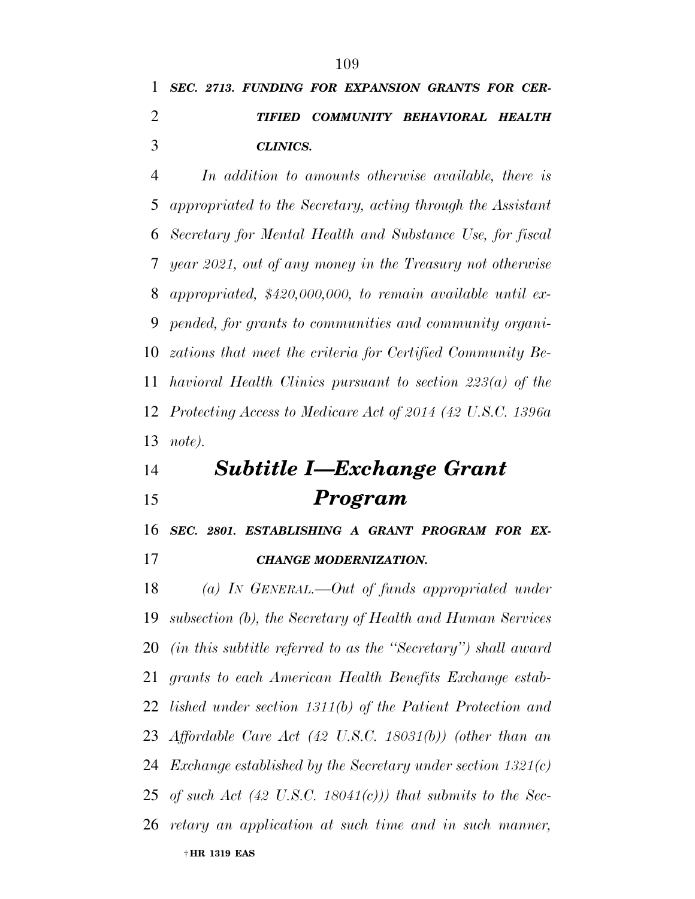***SEC. 2713. FUNDING FOR EXPANSION GRANTS FOR CERTIFIED COMMUNITY BEHAVIORAL HEALTH CLINICS.***

*In addition to amounts otherwise available, there is appropriated to the Secretary, acting through the Assistant Secretary for Mental Health and Substance Use, for fiscal year 2021, out of any money in the Treasury not otherwise appropriated, $420,000,000, to remain available until expended, for grants to communities and community organizations that meet the criteria for Certified Community Behavioral Health Clinics pursuant to section 223(a) of the Protecting Access to Medicare Act of 2014 (42 U.S.C. 1396a note).*

## ***Subtitle I—Exchange Grant Program***

***SEC. 2801. ESTABLISHING A GRANT PROGRAM FOR EXCHANGE MODERNIZATION.***

*(a) IN GENERAL.—Out of funds appropriated under subsection (b), the Secretary of Health and Human Services (in this subtitle referred to as the "Secretary") shall award grants to each American Health Benefits Exchange established under section 1311(b) of the Patient Protection and Affordable Care Act (42 U.S.C. 18031(b)) (other than an Exchange established by the Secretary under section 1321(c) of such Act (42 U.S.C. 18041(c))) that submits to the Secretary an application at such time and in such manner,*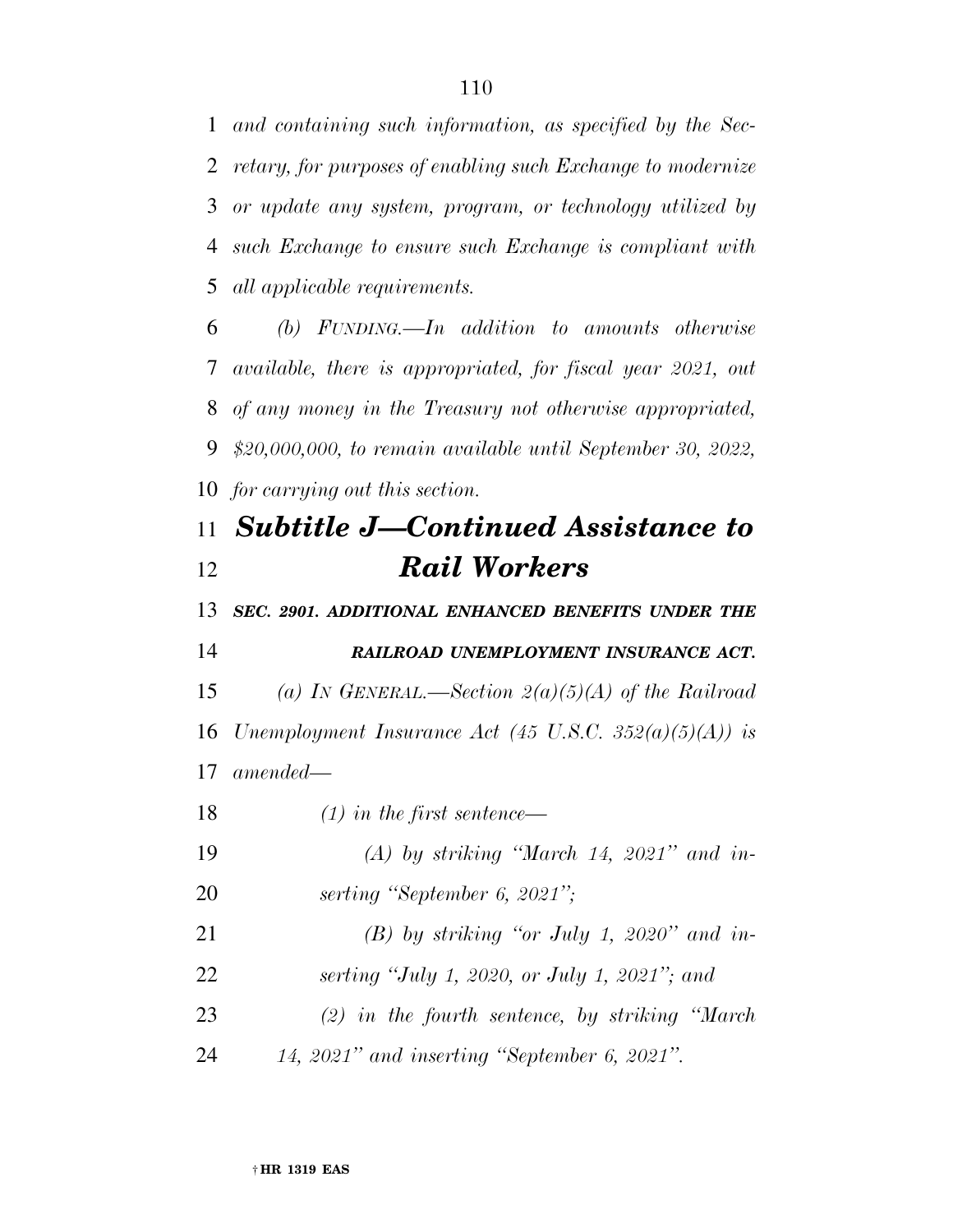*and containing such information, as specified by the Secretary, for purposes of enabling such Exchange to modernize or update any system, program, or technology utilized by such Exchange to ensure such Exchange is compliant with all applicable requirements.*

*(b) FUNDING.—In addition to amounts otherwise available, there is appropriated, for fiscal year 2021, out of any money in the Treasury not otherwise appropriated, $20,000,000, to remain available until September 30, 2022, for carrying out this section.*

## *Subtitle J—Continued Assistance to Rail Workers*

***SEC. 2901. ADDITIONAL ENHANCED BENEFITS UNDER THE RAILROAD UNEMPLOYMENT INSURANCE ACT.***

*(a) IN GENERAL.—Section 2(a)(5)(A) of the Railroad Unemployment Insurance Act (45 U.S.C. 352(a)(5)(A)) is amended—*

*(1) in the first sentence—*

*(A) by striking "March 14, 2021" and inserting "September 6, 2021";*

*(B) by striking "or July 1, 2020" and inserting "July 1, 2020, or July 1, 2021"; and*

*(2) in the fourth sentence, by striking "March 14, 2021" and inserting "September 6, 2021".*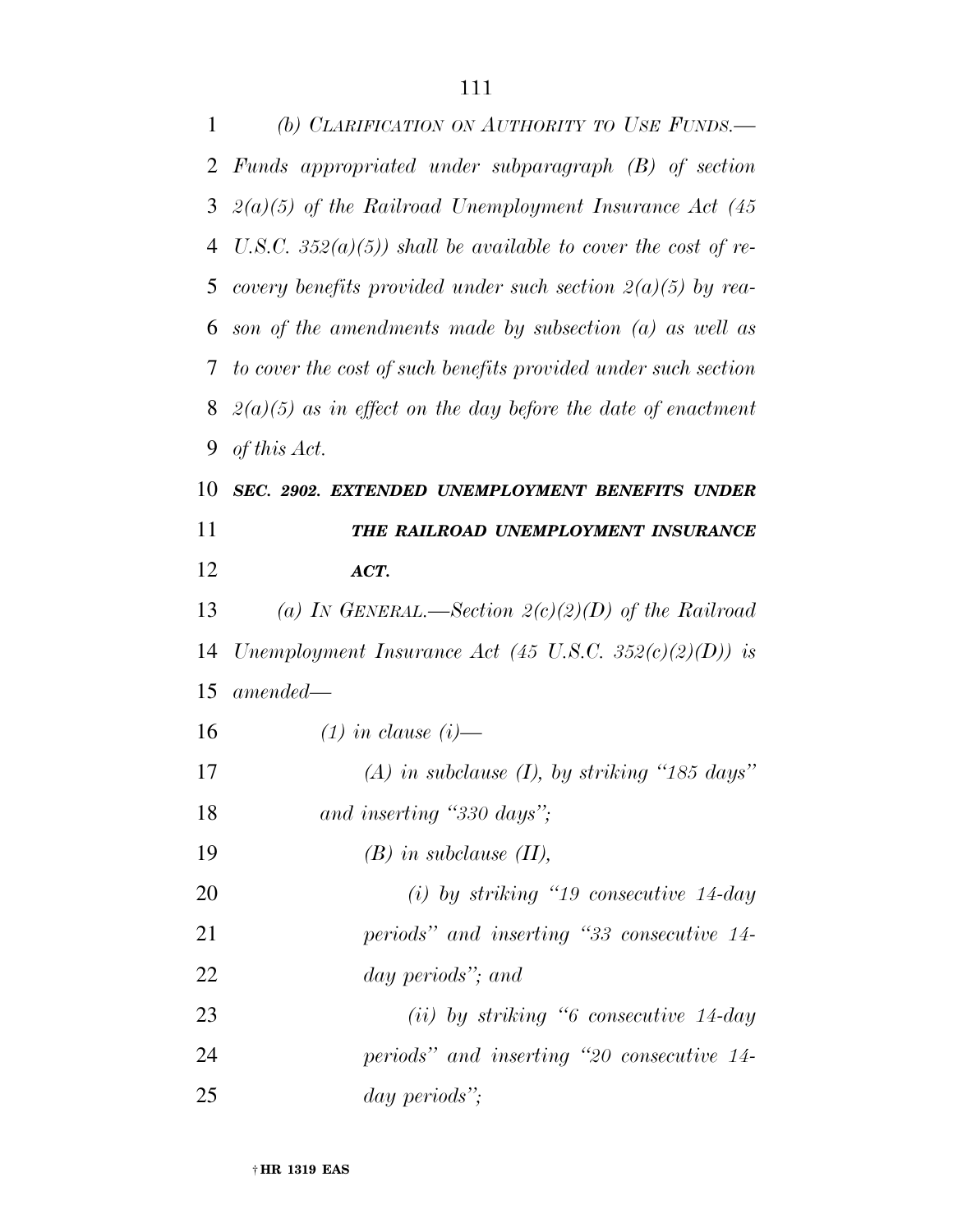*(b) CLARIFICATION ON AUTHORITY TO USE FUNDS.—Funds appropriated under subparagraph (B) of section 2(a)(5) of the Railroad Unemployment Insurance Act (45 U.S.C. 352(a)(5)) shall be available to cover the cost of recovery benefits provided under such section 2(a)(5) by reason of the amendments made by subsection (a) as well as to cover the cost of such benefits provided under such section 2(a)(5) as in effect on the day before the date of enactment of this Act.*

***SEC. 2902. EXTENDED UNEMPLOYMENT BENEFITS UNDER THE RAILROAD UNEMPLOYMENT INSURANCE ACT.***

*(a) IN GENERAL.—Section 2(c)(2)(D) of the Railroad Unemployment Insurance Act (45 U.S.C. 352(c)(2)(D)) is amended—*

*(1) in clause (i)—*

*(A) in subclause (I), by striking "185 days" and inserting "330 days";*

*(B) in subclause (II),*

*(i) by striking "19 consecutive 14-day periods" and inserting "33 consecutive 14-day periods"; and*

*(ii) by striking "6 consecutive 14-day periods" and inserting "20 consecutive 14-day periods";*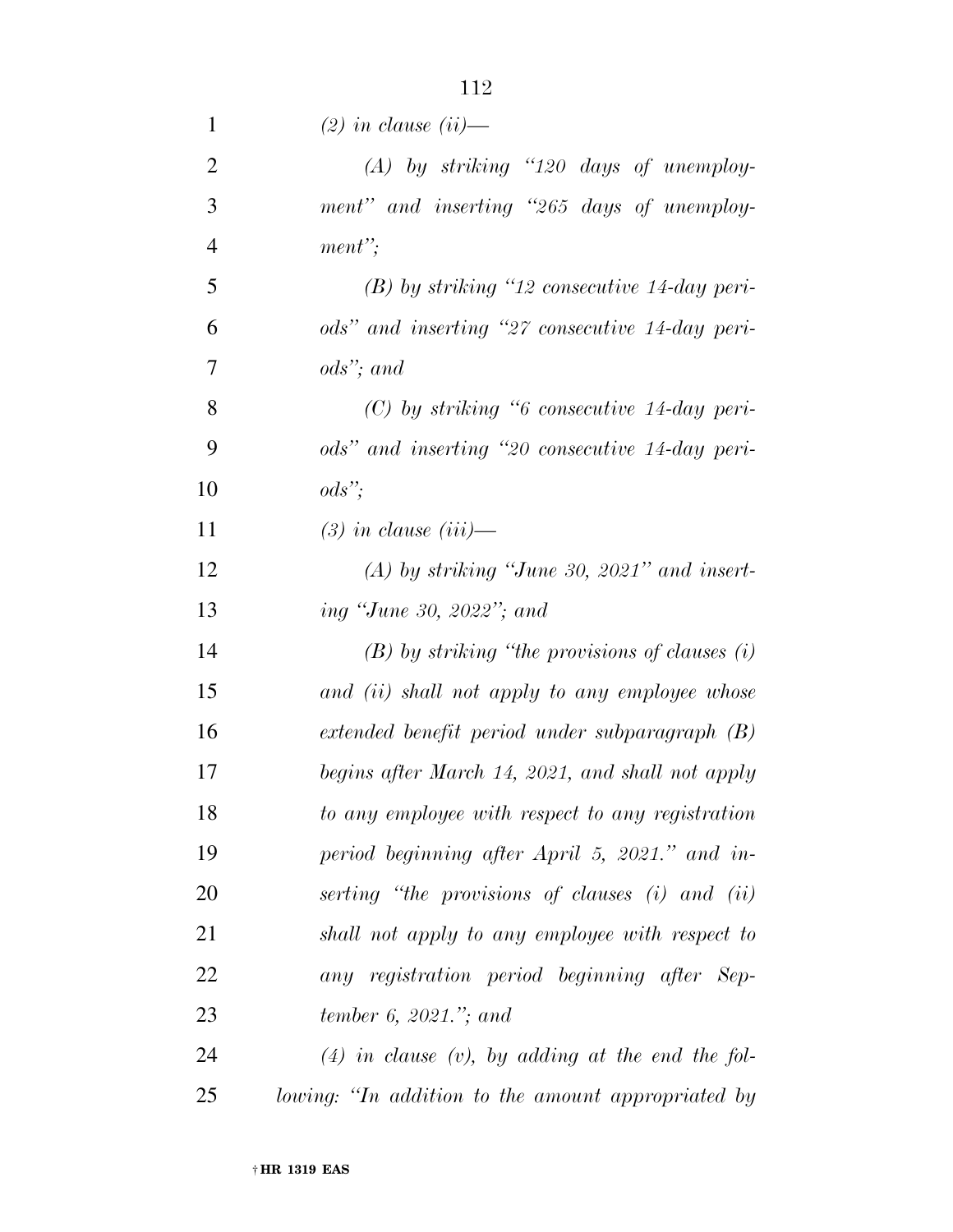*(2) in clause (ii)—*

*(A) by striking "120 days of unemployment" and inserting "265 days of unemployment";*

*(B) by striking "12 consecutive 14-day periods" and inserting "27 consecutive 14-day periods"; and*

*(C) by striking "6 consecutive 14-day periods" and inserting "20 consecutive 14-day periods";*

*(3) in clause (iii)—*

*(A) by striking "June 30, 2021" and inserting "June 30, 2022"; and*

*(B) by striking "the provisions of clauses (i) and (ii) shall not apply to any employee whose extended benefit period under subparagraph (B) begins after March 14, 2021, and shall not apply to any employee with respect to any registration period beginning after April 5, 2021." and inserting "the provisions of clauses (i) and (ii) shall not apply to any employee with respect to any registration period beginning after September 6, 2021."; and*

*(4) in clause (v), by adding at the end the following: "In addition to the amount appropriated by*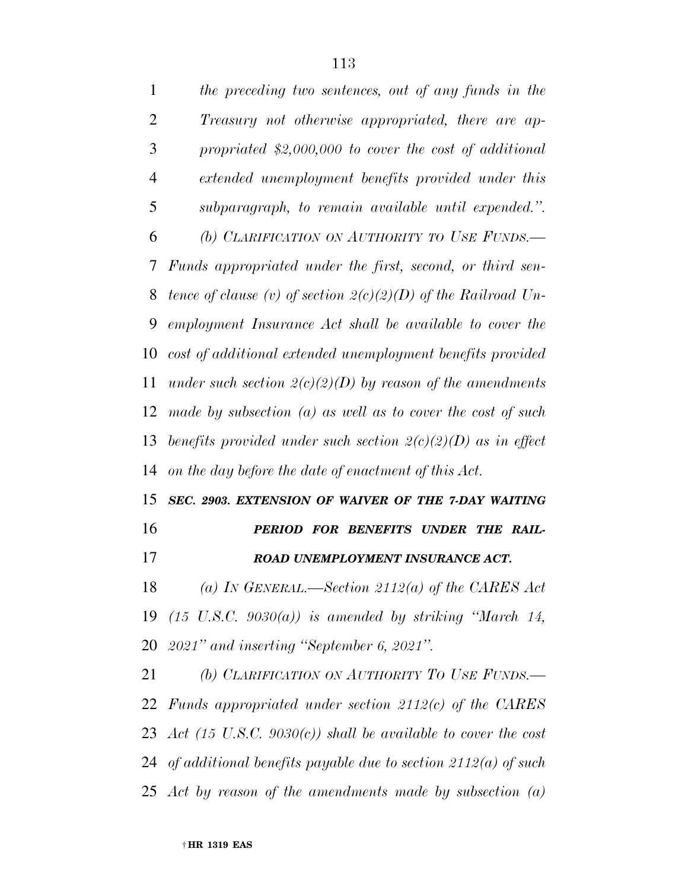*the preceding two sentences, out of any funds in the Treasury not otherwise appropriated, there are appropriated $2,000,000 to cover the cost of additional extended unemployment benefits provided under this subparagraph, to remain available until expended.".*

*(b) CLARIFICATION ON AUTHORITY TO USE FUNDS.—Funds appropriated under the first, second, or third sentence of clause (v) of section 2(c)(2)(D) of the Railroad Unemployment Insurance Act shall be available to cover the cost of additional extended unemployment benefits provided under such section 2(c)(2)(D) by reason of the amendments made by subsection (a) as well as to cover the cost of such benefits provided under such section 2(c)(2)(D) as in effect on the day before the date of enactment of this Act.*

***SEC. 2903. EXTENSION OF WAIVER OF THE 7-DAY WAITING PERIOD FOR BENEFITS UNDER THE RAILROAD UNEMPLOYMENT INSURANCE ACT.***

*(a) IN GENERAL.—Section 2112(a) of the CARES Act (15 U.S.C. 9030(a)) is amended by striking "March 14, 2021" and inserting "September 6, 2021".*

*(b) CLARIFICATION ON AUTHORITY TO USE FUNDS.—Funds appropriated under section 2112(c) of the CARES Act (15 U.S.C. 9030(c)) shall be available to cover the cost of additional benefits payable due to section 2112(a) of such Act by reason of the amendments made by subsection (a)*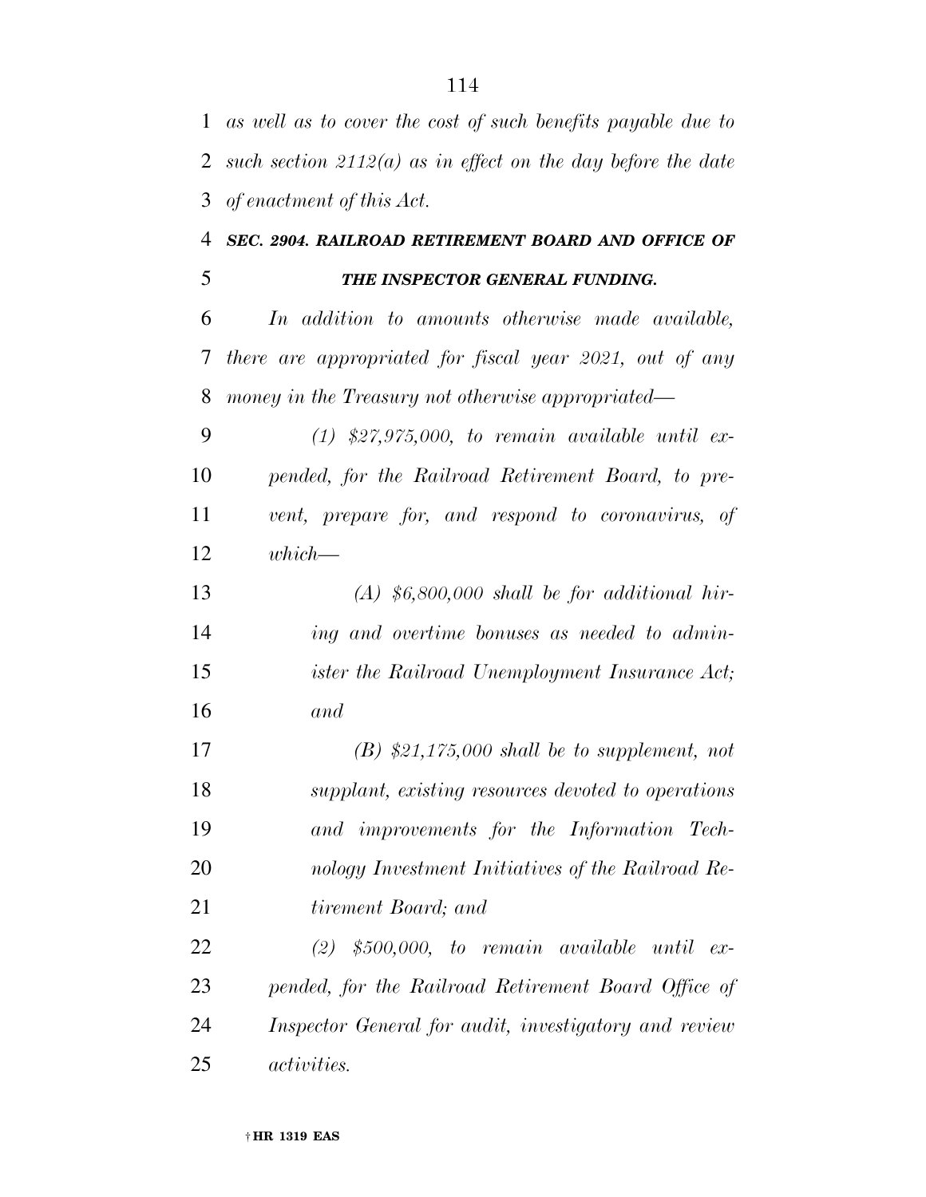*as well as to cover the cost of such benefits payable due to such section 2112(a) as in effect on the day before the date of enactment of this Act.*

### *SEC. 2904. RAILROAD RETIREMENT BOARD AND OFFICE OF THE INSPECTOR GENERAL FUNDING.*

*In addition to amounts otherwise made available, there are appropriated for fiscal year 2021, out of any money in the Treasury not otherwise appropriated—*

*(1) $27,975,000, to remain available until expended, for the Railroad Retirement Board, to prevent, prepare for, and respond to coronavirus, of which—*

*(A) $6,800,000 shall be for additional hiring and overtime bonuses as needed to administer the Railroad Unemployment Insurance Act; and*

*(B) $21,175,000 shall be to supplement, not supplant, existing resources devoted to operations and improvements for the Information Technology Investment Initiatives of the Railroad Retirement Board; and*

*(2) $500,000, to remain available until expended, for the Railroad Retirement Board Office of Inspector General for audit, investigatory and review activities.*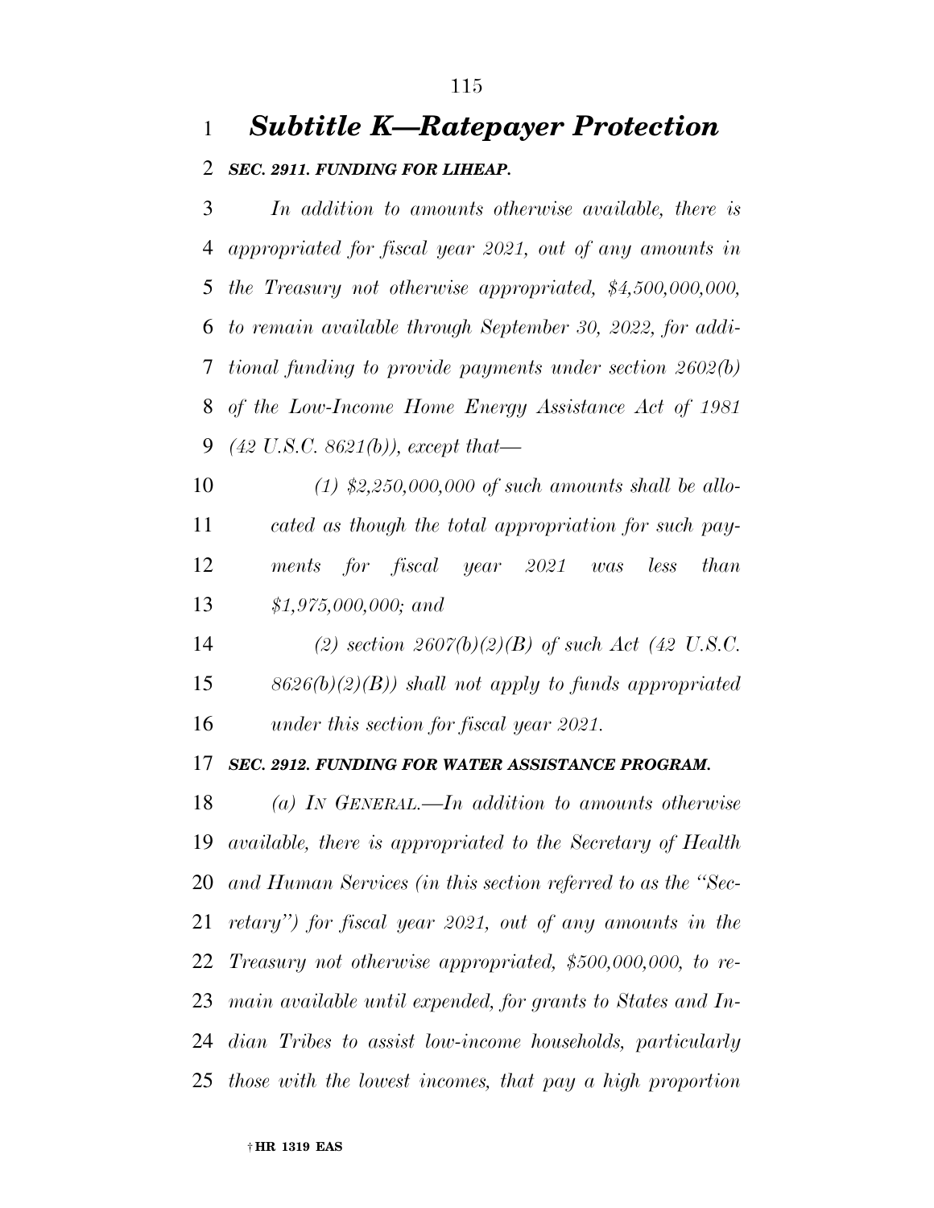# *Subtitle K—Ratepayer Protection*

## ***SEC. 2911. FUNDING FOR LIHEAP.***

*In addition to amounts otherwise available, there is appropriated for fiscal year 2021, out of any amounts in the Treasury not otherwise appropriated, $4,500,000,000, to remain available through September 30, 2022, for additional funding to provide payments under section 2602(b) of the Low-Income Home Energy Assistance Act of 1981 (42 U.S.C. 8621(b)), except that—*

*(1) $2,250,000,000 of such amounts shall be allocated as though the total appropriation for such payments for fiscal year 2021 was less than $1,975,000,000; and*

*(2) section 2607(b)(2)(B) of such Act (42 U.S.C. 8626(b)(2)(B)) shall not apply to funds appropriated under this section for fiscal year 2021.*

## ***SEC. 2912. FUNDING FOR WATER ASSISTANCE PROGRAM.***

*(a) IN GENERAL.—In addition to amounts otherwise available, there is appropriated to the Secretary of Health and Human Services (in this section referred to as the "Secretary") for fiscal year 2021, out of any amounts in the Treasury not otherwise appropriated, $500,000,000, to remain available until expended, for grants to States and Indian Tribes to assist low-income households, particularly those with the lowest incomes, that pay a high proportion*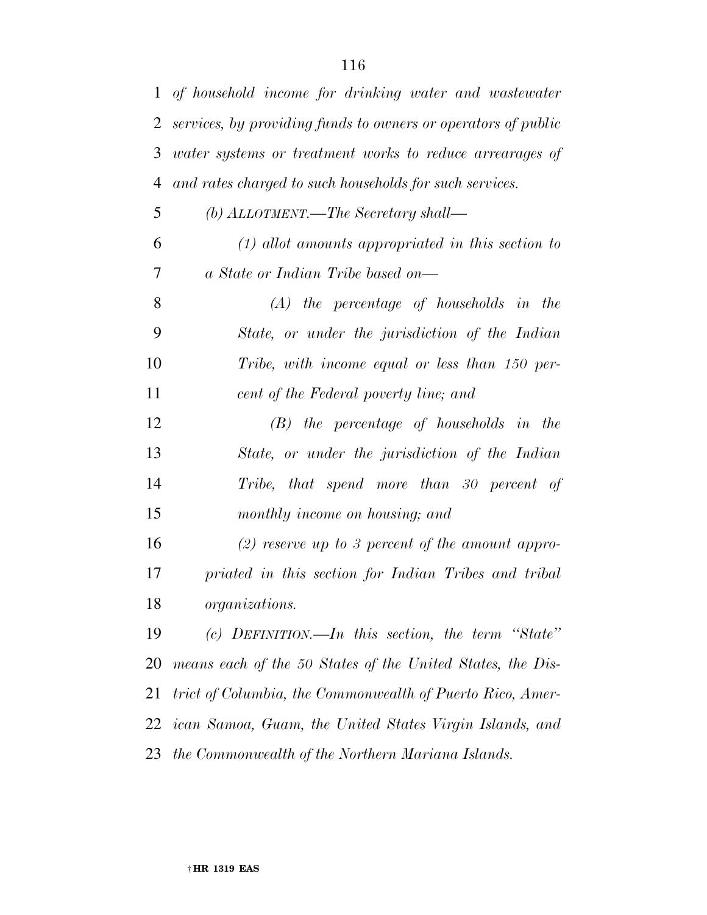*of household income for drinking water and wastewater services, by providing funds to owners or operators of public water systems or treatment works to reduce arrearages of and rates charged to such households for such services.*

*(b) ALLOTMENT.—The Secretary shall—*

*(1) allot amounts appropriated in this section to a State or Indian Tribe based on—*

*(A) the percentage of households in the State, or under the jurisdiction of the Indian Tribe, with income equal or less than 150 percent of the Federal poverty line; and*

*(B) the percentage of households in the State, or under the jurisdiction of the Indian Tribe, that spend more than 30 percent of monthly income on housing; and*

*(2) reserve up to 3 percent of the amount appropriated in this section for Indian Tribes and tribal organizations.*

*(c) DEFINITION.—In this section, the term "State" means each of the 50 States of the United States, the District of Columbia, the Commonwealth of Puerto Rico, American Samoa, Guam, the United States Virgin Islands, and the Commonwealth of the Northern Mariana Islands.*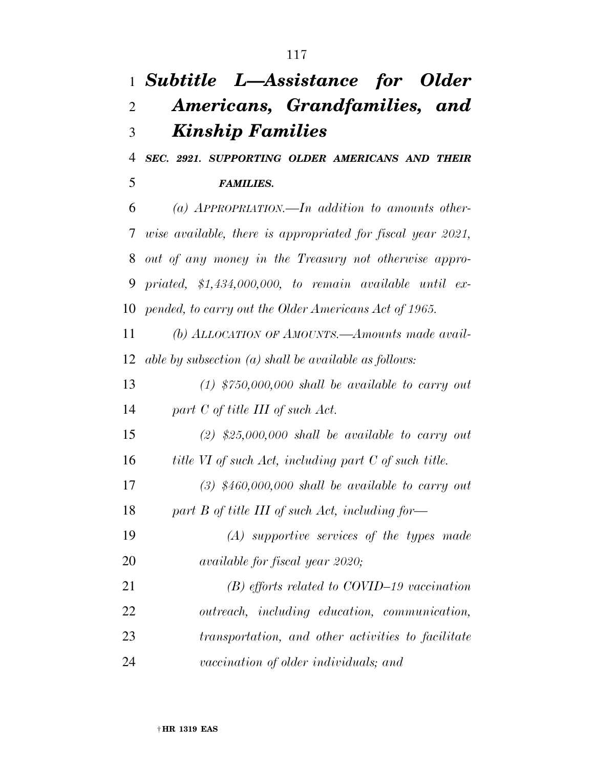## *Subtitle L—Assistance for Older Americans, Grandfamilies, and Kinship Families*

***SEC. 2921. SUPPORTING OLDER AMERICANS AND THEIR FAMILIES.***

*(a) APPROPRIATION.—In addition to amounts otherwise available, there is appropriated for fiscal year 2021, out of any money in the Treasury not otherwise appropriated, $1,434,000,000, to remain available until expended, to carry out the Older Americans Act of 1965.*

*(b) ALLOCATION OF AMOUNTS.—Amounts made available by subsection (a) shall be available as follows:*

*(1) $750,000,000 shall be available to carry out part C of title III of such Act.*

*(2) $25,000,000 shall be available to carry out title VI of such Act, including part C of such title.*

*(3) $460,000,000 shall be available to carry out part B of title III of such Act, including for—*

*(A) supportive services of the types made available for fiscal year 2020;*

*(B) efforts related to COVID–19 vaccination outreach, including education, communication, transportation, and other activities to facilitate vaccination of older individuals; and*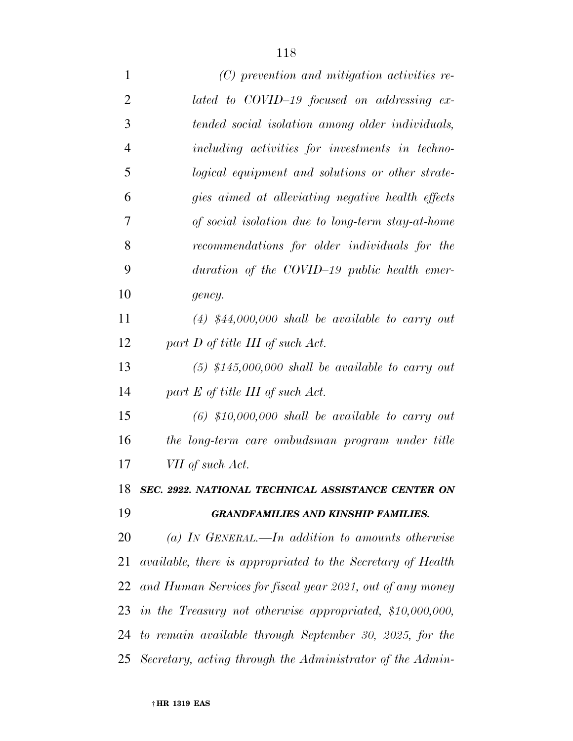*(C) prevention and mitigation activities related to COVID–19 focused on addressing extended social isolation among older individuals, including activities for investments in technological equipment and solutions or other strategies aimed at alleviating negative health effects of social isolation due to long-term stay-at-home recommendations for older individuals for the duration of the COVID–19 public health emergency.*

*(4) $44,000,000 shall be available to carry out part D of title III of such Act.*

*(5) $145,000,000 shall be available to carry out part E of title III of such Act.*

*(6) $10,000,000 shall be available to carry out the long-term care ombudsman program under title VII of such Act.*

***SEC. 2922. NATIONAL TECHNICAL ASSISTANCE CENTER ON GRANDFAMILIES AND KINSHIP FAMILIES.***

*(a) IN GENERAL.—In addition to amounts otherwise available, there is appropriated to the Secretary of Health and Human Services for fiscal year 2021, out of any money in the Treasury not otherwise appropriated, $10,000,000, to remain available through September 30, 2025, for the Secretary, acting through the Administrator of the Admin-*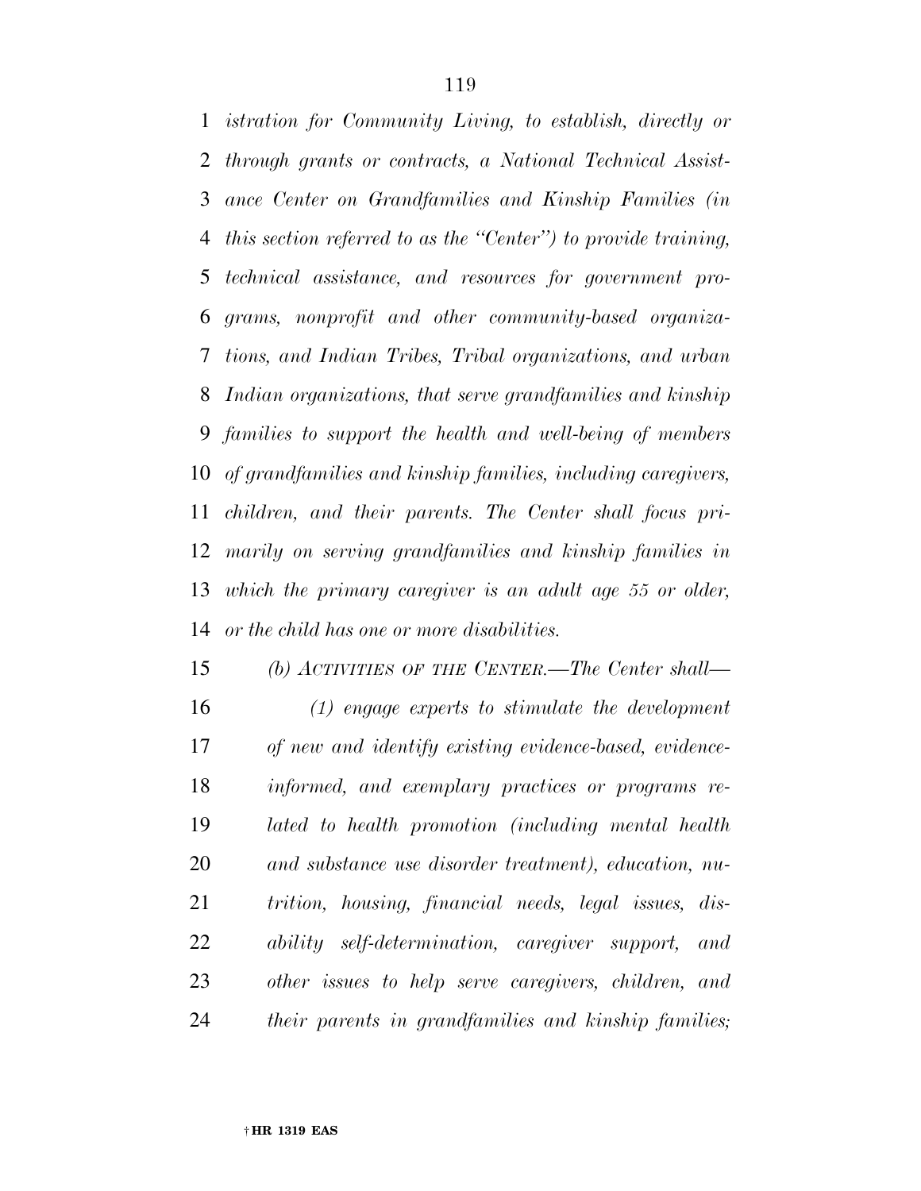*istration for Community Living, to establish, directly or through grants or contracts, a National Technical Assistance Center on Grandfamilies and Kinship Families (in this section referred to as the "Center") to provide training, technical assistance, and resources for government programs, nonprofit and other community-based organizations, and Indian Tribes, Tribal organizations, and urban Indian organizations, that serve grandfamilies and kinship families to support the health and well-being of members of grandfamilies and kinship families, including caregivers, children, and their parents. The Center shall focus primarily on serving grandfamilies and kinship families in which the primary caregiver is an adult age 55 or older, or the child has one or more disabilities.*

*(b) ACTIVITIES OF THE CENTER.—The Center shall—*

*(1) engage experts to stimulate the development of new and identify existing evidence-based, evidence-informed, and exemplary practices or programs related to health promotion (including mental health and substance use disorder treatment), education, nutrition, housing, financial needs, legal issues, disability self-determination, caregiver support, and other issues to help serve caregivers, children, and their parents in grandfamilies and kinship families;*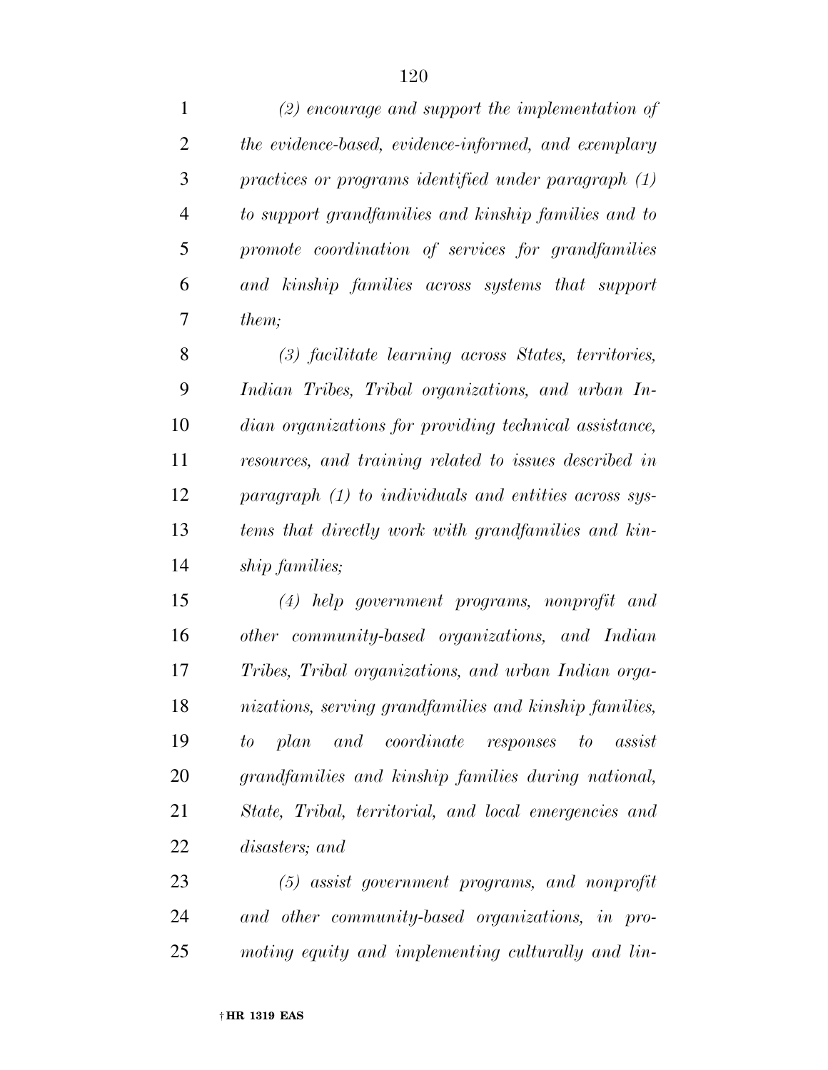*(2) encourage and support the implementation of the evidence-based, evidence-informed, and exemplary practices or programs identified under paragraph (1) to support grandfamilies and kinship families and to promote coordination of services for grandfamilies and kinship families across systems that support them;*

*(3) facilitate learning across States, territories, Indian Tribes, Tribal organizations, and urban Indian organizations for providing technical assistance, resources, and training related to issues described in paragraph (1) to individuals and entities across systems that directly work with grandfamilies and kinship families;*

*(4) help government programs, nonprofit and other community-based organizations, and Indian Tribes, Tribal organizations, and urban Indian organizations, serving grandfamilies and kinship families, to plan and coordinate responses to assist grandfamilies and kinship families during national, State, Tribal, territorial, and local emergencies and disasters; and*

*(5) assist government programs, and nonprofit and other community-based organizations, in promoting equity and implementing culturally and lin-*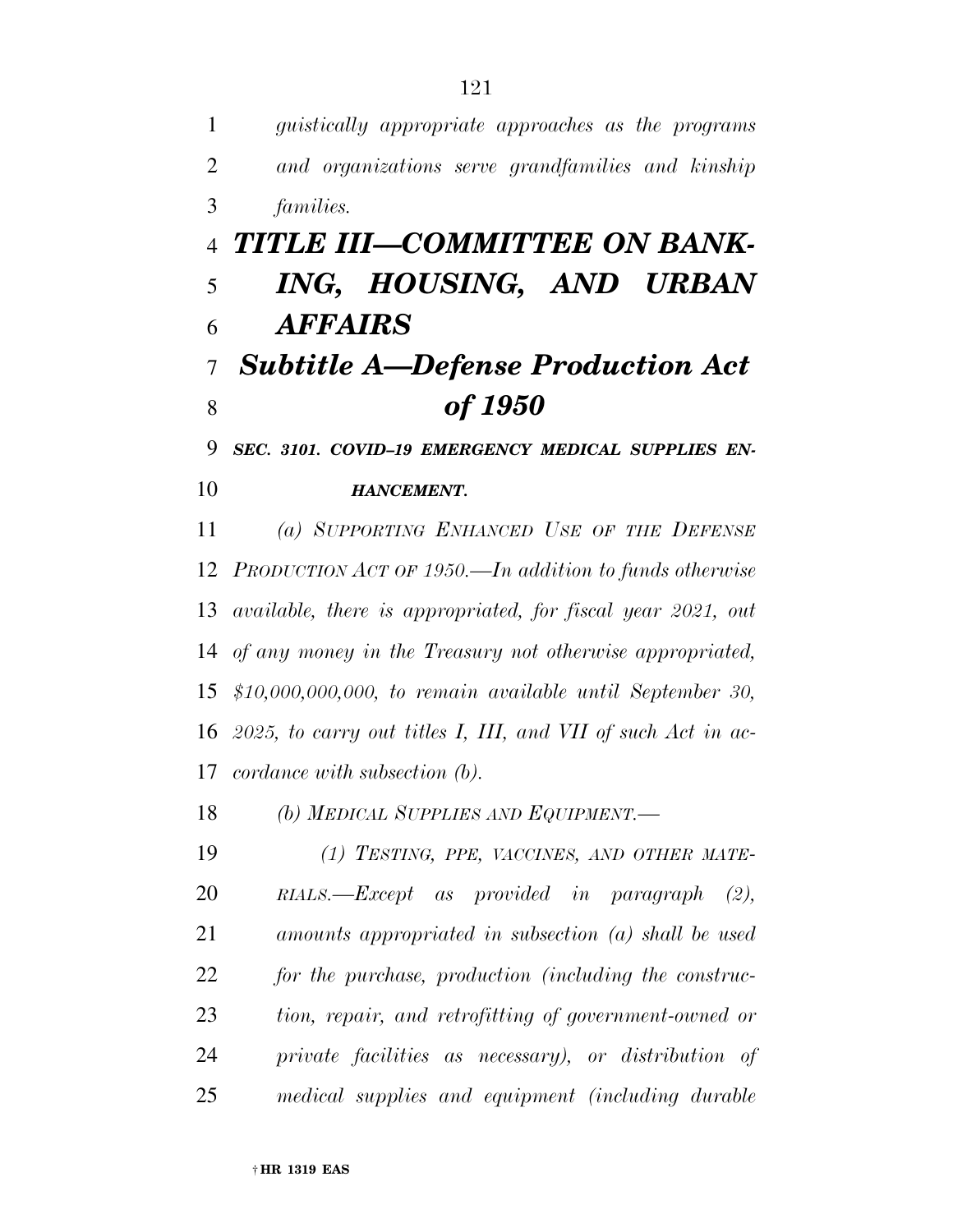*guistically appropriate approaches as the programs and organizations serve grandfamilies and kinship families.*

# *TITLE III—COMMITTEE ON BANKING, HOUSING, AND URBAN AFFAIRS*

## *Subtitle A—Defense Production Act of 1950*

### *SEC. 3101. COVID–19 EMERGENCY MEDICAL SUPPLIES ENHANCEMENT.*

*(a) SUPPORTING ENHANCED USE OF THE DEFENSE PRODUCTION ACT OF 1950.—In addition to funds otherwise available, there is appropriated, for fiscal year 2021, out of any money in the Treasury not otherwise appropriated, $10,000,000,000, to remain available until September 30, 2025, to carry out titles I, III, and VII of such Act in accordance with subsection (b).*

*(b) MEDICAL SUPPLIES AND EQUIPMENT.—*

*(1) TESTING, PPE, VACCINES, AND OTHER MATERIALS.—Except as provided in paragraph (2), amounts appropriated in subsection (a) shall be used for the purchase, production (including the construction, repair, and retrofitting of government-owned or private facilities as necessary), or distribution of medical supplies and equipment (including durable*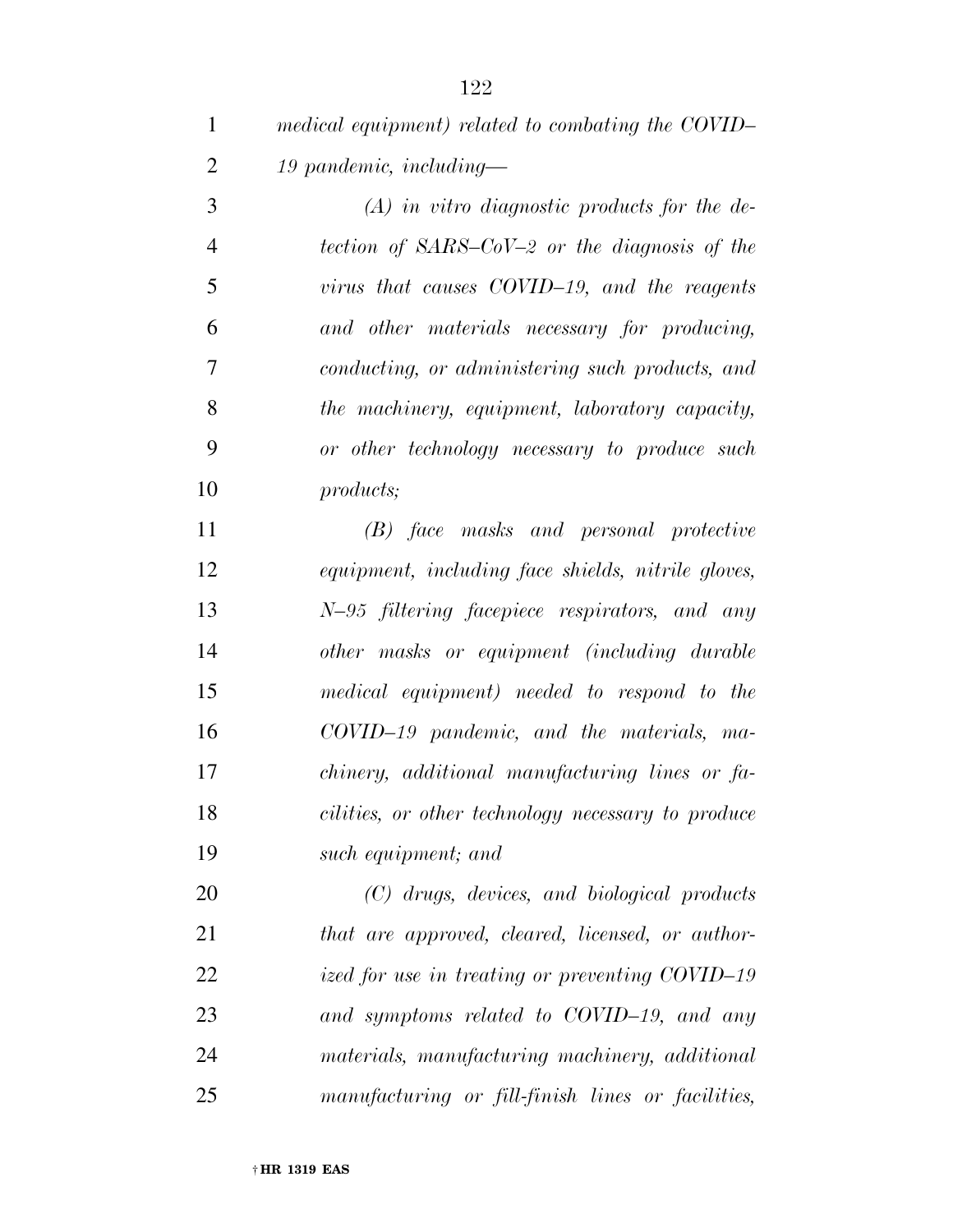*medical equipment) related to combating the COVID–19 pandemic, including—*

*(A) in vitro diagnostic products for the detection of SARS–CoV–2 or the diagnosis of the virus that causes COVID–19, and the reagents and other materials necessary for producing, conducting, or administering such products, and the machinery, equipment, laboratory capacity, or other technology necessary to produce such products;*

*(B) face masks and personal protective equipment, including face shields, nitrile gloves, N–95 filtering facepiece respirators, and any other masks or equipment (including durable medical equipment) needed to respond to the COVID–19 pandemic, and the materials, machinery, additional manufacturing lines or facilities, or other technology necessary to produce such equipment; and*

*(C) drugs, devices, and biological products that are approved, cleared, licensed, or authorized for use in treating or preventing COVID–19 and symptoms related to COVID–19, and any materials, manufacturing machinery, additional manufacturing or fill-finish lines or facilities,*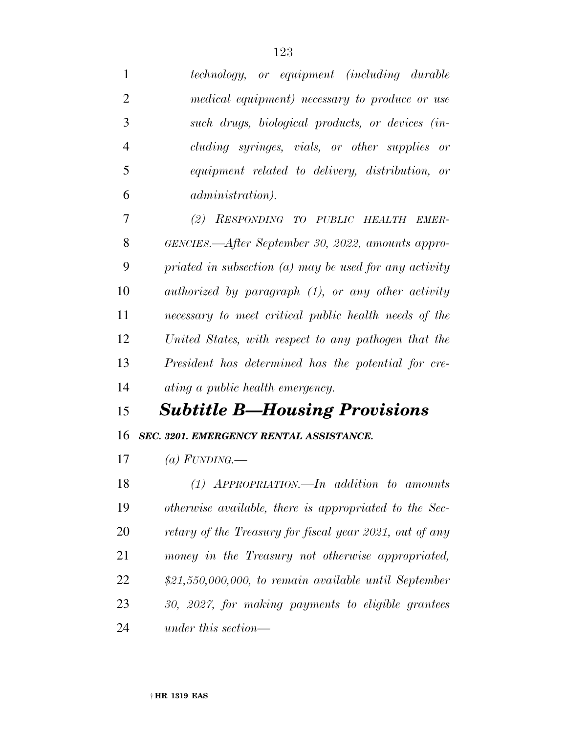*technology, or equipment (including durable medical equipment) necessary to produce or use such drugs, biological products, or devices (including syringes, vials, or other supplies or equipment related to delivery, distribution, or administration).*

*(2) RESPONDING TO PUBLIC HEALTH EMERGENCIES.—After September 30, 2022, amounts appropriated in subsection (a) may be used for any activity authorized by paragraph (1), or any other activity necessary to meet critical public health needs of the United States, with respect to any pathogen that the President has determined has the potential for creating a public health emergency.*

## *Subtitle B—Housing Provisions*

### *SEC. 3201. EMERGENCY RENTAL ASSISTANCE.*

*(a) FUNDING.—*

*(1) APPROPRIATION.—In addition to amounts otherwise available, there is appropriated to the Secretary of the Treasury for fiscal year 2021, out of any money in the Treasury not otherwise appropriated, $21,550,000,000, to remain available until September 30, 2027, for making payments to eligible grantees under this section—*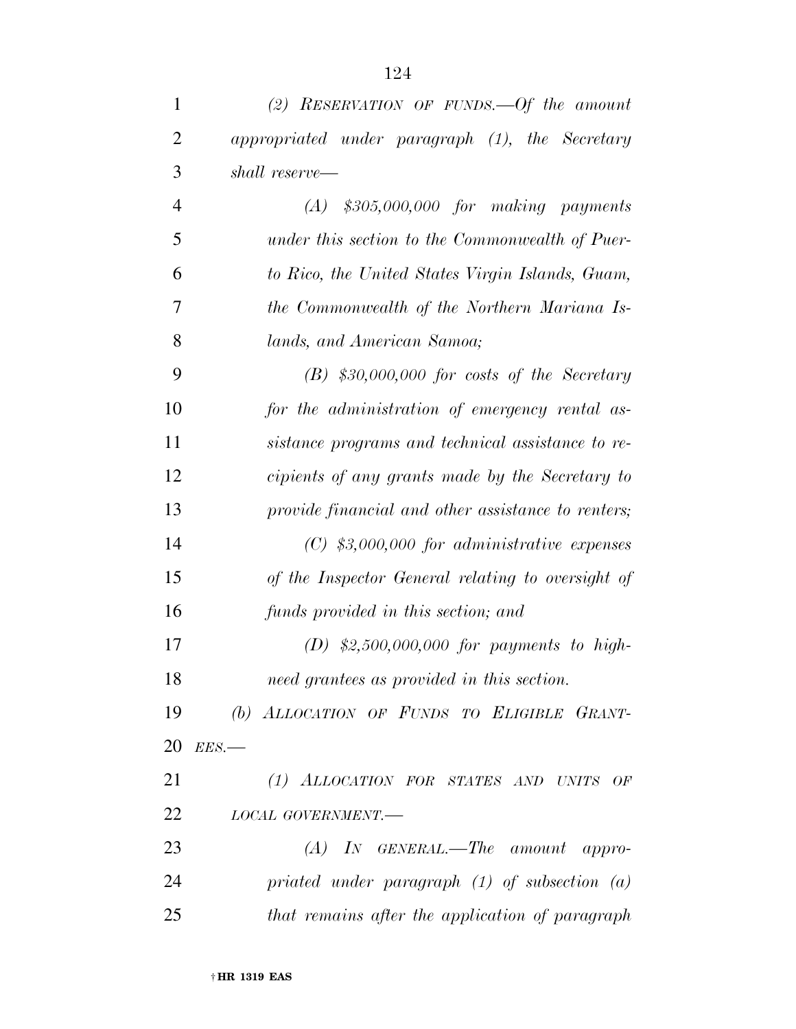*(2) RESERVATION OF FUNDS.—Of the amount appropriated under paragraph (1), the Secretary shall reserve—*

*(A) $305,000,000 for making payments under this section to the Commonwealth of Puerto Rico, the United States Virgin Islands, Guam, the Commonwealth of the Northern Mariana Islands, and American Samoa;*

*(B) $30,000,000 for costs of the Secretary for the administration of emergency rental assistance programs and technical assistance to recipients of any grants made by the Secretary to provide financial and other assistance to renters;*

*(C) $3,000,000 for administrative expenses of the Inspector General relating to oversight of funds provided in this section; and*

*(D) $2,500,000,000 for payments to high-need grantees as provided in this section.*

*(b) ALLOCATION OF FUNDS TO ELIGIBLE GRANTEES.—*

*(1) ALLOCATION FOR STATES AND UNITS OF LOCAL GOVERNMENT.—*

*(A) IN GENERAL.—The amount appropriated under paragraph (1) of subsection (a) that remains after the application of paragraph*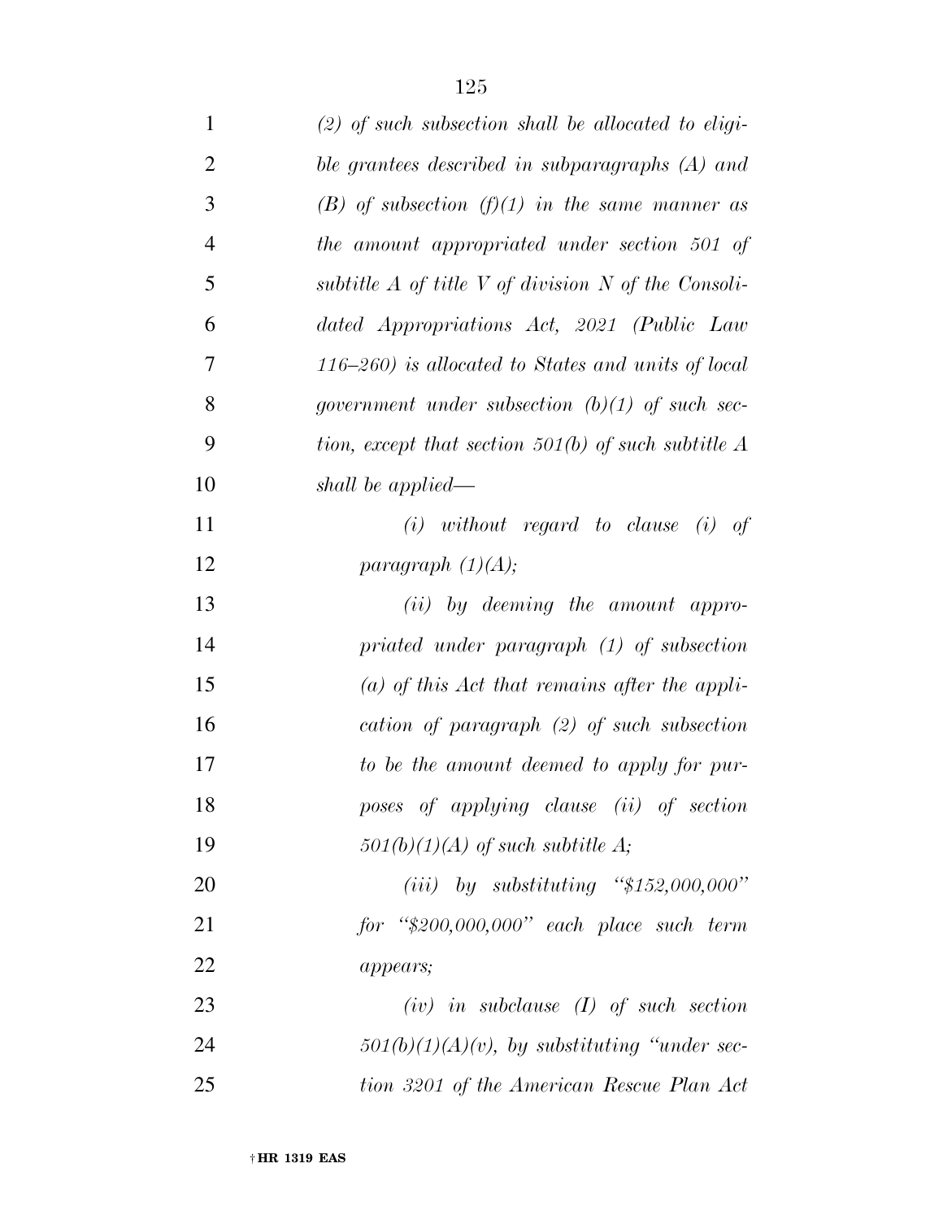*(2) of such subsection shall be allocated to eligible grantees described in subparagraphs (A) and (B) of subsection (f)(1) in the same manner as the amount appropriated under section 501 of subtitle A of title V of division N of the Consolidated Appropriations Act, 2021 (Public Law 116–260) is allocated to States and units of local government under subsection (b)(1) of such section, except that section 501(b) of such subtitle A shall be applied—*

*(i) without regard to clause (i) of paragraph (1)(A);*

*(ii) by deeming the amount appropriated under paragraph (1) of subsection (a) of this Act that remains after the application of paragraph (2) of such subsection to be the amount deemed to apply for purposes of applying clause (ii) of section 501(b)(1)(A) of such subtitle A;*

*(iii) by substituting "$152,000,000" for "$200,000,000" each place such term appears;*

*(iv) in subclause (I) of such section 501(b)(1)(A)(v), by substituting "under section 3201 of the American Rescue Plan Act*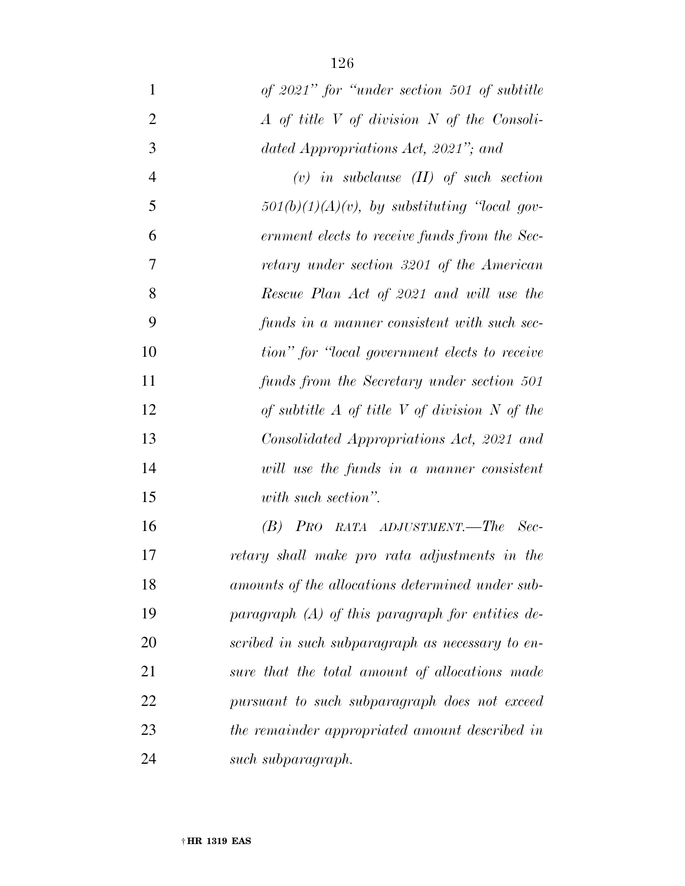*of 2021" for "under section 501 of subtitle A of title V of division N of the Consolidated Appropriations Act, 2021"; and*

*(v) in subclause (II) of such section 501(b)(1)(A)(v), by substituting "local government elects to receive funds from the Secretary under section 3201 of the American Rescue Plan Act of 2021 and will use the funds in a manner consistent with such section" for "local government elects to receive funds from the Secretary under section 501 of subtitle A of title V of division N of the Consolidated Appropriations Act, 2021 and will use the funds in a manner consistent with such section".*

*(B) PRO RATA ADJUSTMENT.—The Secretary shall make pro rata adjustments in the amounts of the allocations determined under subparagraph (A) of this paragraph for entities described in such subparagraph as necessary to ensure that the total amount of allocations made pursuant to such subparagraph does not exceed the remainder appropriated amount described in such subparagraph.*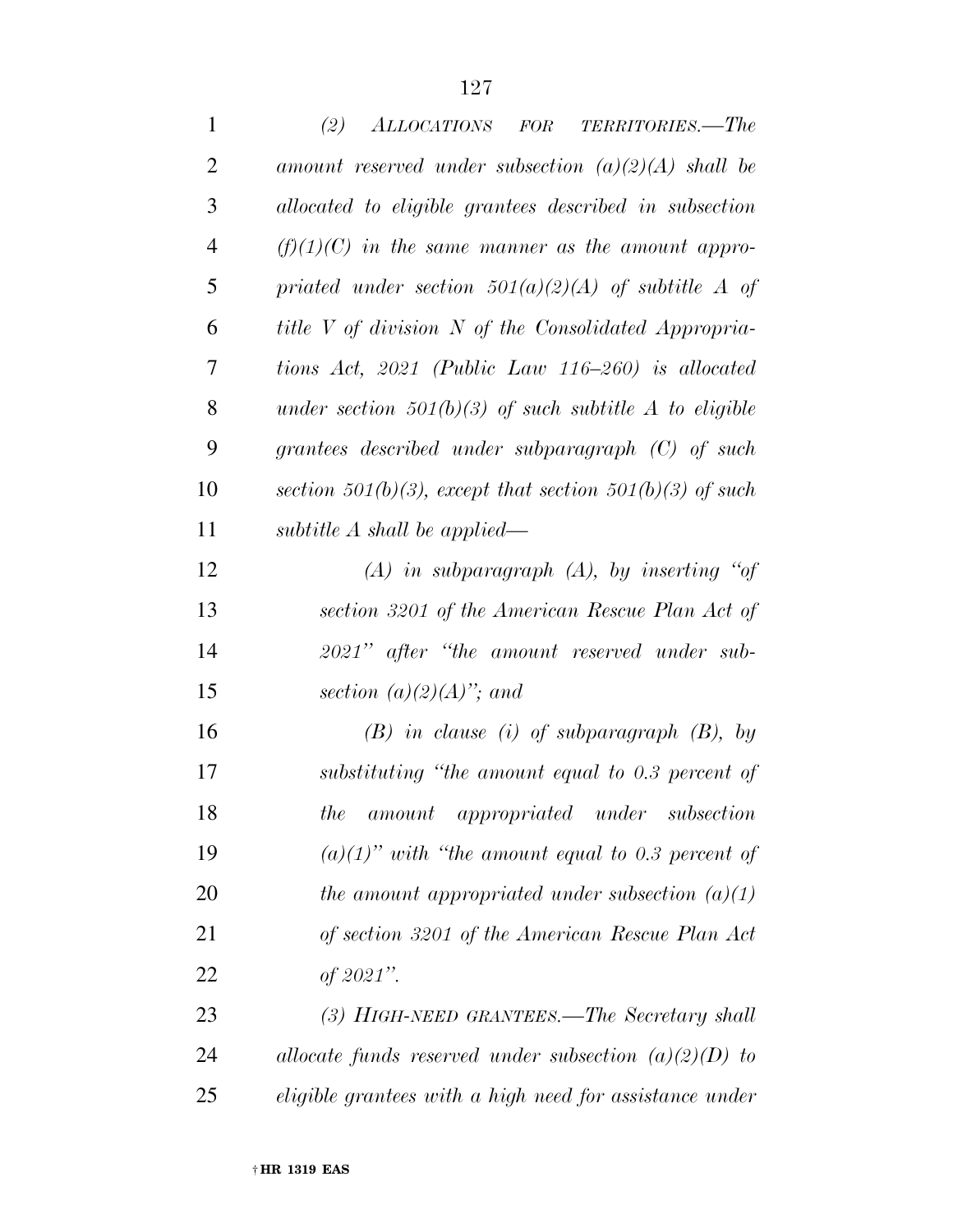*(2) ALLOCATIONS FOR TERRITORIES.—The amount reserved under subsection (a)(2)(A) shall be allocated to eligible grantees described in subsection (f)(1)(C) in the same manner as the amount appropriated under section 501(a)(2)(A) of subtitle A of title V of division N of the Consolidated Appropriations Act, 2021 (Public Law 116–260) is allocated under section 501(b)(3) of such subtitle A to eligible grantees described under subparagraph (C) of such section 501(b)(3), except that section 501(b)(3) of such subtitle A shall be applied—*

*(A) in subparagraph (A), by inserting "of section 3201 of the American Rescue Plan Act of 2021" after "the amount reserved under subsection (a)(2)(A)"; and*

*(B) in clause (i) of subparagraph (B), by substituting "the amount equal to 0.3 percent of the amount appropriated under subsection (a)(1)" with "the amount equal to 0.3 percent of the amount appropriated under subsection (a)(1) of section 3201 of the American Rescue Plan Act of 2021".*

*(3) HIGH-NEED GRANTEES.—The Secretary shall allocate funds reserved under subsection (a)(2)(D) to eligible grantees with a high need for assistance under*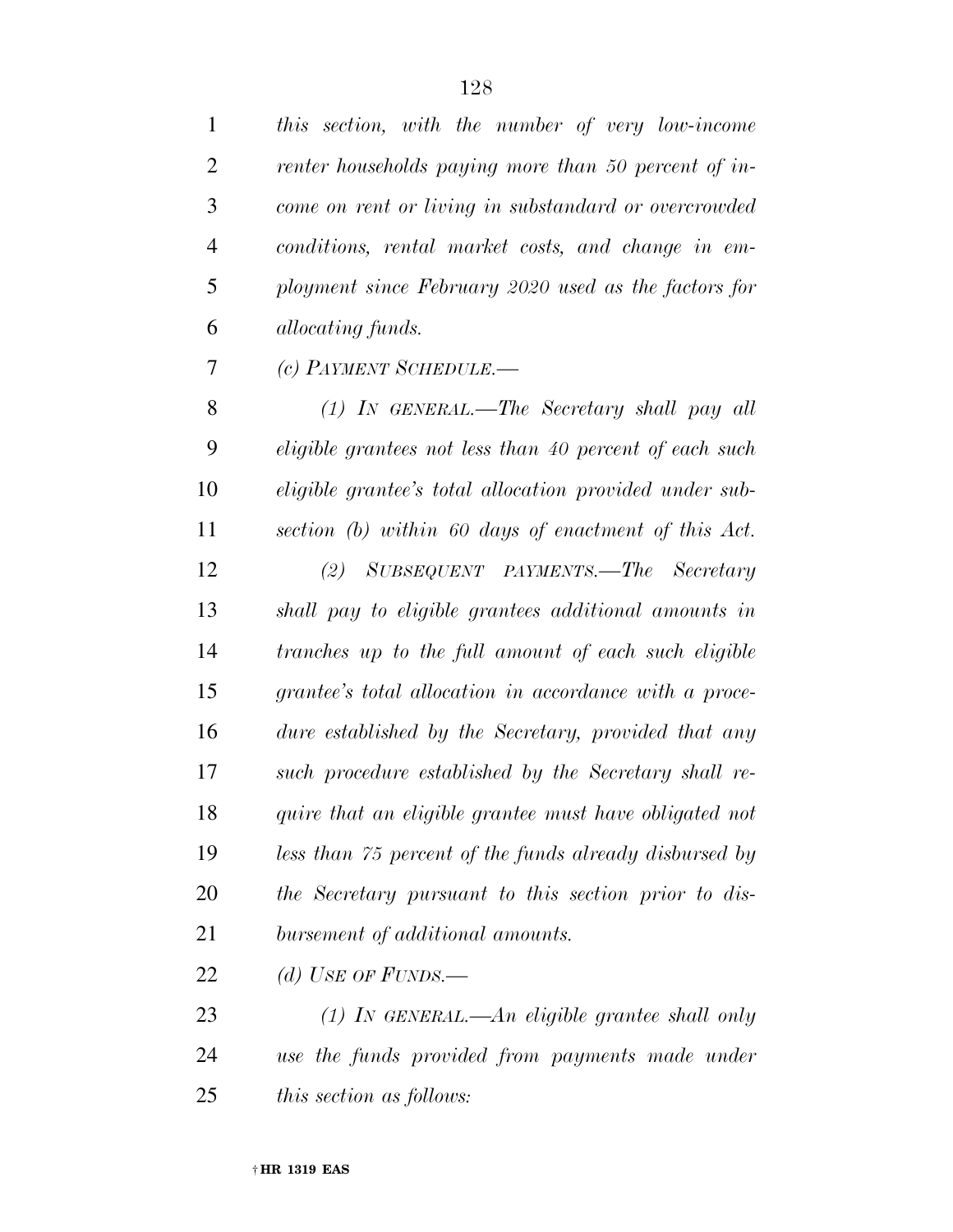*this section, with the number of very low-income renter households paying more than 50 percent of income on rent or living in substandard or overcrowded conditions, rental market costs, and change in employment since February 2020 used as the factors for allocating funds.*

*(c) PAYMENT SCHEDULE.—*

*(1) IN GENERAL.—The Secretary shall pay all eligible grantees not less than 40 percent of each such eligible grantee's total allocation provided under subsection (b) within 60 days of enactment of this Act.*

*(2) SUBSEQUENT PAYMENTS.—The Secretary shall pay to eligible grantees additional amounts in tranches up to the full amount of each such eligible grantee's total allocation in accordance with a procedure established by the Secretary, provided that any such procedure established by the Secretary shall require that an eligible grantee must have obligated not less than 75 percent of the funds already disbursed by the Secretary pursuant to this section prior to disbursement of additional amounts.*

*(d) USE OF FUNDS.—*

*(1) IN GENERAL.—An eligible grantee shall only use the funds provided from payments made under this section as follows:*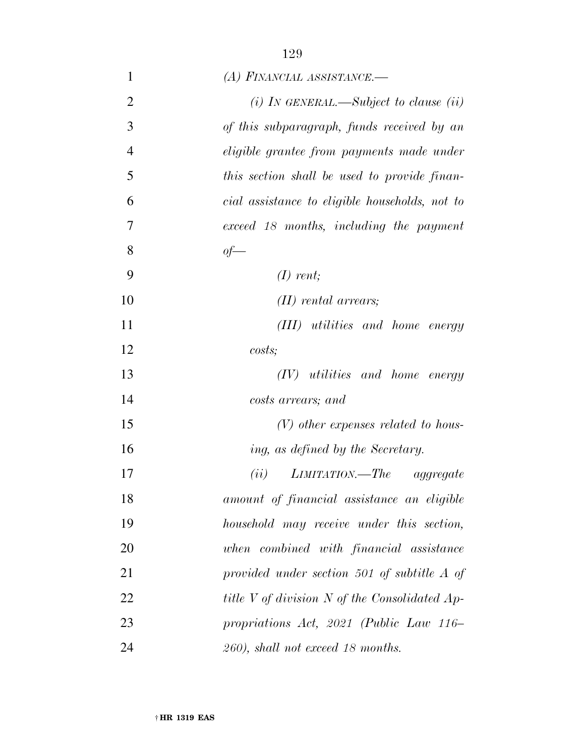*(A) FINANCIAL ASSISTANCE.—*

*(i) IN GENERAL.—Subject to clause (ii) of this subparagraph, funds received by an eligible grantee from payments made under this section shall be used to provide financial assistance to eligible households, not to exceed 18 months, including the payment of—*

*(I) rent;*

*(II) rental arrears;*

*(III) utilities and home energy costs;*

*(IV) utilities and home energy costs arrears; and*

*(V) other expenses related to housing, as defined by the Secretary.*

*(ii) LIMITATION.—The aggregate amount of financial assistance an eligible household may receive under this section, when combined with financial assistance provided under section 501 of subtitle A of title V of division N of the Consolidated Appropriations Act, 2021 (Public Law 116–260), shall not exceed 18 months.*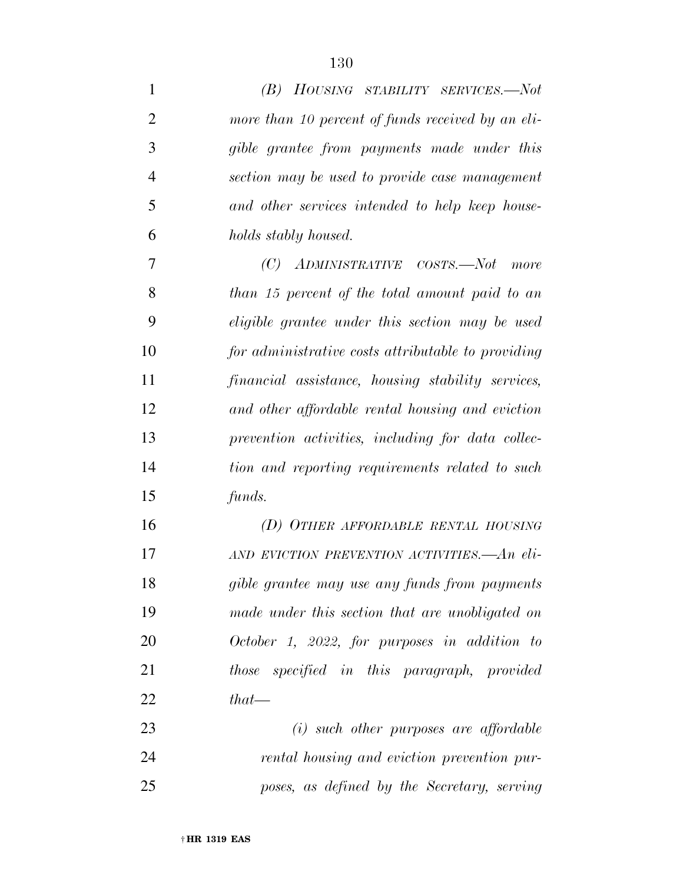*(B) HOUSING STABILITY SERVICES.—Not more than 10 percent of funds received by an eligible grantee from payments made under this section may be used to provide case management and other services intended to help keep households stably housed.*

*(C) ADMINISTRATIVE COSTS.—Not more than 15 percent of the total amount paid to an eligible grantee under this section may be used for administrative costs attributable to providing financial assistance, housing stability services, and other affordable rental housing and eviction prevention activities, including for data collection and reporting requirements related to such funds.*

*(D) OTHER AFFORDABLE RENTAL HOUSING AND EVICTION PREVENTION ACTIVITIES.—An eligible grantee may use any funds from payments made under this section that are unobligated on October 1, 2022, for purposes in addition to those specified in this paragraph, provided that—*

*(i) such other purposes are affordable rental housing and eviction prevention purposes, as defined by the Secretary, serving*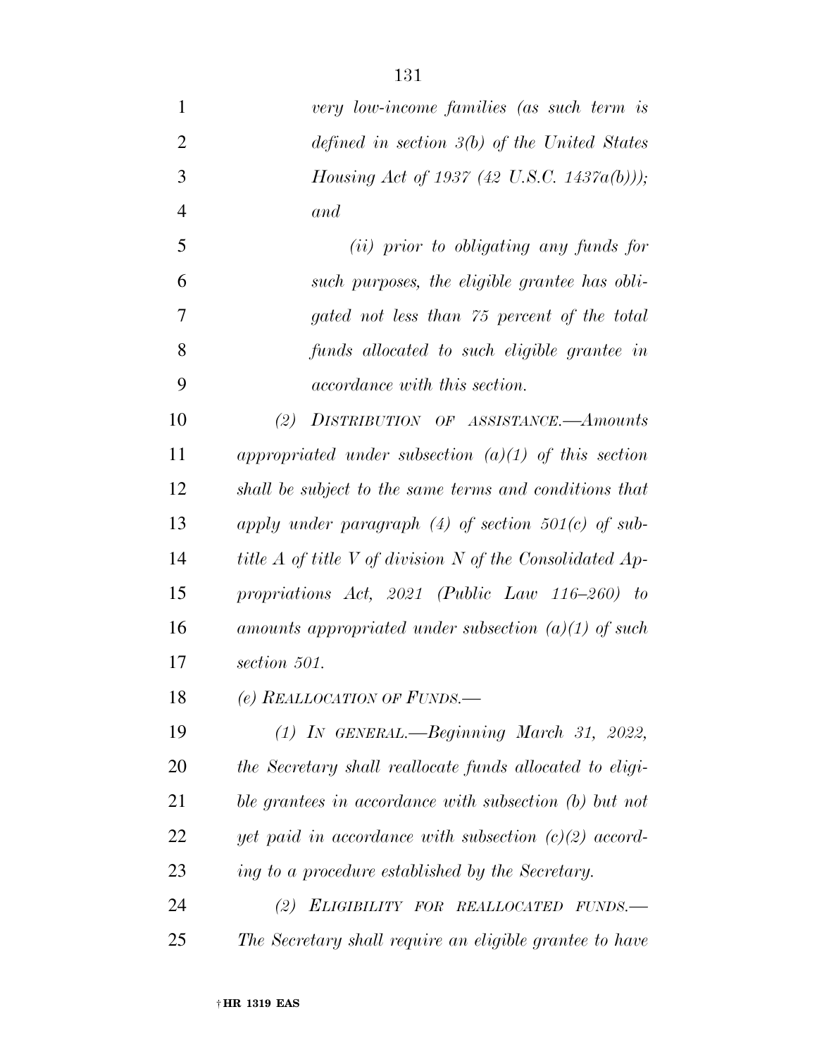*very low-income families (as such term is defined in section 3(b) of the United States Housing Act of 1937 (42 U.S.C. 1437a(b))); and*

*(ii) prior to obligating any funds for such purposes, the eligible grantee has obligated not less than 75 percent of the total funds allocated to such eligible grantee in accordance with this section.*

*(2) DISTRIBUTION OF ASSISTANCE.—Amounts appropriated under subsection (a)(1) of this section shall be subject to the same terms and conditions that apply under paragraph (4) of section 501(c) of subtitle A of title V of division N of the Consolidated Appropriations Act, 2021 (Public Law 116–260) to amounts appropriated under subsection (a)(1) of such section 501.*

*(e) REALLOCATION OF FUNDS.—*

*(1) IN GENERAL.—Beginning March 31, 2022, the Secretary shall reallocate funds allocated to eligible grantees in accordance with subsection (b) but not yet paid in accordance with subsection (c)(2) according to a procedure established by the Secretary.*

*(2) ELIGIBILITY FOR REALLOCATED FUNDS.—The Secretary shall require an eligible grantee to have*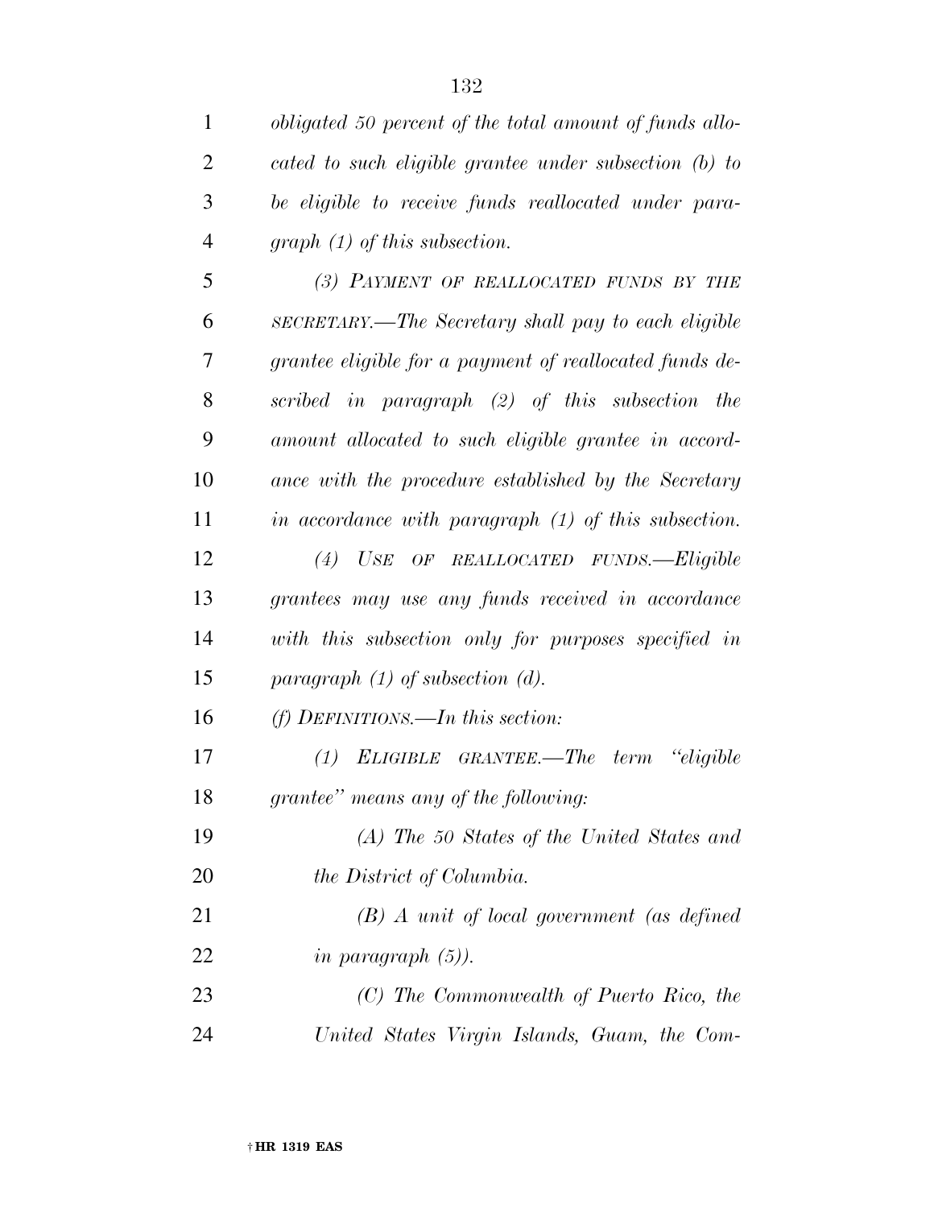*obligated 50 percent of the total amount of funds allocated to such eligible grantee under subsection (b) to be eligible to receive funds reallocated under paragraph (1) of this subsection.*

*(3) PAYMENT OF REALLOCATED FUNDS BY THE SECRETARY.—The Secretary shall pay to each eligible grantee eligible for a payment of reallocated funds described in paragraph (2) of this subsection the amount allocated to such eligible grantee in accordance with the procedure established by the Secretary in accordance with paragraph (1) of this subsection.*

*(4) USE OF REALLOCATED FUNDS.—Eligible grantees may use any funds received in accordance with this subsection only for purposes specified in paragraph (1) of subsection (d).*

*(f) DEFINITIONS.—In this section:*

*(1) ELIGIBLE GRANTEE.—The term "eligible grantee" means any of the following:*

*(A) The 50 States of the United States and the District of Columbia.*

*(B) A unit of local government (as defined in paragraph (5)).*

*(C) The Commonwealth of Puerto Rico, the United States Virgin Islands, Guam, the Com-*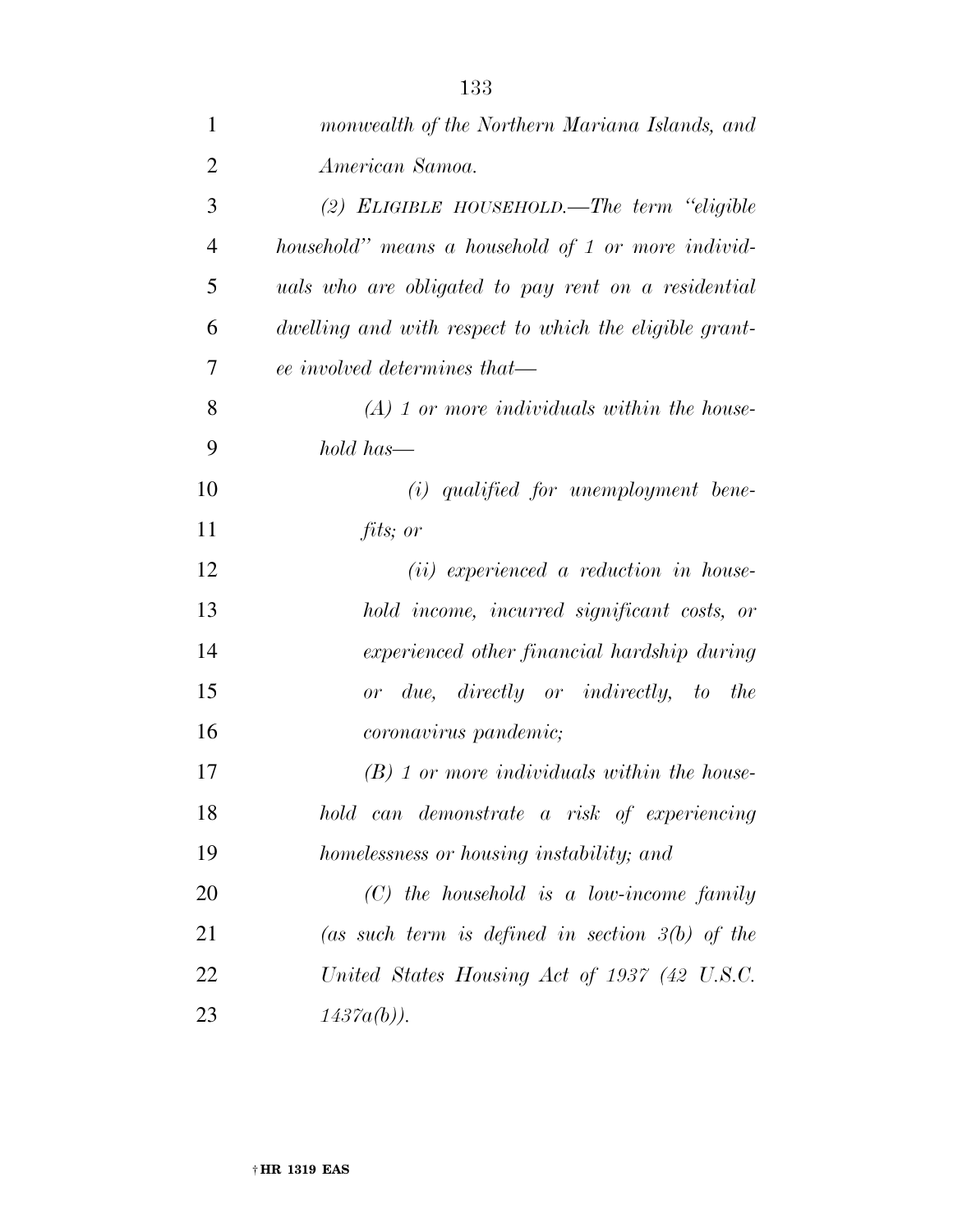*monwealth of the Northern Mariana Islands, and American Samoa.*

*(2) ELIGIBLE HOUSEHOLD.—The term "eligible household" means a household of 1 or more individuals who are obligated to pay rent on a residential dwelling and with respect to which the eligible grantee involved determines that—*

*(A) 1 or more individuals within the household has—*

*(i) qualified for unemployment benefits; or*

*(ii) experienced a reduction in household income, incurred significant costs, or experienced other financial hardship during or due, directly or indirectly, to the coronavirus pandemic;*

*(B) 1 or more individuals within the household can demonstrate a risk of experiencing homelessness or housing instability; and*

*(C) the household is a low-income family (as such term is defined in section 3(b) of the United States Housing Act of 1937 (42 U.S.C. 1437a(b)).*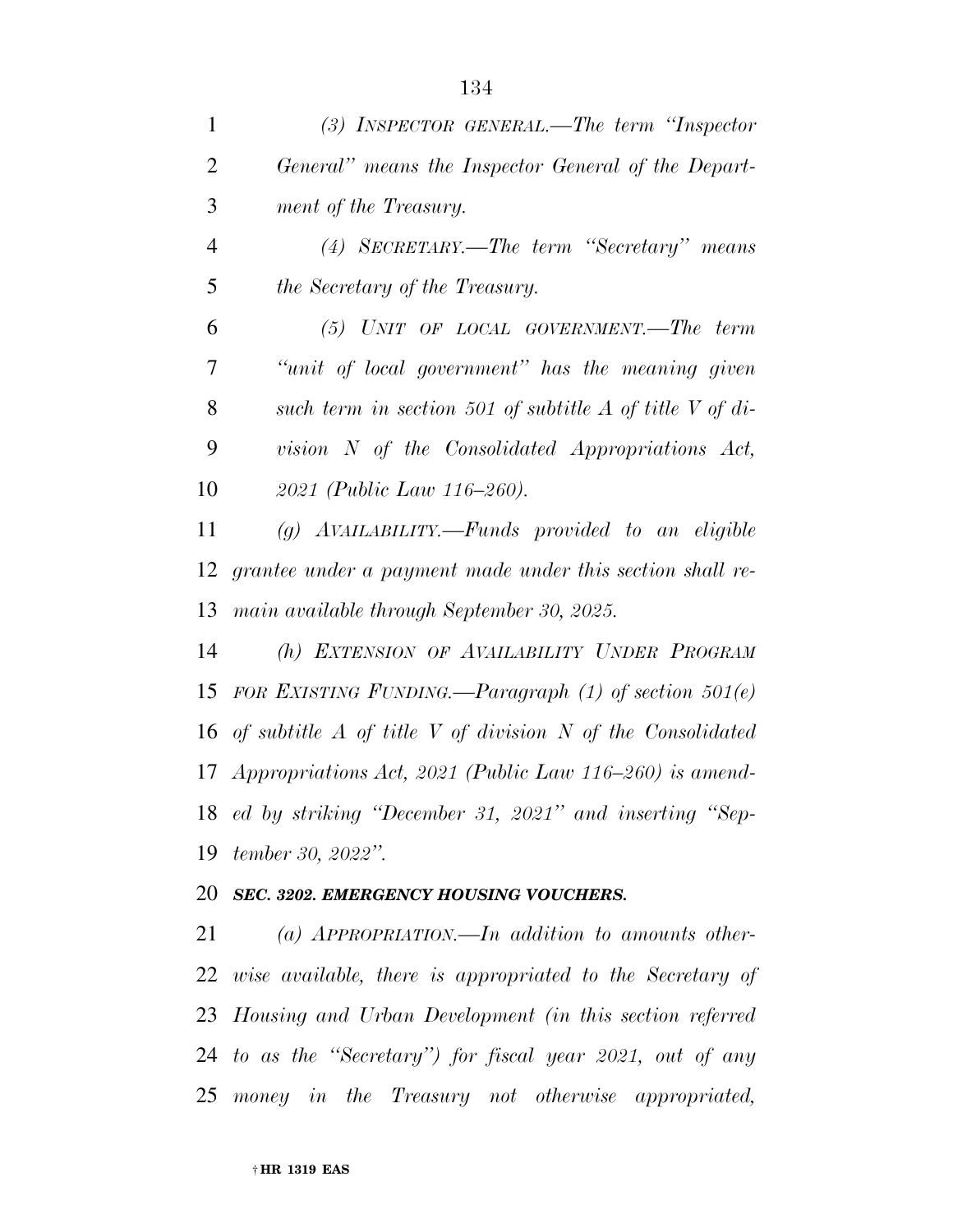*(3) INSPECTOR GENERAL.—The term "Inspector General" means the Inspector General of the Department of the Treasury.*

*(4) SECRETARY.—The term "Secretary" means the Secretary of the Treasury.*

*(5) UNIT OF LOCAL GOVERNMENT.—The term "unit of local government" has the meaning given such term in section 501 of subtitle A of title V of division N of the Consolidated Appropriations Act, 2021 (Public Law 116–260).*

*(g) AVAILABILITY.—Funds provided to an eligible grantee under a payment made under this section shall remain available through September 30, 2025.*

*(h) EXTENSION OF AVAILABILITY UNDER PROGRAM FOR EXISTING FUNDING.—Paragraph (1) of section 501(e) of subtitle A of title V of division N of the Consolidated Appropriations Act, 2021 (Public Law 116–260) is amended by striking "December 31, 2021" and inserting "September 30, 2022".*

***SEC. 3202. EMERGENCY HOUSING VOUCHERS.***

*(a) APPROPRIATION.—In addition to amounts otherwise available, there is appropriated to the Secretary of Housing and Urban Development (in this section referred to as the "Secretary") for fiscal year 2021, out of any money in the Treasury not otherwise appropriated,*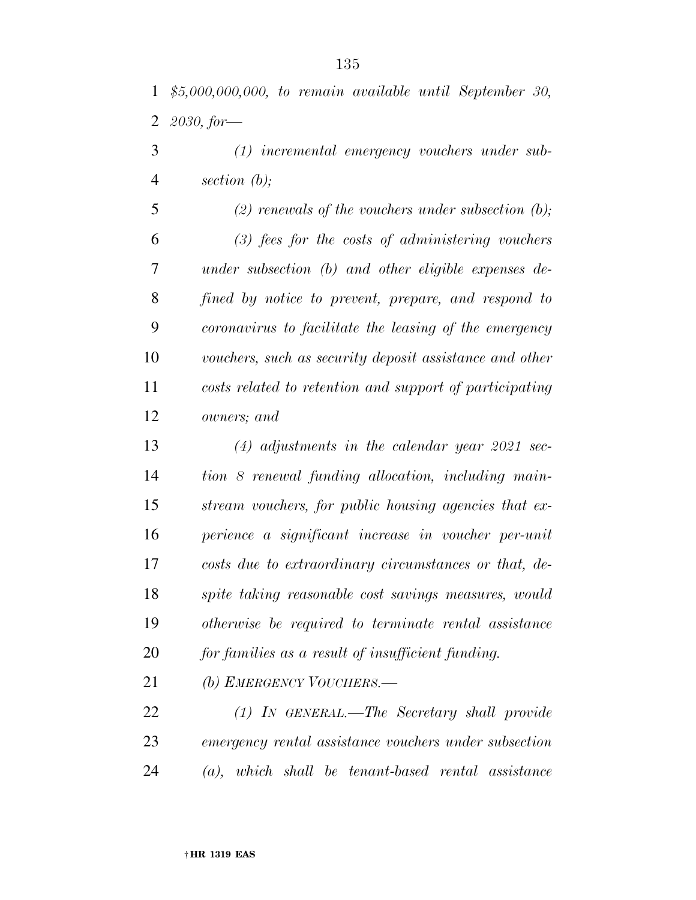*$5,000,000,000, to remain available until September 30, 2030, for—*

*(1) incremental emergency vouchers under subsection (b);*

*(2) renewals of the vouchers under subsection (b);*

*(3) fees for the costs of administering vouchers under subsection (b) and other eligible expenses defined by notice to prevent, prepare, and respond to coronavirus to facilitate the leasing of the emergency vouchers, such as security deposit assistance and other costs related to retention and support of participating owners; and*

*(4) adjustments in the calendar year 2021 section 8 renewal funding allocation, including mainstream vouchers, for public housing agencies that experience a significant increase in voucher per-unit costs due to extraordinary circumstances or that, despite taking reasonable cost savings measures, would otherwise be required to terminate rental assistance for families as a result of insufficient funding.*

*(b) EMERGENCY VOUCHERS.—*

*(1) IN GENERAL.—The Secretary shall provide emergency rental assistance vouchers under subsection (a), which shall be tenant-based rental assistance*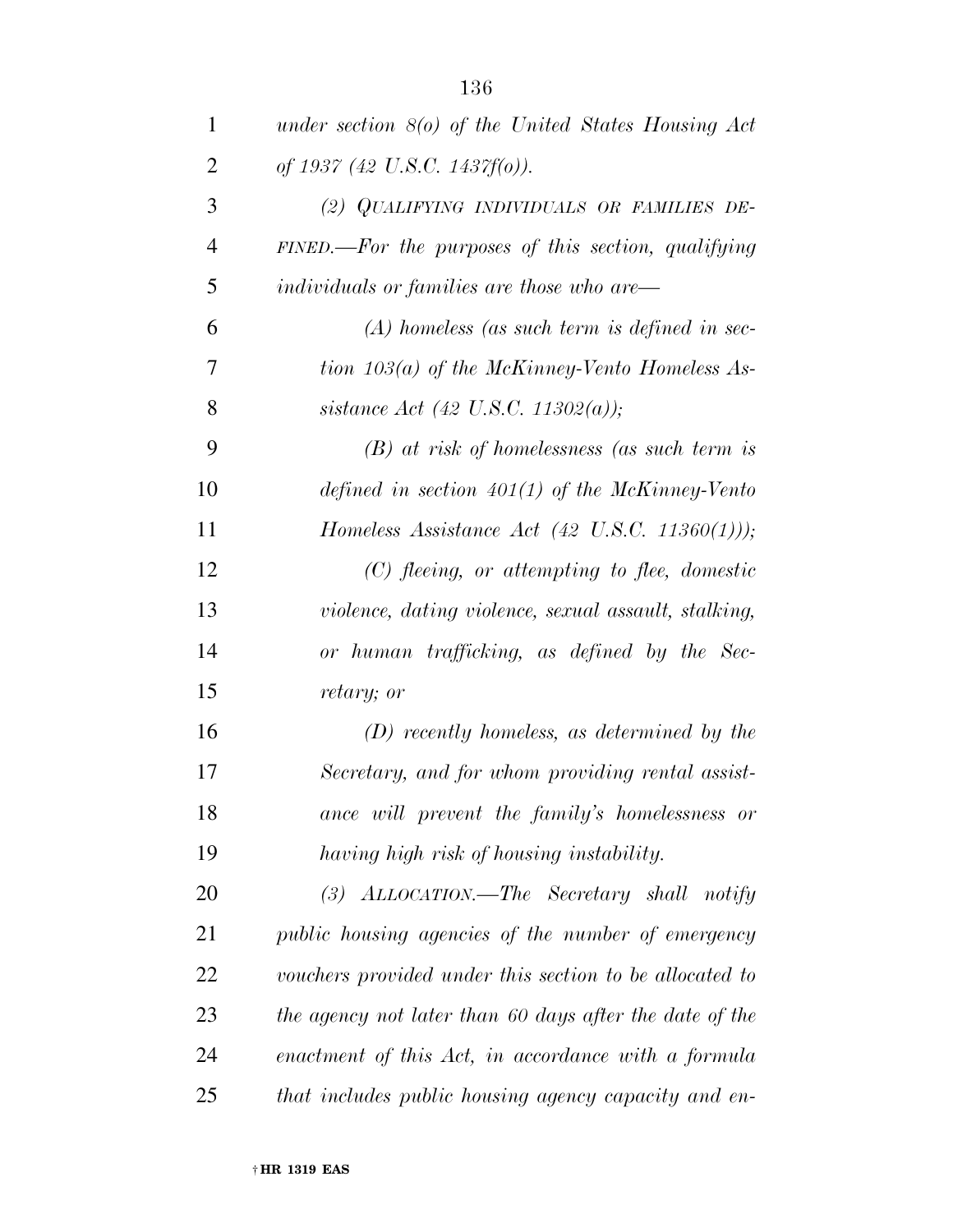*under section 8(o) of the United States Housing Act of 1937 (42 U.S.C. 1437f(o)).*

*(2) QUALIFYING INDIVIDUALS OR FAMILIES DEFINED.—For the purposes of this section, qualifying individuals or families are those who are—*

*(A) homeless (as such term is defined in section 103(a) of the McKinney-Vento Homeless Assistance Act (42 U.S.C. 11302(a));*

*(B) at risk of homelessness (as such term is defined in section 401(1) of the McKinney-Vento Homeless Assistance Act (42 U.S.C. 11360(1)));*

*(C) fleeing, or attempting to flee, domestic violence, dating violence, sexual assault, stalking, or human trafficking, as defined by the Secretary; or*

*(D) recently homeless, as determined by the Secretary, and for whom providing rental assistance will prevent the family's homelessness or having high risk of housing instability.*

*(3) ALLOCATION.—The Secretary shall notify public housing agencies of the number of emergency vouchers provided under this section to be allocated to the agency not later than 60 days after the date of the enactment of this Act, in accordance with a formula that includes public housing agency capacity and en-*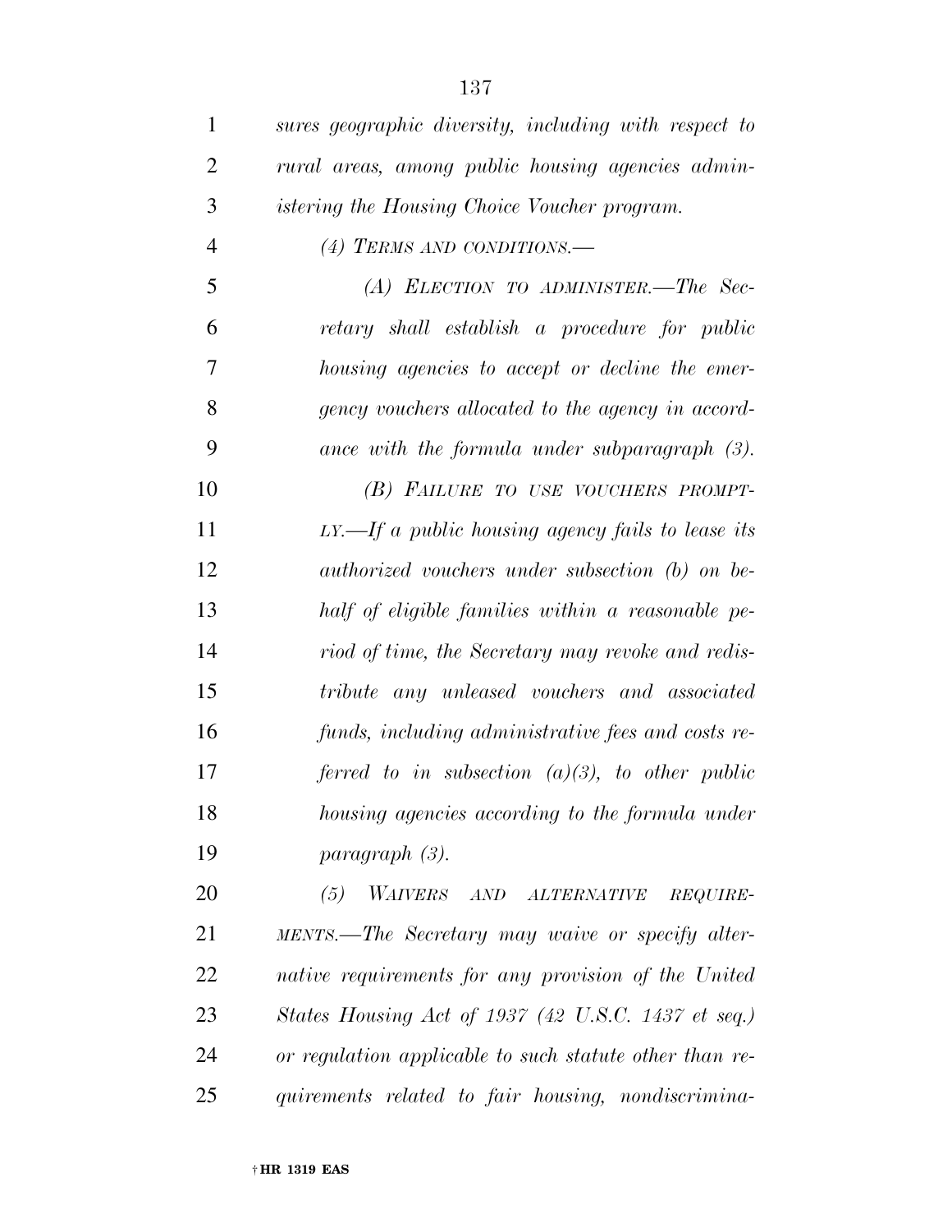*sures geographic diversity, including with respect to rural areas, among public housing agencies administering the Housing Choice Voucher program.*

*(4) TERMS AND CONDITIONS.—*

*(A) ELECTION TO ADMINISTER.—The Secretary shall establish a procedure for public housing agencies to accept or decline the emergency vouchers allocated to the agency in accordance with the formula under subparagraph (3).*

*(B) FAILURE TO USE VOUCHERS PROMPTLY.—If a public housing agency fails to lease its authorized vouchers under subsection (b) on behalf of eligible families within a reasonable period of time, the Secretary may revoke and redistribute any unleased vouchers and associated funds, including administrative fees and costs referred to in subsection (a)(3), to other public housing agencies according to the formula under paragraph (3).*

*(5) WAIVERS AND ALTERNATIVE REQUIREMENTS.—The Secretary may waive or specify alternative requirements for any provision of the United States Housing Act of 1937 (42 U.S.C. 1437 et seq.) or regulation applicable to such statute other than requirements related to fair housing, nondiscrimina-*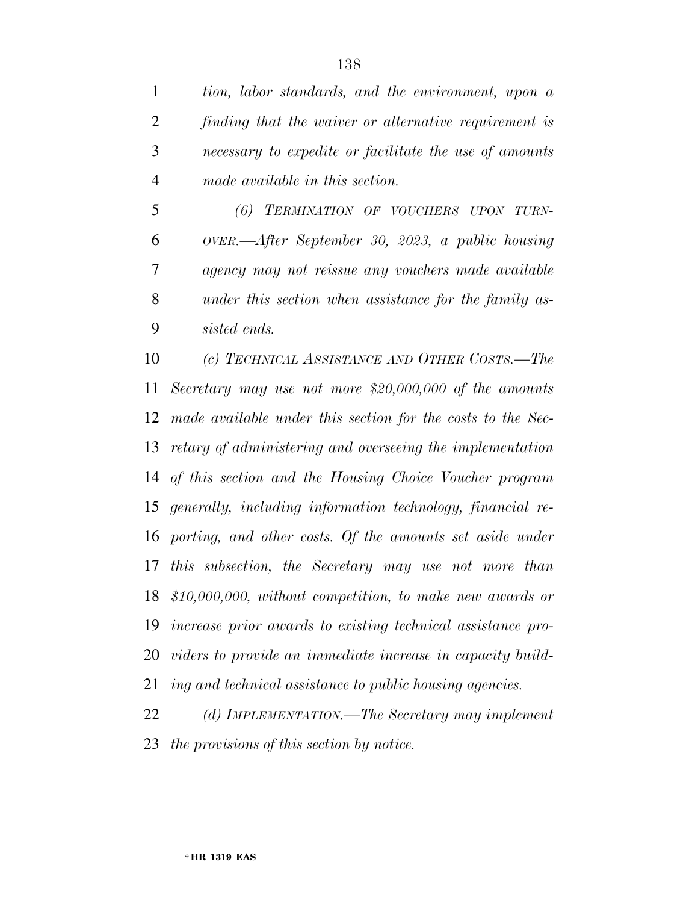*tion, labor standards, and the environment, upon a finding that the waiver or alternative requirement is necessary to expedite or facilitate the use of amounts made available in this section.*

*(6) TERMINATION OF VOUCHERS UPON TURNOVER.—After September 30, 2023, a public housing agency may not reissue any vouchers made available under this section when assistance for the family assisted ends.*

*(c) TECHNICAL ASSISTANCE AND OTHER COSTS.—The Secretary may use not more $20,000,000 of the amounts made available under this section for the costs to the Secretary of administering and overseeing the implementation of this section and the Housing Choice Voucher program generally, including information technology, financial reporting, and other costs. Of the amounts set aside under this subsection, the Secretary may use not more than $10,000,000, without competition, to make new awards or increase prior awards to existing technical assistance providers to provide an immediate increase in capacity building and technical assistance to public housing agencies.*

*(d) IMPLEMENTATION.—The Secretary may implement the provisions of this section by notice.*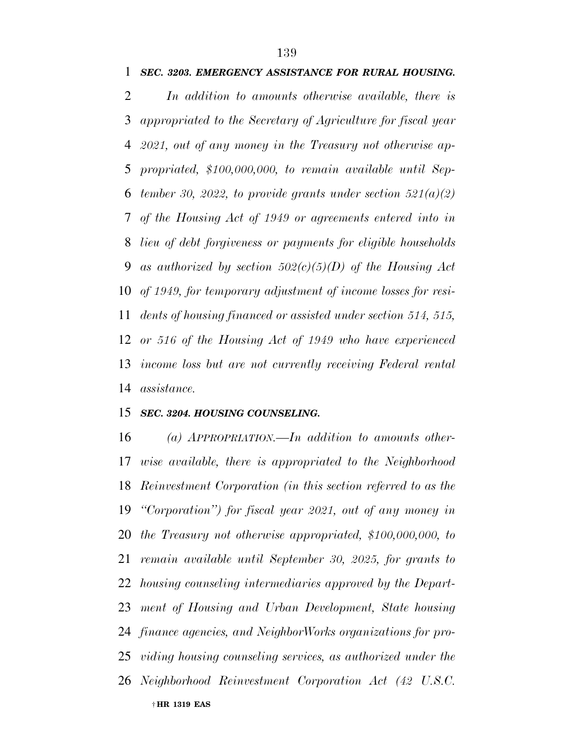***SEC. 3203. EMERGENCY ASSISTANCE FOR RURAL HOUSING.***

*In addition to amounts otherwise available, there is appropriated to the Secretary of Agriculture for fiscal year 2021, out of any money in the Treasury not otherwise appropriated, $100,000,000, to remain available until September 30, 2022, to provide grants under section 521(a)(2) of the Housing Act of 1949 or agreements entered into in lieu of debt forgiveness or payments for eligible households as authorized by section 502(c)(5)(D) of the Housing Act of 1949, for temporary adjustment of income losses for residents of housing financed or assisted under section 514, 515, or 516 of the Housing Act of 1949 who have experienced income loss but are not currently receiving Federal rental assistance.*

***SEC. 3204. HOUSING COUNSELING.***

*(a) APPROPRIATION.—In addition to amounts otherwise available, there is appropriated to the Neighborhood Reinvestment Corporation (in this section referred to as the "Corporation") for fiscal year 2021, out of any money in the Treasury not otherwise appropriated, $100,000,000, to remain available until September 30, 2025, for grants to housing counseling intermediaries approved by the Department of Housing and Urban Development, State housing finance agencies, and NeighborWorks organizations for providing housing counseling services, as authorized under the Neighborhood Reinvestment Corporation Act (42 U.S.C.*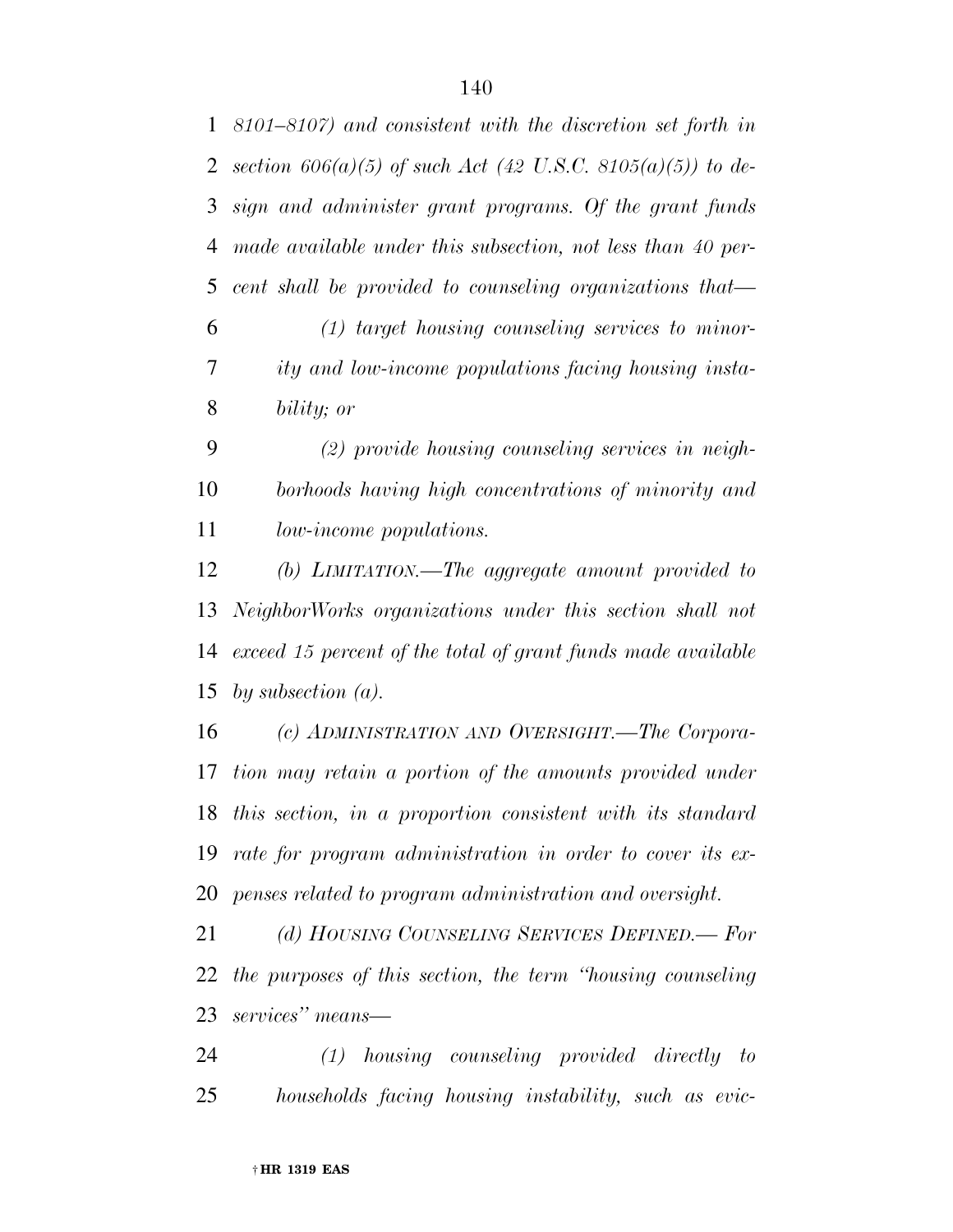*8101–8107) and consistent with the discretion set forth in section 606(a)(5) of such Act (42 U.S.C. 8105(a)(5)) to design and administer grant programs. Of the grant funds made available under this subsection, not less than 40 percent shall be provided to counseling organizations that—*

*(1) target housing counseling services to minority and low-income populations facing housing instability; or*

*(2) provide housing counseling services in neighborhoods having high concentrations of minority and low-income populations.*

*(b) LIMITATION.—The aggregate amount provided to NeighborWorks organizations under this section shall not exceed 15 percent of the total of grant funds made available by subsection (a).*

*(c) ADMINISTRATION AND OVERSIGHT.—The Corporation may retain a portion of the amounts provided under this section, in a proportion consistent with its standard rate for program administration in order to cover its expenses related to program administration and oversight.*

*(d) HOUSING COUNSELING SERVICES DEFINED.— For the purposes of this section, the term "housing counseling services" means—*

*(1) housing counseling provided directly to households facing housing instability, such as evic-*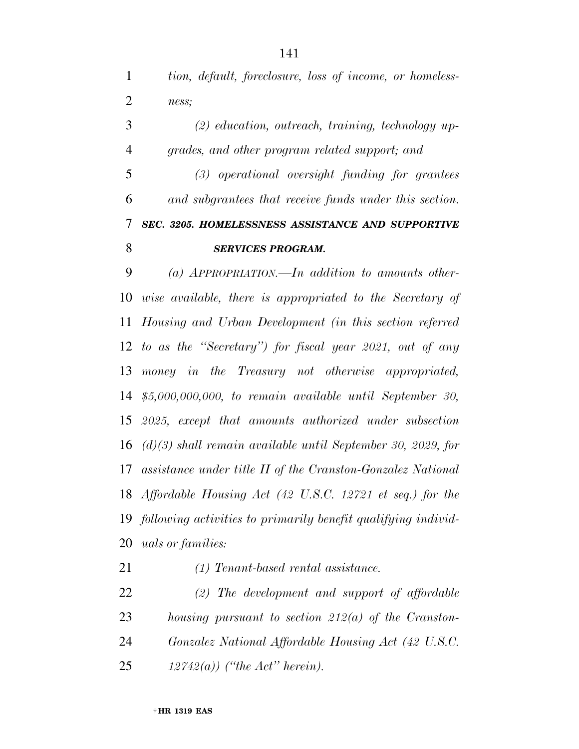*tion, default, foreclosure, loss of income, or homelessness;*

*(2) education, outreach, training, technology upgrades, and other program related support; and*

*(3) operational oversight funding for grantees and subgrantees that receive funds under this section.*

***SEC. 3205. HOMELESSNESS ASSISTANCE AND SUPPORTIVE SERVICES PROGRAM.***

*(a) APPROPRIATION.—In addition to amounts otherwise available, there is appropriated to the Secretary of Housing and Urban Development (in this section referred to as the "Secretary") for fiscal year 2021, out of any money in the Treasury not otherwise appropriated, $5,000,000,000, to remain available until September 30, 2025, except that amounts authorized under subsection (d)(3) shall remain available until September 30, 2029, for assistance under title II of the Cranston-Gonzalez National Affordable Housing Act (42 U.S.C. 12721 et seq.) for the following activities to primarily benefit qualifying individuals or families:*

*(1) Tenant-based rental assistance.*

*(2) The development and support of affordable housing pursuant to section 212(a) of the Cranston-Gonzalez National Affordable Housing Act (42 U.S.C. 12742(a)) ("the Act" herein).*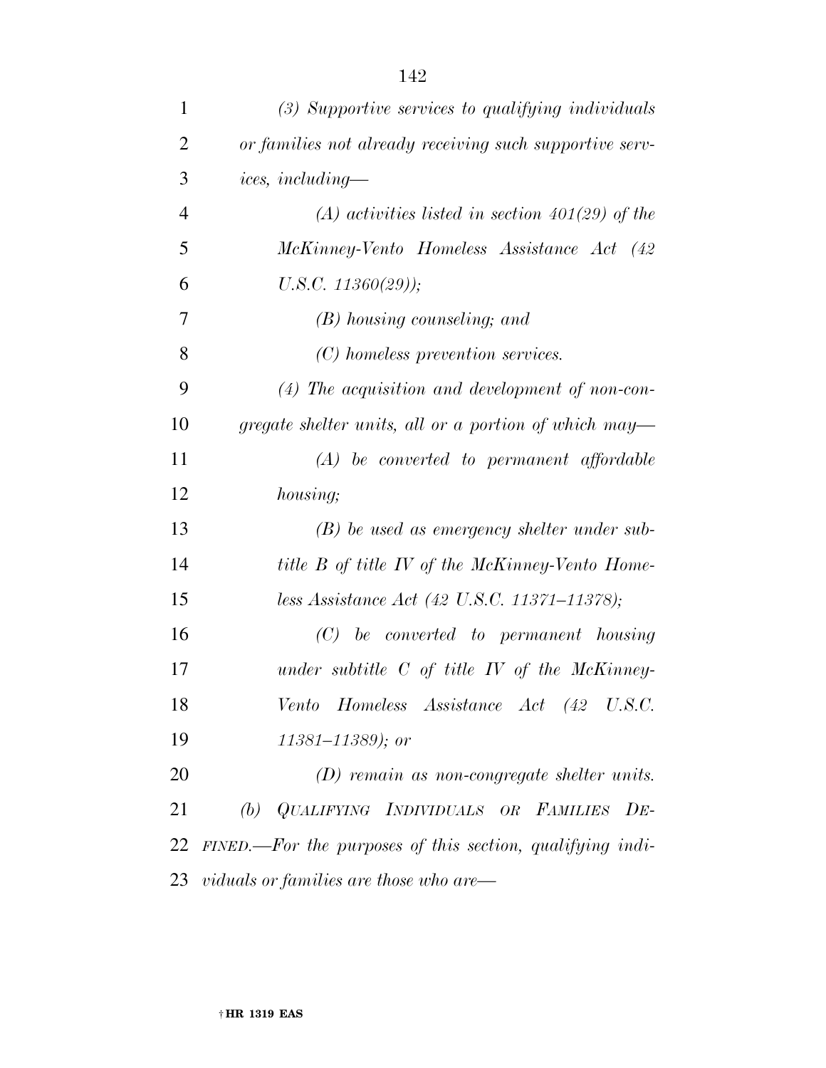*(3) Supportive services to qualifying individuals or families not already receiving such supportive services, including—*

*(A) activities listed in section 401(29) of the McKinney-Vento Homeless Assistance Act (42 U.S.C. 11360(29));*

*(B) housing counseling; and*

*(C) homeless prevention services.*

*(4) The acquisition and development of non-congregate shelter units, all or a portion of which may—*

*(A) be converted to permanent affordable housing;*

*(B) be used as emergency shelter under subtitle B of title IV of the McKinney-Vento Homeless Assistance Act (42 U.S.C. 11371–11378);*

*(C) be converted to permanent housing under subtitle C of title IV of the McKinney-Vento Homeless Assistance Act (42 U.S.C. 11381–11389); or*

*(D) remain as non-congregate shelter units.*

*(b) QUALIFYING INDIVIDUALS OR FAMILIES DEFINED.—For the purposes of this section, qualifying individuals or families are those who are—*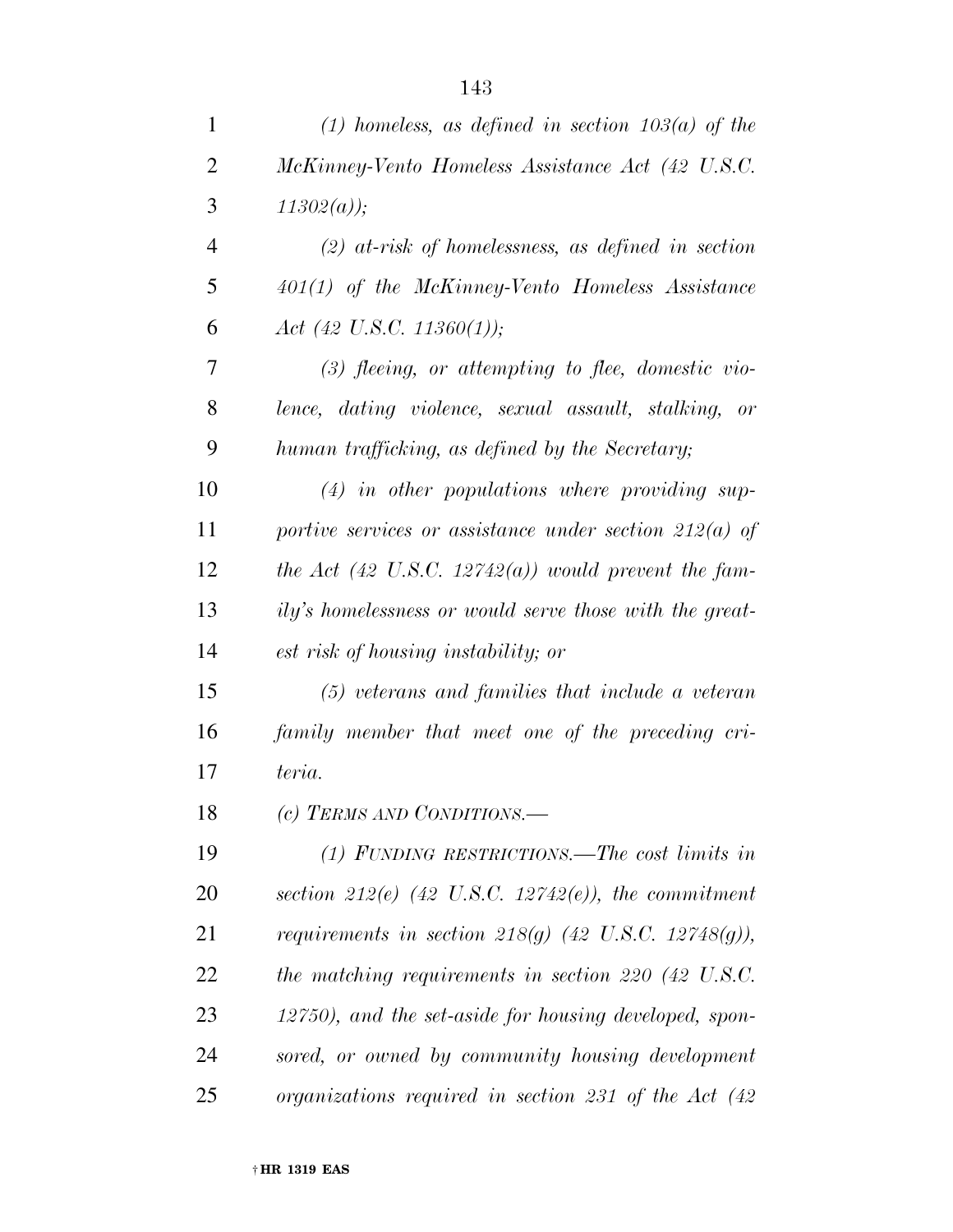*(1) homeless, as defined in section 103(a) of the McKinney-Vento Homeless Assistance Act (42 U.S.C. 11302(a));*

*(2) at-risk of homelessness, as defined in section 401(1) of the McKinney-Vento Homeless Assistance Act (42 U.S.C. 11360(1));*

*(3) fleeing, or attempting to flee, domestic violence, dating violence, sexual assault, stalking, or human trafficking, as defined by the Secretary;*

*(4) in other populations where providing supportive services or assistance under section 212(a) of the Act (42 U.S.C. 12742(a)) would prevent the family's homelessness or would serve those with the greatest risk of housing instability; or*

*(5) veterans and families that include a veteran family member that meet one of the preceding criteria.*

*(c) TERMS AND CONDITIONS.—*

*(1) FUNDING RESTRICTIONS.—The cost limits in section 212(e) (42 U.S.C. 12742(e)), the commitment requirements in section 218(g) (42 U.S.C. 12748(g)), the matching requirements in section 220 (42 U.S.C. 12750), and the set-aside for housing developed, sponsored, or owned by community housing development organizations required in section 231 of the Act (42*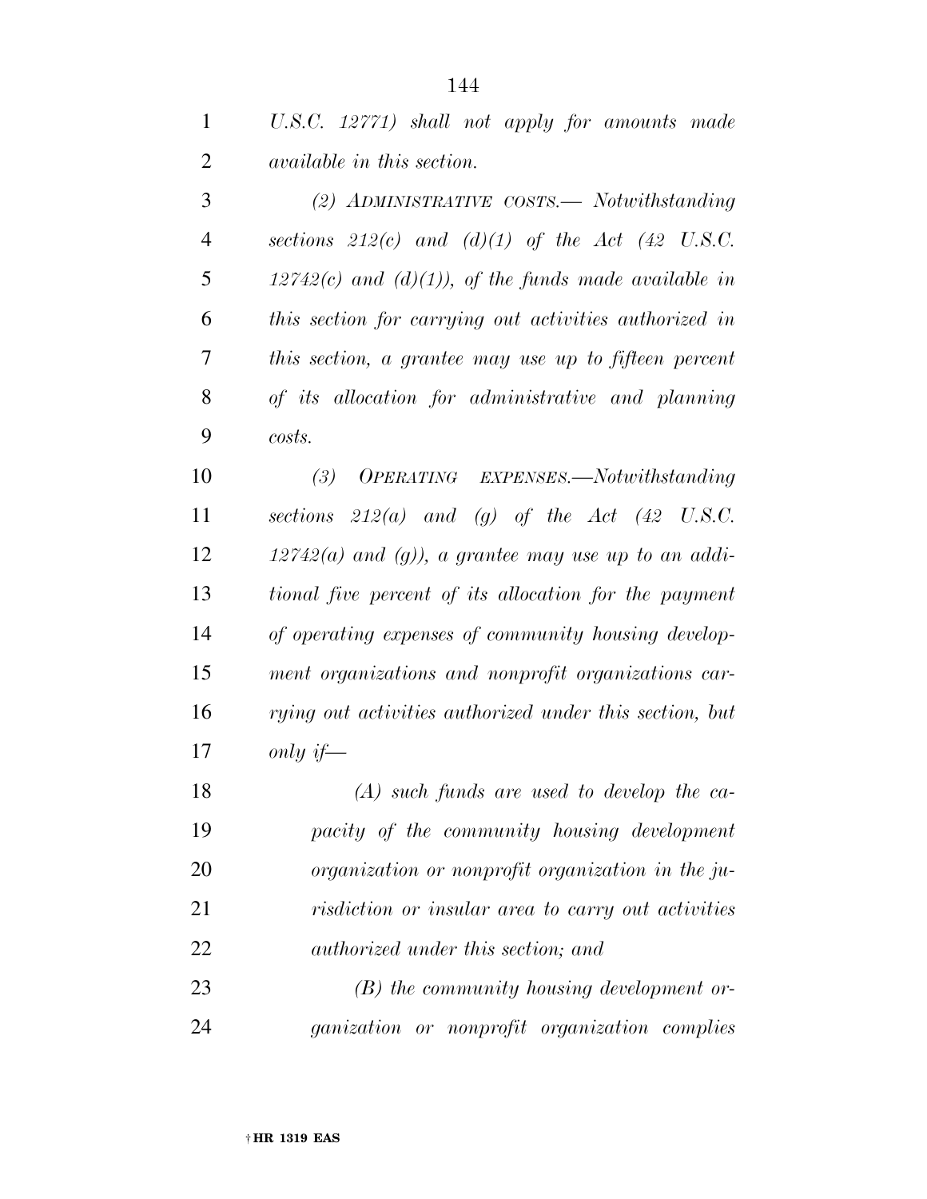*U.S.C. 12771) shall not apply for amounts made available in this section.*

*(2) ADMINISTRATIVE COSTS.— Notwithstanding sections 212(c) and (d)(1) of the Act (42 U.S.C. 12742(c) and (d)(1)), of the funds made available in this section for carrying out activities authorized in this section, a grantee may use up to fifteen percent of its allocation for administrative and planning costs.*

*(3) OPERATING EXPENSES.—Notwithstanding sections 212(a) and (g) of the Act (42 U.S.C. 12742(a) and (g)), a grantee may use up to an additional five percent of its allocation for the payment of operating expenses of community housing development organizations and nonprofit organizations carrying out activities authorized under this section, but only if—*

*(A) such funds are used to develop the capacity of the community housing development organization or nonprofit organization in the jurisdiction or insular area to carry out activities authorized under this section; and*

*(B) the community housing development organization or nonprofit organization complies*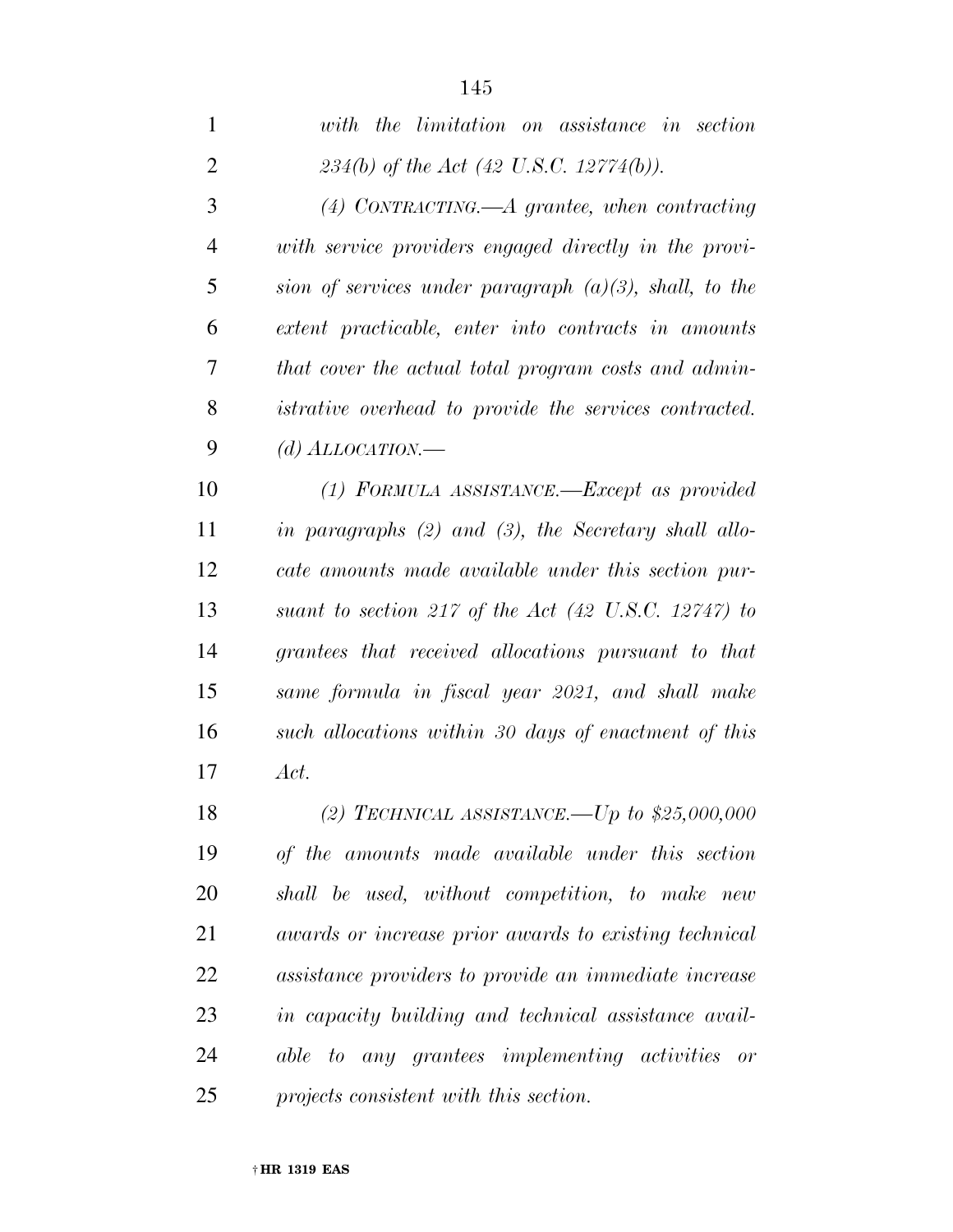*with the limitation on assistance in section 234(b) of the Act (42 U.S.C. 12774(b)).*

*(4) CONTRACTING.—A grantee, when contracting with service providers engaged directly in the provision of services under paragraph (a)(3), shall, to the extent practicable, enter into contracts in amounts that cover the actual total program costs and administrative overhead to provide the services contracted.*

*(d) ALLOCATION.—*

*(1) FORMULA ASSISTANCE.—Except as provided in paragraphs (2) and (3), the Secretary shall allocate amounts made available under this section pursuant to section 217 of the Act (42 U.S.C. 12747) to grantees that received allocations pursuant to that same formula in fiscal year 2021, and shall make such allocations within 30 days of enactment of this Act.*

*(2) TECHNICAL ASSISTANCE.—Up to $25,000,000 of the amounts made available under this section shall be used, without competition, to make new awards or increase prior awards to existing technical assistance providers to provide an immediate increase in capacity building and technical assistance available to any grantees implementing activities or projects consistent with this section.*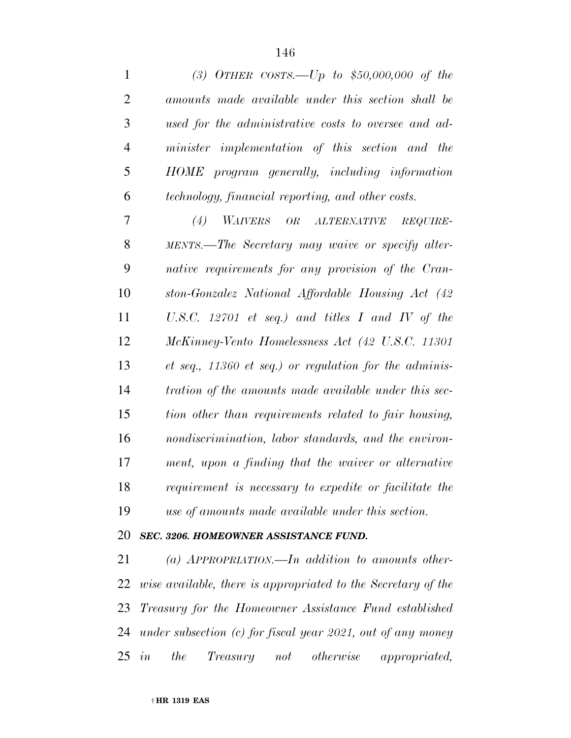*(3) OTHER COSTS.—Up to $50,000,000 of the amounts made available under this section shall be used for the administrative costs to oversee and administer implementation of this section and the HOME program generally, including information technology, financial reporting, and other costs.*

*(4) WAIVERS OR ALTERNATIVE REQUIREMENTS.—The Secretary may waive or specify alternative requirements for any provision of the Cranston-Gonzalez National Affordable Housing Act (42 U.S.C. 12701 et seq.) and titles I and IV of the McKinney-Vento Homelessness Act (42 U.S.C. 11301 et seq., 11360 et seq.) or regulation for the administration of the amounts made available under this section other than requirements related to fair housing, nondiscrimination, labor standards, and the environment, upon a finding that the waiver or alternative requirement is necessary to expedite or facilitate the use of amounts made available under this section.*

***SEC. 3206. HOMEOWNER ASSISTANCE FUND.***

*(a) APPROPRIATION.—In addition to amounts otherwise available, there is appropriated to the Secretary of the Treasury for the Homeowner Assistance Fund established under subsection (c) for fiscal year 2021, out of any money in the Treasury not otherwise appropriated,*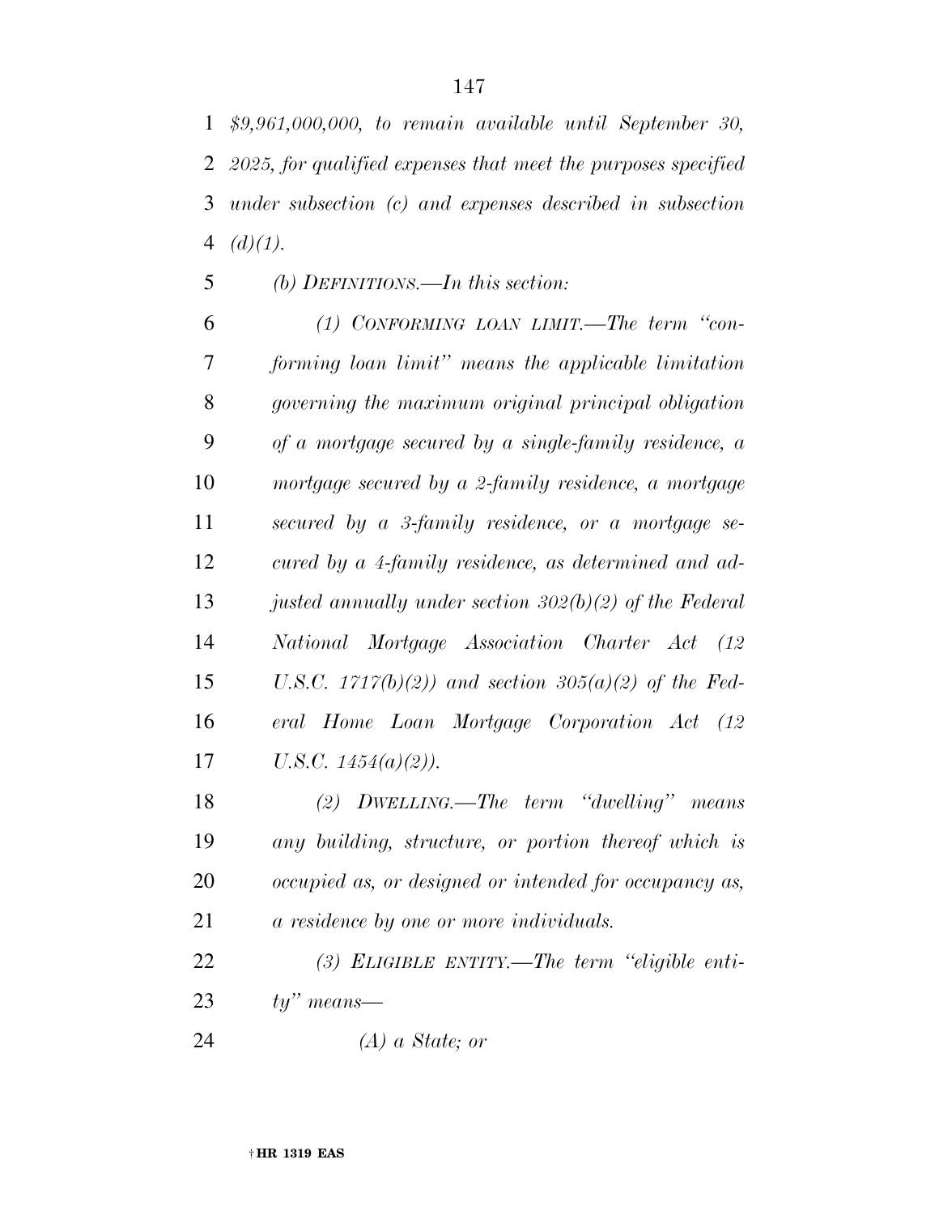*$9,961,000,000, to remain available until September 30, 2025, for qualified expenses that meet the purposes specified under subsection (c) and expenses described in subsection (d)(1).*

*(b) DEFINITIONS.—In this section:*

*(1) CONFORMING LOAN LIMIT.—The term "conforming loan limit" means the applicable limitation governing the maximum original principal obligation of a mortgage secured by a single-family residence, a mortgage secured by a 2-family residence, a mortgage secured by a 3-family residence, or a mortgage secured by a 4-family residence, as determined and adjusted annually under section 302(b)(2) of the Federal National Mortgage Association Charter Act (12 U.S.C. 1717(b)(2)) and section 305(a)(2) of the Federal Home Loan Mortgage Corporation Act (12 U.S.C. 1454(a)(2)).*

*(2) DWELLING.—The term "dwelling" means any building, structure, or portion thereof which is occupied as, or designed or intended for occupancy as, a residence by one or more individuals.*

*(3) ELIGIBLE ENTITY.—The term "eligible entity" means—*

*(A) a State; or*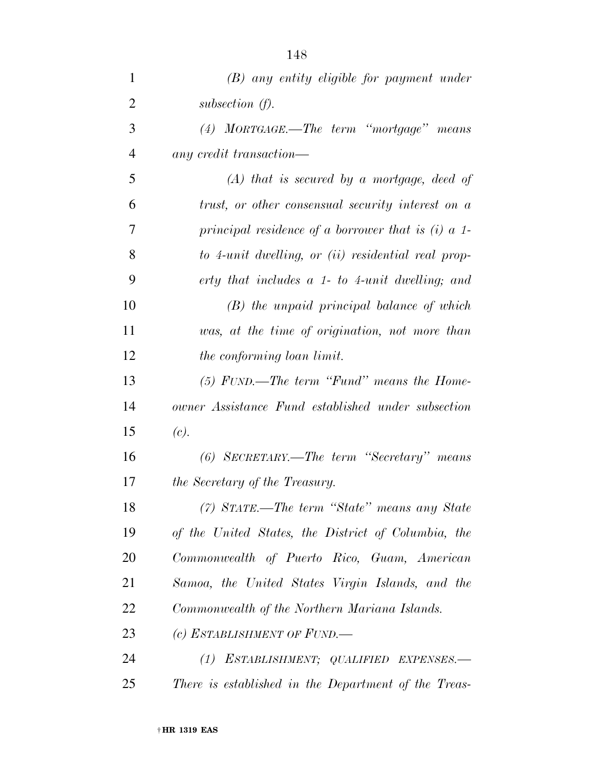*(B) any entity eligible for payment under subsection (f).*

*(4) MORTGAGE.—The term "mortgage" means any credit transaction—*

*(A) that is secured by a mortgage, deed of trust, or other consensual security interest on a principal residence of a borrower that is (i) a 1- to 4-unit dwelling, or (ii) residential real property that includes a 1- to 4-unit dwelling; and*

*(B) the unpaid principal balance of which was, at the time of origination, not more than the conforming loan limit.*

*(5) FUND.—The term "Fund" means the Homeowner Assistance Fund established under subsection (c).*

*(6) SECRETARY.—The term "Secretary" means the Secretary of the Treasury.*

*(7) STATE.—The term "State" means any State of the United States, the District of Columbia, the Commonwealth of Puerto Rico, Guam, American Samoa, the United States Virgin Islands, and the Commonwealth of the Northern Mariana Islands.*

*(c) ESTABLISHMENT OF FUND.—*

*(1) ESTABLISHMENT; QUALIFIED EXPENSES.—There is established in the Department of the Treas-*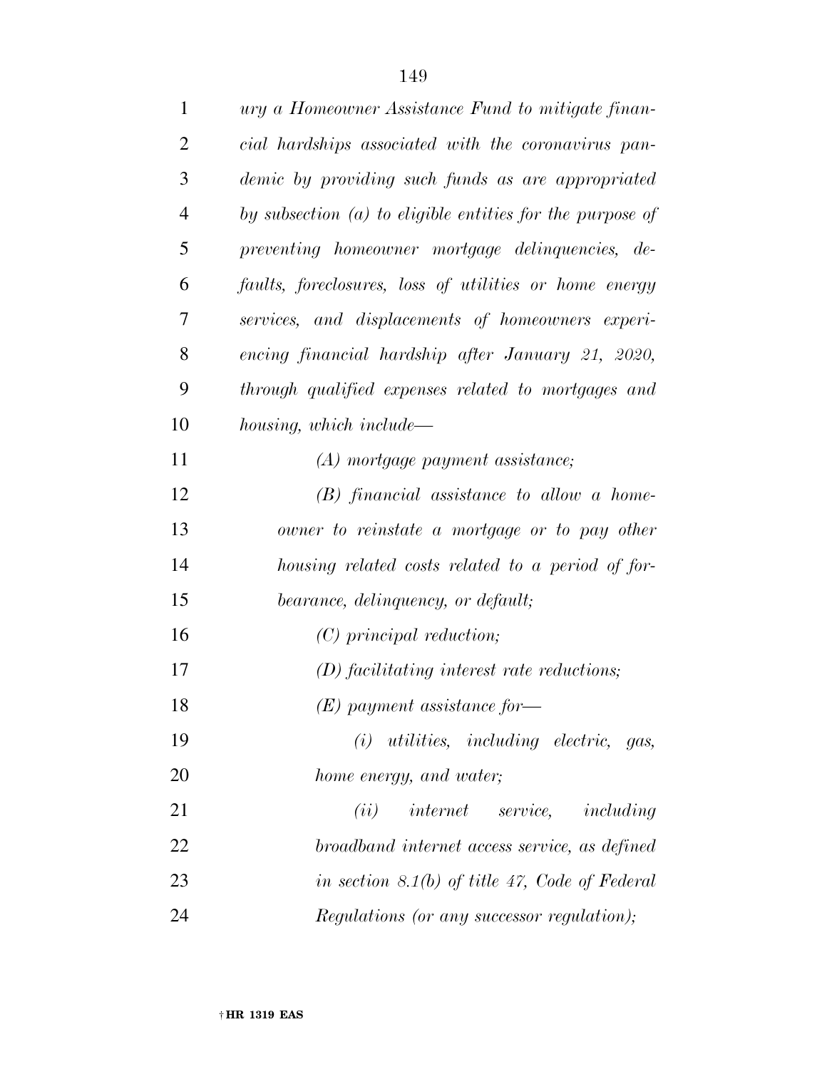*ury a Homeowner Assistance Fund to mitigate financial hardships associated with the coronavirus pandemic by providing such funds as are appropriated by subsection (a) to eligible entities for the purpose of preventing homeowner mortgage delinquencies, defaults, foreclosures, loss of utilities or home energy services, and displacements of homeowners experiencing financial hardship after January 21, 2020, through qualified expenses related to mortgages and housing, which include—*

*(A) mortgage payment assistance;*

*(B) financial assistance to allow a homeowner to reinstate a mortgage or to pay other housing related costs related to a period of forbearance, delinquency, or default;*

*(C) principal reduction;*

*(D) facilitating interest rate reductions;*

*(E) payment assistance for—*

*(i) utilities, including electric, gas, home energy, and water;*

*(ii) internet service, including broadband internet access service, as defined in section 8.1(b) of title 47, Code of Federal Regulations (or any successor regulation);*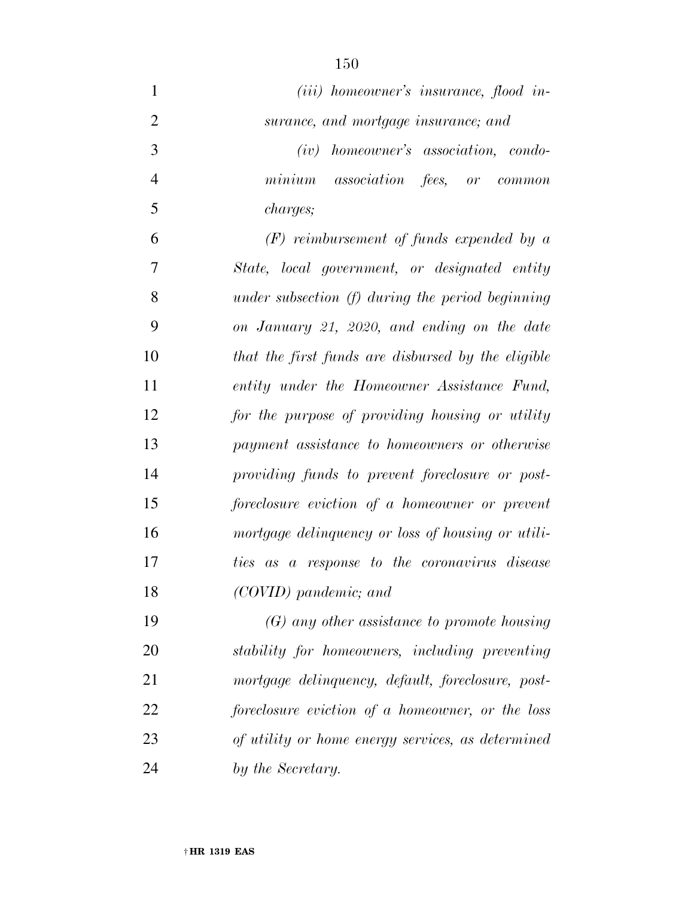*(iii) homeowner's insurance, flood insurance, and mortgage insurance; and*

*(iv) homeowner's association, condominium association fees, or common charges;*

*(F) reimbursement of funds expended by a State, local government, or designated entity under subsection (f) during the period beginning on January 21, 2020, and ending on the date that the first funds are disbursed by the eligible entity under the Homeowner Assistance Fund, for the purpose of providing housing or utility payment assistance to homeowners or otherwise providing funds to prevent foreclosure or post-foreclosure eviction of a homeowner or prevent mortgage delinquency or loss of housing or utilities as a response to the coronavirus disease (COVID) pandemic; and*

*(G) any other assistance to promote housing stability for homeowners, including preventing mortgage delinquency, default, foreclosure, post-foreclosure eviction of a homeowner, or the loss of utility or home energy services, as determined by the Secretary.*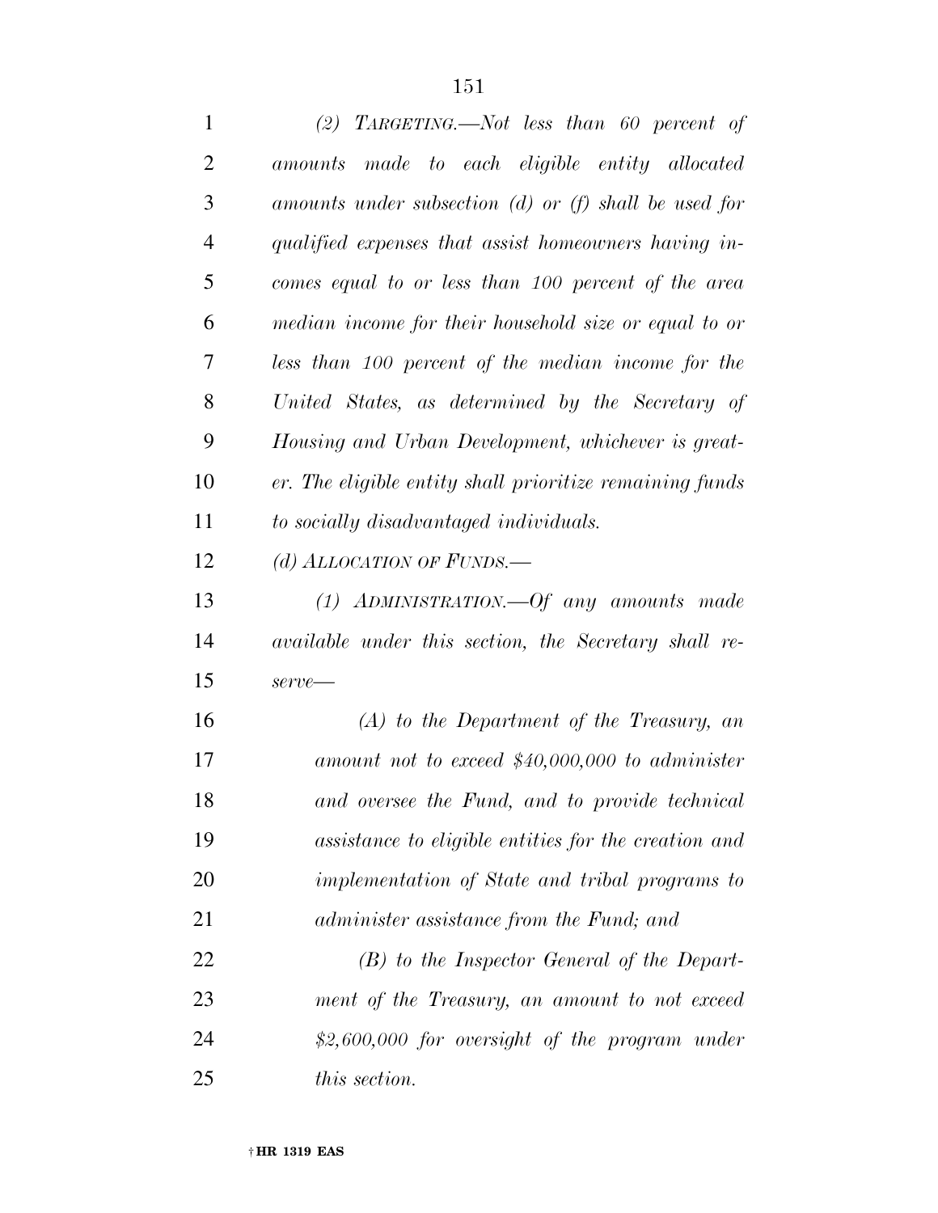*(2) TARGETING.—Not less than 60 percent of amounts made to each eligible entity allocated amounts under subsection (d) or (f) shall be used for qualified expenses that assist homeowners having incomes equal to or less than 100 percent of the area median income for their household size or equal to or less than 100 percent of the median income for the United States, as determined by the Secretary of Housing and Urban Development, whichever is greater. The eligible entity shall prioritize remaining funds to socially disadvantaged individuals.*

*(d) ALLOCATION OF FUNDS.—*

*(1) ADMINISTRATION.—Of any amounts made available under this section, the Secretary shall reserve—*

*(A) to the Department of the Treasury, an amount not to exceed $40,000,000 to administer and oversee the Fund, and to provide technical assistance to eligible entities for the creation and implementation of State and tribal programs to administer assistance from the Fund; and*

*(B) to the Inspector General of the Department of the Treasury, an amount to not exceed $2,600,000 for oversight of the program under this section.*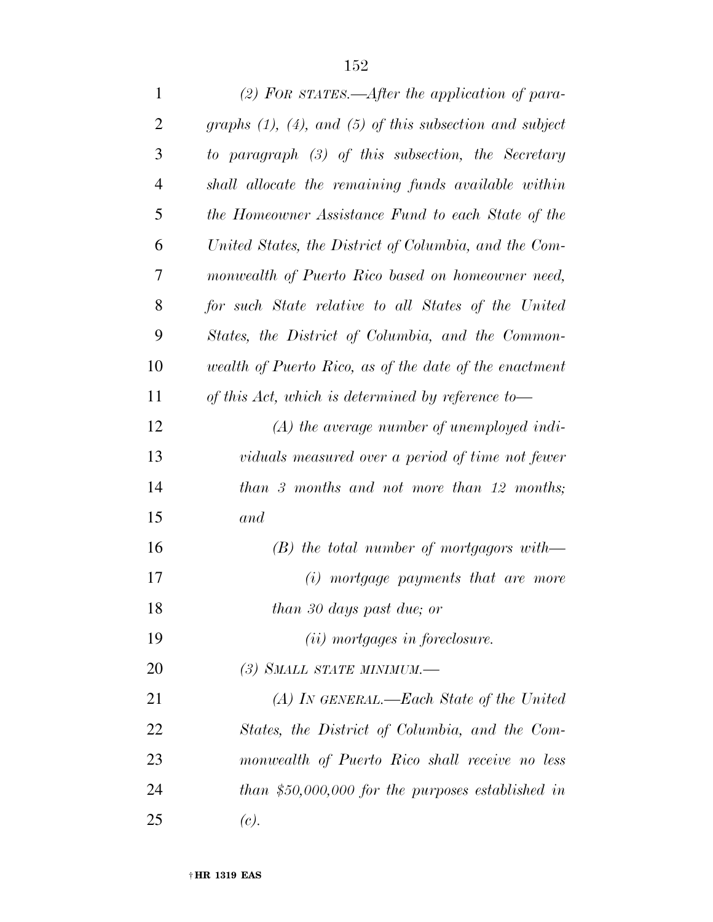*(2) For states.—After the application of paragraphs (1), (4), and (5) of this subsection and subject to paragraph (3) of this subsection, the Secretary shall allocate the remaining funds available within the Homeowner Assistance Fund to each State of the United States, the District of Columbia, and the Commonwealth of Puerto Rico based on homeowner need, for such State relative to all States of the United States, the District of Columbia, and the Commonwealth of Puerto Rico, as of the date of the enactment of this Act, which is determined by reference to—*

*(A) the average number of unemployed individuals measured over a period of time not fewer than 3 months and not more than 12 months; and*

*(B) the total number of mortgagors with—*

*(i) mortgage payments that are more than 30 days past due; or*

*(ii) mortgages in foreclosure.*

*(3) Small state minimum.—*

*(A) In general.—Each State of the United States, the District of Columbia, and the Commonwealth of Puerto Rico shall receive no less than $50,000,000 for the purposes established in (c).*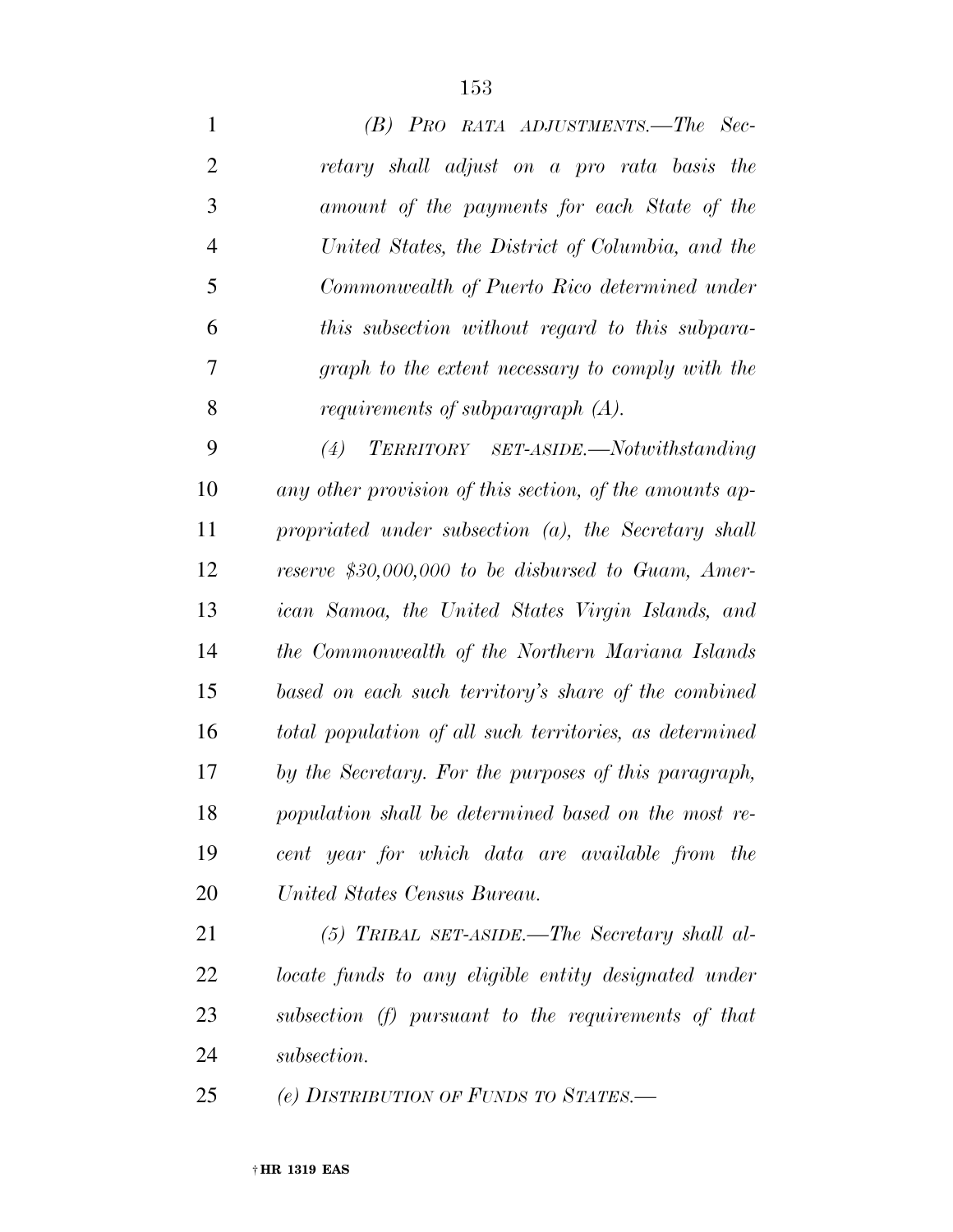*(B) PRO RATA ADJUSTMENTS.—The Secretary shall adjust on a pro rata basis the amount of the payments for each State of the United States, the District of Columbia, and the Commonwealth of Puerto Rico determined under this subsection without regard to this subparagraph to the extent necessary to comply with the requirements of subparagraph (A).*

*(4) TERRITORY SET-ASIDE.—Notwithstanding any other provision of this section, of the amounts appropriated under subsection (a), the Secretary shall reserve $30,000,000 to be disbursed to Guam, American Samoa, the United States Virgin Islands, and the Commonwealth of the Northern Mariana Islands based on each such territory's share of the combined total population of all such territories, as determined by the Secretary. For the purposes of this paragraph, population shall be determined based on the most recent year for which data are available from the United States Census Bureau.*

*(5) TRIBAL SET-ASIDE.—The Secretary shall allocate funds to any eligible entity designated under subsection (f) pursuant to the requirements of that subsection.*

*(e) DISTRIBUTION OF FUNDS TO STATES.—*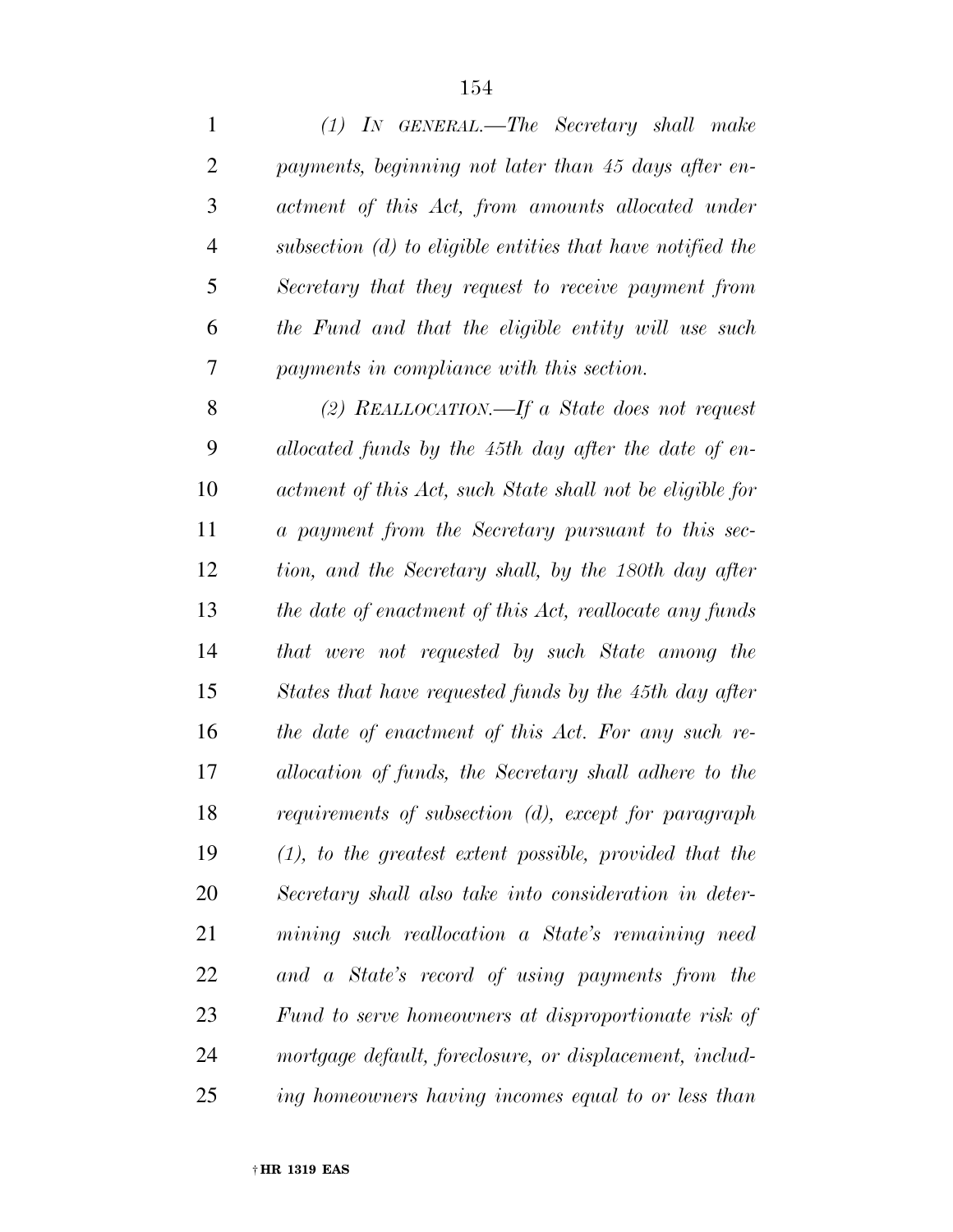*(1) IN GENERAL.—The Secretary shall make payments, beginning not later than 45 days after enactment of this Act, from amounts allocated under subsection (d) to eligible entities that have notified the Secretary that they request to receive payment from the Fund and that the eligible entity will use such payments in compliance with this section.*

*(2) REALLOCATION.—If a State does not request allocated funds by the 45th day after the date of enactment of this Act, such State shall not be eligible for a payment from the Secretary pursuant to this section, and the Secretary shall, by the 180th day after the date of enactment of this Act, reallocate any funds that were not requested by such State among the States that have requested funds by the 45th day after the date of enactment of this Act. For any such reallocation of funds, the Secretary shall adhere to the requirements of subsection (d), except for paragraph (1), to the greatest extent possible, provided that the Secretary shall also take into consideration in determining such reallocation a State's remaining need and a State's record of using payments from the Fund to serve homeowners at disproportionate risk of mortgage default, foreclosure, or displacement, including homeowners having incomes equal to or less than*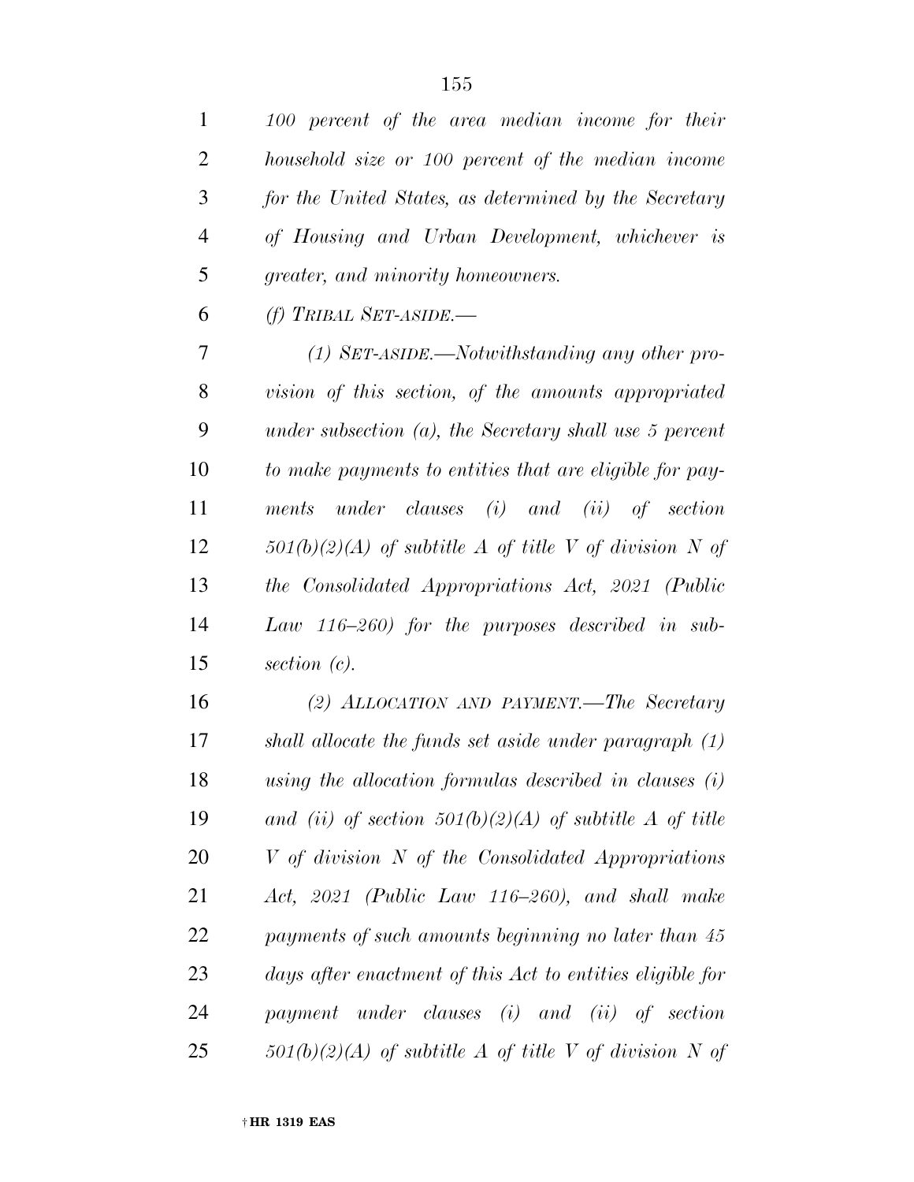*100 percent of the area median income for their household size or 100 percent of the median income for the United States, as determined by the Secretary of Housing and Urban Development, whichever is greater, and minority homeowners.*

*(f) TRIBAL SET-ASIDE.—*

*(1) SET-ASIDE.—Notwithstanding any other provision of this section, of the amounts appropriated under subsection (a), the Secretary shall use 5 percent to make payments to entities that are eligible for payments under clauses (i) and (ii) of section 501(b)(2)(A) of subtitle A of title V of division N of the Consolidated Appropriations Act, 2021 (Public Law 116–260) for the purposes described in subsection (c).*

*(2) ALLOCATION AND PAYMENT.—The Secretary shall allocate the funds set aside under paragraph (1) using the allocation formulas described in clauses (i) and (ii) of section 501(b)(2)(A) of subtitle A of title V of division N of the Consolidated Appropriations Act, 2021 (Public Law 116–260), and shall make payments of such amounts beginning no later than 45 days after enactment of this Act to entities eligible for payment under clauses (i) and (ii) of section 501(b)(2)(A) of subtitle A of title V of division N of*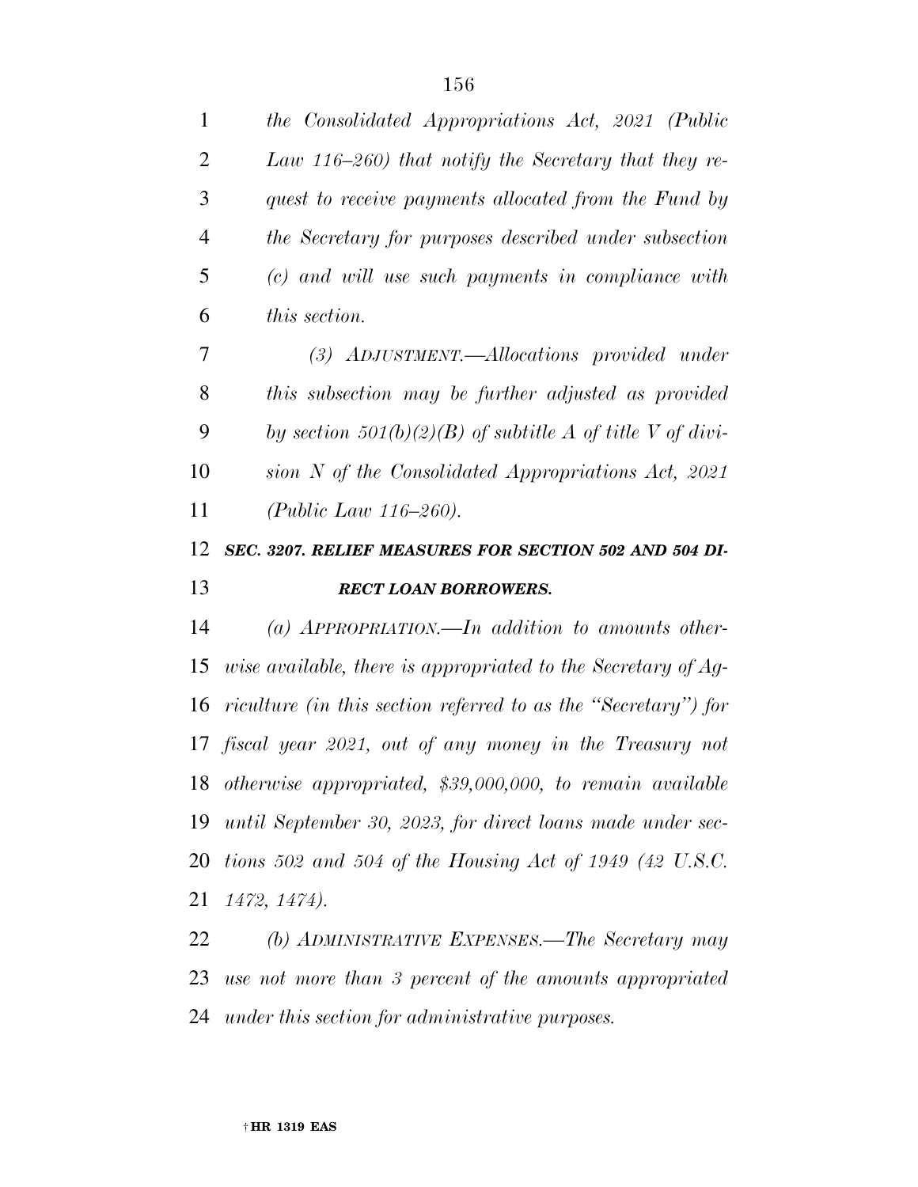*the Consolidated Appropriations Act, 2021 (Public Law 116–260) that notify the Secretary that they request to receive payments allocated from the Fund by the Secretary for purposes described under subsection (c) and will use such payments in compliance with this section.*

*(3) ADJUSTMENT.—Allocations provided under this subsection may be further adjusted as provided by section 501(b)(2)(B) of subtitle A of title V of division N of the Consolidated Appropriations Act, 2021 (Public Law 116–260).*

***SEC. 3207. RELIEF MEASURES FOR SECTION 502 AND 504 DIRECT LOAN BORROWERS.***

*(a) APPROPRIATION.—In addition to amounts otherwise available, there is appropriated to the Secretary of Agriculture (in this section referred to as the "Secretary") for fiscal year 2021, out of any money in the Treasury not otherwise appropriated, $39,000,000, to remain available until September 30, 2023, for direct loans made under sections 502 and 504 of the Housing Act of 1949 (42 U.S.C. 1472, 1474).*

*(b) ADMINISTRATIVE EXPENSES.—The Secretary may use not more than 3 percent of the amounts appropriated under this section for administrative purposes.*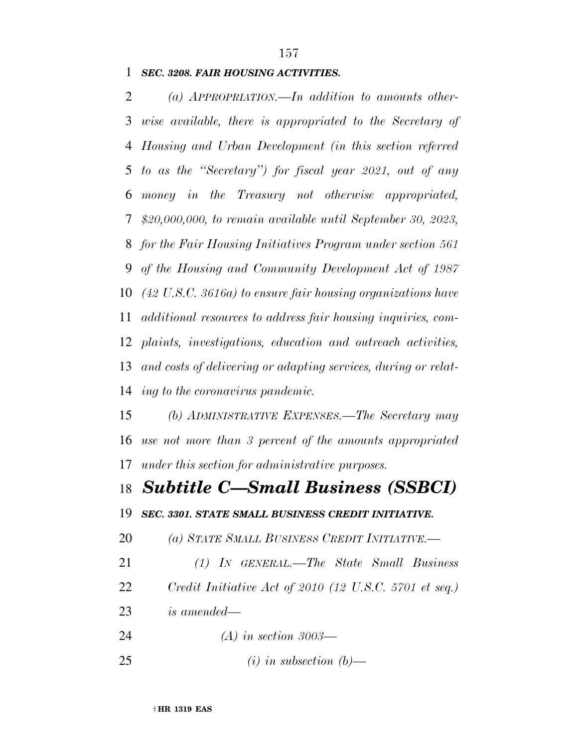***SEC. 3208. FAIR HOUSING ACTIVITIES.***

*(a) APPROPRIATION.—In addition to amounts otherwise available, there is appropriated to the Secretary of Housing and Urban Development (in this section referred to as the "Secretary") for fiscal year 2021, out of any money in the Treasury not otherwise appropriated, $20,000,000, to remain available until September 30, 2023, for the Fair Housing Initiatives Program under section 561 of the Housing and Community Development Act of 1987 (42 U.S.C. 3616a) to ensure fair housing organizations have additional resources to address fair housing inquiries, complaints, investigations, education and outreach activities, and costs of delivering or adapting services, during or relating to the coronavirus pandemic.*

*(b) ADMINISTRATIVE EXPENSES.—The Secretary may use not more than 3 percent of the amounts appropriated under this section for administrative purposes.*

## ***Subtitle C—Small Business (SSBCI)***

***SEC. 3301. STATE SMALL BUSINESS CREDIT INITIATIVE.***

*(a) STATE SMALL BUSINESS CREDIT INITIATIVE.—*

*(1) IN GENERAL.—The State Small Business Credit Initiative Act of 2010 (12 U.S.C. 5701 et seq.) is amended—*

*(A) in section 3003—*

*(i) in subsection (b)—*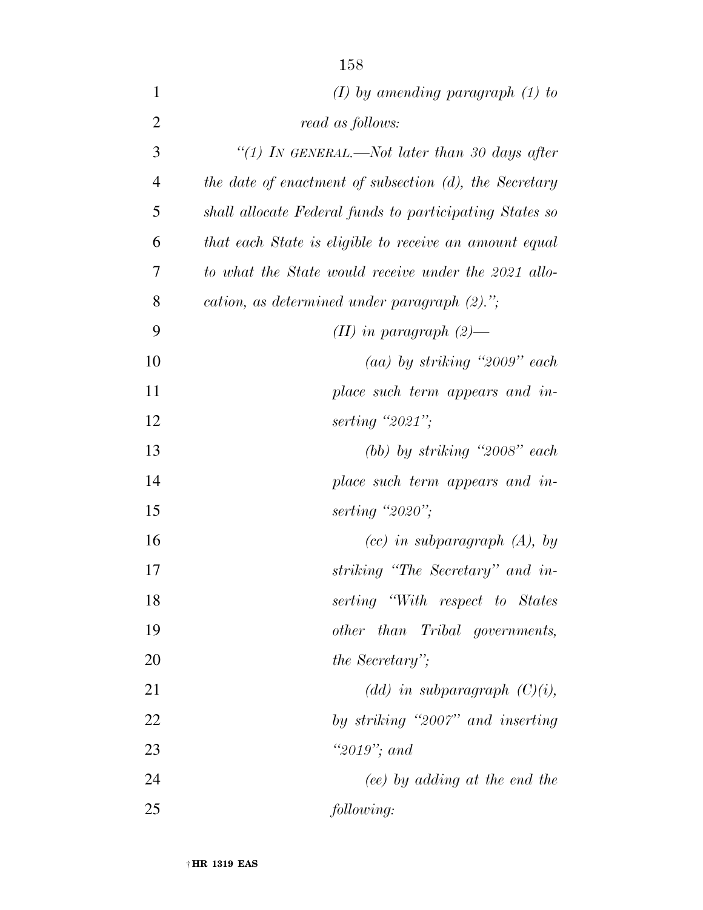*(I) by amending paragraph (1) to read as follows:*

*"(1) IN GENERAL.—Not later than 30 days after the date of enactment of subsection (d), the Secretary shall allocate Federal funds to participating States so that each State is eligible to receive an amount equal to what the State would receive under the 2021 allocation, as determined under paragraph (2).";*

*(II) in paragraph (2)—*

*(aa) by striking "2009" each place such term appears and inserting "2021";*

*(bb) by striking "2008" each place such term appears and inserting "2020";*

*(cc) in subparagraph (A), by striking "The Secretary" and inserting "With respect to States other than Tribal governments, the Secretary";*

*(dd) in subparagraph (C)(i), by striking "2007" and inserting "2019"; and*

*(ee) by adding at the end the following:*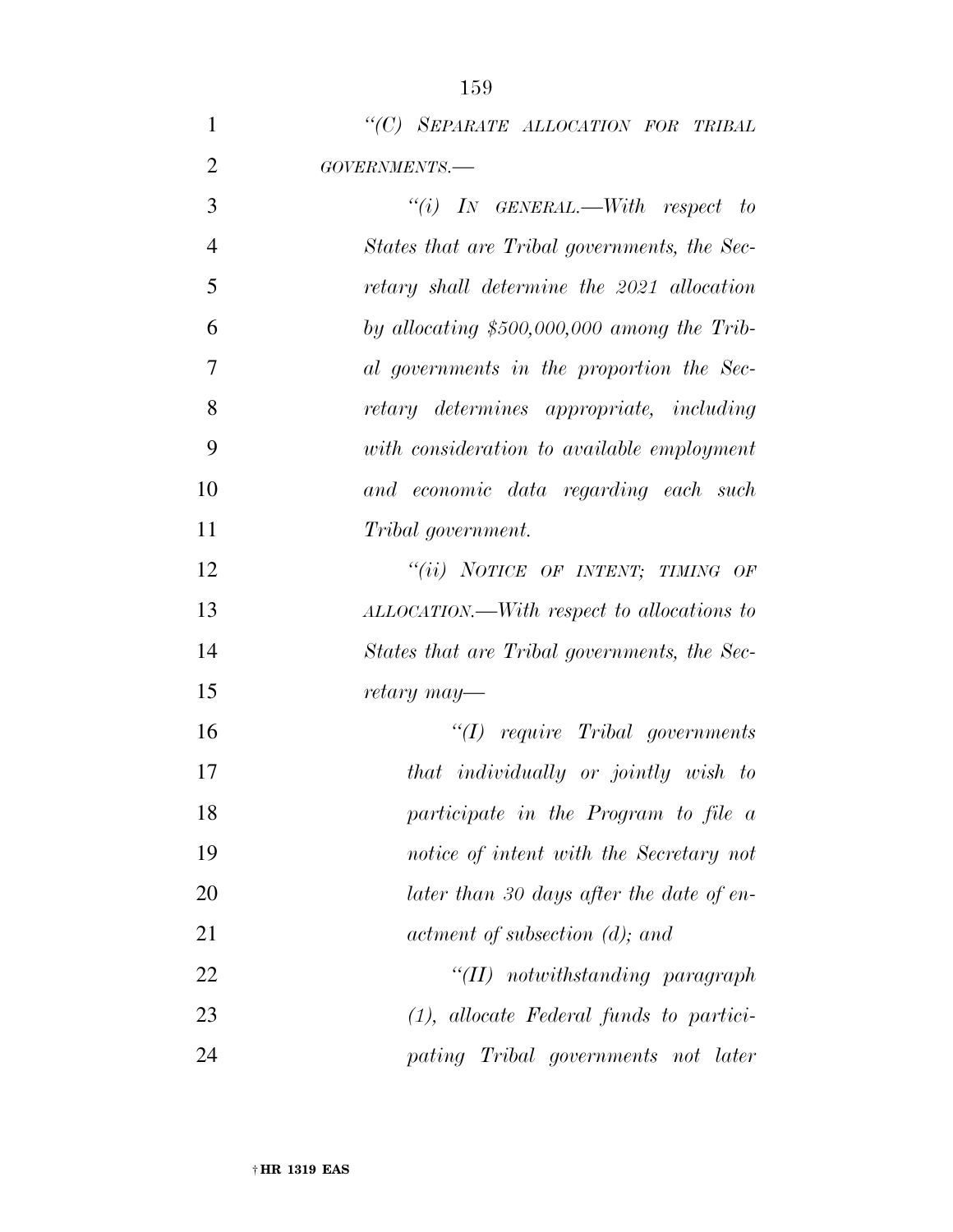*"(C) SEPARATE ALLOCATION FOR TRIBAL GOVERNMENTS.—*

*"(i) IN GENERAL.—With respect to States that are Tribal governments, the Secretary shall determine the 2021 allocation by allocating $500,000,000 among the Tribal governments in the proportion the Secretary determines appropriate, including with consideration to available employment and economic data regarding each such Tribal government.*

*"(ii) NOTICE OF INTENT; TIMING OF ALLOCATION.—With respect to allocations to States that are Tribal governments, the Secretary may—*

*"(I) require Tribal governments that individually or jointly wish to participate in the Program to file a notice of intent with the Secretary not later than 30 days after the date of enactment of subsection (d); and*

*"(II) notwithstanding paragraph (1), allocate Federal funds to participating Tribal governments not later*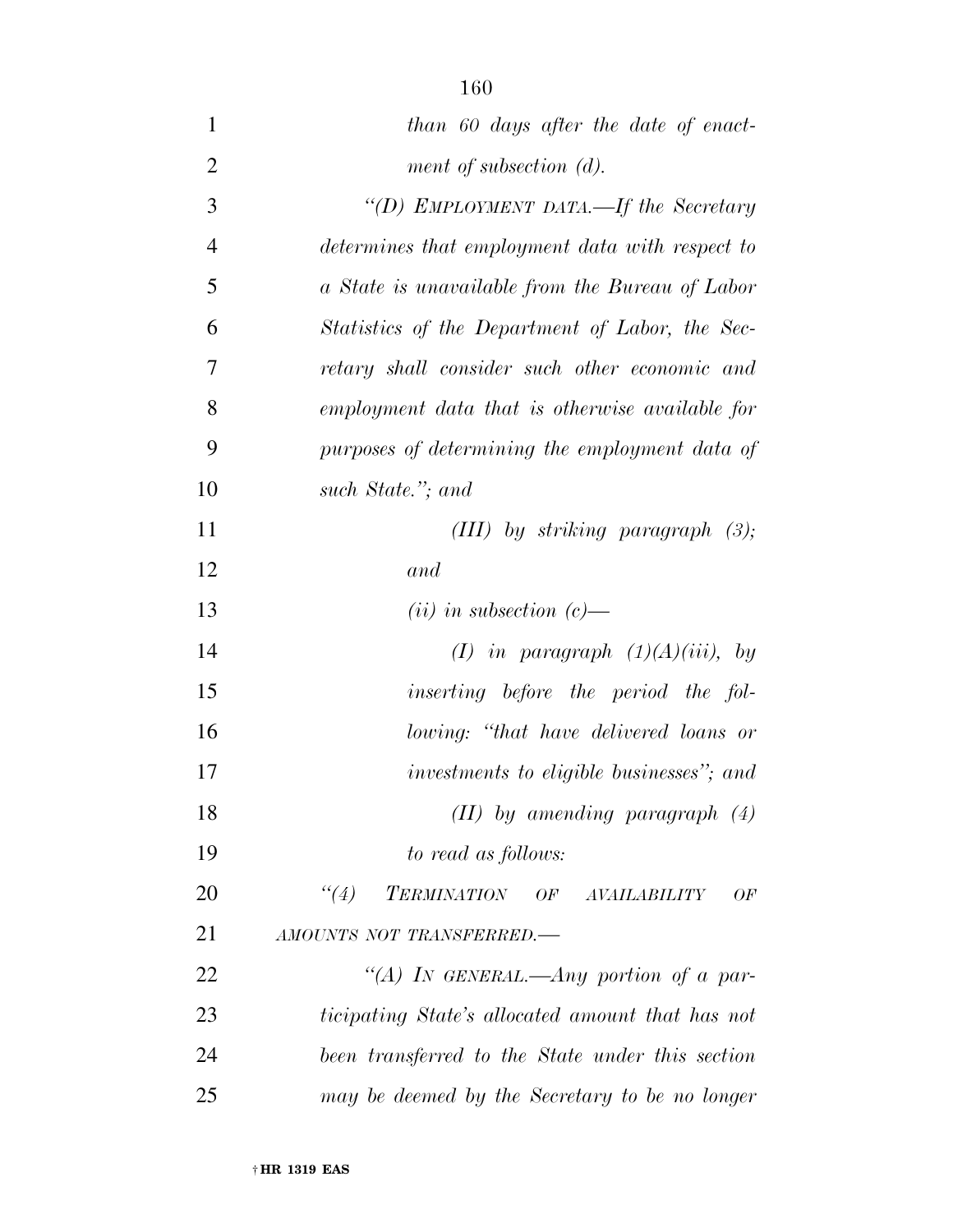*than 60 days after the date of enactment of subsection (d).*

*"(D) EMPLOYMENT DATA.—If the Secretary determines that employment data with respect to a State is unavailable from the Bureau of Labor Statistics of the Department of Labor, the Secretary shall consider such other economic and employment data that is otherwise available for purposes of determining the employment data of such State."; and*

*(III) by striking paragraph (3); and*

*(ii) in subsection (c)—*

*(I) in paragraph (1)(A)(iii), by inserting before the period the following: "that have delivered loans or investments to eligible businesses"; and*

*(II) by amending paragraph (4) to read as follows:*

*"(4) TERMINATION OF AVAILABILITY OF AMOUNTS NOT TRANSFERRED.—*

*"(A) IN GENERAL.—Any portion of a participating State's allocated amount that has not been transferred to the State under this section may be deemed by the Secretary to be no longer*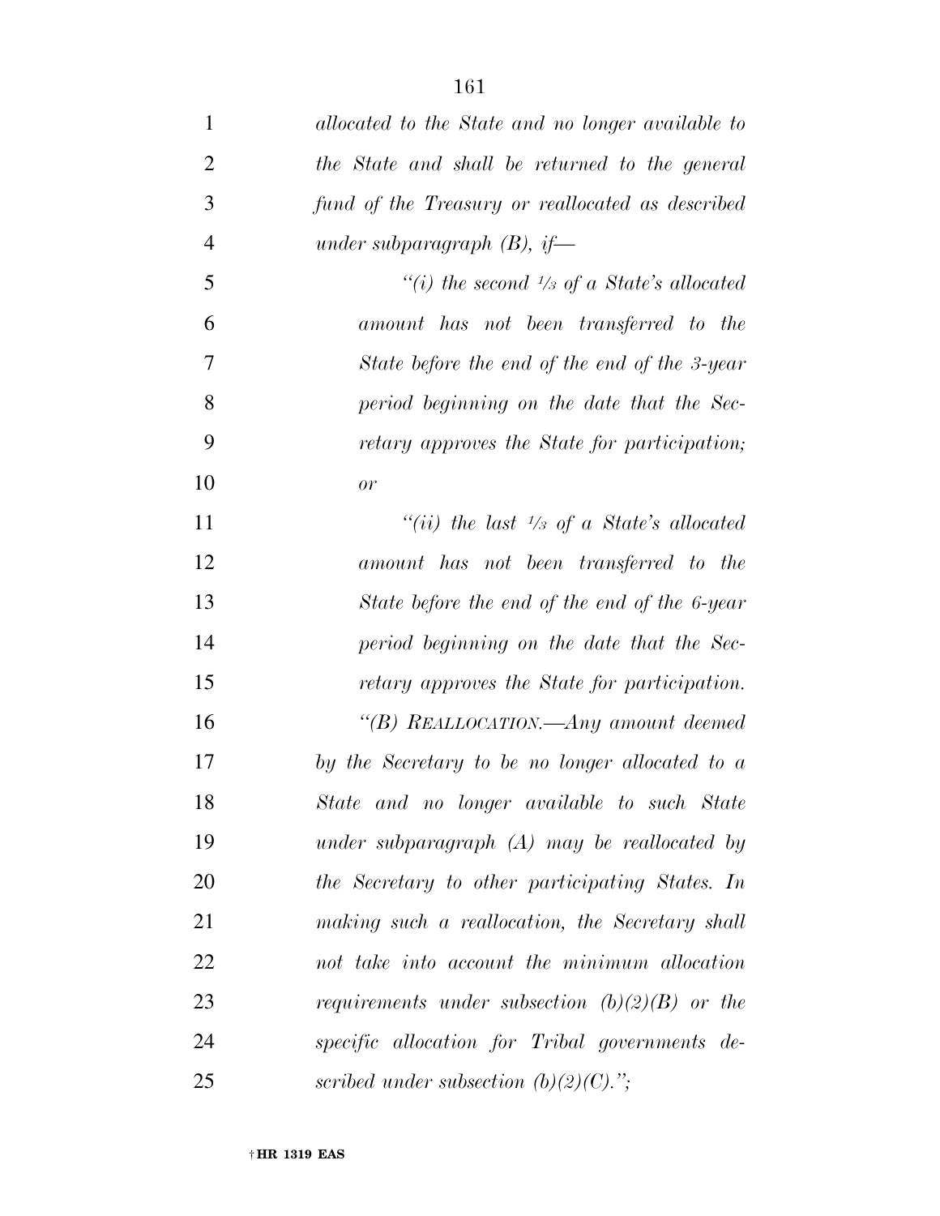*allocated to the State and no longer available to the State and shall be returned to the general fund of the Treasury or reallocated as described under subparagraph (B), if—*

*"(i) the second 1/3 of a State's allocated amount has not been transferred to the State before the end of the end of the 3-year period beginning on the date that the Secretary approves the State for participation; or*

*"(ii) the last 1/3 of a State's allocated amount has not been transferred to the State before the end of the end of the 6-year period beginning on the date that the Secretary approves the State for participation.*

*"(B) REALLOCATION.—Any amount deemed by the Secretary to be no longer allocated to a State and no longer available to such State under subparagraph (A) may be reallocated by the Secretary to other participating States. In making such a reallocation, the Secretary shall not take into account the minimum allocation requirements under subsection (b)(2)(B) or the specific allocation for Tribal governments described under subsection (b)(2)(C).";*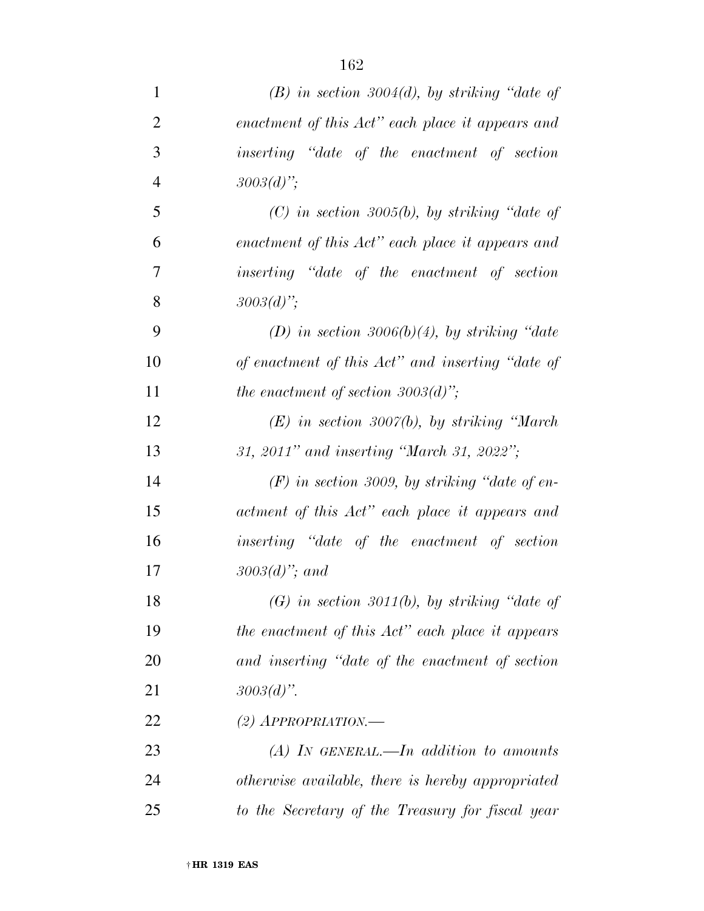*(B) in section 3004(d), by striking "date of enactment of this Act" each place it appears and inserting "date of the enactment of section 3003(d)";*

*(C) in section 3005(b), by striking "date of enactment of this Act" each place it appears and inserting "date of the enactment of section 3003(d)";*

*(D) in section 3006(b)(4), by striking "date of enactment of this Act" and inserting "date of the enactment of section 3003(d)";*

*(E) in section 3007(b), by striking "March 31, 2011" and inserting "March 31, 2022";*

*(F) in section 3009, by striking "date of enactment of this Act" each place it appears and inserting "date of the enactment of section 3003(d)"; and*

*(G) in section 3011(b), by striking "date of the enactment of this Act" each place it appears and inserting "date of the enactment of section 3003(d)".*

*(2) APPROPRIATION.—*

*(A) IN GENERAL.—In addition to amounts otherwise available, there is hereby appropriated to the Secretary of the Treasury for fiscal year*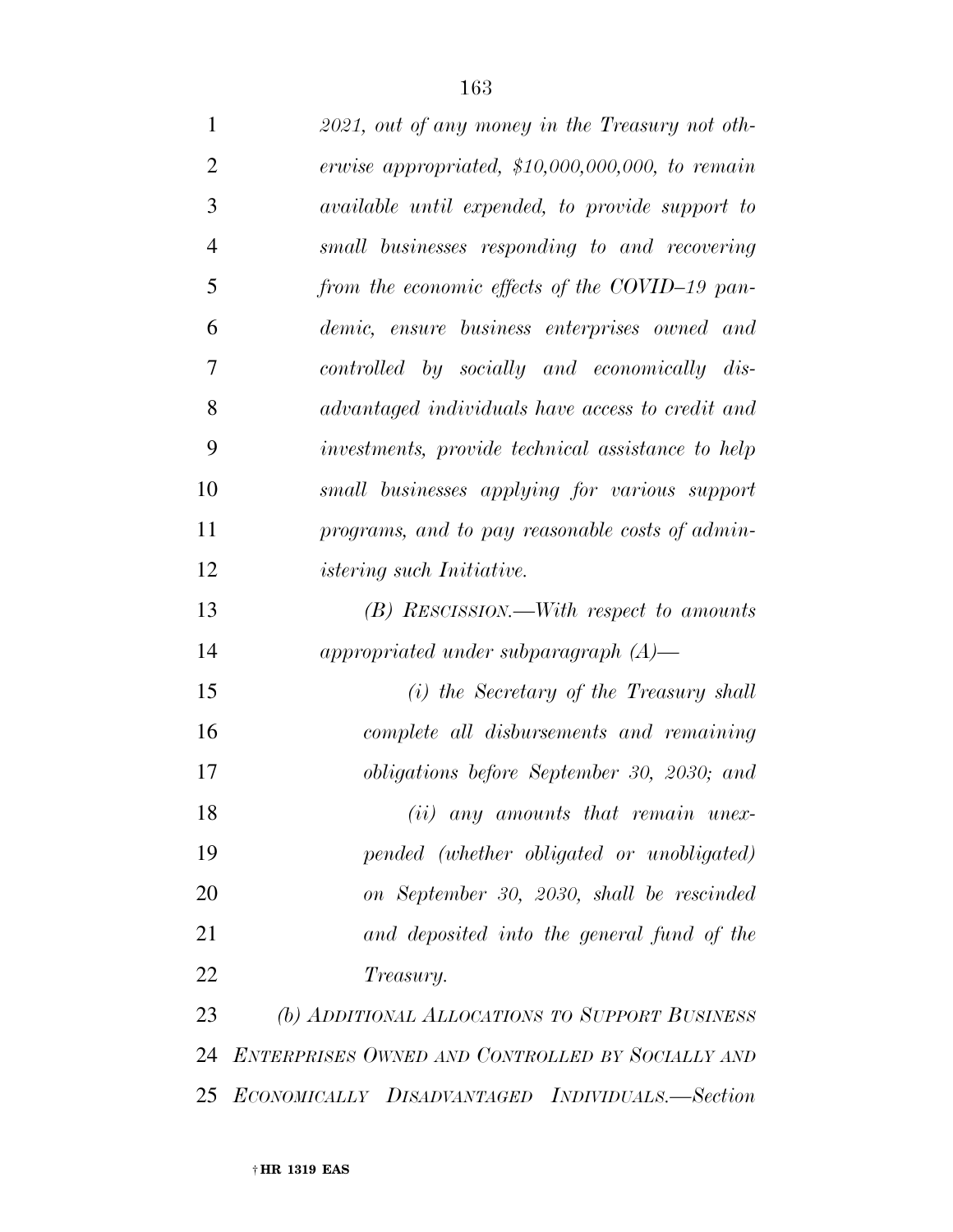*2021, out of any money in the Treasury not otherwise appropriated, $10,000,000,000, to remain available until expended, to provide support to small businesses responding to and recovering from the economic effects of the COVID–19 pandemic, ensure business enterprises owned and controlled by socially and economically disadvantaged individuals have access to credit and investments, provide technical assistance to help small businesses applying for various support programs, and to pay reasonable costs of administering such Initiative.*

*(B) RESCISSION.—With respect to amounts appropriated under subparagraph (A)—*

*(i) the Secretary of the Treasury shall complete all disbursements and remaining obligations before September 30, 2030; and*

*(ii) any amounts that remain unexpended (whether obligated or unobligated) on September 30, 2030, shall be rescinded and deposited into the general fund of the Treasury.*

*(b) ADDITIONAL ALLOCATIONS TO SUPPORT BUSINESS ENTERPRISES OWNED AND CONTROLLED BY SOCIALLY AND ECONOMICALLY DISADVANTAGED INDIVIDUALS.—Section*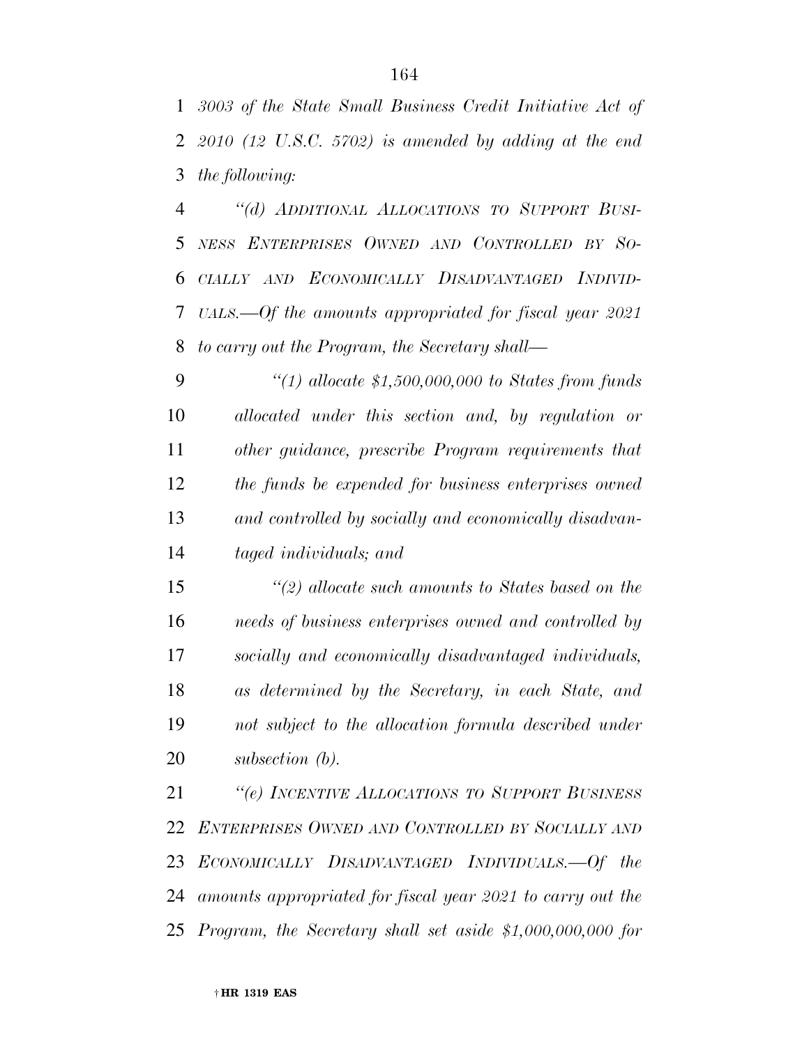*3003 of the State Small Business Credit Initiative Act of 2010 (12 U.S.C. 5702) is amended by adding at the end the following:*

*"(d) ADDITIONAL ALLOCATIONS TO SUPPORT BUSINESS ENTERPRISES OWNED AND CONTROLLED BY SOCIALLY AND ECONOMICALLY DISADVANTAGED INDIVIDUALS.—Of the amounts appropriated for fiscal year 2021 to carry out the Program, the Secretary shall—*

*"(1) allocate $1,500,000,000 to States from funds allocated under this section and, by regulation or other guidance, prescribe Program requirements that the funds be expended for business enterprises owned and controlled by socially and economically disadvantaged individuals; and*

*"(2) allocate such amounts to States based on the needs of business enterprises owned and controlled by socially and economically disadvantaged individuals, as determined by the Secretary, in each State, and not subject to the allocation formula described under subsection (b).*

*"(e) INCENTIVE ALLOCATIONS TO SUPPORT BUSINESS ENTERPRISES OWNED AND CONTROLLED BY SOCIALLY AND ECONOMICALLY DISADVANTAGED INDIVIDUALS.—Of the amounts appropriated for fiscal year 2021 to carry out the Program, the Secretary shall set aside $1,000,000,000 for*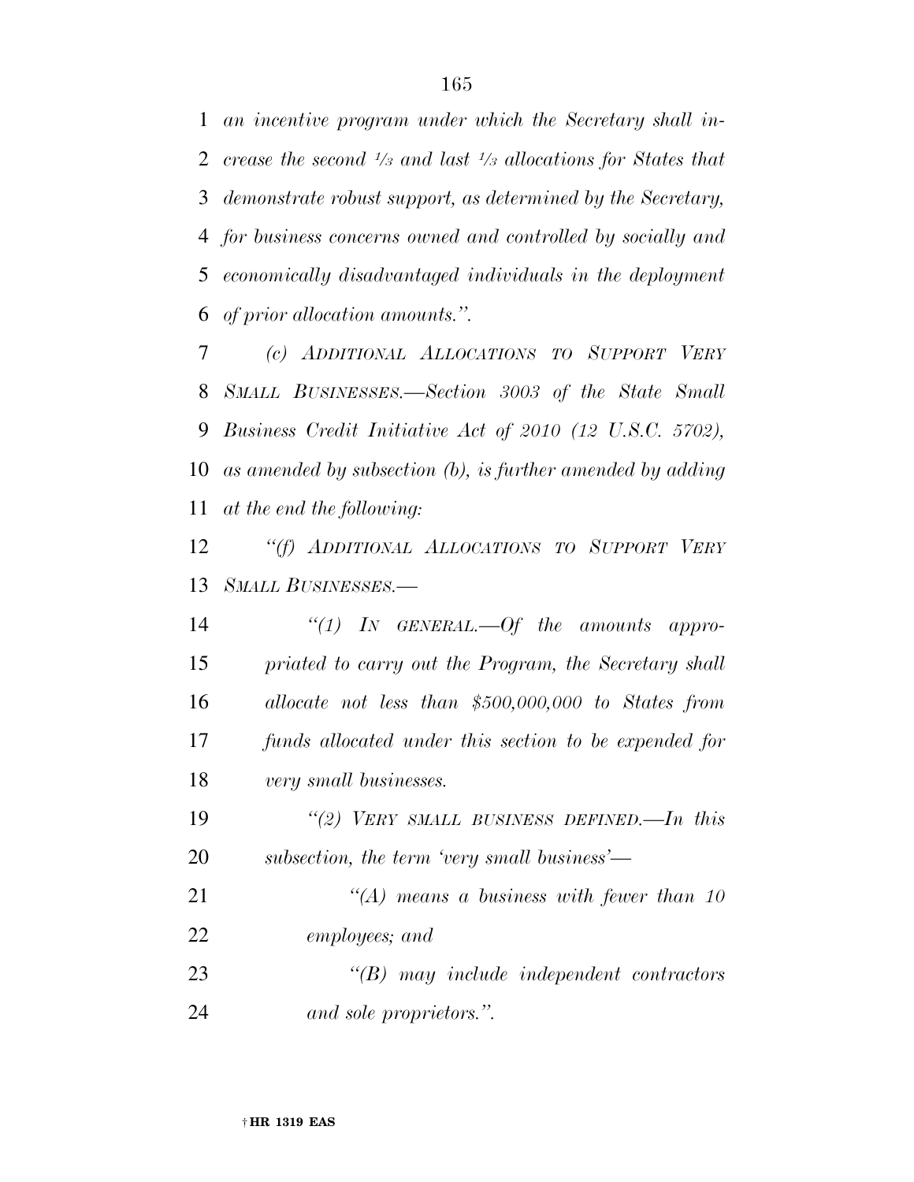*an incentive program under which the Secretary shall increase the second 1/3 and last 1/3 allocations for States that demonstrate robust support, as determined by the Secretary, for business concerns owned and controlled by socially and economically disadvantaged individuals in the deployment of prior allocation amounts.''.*

*(c) ADDITIONAL ALLOCATIONS TO SUPPORT VERY SMALL BUSINESSES.—Section 3003 of the State Small Business Credit Initiative Act of 2010 (12 U.S.C. 5702), as amended by subsection (b), is further amended by adding at the end the following:*

*''(f) ADDITIONAL ALLOCATIONS TO SUPPORT VERY SMALL BUSINESSES.—*

*''(1) IN GENERAL.—Of the amounts appropriated to carry out the Program, the Secretary shall allocate not less than $500,000,000 to States from funds allocated under this section to be expended for very small businesses.*

*''(2) VERY SMALL BUSINESS DEFINED.—In this subsection, the term 'very small business'—*

*''(A) means a business with fewer than 10 employees; and*

*''(B) may include independent contractors and sole proprietors.''.*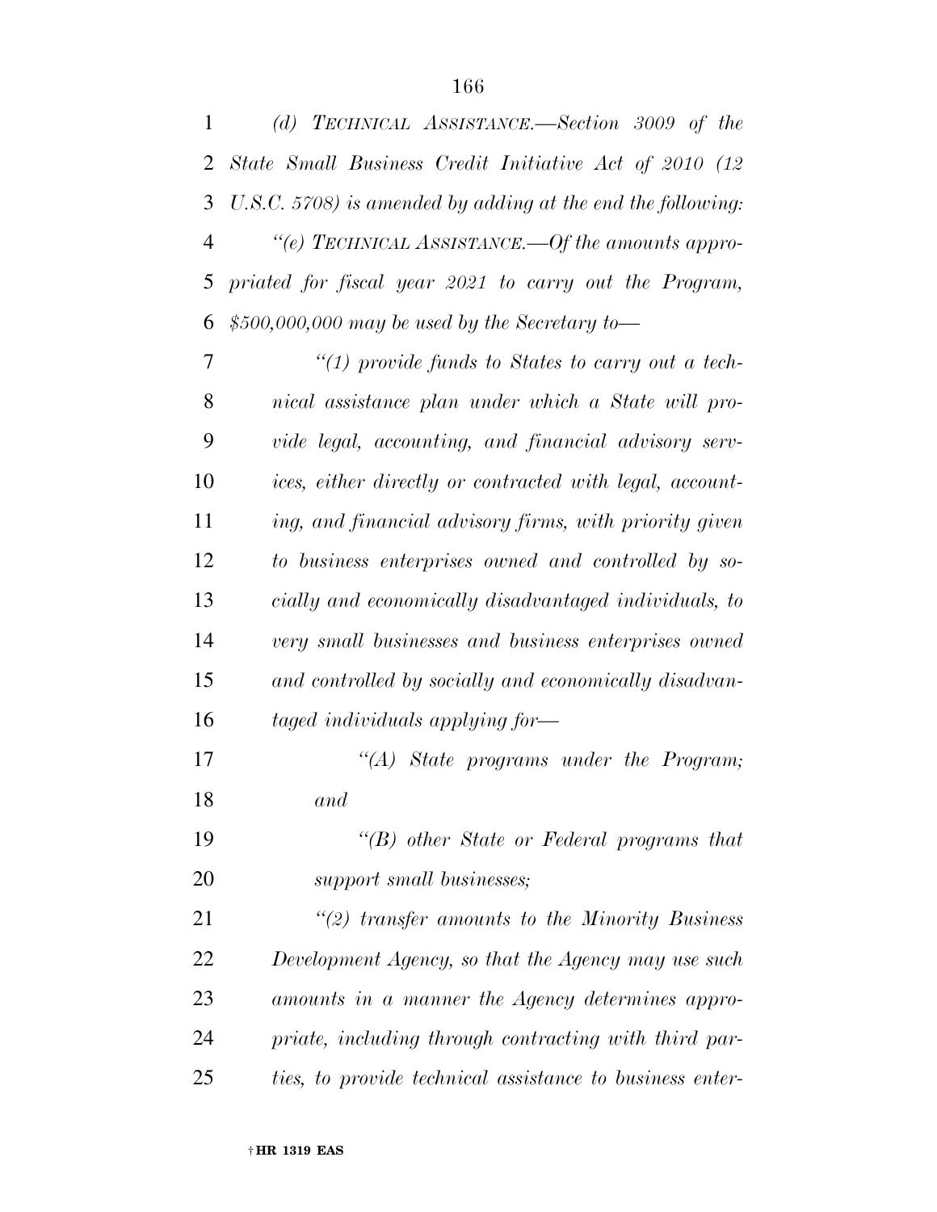*(d) TECHNICAL ASSISTANCE.—Section 3009 of the State Small Business Credit Initiative Act of 2010 (12 U.S.C. 5708) is amended by adding at the end the following:*

*"(e) TECHNICAL ASSISTANCE.—Of the amounts appropriated for fiscal year 2021 to carry out the Program, $500,000,000 may be used by the Secretary to—*

*"(1) provide funds to States to carry out a technical assistance plan under which a State will provide legal, accounting, and financial advisory services, either directly or contracted with legal, accounting, and financial advisory firms, with priority given to business enterprises owned and controlled by socially and economically disadvantaged individuals, to very small businesses and business enterprises owned and controlled by socially and economically disadvantaged individuals applying for—*

*"(A) State programs under the Program; and*

*"(B) other State or Federal programs that support small businesses;*

*"(2) transfer amounts to the Minority Business Development Agency, so that the Agency may use such amounts in a manner the Agency determines appropriate, including through contracting with third parties, to provide technical assistance to business enter-*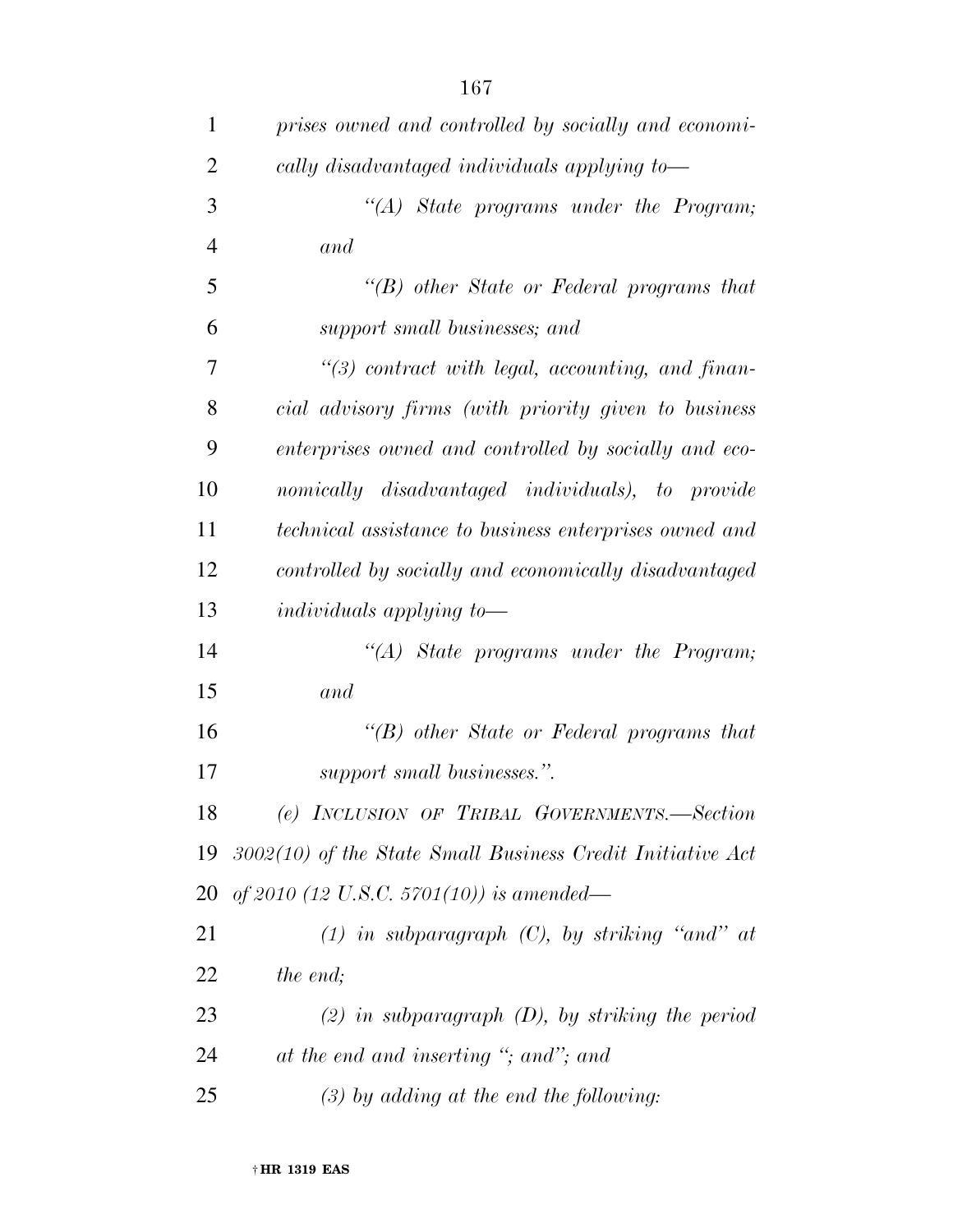*prises owned and controlled by socially and economically disadvantaged individuals applying to—*

*"(A) State programs under the Program; and*

*"(B) other State or Federal programs that support small businesses; and*

*"(3) contract with legal, accounting, and financial advisory firms (with priority given to business enterprises owned and controlled by socially and economically disadvantaged individuals), to provide technical assistance to business enterprises owned and controlled by socially and economically disadvantaged individuals applying to—*

*"(A) State programs under the Program; and*

*"(B) other State or Federal programs that support small businesses.".*

*(e) INCLUSION OF TRIBAL GOVERNMENTS.—Section 3002(10) of the State Small Business Credit Initiative Act of 2010 (12 U.S.C. 5701(10)) is amended—*

*(1) in subparagraph (C), by striking "and" at the end;*

*(2) in subparagraph (D), by striking the period at the end and inserting "; and"; and*

*(3) by adding at the end the following:*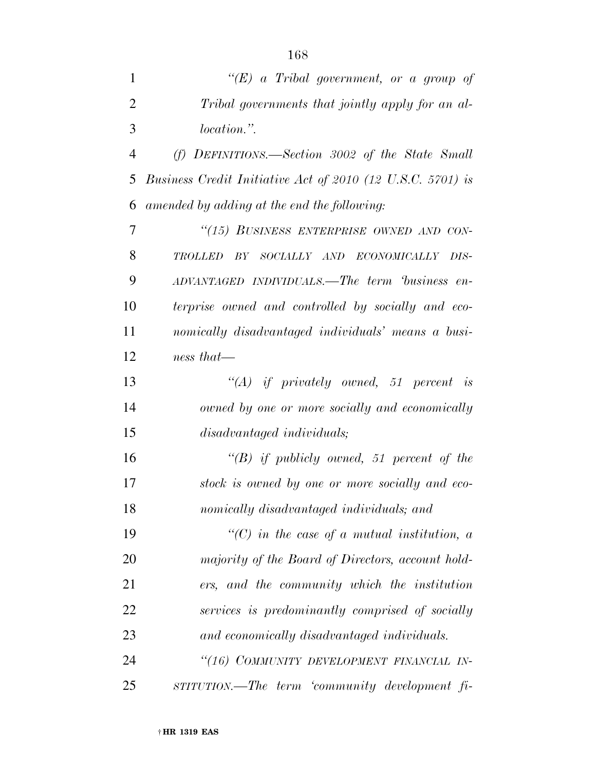*"(E) a Tribal government, or a group of Tribal governments that jointly apply for an allocation.".*

*(f) DEFINITIONS.—Section 3002 of the State Small Business Credit Initiative Act of 2010 (12 U.S.C. 5701) is amended by adding at the end the following:*

*"(15) BUSINESS ENTERPRISE OWNED AND CONTROLLED BY SOCIALLY AND ECONOMICALLY DISADVANTAGED INDIVIDUALS.—The term 'business enterprise owned and controlled by socially and economically disadvantaged individuals' means a business that—*

*"(A) if privately owned, 51 percent is owned by one or more socially and economically disadvantaged individuals;*

*"(B) if publicly owned, 51 percent of the stock is owned by one or more socially and economically disadvantaged individuals; and*

*"(C) in the case of a mutual institution, a majority of the Board of Directors, account holders, and the community which the institution services is predominantly comprised of socially and economically disadvantaged individuals.*

*"(16) COMMUNITY DEVELOPMENT FINANCIAL INSTITUTION.—The term 'community development fi-*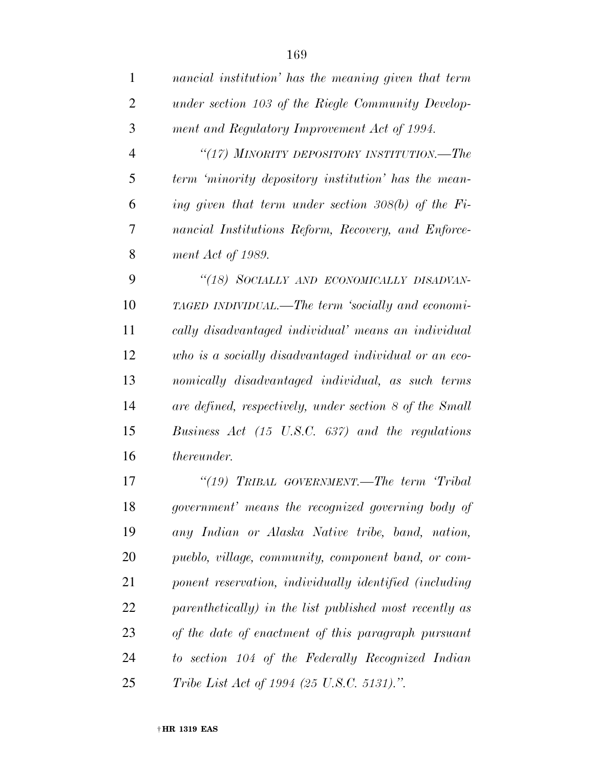*nancial institution' has the meaning given that term under section 103 of the Riegle Community Development and Regulatory Improvement Act of 1994.*

*"(17) MINORITY DEPOSITORY INSTITUTION.—The term 'minority depository institution' has the meaning given that term under section 308(b) of the Financial Institutions Reform, Recovery, and Enforcement Act of 1989.*

*"(18) SOCIALLY AND ECONOMICALLY DISADVANTAGED INDIVIDUAL.—The term 'socially and economically disadvantaged individual' means an individual who is a socially disadvantaged individual or an economically disadvantaged individual, as such terms are defined, respectively, under section 8 of the Small Business Act (15 U.S.C. 637) and the regulations thereunder.*

*"(19) TRIBAL GOVERNMENT.—The term 'Tribal government' means the recognized governing body of any Indian or Alaska Native tribe, band, nation, pueblo, village, community, component band, or component reservation, individually identified (including parenthetically) in the list published most recently as of the date of enactment of this paragraph pursuant to section 104 of the Federally Recognized Indian Tribe List Act of 1994 (25 U.S.C. 5131).".*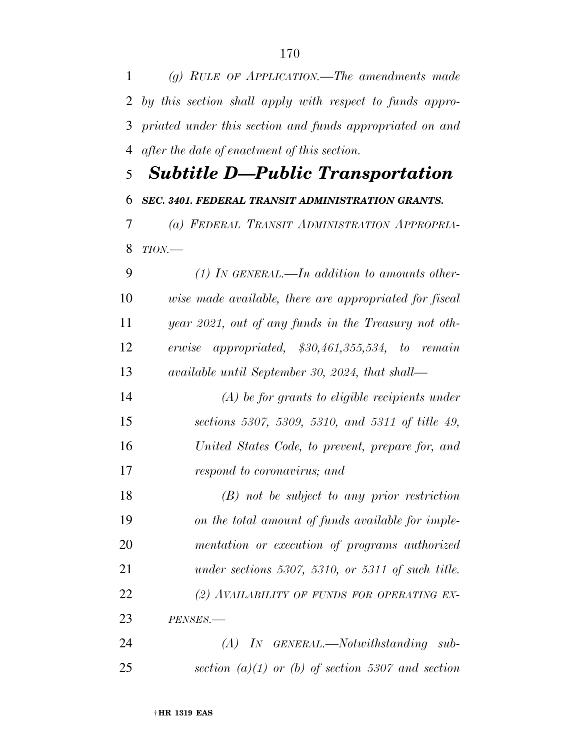*(g) RULE OF APPLICATION.—The amendments made by this section shall apply with respect to funds appropriated under this section and funds appropriated on and after the date of enactment of this section.*

## *Subtitle D—Public Transportation*

### *SEC. 3401. FEDERAL TRANSIT ADMINISTRATION GRANTS.*

*(a) FEDERAL TRANSIT ADMINISTRATION APPROPRIATION.—*

*(1) IN GENERAL.—In addition to amounts otherwise made available, there are appropriated for fiscal year 2021, out of any funds in the Treasury not otherwise appropriated, $30,461,355,534, to remain available until September 30, 2024, that shall—*

*(A) be for grants to eligible recipients under sections 5307, 5309, 5310, and 5311 of title 49, United States Code, to prevent, prepare for, and respond to coronavirus; and*

*(B) not be subject to any prior restriction on the total amount of funds available for implementation or execution of programs authorized under sections 5307, 5310, or 5311 of such title.*

*(2) AVAILABILITY OF FUNDS FOR OPERATING EXPENSES.—*

*(A) IN GENERAL.—Notwithstanding subsection (a)(1) or (b) of section 5307 and section*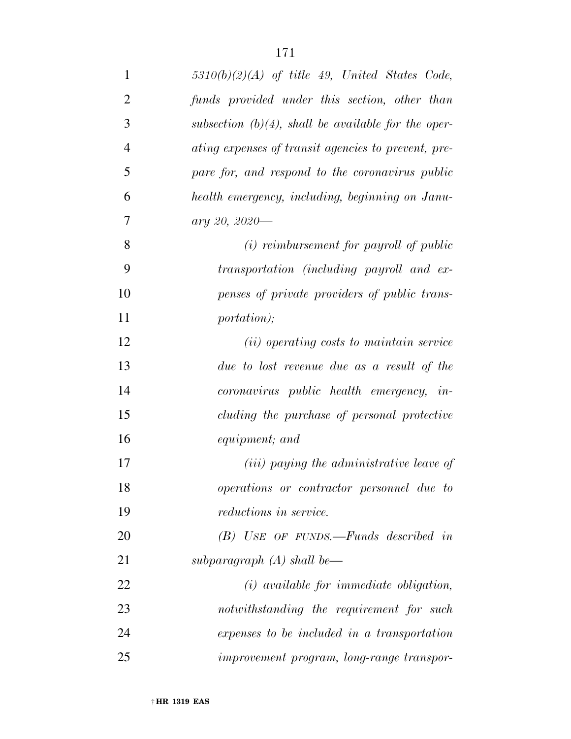*5310(b)(2)(A) of title 49, United States Code, funds provided under this section, other than subsection (b)(4), shall be available for the operating expenses of transit agencies to prevent, prepare for, and respond to the coronavirus public health emergency, including, beginning on January 20, 2020—*

*(i) reimbursement for payroll of public transportation (including payroll and expenses of private providers of public transportation);*

*(ii) operating costs to maintain service due to lost revenue due as a result of the coronavirus public health emergency, including the purchase of personal protective equipment; and*

*(iii) paying the administrative leave of operations or contractor personnel due to reductions in service.*

*(B) USE OF FUNDS.—Funds described in subparagraph (A) shall be—*

*(i) available for immediate obligation, notwithstanding the requirement for such expenses to be included in a transportation improvement program, long-range transpor-*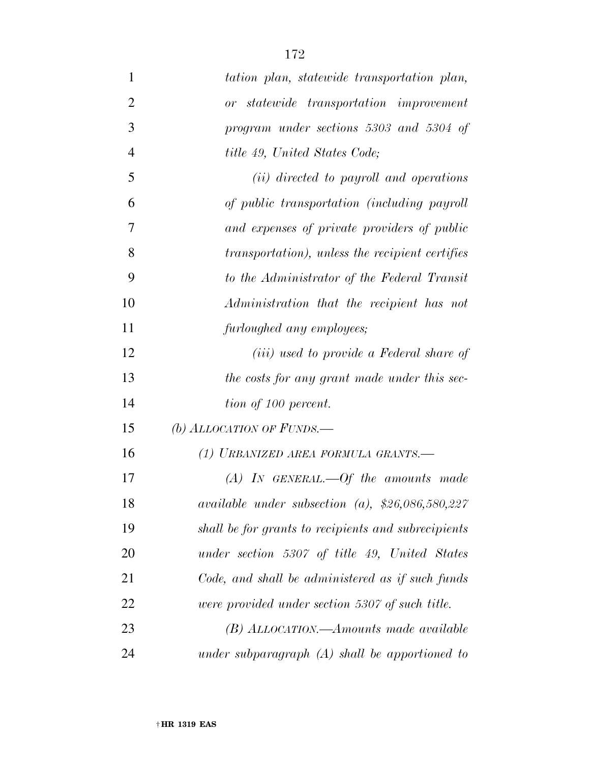*tation plan, statewide transportation plan, or statewide transportation improvement program under sections 5303 and 5304 of title 49, United States Code;*

*(ii) directed to payroll and operations of public transportation (including payroll and expenses of private providers of public transportation), unless the recipient certifies to the Administrator of the Federal Transit Administration that the recipient has not furloughed any employees;*

*(iii) used to provide a Federal share of the costs for any grant made under this section of 100 percent.*

*(b) ALLOCATION OF FUNDS.—*

*(1) URBANIZED AREA FORMULA GRANTS.—*

*(A) IN GENERAL.—Of the amounts made available under subsection (a), $26,086,580,227 shall be for grants to recipients and subrecipients under section 5307 of title 49, United States Code, and shall be administered as if such funds were provided under section 5307 of such title.*

*(B) ALLOCATION.—Amounts made available under subparagraph (A) shall be apportioned to*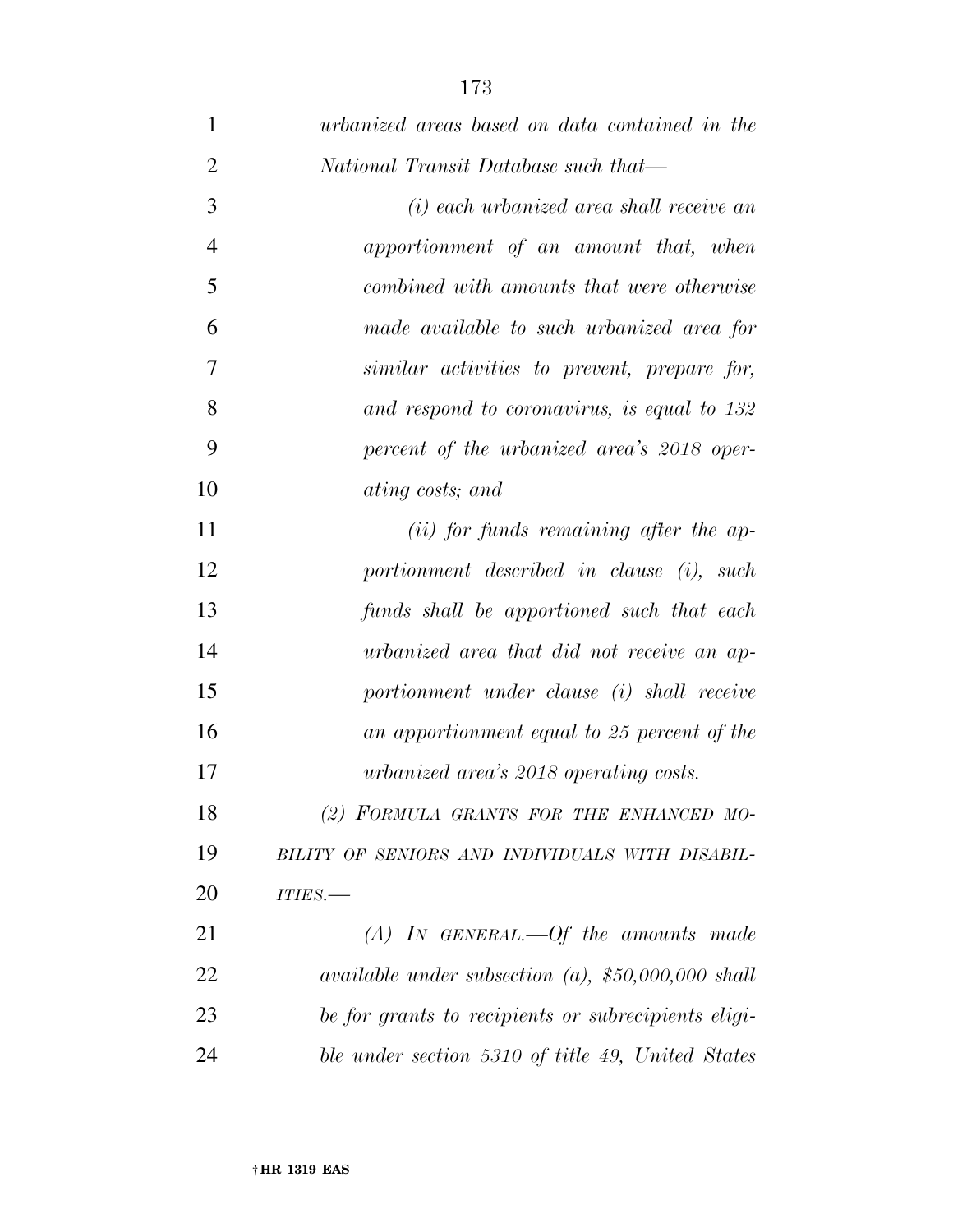*urbanized areas based on data contained in the National Transit Database such that—*

*(i) each urbanized area shall receive an apportionment of an amount that, when combined with amounts that were otherwise made available to such urbanized area for similar activities to prevent, prepare for, and respond to coronavirus, is equal to 132 percent of the urbanized area's 2018 operating costs; and*

*(ii) for funds remaining after the apportionment described in clause (i), such funds shall be apportioned such that each urbanized area that did not receive an apportionment under clause (i) shall receive an apportionment equal to 25 percent of the urbanized area's 2018 operating costs.*

*(2) FORMULA GRANTS FOR THE ENHANCED MOBILITY OF SENIORS AND INDIVIDUALS WITH DISABILITIES.—*

*(A) IN GENERAL.—Of the amounts made available under subsection (a), $50,000,000 shall be for grants to recipients or subrecipients eligible under section 5310 of title 49, United States*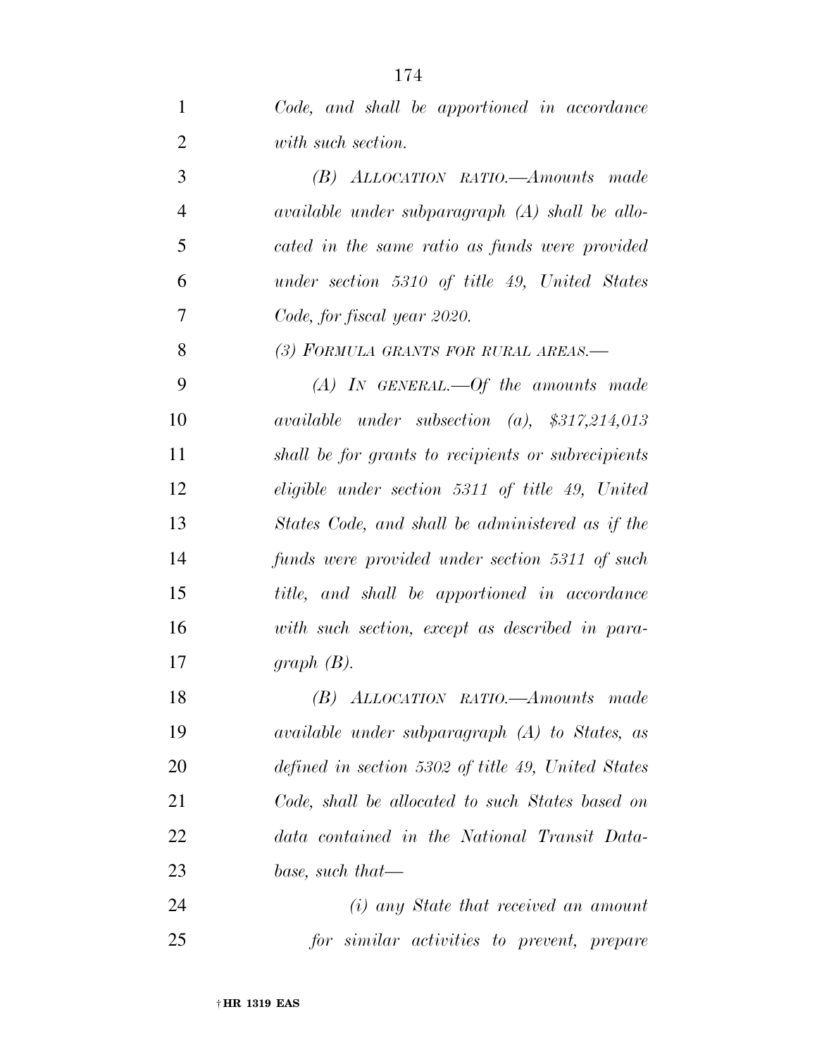*Code, and shall be apportioned in accordance with such section.*

*(B) ALLOCATION RATIO.—Amounts made available under subparagraph (A) shall be allocated in the same ratio as funds were provided under section 5310 of title 49, United States Code, for fiscal year 2020.*

*(3) FORMULA GRANTS FOR RURAL AREAS.—*

*(A) IN GENERAL.—Of the amounts made available under subsection (a), $317,214,013 shall be for grants to recipients or subrecipients eligible under section 5311 of title 49, United States Code, and shall be administered as if the funds were provided under section 5311 of such title, and shall be apportioned in accordance with such section, except as described in paragraph (B).*

*(B) ALLOCATION RATIO.—Amounts made available under subparagraph (A) to States, as defined in section 5302 of title 49, United States Code, shall be allocated to such States based on data contained in the National Transit Database, such that—*

*(i) any State that received an amount for similar activities to prevent, prepare*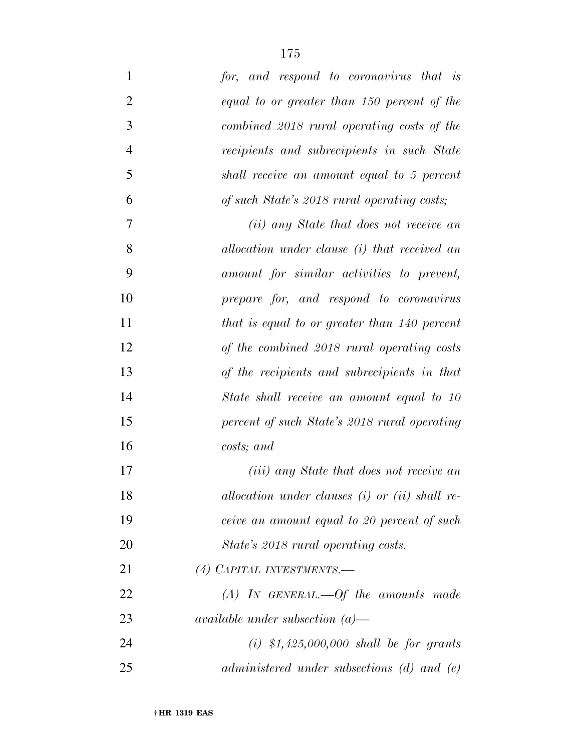*for, and respond to coronavirus that is equal to or greater than 150 percent of the combined 2018 rural operating costs of the recipients and subrecipients in such State shall receive an amount equal to 5 percent of such State's 2018 rural operating costs;*

*(ii) any State that does not receive an allocation under clause (i) that received an amount for similar activities to prevent, prepare for, and respond to coronavirus that is equal to or greater than 140 percent of the combined 2018 rural operating costs of the recipients and subrecipients in that State shall receive an amount equal to 10 percent of such State's 2018 rural operating costs; and*

*(iii) any State that does not receive an allocation under clauses (i) or (ii) shall receive an amount equal to 20 percent of such State's 2018 rural operating costs.*

*(4) CAPITAL INVESTMENTS.—*

*(A) IN GENERAL.—Of the amounts made available under subsection (a)—*

*(i) $1,425,000,000 shall be for grants administered under subsections (d) and (e)*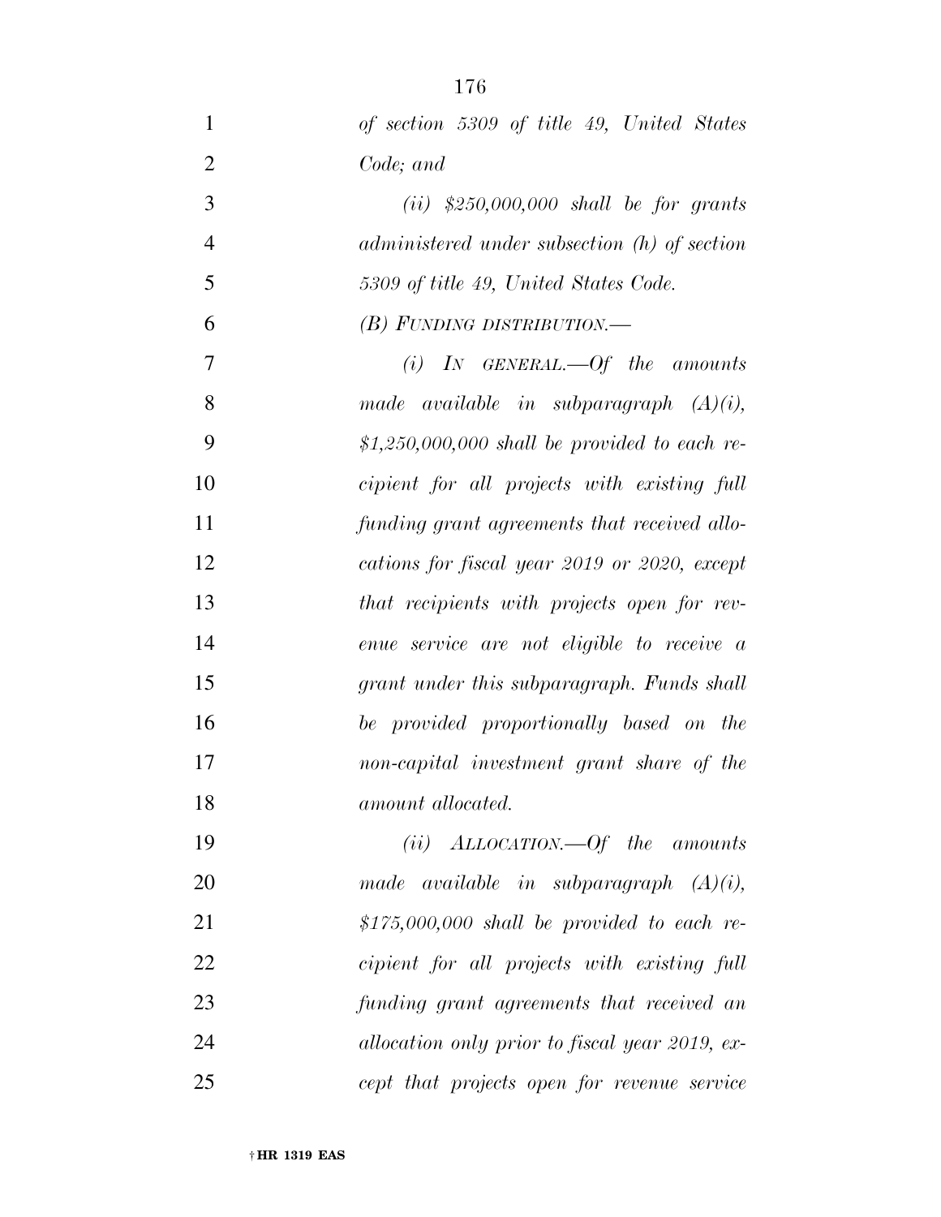*of section 5309 of title 49, United States Code; and*

*(ii) $250,000,000 shall be for grants administered under subsection (h) of section 5309 of title 49, United States Code.*

*(B) FUNDING DISTRIBUTION.—*

*(i) IN GENERAL.—Of the amounts made available in subparagraph (A)(i), $1,250,000,000 shall be provided to each recipient for all projects with existing full funding grant agreements that received allocations for fiscal year 2019 or 2020, except that recipients with projects open for revenue service are not eligible to receive a grant under this subparagraph. Funds shall be provided proportionally based on the non-capital investment grant share of the amount allocated.*

*(ii) ALLOCATION.—Of the amounts made available in subparagraph (A)(i), $175,000,000 shall be provided to each recipient for all projects with existing full funding grant agreements that received an allocation only prior to fiscal year 2019, except that projects open for revenue service*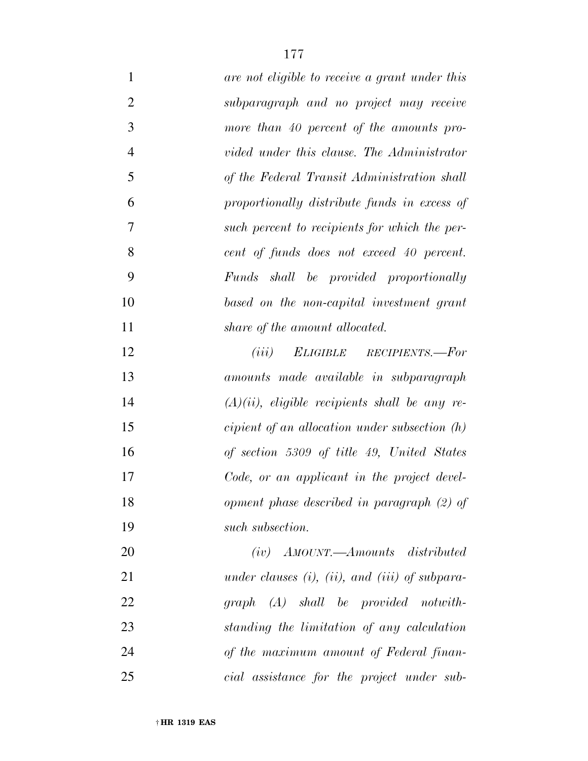*are not eligible to receive a grant under this subparagraph and no project may receive more than 40 percent of the amounts provided under this clause. The Administrator of the Federal Transit Administration shall proportionally distribute funds in excess of such percent to recipients for which the percent of funds does not exceed 40 percent. Funds shall be provided proportionally based on the non-capital investment grant share of the amount allocated.*

*(iii) ELIGIBLE RECIPIENTS.—For amounts made available in subparagraph (A)(ii), eligible recipients shall be any recipient of an allocation under subsection (h) of section 5309 of title 49, United States Code, or an applicant in the project development phase described in paragraph (2) of such subsection.*

*(iv) AMOUNT.—Amounts distributed under clauses (i), (ii), and (iii) of subparagraph (A) shall be provided notwithstanding the limitation of any calculation of the maximum amount of Federal financial assistance for the project under sub-*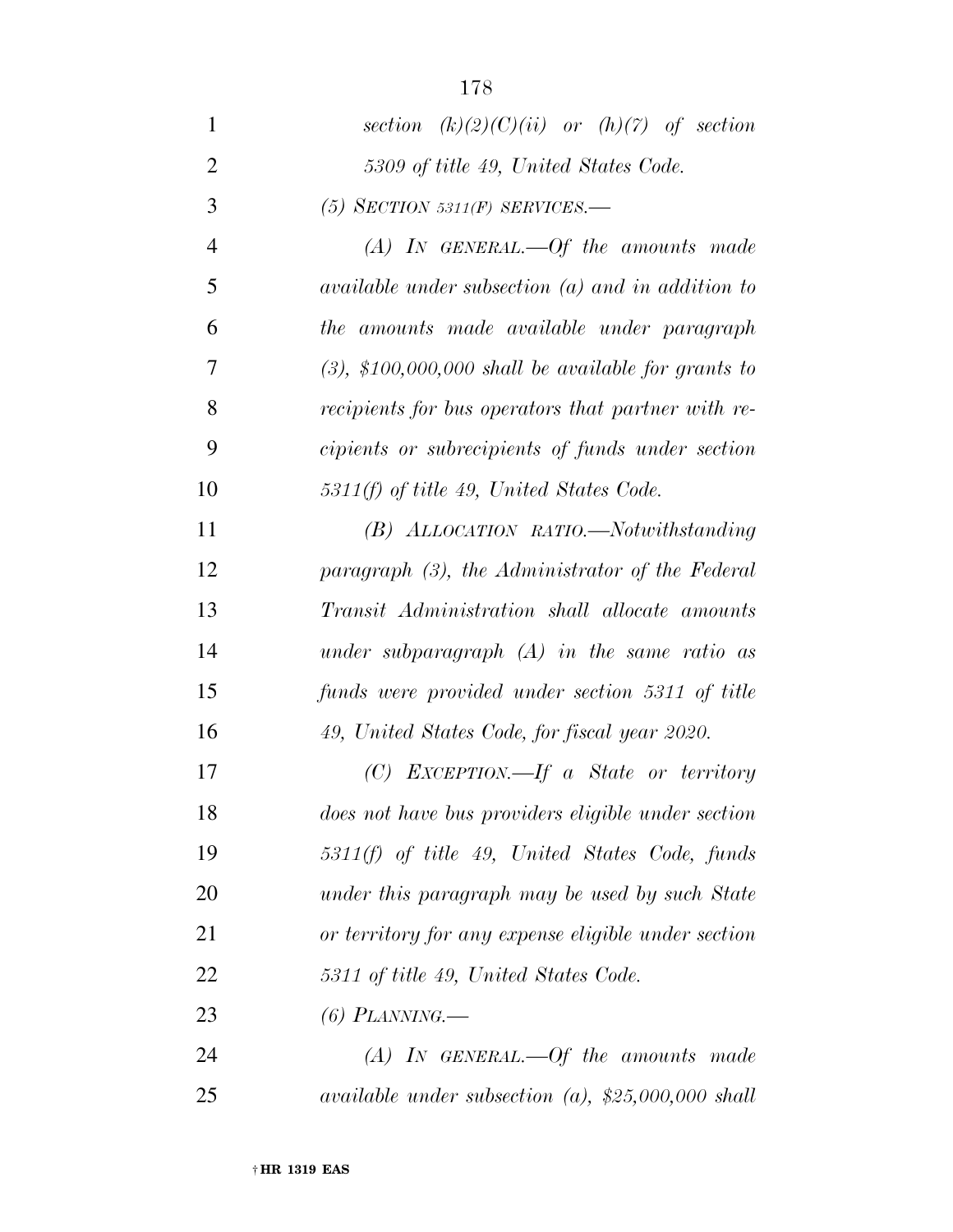*section (k)(2)(C)(ii) or (h)(7) of section 5309 of title 49, United States Code.*

*(5) SECTION 5311(F) SERVICES.—*

*(A) IN GENERAL.—Of the amounts made available under subsection (a) and in addition to the amounts made available under paragraph (3), $100,000,000 shall be available for grants to recipients for bus operators that partner with recipients or subrecipients of funds under section 5311(f) of title 49, United States Code.*

*(B) ALLOCATION RATIO.—Notwithstanding paragraph (3), the Administrator of the Federal Transit Administration shall allocate amounts under subparagraph (A) in the same ratio as funds were provided under section 5311 of title 49, United States Code, for fiscal year 2020.*

*(C) EXCEPTION.—If a State or territory does not have bus providers eligible under section 5311(f) of title 49, United States Code, funds under this paragraph may be used by such State or territory for any expense eligible under section 5311 of title 49, United States Code.*

*(6) PLANNING.—*

*(A) IN GENERAL.—Of the amounts made available under subsection (a), $25,000,000 shall*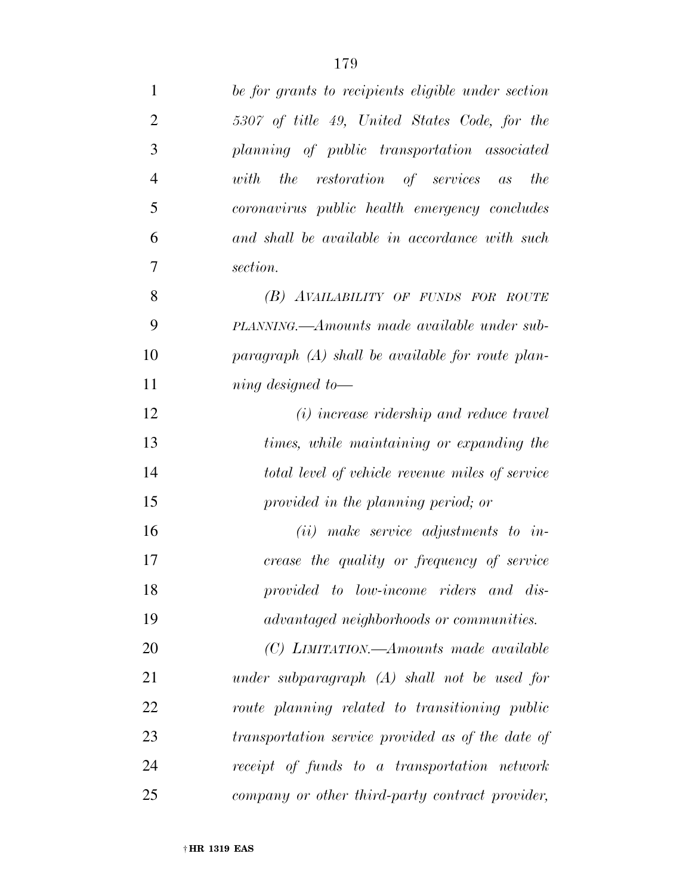*be for grants to recipients eligible under section 5307 of title 49, United States Code, for the planning of public transportation associated with the restoration of services as the coronavirus public health emergency concludes and shall be available in accordance with such section.*

*(B) AVAILABILITY OF FUNDS FOR ROUTE PLANNING.—Amounts made available under subparagraph (A) shall be available for route planning designed to—*

*(i) increase ridership and reduce travel times, while maintaining or expanding the total level of vehicle revenue miles of service provided in the planning period; or*

*(ii) make service adjustments to increase the quality or frequency of service provided to low-income riders and disadvantaged neighborhoods or communities.*

*(C) LIMITATION.—Amounts made available under subparagraph (A) shall not be used for route planning related to transitioning public transportation service provided as of the date of receipt of funds to a transportation network company or other third-party contract provider,*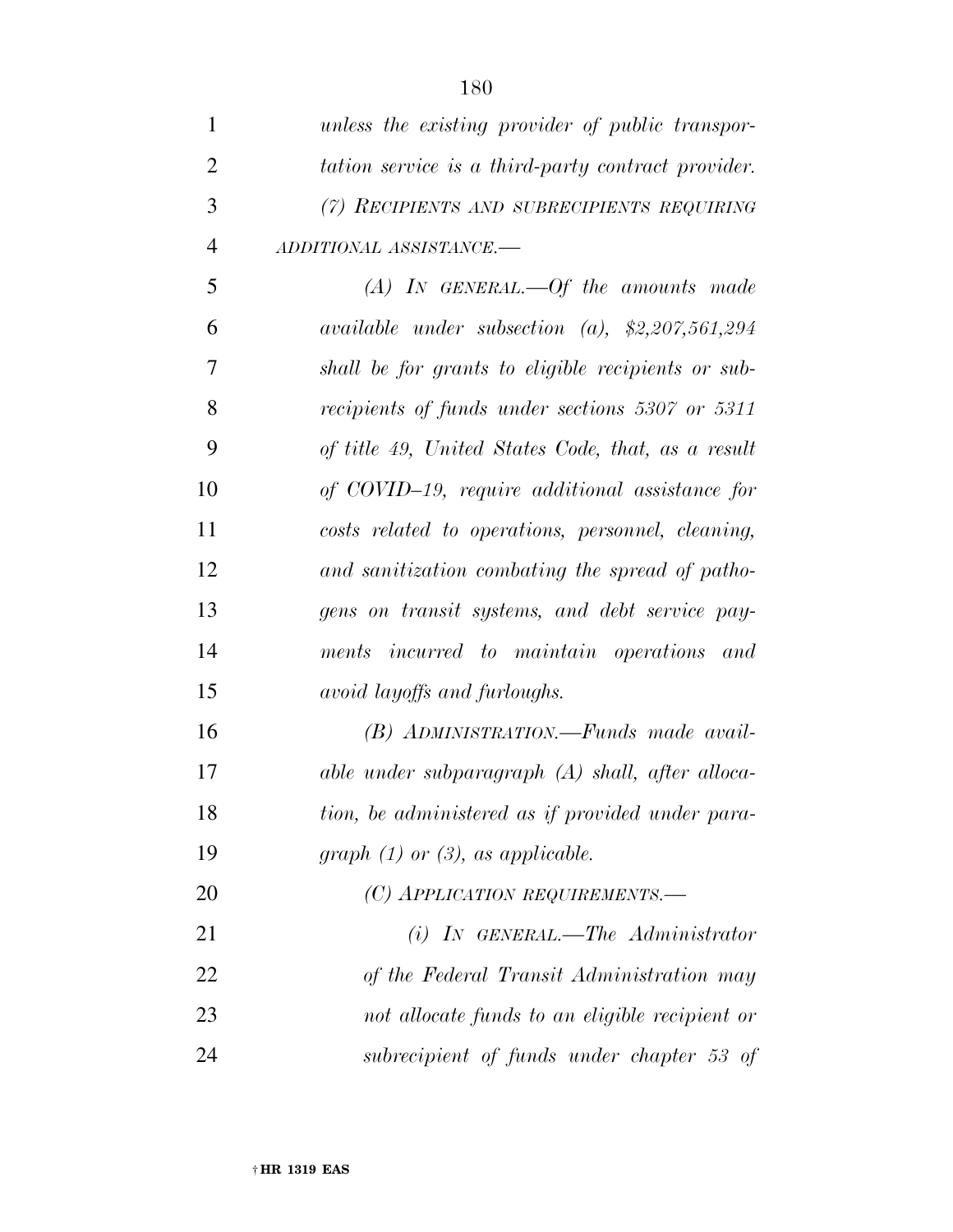*unless the existing provider of public transportation service is a third-party contract provider.*

*(7) RECIPIENTS AND SUBRECIPIENTS REQUIRING ADDITIONAL ASSISTANCE.—*

*(A) IN GENERAL.—Of the amounts made available under subsection (a), $2,207,561,294 shall be for grants to eligible recipients or subrecipients of funds under sections 5307 or 5311 of title 49, United States Code, that, as a result of COVID–19, require additional assistance for costs related to operations, personnel, cleaning, and sanitization combating the spread of pathogens on transit systems, and debt service payments incurred to maintain operations and avoid layoffs and furloughs.*

*(B) ADMINISTRATION.—Funds made available under subparagraph (A) shall, after allocation, be administered as if provided under paragraph (1) or (3), as applicable.*

*(C) APPLICATION REQUIREMENTS.—*

*(i) IN GENERAL.—The Administrator of the Federal Transit Administration may not allocate funds to an eligible recipient or subrecipient of funds under chapter 53 of*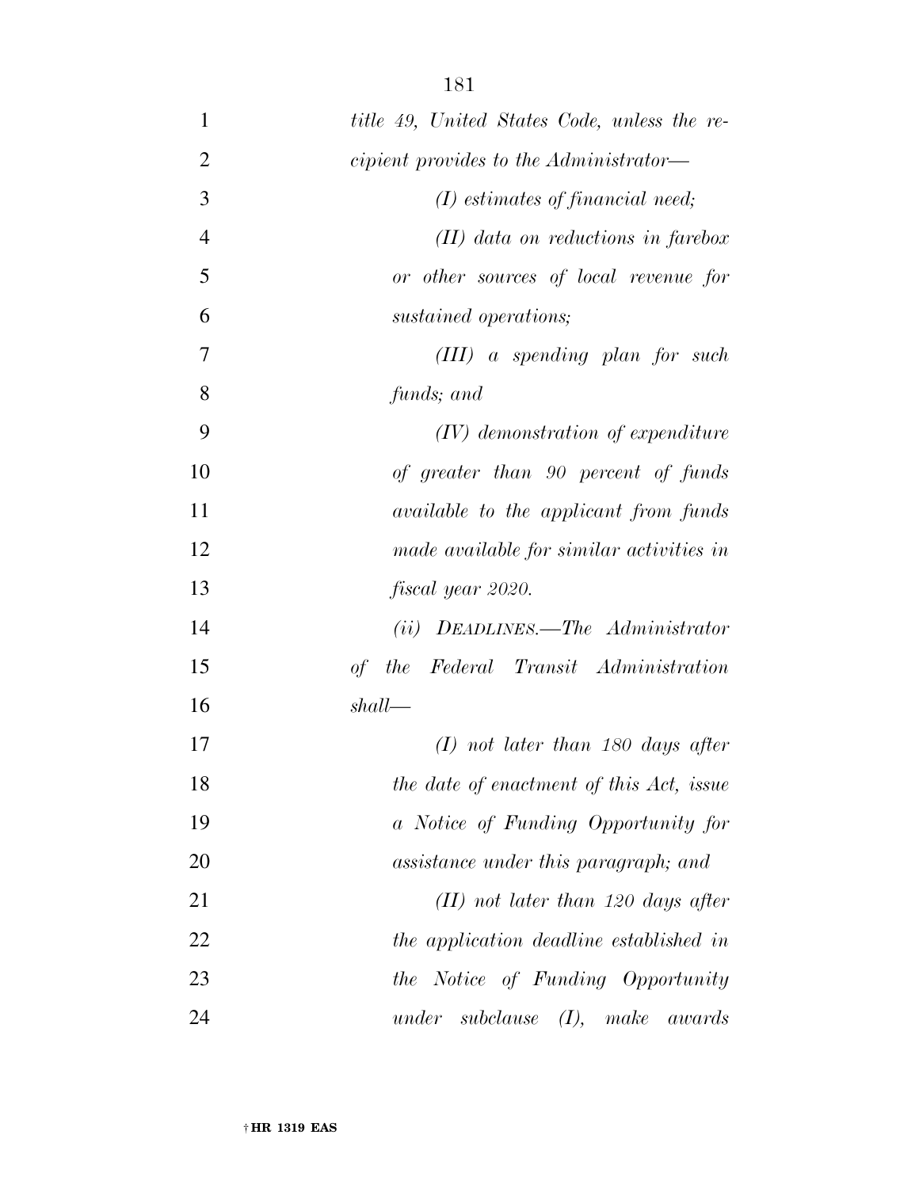*title 49, United States Code, unless the recipient provides to the Administrator—*

*(I) estimates of financial need;*

*(II) data on reductions in farebox or other sources of local revenue for sustained operations;*

*(III) a spending plan for such funds; and*

*(IV) demonstration of expenditure of greater than 90 percent of funds available to the applicant from funds made available for similar activities in fiscal year 2020.*

*(ii) DEADLINES.—The Administrator of the Federal Transit Administration shall—*

*(I) not later than 180 days after the date of enactment of this Act, issue a Notice of Funding Opportunity for assistance under this paragraph; and*

*(II) not later than 120 days after the application deadline established in the Notice of Funding Opportunity under subclause (I), make awards*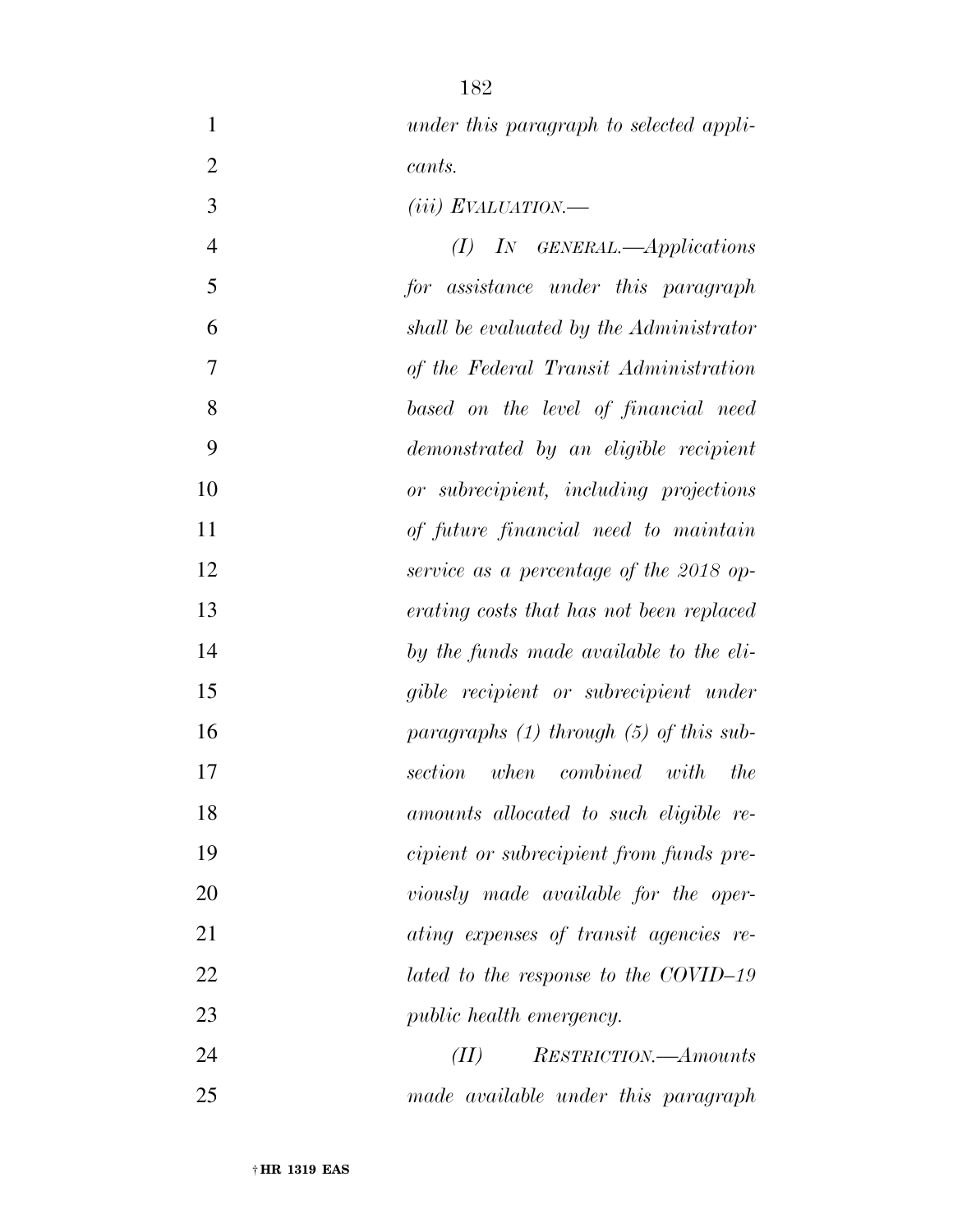*under this paragraph to selected applicants.*

*(iii) EVALUATION.—*

*(I) IN GENERAL.—Applications for assistance under this paragraph shall be evaluated by the Administrator of the Federal Transit Administration based on the level of financial need demonstrated by an eligible recipient or subrecipient, including projections of future financial need to maintain service as a percentage of the 2018 operating costs that has not been replaced by the funds made available to the eligible recipient or subrecipient under paragraphs (1) through (5) of this subsection when combined with the amounts allocated to such eligible recipient or subrecipient from funds previously made available for the operating expenses of transit agencies related to the response to the COVID–19 public health emergency.*

*(II) RESTRICTION.—Amounts made available under this paragraph*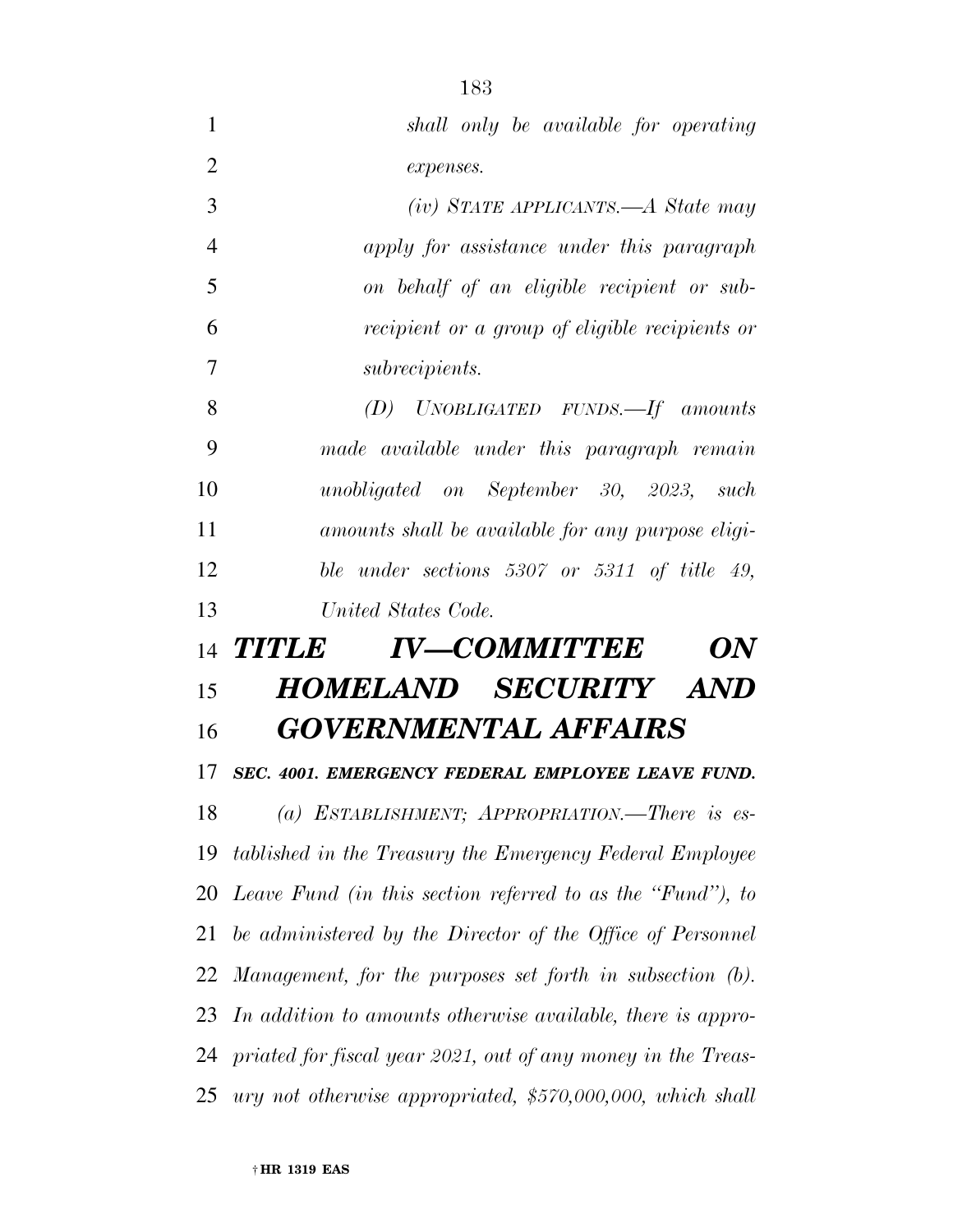*shall only be available for operating expenses.*

*(iv) STATE APPLICANTS.—A State may apply for assistance under this paragraph on behalf of an eligible recipient or subrecipient or a group of eligible recipients or subrecipients.*

*(D) UNOBLIGATED FUNDS.—If amounts made available under this paragraph remain unobligated on September 30, 2023, such amounts shall be available for any purpose eligible under sections 5307 or 5311 of title 49, United States Code.*

# *TITLE IV—COMMITTEE ON HOMELAND SECURITY AND GOVERNMENTAL AFFAIRS*

***SEC. 4001. EMERGENCY FEDERAL EMPLOYEE LEAVE FUND.***

*(a) ESTABLISHMENT; APPROPRIATION.—There is established in the Treasury the Emergency Federal Employee Leave Fund (in this section referred to as the "Fund"), to be administered by the Director of the Office of Personnel Management, for the purposes set forth in subsection (b). In addition to amounts otherwise available, there is appropriated for fiscal year 2021, out of any money in the Treasury not otherwise appropriated, $570,000,000, which shall*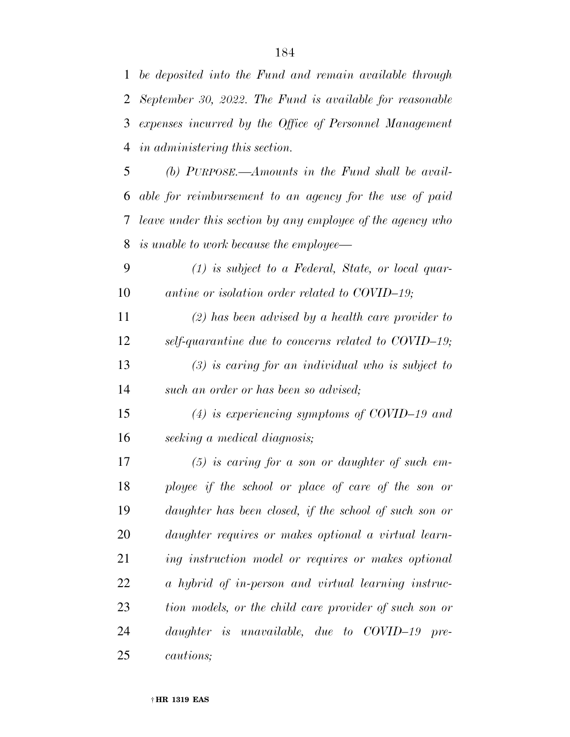*be deposited into the Fund and remain available through September 30, 2022. The Fund is available for reasonable expenses incurred by the Office of Personnel Management in administering this section.*

*(b) PURPOSE.—Amounts in the Fund shall be available for reimbursement to an agency for the use of paid leave under this section by any employee of the agency who is unable to work because the employee—*

*(1) is subject to a Federal, State, or local quarantine or isolation order related to COVID–19;*

*(2) has been advised by a health care provider to self-quarantine due to concerns related to COVID–19;*

*(3) is caring for an individual who is subject to such an order or has been so advised;*

*(4) is experiencing symptoms of COVID–19 and seeking a medical diagnosis;*

*(5) is caring for a son or daughter of such employee if the school or place of care of the son or daughter has been closed, if the school of such son or daughter requires or makes optional a virtual learning instruction model or requires or makes optional a hybrid of in-person and virtual learning instruction models, or the child care provider of such son or daughter is unavailable, due to COVID–19 precautions;*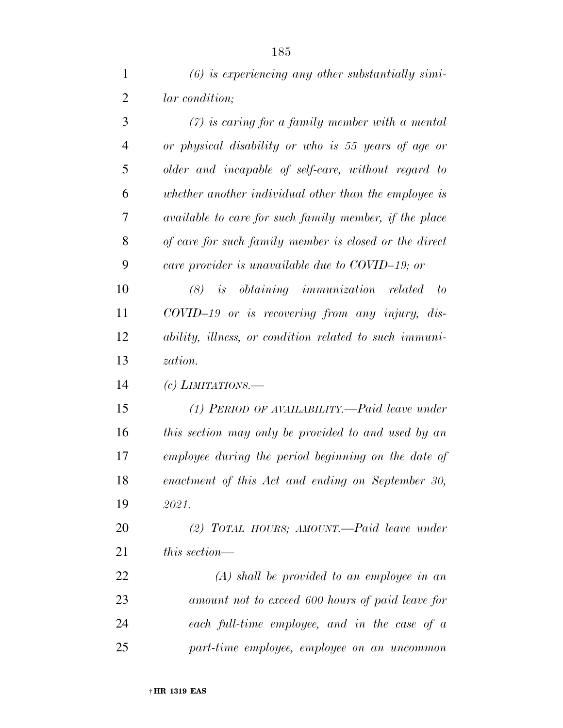*(6) is experiencing any other substantially similar condition;*

*(7) is caring for a family member with a mental or physical disability or who is 55 years of age or older and incapable of self-care, without regard to whether another individual other than the employee is available to care for such family member, if the place of care for such family member is closed or the direct care provider is unavailable due to COVID–19; or*

*(8) is obtaining immunization related to COVID–19 or is recovering from any injury, disability, illness, or condition related to such immunization.*

*(c) LIMITATIONS.—*

*(1) PERIOD OF AVAILABILITY.—Paid leave under this section may only be provided to and used by an employee during the period beginning on the date of enactment of this Act and ending on September 30, 2021.*

*(2) TOTAL HOURS; AMOUNT.—Paid leave under this section—*

*(A) shall be provided to an employee in an amount not to exceed 600 hours of paid leave for each full-time employee, and in the case of a part-time employee, employee on an uncommon*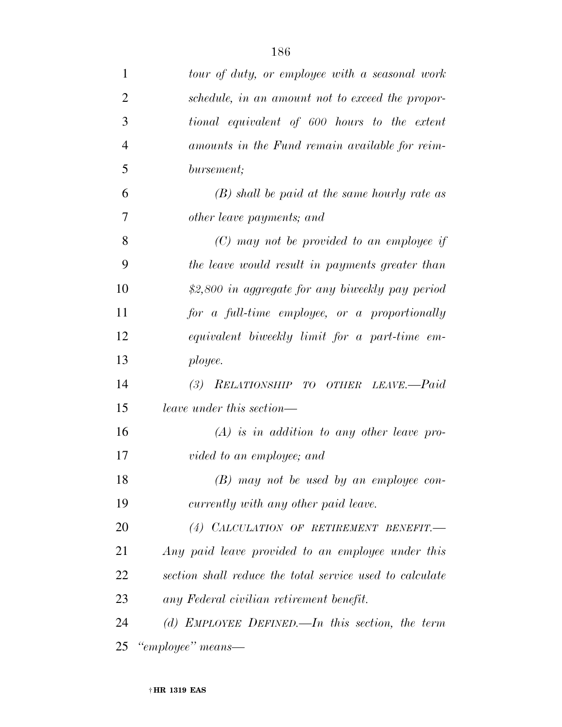*tour of duty, or employee with a seasonal work schedule, in an amount not to exceed the proportional equivalent of 600 hours to the extent amounts in the Fund remain available for reimbursement;*

*(B) shall be paid at the same hourly rate as other leave payments; and*

*(C) may not be provided to an employee if the leave would result in payments greater than $2,800 in aggregate for any biweekly pay period for a full-time employee, or a proportionally equivalent biweekly limit for a part-time employee.*

*(3) RELATIONSHIP TO OTHER LEAVE.—Paid leave under this section—*

*(A) is in addition to any other leave provided to an employee; and*

*(B) may not be used by an employee concurrently with any other paid leave.*

*(4) CALCULATION OF RETIREMENT BENEFIT.—Any paid leave provided to an employee under this section shall reduce the total service used to calculate any Federal civilian retirement benefit.*

*(d) EMPLOYEE DEFINED.—In this section, the term "employee" means—*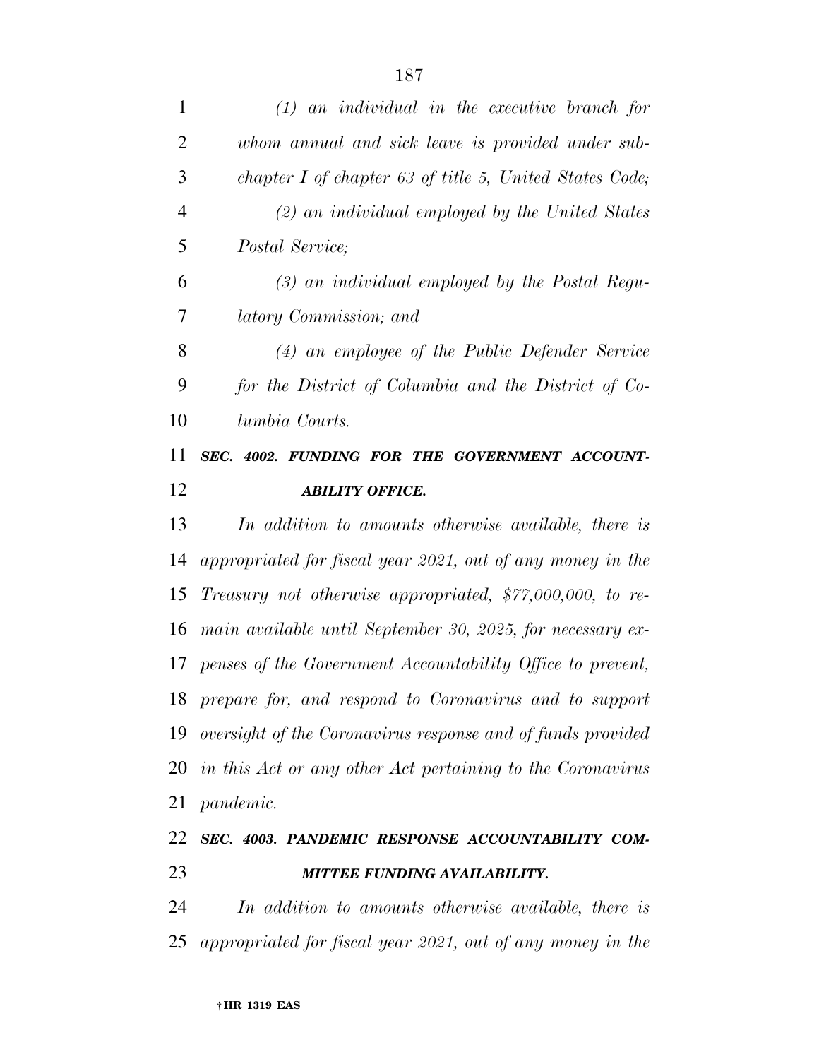*(1) an individual in the executive branch for whom annual and sick leave is provided under subchapter I of chapter 63 of title 5, United States Code;*

*(2) an individual employed by the United States Postal Service;*

*(3) an individual employed by the Postal Regulatory Commission; and*

*(4) an employee of the Public Defender Service for the District of Columbia and the District of Columbia Courts.*

***SEC. 4002. FUNDING FOR THE GOVERNMENT ACCOUNTABILITY OFFICE.***

*In addition to amounts otherwise available, there is appropriated for fiscal year 2021, out of any money in the Treasury not otherwise appropriated, $77,000,000, to remain available until September 30, 2025, for necessary expenses of the Government Accountability Office to prevent, prepare for, and respond to Coronavirus and to support oversight of the Coronavirus response and of funds provided in this Act or any other Act pertaining to the Coronavirus pandemic.*

***SEC. 4003. PANDEMIC RESPONSE ACCOUNTABILITY COMMITTEE FUNDING AVAILABILITY.***

*In addition to amounts otherwise available, there is appropriated for fiscal year 2021, out of any money in the*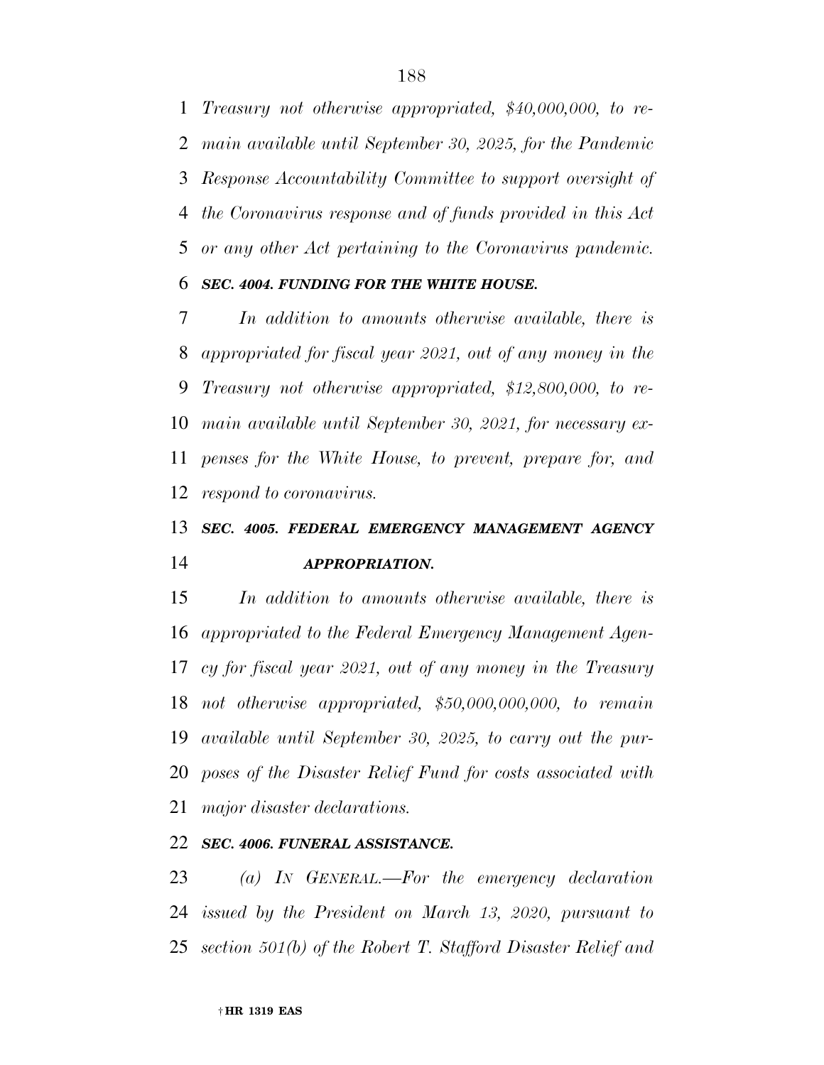*Treasury not otherwise appropriated, $40,000,000, to remain available until September 30, 2025, for the Pandemic Response Accountability Committee to support oversight of the Coronavirus response and of funds provided in this Act or any other Act pertaining to the Coronavirus pandemic.*

### *SEC. 4004. FUNDING FOR THE WHITE HOUSE.*

*In addition to amounts otherwise available, there is appropriated for fiscal year 2021, out of any money in the Treasury not otherwise appropriated, $12,800,000, to remain available until September 30, 2021, for necessary expenses for the White House, to prevent, prepare for, and respond to coronavirus.*

### *SEC. 4005. FEDERAL EMERGENCY MANAGEMENT AGENCY APPROPRIATION.*

*In addition to amounts otherwise available, there is appropriated to the Federal Emergency Management Agency for fiscal year 2021, out of any money in the Treasury not otherwise appropriated, $50,000,000,000, to remain available until September 30, 2025, to carry out the purposes of the Disaster Relief Fund for costs associated with major disaster declarations.*

### *SEC. 4006. FUNERAL ASSISTANCE.*

*(a) IN GENERAL.—For the emergency declaration issued by the President on March 13, 2020, pursuant to section 501(b) of the Robert T. Stafford Disaster Relief and*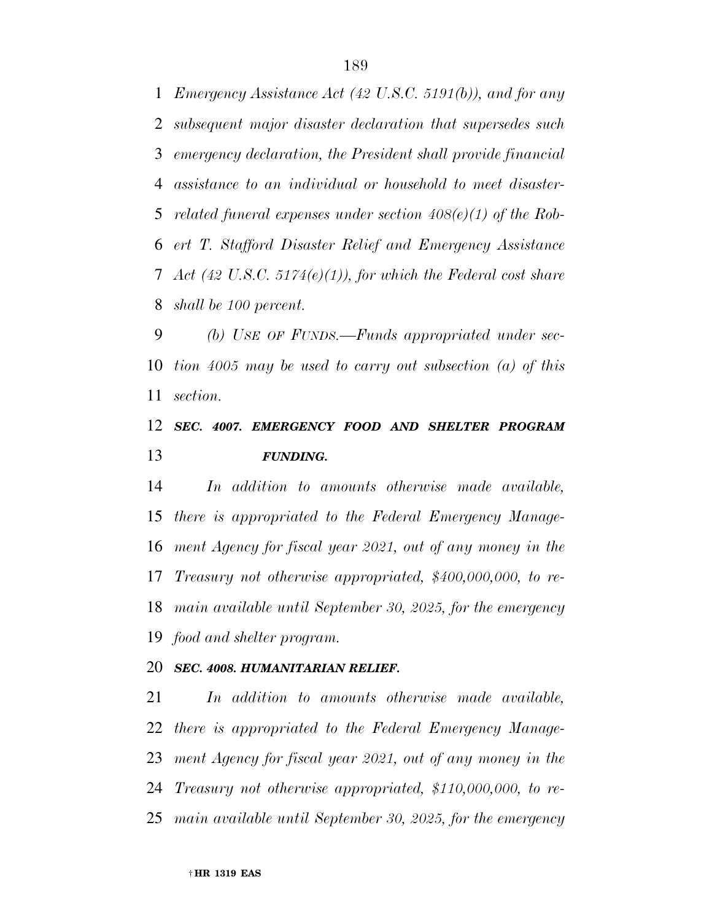*Emergency Assistance Act (42 U.S.C. 5191(b)), and for any subsequent major disaster declaration that supersedes such emergency declaration, the President shall provide financial assistance to an individual or household to meet disaster-related funeral expenses under section 408(e)(1) of the Robert T. Stafford Disaster Relief and Emergency Assistance Act (42 U.S.C. 5174(e)(1)), for which the Federal cost share shall be 100 percent.*

*(b) USE OF FUNDS.—Funds appropriated under section 4005 may be used to carry out subsection (a) of this section.*

***SEC. 4007. EMERGENCY FOOD AND SHELTER PROGRAM FUNDING.***

*In addition to amounts otherwise made available, there is appropriated to the Federal Emergency Management Agency for fiscal year 2021, out of any money in the Treasury not otherwise appropriated, $400,000,000, to remain available until September 30, 2025, for the emergency food and shelter program.*

***SEC. 4008. HUMANITARIAN RELIEF.***

*In addition to amounts otherwise made available, there is appropriated to the Federal Emergency Management Agency for fiscal year 2021, out of any money in the Treasury not otherwise appropriated, $110,000,000, to remain available until September 30, 2025, for the emergency*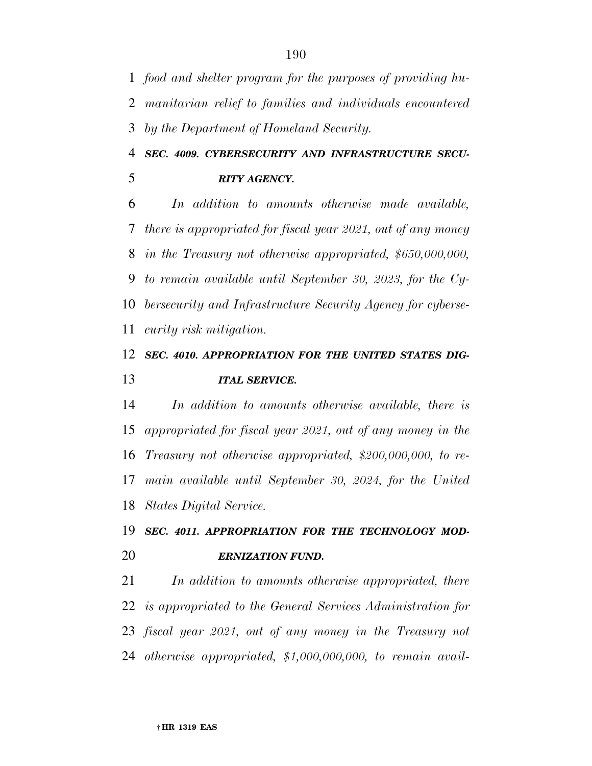*food and shelter program for the purposes of providing humanitarian relief to families and individuals encountered by the Department of Homeland Security.*

***SEC. 4009. CYBERSECURITY AND INFRASTRUCTURE SECURITY AGENCY.***

*In addition to amounts otherwise made available, there is appropriated for fiscal year 2021, out of any money in the Treasury not otherwise appropriated, $650,000,000, to remain available until September 30, 2023, for the Cybersecurity and Infrastructure Security Agency for cybersecurity risk mitigation.*

***SEC. 4010. APPROPRIATION FOR THE UNITED STATES DIGITAL SERVICE.***

*In addition to amounts otherwise available, there is appropriated for fiscal year 2021, out of any money in the Treasury not otherwise appropriated, $200,000,000, to remain available until September 30, 2024, for the United States Digital Service.*

***SEC. 4011. APPROPRIATION FOR THE TECHNOLOGY MODERNIZATION FUND.***

*In addition to amounts otherwise appropriated, there is appropriated to the General Services Administration for fiscal year 2021, out of any money in the Treasury not otherwise appropriated, $1,000,000,000, to remain avail-*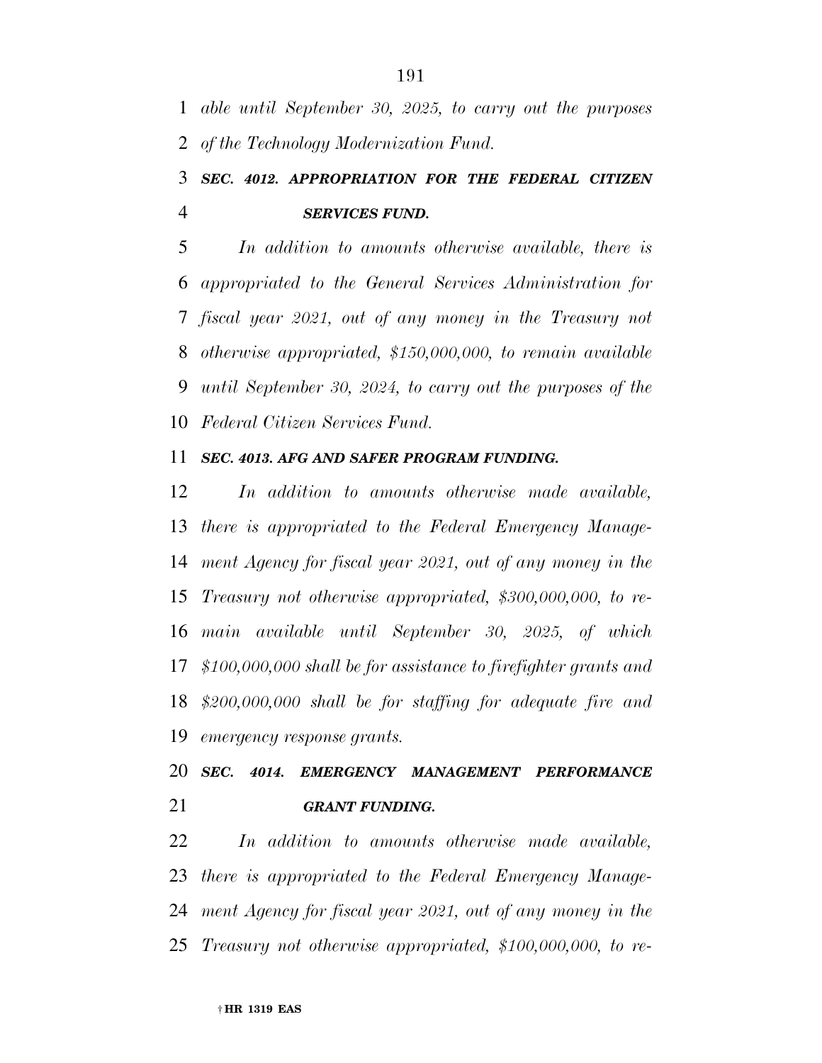*able until September 30, 2025, to carry out the purposes of the Technology Modernization Fund.*

***SEC. 4012. APPROPRIATION FOR THE FEDERAL CITIZEN SERVICES FUND.***

*In addition to amounts otherwise available, there is appropriated to the General Services Administration for fiscal year 2021, out of any money in the Treasury not otherwise appropriated, $150,000,000, to remain available until September 30, 2024, to carry out the purposes of the Federal Citizen Services Fund.*

***SEC. 4013. AFG AND SAFER PROGRAM FUNDING.***

*In addition to amounts otherwise made available, there is appropriated to the Federal Emergency Management Agency for fiscal year 2021, out of any money in the Treasury not otherwise appropriated, $300,000,000, to remain available until September 30, 2025, of which $100,000,000 shall be for assistance to firefighter grants and $200,000,000 shall be for staffing for adequate fire and emergency response grants.*

***SEC. 4014. EMERGENCY MANAGEMENT PERFORMANCE GRANT FUNDING.***

*In addition to amounts otherwise made available, there is appropriated to the Federal Emergency Management Agency for fiscal year 2021, out of any money in the Treasury not otherwise appropriated, $100,000,000, to re-*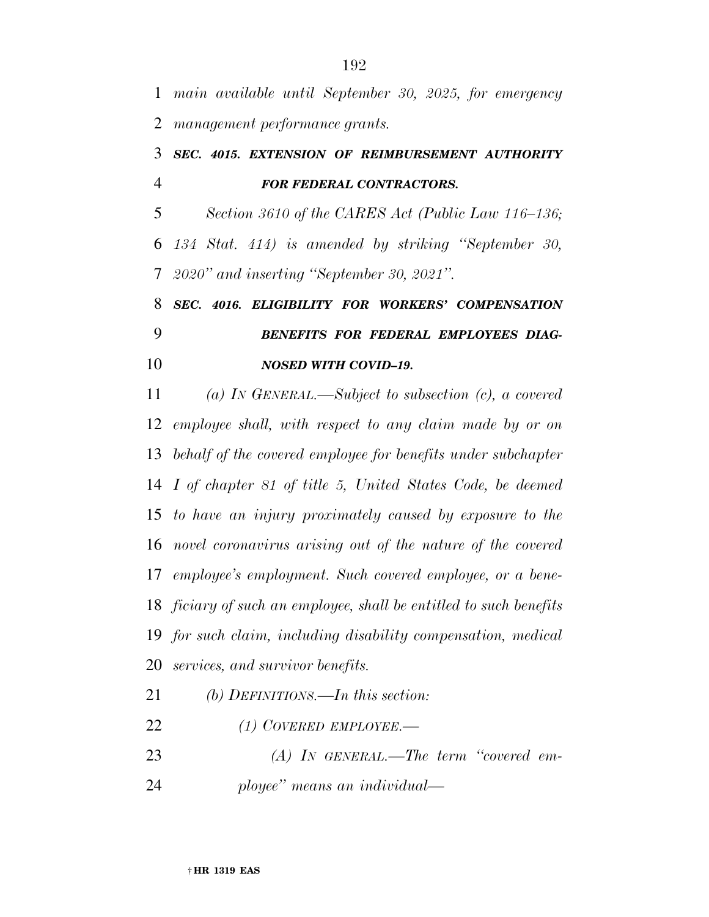*main available until September 30, 2025, for emergency management performance grants.*

### ***SEC. 4015. EXTENSION OF REIMBURSEMENT AUTHORITY FOR FEDERAL CONTRACTORS.***

*Section 3610 of the CARES Act (Public Law 116–136; 134 Stat. 414) is amended by striking "September 30, 2020" and inserting "September 30, 2021".*

### ***SEC. 4016. ELIGIBILITY FOR WORKERS' COMPENSATION BENEFITS FOR FEDERAL EMPLOYEES DIAGNOSED WITH COVID–19.***

*(a) IN GENERAL.—Subject to subsection (c), a covered employee shall, with respect to any claim made by or on behalf of the covered employee for benefits under subchapter I of chapter 81 of title 5, United States Code, be deemed to have an injury proximately caused by exposure to the novel coronavirus arising out of the nature of the covered employee's employment. Such covered employee, or a beneficiary of such an employee, shall be entitled to such benefits for such claim, including disability compensation, medical services, and survivor benefits.*

*(b) DEFINITIONS.—In this section:*

*(1) COVERED EMPLOYEE.—*

*(A) IN GENERAL.—The term "covered employee" means an individual—*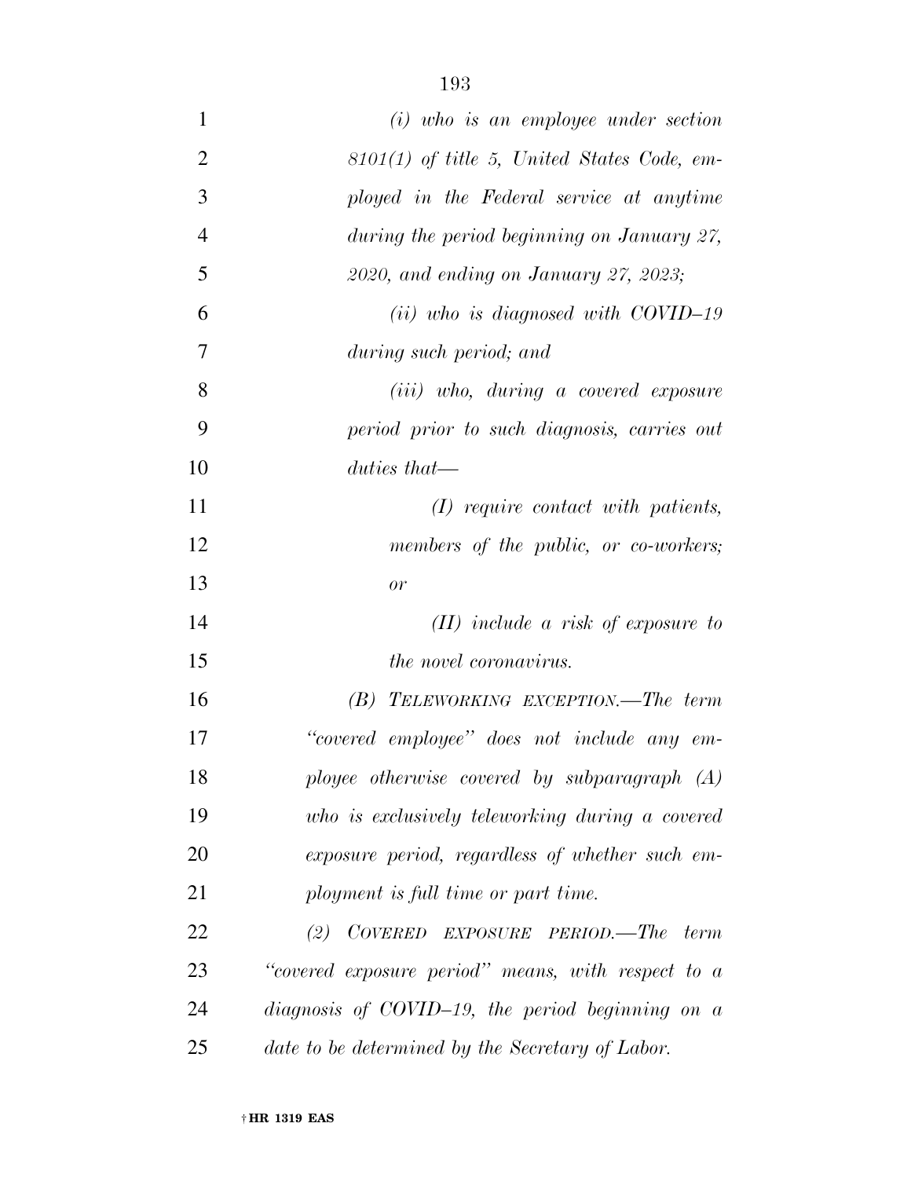*(i) who is an employee under section 8101(1) of title 5, United States Code, employed in the Federal service at anytime during the period beginning on January 27, 2020, and ending on January 27, 2023;*

*(ii) who is diagnosed with COVID–19 during such period; and*

*(iii) who, during a covered exposure period prior to such diagnosis, carries out duties that—*

*(I) require contact with patients, members of the public, or co-workers; or*

*(II) include a risk of exposure to the novel coronavirus.*

*(B) TELEWORKING EXCEPTION.—The term "covered employee" does not include any employee otherwise covered by subparagraph (A) who is exclusively teleworking during a covered exposure period, regardless of whether such employment is full time or part time.*

*(2) COVERED EXPOSURE PERIOD.—The term "covered exposure period" means, with respect to a diagnosis of COVID–19, the period beginning on a date to be determined by the Secretary of Labor.*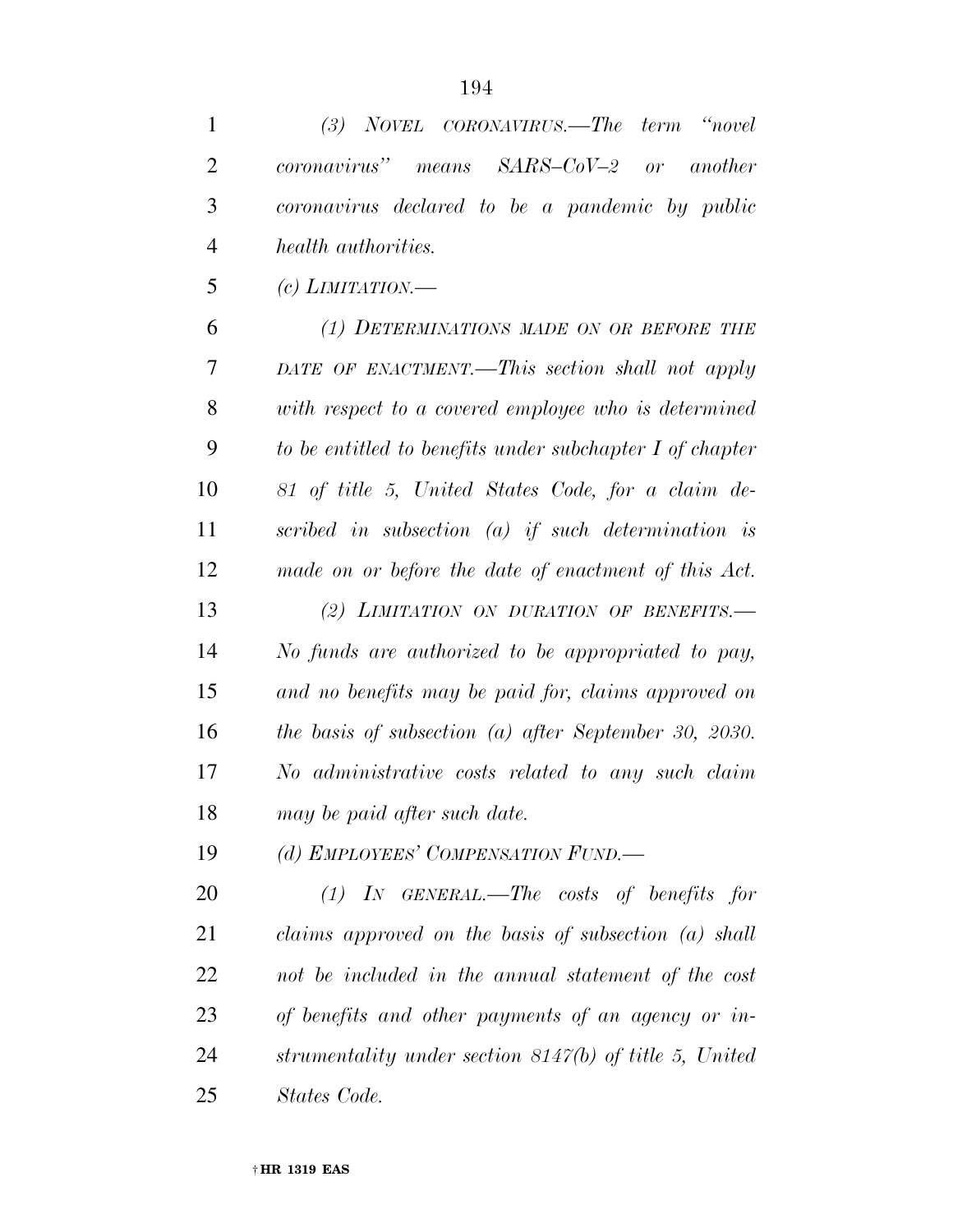*(3) NOVEL CORONAVIRUS.—The term "novel coronavirus" means SARS–CoV–2 or another coronavirus declared to be a pandemic by public health authorities.*

*(c) LIMITATION.—*

*(1) DETERMINATIONS MADE ON OR BEFORE THE DATE OF ENACTMENT.—This section shall not apply with respect to a covered employee who is determined to be entitled to benefits under subchapter I of chapter 81 of title 5, United States Code, for a claim described in subsection (a) if such determination is made on or before the date of enactment of this Act.*

*(2) LIMITATION ON DURATION OF BENEFITS.—No funds are authorized to be appropriated to pay, and no benefits may be paid for, claims approved on the basis of subsection (a) after September 30, 2030. No administrative costs related to any such claim may be paid after such date.*

*(d) EMPLOYEES' COMPENSATION FUND.—*

*(1) IN GENERAL.—The costs of benefits for claims approved on the basis of subsection (a) shall not be included in the annual statement of the cost of benefits and other payments of an agency or instrumentality under section 8147(b) of title 5, United States Code.*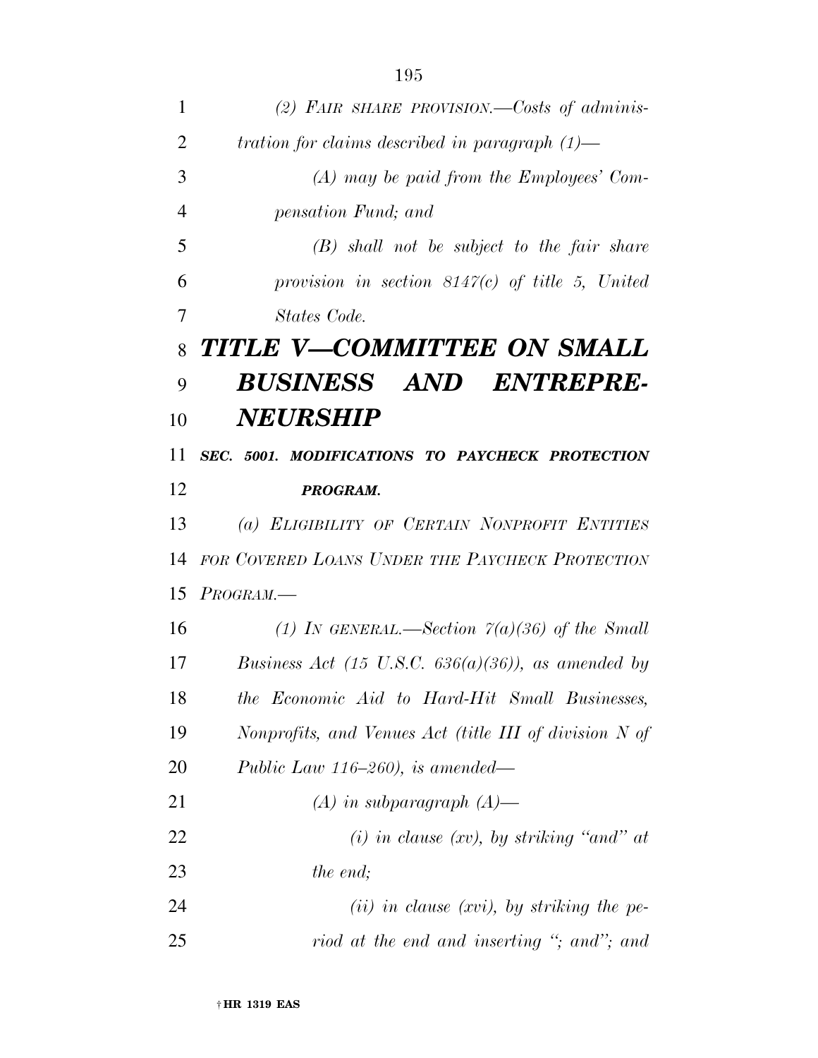*(2) FAIR SHARE PROVISION.—Costs of administration for claims described in paragraph (1)—*

*(A) may be paid from the Employees' Compensation Fund; and*

*(B) shall not be subject to the fair share provision in section 8147(c) of title 5, United States Code.*

# *TITLE V—COMMITTEE ON SMALL BUSINESS AND ENTREPRENEURSHIP*

## ***SEC. 5001. MODIFICATIONS TO PAYCHECK PROTECTION PROGRAM.***

*(a) ELIGIBILITY OF CERTAIN NONPROFIT ENTITIES FOR COVERED LOANS UNDER THE PAYCHECK PROTECTION PROGRAM.—*

*(1) IN GENERAL.—Section 7(a)(36) of the Small Business Act (15 U.S.C. 636(a)(36)), as amended by the Economic Aid to Hard-Hit Small Businesses, Nonprofits, and Venues Act (title III of division N of Public Law 116–260), is amended—*

*(A) in subparagraph (A)—*

*(i) in clause (xv), by striking "and" at the end;*

*(ii) in clause (xvi), by striking the period at the end and inserting "; and"; and*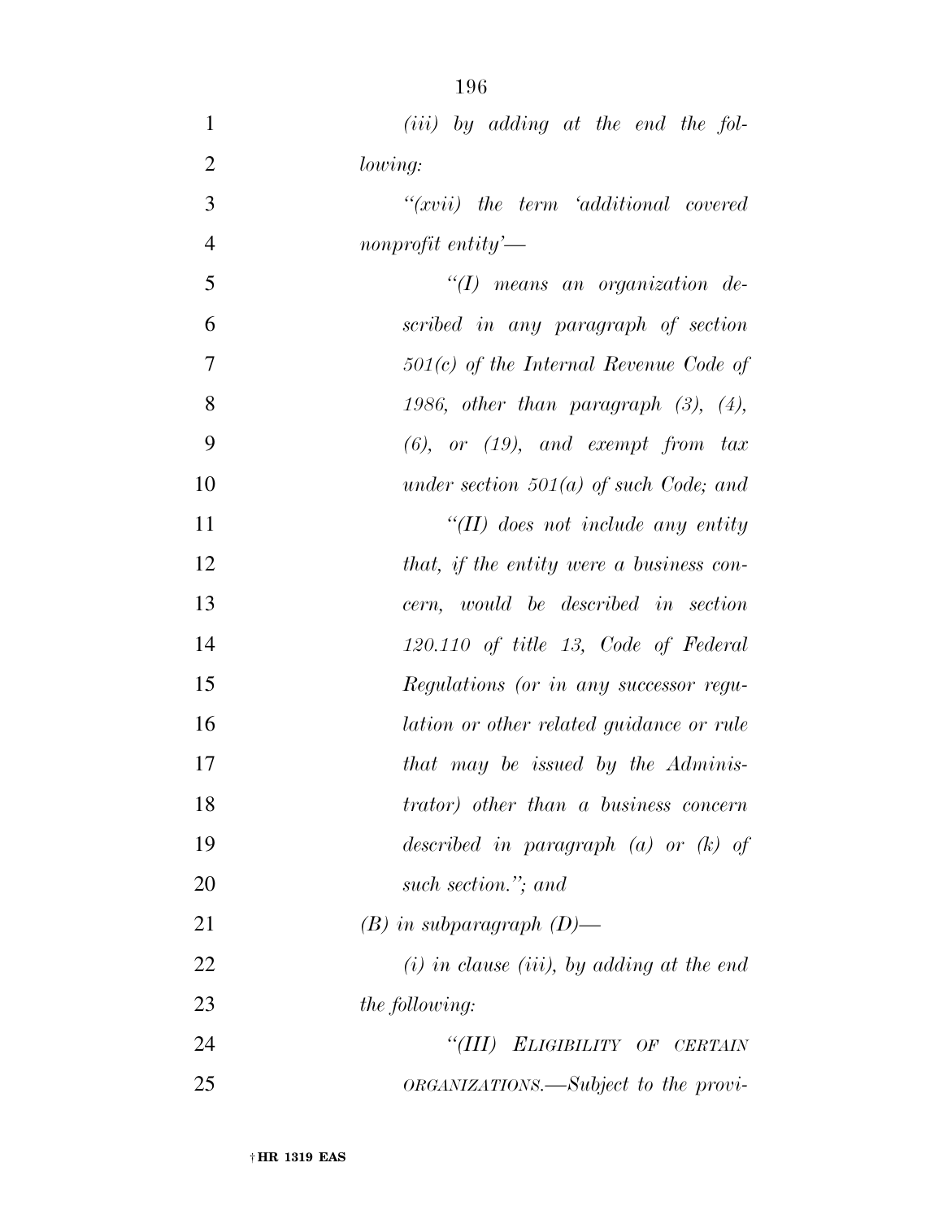*(iii) by adding at the end the following:*

*"(xvii) the term 'additional covered nonprofit entity'—*

*"(I) means an organization described in any paragraph of section 501(c) of the Internal Revenue Code of 1986, other than paragraph (3), (4), (6), or (19), and exempt from tax under section 501(a) of such Code; and*

*"(II) does not include any entity that, if the entity were a business concern, would be described in section 120.110 of title 13, Code of Federal Regulations (or in any successor regulation or other related guidance or rule that may be issued by the Administrator) other than a business concern described in paragraph (a) or (k) of such section."; and*

*(B) in subparagraph (D)—*

*(i) in clause (iii), by adding at the end the following:*

*"(III) ELIGIBILITY OF CERTAIN ORGANIZATIONS.—Subject to the provi-*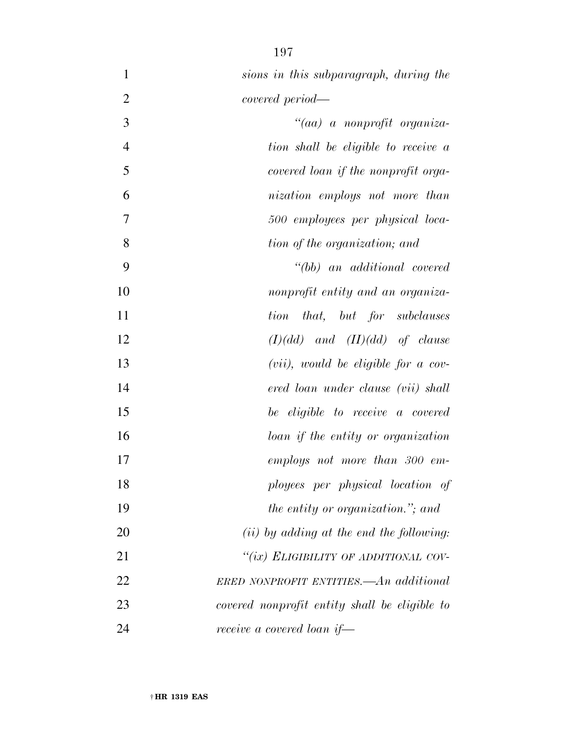*sions in this subparagraph, during the covered period—*

*“(aa) a nonprofit organization shall be eligible to receive a covered loan if the nonprofit organization employs not more than 500 employees per physical location of the organization; and*

*“(bb) an additional covered nonprofit entity and an organization that, but for subclauses (I)(dd) and (II)(dd) of clause (vii), would be eligible for a covered loan under clause (vii) shall be eligible to receive a covered loan if the entity or organization employs not more than 300 employees per physical location of the entity or organization.”; and*

*(ii) by adding at the end the following:*

*“(ix) ELIGIBILITY OF ADDITIONAL COVERED NONPROFIT ENTITIES.—An additional covered nonprofit entity shall be eligible to receive a covered loan if—*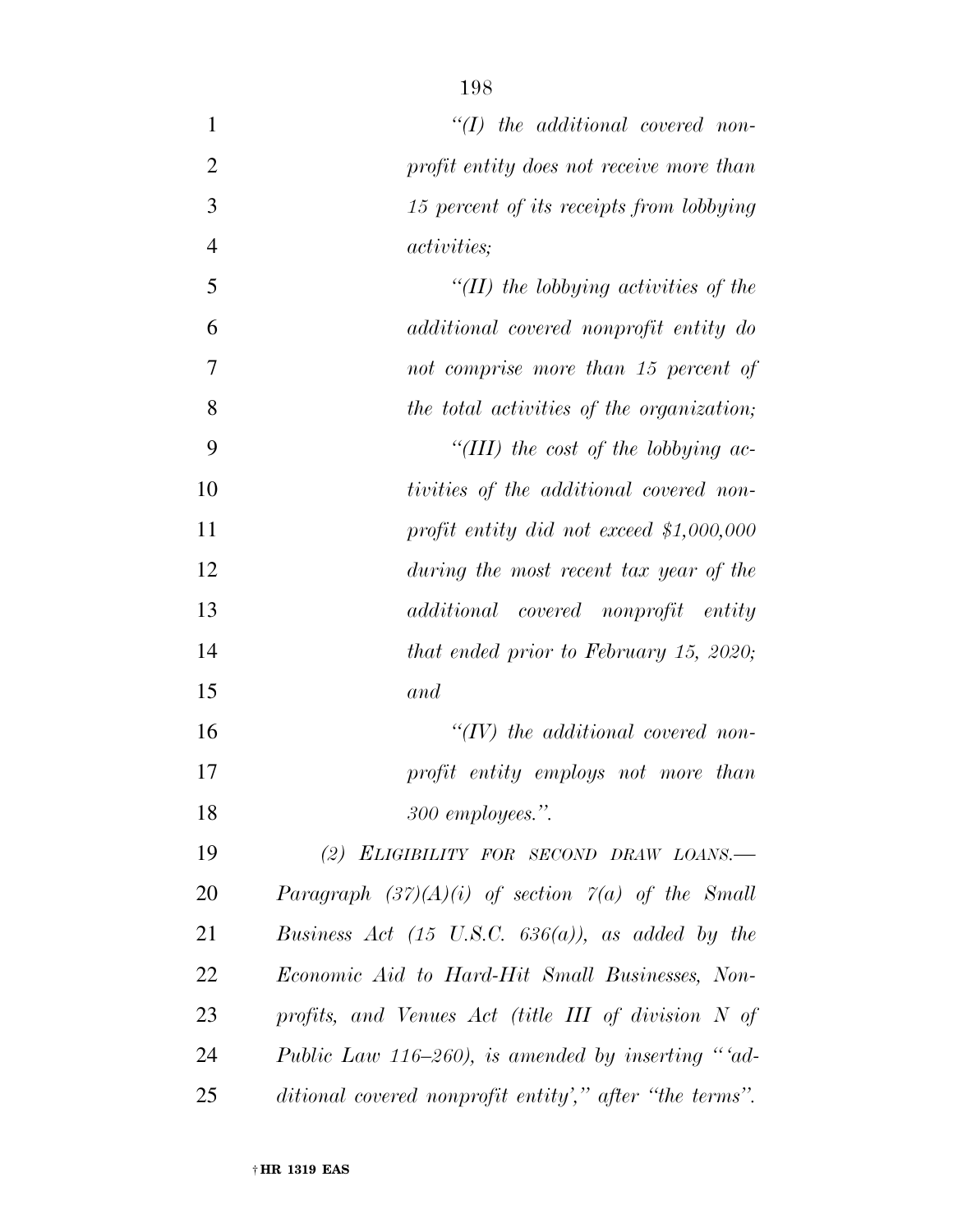*"(I) the additional covered nonprofit entity does not receive more than 15 percent of its receipts from lobbying activities;*

*"(II) the lobbying activities of the additional covered nonprofit entity do not comprise more than 15 percent of the total activities of the organization;*

*"(III) the cost of the lobbying activities of the additional covered nonprofit entity did not exceed $1,000,000 during the most recent tax year of the additional covered nonprofit entity that ended prior to February 15, 2020; and*

*"(IV) the additional covered nonprofit entity employs not more than 300 employees.".*

*(2) ELIGIBILITY FOR SECOND DRAW LOANS.—Paragraph (37)(A)(i) of section 7(a) of the Small Business Act (15 U.S.C. 636(a)), as added by the Economic Aid to Hard-Hit Small Businesses, Nonprofits, and Venues Act (title III of division N of Public Law 116–260), is amended by inserting "'additional covered nonprofit entity'," after "the terms".*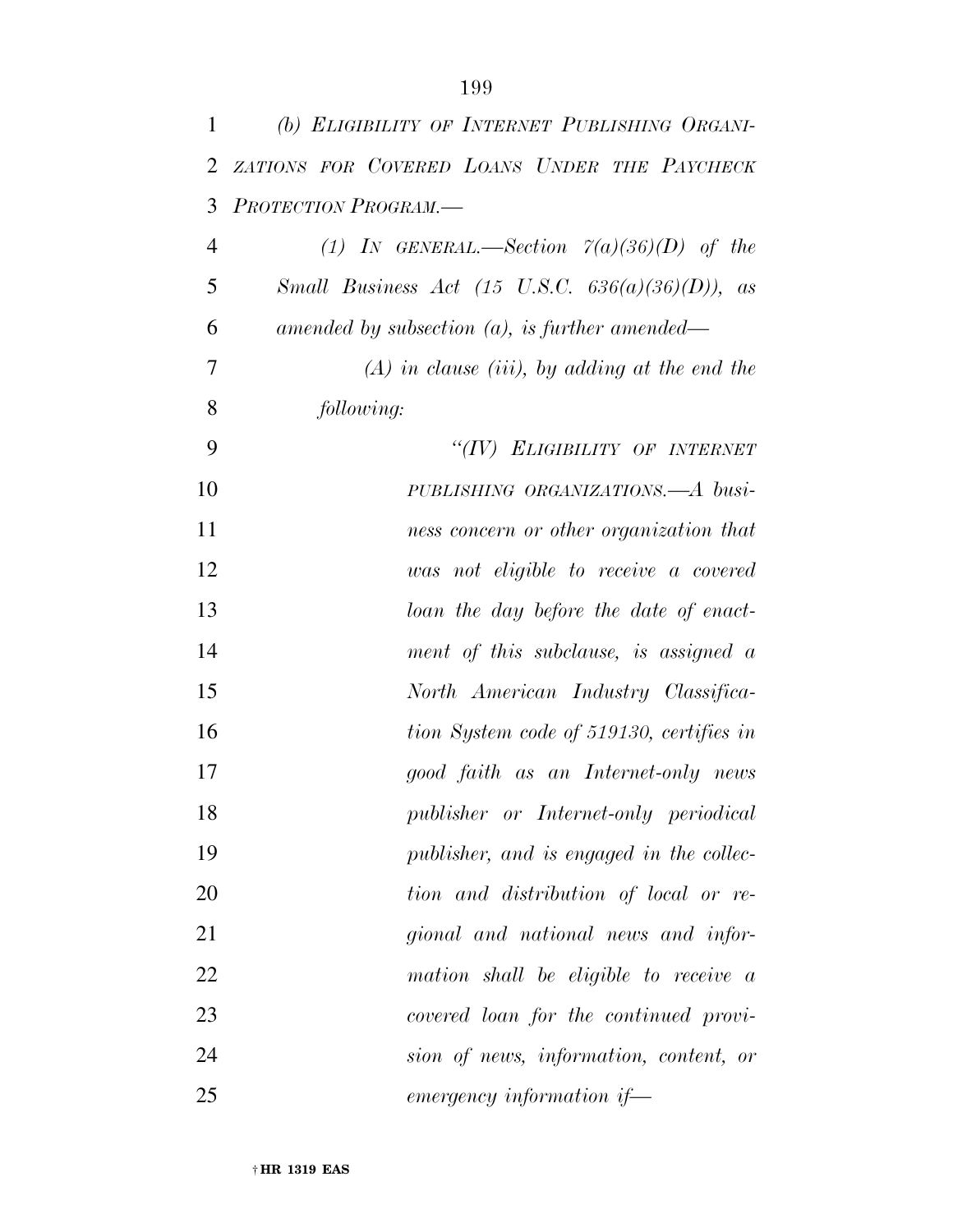*(b) ELIGIBILITY OF INTERNET PUBLISHING ORGANIZATIONS FOR COVERED LOANS UNDER THE PAYCHECK PROTECTION PROGRAM.—*

*(1) IN GENERAL.—Section 7(a)(36)(D) of the Small Business Act (15 U.S.C. 636(a)(36)(D)), as amended by subsection (a), is further amended—*

*(A) in clause (iii), by adding at the end the following:*

*"(IV) ELIGIBILITY OF INTERNET PUBLISHING ORGANIZATIONS.—A business concern or other organization that was not eligible to receive a covered loan the day before the date of enactment of this subclause, is assigned a North American Industry Classification System code of 519130, certifies in good faith as an Internet-only news publisher or Internet-only periodical publisher, and is engaged in the collection and distribution of local or regional and national news and information shall be eligible to receive a covered loan for the continued provision of news, information, content, or emergency information if—*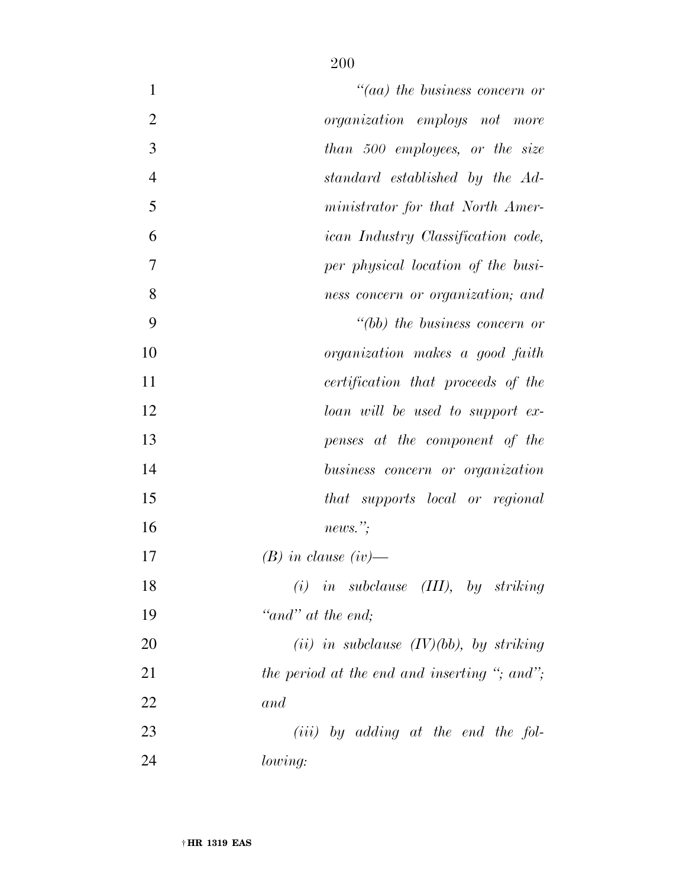*"(aa) the business concern or organization employs not more than 500 employees, or the size standard established by the Administrator for that North American Industry Classification code, per physical location of the business concern or organization; and*

*"(bb) the business concern or organization makes a good faith certification that proceeds of the loan will be used to support expenses at the component of the business concern or organization that supports local or regional news.";*

*(B) in clause (iv)—*

*(i) in subclause (III), by striking "and" at the end;*

*(ii) in subclause (IV)(bb), by striking the period at the end and inserting "; and"; and*

*(iii) by adding at the end the following:*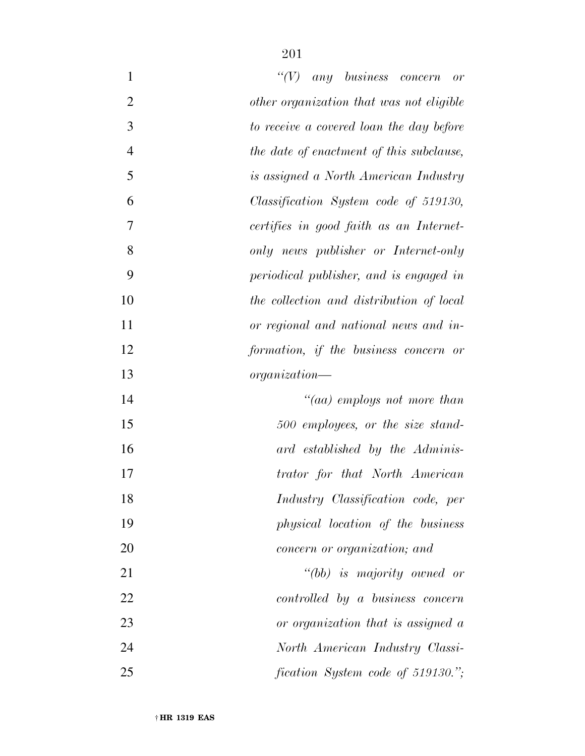*"(V) any business concern or other organization that was not eligible to receive a covered loan the day before the date of enactment of this subclause, is assigned a North American Industry Classification System code of 519130, certifies in good faith as an Internet-only news publisher or Internet-only periodical publisher, and is engaged in the collection and distribution of local or regional and national news and information, if the business concern or organization—*

*"(aa) employs not more than 500 employees, or the size standard established by the Administrator for that North American Industry Classification code, per physical location of the business concern or organization; and*

*"(bb) is majority owned or controlled by a business concern or organization that is assigned a North American Industry Classification System code of 519130.";*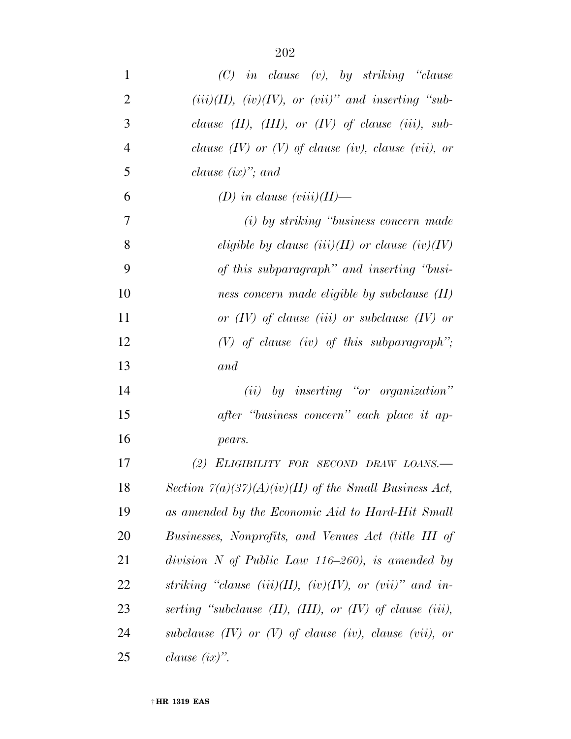*(C) in clause (v), by striking "clause (iii)(II), (iv)(IV), or (vii)" and inserting "subclause (II), (III), or (IV) of clause (iii), subclause (IV) or (V) of clause (iv), clause (vii), or clause (ix)"; and*

*(D) in clause (viii)(II)—*

*(i) by striking "business concern made eligible by clause (iii)(II) or clause (iv)(IV) of this subparagraph" and inserting "business concern made eligible by subclause (II) or (IV) of clause (iii) or subclause (IV) or (V) of clause (iv) of this subparagraph"; and*

*(ii) by inserting "or organization" after "business concern" each place it appears.*

*(2) ELIGIBILITY FOR SECOND DRAW LOANS.— Section 7(a)(37)(A)(iv)(II) of the Small Business Act, as amended by the Economic Aid to Hard-Hit Small Businesses, Nonprofits, and Venues Act (title III of division N of Public Law 116–260), is amended by striking "clause (iii)(II), (iv)(IV), or (vii)" and inserting "subclause (II), (III), or (IV) of clause (iii), subclause (IV) or (V) of clause (iv), clause (vii), or clause (ix)".*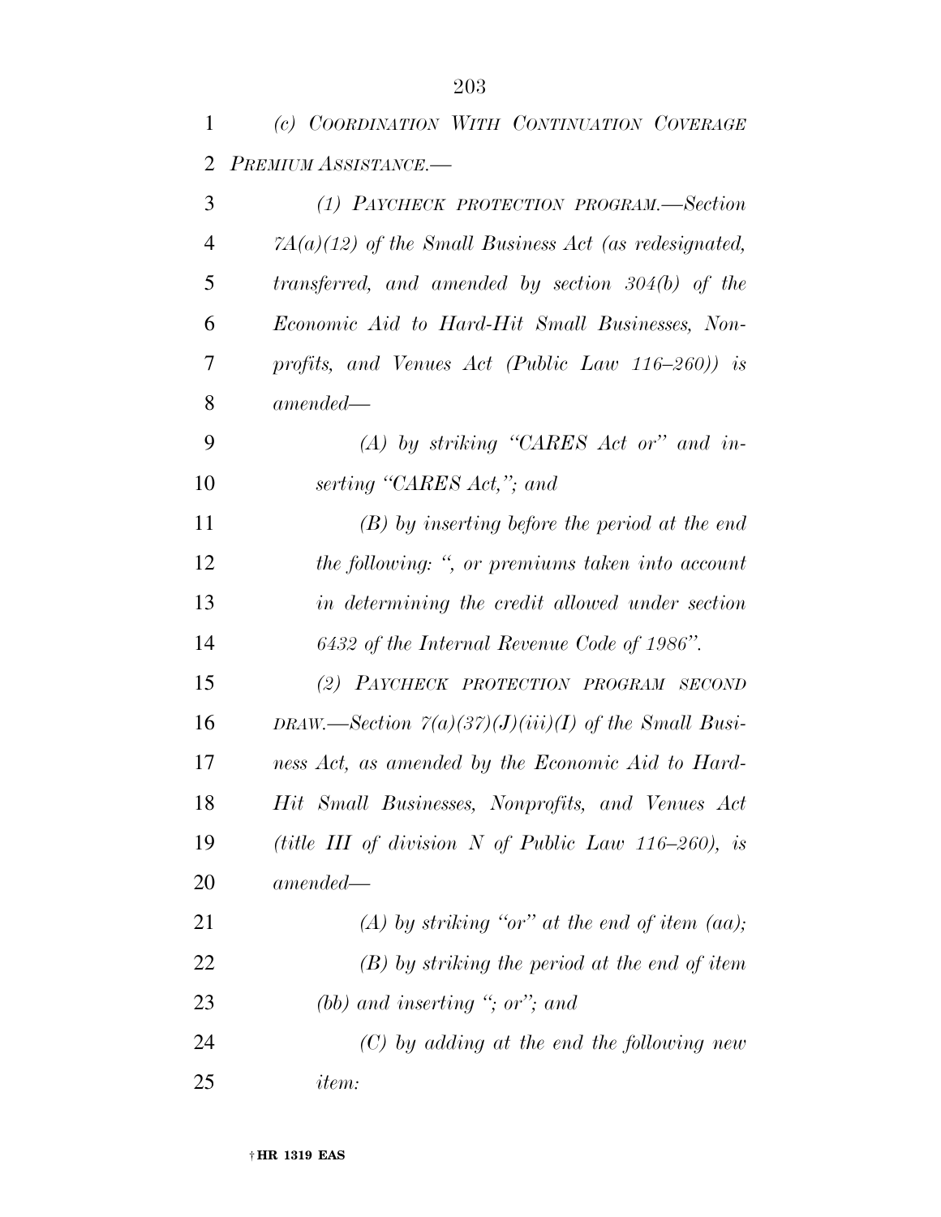*(c) COORDINATION WITH CONTINUATION COVERAGE PREMIUM ASSISTANCE.—*

*(1) PAYCHECK PROTECTION PROGRAM.—Section 7A(a)(12) of the Small Business Act (as redesignated, transferred, and amended by section 304(b) of the Economic Aid to Hard-Hit Small Businesses, Nonprofits, and Venues Act (Public Law 116–260)) is amended—*

*(A) by striking "CARES Act or" and inserting "CARES Act,"; and*

*(B) by inserting before the period at the end the following: ", or premiums taken into account in determining the credit allowed under section 6432 of the Internal Revenue Code of 1986".*

*(2) PAYCHECK PROTECTION PROGRAM SECOND DRAW.—Section 7(a)(37)(J)(iii)(I) of the Small Business Act, as amended by the Economic Aid to Hard-Hit Small Businesses, Nonprofits, and Venues Act (title III of division N of Public Law 116–260), is amended—*

*(A) by striking "or" at the end of item (aa);*

*(B) by striking the period at the end of item (bb) and inserting "; or"; and*

*(C) by adding at the end the following new item:*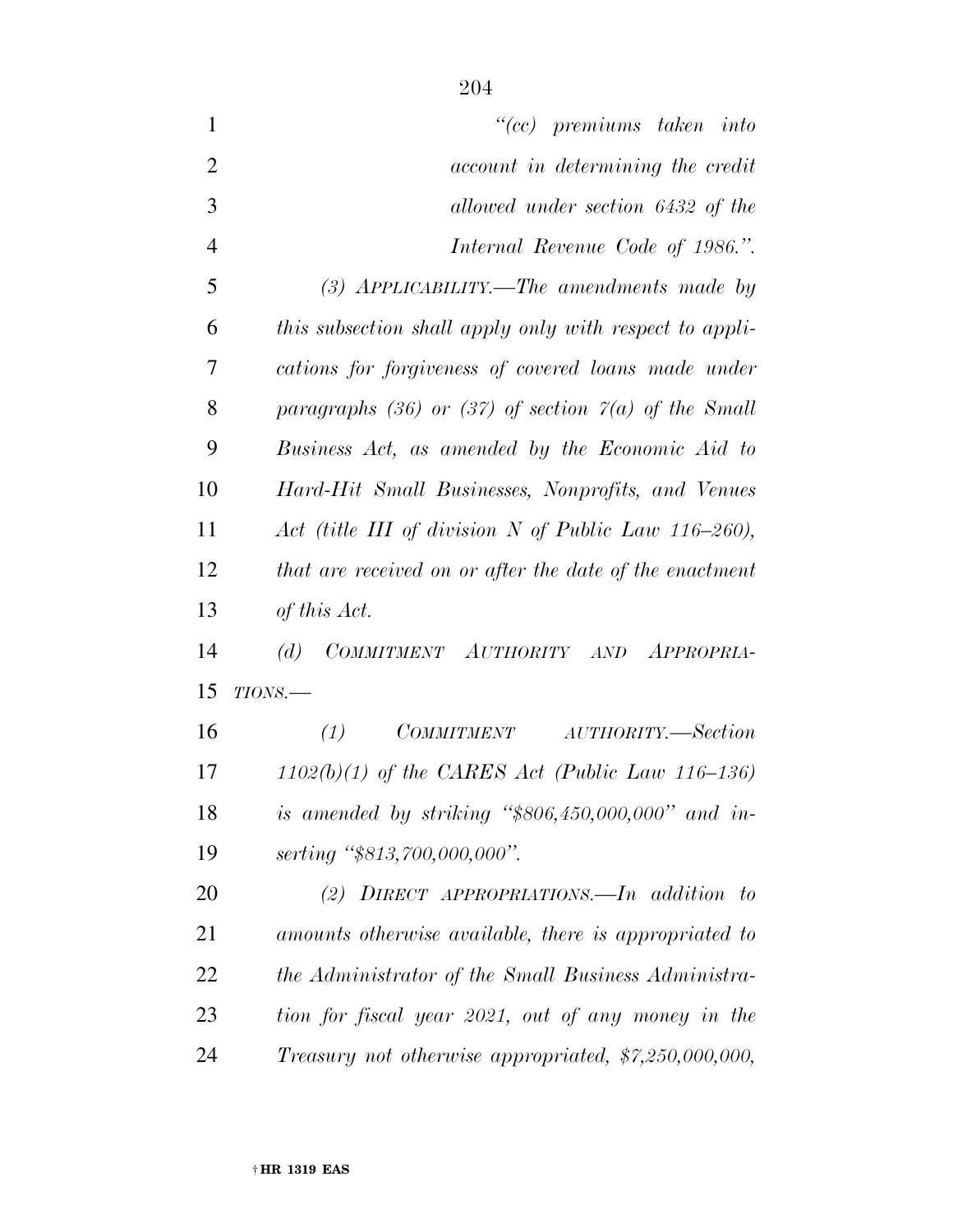*"(cc) premiums taken into account in determining the credit allowed under section 6432 of the Internal Revenue Code of 1986.".*

*(3) APPLICABILITY.—The amendments made by this subsection shall apply only with respect to applications for forgiveness of covered loans made under paragraphs (36) or (37) of section 7(a) of the Small Business Act, as amended by the Economic Aid to Hard-Hit Small Businesses, Nonprofits, and Venues Act (title III of division N of Public Law 116–260), that are received on or after the date of the enactment of this Act.*

*(d) COMMITMENT AUTHORITY AND APPROPRIATIONS.—*

*(1) COMMITMENT AUTHORITY.—Section 1102(b)(1) of the CARES Act (Public Law 116–136) is amended by striking "$806,450,000,000" and inserting "$813,700,000,000".*

*(2) DIRECT APPROPRIATIONS.—In addition to amounts otherwise available, there is appropriated to the Administrator of the Small Business Administration for fiscal year 2021, out of any money in the Treasury not otherwise appropriated, $7,250,000,000,*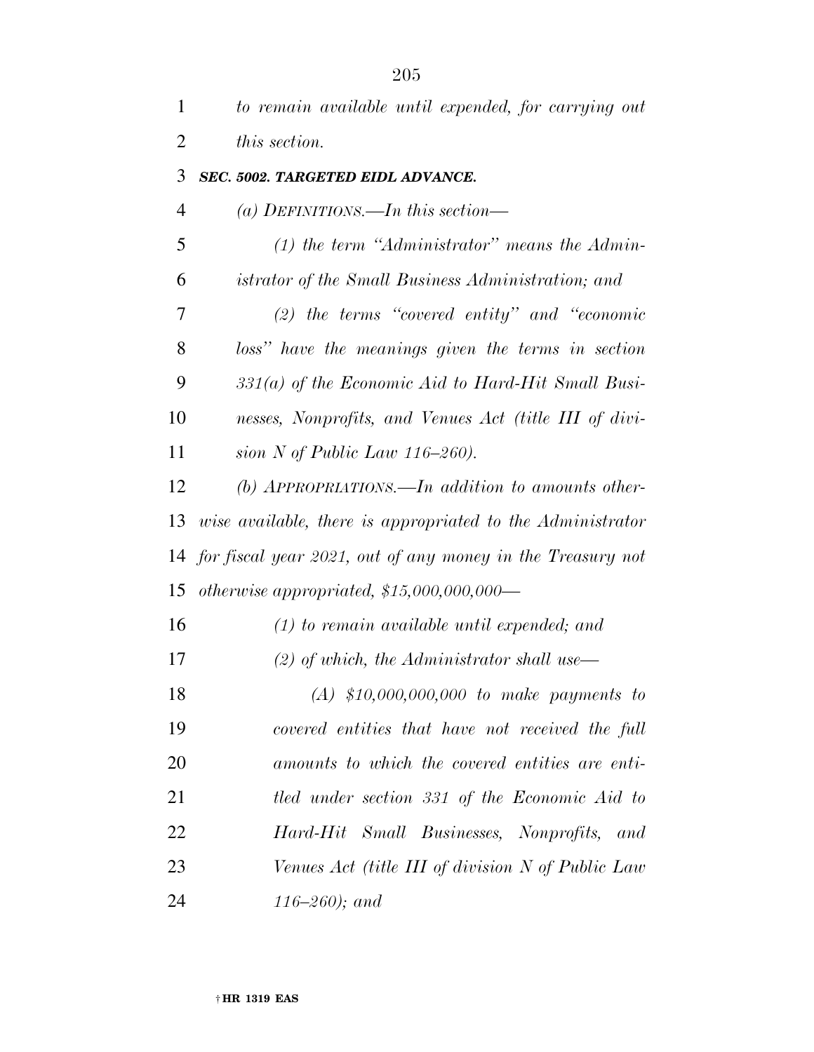*to remain available until expended, for carrying out this section.*

***SEC. 5002. TARGETED EIDL ADVANCE.***

*(a) DEFINITIONS.—In this section—*

*(1) the term "Administrator" means the Administrator of the Small Business Administration; and*

*(2) the terms "covered entity" and "economic loss" have the meanings given the terms in section 331(a) of the Economic Aid to Hard-Hit Small Businesses, Nonprofits, and Venues Act (title III of division N of Public Law 116–260).*

*(b) APPROPRIATIONS.—In addition to amounts otherwise available, there is appropriated to the Administrator for fiscal year 2021, out of any money in the Treasury not otherwise appropriated, $15,000,000,000—*

*(1) to remain available until expended; and*

*(2) of which, the Administrator shall use—*

*(A) $10,000,000,000 to make payments to covered entities that have not received the full amounts to which the covered entities are entitled under section 331 of the Economic Aid to Hard-Hit Small Businesses, Nonprofits, and Venues Act (title III of division N of Public Law 116–260); and*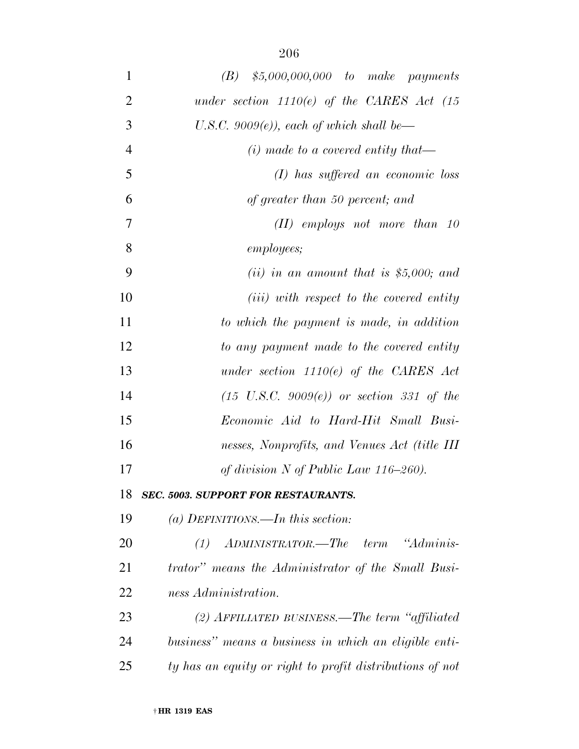*(B) $5,000,000,000 to make payments under section 1110(e) of the CARES Act (15 U.S.C. 9009(e)), each of which shall be—*

*(i) made to a covered entity that—*

*(I) has suffered an economic loss of greater than 50 percent; and*

*(II) employs not more than 10 employees;*

*(ii) in an amount that is $5,000; and*

*(iii) with respect to the covered entity to which the payment is made, in addition to any payment made to the covered entity under section 1110(e) of the CARES Act (15 U.S.C. 9009(e)) or section 331 of the Economic Aid to Hard-Hit Small Businesses, Nonprofits, and Venues Act (title III of division N of Public Law 116–260).*

***SEC. 5003. SUPPORT FOR RESTAURANTS.***

*(a) DEFINITIONS.—In this section:*

*(1) ADMINISTRATOR.—The term "Administrator" means the Administrator of the Small Business Administration.*

*(2) AFFILIATED BUSINESS.—The term "affiliated business" means a business in which an eligible entity has an equity or right to profit distributions of not*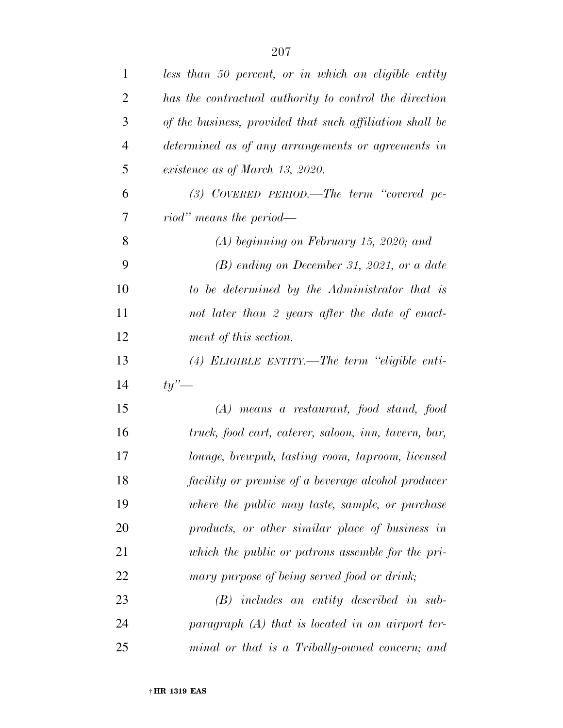*less than 50 percent, or in which an eligible entity has the contractual authority to control the direction of the business, provided that such affiliation shall be determined as of any arrangements or agreements in existence as of March 13, 2020.*

*(3) COVERED PERIOD.—The term "covered period" means the period—*

*(A) beginning on February 15, 2020; and*

*(B) ending on December 31, 2021, or a date to be determined by the Administrator that is not later than 2 years after the date of enactment of this section.*

*(4) ELIGIBLE ENTITY.—The term "eligible entity"—*

*(A) means a restaurant, food stand, food truck, food cart, caterer, saloon, inn, tavern, bar, lounge, brewpub, tasting room, taproom, licensed facility or premise of a beverage alcohol producer where the public may taste, sample, or purchase products, or other similar place of business in which the public or patrons assemble for the primary purpose of being served food or drink;*

*(B) includes an entity described in subparagraph (A) that is located in an airport terminal or that is a Tribally-owned concern; and*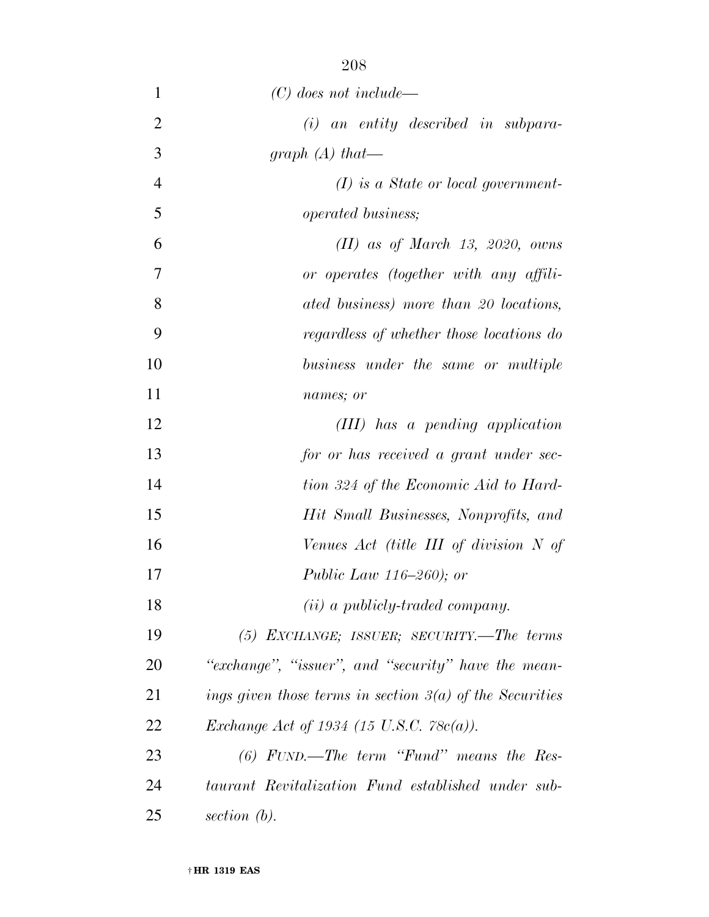*(C) does not include—*

*(i) an entity described in subparagraph (A) that—*

*(I) is a State or local government-operated business;*

*(II) as of March 13, 2020, owns or operates (together with any affiliated business) more than 20 locations, regardless of whether those locations do business under the same or multiple names; or*

*(III) has a pending application for or has received a grant under section 324 of the Economic Aid to Hard-Hit Small Businesses, Nonprofits, and Venues Act (title III of division N of Public Law 116–260); or*

*(ii) a publicly-traded company.*

*(5) EXCHANGE; ISSUER; SECURITY.—The terms "exchange", "issuer", and "security" have the meanings given those terms in section 3(a) of the Securities Exchange Act of 1934 (15 U.S.C. 78c(a)).*

*(6) FUND.—The term "Fund" means the Restaurant Revitalization Fund established under subsection (b).*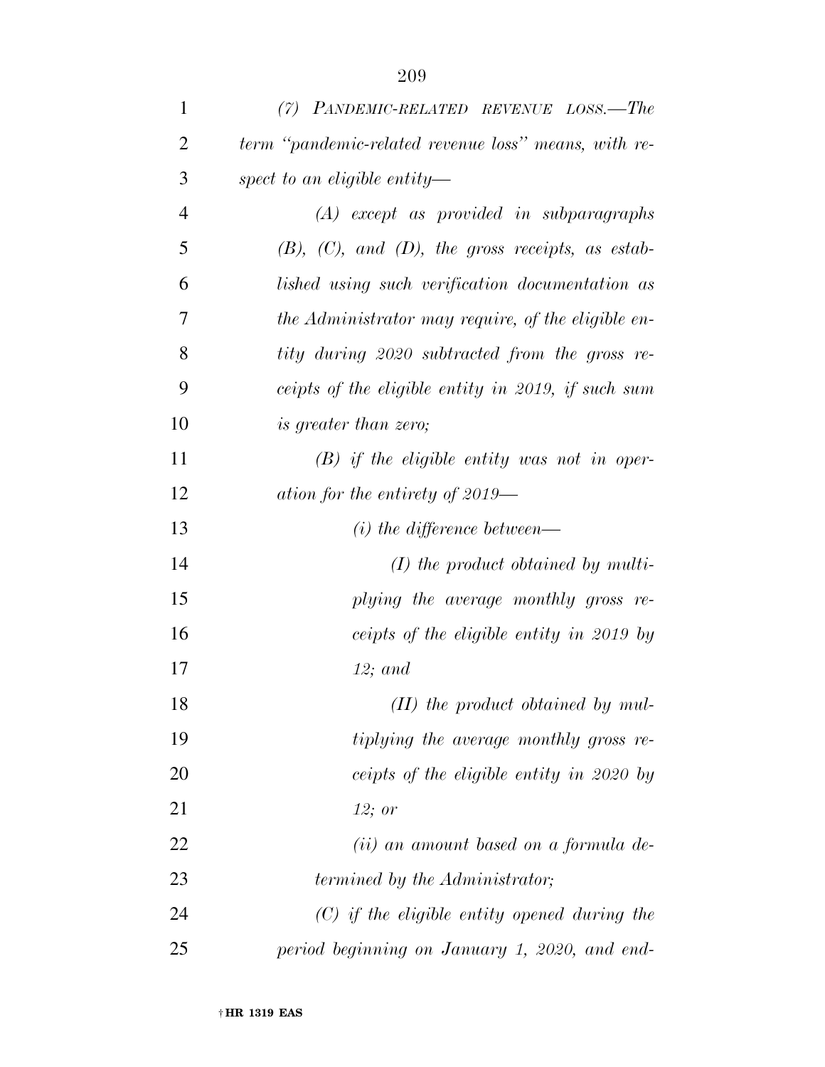*(7) Pandemic-related revenue loss.—The term "pandemic-related revenue loss" means, with respect to an eligible entity—*

*(A) except as provided in subparagraphs (B), (C), and (D), the gross receipts, as established using such verification documentation as the Administrator may require, of the eligible entity during 2020 subtracted from the gross receipts of the eligible entity in 2019, if such sum is greater than zero;*

*(B) if the eligible entity was not in operation for the entirety of 2019—*

*(i) the difference between—*

*(I) the product obtained by multiplying the average monthly gross receipts of the eligible entity in 2019 by 12; and*

*(II) the product obtained by multiplying the average monthly gross receipts of the eligible entity in 2020 by 12; or*

*(ii) an amount based on a formula determined by the Administrator;*

*(C) if the eligible entity opened during the period beginning on January 1, 2020, and end-*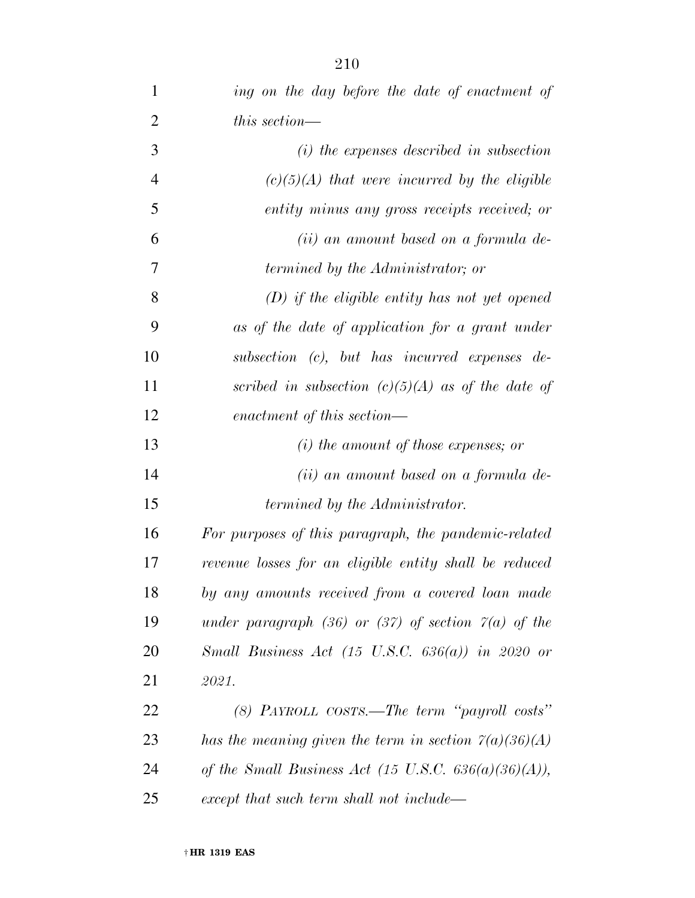*ing on the day before the date of enactment of this section—*

*(i) the expenses described in subsection (c)(5)(A) that were incurred by the eligible entity minus any gross receipts received; or*

*(ii) an amount based on a formula determined by the Administrator; or*

*(D) if the eligible entity has not yet opened as of the date of application for a grant under subsection (c), but has incurred expenses described in subsection (c)(5)(A) as of the date of enactment of this section—*

*(i) the amount of those expenses; or*

*(ii) an amount based on a formula determined by the Administrator.*

*For purposes of this paragraph, the pandemic-related revenue losses for an eligible entity shall be reduced by any amounts received from a covered loan made under paragraph (36) or (37) of section 7(a) of the Small Business Act (15 U.S.C. 636(a)) in 2020 or 2021.*

*(8) PAYROLL COSTS.—The term "payroll costs" has the meaning given the term in section 7(a)(36)(A) of the Small Business Act (15 U.S.C. 636(a)(36)(A)), except that such term shall not include—*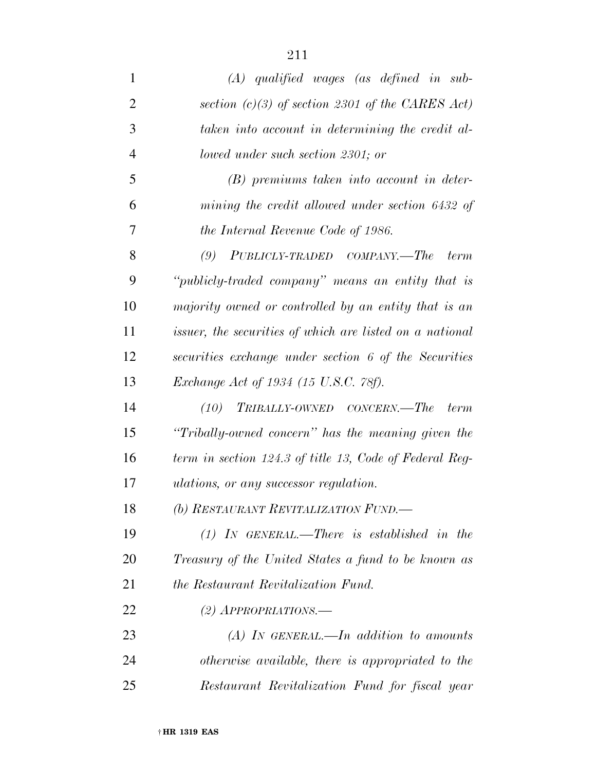*(A) qualified wages (as defined in subsection (c)(3) of section 2301 of the CARES Act) taken into account in determining the credit allowed under such section 2301; or*

*(B) premiums taken into account in determining the credit allowed under section 6432 of the Internal Revenue Code of 1986.*

*(9) PUBLICLY-TRADED COMPANY.—The term "publicly-traded company" means an entity that is majority owned or controlled by an entity that is an issuer, the securities of which are listed on a national securities exchange under section 6 of the Securities Exchange Act of 1934 (15 U.S.C. 78f).*

*(10) TRIBALLY-OWNED CONCERN.—The term "Tribally-owned concern" has the meaning given the term in section 124.3 of title 13, Code of Federal Regulations, or any successor regulation.*

*(b) RESTAURANT REVITALIZATION FUND.—*

*(1) IN GENERAL.—There is established in the Treasury of the United States a fund to be known as the Restaurant Revitalization Fund.*

*(2) APPROPRIATIONS.—*

*(A) IN GENERAL.—In addition to amounts otherwise available, there is appropriated to the Restaurant Revitalization Fund for fiscal year*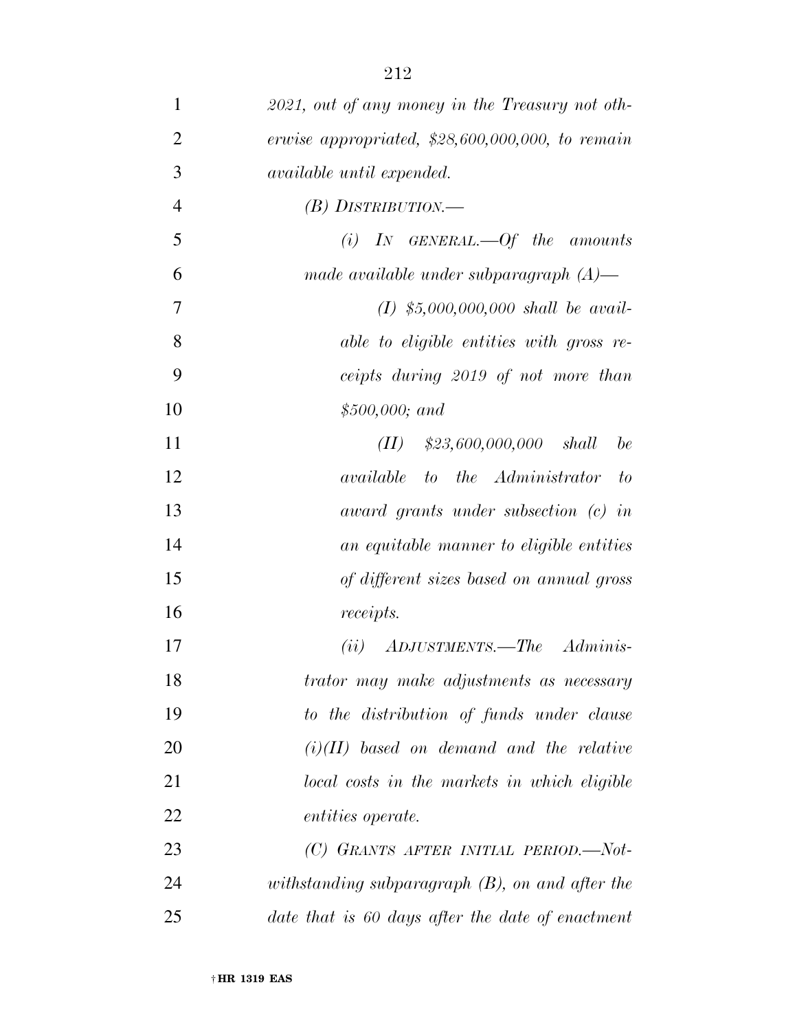*2021, out of any money in the Treasury not otherwise appropriated, $28,600,000,000, to remain available until expended.*

*(B) DISTRIBUTION.—*

*(i) IN GENERAL.—Of the amounts made available under subparagraph (A)—*

*(I) $5,000,000,000 shall be available to eligible entities with gross receipts during 2019 of not more than $500,000; and*

*(II) $23,600,000,000 shall be available to the Administrator to award grants under subsection (c) in an equitable manner to eligible entities of different sizes based on annual gross receipts.*

*(ii) ADJUSTMENTS.—The Administrator may make adjustments as necessary to the distribution of funds under clause (i)(II) based on demand and the relative local costs in the markets in which eligible entities operate.*

*(C) GRANTS AFTER INITIAL PERIOD.—Notwithstanding subparagraph (B), on and after the date that is 60 days after the date of enactment*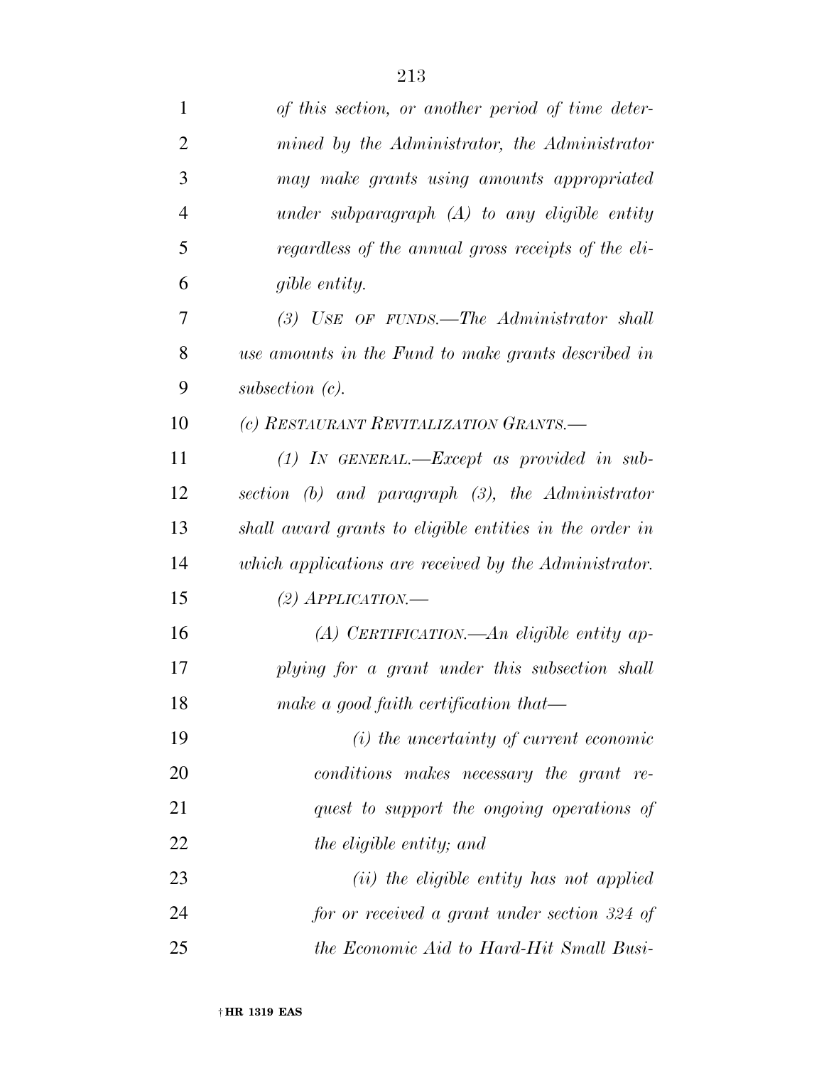*of this section, or another period of time determined by the Administrator, the Administrator may make grants using amounts appropriated under subparagraph (A) to any eligible entity regardless of the annual gross receipts of the eligible entity.*

*(3) USE OF FUNDS.—The Administrator shall use amounts in the Fund to make grants described in subsection (c).*

*(c) RESTAURANT REVITALIZATION GRANTS.—*

*(1) IN GENERAL.—Except as provided in subsection (b) and paragraph (3), the Administrator shall award grants to eligible entities in the order in which applications are received by the Administrator.*

*(2) APPLICATION.—*

*(A) CERTIFICATION.—An eligible entity applying for a grant under this subsection shall make a good faith certification that—*

*(i) the uncertainty of current economic conditions makes necessary the grant request to support the ongoing operations of the eligible entity; and*

*(ii) the eligible entity has not applied for or received a grant under section 324 of the Economic Aid to Hard-Hit Small Busi-*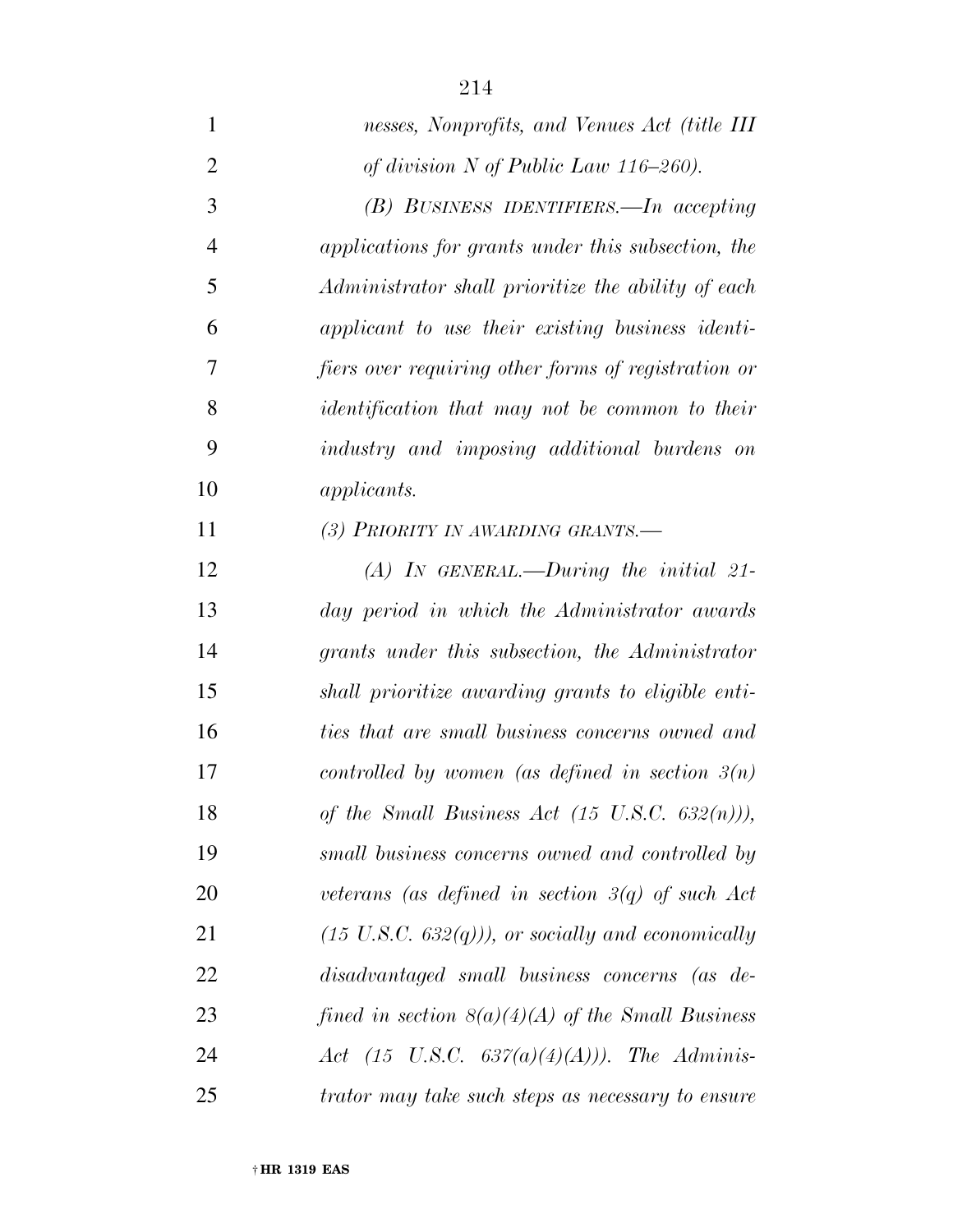*nesses, Nonprofits, and Venues Act (title III of division N of Public Law 116–260).*

*(B) BUSINESS IDENTIFIERS.—In accepting applications for grants under this subsection, the Administrator shall prioritize the ability of each applicant to use their existing business identifiers over requiring other forms of registration or identification that may not be common to their industry and imposing additional burdens on applicants.*

*(3) PRIORITY IN AWARDING GRANTS.—*

*(A) IN GENERAL.—During the initial 21-day period in which the Administrator awards grants under this subsection, the Administrator shall prioritize awarding grants to eligible entities that are small business concerns owned and controlled by women (as defined in section 3(n) of the Small Business Act (15 U.S.C. 632(n))), small business concerns owned and controlled by veterans (as defined in section 3(q) of such Act (15 U.S.C. 632(q))), or socially and economically disadvantaged small business concerns (as defined in section 8(a)(4)(A) of the Small Business Act (15 U.S.C. 637(a)(4)(A))). The Administrator may take such steps as necessary to ensure*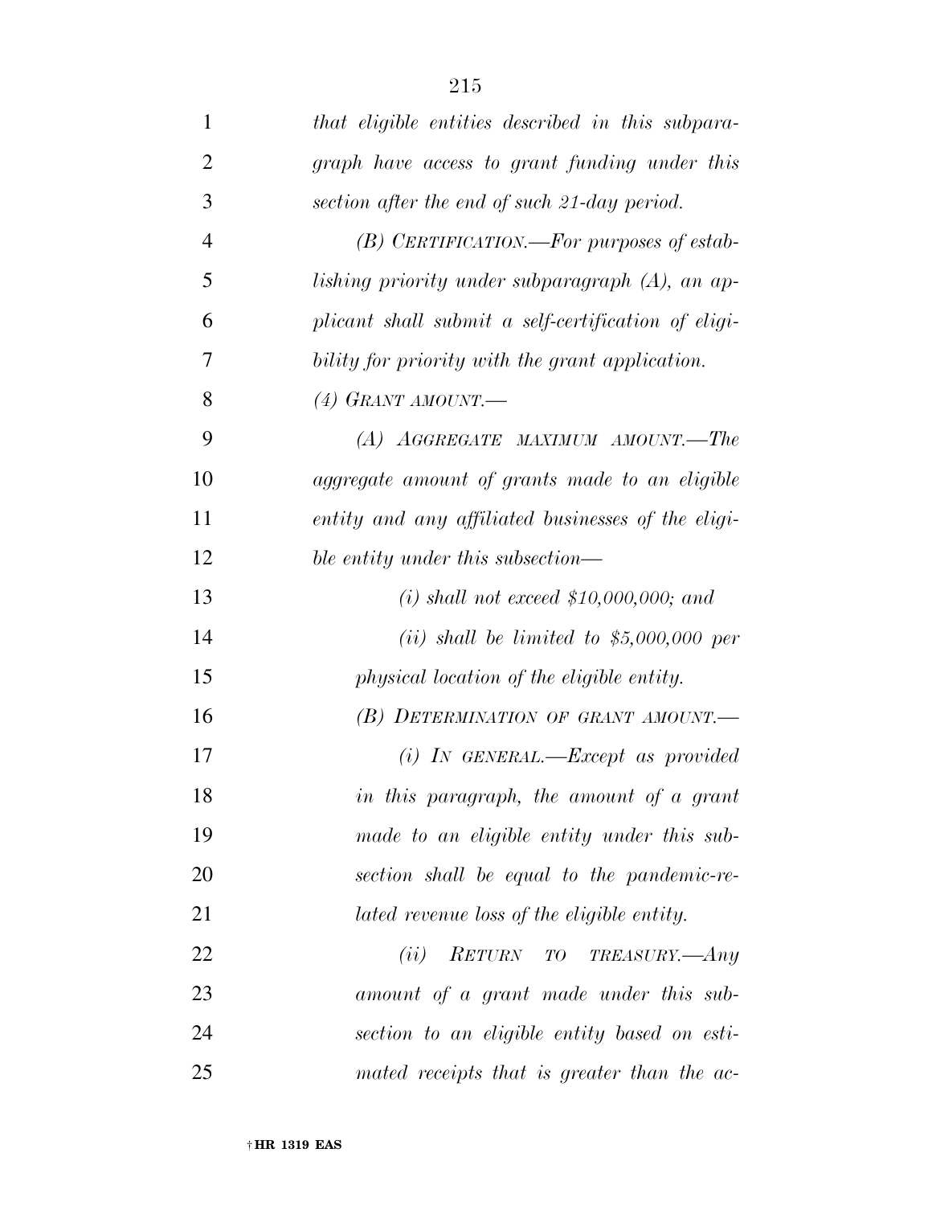*that eligible entities described in this subparagraph have access to grant funding under this section after the end of such 21-day period.*

*(B) CERTIFICATION.—For purposes of establishing priority under subparagraph (A), an applicant shall submit a self-certification of eligibility for priority with the grant application.*

*(4) GRANT AMOUNT.—*

*(A) AGGREGATE MAXIMUM AMOUNT.—The aggregate amount of grants made to an eligible entity and any affiliated businesses of the eligible entity under this subsection—*

*(i) shall not exceed $10,000,000; and*

*(ii) shall be limited to $5,000,000 per physical location of the eligible entity.*

*(B) DETERMINATION OF GRANT AMOUNT.—*

*(i) IN GENERAL.—Except as provided in this paragraph, the amount of a grant made to an eligible entity under this subsection shall be equal to the pandemic-related revenue loss of the eligible entity.*

*(ii) RETURN TO TREASURY.—Any amount of a grant made under this subsection to an eligible entity based on estimated receipts that is greater than the ac-*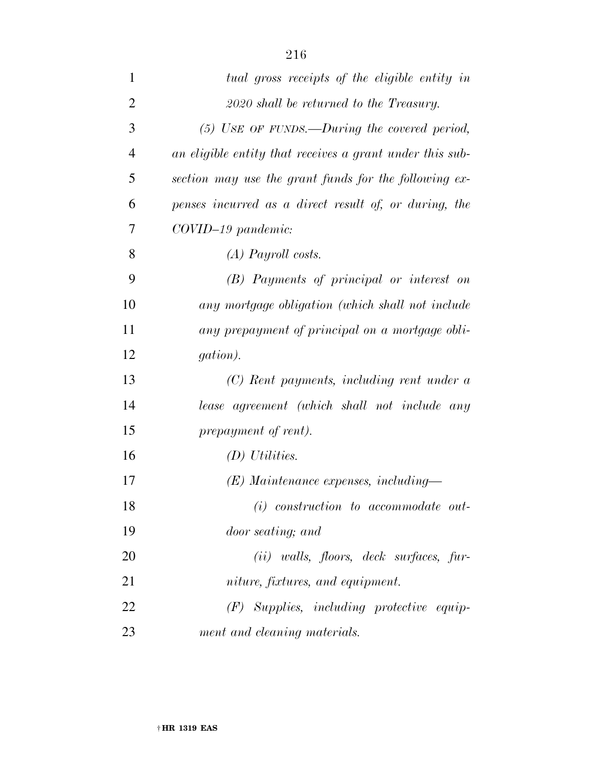*tual gross receipts of the eligible entity in 2020 shall be returned to the Treasury.*

*(5) USE OF FUNDS.—During the covered period, an eligible entity that receives a grant under this subsection may use the grant funds for the following expenses incurred as a direct result of, or during, the COVID–19 pandemic:*

*(A) Payroll costs.*

*(B) Payments of principal or interest on any mortgage obligation (which shall not include any prepayment of principal on a mortgage obligation).*

*(C) Rent payments, including rent under a lease agreement (which shall not include any prepayment of rent).*

*(D) Utilities.*

*(E) Maintenance expenses, including—*

*(i) construction to accommodate outdoor seating; and*

*(ii) walls, floors, deck surfaces, furniture, fixtures, and equipment.*

*(F) Supplies, including protective equipment and cleaning materials.*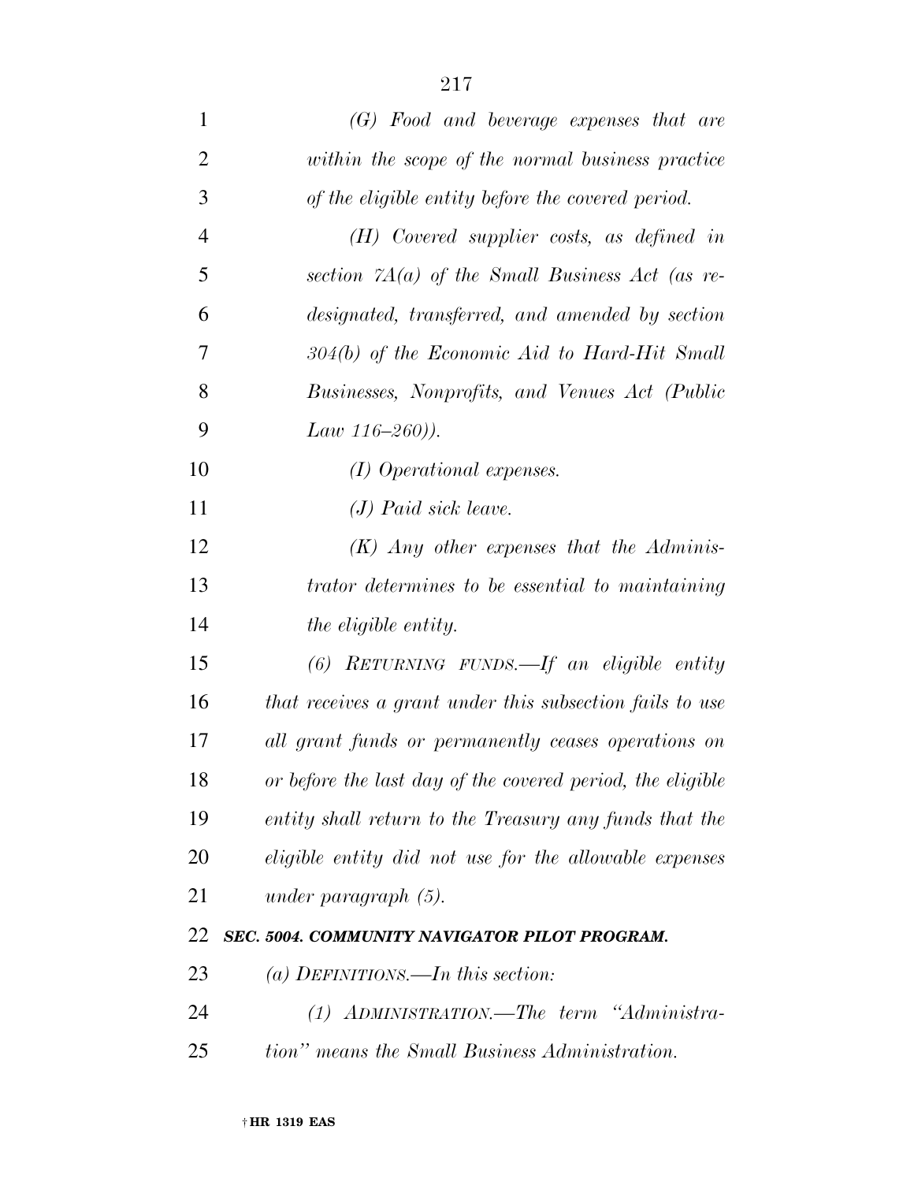*(G) Food and beverage expenses that are within the scope of the normal business practice of the eligible entity before the covered period.*

*(H) Covered supplier costs, as defined in section 7A(a) of the Small Business Act (as redesignated, transferred, and amended by section 304(b) of the Economic Aid to Hard-Hit Small Businesses, Nonprofits, and Venues Act (Public Law 116–260)).*

*(I) Operational expenses.*

*(J) Paid sick leave.*

*(K) Any other expenses that the Administrator determines to be essential to maintaining the eligible entity.*

*(6) RETURNING FUNDS.—If an eligible entity that receives a grant under this subsection fails to use all grant funds or permanently ceases operations on or before the last day of the covered period, the eligible entity shall return to the Treasury any funds that the eligible entity did not use for the allowable expenses under paragraph (5).*

***SEC. 5004. COMMUNITY NAVIGATOR PILOT PROGRAM.***

*(a) DEFINITIONS.—In this section:*

*(1) ADMINISTRATION.—The term "Administration" means the Small Business Administration.*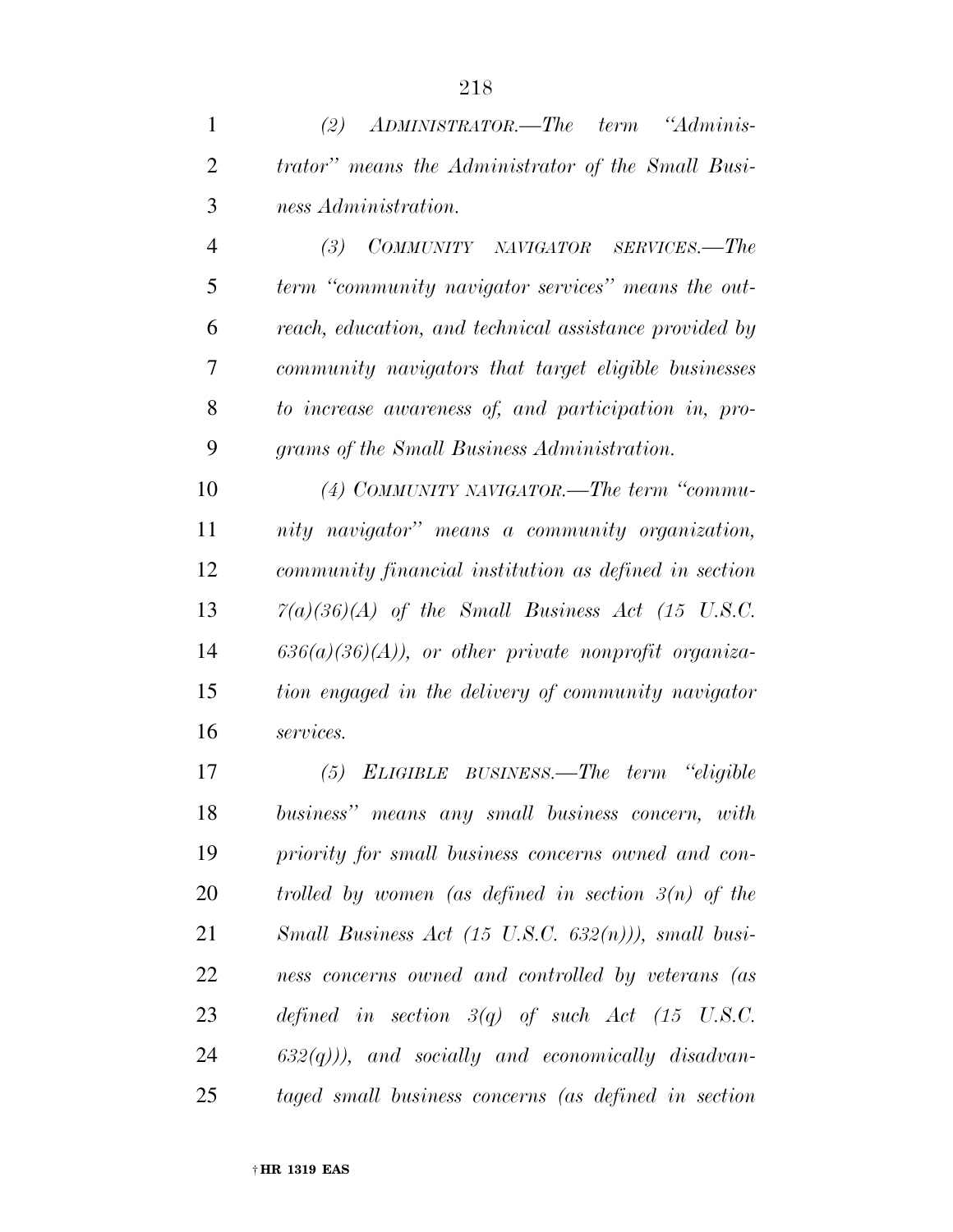*(2) ADMINISTRATOR.—The term "Administrator" means the Administrator of the Small Business Administration.*

*(3) COMMUNITY NAVIGATOR SERVICES.—The term "community navigator services" means the outreach, education, and technical assistance provided by community navigators that target eligible businesses to increase awareness of, and participation in, programs of the Small Business Administration.*

*(4) COMMUNITY NAVIGATOR.—The term "community navigator" means a community organization, community financial institution as defined in section 7(a)(36)(A) of the Small Business Act (15 U.S.C. 636(a)(36)(A)), or other private nonprofit organization engaged in the delivery of community navigator services.*

*(5) ELIGIBLE BUSINESS.—The term "eligible business" means any small business concern, with priority for small business concerns owned and controlled by women (as defined in section 3(n) of the Small Business Act (15 U.S.C. 632(n))), small business concerns owned and controlled by veterans (as defined in section 3(q) of such Act (15 U.S.C. 632(q))), and socially and economically disadvantaged small business concerns (as defined in section*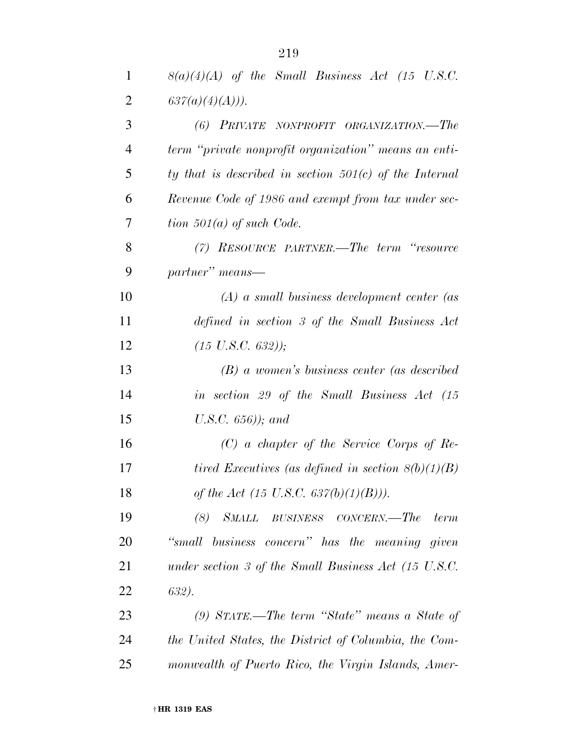*8(a)(4)(A) of the Small Business Act (15 U.S.C. 637(a)(4)(A))).*

*(6) PRIVATE NONPROFIT ORGANIZATION.—The term "private nonprofit organization" means an entity that is described in section 501(c) of the Internal Revenue Code of 1986 and exempt from tax under section 501(a) of such Code.*

*(7) RESOURCE PARTNER.—The term "resource partner" means—*

*(A) a small business development center (as defined in section 3 of the Small Business Act (15 U.S.C. 632));*

*(B) a women's business center (as described in section 29 of the Small Business Act (15 U.S.C. 656)); and*

*(C) a chapter of the Service Corps of Retired Executives (as defined in section 8(b)(1)(B) of the Act (15 U.S.C. 637(b)(1)(B))).*

*(8) SMALL BUSINESS CONCERN.—The term "small business concern" has the meaning given under section 3 of the Small Business Act (15 U.S.C. 632).*

*(9) STATE.—The term "State" means a State of the United States, the District of Columbia, the Commonwealth of Puerto Rico, the Virgin Islands, Amer-*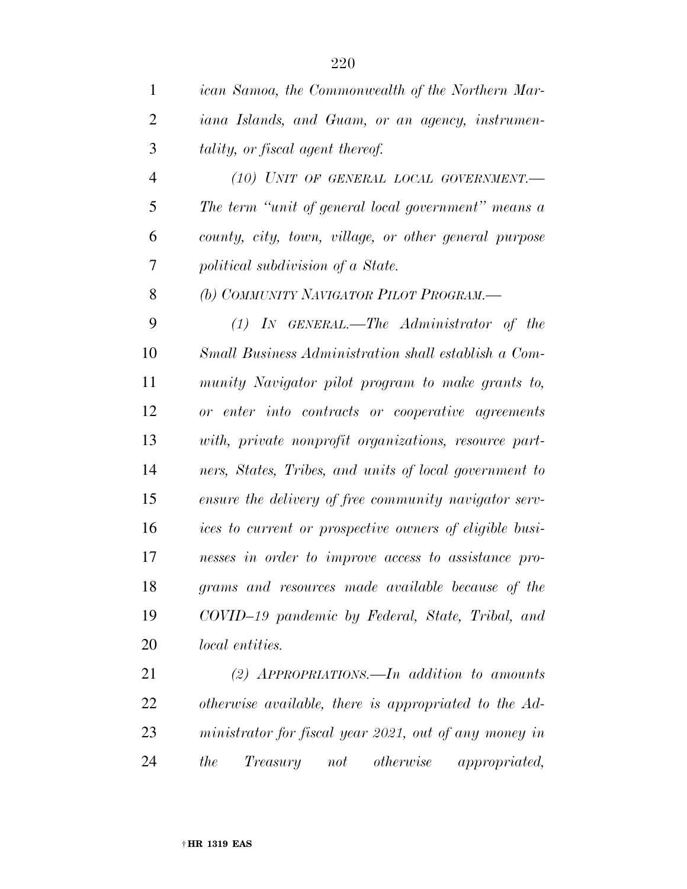*ican Samoa, the Commonwealth of the Northern Mariana Islands, and Guam, or an agency, instrumentality, or fiscal agent thereof.*

*(10) UNIT OF GENERAL LOCAL GOVERNMENT.—The term "unit of general local government" means a county, city, town, village, or other general purpose political subdivision of a State.*

*(b) COMMUNITY NAVIGATOR PILOT PROGRAM.—*

*(1) IN GENERAL.—The Administrator of the Small Business Administration shall establish a Community Navigator pilot program to make grants to, or enter into contracts or cooperative agreements with, private nonprofit organizations, resource partners, States, Tribes, and units of local government to ensure the delivery of free community navigator services to current or prospective owners of eligible businesses in order to improve access to assistance programs and resources made available because of the COVID–19 pandemic by Federal, State, Tribal, and local entities.*

*(2) APPROPRIATIONS.—In addition to amounts otherwise available, there is appropriated to the Administrator for fiscal year 2021, out of any money in the Treasury not otherwise appropriated,*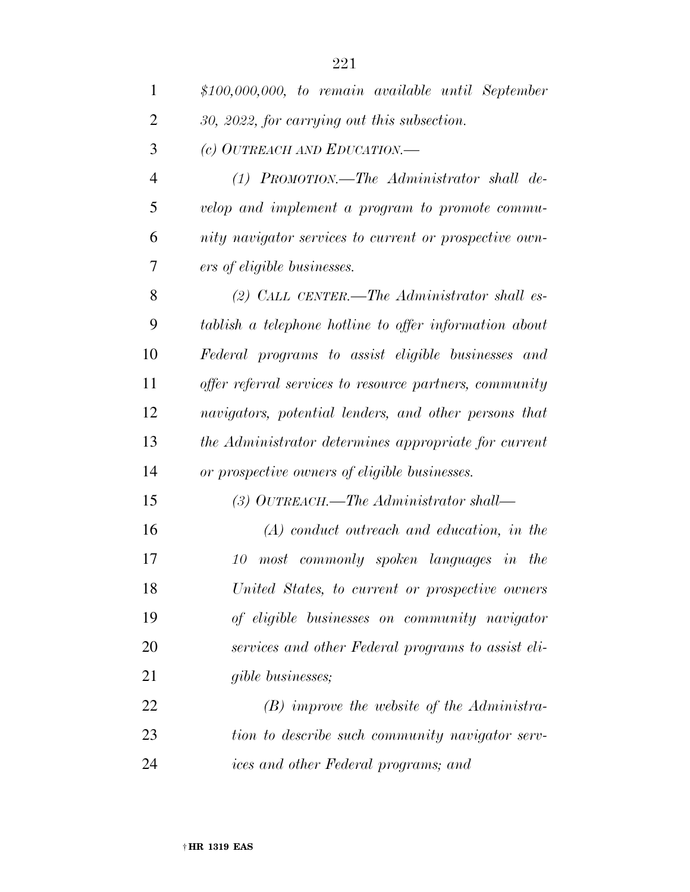*$100,000,000, to remain available until September 30, 2022, for carrying out this subsection.*

*(c) OUTREACH AND EDUCATION.—*

*(1) PROMOTION.—The Administrator shall develop and implement a program to promote community navigator services to current or prospective owners of eligible businesses.*

*(2) CALL CENTER.—The Administrator shall establish a telephone hotline to offer information about Federal programs to assist eligible businesses and offer referral services to resource partners, community navigators, potential lenders, and other persons that the Administrator determines appropriate for current or prospective owners of eligible businesses.*

*(3) OUTREACH.—The Administrator shall—*

*(A) conduct outreach and education, in the 10 most commonly spoken languages in the United States, to current or prospective owners of eligible businesses on community navigator services and other Federal programs to assist eligible businesses;*

*(B) improve the website of the Administration to describe such community navigator services and other Federal programs; and*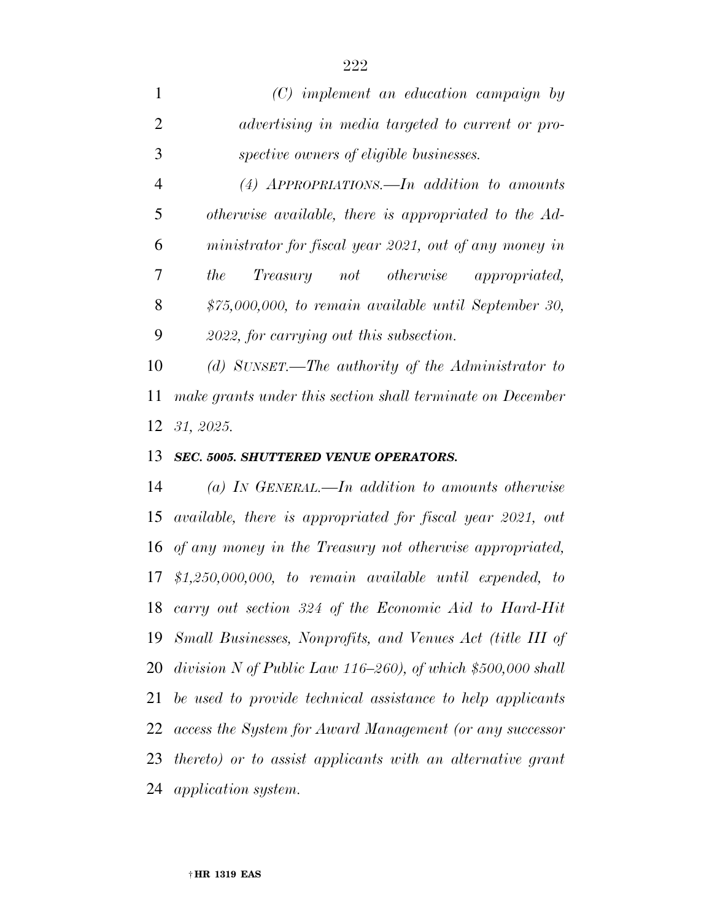*(C) implement an education campaign by advertising in media targeted to current or prospective owners of eligible businesses.*

*(4) APPROPRIATIONS.—In addition to amounts otherwise available, there is appropriated to the Administrator for fiscal year 2021, out of any money in the Treasury not otherwise appropriated, $75,000,000, to remain available until September 30, 2022, for carrying out this subsection.*

*(d) SUNSET.—The authority of the Administrator to make grants under this section shall terminate on December 31, 2025.*

***SEC. 5005. SHUTTERED VENUE OPERATORS.***

*(a) IN GENERAL.—In addition to amounts otherwise available, there is appropriated for fiscal year 2021, out of any money in the Treasury not otherwise appropriated, $1,250,000,000, to remain available until expended, to carry out section 324 of the Economic Aid to Hard-Hit Small Businesses, Nonprofits, and Venues Act (title III of division N of Public Law 116–260), of which $500,000 shall be used to provide technical assistance to help applicants access the System for Award Management (or any successor thereto) or to assist applicants with an alternative grant application system.*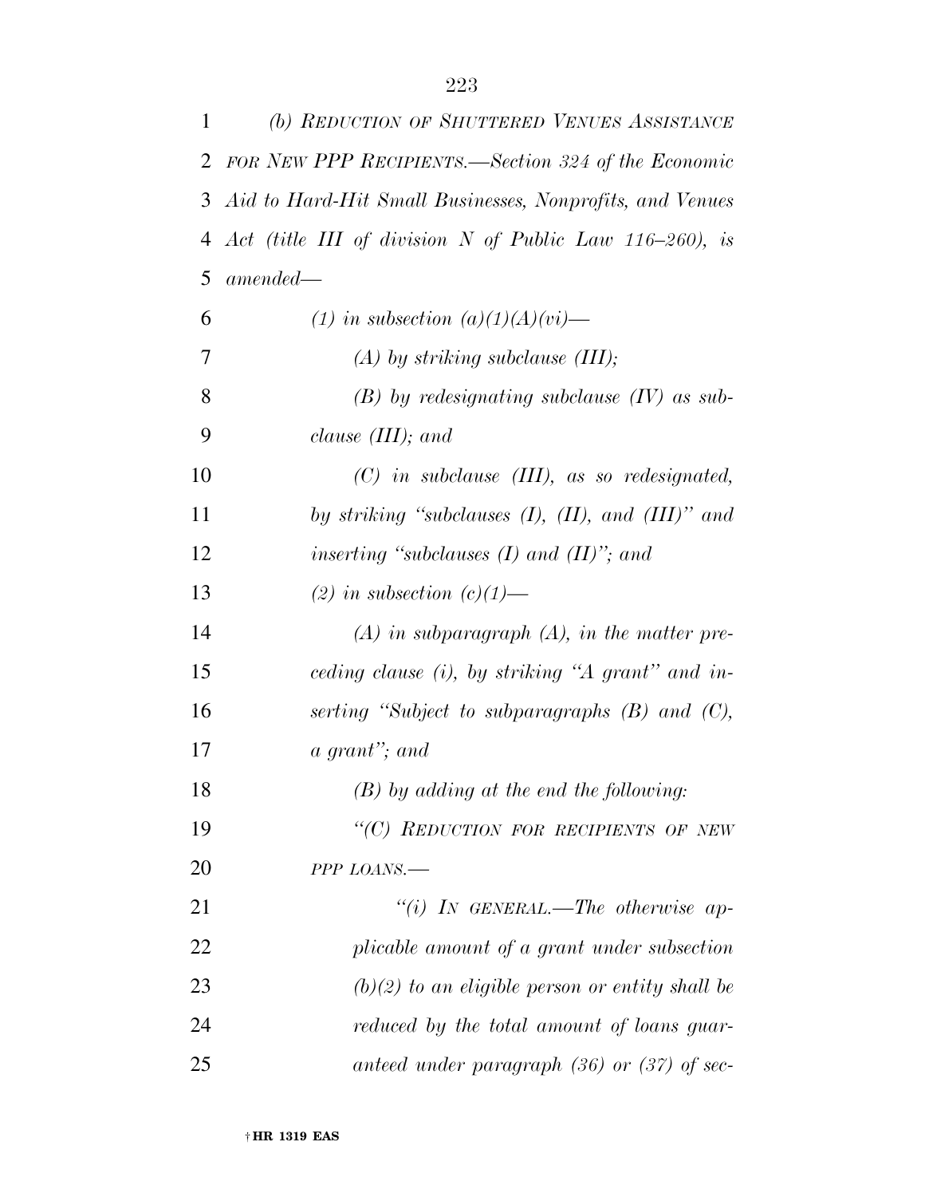*(b) Reduction of Shuttered Venues Assistance for New PPP Recipients.—Section 324 of the Economic Aid to Hard-Hit Small Businesses, Nonprofits, and Venues Act (title III of division N of Public Law 116–260), is amended—*

*(1) in subsection (a)(1)(A)(vi)—*

*(A) by striking subclause (III);*

*(B) by redesignating subclause (IV) as subclause (III); and*

*(C) in subclause (III), as so redesignated, by striking "subclauses (I), (II), and (III)" and inserting "subclauses (I) and (II)"; and*

*(2) in subsection (c)(1)—*

*(A) in subparagraph (A), in the matter preceding clause (i), by striking "A grant" and inserting "Subject to subparagraphs (B) and (C), a grant"; and*

*(B) by adding at the end the following:*

*"(C) Reduction for recipients of new PPP loans.—*

*"(i) In general.—The otherwise applicable amount of a grant under subsection (b)(2) to an eligible person or entity shall be reduced by the total amount of loans guaranteed under paragraph (36) or (37) of sec-*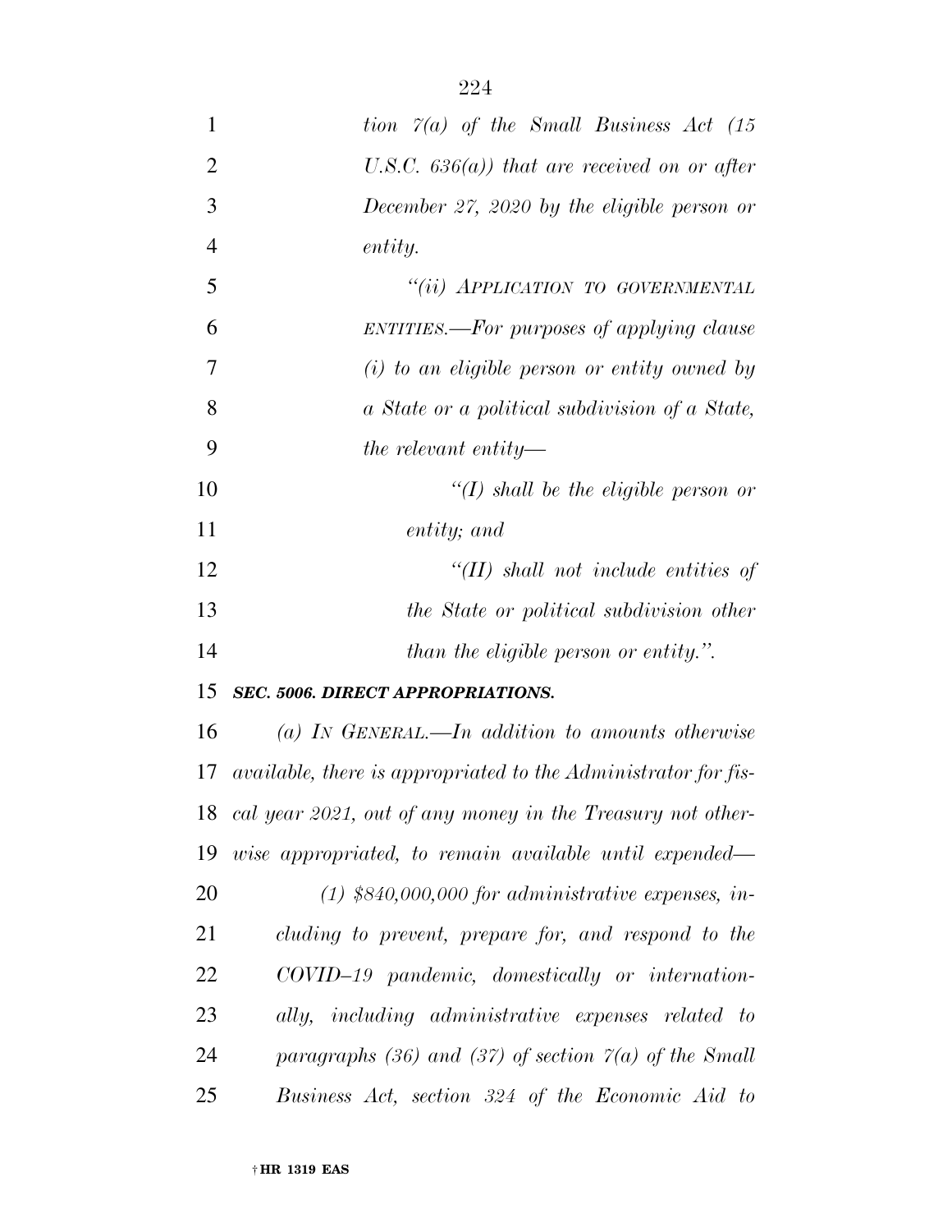*tion 7(a) of the Small Business Act (15 U.S.C. 636(a)) that are received on or after December 27, 2020 by the eligible person or entity.*

*"(ii) APPLICATION TO GOVERNMENTAL ENTITIES.—For purposes of applying clause (i) to an eligible person or entity owned by a State or a political subdivision of a State, the relevant entity—*

*"(I) shall be the eligible person or entity; and*

*"(II) shall not include entities of the State or political subdivision other than the eligible person or entity.".*

***SEC. 5006. DIRECT APPROPRIATIONS.***

*(a) IN GENERAL.—In addition to amounts otherwise available, there is appropriated to the Administrator for fiscal year 2021, out of any money in the Treasury not otherwise appropriated, to remain available until expended—*

*(1) $840,000,000 for administrative expenses, including to prevent, prepare for, and respond to the COVID–19 pandemic, domestically or internationally, including administrative expenses related to paragraphs (36) and (37) of section 7(a) of the Small Business Act, section 324 of the Economic Aid to*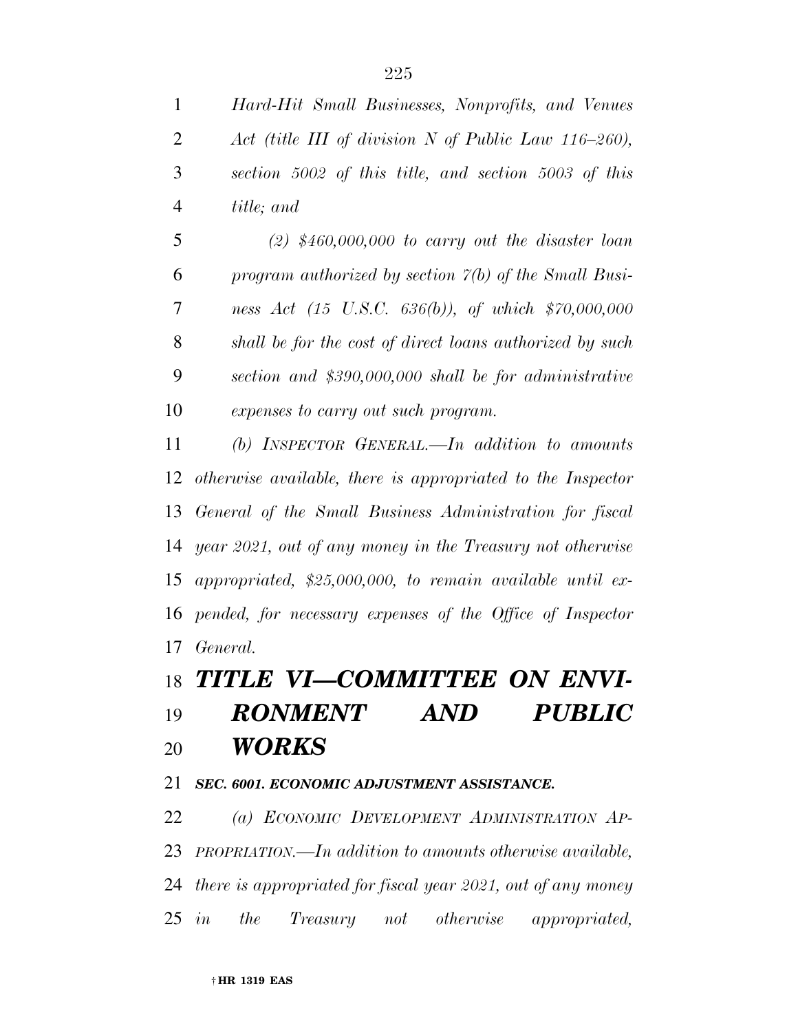*Hard-Hit Small Businesses, Nonprofits, and Venues Act (title III of division N of Public Law 116–260), section 5002 of this title, and section 5003 of this title; and*

*(2) $460,000,000 to carry out the disaster loan program authorized by section 7(b) of the Small Business Act (15 U.S.C. 636(b)), of which $70,000,000 shall be for the cost of direct loans authorized by such section and $390,000,000 shall be for administrative expenses to carry out such program.*

*(b) INSPECTOR GENERAL.—In addition to amounts otherwise available, there is appropriated to the Inspector General of the Small Business Administration for fiscal year 2021, out of any money in the Treasury not otherwise appropriated, $25,000,000, to remain available until expended, for necessary expenses of the Office of Inspector General.*

# *TITLE VI—COMMITTEE ON ENVIRONMENT AND PUBLIC WORKS*

### *SEC. 6001. ECONOMIC ADJUSTMENT ASSISTANCE.*

*(a) ECONOMIC DEVELOPMENT ADMINISTRATION APPROPRIATION.—In addition to amounts otherwise available, there is appropriated for fiscal year 2021, out of any money in the Treasury not otherwise appropriated,*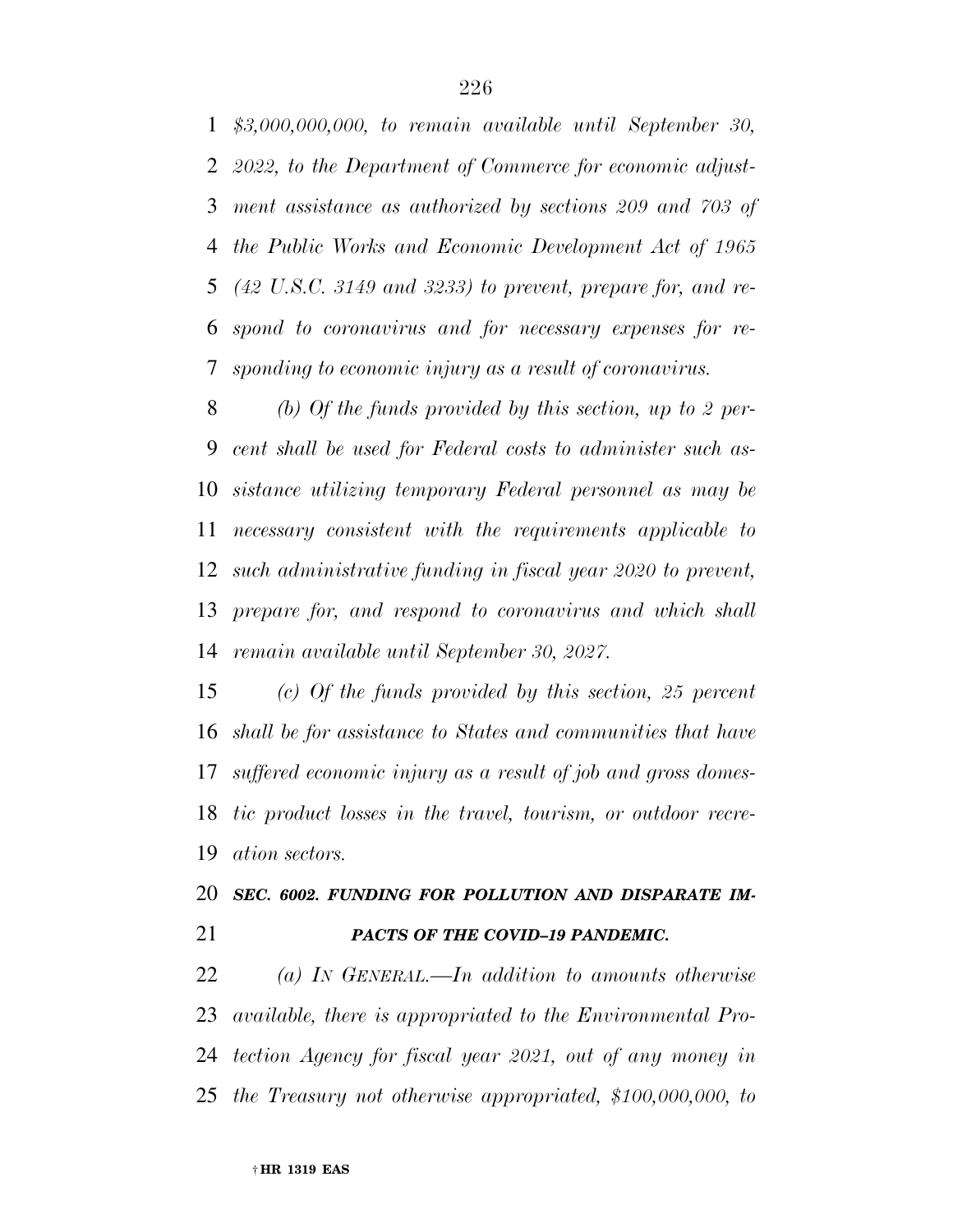*$3,000,000,000, to remain available until September 30, 2022, to the Department of Commerce for economic adjustment assistance as authorized by sections 209 and 703 of the Public Works and Economic Development Act of 1965 (42 U.S.C. 3149 and 3233) to prevent, prepare for, and respond to coronavirus and for necessary expenses for responding to economic injury as a result of coronavirus.*

*(b) Of the funds provided by this section, up to 2 percent shall be used for Federal costs to administer such assistance utilizing temporary Federal personnel as may be necessary consistent with the requirements applicable to such administrative funding in fiscal year 2020 to prevent, prepare for, and respond to coronavirus and which shall remain available until September 30, 2027.*

*(c) Of the funds provided by this section, 25 percent shall be for assistance to States and communities that have suffered economic injury as a result of job and gross domestic product losses in the travel, tourism, or outdoor recreation sectors.*

***SEC. 6002. FUNDING FOR POLLUTION AND DISPARATE IMPACTS OF THE COVID–19 PANDEMIC.***

*(a) IN GENERAL.—In addition to amounts otherwise available, there is appropriated to the Environmental Protection Agency for fiscal year 2021, out of any money in the Treasury not otherwise appropriated, $100,000,000, to*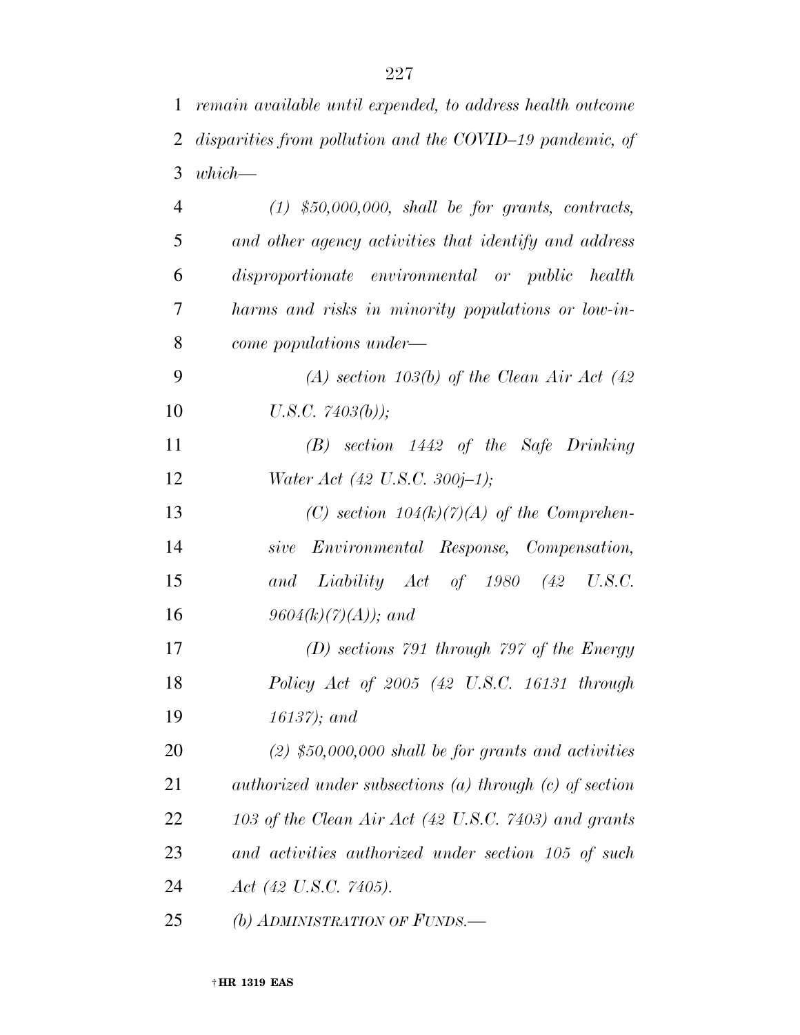*remain available until expended, to address health outcome disparities from pollution and the COVID–19 pandemic, of which—*

*(1) $50,000,000, shall be for grants, contracts, and other agency activities that identify and address disproportionate environmental or public health harms and risks in minority populations or low-income populations under—*

*(A) section 103(b) of the Clean Air Act (42 U.S.C. 7403(b));*

*(B) section 1442 of the Safe Drinking Water Act (42 U.S.C. 300j–1);*

*(C) section 104(k)(7)(A) of the Comprehensive Environmental Response, Compensation, and Liability Act of 1980 (42 U.S.C. 9604(k)(7)(A)); and*

*(D) sections 791 through 797 of the Energy Policy Act of 2005 (42 U.S.C. 16131 through 16137); and*

*(2) $50,000,000 shall be for grants and activities authorized under subsections (a) through (c) of section 103 of the Clean Air Act (42 U.S.C. 7403) and grants and activities authorized under section 105 of such Act (42 U.S.C. 7405).*

*(b) ADMINISTRATION OF FUNDS.—*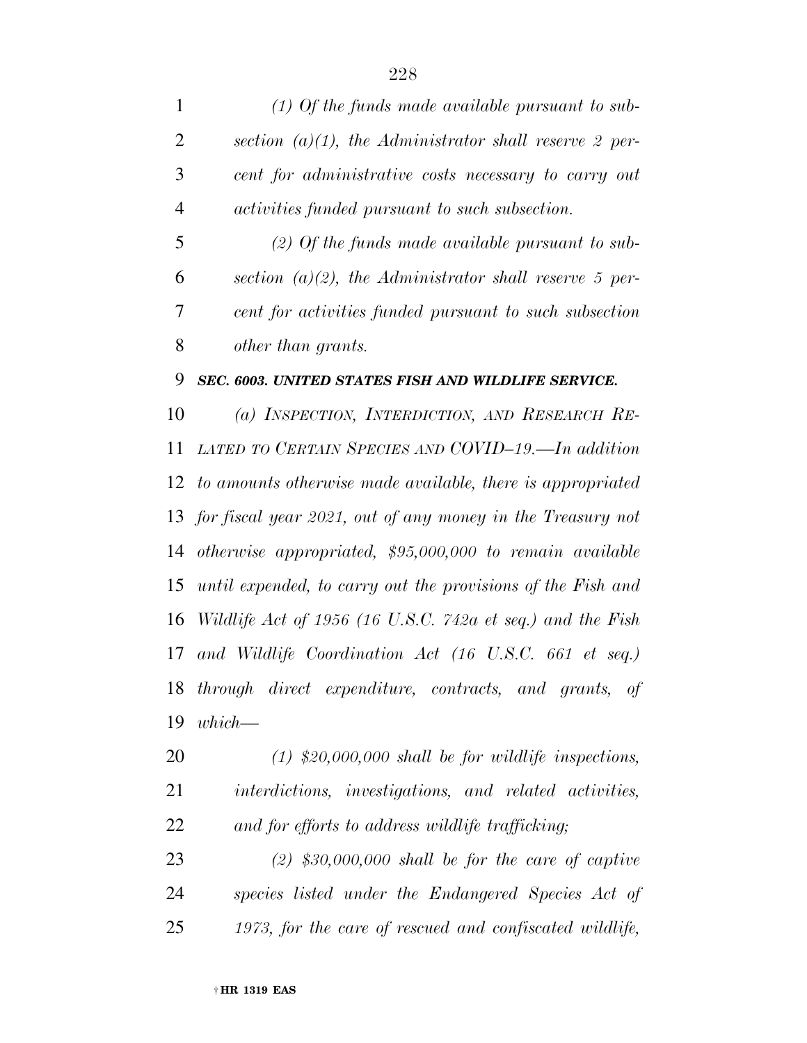*(1) Of the funds made available pursuant to subsection (a)(1), the Administrator shall reserve 2 percent for administrative costs necessary to carry out activities funded pursuant to such subsection.*

*(2) Of the funds made available pursuant to subsection (a)(2), the Administrator shall reserve 5 percent for activities funded pursuant to such subsection other than grants.*

***SEC. 6003. UNITED STATES FISH AND WILDLIFE SERVICE.***

*(a) INSPECTION, INTERDICTION, AND RESEARCH RELATED TO CERTAIN SPECIES AND COVID–19.—In addition to amounts otherwise made available, there is appropriated for fiscal year 2021, out of any money in the Treasury not otherwise appropriated, $95,000,000 to remain available until expended, to carry out the provisions of the Fish and Wildlife Act of 1956 (16 U.S.C. 742a et seq.) and the Fish and Wildlife Coordination Act (16 U.S.C. 661 et seq.) through direct expenditure, contracts, and grants, of which—*

*(1) $20,000,000 shall be for wildlife inspections, interdictions, investigations, and related activities, and for efforts to address wildlife trafficking;*

*(2) $30,000,000 shall be for the care of captive species listed under the Endangered Species Act of 1973, for the care of rescued and confiscated wildlife,*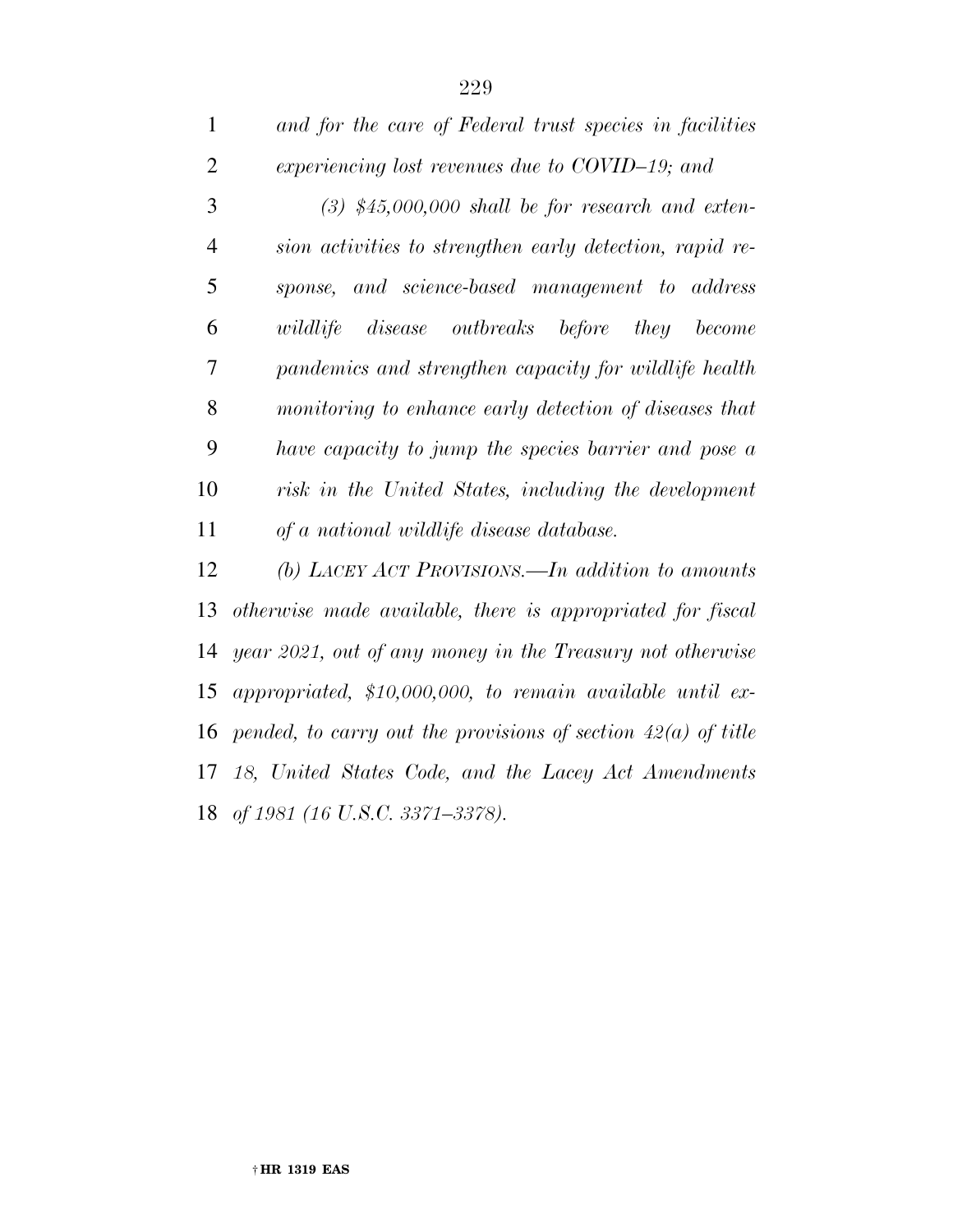*and for the care of Federal trust species in facilities experiencing lost revenues due to COVID–19; and*

*(3) $45,000,000 shall be for research and extension activities to strengthen early detection, rapid response, and science-based management to address wildlife disease outbreaks before they become pandemics and strengthen capacity for wildlife health monitoring to enhance early detection of diseases that have capacity to jump the species barrier and pose a risk in the United States, including the development of a national wildlife disease database.*

*(b) LACEY ACT PROVISIONS.—In addition to amounts otherwise made available, there is appropriated for fiscal year 2021, out of any money in the Treasury not otherwise appropriated, $10,000,000, to remain available until expended, to carry out the provisions of section 42(a) of title 18, United States Code, and the Lacey Act Amendments of 1981 (16 U.S.C. 3371–3378).*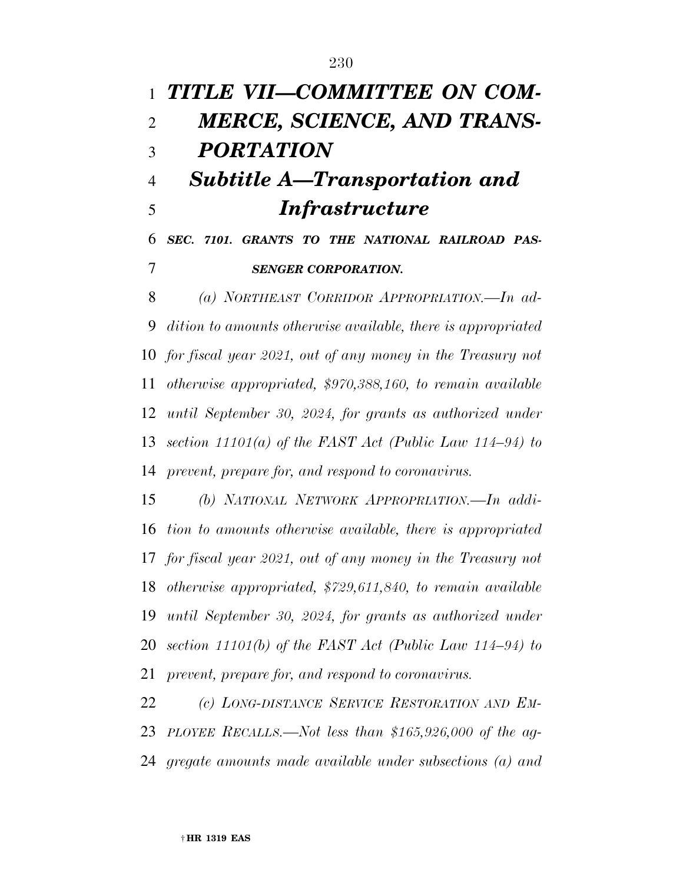# *TITLE VII—COMMITTEE ON COMMERCE, SCIENCE, AND TRANSPORTATION*

## *Subtitle A—Transportation and Infrastructure*

### *SEC. 7101. GRANTS TO THE NATIONAL RAILROAD PASSENGER CORPORATION.*

*(a) NORTHEAST CORRIDOR APPROPRIATION.—In addition to amounts otherwise available, there is appropriated for fiscal year 2021, out of any money in the Treasury not otherwise appropriated, $970,388,160, to remain available until September 30, 2024, for grants as authorized under section 11101(a) of the FAST Act (Public Law 114–94) to prevent, prepare for, and respond to coronavirus.*

*(b) NATIONAL NETWORK APPROPRIATION.—In addition to amounts otherwise available, there is appropriated for fiscal year 2021, out of any money in the Treasury not otherwise appropriated, $729,611,840, to remain available until September 30, 2024, for grants as authorized under section 11101(b) of the FAST Act (Public Law 114–94) to prevent, prepare for, and respond to coronavirus.*

*(c) LONG-DISTANCE SERVICE RESTORATION AND EMPLOYEE RECALLS.—Not less than $165,926,000 of the aggregate amounts made available under subsections (a) and*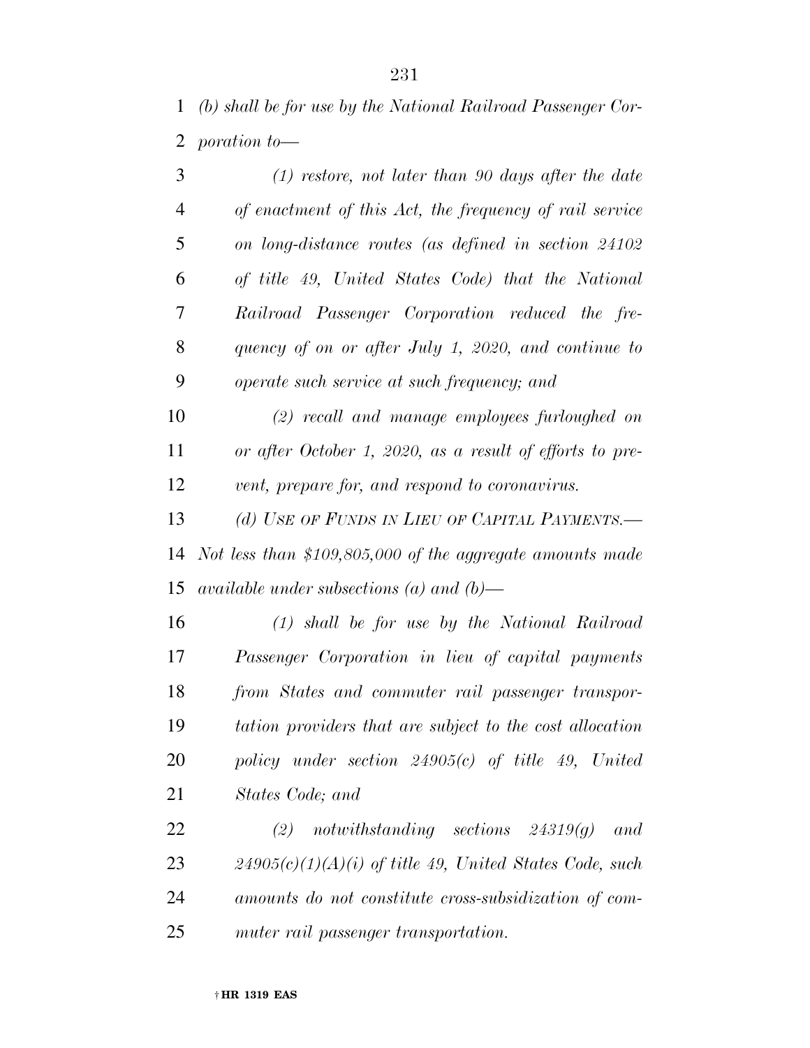*(b) shall be for use by the National Railroad Passenger Corporation to—*

*(1) restore, not later than 90 days after the date of enactment of this Act, the frequency of rail service on long-distance routes (as defined in section 24102 of title 49, United States Code) that the National Railroad Passenger Corporation reduced the frequency of on or after July 1, 2020, and continue to operate such service at such frequency; and*

*(2) recall and manage employees furloughed on or after October 1, 2020, as a result of efforts to prevent, prepare for, and respond to coronavirus.*

*(d) USE OF FUNDS IN LIEU OF CAPITAL PAYMENTS.—Not less than $109,805,000 of the aggregate amounts made available under subsections (a) and (b)—*

*(1) shall be for use by the National Railroad Passenger Corporation in lieu of capital payments from States and commuter rail passenger transportation providers that are subject to the cost allocation policy under section 24905(c) of title 49, United States Code; and*

*(2) notwithstanding sections 24319(g) and 24905(c)(1)(A)(i) of title 49, United States Code, such amounts do not constitute cross-subsidization of commuter rail passenger transportation.*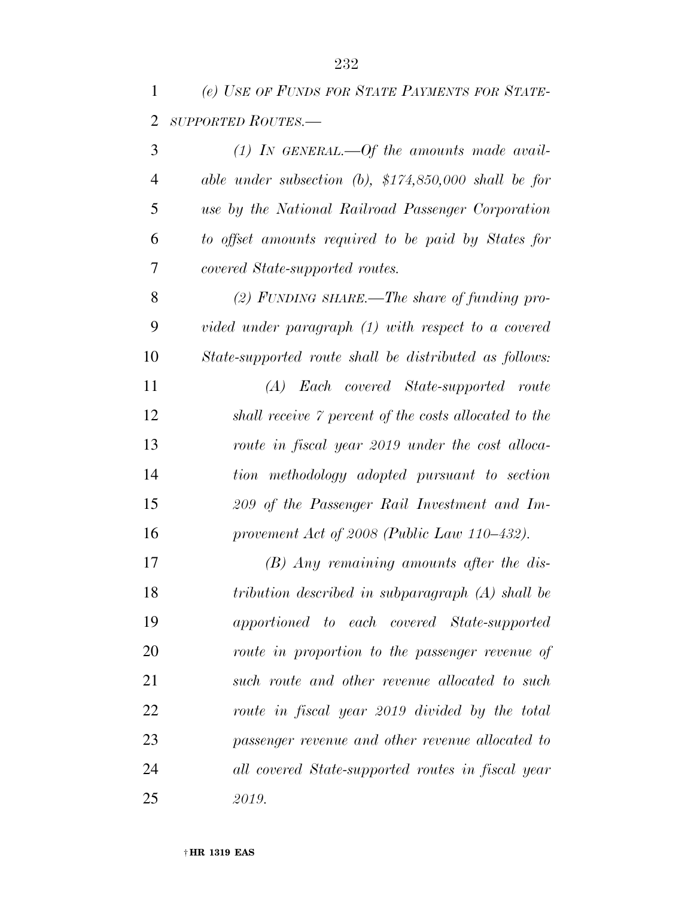*(e) USE OF FUNDS FOR STATE PAYMENTS FOR STATE-SUPPORTED ROUTES.—*

*(1) IN GENERAL.—Of the amounts made available under subsection (b), $174,850,000 shall be for use by the National Railroad Passenger Corporation to offset amounts required to be paid by States for covered State-supported routes.*

*(2) FUNDING SHARE.—The share of funding provided under paragraph (1) with respect to a covered State-supported route shall be distributed as follows:*

*(A) Each covered State-supported route shall receive 7 percent of the costs allocated to the route in fiscal year 2019 under the cost allocation methodology adopted pursuant to section 209 of the Passenger Rail Investment and Improvement Act of 2008 (Public Law 110–432).*

*(B) Any remaining amounts after the distribution described in subparagraph (A) shall be apportioned to each covered State-supported route in proportion to the passenger revenue of such route and other revenue allocated to such route in fiscal year 2019 divided by the total passenger revenue and other revenue allocated to all covered State-supported routes in fiscal year 2019.*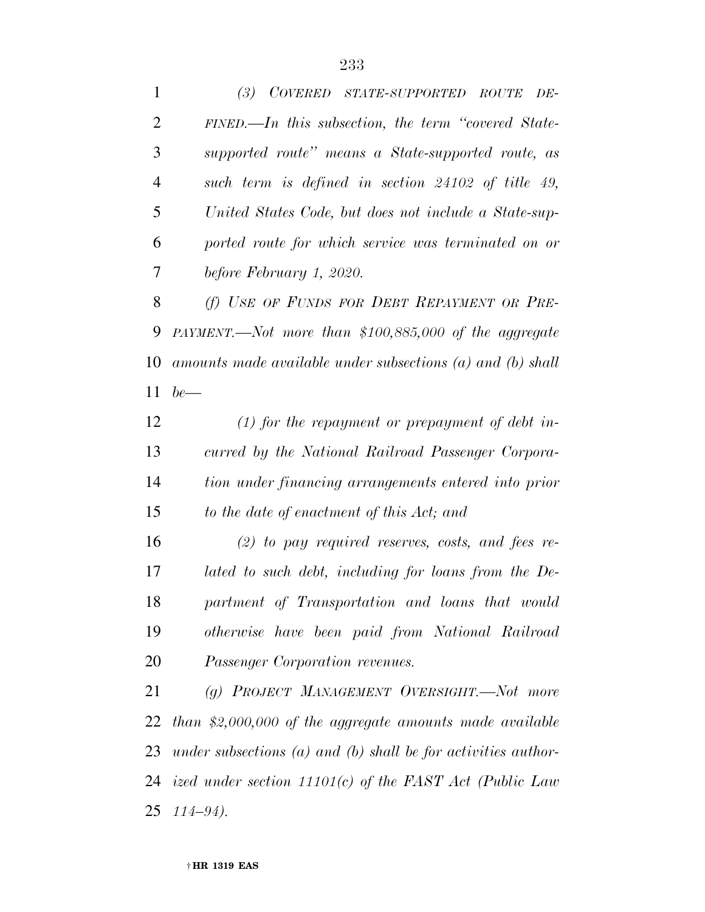*(3) COVERED STATE-SUPPORTED ROUTE DEFINED.—In this subsection, the term "covered State-supported route" means a State-supported route, as such term is defined in section 24102 of title 49, United States Code, but does not include a State-supported route for which service was terminated on or before February 1, 2020.*

*(f) USE OF FUNDS FOR DEBT REPAYMENT OR PREPAYMENT.—Not more than $100,885,000 of the aggregate amounts made available under subsections (a) and (b) shall be—*

*(1) for the repayment or prepayment of debt incurred by the National Railroad Passenger Corporation under financing arrangements entered into prior to the date of enactment of this Act; and*

*(2) to pay required reserves, costs, and fees related to such debt, including for loans from the Department of Transportation and loans that would otherwise have been paid from National Railroad Passenger Corporation revenues.*

*(g) PROJECT MANAGEMENT OVERSIGHT.—Not more than $2,000,000 of the aggregate amounts made available under subsections (a) and (b) shall be for activities authorized under section 11101(c) of the FAST Act (Public Law 114–94).*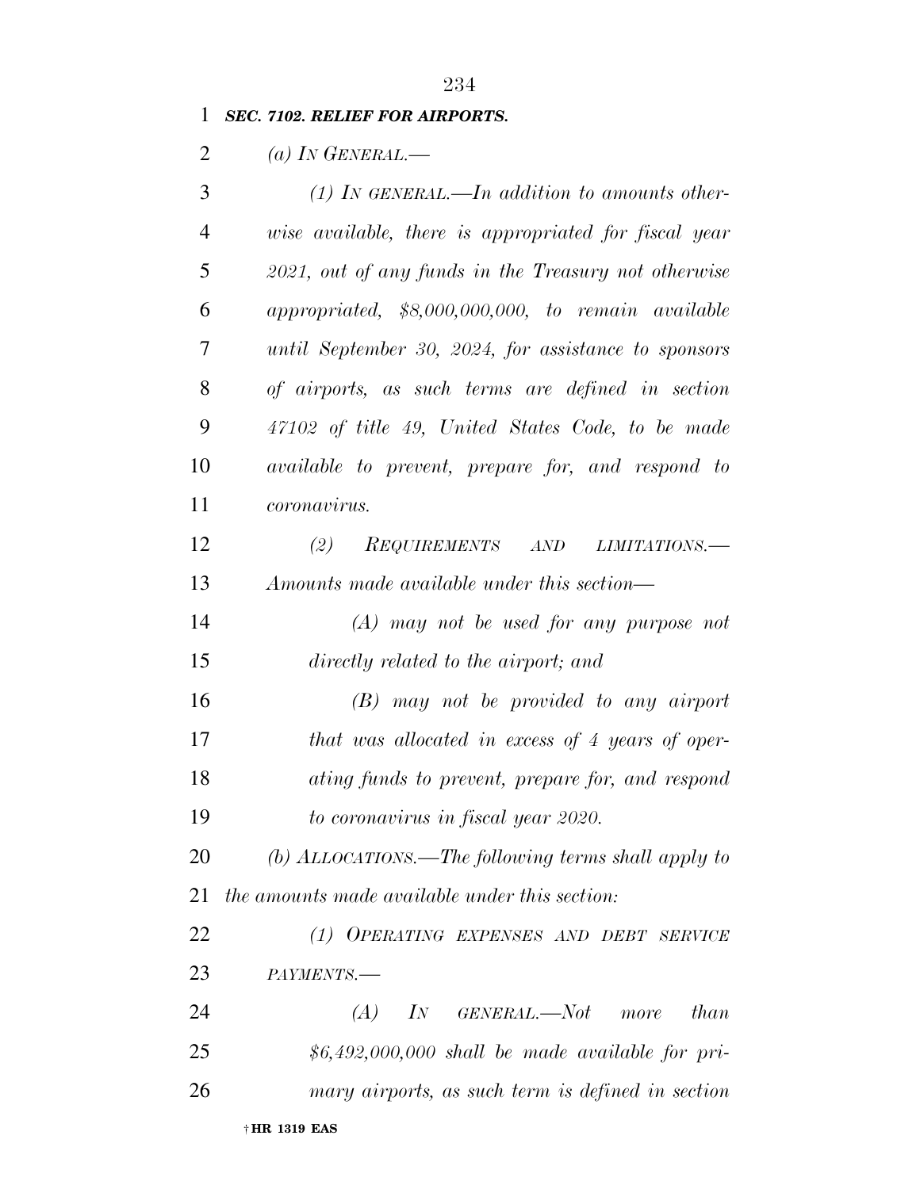***SEC. 7102. RELIEF FOR AIRPORTS.***

*(a) IN GENERAL.—*

*(1) IN GENERAL.—In addition to amounts otherwise available, there is appropriated for fiscal year 2021, out of any funds in the Treasury not otherwise appropriated, $8,000,000,000, to remain available until September 30, 2024, for assistance to sponsors of airports, as such terms are defined in section 47102 of title 49, United States Code, to be made available to prevent, prepare for, and respond to coronavirus.*

*(2) REQUIREMENTS AND LIMITATIONS.—Amounts made available under this section—*

*(A) may not be used for any purpose not directly related to the airport; and*

*(B) may not be provided to any airport that was allocated in excess of 4 years of operating funds to prevent, prepare for, and respond to coronavirus in fiscal year 2020.*

*(b) ALLOCATIONS.—The following terms shall apply to the amounts made available under this section:*

*(1) OPERATING EXPENSES AND DEBT SERVICE PAYMENTS.—*

*(A) IN GENERAL.—Not more than $6,492,000,000 shall be made available for primary airports, as such term is defined in section*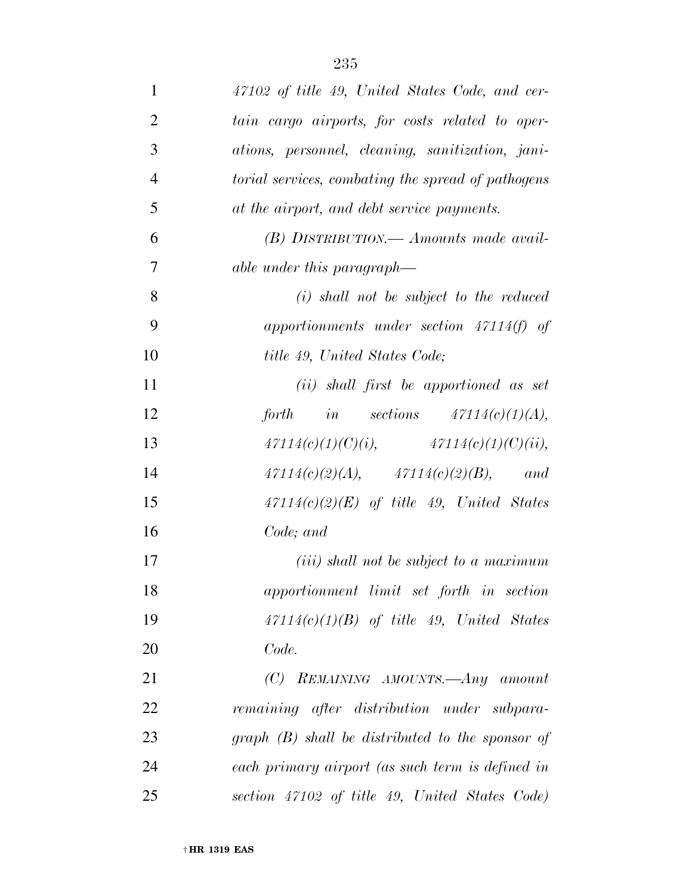*47102 of title 49, United States Code, and certain cargo airports, for costs related to operations, personnel, cleaning, sanitization, janitorial services, combating the spread of pathogens at the airport, and debt service payments.*

*(B) DISTRIBUTION.— Amounts made available under this paragraph—*

*(i) shall not be subject to the reduced apportionments under section 47114(f) of title 49, United States Code;*

*(ii) shall first be apportioned as set forth in sections 47114(c)(1)(A), 47114(c)(1)(C)(i), 47114(c)(1)(C)(ii), 47114(c)(2)(A), 47114(c)(2)(B), and 47114(c)(2)(E) of title 49, United States Code; and*

*(iii) shall not be subject to a maximum apportionment limit set forth in section 47114(c)(1)(B) of title 49, United States Code.*

*(C) REMAINING AMOUNTS.—Any amount remaining after distribution under subparagraph (B) shall be distributed to the sponsor of each primary airport (as such term is defined in section 47102 of title 49, United States Code)*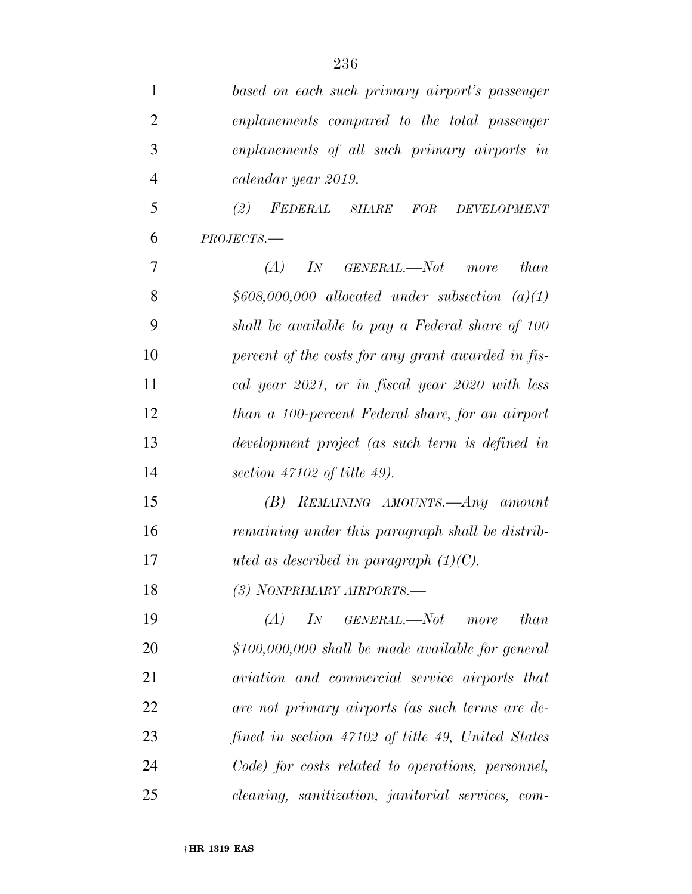*based on each such primary airport's passenger enplanements compared to the total passenger enplanements of all such primary airports in calendar year 2019.*

*(2) FEDERAL SHARE FOR DEVELOPMENT PROJECTS.—*

*(A) IN GENERAL.—Not more than $608,000,000 allocated under subsection (a)(1) shall be available to pay a Federal share of 100 percent of the costs for any grant awarded in fiscal year 2021, or in fiscal year 2020 with less than a 100-percent Federal share, for an airport development project (as such term is defined in section 47102 of title 49).*

*(B) REMAINING AMOUNTS.—Any amount remaining under this paragraph shall be distributed as described in paragraph (1)(C).*

*(3) NONPRIMARY AIRPORTS.—*

*(A) IN GENERAL.—Not more than $100,000,000 shall be made available for general aviation and commercial service airports that are not primary airports (as such terms are defined in section 47102 of title 49, United States Code) for costs related to operations, personnel, cleaning, sanitization, janitorial services, com-*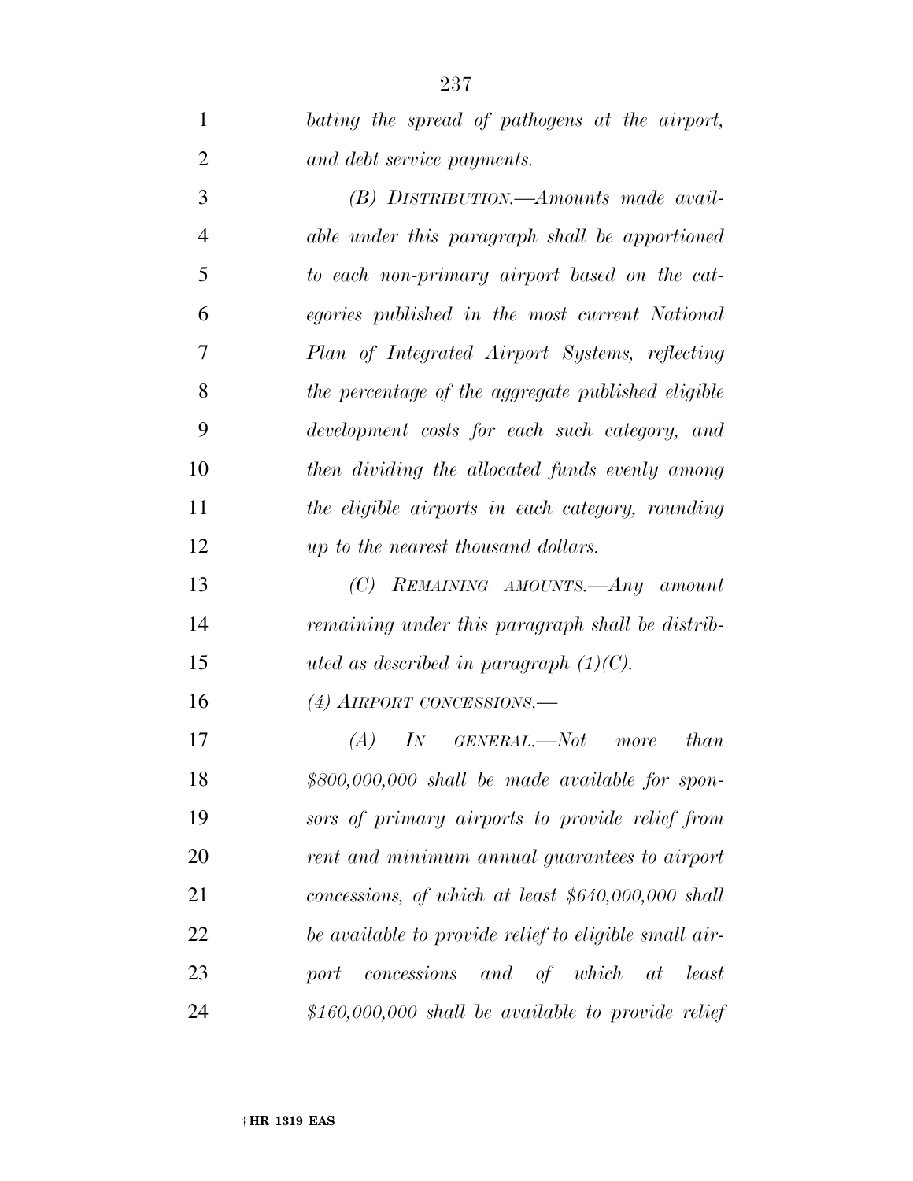*bating the spread of pathogens at the airport, and debt service payments.*

*(B) DISTRIBUTION.—Amounts made available under this paragraph shall be apportioned to each non-primary airport based on the categories published in the most current National Plan of Integrated Airport Systems, reflecting the percentage of the aggregate published eligible development costs for each such category, and then dividing the allocated funds evenly among the eligible airports in each category, rounding up to the nearest thousand dollars.*

*(C) REMAINING AMOUNTS.—Any amount remaining under this paragraph shall be distributed as described in paragraph (1)(C).*

*(4) AIRPORT CONCESSIONS.—*

*(A) IN GENERAL.—Not more than $800,000,000 shall be made available for sponsors of primary airports to provide relief from rent and minimum annual guarantees to airport concessions, of which at least $640,000,000 shall be available to provide relief to eligible small airport concessions and of which at least $160,000,000 shall be available to provide relief*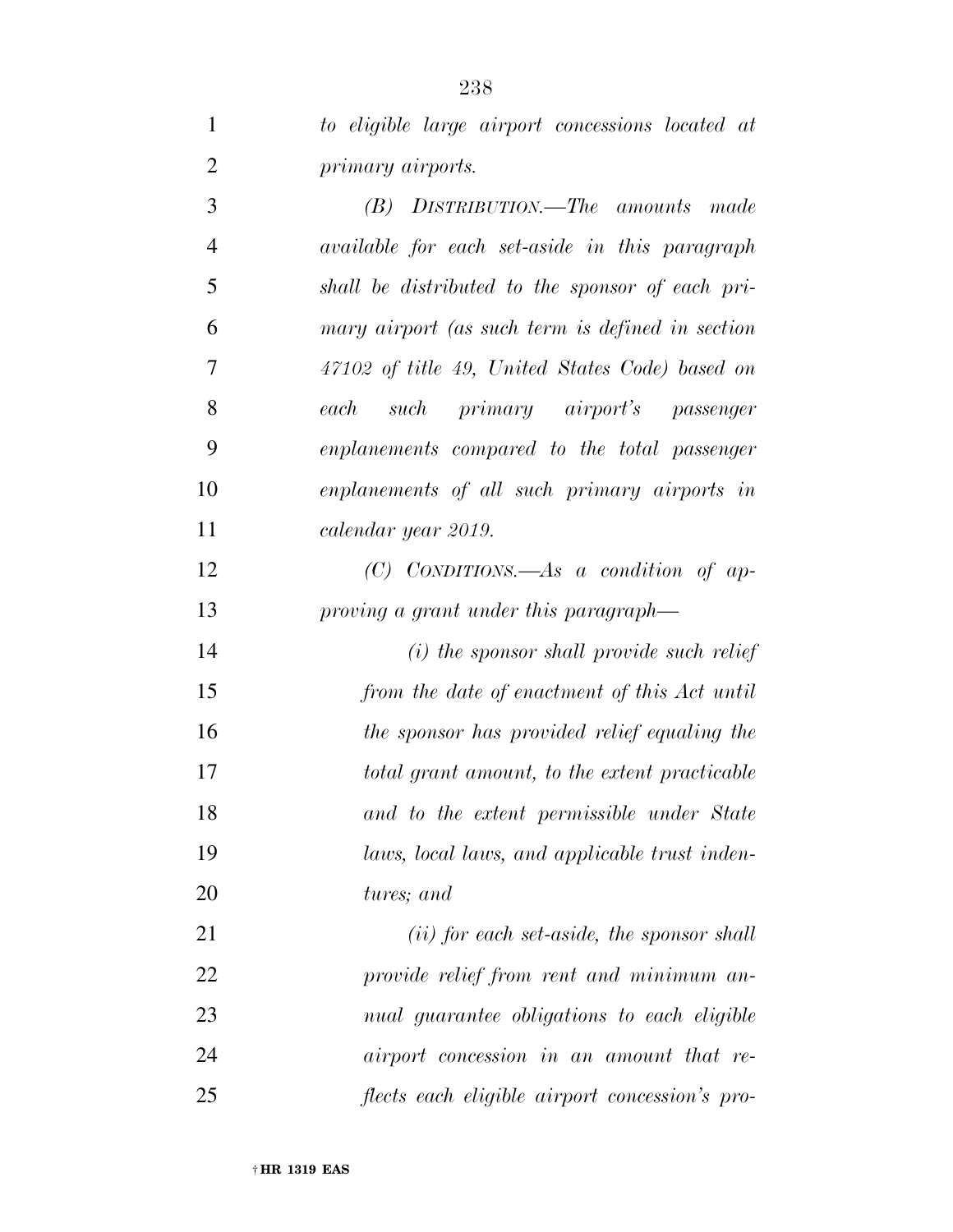*to eligible large airport concessions located at primary airports.*

*(B) DISTRIBUTION.—The amounts made available for each set-aside in this paragraph shall be distributed to the sponsor of each primary airport (as such term is defined in section 47102 of title 49, United States Code) based on each such primary airport's passenger enplanements compared to the total passenger enplanements of all such primary airports in calendar year 2019.*

*(C) CONDITIONS.—As a condition of approving a grant under this paragraph—*

*(i) the sponsor shall provide such relief from the date of enactment of this Act until the sponsor has provided relief equaling the total grant amount, to the extent practicable and to the extent permissible under State laws, local laws, and applicable trust indentures; and*

*(ii) for each set-aside, the sponsor shall provide relief from rent and minimum annual guarantee obligations to each eligible airport concession in an amount that reflects each eligible airport concession's pro-*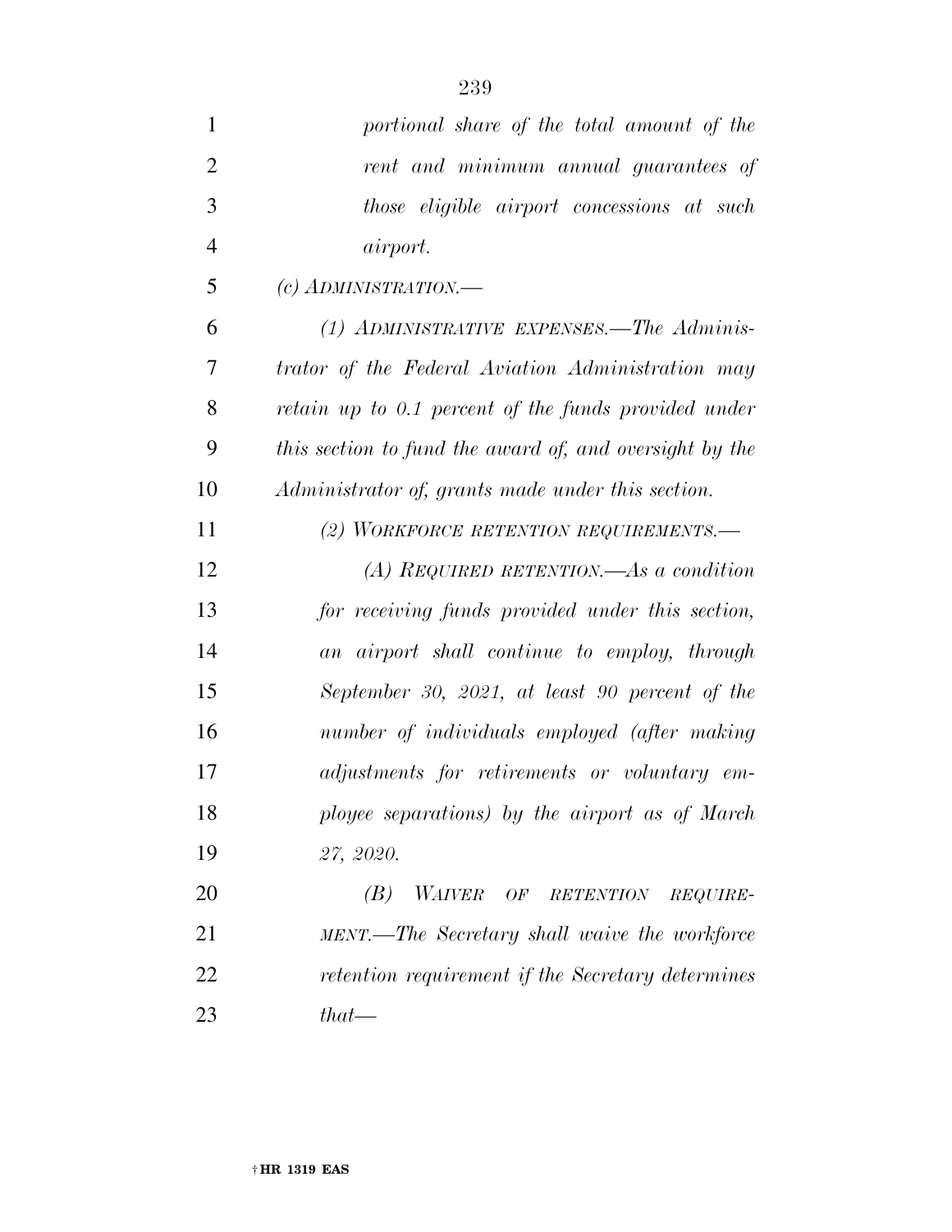*portional share of the total amount of the rent and minimum annual guarantees of those eligible airport concessions at such airport.*

*(c) ADMINISTRATION.—*

*(1) ADMINISTRATIVE EXPENSES.—The Administrator of the Federal Aviation Administration may retain up to 0.1 percent of the funds provided under this section to fund the award of, and oversight by the Administrator of, grants made under this section.*

*(2) WORKFORCE RETENTION REQUIREMENTS.—*

*(A) REQUIRED RETENTION.—As a condition for receiving funds provided under this section, an airport shall continue to employ, through September 30, 2021, at least 90 percent of the number of individuals employed (after making adjustments for retirements or voluntary employee separations) by the airport as of March 27, 2020.*

*(B) WAIVER OF RETENTION REQUIREMENT.—The Secretary shall waive the workforce retention requirement if the Secretary determines that—*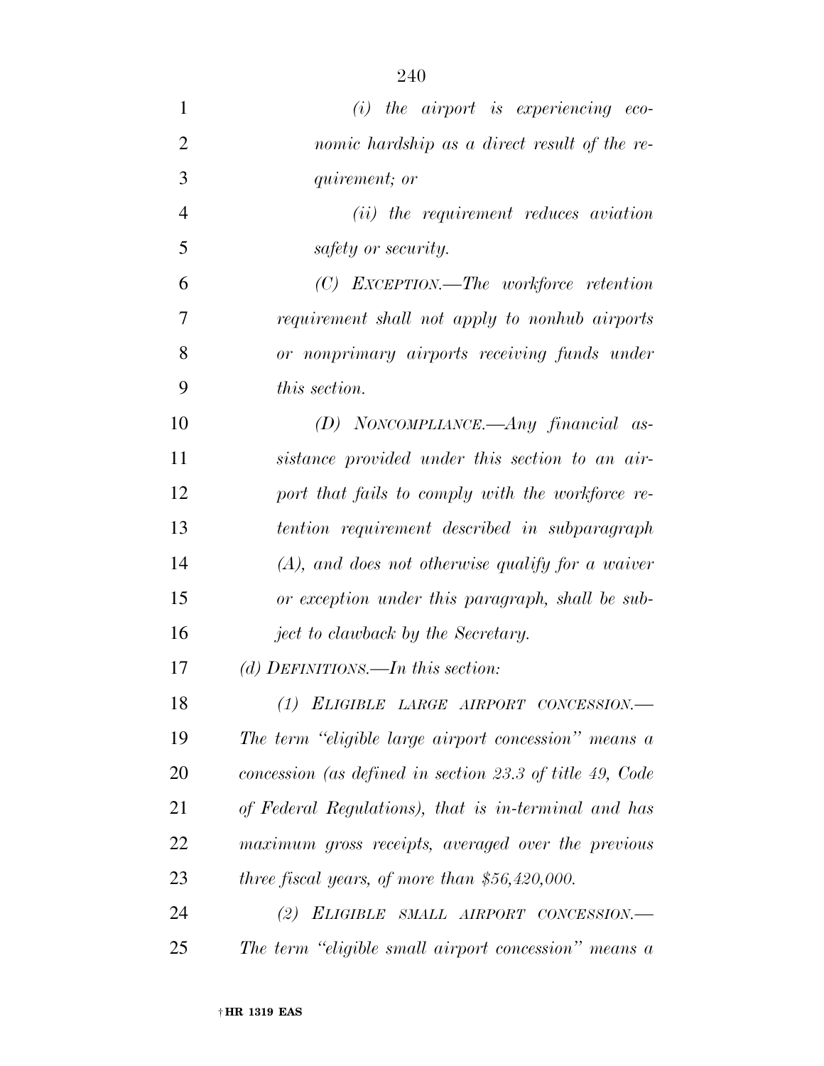*(i) the airport is experiencing economic hardship as a direct result of the requirement; or*

*(ii) the requirement reduces aviation safety or security.*

*(C) EXCEPTION.—The workforce retention requirement shall not apply to nonhub airports or nonprimary airports receiving funds under this section.*

*(D) NONCOMPLIANCE.—Any financial assistance provided under this section to an airport that fails to comply with the workforce retention requirement described in subparagraph (A), and does not otherwise qualify for a waiver or exception under this paragraph, shall be subject to clawback by the Secretary.*

*(d) DEFINITIONS.—In this section:*

*(1) ELIGIBLE LARGE AIRPORT CONCESSION.—The term "eligible large airport concession" means a concession (as defined in section 23.3 of title 49, Code of Federal Regulations), that is in-terminal and has maximum gross receipts, averaged over the previous three fiscal years, of more than $56,420,000.*

*(2) ELIGIBLE SMALL AIRPORT CONCESSION.—The term "eligible small airport concession" means a*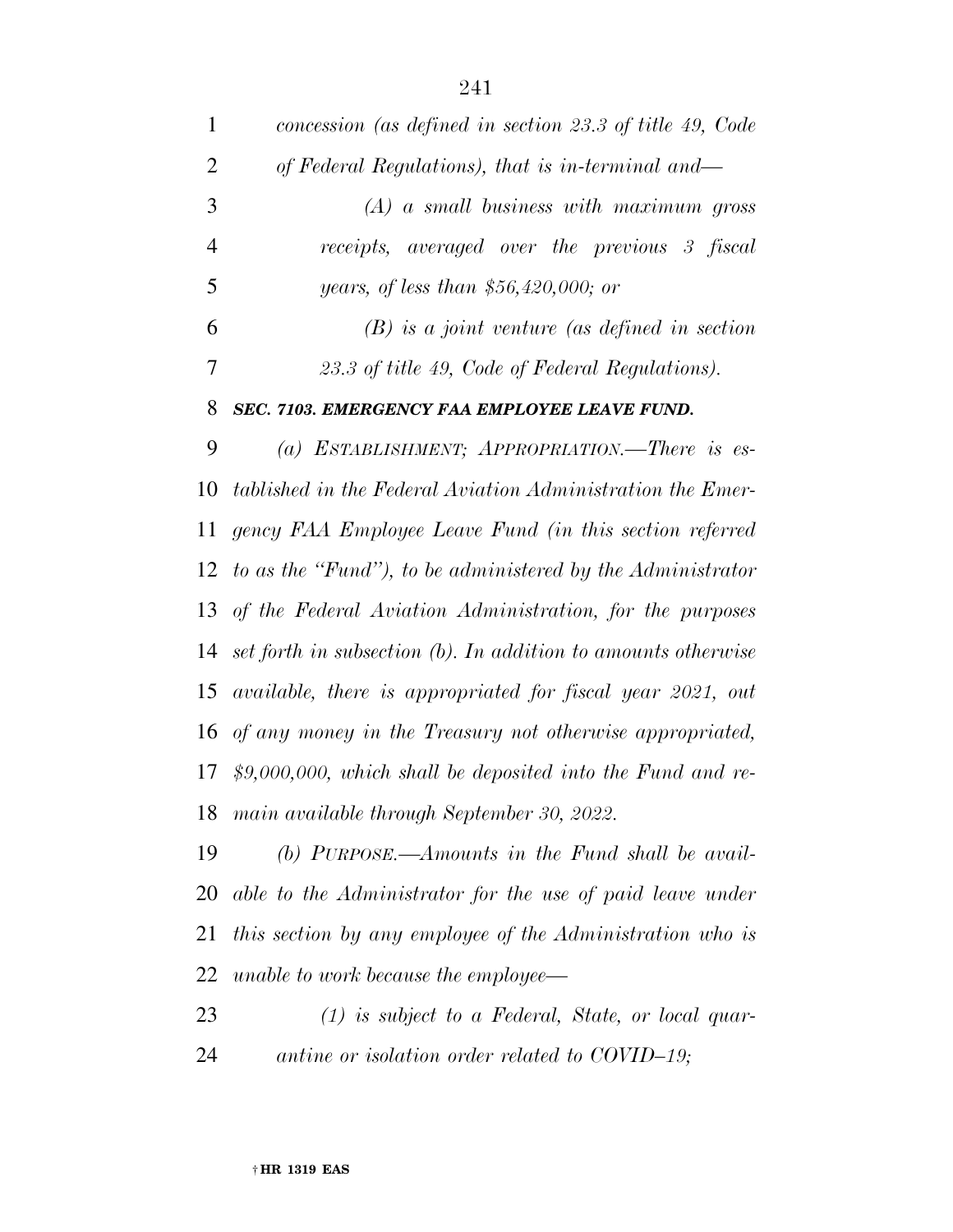*concession (as defined in section 23.3 of title 49, Code of Federal Regulations), that is in-terminal and—*

*(A) a small business with maximum gross receipts, averaged over the previous 3 fiscal years, of less than $56,420,000; or*

*(B) is a joint venture (as defined in section 23.3 of title 49, Code of Federal Regulations).*

***SEC. 7103. EMERGENCY FAA EMPLOYEE LEAVE FUND.***

*(a) ESTABLISHMENT; APPROPRIATION.—There is established in the Federal Aviation Administration the Emergency FAA Employee Leave Fund (in this section referred to as the "Fund"), to be administered by the Administrator of the Federal Aviation Administration, for the purposes set forth in subsection (b). In addition to amounts otherwise available, there is appropriated for fiscal year 2021, out of any money in the Treasury not otherwise appropriated, $9,000,000, which shall be deposited into the Fund and remain available through September 30, 2022.*

*(b) PURPOSE.—Amounts in the Fund shall be available to the Administrator for the use of paid leave under this section by any employee of the Administration who is unable to work because the employee—*

*(1) is subject to a Federal, State, or local quarantine or isolation order related to COVID–19;*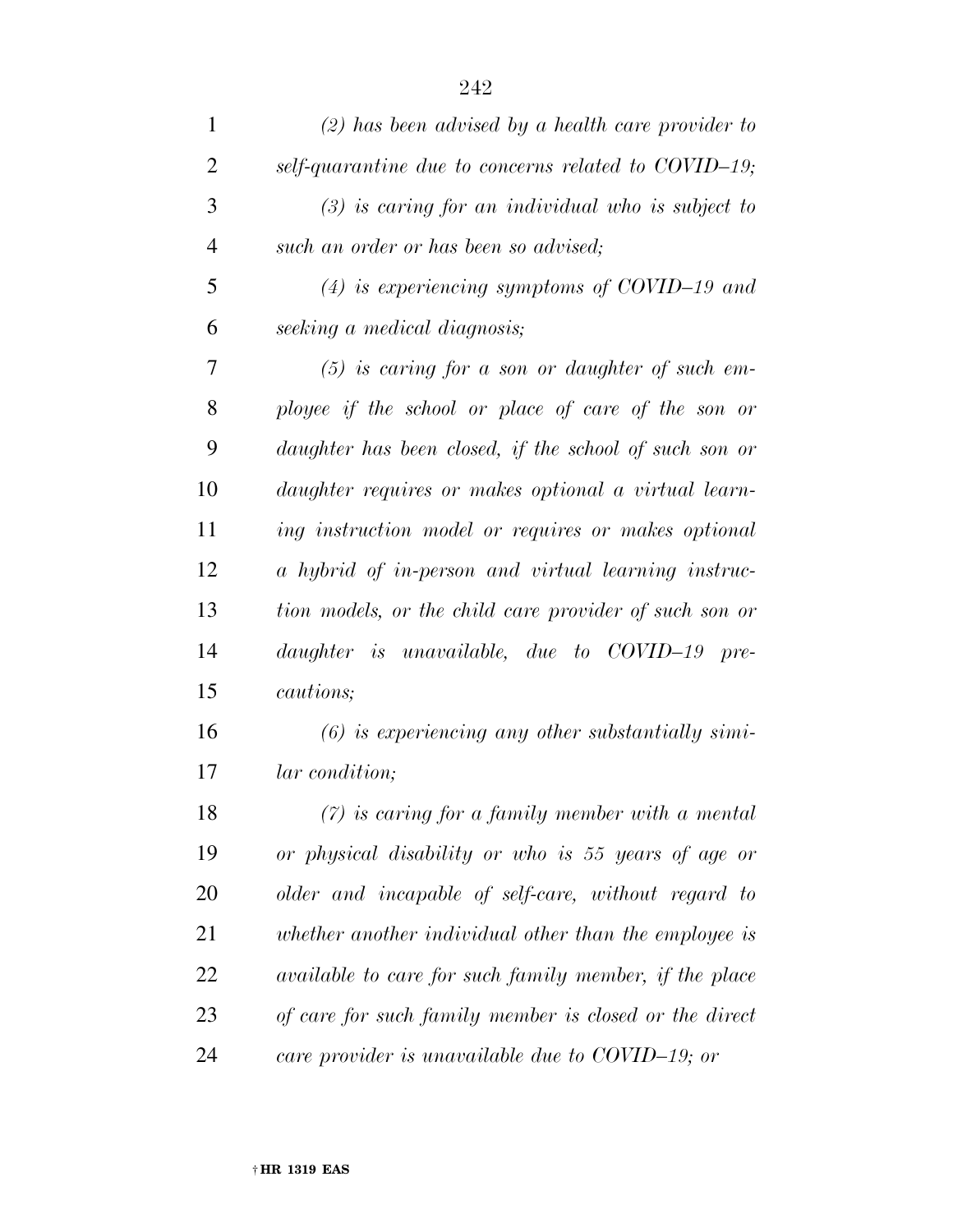*(2) has been advised by a health care provider to self-quarantine due to concerns related to COVID–19;*

*(3) is caring for an individual who is subject to such an order or has been so advised;*

*(4) is experiencing symptoms of COVID–19 and seeking a medical diagnosis;*

*(5) is caring for a son or daughter of such employee if the school or place of care of the son or daughter has been closed, if the school of such son or daughter requires or makes optional a virtual learning instruction model or requires or makes optional a hybrid of in-person and virtual learning instruction models, or the child care provider of such son or daughter is unavailable, due to COVID–19 precautions;*

*(6) is experiencing any other substantially similar condition;*

*(7) is caring for a family member with a mental or physical disability or who is 55 years of age or older and incapable of self-care, without regard to whether another individual other than the employee is available to care for such family member, if the place of care for such family member is closed or the direct care provider is unavailable due to COVID–19; or*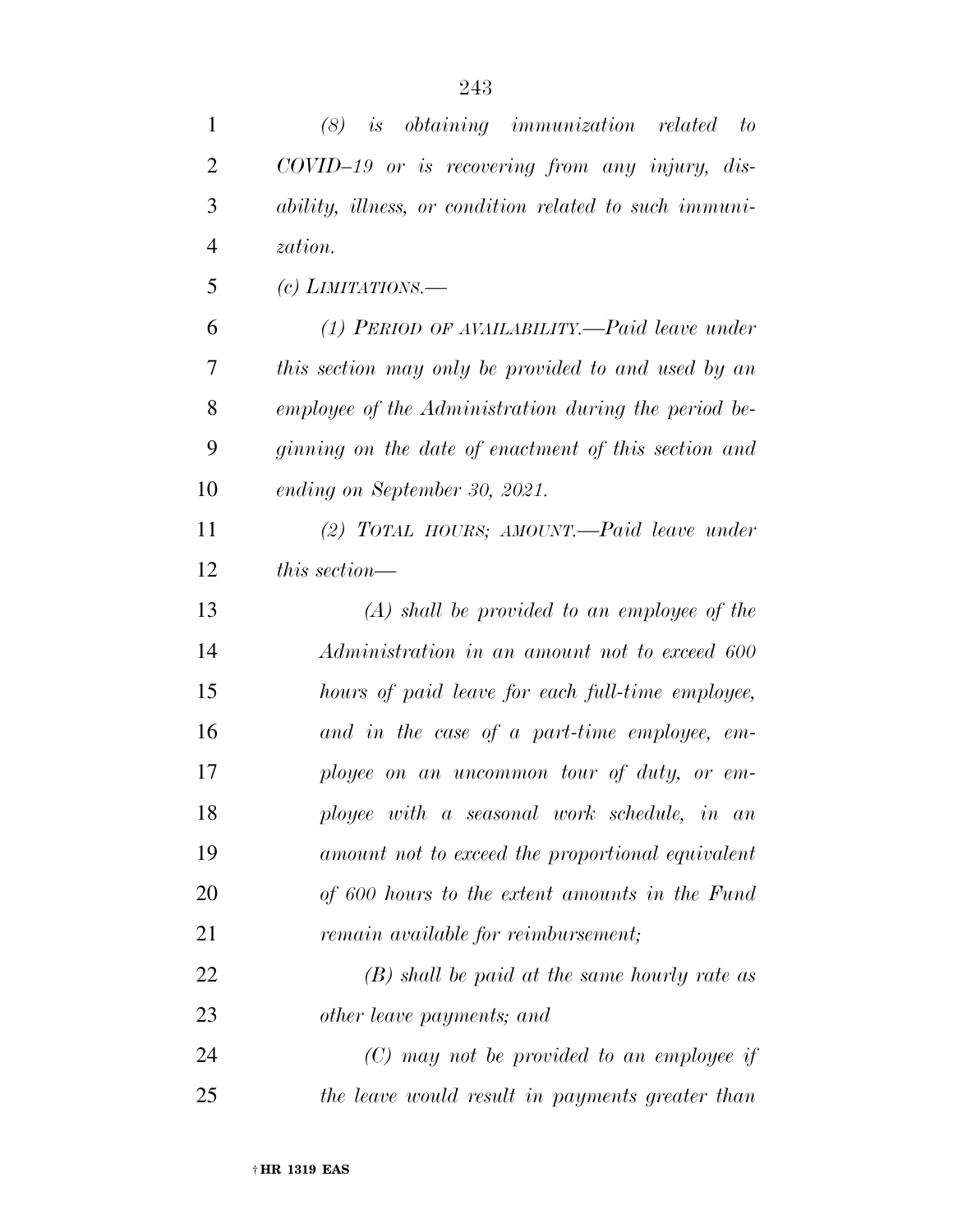*(8) is obtaining immunization related to COVID–19 or is recovering from any injury, disability, illness, or condition related to such immunization.*

*(c) LIMITATIONS.—*

*(1) PERIOD OF AVAILABILITY.—Paid leave under this section may only be provided to and used by an employee of the Administration during the period beginning on the date of enactment of this section and ending on September 30, 2021.*

*(2) TOTAL HOURS; AMOUNT.—Paid leave under this section—*

*(A) shall be provided to an employee of the Administration in an amount not to exceed 600 hours of paid leave for each full-time employee, and in the case of a part-time employee, employee on an uncommon tour of duty, or employee with a seasonal work schedule, in an amount not to exceed the proportional equivalent of 600 hours to the extent amounts in the Fund remain available for reimbursement;*

*(B) shall be paid at the same hourly rate as other leave payments; and*

*(C) may not be provided to an employee if the leave would result in payments greater than*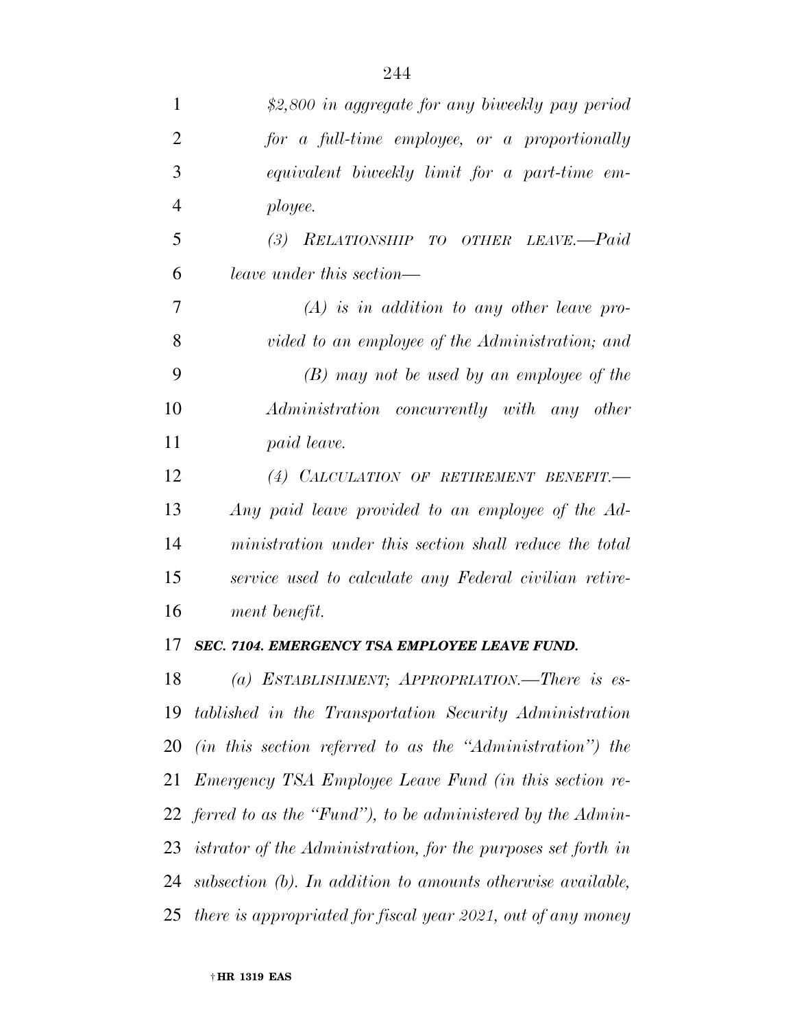*$2,800 in aggregate for any biweekly pay period for a full-time employee, or a proportionally equivalent biweekly limit for a part-time employee.*

*(3) RELATIONSHIP TO OTHER LEAVE.—Paid leave under this section—*

*(A) is in addition to any other leave provided to an employee of the Administration; and*

*(B) may not be used by an employee of the Administration concurrently with any other paid leave.*

*(4) CALCULATION OF RETIREMENT BENEFIT.—Any paid leave provided to an employee of the Administration under this section shall reduce the total service used to calculate any Federal civilian retirement benefit.*

***SEC. 7104. EMERGENCY TSA EMPLOYEE LEAVE FUND.***

*(a) ESTABLISHMENT; APPROPRIATION.—There is established in the Transportation Security Administration (in this section referred to as the "Administration") the Emergency TSA Employee Leave Fund (in this section referred to as the "Fund"), to be administered by the Administrator of the Administration, for the purposes set forth in subsection (b). In addition to amounts otherwise available, there is appropriated for fiscal year 2021, out of any money*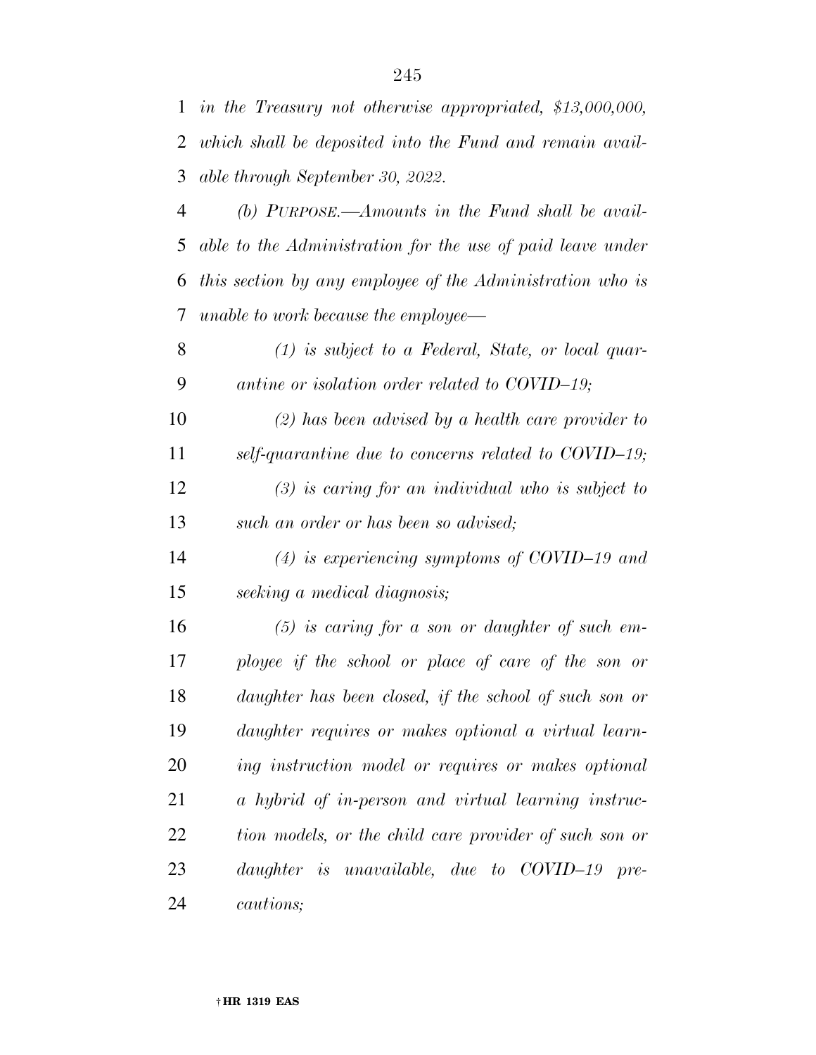*in the Treasury not otherwise appropriated, $13,000,000, which shall be deposited into the Fund and remain available through September 30, 2022.*

*(b) PURPOSE.—Amounts in the Fund shall be available to the Administration for the use of paid leave under this section by any employee of the Administration who is unable to work because the employee—*

*(1) is subject to a Federal, State, or local quarantine or isolation order related to COVID–19;*

*(2) has been advised by a health care provider to self-quarantine due to concerns related to COVID–19;*

*(3) is caring for an individual who is subject to such an order or has been so advised;*

*(4) is experiencing symptoms of COVID–19 and seeking a medical diagnosis;*

*(5) is caring for a son or daughter of such employee if the school or place of care of the son or daughter has been closed, if the school of such son or daughter requires or makes optional a virtual learning instruction model or requires or makes optional a hybrid of in-person and virtual learning instruction models, or the child care provider of such son or daughter is unavailable, due to COVID–19 precautions;*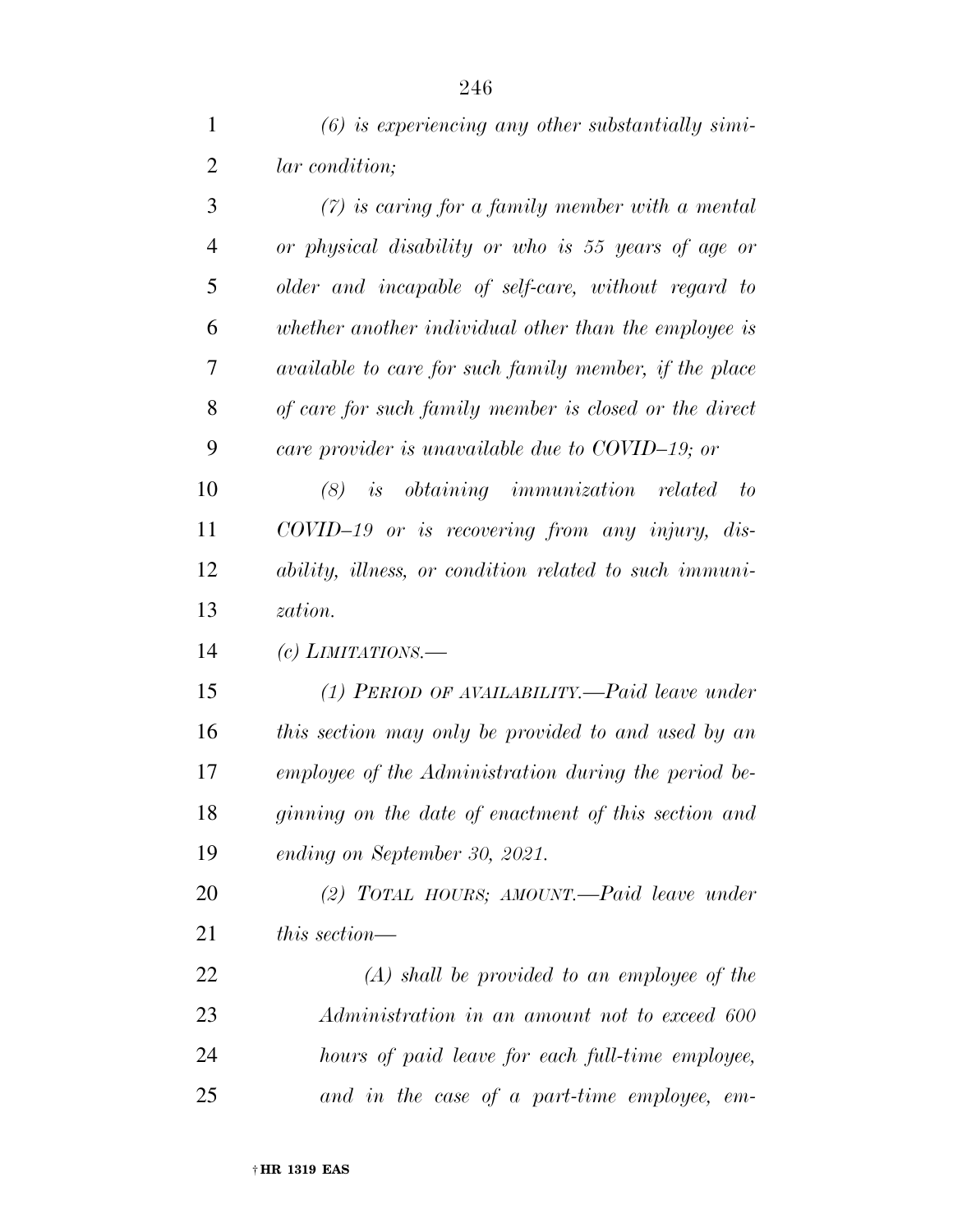*(6) is experiencing any other substantially similar condition;*

*(7) is caring for a family member with a mental or physical disability or who is 55 years of age or older and incapable of self-care, without regard to whether another individual other than the employee is available to care for such family member, if the place of care for such family member is closed or the direct care provider is unavailable due to COVID–19; or*

*(8) is obtaining immunization related to COVID–19 or is recovering from any injury, disability, illness, or condition related to such immunization.*

*(c) LIMITATIONS.—*

*(1) PERIOD OF AVAILABILITY.—Paid leave under this section may only be provided to and used by an employee of the Administration during the period beginning on the date of enactment of this section and ending on September 30, 2021.*

*(2) TOTAL HOURS; AMOUNT.—Paid leave under this section—*

*(A) shall be provided to an employee of the Administration in an amount not to exceed 600 hours of paid leave for each full-time employee, and in the case of a part-time employee, em-*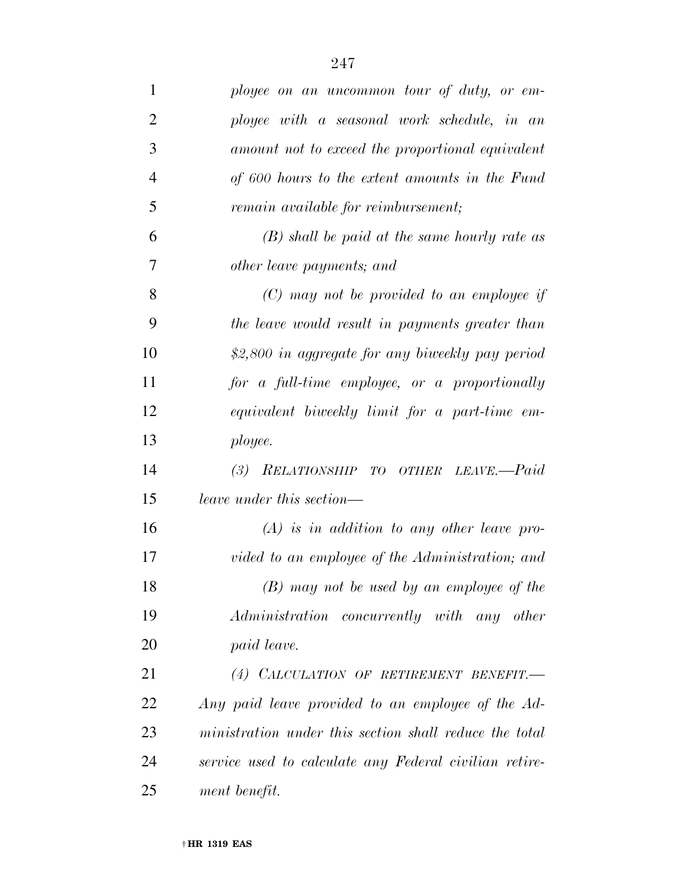*ployee on an uncommon tour of duty, or employee with a seasonal work schedule, in an amount not to exceed the proportional equivalent of 600 hours to the extent amounts in the Fund remain available for reimbursement;*

*(B) shall be paid at the same hourly rate as other leave payments; and*

*(C) may not be provided to an employee if the leave would result in payments greater than $2,800 in aggregate for any biweekly pay period for a full-time employee, or a proportionally equivalent biweekly limit for a part-time employee.*

*(3) RELATIONSHIP TO OTHER LEAVE.—Paid leave under this section—*

*(A) is in addition to any other leave provided to an employee of the Administration; and*

*(B) may not be used by an employee of the Administration concurrently with any other paid leave.*

*(4) CALCULATION OF RETIREMENT BENEFIT.—Any paid leave provided to an employee of the Administration under this section shall reduce the total service used to calculate any Federal civilian retirement benefit.*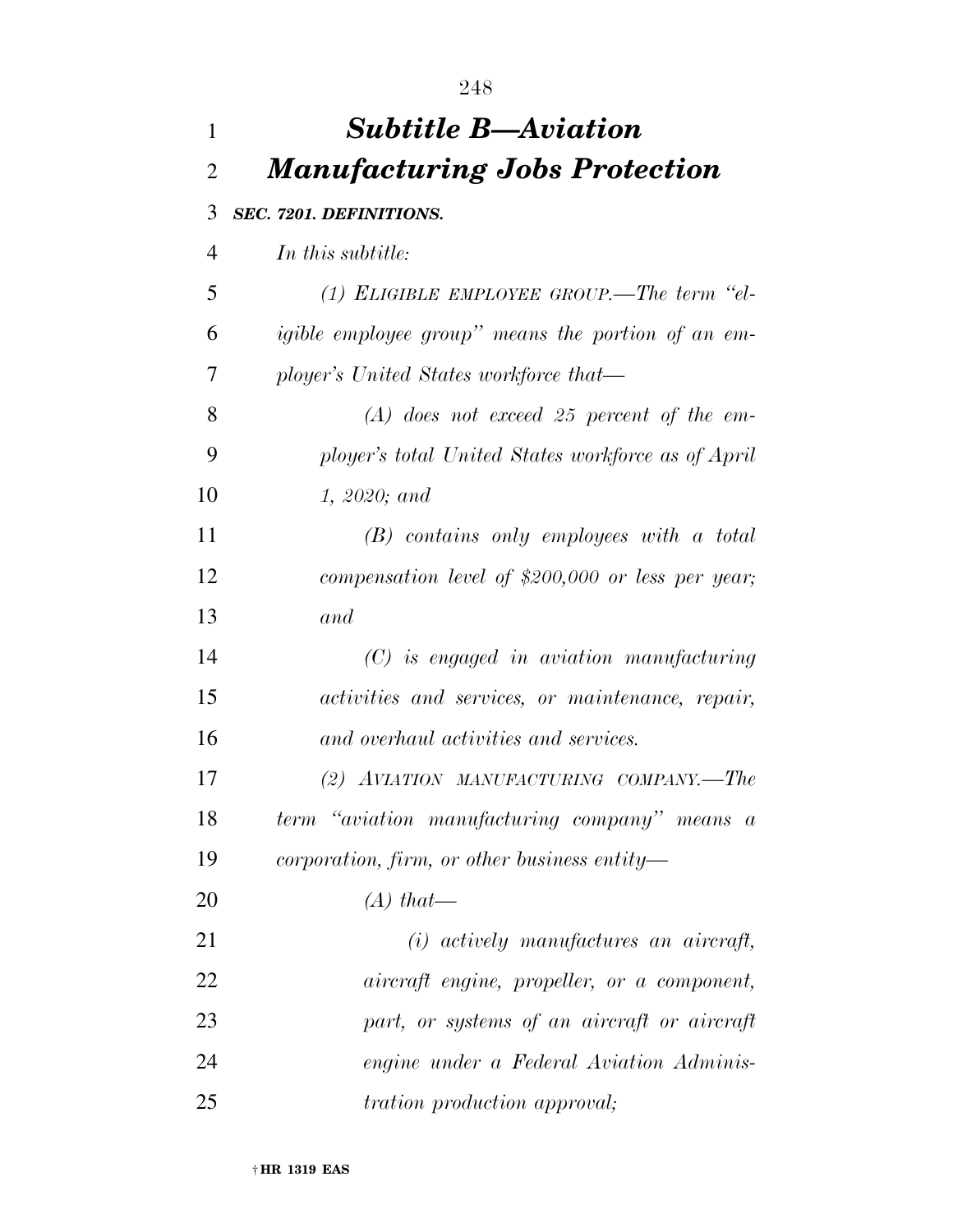# *Subtitle B—Aviation Manufacturing Jobs Protection*

***SEC. 7201. DEFINITIONS.***

*In this subtitle:*

*(1) ELIGIBLE EMPLOYEE GROUP.—The term "eligible employee group" means the portion of an employer's United States workforce that—*

*(A) does not exceed 25 percent of the employer's total United States workforce as of April 1, 2020; and*

*(B) contains only employees with a total compensation level of $200,000 or less per year; and*

*(C) is engaged in aviation manufacturing activities and services, or maintenance, repair, and overhaul activities and services.*

*(2) AVIATION MANUFACTURING COMPANY.—The term "aviation manufacturing company" means a corporation, firm, or other business entity—*

*(A) that—*

*(i) actively manufactures an aircraft, aircraft engine, propeller, or a component, part, or systems of an aircraft or aircraft engine under a Federal Aviation Administration production approval;*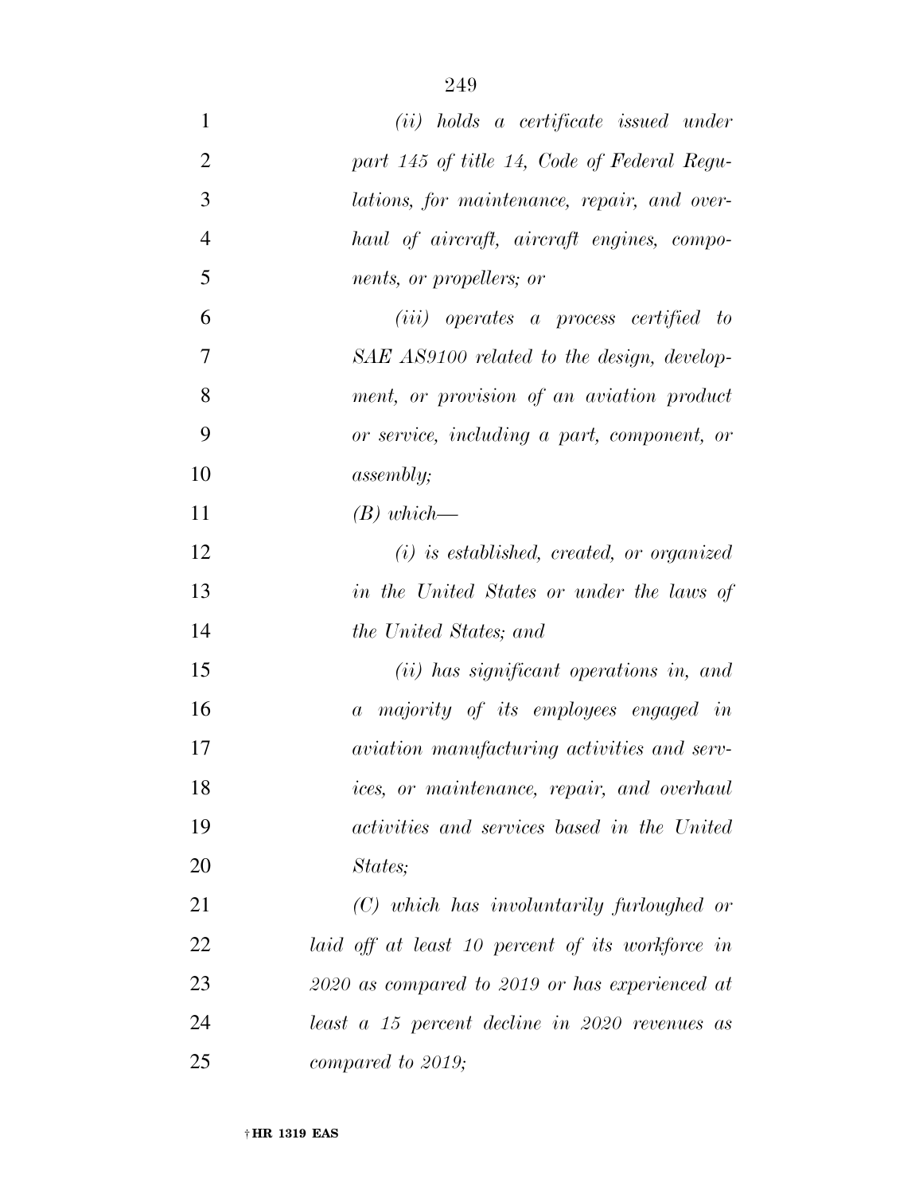*(ii) holds a certificate issued under part 145 of title 14, Code of Federal Regulations, for maintenance, repair, and overhaul of aircraft, aircraft engines, components, or propellers; or*

*(iii) operates a process certified to SAE AS9100 related to the design, development, or provision of an aviation product or service, including a part, component, or assembly;*

*(B) which—*

*(i) is established, created, or organized in the United States or under the laws of the United States; and*

*(ii) has significant operations in, and a majority of its employees engaged in aviation manufacturing activities and services, or maintenance, repair, and overhaul activities and services based in the United States;*

*(C) which has involuntarily furloughed or laid off at least 10 percent of its workforce in 2020 as compared to 2019 or has experienced at least a 15 percent decline in 2020 revenues as compared to 2019;*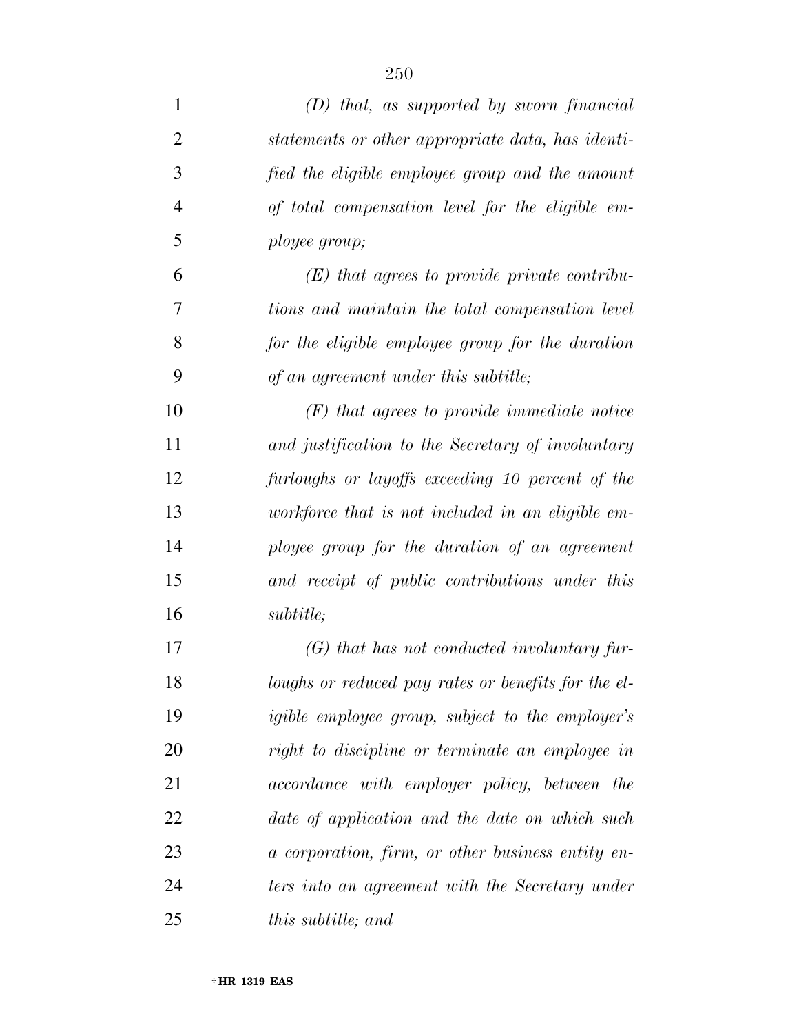*(D) that, as supported by sworn financial statements or other appropriate data, has identified the eligible employee group and the amount of total compensation level for the eligible employee group;*

*(E) that agrees to provide private contributions and maintain the total compensation level for the eligible employee group for the duration of an agreement under this subtitle;*

*(F) that agrees to provide immediate notice and justification to the Secretary of involuntary furloughs or layoffs exceeding 10 percent of the workforce that is not included in an eligible employee group for the duration of an agreement and receipt of public contributions under this subtitle;*

*(G) that has not conducted involuntary furloughs or reduced pay rates or benefits for the eligible employee group, subject to the employer's right to discipline or terminate an employee in accordance with employer policy, between the date of application and the date on which such a corporation, firm, or other business entity enters into an agreement with the Secretary under this subtitle; and*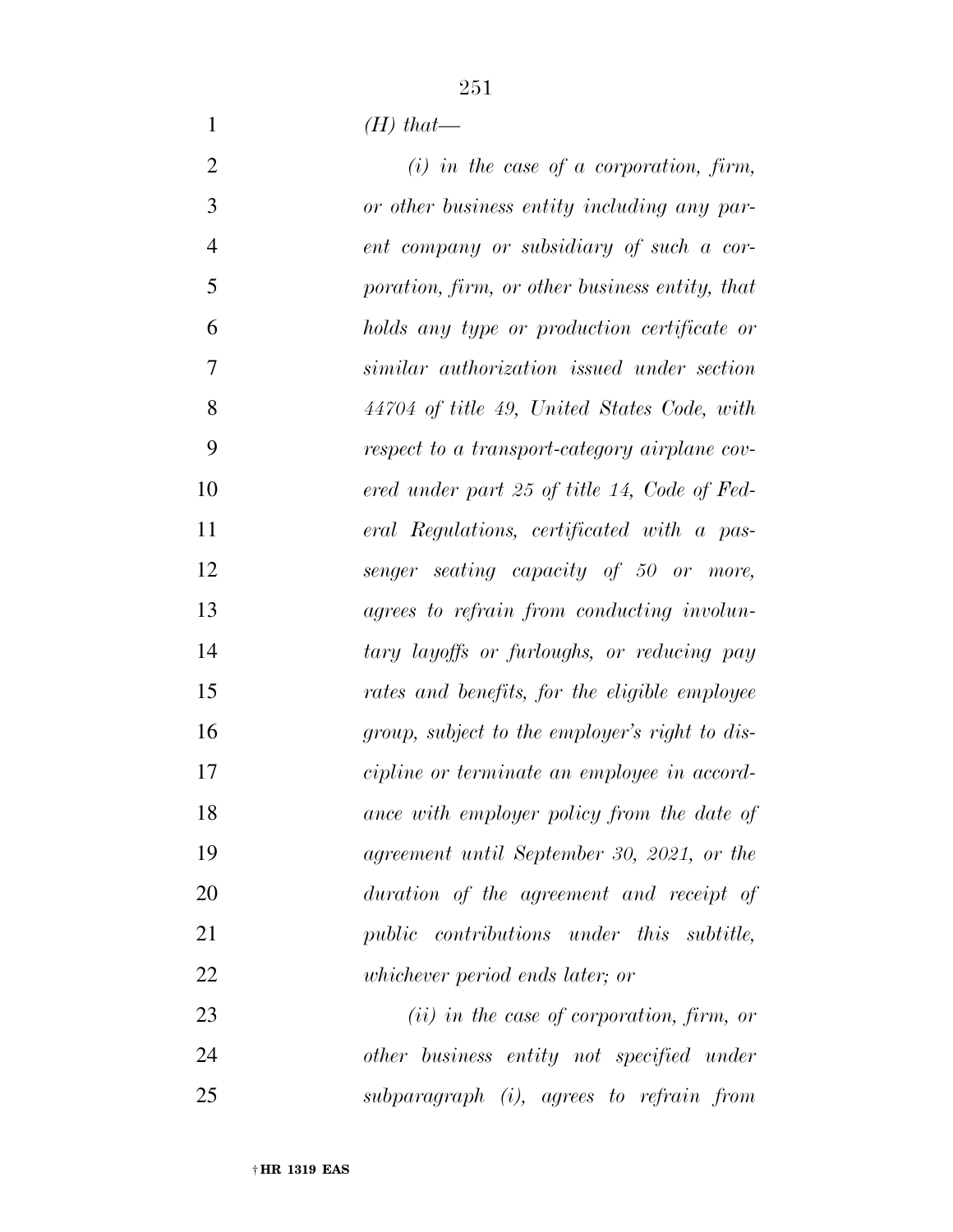*(H) that—*

*(i) in the case of a corporation, firm, or other business entity including any parent company or subsidiary of such a corporation, firm, or other business entity, that holds any type or production certificate or similar authorization issued under section 44704 of title 49, United States Code, with respect to a transport-category airplane covered under part 25 of title 14, Code of Federal Regulations, certificated with a passenger seating capacity of 50 or more, agrees to refrain from conducting involuntary layoffs or furloughs, or reducing pay rates and benefits, for the eligible employee group, subject to the employer's right to discipline or terminate an employee in accordance with employer policy from the date of agreement until September 30, 2021, or the duration of the agreement and receipt of public contributions under this subtitle, whichever period ends later; or*

*(ii) in the case of corporation, firm, or other business entity not specified under subparagraph (i), agrees to refrain from*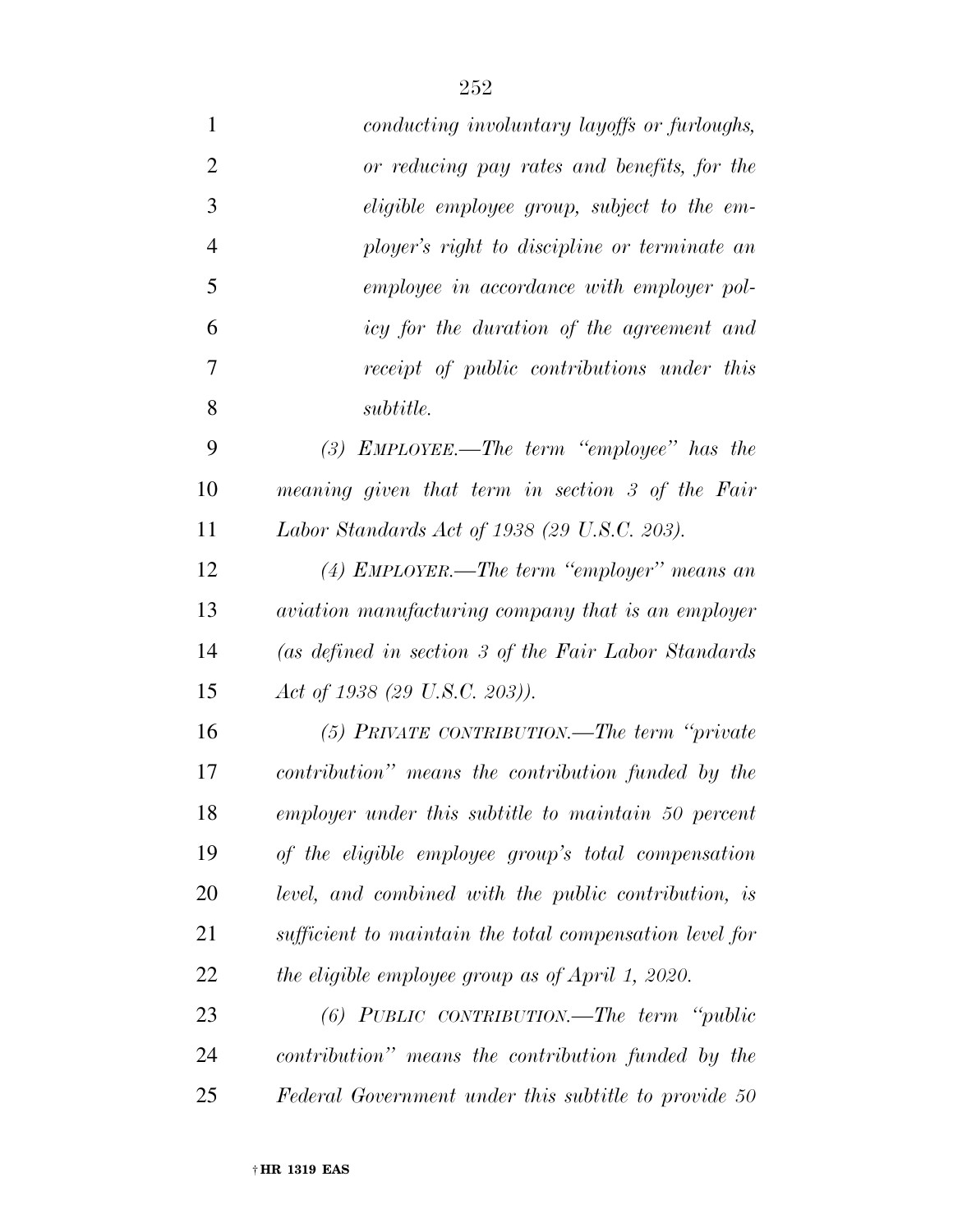*conducting involuntary layoffs or furloughs, or reducing pay rates and benefits, for the eligible employee group, subject to the employer's right to discipline or terminate an employee in accordance with employer policy for the duration of the agreement and receipt of public contributions under this subtitle.*

*(3) EMPLOYEE.—The term "employee" has the meaning given that term in section 3 of the Fair Labor Standards Act of 1938 (29 U.S.C. 203).*

*(4) EMPLOYER.—The term "employer" means an aviation manufacturing company that is an employer (as defined in section 3 of the Fair Labor Standards Act of 1938 (29 U.S.C. 203)).*

*(5) PRIVATE CONTRIBUTION.—The term "private contribution" means the contribution funded by the employer under this subtitle to maintain 50 percent of the eligible employee group's total compensation level, and combined with the public contribution, is sufficient to maintain the total compensation level for the eligible employee group as of April 1, 2020.*

*(6) PUBLIC CONTRIBUTION.—The term "public contribution" means the contribution funded by the Federal Government under this subtitle to provide 50*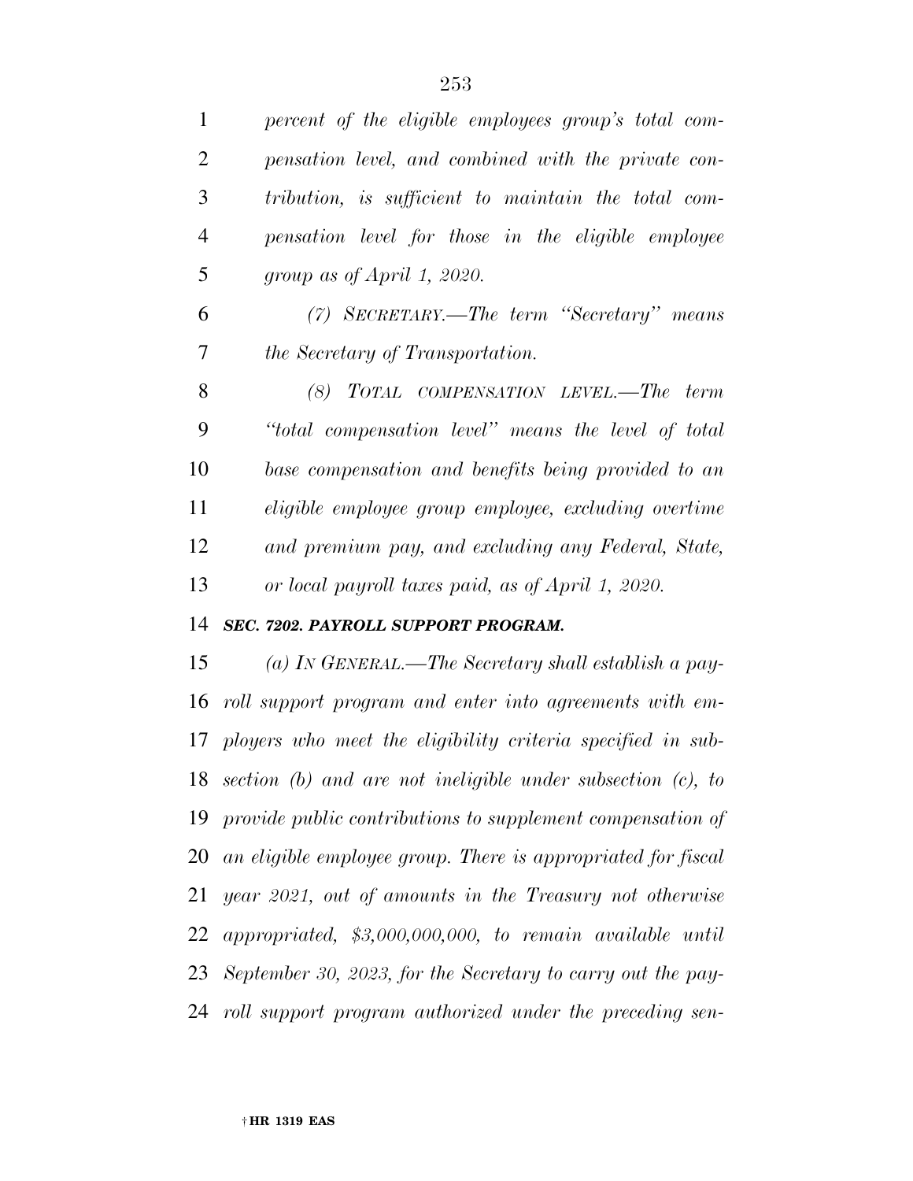*percent of the eligible employees group's total compensation level, and combined with the private contribution, is sufficient to maintain the total compensation level for those in the eligible employee group as of April 1, 2020.*

*(7) SECRETARY.—The term "Secretary" means the Secretary of Transportation.*

*(8) TOTAL COMPENSATION LEVEL.—The term "total compensation level" means the level of total base compensation and benefits being provided to an eligible employee group employee, excluding overtime and premium pay, and excluding any Federal, State, or local payroll taxes paid, as of April 1, 2020.*

***SEC. 7202. PAYROLL SUPPORT PROGRAM.***

*(a) IN GENERAL.—The Secretary shall establish a payroll support program and enter into agreements with employers who meet the eligibility criteria specified in subsection (b) and are not ineligible under subsection (c), to provide public contributions to supplement compensation of an eligible employee group. There is appropriated for fiscal year 2021, out of amounts in the Treasury not otherwise appropriated, $3,000,000,000, to remain available until September 30, 2023, for the Secretary to carry out the payroll support program authorized under the preceding sen-*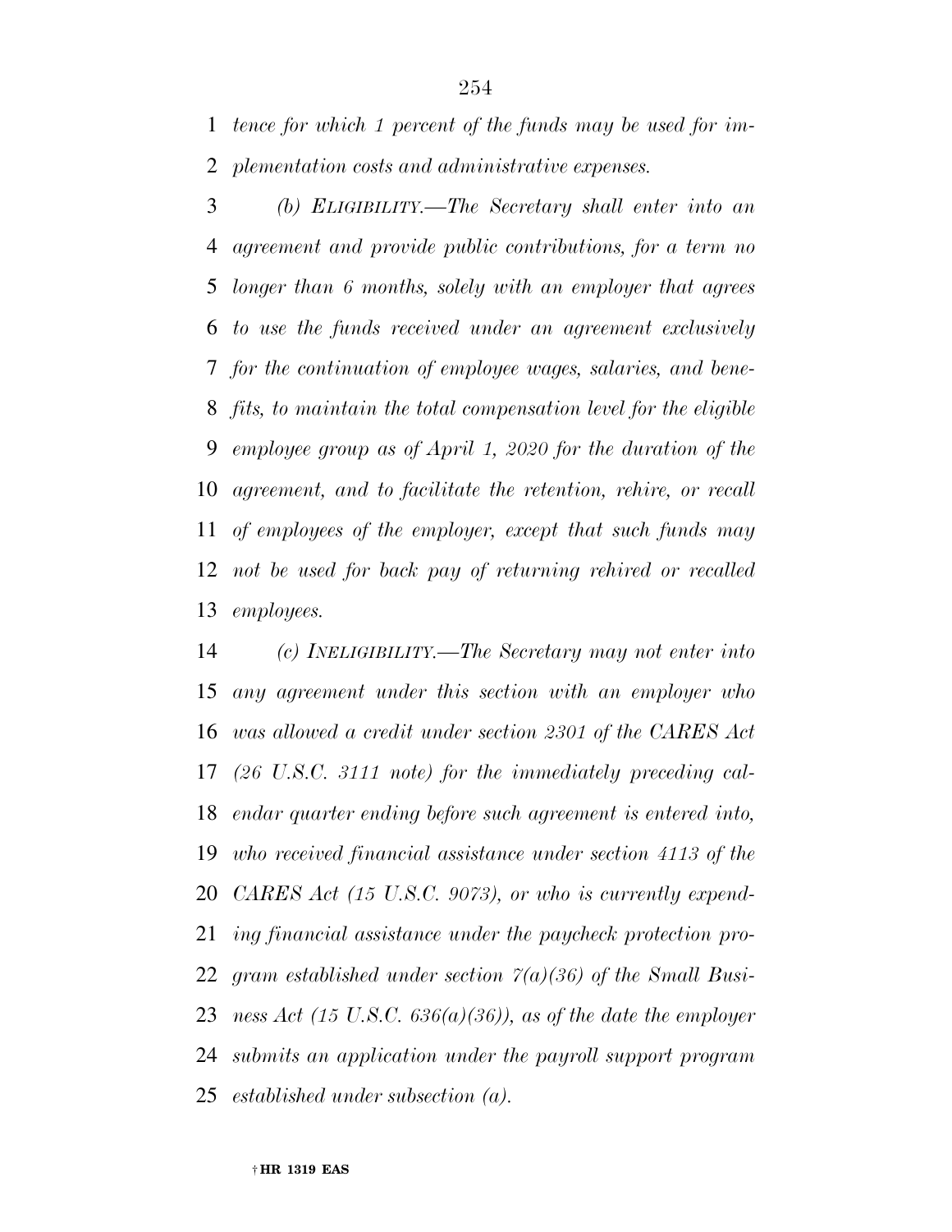*tence for which 1 percent of the funds may be used for implementation costs and administrative expenses.*

*(b) ELIGIBILITY.—The Secretary shall enter into an agreement and provide public contributions, for a term no longer than 6 months, solely with an employer that agrees to use the funds received under an agreement exclusively for the continuation of employee wages, salaries, and benefits, to maintain the total compensation level for the eligible employee group as of April 1, 2020 for the duration of the agreement, and to facilitate the retention, rehire, or recall of employees of the employer, except that such funds may not be used for back pay of returning rehired or recalled employees.*

*(c) INELIGIBILITY.—The Secretary may not enter into any agreement under this section with an employer who was allowed a credit under section 2301 of the CARES Act (26 U.S.C. 3111 note) for the immediately preceding calendar quarter ending before such agreement is entered into, who received financial assistance under section 4113 of the CARES Act (15 U.S.C. 9073), or who is currently expending financial assistance under the paycheck protection program established under section 7(a)(36) of the Small Business Act (15 U.S.C. 636(a)(36)), as of the date the employer submits an application under the payroll support program established under subsection (a).*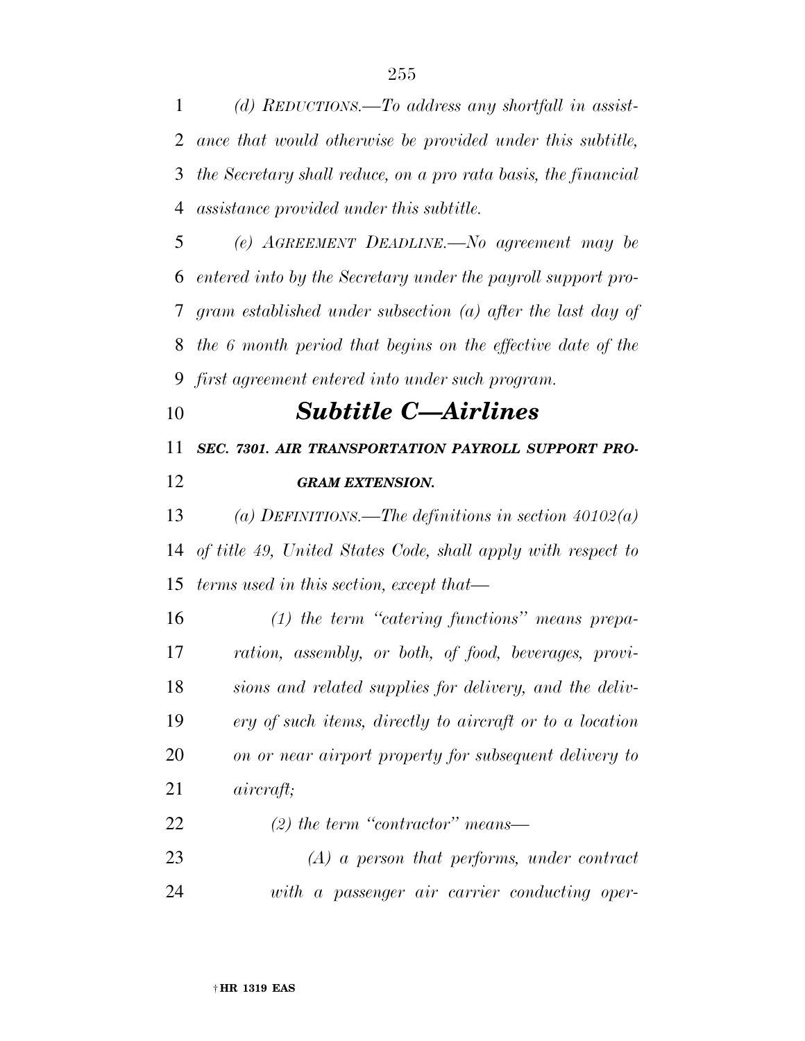*(d) REDUCTIONS.—To address any shortfall in assistance that would otherwise be provided under this subtitle, the Secretary shall reduce, on a pro rata basis, the financial assistance provided under this subtitle.*

*(e) AGREEMENT DEADLINE.—No agreement may be entered into by the Secretary under the payroll support program established under subsection (a) after the last day of the 6 month period that begins on the effective date of the first agreement entered into under such program.*

## *Subtitle C—Airlines*

***SEC. 7301. AIR TRANSPORTATION PAYROLL SUPPORT PROGRAM EXTENSION.***

*(a) DEFINITIONS.—The definitions in section 40102(a) of title 49, United States Code, shall apply with respect to terms used in this section, except that—*

*(1) the term "catering functions" means preparation, assembly, or both, of food, beverages, provisions and related supplies for delivery, and the delivery of such items, directly to aircraft or to a location on or near airport property for subsequent delivery to aircraft;*

*(2) the term "contractor" means—*

*(A) a person that performs, under contract with a passenger air carrier conducting oper-*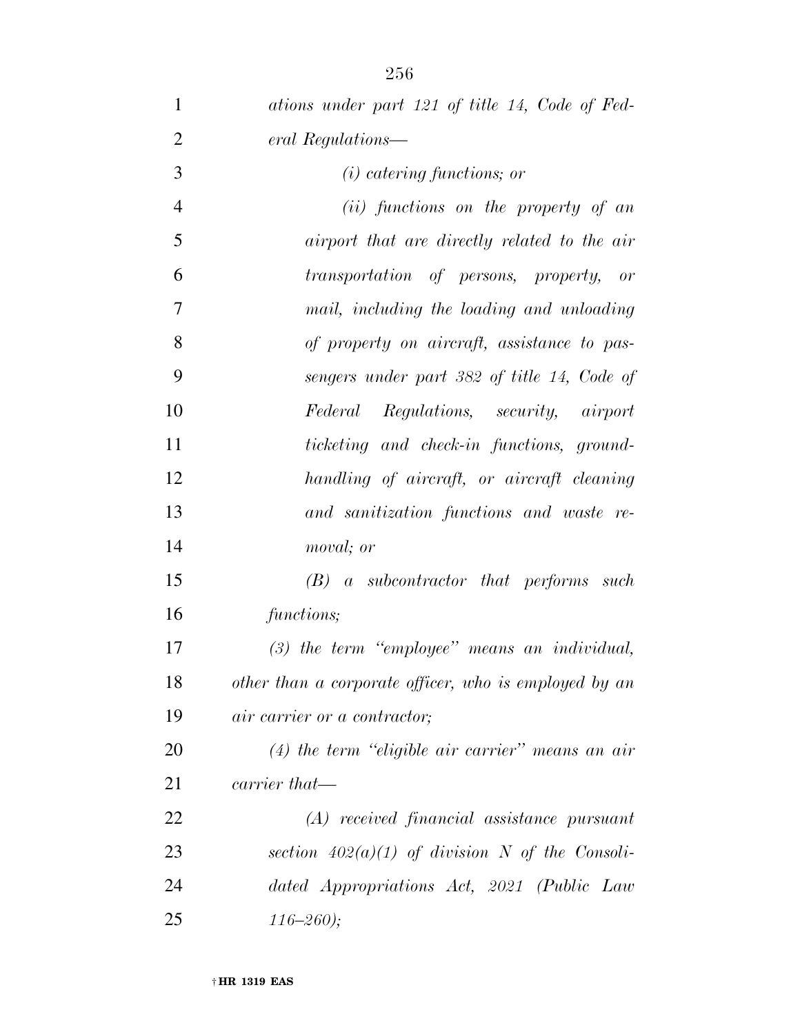*ations under part 121 of title 14, Code of Federal Regulations—*

*(i) catering functions; or*

*(ii) functions on the property of an airport that are directly related to the air transportation of persons, property, or mail, including the loading and unloading of property on aircraft, assistance to passengers under part 382 of title 14, Code of Federal Regulations, security, airport ticketing and check-in functions, ground-handling of aircraft, or aircraft cleaning and sanitization functions and waste removal; or*

*(B) a subcontractor that performs such functions;*

*(3) the term "employee" means an individual, other than a corporate officer, who is employed by an air carrier or a contractor;*

*(4) the term "eligible air carrier" means an air carrier that—*

*(A) received financial assistance pursuant section 402(a)(1) of division N of the Consolidated Appropriations Act, 2021 (Public Law 116–260);*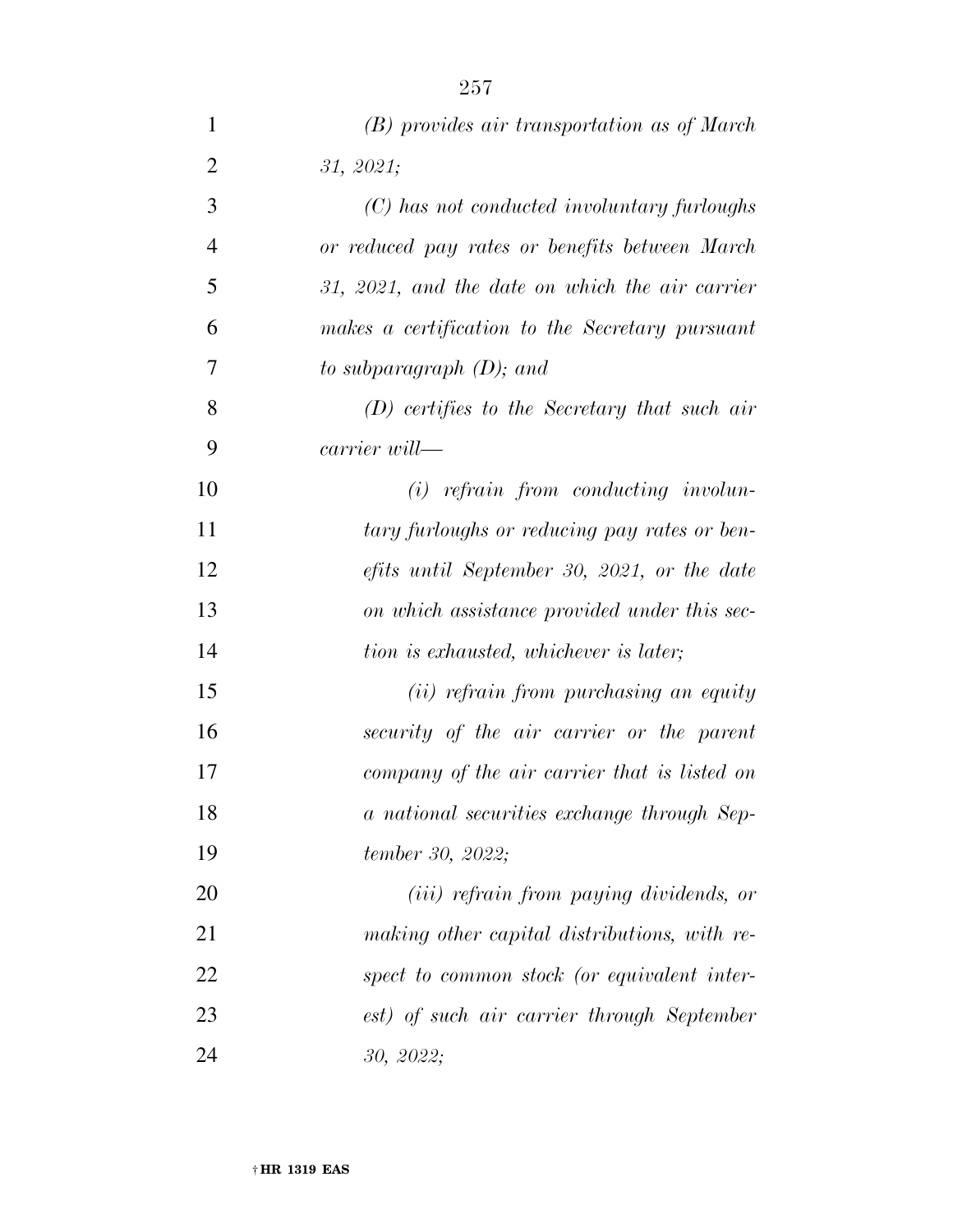*(B) provides air transportation as of March 31, 2021;*

*(C) has not conducted involuntary furloughs or reduced pay rates or benefits between March 31, 2021, and the date on which the air carrier makes a certification to the Secretary pursuant to subparagraph (D); and*

*(D) certifies to the Secretary that such air carrier will—*

*(i) refrain from conducting involuntary furloughs or reducing pay rates or benefits until September 30, 2021, or the date on which assistance provided under this section is exhausted, whichever is later;*

*(ii) refrain from purchasing an equity security of the air carrier or the parent company of the air carrier that is listed on a national securities exchange through September 30, 2022;*

*(iii) refrain from paying dividends, or making other capital distributions, with respect to common stock (or equivalent interest) of such air carrier through September 30, 2022;*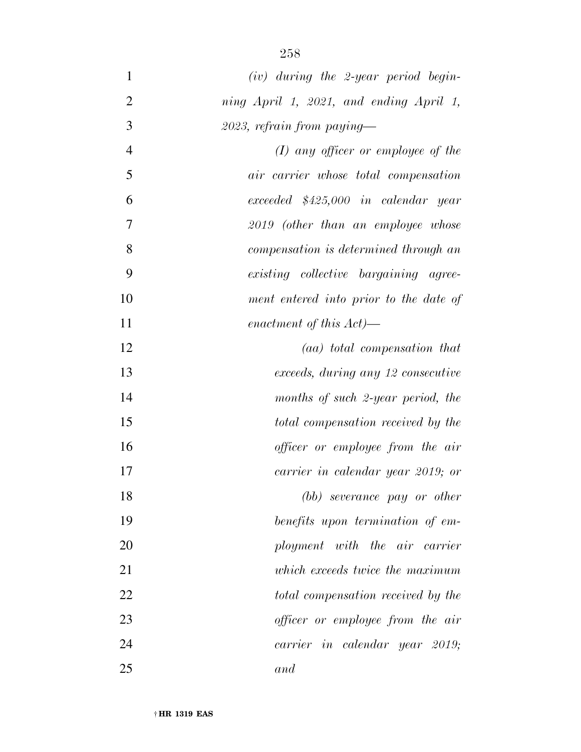*(iv) during the 2-year period beginning April 1, 2021, and ending April 1, 2023, refrain from paying—*

*(I) any officer or employee of the air carrier whose total compensation exceeded $425,000 in calendar year 2019 (other than an employee whose compensation is determined through an existing collective bargaining agreement entered into prior to the date of enactment of this Act)—*

*(aa) total compensation that exceeds, during any 12 consecutive months of such 2-year period, the total compensation received by the officer or employee from the air carrier in calendar year 2019; or*

*(bb) severance pay or other benefits upon termination of employment with the air carrier which exceeds twice the maximum total compensation received by the officer or employee from the air carrier in calendar year 2019; and*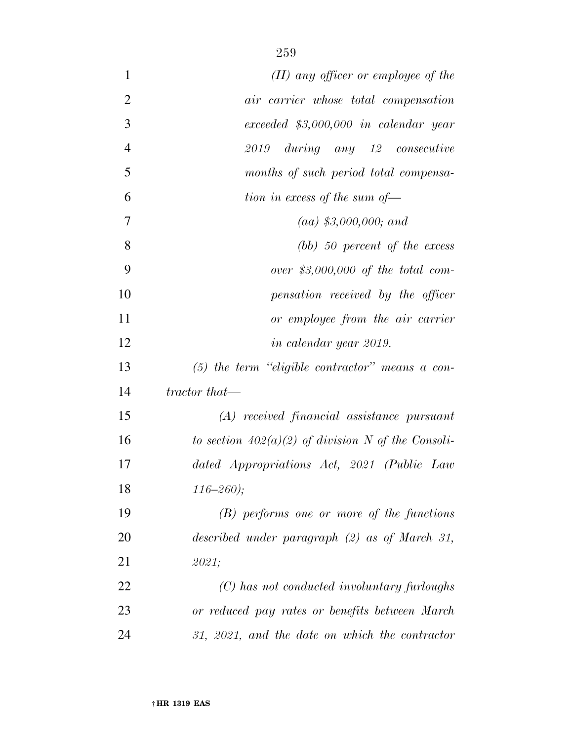*(II) any officer or employee of the air carrier whose total compensation exceeded $3,000,000 in calendar year 2019 during any 12 consecutive months of such period total compensation in excess of the sum of—*

*(aa) $3,000,000; and*

*(bb) 50 percent of the excess over $3,000,000 of the total compensation received by the officer or employee from the air carrier in calendar year 2019.*

*(5) the term "eligible contractor" means a contractor that—*

*(A) received financial assistance pursuant to section 402(a)(2) of division N of the Consolidated Appropriations Act, 2021 (Public Law 116–260);*

*(B) performs one or more of the functions described under paragraph (2) as of March 31, 2021;*

*(C) has not conducted involuntary furloughs or reduced pay rates or benefits between March 31, 2021, and the date on which the contractor*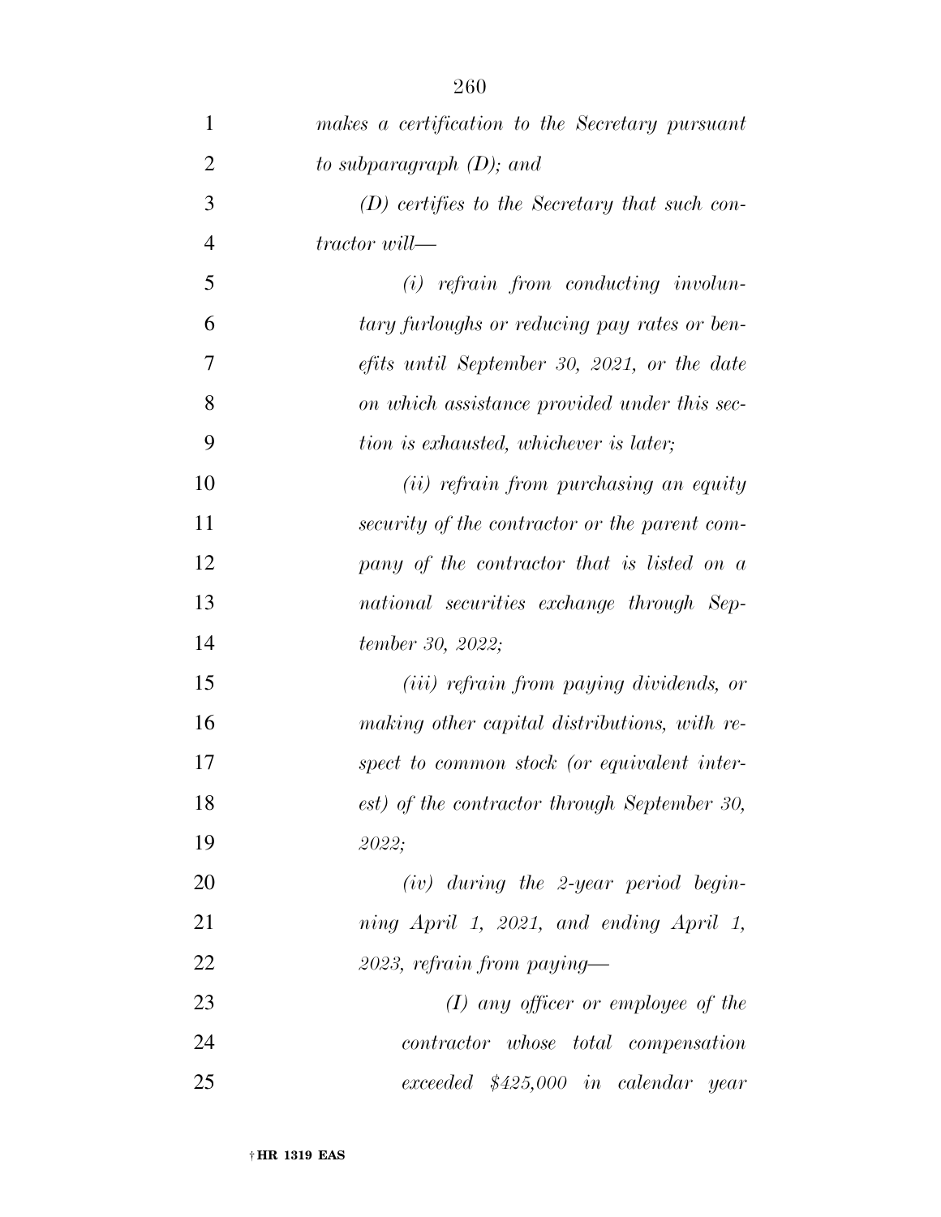*makes a certification to the Secretary pursuant to subparagraph (D); and*

*(D) certifies to the Secretary that such contractor will—*

*(i) refrain from conducting involuntary furloughs or reducing pay rates or benefits until September 30, 2021, or the date on which assistance provided under this section is exhausted, whichever is later;*

*(ii) refrain from purchasing an equity security of the contractor or the parent company of the contractor that is listed on a national securities exchange through September 30, 2022;*

*(iii) refrain from paying dividends, or making other capital distributions, with respect to common stock (or equivalent interest) of the contractor through September 30, 2022;*

*(iv) during the 2-year period beginning April 1, 2021, and ending April 1, 2023, refrain from paying—*

*(I) any officer or employee of the contractor whose total compensation exceeded $425,000 in calendar year*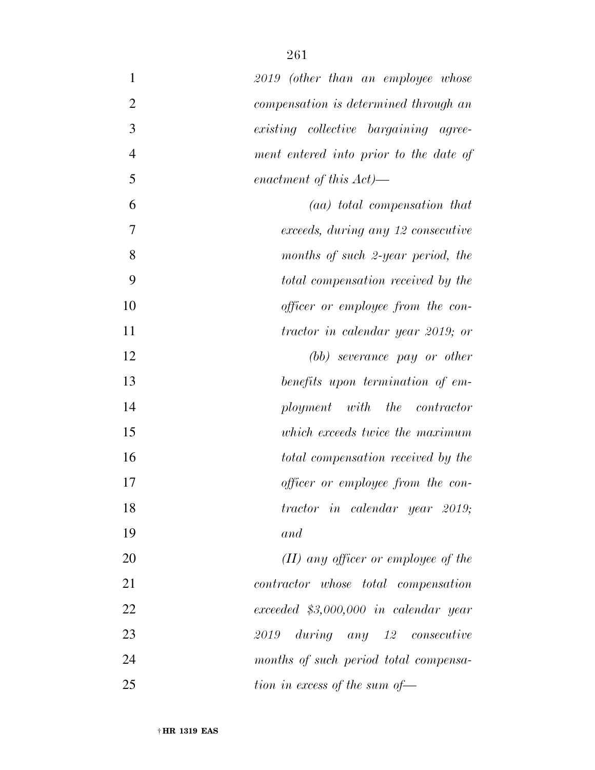*2019 (other than an employee whose compensation is determined through an existing collective bargaining agreement entered into prior to the date of enactment of this Act)—*

*(aa) total compensation that exceeds, during any 12 consecutive months of such 2-year period, the total compensation received by the officer or employee from the contractor in calendar year 2019; or*

*(bb) severance pay or other benefits upon termination of employment with the contractor which exceeds twice the maximum total compensation received by the officer or employee from the contractor in calendar year 2019; and*

*(II) any officer or employee of the contractor whose total compensation exceeded $3,000,000 in calendar year 2019 during any 12 consecutive months of such period total compensation in excess of the sum of—*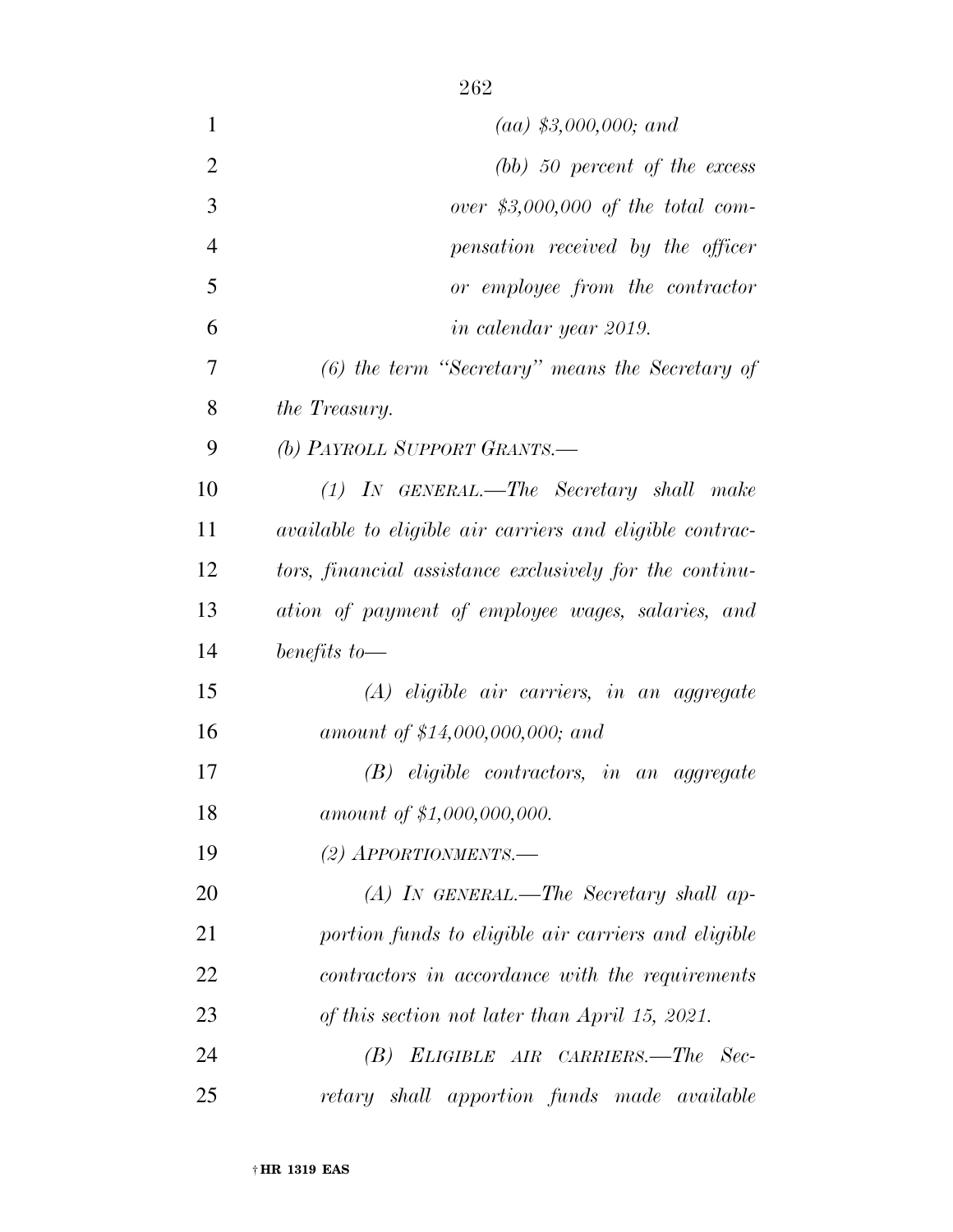*(aa) $3,000,000; and*

*(bb) 50 percent of the excess over $3,000,000 of the total compensation received by the officer or employee from the contractor in calendar year 2019.*

*(6) the term "Secretary" means the Secretary of the Treasury.*

*(b) PAYROLL SUPPORT GRANTS.—*

*(1) IN GENERAL.—The Secretary shall make available to eligible air carriers and eligible contractors, financial assistance exclusively for the continuation of payment of employee wages, salaries, and benefits to—*

*(A) eligible air carriers, in an aggregate amount of $14,000,000,000; and*

*(B) eligible contractors, in an aggregate amount of $1,000,000,000.*

*(2) APPORTIONMENTS.—*

*(A) IN GENERAL.—The Secretary shall apportion funds to eligible air carriers and eligible contractors in accordance with the requirements of this section not later than April 15, 2021.*

*(B) ELIGIBLE AIR CARRIERS.—The Secretary shall apportion funds made available*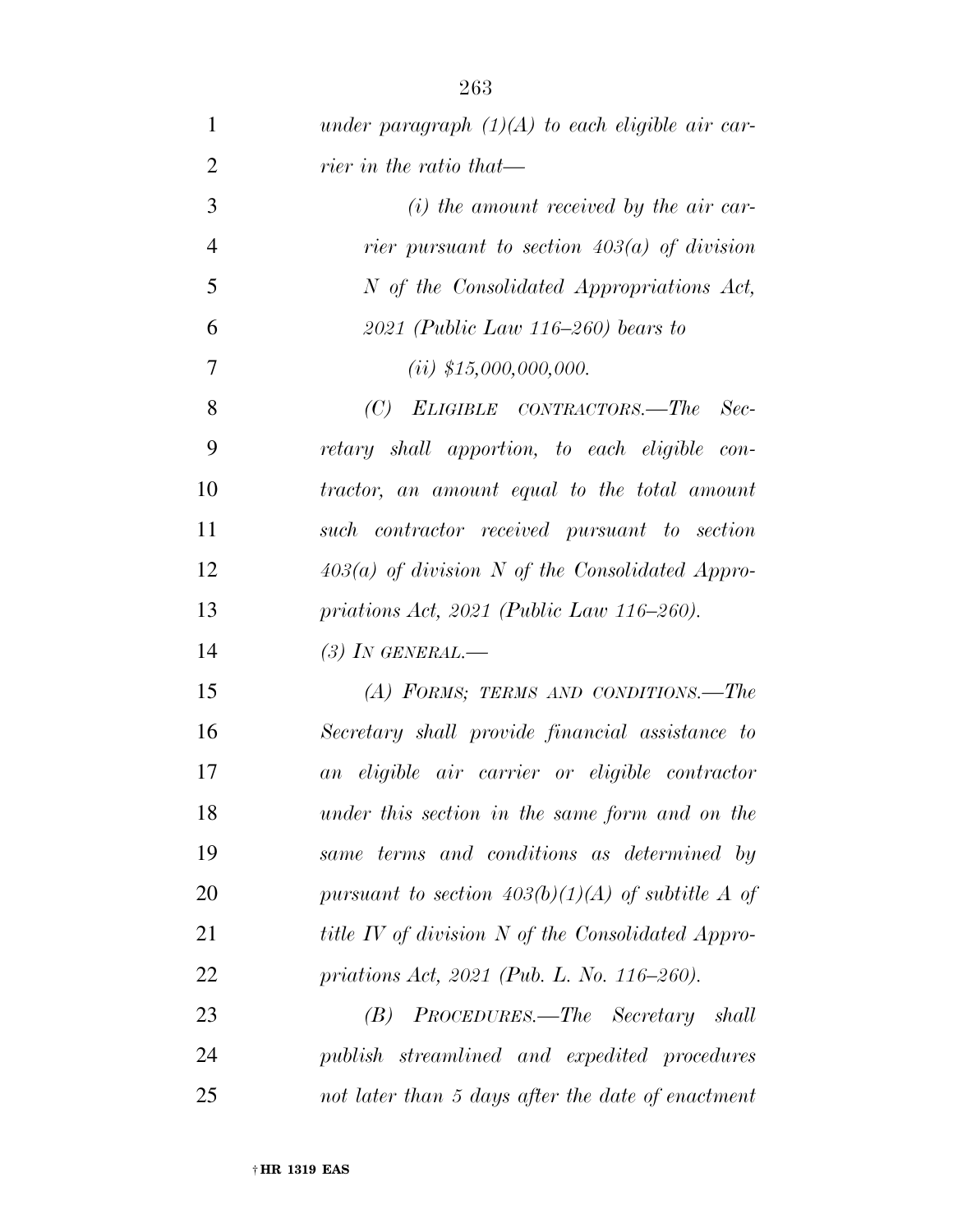*under paragraph (1)(A) to each eligible air carrier in the ratio that—*

*(i) the amount received by the air carrier pursuant to section 403(a) of division N of the Consolidated Appropriations Act, 2021 (Public Law 116–260) bears to*

*(ii) $15,000,000,000.*

*(C) ELIGIBLE CONTRACTORS.—The Secretary shall apportion, to each eligible contractor, an amount equal to the total amount such contractor received pursuant to section 403(a) of division N of the Consolidated Appropriations Act, 2021 (Public Law 116–260).*

*(3) IN GENERAL.—*

*(A) FORMS; TERMS AND CONDITIONS.—The Secretary shall provide financial assistance to an eligible air carrier or eligible contractor under this section in the same form and on the same terms and conditions as determined by pursuant to section 403(b)(1)(A) of subtitle A of title IV of division N of the Consolidated Appropriations Act, 2021 (Pub. L. No. 116–260).*

*(B) PROCEDURES.—The Secretary shall publish streamlined and expedited procedures not later than 5 days after the date of enactment*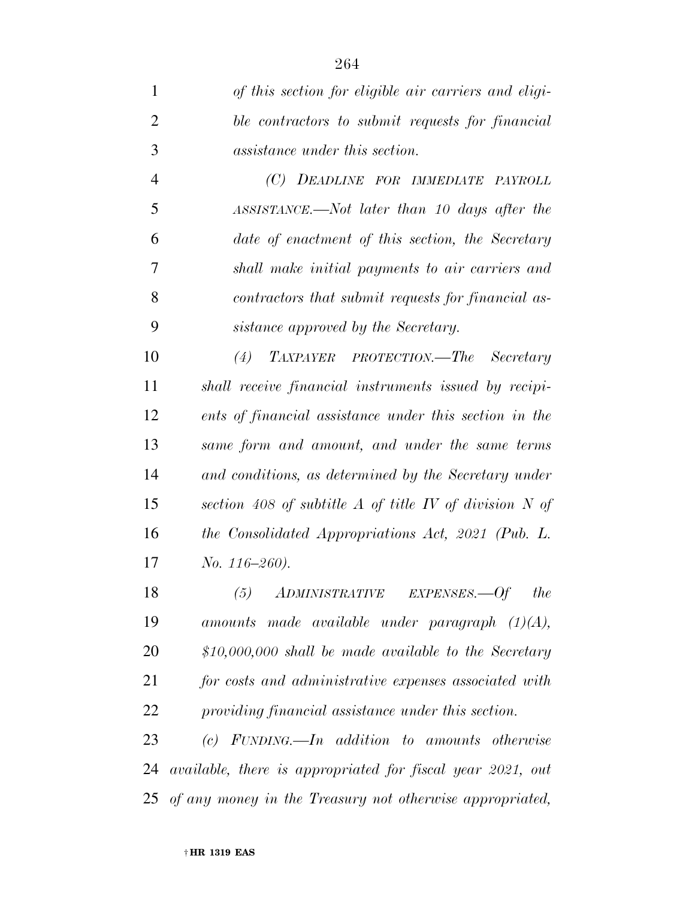*of this section for eligible air carriers and eligible contractors to submit requests for financial assistance under this section.*

*(C) DEADLINE FOR IMMEDIATE PAYROLL ASSISTANCE.—Not later than 10 days after the date of enactment of this section, the Secretary shall make initial payments to air carriers and contractors that submit requests for financial assistance approved by the Secretary.*

*(4) TAXPAYER PROTECTION.—The Secretary shall receive financial instruments issued by recipients of financial assistance under this section in the same form and amount, and under the same terms and conditions, as determined by the Secretary under section 408 of subtitle A of title IV of division N of the Consolidated Appropriations Act, 2021 (Pub. L. No. 116–260).*

*(5) ADMINISTRATIVE EXPENSES.—Of the amounts made available under paragraph (1)(A), $10,000,000 shall be made available to the Secretary for costs and administrative expenses associated with providing financial assistance under this section.*

*(c) FUNDING.—In addition to amounts otherwise available, there is appropriated for fiscal year 2021, out of any money in the Treasury not otherwise appropriated,*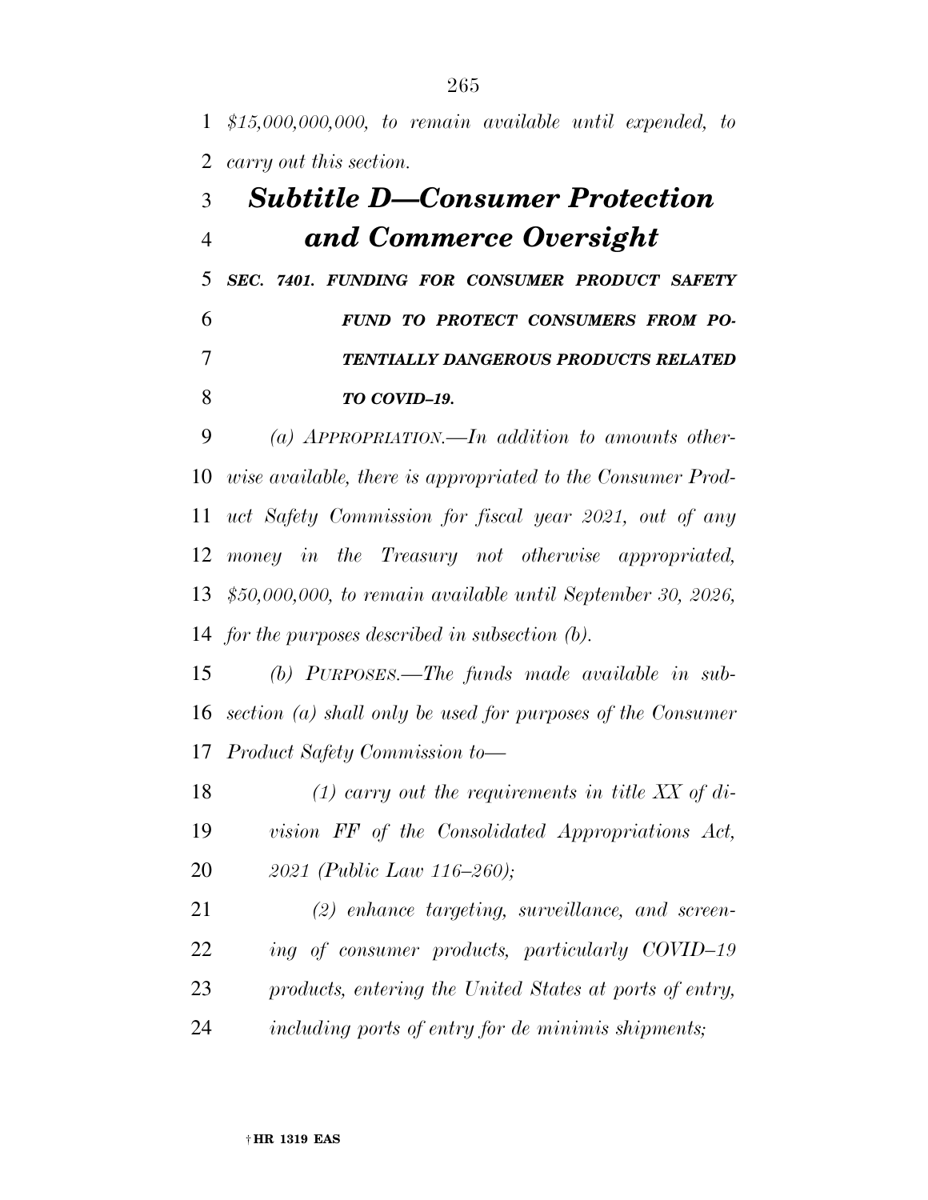*$15,000,000,000, to remain available until expended, to carry out this section.*

## *Subtitle D—Consumer Protection and Commerce Oversight*

***SEC. 7401. FUNDING FOR CONSUMER PRODUCT SAFETY FUND TO PROTECT CONSUMERS FROM POTENTIALLY DANGEROUS PRODUCTS RELATED TO COVID–19.***

*(a) APPROPRIATION.—In addition to amounts otherwise available, there is appropriated to the Consumer Product Safety Commission for fiscal year 2021, out of any money in the Treasury not otherwise appropriated, $50,000,000, to remain available until September 30, 2026, for the purposes described in subsection (b).*

*(b) PURPOSES.—The funds made available in subsection (a) shall only be used for purposes of the Consumer Product Safety Commission to—*

*(1) carry out the requirements in title XX of division FF of the Consolidated Appropriations Act, 2021 (Public Law 116–260);*

*(2) enhance targeting, surveillance, and screening of consumer products, particularly COVID–19 products, entering the United States at ports of entry, including ports of entry for de minimis shipments;*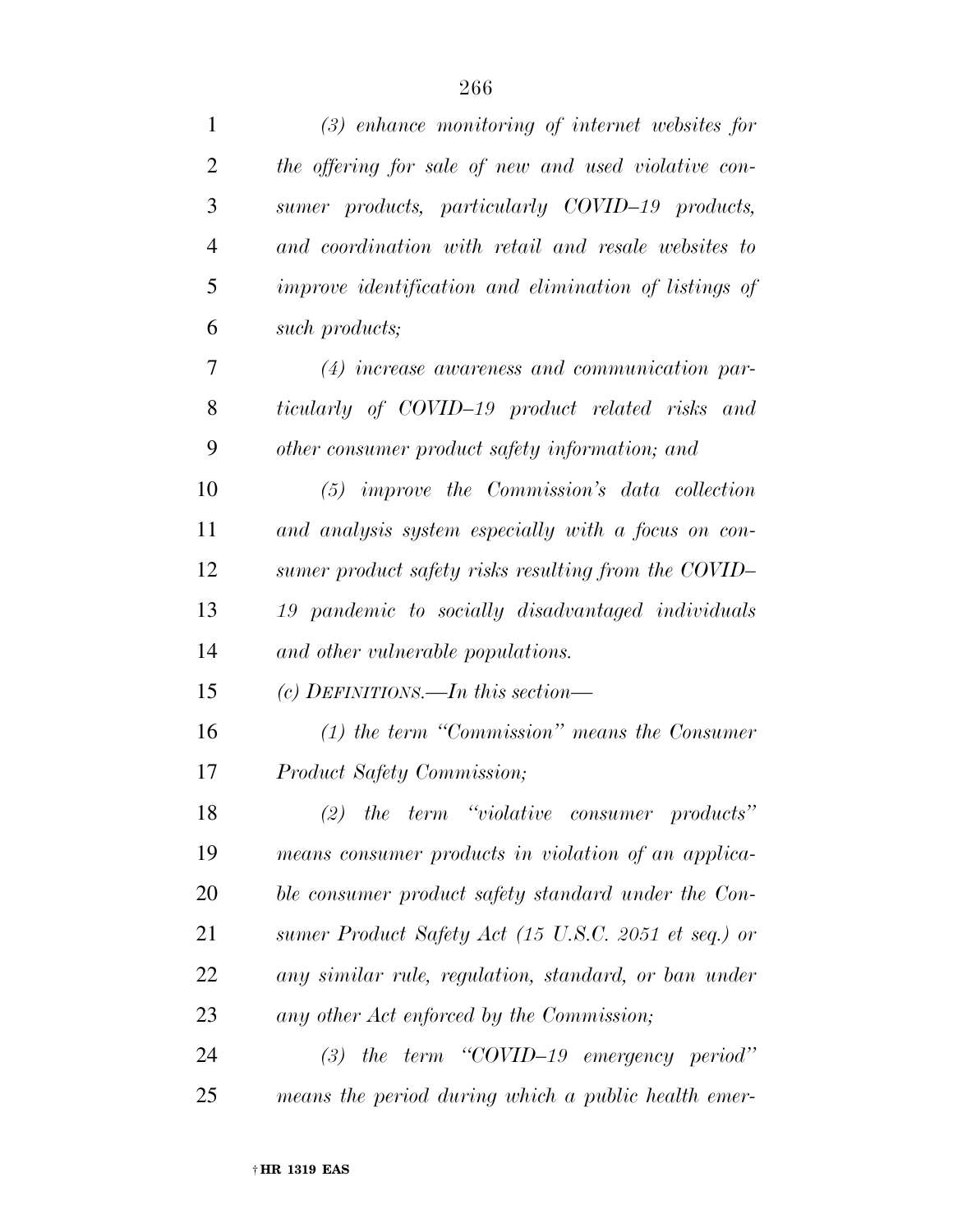*(3) enhance monitoring of internet websites for the offering for sale of new and used violative consumer products, particularly COVID–19 products, and coordination with retail and resale websites to improve identification and elimination of listings of such products;*

*(4) increase awareness and communication particularly of COVID–19 product related risks and other consumer product safety information; and*

*(5) improve the Commission's data collection and analysis system especially with a focus on consumer product safety risks resulting from the COVID–19 pandemic to socially disadvantaged individuals and other vulnerable populations.*

*(c) DEFINITIONS.—In this section—*

*(1) the term "Commission" means the Consumer Product Safety Commission;*

*(2) the term "violative consumer products" means consumer products in violation of an applicable consumer product safety standard under the Consumer Product Safety Act (15 U.S.C. 2051 et seq.) or any similar rule, regulation, standard, or ban under any other Act enforced by the Commission;*

*(3) the term "COVID–19 emergency period" means the period during which a public health emer-*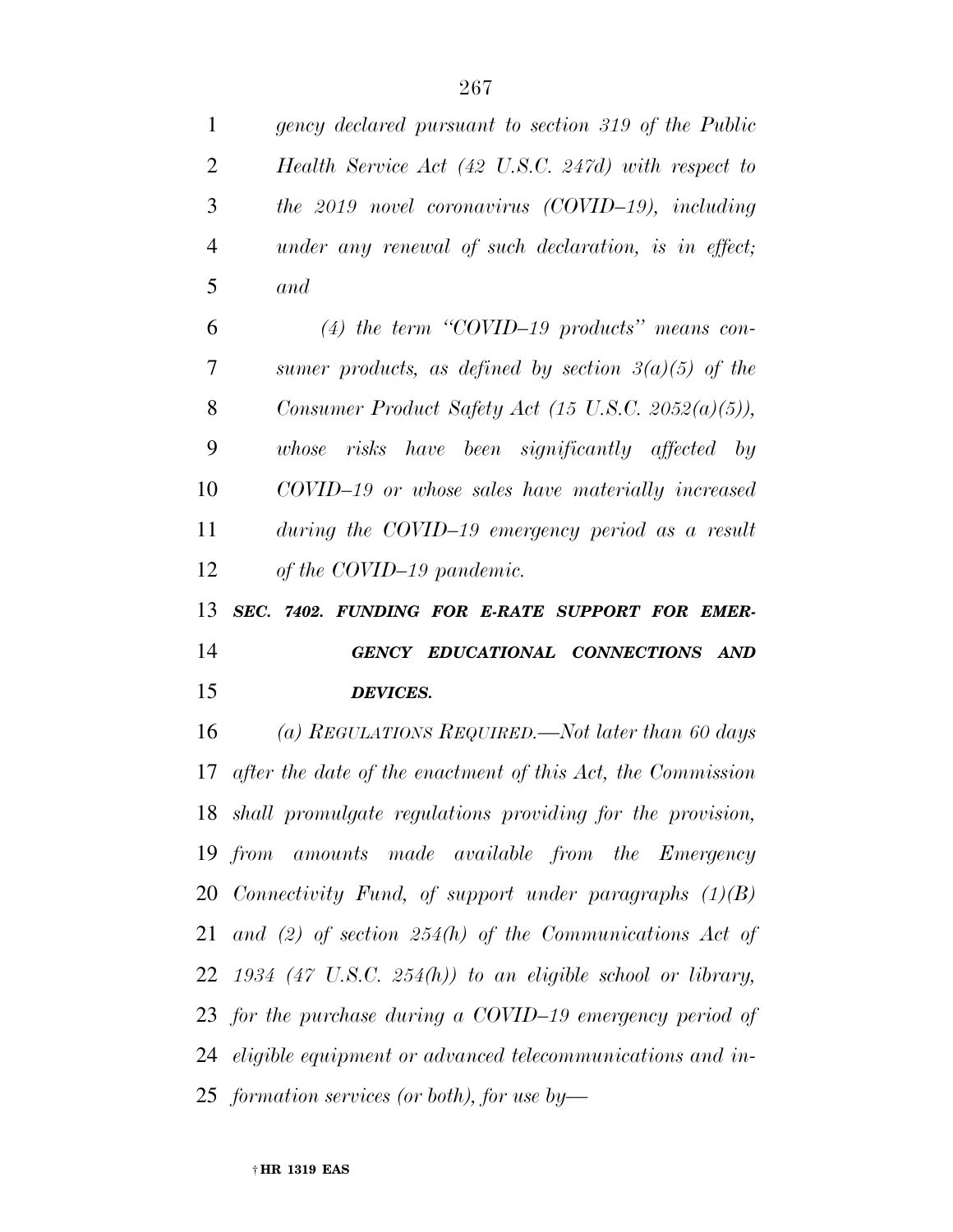*gency declared pursuant to section 319 of the Public Health Service Act (42 U.S.C. 247d) with respect to the 2019 novel coronavirus (COVID–19), including under any renewal of such declaration, is in effect; and*

*(4) the term "COVID–19 products" means consumer products, as defined by section 3(a)(5) of the Consumer Product Safety Act (15 U.S.C. 2052(a)(5)), whose risks have been significantly affected by COVID–19 or whose sales have materially increased during the COVID–19 emergency period as a result of the COVID–19 pandemic.*

***SEC. 7402. FUNDING FOR E-RATE SUPPORT FOR EMERGENCY EDUCATIONAL CONNECTIONS AND DEVICES.***

*(a) REGULATIONS REQUIRED.—Not later than 60 days after the date of the enactment of this Act, the Commission shall promulgate regulations providing for the provision, from amounts made available from the Emergency Connectivity Fund, of support under paragraphs (1)(B) and (2) of section 254(h) of the Communications Act of 1934 (47 U.S.C. 254(h)) to an eligible school or library, for the purchase during a COVID–19 emergency period of eligible equipment or advanced telecommunications and information services (or both), for use by—*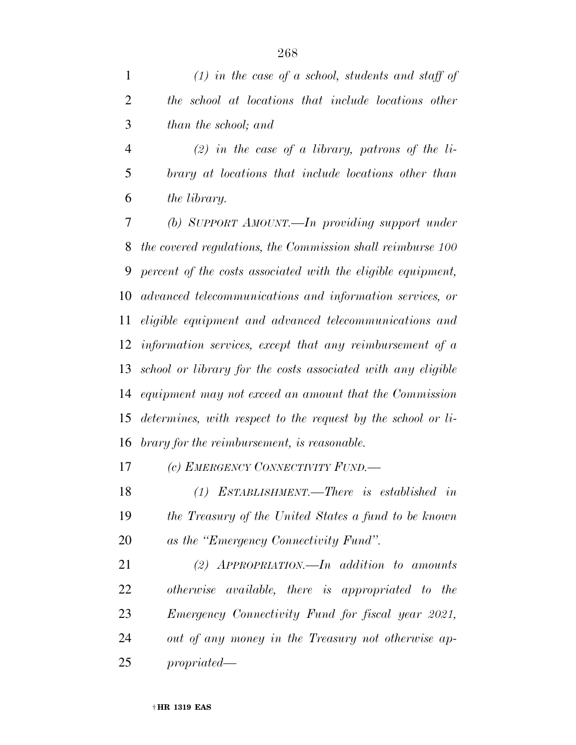*(1) in the case of a school, students and staff of the school at locations that include locations other than the school; and*

*(2) in the case of a library, patrons of the library at locations that include locations other than the library.*

*(b) SUPPORT AMOUNT.—In providing support under the covered regulations, the Commission shall reimburse 100 percent of the costs associated with the eligible equipment, advanced telecommunications and information services, or eligible equipment and advanced telecommunications and information services, except that any reimbursement of a school or library for the costs associated with any eligible equipment may not exceed an amount that the Commission determines, with respect to the request by the school or library for the reimbursement, is reasonable.*

*(c) EMERGENCY CONNECTIVITY FUND.—*

*(1) ESTABLISHMENT.—There is established in the Treasury of the United States a fund to be known as the "Emergency Connectivity Fund".*

*(2) APPROPRIATION.—In addition to amounts otherwise available, there is appropriated to the Emergency Connectivity Fund for fiscal year 2021, out of any money in the Treasury not otherwise appropriated—*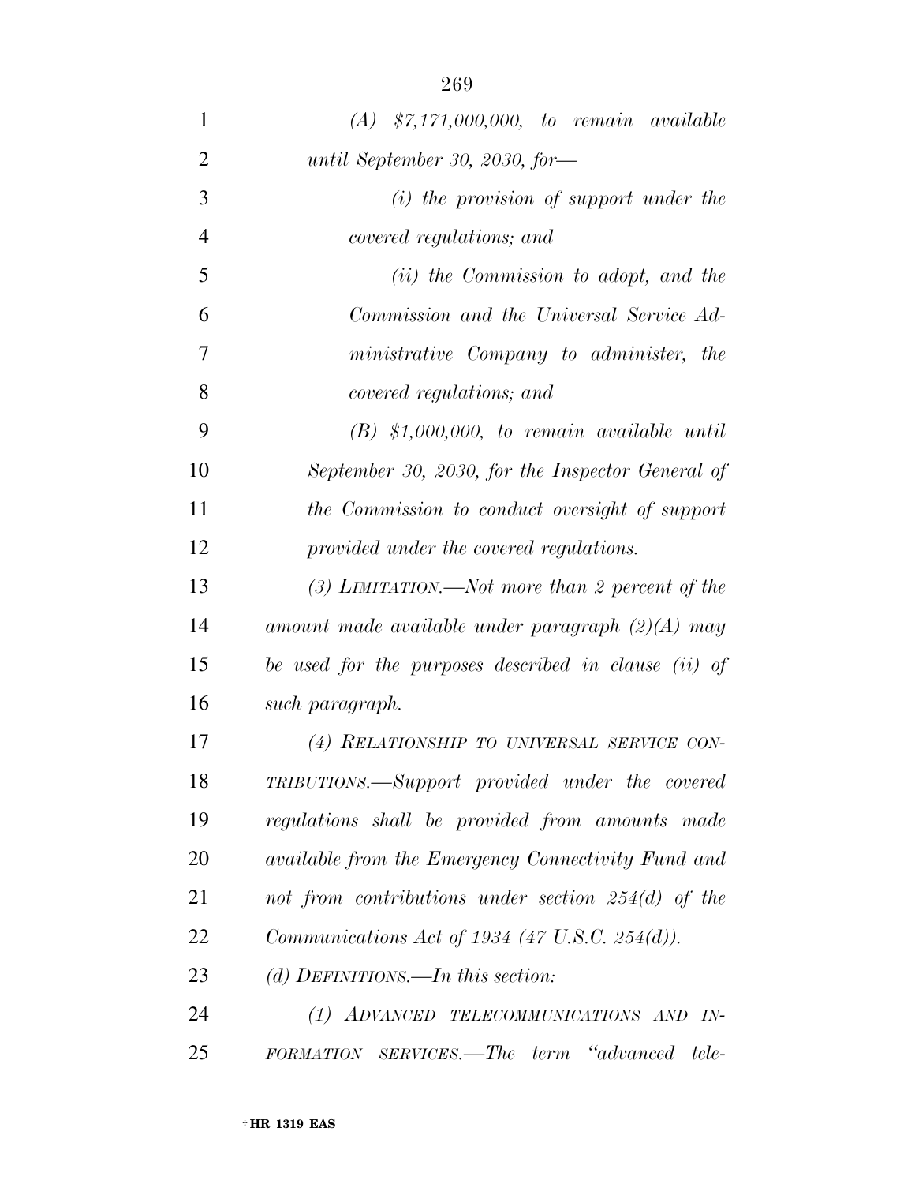*(A) $7,171,000,000, to remain available until September 30, 2030, for—*

*(i) the provision of support under the covered regulations; and*

*(ii) the Commission to adopt, and the Commission and the Universal Service Administrative Company to administer, the covered regulations; and*

*(B) $1,000,000, to remain available until September 30, 2030, for the Inspector General of the Commission to conduct oversight of support provided under the covered regulations.*

*(3) LIMITATION.—Not more than 2 percent of the amount made available under paragraph (2)(A) may be used for the purposes described in clause (ii) of such paragraph.*

*(4) RELATIONSHIP TO UNIVERSAL SERVICE CONTRIBUTIONS.—Support provided under the covered regulations shall be provided from amounts made available from the Emergency Connectivity Fund and not from contributions under section 254(d) of the Communications Act of 1934 (47 U.S.C. 254(d)).*

*(d) DEFINITIONS.—In this section:*

*(1) ADVANCED TELECOMMUNICATIONS AND INFORMATION SERVICES.—The term "advanced tele-*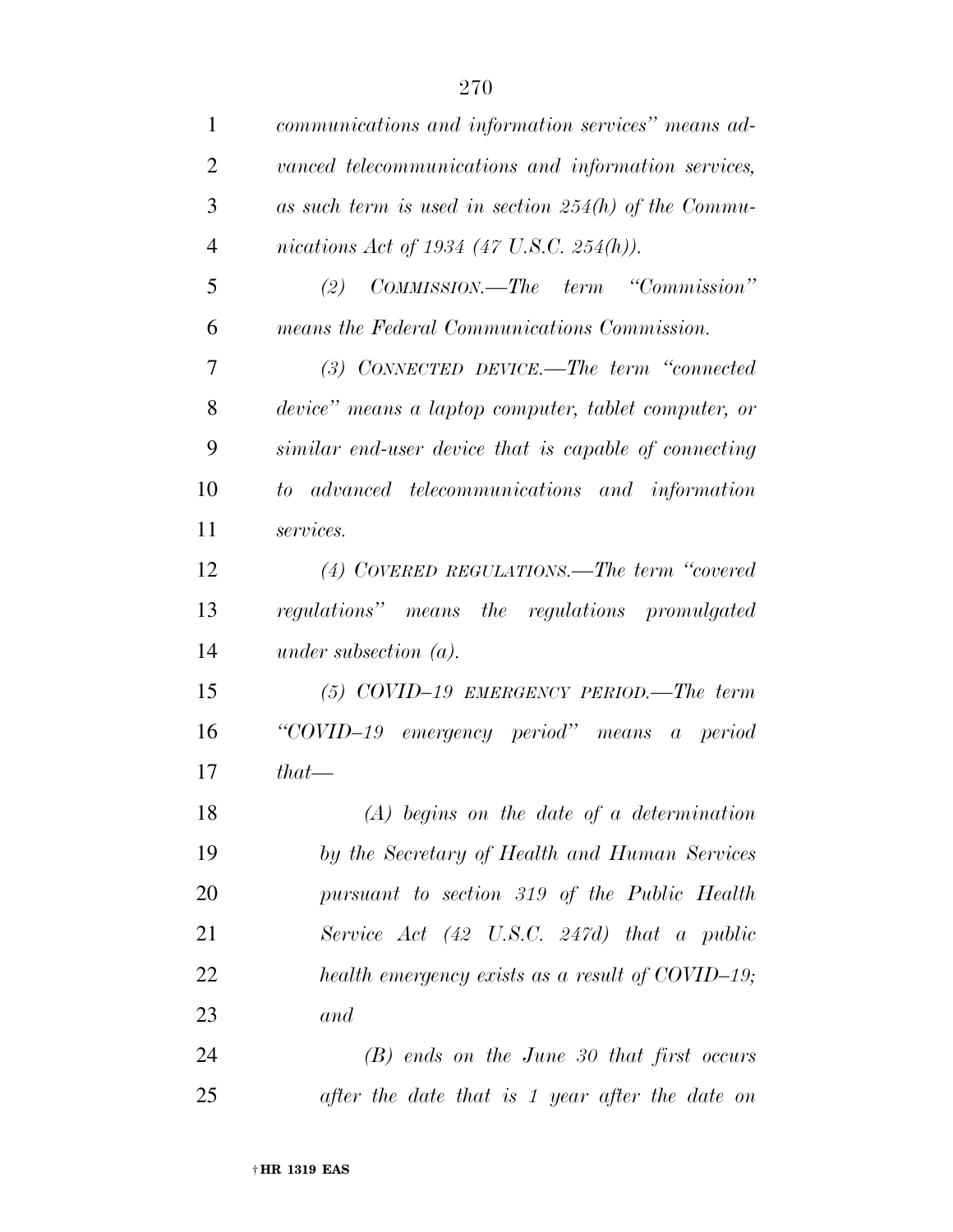*communications and information services" means advanced telecommunications and information services, as such term is used in section 254(h) of the Communications Act of 1934 (47 U.S.C. 254(h)).*

*(2) COMMISSION.—The term "Commission" means the Federal Communications Commission.*

*(3) CONNECTED DEVICE.—The term "connected device" means a laptop computer, tablet computer, or similar end-user device that is capable of connecting to advanced telecommunications and information services.*

*(4) COVERED REGULATIONS.—The term "covered regulations" means the regulations promulgated under subsection (a).*

*(5) COVID–19 EMERGENCY PERIOD.—The term "COVID–19 emergency period" means a period that—*

*(A) begins on the date of a determination by the Secretary of Health and Human Services pursuant to section 319 of the Public Health Service Act (42 U.S.C. 247d) that a public health emergency exists as a result of COVID–19; and*

*(B) ends on the June 30 that first occurs after the date that is 1 year after the date on*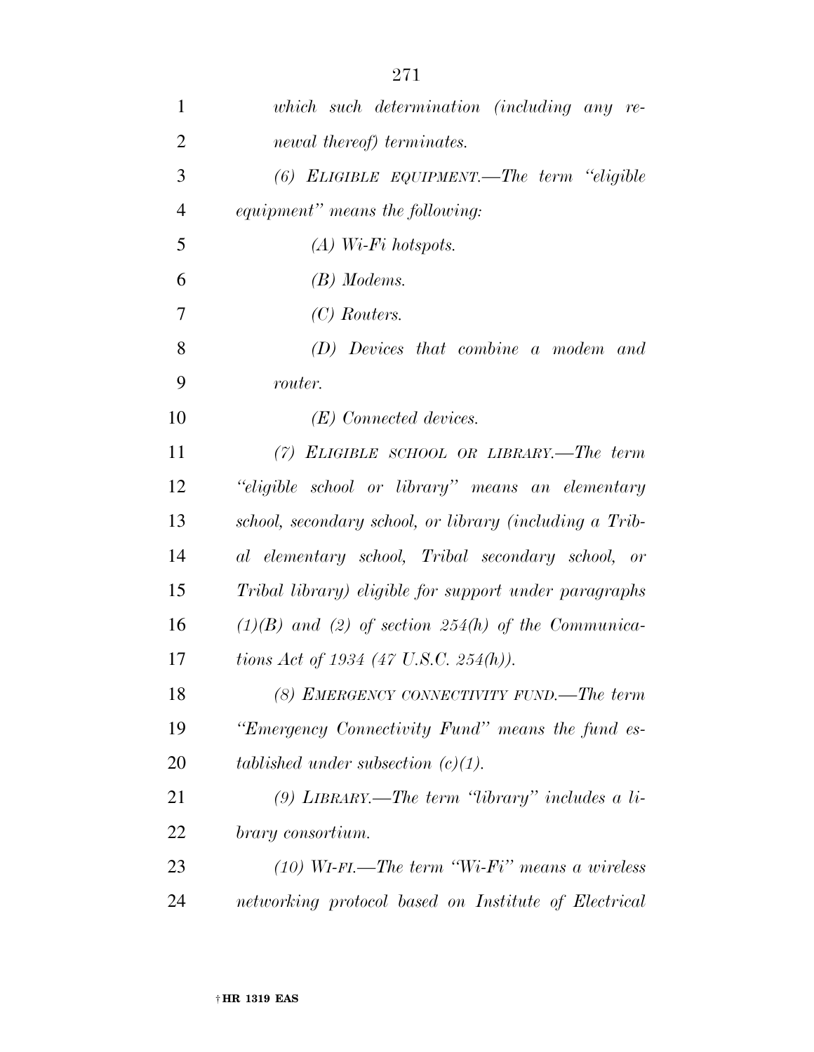*which such determination (including any renewal thereof) terminates.*

*(6) ELIGIBLE EQUIPMENT.—The term "eligible equipment" means the following:*

*(A) Wi-Fi hotspots.*

*(B) Modems.*

*(C) Routers.*

*(D) Devices that combine a modem and router.*

*(E) Connected devices.*

*(7) ELIGIBLE SCHOOL OR LIBRARY.—The term "eligible school or library" means an elementary school, secondary school, or library (including a Tribal elementary school, Tribal secondary school, or Tribal library) eligible for support under paragraphs (1)(B) and (2) of section 254(h) of the Communications Act of 1934 (47 U.S.C. 254(h)).*

*(8) EMERGENCY CONNECTIVITY FUND.—The term "Emergency Connectivity Fund" means the fund established under subsection (c)(1).*

*(9) LIBRARY.—The term "library" includes a library consortium.*

*(10) WI-FI.—The term "Wi-Fi" means a wireless networking protocol based on Institute of Electrical*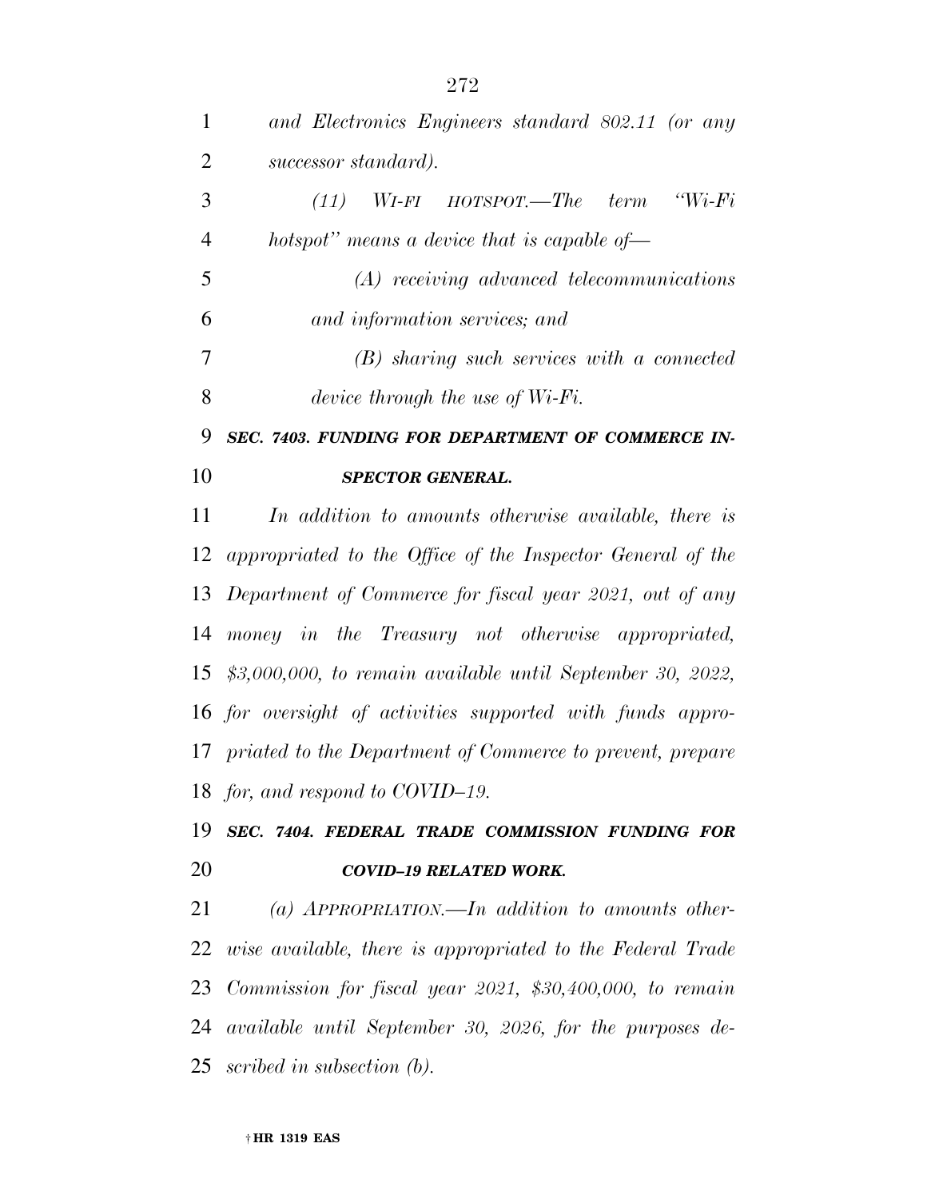*and Electronics Engineers standard 802.11 (or any successor standard).*

*(11) WI-FI HOTSPOT.—The term "Wi-Fi hotspot" means a device that is capable of—*

*(A) receiving advanced telecommunications and information services; and*

*(B) sharing such services with a connected device through the use of Wi-Fi.*

***SEC. 7403. FUNDING FOR DEPARTMENT OF COMMERCE INSPECTOR GENERAL.***

*In addition to amounts otherwise available, there is appropriated to the Office of the Inspector General of the Department of Commerce for fiscal year 2021, out of any money in the Treasury not otherwise appropriated, $3,000,000, to remain available until September 30, 2022, for oversight of activities supported with funds appropriated to the Department of Commerce to prevent, prepare for, and respond to COVID–19.*

***SEC. 7404. FEDERAL TRADE COMMISSION FUNDING FOR COVID–19 RELATED WORK.***

*(a) APPROPRIATION.—In addition to amounts otherwise available, there is appropriated to the Federal Trade Commission for fiscal year 2021, $30,400,000, to remain available until September 30, 2026, for the purposes described in subsection (b).*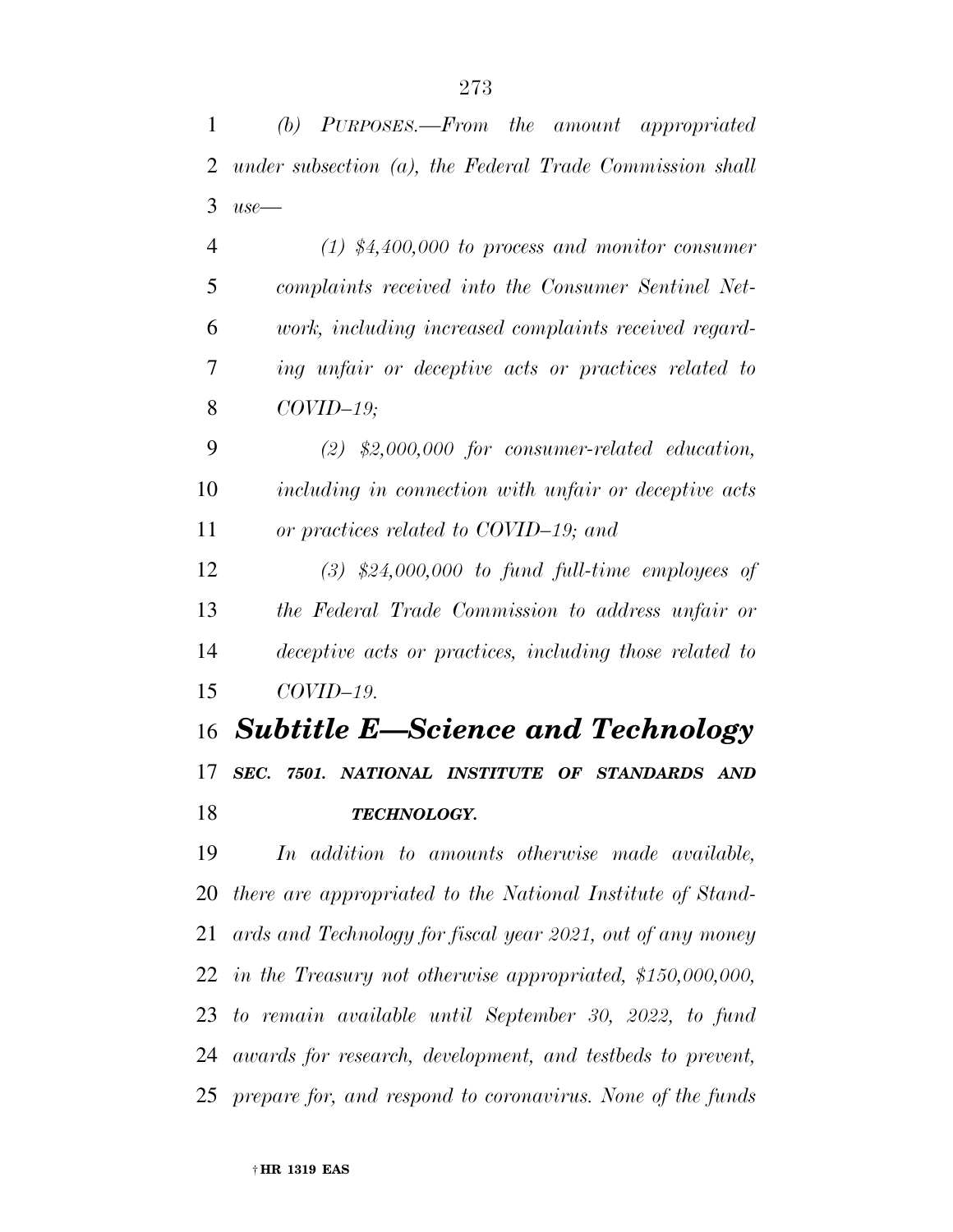*(b) PURPOSES.—From the amount appropriated under subsection (a), the Federal Trade Commission shall use—*

*(1) $4,400,000 to process and monitor consumer complaints received into the Consumer Sentinel Network, including increased complaints received regarding unfair or deceptive acts or practices related to COVID–19;*

*(2) $2,000,000 for consumer-related education, including in connection with unfair or deceptive acts or practices related to COVID–19; and*

*(3) $24,000,000 to fund full-time employees of the Federal Trade Commission to address unfair or deceptive acts or practices, including those related to COVID–19.*

## *Subtitle E—Science and Technology*

### *SEC. 7501. NATIONAL INSTITUTE OF STANDARDS AND TECHNOLOGY.*

*In addition to amounts otherwise made available, there are appropriated to the National Institute of Standards and Technology for fiscal year 2021, out of any money in the Treasury not otherwise appropriated, $150,000,000, to remain available until September 30, 2022, to fund awards for research, development, and testbeds to prevent, prepare for, and respond to coronavirus. None of the funds*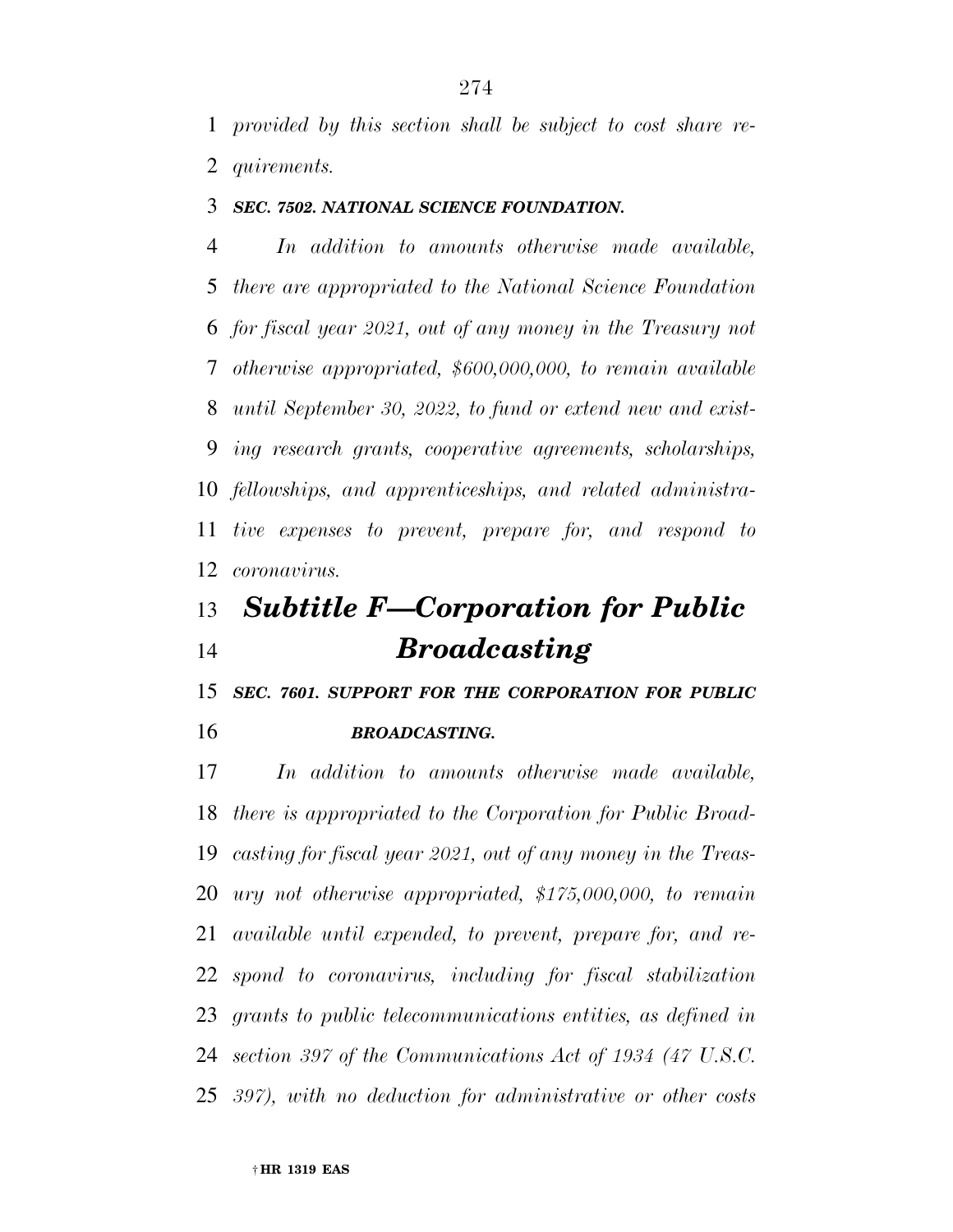*provided by this section shall be subject to cost share requirements.*

***SEC. 7502. NATIONAL SCIENCE FOUNDATION.***

*In addition to amounts otherwise made available, there are appropriated to the National Science Foundation for fiscal year 2021, out of any money in the Treasury not otherwise appropriated, $600,000,000, to remain available until September 30, 2022, to fund or extend new and existing research grants, cooperative agreements, scholarships, fellowships, and apprenticeships, and related administrative expenses to prevent, prepare for, and respond to coronavirus.*

## *Subtitle F—Corporation for Public Broadcasting*

***SEC. 7601. SUPPORT FOR THE CORPORATION FOR PUBLIC BROADCASTING.***

*In addition to amounts otherwise made available, there is appropriated to the Corporation for Public Broadcasting for fiscal year 2021, out of any money in the Treasury not otherwise appropriated, $175,000,000, to remain available until expended, to prevent, prepare for, and respond to coronavirus, including for fiscal stabilization grants to public telecommunications entities, as defined in section 397 of the Communications Act of 1934 (47 U.S.C. 397), with no deduction for administrative or other costs*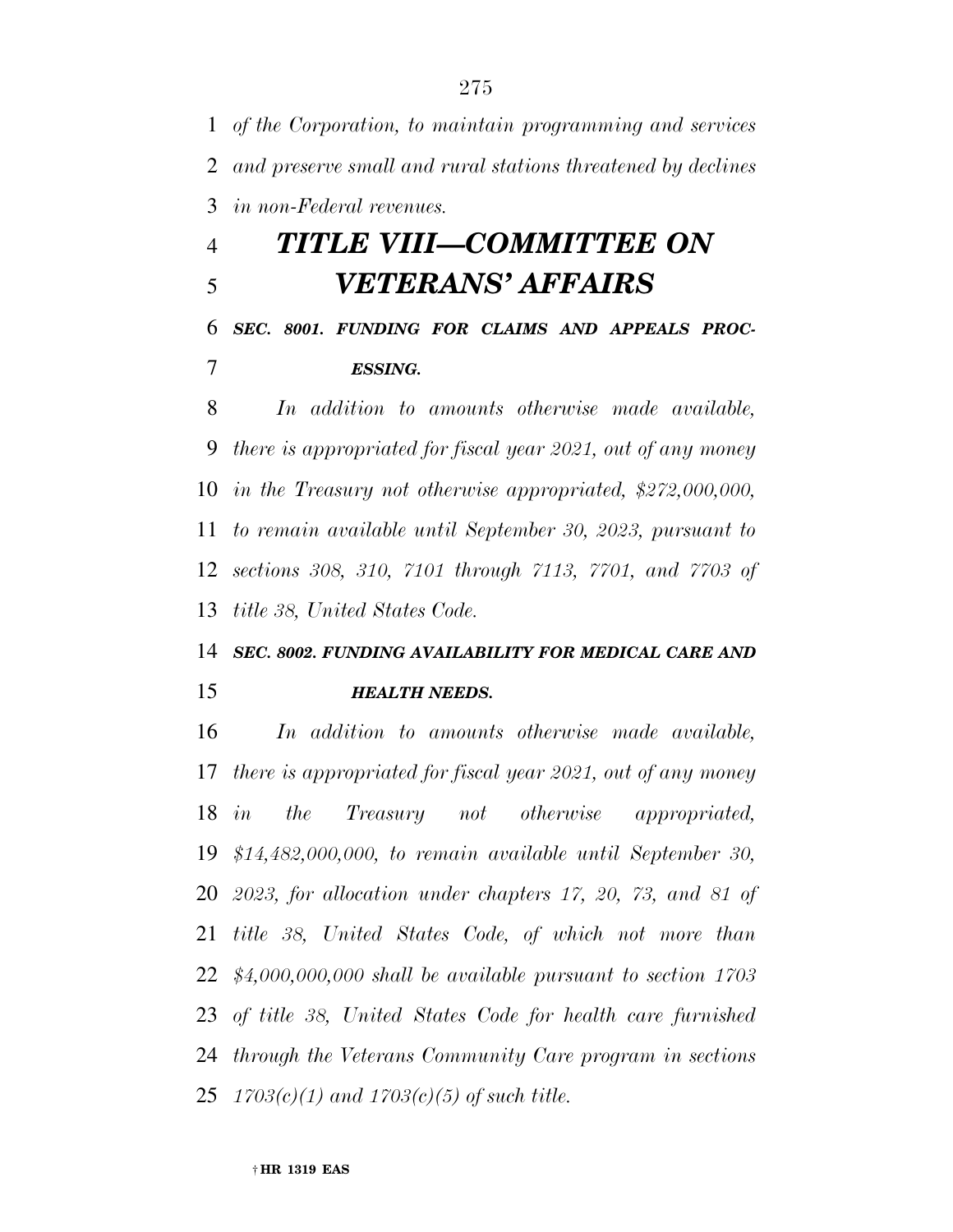*of the Corporation, to maintain programming and services and preserve small and rural stations threatened by declines in non-Federal revenues.*

# *TITLE VIII—COMMITTEE ON VETERANS' AFFAIRS*

***SEC. 8001. FUNDING FOR CLAIMS AND APPEALS PROCESSING.***

*In addition to amounts otherwise made available, there is appropriated for fiscal year 2021, out of any money in the Treasury not otherwise appropriated, $272,000,000, to remain available until September 30, 2023, pursuant to sections 308, 310, 7101 through 7113, 7701, and 7703 of title 38, United States Code.*

***SEC. 8002. FUNDING AVAILABILITY FOR MEDICAL CARE AND HEALTH NEEDS.***

*In addition to amounts otherwise made available, there is appropriated for fiscal year 2021, out of any money in the Treasury not otherwise appropriated, $14,482,000,000, to remain available until September 30, 2023, for allocation under chapters 17, 20, 73, and 81 of title 38, United States Code, of which not more than $4,000,000,000 shall be available pursuant to section 1703 of title 38, United States Code for health care furnished through the Veterans Community Care program in sections 1703(c)(1) and 1703(c)(5) of such title.*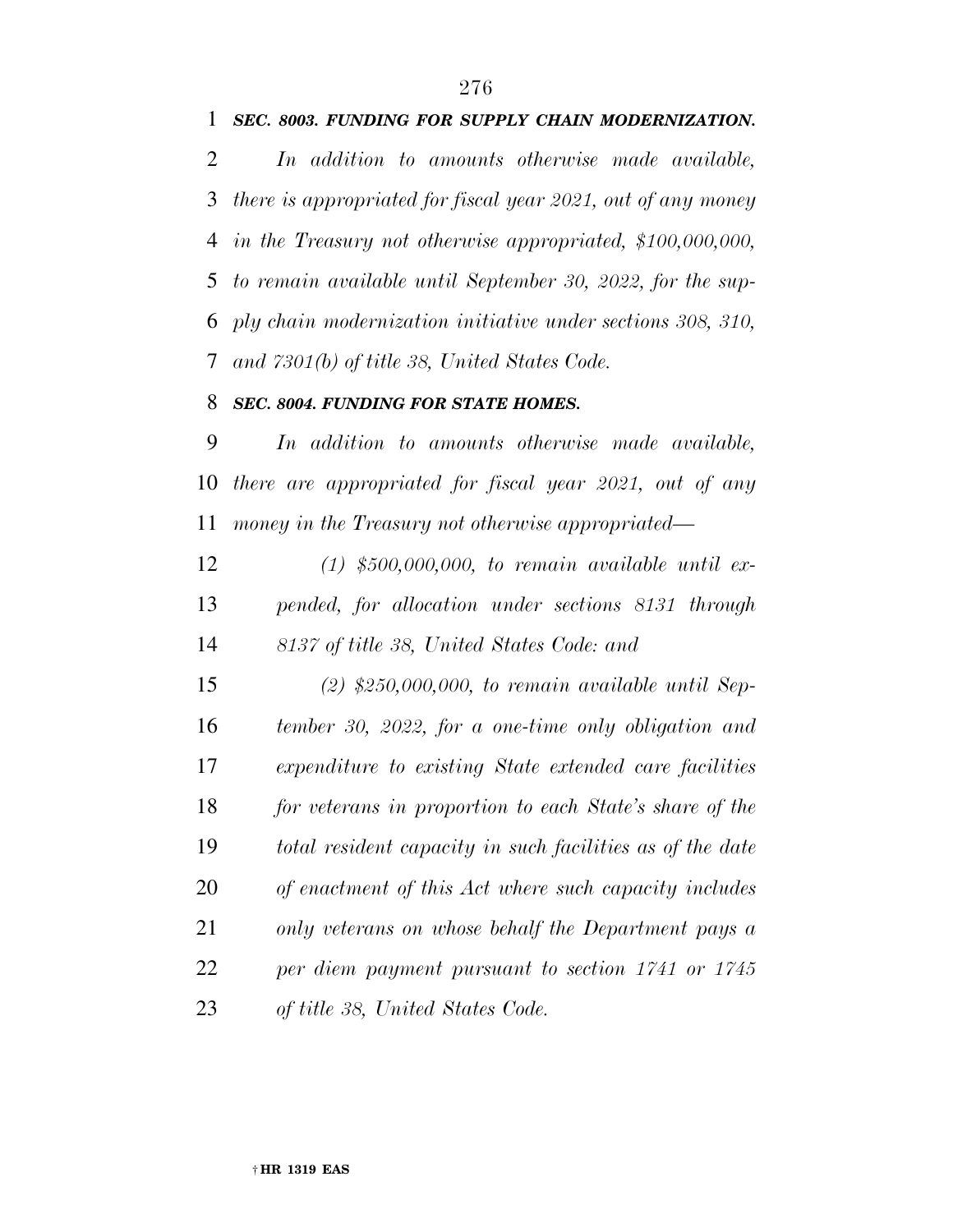***SEC. 8003. FUNDING FOR SUPPLY CHAIN MODERNIZATION.***

*In addition to amounts otherwise made available, there is appropriated for fiscal year 2021, out of any money in the Treasury not otherwise appropriated, $100,000,000, to remain available until September 30, 2022, for the supply chain modernization initiative under sections 308, 310, and 7301(b) of title 38, United States Code.*

***SEC. 8004. FUNDING FOR STATE HOMES.***

*In addition to amounts otherwise made available, there are appropriated for fiscal year 2021, out of any money in the Treasury not otherwise appropriated—*

*(1) $500,000,000, to remain available until expended, for allocation under sections 8131 through 8137 of title 38, United States Code: and*

*(2) $250,000,000, to remain available until September 30, 2022, for a one-time only obligation and expenditure to existing State extended care facilities for veterans in proportion to each State's share of the total resident capacity in such facilities as of the date of enactment of this Act where such capacity includes only veterans on whose behalf the Department pays a per diem payment pursuant to section 1741 or 1745 of title 38, United States Code.*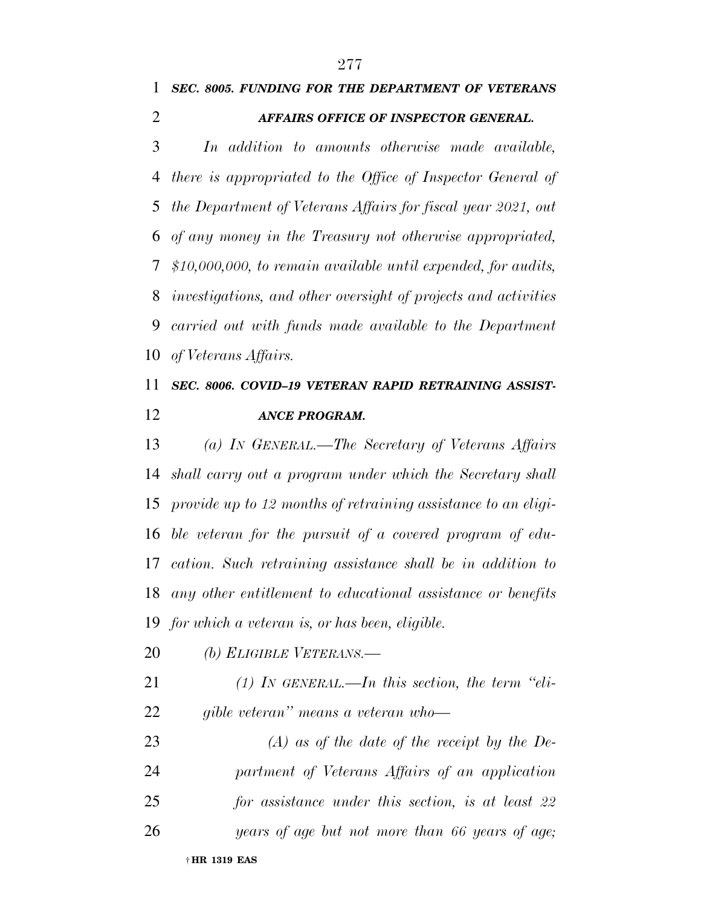***SEC. 8005. FUNDING FOR THE DEPARTMENT OF VETERANS AFFAIRS OFFICE OF INSPECTOR GENERAL.***

*In addition to amounts otherwise made available, there is appropriated to the Office of Inspector General of the Department of Veterans Affairs for fiscal year 2021, out of any money in the Treasury not otherwise appropriated, $10,000,000, to remain available until expended, for audits, investigations, and other oversight of projects and activities carried out with funds made available to the Department of Veterans Affairs.*

***SEC. 8006. COVID–19 VETERAN RAPID RETRAINING ASSISTANCE PROGRAM.***

*(a) IN GENERAL.—The Secretary of Veterans Affairs shall carry out a program under which the Secretary shall provide up to 12 months of retraining assistance to an eligible veteran for the pursuit of a covered program of education. Such retraining assistance shall be in addition to any other entitlement to educational assistance or benefits for which a veteran is, or has been, eligible.*

*(b) ELIGIBLE VETERANS.—*

*(1) IN GENERAL.—In this section, the term "eligible veteran" means a veteran who—*

*(A) as of the date of the receipt by the Department of Veterans Affairs of an application for assistance under this section, is at least 22 years of age but not more than 66 years of age;*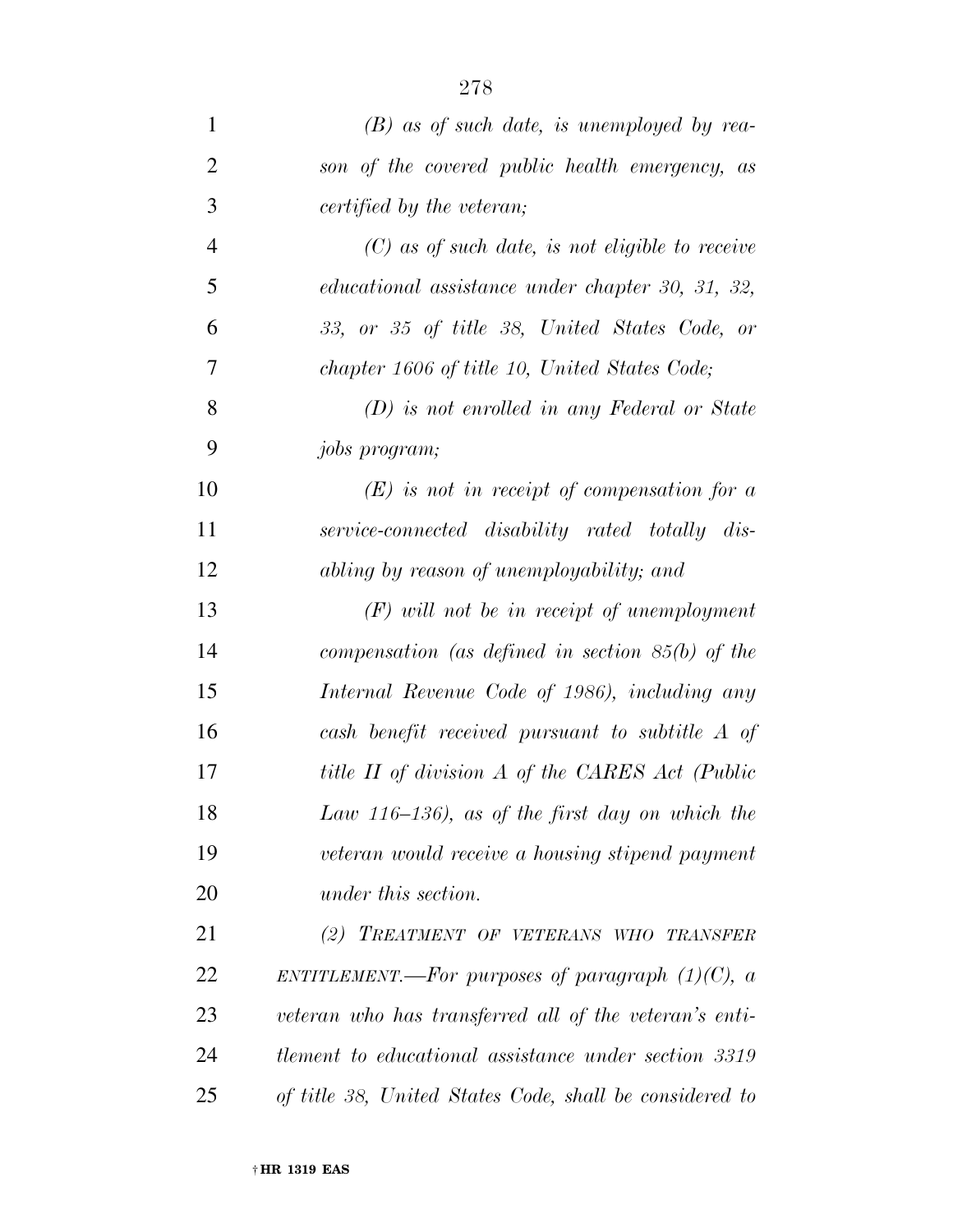*(B) as of such date, is unemployed by reason of the covered public health emergency, as certified by the veteran;*

*(C) as of such date, is not eligible to receive educational assistance under chapter 30, 31, 32, 33, or 35 of title 38, United States Code, or chapter 1606 of title 10, United States Code;*

*(D) is not enrolled in any Federal or State jobs program;*

*(E) is not in receipt of compensation for a service-connected disability rated totally disabling by reason of unemployability; and*

*(F) will not be in receipt of unemployment compensation (as defined in section 85(b) of the Internal Revenue Code of 1986), including any cash benefit received pursuant to subtitle A of title II of division A of the CARES Act (Public Law 116–136), as of the first day on which the veteran would receive a housing stipend payment under this section.*

*(2) TREATMENT OF VETERANS WHO TRANSFER ENTITLEMENT.—For purposes of paragraph (1)(C), a veteran who has transferred all of the veteran's entitlement to educational assistance under section 3319 of title 38, United States Code, shall be considered to*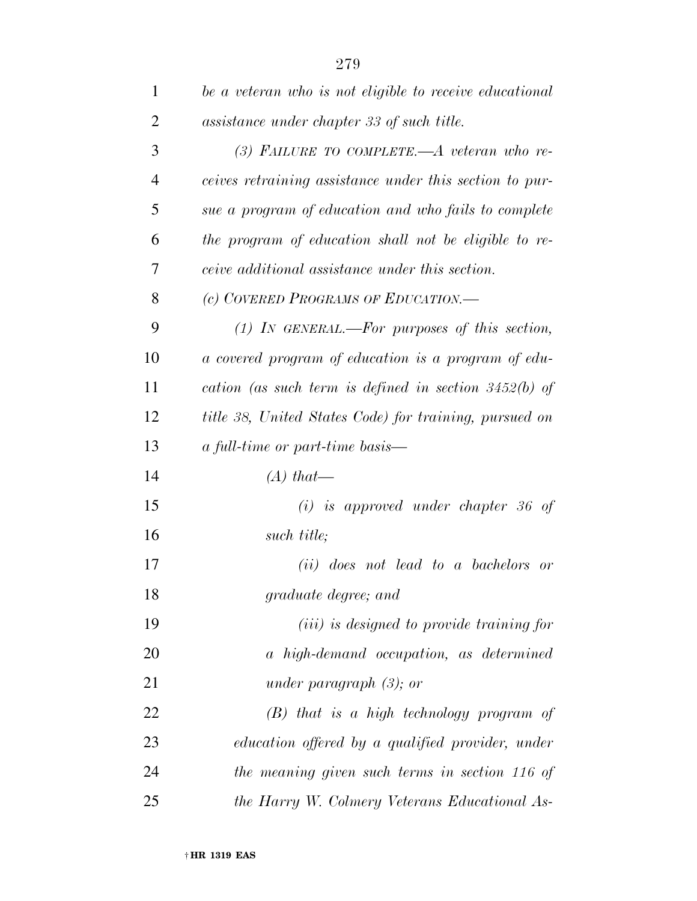*be a veteran who is not eligible to receive educational assistance under chapter 33 of such title.*

*(3) FAILURE TO COMPLETE.—A veteran who receives retraining assistance under this section to pursue a program of education and who fails to complete the program of education shall not be eligible to receive additional assistance under this section.*

*(c) COVERED PROGRAMS OF EDUCATION.—*

*(1) IN GENERAL.—For purposes of this section, a covered program of education is a program of education (as such term is defined in section 3452(b) of title 38, United States Code) for training, pursued on a full-time or part-time basis—*

*(A) that—*

*(i) is approved under chapter 36 of such title;*

*(ii) does not lead to a bachelors or graduate degree; and*

*(iii) is designed to provide training for a high-demand occupation, as determined under paragraph (3); or*

*(B) that is a high technology program of education offered by a qualified provider, under the meaning given such terms in section 116 of the Harry W. Colmery Veterans Educational As-*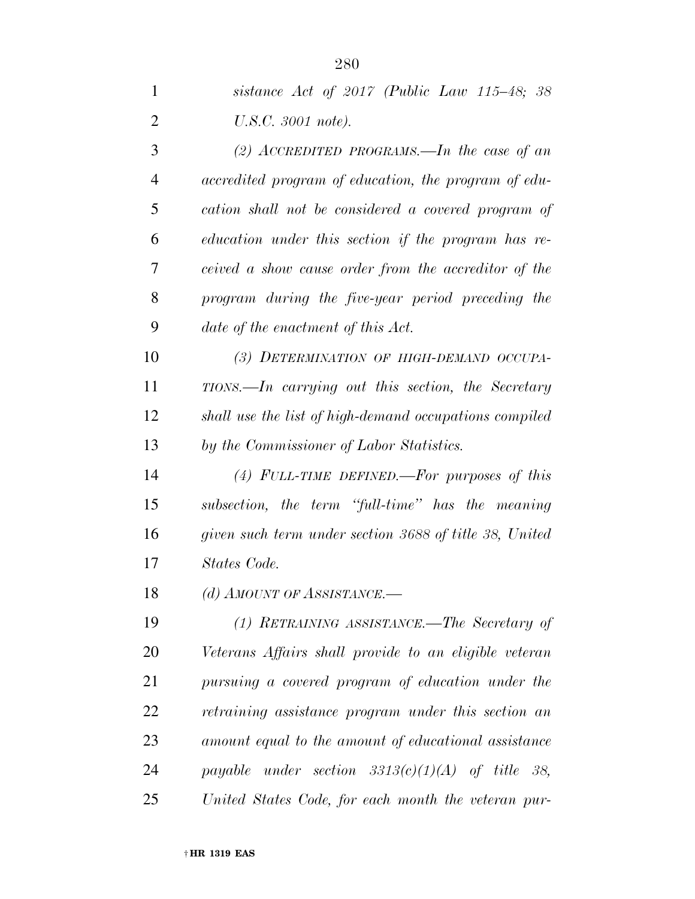*sistance Act of 2017 (Public Law 115–48; 38 U.S.C. 3001 note).*

*(2) ACCREDITED PROGRAMS.—In the case of an accredited program of education, the program of education shall not be considered a covered program of education under this section if the program has received a show cause order from the accreditor of the program during the five-year period preceding the date of the enactment of this Act.*

*(3) DETERMINATION OF HIGH-DEMAND OCCUPATIONS.—In carrying out this section, the Secretary shall use the list of high-demand occupations compiled by the Commissioner of Labor Statistics.*

*(4) FULL-TIME DEFINED.—For purposes of this subsection, the term "full-time" has the meaning given such term under section 3688 of title 38, United States Code.*

*(d) AMOUNT OF ASSISTANCE.—*

*(1) RETRAINING ASSISTANCE.—The Secretary of Veterans Affairs shall provide to an eligible veteran pursuing a covered program of education under the retraining assistance program under this section an amount equal to the amount of educational assistance payable under section 3313(c)(1)(A) of title 38, United States Code, for each month the veteran pur-*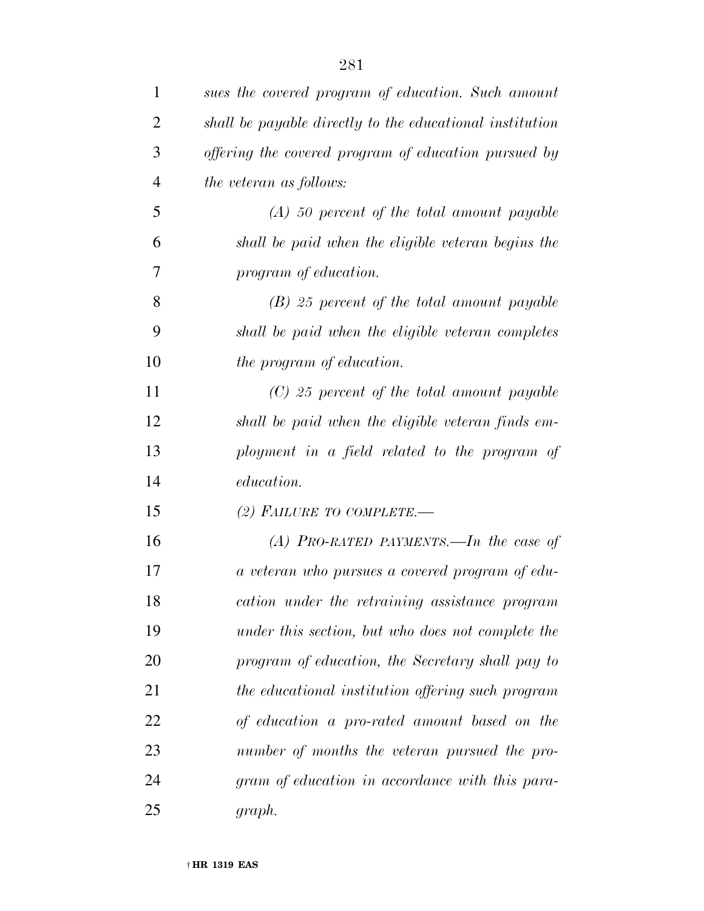*sues the covered program of education. Such amount shall be payable directly to the educational institution offering the covered program of education pursued by the veteran as follows:*

*(A) 50 percent of the total amount payable shall be paid when the eligible veteran begins the program of education.*

*(B) 25 percent of the total amount payable shall be paid when the eligible veteran completes the program of education.*

*(C) 25 percent of the total amount payable shall be paid when the eligible veteran finds employment in a field related to the program of education.*

*(2) FAILURE TO COMPLETE.—*

*(A) PRO-RATED PAYMENTS.—In the case of a veteran who pursues a covered program of education under the retraining assistance program under this section, but who does not complete the program of education, the Secretary shall pay to the educational institution offering such program of education a pro-rated amount based on the number of months the veteran pursued the program of education in accordance with this paragraph.*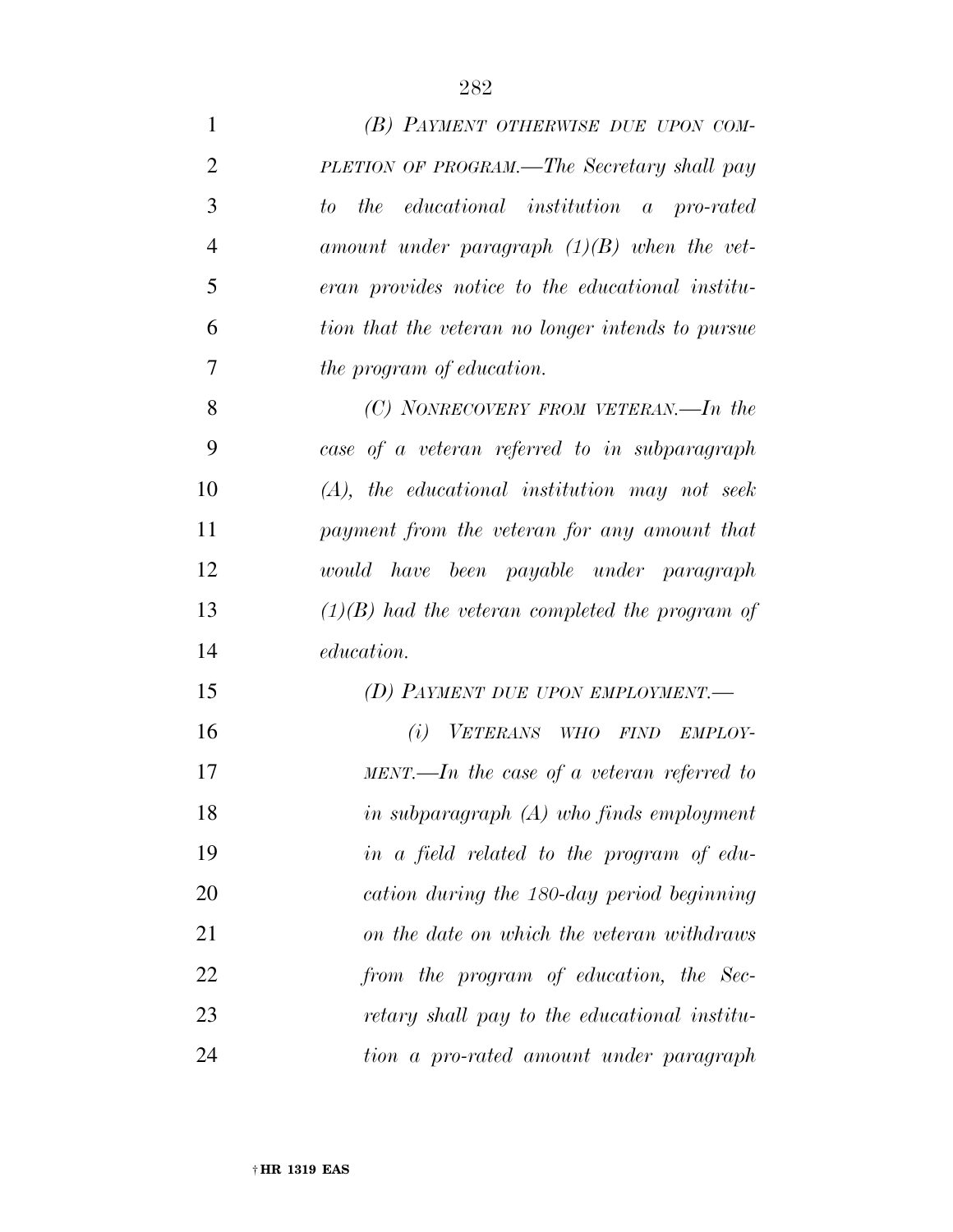*(B) PAYMENT OTHERWISE DUE UPON COMPLETION OF PROGRAM.—The Secretary shall pay to the educational institution a pro-rated amount under paragraph (1)(B) when the veteran provides notice to the educational institution that the veteran no longer intends to pursue the program of education.*

*(C) NONRECOVERY FROM VETERAN.—In the case of a veteran referred to in subparagraph (A), the educational institution may not seek payment from the veteran for any amount that would have been payable under paragraph (1)(B) had the veteran completed the program of education.*

*(D) PAYMENT DUE UPON EMPLOYMENT.—*

*(i) VETERANS WHO FIND EMPLOYMENT.—In the case of a veteran referred to in subparagraph (A) who finds employment in a field related to the program of education during the 180-day period beginning on the date on which the veteran withdraws from the program of education, the Secretary shall pay to the educational institution a pro-rated amount under paragraph*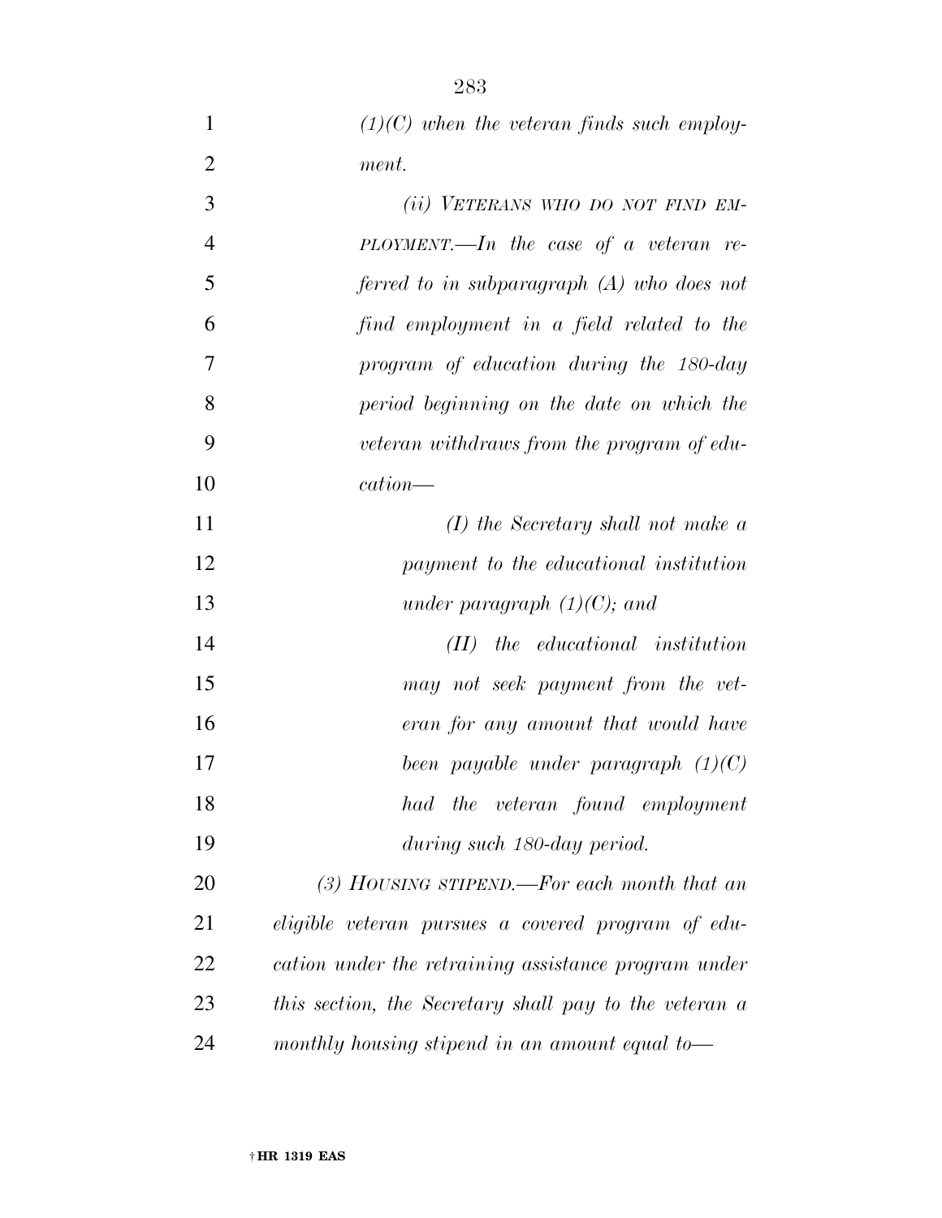*(1)(C) when the veteran finds such employment.*

*(ii) VETERANS WHO DO NOT FIND EMPLOYMENT.—In the case of a veteran referred to in subparagraph (A) who does not find employment in a field related to the program of education during the 180-day period beginning on the date on which the veteran withdraws from the program of education—*

*(I) the Secretary shall not make a payment to the educational institution under paragraph (1)(C); and*

*(II) the educational institution may not seek payment from the veteran for any amount that would have been payable under paragraph (1)(C) had the veteran found employment during such 180-day period.*

*(3) HOUSING STIPEND.—For each month that an eligible veteran pursues a covered program of education under the retraining assistance program under this section, the Secretary shall pay to the veteran a monthly housing stipend in an amount equal to—*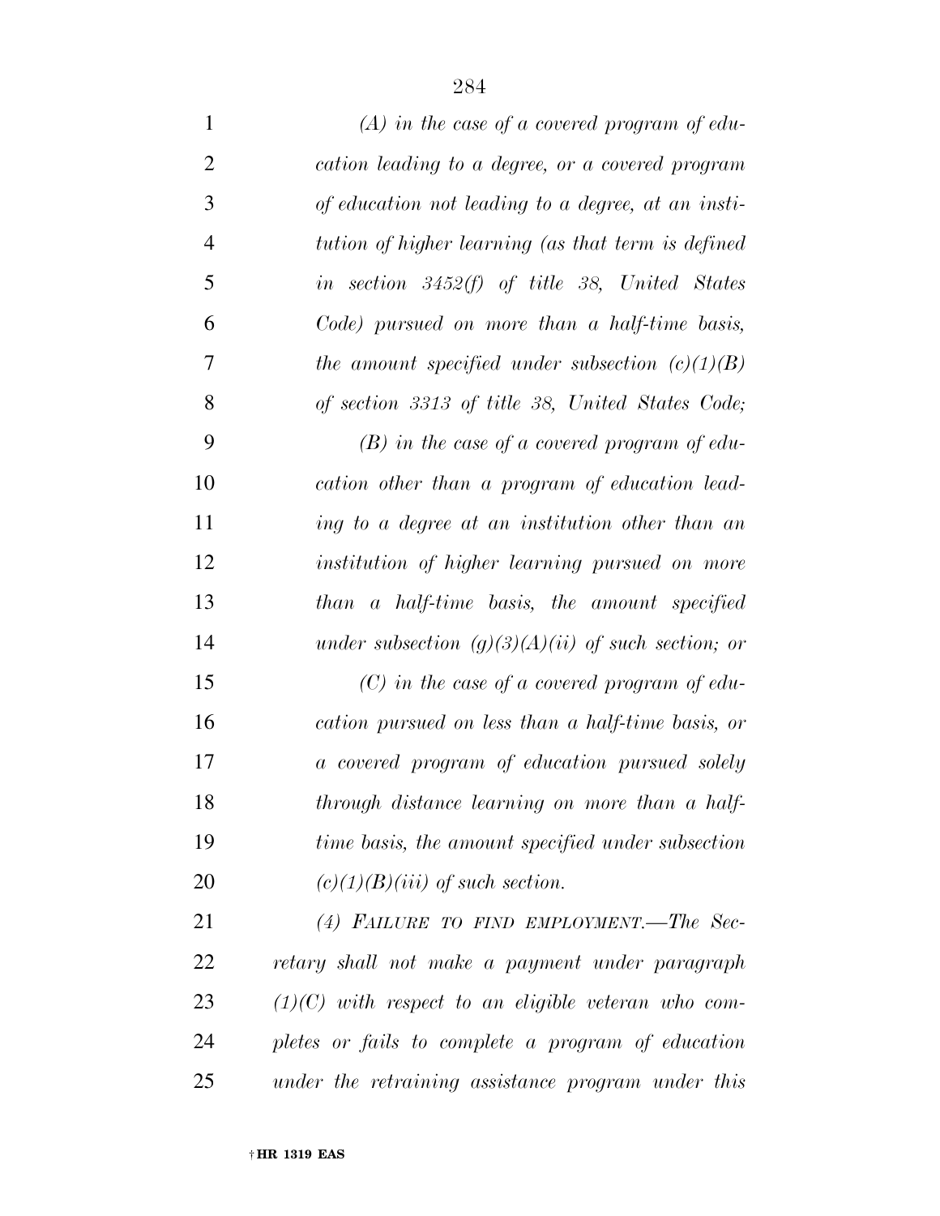*(A) in the case of a covered program of education leading to a degree, or a covered program of education not leading to a degree, at an institution of higher learning (as that term is defined in section 3452(f) of title 38, United States Code) pursued on more than a half-time basis, the amount specified under subsection (c)(1)(B) of section 3313 of title 38, United States Code;*

*(B) in the case of a covered program of education other than a program of education leading to a degree at an institution other than an institution of higher learning pursued on more than a half-time basis, the amount specified under subsection (g)(3)(A)(ii) of such section; or*

*(C) in the case of a covered program of education pursued on less than a half-time basis, or a covered program of education pursued solely through distance learning on more than a half-time basis, the amount specified under subsection (c)(1)(B)(iii) of such section.*

*(4) FAILURE TO FIND EMPLOYMENT.—The Secretary shall not make a payment under paragraph (1)(C) with respect to an eligible veteran who completes or fails to complete a program of education under the retraining assistance program under this*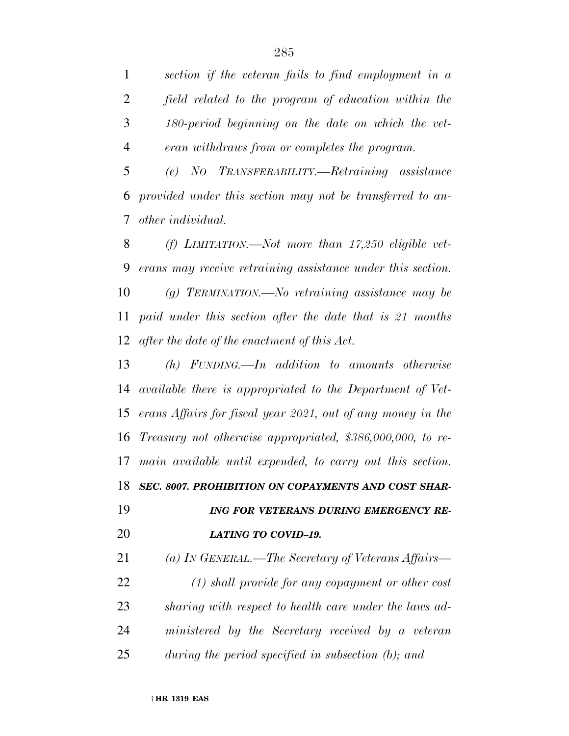*section if the veteran fails to find employment in a field related to the program of education within the 180-period beginning on the date on which the veteran withdraws from or completes the program.*

*(e) NO TRANSFERABILITY.—Retraining assistance provided under this section may not be transferred to another individual.*

*(f) LIMITATION.—Not more than 17,250 eligible veterans may receive retraining assistance under this section.*

*(g) TERMINATION.—No retraining assistance may be paid under this section after the date that is 21 months after the date of the enactment of this Act.*

*(h) FUNDING.—In addition to amounts otherwise available there is appropriated to the Department of Veterans Affairs for fiscal year 2021, out of any money in the Treasury not otherwise appropriated, $386,000,000, to remain available until expended, to carry out this section.*

***SEC. 8007. PROHIBITION ON COPAYMENTS AND COST SHARING FOR VETERANS DURING EMERGENCY RELATING TO COVID–19.***

*(a) IN GENERAL.—The Secretary of Veterans Affairs—*

*(1) shall provide for any copayment or other cost sharing with respect to health care under the laws administered by the Secretary received by a veteran during the period specified in subsection (b); and*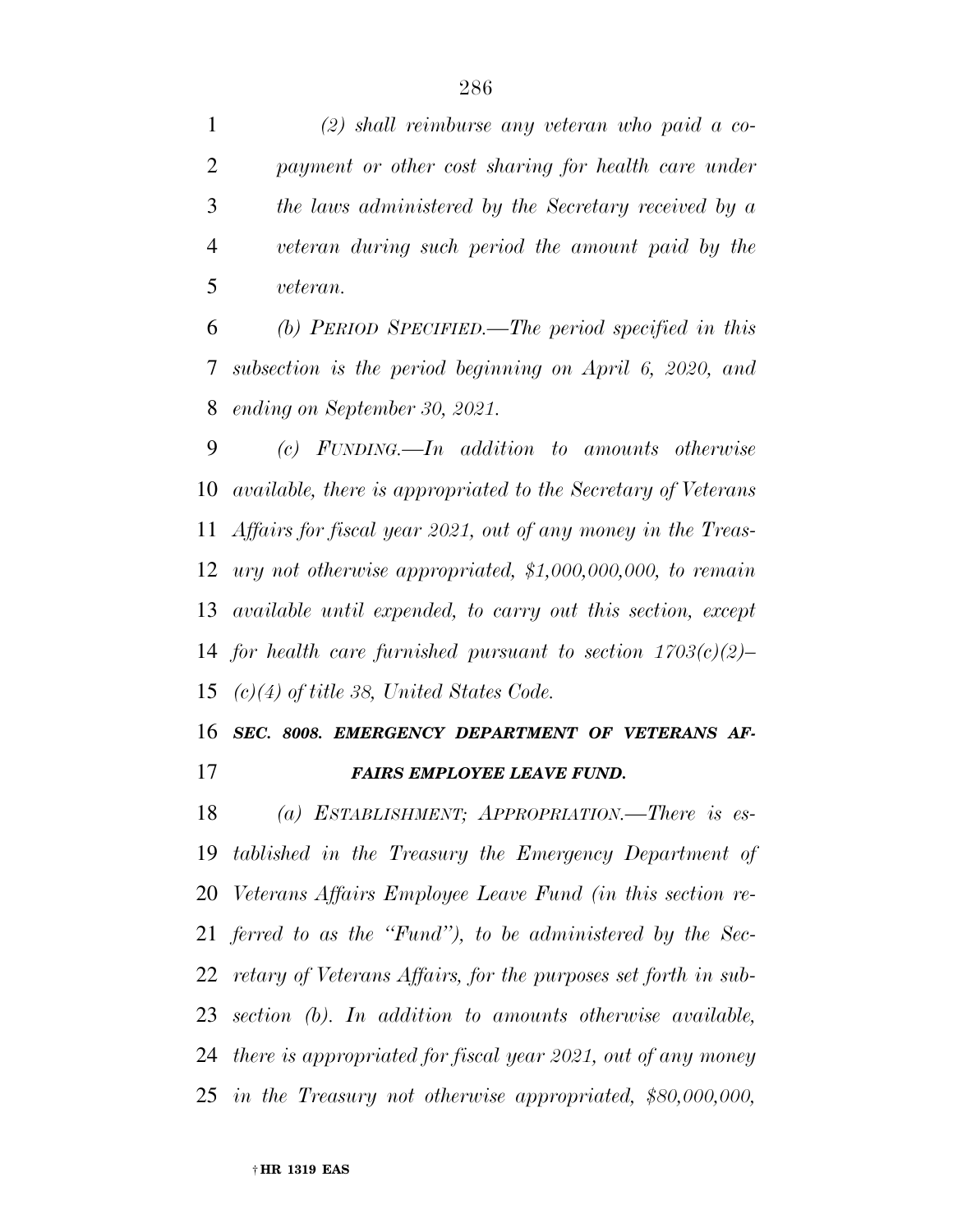*(2) shall reimburse any veteran who paid a copayment or other cost sharing for health care under the laws administered by the Secretary received by a veteran during such period the amount paid by the veteran.*

*(b) PERIOD SPECIFIED.—The period specified in this subsection is the period beginning on April 6, 2020, and ending on September 30, 2021.*

*(c) FUNDING.—In addition to amounts otherwise available, there is appropriated to the Secretary of Veterans Affairs for fiscal year 2021, out of any money in the Treasury not otherwise appropriated, $1,000,000,000, to remain available until expended, to carry out this section, except for health care furnished pursuant to section 1703(c)(2)–(c)(4) of title 38, United States Code.*

***SEC. 8008. EMERGENCY DEPARTMENT OF VETERANS AFFAIRS EMPLOYEE LEAVE FUND.***

*(a) ESTABLISHMENT; APPROPRIATION.—There is established in the Treasury the Emergency Department of Veterans Affairs Employee Leave Fund (in this section referred to as the "Fund"), to be administered by the Secretary of Veterans Affairs, for the purposes set forth in subsection (b). In addition to amounts otherwise available, there is appropriated for fiscal year 2021, out of any money in the Treasury not otherwise appropriated, $80,000,000,*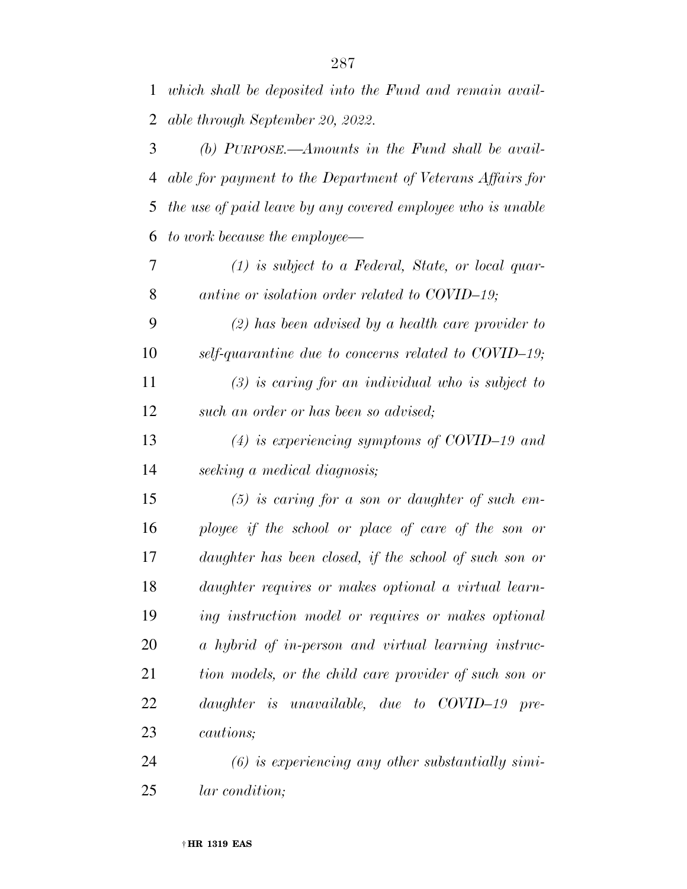*which shall be deposited into the Fund and remain available through September 20, 2022.*

*(b) PURPOSE.—Amounts in the Fund shall be available for payment to the Department of Veterans Affairs for the use of paid leave by any covered employee who is unable to work because the employee—*

*(1) is subject to a Federal, State, or local quarantine or isolation order related to COVID–19;*

*(2) has been advised by a health care provider to self-quarantine due to concerns related to COVID–19;*

*(3) is caring for an individual who is subject to such an order or has been so advised;*

*(4) is experiencing symptoms of COVID–19 and seeking a medical diagnosis;*

*(5) is caring for a son or daughter of such employee if the school or place of care of the son or daughter has been closed, if the school of such son or daughter requires or makes optional a virtual learning instruction model or requires or makes optional a hybrid of in-person and virtual learning instruction models, or the child care provider of such son or daughter is unavailable, due to COVID–19 precautions;*

*(6) is experiencing any other substantially similar condition;*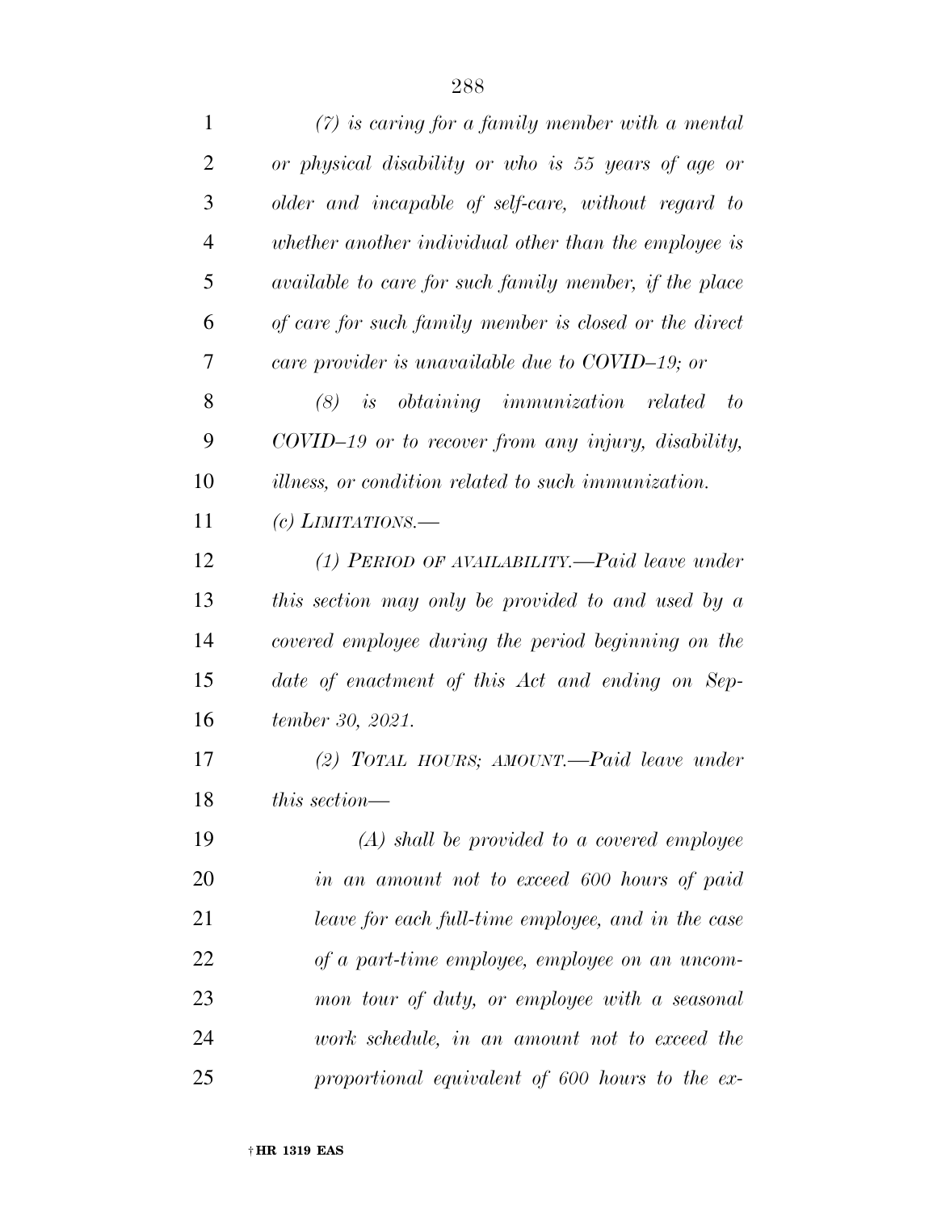*(7) is caring for a family member with a mental or physical disability or who is 55 years of age or older and incapable of self-care, without regard to whether another individual other than the employee is available to care for such family member, if the place of care for such family member is closed or the direct care provider is unavailable due to COVID–19; or*

*(8) is obtaining immunization related to COVID–19 or to recover from any injury, disability, illness, or condition related to such immunization.*

*(c) LIMITATIONS.—*

*(1) PERIOD OF AVAILABILITY.—Paid leave under this section may only be provided to and used by a covered employee during the period beginning on the date of enactment of this Act and ending on September 30, 2021.*

*(2) TOTAL HOURS; AMOUNT.—Paid leave under this section—*

*(A) shall be provided to a covered employee in an amount not to exceed 600 hours of paid leave for each full-time employee, and in the case of a part-time employee, employee on an uncommon tour of duty, or employee with a seasonal work schedule, in an amount not to exceed the proportional equivalent of 600 hours to the ex-*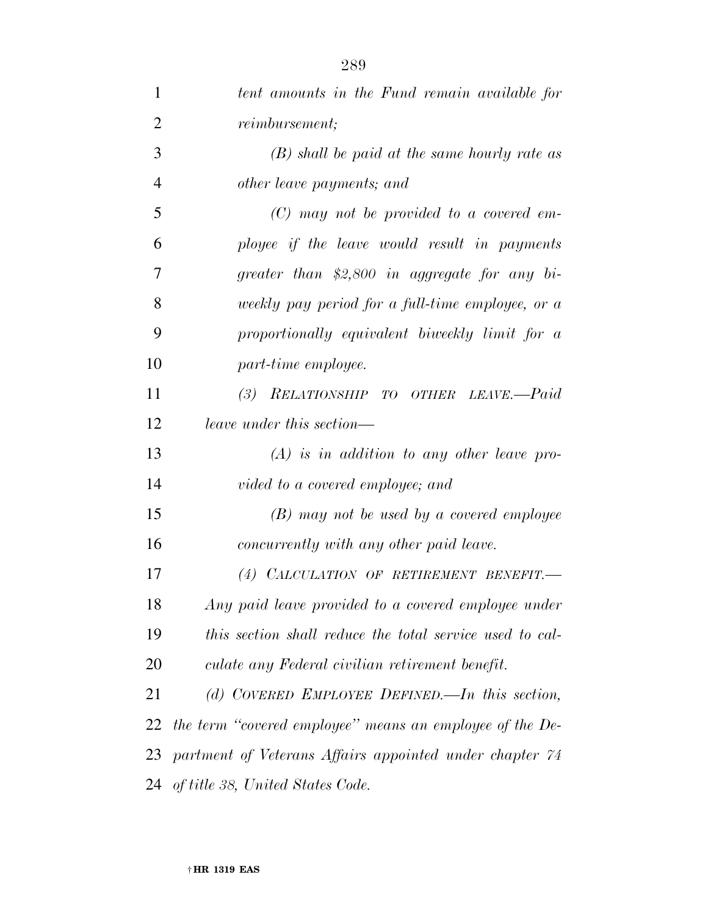*tent amounts in the Fund remain available for reimbursement;*

*(B) shall be paid at the same hourly rate as other leave payments; and*

*(C) may not be provided to a covered employee if the leave would result in payments greater than $2,800 in aggregate for any biweekly pay period for a full-time employee, or a proportionally equivalent biweekly limit for a part-time employee.*

*(3) RELATIONSHIP TO OTHER LEAVE.—Paid leave under this section—*

*(A) is in addition to any other leave provided to a covered employee; and*

*(B) may not be used by a covered employee concurrently with any other paid leave.*

*(4) CALCULATION OF RETIREMENT BENEFIT.— Any paid leave provided to a covered employee under this section shall reduce the total service used to calculate any Federal civilian retirement benefit.*

*(d) COVERED EMPLOYEE DEFINED.—In this section, the term "covered employee" means an employee of the Department of Veterans Affairs appointed under chapter 74 of title 38, United States Code.*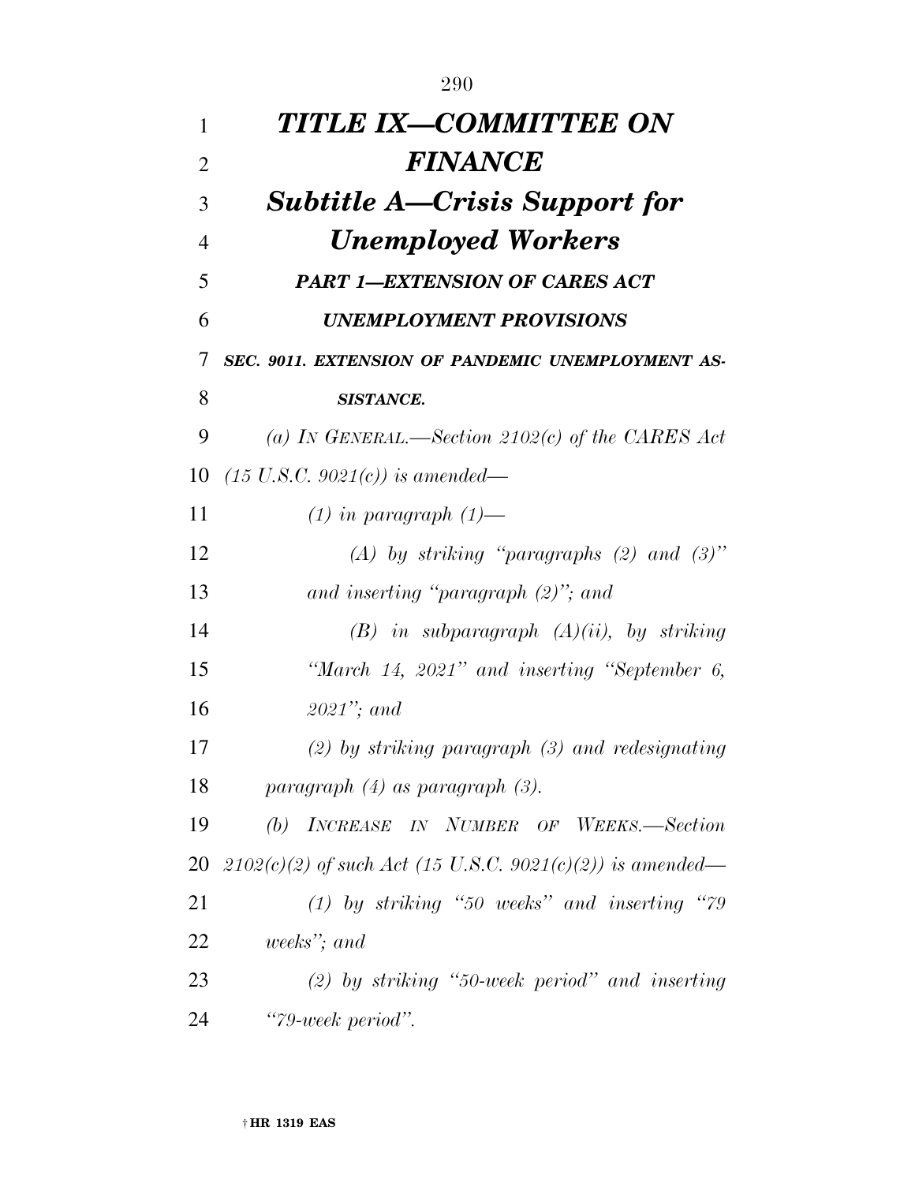# *TITLE IX—COMMITTEE ON FINANCE*

## *Subtitle A—Crisis Support for Unemployed Workers*

### *PART 1—EXTENSION OF CARES ACT UNEMPLOYMENT PROVISIONS*

#### *SEC. 9011. EXTENSION OF PANDEMIC UNEMPLOYMENT ASSISTANCE.*

*(a) IN GENERAL.—Section 2102(c) of the CARES Act (15 U.S.C. 9021(c)) is amended—*

*(1) in paragraph (1)—*

*(A) by striking "paragraphs (2) and (3)" and inserting "paragraph (2)"; and*

*(B) in subparagraph (A)(ii), by striking "March 14, 2021" and inserting "September 6, 2021"; and*

*(2) by striking paragraph (3) and redesignating paragraph (4) as paragraph (3).*

*(b) INCREASE IN NUMBER OF WEEKS.—Section 2102(c)(2) of such Act (15 U.S.C. 9021(c)(2)) is amended—*

*(1) by striking "50 weeks" and inserting "79 weeks"; and*

*(2) by striking "50-week period" and inserting "79-week period".*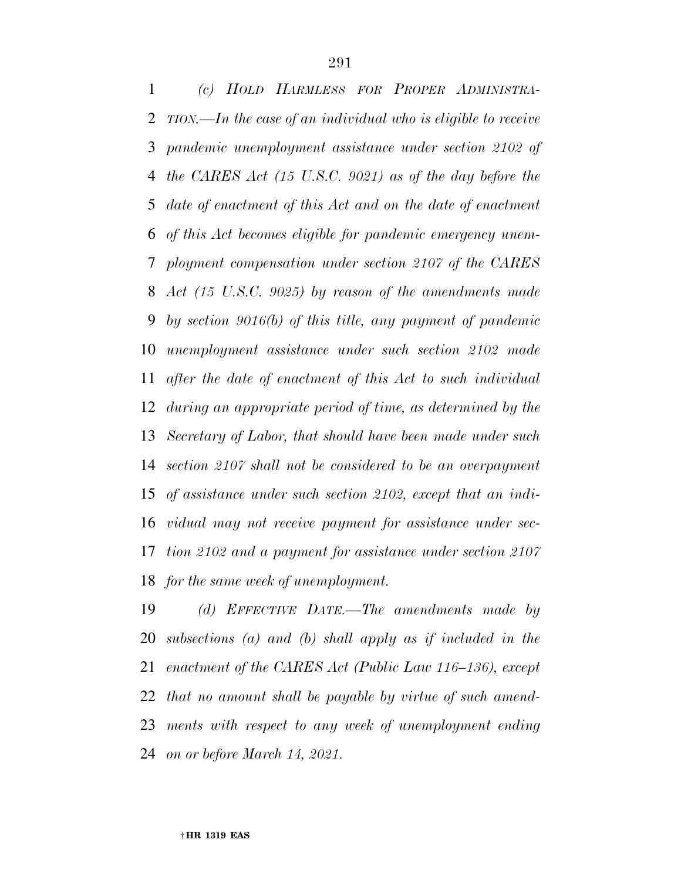*(c) HOLD HARMLESS FOR PROPER ADMINISTRATION.—In the case of an individual who is eligible to receive pandemic unemployment assistance under section 2102 of the CARES Act (15 U.S.C. 9021) as of the day before the date of enactment of this Act and on the date of enactment of this Act becomes eligible for pandemic emergency unemployment compensation under section 2107 of the CARES Act (15 U.S.C. 9025) by reason of the amendments made by section 9016(b) of this title, any payment of pandemic unemployment assistance under such section 2102 made after the date of enactment of this Act to such individual during an appropriate period of time, as determined by the Secretary of Labor, that should have been made under such section 2107 shall not be considered to be an overpayment of assistance under such section 2102, except that an individual may not receive payment for assistance under section 2102 and a payment for assistance under section 2107 for the same week of unemployment.*

*(d) EFFECTIVE DATE.—The amendments made by subsections (a) and (b) shall apply as if included in the enactment of the CARES Act (Public Law 116–136), except that no amount shall be payable by virtue of such amendments with respect to any week of unemployment ending on or before March 14, 2021.*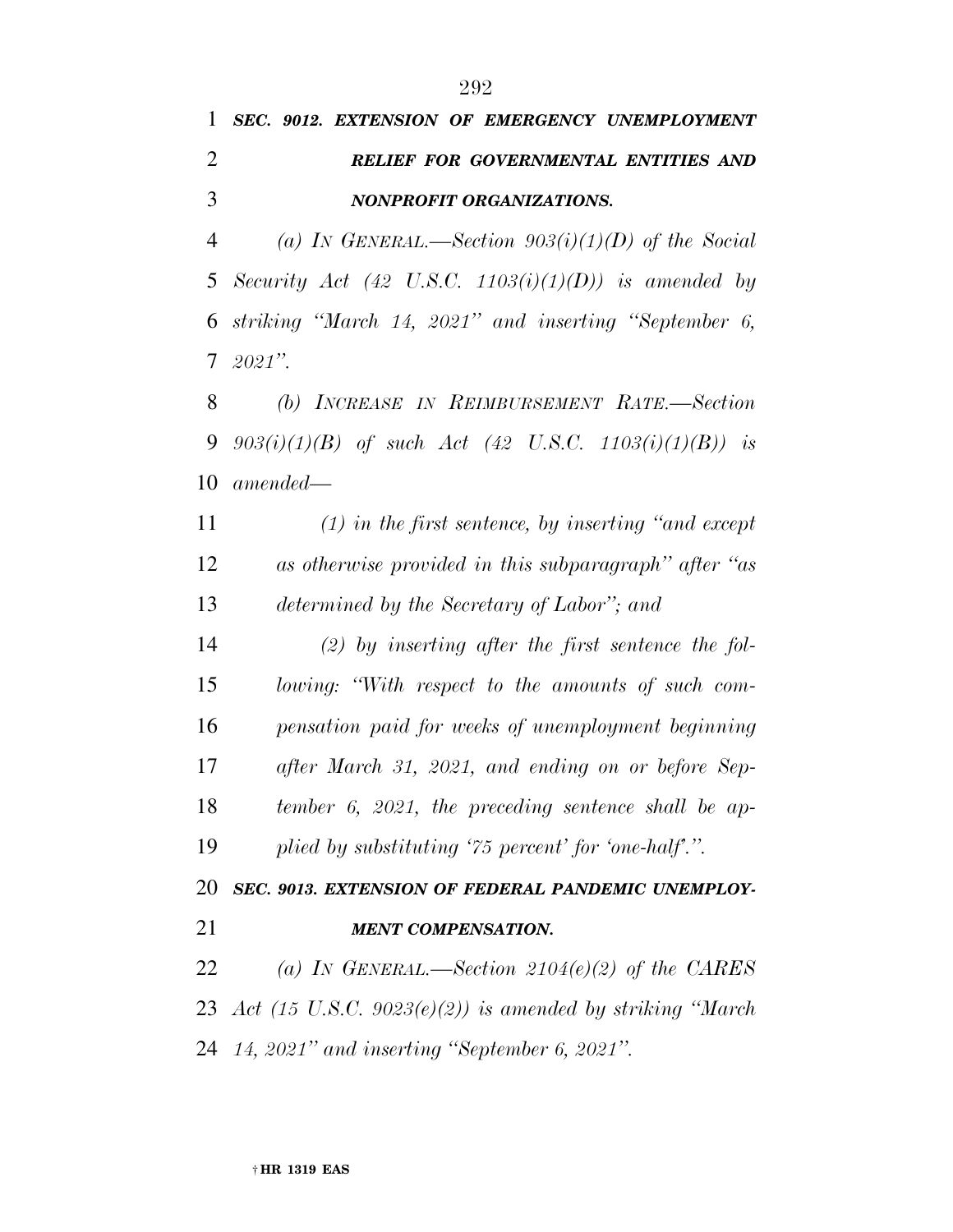***SEC. 9012. EXTENSION OF EMERGENCY UNEMPLOYMENT RELIEF FOR GOVERNMENTAL ENTITIES AND NONPROFIT ORGANIZATIONS.***

*(a) IN GENERAL.—Section 903(i)(1)(D) of the Social Security Act (42 U.S.C. 1103(i)(1)(D)) is amended by striking "March 14, 2021" and inserting "September 6, 2021".*

*(b) INCREASE IN REIMBURSEMENT RATE.—Section 903(i)(1)(B) of such Act (42 U.S.C. 1103(i)(1)(B)) is amended—*

*(1) in the first sentence, by inserting "and except as otherwise provided in this subparagraph" after "as determined by the Secretary of Labor"; and*

*(2) by inserting after the first sentence the following: "With respect to the amounts of such compensation paid for weeks of unemployment beginning after March 31, 2021, and ending on or before September 6, 2021, the preceding sentence shall be applied by substituting '75 percent' for 'one-half'.".*

***SEC. 9013. EXTENSION OF FEDERAL PANDEMIC UNEMPLOYMENT COMPENSATION.***

*(a) IN GENERAL.—Section 2104(e)(2) of the CARES Act (15 U.S.C. 9023(e)(2)) is amended by striking "March 14, 2021" and inserting "September 6, 2021".*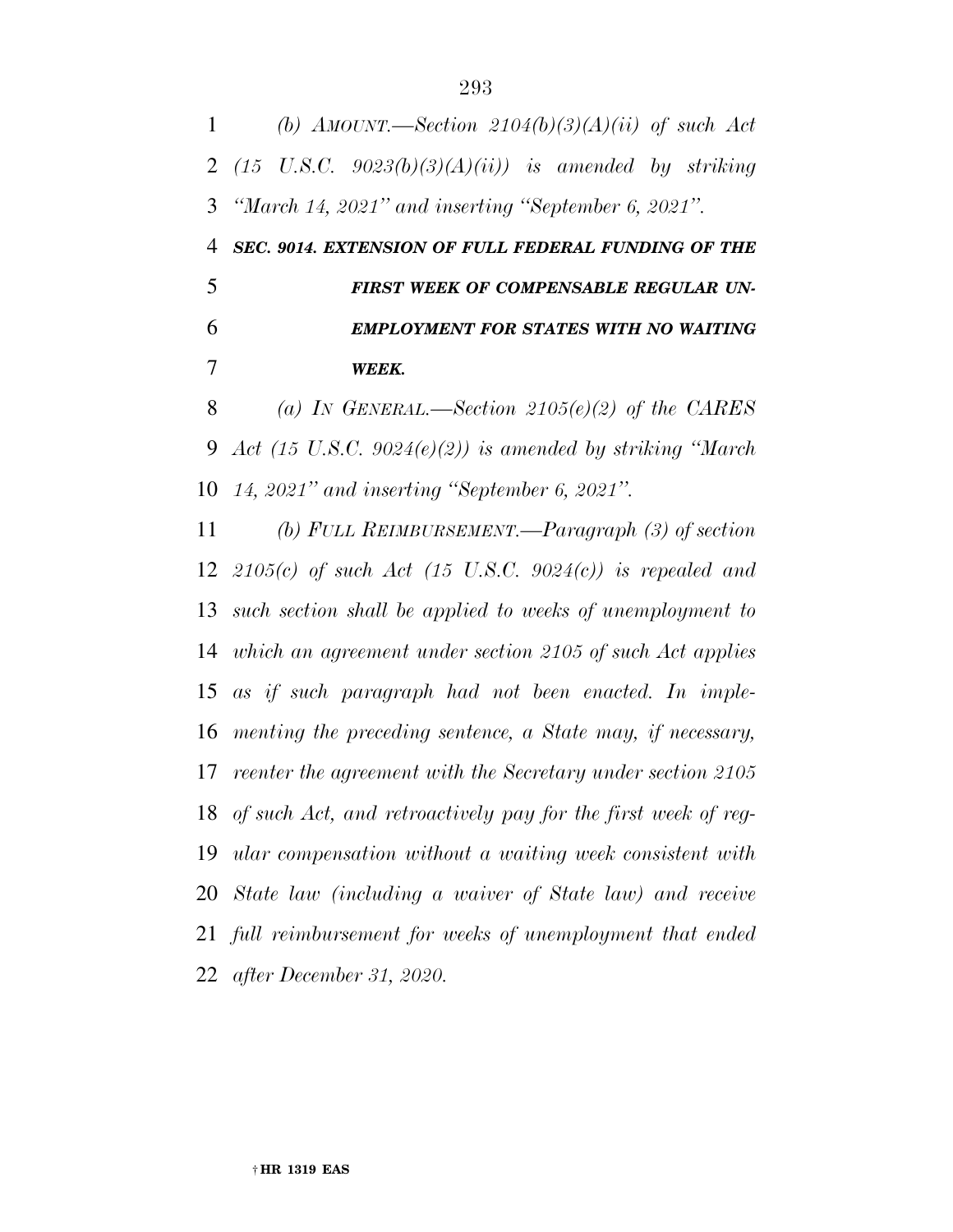*(b) AMOUNT.—Section 2104(b)(3)(A)(ii) of such Act (15 U.S.C. 9023(b)(3)(A)(ii)) is amended by striking "March 14, 2021" and inserting "September 6, 2021".*

***SEC. 9014. EXTENSION OF FULL FEDERAL FUNDING OF THE FIRST WEEK OF COMPENSABLE REGULAR UNEMPLOYMENT FOR STATES WITH NO WAITING WEEK.***

*(a) IN GENERAL.—Section 2105(e)(2) of the CARES Act (15 U.S.C. 9024(e)(2)) is amended by striking "March 14, 2021" and inserting "September 6, 2021".*

*(b) FULL REIMBURSEMENT.—Paragraph (3) of section 2105(c) of such Act (15 U.S.C. 9024(c)) is repealed and such section shall be applied to weeks of unemployment to which an agreement under section 2105 of such Act applies as if such paragraph had not been enacted. In implementing the preceding sentence, a State may, if necessary, reenter the agreement with the Secretary under section 2105 of such Act, and retroactively pay for the first week of regular compensation without a waiting week consistent with State law (including a waiver of State law) and receive full reimbursement for weeks of unemployment that ended after December 31, 2020.*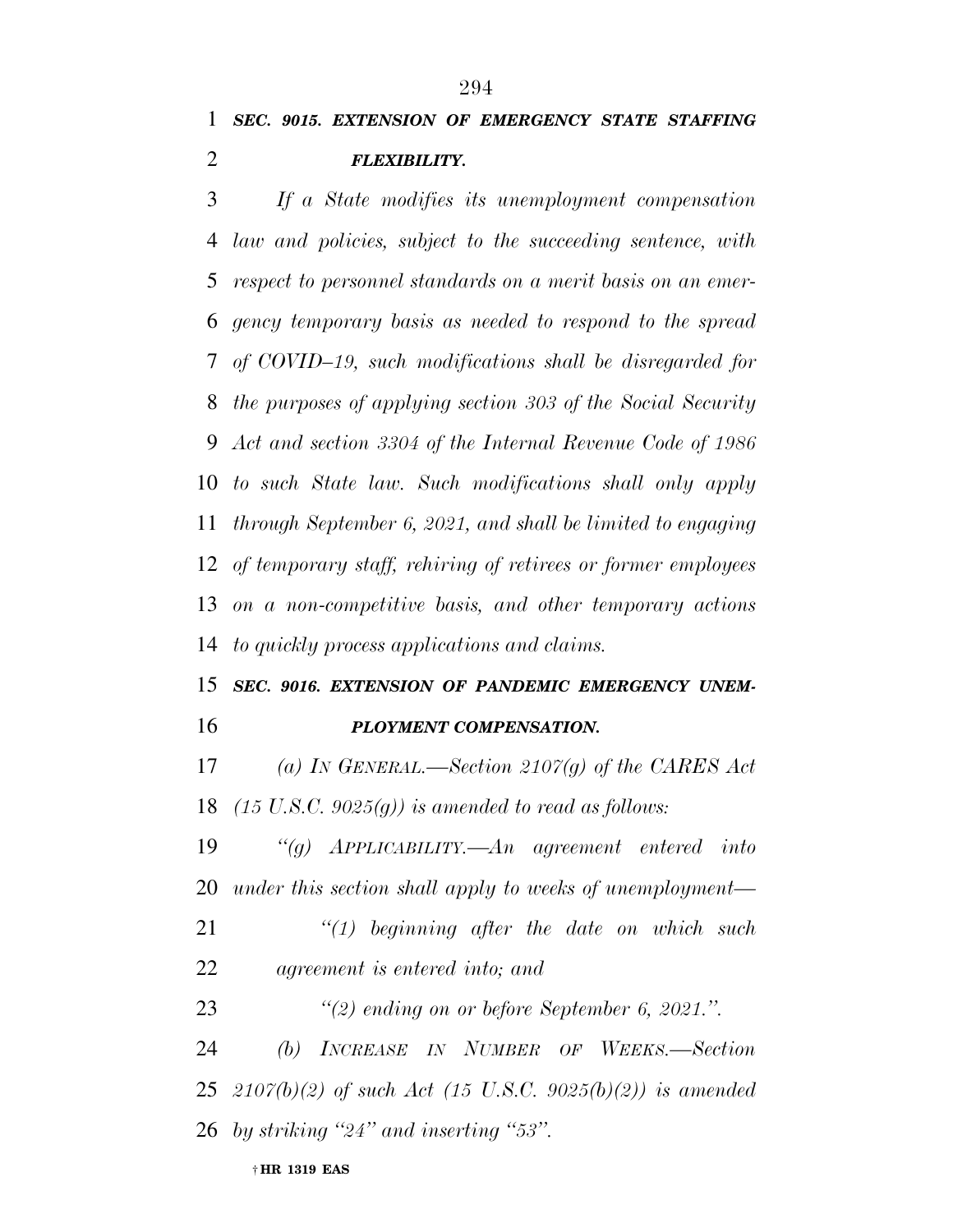***SEC. 9015. EXTENSION OF EMERGENCY STATE STAFFING FLEXIBILITY.***

*If a State modifies its unemployment compensation law and policies, subject to the succeeding sentence, with respect to personnel standards on a merit basis on an emergency temporary basis as needed to respond to the spread of COVID–19, such modifications shall be disregarded for the purposes of applying section 303 of the Social Security Act and section 3304 of the Internal Revenue Code of 1986 to such State law. Such modifications shall only apply through September 6, 2021, and shall be limited to engaging of temporary staff, rehiring of retirees or former employees on a non-competitive basis, and other temporary actions to quickly process applications and claims.*

***SEC. 9016. EXTENSION OF PANDEMIC EMERGENCY UNEMPLOYMENT COMPENSATION.***

*(a) IN GENERAL.—Section 2107(g) of the CARES Act (15 U.S.C. 9025(g)) is amended to read as follows:*

*''(g) APPLICABILITY.—An agreement entered into under this section shall apply to weeks of unemployment—*

*''(1) beginning after the date on which such agreement is entered into; and*

*''(2) ending on or before September 6, 2021.''.*

*(b) INCREASE IN NUMBER OF WEEKS.—Section 2107(b)(2) of such Act (15 U.S.C. 9025(b)(2)) is amended by striking ''24'' and inserting ''53''.*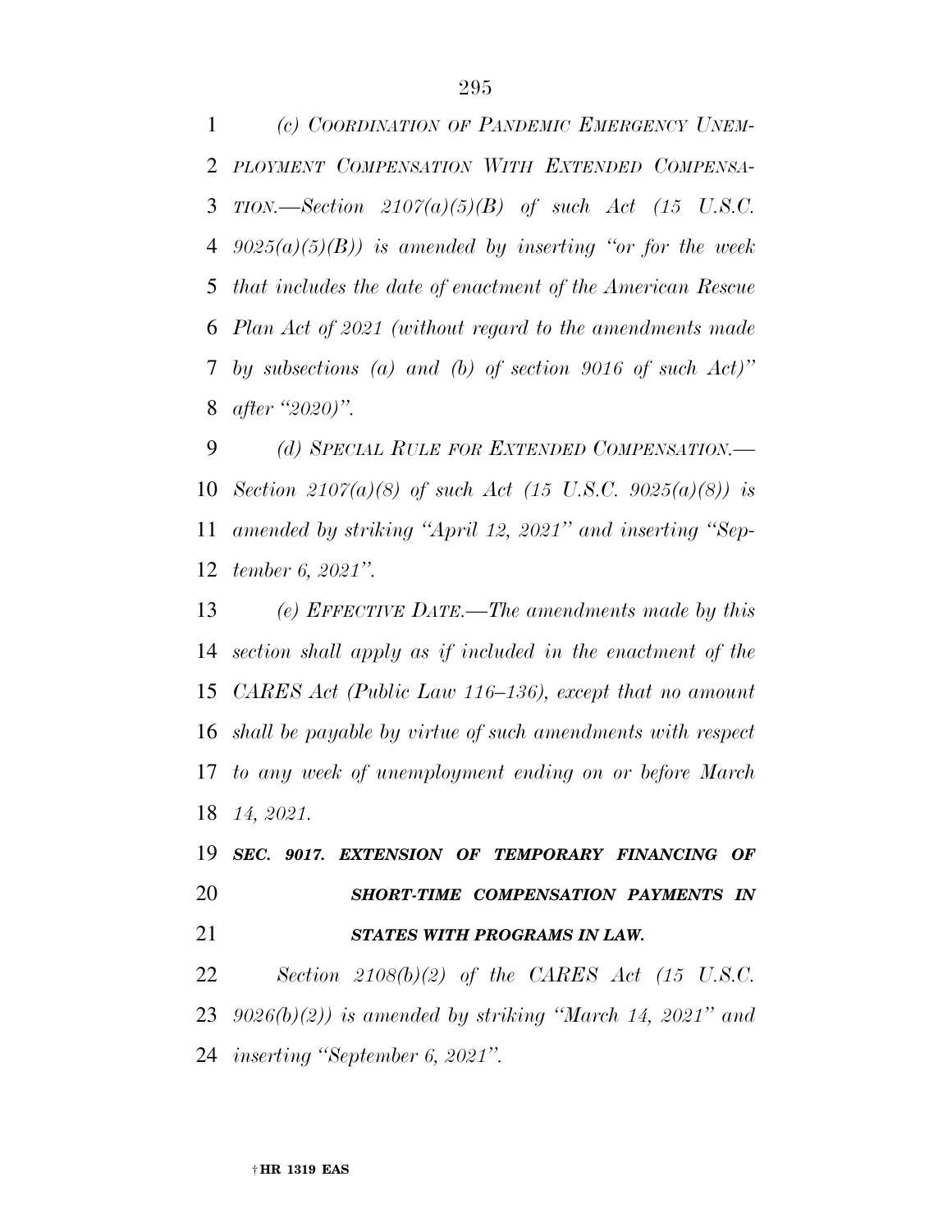*(c) COORDINATION OF PANDEMIC EMERGENCY UNEMPLOYMENT COMPENSATION WITH EXTENDED COMPENSATION.—Section 2107(a)(5)(B) of such Act (15 U.S.C. 9025(a)(5)(B)) is amended by inserting "or for the week that includes the date of enactment of the American Rescue Plan Act of 2021 (without regard to the amendments made by subsections (a) and (b) of section 9016 of such Act)" after "2020)".*

*(d) SPECIAL RULE FOR EXTENDED COMPENSATION.—Section 2107(a)(8) of such Act (15 U.S.C. 9025(a)(8)) is amended by striking "April 12, 2021" and inserting "September 6, 2021".*

*(e) EFFECTIVE DATE.—The amendments made by this section shall apply as if included in the enactment of the CARES Act (Public Law 116–136), except that no amount shall be payable by virtue of such amendments with respect to any week of unemployment ending on or before March 14, 2021.*

***SEC. 9017. EXTENSION OF TEMPORARY FINANCING OF SHORT-TIME COMPENSATION PAYMENTS IN STATES WITH PROGRAMS IN LAW.***

*Section 2108(b)(2) of the CARES Act (15 U.S.C. 9026(b)(2)) is amended by striking "March 14, 2021" and inserting "September 6, 2021".*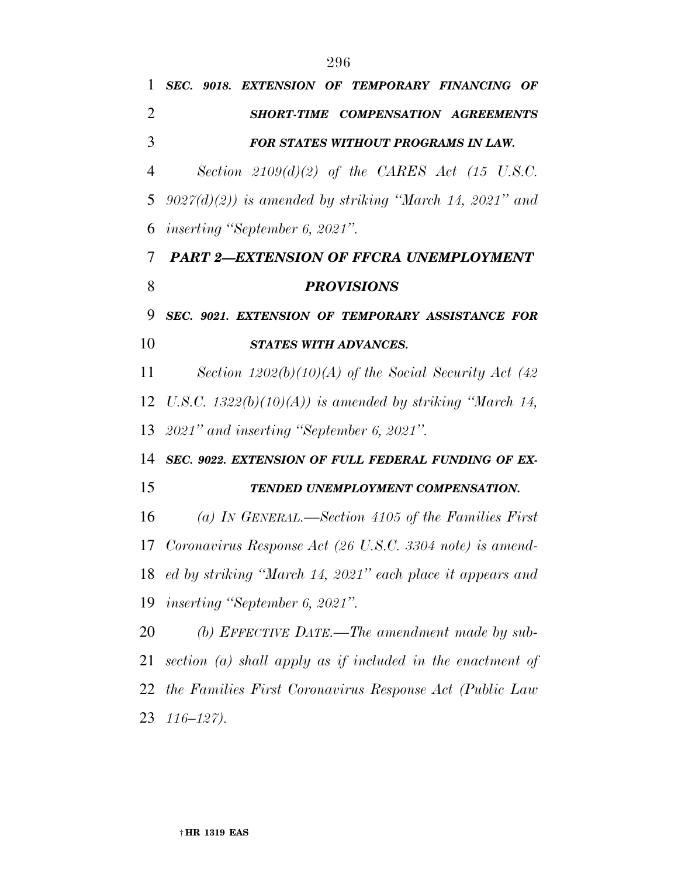***SEC. 9018. EXTENSION OF TEMPORARY FINANCING OF SHORT-TIME COMPENSATION AGREEMENTS FOR STATES WITHOUT PROGRAMS IN LAW.***

*Section 2109(d)(2) of the CARES Act (15 U.S.C. 9027(d)(2)) is amended by striking "March 14, 2021" and inserting "September 6, 2021".*

## ***PART 2—EXTENSION OF FFCRA UNEMPLOYMENT PROVISIONS***

***SEC. 9021. EXTENSION OF TEMPORARY ASSISTANCE FOR STATES WITH ADVANCES.***

*Section 1202(b)(10)(A) of the Social Security Act (42 U.S.C. 1322(b)(10)(A)) is amended by striking "March 14, 2021" and inserting "September 6, 2021".*

***SEC. 9022. EXTENSION OF FULL FEDERAL FUNDING OF EXTENDED UNEMPLOYMENT COMPENSATION.***

*(a) IN GENERAL.—Section 4105 of the Families First Coronavirus Response Act (26 U.S.C. 3304 note) is amended by striking "March 14, 2021" each place it appears and inserting "September 6, 2021".*

*(b) EFFECTIVE DATE.—The amendment made by subsection (a) shall apply as if included in the enactment of the Families First Coronavirus Response Act (Public Law 116–127).*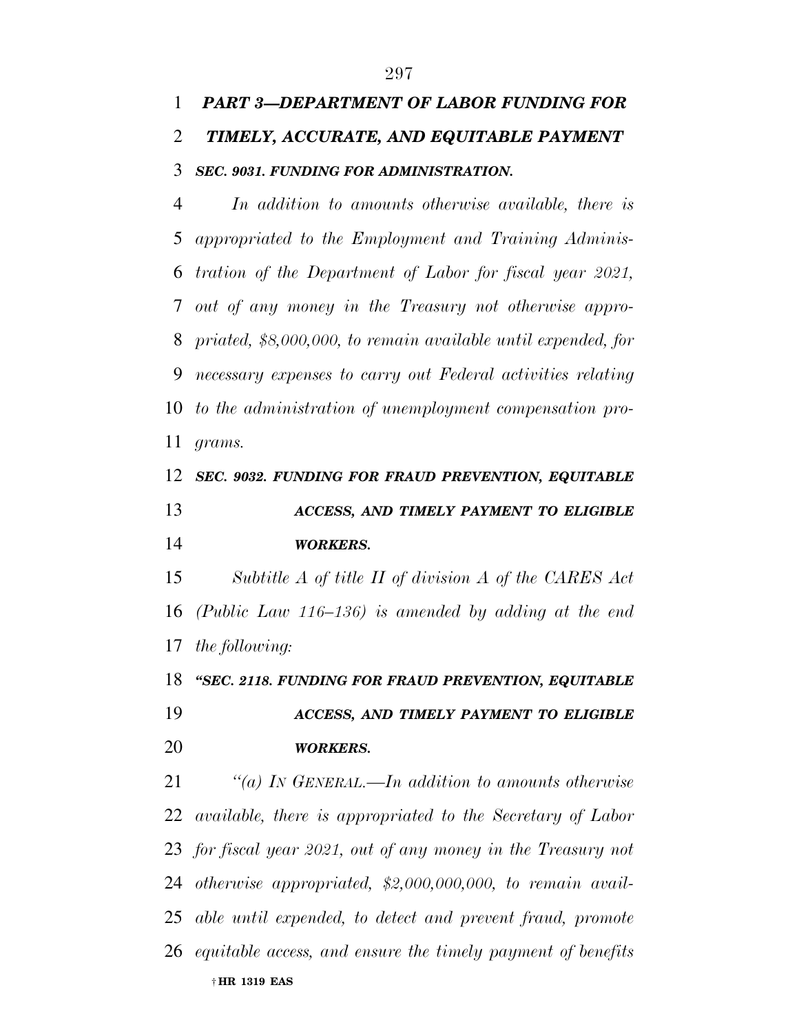## *PART 3—DEPARTMENT OF LABOR FUNDING FOR TIMELY, ACCURATE, AND EQUITABLE PAYMENT*

### *SEC. 9031. FUNDING FOR ADMINISTRATION.*

*In addition to amounts otherwise available, there is appropriated to the Employment and Training Administration of the Department of Labor for fiscal year 2021, out of any money in the Treasury not otherwise appropriated, $8,000,000, to remain available until expended, for necessary expenses to carry out Federal activities relating to the administration of unemployment compensation programs.*

### *SEC. 9032. FUNDING FOR FRAUD PREVENTION, EQUITABLE ACCESS, AND TIMELY PAYMENT TO ELIGIBLE WORKERS.*

*Subtitle A of title II of division A of the CARES Act (Public Law 116–136) is amended by adding at the end the following:*

### *"SEC. 2118. FUNDING FOR FRAUD PREVENTION, EQUITABLE ACCESS, AND TIMELY PAYMENT TO ELIGIBLE WORKERS.*

*"(a) IN GENERAL.—In addition to amounts otherwise available, there is appropriated to the Secretary of Labor for fiscal year 2021, out of any money in the Treasury not otherwise appropriated, $2,000,000,000, to remain available until expended, to detect and prevent fraud, promote equitable access, and ensure the timely payment of benefits*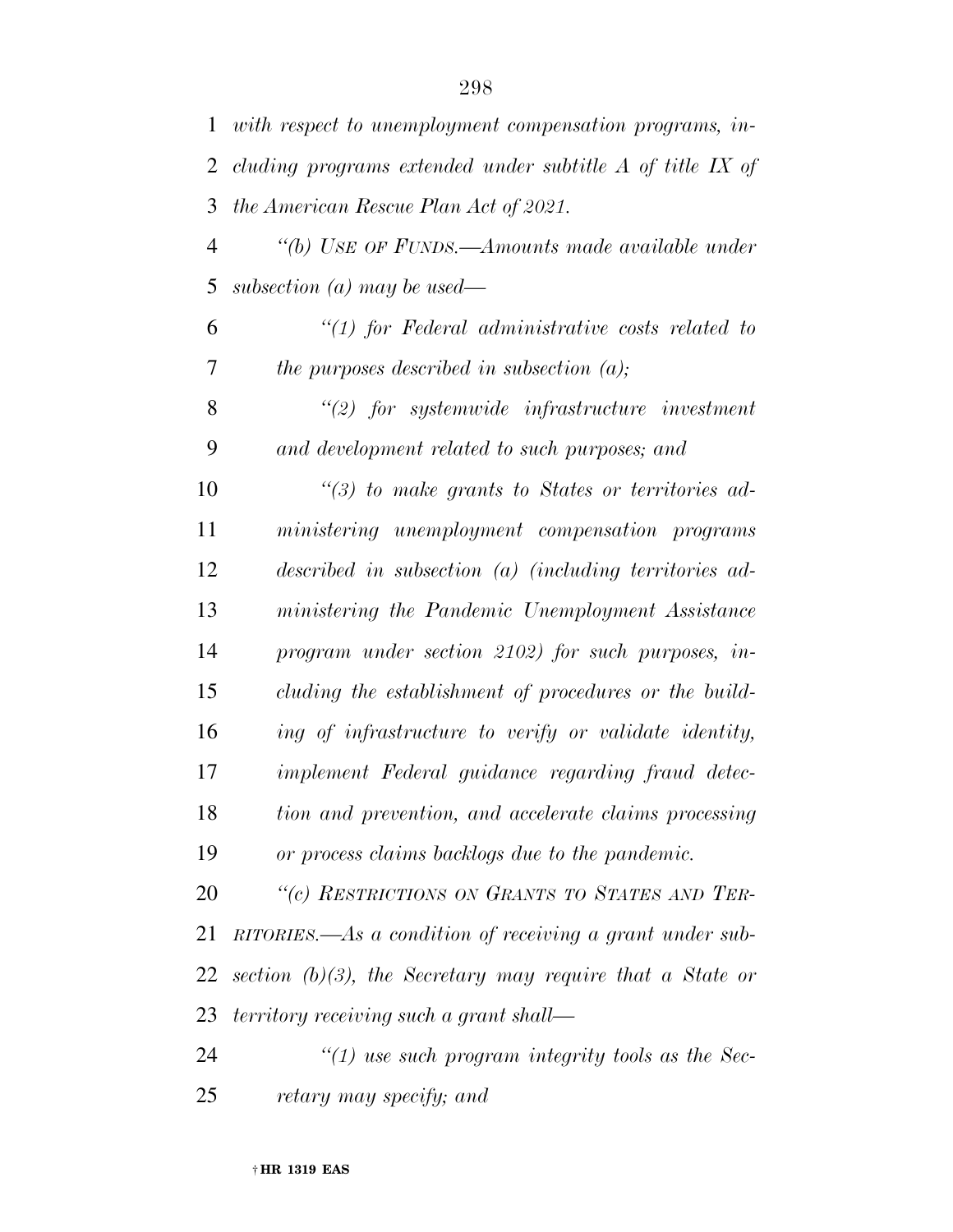*with respect to unemployment compensation programs, including programs extended under subtitle A of title IX of the American Rescue Plan Act of 2021.*

*"(b) USE OF FUNDS.—Amounts made available under subsection (a) may be used—*

*"(1) for Federal administrative costs related to the purposes described in subsection (a);*

*"(2) for systemwide infrastructure investment and development related to such purposes; and*

*"(3) to make grants to States or territories administering unemployment compensation programs described in subsection (a) (including territories administering the Pandemic Unemployment Assistance program under section 2102) for such purposes, including the establishment of procedures or the building of infrastructure to verify or validate identity, implement Federal guidance regarding fraud detection and prevention, and accelerate claims processing or process claims backlogs due to the pandemic.*

*"(c) RESTRICTIONS ON GRANTS TO STATES AND TERRITORIES.—As a condition of receiving a grant under subsection (b)(3), the Secretary may require that a State or territory receiving such a grant shall—*

*"(1) use such program integrity tools as the Secretary may specify; and*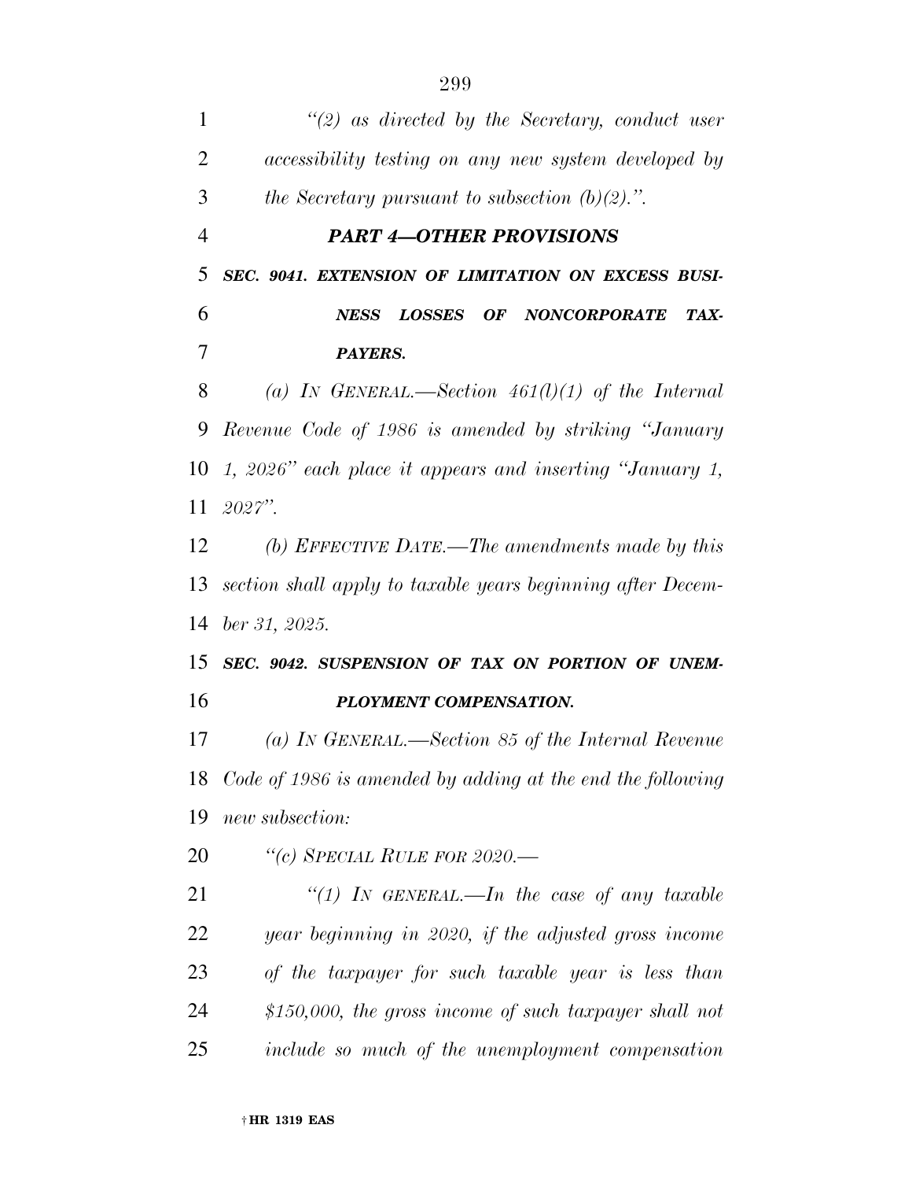*"(2) as directed by the Secretary, conduct user accessibility testing on any new system developed by the Secretary pursuant to subsection (b)(2).".*

### *PART 4—OTHER PROVISIONS*

***SEC. 9041. EXTENSION OF LIMITATION ON EXCESS BUSINESS LOSSES OF NONCORPORATE TAXPAYERS.***

*(a) IN GENERAL.—Section 461(l)(1) of the Internal Revenue Code of 1986 is amended by striking "January 1, 2026" each place it appears and inserting "January 1, 2027".*

*(b) EFFECTIVE DATE.—The amendments made by this section shall apply to taxable years beginning after December 31, 2025.*

***SEC. 9042. SUSPENSION OF TAX ON PORTION OF UNEMPLOYMENT COMPENSATION.***

*(a) IN GENERAL.—Section 85 of the Internal Revenue Code of 1986 is amended by adding at the end the following new subsection:*

*"(c) SPECIAL RULE FOR 2020.—*

*"(1) IN GENERAL.—In the case of any taxable year beginning in 2020, if the adjusted gross income of the taxpayer for such taxable year is less than $150,000, the gross income of such taxpayer shall not include so much of the unemployment compensation*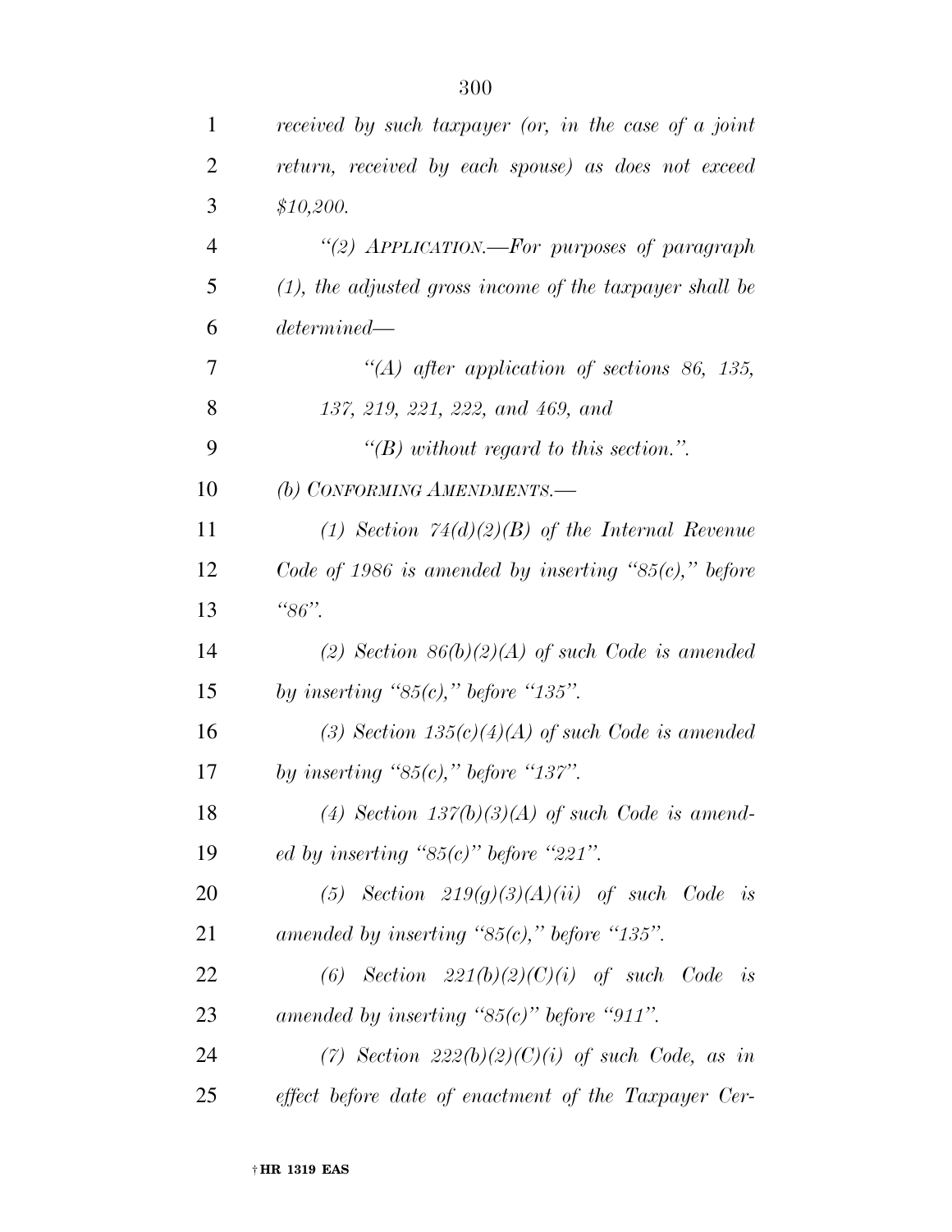*received by such taxpayer (or, in the case of a joint return, received by each spouse) as does not exceed $10,200.*

*"(2) APPLICATION.—For purposes of paragraph (1), the adjusted gross income of the taxpayer shall be determined—*

*"(A) after application of sections 86, 135, 137, 219, 221, 222, and 469, and*

*"(B) without regard to this section.".*

*(b) CONFORMING AMENDMENTS.—*

*(1) Section 74(d)(2)(B) of the Internal Revenue Code of 1986 is amended by inserting "85(c)," before "86".*

*(2) Section 86(b)(2)(A) of such Code is amended by inserting "85(c)," before "135".*

*(3) Section 135(c)(4)(A) of such Code is amended by inserting "85(c)," before "137".*

*(4) Section 137(b)(3)(A) of such Code is amended by inserting "85(c)" before "221".*

*(5) Section 219(g)(3)(A)(ii) of such Code is amended by inserting "85(c)," before "135".*

*(6) Section 221(b)(2)(C)(i) of such Code is amended by inserting "85(c)" before "911".*

*(7) Section 222(b)(2)(C)(i) of such Code, as in effect before date of enactment of the Taxpayer Cer-*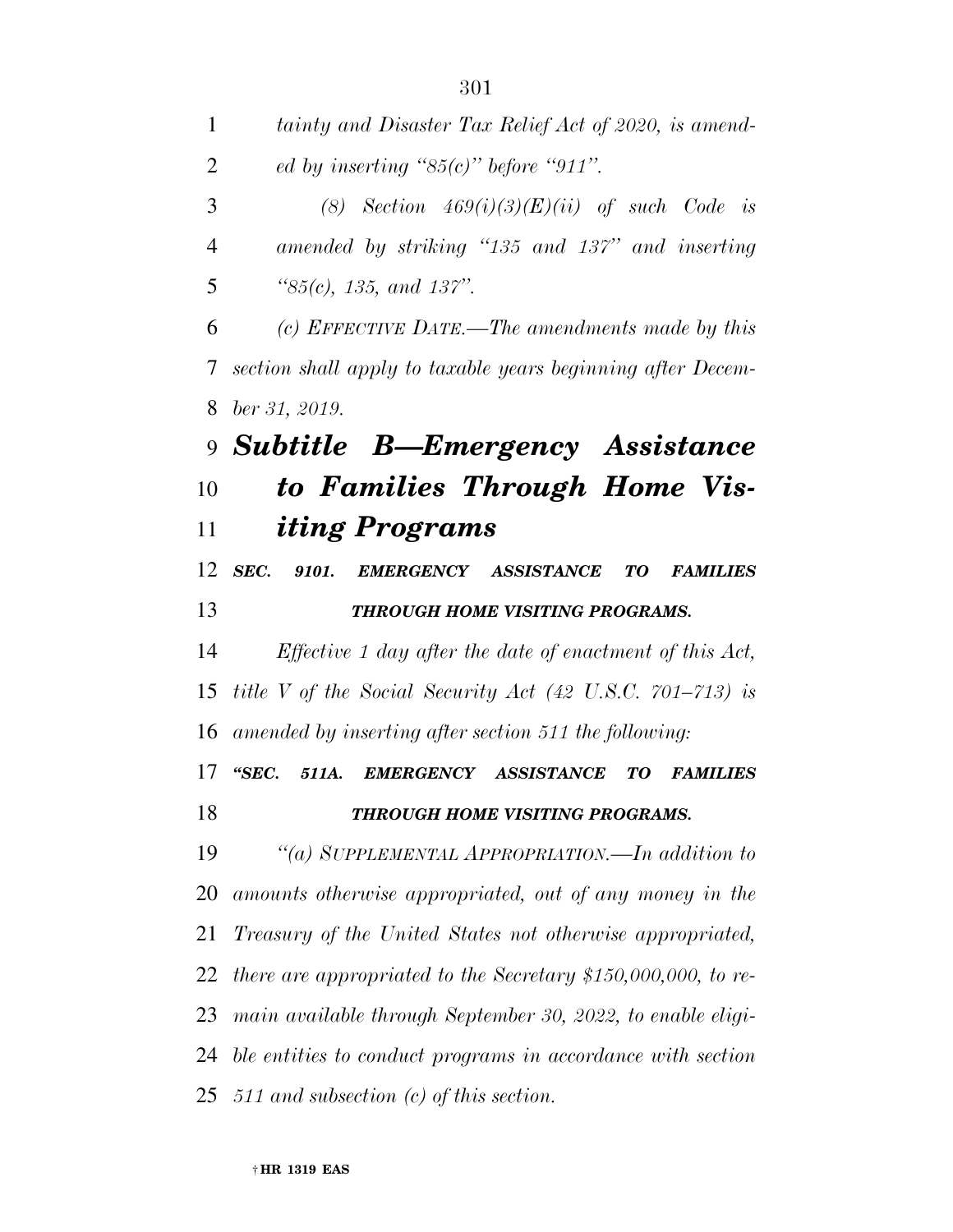*tainty and Disaster Tax Relief Act of 2020, is amended by inserting "85(c)" before "911".*

*(8) Section 469(i)(3)(E)(ii) of such Code is amended by striking "135 and 137" and inserting "85(c), 135, and 137".*

*(c) EFFECTIVE DATE.—The amendments made by this section shall apply to taxable years beginning after December 31, 2019.*

## *Subtitle B—Emergency Assistance to Families Through Home Visiting Programs*

***SEC. 9101. EMERGENCY ASSISTANCE TO FAMILIES THROUGH HOME VISITING PROGRAMS.***

*Effective 1 day after the date of enactment of this Act, title V of the Social Security Act (42 U.S.C. 701–713) is amended by inserting after section 511 the following:*

***"SEC. 511A. EMERGENCY ASSISTANCE TO FAMILIES THROUGH HOME VISITING PROGRAMS.***

*"(a) SUPPLEMENTAL APPROPRIATION.—In addition to amounts otherwise appropriated, out of any money in the Treasury of the United States not otherwise appropriated, there are appropriated to the Secretary $150,000,000, to remain available through September 30, 2022, to enable eligible entities to conduct programs in accordance with section 511 and subsection (c) of this section.*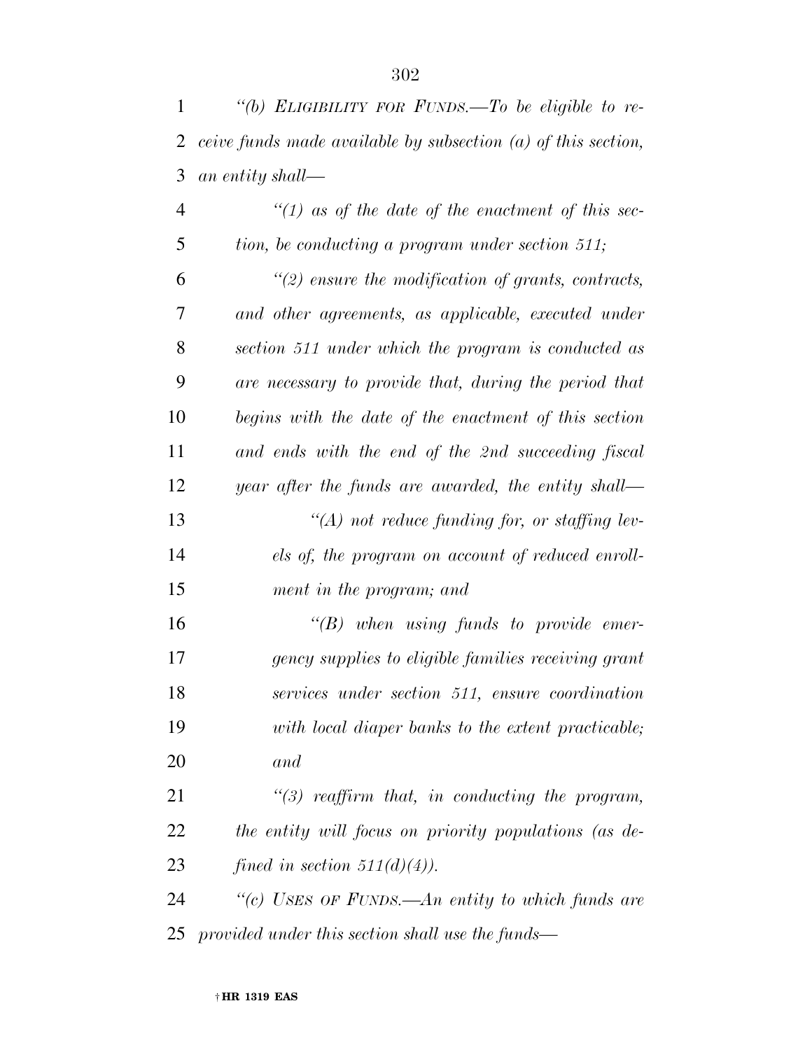*"(b) ELIGIBILITY FOR FUNDS.—To be eligible to receive funds made available by subsection (a) of this section, an entity shall—*

*"(1) as of the date of the enactment of this section, be conducting a program under section 511;*

*"(2) ensure the modification of grants, contracts, and other agreements, as applicable, executed under section 511 under which the program is conducted as are necessary to provide that, during the period that begins with the date of the enactment of this section and ends with the end of the 2nd succeeding fiscal year after the funds are awarded, the entity shall—*

*"(A) not reduce funding for, or staffing levels of, the program on account of reduced enrollment in the program; and*

*"(B) when using funds to provide emergency supplies to eligible families receiving grant services under section 511, ensure coordination with local diaper banks to the extent practicable; and*

*"(3) reaffirm that, in conducting the program, the entity will focus on priority populations (as defined in section 511(d)(4)).*

*"(c) USES OF FUNDS.—An entity to which funds are provided under this section shall use the funds—*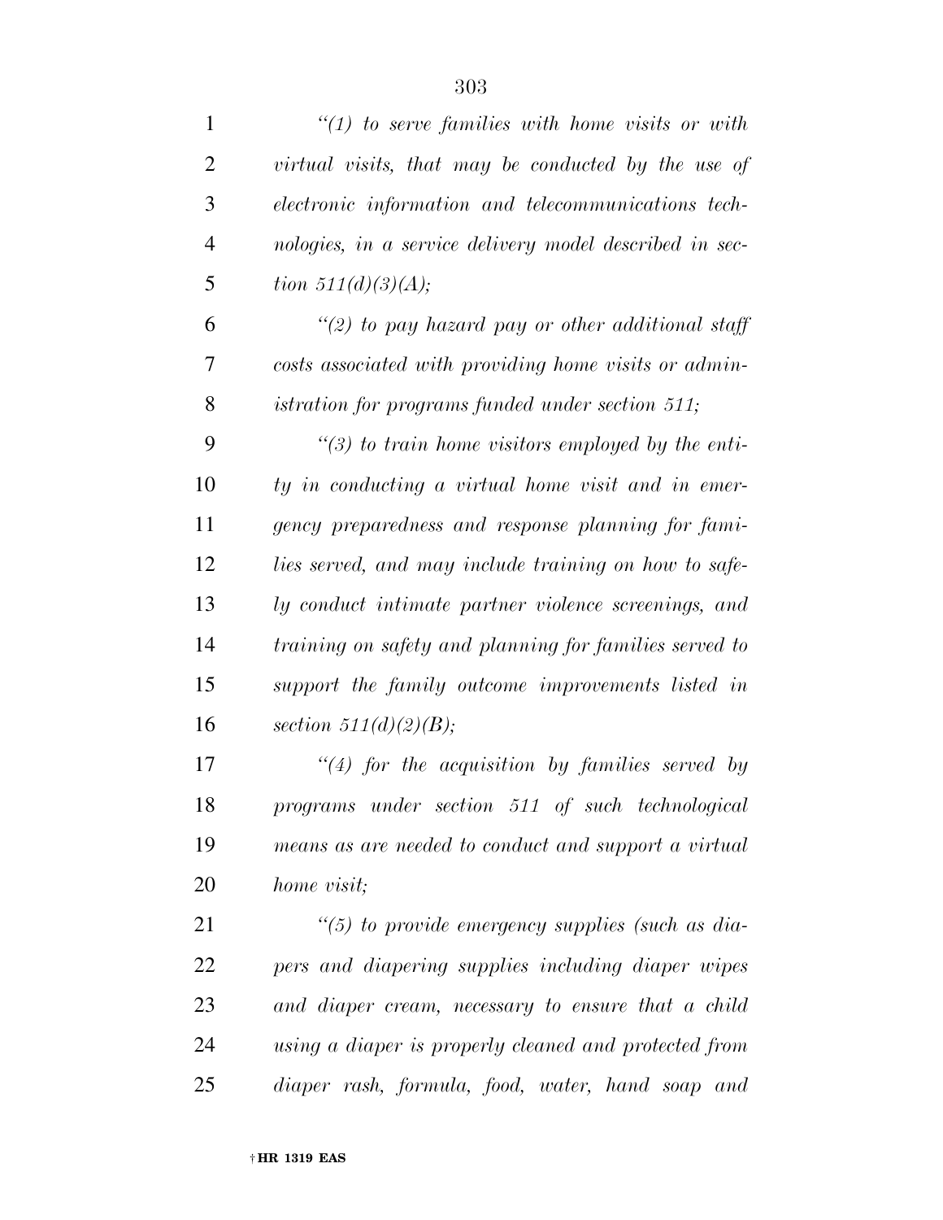*''(1) to serve families with home visits or with virtual visits, that may be conducted by the use of electronic information and telecommunications technologies, in a service delivery model described in section 511(d)(3)(A);*

*''(2) to pay hazard pay or other additional staff costs associated with providing home visits or administration for programs funded under section 511;*

*''(3) to train home visitors employed by the entity in conducting a virtual home visit and in emergency preparedness and response planning for families served, and may include training on how to safely conduct intimate partner violence screenings, and training on safety and planning for families served to support the family outcome improvements listed in section 511(d)(2)(B);*

*''(4) for the acquisition by families served by programs under section 511 of such technological means as are needed to conduct and support a virtual home visit;*

*''(5) to provide emergency supplies (such as diapers and diapering supplies including diaper wipes and diaper cream, necessary to ensure that a child using a diaper is properly cleaned and protected from diaper rash, formula, food, water, hand soap and*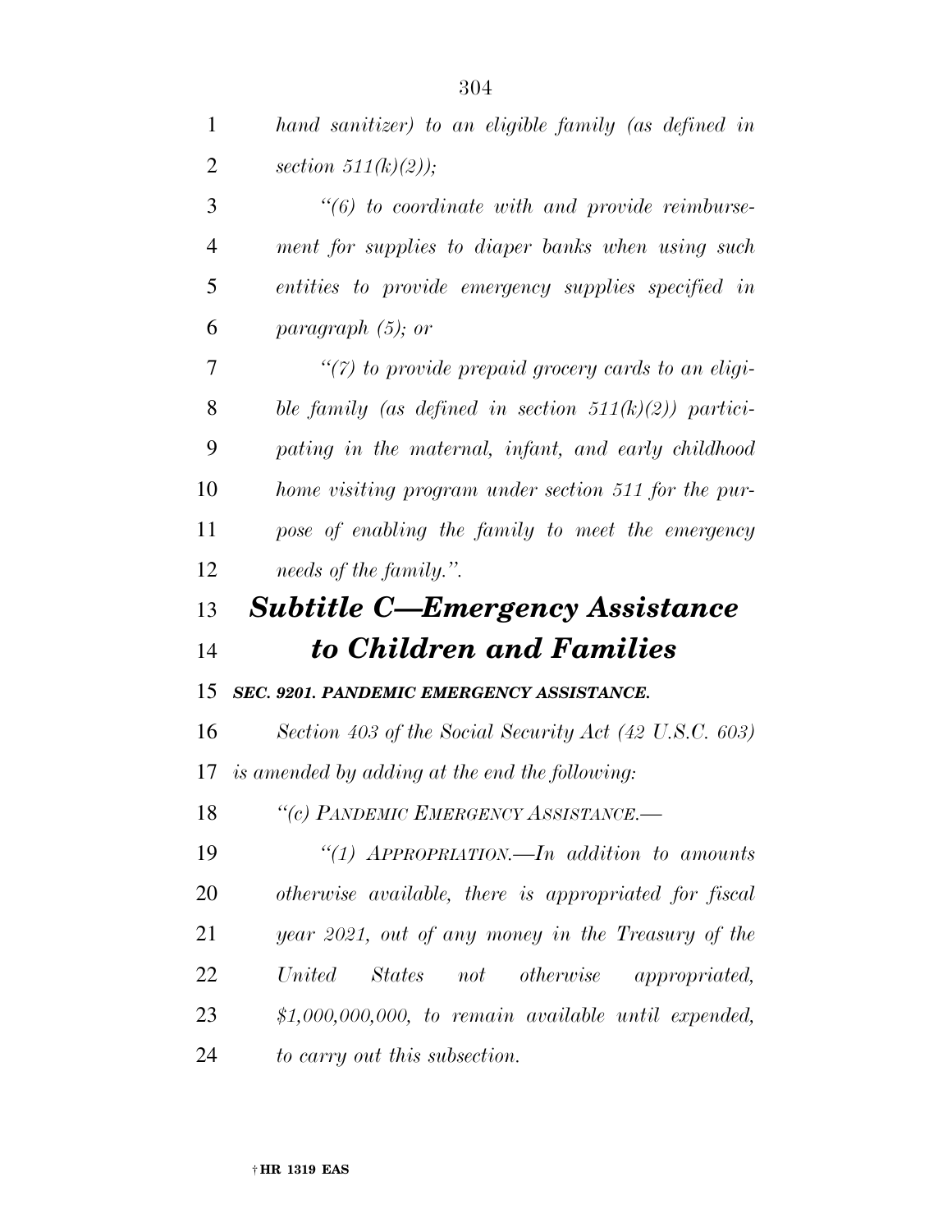*hand sanitizer) to an eligible family (as defined in section 511(k)(2));*

*"(6) to coordinate with and provide reimbursement for supplies to diaper banks when using such entities to provide emergency supplies specified in paragraph (5); or*

*"(7) to provide prepaid grocery cards to an eligible family (as defined in section 511(k)(2)) participating in the maternal, infant, and early childhood home visiting program under section 511 for the purpose of enabling the family to meet the emergency needs of the family.".*

## *Subtitle C—Emergency Assistance to Children and Families*

***SEC. 9201. PANDEMIC EMERGENCY ASSISTANCE.***

*Section 403 of the Social Security Act (42 U.S.C. 603) is amended by adding at the end the following:*

*"(c) PANDEMIC EMERGENCY ASSISTANCE.—*

*"(1) APPROPRIATION.—In addition to amounts otherwise available, there is appropriated for fiscal year 2021, out of any money in the Treasury of the United States not otherwise appropriated, $1,000,000,000, to remain available until expended, to carry out this subsection.*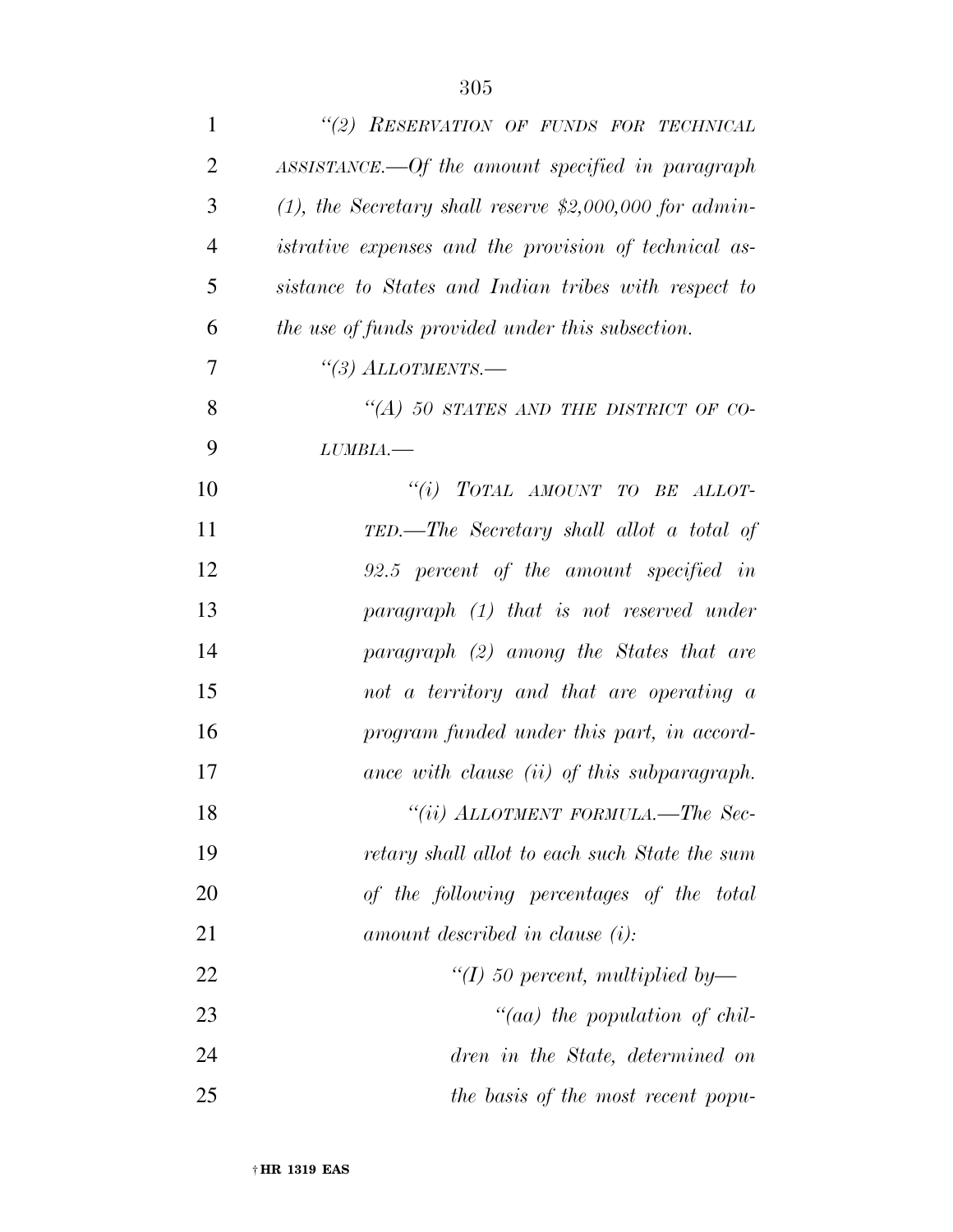*"(2) RESERVATION OF FUNDS FOR TECHNICAL ASSISTANCE.—Of the amount specified in paragraph (1), the Secretary shall reserve $2,000,000 for administrative expenses and the provision of technical assistance to States and Indian tribes with respect to the use of funds provided under this subsection.*

*"(3) ALLOTMENTS.—*

*"(A) 50 STATES AND THE DISTRICT OF COLUMBIA.—*

*"(i) TOTAL AMOUNT TO BE ALLOTTED.—The Secretary shall allot a total of 92.5 percent of the amount specified in paragraph (1) that is not reserved under paragraph (2) among the States that are not a territory and that are operating a program funded under this part, in accordance with clause (ii) of this subparagraph.*

*"(ii) ALLOTMENT FORMULA.—The Secretary shall allot to each such State the sum of the following percentages of the total amount described in clause (i):*

*"(I) 50 percent, multiplied by—*

*"(aa) the population of children in the State, determined on the basis of the most recent popu-*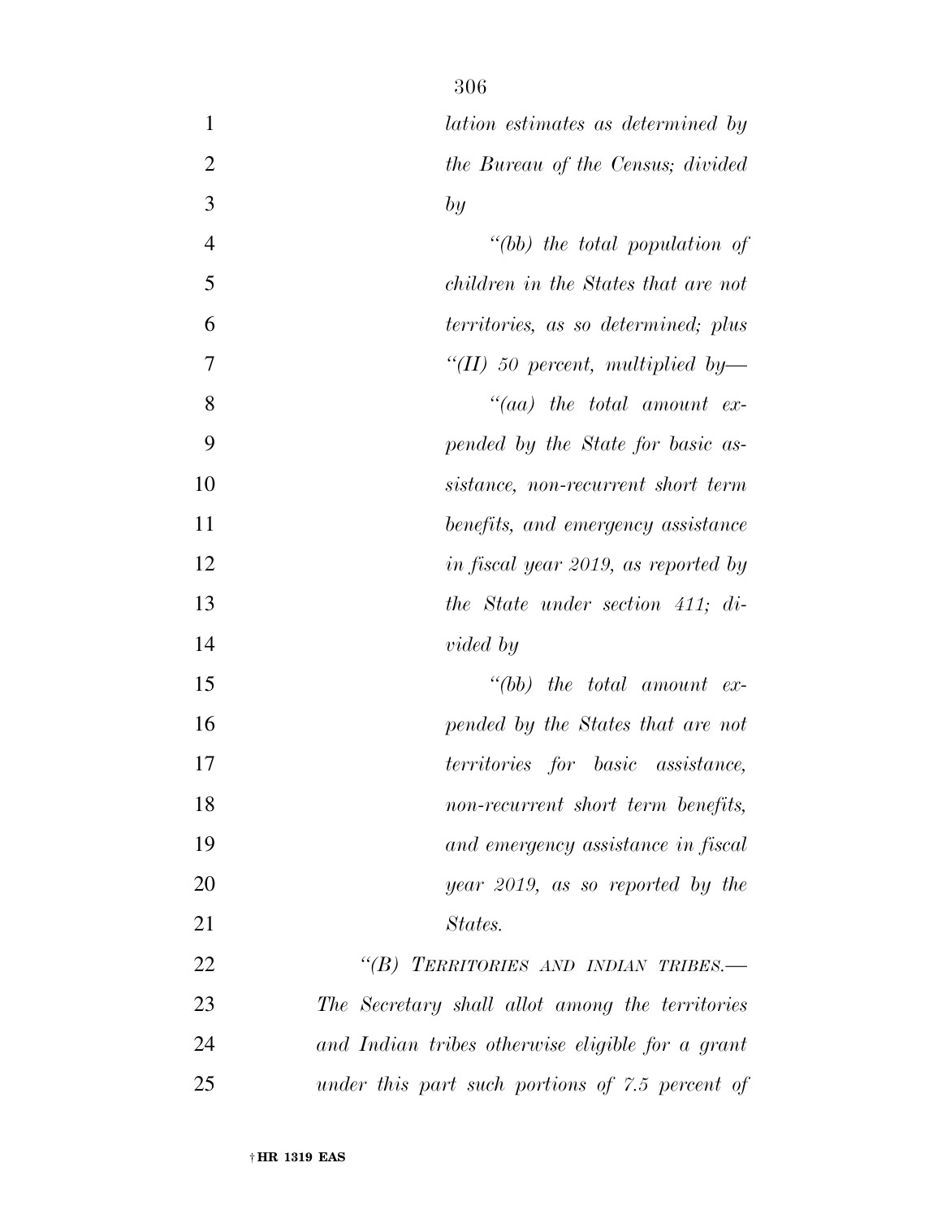*lation estimates as determined by the Bureau of the Census; divided by*

*"(bb) the total population of children in the States that are not territories, as so determined; plus*

*"(II) 50 percent, multiplied by—*

*"(aa) the total amount expended by the State for basic assistance, non-recurrent short term benefits, and emergency assistance in fiscal year 2019, as reported by the State under section 411; divided by*

*"(bb) the total amount expended by the States that are not territories for basic assistance, non-recurrent short term benefits, and emergency assistance in fiscal year 2019, as so reported by the States.*

*"(B) TERRITORIES AND INDIAN TRIBES.—The Secretary shall allot among the territories and Indian tribes otherwise eligible for a grant under this part such portions of 7.5 percent of*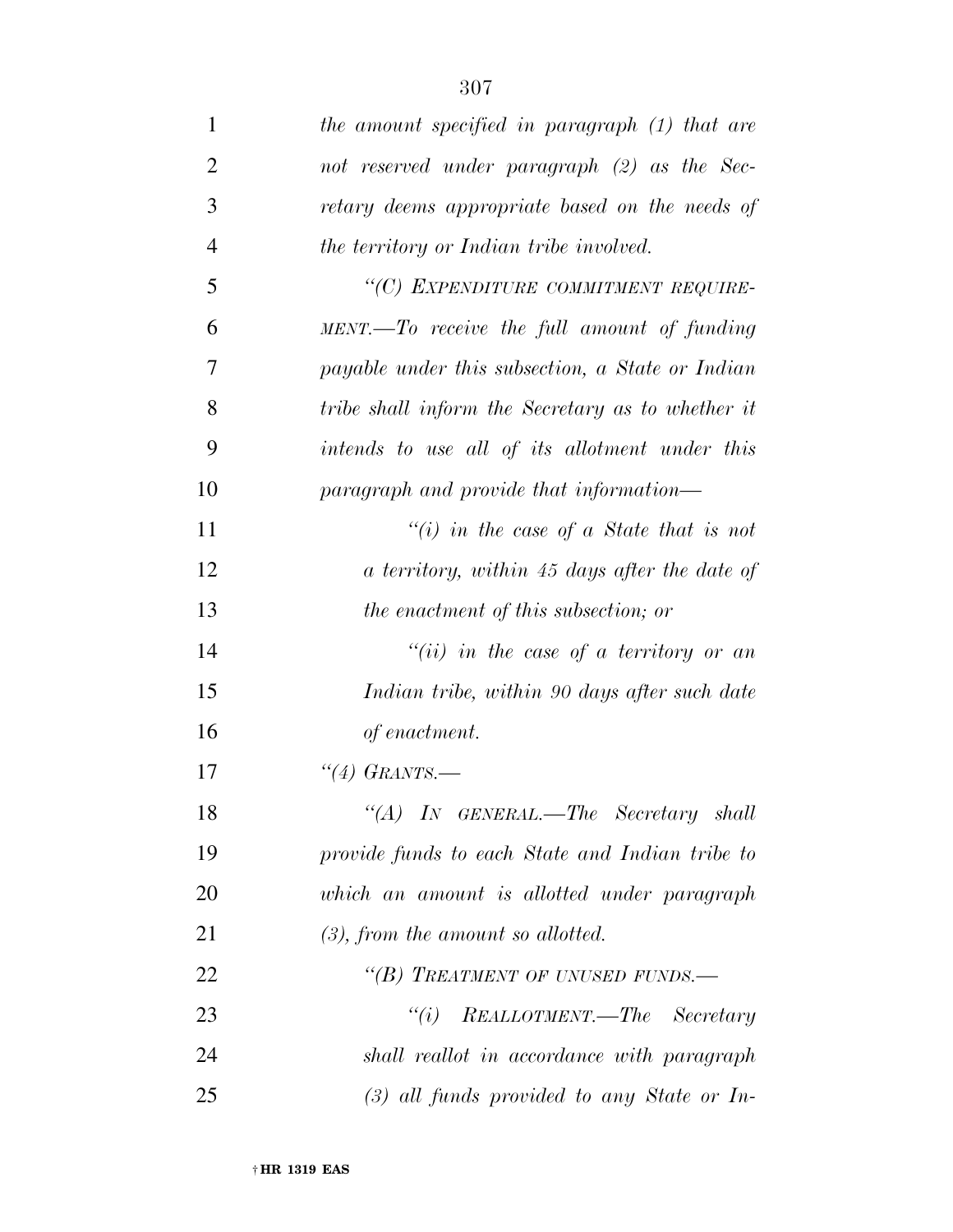*the amount specified in paragraph (1) that are not reserved under paragraph (2) as the Secretary deems appropriate based on the needs of the territory or Indian tribe involved.*

*"(C) EXPENDITURE COMMITMENT REQUIREMENT.—To receive the full amount of funding payable under this subsection, a State or Indian tribe shall inform the Secretary as to whether it intends to use all of its allotment under this paragraph and provide that information—*

*"(i) in the case of a State that is not a territory, within 45 days after the date of the enactment of this subsection; or*

*"(ii) in the case of a territory or an Indian tribe, within 90 days after such date of enactment.*

*"(4) GRANTS.—*

*"(A) IN GENERAL.—The Secretary shall provide funds to each State and Indian tribe to which an amount is allotted under paragraph (3), from the amount so allotted.*

*"(B) TREATMENT OF UNUSED FUNDS.—*

*"(i) REALLOTMENT.—The Secretary shall reallot in accordance with paragraph (3) all funds provided to any State or In-*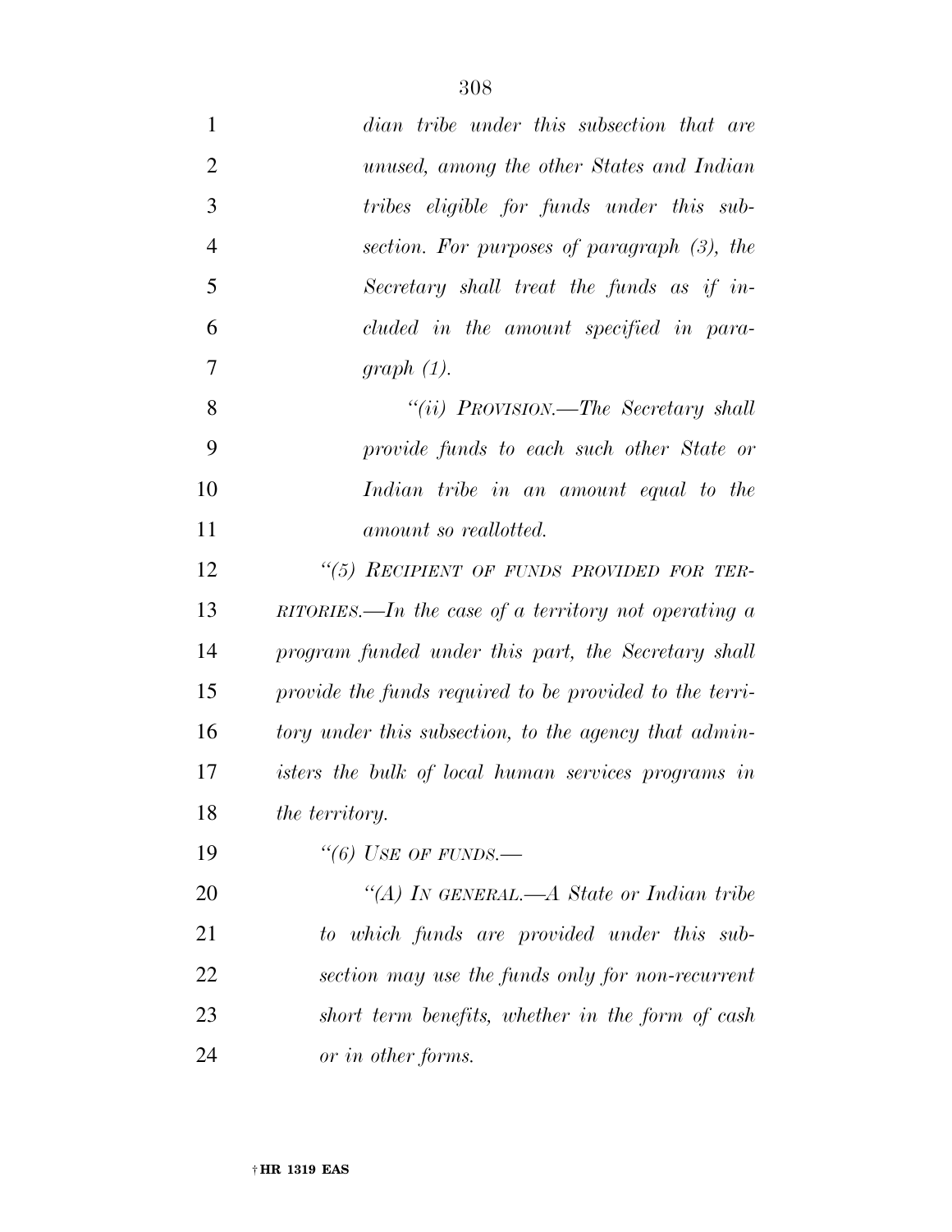*dian tribe under this subsection that are unused, among the other States and Indian tribes eligible for funds under this subsection. For purposes of paragraph (3), the Secretary shall treat the funds as if included in the amount specified in paragraph (1).*

*"(ii) PROVISION.—The Secretary shall provide funds to each such other State or Indian tribe in an amount equal to the amount so reallotted.*

*"(5) RECIPIENT OF FUNDS PROVIDED FOR TERRITORIES.—In the case of a territory not operating a program funded under this part, the Secretary shall provide the funds required to be provided to the territory under this subsection, to the agency that administers the bulk of local human services programs in the territory.*

*"(6) USE OF FUNDS.—*

*"(A) IN GENERAL.—A State or Indian tribe to which funds are provided under this subsection may use the funds only for non-recurrent short term benefits, whether in the form of cash or in other forms.*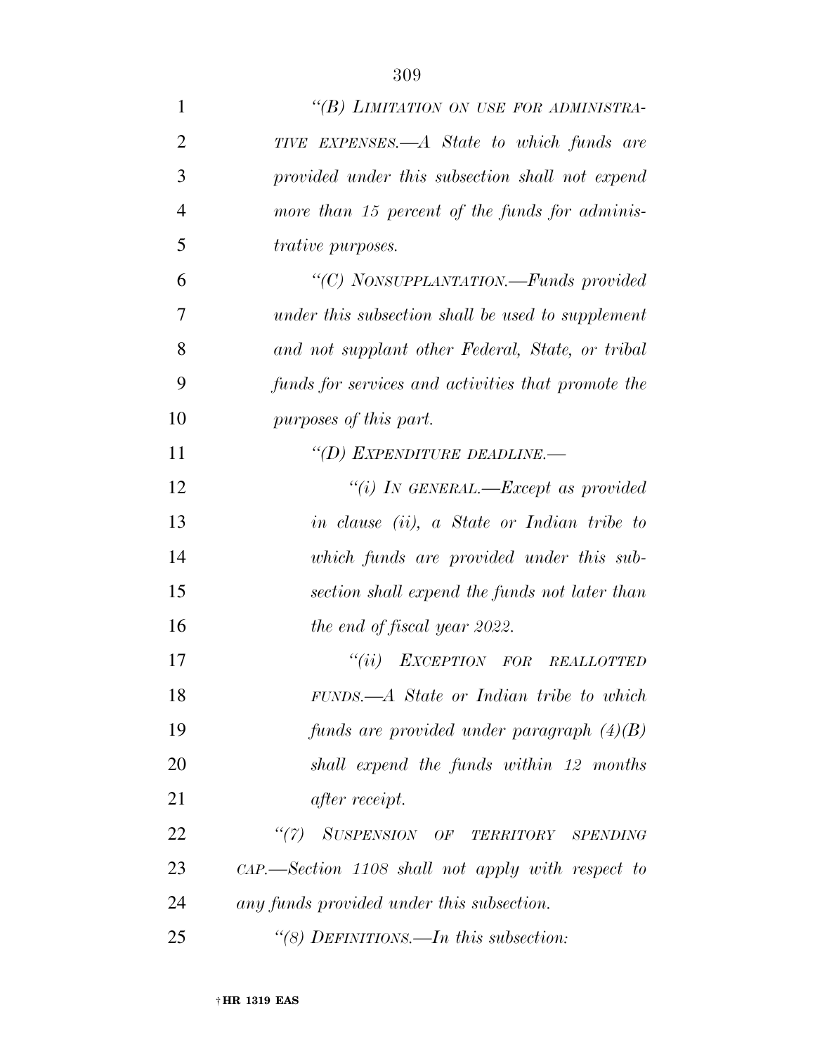*"(B) LIMITATION ON USE FOR ADMINISTRATIVE EXPENSES.—A State to which funds are provided under this subsection shall not expend more than 15 percent of the funds for administrative purposes.*

*"(C) NONSUPPLANTATION.—Funds provided under this subsection shall be used to supplement and not supplant other Federal, State, or tribal funds for services and activities that promote the purposes of this part.*

*"(D) EXPENDITURE DEADLINE.—*

*"(i) IN GENERAL.—Except as provided in clause (ii), a State or Indian tribe to which funds are provided under this subsection shall expend the funds not later than the end of fiscal year 2022.*

*"(ii) EXCEPTION FOR REALLOTTED FUNDS.—A State or Indian tribe to which funds are provided under paragraph (4)(B) shall expend the funds within 12 months after receipt.*

*"(7) SUSPENSION OF TERRITORY SPENDING CAP.—Section 1108 shall not apply with respect to any funds provided under this subsection.*

*"(8) DEFINITIONS.—In this subsection:*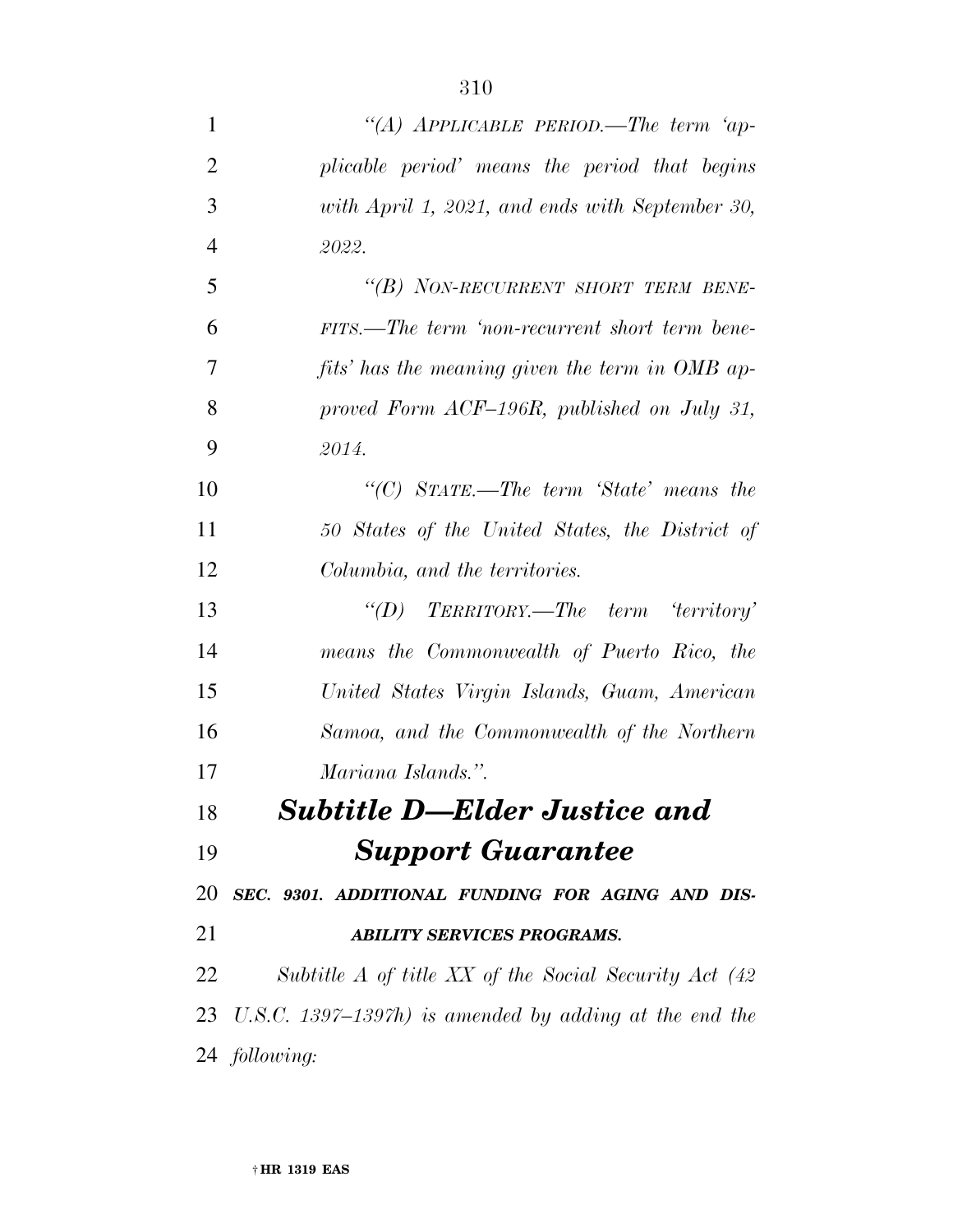*"(A) APPLICABLE PERIOD.—The term 'applicable period' means the period that begins with April 1, 2021, and ends with September 30, 2022.*

*"(B) NON-RECURRENT SHORT TERM BENEFITS.—The term 'non-recurrent short term benefits' has the meaning given the term in OMB approved Form ACF–196R, published on July 31, 2014.*

*"(C) STATE.—The term 'State' means the 50 States of the United States, the District of Columbia, and the territories.*

*"(D) TERRITORY.—The term 'territory' means the Commonwealth of Puerto Rico, the United States Virgin Islands, Guam, American Samoa, and the Commonwealth of the Northern Mariana Islands.".*

## *Subtitle D—Elder Justice and Support Guarantee*

***SEC. 9301. ADDITIONAL FUNDING FOR AGING AND DISABILITY SERVICES PROGRAMS.***

*Subtitle A of title XX of the Social Security Act (42 U.S.C. 1397–1397h) is amended by adding at the end the following:*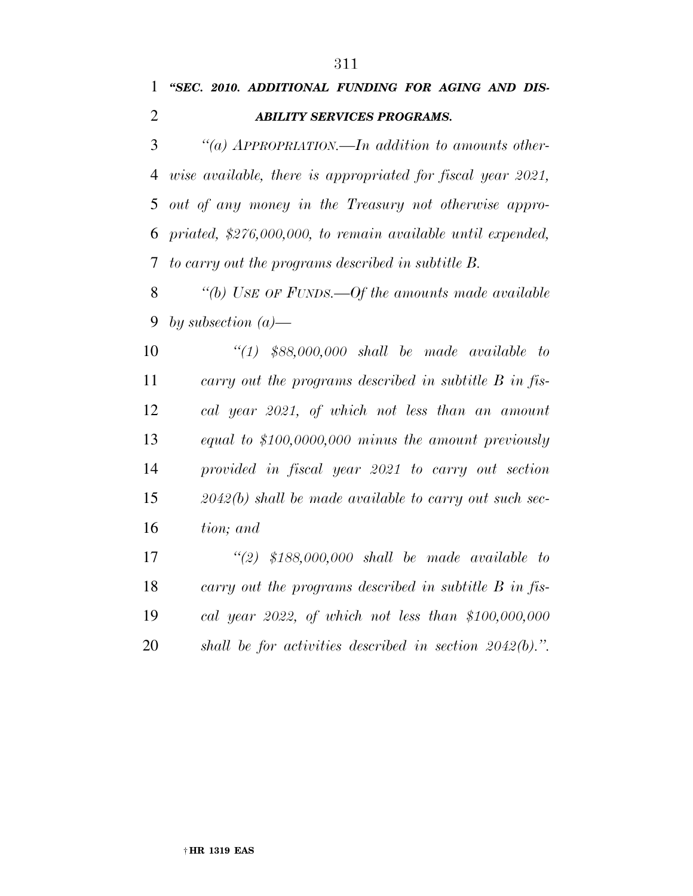***"SEC. 2010. ADDITIONAL FUNDING FOR AGING AND DISABILITY SERVICES PROGRAMS.***

*"(a) APPROPRIATION.—In addition to amounts otherwise available, there is appropriated for fiscal year 2021, out of any money in the Treasury not otherwise appropriated, $276,000,000, to remain available until expended, to carry out the programs described in subtitle B.*

*"(b) USE OF FUNDS.—Of the amounts made available by subsection (a)—*

*"(1) $88,000,000 shall be made available to carry out the programs described in subtitle B in fiscal year 2021, of which not less than an amount equal to $100,0000,000 minus the amount previously provided in fiscal year 2021 to carry out section 2042(b) shall be made available to carry out such section; and*

*"(2) $188,000,000 shall be made available to carry out the programs described in subtitle B in fiscal year 2022, of which not less than $100,000,000 shall be for activities described in section 2042(b).".*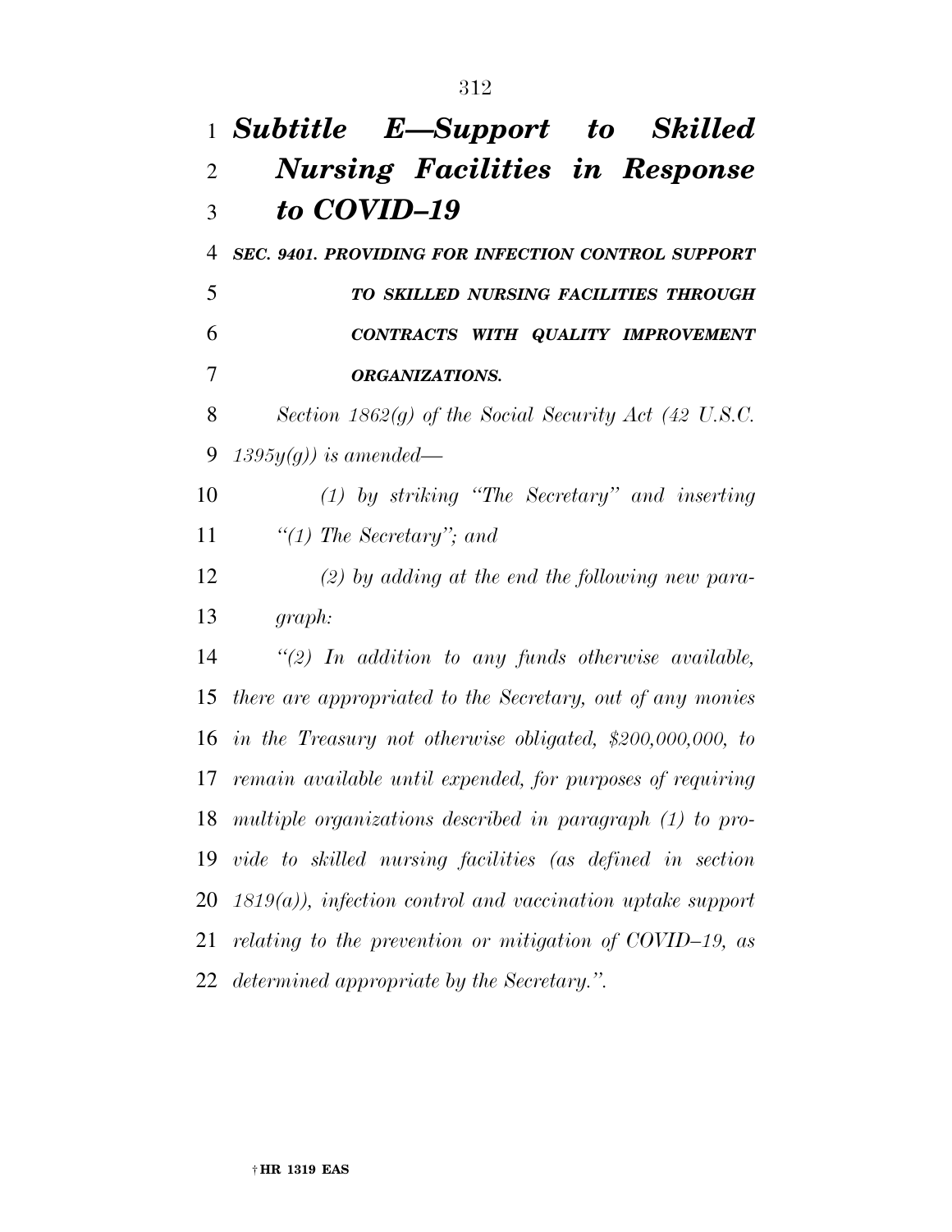## *Subtitle E—Support to Skilled Nursing Facilities in Response to COVID–19*

***SEC. 9401. PROVIDING FOR INFECTION CONTROL SUPPORT TO SKILLED NURSING FACILITIES THROUGH CONTRACTS WITH QUALITY IMPROVEMENT ORGANIZATIONS.***

*Section 1862(g) of the Social Security Act (42 U.S.C. 1395y(g)) is amended—*

*(1) by striking "The Secretary" and inserting "(1) The Secretary"; and*

*(2) by adding at the end the following new paragraph:*

*"(2) In addition to any funds otherwise available, there are appropriated to the Secretary, out of any monies in the Treasury not otherwise obligated, $200,000,000, to remain available until expended, for purposes of requiring multiple organizations described in paragraph (1) to provide to skilled nursing facilities (as defined in section 1819(a)), infection control and vaccination uptake support relating to the prevention or mitigation of COVID–19, as determined appropriate by the Secretary.".*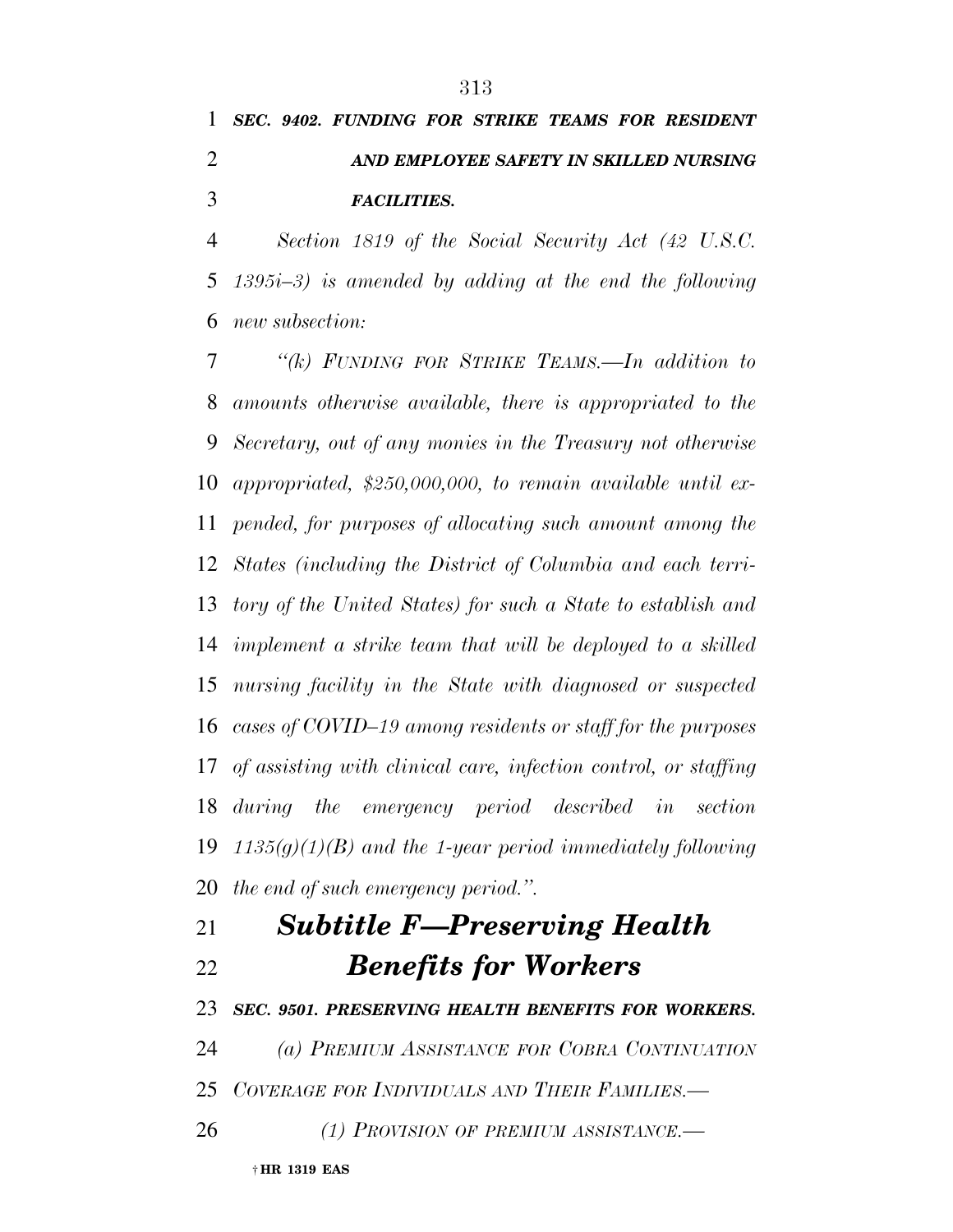***SEC. 9402. FUNDING FOR STRIKE TEAMS FOR RESIDENT AND EMPLOYEE SAFETY IN SKILLED NURSING FACILITIES.***

*Section 1819 of the Social Security Act (42 U.S.C. 1395i–3) is amended by adding at the end the following new subsection:*

*"(k) FUNDING FOR STRIKE TEAMS.—In addition to amounts otherwise available, there is appropriated to the Secretary, out of any monies in the Treasury not otherwise appropriated, $250,000,000, to remain available until expended, for purposes of allocating such amount among the States (including the District of Columbia and each territory of the United States) for such a State to establish and implement a strike team that will be deployed to a skilled nursing facility in the State with diagnosed or suspected cases of COVID–19 among residents or staff for the purposes of assisting with clinical care, infection control, or staffing during the emergency period described in section 1135(g)(1)(B) and the 1-year period immediately following the end of such emergency period.".*

## ***Subtitle F—Preserving Health Benefits for Workers***

***SEC. 9501. PRESERVING HEALTH BENEFITS FOR WORKERS.***

*(a) PREMIUM ASSISTANCE FOR COBRA CONTINUATION COVERAGE FOR INDIVIDUALS AND THEIR FAMILIES.—*

*(1) PROVISION OF PREMIUM ASSISTANCE.—*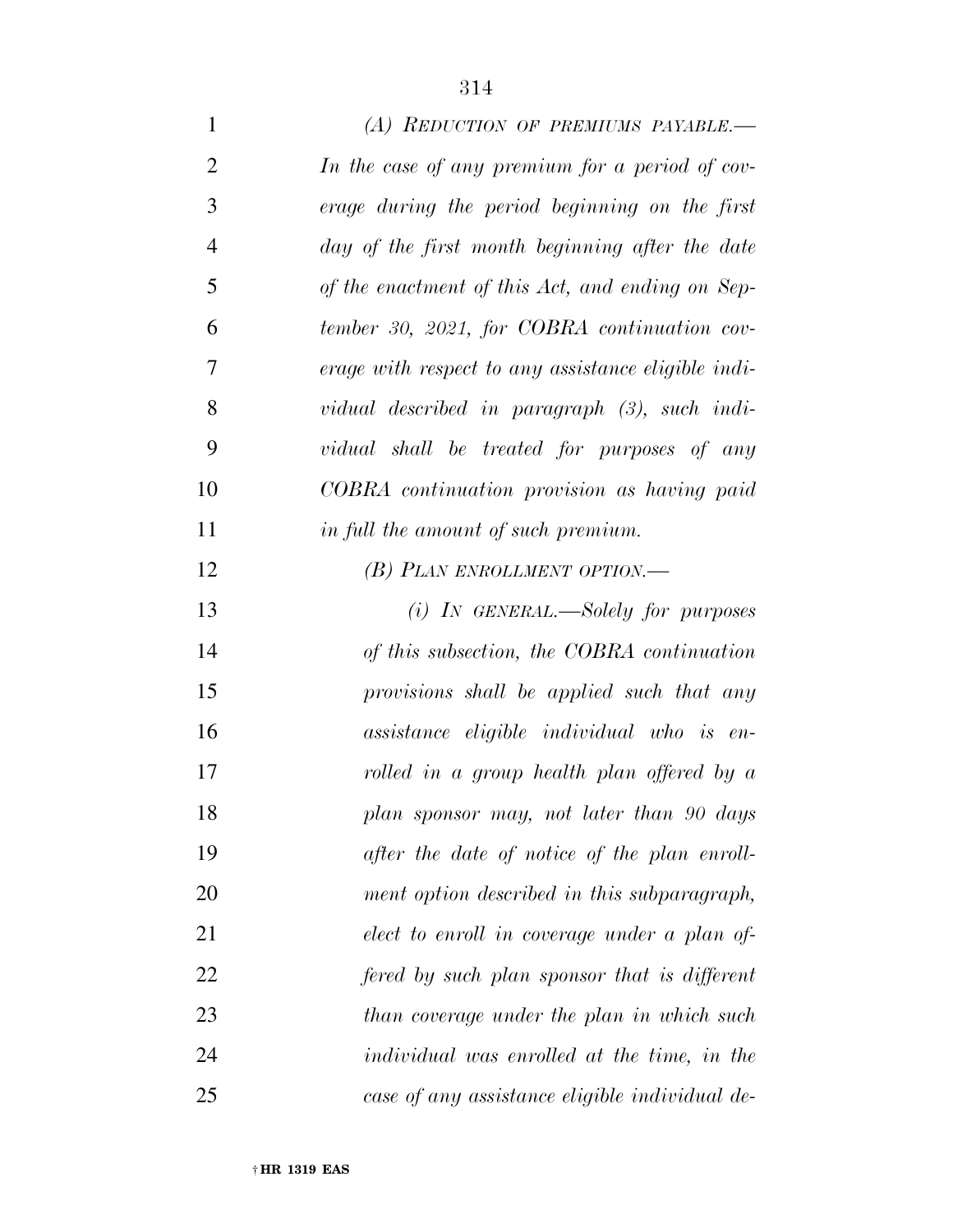*(A) REDUCTION OF PREMIUMS PAYABLE.—In the case of any premium for a period of coverage during the period beginning on the first day of the first month beginning after the date of the enactment of this Act, and ending on September 30, 2021, for COBRA continuation coverage with respect to any assistance eligible individual described in paragraph (3), such individual shall be treated for purposes of any COBRA continuation provision as having paid in full the amount of such premium.*

*(B) PLAN ENROLLMENT OPTION.—*

*(i) IN GENERAL.—Solely for purposes of this subsection, the COBRA continuation provisions shall be applied such that any assistance eligible individual who is enrolled in a group health plan offered by a plan sponsor may, not later than 90 days after the date of notice of the plan enrollment option described in this subparagraph, elect to enroll in coverage under a plan offered by such plan sponsor that is different than coverage under the plan in which such individual was enrolled at the time, in the case of any assistance eligible individual de-*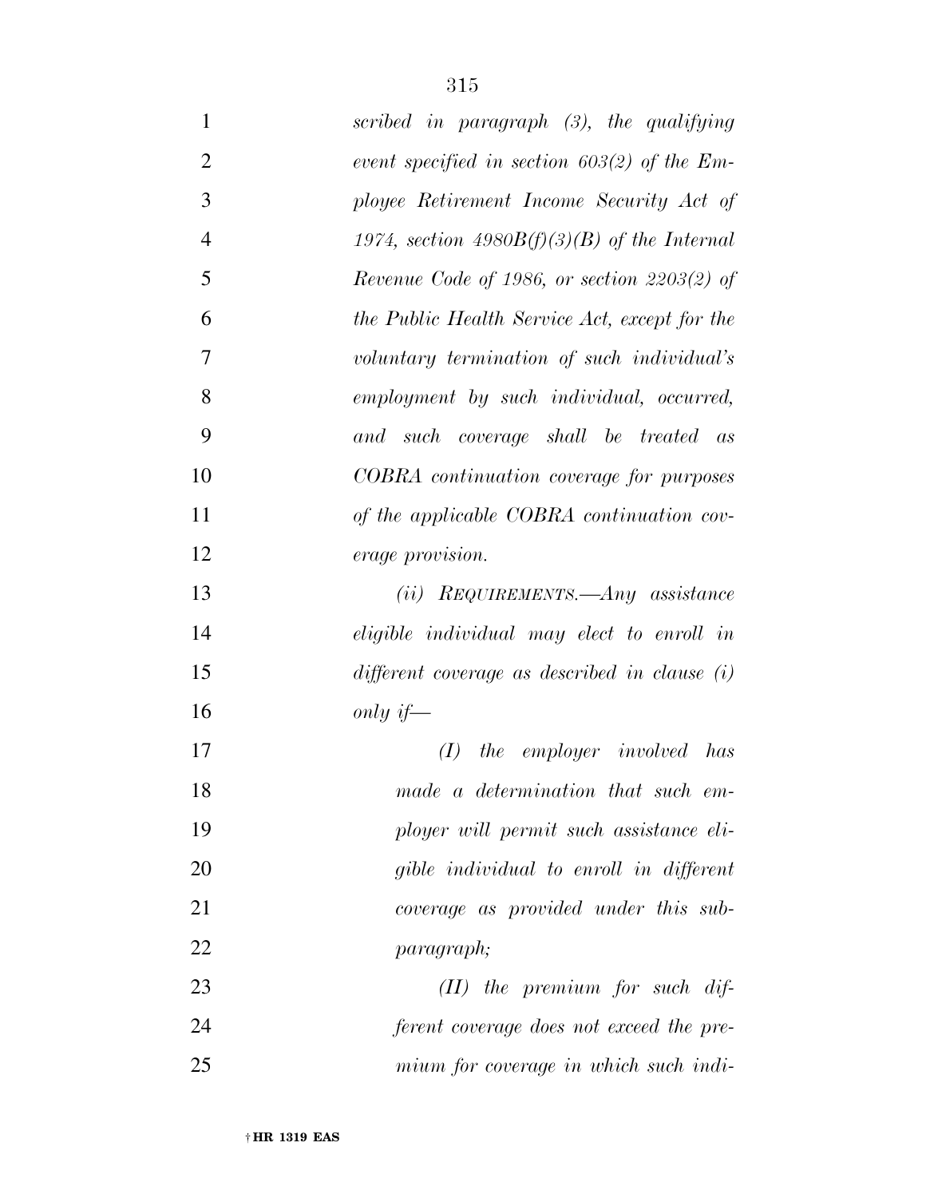*scribed in paragraph (3), the qualifying event specified in section 603(2) of the Employee Retirement Income Security Act of 1974, section 4980B(f)(3)(B) of the Internal Revenue Code of 1986, or section 2203(2) of the Public Health Service Act, except for the voluntary termination of such individual's employment by such individual, occurred, and such coverage shall be treated as COBRA continuation coverage for purposes of the applicable COBRA continuation coverage provision.*

*(ii) REQUIREMENTS.—Any assistance eligible individual may elect to enroll in different coverage as described in clause (i) only if—*

*(I) the employer involved has made a determination that such employer will permit such assistance eligible individual to enroll in different coverage as provided under this subparagraph;*

*(II) the premium for such different coverage does not exceed the premium for coverage in which such indi-*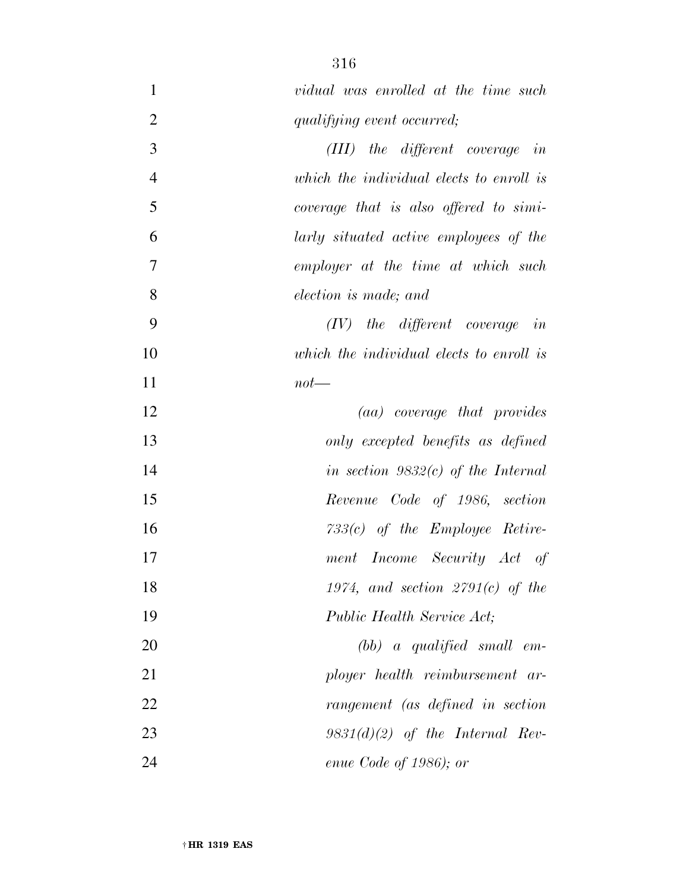*vidual was enrolled at the time such qualifying event occurred;*

*(III) the different coverage in which the individual elects to enroll is coverage that is also offered to similarly situated active employees of the employer at the time at which such election is made; and*

*(IV) the different coverage in which the individual elects to enroll is not—*

*(aa) coverage that provides only excepted benefits as defined in section 9832(c) of the Internal Revenue Code of 1986, section 733(c) of the Employee Retirement Income Security Act of 1974, and section 2791(c) of the Public Health Service Act;*

*(bb) a qualified small employer health reimbursement arrangement (as defined in section 9831(d)(2) of the Internal Revenue Code of 1986); or*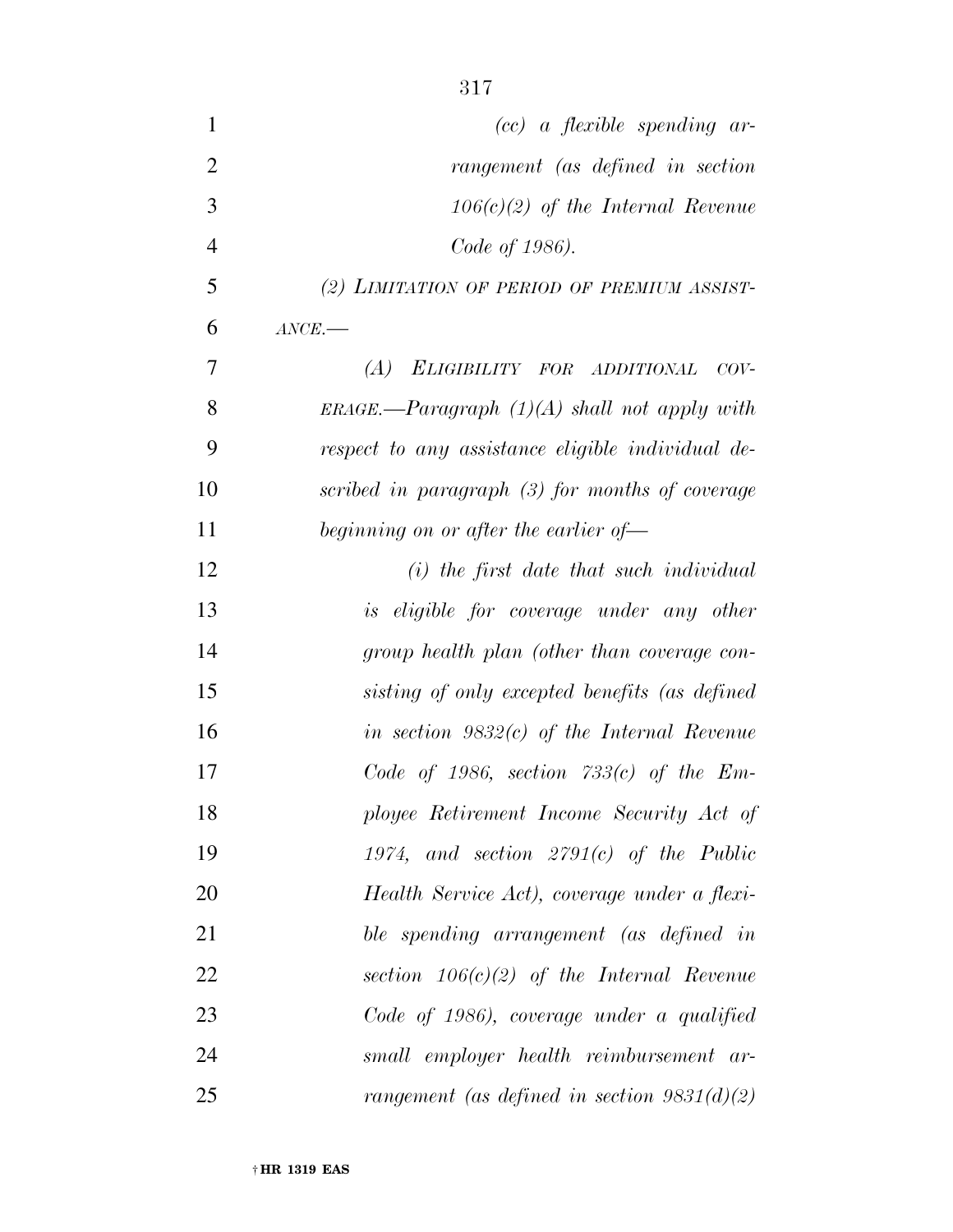*(cc) a flexible spending arrangement (as defined in section 106(c)(2) of the Internal Revenue Code of 1986).*

*(2) LIMITATION OF PERIOD OF PREMIUM ASSISTANCE.—*

*(A) ELIGIBILITY FOR ADDITIONAL COVERAGE.—Paragraph (1)(A) shall not apply with respect to any assistance eligible individual described in paragraph (3) for months of coverage beginning on or after the earlier of—*

*(i) the first date that such individual is eligible for coverage under any other group health plan (other than coverage consisting of only excepted benefits (as defined in section 9832(c) of the Internal Revenue Code of 1986, section 733(c) of the Employee Retirement Income Security Act of 1974, and section 2791(c) of the Public Health Service Act), coverage under a flexible spending arrangement (as defined in section 106(c)(2) of the Internal Revenue Code of 1986), coverage under a qualified small employer health reimbursement arrangement (as defined in section 9831(d)(2)*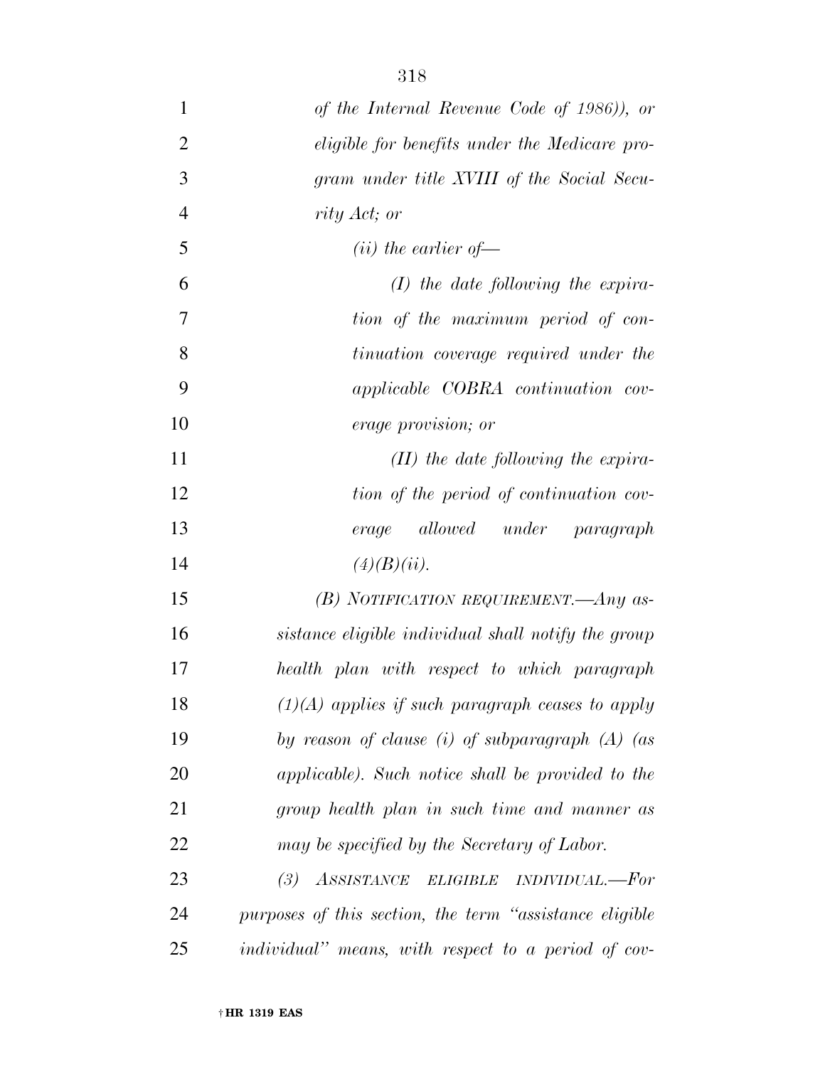*of the Internal Revenue Code of 1986)), or eligible for benefits under the Medicare program under title XVIII of the Social Security Act; or*

*(ii) the earlier of—*

*(I) the date following the expiration of the maximum period of continuation coverage required under the applicable COBRA continuation coverage provision; or*

*(II) the date following the expiration of the period of continuation coverage allowed under paragraph (4)(B)(ii).*

*(B) NOTIFICATION REQUIREMENT.—Any assistance eligible individual shall notify the group health plan with respect to which paragraph (1)(A) applies if such paragraph ceases to apply by reason of clause (i) of subparagraph (A) (as applicable). Such notice shall be provided to the group health plan in such time and manner as may be specified by the Secretary of Labor.*

*(3) ASSISTANCE ELIGIBLE INDIVIDUAL.—For purposes of this section, the term "assistance eligible individual" means, with respect to a period of cov-*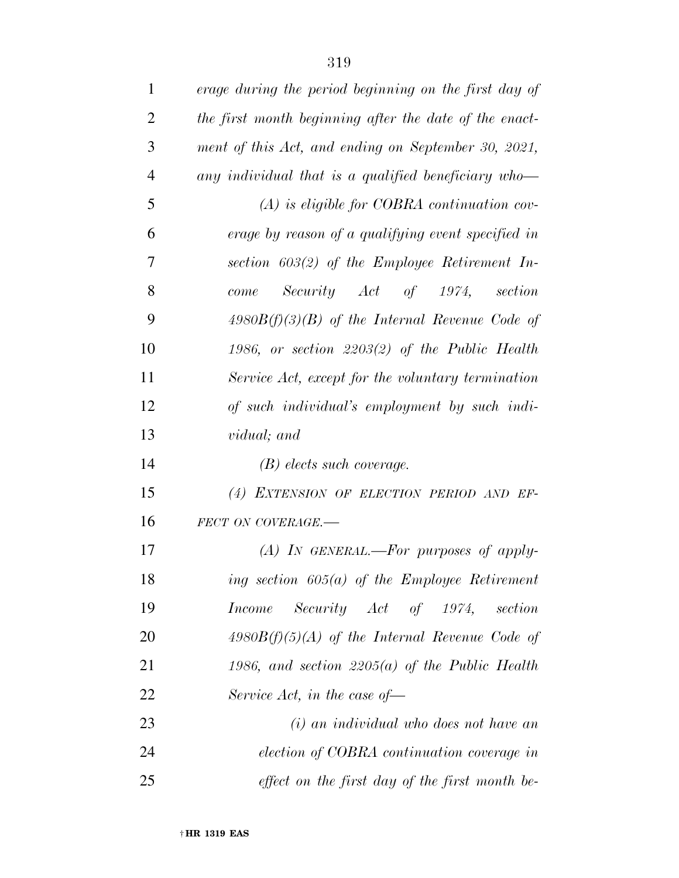*erage during the period beginning on the first day of the first month beginning after the date of the enactment of this Act, and ending on September 30, 2021, any individual that is a qualified beneficiary who—*

*(A) is eligible for COBRA continuation coverage by reason of a qualifying event specified in section 603(2) of the Employee Retirement Income Security Act of 1974, section 4980B(f)(3)(B) of the Internal Revenue Code of 1986, or section 2203(2) of the Public Health Service Act, except for the voluntary termination of such individual's employment by such individual; and*

*(B) elects such coverage.*

*(4) EXTENSION OF ELECTION PERIOD AND EFFECT ON COVERAGE.—*

*(A) IN GENERAL.—For purposes of applying section 605(a) of the Employee Retirement Income Security Act of 1974, section 4980B(f)(5)(A) of the Internal Revenue Code of 1986, and section 2205(a) of the Public Health Service Act, in the case of—*

*(i) an individual who does not have an election of COBRA continuation coverage in effect on the first day of the first month be-*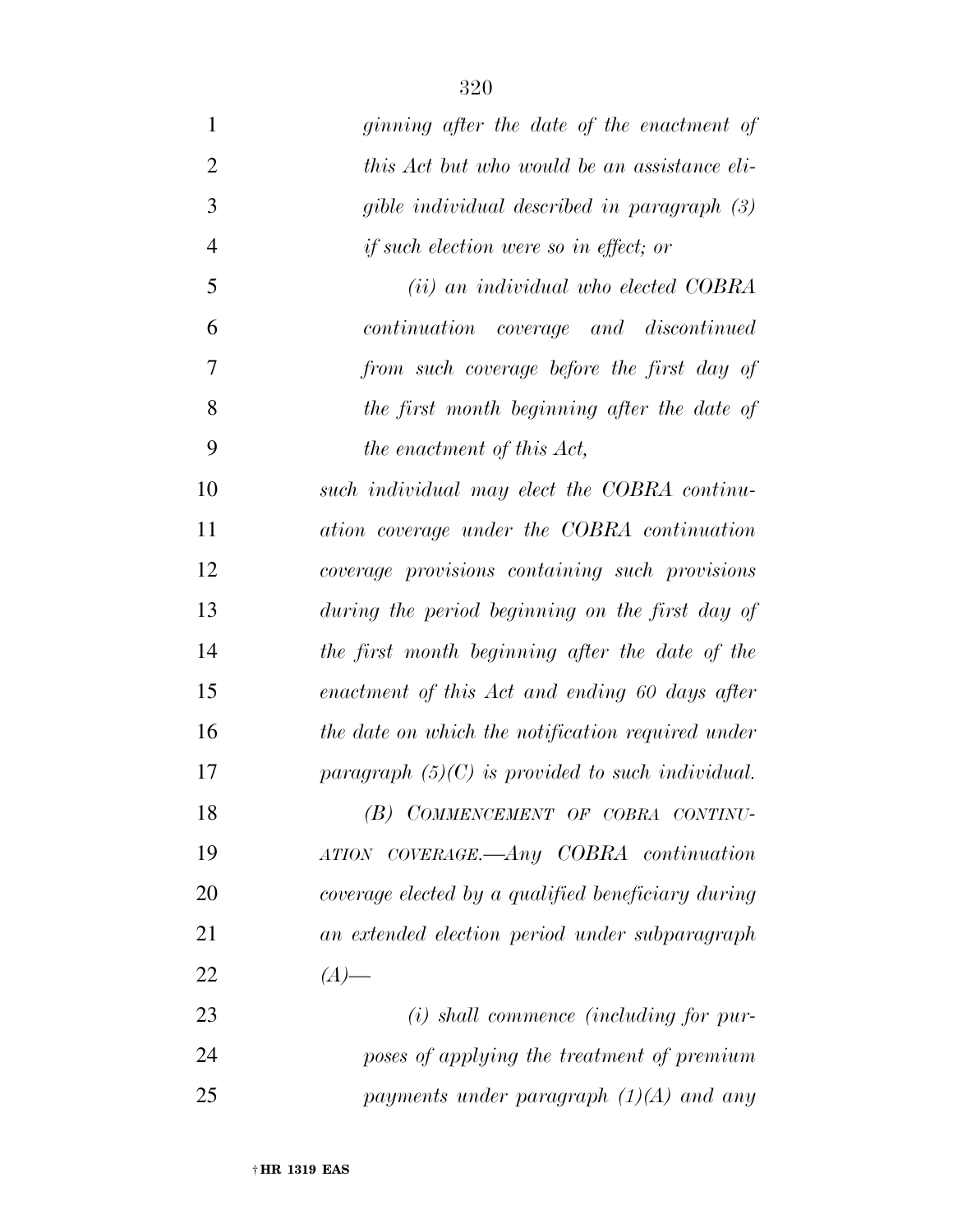*ginning after the date of the enactment of this Act but who would be an assistance eligible individual described in paragraph (3) if such election were so in effect; or*

*(ii) an individual who elected COBRA continuation coverage and discontinued from such coverage before the first day of the first month beginning after the date of the enactment of this Act,*

*such individual may elect the COBRA continuation coverage under the COBRA continuation coverage provisions containing such provisions during the period beginning on the first day of the first month beginning after the date of the enactment of this Act and ending 60 days after the date on which the notification required under paragraph (5)(C) is provided to such individual.*

*(B) COMMENCEMENT OF COBRA CONTINUATION COVERAGE.—Any COBRA continuation coverage elected by a qualified beneficiary during an extended election period under subparagraph (A)—*

*(i) shall commence (including for purposes of applying the treatment of premium payments under paragraph (1)(A) and any*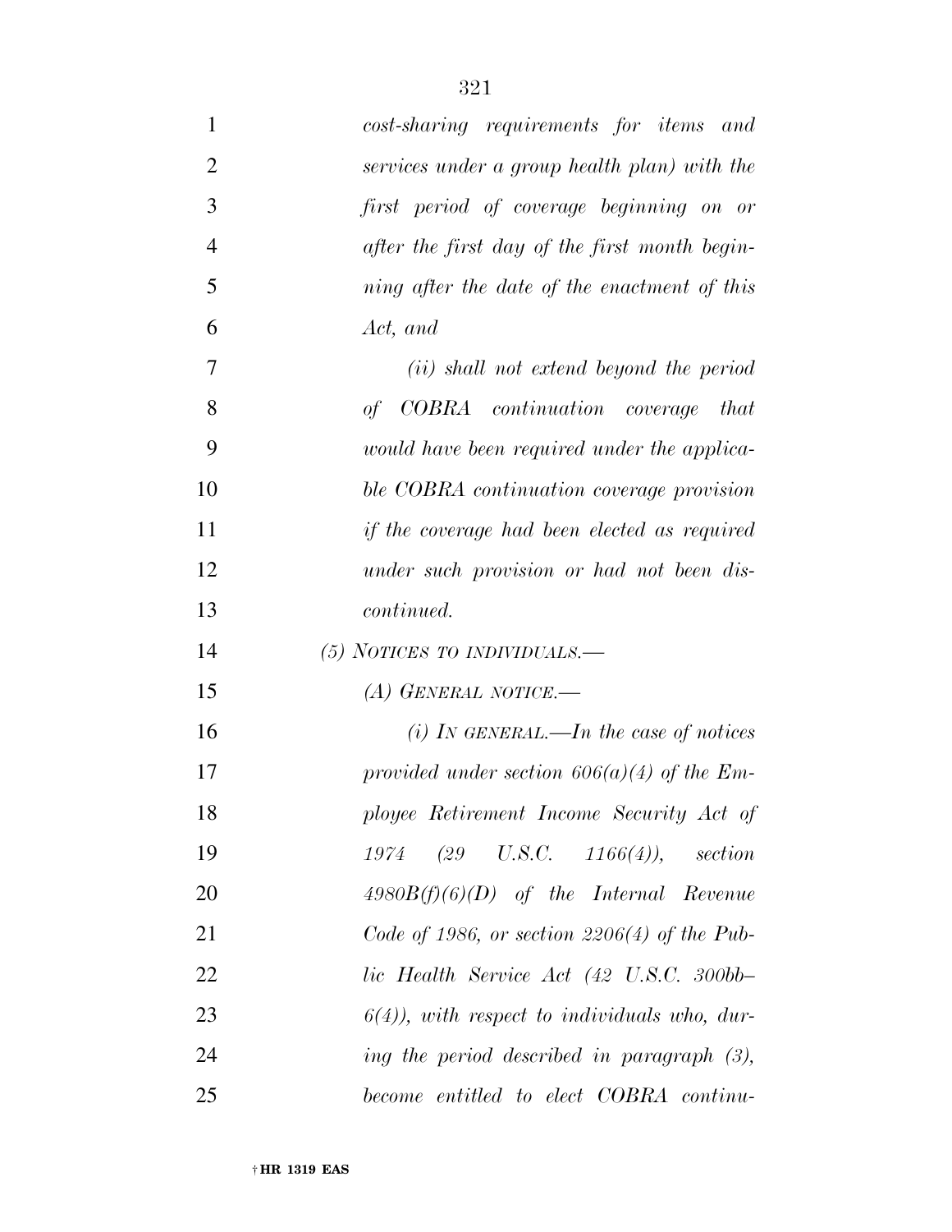*cost-sharing requirements for items and services under a group health plan) with the first period of coverage beginning on or after the first day of the first month beginning after the date of the enactment of this Act, and*

*(ii) shall not extend beyond the period of COBRA continuation coverage that would have been required under the applicable COBRA continuation coverage provision if the coverage had been elected as required under such provision or had not been discontinued.*

*(5) NOTICES TO INDIVIDUALS.—*

*(A) GENERAL NOTICE.—*

*(i) IN GENERAL.—In the case of notices provided under section 606(a)(4) of the Employee Retirement Income Security Act of 1974 (29 U.S.C. 1166(4)), section 4980B(f)(6)(D) of the Internal Revenue Code of 1986, or section 2206(4) of the Public Health Service Act (42 U.S.C. 300bb–6(4)), with respect to individuals who, during the period described in paragraph (3), become entitled to elect COBRA continu-*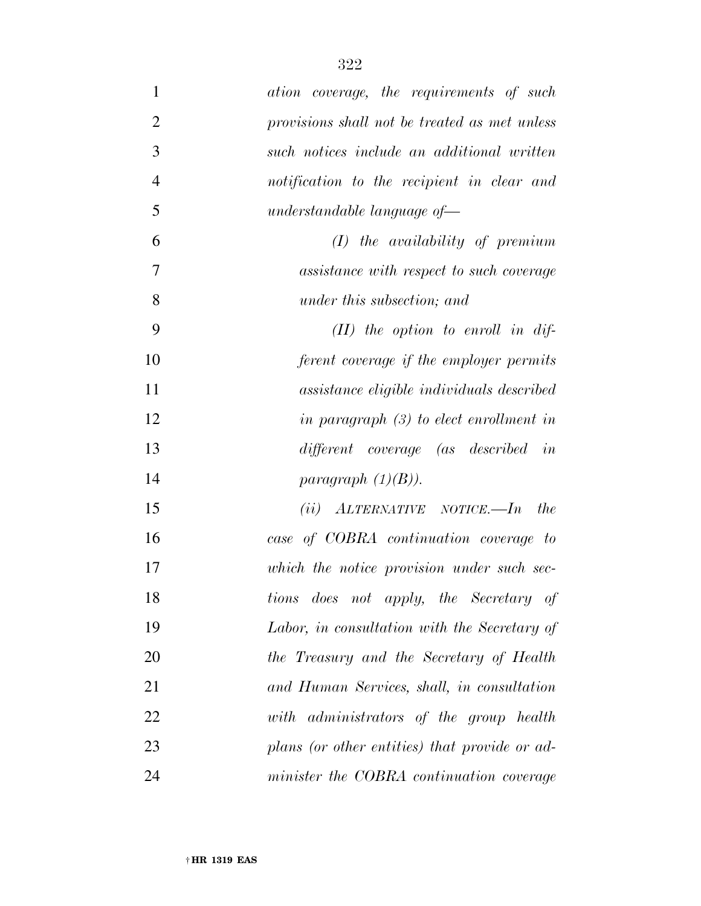*ation coverage, the requirements of such provisions shall not be treated as met unless such notices include an additional written notification to the recipient in clear and understandable language of—*

*(I) the availability of premium assistance with respect to such coverage under this subsection; and*

*(II) the option to enroll in different coverage if the employer permits assistance eligible individuals described in paragraph (3) to elect enrollment in different coverage (as described in paragraph (1)(B)).*

*(ii) ALTERNATIVE NOTICE.—In the case of COBRA continuation coverage to which the notice provision under such sections does not apply, the Secretary of Labor, in consultation with the Secretary of the Treasury and the Secretary of Health and Human Services, shall, in consultation with administrators of the group health plans (or other entities) that provide or administer the COBRA continuation coverage*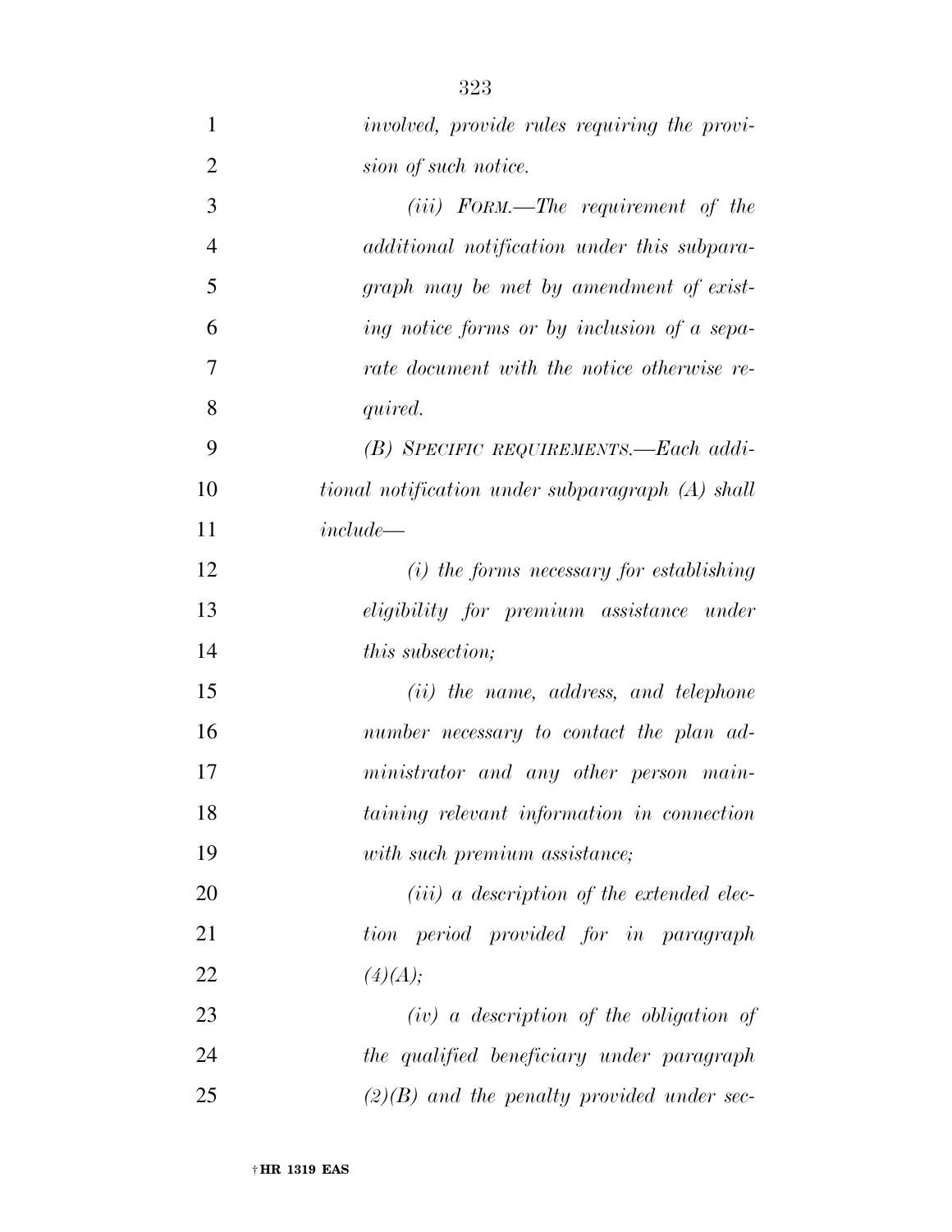*involved, provide rules requiring the provision of such notice.*

*(iii) FORM.—The requirement of the additional notification under this subparagraph may be met by amendment of existing notice forms or by inclusion of a separate document with the notice otherwise required.*

*(B) SPECIFIC REQUIREMENTS.—Each additional notification under subparagraph (A) shall include—*

*(i) the forms necessary for establishing eligibility for premium assistance under this subsection;*

*(ii) the name, address, and telephone number necessary to contact the plan administrator and any other person maintaining relevant information in connection with such premium assistance;*

*(iii) a description of the extended election period provided for in paragraph (4)(A);*

*(iv) a description of the obligation of the qualified beneficiary under paragraph (2)(B) and the penalty provided under sec-*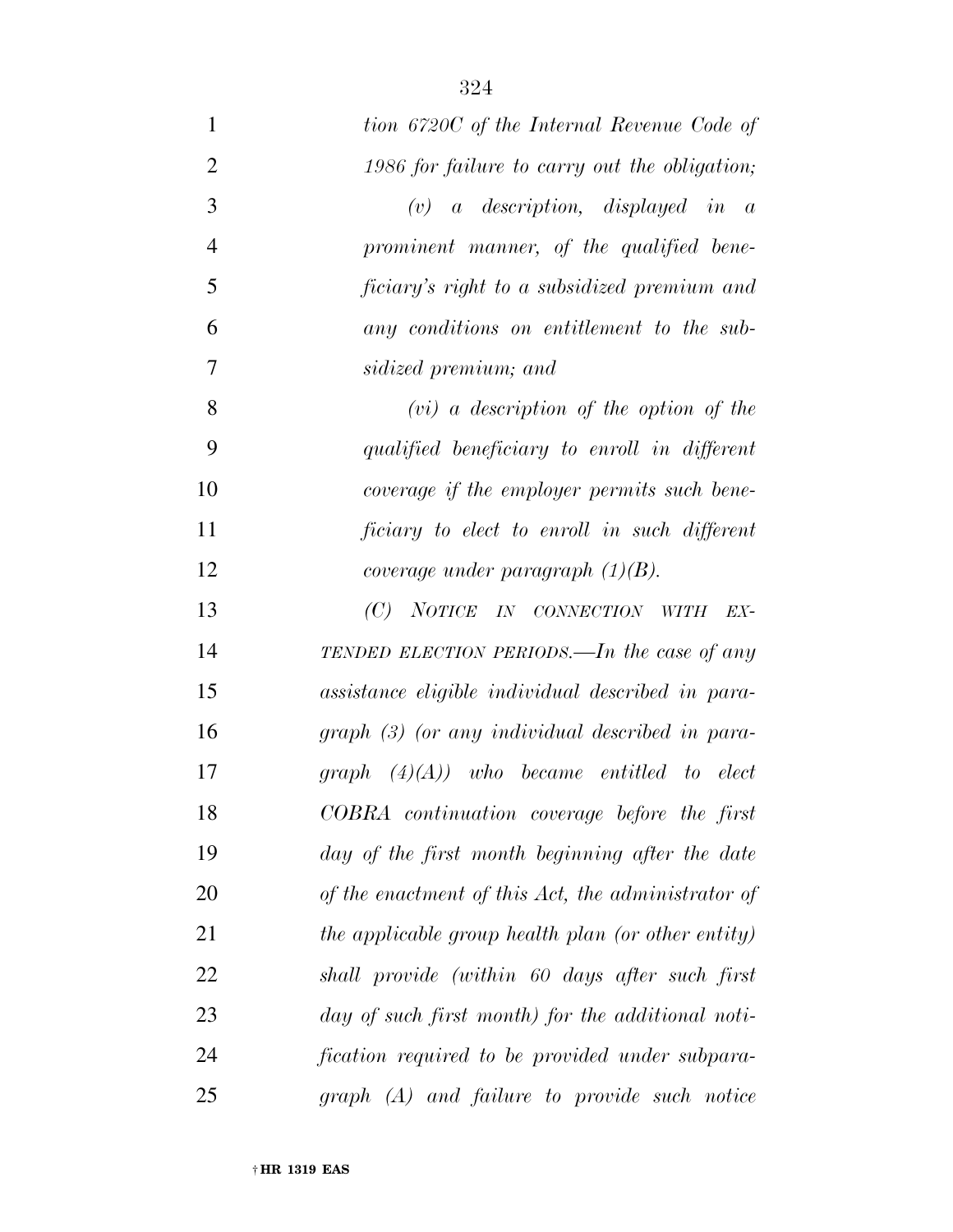*tion 6720C of the Internal Revenue Code of 1986 for failure to carry out the obligation;*

*(v) a description, displayed in a prominent manner, of the qualified beneficiary's right to a subsidized premium and any conditions on entitlement to the subsidized premium; and*

*(vi) a description of the option of the qualified beneficiary to enroll in different coverage if the employer permits such beneficiary to elect to enroll in such different coverage under paragraph (1)(B).*

*(C) NOTICE IN CONNECTION WITH EXTENDED ELECTION PERIODS.—In the case of any assistance eligible individual described in paragraph (3) (or any individual described in paragraph (4)(A)) who became entitled to elect COBRA continuation coverage before the first day of the first month beginning after the date of the enactment of this Act, the administrator of the applicable group health plan (or other entity) shall provide (within 60 days after such first day of such first month) for the additional notification required to be provided under subparagraph (A) and failure to provide such notice*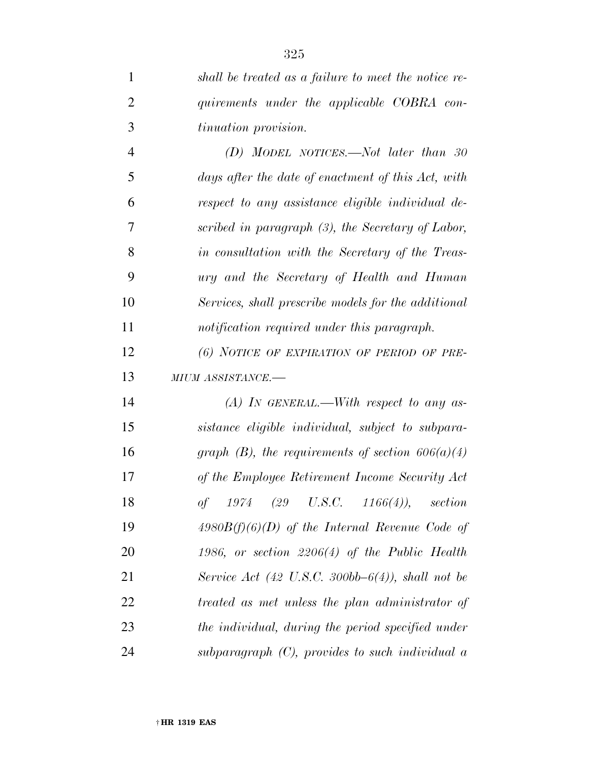*shall be treated as a failure to meet the notice requirements under the applicable COBRA continuation provision.*

*(D) MODEL NOTICES.—Not later than 30 days after the date of enactment of this Act, with respect to any assistance eligible individual described in paragraph (3), the Secretary of Labor, in consultation with the Secretary of the Treasury and the Secretary of Health and Human Services, shall prescribe models for the additional notification required under this paragraph.*

*(6) NOTICE OF EXPIRATION OF PERIOD OF PREMIUM ASSISTANCE.—*

*(A) IN GENERAL.—With respect to any assistance eligible individual, subject to subparagraph (B), the requirements of section 606(a)(4) of the Employee Retirement Income Security Act of 1974 (29 U.S.C. 1166(4)), section 4980B(f)(6)(D) of the Internal Revenue Code of 1986, or section 2206(4) of the Public Health Service Act (42 U.S.C. 300bb–6(4)), shall not be treated as met unless the plan administrator of the individual, during the period specified under subparagraph (C), provides to such individual a*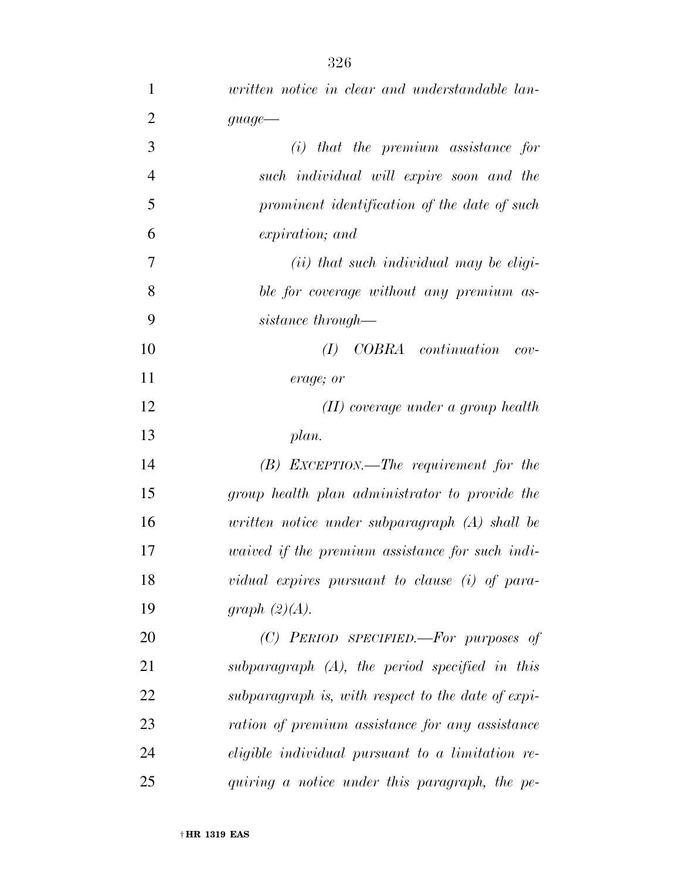*written notice in clear and understandable language—*

*(i) that the premium assistance for such individual will expire soon and the prominent identification of the date of such expiration; and*

*(ii) that such individual may be eligible for coverage without any premium assistance through—*

*(I) COBRA continuation coverage; or*

*(II) coverage under a group health plan.*

*(B) EXCEPTION.—The requirement for the group health plan administrator to provide the written notice under subparagraph (A) shall be waived if the premium assistance for such individual expires pursuant to clause (i) of paragraph (2)(A).*

*(C) PERIOD SPECIFIED.—For purposes of subparagraph (A), the period specified in this subparagraph is, with respect to the date of expiration of premium assistance for any assistance eligible individual pursuant to a limitation requiring a notice under this paragraph, the pe-*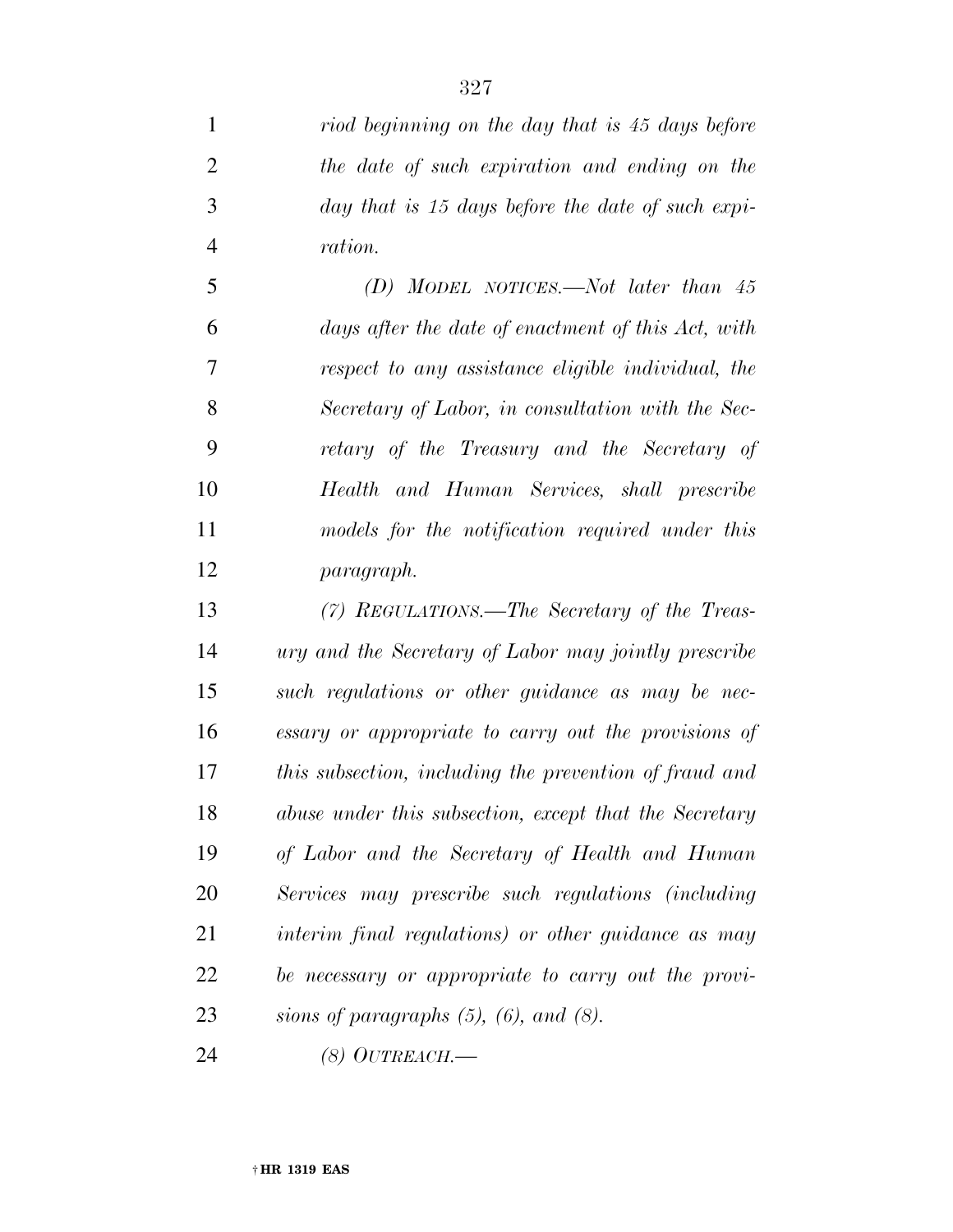*riod beginning on the day that is 45 days before the date of such expiration and ending on the day that is 15 days before the date of such expiration.*

*(D) MODEL NOTICES.—Not later than 45 days after the date of enactment of this Act, with respect to any assistance eligible individual, the Secretary of Labor, in consultation with the Secretary of the Treasury and the Secretary of Health and Human Services, shall prescribe models for the notification required under this paragraph.*

*(7) REGULATIONS.—The Secretary of the Treasury and the Secretary of Labor may jointly prescribe such regulations or other guidance as may be necessary or appropriate to carry out the provisions of this subsection, including the prevention of fraud and abuse under this subsection, except that the Secretary of Labor and the Secretary of Health and Human Services may prescribe such regulations (including interim final regulations) or other guidance as may be necessary or appropriate to carry out the provisions of paragraphs (5), (6), and (8).*

*(8) OUTREACH.—*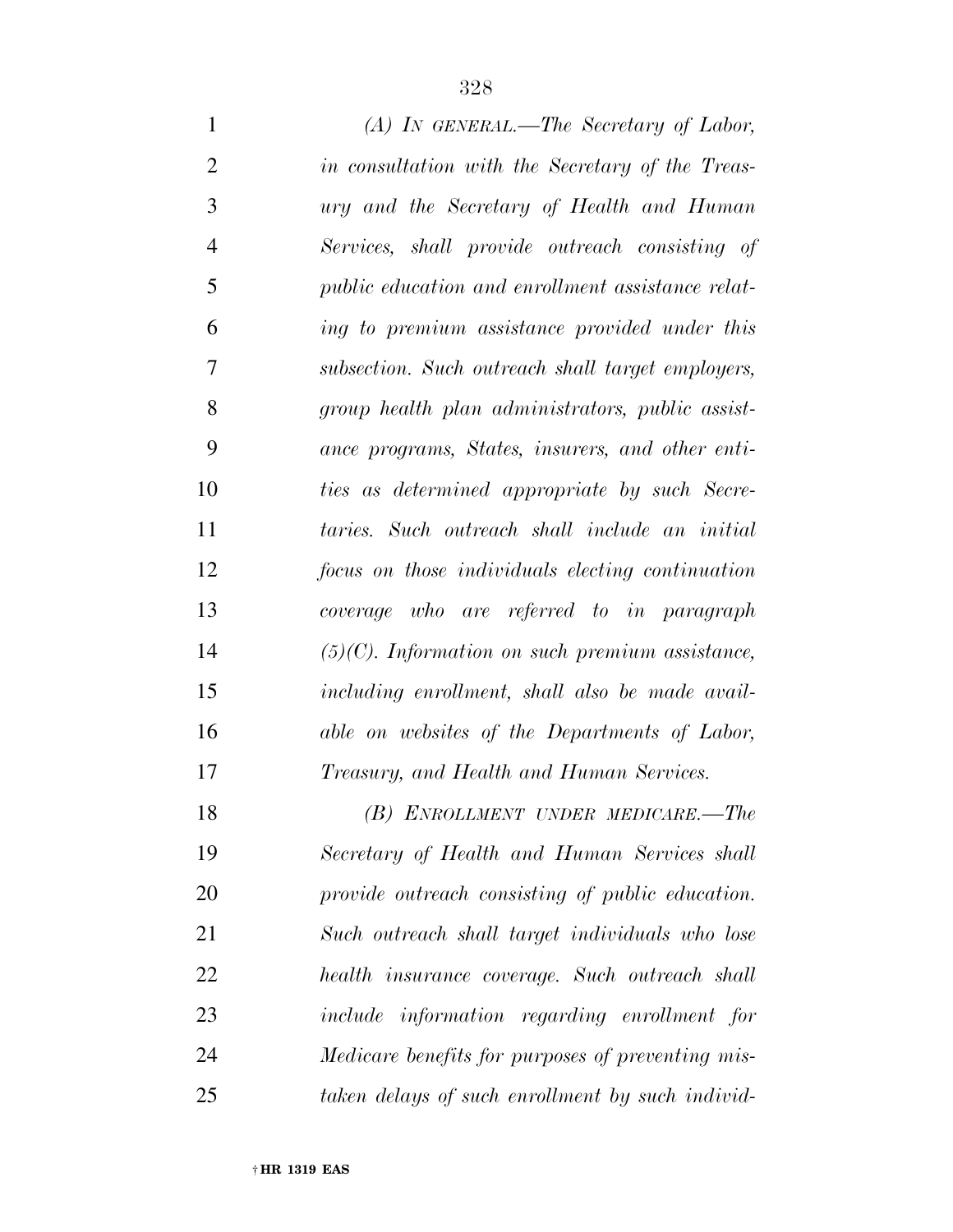*(A) IN GENERAL.—The Secretary of Labor, in consultation with the Secretary of the Treasury and the Secretary of Health and Human Services, shall provide outreach consisting of public education and enrollment assistance relating to premium assistance provided under this subsection. Such outreach shall target employers, group health plan administrators, public assistance programs, States, insurers, and other entities as determined appropriate by such Secretaries. Such outreach shall include an initial focus on those individuals electing continuation coverage who are referred to in paragraph (5)(C). Information on such premium assistance, including enrollment, shall also be made available on websites of the Departments of Labor, Treasury, and Health and Human Services.*

*(B) ENROLLMENT UNDER MEDICARE.—The Secretary of Health and Human Services shall provide outreach consisting of public education. Such outreach shall target individuals who lose health insurance coverage. Such outreach shall include information regarding enrollment for Medicare benefits for purposes of preventing mistaken delays of such enrollment by such individ-*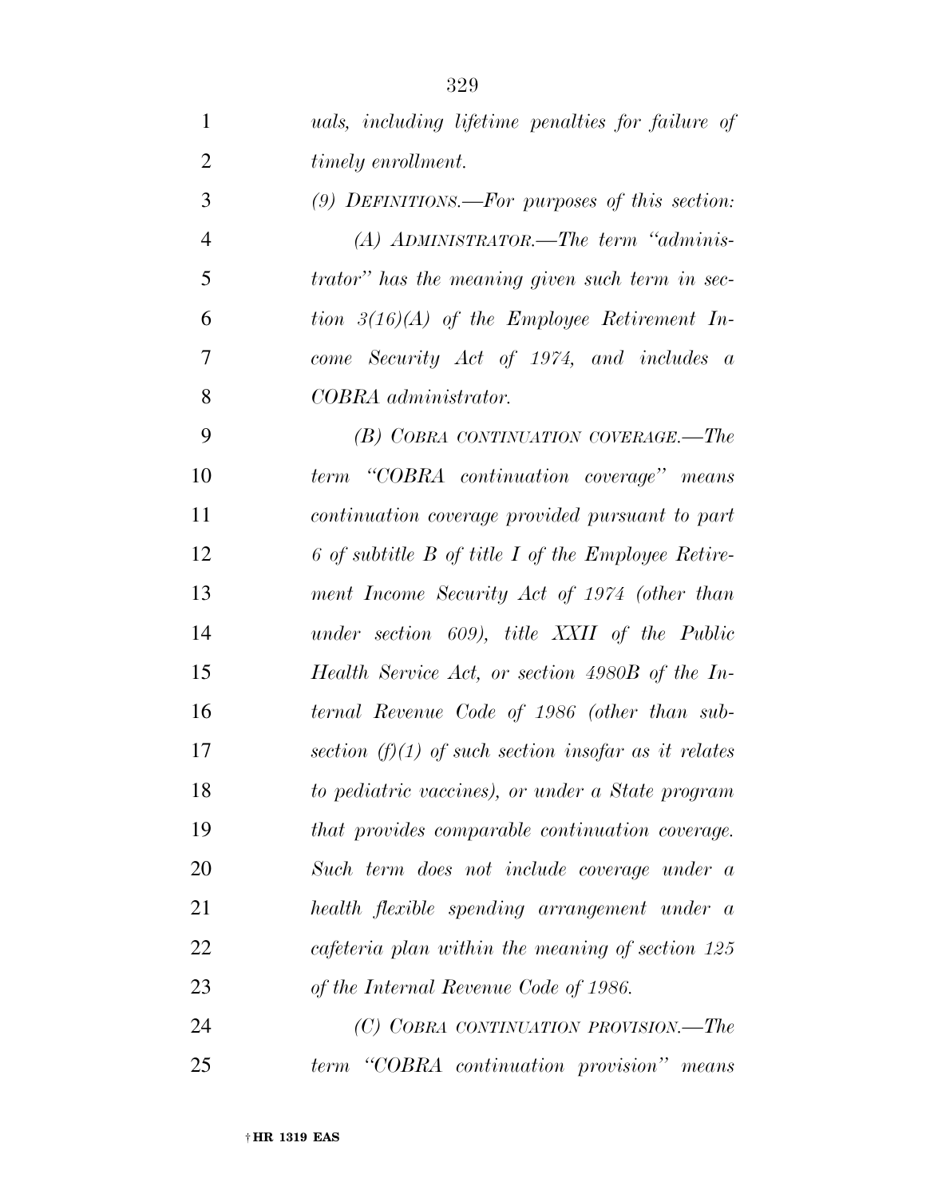*uals, including lifetime penalties for failure of timely enrollment.*

*(9) DEFINITIONS.—For purposes of this section:*

*(A) ADMINISTRATOR.—The term "administrator" has the meaning given such term in section 3(16)(A) of the Employee Retirement Income Security Act of 1974, and includes a COBRA administrator.*

*(B) COBRA CONTINUATION COVERAGE.—The term "COBRA continuation coverage" means continuation coverage provided pursuant to part 6 of subtitle B of title I of the Employee Retirement Income Security Act of 1974 (other than under section 609), title XXII of the Public Health Service Act, or section 4980B of the Internal Revenue Code of 1986 (other than subsection (f)(1) of such section insofar as it relates to pediatric vaccines), or under a State program that provides comparable continuation coverage. Such term does not include coverage under a health flexible spending arrangement under a cafeteria plan within the meaning of section 125 of the Internal Revenue Code of 1986.*

*(C) COBRA CONTINUATION PROVISION.—The term "COBRA continuation provision" means*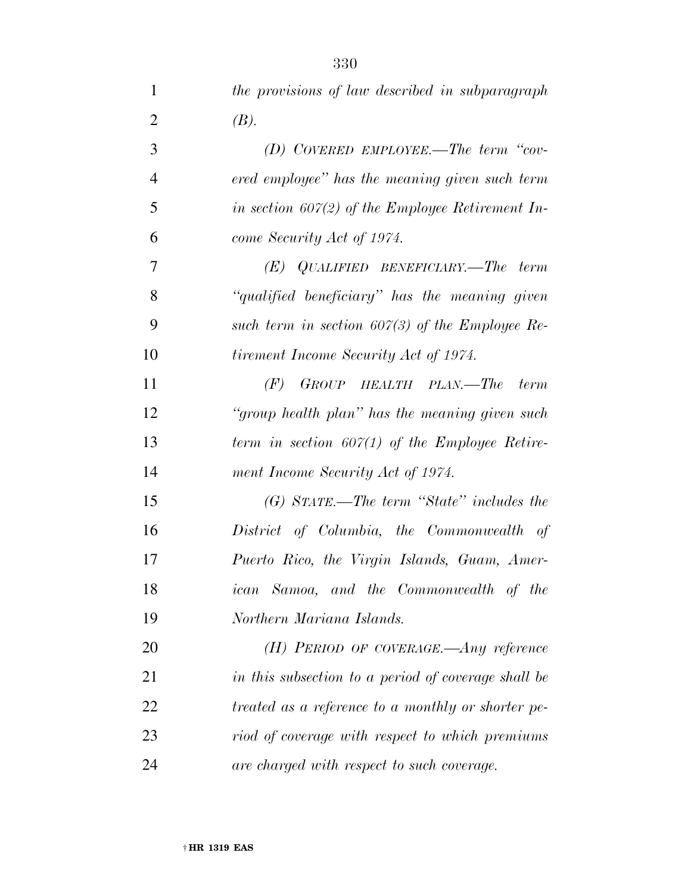*the provisions of law described in subparagraph (B).*

*(D) COVERED EMPLOYEE.—The term "covered employee" has the meaning given such term in section 607(2) of the Employee Retirement Income Security Act of 1974.*

*(E) QUALIFIED BENEFICIARY.—The term "qualified beneficiary" has the meaning given such term in section 607(3) of the Employee Retirement Income Security Act of 1974.*

*(F) GROUP HEALTH PLAN.—The term "group health plan" has the meaning given such term in section 607(1) of the Employee Retirement Income Security Act of 1974.*

*(G) STATE.—The term "State" includes the District of Columbia, the Commonwealth of Puerto Rico, the Virgin Islands, Guam, American Samoa, and the Commonwealth of the Northern Mariana Islands.*

*(H) PERIOD OF COVERAGE.—Any reference in this subsection to a period of coverage shall be treated as a reference to a monthly or shorter period of coverage with respect to which premiums are charged with respect to such coverage.*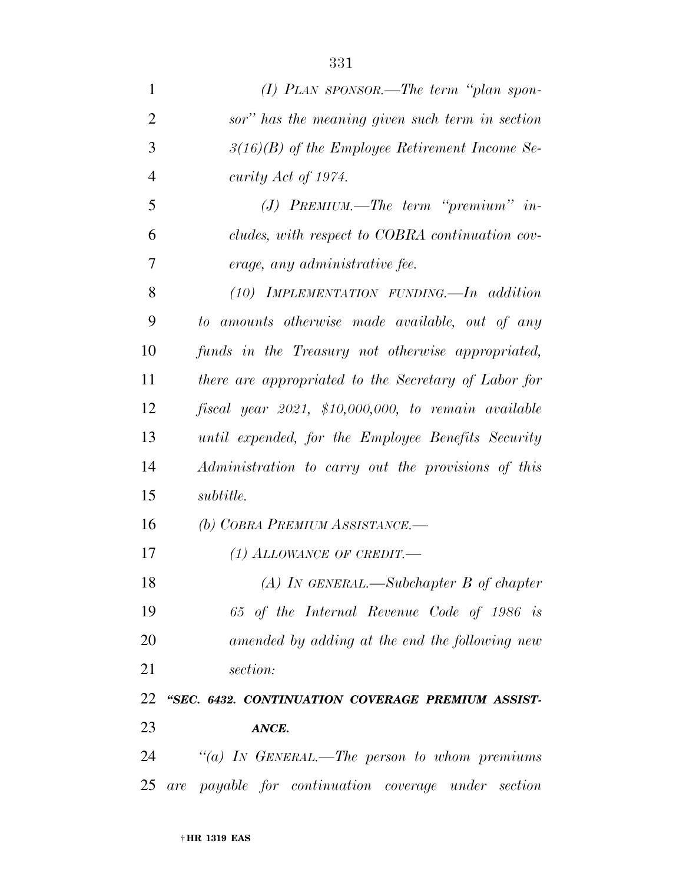*(I) PLAN SPONSOR.—The term "plan sponsor" has the meaning given such term in section 3(16)(B) of the Employee Retirement Income Security Act of 1974.*

*(J) PREMIUM.—The term "premium" includes, with respect to COBRA continuation coverage, any administrative fee.*

*(10) IMPLEMENTATION FUNDING.—In addition to amounts otherwise made available, out of any funds in the Treasury not otherwise appropriated, there are appropriated to the Secretary of Labor for fiscal year 2021, $10,000,000, to remain available until expended, for the Employee Benefits Security Administration to carry out the provisions of this subtitle.*

*(b) COBRA PREMIUM ASSISTANCE.—*

*(1) ALLOWANCE OF CREDIT.—*

*(A) IN GENERAL.—Subchapter B of chapter 65 of the Internal Revenue Code of 1986 is amended by adding at the end the following new section:*

***"SEC. 6432. CONTINUATION COVERAGE PREMIUM ASSISTANCE.***

*"(a) IN GENERAL.—The person to whom premiums are payable for continuation coverage under section*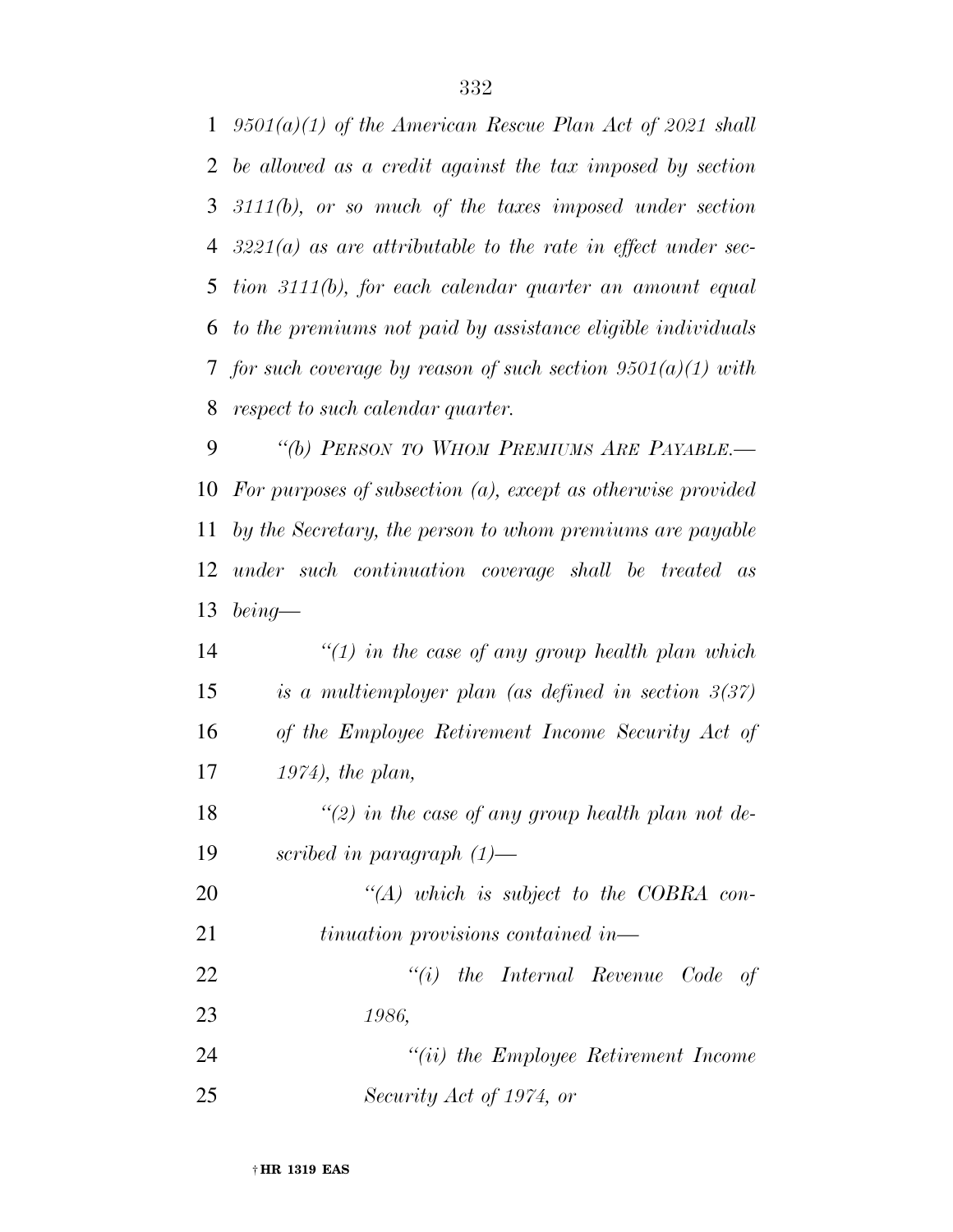*9501(a)(1) of the American Rescue Plan Act of 2021 shall be allowed as a credit against the tax imposed by section 3111(b), or so much of the taxes imposed under section 3221(a) as are attributable to the rate in effect under section 3111(b), for each calendar quarter an amount equal to the premiums not paid by assistance eligible individuals for such coverage by reason of such section 9501(a)(1) with respect to such calendar quarter.*

*''(b) PERSON TO WHOM PREMIUMS ARE PAYABLE.— For purposes of subsection (a), except as otherwise provided by the Secretary, the person to whom premiums are payable under such continuation coverage shall be treated as being—*

*''(1) in the case of any group health plan which is a multiemployer plan (as defined in section 3(37) of the Employee Retirement Income Security Act of 1974), the plan,*

*''(2) in the case of any group health plan not described in paragraph (1)—*

*''(A) which is subject to the COBRA continuation provisions contained in—*

*''(i) the Internal Revenue Code of 1986,*

*''(ii) the Employee Retirement Income Security Act of 1974, or*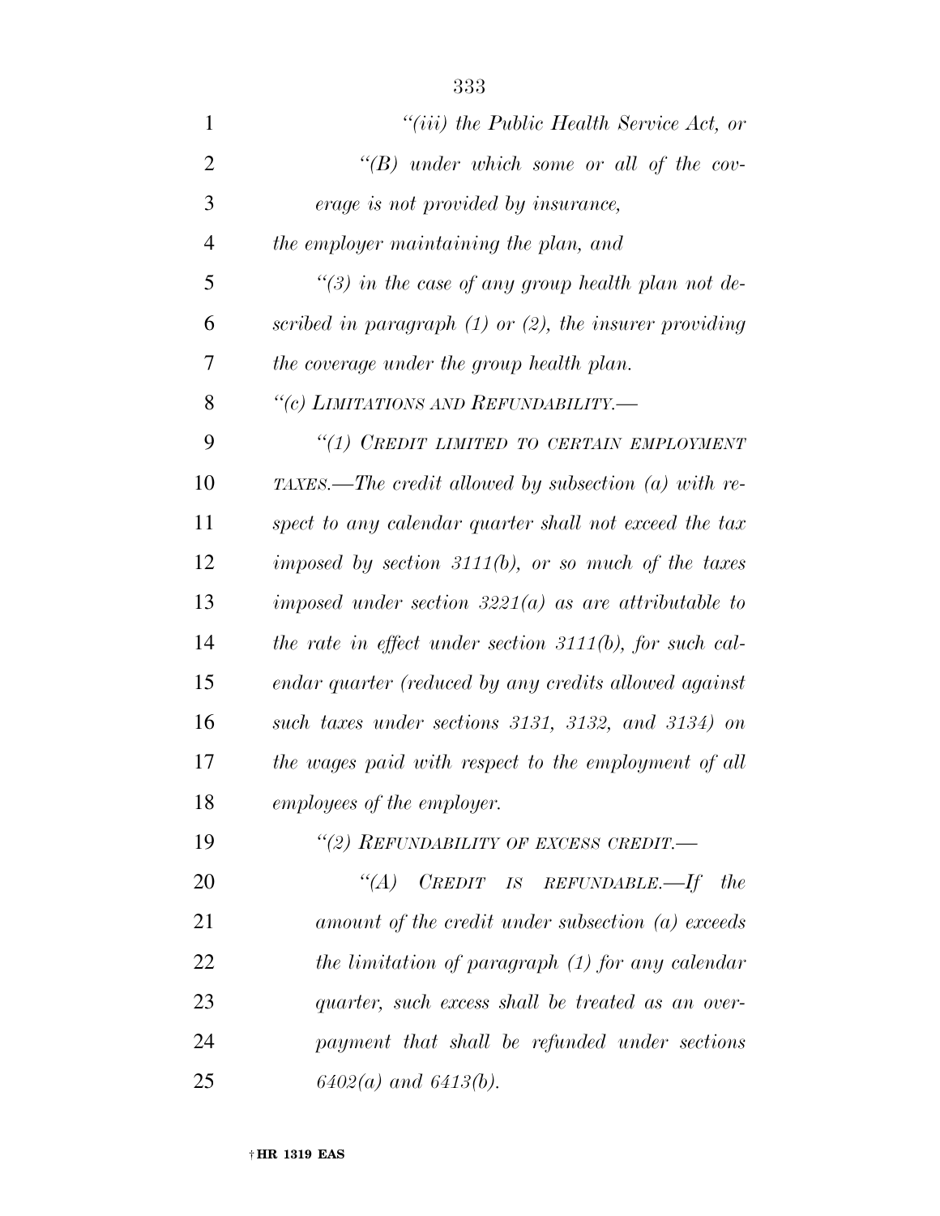*"(iii) the Public Health Service Act, or*

*"(B) under which some or all of the coverage is not provided by insurance,*

*the employer maintaining the plan, and*

*"(3) in the case of any group health plan not described in paragraph (1) or (2), the insurer providing the coverage under the group health plan.*

*"(c) LIMITATIONS AND REFUNDABILITY.—*

*"(1) CREDIT LIMITED TO CERTAIN EMPLOYMENT TAXES.—The credit allowed by subsection (a) with respect to any calendar quarter shall not exceed the tax imposed by section 3111(b), or so much of the taxes imposed under section 3221(a) as are attributable to the rate in effect under section 3111(b), for such calendar quarter (reduced by any credits allowed against such taxes under sections 3131, 3132, and 3134) on the wages paid with respect to the employment of all employees of the employer.*

*"(2) REFUNDABILITY OF EXCESS CREDIT.—*

*"(A) CREDIT IS REFUNDABLE.—If the amount of the credit under subsection (a) exceeds the limitation of paragraph (1) for any calendar quarter, such excess shall be treated as an overpayment that shall be refunded under sections 6402(a) and 6413(b).*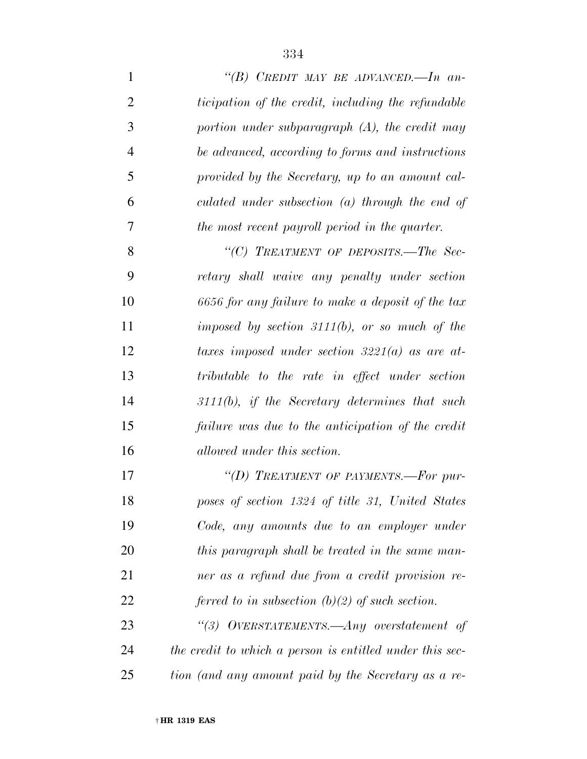*"(B) CREDIT MAY BE ADVANCED.—In anticipation of the credit, including the refundable portion under subparagraph (A), the credit may be advanced, according to forms and instructions provided by the Secretary, up to an amount calculated under subsection (a) through the end of the most recent payroll period in the quarter.*

*"(C) TREATMENT OF DEPOSITS.—The Secretary shall waive any penalty under section 6656 for any failure to make a deposit of the tax imposed by section 3111(b), or so much of the taxes imposed under section 3221(a) as are attributable to the rate in effect under section 3111(b), if the Secretary determines that such failure was due to the anticipation of the credit allowed under this section.*

*"(D) TREATMENT OF PAYMENTS.—For purposes of section 1324 of title 31, United States Code, any amounts due to an employer under this paragraph shall be treated in the same manner as a refund due from a credit provision referred to in subsection (b)(2) of such section.*

*"(3) OVERSTATEMENTS.—Any overstatement of the credit to which a person is entitled under this section (and any amount paid by the Secretary as a re-*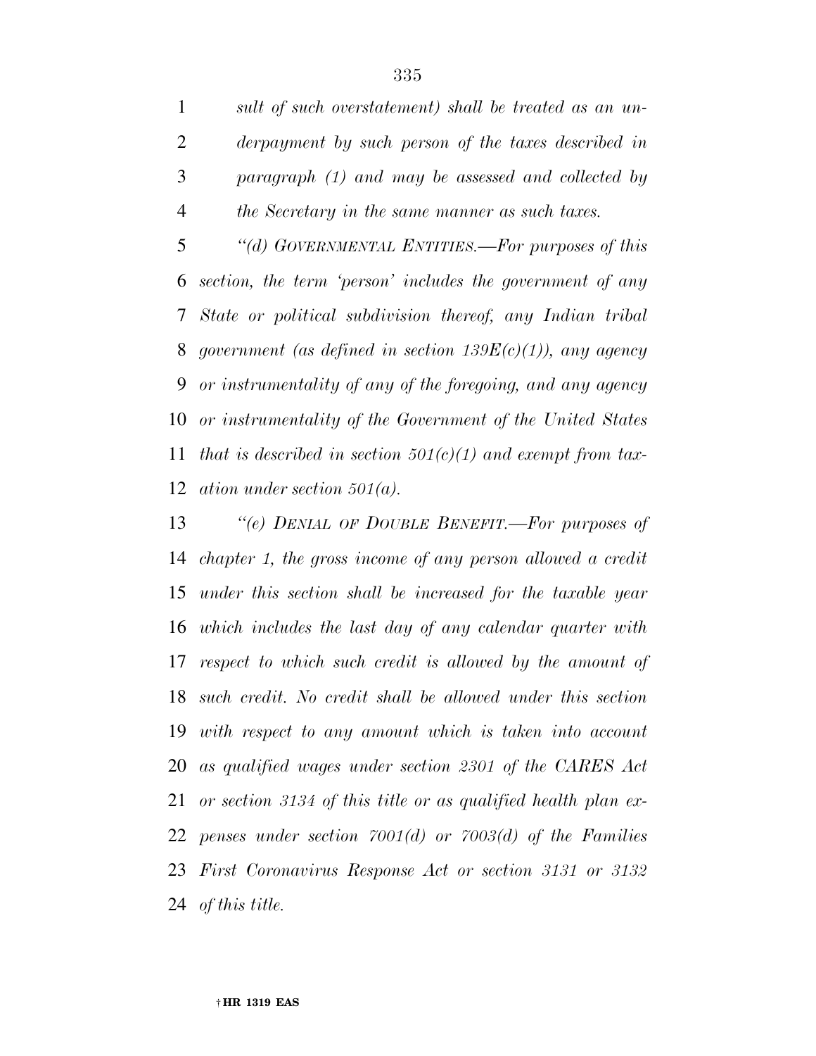*sult of such overstatement) shall be treated as an underpayment by such person of the taxes described in paragraph (1) and may be assessed and collected by the Secretary in the same manner as such taxes.*

*"(d) GOVERNMENTAL ENTITIES.—For purposes of this section, the term 'person' includes the government of any State or political subdivision thereof, any Indian tribal government (as defined in section 139E(c)(1)), any agency or instrumentality of any of the foregoing, and any agency or instrumentality of the Government of the United States that is described in section 501(c)(1) and exempt from taxation under section 501(a).*

*"(e) DENIAL OF DOUBLE BENEFIT.—For purposes of chapter 1, the gross income of any person allowed a credit under this section shall be increased for the taxable year which includes the last day of any calendar quarter with respect to which such credit is allowed by the amount of such credit. No credit shall be allowed under this section with respect to any amount which is taken into account as qualified wages under section 2301 of the CARES Act or section 3134 of this title or as qualified health plan expenses under section 7001(d) or 7003(d) of the Families First Coronavirus Response Act or section 3131 or 3132 of this title.*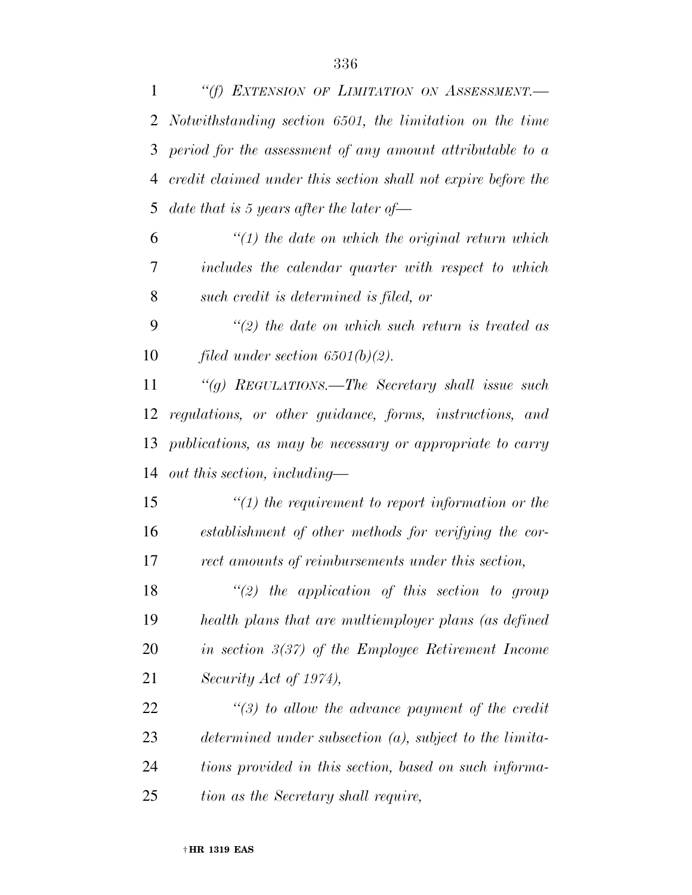*"(f) Extension of Limitation on Assessment.—Notwithstanding section 6501, the limitation on the time period for the assessment of any amount attributable to a credit claimed under this section shall not expire before the date that is 5 years after the later of—*

*"(1) the date on which the original return which includes the calendar quarter with respect to which such credit is determined is filed, or*

*"(2) the date on which such return is treated as filed under section 6501(b)(2).*

*"(g) Regulations.—The Secretary shall issue such regulations, or other guidance, forms, instructions, and publications, as may be necessary or appropriate to carry out this section, including—*

*"(1) the requirement to report information or the establishment of other methods for verifying the correct amounts of reimbursements under this section,*

*"(2) the application of this section to group health plans that are multiemployer plans (as defined in section 3(37) of the Employee Retirement Income Security Act of 1974),*

*"(3) to allow the advance payment of the credit determined under subsection (a), subject to the limitations provided in this section, based on such information as the Secretary shall require,*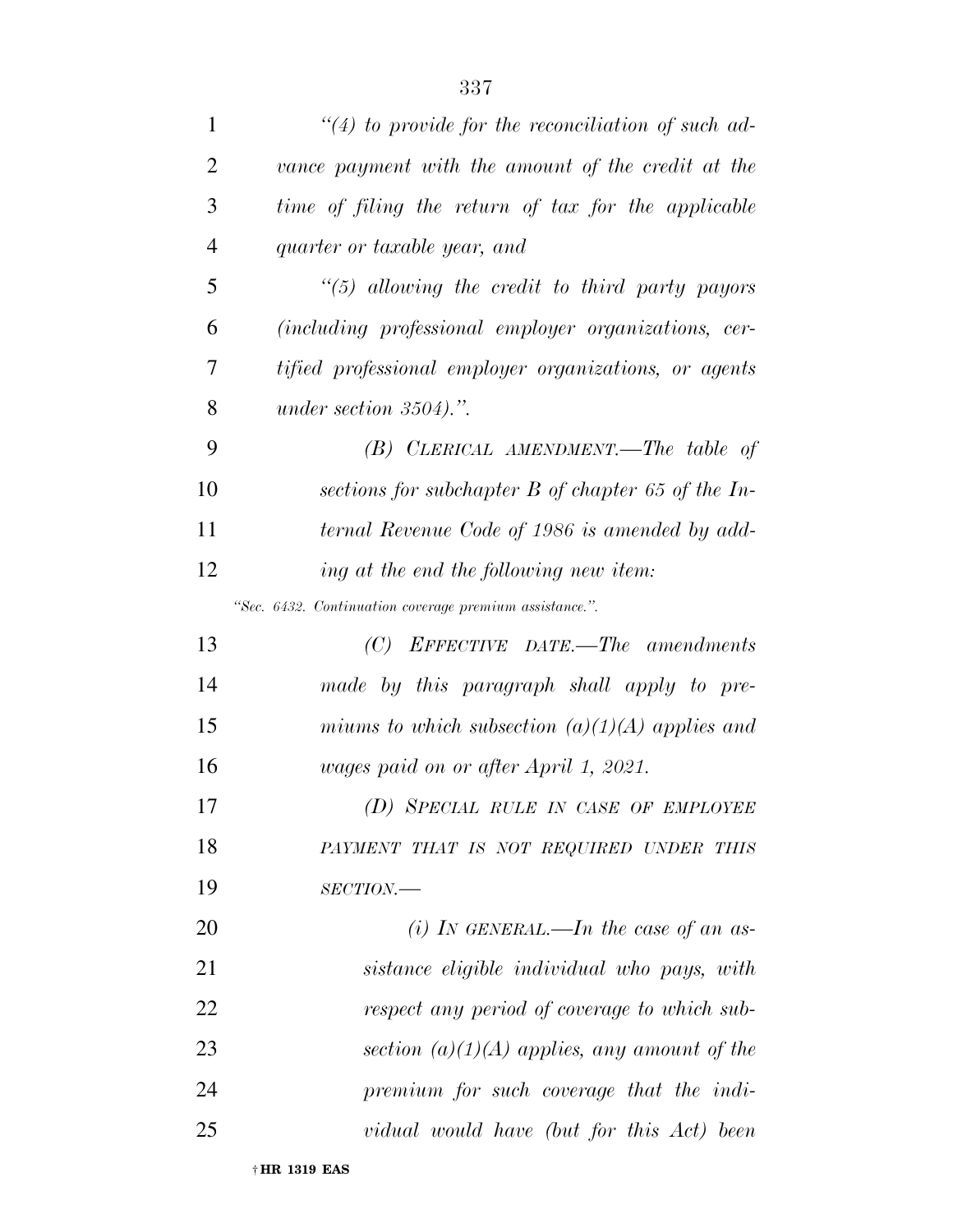*"(4) to provide for the reconciliation of such advance payment with the amount of the credit at the time of filing the return of tax for the applicable quarter or taxable year, and*

*"(5) allowing the credit to third party payors (including professional employer organizations, certified professional employer organizations, or agents under section 3504).".*

*(B) CLERICAL AMENDMENT.—The table of sections for subchapter B of chapter 65 of the Internal Revenue Code of 1986 is amended by adding at the end the following new item:*

*"Sec. 6432. Continuation coverage premium assistance.".*

*(C) EFFECTIVE DATE.—The amendments made by this paragraph shall apply to premiums to which subsection (a)(1)(A) applies and wages paid on or after April 1, 2021.*

*(D) SPECIAL RULE IN CASE OF EMPLOYEE PAYMENT THAT IS NOT REQUIRED UNDER THIS SECTION.—*

*(i) IN GENERAL.—In the case of an assistance eligible individual who pays, with respect any period of coverage to which subsection (a)(1)(A) applies, any amount of the premium for such coverage that the individual would have (but for this Act) been*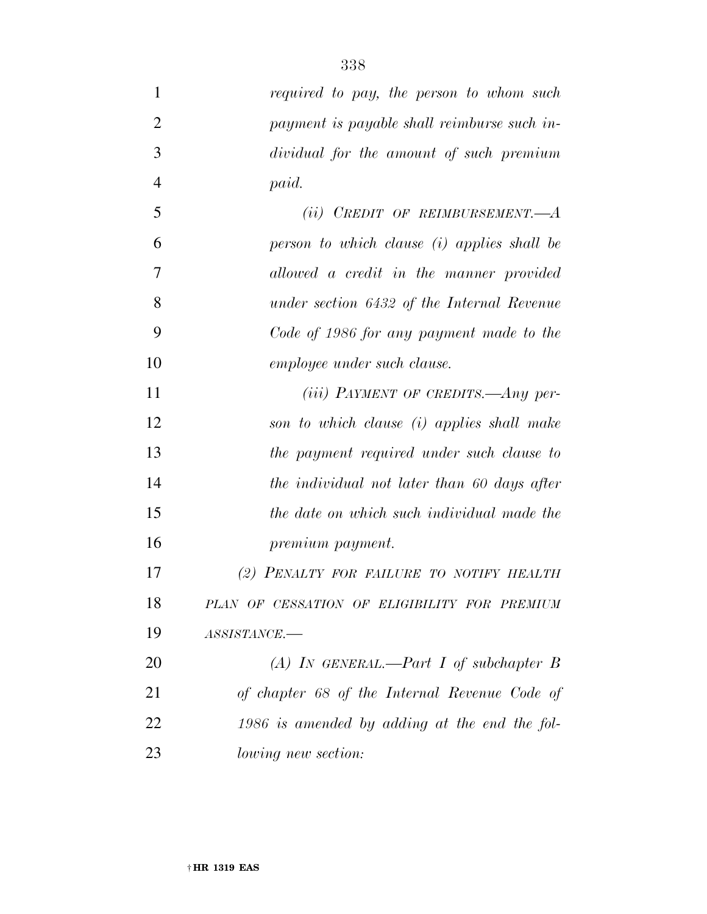*required to pay, the person to whom such payment is payable shall reimburse such individual for the amount of such premium paid.*

*(ii) CREDIT OF REIMBURSEMENT.—A person to which clause (i) applies shall be allowed a credit in the manner provided under section 6432 of the Internal Revenue Code of 1986 for any payment made to the employee under such clause.*

*(iii) PAYMENT OF CREDITS.—Any person to which clause (i) applies shall make the payment required under such clause to the individual not later than 60 days after the date on which such individual made the premium payment.*

*(2) PENALTY FOR FAILURE TO NOTIFY HEALTH PLAN OF CESSATION OF ELIGIBILITY FOR PREMIUM ASSISTANCE.—*

*(A) IN GENERAL.—Part I of subchapter B of chapter 68 of the Internal Revenue Code of 1986 is amended by adding at the end the following new section:*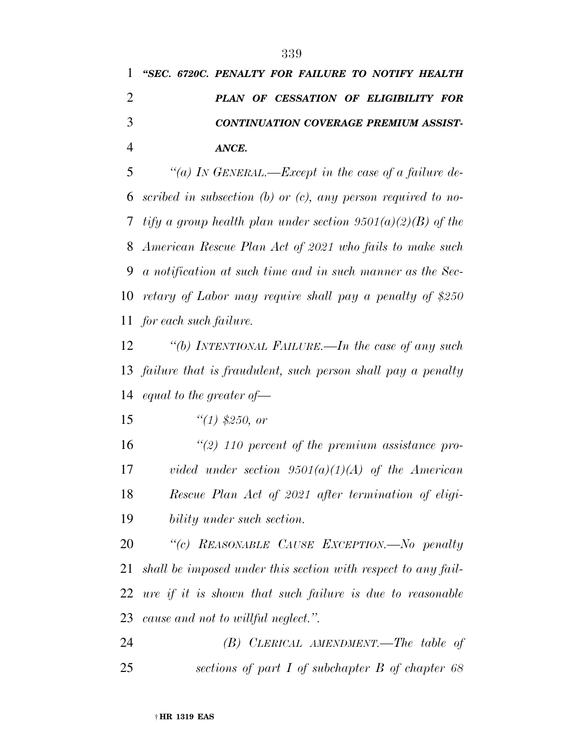***"SEC. 6720C. PENALTY FOR FAILURE TO NOTIFY HEALTH PLAN OF CESSATION OF ELIGIBILITY FOR CONTINUATION COVERAGE PREMIUM ASSISTANCE.***

*"(a) IN GENERAL.—Except in the case of a failure described in subsection (b) or (c), any person required to notify a group health plan under section 9501(a)(2)(B) of the American Rescue Plan Act of 2021 who fails to make such a notification at such time and in such manner as the Secretary of Labor may require shall pay a penalty of $250 for each such failure.*

*"(b) INTENTIONAL FAILURE.—In the case of any such failure that is fraudulent, such person shall pay a penalty equal to the greater of—*

*"(1) $250, or*

*"(2) 110 percent of the premium assistance provided under section 9501(a)(1)(A) of the American Rescue Plan Act of 2021 after termination of eligibility under such section.*

*"(c) REASONABLE CAUSE EXCEPTION.—No penalty shall be imposed under this section with respect to any failure if it is shown that such failure is due to reasonable cause and not to willful neglect.".*

*(B) CLERICAL AMENDMENT.—The table of sections of part I of subchapter B of chapter 68*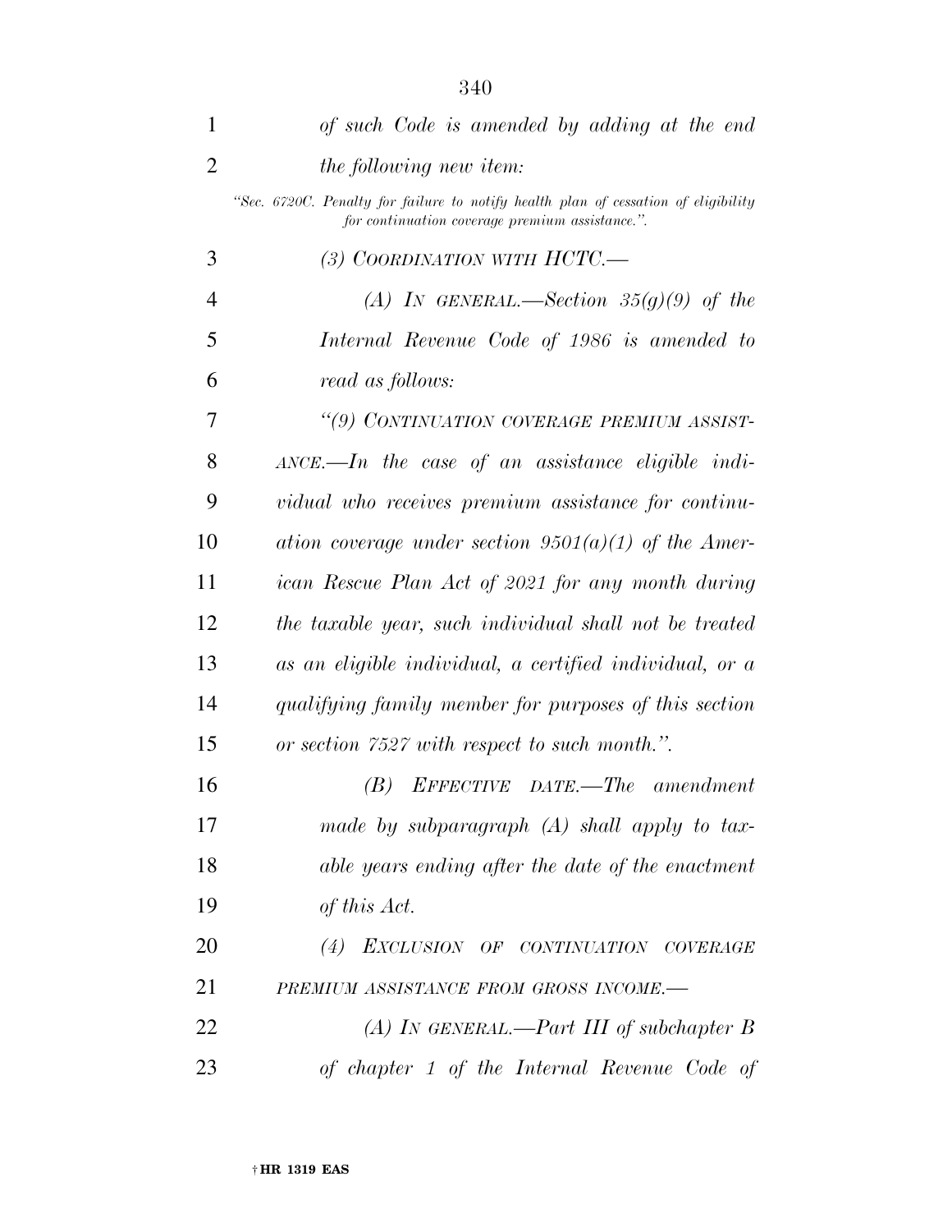*of such Code is amended by adding at the end the following new item:*

"Sec. 6720C. Penalty for failure to notify health plan of cessation of eligibility for continuation coverage premium assistance.".

*(3) COORDINATION WITH HCTC.—*

*(A) IN GENERAL.—Section 35(g)(9) of the Internal Revenue Code of 1986 is amended to read as follows:*

*"(9) CONTINUATION COVERAGE PREMIUM ASSISTANCE.—In the case of an assistance eligible individual who receives premium assistance for continuation coverage under section 9501(a)(1) of the American Rescue Plan Act of 2021 for any month during the taxable year, such individual shall not be treated as an eligible individual, a certified individual, or a qualifying family member for purposes of this section or section 7527 with respect to such month.".*

*(B) EFFECTIVE DATE.—The amendment made by subparagraph (A) shall apply to taxable years ending after the date of the enactment of this Act.*

*(4) EXCLUSION OF CONTINUATION COVERAGE PREMIUM ASSISTANCE FROM GROSS INCOME.—*

*(A) IN GENERAL.—Part III of subchapter B of chapter 1 of the Internal Revenue Code of*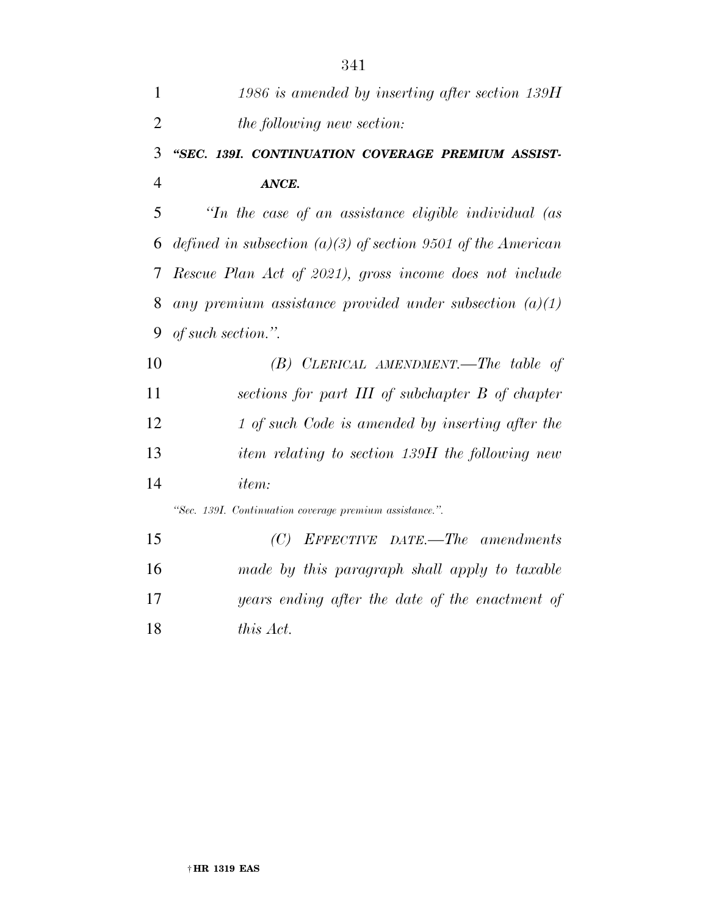*1986 is amended by inserting after section 139H the following new section:*

***"SEC. 139I. CONTINUATION COVERAGE PREMIUM ASSISTANCE.***

*"In the case of an assistance eligible individual (as defined in subsection (a)(3) of section 9501 of the American Rescue Plan Act of 2021), gross income does not include any premium assistance provided under subsection (a)(1) of such section.".*

*(B) CLERICAL AMENDMENT.—The table of sections for part III of subchapter B of chapter 1 of such Code is amended by inserting after the item relating to section 139H the following new item:*

*"Sec. 139I. Continuation coverage premium assistance.".*

*(C) EFFECTIVE DATE.—The amendments made by this paragraph shall apply to taxable years ending after the date of the enactment of this Act.*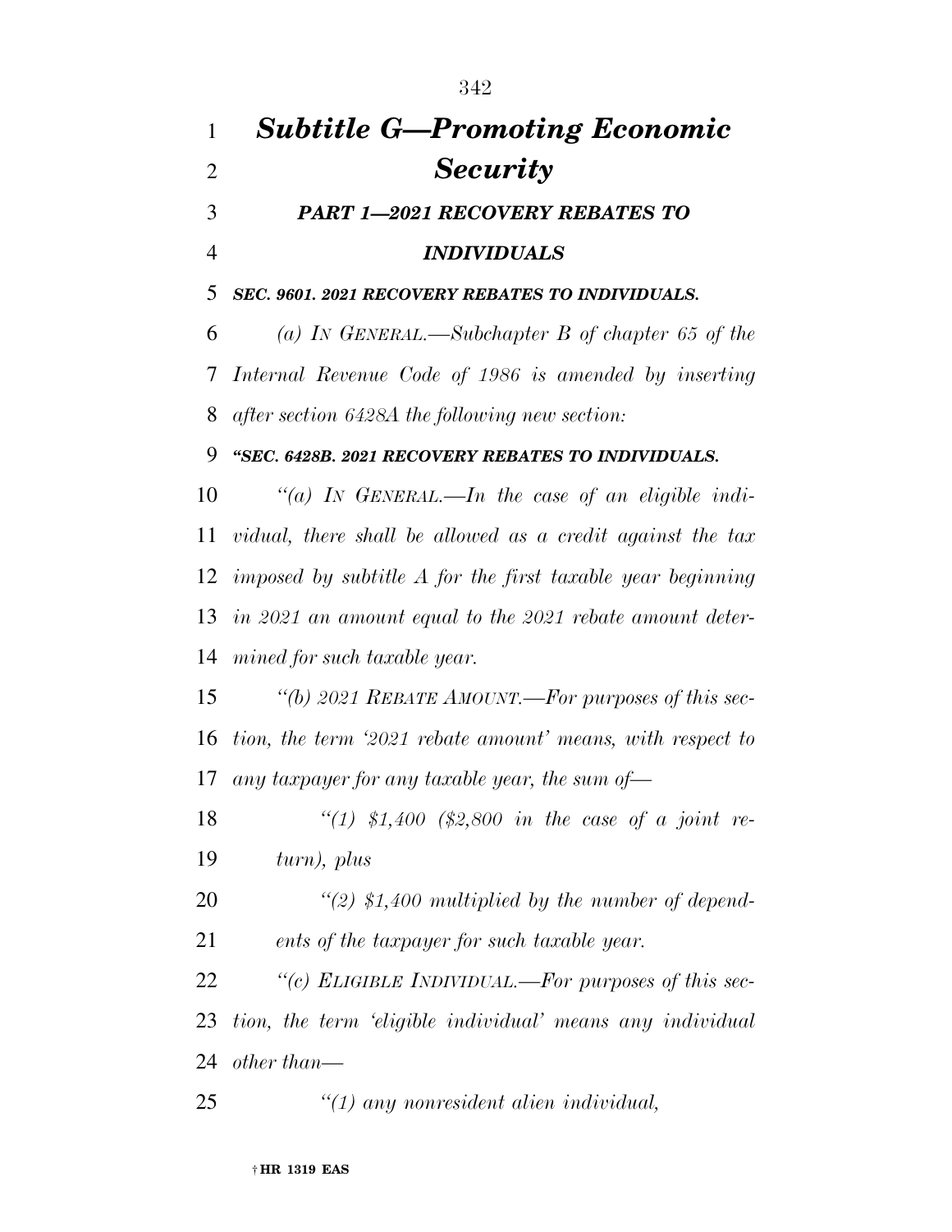# *Subtitle G—Promoting Economic Security*

## *PART 1—2021 RECOVERY REBATES TO INDIVIDUALS*

### *SEC. 9601. 2021 RECOVERY REBATES TO INDIVIDUALS.*

*(a) IN GENERAL.—Subchapter B of chapter 65 of the Internal Revenue Code of 1986 is amended by inserting after section 6428A the following new section:*

### *"SEC. 6428B. 2021 RECOVERY REBATES TO INDIVIDUALS.*

*"(a) IN GENERAL.—In the case of an eligible individual, there shall be allowed as a credit against the tax imposed by subtitle A for the first taxable year beginning in 2021 an amount equal to the 2021 rebate amount determined for such taxable year.*

*"(b) 2021 REBATE AMOUNT.—For purposes of this section, the term '2021 rebate amount' means, with respect to any taxpayer for any taxable year, the sum of—*

*"(1) $1,400 ($2,800 in the case of a joint return), plus*

*"(2) $1,400 multiplied by the number of dependents of the taxpayer for such taxable year.*

*"(c) ELIGIBLE INDIVIDUAL.—For purposes of this section, the term 'eligible individual' means any individual other than—*

*"(1) any nonresident alien individual,*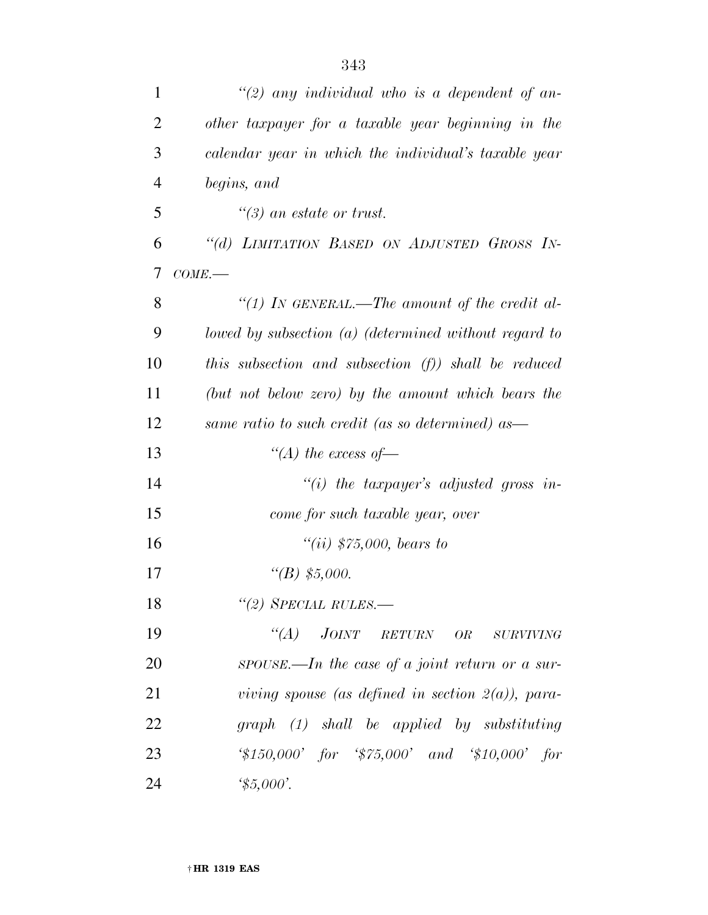*"(2) any individual who is a dependent of another taxpayer for a taxable year beginning in the calendar year in which the individual's taxable year begins, and*

*"(3) an estate or trust.*

*"(d) LIMITATION BASED ON ADJUSTED GROSS INCOME.—*

*"(1) IN GENERAL.—The amount of the credit allowed by subsection (a) (determined without regard to this subsection and subsection (f)) shall be reduced (but not below zero) by the amount which bears the same ratio to such credit (as so determined) as—*

*"(A) the excess of—*

*"(i) the taxpayer's adjusted gross income for such taxable year, over*

*"(ii) $75,000, bears to*

*"(B) $5,000.*

*"(2) SPECIAL RULES.—*

*"(A) JOINT RETURN OR SURVIVING SPOUSE.—In the case of a joint return or a surviving spouse (as defined in section 2(a)), paragraph (1) shall be applied by substituting '$150,000' for '$75,000' and '$10,000' for '$5,000'.*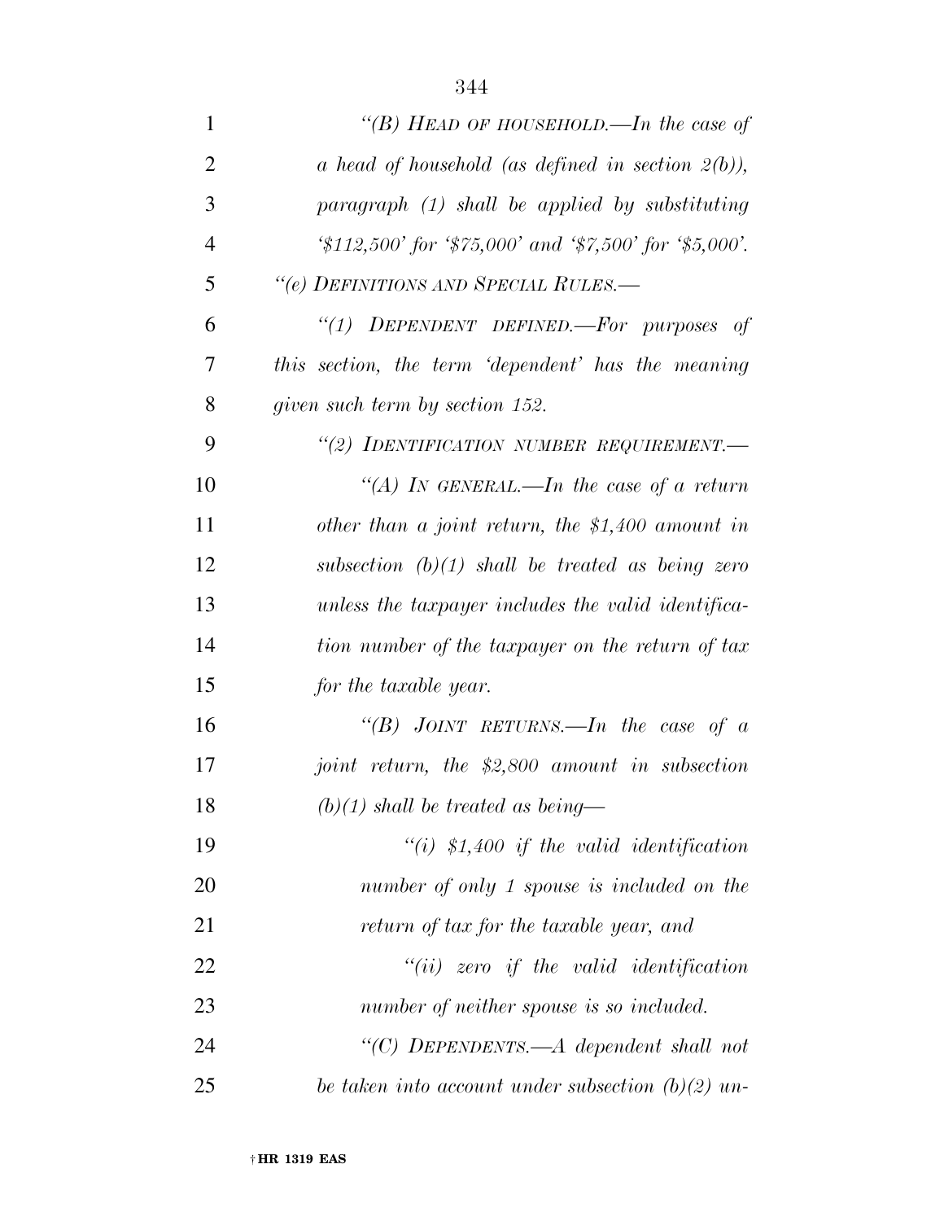*"(B) HEAD OF HOUSEHOLD.—In the case of a head of household (as defined in section 2(b)), paragraph (1) shall be applied by substituting '$112,500' for '$75,000' and '$7,500' for '$5,000'.*

*"(e) DEFINITIONS AND SPECIAL RULES.—*

*"(1) DEPENDENT DEFINED.—For purposes of this section, the term 'dependent' has the meaning given such term by section 152.*

*"(2) IDENTIFICATION NUMBER REQUIREMENT.—*

*"(A) IN GENERAL.—In the case of a return other than a joint return, the $1,400 amount in subsection (b)(1) shall be treated as being zero unless the taxpayer includes the valid identification number of the taxpayer on the return of tax for the taxable year.*

*"(B) JOINT RETURNS.—In the case of a joint return, the $2,800 amount in subsection (b)(1) shall be treated as being—*

*"(i) $1,400 if the valid identification number of only 1 spouse is included on the return of tax for the taxable year, and*

*"(ii) zero if the valid identification number of neither spouse is so included.*

*"(C) DEPENDENTS.—A dependent shall not be taken into account under subsection (b)(2) un-*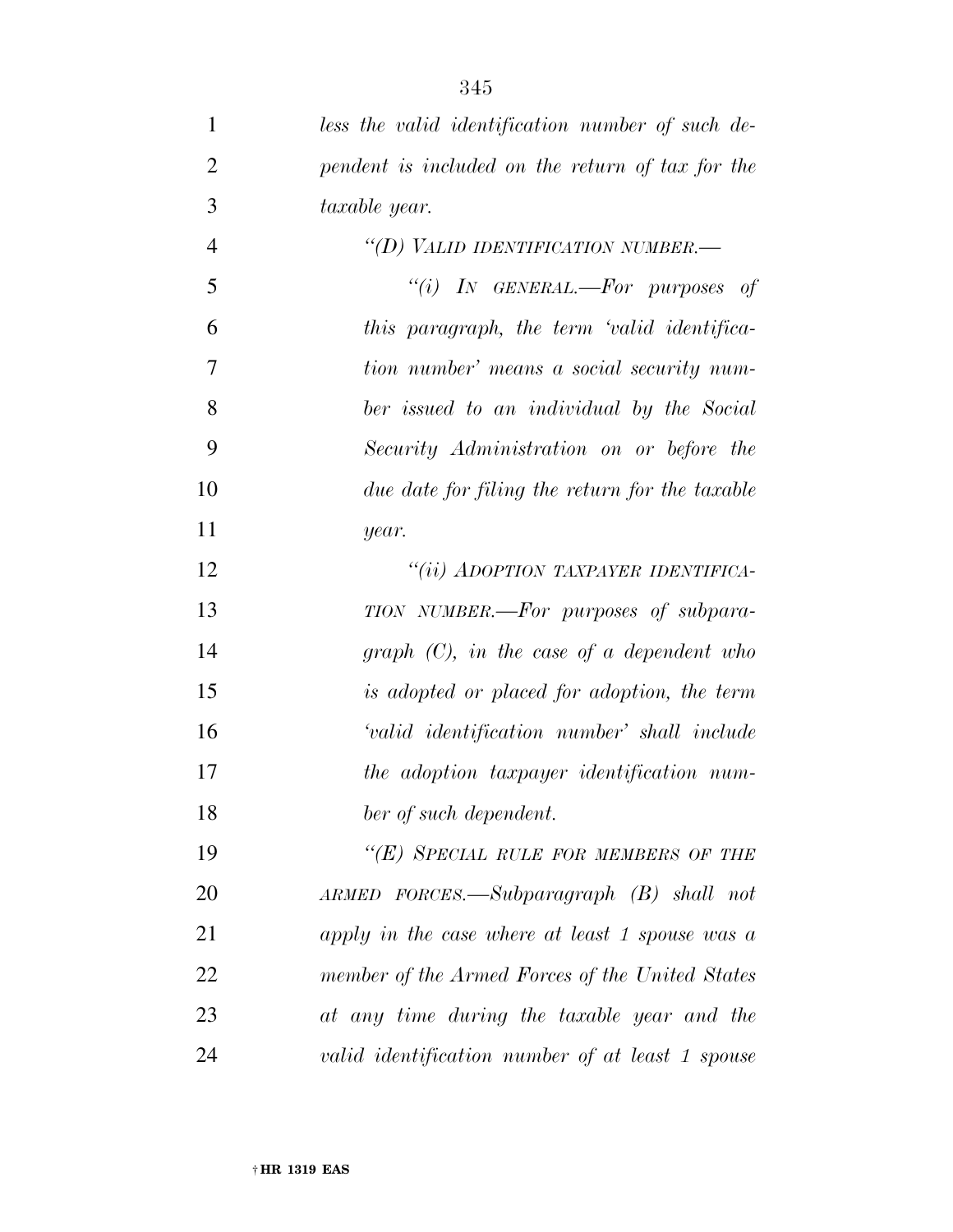*less the valid identification number of such dependent is included on the return of tax for the taxable year.*

*"(D) VALID IDENTIFICATION NUMBER.—*

*"(i) IN GENERAL.—For purposes of this paragraph, the term 'valid identification number' means a social security number issued to an individual by the Social Security Administration on or before the due date for filing the return for the taxable year.*

*"(ii) ADOPTION TAXPAYER IDENTIFICATION NUMBER.—For purposes of subparagraph (C), in the case of a dependent who is adopted or placed for adoption, the term 'valid identification number' shall include the adoption taxpayer identification number of such dependent.*

*"(E) SPECIAL RULE FOR MEMBERS OF THE ARMED FORCES.—Subparagraph (B) shall not apply in the case where at least 1 spouse was a member of the Armed Forces of the United States at any time during the taxable year and the valid identification number of at least 1 spouse*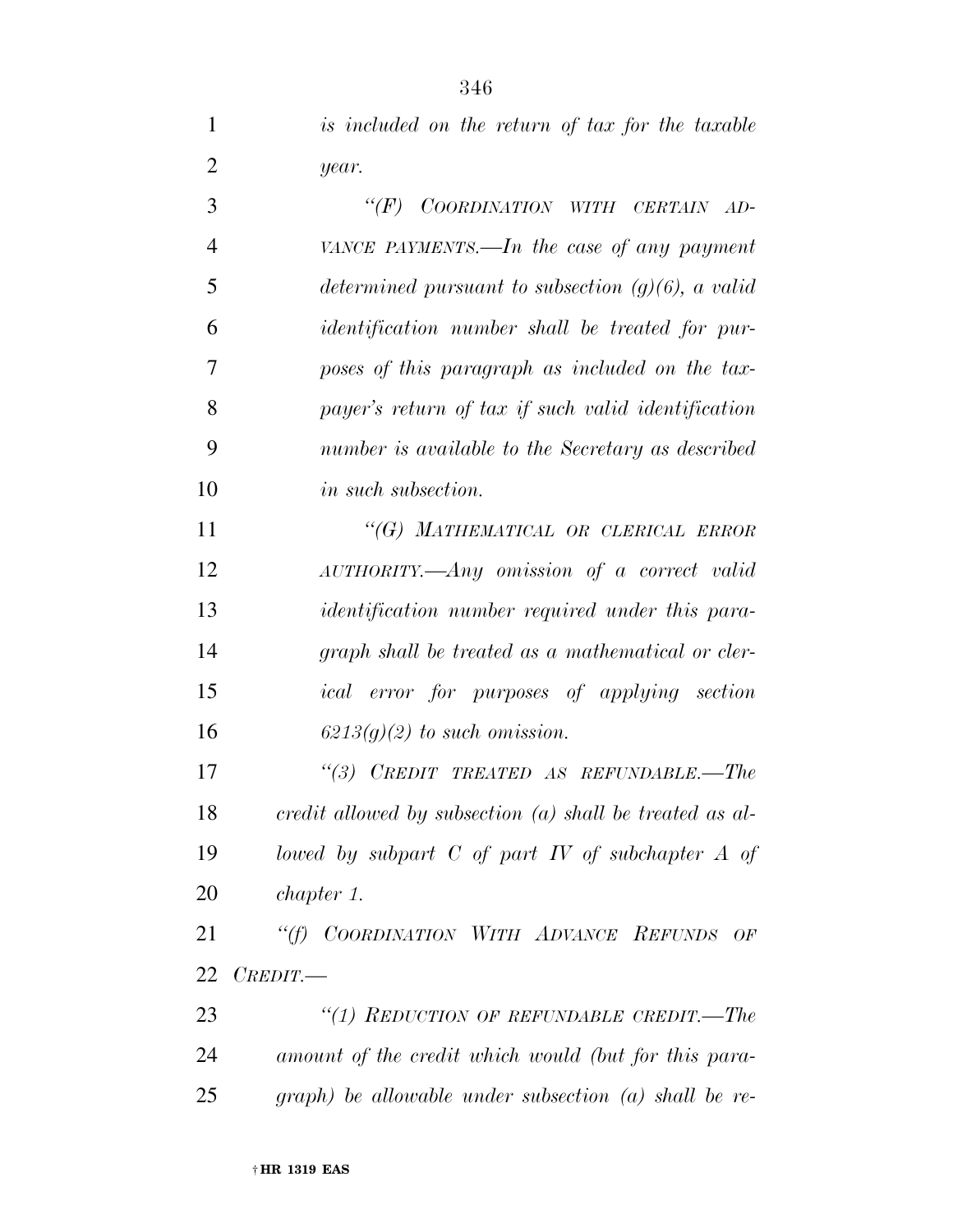*is included on the return of tax for the taxable year.*

*"(F) COORDINATION WITH CERTAIN ADVANCE PAYMENTS.—In the case of any payment determined pursuant to subsection (g)(6), a valid identification number shall be treated for purposes of this paragraph as included on the taxpayer's return of tax if such valid identification number is available to the Secretary as described in such subsection.*

*"(G) MATHEMATICAL OR CLERICAL ERROR AUTHORITY.—Any omission of a correct valid identification number required under this paragraph shall be treated as a mathematical or clerical error for purposes of applying section 6213(g)(2) to such omission.*

*"(3) CREDIT TREATED AS REFUNDABLE.—The credit allowed by subsection (a) shall be treated as allowed by subpart C of part IV of subchapter A of chapter 1.*

*"(f) COORDINATION WITH ADVANCE REFUNDS OF CREDIT.—*

*"(1) REDUCTION OF REFUNDABLE CREDIT.—The amount of the credit which would (but for this paragraph) be allowable under subsection (a) shall be re-*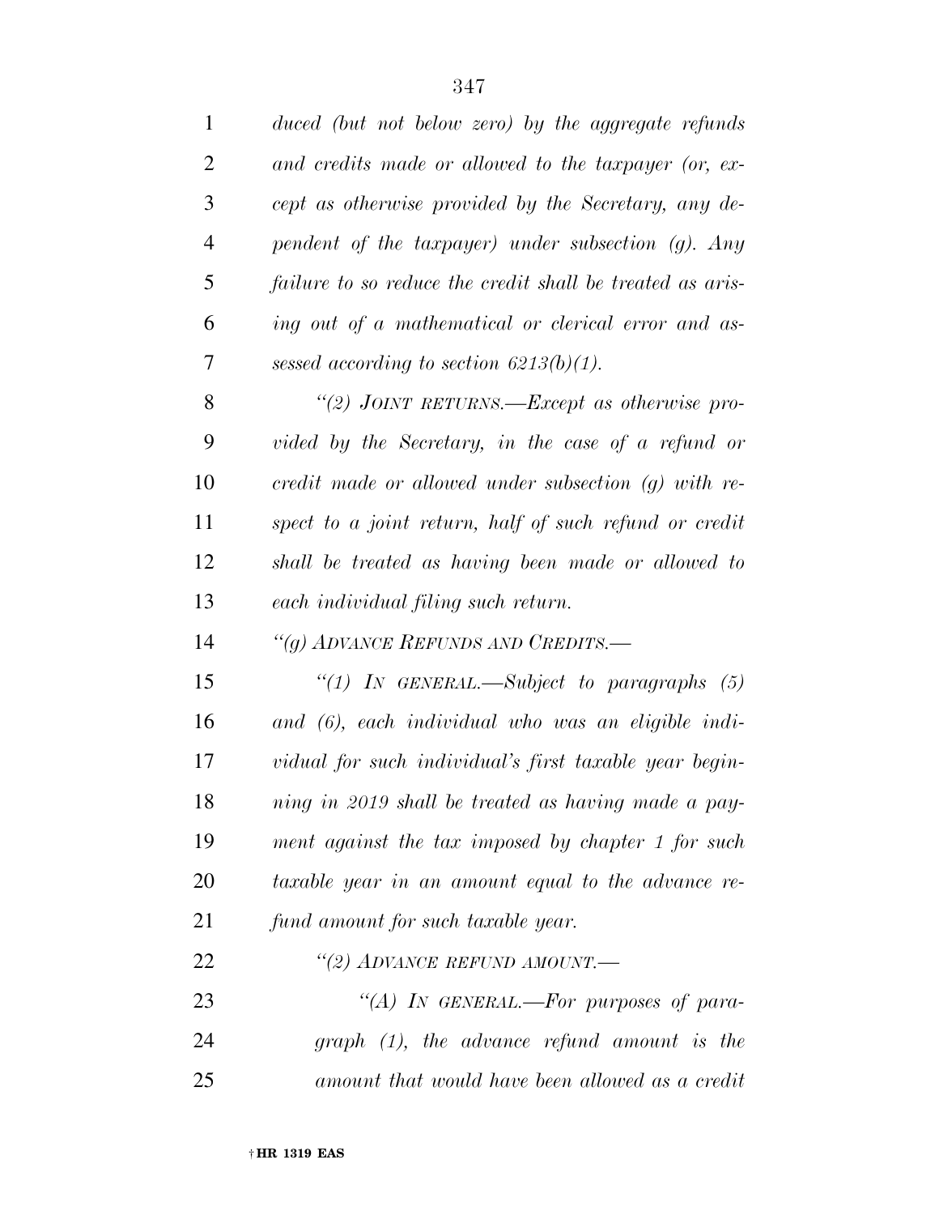*duced (but not below zero) by the aggregate refunds and credits made or allowed to the taxpayer (or, except as otherwise provided by the Secretary, any dependent of the taxpayer) under subsection (g). Any failure to so reduce the credit shall be treated as arising out of a mathematical or clerical error and assessed according to section 6213(b)(1).*

*''(2) JOINT RETURNS.—Except as otherwise provided by the Secretary, in the case of a refund or credit made or allowed under subsection (g) with respect to a joint return, half of such refund or credit shall be treated as having been made or allowed to each individual filing such return.*

*''(g) ADVANCE REFUNDS AND CREDITS.—*

*''(1) IN GENERAL.—Subject to paragraphs (5) and (6), each individual who was an eligible individual for such individual's first taxable year beginning in 2019 shall be treated as having made a payment against the tax imposed by chapter 1 for such taxable year in an amount equal to the advance refund amount for such taxable year.*

*''(2) ADVANCE REFUND AMOUNT.—*

*''(A) IN GENERAL.—For purposes of paragraph (1), the advance refund amount is the amount that would have been allowed as a credit*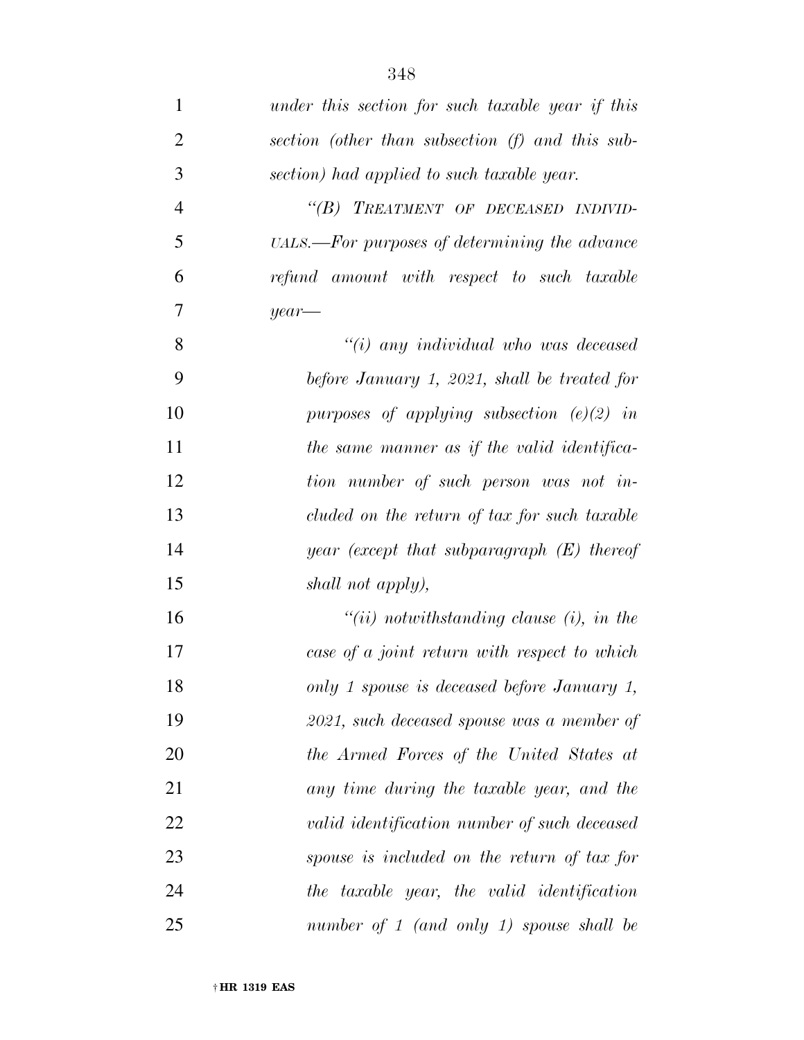*under this section for such taxable year if this section (other than subsection (f) and this subsection) had applied to such taxable year.*

*"(B) TREATMENT OF DECEASED INDIVIDUALS.—For purposes of determining the advance refund amount with respect to such taxable year—*

*"(i) any individual who was deceased before January 1, 2021, shall be treated for purposes of applying subsection (e)(2) in the same manner as if the valid identification number of such person was not included on the return of tax for such taxable year (except that subparagraph (E) thereof shall not apply),*

*"(ii) notwithstanding clause (i), in the case of a joint return with respect to which only 1 spouse is deceased before January 1, 2021, such deceased spouse was a member of the Armed Forces of the United States at any time during the taxable year, and the valid identification number of such deceased spouse is included on the return of tax for the taxable year, the valid identification number of 1 (and only 1) spouse shall be*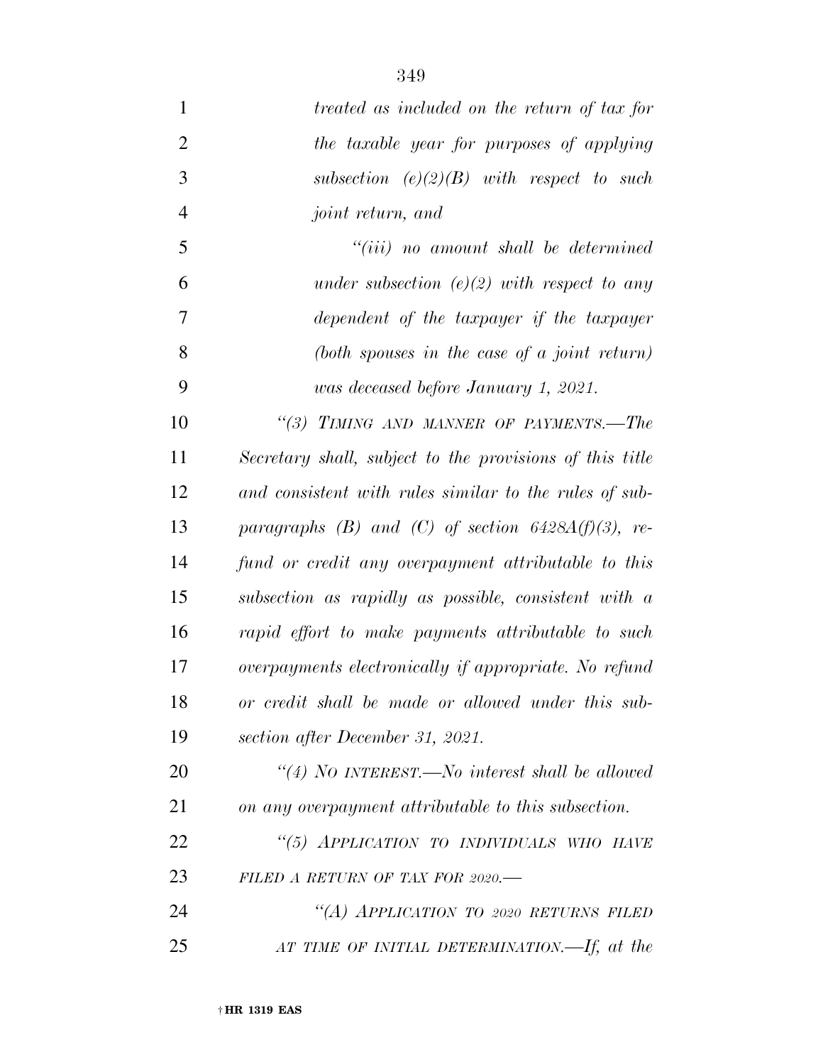*treated as included on the return of tax for the taxable year for purposes of applying subsection (e)(2)(B) with respect to such joint return, and*

*"(iii) no amount shall be determined under subsection (e)(2) with respect to any dependent of the taxpayer if the taxpayer (both spouses in the case of a joint return) was deceased before January 1, 2021.*

*"(3) TIMING AND MANNER OF PAYMENTS.—The Secretary shall, subject to the provisions of this title and consistent with rules similar to the rules of subparagraphs (B) and (C) of section 6428A(f)(3), refund or credit any overpayment attributable to this subsection as rapidly as possible, consistent with a rapid effort to make payments attributable to such overpayments electronically if appropriate. No refund or credit shall be made or allowed under this subsection after December 31, 2021.*

*"(4) NO INTEREST.—No interest shall be allowed on any overpayment attributable to this subsection.*

*"(5) APPLICATION TO INDIVIDUALS WHO HAVE FILED A RETURN OF TAX FOR 2020.—*

*"(A) APPLICATION TO 2020 RETURNS FILED AT TIME OF INITIAL DETERMINATION.—If, at the*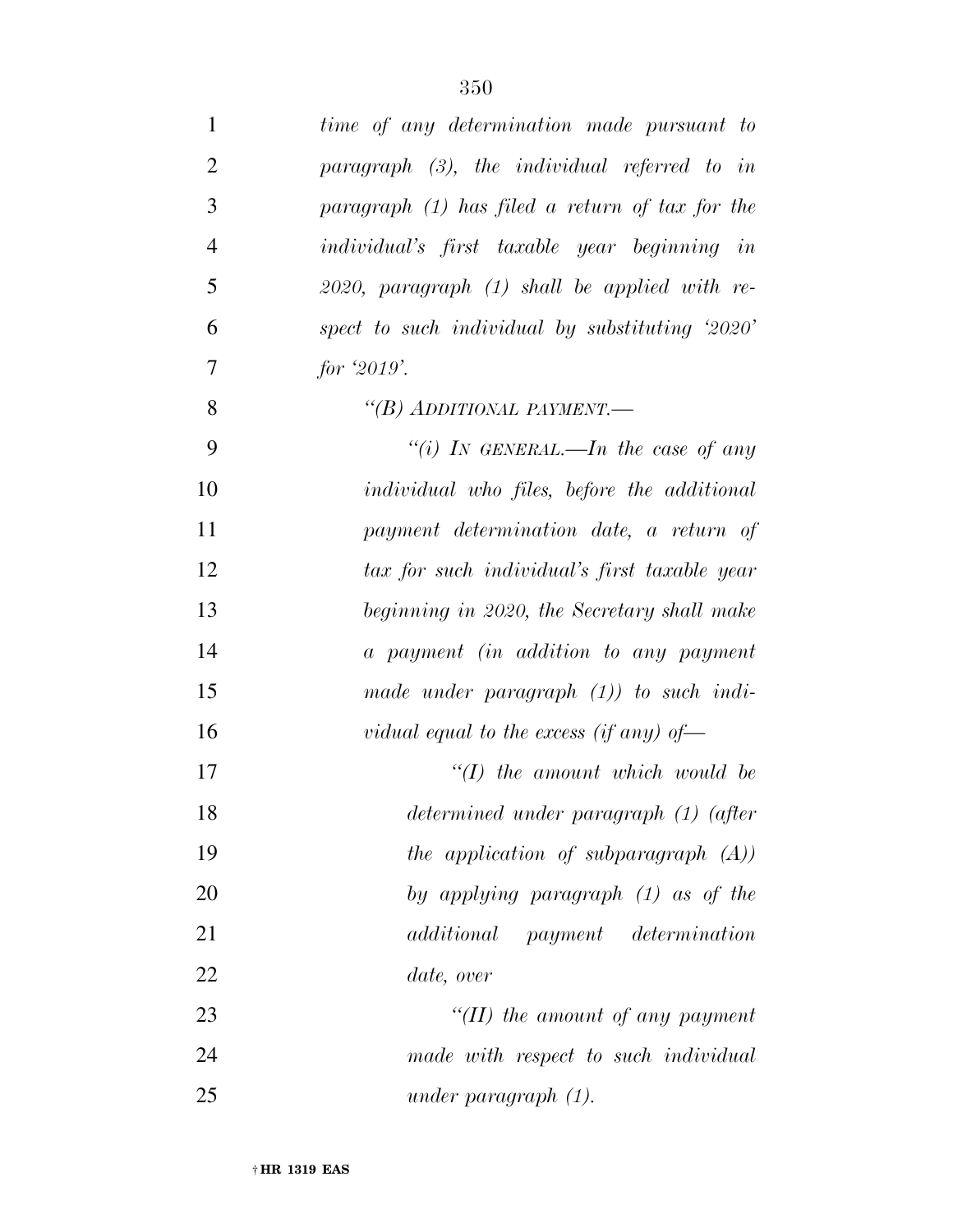*time of any determination made pursuant to paragraph (3), the individual referred to in paragraph (1) has filed a return of tax for the individual's first taxable year beginning in 2020, paragraph (1) shall be applied with respect to such individual by substituting '2020' for '2019'.*

*"(B) ADDITIONAL PAYMENT.—*

*"(i) IN GENERAL.—In the case of any individual who files, before the additional payment determination date, a return of tax for such individual's first taxable year beginning in 2020, the Secretary shall make a payment (in addition to any payment made under paragraph (1)) to such individual equal to the excess (if any) of—*

*"(I) the amount which would be determined under paragraph (1) (after the application of subparagraph (A)) by applying paragraph (1) as of the additional payment determination date, over*

*"(II) the amount of any payment made with respect to such individual under paragraph (1).*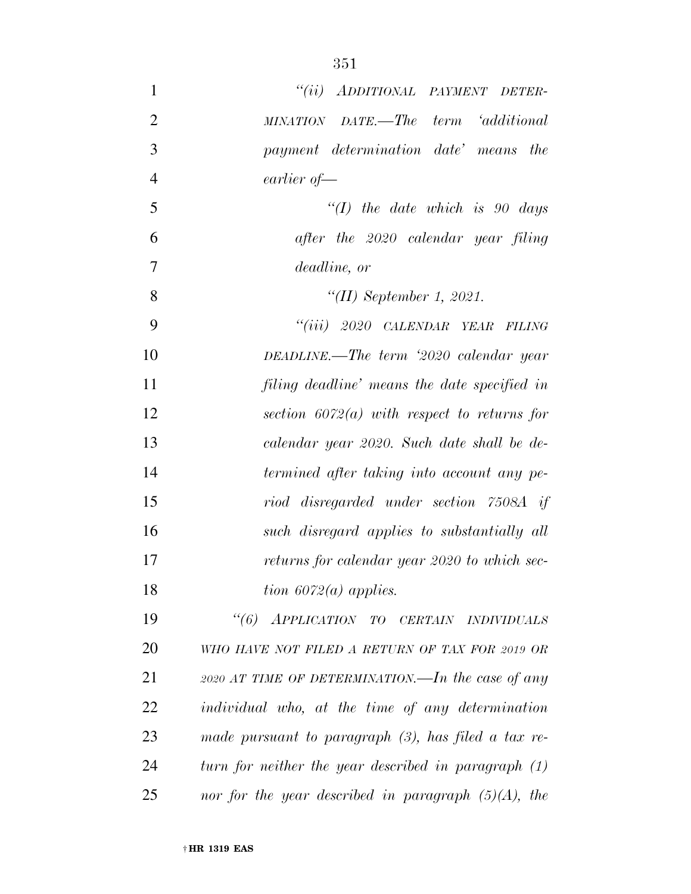*"(ii) ADDITIONAL PAYMENT DETERMINATION DATE.—The term 'additional payment determination date' means the earlier of—*

*"(I) the date which is 90 days after the 2020 calendar year filing deadline, or*

*"(II) September 1, 2021.*

*"(iii) 2020 CALENDAR YEAR FILING DEADLINE.—The term '2020 calendar year filing deadline' means the date specified in section 6072(a) with respect to returns for calendar year 2020. Such date shall be determined after taking into account any period disregarded under section 7508A if such disregard applies to substantially all returns for calendar year 2020 to which section 6072(a) applies.*

*"(6) APPLICATION TO CERTAIN INDIVIDUALS WHO HAVE NOT FILED A RETURN OF TAX FOR 2019 OR 2020 AT TIME OF DETERMINATION.—In the case of any individual who, at the time of any determination made pursuant to paragraph (3), has filed a tax return for neither the year described in paragraph (1) nor for the year described in paragraph (5)(A), the*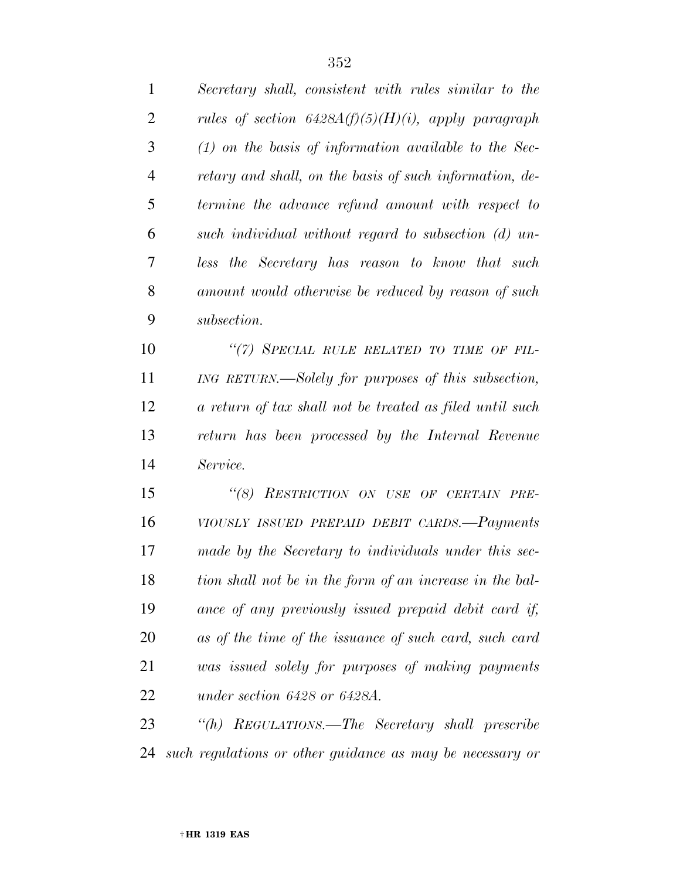*Secretary shall, consistent with rules similar to the rules of section 6428A(f)(5)(H)(i), apply paragraph (1) on the basis of information available to the Secretary and shall, on the basis of such information, determine the advance refund amount with respect to such individual without regard to subsection (d) unless the Secretary has reason to know that such amount would otherwise be reduced by reason of such subsection.*

*“(7) SPECIAL RULE RELATED TO TIME OF FILING RETURN.—Solely for purposes of this subsection, a return of tax shall not be treated as filed until such return has been processed by the Internal Revenue Service.*

*“(8) RESTRICTION ON USE OF CERTAIN PREVIOUSLY ISSUED PREPAID DEBIT CARDS.—Payments made by the Secretary to individuals under this section shall not be in the form of an increase in the balance of any previously issued prepaid debit card if, as of the time of the issuance of such card, such card was issued solely for purposes of making payments under section 6428 or 6428A.*

*“(h) REGULATIONS.—The Secretary shall prescribe such regulations or other guidance as may be necessary or*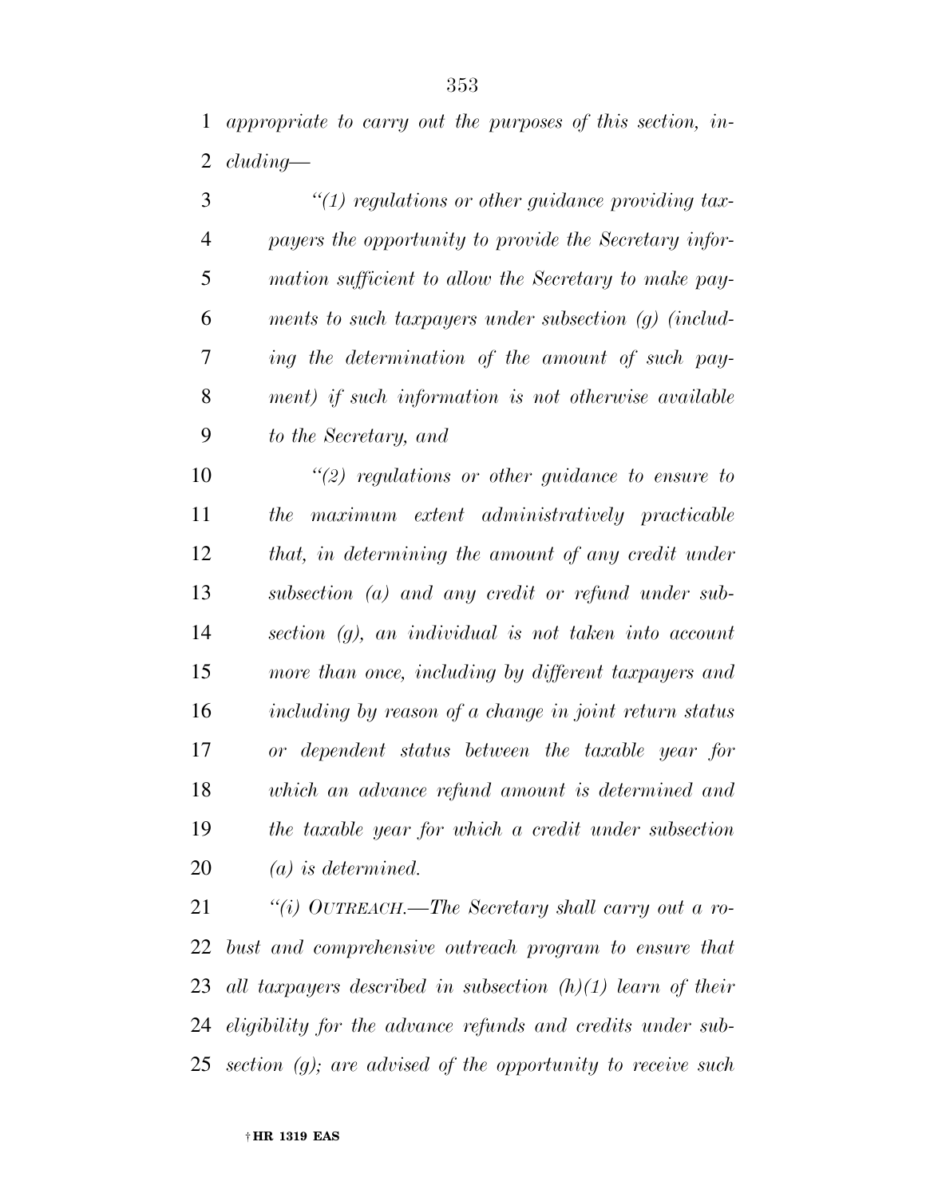*appropriate to carry out the purposes of this section, including—*

*"(1) regulations or other guidance providing taxpayers the opportunity to provide the Secretary information sufficient to allow the Secretary to make payments to such taxpayers under subsection (g) (including the determination of the amount of such payment) if such information is not otherwise available to the Secretary, and*

*"(2) regulations or other guidance to ensure to the maximum extent administratively practicable that, in determining the amount of any credit under subsection (a) and any credit or refund under subsection (g), an individual is not taken into account more than once, including by different taxpayers and including by reason of a change in joint return status or dependent status between the taxable year for which an advance refund amount is determined and the taxable year for which a credit under subsection (a) is determined.*

*"(i) OUTREACH.—The Secretary shall carry out a robust and comprehensive outreach program to ensure that all taxpayers described in subsection (h)(1) learn of their eligibility for the advance refunds and credits under subsection (g); are advised of the opportunity to receive such*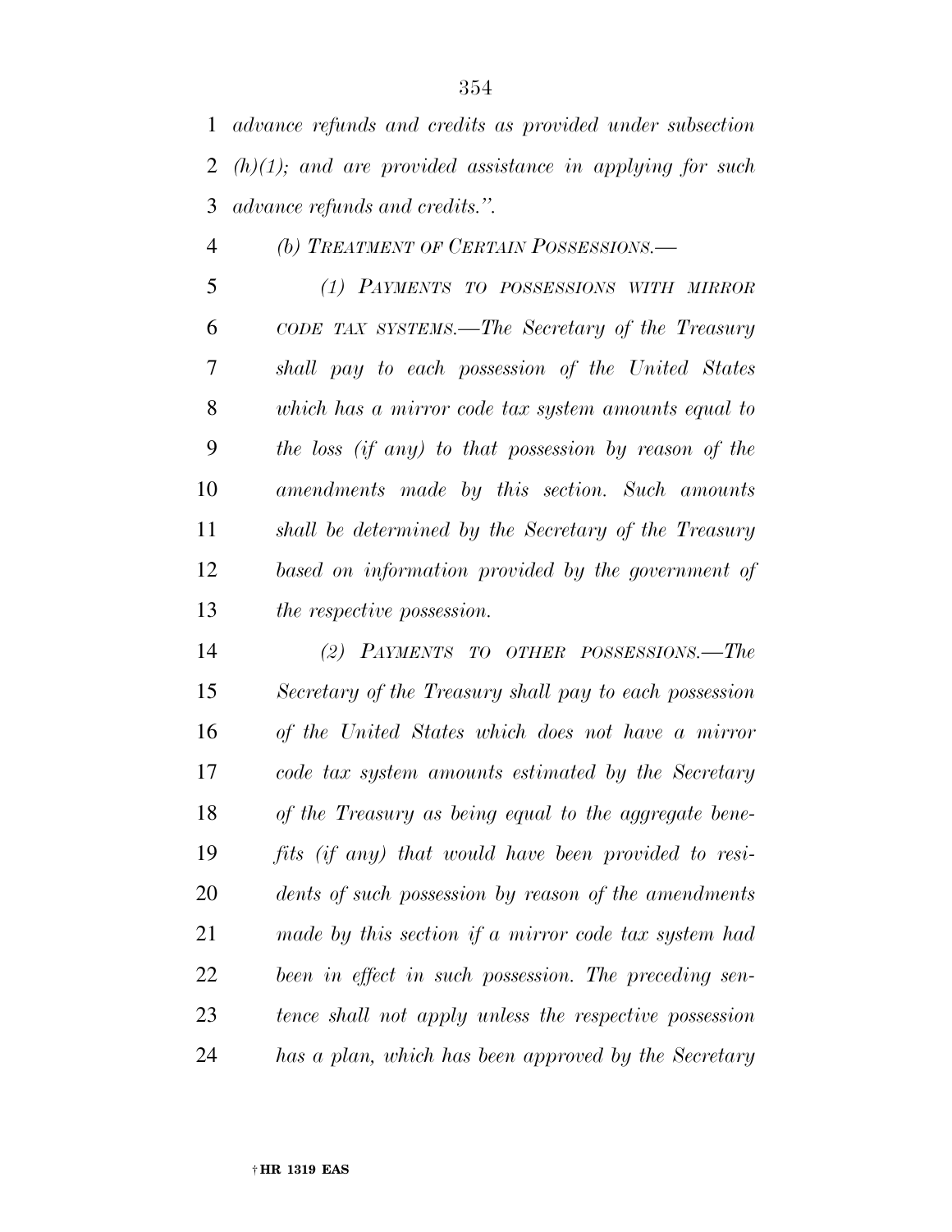*advance refunds and credits as provided under subsection (h)(1); and are provided assistance in applying for such advance refunds and credits.".*

*(b) TREATMENT OF CERTAIN POSSESSIONS.—*

*(1) PAYMENTS TO POSSESSIONS WITH MIRROR CODE TAX SYSTEMS.—The Secretary of the Treasury shall pay to each possession of the United States which has a mirror code tax system amounts equal to the loss (if any) to that possession by reason of the amendments made by this section. Such amounts shall be determined by the Secretary of the Treasury based on information provided by the government of the respective possession.*

*(2) PAYMENTS TO OTHER POSSESSIONS.—The Secretary of the Treasury shall pay to each possession of the United States which does not have a mirror code tax system amounts estimated by the Secretary of the Treasury as being equal to the aggregate benefits (if any) that would have been provided to residents of such possession by reason of the amendments made by this section if a mirror code tax system had been in effect in such possession. The preceding sentence shall not apply unless the respective possession has a plan, which has been approved by the Secretary*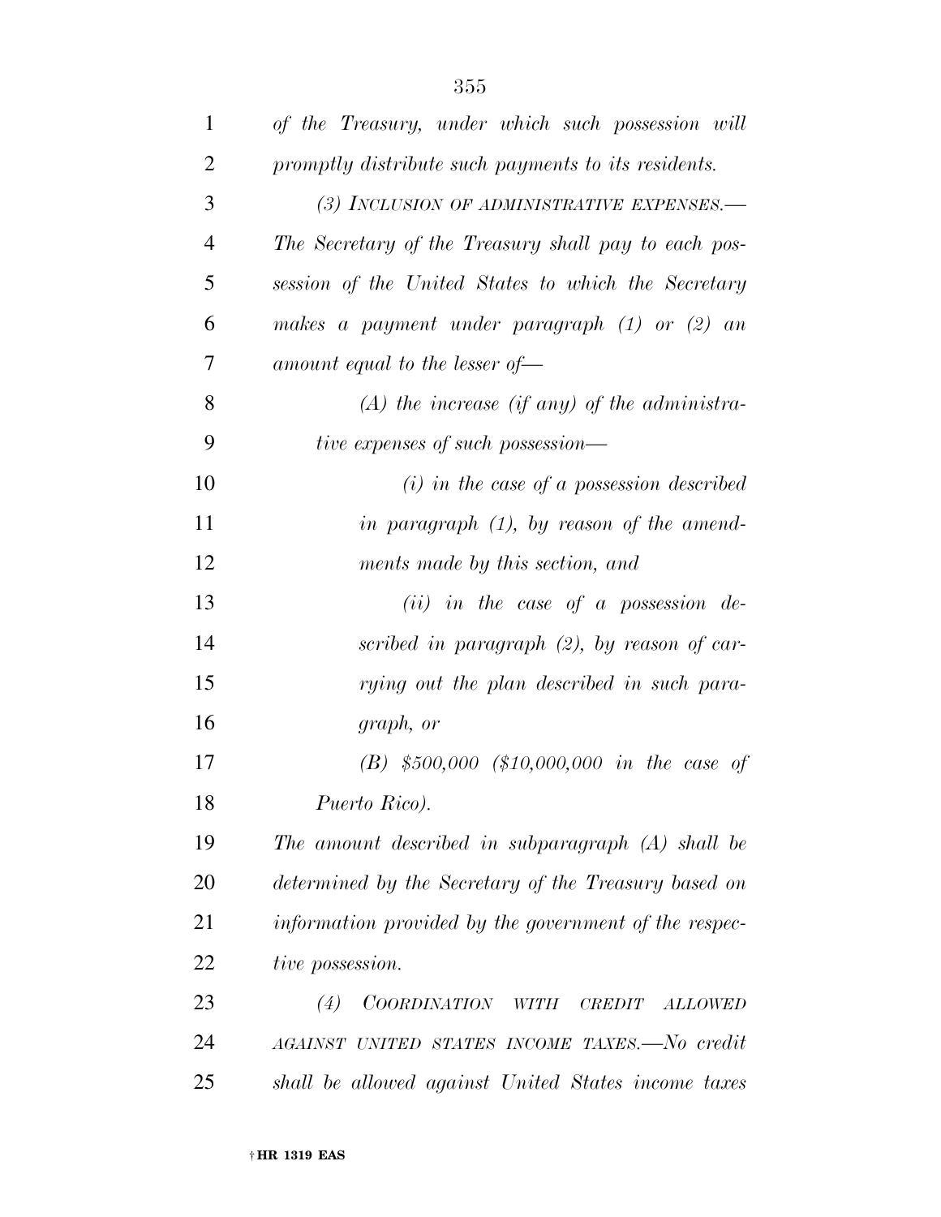*of the Treasury, under which such possession will promptly distribute such payments to its residents.*

*(3) INCLUSION OF ADMINISTRATIVE EXPENSES.—The Secretary of the Treasury shall pay to each possession of the United States to which the Secretary makes a payment under paragraph (1) or (2) an amount equal to the lesser of—*

*(A) the increase (if any) of the administrative expenses of such possession—*

*(i) in the case of a possession described in paragraph (1), by reason of the amendments made by this section, and*

*(ii) in the case of a possession described in paragraph (2), by reason of carrying out the plan described in such paragraph, or*

*(B) $500,000 ($10,000,000 in the case of Puerto Rico).*

*The amount described in subparagraph (A) shall be determined by the Secretary of the Treasury based on information provided by the government of the respective possession.*

*(4) COORDINATION WITH CREDIT ALLOWED AGAINST UNITED STATES INCOME TAXES.—No credit shall be allowed against United States income taxes*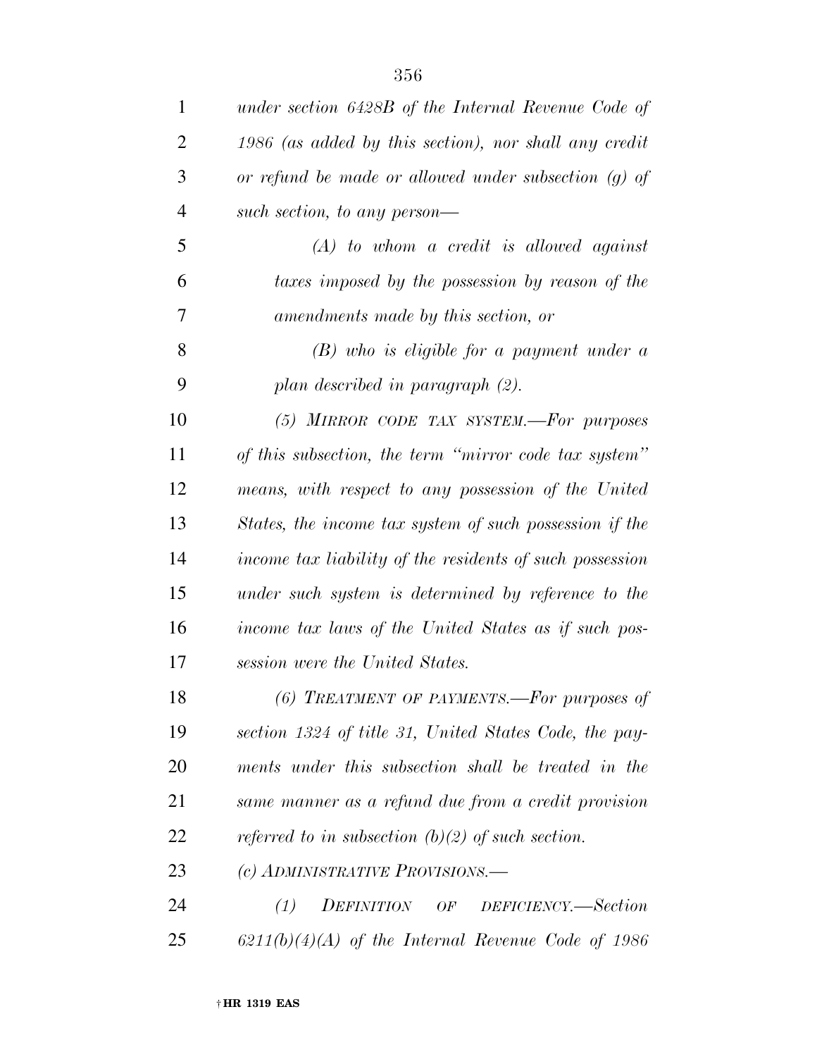*under section 6428B of the Internal Revenue Code of 1986 (as added by this section), nor shall any credit or refund be made or allowed under subsection (g) of such section, to any person—*

*(A) to whom a credit is allowed against taxes imposed by the possession by reason of the amendments made by this section, or*

*(B) who is eligible for a payment under a plan described in paragraph (2).*

*(5) MIRROR CODE TAX SYSTEM.—For purposes of this subsection, the term "mirror code tax system" means, with respect to any possession of the United States, the income tax system of such possession if the income tax liability of the residents of such possession under such system is determined by reference to the income tax laws of the United States as if such possession were the United States.*

*(6) TREATMENT OF PAYMENTS.—For purposes of section 1324 of title 31, United States Code, the payments under this subsection shall be treated in the same manner as a refund due from a credit provision referred to in subsection (b)(2) of such section.*

*(c) ADMINISTRATIVE PROVISIONS.—*

*(1) DEFINITION OF DEFICIENCY.—Section 6211(b)(4)(A) of the Internal Revenue Code of 1986*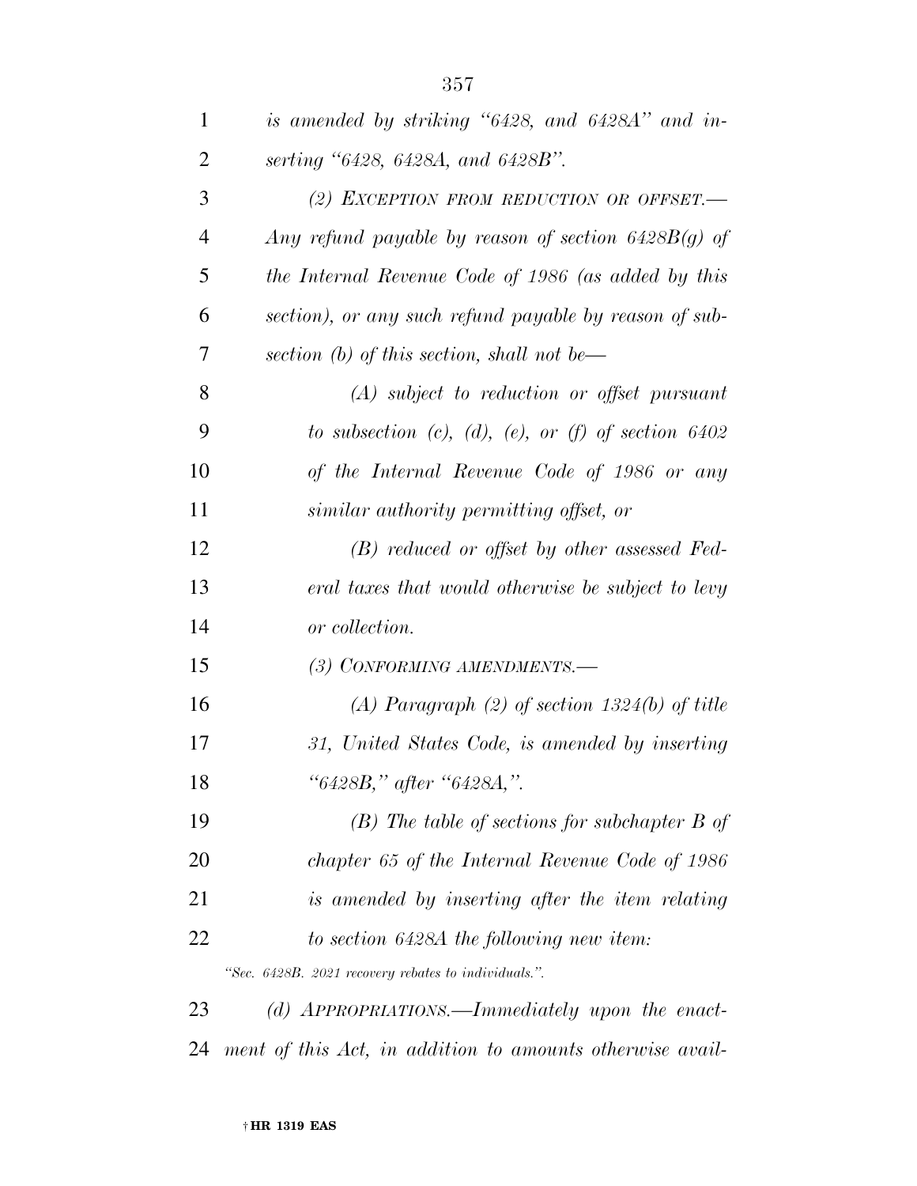*is amended by striking "6428, and 6428A" and inserting "6428, 6428A, and 6428B".*

*(2) EXCEPTION FROM REDUCTION OR OFFSET.— Any refund payable by reason of section 6428B(g) of the Internal Revenue Code of 1986 (as added by this section), or any such refund payable by reason of subsection (b) of this section, shall not be—*

*(A) subject to reduction or offset pursuant to subsection (c), (d), (e), or (f) of section 6402 of the Internal Revenue Code of 1986 or any similar authority permitting offset, or*

*(B) reduced or offset by other assessed Federal taxes that would otherwise be subject to levy or collection.*

*(3) CONFORMING AMENDMENTS.—*

*(A) Paragraph (2) of section 1324(b) of title 31, United States Code, is amended by inserting "6428B," after "6428A,".*

*(B) The table of sections for subchapter B of chapter 65 of the Internal Revenue Code of 1986 is amended by inserting after the item relating to section 6428A the following new item:*

*"Sec. 6428B. 2021 recovery rebates to individuals.".*

*(d) APPROPRIATIONS.—Immediately upon the enactment of this Act, in addition to amounts otherwise avail-*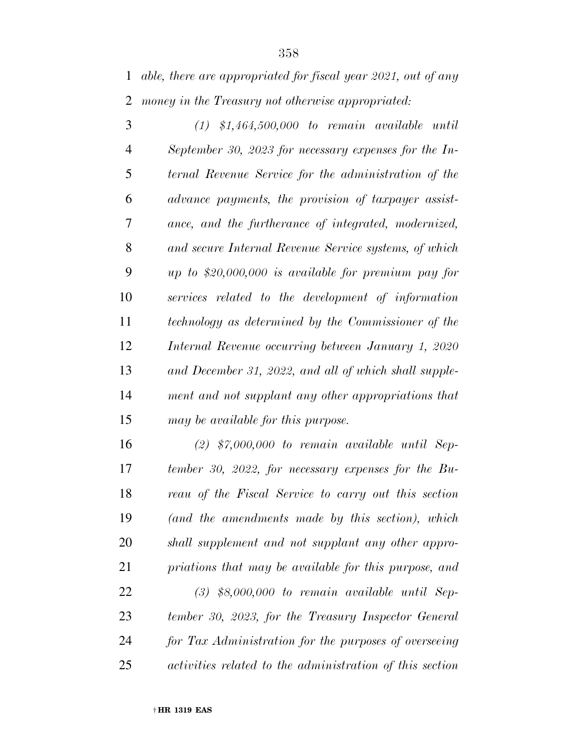*able, there are appropriated for fiscal year 2021, out of any money in the Treasury not otherwise appropriated:*

*(1) $1,464,500,000 to remain available until September 30, 2023 for necessary expenses for the Internal Revenue Service for the administration of the advance payments, the provision of taxpayer assistance, and the furtherance of integrated, modernized, and secure Internal Revenue Service systems, of which up to $20,000,000 is available for premium pay for services related to the development of information technology as determined by the Commissioner of the Internal Revenue occurring between January 1, 2020 and December 31, 2022, and all of which shall supplement and not supplant any other appropriations that may be available for this purpose.*

*(2) $7,000,000 to remain available until September 30, 2022, for necessary expenses for the Bureau of the Fiscal Service to carry out this section (and the amendments made by this section), which shall supplement and not supplant any other appropriations that may be available for this purpose, and*

*(3) $8,000,000 to remain available until September 30, 2023, for the Treasury Inspector General for Tax Administration for the purposes of overseeing activities related to the administration of this section*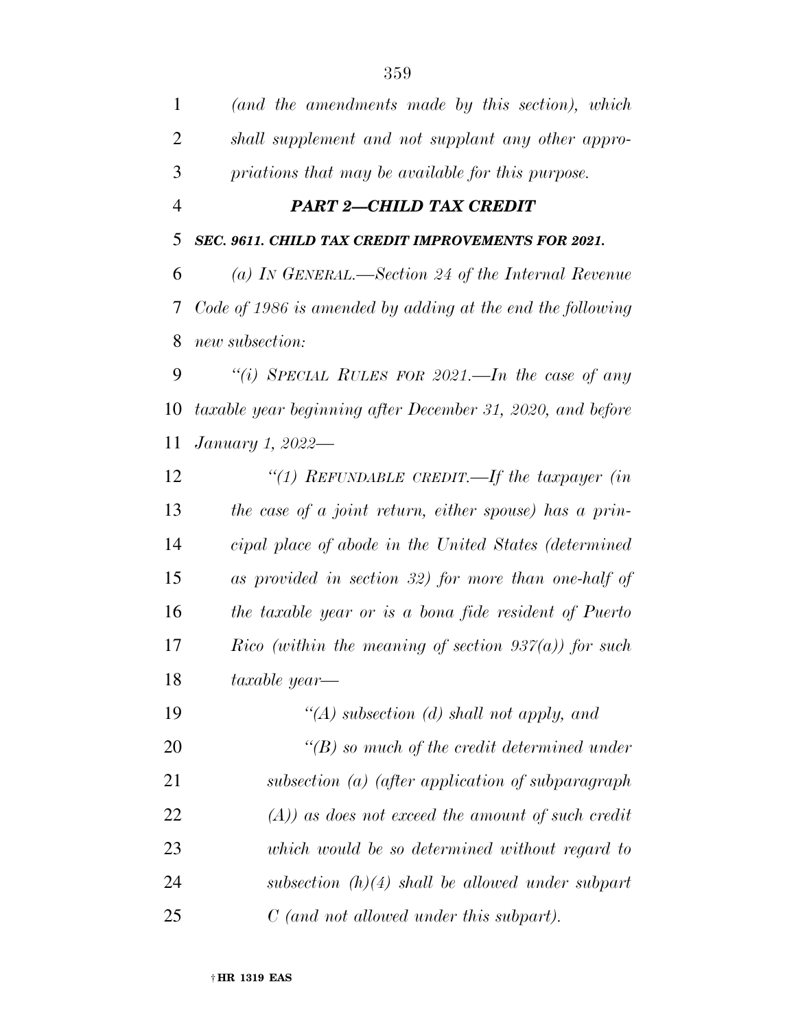*(and the amendments made by this section), which shall supplement and not supplant any other appropriations that may be available for this purpose.*

### *PART 2—CHILD TAX CREDIT*

***SEC. 9611. CHILD TAX CREDIT IMPROVEMENTS FOR 2021.***

*(a) IN GENERAL.—Section 24 of the Internal Revenue Code of 1986 is amended by adding at the end the following new subsection:*

*"(i) SPECIAL RULES FOR 2021.—In the case of any taxable year beginning after December 31, 2020, and before January 1, 2022—*

*"(1) REFUNDABLE CREDIT.—If the taxpayer (in the case of a joint return, either spouse) has a principal place of abode in the United States (determined as provided in section 32) for more than one-half of the taxable year or is a bona fide resident of Puerto Rico (within the meaning of section 937(a)) for such taxable year—*

*"(A) subsection (d) shall not apply, and*

*"(B) so much of the credit determined under subsection (a) (after application of subparagraph (A)) as does not exceed the amount of such credit which would be so determined without regard to subsection (h)(4) shall be allowed under subpart C (and not allowed under this subpart).*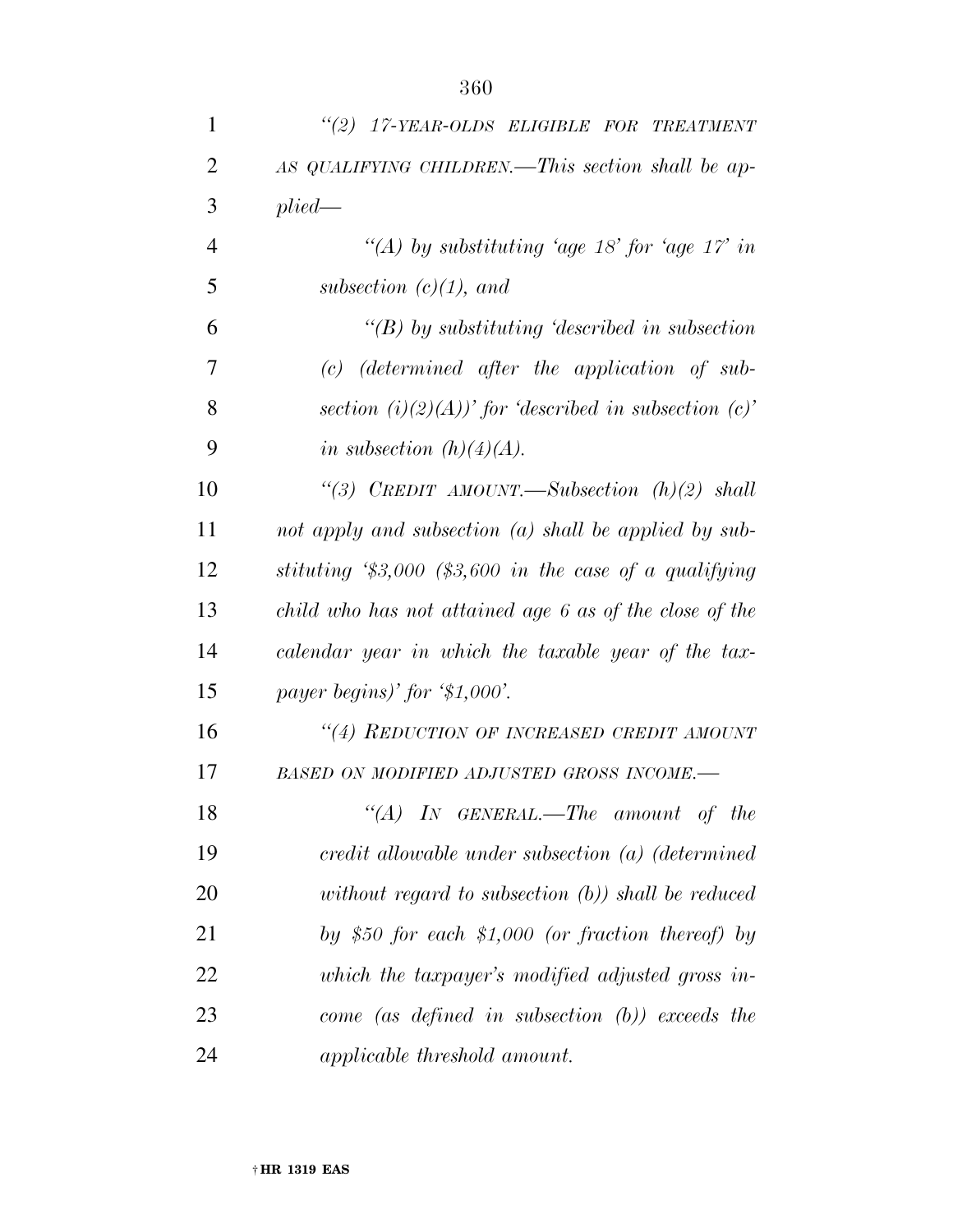*''(2) 17-YEAR-OLDS ELIGIBLE FOR TREATMENT AS QUALIFYING CHILDREN.—This section shall be applied—*

*''(A) by substituting 'age 18' for 'age 17' in subsection (c)(1), and*

*''(B) by substituting 'described in subsection (c) (determined after the application of subsection (i)(2)(A))' for 'described in subsection (c)' in subsection (h)(4)(A).*

*''(3) CREDIT AMOUNT.—Subsection (h)(2) shall not apply and subsection (a) shall be applied by substituting '$3,000 ($3,600 in the case of a qualifying child who has not attained age 6 as of the close of the calendar year in which the taxable year of the taxpayer begins)' for '$1,000'.*

*''(4) REDUCTION OF INCREASED CREDIT AMOUNT BASED ON MODIFIED ADJUSTED GROSS INCOME.—*

*''(A) IN GENERAL.—The amount of the credit allowable under subsection (a) (determined without regard to subsection (b)) shall be reduced by $50 for each $1,000 (or fraction thereof) by which the taxpayer's modified adjusted gross income (as defined in subsection (b)) exceeds the applicable threshold amount.*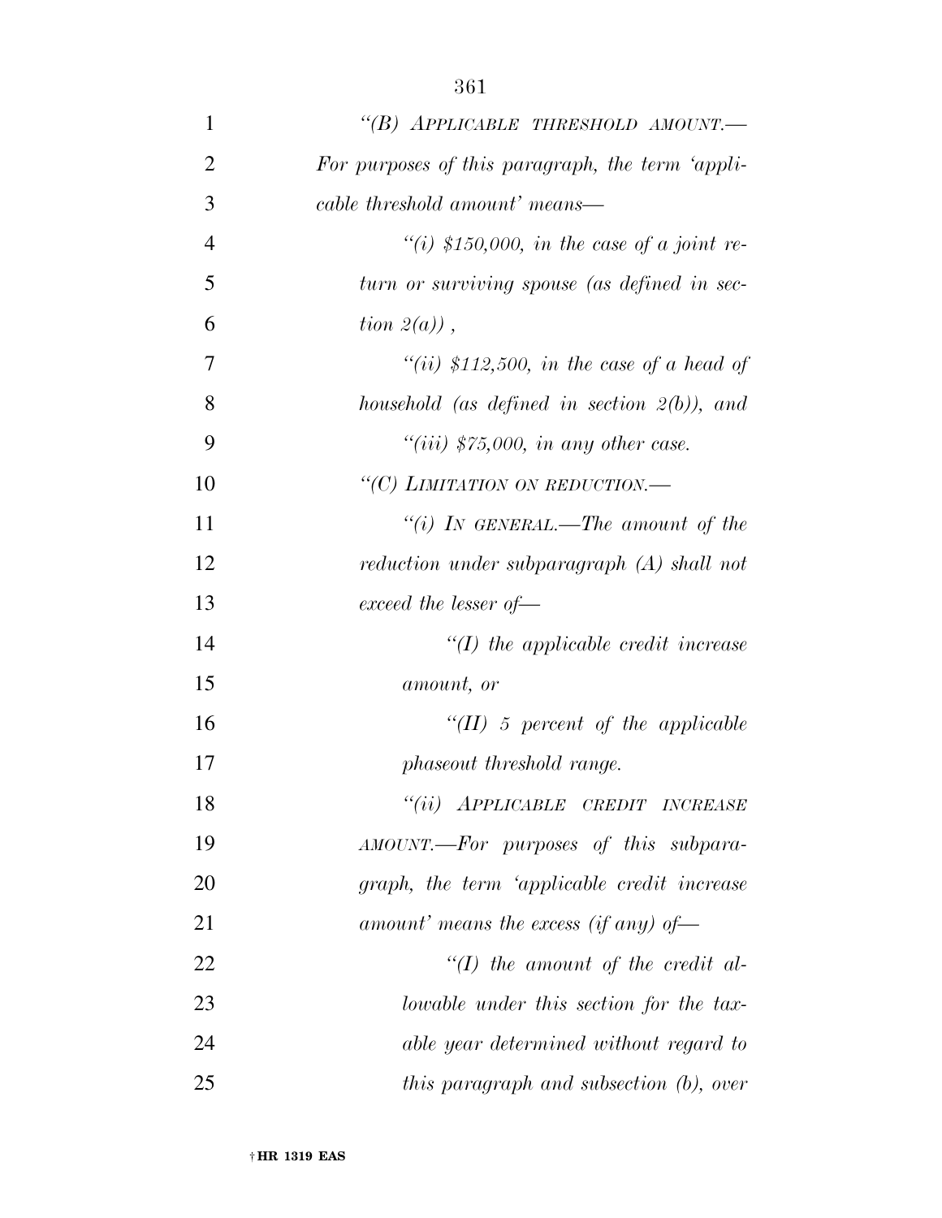*"(B) APPLICABLE THRESHOLD AMOUNT.— For purposes of this paragraph, the term 'applicable threshold amount' means—*

*"(i) $150,000, in the case of a joint return or surviving spouse (as defined in section 2(a)) ,*

*"(ii) $112,500, in the case of a head of household (as defined in section 2(b)), and*

*"(iii) $75,000, in any other case.*

*"(C) LIMITATION ON REDUCTION.—*

*"(i) IN GENERAL.—The amount of the reduction under subparagraph (A) shall not exceed the lesser of—*

*"(I) the applicable credit increase amount, or*

*"(II) 5 percent of the applicable phaseout threshold range.*

*"(ii) APPLICABLE CREDIT INCREASE AMOUNT.—For purposes of this subparagraph, the term 'applicable credit increase amount' means the excess (if any) of—*

*"(I) the amount of the credit allowable under this section for the taxable year determined without regard to this paragraph and subsection (b), over*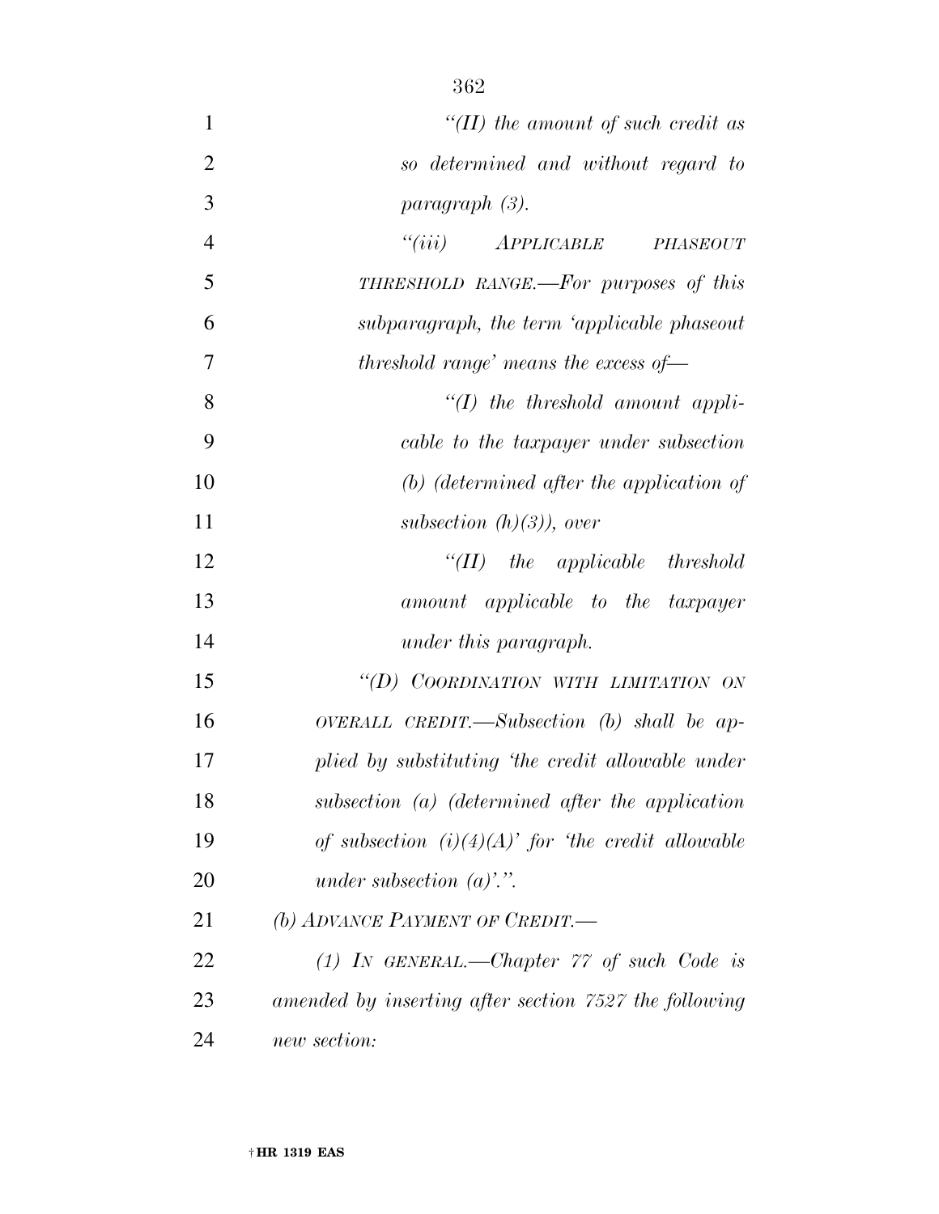*"(II) the amount of such credit as so determined and without regard to paragraph (3).*

*"(iii) APPLICABLE PHASEOUT THRESHOLD RANGE.—For purposes of this subparagraph, the term 'applicable phaseout threshold range' means the excess of—*

*"(I) the threshold amount applicable to the taxpayer under subsection (b) (determined after the application of subsection (h)(3)), over*

*"(II) the applicable threshold amount applicable to the taxpayer under this paragraph.*

*"(D) COORDINATION WITH LIMITATION ON OVERALL CREDIT.—Subsection (b) shall be applied by substituting 'the credit allowable under subsection (a) (determined after the application of subsection (i)(4)(A)' for 'the credit allowable under subsection (a)'.".*

*(b) ADVANCE PAYMENT OF CREDIT.—*

*(1) IN GENERAL.—Chapter 77 of such Code is amended by inserting after section 7527 the following new section:*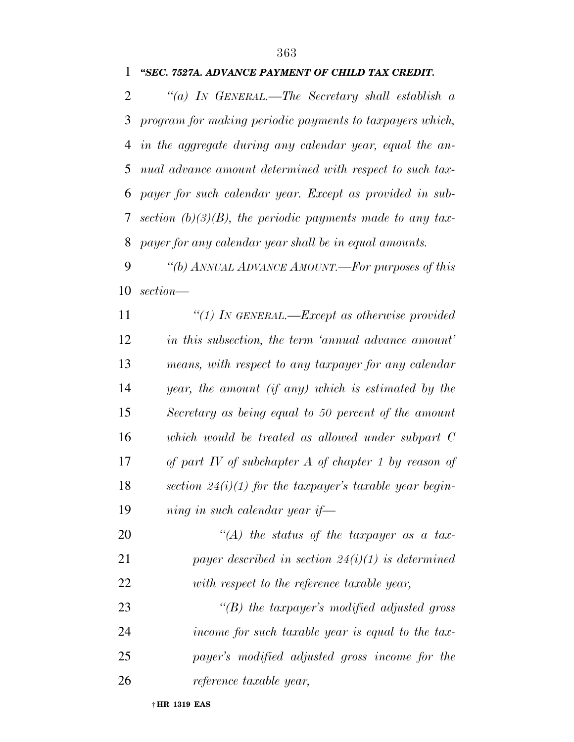***"SEC. 7527A. ADVANCE PAYMENT OF CHILD TAX CREDIT.***

*"(a) IN GENERAL.—The Secretary shall establish a program for making periodic payments to taxpayers which, in the aggregate during any calendar year, equal the annual advance amount determined with respect to such taxpayer for such calendar year. Except as provided in subsection (b)(3)(B), the periodic payments made to any taxpayer for any calendar year shall be in equal amounts.*

*"(b) ANNUAL ADVANCE AMOUNT.—For purposes of this section—*

*"(1) IN GENERAL.—Except as otherwise provided in this subsection, the term 'annual advance amount' means, with respect to any taxpayer for any calendar year, the amount (if any) which is estimated by the Secretary as being equal to 50 percent of the amount which would be treated as allowed under subpart C of part IV of subchapter A of chapter 1 by reason of section 24(i)(1) for the taxpayer's taxable year beginning in such calendar year if—*

*"(A) the status of the taxpayer as a taxpayer described in section 24(i)(1) is determined with respect to the reference taxable year,*

*"(B) the taxpayer's modified adjusted gross income for such taxable year is equal to the taxpayer's modified adjusted gross income for the reference taxable year,*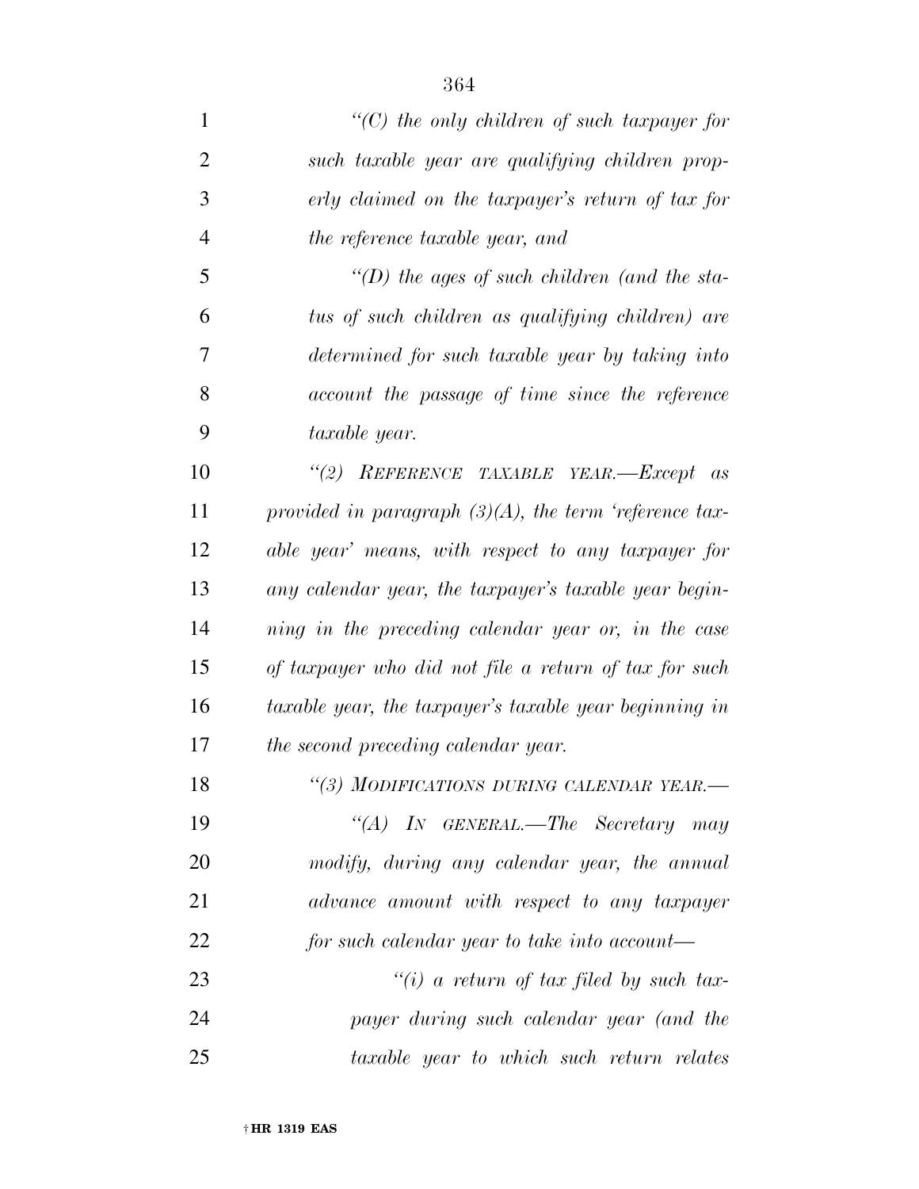*"(C) the only children of such taxpayer for such taxable year are qualifying children properly claimed on the taxpayer's return of tax for the reference taxable year, and*

*"(D) the ages of such children (and the status of such children as qualifying children) are determined for such taxable year by taking into account the passage of time since the reference taxable year.*

*"(2) REFERENCE TAXABLE YEAR.—Except as provided in paragraph (3)(A), the term 'reference taxable year' means, with respect to any taxpayer for any calendar year, the taxpayer's taxable year beginning in the preceding calendar year or, in the case of taxpayer who did not file a return of tax for such taxable year, the taxpayer's taxable year beginning in the second preceding calendar year.*

*"(3) MODIFICATIONS DURING CALENDAR YEAR.—*

*"(A) IN GENERAL.—The Secretary may modify, during any calendar year, the annual advance amount with respect to any taxpayer for such calendar year to take into account—*

*"(i) a return of tax filed by such taxpayer during such calendar year (and the taxable year to which such return relates*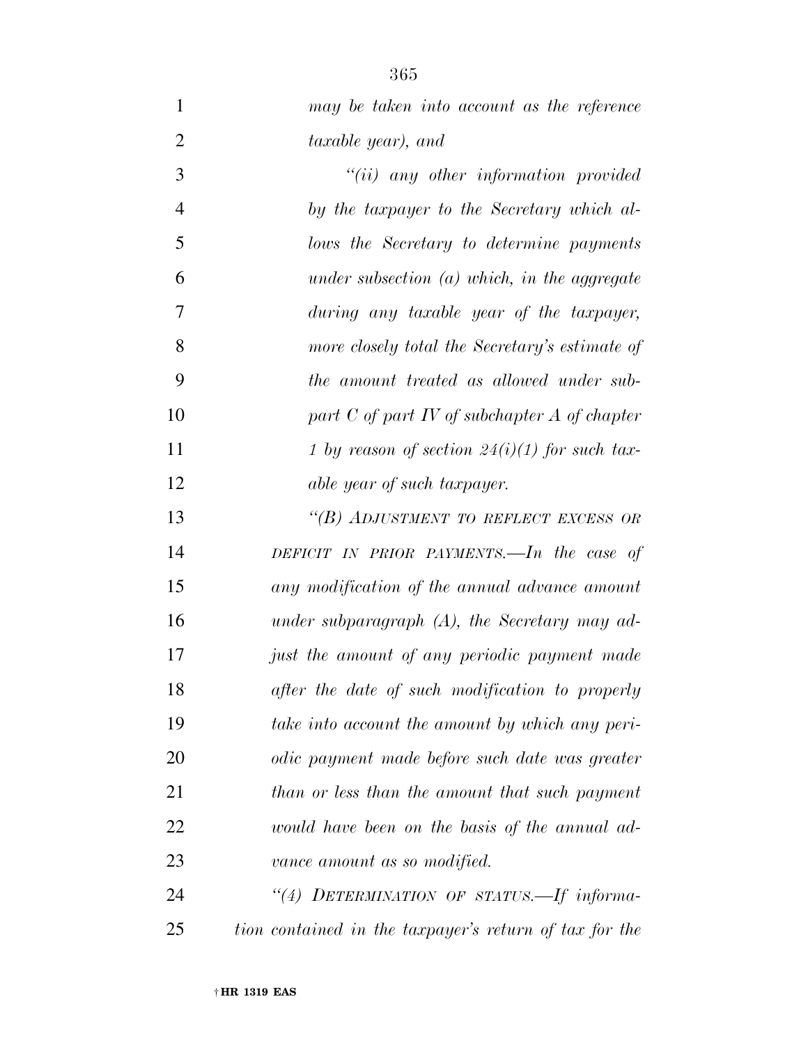*may be taken into account as the reference taxable year), and*

*"(ii) any other information provided by the taxpayer to the Secretary which allows the Secretary to determine payments under subsection (a) which, in the aggregate during any taxable year of the taxpayer, more closely total the Secretary's estimate of the amount treated as allowed under subpart C of part IV of subchapter A of chapter 1 by reason of section 24(i)(1) for such taxable year of such taxpayer.*

*"(B) ADJUSTMENT TO REFLECT EXCESS OR DEFICIT IN PRIOR PAYMENTS.—In the case of any modification of the annual advance amount under subparagraph (A), the Secretary may adjust the amount of any periodic payment made after the date of such modification to properly take into account the amount by which any periodic payment made before such date was greater than or less than the amount that such payment would have been on the basis of the annual advance amount as so modified.*

*"(4) DETERMINATION OF STATUS.—If information contained in the taxpayer's return of tax for the*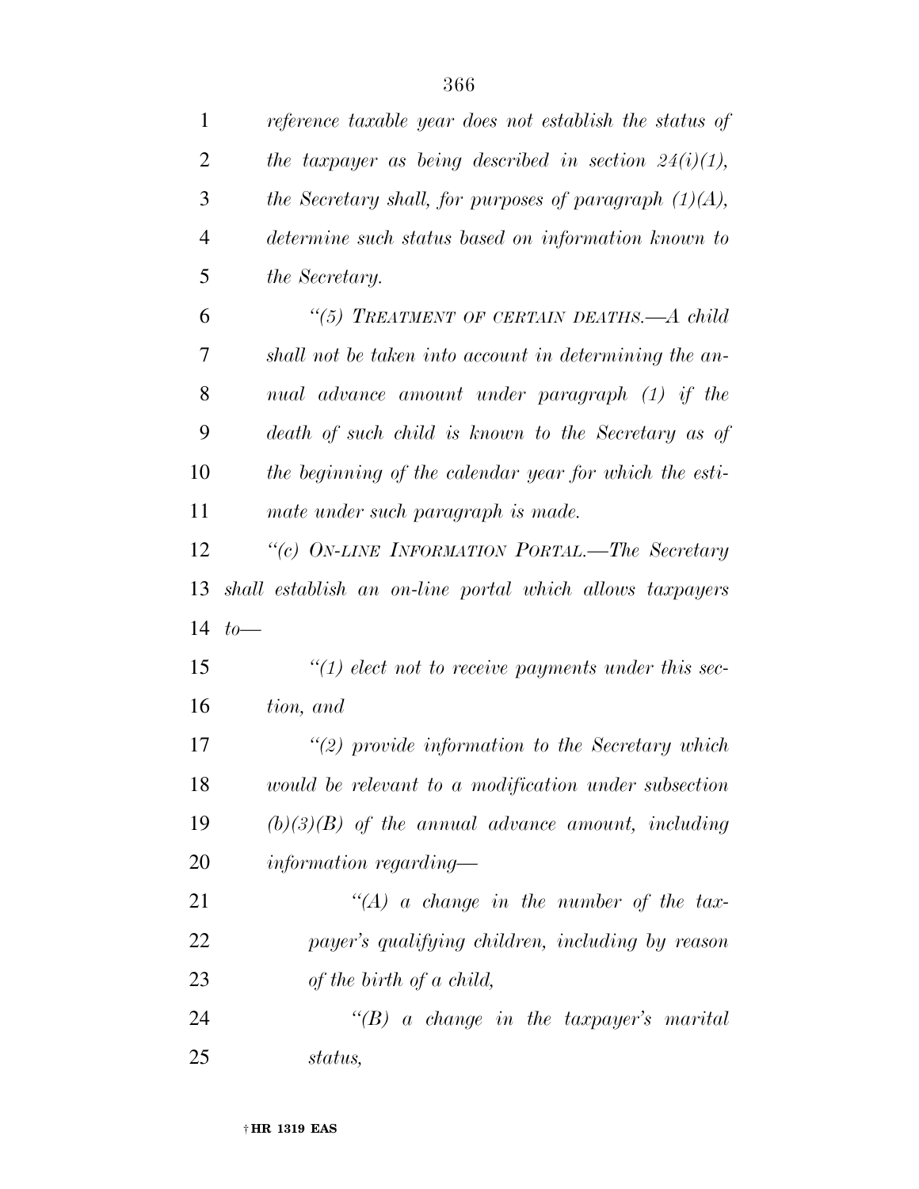*reference taxable year does not establish the status of the taxpayer as being described in section 24(i)(1), the Secretary shall, for purposes of paragraph (1)(A), determine such status based on information known to the Secretary.*

*"(5) TREATMENT OF CERTAIN DEATHS.—A child shall not be taken into account in determining the annual advance amount under paragraph (1) if the death of such child is known to the Secretary as of the beginning of the calendar year for which the estimate under such paragraph is made.*

*"(c) ON-LINE INFORMATION PORTAL.—The Secretary shall establish an on-line portal which allows taxpayers to—*

*"(1) elect not to receive payments under this section, and*

*"(2) provide information to the Secretary which would be relevant to a modification under subsection (b)(3)(B) of the annual advance amount, including information regarding—*

*"(A) a change in the number of the taxpayer's qualifying children, including by reason of the birth of a child,*

*"(B) a change in the taxpayer's marital status,*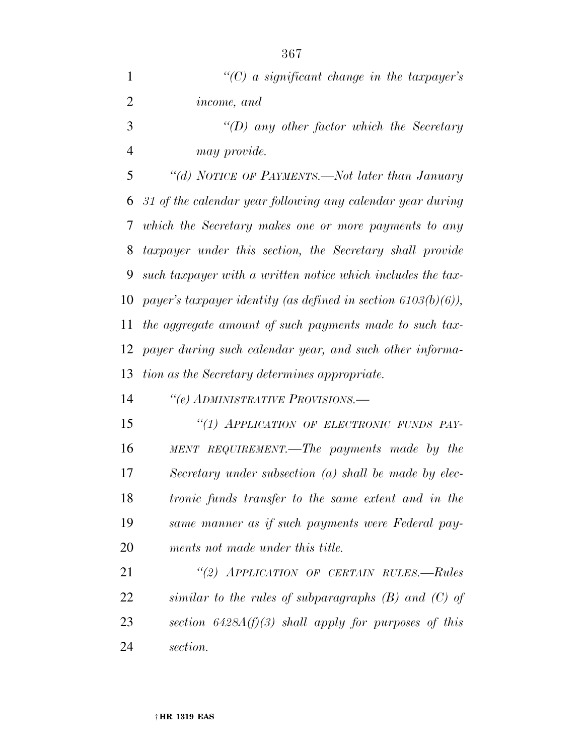*"(C) a significant change in the taxpayer's income, and*

*"(D) any other factor which the Secretary may provide.*

*"(d) NOTICE OF PAYMENTS.—Not later than January 31 of the calendar year following any calendar year during which the Secretary makes one or more payments to any taxpayer under this section, the Secretary shall provide such taxpayer with a written notice which includes the taxpayer's taxpayer identity (as defined in section 6103(b)(6)), the aggregate amount of such payments made to such taxpayer during such calendar year, and such other information as the Secretary determines appropriate.*

*"(e) ADMINISTRATIVE PROVISIONS.—*

*"(1) APPLICATION OF ELECTRONIC FUNDS PAYMENT REQUIREMENT.—The payments made by the Secretary under subsection (a) shall be made by electronic funds transfer to the same extent and in the same manner as if such payments were Federal payments not made under this title.*

*"(2) APPLICATION OF CERTAIN RULES.—Rules similar to the rules of subparagraphs (B) and (C) of section 6428A(f)(3) shall apply for purposes of this section.*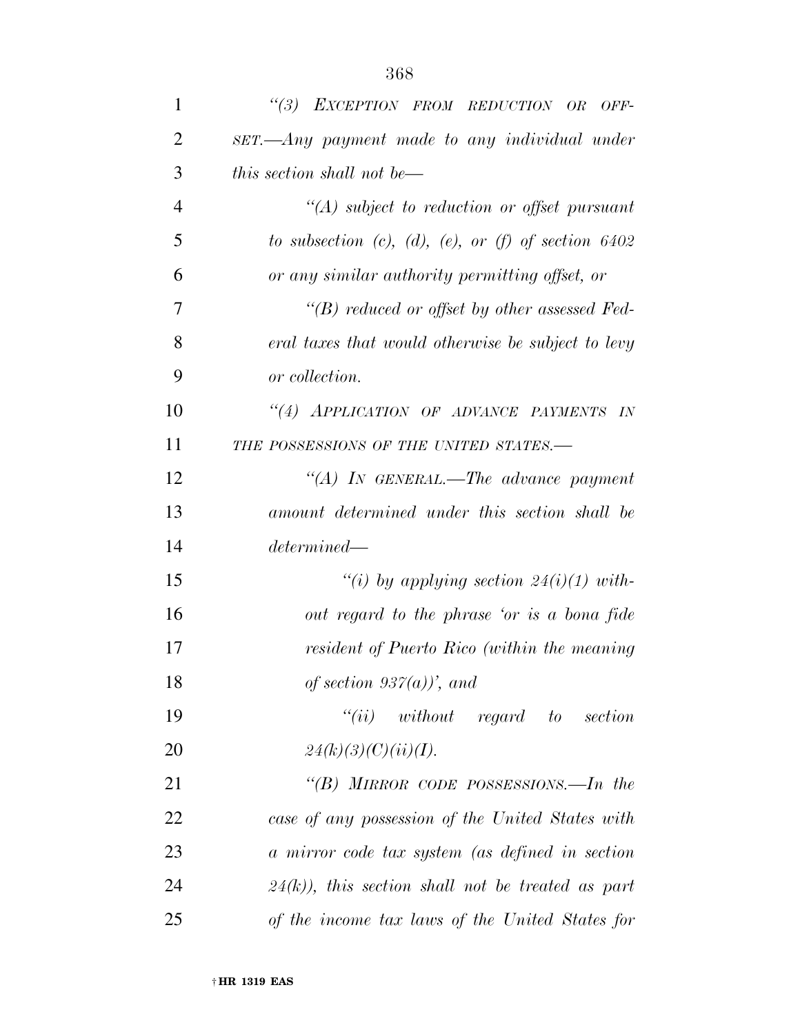*"(3) EXCEPTION FROM REDUCTION OR OFFSET.—Any payment made to any individual under this section shall not be—*

*"(A) subject to reduction or offset pursuant to subsection (c), (d), (e), or (f) of section 6402 or any similar authority permitting offset, or*

*"(B) reduced or offset by other assessed Federal taxes that would otherwise be subject to levy or collection.*

*"(4) APPLICATION OF ADVANCE PAYMENTS IN THE POSSESSIONS OF THE UNITED STATES.—*

*"(A) IN GENERAL.—The advance payment amount determined under this section shall be determined—*

*"(i) by applying section 24(i)(1) without regard to the phrase 'or is a bona fide resident of Puerto Rico (within the meaning of section 937(a))', and*

*"(ii) without regard to section 24(k)(3)(C)(ii)(I).*

*"(B) MIRROR CODE POSSESSIONS.—In the case of any possession of the United States with a mirror code tax system (as defined in section 24(k)), this section shall not be treated as part of the income tax laws of the United States for*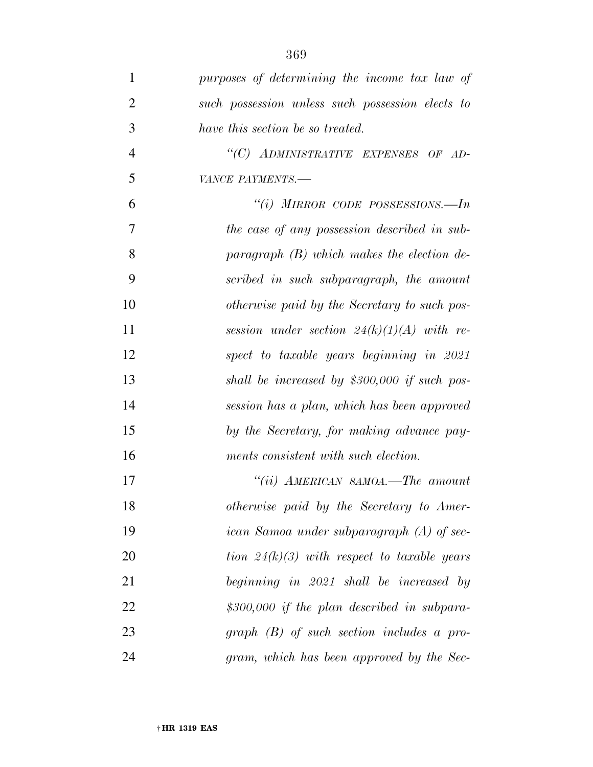*purposes of determining the income tax law of such possession unless such possession elects to have this section be so treated.*

*"(C) ADMINISTRATIVE EXPENSES OF ADVANCE PAYMENTS.—*

*"(i) MIRROR CODE POSSESSIONS.—In the case of any possession described in subparagraph (B) which makes the election described in such subparagraph, the amount otherwise paid by the Secretary to such possession under section 24(k)(1)(A) with respect to taxable years beginning in 2021 shall be increased by $300,000 if such possession has a plan, which has been approved by the Secretary, for making advance payments consistent with such election.*

*"(ii) AMERICAN SAMOA.—The amount otherwise paid by the Secretary to American Samoa under subparagraph (A) of section 24(k)(3) with respect to taxable years beginning in 2021 shall be increased by $300,000 if the plan described in subparagraph (B) of such section includes a program, which has been approved by the Sec-*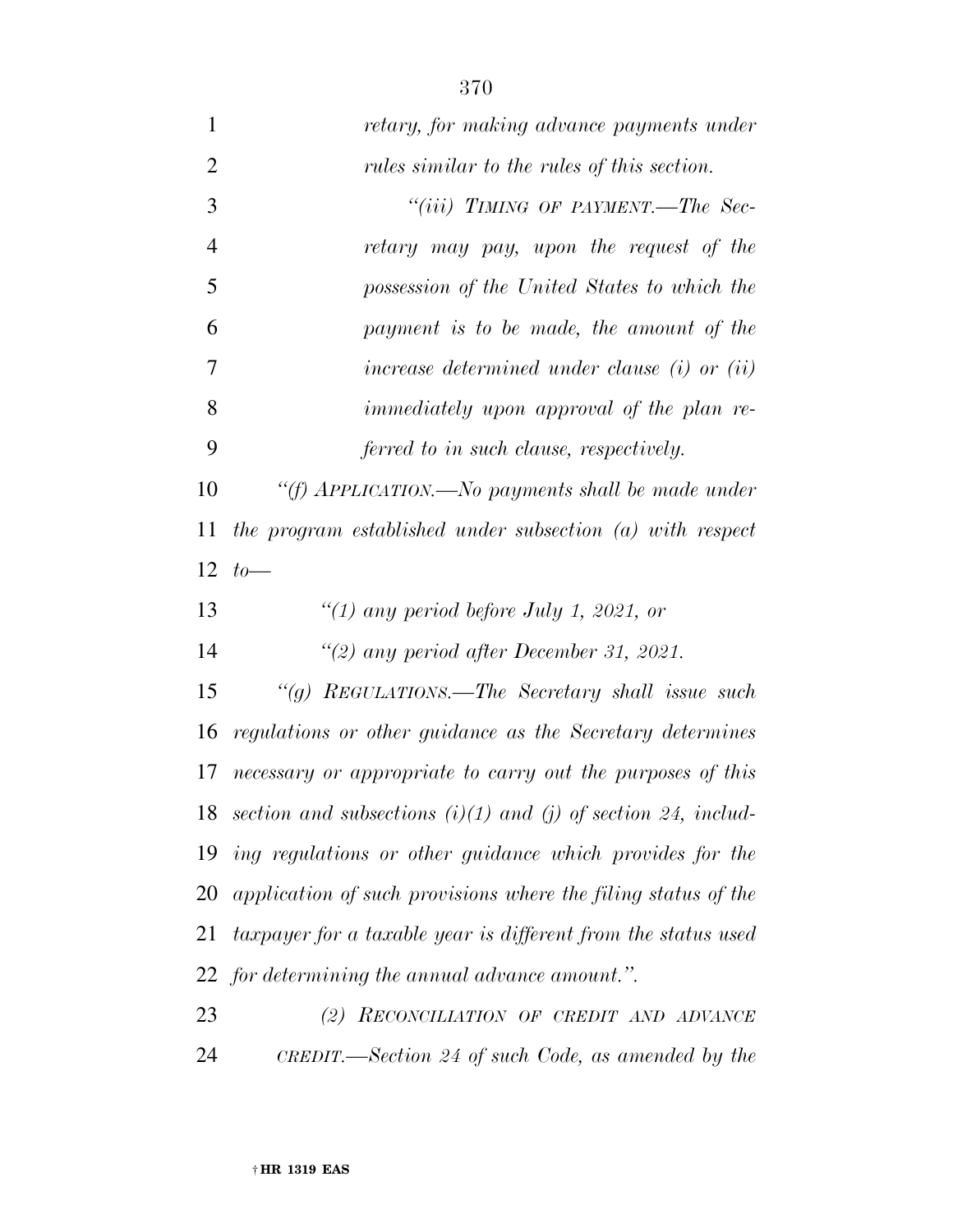*retary, for making advance payments under rules similar to the rules of this section.*

*"(iii) TIMING OF PAYMENT.—The Secretary may pay, upon the request of the possession of the United States to which the payment is to be made, the amount of the increase determined under clause (i) or (ii) immediately upon approval of the plan referred to in such clause, respectively.*

*"(f) APPLICATION.—No payments shall be made under the program established under subsection (a) with respect to—*

*"(1) any period before July 1, 2021, or*

*"(2) any period after December 31, 2021.*

*"(g) REGULATIONS.—The Secretary shall issue such regulations or other guidance as the Secretary determines necessary or appropriate to carry out the purposes of this section and subsections (i)(1) and (j) of section 24, including regulations or other guidance which provides for the application of such provisions where the filing status of the taxpayer for a taxable year is different from the status used for determining the annual advance amount.".*

*(2) RECONCILIATION OF CREDIT AND ADVANCE CREDIT.—Section 24 of such Code, as amended by the*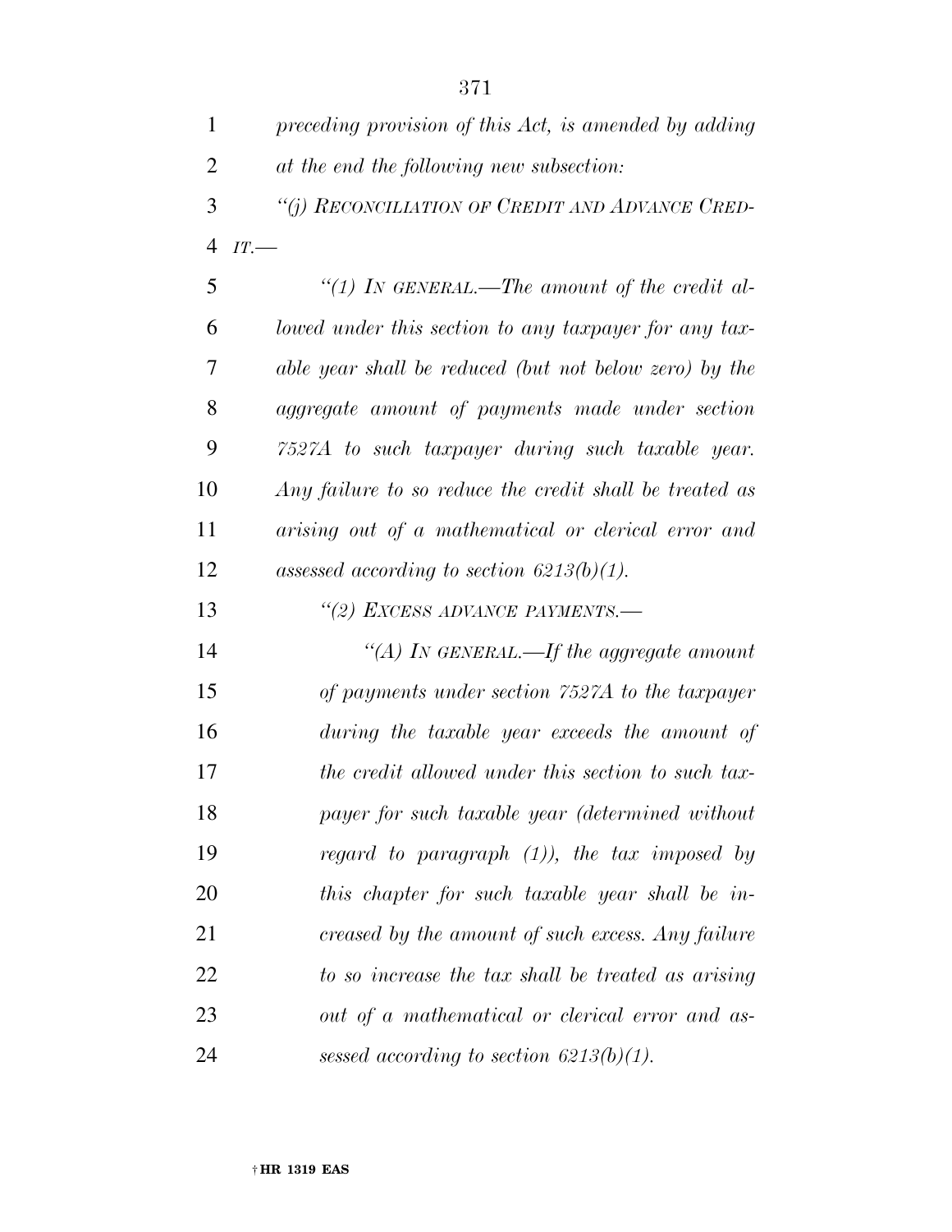*preceding provision of this Act, is amended by adding at the end the following new subsection:*

*"(j) RECONCILIATION OF CREDIT AND ADVANCE CREDIT.—*

*"(1) IN GENERAL.—The amount of the credit allowed under this section to any taxpayer for any taxable year shall be reduced (but not below zero) by the aggregate amount of payments made under section 7527A to such taxpayer during such taxable year. Any failure to so reduce the credit shall be treated as arising out of a mathematical or clerical error and assessed according to section 6213(b)(1).*

*"(2) EXCESS ADVANCE PAYMENTS.—*

*"(A) IN GENERAL.—If the aggregate amount of payments under section 7527A to the taxpayer during the taxable year exceeds the amount of the credit allowed under this section to such taxpayer for such taxable year (determined without regard to paragraph (1)), the tax imposed by this chapter for such taxable year shall be increased by the amount of such excess. Any failure to so increase the tax shall be treated as arising out of a mathematical or clerical error and assessed according to section 6213(b)(1).*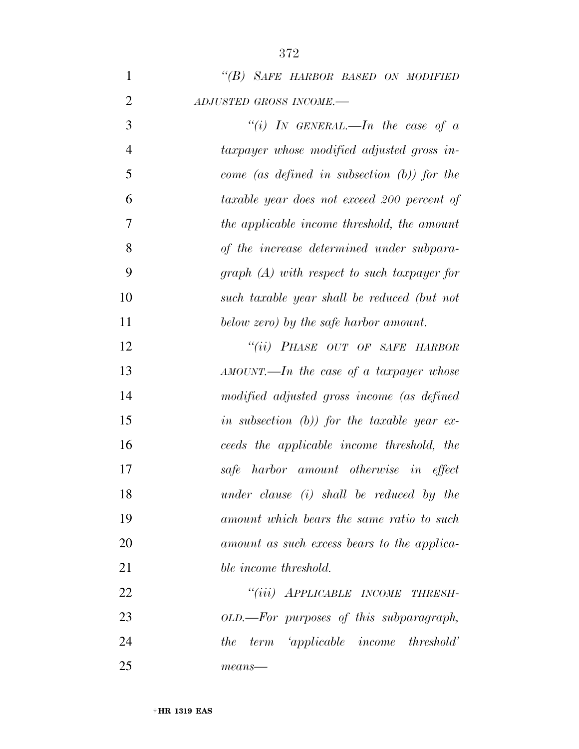*"(B) SAFE HARBOR BASED ON MODIFIED ADJUSTED GROSS INCOME.—*

*"(i) IN GENERAL.—In the case of a taxpayer whose modified adjusted gross income (as defined in subsection (b)) for the taxable year does not exceed 200 percent of the applicable income threshold, the amount of the increase determined under subparagraph (A) with respect to such taxpayer for such taxable year shall be reduced (but not below zero) by the safe harbor amount.*

*"(ii) PHASE OUT OF SAFE HARBOR AMOUNT.—In the case of a taxpayer whose modified adjusted gross income (as defined in subsection (b)) for the taxable year exceeds the applicable income threshold, the safe harbor amount otherwise in effect under clause (i) shall be reduced by the amount which bears the same ratio to such amount as such excess bears to the applicable income threshold.*

*"(iii) APPLICABLE INCOME THRESHOLD.—For purposes of this subparagraph, the term 'applicable income threshold' means—*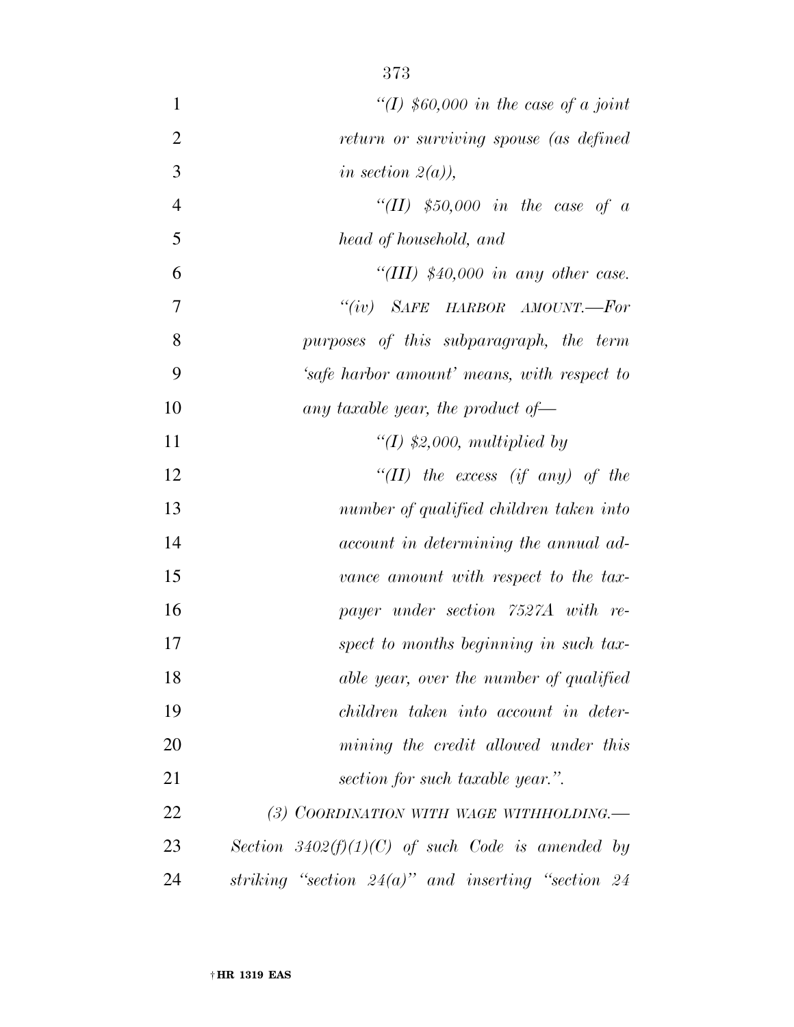*"(I) $60,000 in the case of a joint return or surviving spouse (as defined in section 2(a)),*

*"(II) $50,000 in the case of a head of household, and*

*"(III) $40,000 in any other case.*

*"(iv) SAFE HARBOR AMOUNT.—For purposes of this subparagraph, the term 'safe harbor amount' means, with respect to any taxable year, the product of—*

*"(I) $2,000, multiplied by*

*"(II) the excess (if any) of the number of qualified children taken into account in determining the annual advance amount with respect to the taxpayer under section 7527A with respect to months beginning in such taxable year, over the number of qualified children taken into account in determining the credit allowed under this section for such taxable year.".*

*(3) COORDINATION WITH WAGE WITHHOLDING.—Section 3402(f)(1)(C) of such Code is amended by striking "section 24(a)" and inserting "section 24*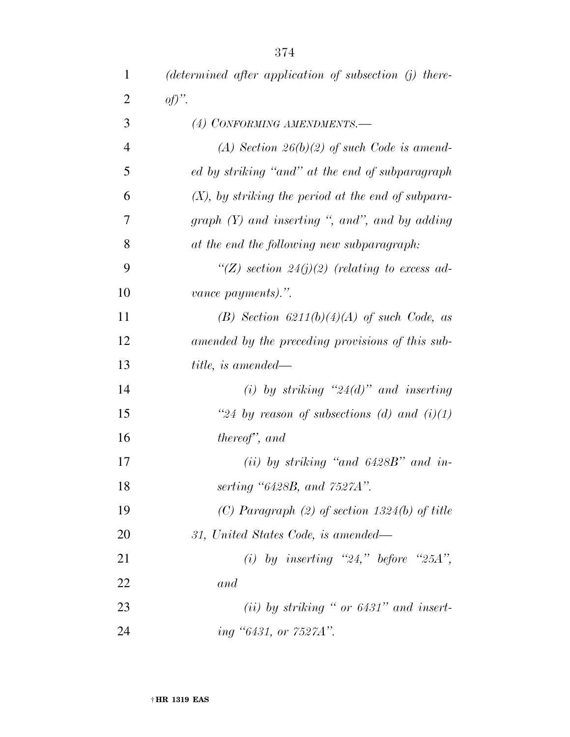*(determined after application of subsection (j) thereof)".*

*(4) CONFORMING AMENDMENTS.—*

*(A) Section 26(b)(2) of such Code is amended by striking "and" at the end of subparagraph (X), by striking the period at the end of subparagraph (Y) and inserting ", and", and by adding at the end the following new subparagraph:*

*"(Z) section 24(j)(2) (relating to excess advance payments).".*

*(B) Section 6211(b)(4)(A) of such Code, as amended by the preceding provisions of this subtitle, is amended—*

*(i) by striking "24(d)" and inserting "24 by reason of subsections (d) and (i)(1) thereof", and*

*(ii) by striking "and 6428B" and inserting "6428B, and 7527A".*

*(C) Paragraph (2) of section 1324(b) of title 31, United States Code, is amended—*

*(i) by inserting "24," before "25A", and*

*(ii) by striking " or 6431" and inserting "6431, or 7527A".*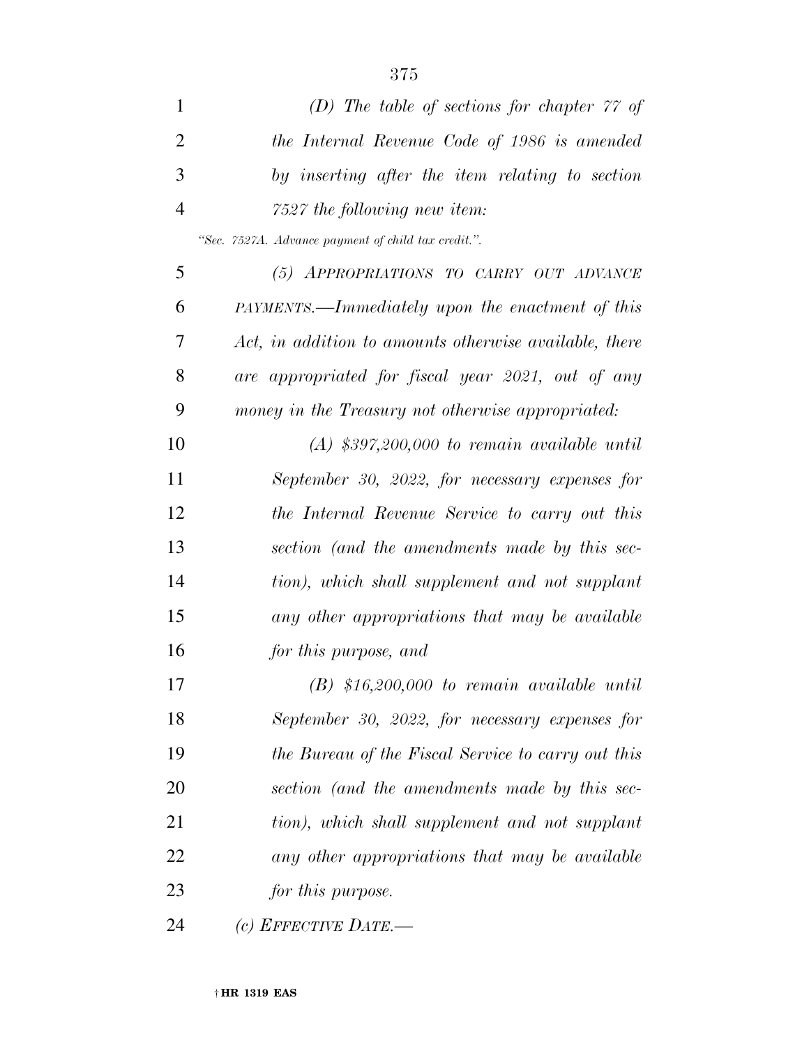*(D) The table of sections for chapter 77 of the Internal Revenue Code of 1986 is amended by inserting after the item relating to section 7527 the following new item:*

*"Sec. 7527A. Advance payment of child tax credit.".*

*(5) APPROPRIATIONS TO CARRY OUT ADVANCE PAYMENTS.—Immediately upon the enactment of this Act, in addition to amounts otherwise available, there are appropriated for fiscal year 2021, out of any money in the Treasury not otherwise appropriated:*

*(A) $397,200,000 to remain available until September 30, 2022, for necessary expenses for the Internal Revenue Service to carry out this section (and the amendments made by this section), which shall supplement and not supplant any other appropriations that may be available for this purpose, and*

*(B) $16,200,000 to remain available until September 30, 2022, for necessary expenses for the Bureau of the Fiscal Service to carry out this section (and the amendments made by this section), which shall supplement and not supplant any other appropriations that may be available for this purpose.*

*(c) EFFECTIVE DATE.—*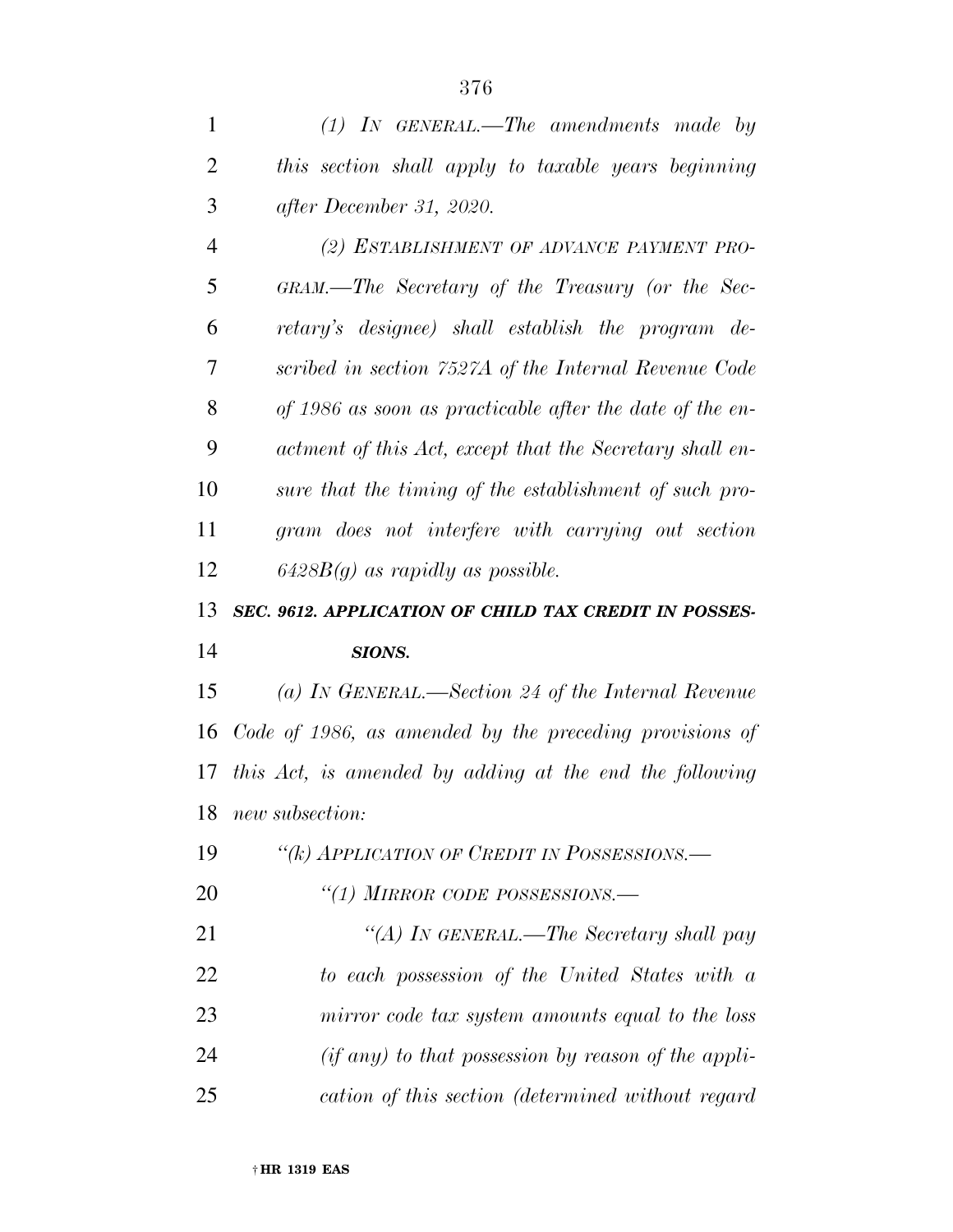*(1) IN GENERAL.—The amendments made by this section shall apply to taxable years beginning after December 31, 2020.*

*(2) ESTABLISHMENT OF ADVANCE PAYMENT PROGRAM.—The Secretary of the Treasury (or the Secretary's designee) shall establish the program described in section 7527A of the Internal Revenue Code of 1986 as soon as practicable after the date of the enactment of this Act, except that the Secretary shall ensure that the timing of the establishment of such program does not interfere with carrying out section 6428B(g) as rapidly as possible.*

***SEC. 9612. APPLICATION OF CHILD TAX CREDIT IN POSSESSIONS.***

*(a) IN GENERAL.—Section 24 of the Internal Revenue Code of 1986, as amended by the preceding provisions of this Act, is amended by adding at the end the following new subsection:*

*"(k) APPLICATION OF CREDIT IN POSSESSIONS.—*

*"(1) MIRROR CODE POSSESSIONS.—*

*"(A) IN GENERAL.—The Secretary shall pay to each possession of the United States with a mirror code tax system amounts equal to the loss (if any) to that possession by reason of the application of this section (determined without regard*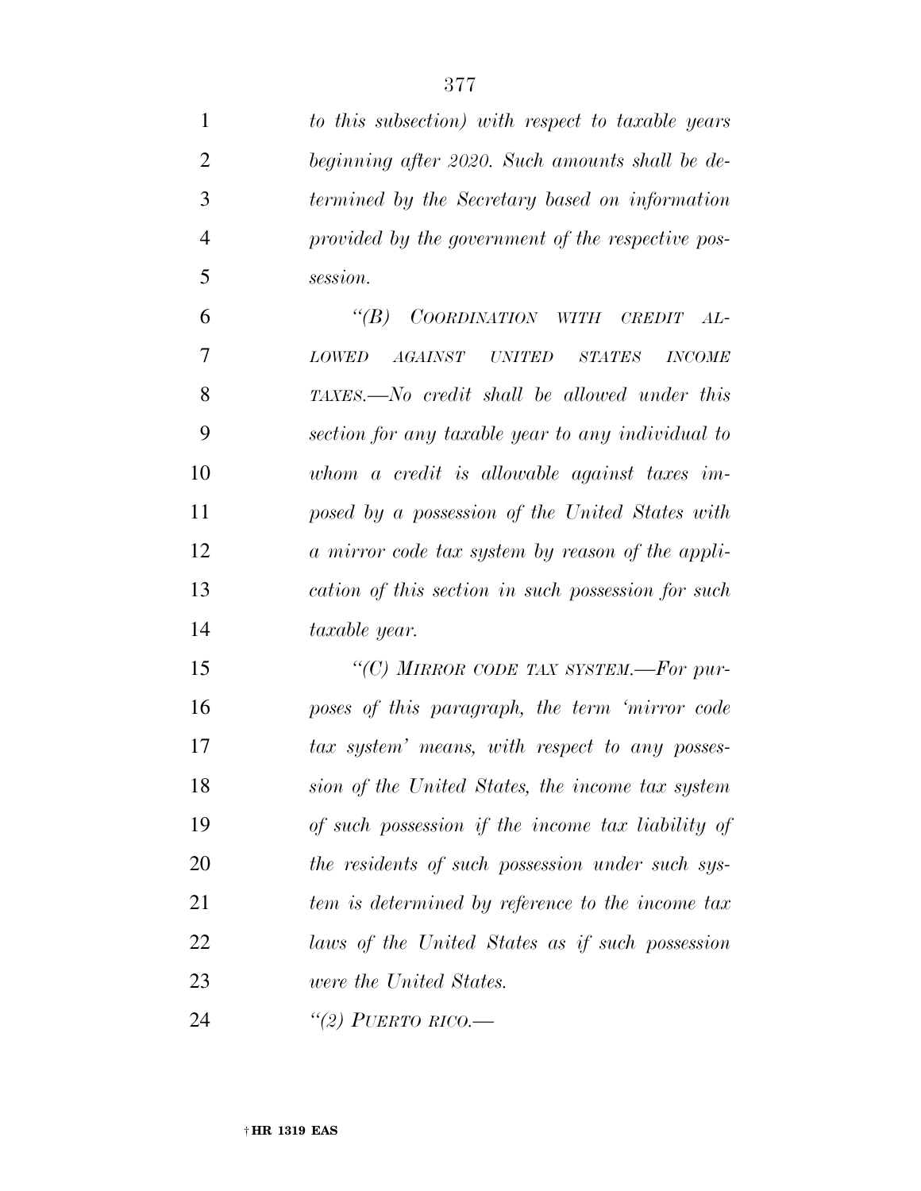*to this subsection) with respect to taxable years beginning after 2020. Such amounts shall be determined by the Secretary based on information provided by the government of the respective possession.*

*"(B) COORDINATION WITH CREDIT ALLOWED AGAINST UNITED STATES INCOME TAXES.—No credit shall be allowed under this section for any taxable year to any individual to whom a credit is allowable against taxes imposed by a possession of the United States with a mirror code tax system by reason of the application of this section in such possession for such taxable year.*

*"(C) MIRROR CODE TAX SYSTEM.—For purposes of this paragraph, the term 'mirror code tax system' means, with respect to any possession of the United States, the income tax system of such possession if the income tax liability of the residents of such possession under such system is determined by reference to the income tax laws of the United States as if such possession were the United States.*

*"(2) PUERTO RICO.—*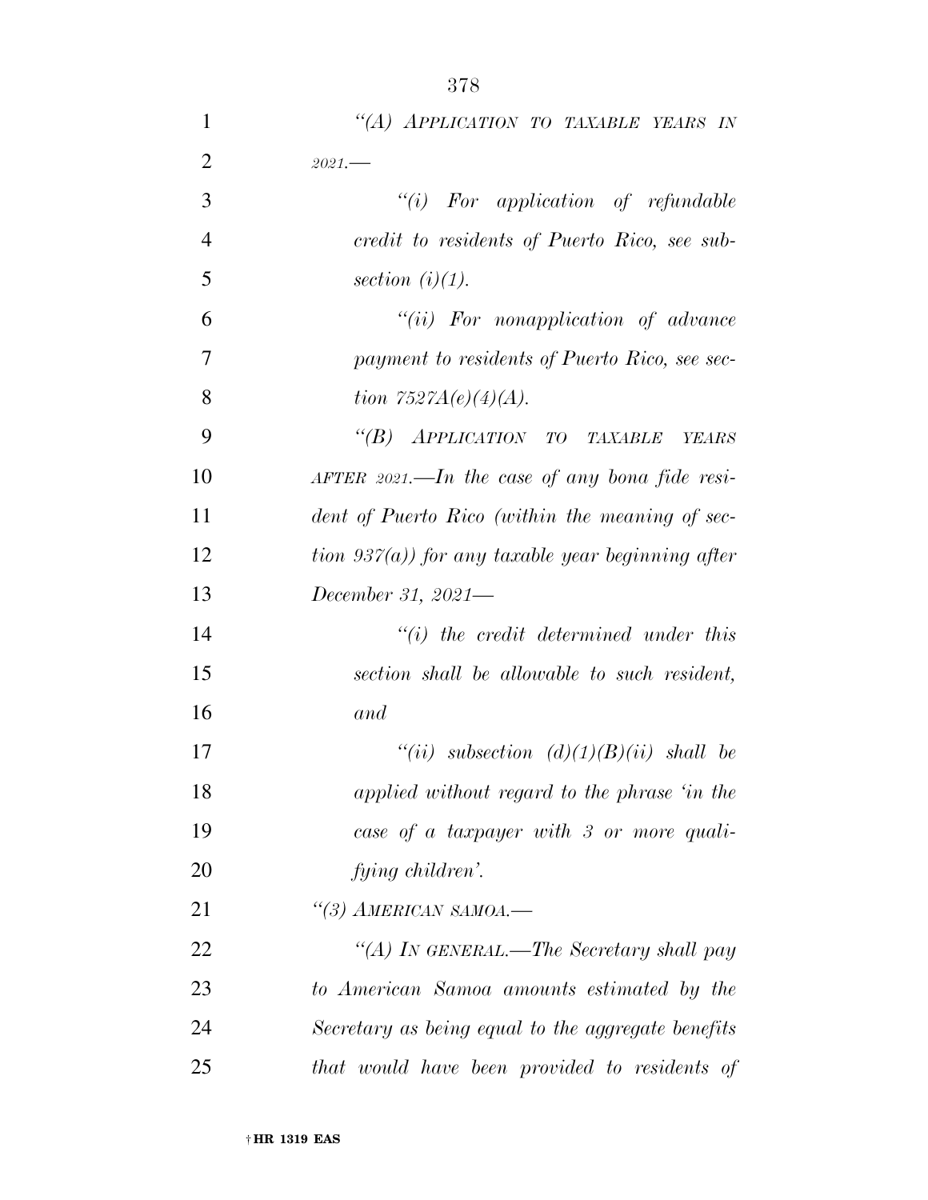*"(A) APPLICATION TO TAXABLE YEARS IN 2021.—*

*"(i) For application of refundable credit to residents of Puerto Rico, see subsection (i)(1).*

*"(ii) For nonapplication of advance payment to residents of Puerto Rico, see section 7527A(e)(4)(A).*

*"(B) APPLICATION TO TAXABLE YEARS AFTER 2021.—In the case of any bona fide resident of Puerto Rico (within the meaning of section 937(a)) for any taxable year beginning after December 31, 2021—*

*"(i) the credit determined under this section shall be allowable to such resident, and*

*"(ii) subsection (d)(1)(B)(ii) shall be applied without regard to the phrase 'in the case of a taxpayer with 3 or more qualifying children'.*

*"(3) AMERICAN SAMOA.—*

*"(A) IN GENERAL.—The Secretary shall pay to American Samoa amounts estimated by the Secretary as being equal to the aggregate benefits that would have been provided to residents of*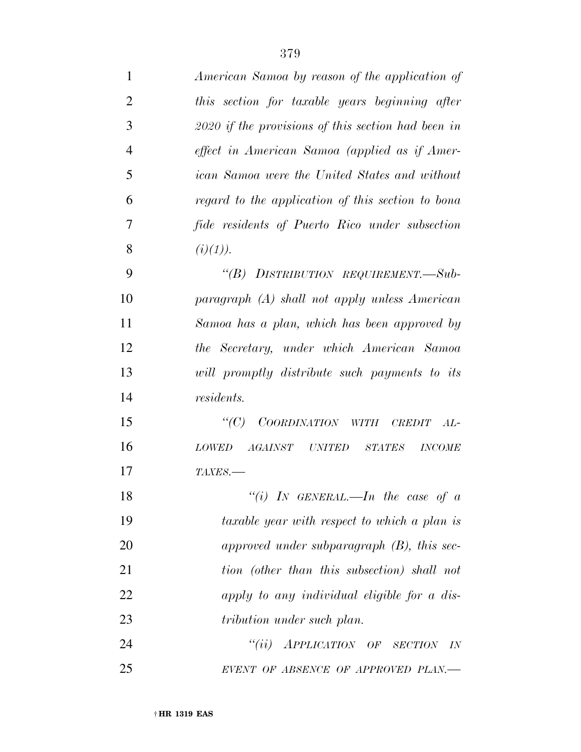*American Samoa by reason of the application of this section for taxable years beginning after 2020 if the provisions of this section had been in effect in American Samoa (applied as if American Samoa were the United States and without regard to the application of this section to bona fide residents of Puerto Rico under subsection (i)(1)).*

*"(B) DISTRIBUTION REQUIREMENT.—Subparagraph (A) shall not apply unless American Samoa has a plan, which has been approved by the Secretary, under which American Samoa will promptly distribute such payments to its residents.*

*"(C) COORDINATION WITH CREDIT ALLOWED AGAINST UNITED STATES INCOME TAXES.—*

*"(i) IN GENERAL.—In the case of a taxable year with respect to which a plan is approved under subparagraph (B), this section (other than this subsection) shall not apply to any individual eligible for a distribution under such plan.*

*"(ii) APPLICATION OF SECTION IN EVENT OF ABSENCE OF APPROVED PLAN.—*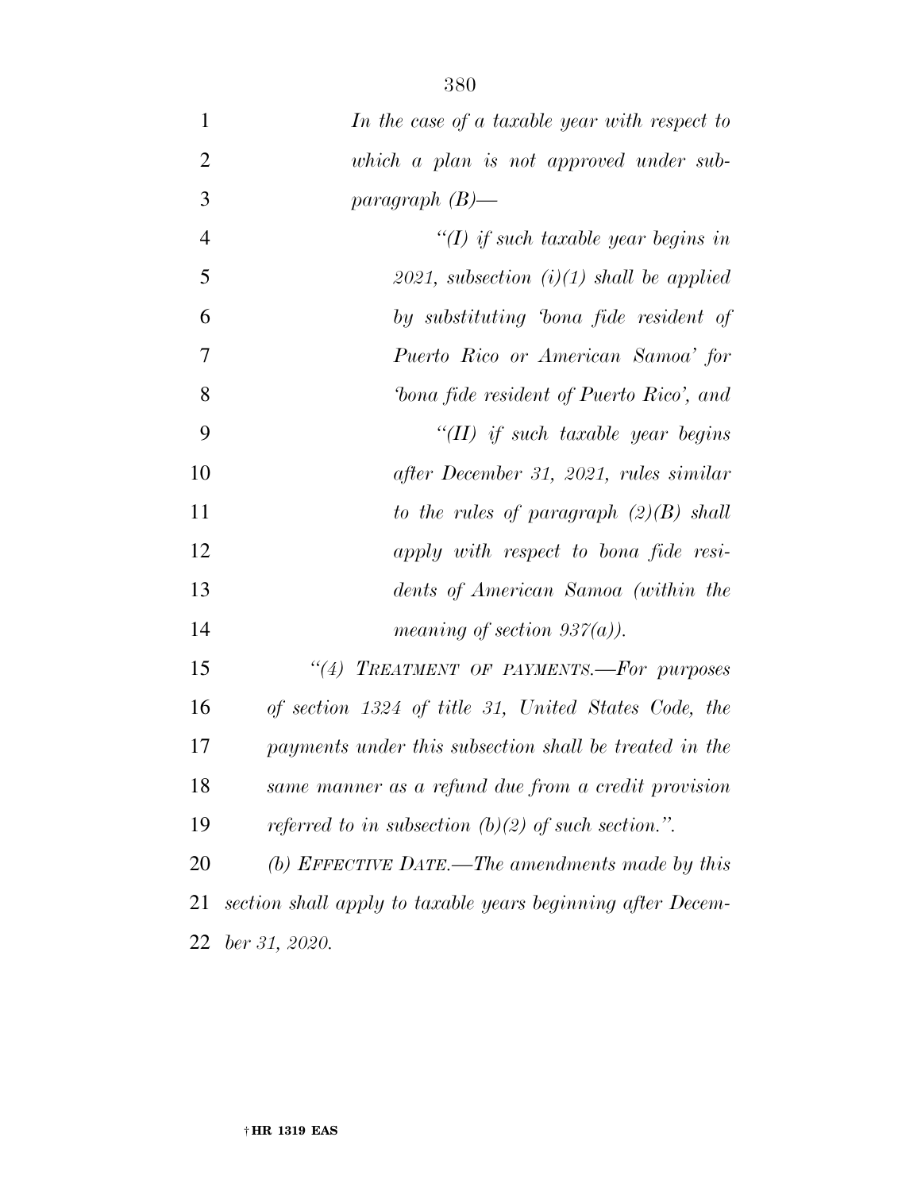*In the case of a taxable year with respect to which a plan is not approved under subparagraph (B)—*

*“(I) if such taxable year begins in 2021, subsection (i)(1) shall be applied by substituting ‘bona fide resident of Puerto Rico or American Samoa’ for ‘bona fide resident of Puerto Rico’, and*

*“(II) if such taxable year begins after December 31, 2021, rules similar to the rules of paragraph (2)(B) shall apply with respect to bona fide residents of American Samoa (within the meaning of section 937(a)).*

*“(4) TREATMENT OF PAYMENTS.—For purposes of section 1324 of title 31, United States Code, the payments under this subsection shall be treated in the same manner as a refund due from a credit provision referred to in subsection (b)(2) of such section.”.*

*(b) EFFECTIVE DATE.—The amendments made by this section shall apply to taxable years beginning after December 31, 2020.*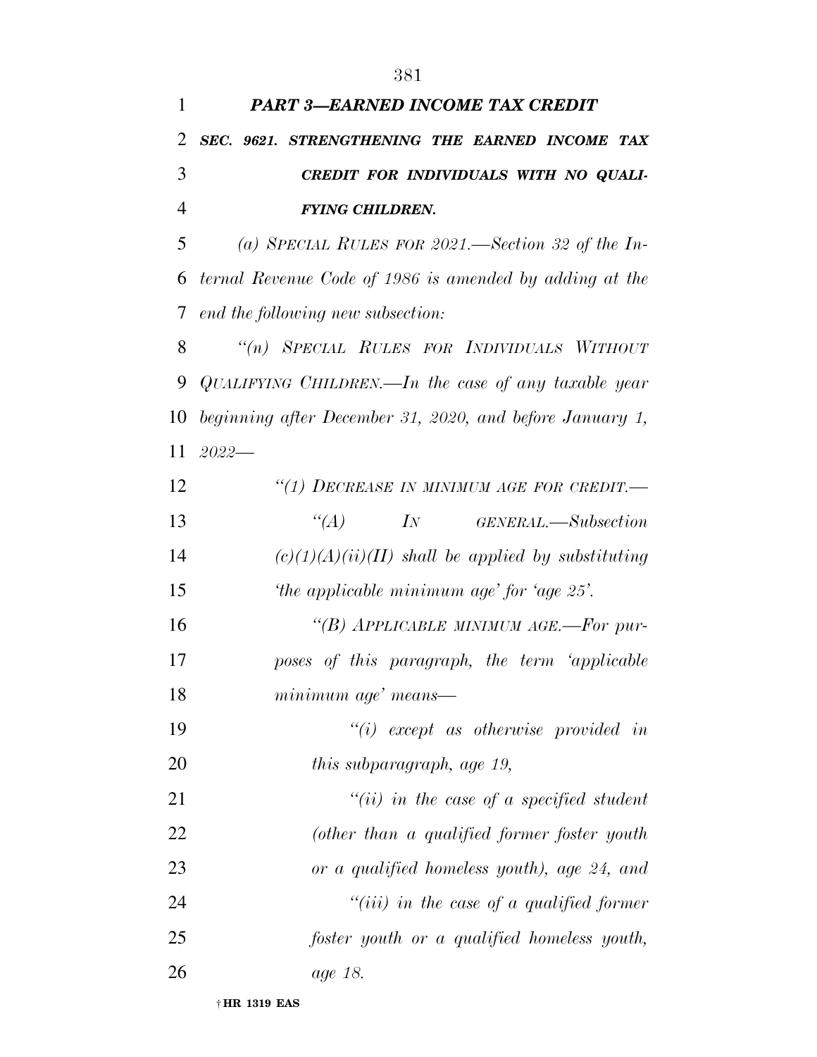***PART 3—EARNED INCOME TAX CREDIT***

***SEC. 9621. STRENGTHENING THE EARNED INCOME TAX CREDIT FOR INDIVIDUALS WITH NO QUALIFYING CHILDREN.***

*(a) SPECIAL RULES FOR 2021.—Section 32 of the Internal Revenue Code of 1986 is amended by adding at the end the following new subsection:*

*"(n) SPECIAL RULES FOR INDIVIDUALS WITHOUT QUALIFYING CHILDREN.—In the case of any taxable year beginning after December 31, 2020, and before January 1, 2022—*

*"(1) DECREASE IN MINIMUM AGE FOR CREDIT.—*

*"(A) IN GENERAL.—Subsection (c)(1)(A)(ii)(II) shall be applied by substituting 'the applicable minimum age' for 'age 25'.*

*"(B) APPLICABLE MINIMUM AGE.—For purposes of this paragraph, the term 'applicable minimum age' means—*

*"(i) except as otherwise provided in this subparagraph, age 19,*

*"(ii) in the case of a specified student (other than a qualified former foster youth or a qualified homeless youth), age 24, and*

*"(iii) in the case of a qualified former foster youth or a qualified homeless youth, age 18.*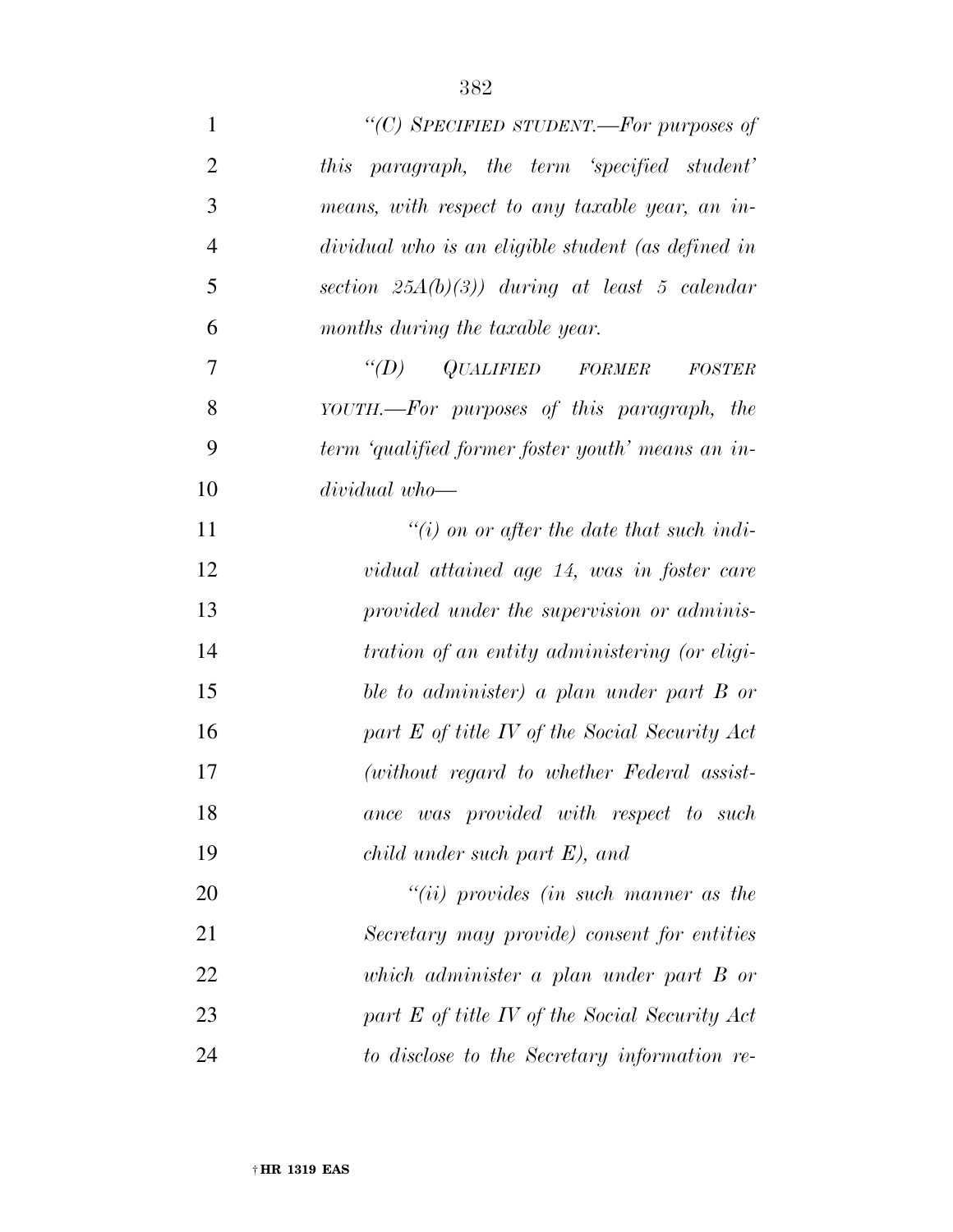*"(C) SPECIFIED STUDENT.—For purposes of this paragraph, the term 'specified student' means, with respect to any taxable year, an individual who is an eligible student (as defined in section 25A(b)(3)) during at least 5 calendar months during the taxable year.*

*"(D) QUALIFIED FORMER FOSTER YOUTH.—For purposes of this paragraph, the term 'qualified former foster youth' means an individual who—*

*"(i) on or after the date that such individual attained age 14, was in foster care provided under the supervision or administration of an entity administering (or eligible to administer) a plan under part B or part E of title IV of the Social Security Act (without regard to whether Federal assistance was provided with respect to such child under such part E), and*

*"(ii) provides (in such manner as the Secretary may provide) consent for entities which administer a plan under part B or part E of title IV of the Social Security Act to disclose to the Secretary information re-*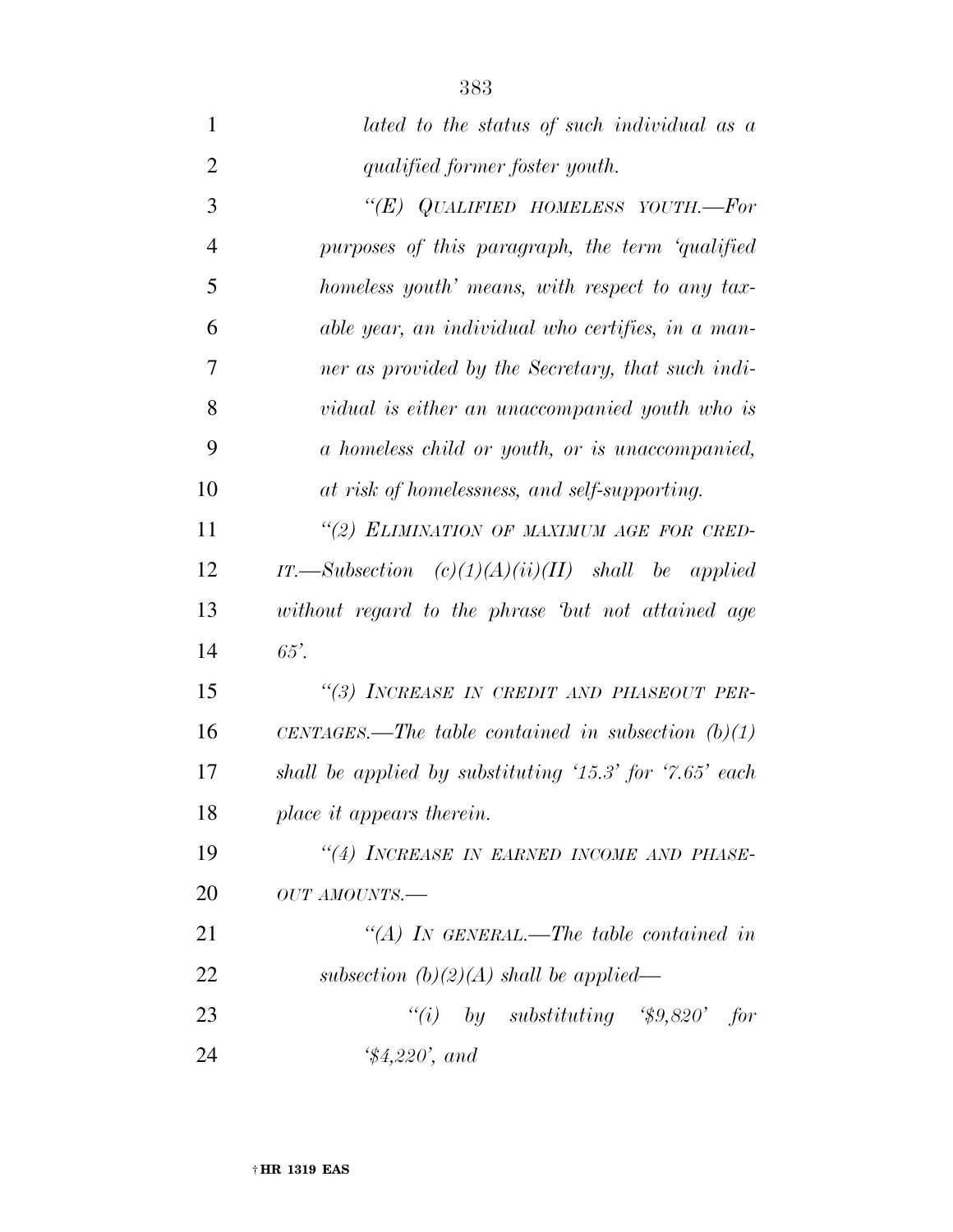*lated to the status of such individual as a qualified former foster youth.*

*"(E) QUALIFIED HOMELESS YOUTH.—For purposes of this paragraph, the term 'qualified homeless youth' means, with respect to any taxable year, an individual who certifies, in a manner as provided by the Secretary, that such individual is either an unaccompanied youth who is a homeless child or youth, or is unaccompanied, at risk of homelessness, and self-supporting.*

*"(2) ELIMINATION OF MAXIMUM AGE FOR CREDIT.—Subsection (c)(1)(A)(ii)(II) shall be applied without regard to the phrase 'but not attained age 65'.*

*"(3) INCREASE IN CREDIT AND PHASEOUT PERCENTAGES.—The table contained in subsection (b)(1) shall be applied by substituting '15.3' for '7.65' each place it appears therein.*

*"(4) INCREASE IN EARNED INCOME AND PHASEOUT AMOUNTS.—*

*"(A) IN GENERAL.—The table contained in subsection (b)(2)(A) shall be applied—*

*"(i) by substituting '$9,820' for '$4,220', and*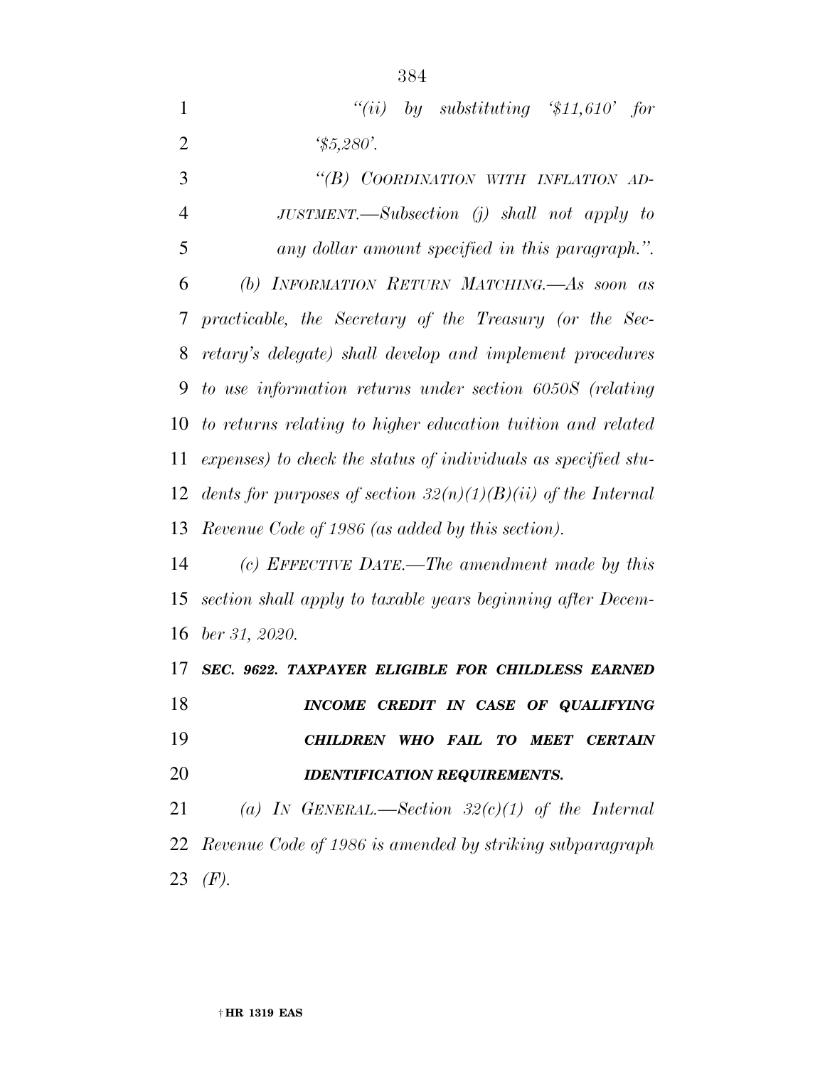*"(ii) by substituting '$11,610' for '$5,280'.*

*"(B) COORDINATION WITH INFLATION ADJUSTMENT.—Subsection (j) shall not apply to any dollar amount specified in this paragraph.".*

*(b) INFORMATION RETURN MATCHING.—As soon as practicable, the Secretary of the Treasury (or the Secretary's delegate) shall develop and implement procedures to use information returns under section 6050S (relating to returns relating to higher education tuition and related expenses) to check the status of individuals as specified students for purposes of section 32(n)(1)(B)(ii) of the Internal Revenue Code of 1986 (as added by this section).*

*(c) EFFECTIVE DATE.—The amendment made by this section shall apply to taxable years beginning after December 31, 2020.*

***SEC. 9622. TAXPAYER ELIGIBLE FOR CHILDLESS EARNED INCOME CREDIT IN CASE OF QUALIFYING CHILDREN WHO FAIL TO MEET CERTAIN IDENTIFICATION REQUIREMENTS.***

*(a) IN GENERAL.—Section 32(c)(1) of the Internal Revenue Code of 1986 is amended by striking subparagraph (F).*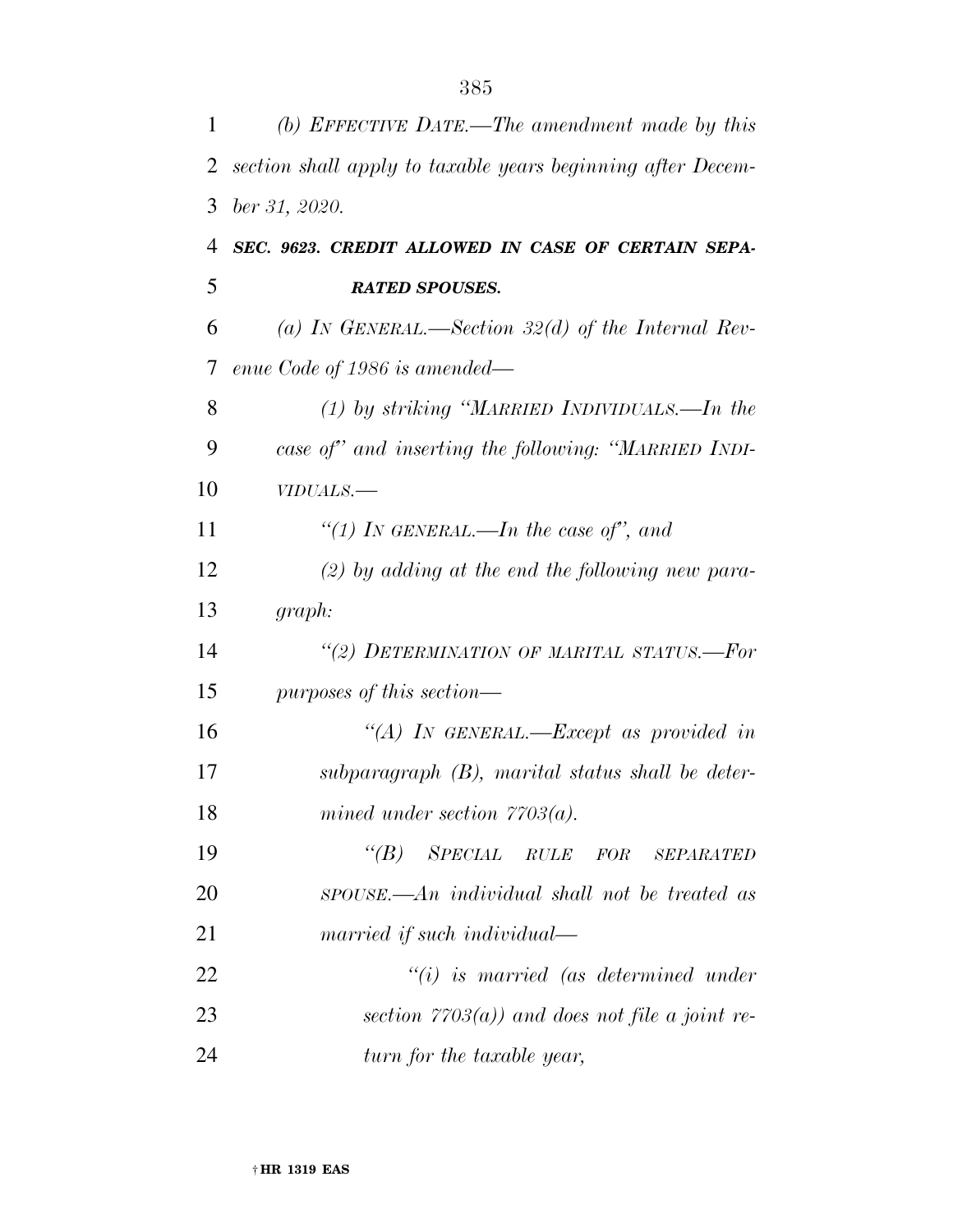*(b) EFFECTIVE DATE.—The amendment made by this section shall apply to taxable years beginning after December 31, 2020.*

***SEC. 9623. CREDIT ALLOWED IN CASE OF CERTAIN SEPARATED SPOUSES.***

*(a) IN GENERAL.—Section 32(d) of the Internal Revenue Code of 1986 is amended—*

*(1) by striking "MARRIED INDIVIDUALS.—In the case of" and inserting the following: "MARRIED INDIVIDUALS.—*

*"(1) IN GENERAL.—In the case of", and*

*(2) by adding at the end the following new paragraph:*

*"(2) DETERMINATION OF MARITAL STATUS.—For purposes of this section—*

*"(A) IN GENERAL.—Except as provided in subparagraph (B), marital status shall be determined under section 7703(a).*

*"(B) SPECIAL RULE FOR SEPARATED SPOUSE.—An individual shall not be treated as married if such individual—*

*"(i) is married (as determined under section 7703(a)) and does not file a joint return for the taxable year,*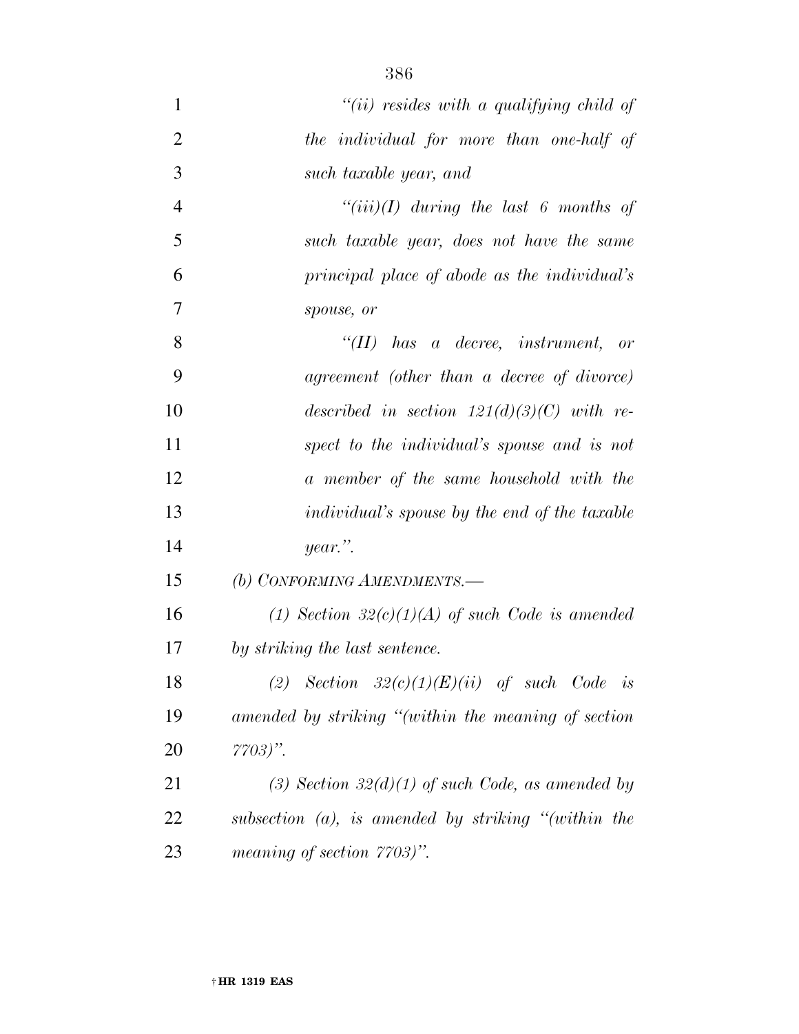*"(ii) resides with a qualifying child of the individual for more than one-half of such taxable year, and*

*"(iii)(I) during the last 6 months of such taxable year, does not have the same principal place of abode as the individual's spouse, or*

*"(II) has a decree, instrument, or agreement (other than a decree of divorce) described in section 121(d)(3)(C) with respect to the individual's spouse and is not a member of the same household with the individual's spouse by the end of the taxable year.".*

*(b) CONFORMING AMENDMENTS.—*

*(1) Section 32(c)(1)(A) of such Code is amended by striking the last sentence.*

*(2) Section 32(c)(1)(E)(ii) of such Code is amended by striking "(within the meaning of section 7703)".*

*(3) Section 32(d)(1) of such Code, as amended by subsection (a), is amended by striking "(within the meaning of section 7703)".*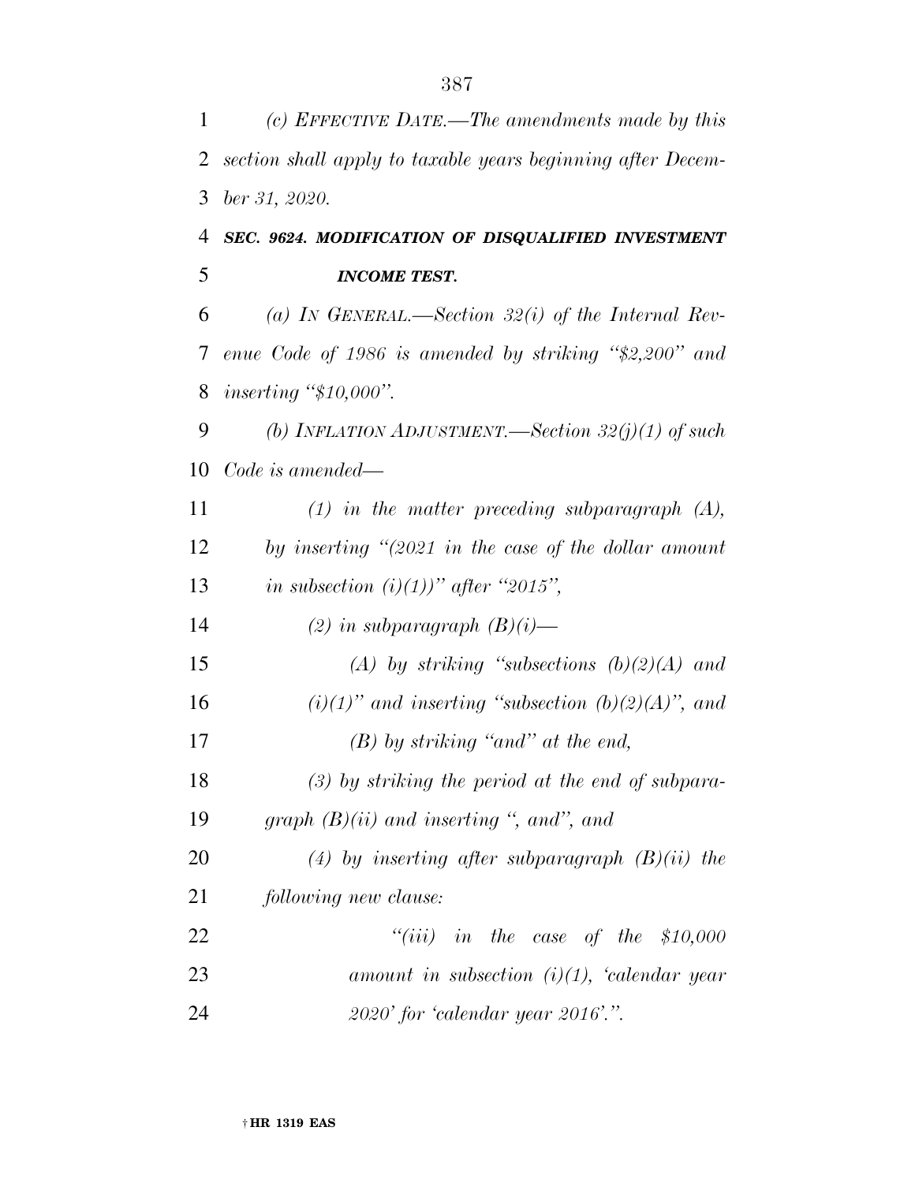*(c) EFFECTIVE DATE.—The amendments made by this section shall apply to taxable years beginning after December 31, 2020.*

### ***SEC. 9624. MODIFICATION OF DISQUALIFIED INVESTMENT INCOME TEST.***

*(a) IN GENERAL.—Section 32(i) of the Internal Revenue Code of 1986 is amended by striking "$2,200" and inserting "$10,000".*

*(b) INFLATION ADJUSTMENT.—Section 32(j)(1) of such Code is amended—*

*(1) in the matter preceding subparagraph (A), by inserting "(2021 in the case of the dollar amount in subsection (i)(1))" after "2015",*

*(2) in subparagraph (B)(i)—*

*(A) by striking "subsections (b)(2)(A) and (i)(1)" and inserting "subsection (b)(2)(A)", and*

*(B) by striking "and" at the end,*

*(3) by striking the period at the end of subparagraph (B)(ii) and inserting ", and", and*

*(4) by inserting after subparagraph (B)(ii) the following new clause:*

*"(iii) in the case of the $10,000 amount in subsection (i)(1), 'calendar year 2020' for 'calendar year 2016'.".*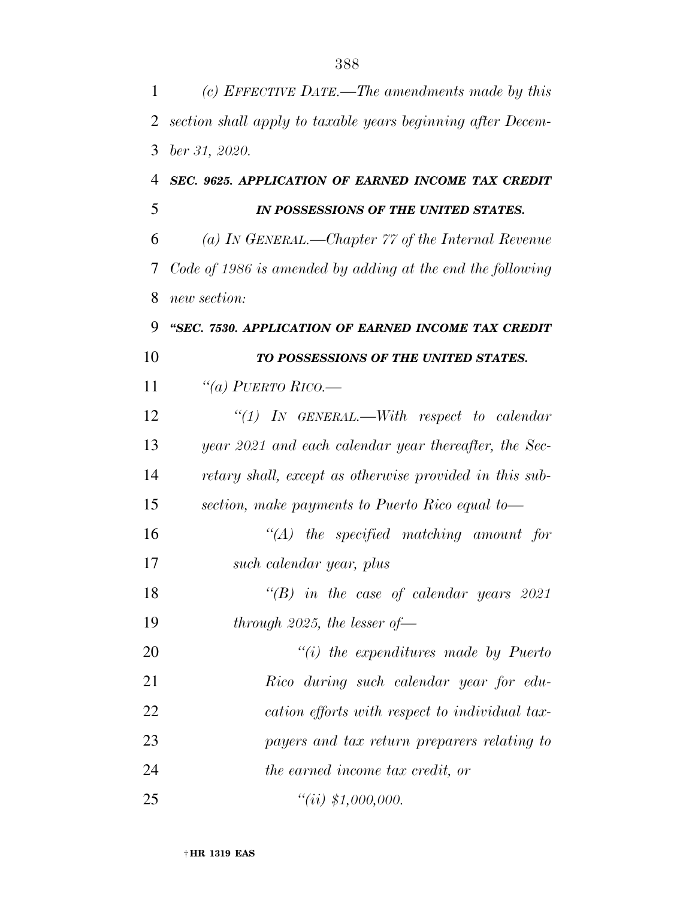*(c) EFFECTIVE DATE.—The amendments made by this section shall apply to taxable years beginning after December 31, 2020.*

***SEC. 9625. APPLICATION OF EARNED INCOME TAX CREDIT IN POSSESSIONS OF THE UNITED STATES.***

*(a) IN GENERAL.—Chapter 77 of the Internal Revenue Code of 1986 is amended by adding at the end the following new section:*

***"SEC. 7530. APPLICATION OF EARNED INCOME TAX CREDIT TO POSSESSIONS OF THE UNITED STATES.***

*"(a) PUERTO RICO.—*

*"(1) IN GENERAL.—With respect to calendar year 2021 and each calendar year thereafter, the Secretary shall, except as otherwise provided in this subsection, make payments to Puerto Rico equal to—*

*"(A) the specified matching amount for such calendar year, plus*

*"(B) in the case of calendar years 2021 through 2025, the lesser of—*

*"(i) the expenditures made by Puerto Rico during such calendar year for education efforts with respect to individual taxpayers and tax return preparers relating to the earned income tax credit, or*

*"(ii) $1,000,000.*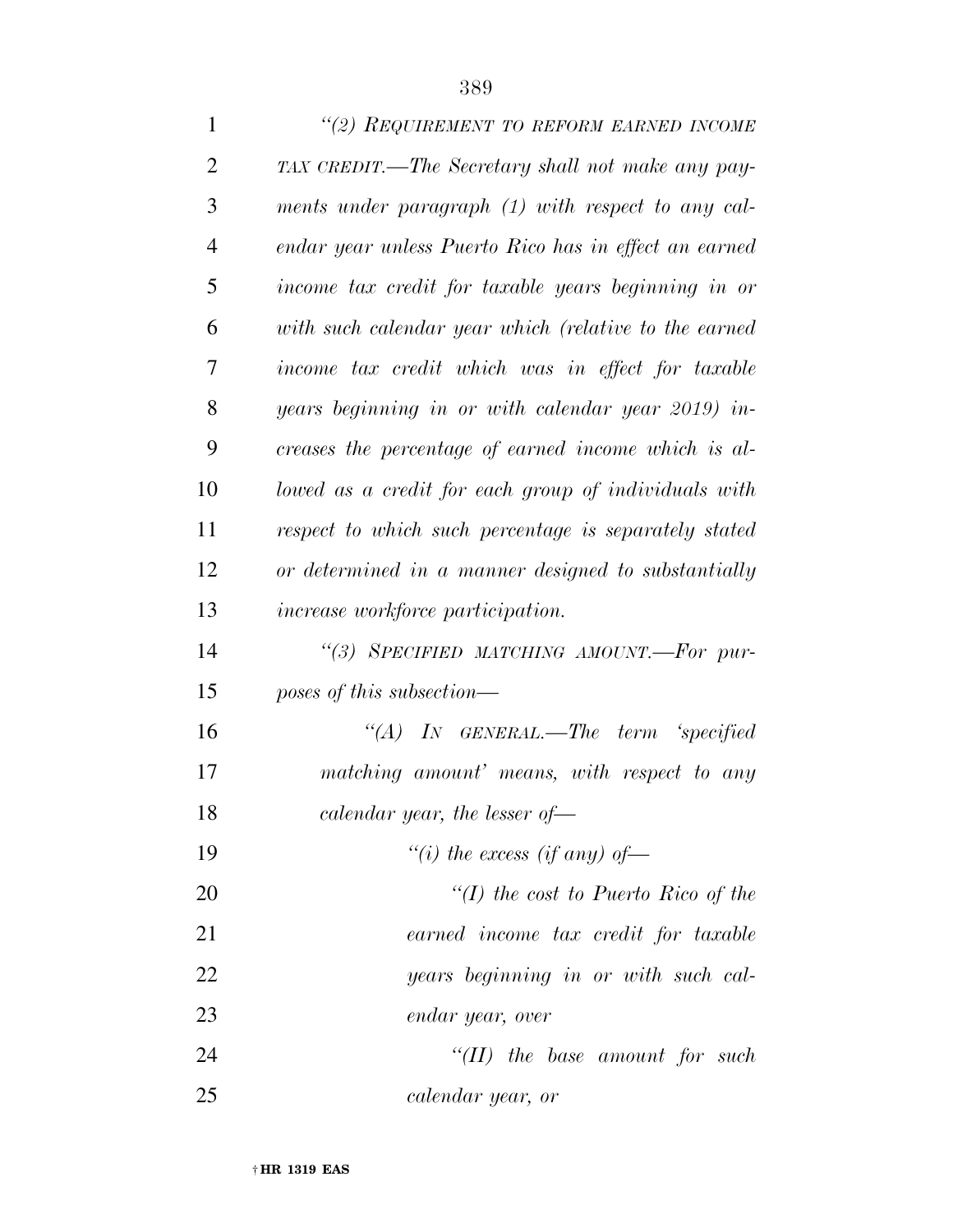*"(2) REQUIREMENT TO REFORM EARNED INCOME TAX CREDIT.—The Secretary shall not make any payments under paragraph (1) with respect to any calendar year unless Puerto Rico has in effect an earned income tax credit for taxable years beginning in or with such calendar year which (relative to the earned income tax credit which was in effect for taxable years beginning in or with calendar year 2019) increases the percentage of earned income which is allowed as a credit for each group of individuals with respect to which such percentage is separately stated or determined in a manner designed to substantially increase workforce participation.*

*"(3) SPECIFIED MATCHING AMOUNT.—For purposes of this subsection—*

*"(A) IN GENERAL.—The term 'specified matching amount' means, with respect to any calendar year, the lesser of—*

*"(i) the excess (if any) of—*

*"(I) the cost to Puerto Rico of the earned income tax credit for taxable years beginning in or with such calendar year, over*

*"(II) the base amount for such calendar year, or*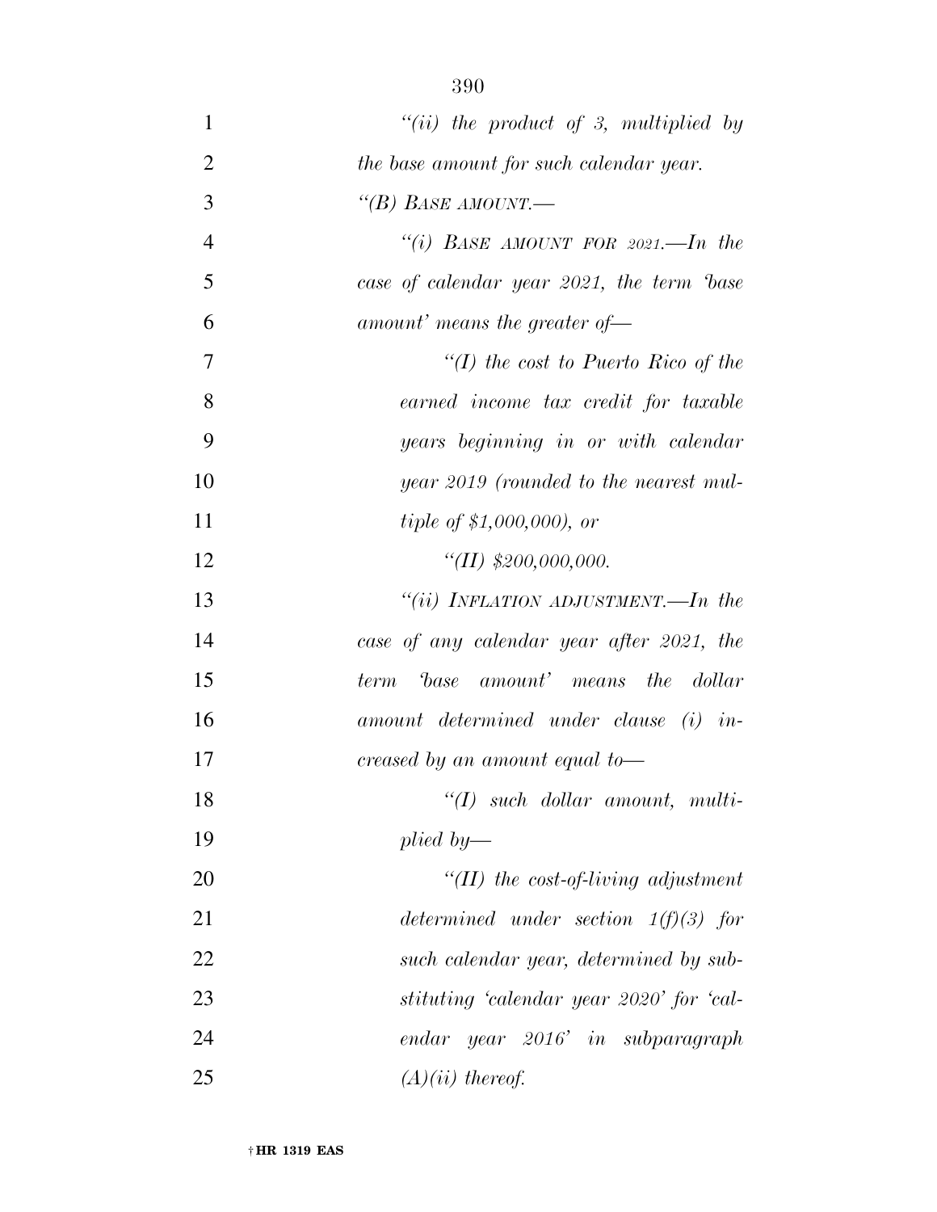*"(ii) the product of 3, multiplied by the base amount for such calendar year.*

*"(B) BASE AMOUNT.—*

*"(i) BASE AMOUNT FOR 2021.—In the case of calendar year 2021, the term 'base amount' means the greater of—*

*"(I) the cost to Puerto Rico of the earned income tax credit for taxable years beginning in or with calendar year 2019 (rounded to the nearest multiple of $1,000,000), or*

*"(II) $200,000,000.*

*"(ii) INFLATION ADJUSTMENT.—In the case of any calendar year after 2021, the term 'base amount' means the dollar amount determined under clause (i) increased by an amount equal to—*

*"(I) such dollar amount, multiplied by—*

*"(II) the cost-of-living adjustment determined under section 1(f)(3) for such calendar year, determined by substituting 'calendar year 2020' for 'calendar year 2016' in subparagraph (A)(ii) thereof.*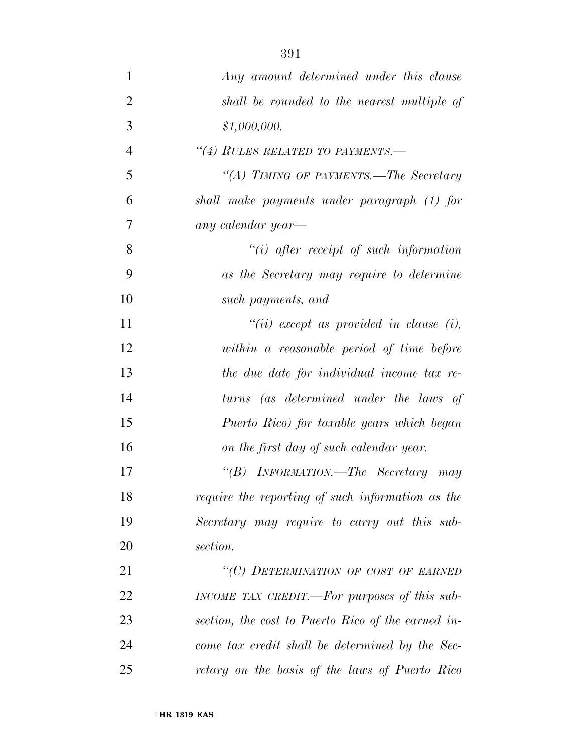*Any amount determined under this clause shall be rounded to the nearest multiple of $1,000,000.*

*"(4) RULES RELATED TO PAYMENTS.—*

*"(A) TIMING OF PAYMENTS.—The Secretary shall make payments under paragraph (1) for any calendar year—*

*"(i) after receipt of such information as the Secretary may require to determine such payments, and*

*"(ii) except as provided in clause (i), within a reasonable period of time before the due date for individual income tax returns (as determined under the laws of Puerto Rico) for taxable years which began on the first day of such calendar year.*

*"(B) INFORMATION.—The Secretary may require the reporting of such information as the Secretary may require to carry out this subsection.*

*"(C) DETERMINATION OF COST OF EARNED INCOME TAX CREDIT.—For purposes of this subsection, the cost to Puerto Rico of the earned income tax credit shall be determined by the Secretary on the basis of the laws of Puerto Rico*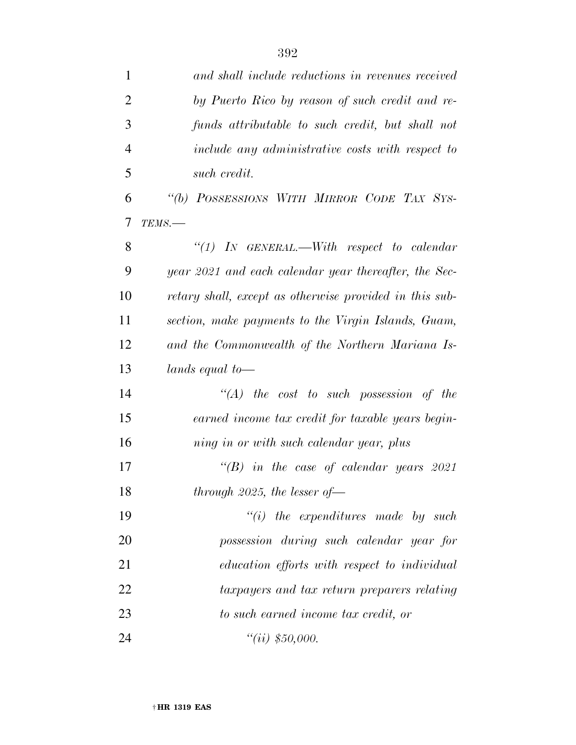*and shall include reductions in revenues received by Puerto Rico by reason of such credit and refunds attributable to such credit, but shall not include any administrative costs with respect to such credit.*

*"(b) POSSESSIONS WITH MIRROR CODE TAX SYSTEMS.—*

*"(1) IN GENERAL.—With respect to calendar year 2021 and each calendar year thereafter, the Secretary shall, except as otherwise provided in this subsection, make payments to the Virgin Islands, Guam, and the Commonwealth of the Northern Mariana Islands equal to—*

*"(A) the cost to such possession of the earned income tax credit for taxable years beginning in or with such calendar year, plus*

*"(B) in the case of calendar years 2021 through 2025, the lesser of—*

*"(i) the expenditures made by such possession during such calendar year for education efforts with respect to individual taxpayers and tax return preparers relating to such earned income tax credit, or*

*"(ii) $50,000.*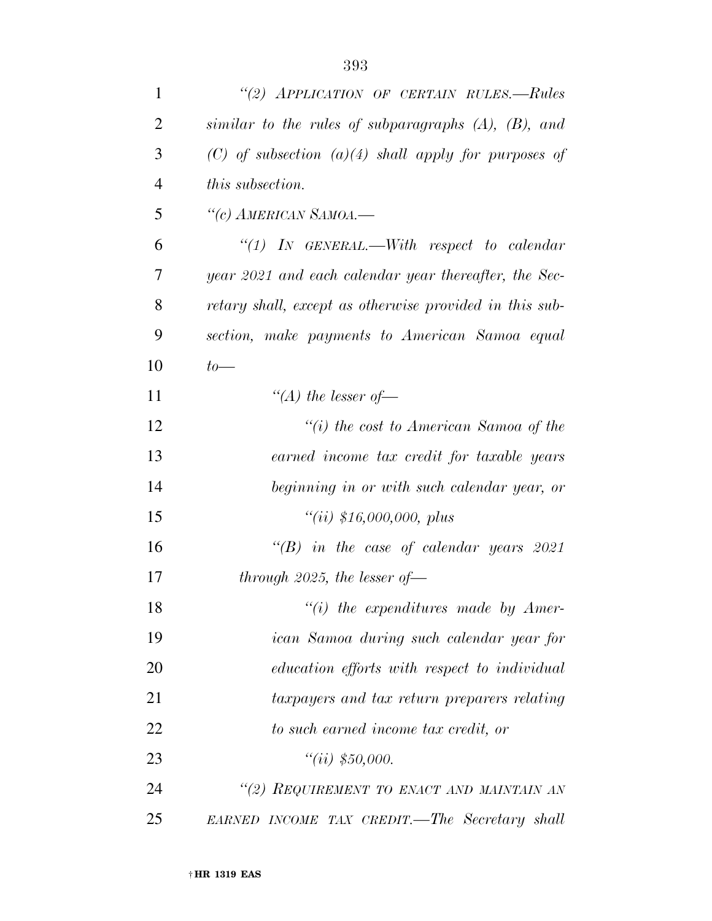*"(2) APPLICATION OF CERTAIN RULES.—Rules similar to the rules of subparagraphs (A), (B), and (C) of subsection (a)(4) shall apply for purposes of this subsection.*

*"(c) AMERICAN SAMOA.—*

*"(1) IN GENERAL.—With respect to calendar year 2021 and each calendar year thereafter, the Secretary shall, except as otherwise provided in this subsection, make payments to American Samoa equal to—*

*"(A) the lesser of—*

*"(i) the cost to American Samoa of the earned income tax credit for taxable years beginning in or with such calendar year, or*

*"(ii) $16,000,000, plus*

*"(B) in the case of calendar years 2021 through 2025, the lesser of—*

*"(i) the expenditures made by American Samoa during such calendar year for education efforts with respect to individual taxpayers and tax return preparers relating to such earned income tax credit, or*

*"(ii) $50,000.*

*"(2) REQUIREMENT TO ENACT AND MAINTAIN AN EARNED INCOME TAX CREDIT.—The Secretary shall*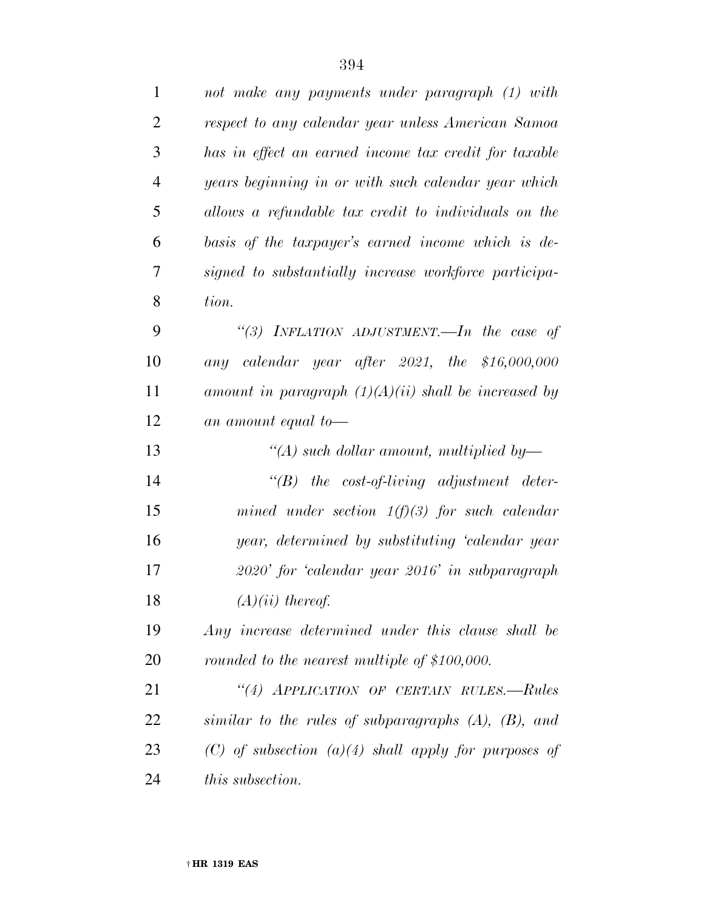*not make any payments under paragraph (1) with respect to any calendar year unless American Samoa has in effect an earned income tax credit for taxable years beginning in or with such calendar year which allows a refundable tax credit to individuals on the basis of the taxpayer's earned income which is designed to substantially increase workforce participation.*

*"(3) INFLATION ADJUSTMENT.—In the case of any calendar year after 2021, the $16,000,000 amount in paragraph (1)(A)(ii) shall be increased by an amount equal to—*

*"(A) such dollar amount, multiplied by—*

*"(B) the cost-of-living adjustment determined under section 1(f)(3) for such calendar year, determined by substituting 'calendar year 2020' for 'calendar year 2016' in subparagraph (A)(ii) thereof.*

*Any increase determined under this clause shall be rounded to the nearest multiple of $100,000.*

*"(4) APPLICATION OF CERTAIN RULES.—Rules similar to the rules of subparagraphs (A), (B), and (C) of subsection (a)(4) shall apply for purposes of this subsection.*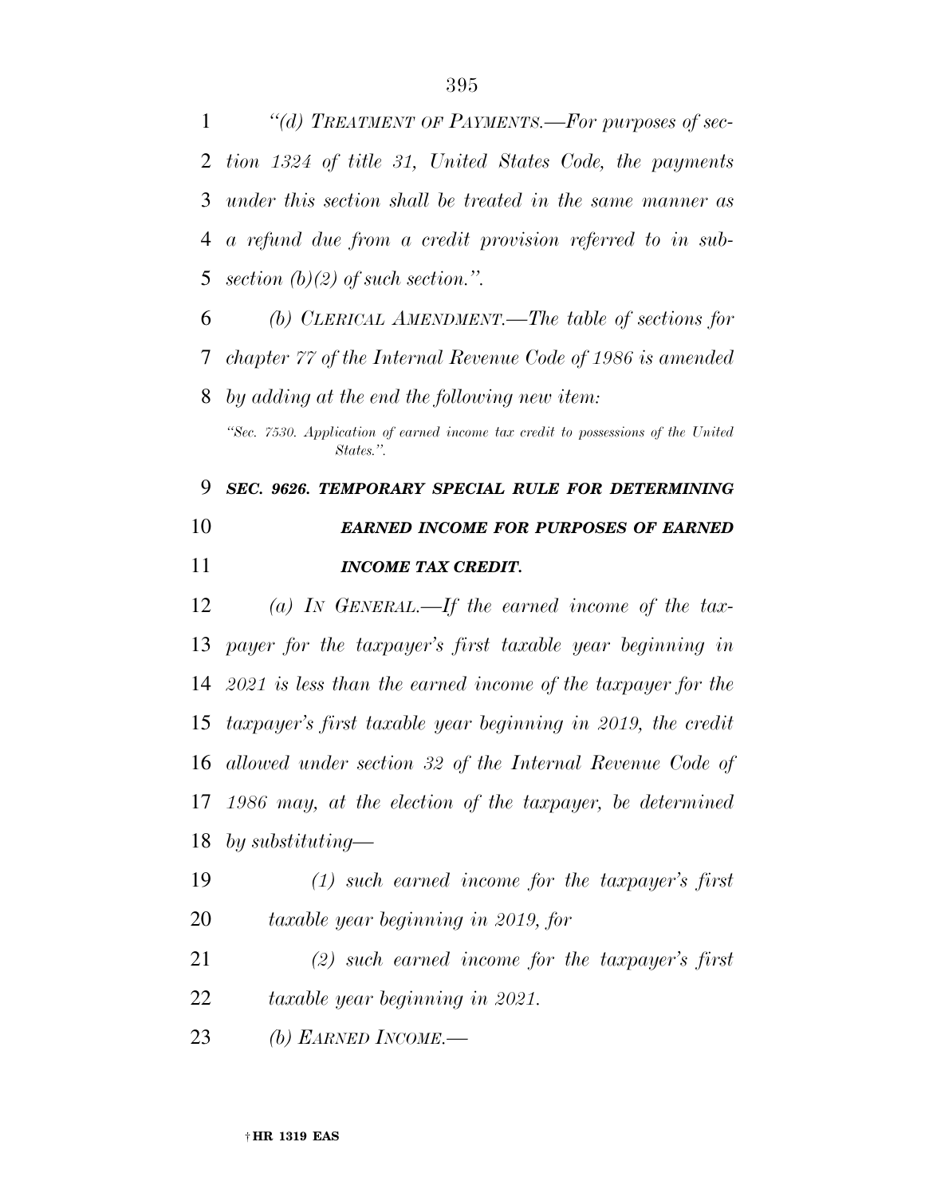*"(d) TREATMENT OF PAYMENTS.—For purposes of section 1324 of title 31, United States Code, the payments under this section shall be treated in the same manner as a refund due from a credit provision referred to in subsection (b)(2) of such section.".*

*(b) CLERICAL AMENDMENT.—The table of sections for chapter 77 of the Internal Revenue Code of 1986 is amended by adding at the end the following new item:*

*"Sec. 7530. Application of earned income tax credit to possessions of the United States.".*

***SEC. 9626. TEMPORARY SPECIAL RULE FOR DETERMINING EARNED INCOME FOR PURPOSES OF EARNED INCOME TAX CREDIT.***

*(a) IN GENERAL.—If the earned income of the taxpayer for the taxpayer's first taxable year beginning in 2021 is less than the earned income of the taxpayer for the taxpayer's first taxable year beginning in 2019, the credit allowed under section 32 of the Internal Revenue Code of 1986 may, at the election of the taxpayer, be determined by substituting—*

*(1) such earned income for the taxpayer's first taxable year beginning in 2019, for*

*(2) such earned income for the taxpayer's first taxable year beginning in 2021.*

*(b) EARNED INCOME.—*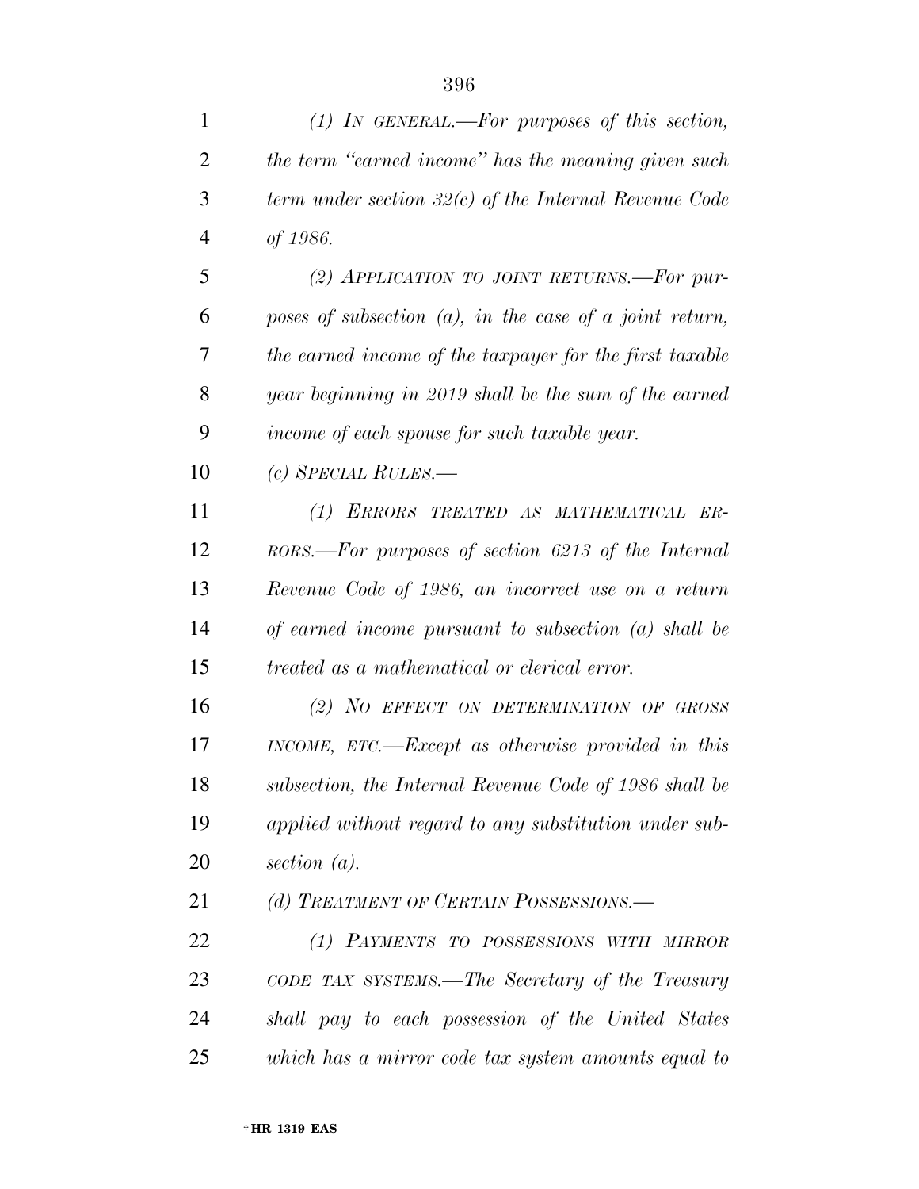*(1) IN GENERAL.—For purposes of this section, the term "earned income" has the meaning given such term under section 32(c) of the Internal Revenue Code of 1986.*

*(2) APPLICATION TO JOINT RETURNS.—For purposes of subsection (a), in the case of a joint return, the earned income of the taxpayer for the first taxable year beginning in 2019 shall be the sum of the earned income of each spouse for such taxable year.*

*(c) SPECIAL RULES.—*

*(1) ERRORS TREATED AS MATHEMATICAL ERRORS.—For purposes of section 6213 of the Internal Revenue Code of 1986, an incorrect use on a return of earned income pursuant to subsection (a) shall be treated as a mathematical or clerical error.*

*(2) NO EFFECT ON DETERMINATION OF GROSS INCOME, ETC.—Except as otherwise provided in this subsection, the Internal Revenue Code of 1986 shall be applied without regard to any substitution under subsection (a).*

*(d) TREATMENT OF CERTAIN POSSESSIONS.—*

*(1) PAYMENTS TO POSSESSIONS WITH MIRROR CODE TAX SYSTEMS.—The Secretary of the Treasury shall pay to each possession of the United States which has a mirror code tax system amounts equal to*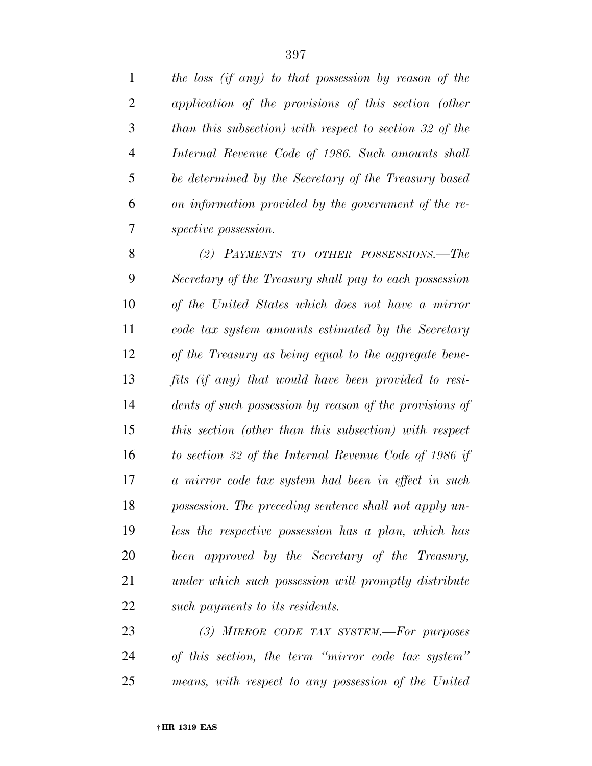*the loss (if any) to that possession by reason of the application of the provisions of this section (other than this subsection) with respect to section 32 of the Internal Revenue Code of 1986. Such amounts shall be determined by the Secretary of the Treasury based on information provided by the government of the respective possession.*

*(2) PAYMENTS TO OTHER POSSESSIONS.—The Secretary of the Treasury shall pay to each possession of the United States which does not have a mirror code tax system amounts estimated by the Secretary of the Treasury as being equal to the aggregate benefits (if any) that would have been provided to residents of such possession by reason of the provisions of this section (other than this subsection) with respect to section 32 of the Internal Revenue Code of 1986 if a mirror code tax system had been in effect in such possession. The preceding sentence shall not apply unless the respective possession has a plan, which has been approved by the Secretary of the Treasury, under which such possession will promptly distribute such payments to its residents.*

*(3) MIRROR CODE TAX SYSTEM.—For purposes of this section, the term "mirror code tax system" means, with respect to any possession of the United*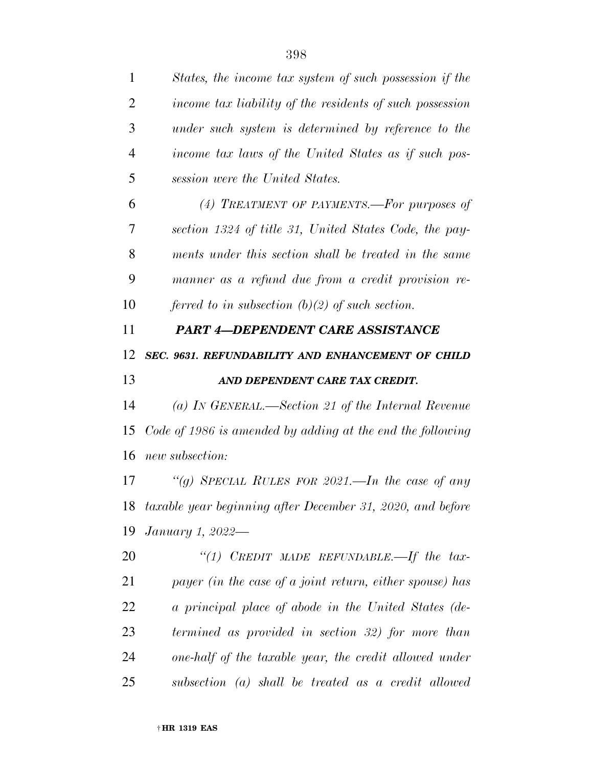*States, the income tax system of such possession if the income tax liability of the residents of such possession under such system is determined by reference to the income tax laws of the United States as if such possession were the United States.*

*(4) TREATMENT OF PAYMENTS.—For purposes of section 1324 of title 31, United States Code, the payments under this section shall be treated in the same manner as a refund due from a credit provision referred to in subsection (b)(2) of such section.*

## ***PART 4—DEPENDENT CARE ASSISTANCE***

### ***SEC. 9631. REFUNDABILITY AND ENHANCEMENT OF CHILD AND DEPENDENT CARE TAX CREDIT.***

*(a) IN GENERAL.—Section 21 of the Internal Revenue Code of 1986 is amended by adding at the end the following new subsection:*

*"(g) SPECIAL RULES FOR 2021.—In the case of any taxable year beginning after December 31, 2020, and before January 1, 2022—*

*"(1) CREDIT MADE REFUNDABLE.—If the taxpayer (in the case of a joint return, either spouse) has a principal place of abode in the United States (determined as provided in section 32) for more than one-half of the taxable year, the credit allowed under subsection (a) shall be treated as a credit allowed*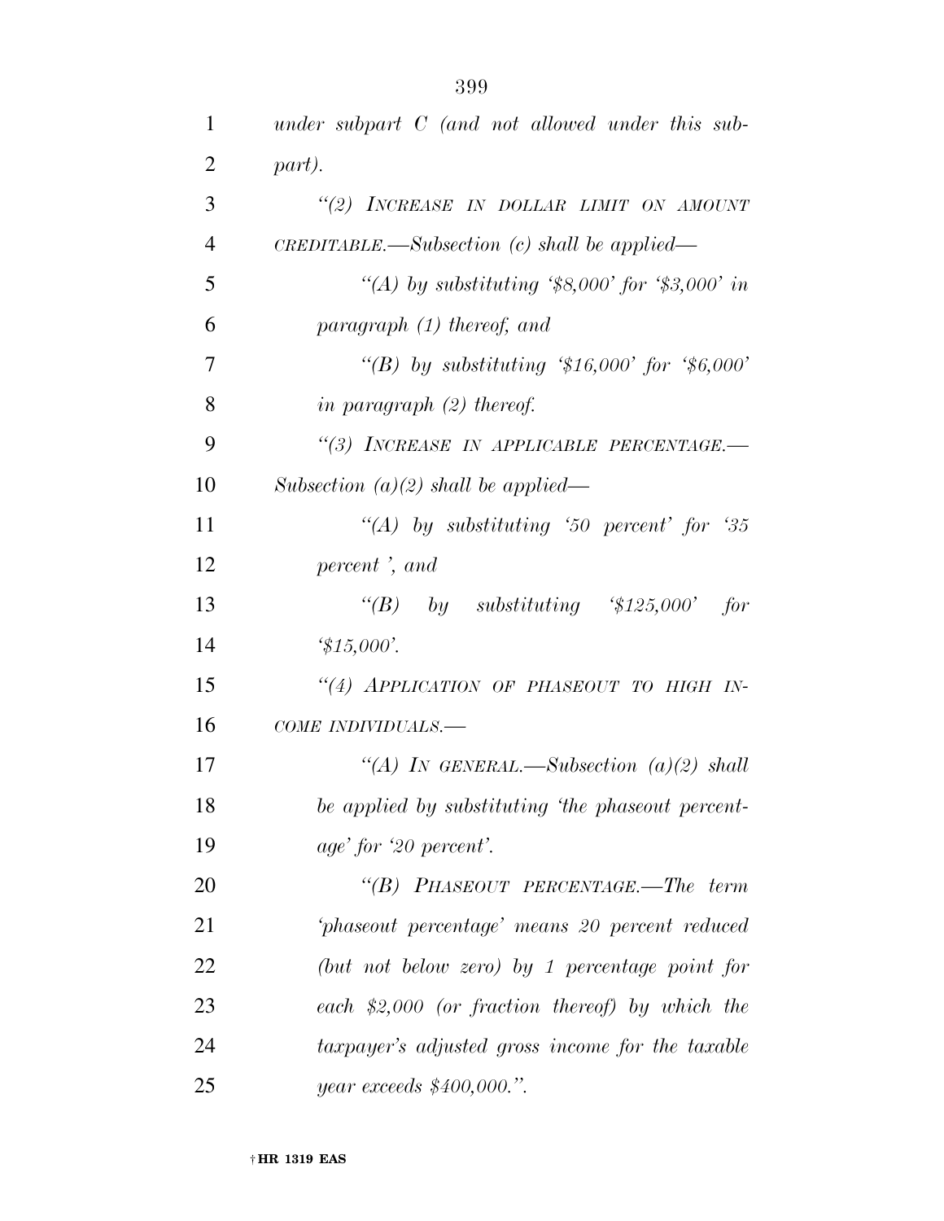*under subpart C (and not allowed under this subpart).*

*"(2) INCREASE IN DOLLAR LIMIT ON AMOUNT CREDITABLE.—Subsection (c) shall be applied—*

*"(A) by substituting '$8,000' for '$3,000' in paragraph (1) thereof, and*

*"(B) by substituting '$16,000' for '$6,000' in paragraph (2) thereof.*

*"(3) INCREASE IN APPLICABLE PERCENTAGE.—Subsection (a)(2) shall be applied—*

*"(A) by substituting '50 percent' for '35 percent ', and*

*"(B) by substituting '$125,000' for '$15,000'.*

*"(4) APPLICATION OF PHASEOUT TO HIGH INCOME INDIVIDUALS.—*

*"(A) IN GENERAL.—Subsection (a)(2) shall be applied by substituting 'the phaseout percentage' for '20 percent'.*

*"(B) PHASEOUT PERCENTAGE.—The term 'phaseout percentage' means 20 percent reduced (but not below zero) by 1 percentage point for each $2,000 (or fraction thereof) by which the taxpayer's adjusted gross income for the taxable year exceeds $400,000.".*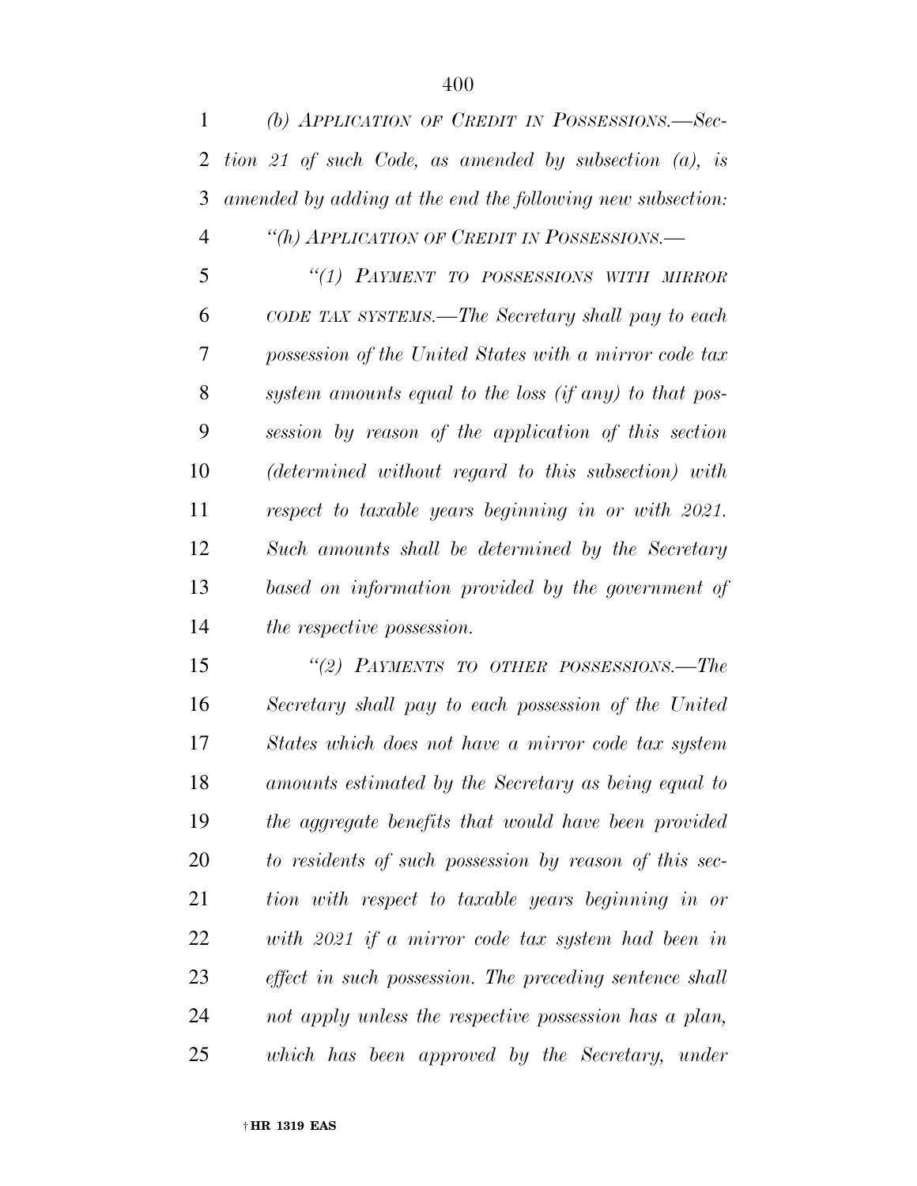*(b) APPLICATION OF CREDIT IN POSSESSIONS.—Section 21 of such Code, as amended by subsection (a), is amended by adding at the end the following new subsection:*

*"(h) APPLICATION OF CREDIT IN POSSESSIONS.—*

*"(1) PAYMENT TO POSSESSIONS WITH MIRROR CODE TAX SYSTEMS.—The Secretary shall pay to each possession of the United States with a mirror code tax system amounts equal to the loss (if any) to that possession by reason of the application of this section (determined without regard to this subsection) with respect to taxable years beginning in or with 2021. Such amounts shall be determined by the Secretary based on information provided by the government of the respective possession.*

*"(2) PAYMENTS TO OTHER POSSESSIONS.—The Secretary shall pay to each possession of the United States which does not have a mirror code tax system amounts estimated by the Secretary as being equal to the aggregate benefits that would have been provided to residents of such possession by reason of this section with respect to taxable years beginning in or with 2021 if a mirror code tax system had been in effect in such possession. The preceding sentence shall not apply unless the respective possession has a plan, which has been approved by the Secretary, under*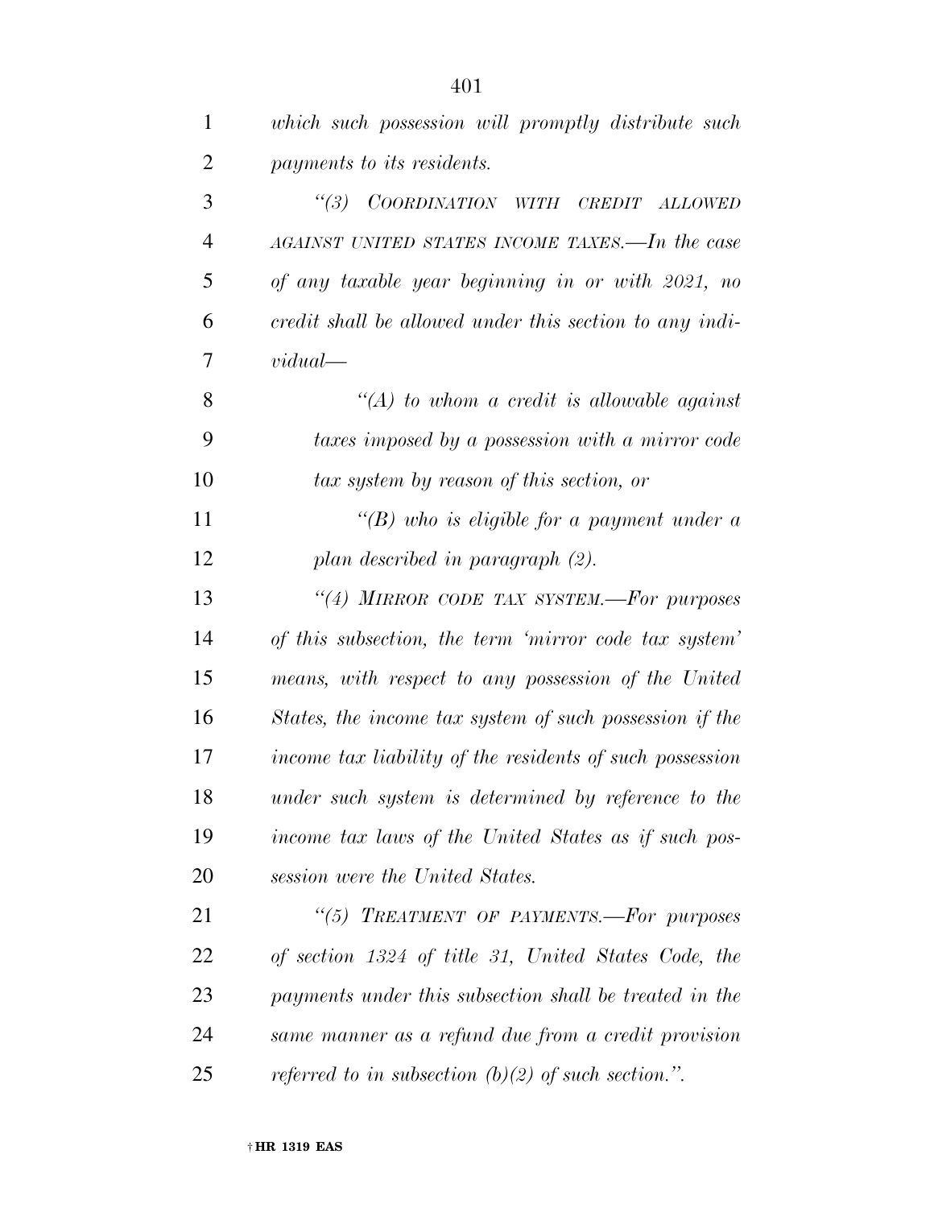*which such possession will promptly distribute such payments to its residents.*

*"(3) COORDINATION WITH CREDIT ALLOWED AGAINST UNITED STATES INCOME TAXES.—In the case of any taxable year beginning in or with 2021, no credit shall be allowed under this section to any individual—*

*"(A) to whom a credit is allowable against taxes imposed by a possession with a mirror code tax system by reason of this section, or*

*"(B) who is eligible for a payment under a plan described in paragraph (2).*

*"(4) MIRROR CODE TAX SYSTEM.—For purposes of this subsection, the term 'mirror code tax system' means, with respect to any possession of the United States, the income tax system of such possession if the income tax liability of the residents of such possession under such system is determined by reference to the income tax laws of the United States as if such possession were the United States.*

*"(5) TREATMENT OF PAYMENTS.—For purposes of section 1324 of title 31, United States Code, the payments under this subsection shall be treated in the same manner as a refund due from a credit provision referred to in subsection (b)(2) of such section.".*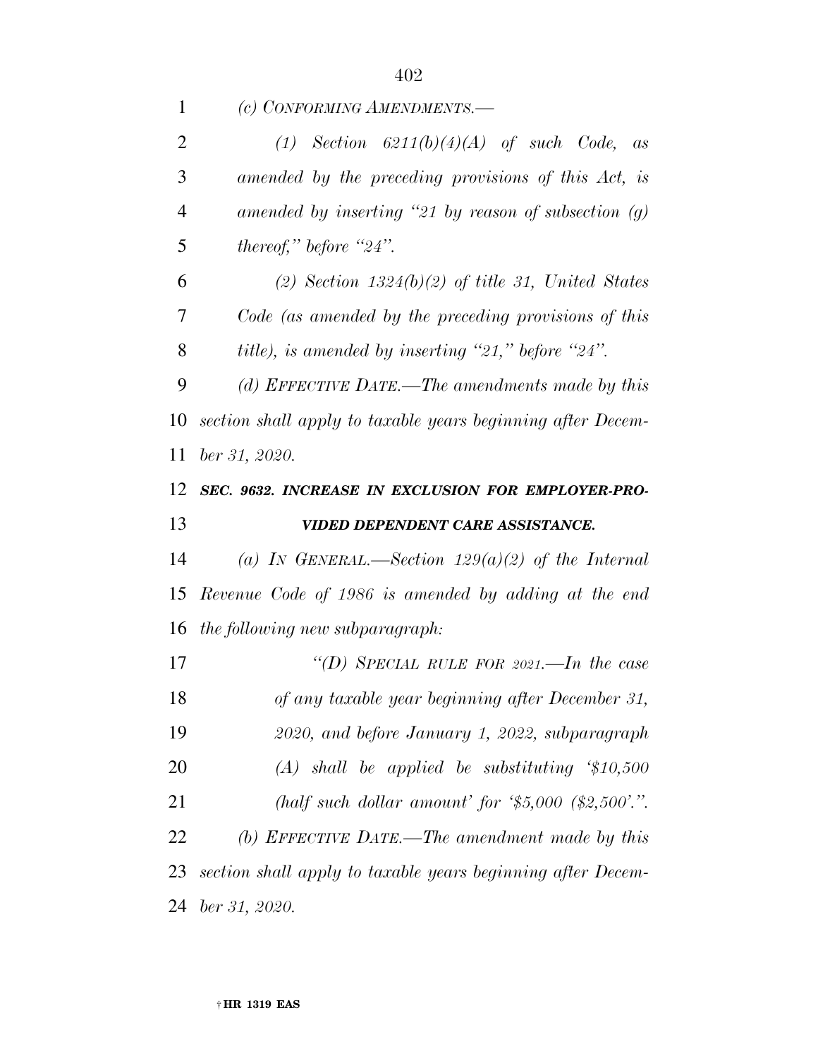*(c) CONFORMING AMENDMENTS.—*

*(1) Section 6211(b)(4)(A) of such Code, as amended by the preceding provisions of this Act, is amended by inserting "21 by reason of subsection (g) thereof," before "24".*

*(2) Section 1324(b)(2) of title 31, United States Code (as amended by the preceding provisions of this title), is amended by inserting "21," before "24".*

*(d) EFFECTIVE DATE.—The amendments made by this section shall apply to taxable years beginning after December 31, 2020.*

***SEC. 9632. INCREASE IN EXCLUSION FOR EMPLOYER-PROVIDED DEPENDENT CARE ASSISTANCE.***

*(a) IN GENERAL.—Section 129(a)(2) of the Internal Revenue Code of 1986 is amended by adding at the end the following new subparagraph:*

*"(D) SPECIAL RULE FOR 2021.—In the case of any taxable year beginning after December 31, 2020, and before January 1, 2022, subparagraph (A) shall be applied be substituting '$10,500 (half such dollar amount' for '$5,000 ($2,500'.".*

*(b) EFFECTIVE DATE.—The amendment made by this section shall apply to taxable years beginning after December 31, 2020.*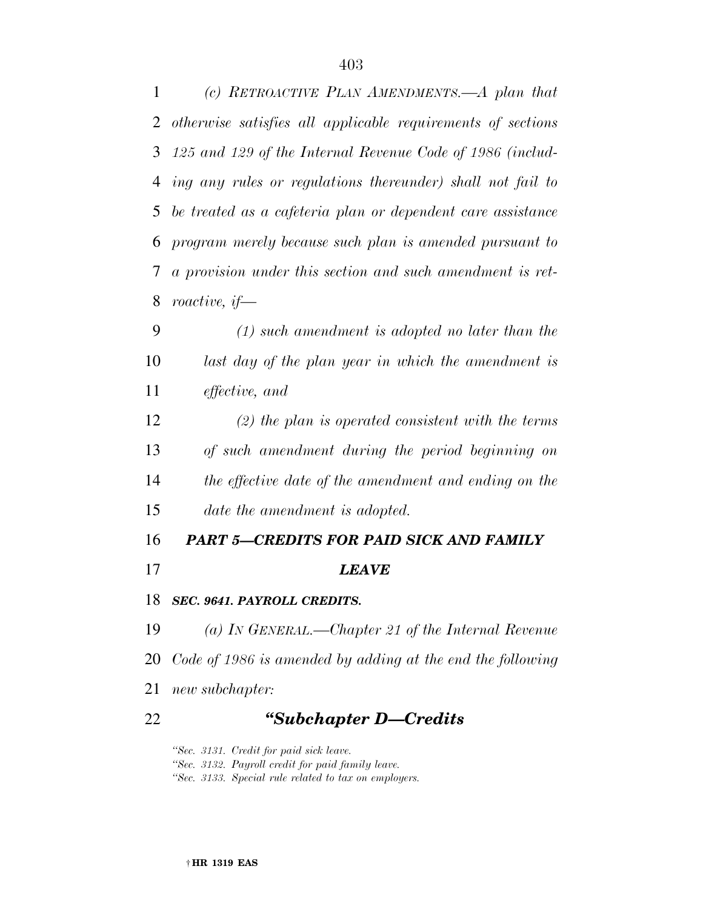*(c) RETROACTIVE PLAN AMENDMENTS.—A plan that otherwise satisfies all applicable requirements of sections 125 and 129 of the Internal Revenue Code of 1986 (including any rules or regulations thereunder) shall not fail to be treated as a cafeteria plan or dependent care assistance program merely because such plan is amended pursuant to a provision under this section and such amendment is retroactive, if—*

*(1) such amendment is adopted no later than the last day of the plan year in which the amendment is effective, and*

*(2) the plan is operated consistent with the terms of such amendment during the period beginning on the effective date of the amendment and ending on the date the amendment is adopted.*

## *PART 5—CREDITS FOR PAID SICK AND FAMILY LEAVE*

### *SEC. 9641. PAYROLL CREDITS.*

*(a) IN GENERAL.—Chapter 21 of the Internal Revenue Code of 1986 is amended by adding at the end the following new subchapter:*

## *"Subchapter D—Credits*

*"Sec. 3131. Credit for paid sick leave.*
*"Sec. 3132. Payroll credit for paid family leave.*
*"Sec. 3133. Special rule related to tax on employers.*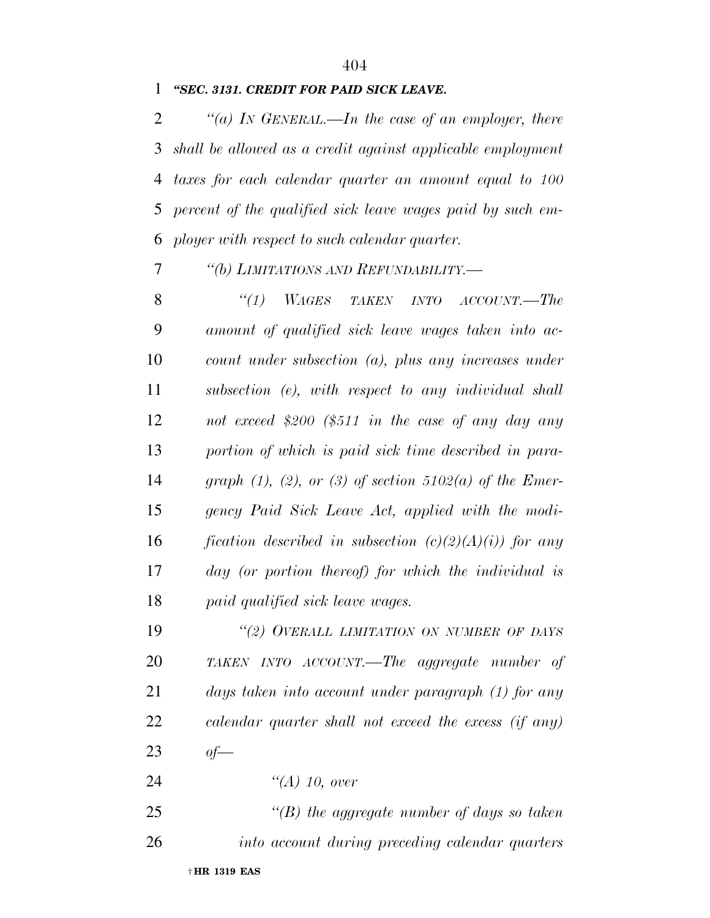*"SEC. 3131. CREDIT FOR PAID SICK LEAVE.*

*"(a) IN GENERAL.—In the case of an employer, there shall be allowed as a credit against applicable employment taxes for each calendar quarter an amount equal to 100 percent of the qualified sick leave wages paid by such employer with respect to such calendar quarter.*

*"(b) LIMITATIONS AND REFUNDABILITY.—*

*"(1) WAGES TAKEN INTO ACCOUNT.—The amount of qualified sick leave wages taken into account under subsection (a), plus any increases under subsection (e), with respect to any individual shall not exceed $200 ($511 in the case of any day any portion of which is paid sick time described in paragraph (1), (2), or (3) of section 5102(a) of the Emergency Paid Sick Leave Act, applied with the modification described in subsection (c)(2)(A)(i)) for any day (or portion thereof) for which the individual is paid qualified sick leave wages.*

*"(2) OVERALL LIMITATION ON NUMBER OF DAYS TAKEN INTO ACCOUNT.—The aggregate number of days taken into account under paragraph (1) for any calendar quarter shall not exceed the excess (if any) of—*

*"(A) 10, over*

*"(B) the aggregate number of days so taken into account during preceding calendar quarters*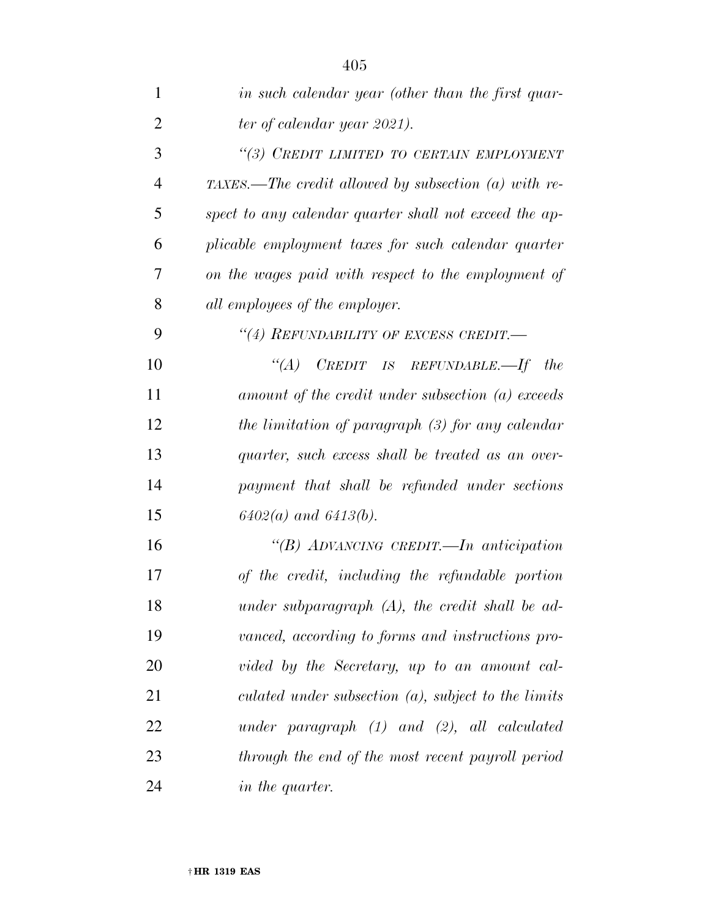*in such calendar year (other than the first quarter of calendar year 2021).*

*“(3) CREDIT LIMITED TO CERTAIN EMPLOYMENT TAXES.—The credit allowed by subsection (a) with respect to any calendar quarter shall not exceed the applicable employment taxes for such calendar quarter on the wages paid with respect to the employment of all employees of the employer.*

*“(4) REFUNDABILITY OF EXCESS CREDIT.—*

*“(A) CREDIT IS REFUNDABLE.—If the amount of the credit under subsection (a) exceeds the limitation of paragraph (3) for any calendar quarter, such excess shall be treated as an overpayment that shall be refunded under sections 6402(a) and 6413(b).*

*“(B) ADVANCING CREDIT.—In anticipation of the credit, including the refundable portion under subparagraph (A), the credit shall be advanced, according to forms and instructions provided by the Secretary, up to an amount calculated under subsection (a), subject to the limits under paragraph (1) and (2), all calculated through the end of the most recent payroll period in the quarter.*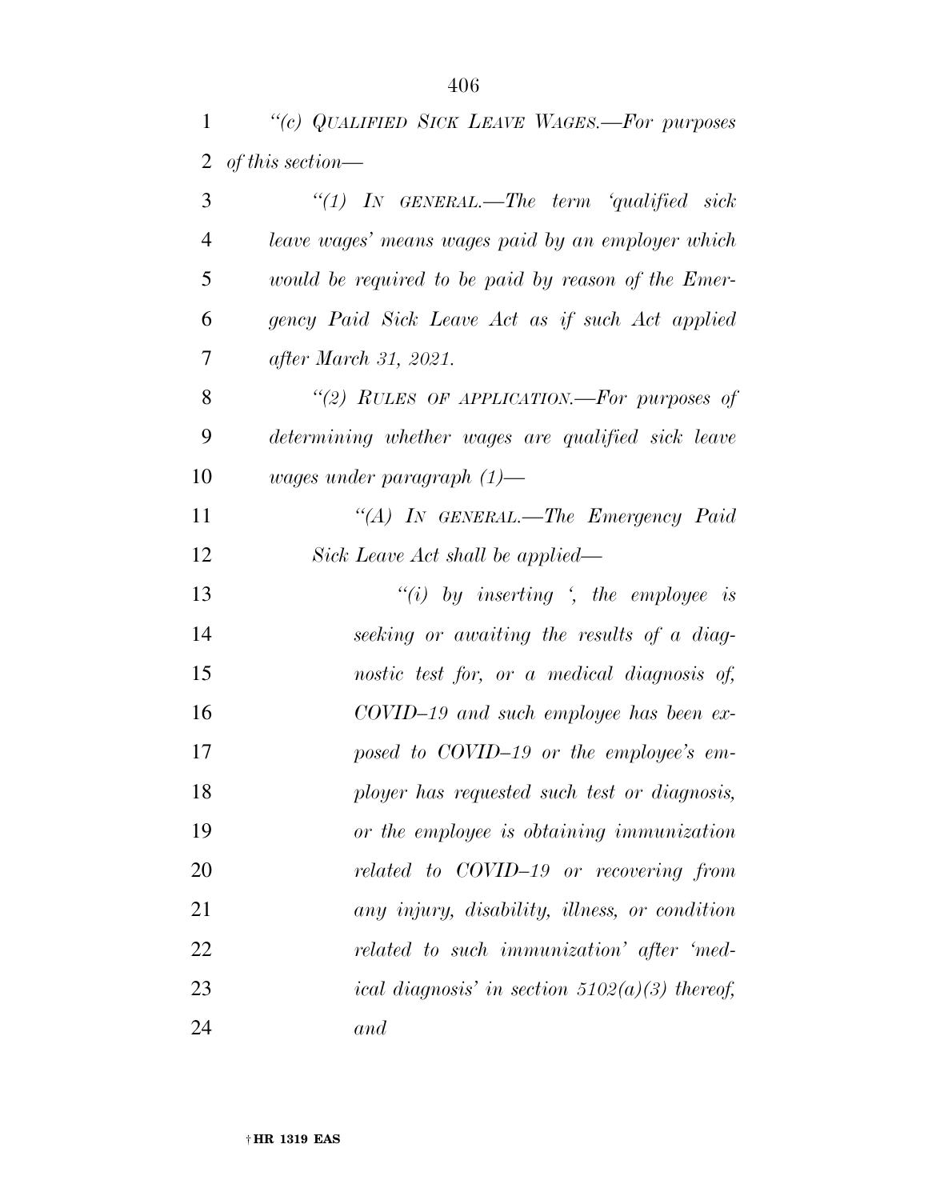*"(c) QUALIFIED SICK LEAVE WAGES.—For purposes of this section—*

*"(1) IN GENERAL.—The term 'qualified sick leave wages' means wages paid by an employer which would be required to be paid by reason of the Emergency Paid Sick Leave Act as if such Act applied after March 31, 2021.*

*"(2) RULES OF APPLICATION.—For purposes of determining whether wages are qualified sick leave wages under paragraph (1)—*

*"(A) IN GENERAL.—The Emergency Paid Sick Leave Act shall be applied—*

*"(i) by inserting ', the employee is seeking or awaiting the results of a diagnostic test for, or a medical diagnosis of, COVID–19 and such employee has been exposed to COVID–19 or the employee's employer has requested such test or diagnosis, or the employee is obtaining immunization related to COVID–19 or recovering from any injury, disability, illness, or condition related to such immunization' after 'medical diagnosis' in section 5102(a)(3) thereof, and*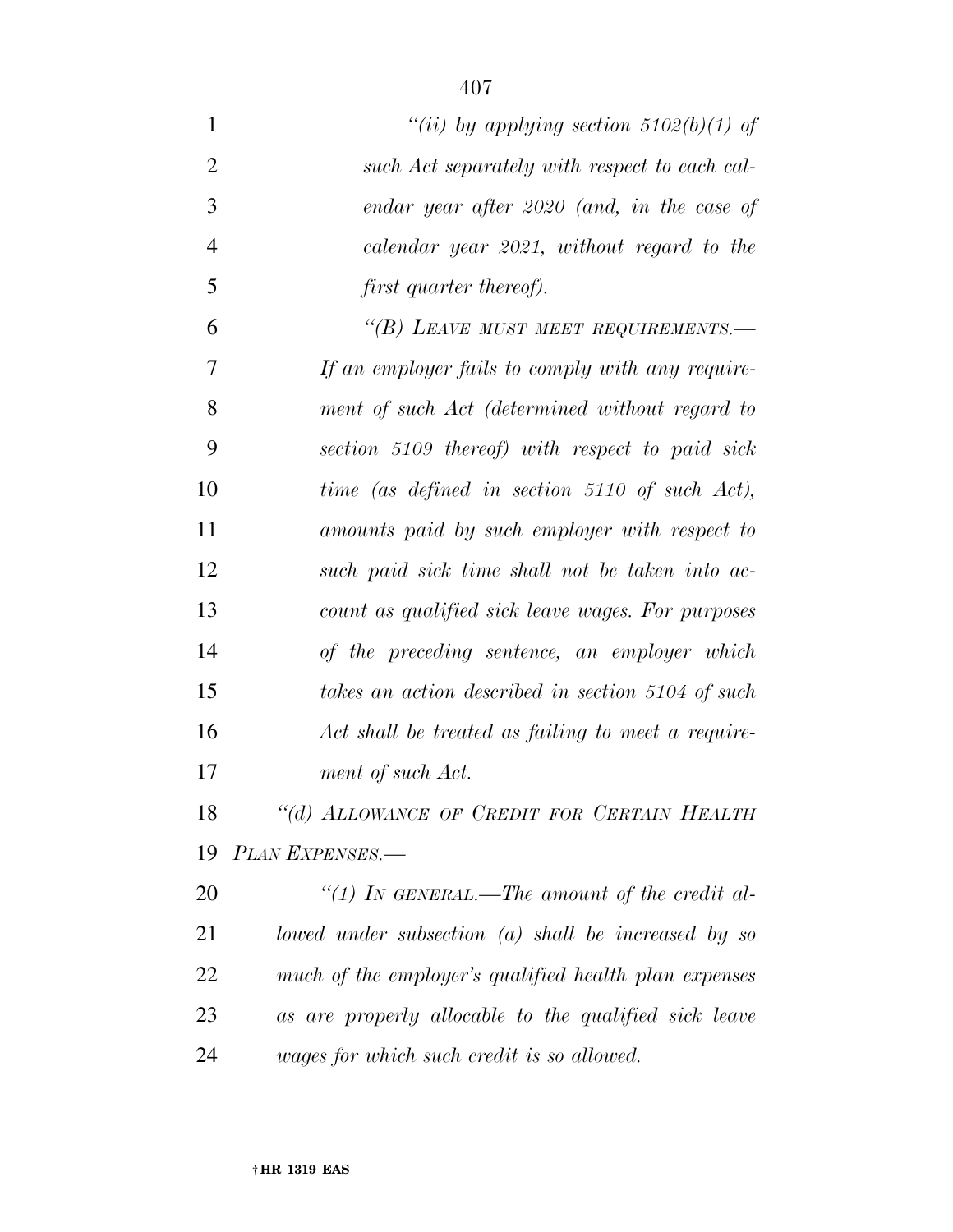*"(ii) by applying section 5102(b)(1) of such Act separately with respect to each calendar year after 2020 (and, in the case of calendar year 2021, without regard to the first quarter thereof).*

*"(B) LEAVE MUST MEET REQUIREMENTS.—If an employer fails to comply with any requirement of such Act (determined without regard to section 5109 thereof) with respect to paid sick time (as defined in section 5110 of such Act), amounts paid by such employer with respect to such paid sick time shall not be taken into account as qualified sick leave wages. For purposes of the preceding sentence, an employer which takes an action described in section 5104 of such Act shall be treated as failing to meet a requirement of such Act.*

*"(d) ALLOWANCE OF CREDIT FOR CERTAIN HEALTH PLAN EXPENSES.—*

*"(1) IN GENERAL.—The amount of the credit allowed under subsection (a) shall be increased by so much of the employer's qualified health plan expenses as are properly allocable to the qualified sick leave wages for which such credit is so allowed.*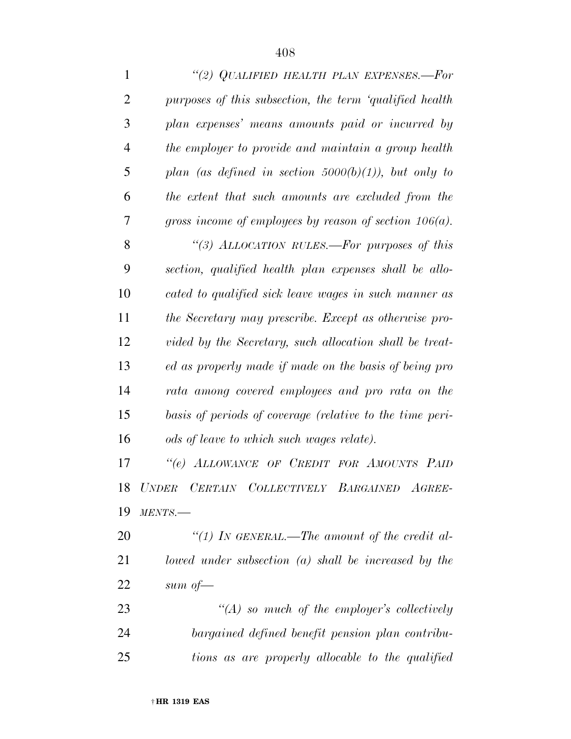*"(2) QUALIFIED HEALTH PLAN EXPENSES.—For purposes of this subsection, the term 'qualified health plan expenses' means amounts paid or incurred by the employer to provide and maintain a group health plan (as defined in section 5000(b)(1)), but only to the extent that such amounts are excluded from the gross income of employees by reason of section 106(a).*

*"(3) ALLOCATION RULES.—For purposes of this section, qualified health plan expenses shall be allocated to qualified sick leave wages in such manner as the Secretary may prescribe. Except as otherwise provided by the Secretary, such allocation shall be treated as properly made if made on the basis of being pro rata among covered employees and pro rata on the basis of periods of coverage (relative to the time periods of leave to which such wages relate).*

*"(e) ALLOWANCE OF CREDIT FOR AMOUNTS PAID UNDER CERTAIN COLLECTIVELY BARGAINED AGREEMENTS.—*

*"(1) IN GENERAL.—The amount of the credit allowed under subsection (a) shall be increased by the sum of—*

*"(A) so much of the employer's collectively bargained defined benefit pension plan contributions as are properly allocable to the qualified*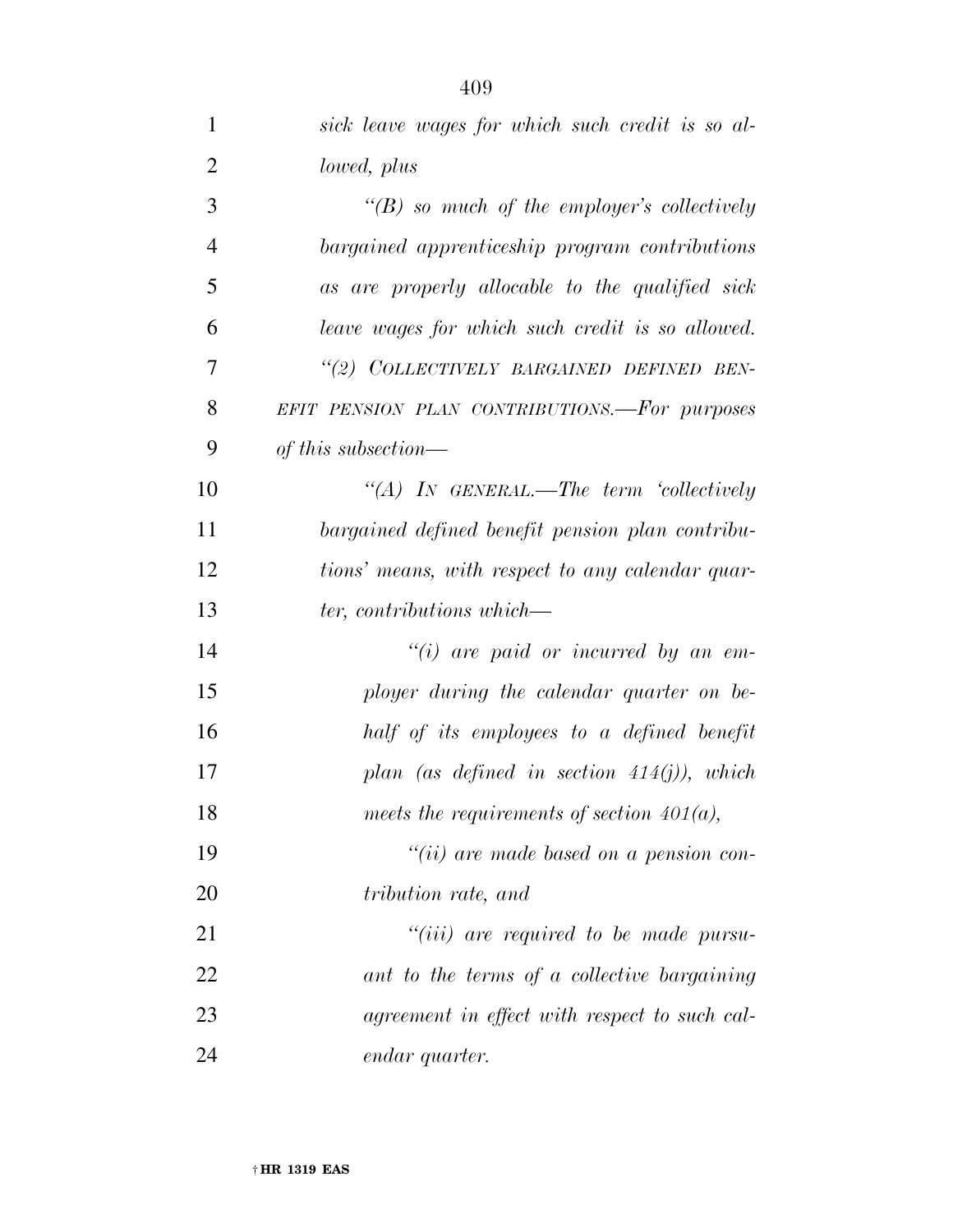*sick leave wages for which such credit is so allowed, plus*

*"(B) so much of the employer's collectively bargained apprenticeship program contributions as are properly allocable to the qualified sick leave wages for which such credit is so allowed.*

*"(2) COLLECTIVELY BARGAINED DEFINED BENEFIT PENSION PLAN CONTRIBUTIONS.—For purposes of this subsection—*

*"(A) IN GENERAL.—The term 'collectively bargained defined benefit pension plan contributions' means, with respect to any calendar quarter, contributions which—*

*"(i) are paid or incurred by an employer during the calendar quarter on behalf of its employees to a defined benefit plan (as defined in section 414(j)), which meets the requirements of section 401(a),*

*"(ii) are made based on a pension contribution rate, and*

*"(iii) are required to be made pursuant to the terms of a collective bargaining agreement in effect with respect to such calendar quarter.*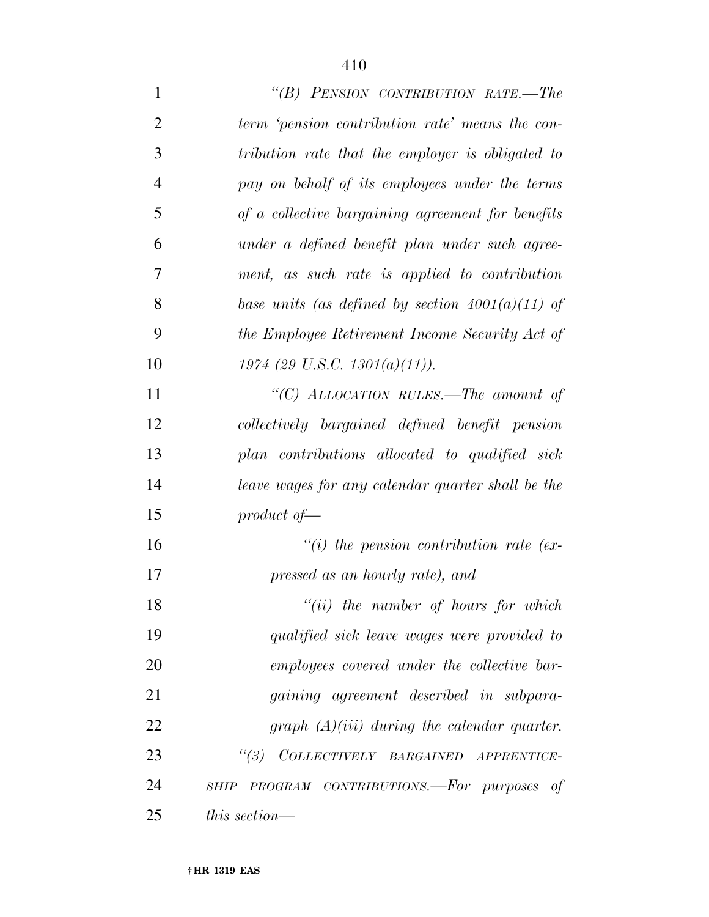*"(B) PENSION CONTRIBUTION RATE.—The term 'pension contribution rate' means the contribution rate that the employer is obligated to pay on behalf of its employees under the terms of a collective bargaining agreement for benefits under a defined benefit plan under such agreement, as such rate is applied to contribution base units (as defined by section 4001(a)(11) of the Employee Retirement Income Security Act of 1974 (29 U.S.C. 1301(a)(11)).*

*"(C) ALLOCATION RULES.—The amount of collectively bargained defined benefit pension plan contributions allocated to qualified sick leave wages for any calendar quarter shall be the product of—*

*"(i) the pension contribution rate (expressed as an hourly rate), and*

*"(ii) the number of hours for which qualified sick leave wages were provided to employees covered under the collective bargaining agreement described in subparagraph (A)(iii) during the calendar quarter.*

*"(3) COLLECTIVELY BARGAINED APPRENTICESHIP PROGRAM CONTRIBUTIONS.—For purposes of this section—*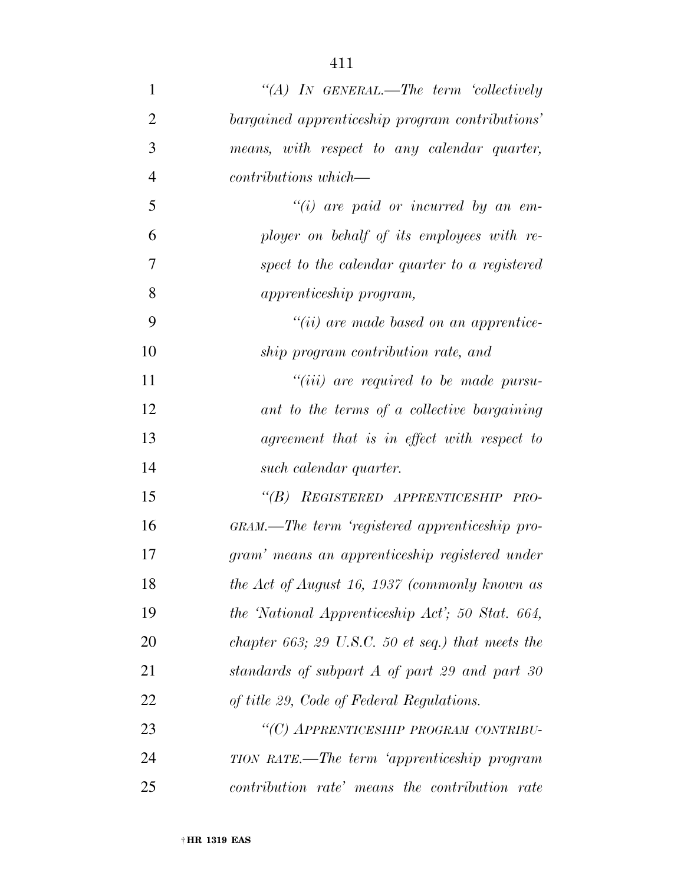*"(A) In general.—The term 'collectively bargained apprenticeship program contributions' means, with respect to any calendar quarter, contributions which—*

*"(i) are paid or incurred by an employer on behalf of its employees with respect to the calendar quarter to a registered apprenticeship program,*

*"(ii) are made based on an apprenticeship program contribution rate, and*

*"(iii) are required to be made pursuant to the terms of a collective bargaining agreement that is in effect with respect to such calendar quarter.*

*"(B) Registered apprenticeship program.—The term 'registered apprenticeship program' means an apprenticeship registered under the Act of August 16, 1937 (commonly known as the 'National Apprenticeship Act'; 50 Stat. 664, chapter 663; 29 U.S.C. 50 et seq.) that meets the standards of subpart A of part 29 and part 30 of title 29, Code of Federal Regulations.*

*"(C) Apprenticeship program contribution rate.—The term 'apprenticeship program contribution rate' means the contribution rate*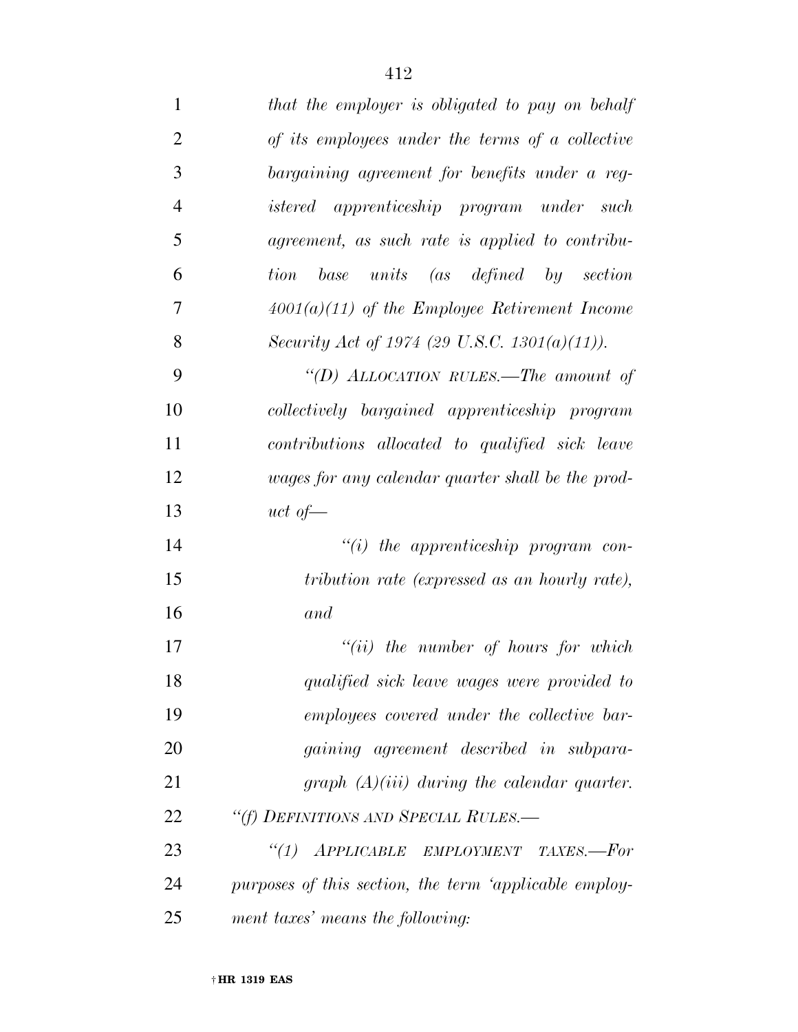*that the employer is obligated to pay on behalf of its employees under the terms of a collective bargaining agreement for benefits under a registered apprenticeship program under such agreement, as such rate is applied to contribution base units (as defined by section 4001(a)(11) of the Employee Retirement Income Security Act of 1974 (29 U.S.C. 1301(a)(11)).*

*"(D) ALLOCATION RULES.—The amount of collectively bargained apprenticeship program contributions allocated to qualified sick leave wages for any calendar quarter shall be the product of—*

*"(i) the apprenticeship program contribution rate (expressed as an hourly rate), and*

*"(ii) the number of hours for which qualified sick leave wages were provided to employees covered under the collective bargaining agreement described in subparagraph (A)(iii) during the calendar quarter.*

*"(f) DEFINITIONS AND SPECIAL RULES.—*

*"(1) APPLICABLE EMPLOYMENT TAXES.—For purposes of this section, the term 'applicable employment taxes' means the following:*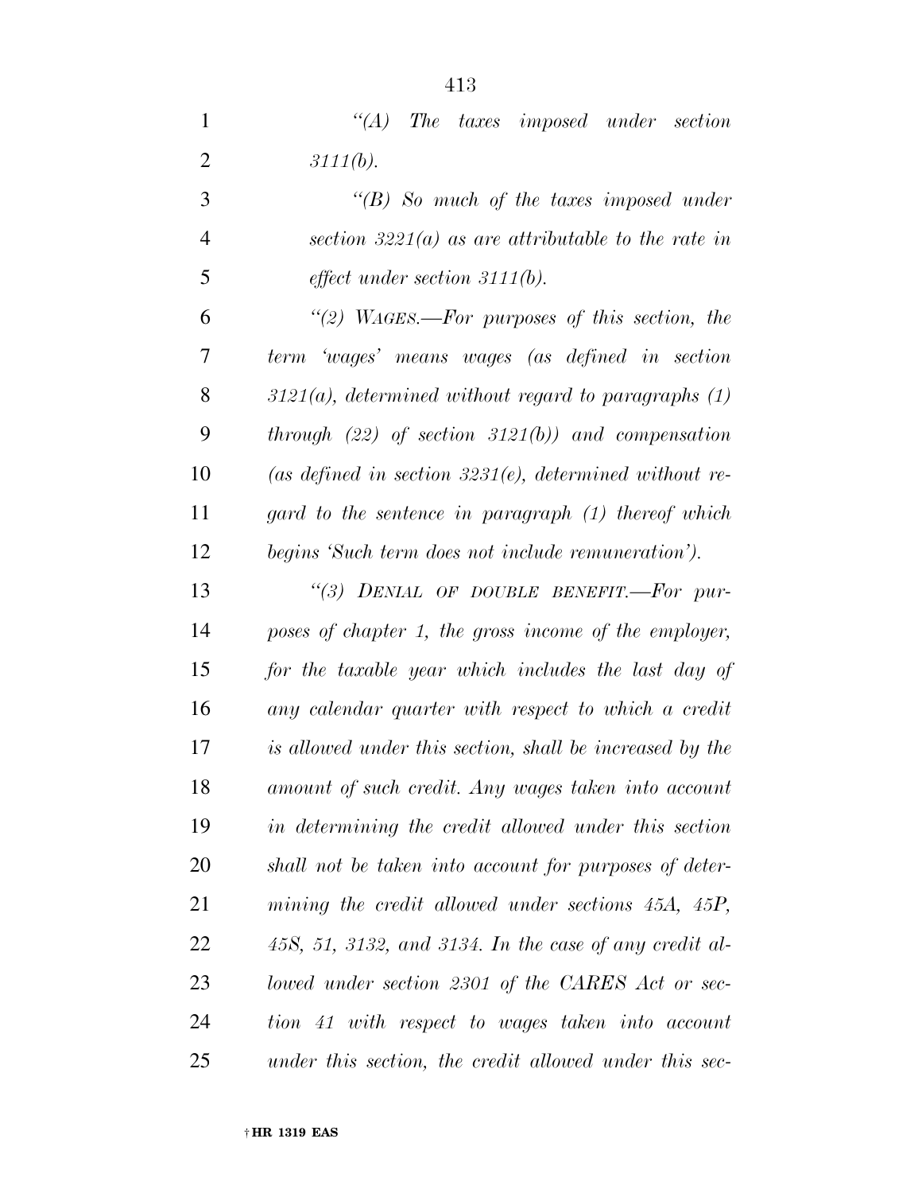*"(A) The taxes imposed under section 3111(b).*

*"(B) So much of the taxes imposed under section 3221(a) as are attributable to the rate in effect under section 3111(b).*

*"(2) WAGES.—For purposes of this section, the term 'wages' means wages (as defined in section 3121(a), determined without regard to paragraphs (1) through (22) of section 3121(b)) and compensation (as defined in section 3231(e), determined without regard to the sentence in paragraph (1) thereof which begins 'Such term does not include remuneration').*

*"(3) DENIAL OF DOUBLE BENEFIT.—For purposes of chapter 1, the gross income of the employer, for the taxable year which includes the last day of any calendar quarter with respect to which a credit is allowed under this section, shall be increased by the amount of such credit. Any wages taken into account in determining the credit allowed under this section shall not be taken into account for purposes of determining the credit allowed under sections 45A, 45P, 45S, 51, 3132, and 3134. In the case of any credit allowed under section 2301 of the CARES Act or section 41 with respect to wages taken into account under this section, the credit allowed under this sec-*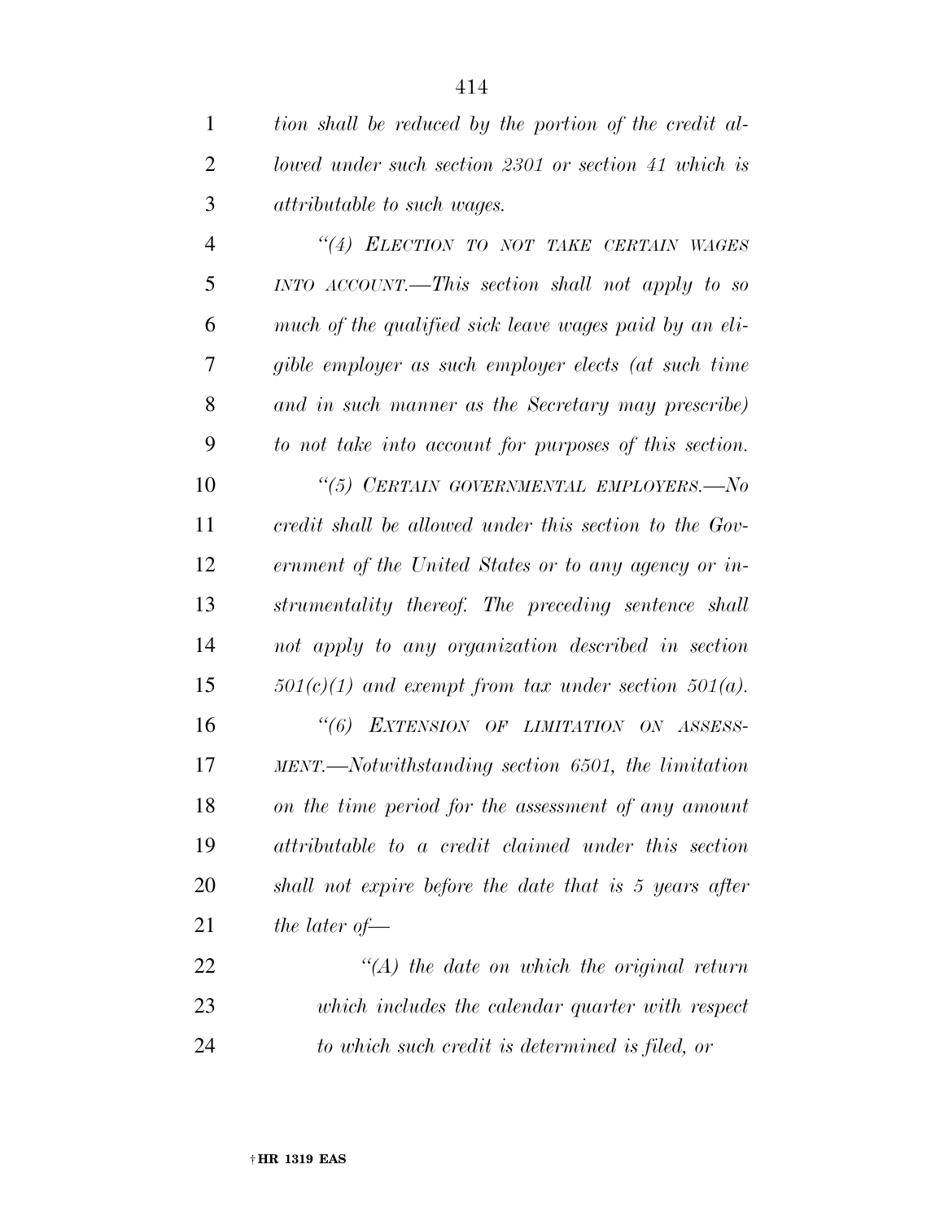*tion shall be reduced by the portion of the credit allowed under such section 2301 or section 41 which is attributable to such wages.*

*"(4) ELECTION TO NOT TAKE CERTAIN WAGES INTO ACCOUNT.—This section shall not apply to so much of the qualified sick leave wages paid by an eligible employer as such employer elects (at such time and in such manner as the Secretary may prescribe) to not take into account for purposes of this section.*

*"(5) CERTAIN GOVERNMENTAL EMPLOYERS.—No credit shall be allowed under this section to the Government of the United States or to any agency or instrumentality thereof. The preceding sentence shall not apply to any organization described in section 501(c)(1) and exempt from tax under section 501(a).*

*"(6) EXTENSION OF LIMITATION ON ASSESSMENT.—Notwithstanding section 6501, the limitation on the time period for the assessment of any amount attributable to a credit claimed under this section shall not expire before the date that is 5 years after the later of—*

*"(A) the date on which the original return which includes the calendar quarter with respect to which such credit is determined is filed, or*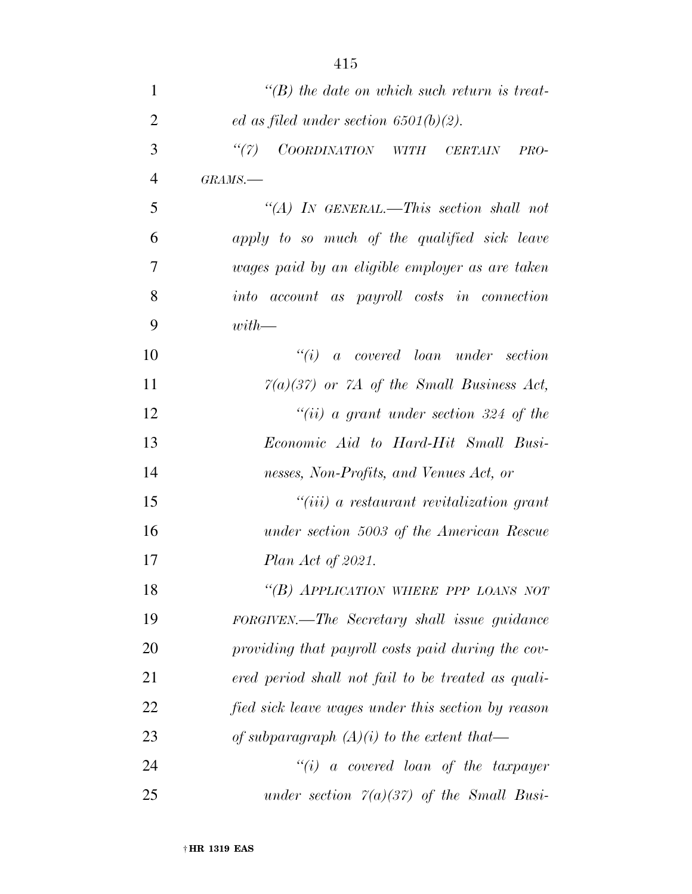*"(B) the date on which such return is treated as filed under section 6501(b)(2).*

*"(7) COORDINATION WITH CERTAIN PROGRAMS.—*

*"(A) IN GENERAL.—This section shall not apply to so much of the qualified sick leave wages paid by an eligible employer as are taken into account as payroll costs in connection with—*

*"(i) a covered loan under section 7(a)(37) or 7A of the Small Business Act,*

*"(ii) a grant under section 324 of the Economic Aid to Hard-Hit Small Businesses, Non-Profits, and Venues Act, or*

*"(iii) a restaurant revitalization grant under section 5003 of the American Rescue Plan Act of 2021.*

*"(B) APPLICATION WHERE PPP LOANS NOT FORGIVEN.—The Secretary shall issue guidance providing that payroll costs paid during the covered period shall not fail to be treated as qualified sick leave wages under this section by reason of subparagraph (A)(i) to the extent that—*

*"(i) a covered loan of the taxpayer under section 7(a)(37) of the Small Busi-*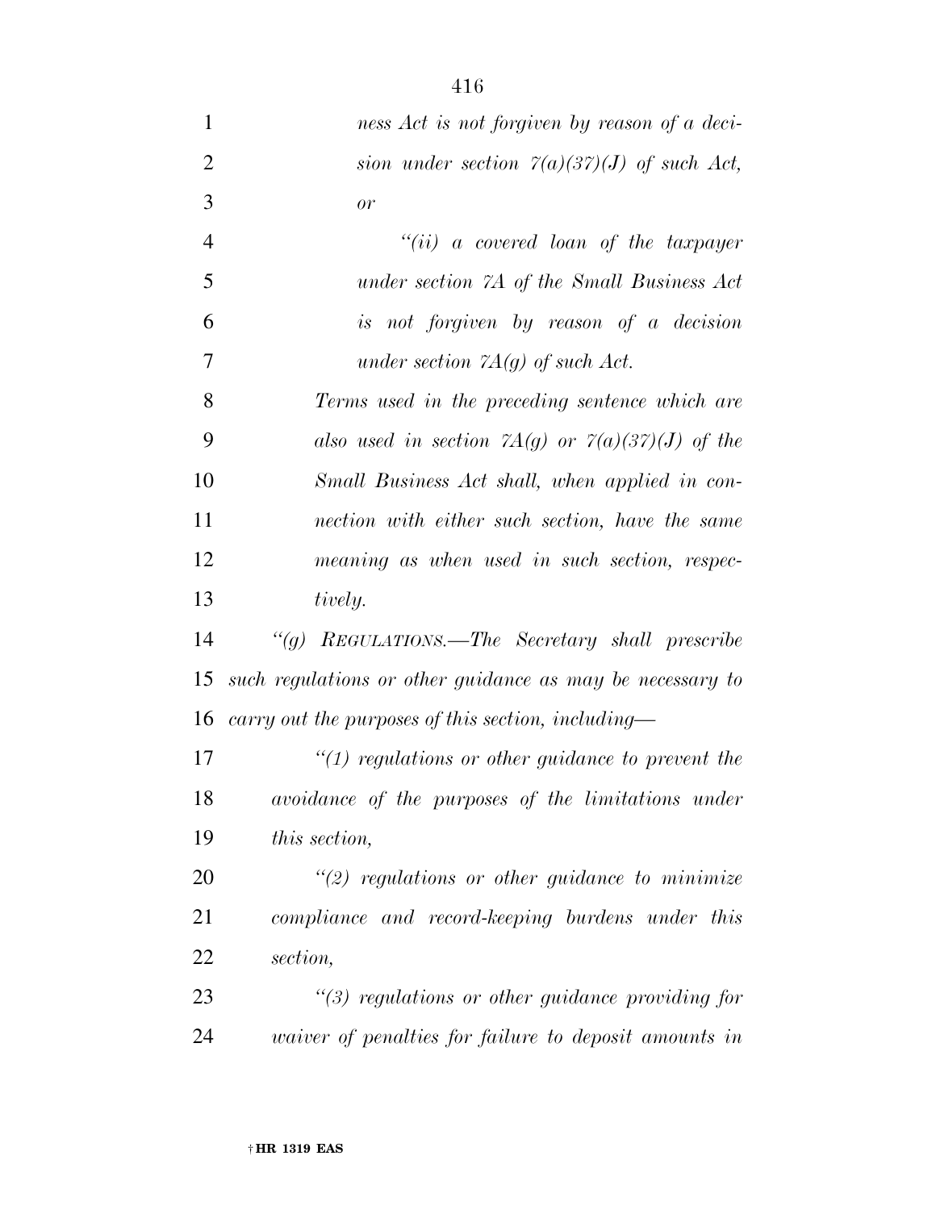*ness Act is not forgiven by reason of a decision under section 7(a)(37)(J) of such Act, or*

*"(ii) a covered loan of the taxpayer under section 7A of the Small Business Act is not forgiven by reason of a decision under section 7A(g) of such Act.*

*Terms used in the preceding sentence which are also used in section 7A(g) or 7(a)(37)(J) of the Small Business Act shall, when applied in connection with either such section, have the same meaning as when used in such section, respectively.*

*"(g) REGULATIONS.—The Secretary shall prescribe such regulations or other guidance as may be necessary to carry out the purposes of this section, including—*

*"(1) regulations or other guidance to prevent the avoidance of the purposes of the limitations under this section,*

*"(2) regulations or other guidance to minimize compliance and record-keeping burdens under this section,*

*"(3) regulations or other guidance providing for waiver of penalties for failure to deposit amounts in*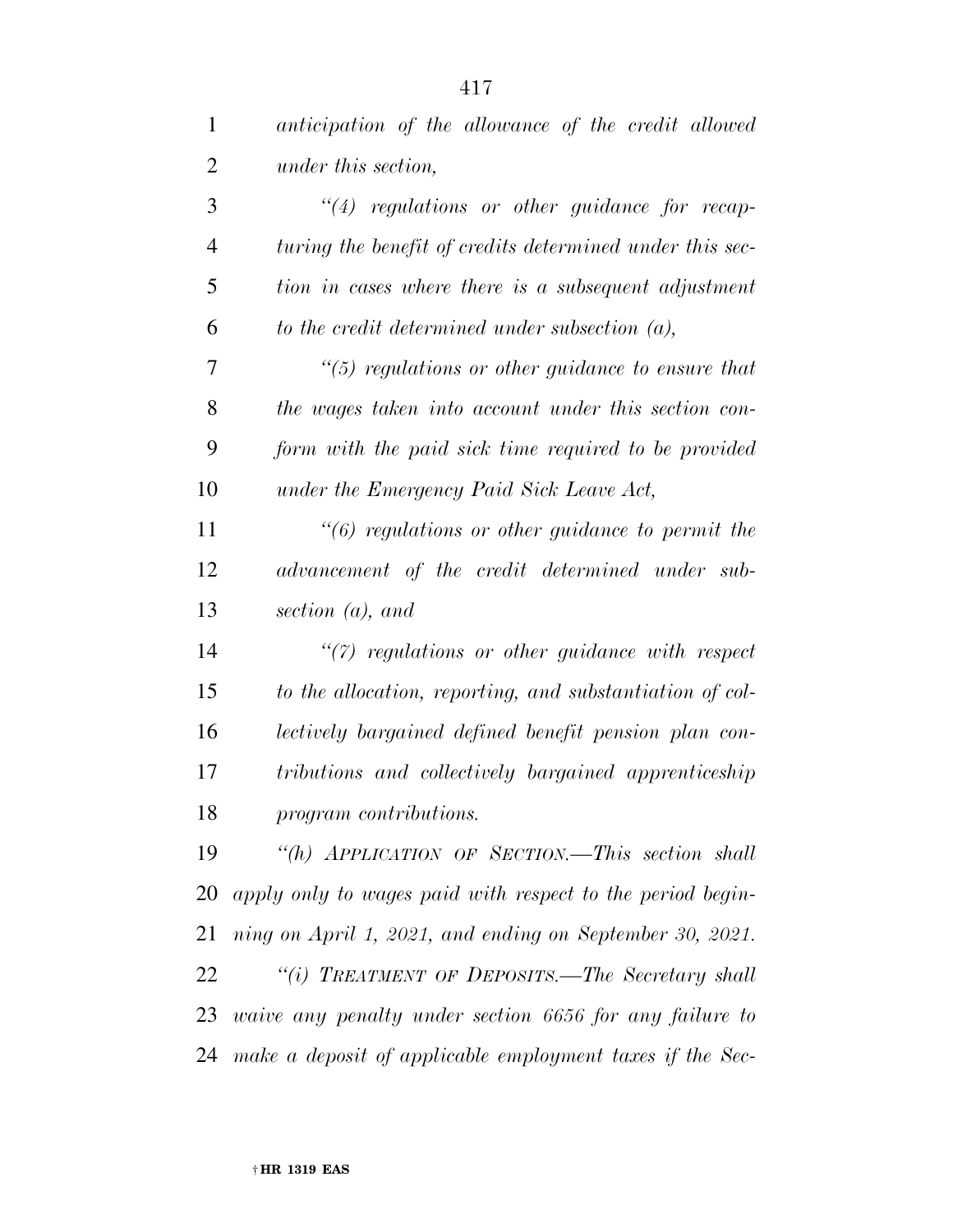*anticipation of the allowance of the credit allowed under this section,*

*"(4) regulations or other guidance for recapturing the benefit of credits determined under this section in cases where there is a subsequent adjustment to the credit determined under subsection (a),*

*"(5) regulations or other guidance to ensure that the wages taken into account under this section conform with the paid sick time required to be provided under the Emergency Paid Sick Leave Act,*

*"(6) regulations or other guidance to permit the advancement of the credit determined under subsection (a), and*

*"(7) regulations or other guidance with respect to the allocation, reporting, and substantiation of collectively bargained defined benefit pension plan contributions and collectively bargained apprenticeship program contributions.*

*"(h) APPLICATION OF SECTION.—This section shall apply only to wages paid with respect to the period beginning on April 1, 2021, and ending on September 30, 2021.*

*"(i) TREATMENT OF DEPOSITS.—The Secretary shall waive any penalty under section 6656 for any failure to make a deposit of applicable employment taxes if the Sec-*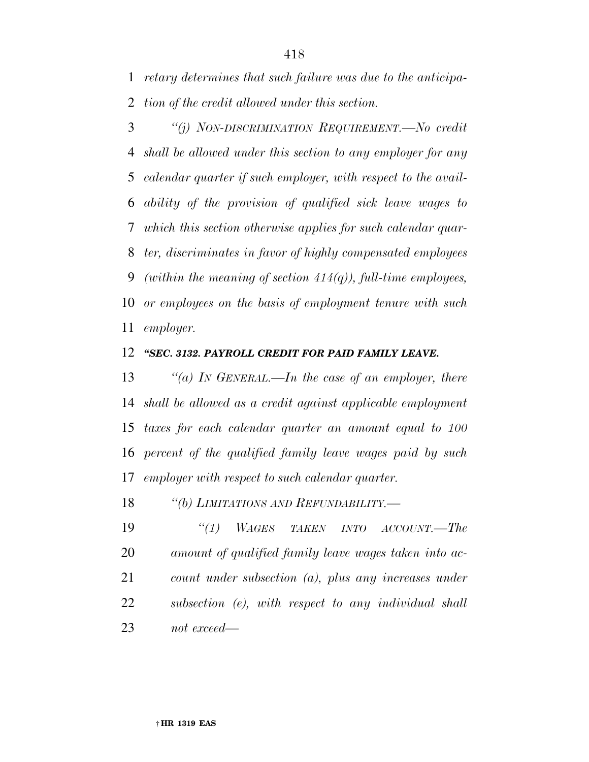*retary determines that such failure was due to the anticipation of the credit allowed under this section.*

*''(j) NON-DISCRIMINATION REQUIREMENT.—No credit shall be allowed under this section to any employer for any calendar quarter if such employer, with respect to the availability of the provision of qualified sick leave wages to which this section otherwise applies for such calendar quarter, discriminates in favor of highly compensated employees (within the meaning of section 414(q)), full-time employees, or employees on the basis of employment tenure with such employer.*

***''SEC. 3132. PAYROLL CREDIT FOR PAID FAMILY LEAVE.***

*''(a) IN GENERAL.—In the case of an employer, there shall be allowed as a credit against applicable employment taxes for each calendar quarter an amount equal to 100 percent of the qualified family leave wages paid by such employer with respect to such calendar quarter.*

*''(b) LIMITATIONS AND REFUNDABILITY.—*

*''(1) WAGES TAKEN INTO ACCOUNT.—The amount of qualified family leave wages taken into account under subsection (a), plus any increases under subsection (e), with respect to any individual shall not exceed—*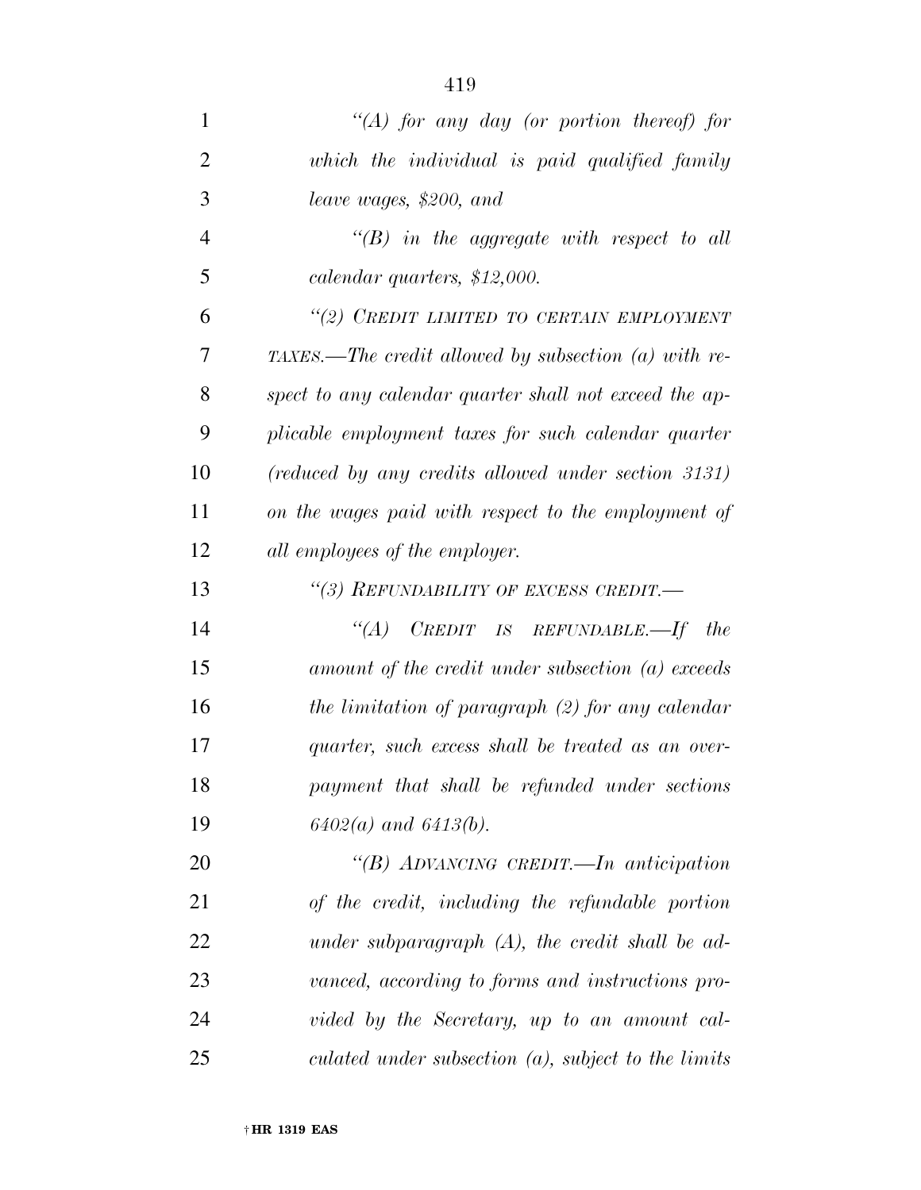*“(A) for any day (or portion thereof) for which the individual is paid qualified family leave wages, $200, and*

*“(B) in the aggregate with respect to all calendar quarters, $12,000.*

*“(2) CREDIT LIMITED TO CERTAIN EMPLOYMENT TAXES.—The credit allowed by subsection (a) with respect to any calendar quarter shall not exceed the applicable employment taxes for such calendar quarter (reduced by any credits allowed under section 3131) on the wages paid with respect to the employment of all employees of the employer.*

*“(3) REFUNDABILITY OF EXCESS CREDIT.—*

*“(A) CREDIT IS REFUNDABLE.—If the amount of the credit under subsection (a) exceeds the limitation of paragraph (2) for any calendar quarter, such excess shall be treated as an overpayment that shall be refunded under sections 6402(a) and 6413(b).*

*“(B) ADVANCING CREDIT.—In anticipation of the credit, including the refundable portion under subparagraph (A), the credit shall be advanced, according to forms and instructions provided by the Secretary, up to an amount calculated under subsection (a), subject to the limits*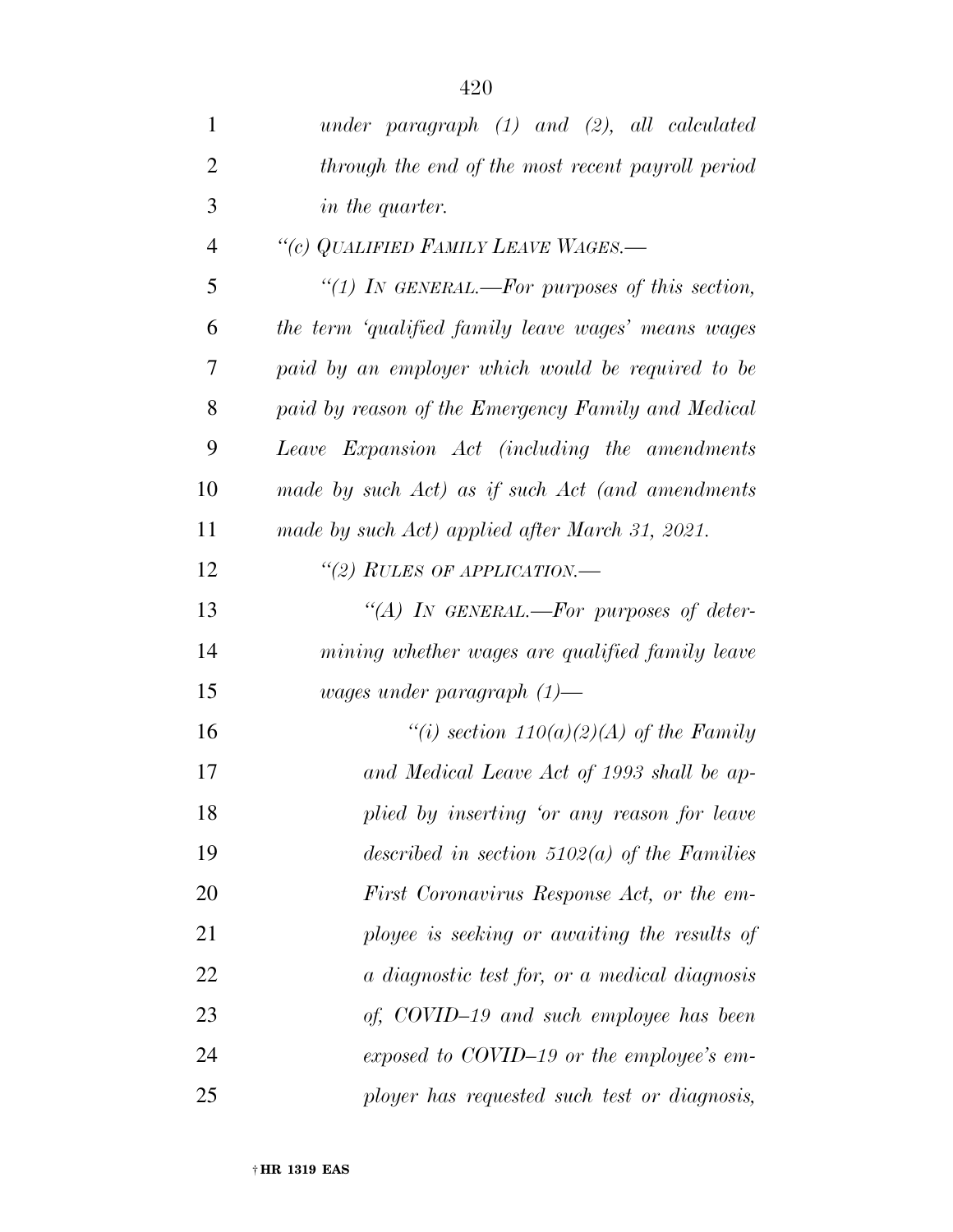*under paragraph (1) and (2), all calculated through the end of the most recent payroll period in the quarter.*

*"(c) QUALIFIED FAMILY LEAVE WAGES.—*

*"(1) IN GENERAL.—For purposes of this section, the term 'qualified family leave wages' means wages paid by an employer which would be required to be paid by reason of the Emergency Family and Medical Leave Expansion Act (including the amendments made by such Act) as if such Act (and amendments made by such Act) applied after March 31, 2021.*

*"(2) RULES OF APPLICATION.—*

*"(A) IN GENERAL.—For purposes of determining whether wages are qualified family leave wages under paragraph (1)—*

*"(i) section 110(a)(2)(A) of the Family and Medical Leave Act of 1993 shall be applied by inserting 'or any reason for leave described in section 5102(a) of the Families First Coronavirus Response Act, or the employee is seeking or awaiting the results of a diagnostic test for, or a medical diagnosis of, COVID–19 and such employee has been exposed to COVID–19 or the employee's employer has requested such test or diagnosis,*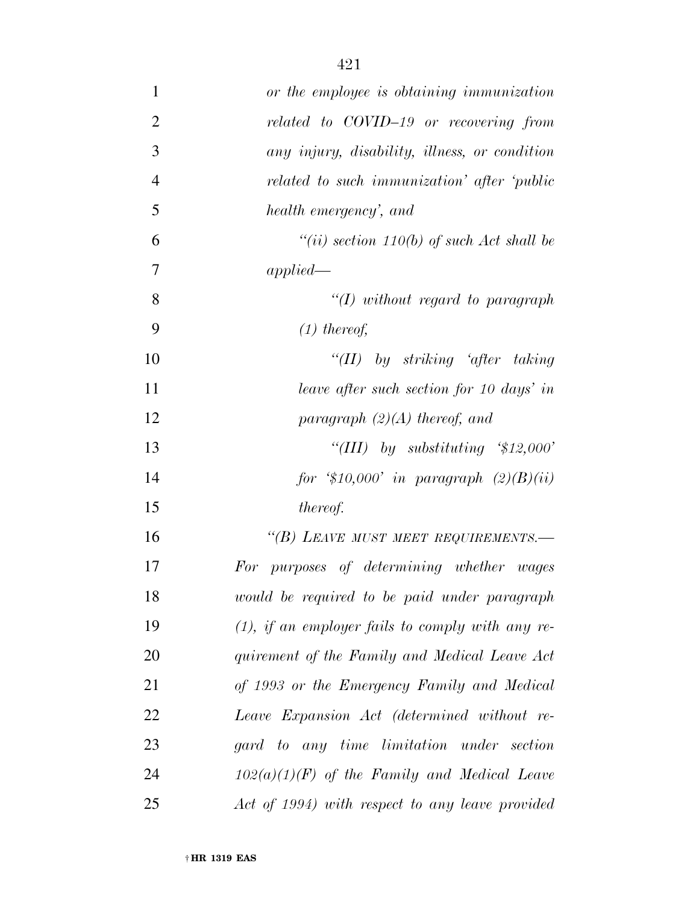*or the employee is obtaining immunization related to COVID–19 or recovering from any injury, disability, illness, or condition related to such immunization' after 'public health emergency', and*

*"(ii) section 110(b) of such Act shall be applied—*

*"(I) without regard to paragraph (1) thereof,*

*"(II) by striking 'after taking leave after such section for 10 days' in paragraph (2)(A) thereof, and*

*"(III) by substituting '$12,000' for '$10,000' in paragraph (2)(B)(ii) thereof.*

*"(B) LEAVE MUST MEET REQUIREMENTS.— For purposes of determining whether wages would be required to be paid under paragraph (1), if an employer fails to comply with any requirement of the Family and Medical Leave Act of 1993 or the Emergency Family and Medical Leave Expansion Act (determined without regard to any time limitation under section 102(a)(1)(F) of the Family and Medical Leave Act of 1994) with respect to any leave provided*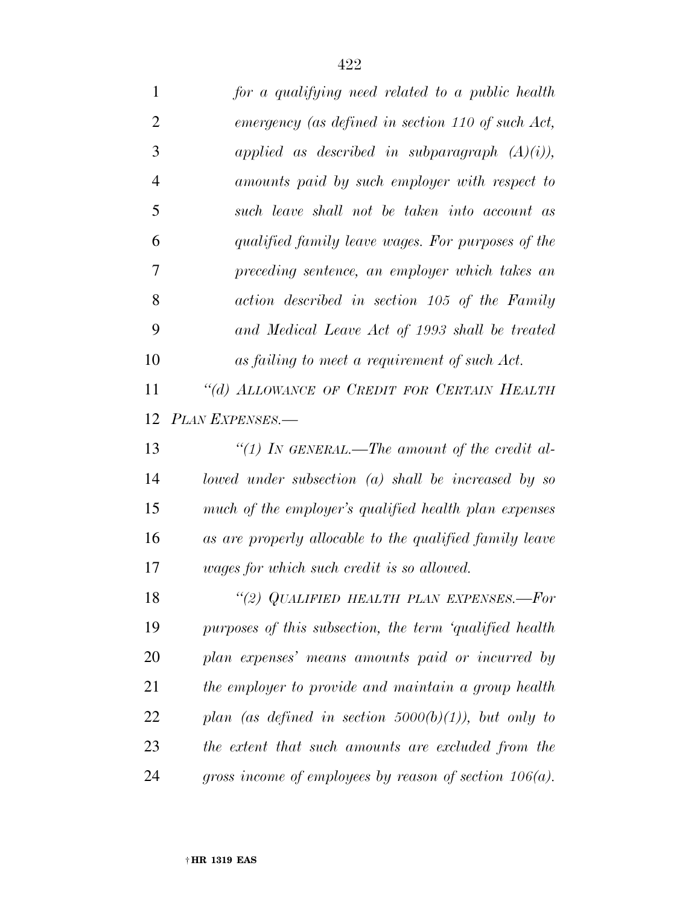*for a qualifying need related to a public health emergency (as defined in section 110 of such Act, applied as described in subparagraph (A)(i)), amounts paid by such employer with respect to such leave shall not be taken into account as qualified family leave wages. For purposes of the preceding sentence, an employer which takes an action described in section 105 of the Family and Medical Leave Act of 1993 shall be treated as failing to meet a requirement of such Act.*

*"(d) ALLOWANCE OF CREDIT FOR CERTAIN HEALTH PLAN EXPENSES.—*

*"(1) IN GENERAL.—The amount of the credit allowed under subsection (a) shall be increased by so much of the employer's qualified health plan expenses as are properly allocable to the qualified family leave wages for which such credit is so allowed.*

*"(2) QUALIFIED HEALTH PLAN EXPENSES.—For purposes of this subsection, the term 'qualified health plan expenses' means amounts paid or incurred by the employer to provide and maintain a group health plan (as defined in section 5000(b)(1)), but only to the extent that such amounts are excluded from the gross income of employees by reason of section 106(a).*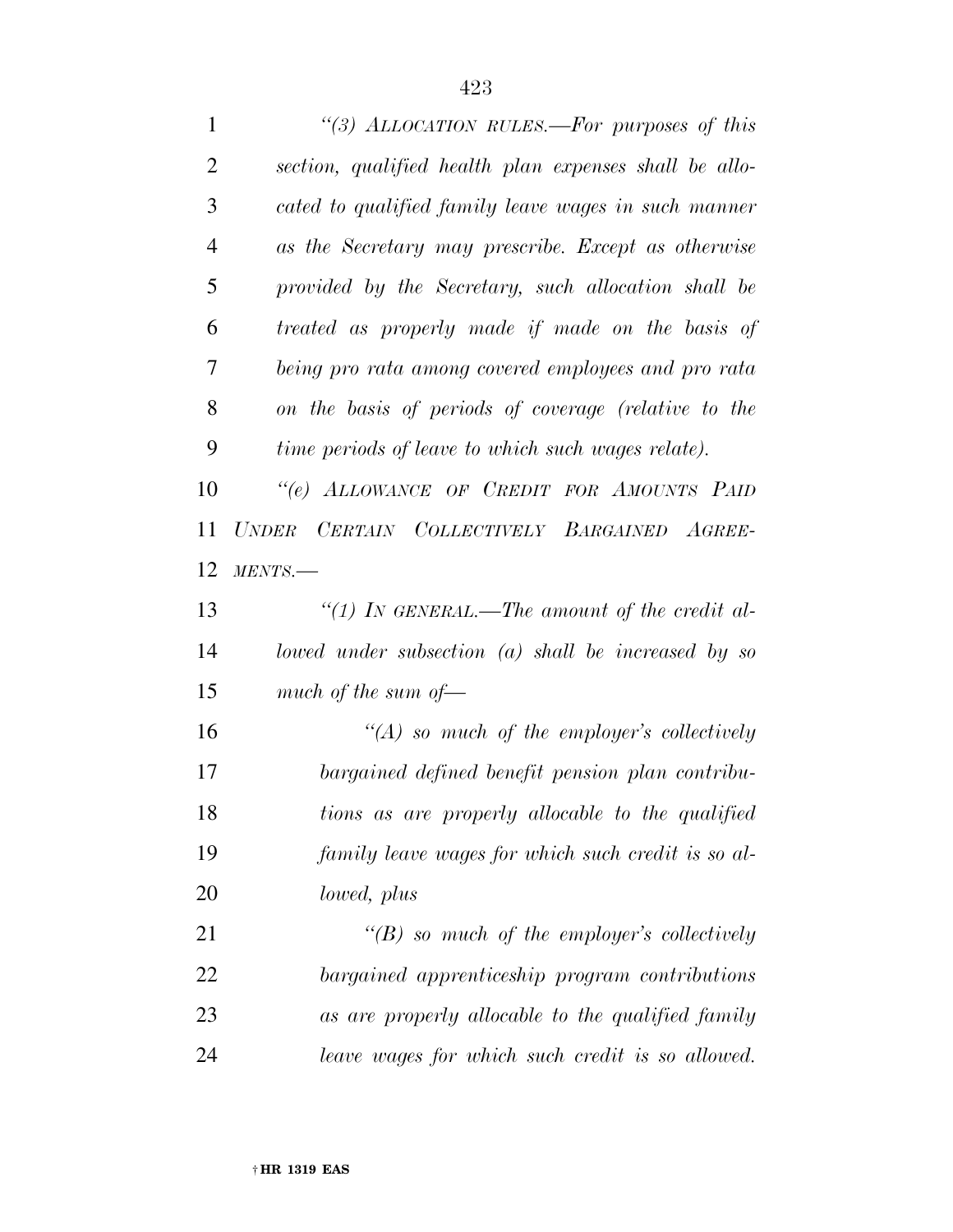*"(3) ALLOCATION RULES.—For purposes of this section, qualified health plan expenses shall be allocated to qualified family leave wages in such manner as the Secretary may prescribe. Except as otherwise provided by the Secretary, such allocation shall be treated as properly made if made on the basis of being pro rata among covered employees and pro rata on the basis of periods of coverage (relative to the time periods of leave to which such wages relate).*

*"(e) ALLOWANCE OF CREDIT FOR AMOUNTS PAID UNDER CERTAIN COLLECTIVELY BARGAINED AGREEMENTS.—*

*"(1) IN GENERAL.—The amount of the credit allowed under subsection (a) shall be increased by so much of the sum of—*

*"(A) so much of the employer's collectively bargained defined benefit pension plan contributions as are properly allocable to the qualified family leave wages for which such credit is so allowed, plus*

*"(B) so much of the employer's collectively bargained apprenticeship program contributions as are properly allocable to the qualified family leave wages for which such credit is so allowed.*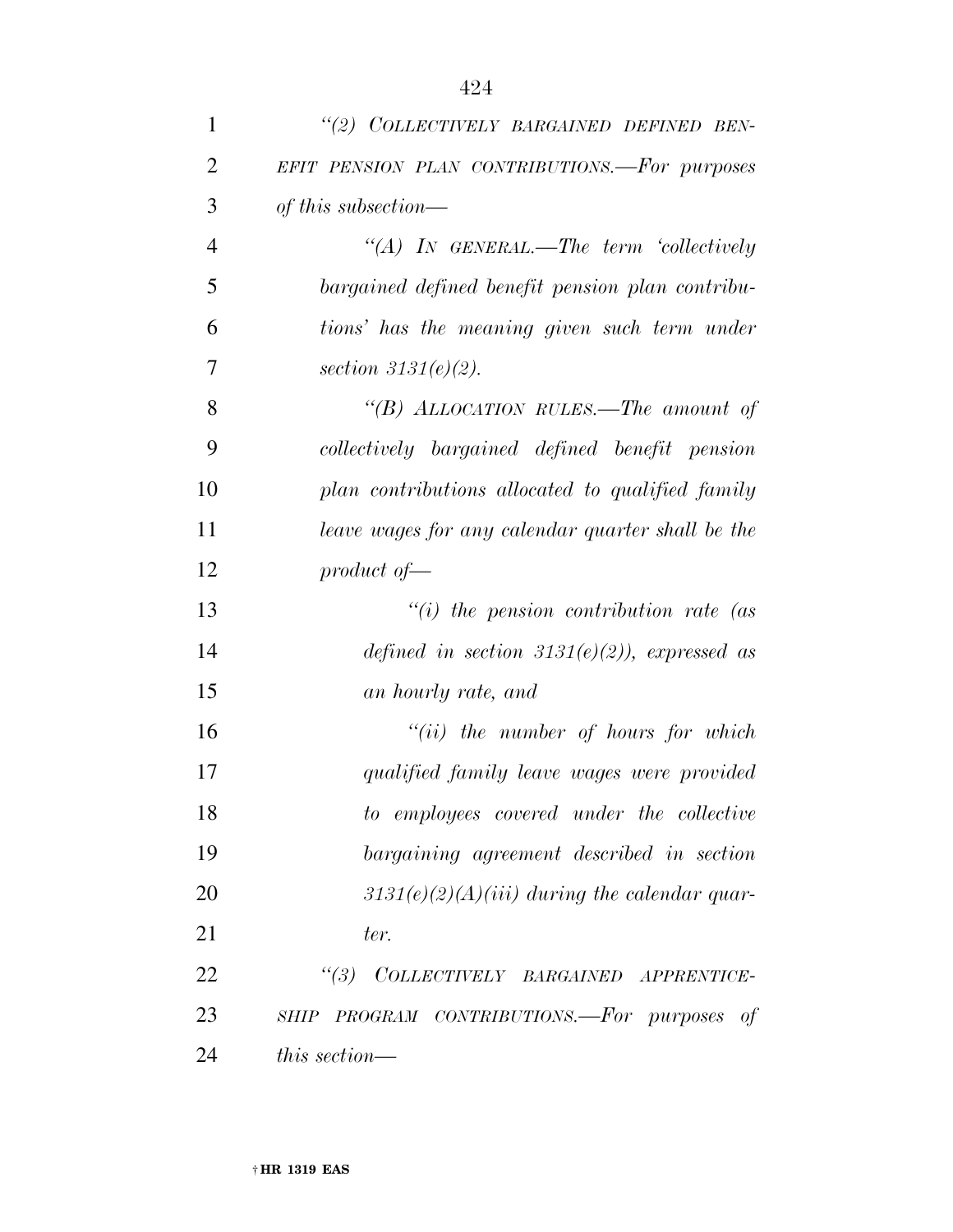*"(2) COLLECTIVELY BARGAINED DEFINED BENEFIT PENSION PLAN CONTRIBUTIONS.—For purposes of this subsection—*

*"(A) IN GENERAL.—The term 'collectively bargained defined benefit pension plan contributions' has the meaning given such term under section 3131(e)(2).*

*"(B) ALLOCATION RULES.—The amount of collectively bargained defined benefit pension plan contributions allocated to qualified family leave wages for any calendar quarter shall be the product of—*

*"(i) the pension contribution rate (as defined in section 3131(e)(2)), expressed as an hourly rate, and*

*"(ii) the number of hours for which qualified family leave wages were provided to employees covered under the collective bargaining agreement described in section 3131(e)(2)(A)(iii) during the calendar quarter.*

*"(3) COLLECTIVELY BARGAINED APPRENTICESHIP PROGRAM CONTRIBUTIONS.—For purposes of this section—*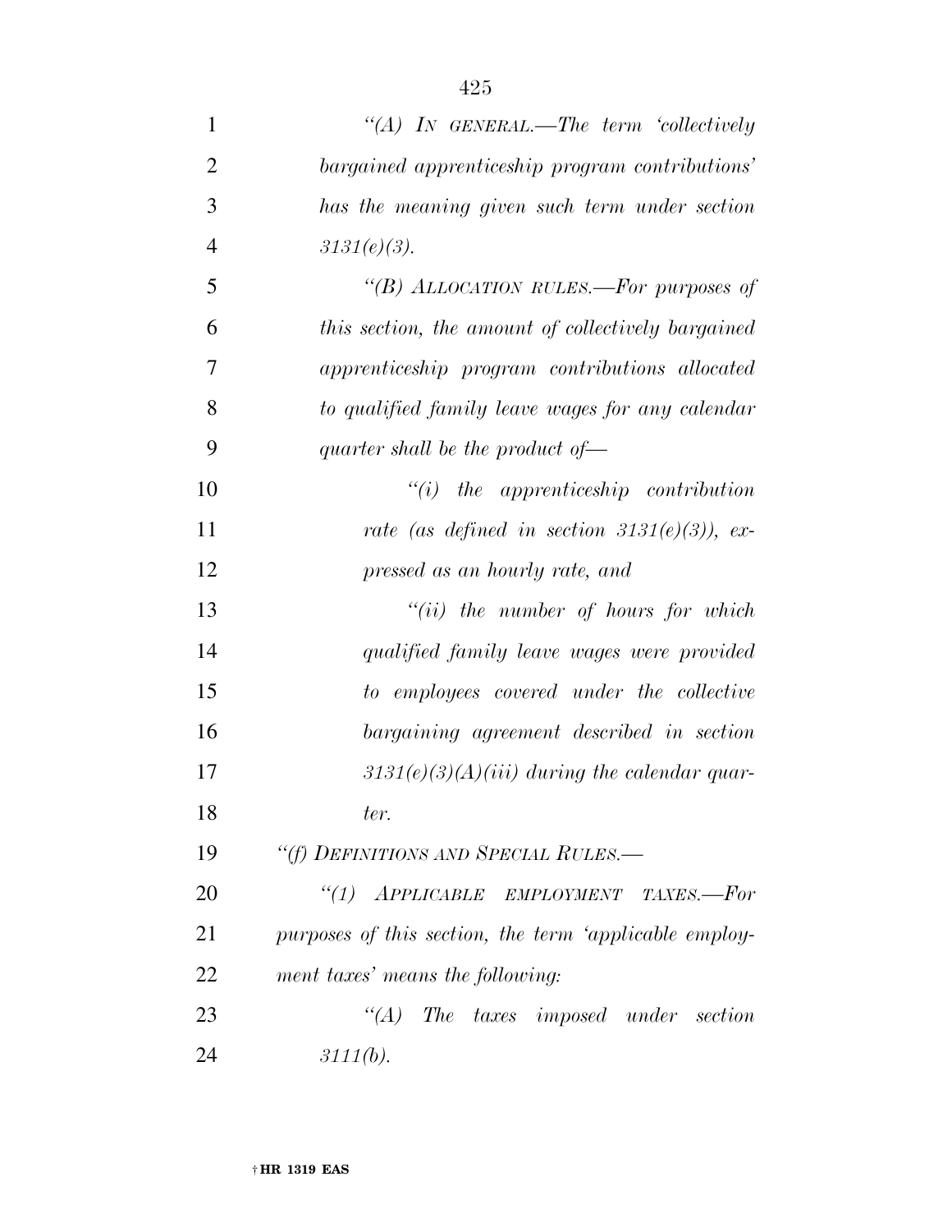*"(A) IN GENERAL.—The term 'collectively bargained apprenticeship program contributions' has the meaning given such term under section 3131(e)(3).*

*"(B) ALLOCATION RULES.—For purposes of this section, the amount of collectively bargained apprenticeship program contributions allocated to qualified family leave wages for any calendar quarter shall be the product of—*

*"(i) the apprenticeship contribution rate (as defined in section 3131(e)(3)), expressed as an hourly rate, and*

*"(ii) the number of hours for which qualified family leave wages were provided to employees covered under the collective bargaining agreement described in section 3131(e)(3)(A)(iii) during the calendar quarter.*

*"(f) DEFINITIONS AND SPECIAL RULES.—*

*"(1) APPLICABLE EMPLOYMENT TAXES.—For purposes of this section, the term 'applicable employment taxes' means the following:*

*"(A) The taxes imposed under section 3111(b).*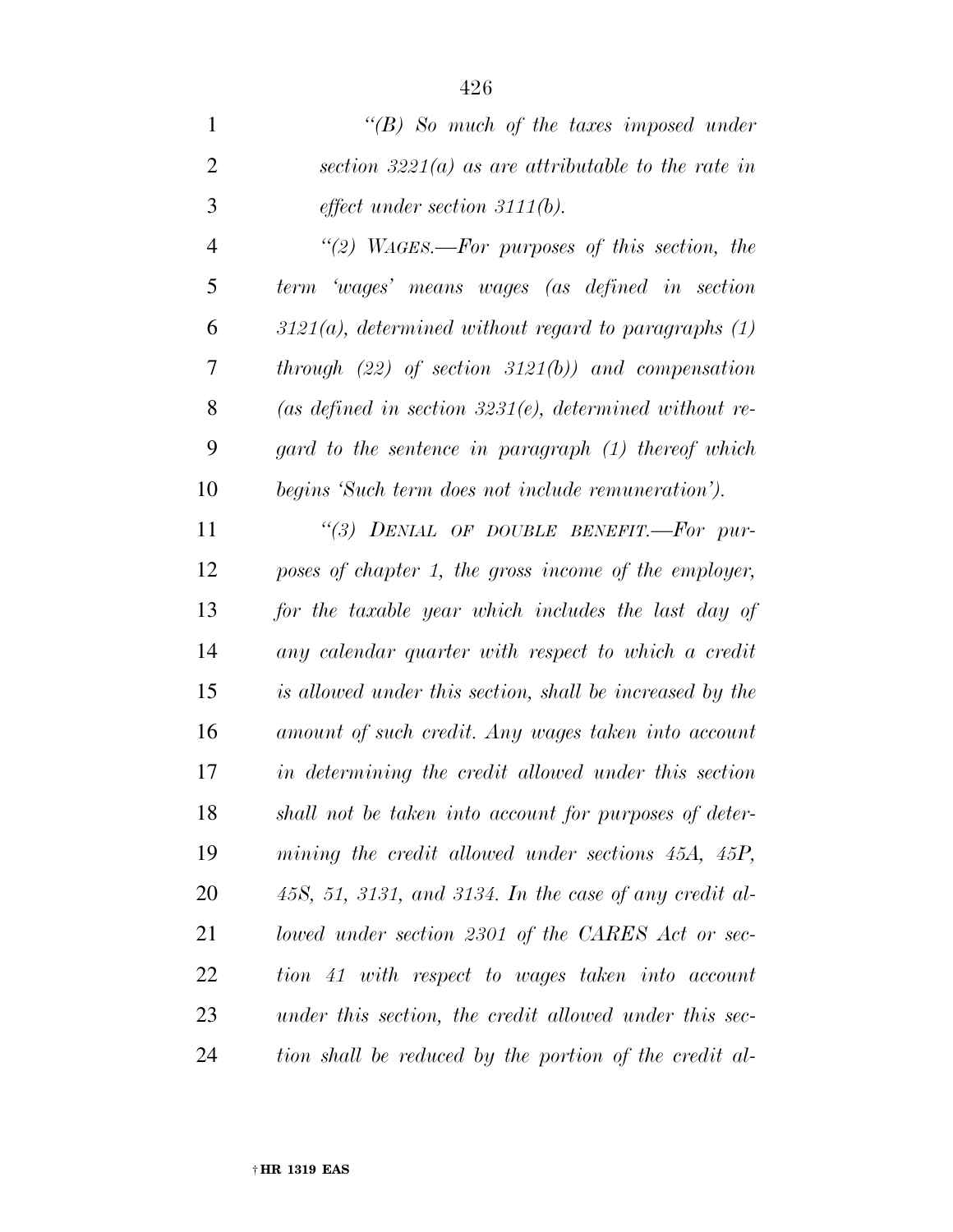*"(B) So much of the taxes imposed under section 3221(a) as are attributable to the rate in effect under section 3111(b).*

*"(2) WAGES.—For purposes of this section, the term 'wages' means wages (as defined in section 3121(a), determined without regard to paragraphs (1) through (22) of section 3121(b)) and compensation (as defined in section 3231(e), determined without regard to the sentence in paragraph (1) thereof which begins 'Such term does not include remuneration').*

*"(3) DENIAL OF DOUBLE BENEFIT.—For purposes of chapter 1, the gross income of the employer, for the taxable year which includes the last day of any calendar quarter with respect to which a credit is allowed under this section, shall be increased by the amount of such credit. Any wages taken into account in determining the credit allowed under this section shall not be taken into account for purposes of determining the credit allowed under sections 45A, 45P, 45S, 51, 3131, and 3134. In the case of any credit allowed under section 2301 of the CARES Act or section 41 with respect to wages taken into account under this section, the credit allowed under this section shall be reduced by the portion of the credit al-*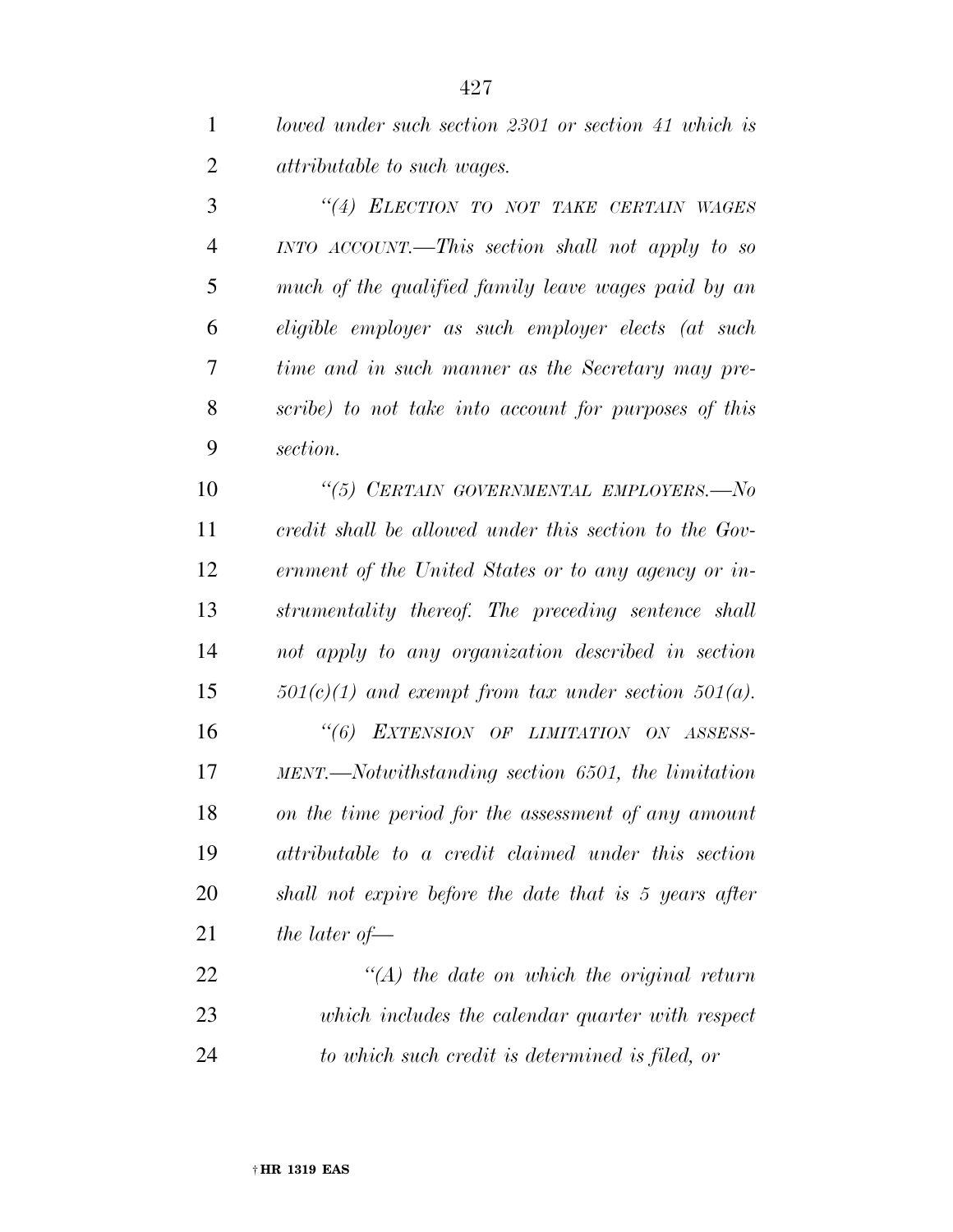*lowed under such section 2301 or section 41 which is attributable to such wages.*

*"(4) ELECTION TO NOT TAKE CERTAIN WAGES INTO ACCOUNT.—This section shall not apply to so much of the qualified family leave wages paid by an eligible employer as such employer elects (at such time and in such manner as the Secretary may prescribe) to not take into account for purposes of this section.*

*"(5) CERTAIN GOVERNMENTAL EMPLOYERS.—No credit shall be allowed under this section to the Government of the United States or to any agency or instrumentality thereof. The preceding sentence shall not apply to any organization described in section 501(c)(1) and exempt from tax under section 501(a).*

*"(6) EXTENSION OF LIMITATION ON ASSESSMENT.—Notwithstanding section 6501, the limitation on the time period for the assessment of any amount attributable to a credit claimed under this section shall not expire before the date that is 5 years after the later of—*

*"(A) the date on which the original return which includes the calendar quarter with respect to which such credit is determined is filed, or*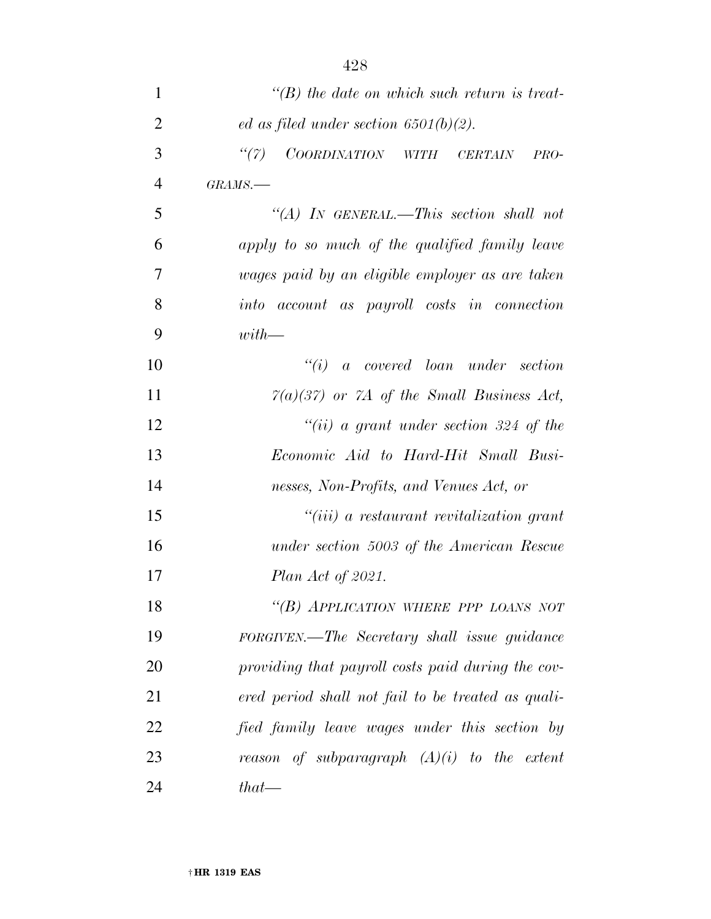*"(B) the date on which such return is treated as filed under section 6501(b)(2).*

*"(7) COORDINATION WITH CERTAIN PROGRAMS.—*

*"(A) IN GENERAL.—This section shall not apply to so much of the qualified family leave wages paid by an eligible employer as are taken into account as payroll costs in connection with—*

*"(i) a covered loan under section 7(a)(37) or 7A of the Small Business Act,*

*"(ii) a grant under section 324 of the Economic Aid to Hard-Hit Small Businesses, Non-Profits, and Venues Act, or*

*"(iii) a restaurant revitalization grant under section 5003 of the American Rescue Plan Act of 2021.*

*"(B) APPLICATION WHERE PPP LOANS NOT FORGIVEN.—The Secretary shall issue guidance providing that payroll costs paid during the covered period shall not fail to be treated as qualified family leave wages under this section by reason of subparagraph (A)(i) to the extent that—*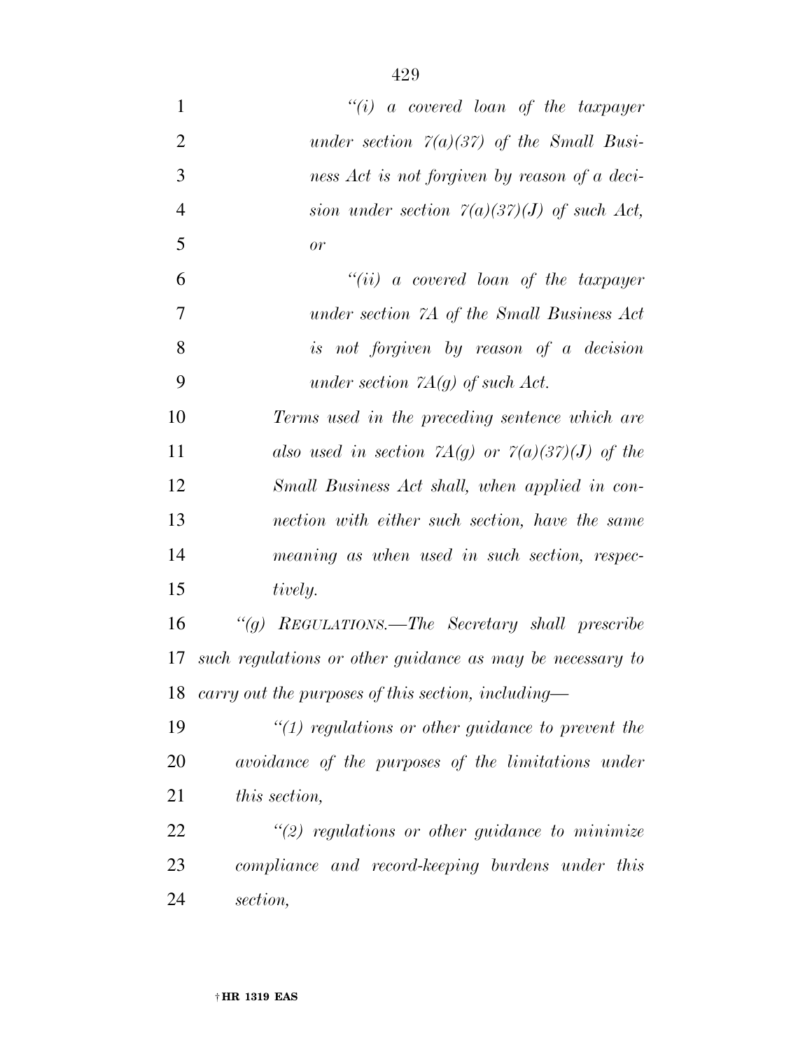*"(i) a covered loan of the taxpayer under section 7(a)(37) of the Small Business Act is not forgiven by reason of a decision under section 7(a)(37)(J) of such Act, or*

*"(ii) a covered loan of the taxpayer under section 7A of the Small Business Act is not forgiven by reason of a decision under section 7A(g) of such Act.*

*Terms used in the preceding sentence which are also used in section 7A(g) or 7(a)(37)(J) of the Small Business Act shall, when applied in connection with either such section, have the same meaning as when used in such section, respectively.*

*"(g) REGULATIONS.—The Secretary shall prescribe such regulations or other guidance as may be necessary to carry out the purposes of this section, including—*

*"(1) regulations or other guidance to prevent the avoidance of the purposes of the limitations under this section,*

*"(2) regulations or other guidance to minimize compliance and record-keeping burdens under this section,*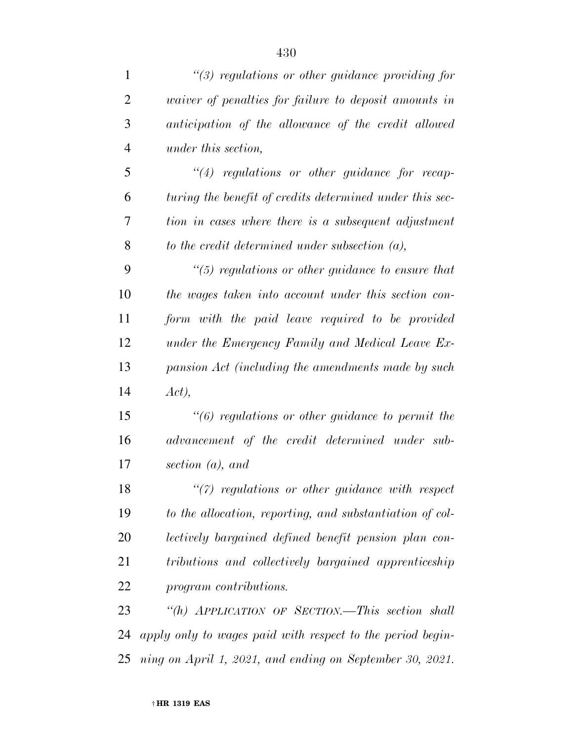*"(3) regulations or other guidance providing for waiver of penalties for failure to deposit amounts in anticipation of the allowance of the credit allowed under this section,*

*"(4) regulations or other guidance for recapturing the benefit of credits determined under this section in cases where there is a subsequent adjustment to the credit determined under subsection (a),*

*"(5) regulations or other guidance to ensure that the wages taken into account under this section conform with the paid leave required to be provided under the Emergency Family and Medical Leave Expansion Act (including the amendments made by such Act),*

*"(6) regulations or other guidance to permit the advancement of the credit determined under subsection (a), and*

*"(7) regulations or other guidance with respect to the allocation, reporting, and substantiation of collectively bargained defined benefit pension plan contributions and collectively bargained apprenticeship program contributions.*

*"(h) APPLICATION OF SECTION.—This section shall apply only to wages paid with respect to the period beginning on April 1, 2021, and ending on September 30, 2021.*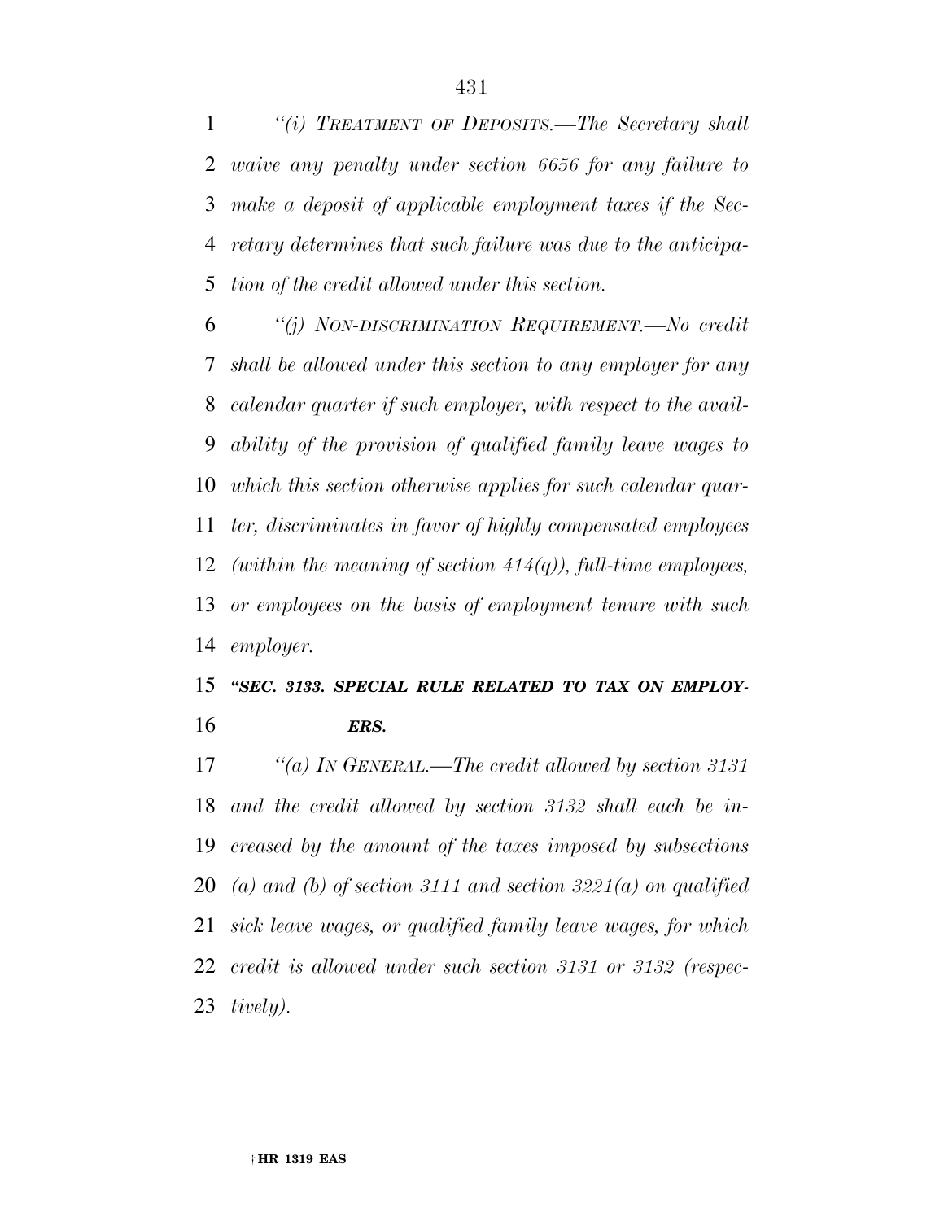*"(i) TREATMENT OF DEPOSITS.—The Secretary shall waive any penalty under section 6656 for any failure to make a deposit of applicable employment taxes if the Secretary determines that such failure was due to the anticipation of the credit allowed under this section.*

*"(j) NON-DISCRIMINATION REQUIREMENT.—No credit shall be allowed under this section to any employer for any calendar quarter if such employer, with respect to the availability of the provision of qualified family leave wages to which this section otherwise applies for such calendar quarter, discriminates in favor of highly compensated employees (within the meaning of section 414(q)), full-time employees, or employees on the basis of employment tenure with such employer.*

***"SEC. 3133. SPECIAL RULE RELATED TO TAX ON EMPLOYERS.***

*"(a) IN GENERAL.—The credit allowed by section 3131 and the credit allowed by section 3132 shall each be increased by the amount of the taxes imposed by subsections (a) and (b) of section 3111 and section 3221(a) on qualified sick leave wages, or qualified family leave wages, for which credit is allowed under such section 3131 or 3132 (respectively).*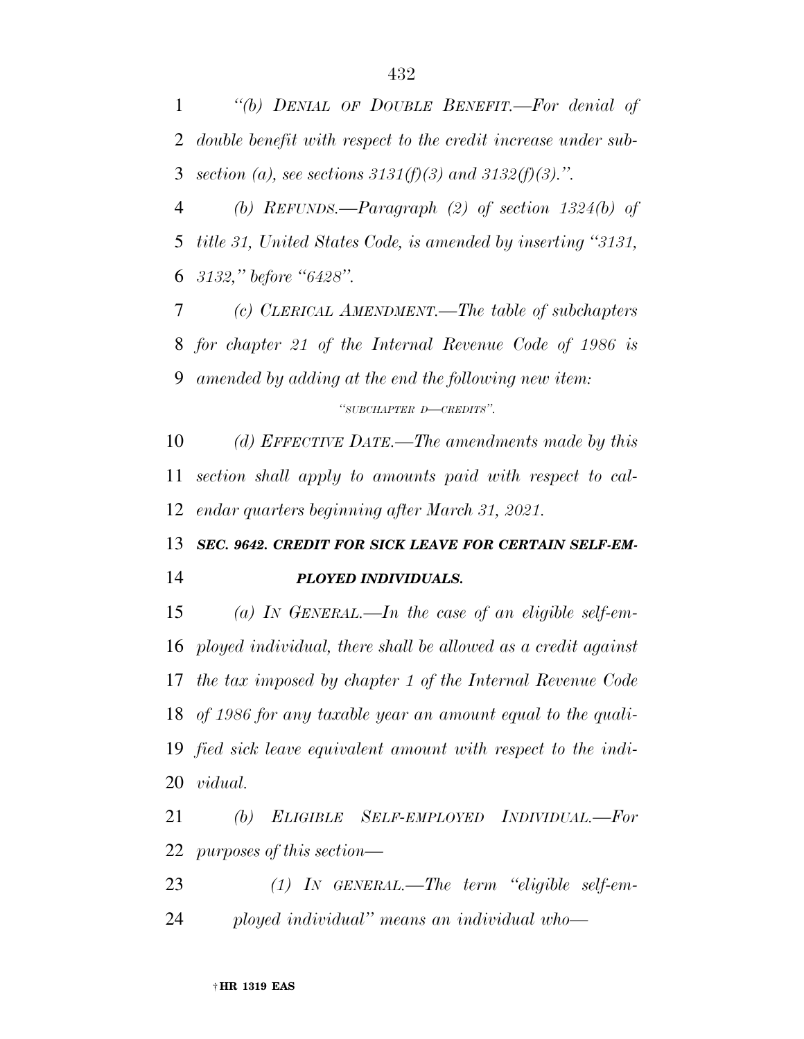*"(b) DENIAL OF DOUBLE BENEFIT.—For denial of double benefit with respect to the credit increase under subsection (a), see sections 3131(f)(3) and 3132(f)(3).".*

*(b) REFUNDS.—Paragraph (2) of section 1324(b) of title 31, United States Code, is amended by inserting "3131, 3132," before "6428".*

*(c) CLERICAL AMENDMENT.—The table of subchapters for chapter 21 of the Internal Revenue Code of 1986 is amended by adding at the end the following new item:*

*"SUBCHAPTER D—CREDITS".*

*(d) EFFECTIVE DATE.—The amendments made by this section shall apply to amounts paid with respect to calendar quarters beginning after March 31, 2021.*

***SEC. 9642. CREDIT FOR SICK LEAVE FOR CERTAIN SELF-EMPLOYED INDIVIDUALS.***

*(a) IN GENERAL.—In the case of an eligible self-employed individual, there shall be allowed as a credit against the tax imposed by chapter 1 of the Internal Revenue Code of 1986 for any taxable year an amount equal to the qualified sick leave equivalent amount with respect to the individual.*

*(b) ELIGIBLE SELF-EMPLOYED INDIVIDUAL.—For purposes of this section—*

*(1) IN GENERAL.—The term "eligible self-employed individual" means an individual who—*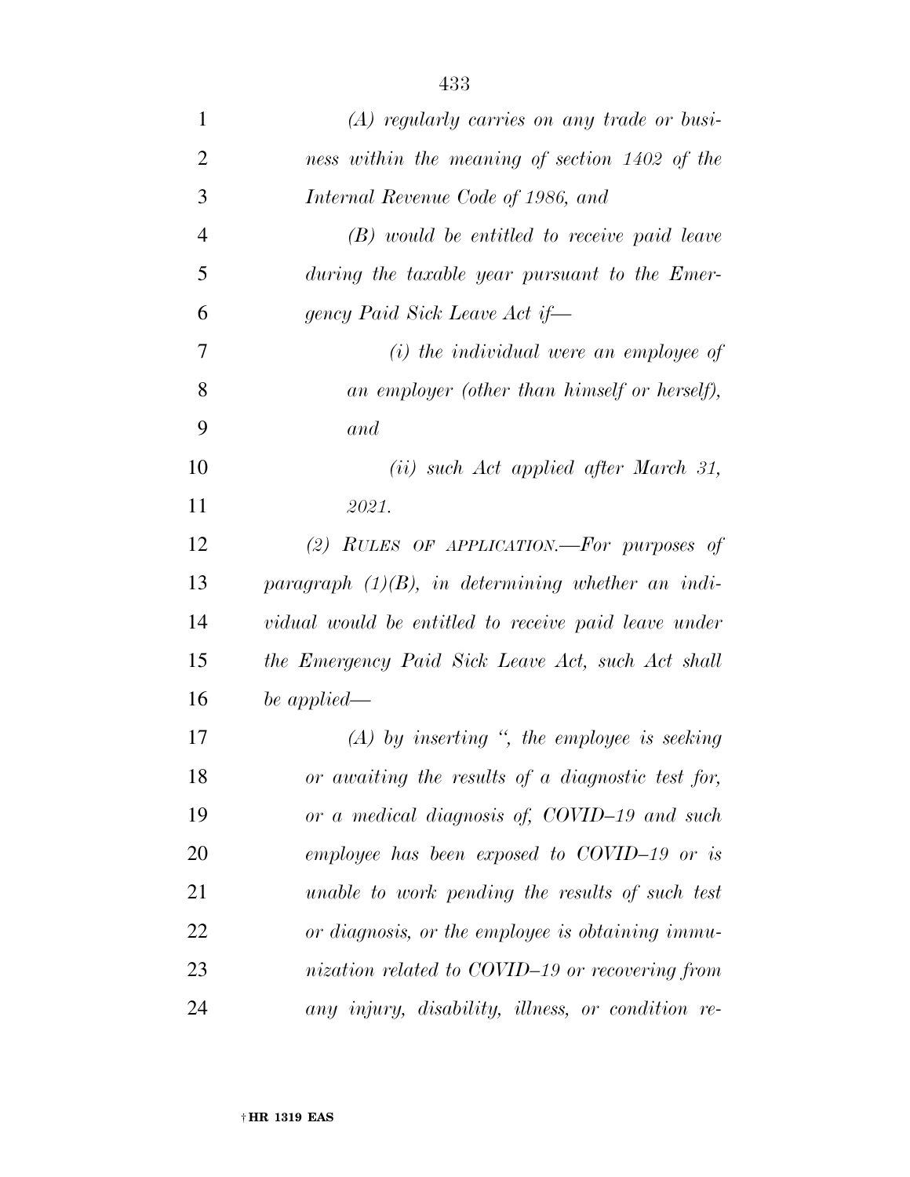*(A) regularly carries on any trade or business within the meaning of section 1402 of the Internal Revenue Code of 1986, and*

*(B) would be entitled to receive paid leave during the taxable year pursuant to the Emergency Paid Sick Leave Act if—*

*(i) the individual were an employee of an employer (other than himself or herself), and*

*(ii) such Act applied after March 31, 2021.*

*(2) RULES OF APPLICATION.—For purposes of paragraph (1)(B), in determining whether an individual would be entitled to receive paid leave under the Emergency Paid Sick Leave Act, such Act shall be applied—*

*(A) by inserting ", the employee is seeking or awaiting the results of a diagnostic test for, or a medical diagnosis of, COVID–19 and such employee has been exposed to COVID–19 or is unable to work pending the results of such test or diagnosis, or the employee is obtaining immunization related to COVID–19 or recovering from any injury, disability, illness, or condition re-*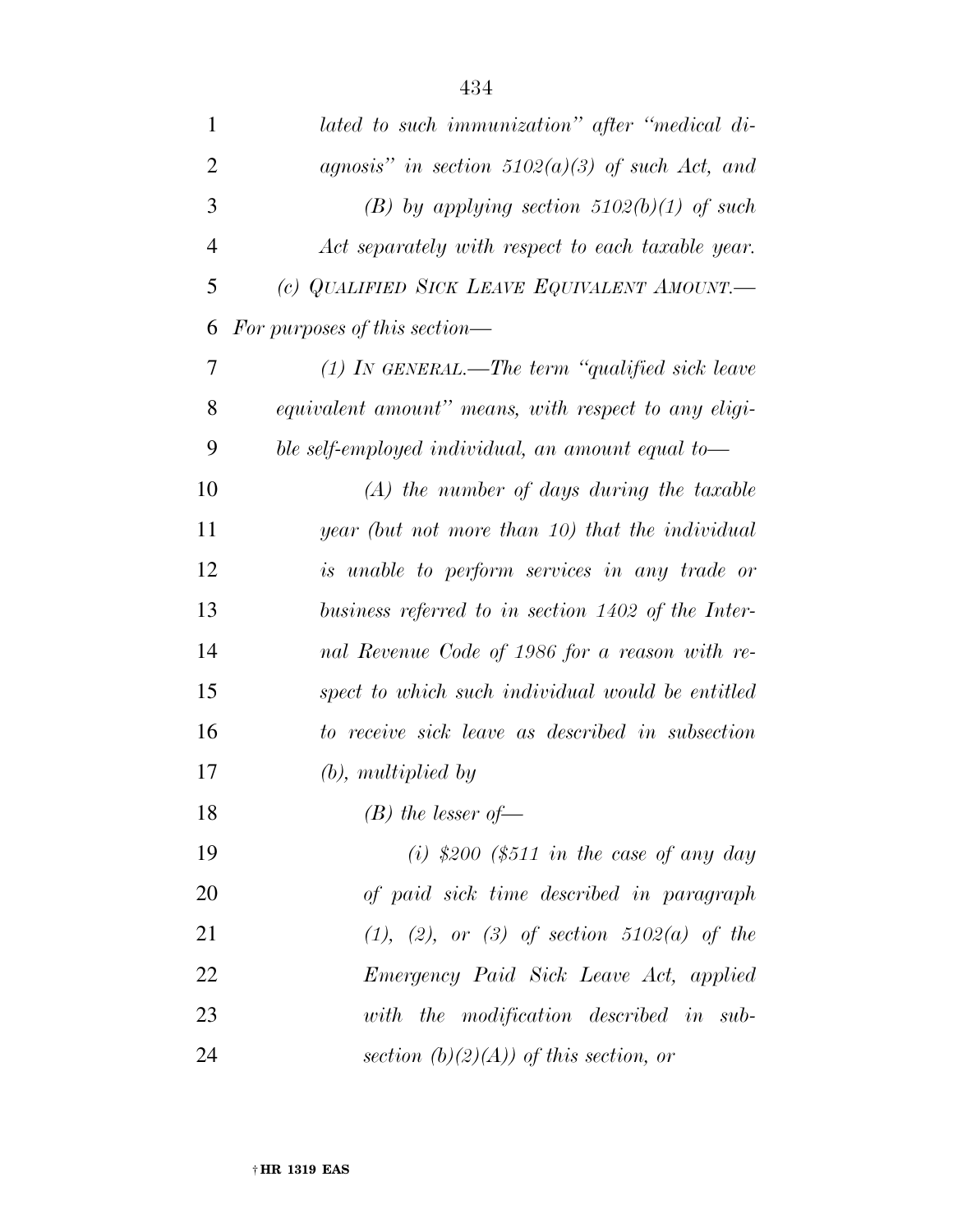*lated to such immunization" after "medical diagnosis" in section 5102(a)(3) of such Act, and*

*(B) by applying section 5102(b)(1) of such Act separately with respect to each taxable year.*

*(c) QUALIFIED SICK LEAVE EQUIVALENT AMOUNT.—For purposes of this section—*

*(1) IN GENERAL.—The term "qualified sick leave equivalent amount" means, with respect to any eligible self-employed individual, an amount equal to—*

*(A) the number of days during the taxable year (but not more than 10) that the individual is unable to perform services in any trade or business referred to in section 1402 of the Internal Revenue Code of 1986 for a reason with respect to which such individual would be entitled to receive sick leave as described in subsection (b), multiplied by*

*(B) the lesser of—*

*(i) $200 ($511 in the case of any day of paid sick time described in paragraph (1), (2), or (3) of section 5102(a) of the Emergency Paid Sick Leave Act, applied with the modification described in subsection (b)(2)(A)) of this section, or*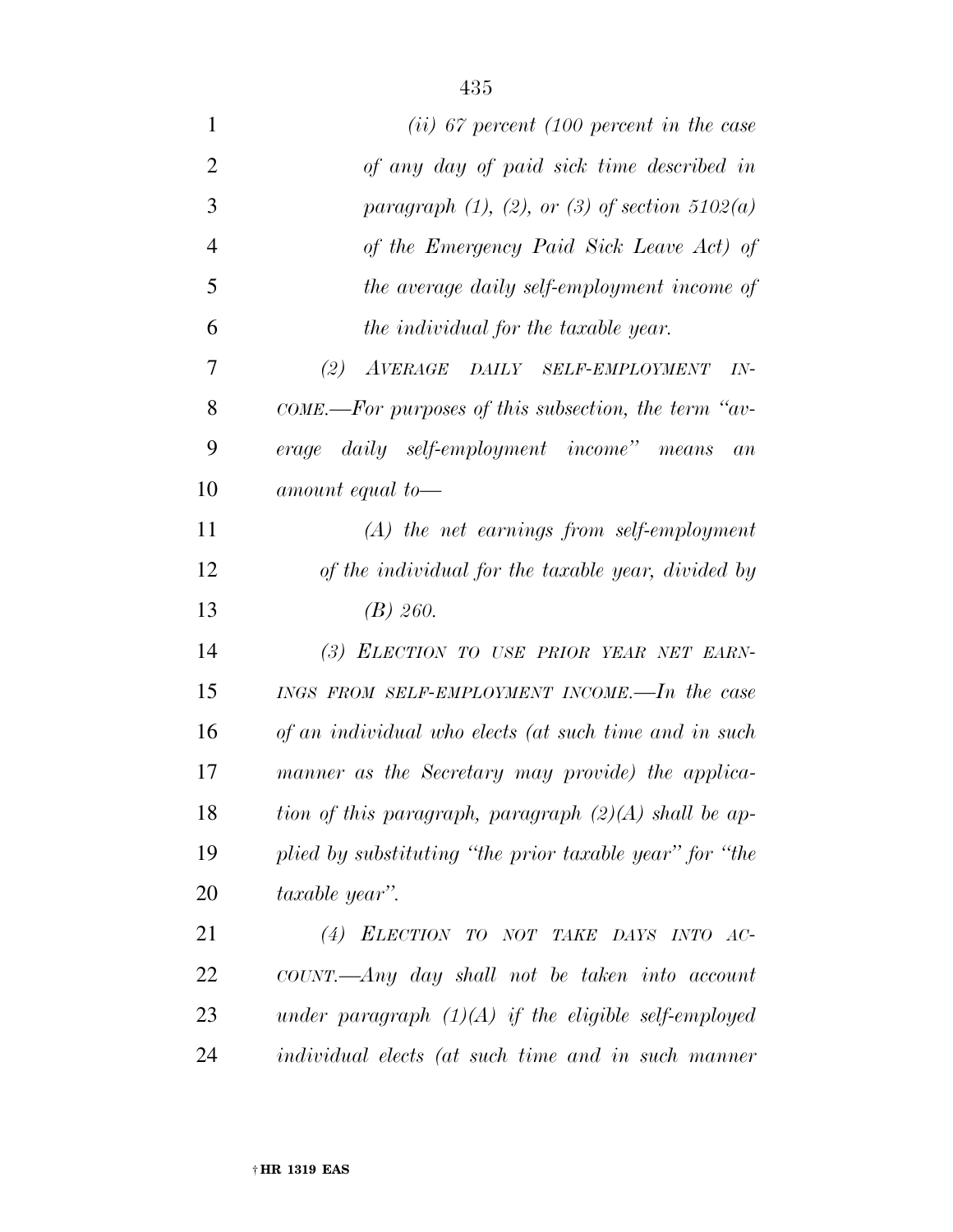*(ii) 67 percent (100 percent in the case of any day of paid sick time described in paragraph (1), (2), or (3) of section 5102(a) of the Emergency Paid Sick Leave Act) of the average daily self-employment income of the individual for the taxable year.*

*(2) AVERAGE DAILY SELF-EMPLOYMENT INCOME.—For purposes of this subsection, the term "average daily self-employment income" means an amount equal to—*

*(A) the net earnings from self-employment of the individual for the taxable year, divided by*

*(B) 260.*

*(3) ELECTION TO USE PRIOR YEAR NET EARNINGS FROM SELF-EMPLOYMENT INCOME.—In the case of an individual who elects (at such time and in such manner as the Secretary may provide) the application of this paragraph, paragraph (2)(A) shall be applied by substituting "the prior taxable year" for "the taxable year".*

*(4) ELECTION TO NOT TAKE DAYS INTO ACCOUNT.—Any day shall not be taken into account under paragraph (1)(A) if the eligible self-employed individual elects (at such time and in such manner*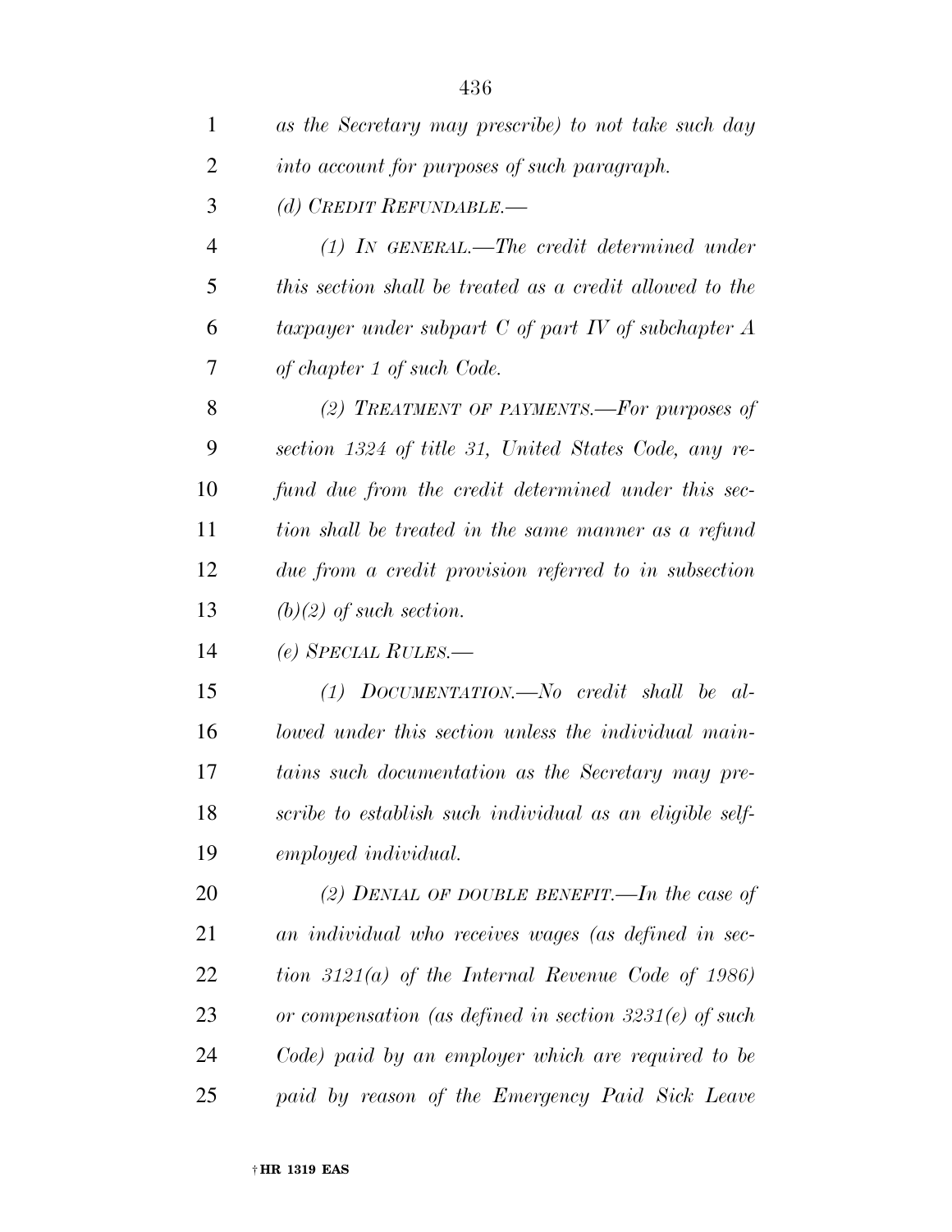*as the Secretary may prescribe) to not take such day into account for purposes of such paragraph.*

*(d) CREDIT REFUNDABLE.—*

*(1) IN GENERAL.—The credit determined under this section shall be treated as a credit allowed to the taxpayer under subpart C of part IV of subchapter A of chapter 1 of such Code.*

*(2) TREATMENT OF PAYMENTS.—For purposes of section 1324 of title 31, United States Code, any refund due from the credit determined under this section shall be treated in the same manner as a refund due from a credit provision referred to in subsection (b)(2) of such section.*

*(e) SPECIAL RULES.—*

*(1) DOCUMENTATION.—No credit shall be allowed under this section unless the individual maintains such documentation as the Secretary may prescribe to establish such individual as an eligible self-employed individual.*

*(2) DENIAL OF DOUBLE BENEFIT.—In the case of an individual who receives wages (as defined in section 3121(a) of the Internal Revenue Code of 1986) or compensation (as defined in section 3231(e) of such Code) paid by an employer which are required to be paid by reason of the Emergency Paid Sick Leave*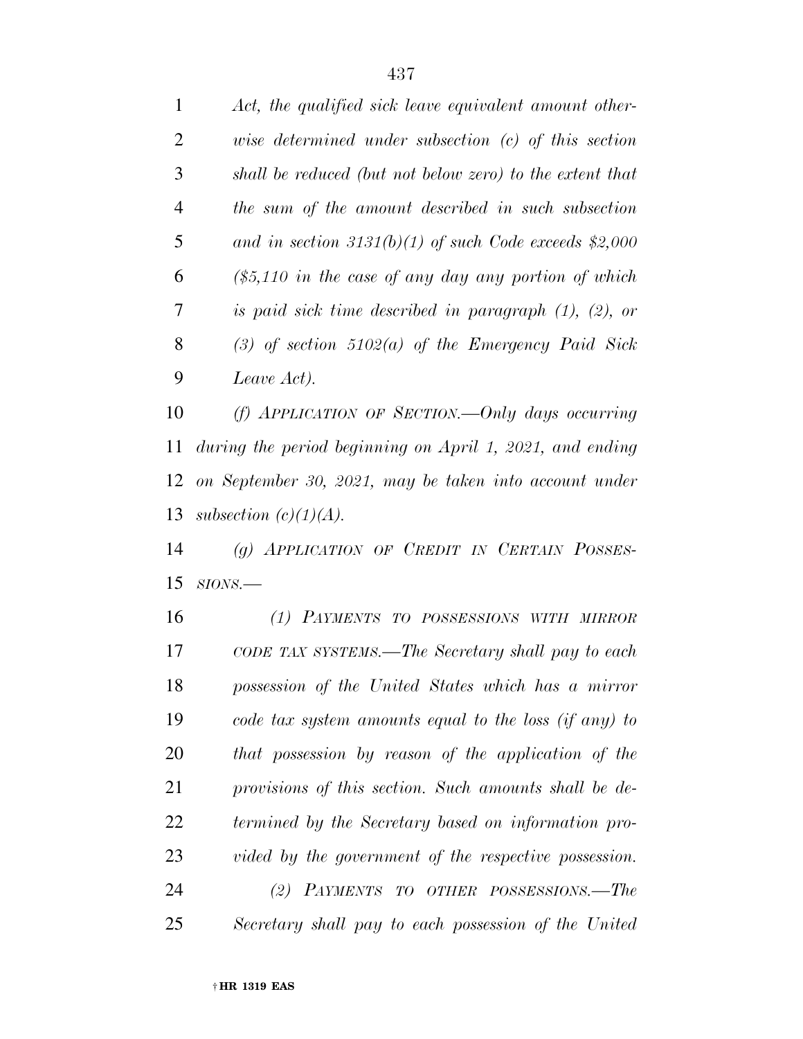*Act, the qualified sick leave equivalent amount otherwise determined under subsection (c) of this section shall be reduced (but not below zero) to the extent that the sum of the amount described in such subsection and in section 3131(b)(1) of such Code exceeds $2,000 ($5,110 in the case of any day any portion of which is paid sick time described in paragraph (1), (2), or (3) of section 5102(a) of the Emergency Paid Sick Leave Act).*

*(f) APPLICATION OF SECTION.—Only days occurring during the period beginning on April 1, 2021, and ending on September 30, 2021, may be taken into account under subsection (c)(1)(A).*

*(g) APPLICATION OF CREDIT IN CERTAIN POSSESSIONS.—*

*(1) PAYMENTS TO POSSESSIONS WITH MIRROR CODE TAX SYSTEMS.—The Secretary shall pay to each possession of the United States which has a mirror code tax system amounts equal to the loss (if any) to that possession by reason of the application of the provisions of this section. Such amounts shall be determined by the Secretary based on information provided by the government of the respective possession.*

*(2) PAYMENTS TO OTHER POSSESSIONS.—The Secretary shall pay to each possession of the United*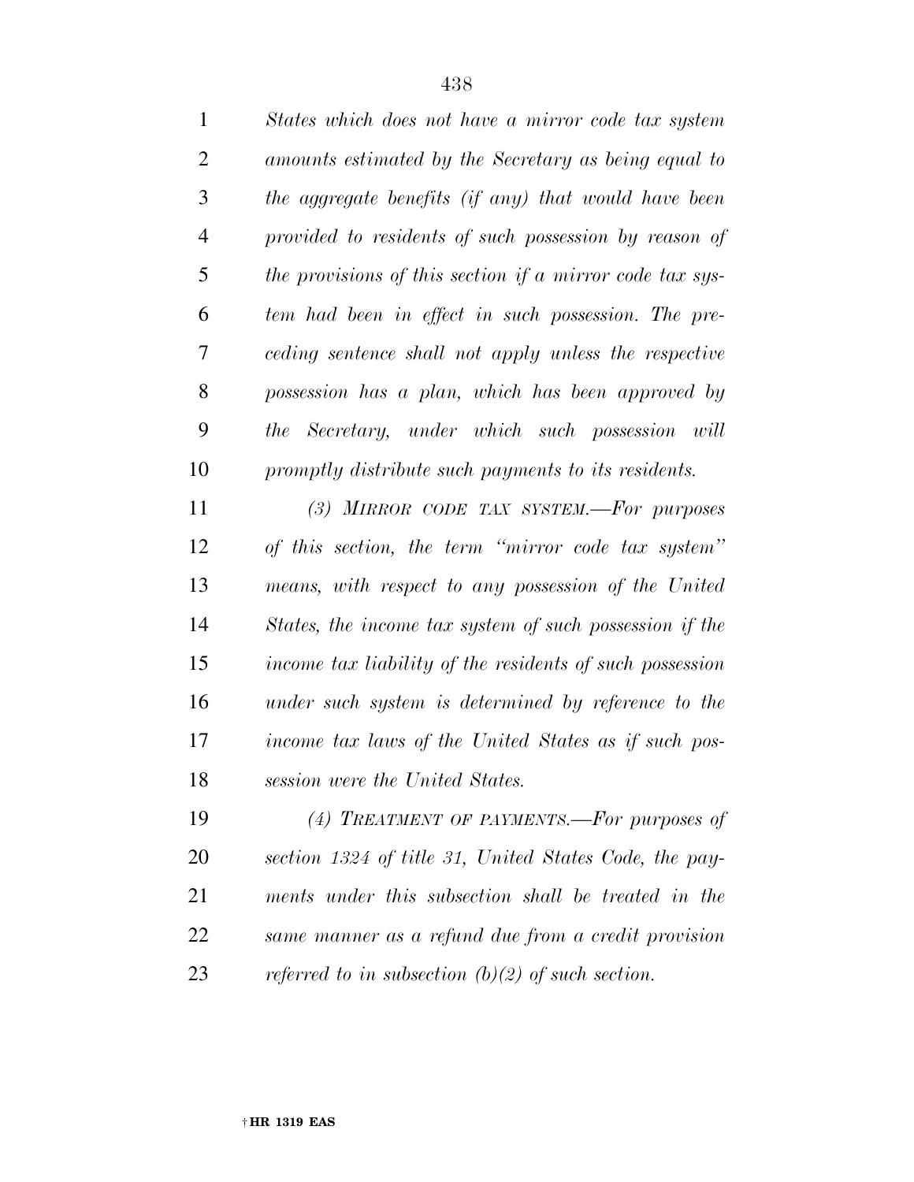*States which does not have a mirror code tax system amounts estimated by the Secretary as being equal to the aggregate benefits (if any) that would have been provided to residents of such possession by reason of the provisions of this section if a mirror code tax system had been in effect in such possession. The preceding sentence shall not apply unless the respective possession has a plan, which has been approved by the Secretary, under which such possession will promptly distribute such payments to its residents.*

*(3) MIRROR CODE TAX SYSTEM.—For purposes of this section, the term "mirror code tax system" means, with respect to any possession of the United States, the income tax system of such possession if the income tax liability of the residents of such possession under such system is determined by reference to the income tax laws of the United States as if such possession were the United States.*

*(4) TREATMENT OF PAYMENTS.—For purposes of section 1324 of title 31, United States Code, the payments under this subsection shall be treated in the same manner as a refund due from a credit provision referred to in subsection (b)(2) of such section.*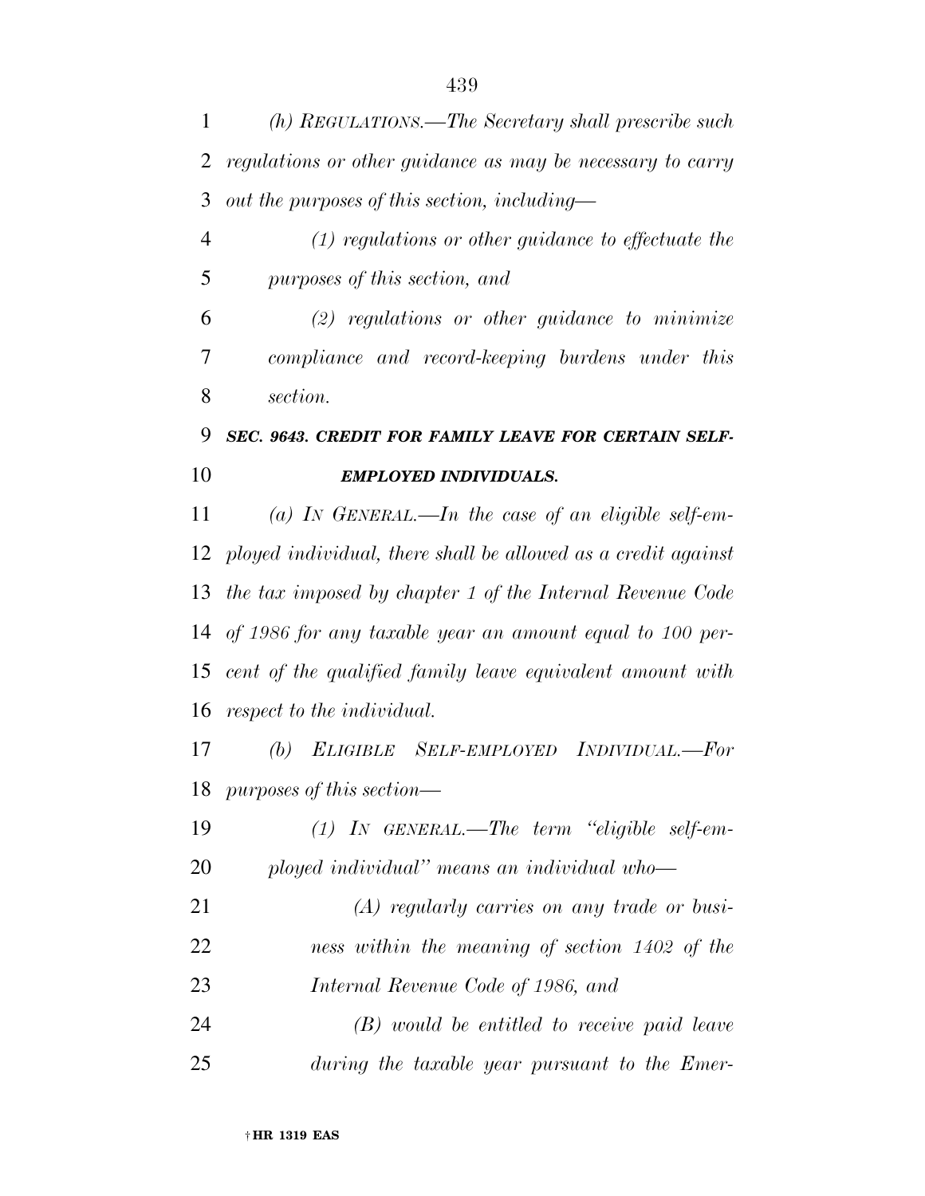*(h) REGULATIONS.—The Secretary shall prescribe such regulations or other guidance as may be necessary to carry out the purposes of this section, including—*

*(1) regulations or other guidance to effectuate the purposes of this section, and*

*(2) regulations or other guidance to minimize compliance and record-keeping burdens under this section.*

***SEC. 9643. CREDIT FOR FAMILY LEAVE FOR CERTAIN SELF-EMPLOYED INDIVIDUALS.***

*(a) IN GENERAL.—In the case of an eligible self-employed individual, there shall be allowed as a credit against the tax imposed by chapter 1 of the Internal Revenue Code of 1986 for any taxable year an amount equal to 100 percent of the qualified family leave equivalent amount with respect to the individual.*

*(b) ELIGIBLE SELF-EMPLOYED INDIVIDUAL.—For purposes of this section—*

*(1) IN GENERAL.—The term "eligible self-employed individual" means an individual who—*

*(A) regularly carries on any trade or business within the meaning of section 1402 of the Internal Revenue Code of 1986, and*

*(B) would be entitled to receive paid leave during the taxable year pursuant to the Emer-*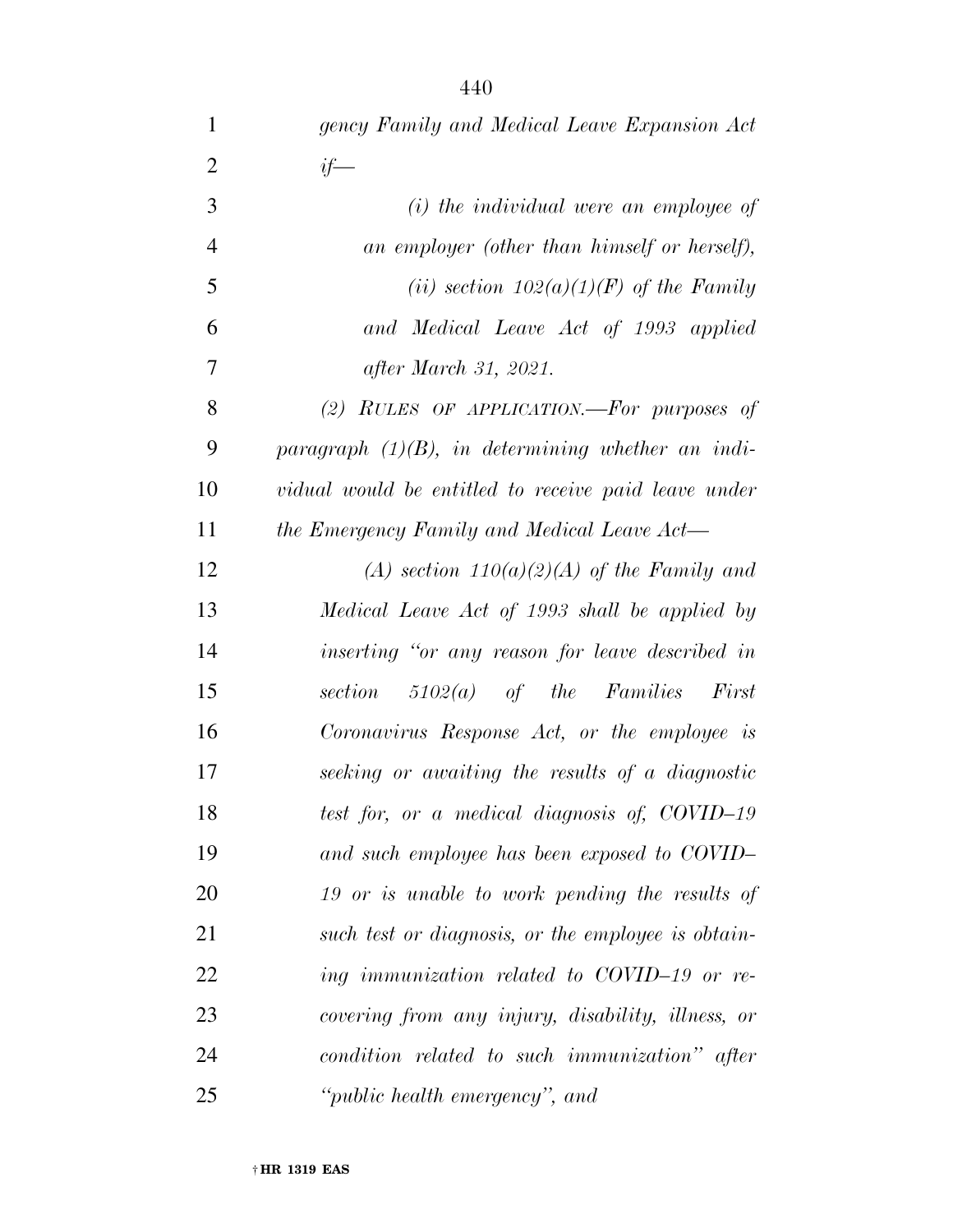*gency Family and Medical Leave Expansion Act if—*

*(i) the individual were an employee of an employer (other than himself or herself),*

*(ii) section 102(a)(1)(F) of the Family and Medical Leave Act of 1993 applied after March 31, 2021.*

*(2) RULES OF APPLICATION.—For purposes of paragraph (1)(B), in determining whether an individual would be entitled to receive paid leave under the Emergency Family and Medical Leave Act—*

*(A) section 110(a)(2)(A) of the Family and Medical Leave Act of 1993 shall be applied by inserting "or any reason for leave described in section 5102(a) of the Families First Coronavirus Response Act, or the employee is seeking or awaiting the results of a diagnostic test for, or a medical diagnosis of, COVID–19 and such employee has been exposed to COVID–19 or is unable to work pending the results of such test or diagnosis, or the employee is obtaining immunization related to COVID–19 or recovering from any injury, disability, illness, or condition related to such immunization" after "public health emergency", and*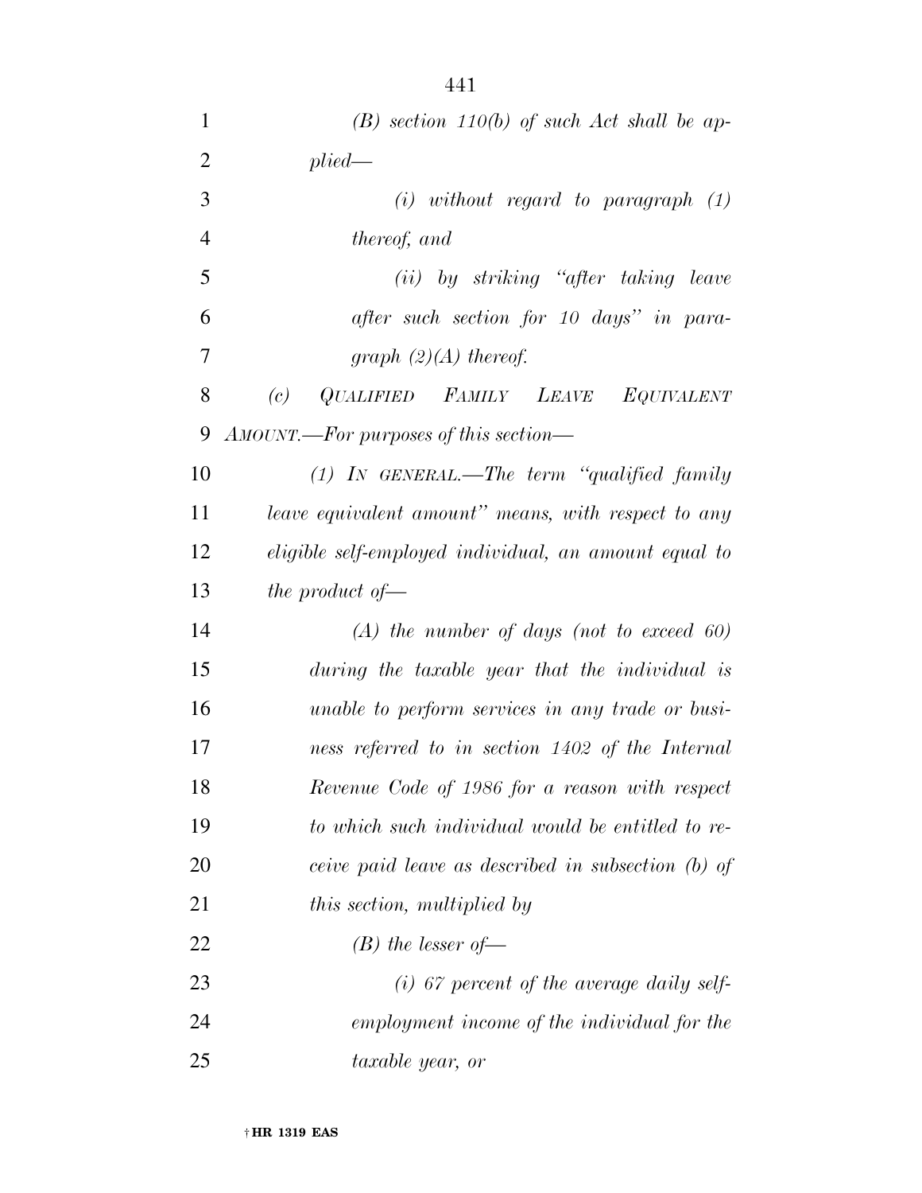*(B) section 110(b) of such Act shall be applied—*

*(i) without regard to paragraph (1) thereof, and*

*(ii) by striking "after taking leave after such section for 10 days" in paragraph (2)(A) thereof.*

*(c) QUALIFIED FAMILY LEAVE EQUIVALENT AMOUNT.—For purposes of this section—*

*(1) IN GENERAL.—The term "qualified family leave equivalent amount" means, with respect to any eligible self-employed individual, an amount equal to the product of—*

*(A) the number of days (not to exceed 60) during the taxable year that the individual is unable to perform services in any trade or business referred to in section 1402 of the Internal Revenue Code of 1986 for a reason with respect to which such individual would be entitled to receive paid leave as described in subsection (b) of this section, multiplied by*

*(B) the lesser of—*

*(i) 67 percent of the average daily self-employment income of the individual for the taxable year, or*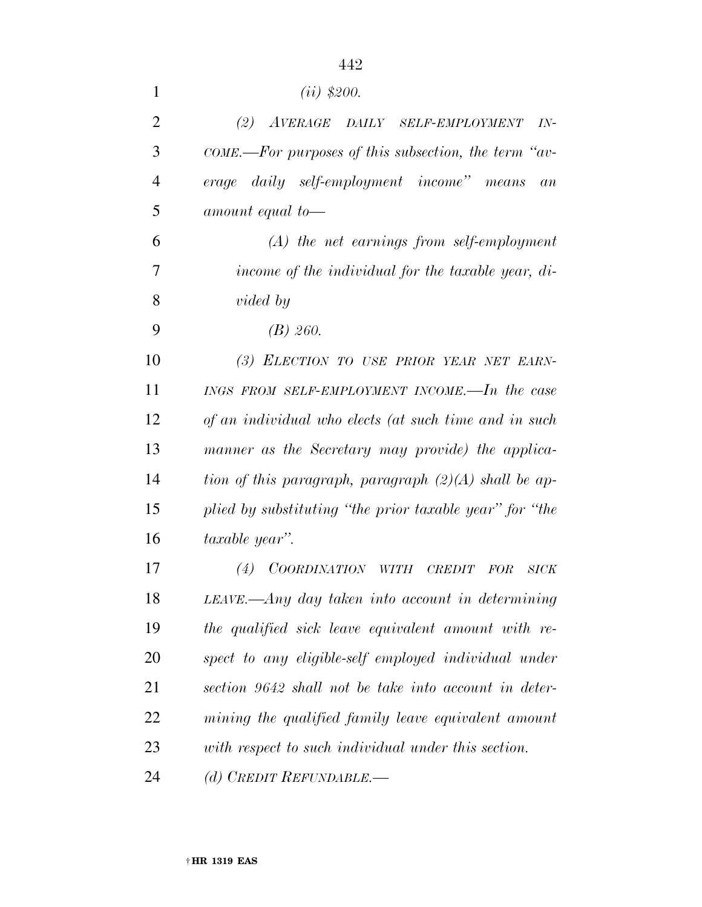*(ii) $200.*

*(2) AVERAGE DAILY SELF-EMPLOYMENT INCOME.—For purposes of this subsection, the term "average daily self-employment income" means an amount equal to—*

*(A) the net earnings from self-employment income of the individual for the taxable year, divided by*

*(B) 260.*

*(3) ELECTION TO USE PRIOR YEAR NET EARNINGS FROM SELF-EMPLOYMENT INCOME.—In the case of an individual who elects (at such time and in such manner as the Secretary may provide) the application of this paragraph, paragraph (2)(A) shall be applied by substituting "the prior taxable year" for "the taxable year".*

*(4) COORDINATION WITH CREDIT FOR SICK LEAVE.—Any day taken into account in determining the qualified sick leave equivalent amount with respect to any eligible-self employed individual under section 9642 shall not be take into account in determining the qualified family leave equivalent amount with respect to such individual under this section.*

*(d) CREDIT REFUNDABLE.—*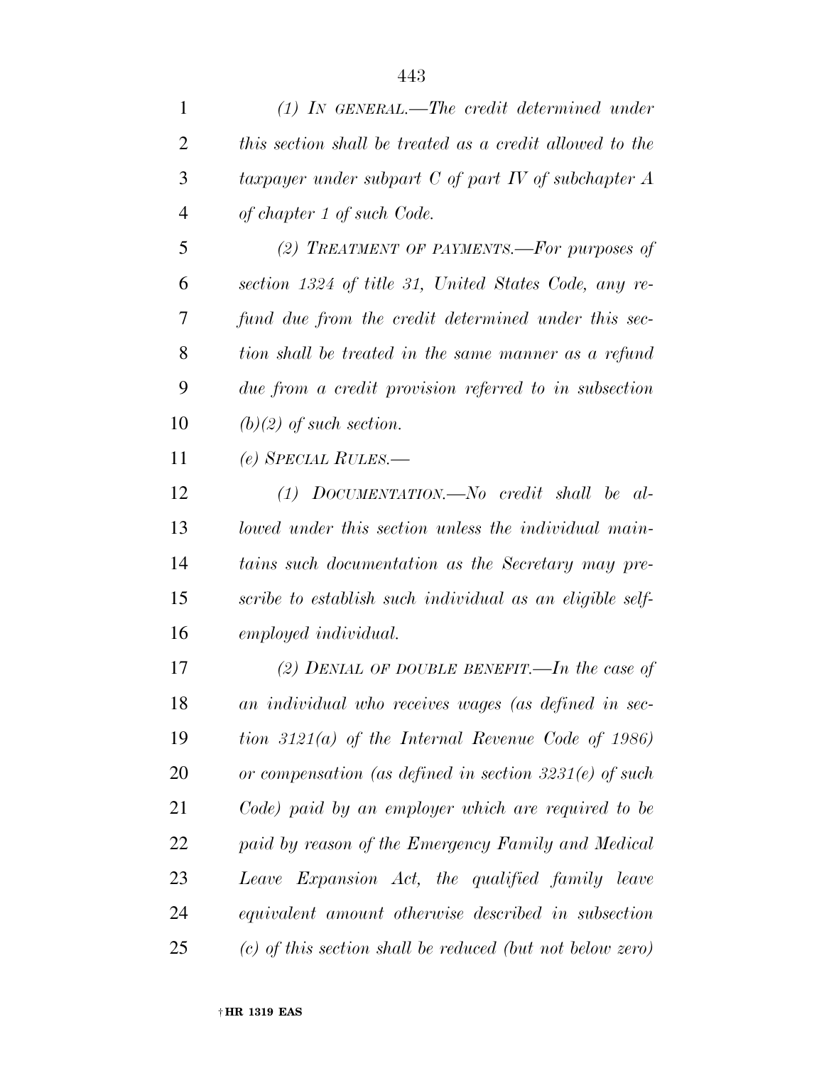*(1) IN GENERAL.—The credit determined under this section shall be treated as a credit allowed to the taxpayer under subpart C of part IV of subchapter A of chapter 1 of such Code.*

*(2) TREATMENT OF PAYMENTS.—For purposes of section 1324 of title 31, United States Code, any refund due from the credit determined under this section shall be treated in the same manner as a refund due from a credit provision referred to in subsection (b)(2) of such section.*

*(e) SPECIAL RULES.—*

*(1) DOCUMENTATION.—No credit shall be allowed under this section unless the individual maintains such documentation as the Secretary may prescribe to establish such individual as an eligible self-employed individual.*

*(2) DENIAL OF DOUBLE BENEFIT.—In the case of an individual who receives wages (as defined in section 3121(a) of the Internal Revenue Code of 1986) or compensation (as defined in section 3231(e) of such Code) paid by an employer which are required to be paid by reason of the Emergency Family and Medical Leave Expansion Act, the qualified family leave equivalent amount otherwise described in subsection (c) of this section shall be reduced (but not below zero)*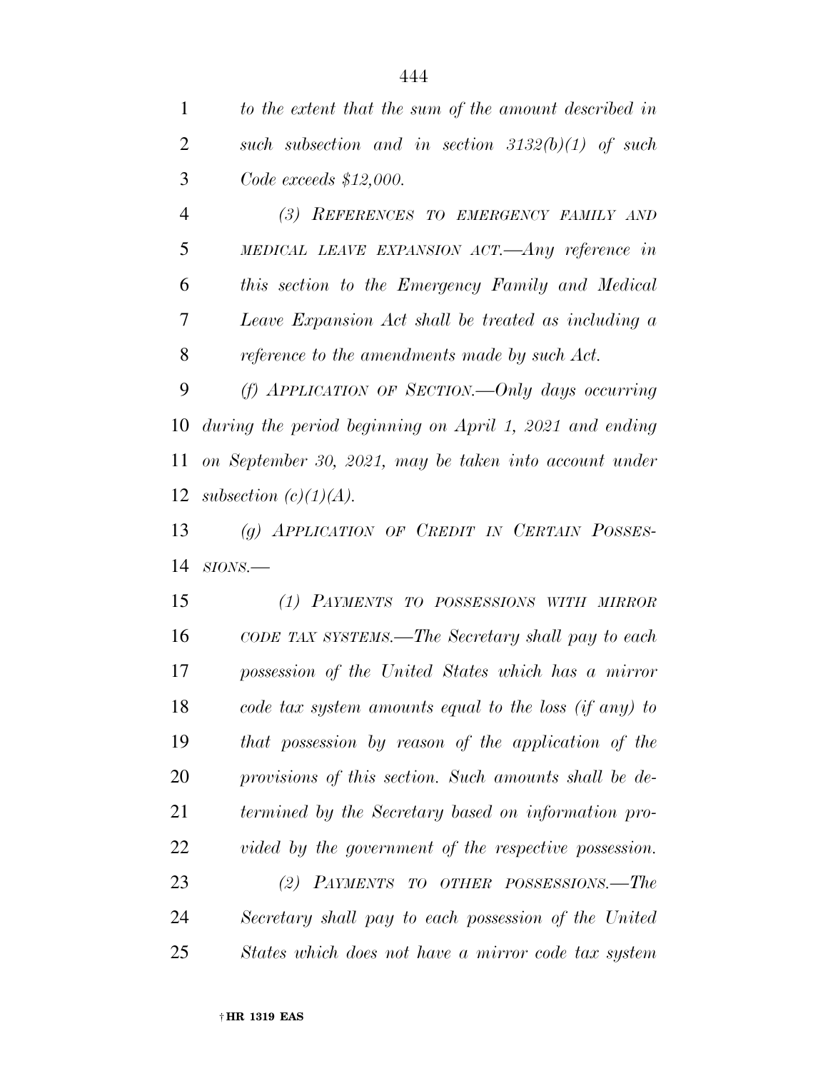*to the extent that the sum of the amount described in such subsection and in section 3132(b)(1) of such Code exceeds $12,000.*

*(3) REFERENCES TO EMERGENCY FAMILY AND MEDICAL LEAVE EXPANSION ACT.—Any reference in this section to the Emergency Family and Medical Leave Expansion Act shall be treated as including a reference to the amendments made by such Act.*

*(f) APPLICATION OF SECTION.—Only days occurring during the period beginning on April 1, 2021 and ending on September 30, 2021, may be taken into account under subsection (c)(1)(A).*

*(g) APPLICATION OF CREDIT IN CERTAIN POSSESSIONS.—*

*(1) PAYMENTS TO POSSESSIONS WITH MIRROR CODE TAX SYSTEMS.—The Secretary shall pay to each possession of the United States which has a mirror code tax system amounts equal to the loss (if any) to that possession by reason of the application of the provisions of this section. Such amounts shall be determined by the Secretary based on information provided by the government of the respective possession.*

*(2) PAYMENTS TO OTHER POSSESSIONS.—The Secretary shall pay to each possession of the United States which does not have a mirror code tax system*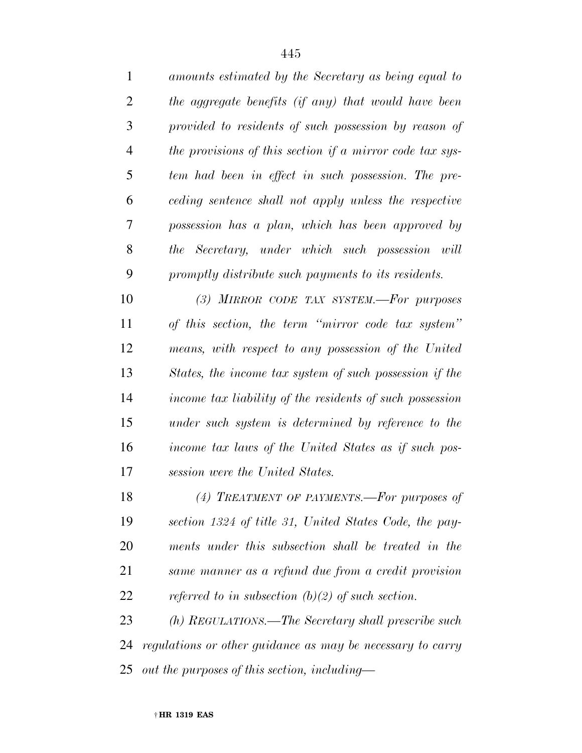*amounts estimated by the Secretary as being equal to the aggregate benefits (if any) that would have been provided to residents of such possession by reason of the provisions of this section if a mirror code tax system had been in effect in such possession. The preceding sentence shall not apply unless the respective possession has a plan, which has been approved by the Secretary, under which such possession will promptly distribute such payments to its residents.*

*(3) MIRROR CODE TAX SYSTEM.—For purposes of this section, the term "mirror code tax system" means, with respect to any possession of the United States, the income tax system of such possession if the income tax liability of the residents of such possession under such system is determined by reference to the income tax laws of the United States as if such possession were the United States.*

*(4) TREATMENT OF PAYMENTS.—For purposes of section 1324 of title 31, United States Code, the payments under this subsection shall be treated in the same manner as a refund due from a credit provision referred to in subsection (b)(2) of such section.*

*(h) REGULATIONS.—The Secretary shall prescribe such regulations or other guidance as may be necessary to carry out the purposes of this section, including—*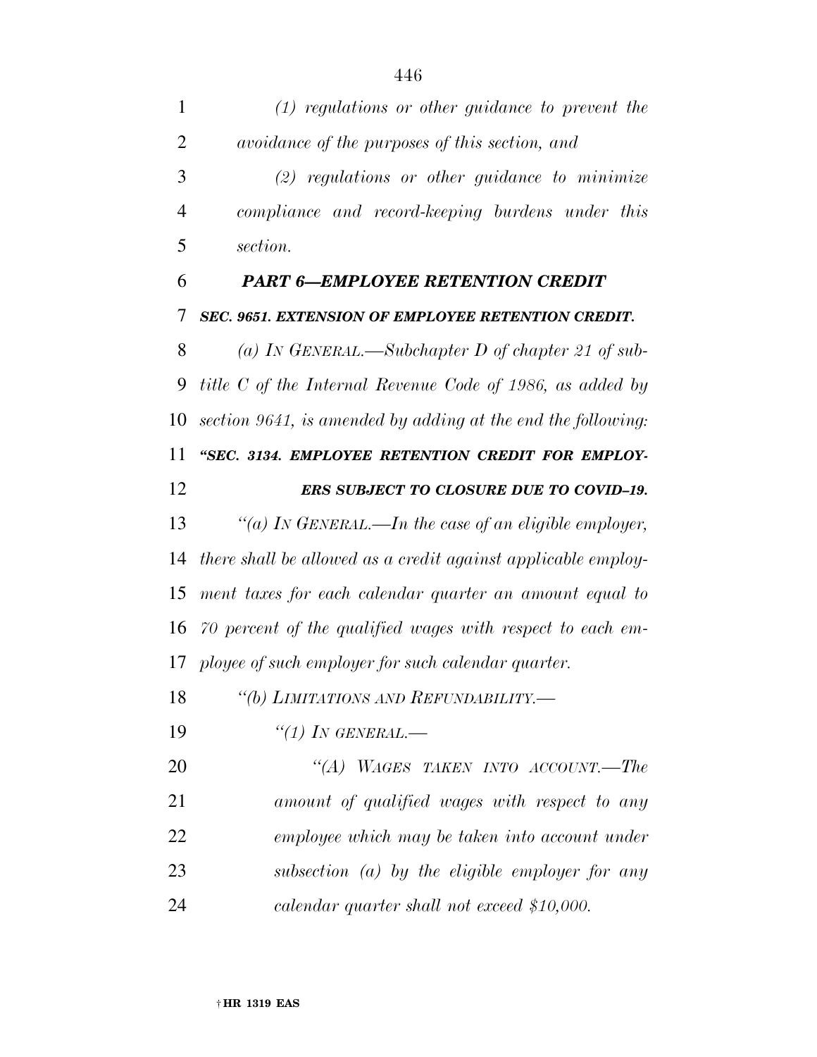*(1) regulations or other guidance to prevent the avoidance of the purposes of this section, and*

*(2) regulations or other guidance to minimize compliance and record-keeping burdens under this section.*

### ***PART 6—EMPLOYEE RETENTION CREDIT***

***SEC. 9651. EXTENSION OF EMPLOYEE RETENTION CREDIT.***

*(a) IN GENERAL.—Subchapter D of chapter 21 of subtitle C of the Internal Revenue Code of 1986, as added by section 9641, is amended by adding at the end the following:*

***"SEC. 3134. EMPLOYEE RETENTION CREDIT FOR EMPLOYERS SUBJECT TO CLOSURE DUE TO COVID–19.***

*"(a) IN GENERAL.—In the case of an eligible employer, there shall be allowed as a credit against applicable employment taxes for each calendar quarter an amount equal to 70 percent of the qualified wages with respect to each employee of such employer for such calendar quarter.*

*"(b) LIMITATIONS AND REFUNDABILITY.—*

*"(1) IN GENERAL.—*

*"(A) WAGES TAKEN INTO ACCOUNT.—The amount of qualified wages with respect to any employee which may be taken into account under subsection (a) by the eligible employer for any calendar quarter shall not exceed $10,000.*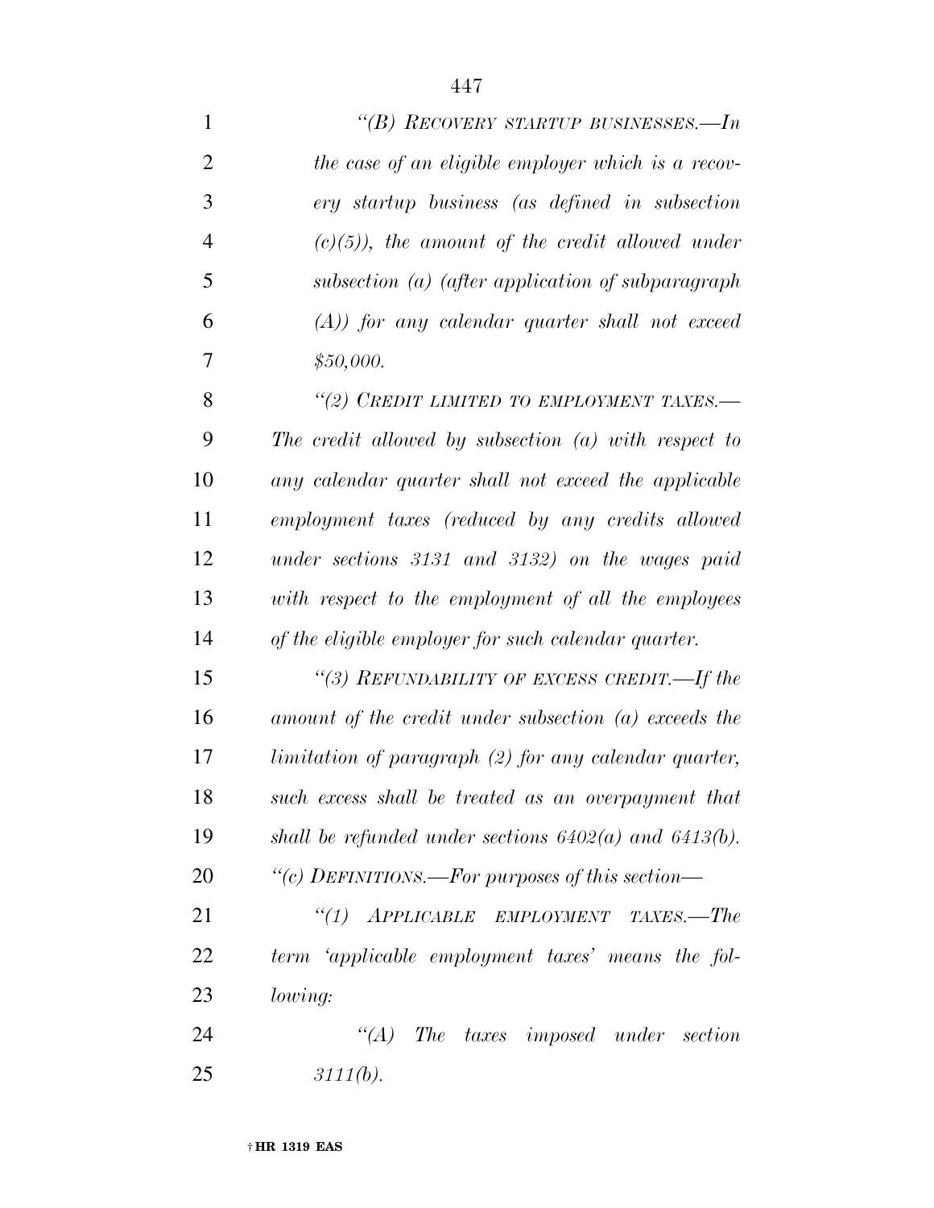*"(B) RECOVERY STARTUP BUSINESSES.—In the case of an eligible employer which is a recovery startup business (as defined in subsection (c)(5)), the amount of the credit allowed under subsection (a) (after application of subparagraph (A)) for any calendar quarter shall not exceed $50,000.*

*"(2) CREDIT LIMITED TO EMPLOYMENT TAXES.—The credit allowed by subsection (a) with respect to any calendar quarter shall not exceed the applicable employment taxes (reduced by any credits allowed under sections 3131 and 3132) on the wages paid with respect to the employment of all the employees of the eligible employer for such calendar quarter.*

*"(3) REFUNDABILITY OF EXCESS CREDIT.—If the amount of the credit under subsection (a) exceeds the limitation of paragraph (2) for any calendar quarter, such excess shall be treated as an overpayment that shall be refunded under sections 6402(a) and 6413(b).*

*"(c) DEFINITIONS.—For purposes of this section—*

*"(1) APPLICABLE EMPLOYMENT TAXES.—The term 'applicable employment taxes' means the following:*

*"(A) The taxes imposed under section 3111(b).*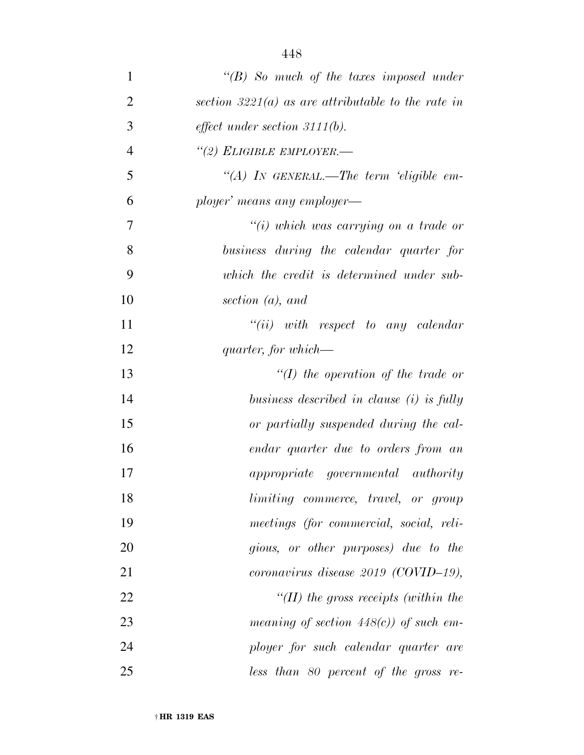*"(B) So much of the taxes imposed under section 3221(a) as are attributable to the rate in effect under section 3111(b).*

*"(2) ELIGIBLE EMPLOYER.—*

*"(A) IN GENERAL.—The term 'eligible employer' means any employer—*

*"(i) which was carrying on a trade or business during the calendar quarter for which the credit is determined under subsection (a), and*

*"(ii) with respect to any calendar quarter, for which—*

*"(I) the operation of the trade or business described in clause (i) is fully or partially suspended during the calendar quarter due to orders from an appropriate governmental authority limiting commerce, travel, or group meetings (for commercial, social, religious, or other purposes) due to the coronavirus disease 2019 (COVID–19),*

*"(II) the gross receipts (within the meaning of section 448(c)) of such employer for such calendar quarter are less than 80 percent of the gross re-*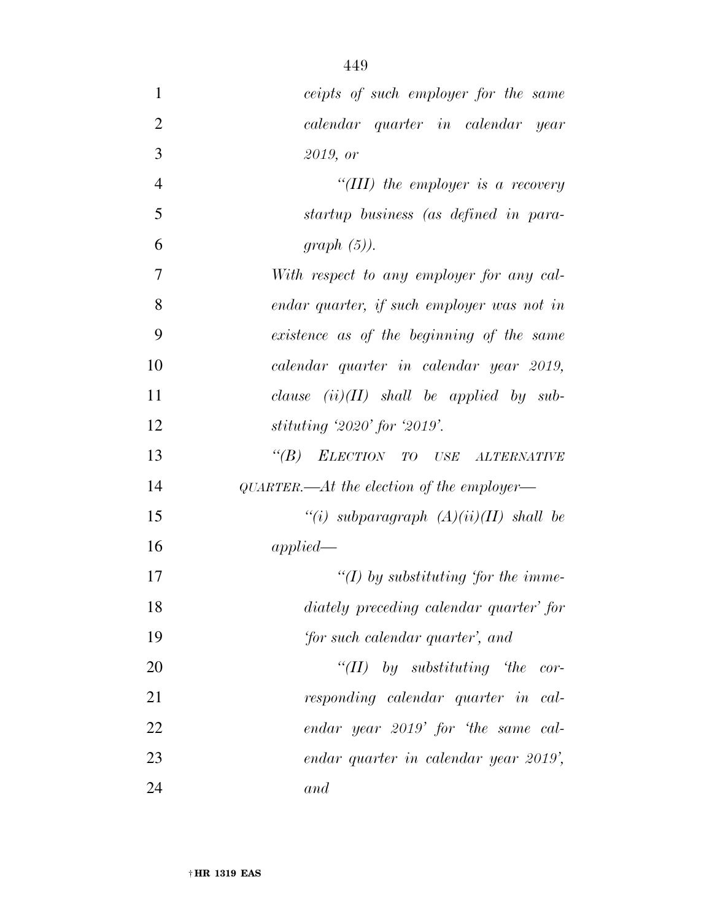*ceipts of such employer for the same calendar quarter in calendar year 2019, or*

*"(III) the employer is a recovery startup business (as defined in paragraph (5)).*

*With respect to any employer for any calendar quarter, if such employer was not in existence as of the beginning of the same calendar quarter in calendar year 2019, clause (ii)(II) shall be applied by substituting '2020' for '2019'.*

*"(B) ELECTION TO USE ALTERNATIVE QUARTER.—At the election of the employer—*

*"(i) subparagraph (A)(ii)(II) shall be applied—*

*"(I) by substituting 'for the immediately preceding calendar quarter' for 'for such calendar quarter', and*

*"(II) by substituting 'the corresponding calendar quarter in calendar year 2019' for 'the same calendar quarter in calendar year 2019', and*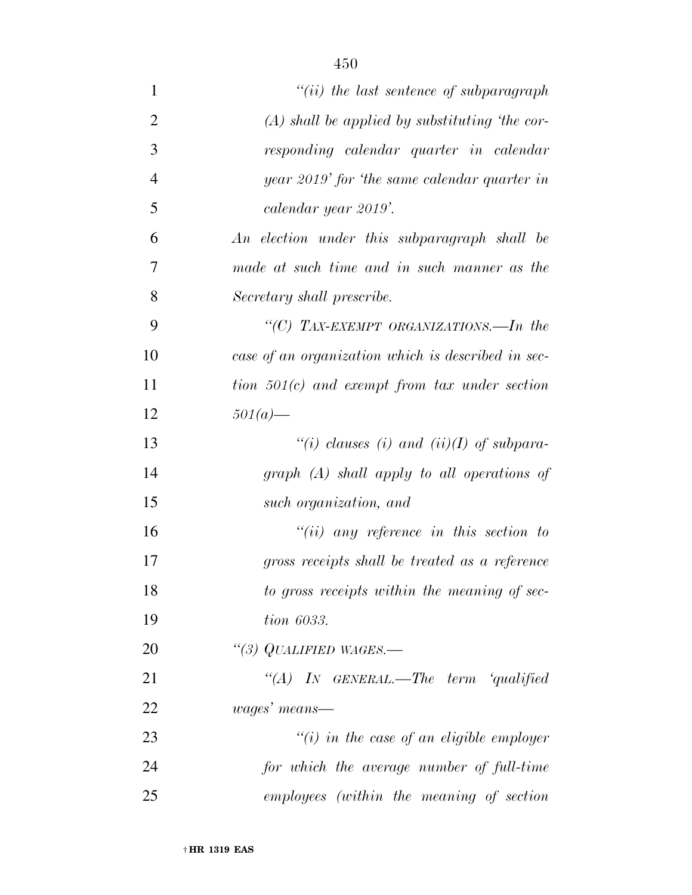*"(ii) the last sentence of subparagraph (A) shall be applied by substituting 'the corresponding calendar quarter in calendar year 2019' for 'the same calendar quarter in calendar year 2019'.*

*An election under this subparagraph shall be made at such time and in such manner as the Secretary shall prescribe.*

*"(C) TAX-EXEMPT ORGANIZATIONS.—In the case of an organization which is described in section 501(c) and exempt from tax under section 501(a)—*

*"(i) clauses (i) and (ii)(I) of subparagraph (A) shall apply to all operations of such organization, and*

*"(ii) any reference in this section to gross receipts shall be treated as a reference to gross receipts within the meaning of section 6033.*

*"(3) QUALIFIED WAGES.—*

*"(A) IN GENERAL.—The term 'qualified wages' means—*

*"(i) in the case of an eligible employer for which the average number of full-time employees (within the meaning of section*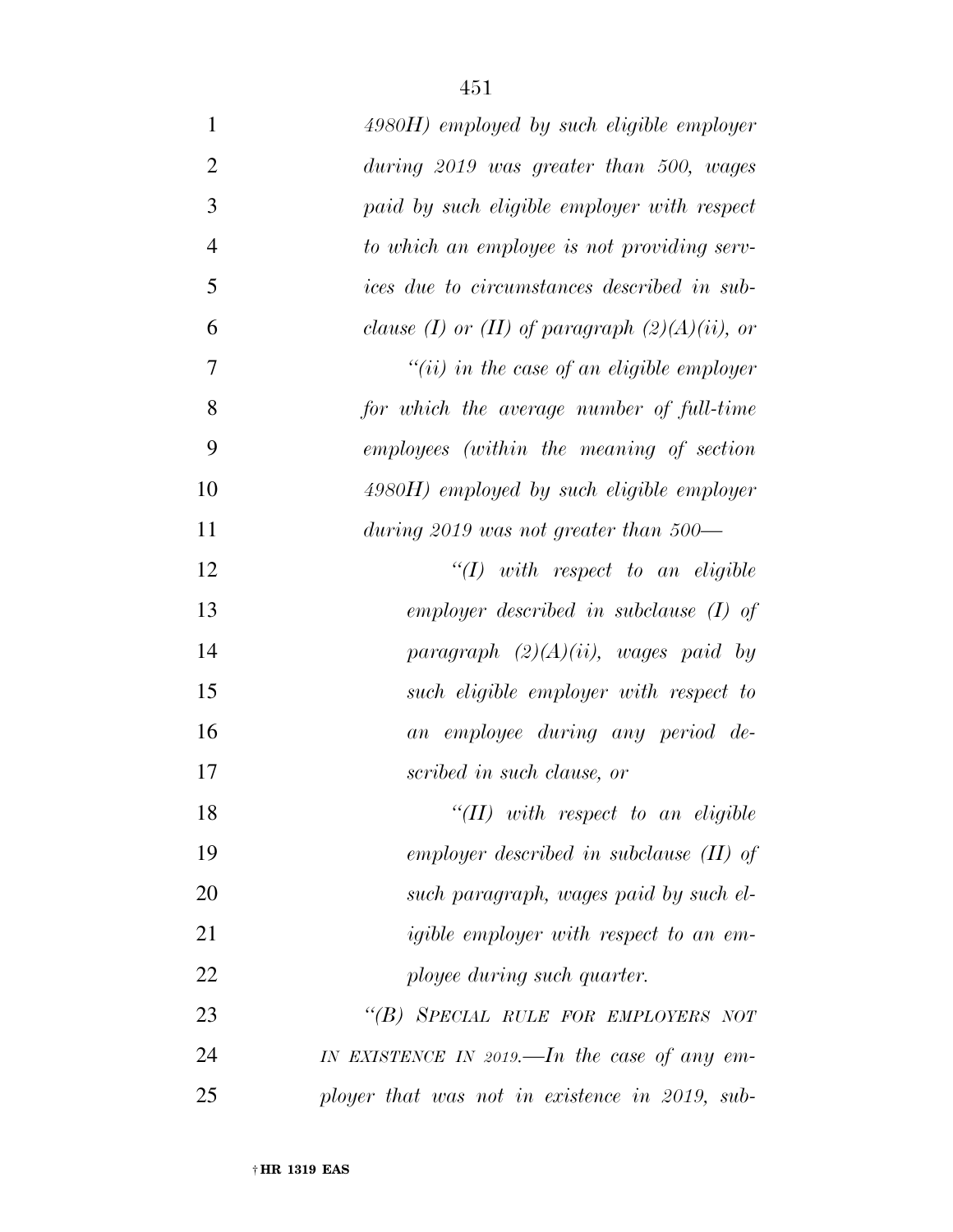*4980H) employed by such eligible employer during 2019 was greater than 500, wages paid by such eligible employer with respect to which an employee is not providing services due to circumstances described in subclause (I) or (II) of paragraph (2)(A)(ii), or*

*"(ii) in the case of an eligible employer for which the average number of full-time employees (within the meaning of section 4980H) employed by such eligible employer during 2019 was not greater than 500—*

*"(I) with respect to an eligible employer described in subclause (I) of paragraph (2)(A)(ii), wages paid by such eligible employer with respect to an employee during any period described in such clause, or*

*"(II) with respect to an eligible employer described in subclause (II) of such paragraph, wages paid by such eligible employer with respect to an employee during such quarter.*

*"(B) SPECIAL RULE FOR EMPLOYERS NOT IN EXISTENCE IN 2019.—In the case of any employer that was not in existence in 2019, sub-*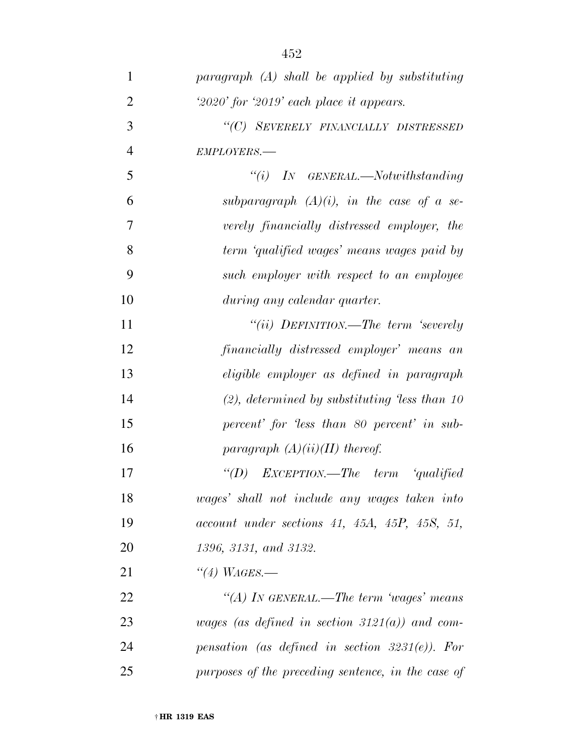*paragraph (A) shall be applied by substituting '2020' for '2019' each place it appears.*

*"(C) SEVERELY FINANCIALLY DISTRESSED EMPLOYERS.—*

*"(i) IN GENERAL.—Notwithstanding subparagraph (A)(i), in the case of a severely financially distressed employer, the term 'qualified wages' means wages paid by such employer with respect to an employee during any calendar quarter.*

*"(ii) DEFINITION.—The term 'severely financially distressed employer' means an eligible employer as defined in paragraph (2), determined by substituting 'less than 10 percent' for 'less than 80 percent' in subparagraph (A)(ii)(II) thereof.*

*"(D) EXCEPTION.—The term 'qualified wages' shall not include any wages taken into account under sections 41, 45A, 45P, 45S, 51, 1396, 3131, and 3132.*

*"(4) WAGES.—*

*"(A) IN GENERAL.—The term 'wages' means wages (as defined in section 3121(a)) and compensation (as defined in section 3231(e)). For purposes of the preceding sentence, in the case of*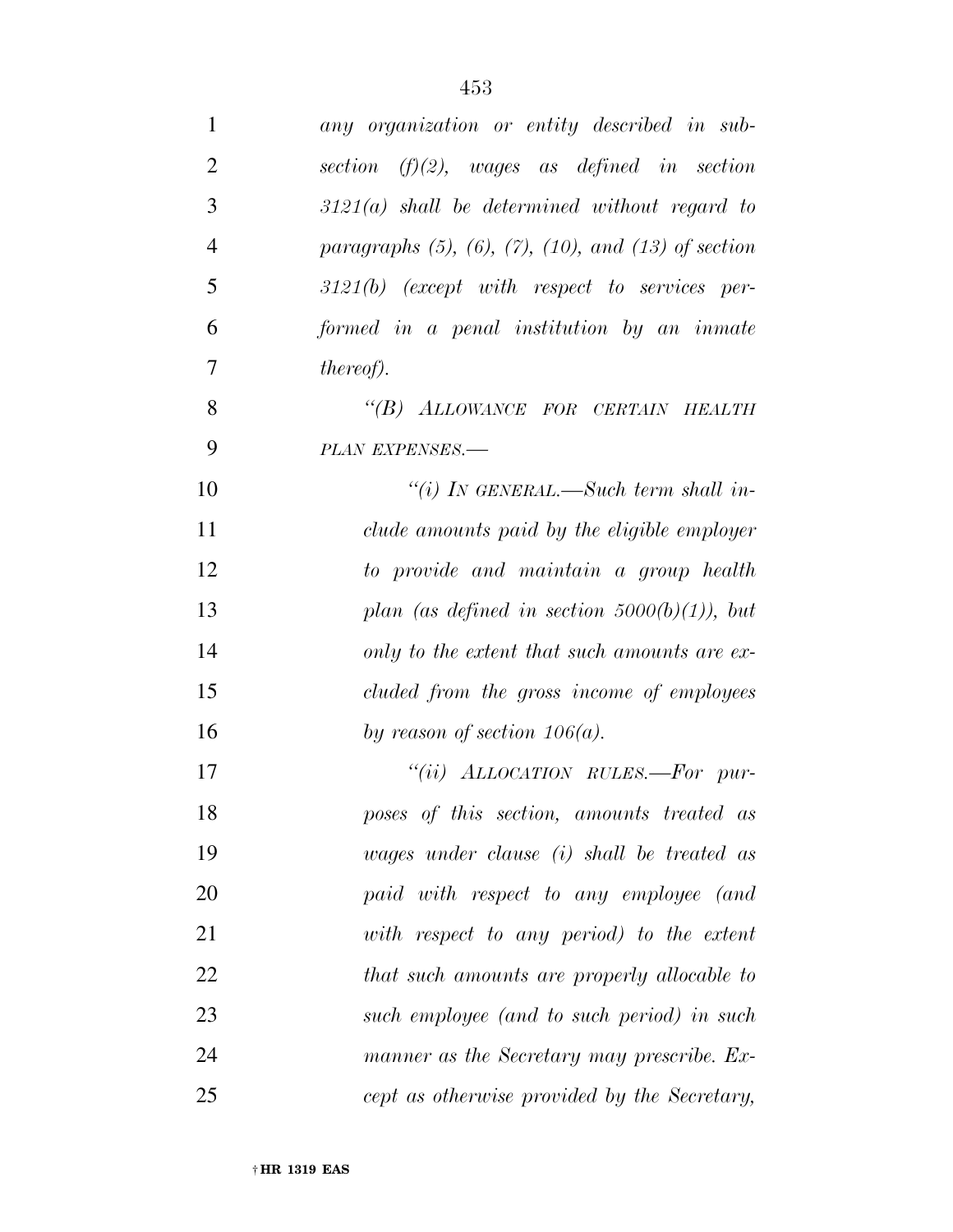*any organization or entity described in subsection (f)(2), wages as defined in section 3121(a) shall be determined without regard to paragraphs (5), (6), (7), (10), and (13) of section 3121(b) (except with respect to services performed in a penal institution by an inmate thereof).*

*“(B) ALLOWANCE FOR CERTAIN HEALTH PLAN EXPENSES.—*

*“(i) IN GENERAL.—Such term shall include amounts paid by the eligible employer to provide and maintain a group health plan (as defined in section 5000(b)(1)), but only to the extent that such amounts are excluded from the gross income of employees by reason of section 106(a).*

*“(ii) ALLOCATION RULES.—For purposes of this section, amounts treated as wages under clause (i) shall be treated as paid with respect to any employee (and with respect to any period) to the extent that such amounts are properly allocable to such employee (and to such period) in such manner as the Secretary may prescribe. Except as otherwise provided by the Secretary,*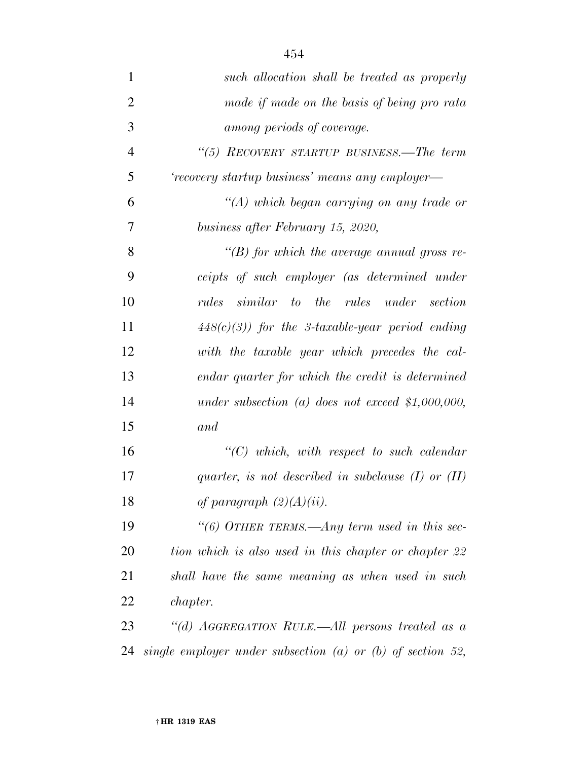*such allocation shall be treated as properly made if made on the basis of being pro rata among periods of coverage.*

*"(5) RECOVERY STARTUP BUSINESS.—The term 'recovery startup business' means any employer—*

*"(A) which began carrying on any trade or business after February 15, 2020,*

*"(B) for which the average annual gross receipts of such employer (as determined under rules similar to the rules under section 448(c)(3)) for the 3-taxable-year period ending with the taxable year which precedes the calendar quarter for which the credit is determined under subsection (a) does not exceed $1,000,000, and*

*"(C) which, with respect to such calendar quarter, is not described in subclause (I) or (II) of paragraph (2)(A)(ii).*

*"(6) OTHER TERMS.—Any term used in this section which is also used in this chapter or chapter 22 shall have the same meaning as when used in such chapter.*

*"(d) AGGREGATION RULE.—All persons treated as a single employer under subsection (a) or (b) of section 52,*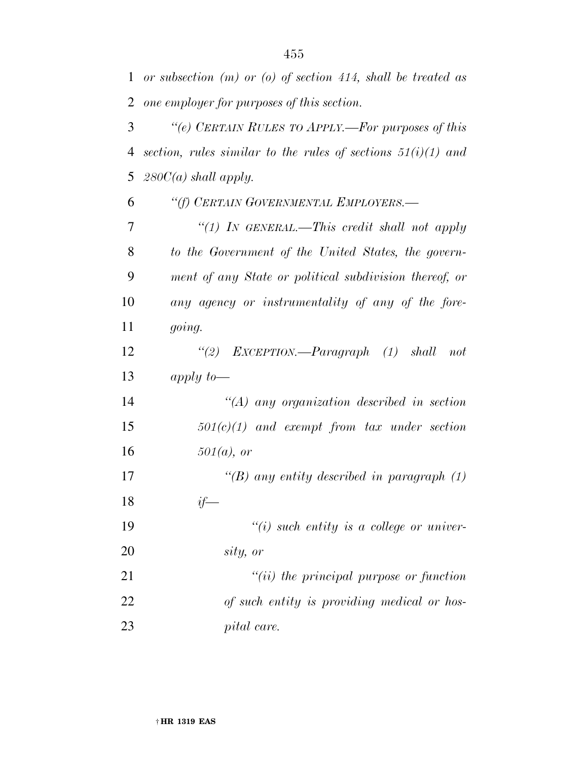*or subsection (m) or (o) of section 414, shall be treated as one employer for purposes of this section.*

*"(e) CERTAIN RULES TO APPLY.—For purposes of this section, rules similar to the rules of sections 51(i)(1) and 280C(a) shall apply.*

*"(f) CERTAIN GOVERNMENTAL EMPLOYERS.—*

*"(1) IN GENERAL.—This credit shall not apply to the Government of the United States, the government of any State or political subdivision thereof, or any agency or instrumentality of any of the foregoing.*

*"(2) EXCEPTION.—Paragraph (1) shall not apply to—*

*"(A) any organization described in section 501(c)(1) and exempt from tax under section 501(a), or*

*"(B) any entity described in paragraph (1) if—*

*"(i) such entity is a college or university, or*

*"(ii) the principal purpose or function of such entity is providing medical or hospital care.*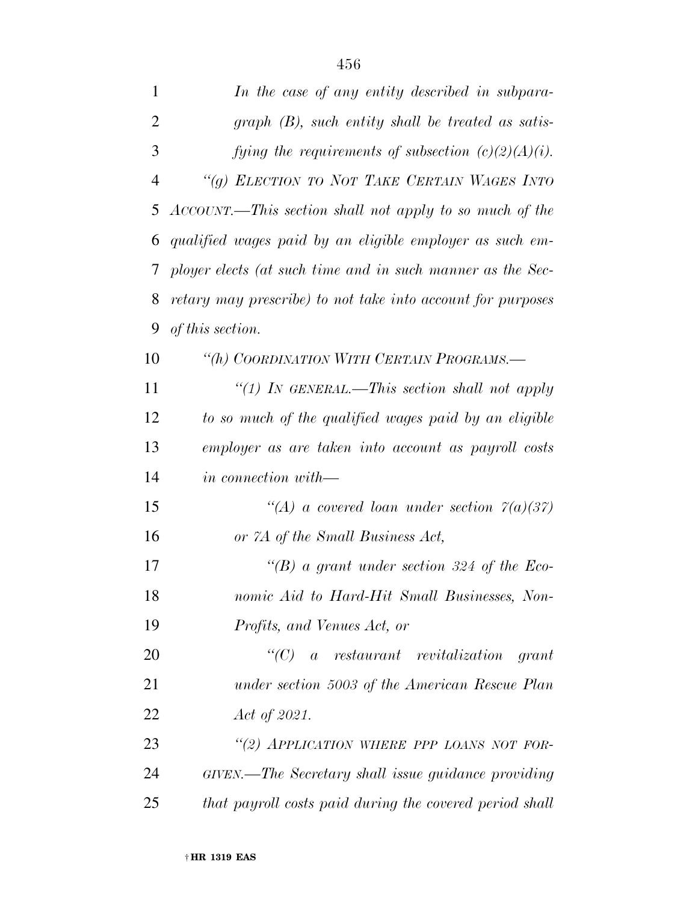*In the case of any entity described in subparagraph (B), such entity shall be treated as satisfying the requirements of subsection (c)(2)(A)(i).*

*“(g) ELECTION TO NOT TAKE CERTAIN WAGES INTO ACCOUNT.—This section shall not apply to so much of the qualified wages paid by an eligible employer as such employer elects (at such time and in such manner as the Secretary may prescribe) to not take into account for purposes of this section.*

*“(h) COORDINATION WITH CERTAIN PROGRAMS.—*

*“(1) IN GENERAL.—This section shall not apply to so much of the qualified wages paid by an eligible employer as are taken into account as payroll costs in connection with—*

*“(A) a covered loan under section 7(a)(37) or 7A of the Small Business Act,*

*“(B) a grant under section 324 of the Economic Aid to Hard-Hit Small Businesses, Non-Profits, and Venues Act, or*

*“(C) a restaurant revitalization grant under section 5003 of the American Rescue Plan Act of 2021.*

*“(2) APPLICATION WHERE PPP LOANS NOT FORGIVEN.—The Secretary shall issue guidance providing that payroll costs paid during the covered period shall*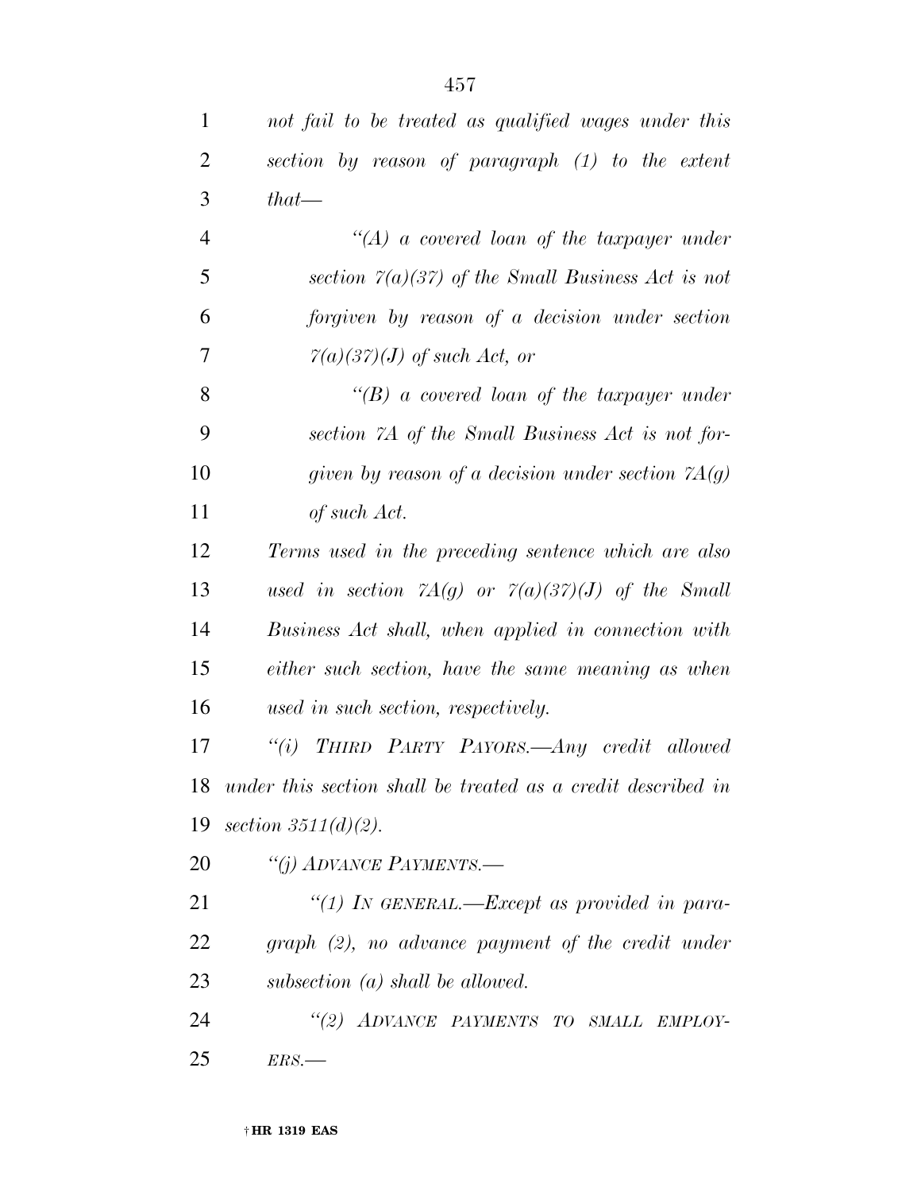*not fail to be treated as qualified wages under this section by reason of paragraph (1) to the extent that—*

*"(A) a covered loan of the taxpayer under section 7(a)(37) of the Small Business Act is not forgiven by reason of a decision under section 7(a)(37)(J) of such Act, or*

*"(B) a covered loan of the taxpayer under section 7A of the Small Business Act is not forgiven by reason of a decision under section 7A(g) of such Act.*

*Terms used in the preceding sentence which are also used in section 7A(g) or 7(a)(37)(J) of the Small Business Act shall, when applied in connection with either such section, have the same meaning as when used in such section, respectively.*

*"(i) THIRD PARTY PAYORS.—Any credit allowed under this section shall be treated as a credit described in section 3511(d)(2).*

*"(j) ADVANCE PAYMENTS.—*

*"(1) IN GENERAL.—Except as provided in paragraph (2), no advance payment of the credit under subsection (a) shall be allowed.*

*"(2) ADVANCE PAYMENTS TO SMALL EMPLOYERS.—*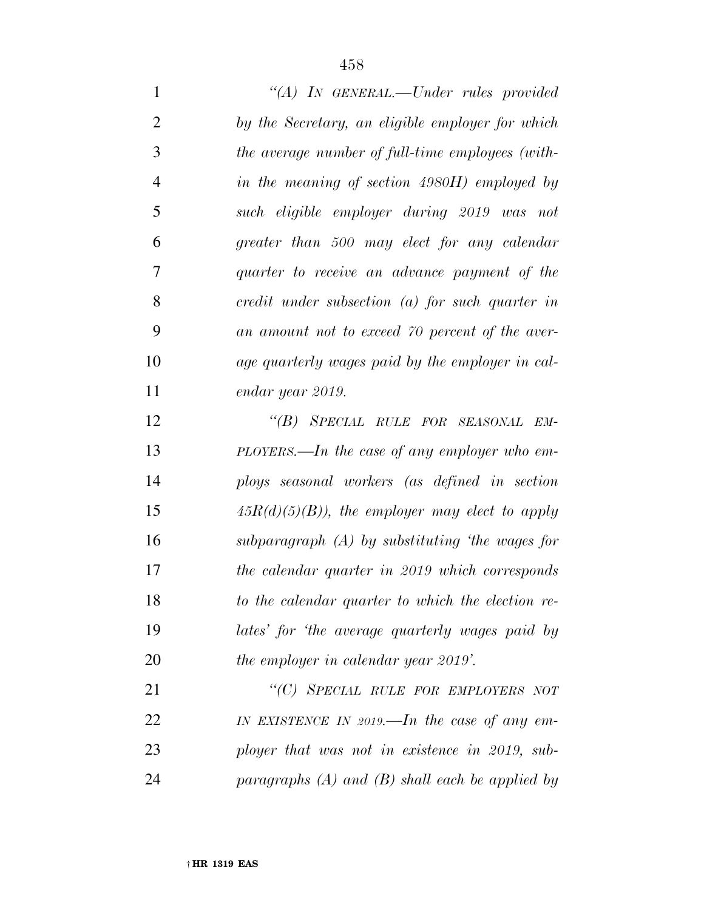*"(A) IN GENERAL.—Under rules provided by the Secretary, an eligible employer for which the average number of full-time employees (within the meaning of section 4980H) employed by such eligible employer during 2019 was not greater than 500 may elect for any calendar quarter to receive an advance payment of the credit under subsection (a) for such quarter in an amount not to exceed 70 percent of the average quarterly wages paid by the employer in calendar year 2019.*

*"(B) SPECIAL RULE FOR SEASONAL EMPLOYERS.—In the case of any employer who employs seasonal workers (as defined in section 45R(d)(5)(B)), the employer may elect to apply subparagraph (A) by substituting 'the wages for the calendar quarter in 2019 which corresponds to the calendar quarter to which the election relates' for 'the average quarterly wages paid by the employer in calendar year 2019'.*

*"(C) SPECIAL RULE FOR EMPLOYERS NOT IN EXISTENCE IN 2019.—In the case of any employer that was not in existence in 2019, subparagraphs (A) and (B) shall each be applied by*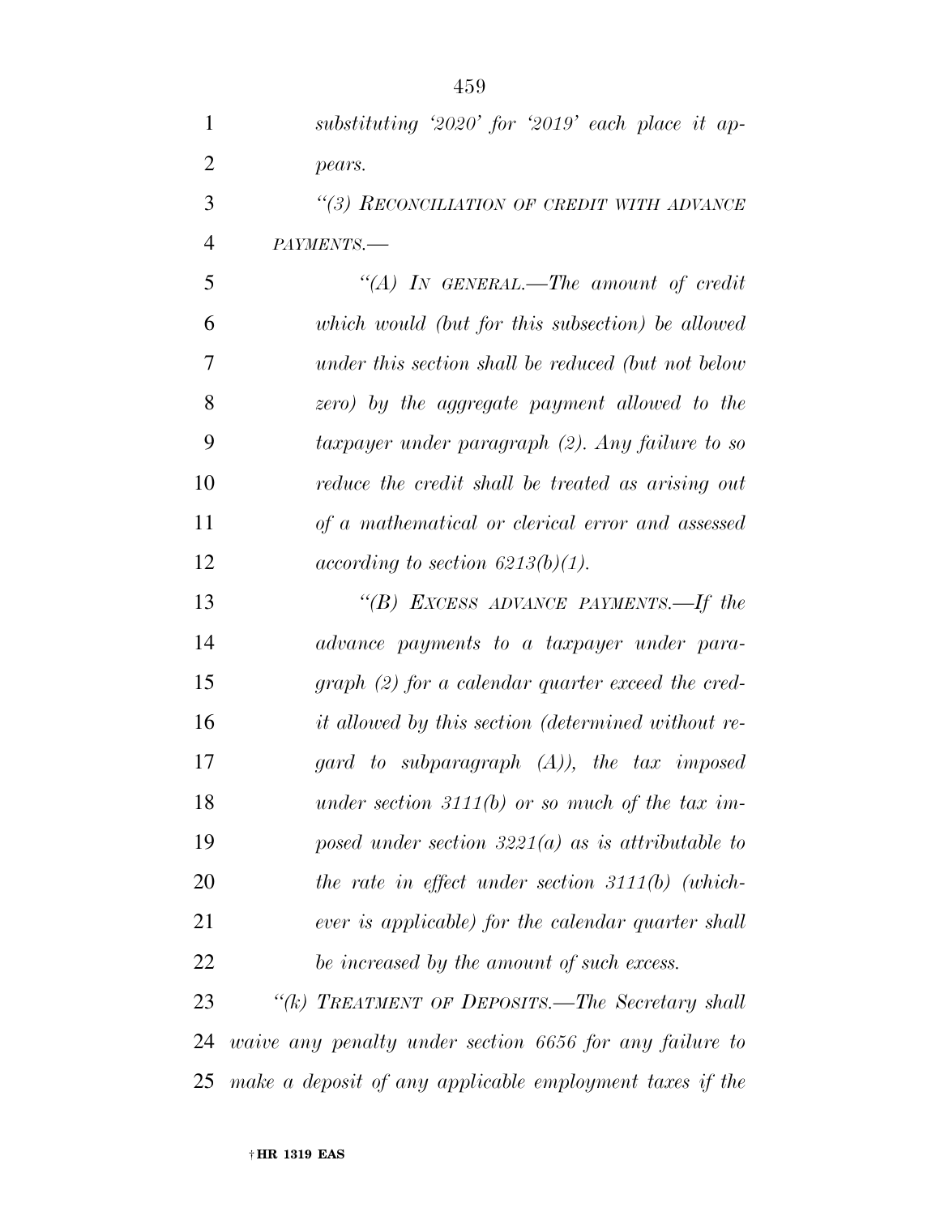*substituting '2020' for '2019' each place it appears.*

*"(3) RECONCILIATION OF CREDIT WITH ADVANCE PAYMENTS.—*

*"(A) IN GENERAL.—The amount of credit which would (but for this subsection) be allowed under this section shall be reduced (but not below zero) by the aggregate payment allowed to the taxpayer under paragraph (2). Any failure to so reduce the credit shall be treated as arising out of a mathematical or clerical error and assessed according to section 6213(b)(1).*

*"(B) EXCESS ADVANCE PAYMENTS.—If the advance payments to a taxpayer under paragraph (2) for a calendar quarter exceed the credit allowed by this section (determined without regard to subparagraph (A)), the tax imposed under section 3111(b) or so much of the tax imposed under section 3221(a) as is attributable to the rate in effect under section 3111(b) (whichever is applicable) for the calendar quarter shall be increased by the amount of such excess.*

*"(k) TREATMENT OF DEPOSITS.—The Secretary shall waive any penalty under section 6656 for any failure to make a deposit of any applicable employment taxes if the*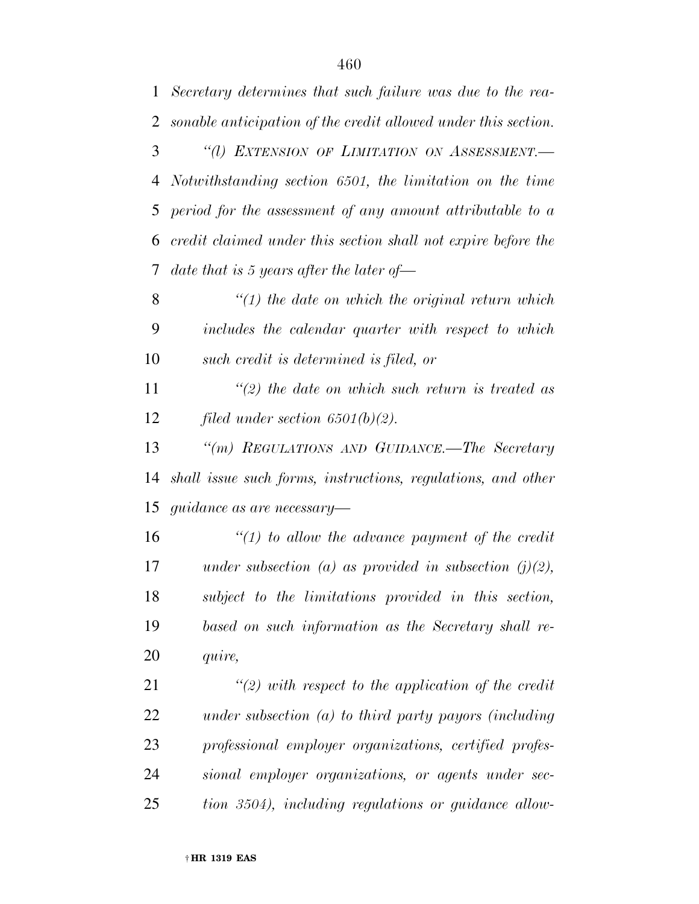*Secretary determines that such failure was due to the reasonable anticipation of the credit allowed under this section.*

*"(l) EXTENSION OF LIMITATION ON ASSESSMENT.—Notwithstanding section 6501, the limitation on the time period for the assessment of any amount attributable to a credit claimed under this section shall not expire before the date that is 5 years after the later of—*

*"(1) the date on which the original return which includes the calendar quarter with respect to which such credit is determined is filed, or*

*"(2) the date on which such return is treated as filed under section 6501(b)(2).*

*"(m) REGULATIONS AND GUIDANCE.—The Secretary shall issue such forms, instructions, regulations, and other guidance as are necessary—*

*"(1) to allow the advance payment of the credit under subsection (a) as provided in subsection (j)(2), subject to the limitations provided in this section, based on such information as the Secretary shall require,*

*"(2) with respect to the application of the credit under subsection (a) to third party payors (including professional employer organizations, certified professional employer organizations, or agents under section 3504), including regulations or guidance allow-*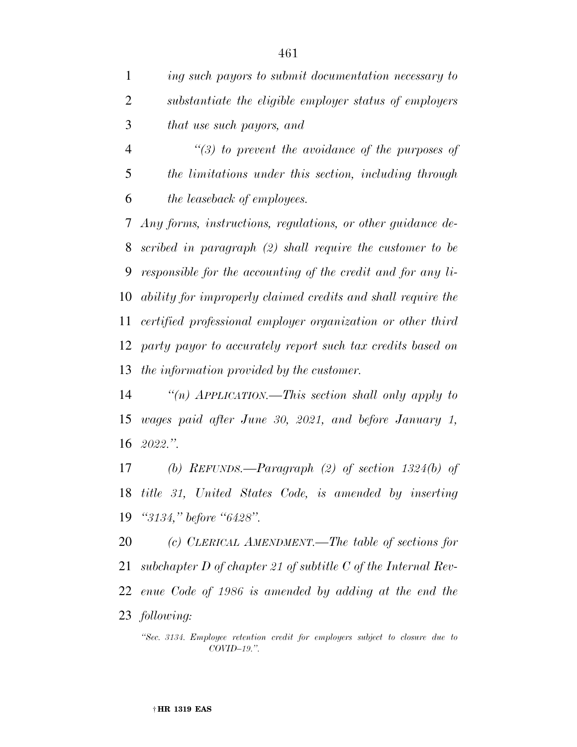*ing such payors to submit documentation necessary to substantiate the eligible employer status of employers that use such payors, and*

*"(3) to prevent the avoidance of the purposes of the limitations under this section, including through the leaseback of employees.*

*Any forms, instructions, regulations, or other guidance described in paragraph (2) shall require the customer to be responsible for the accounting of the credit and for any liability for improperly claimed credits and shall require the certified professional employer organization or other third party payor to accurately report such tax credits based on the information provided by the customer.*

*"(n) APPLICATION.—This section shall only apply to wages paid after June 30, 2021, and before January 1, 2022.".*

*(b) REFUNDS.—Paragraph (2) of section 1324(b) of title 31, United States Code, is amended by inserting "3134," before "6428".*

*(c) CLERICAL AMENDMENT.—The table of sections for subchapter D of chapter 21 of subtitle C of the Internal Revenue Code of 1986 is amended by adding at the end the following:*

*"Sec. 3134. Employee retention credit for employers subject to closure due to COVID–19.".*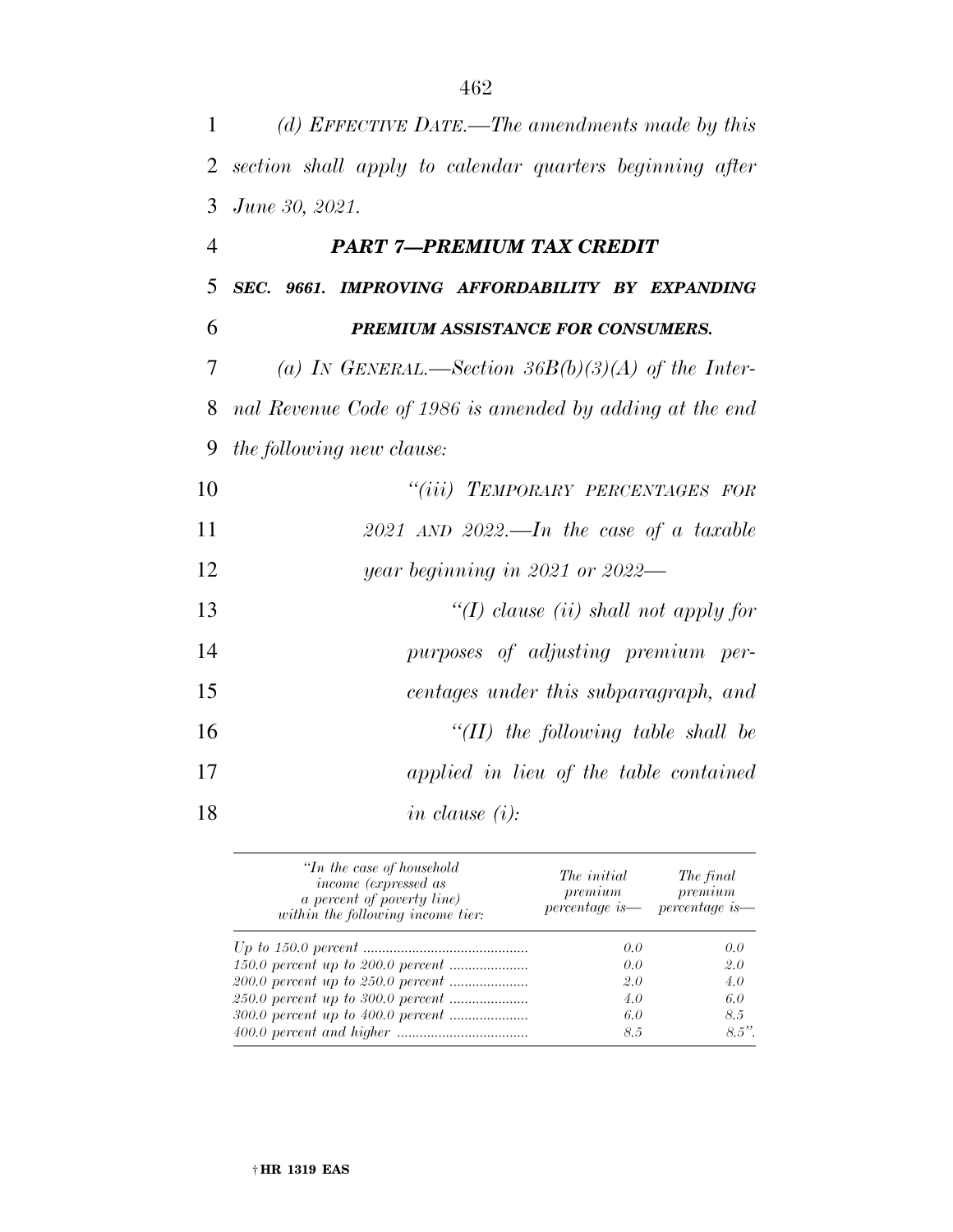*(d) EFFECTIVE DATE.—The amendments made by this section shall apply to calendar quarters beginning after June 30, 2021.*

## *PART 7—PREMIUM TAX CREDIT*

### *SEC. 9661. IMPROVING AFFORDABILITY BY EXPANDING PREMIUM ASSISTANCE FOR CONSUMERS.*

*(a) IN GENERAL.—Section 36B(b)(3)(A) of the Internal Revenue Code of 1986 is amended by adding at the end the following new clause:*

*"(iii) TEMPORARY PERCENTAGES FOR 2021 AND 2022.—In the case of a taxable year beginning in 2021 or 2022—*

*"(I) clause (ii) shall not apply for purposes of adjusting premium percentages under this subparagraph, and*

*"(II) the following table shall be applied in lieu of the table contained in clause (i):*

| *"In the case of household income (expressed as a percent of poverty line) within the following income tier:* | *The initial premium percentage is—* | *The final premium percentage is—* |
|---|---|---|
| *Up to 150.0 percent* | *0.0* | *0.0* |
| *150.0 percent up to 200.0 percent* | *0.0* | *2.0* |
| *200.0 percent up to 250.0 percent* | *2.0* | *4.0* |
| *250.0 percent up to 300.0 percent* | *4.0* | *6.0* |
| *300.0 percent up to 400.0 percent* | *6.0* | *8.5* |
| *400.0 percent and higher* | *8.5* | *8.5".* |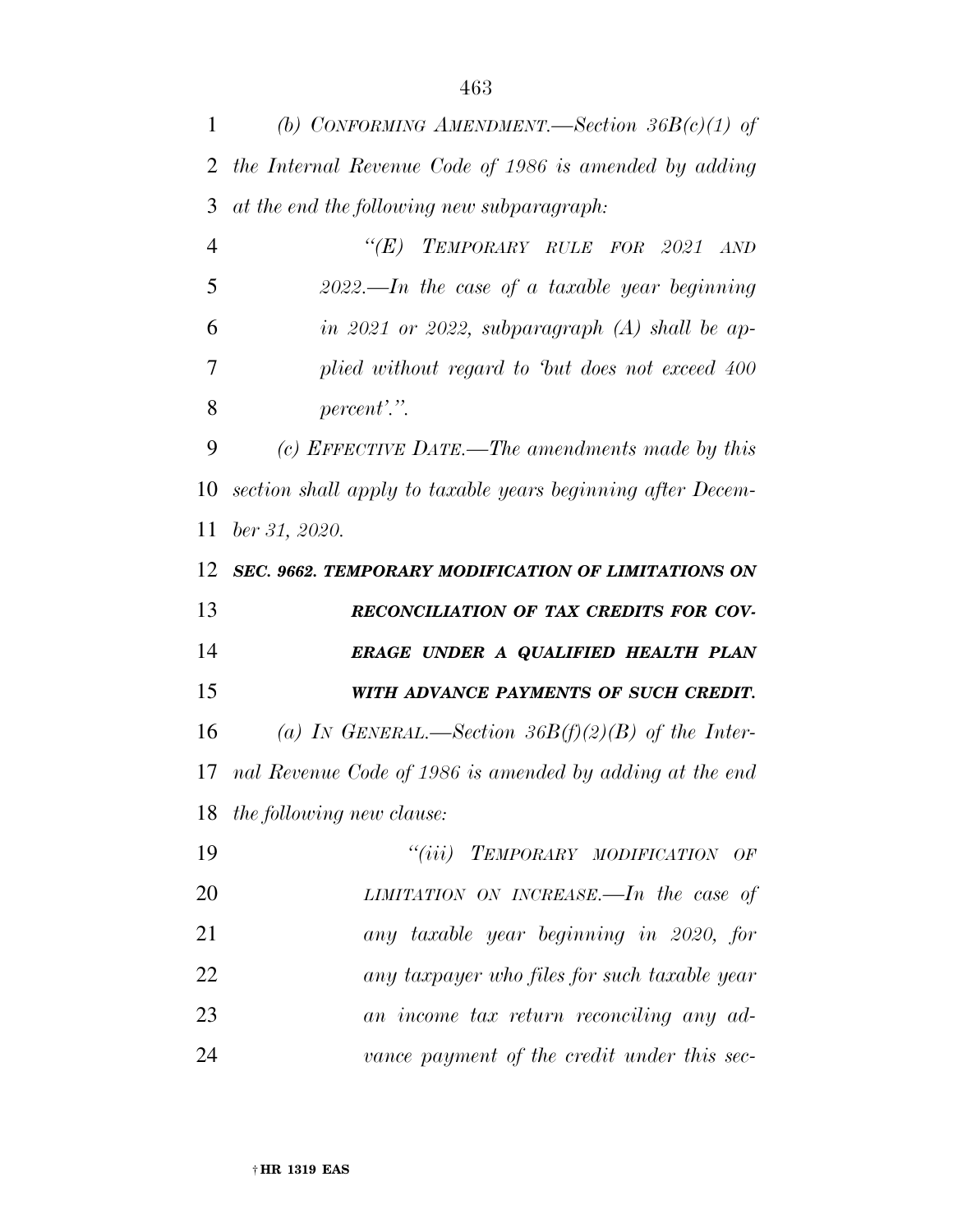*(b) CONFORMING AMENDMENT.—Section 36B(c)(1) of the Internal Revenue Code of 1986 is amended by adding at the end the following new subparagraph:*

*“(E) TEMPORARY RULE FOR 2021 AND 2022.—In the case of a taxable year beginning in 2021 or 2022, subparagraph (A) shall be applied without regard to ‘but does not exceed 400 percent’.”.*

*(c) EFFECTIVE DATE.—The amendments made by this section shall apply to taxable years beginning after December 31, 2020.*

***SEC. 9662. TEMPORARY MODIFICATION OF LIMITATIONS ON RECONCILIATION OF TAX CREDITS FOR COVERAGE UNDER A QUALIFIED HEALTH PLAN WITH ADVANCE PAYMENTS OF SUCH CREDIT.***

*(a) IN GENERAL.—Section 36B(f)(2)(B) of the Internal Revenue Code of 1986 is amended by adding at the end the following new clause:*

*“(iii) TEMPORARY MODIFICATION OF LIMITATION ON INCREASE.—In the case of any taxable year beginning in 2020, for any taxpayer who files for such taxable year an income tax return reconciling any advance payment of the credit under this sec-*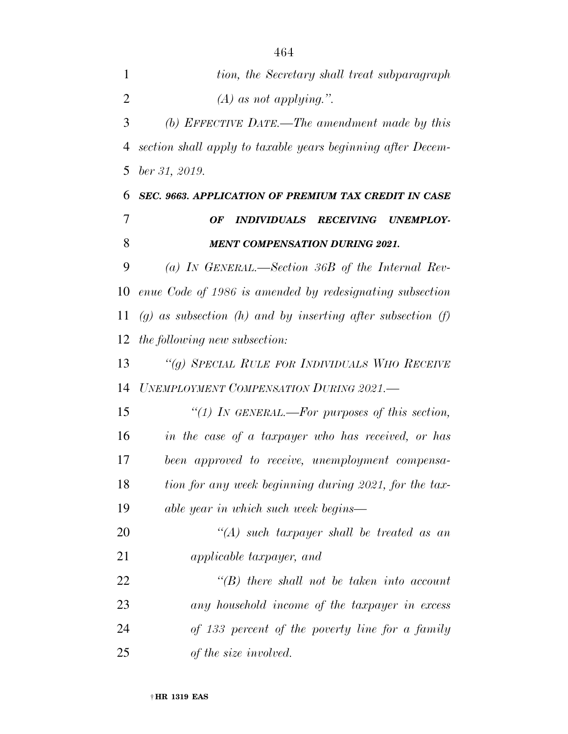*tion, the Secretary shall treat subparagraph (A) as not applying.".*

*(b) EFFECTIVE DATE.—The amendment made by this section shall apply to taxable years beginning after December 31, 2019.*

***SEC. 9663. APPLICATION OF PREMIUM TAX CREDIT IN CASE OF INDIVIDUALS RECEIVING UNEMPLOYMENT COMPENSATION DURING 2021.***

*(a) IN GENERAL.—Section 36B of the Internal Revenue Code of 1986 is amended by redesignating subsection (g) as subsection (h) and by inserting after subsection (f) the following new subsection:*

*"(g) SPECIAL RULE FOR INDIVIDUALS WHO RECEIVE UNEMPLOYMENT COMPENSATION DURING 2021.—*

*"(1) IN GENERAL.—For purposes of this section, in the case of a taxpayer who has received, or has been approved to receive, unemployment compensation for any week beginning during 2021, for the taxable year in which such week begins—*

*"(A) such taxpayer shall be treated as an applicable taxpayer, and*

*"(B) there shall not be taken into account any household income of the taxpayer in excess of 133 percent of the poverty line for a family of the size involved.*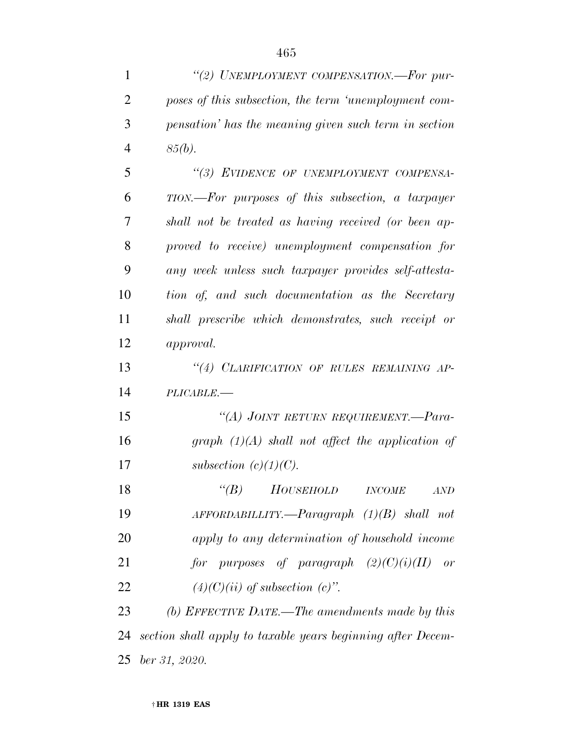*"(2) UNEMPLOYMENT COMPENSATION.—For purposes of this subsection, the term 'unemployment compensation' has the meaning given such term in section 85(b).*

*"(3) EVIDENCE OF UNEMPLOYMENT COMPENSATION.—For purposes of this subsection, a taxpayer shall not be treated as having received (or been approved to receive) unemployment compensation for any week unless such taxpayer provides self-attestation of, and such documentation as the Secretary shall prescribe which demonstrates, such receipt or approval.*

*"(4) CLARIFICATION OF RULES REMAINING APPLICABLE.—*

*"(A) JOINT RETURN REQUIREMENT.—Paragraph (1)(A) shall not affect the application of subsection (c)(1)(C).*

*"(B) HOUSEHOLD INCOME AND AFFORDABILLITY.—Paragraph (1)(B) shall not apply to any determination of household income for purposes of paragraph (2)(C)(i)(II) or (4)(C)(ii) of subsection (c)".*

*(b) EFFECTIVE DATE.—The amendments made by this section shall apply to taxable years beginning after December 31, 2020.*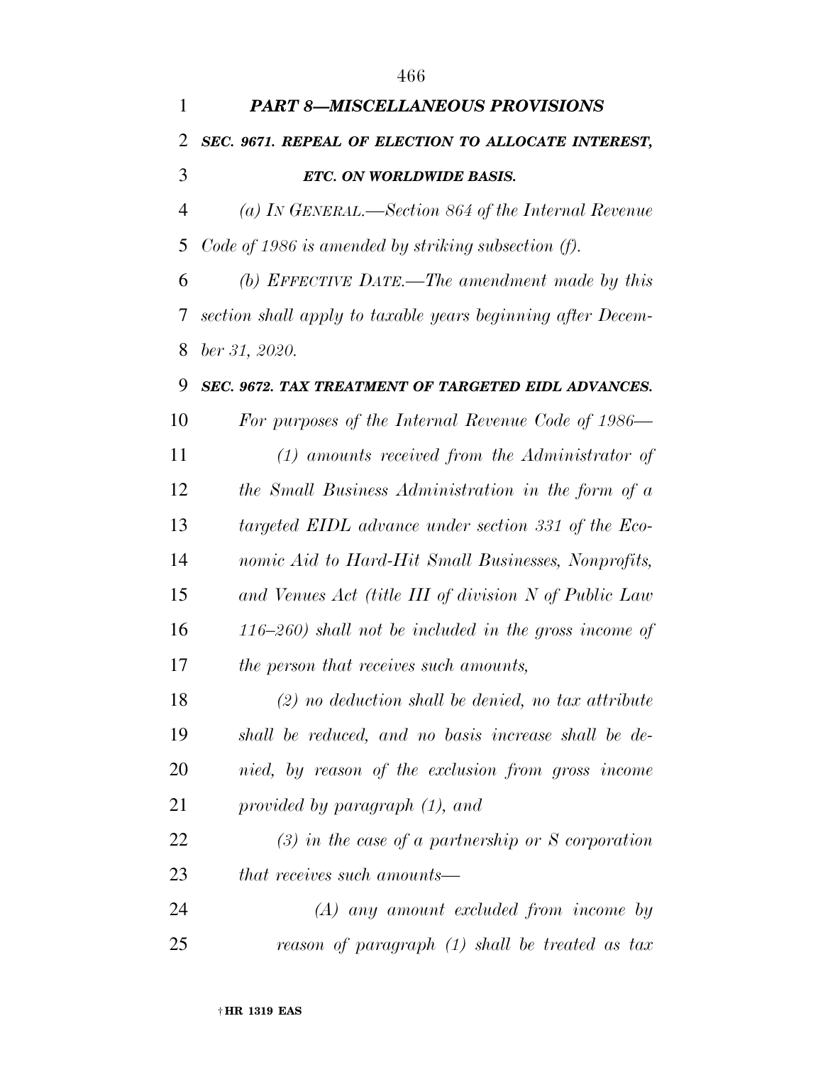## *PART 8—MISCELLANEOUS PROVISIONS*

### *SEC. 9671. REPEAL OF ELECTION TO ALLOCATE INTEREST, ETC. ON WORLDWIDE BASIS.*

*(a) IN GENERAL.—Section 864 of the Internal Revenue Code of 1986 is amended by striking subsection (f).*

*(b) EFFECTIVE DATE.—The amendment made by this section shall apply to taxable years beginning after December 31, 2020.*

### *SEC. 9672. TAX TREATMENT OF TARGETED EIDL ADVANCES.*

*For purposes of the Internal Revenue Code of 1986—*

*(1) amounts received from the Administrator of the Small Business Administration in the form of a targeted EIDL advance under section 331 of the Economic Aid to Hard-Hit Small Businesses, Nonprofits, and Venues Act (title III of division N of Public Law 116–260) shall not be included in the gross income of the person that receives such amounts,*

*(2) no deduction shall be denied, no tax attribute shall be reduced, and no basis increase shall be denied, by reason of the exclusion from gross income provided by paragraph (1), and*

*(3) in the case of a partnership or S corporation that receives such amounts—*

*(A) any amount excluded from income by reason of paragraph (1) shall be treated as tax*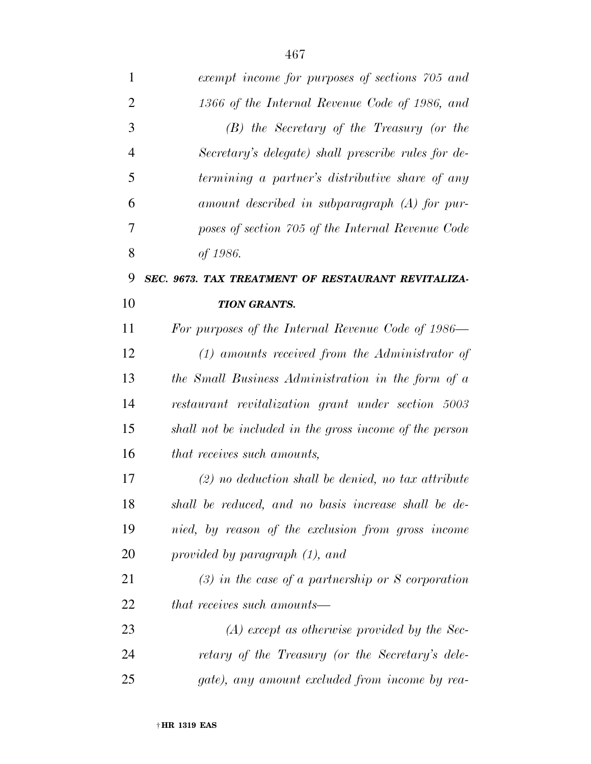*exempt income for purposes of sections 705 and 1366 of the Internal Revenue Code of 1986, and*

*(B) the Secretary of the Treasury (or the Secretary's delegate) shall prescribe rules for determining a partner's distributive share of any amount described in subparagraph (A) for purposes of section 705 of the Internal Revenue Code of 1986.*

***SEC. 9673. TAX TREATMENT OF RESTAURANT REVITALIZATION GRANTS.***

*For purposes of the Internal Revenue Code of 1986—*

*(1) amounts received from the Administrator of the Small Business Administration in the form of a restaurant revitalization grant under section 5003 shall not be included in the gross income of the person that receives such amounts,*

*(2) no deduction shall be denied, no tax attribute shall be reduced, and no basis increase shall be denied, by reason of the exclusion from gross income provided by paragraph (1), and*

*(3) in the case of a partnership or S corporation that receives such amounts—*

*(A) except as otherwise provided by the Secretary of the Treasury (or the Secretary's delegate), any amount excluded from income by rea-*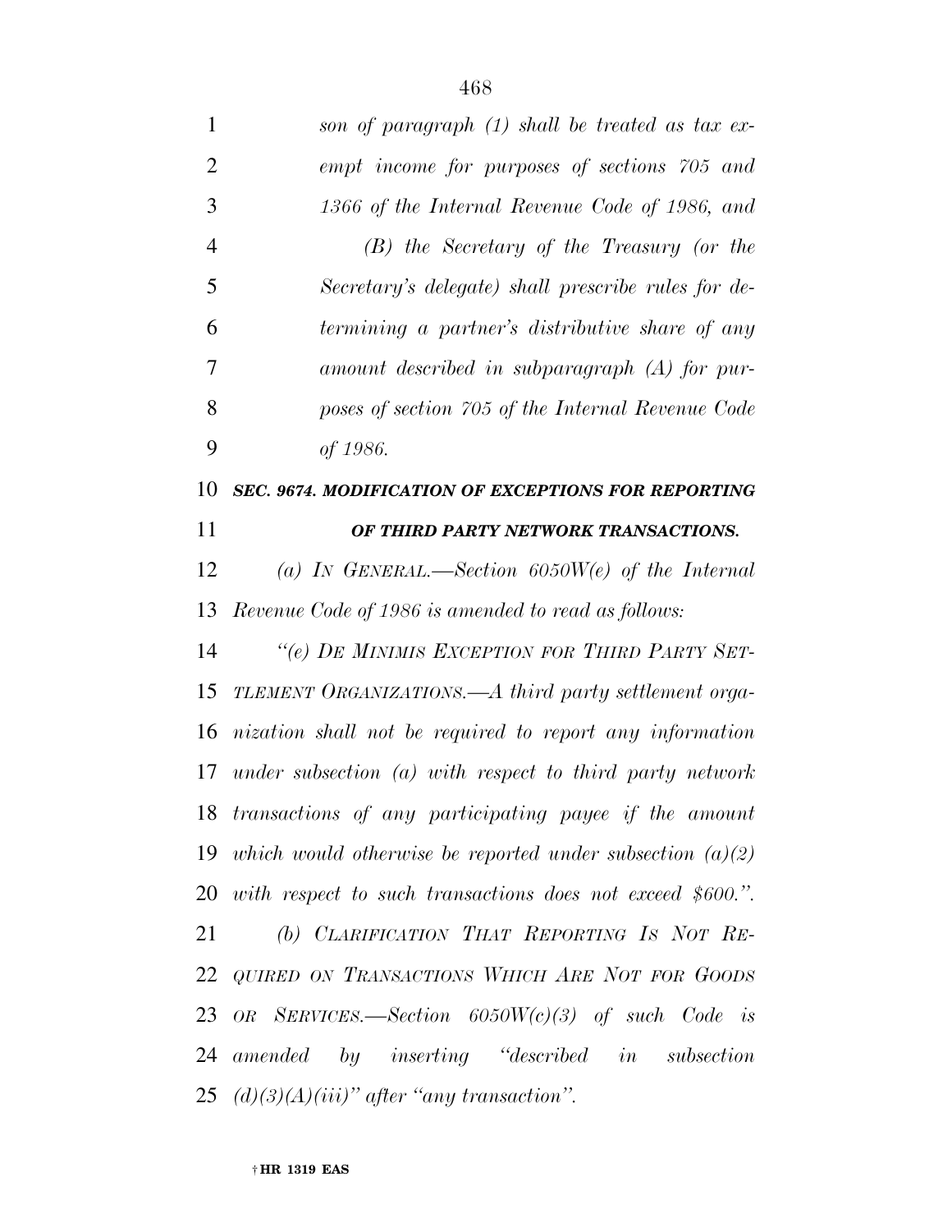*son of paragraph (1) shall be treated as tax exempt income for purposes of sections 705 and 1366 of the Internal Revenue Code of 1986, and*

*(B) the Secretary of the Treasury (or the Secretary's delegate) shall prescribe rules for determining a partner's distributive share of any amount described in subparagraph (A) for purposes of section 705 of the Internal Revenue Code of 1986.*

***SEC. 9674. MODIFICATION OF EXCEPTIONS FOR REPORTING OF THIRD PARTY NETWORK TRANSACTIONS.***

*(a) IN GENERAL.—Section 6050W(e) of the Internal Revenue Code of 1986 is amended to read as follows:*

*"(e) DE MINIMIS EXCEPTION FOR THIRD PARTY SETTLEMENT ORGANIZATIONS.—A third party settlement organization shall not be required to report any information under subsection (a) with respect to third party network transactions of any participating payee if the amount which would otherwise be reported under subsection (a)(2) with respect to such transactions does not exceed $600.".*

*(b) CLARIFICATION THAT REPORTING IS NOT REQUIRED ON TRANSACTIONS WHICH ARE NOT FOR GOODS OR SERVICES.—Section 6050W(c)(3) of such Code is amended by inserting "described in subsection (d)(3)(A)(iii)" after "any transaction".*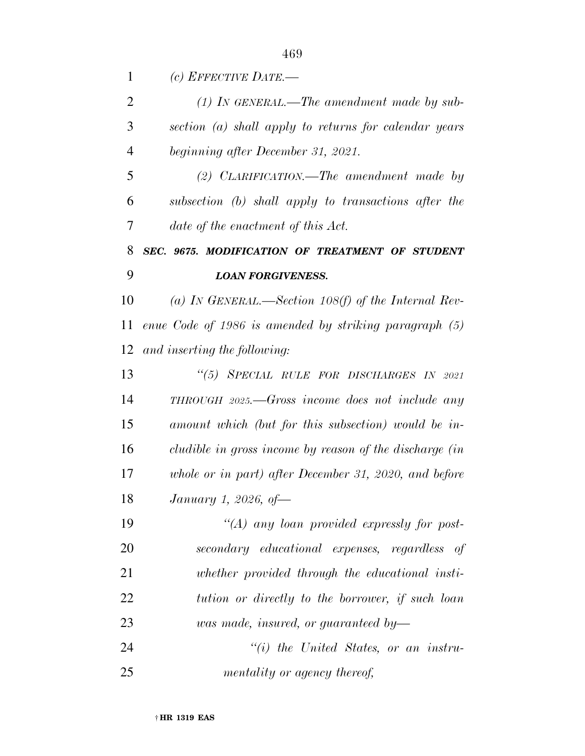*(c) EFFECTIVE DATE.—*

*(1) IN GENERAL.—The amendment made by subsection (a) shall apply to returns for calendar years beginning after December 31, 2021.*

*(2) CLARIFICATION.—The amendment made by subsection (b) shall apply to transactions after the date of the enactment of this Act.*

***SEC. 9675. MODIFICATION OF TREATMENT OF STUDENT LOAN FORGIVENESS.***

*(a) IN GENERAL.—Section 108(f) of the Internal Revenue Code of 1986 is amended by striking paragraph (5) and inserting the following:*

*"(5) SPECIAL RULE FOR DISCHARGES IN 2021 THROUGH 2025.—Gross income does not include any amount which (but for this subsection) would be includible in gross income by reason of the discharge (in whole or in part) after December 31, 2020, and before January 1, 2026, of—*

*"(A) any loan provided expressly for postsecondary educational expenses, regardless of whether provided through the educational institution or directly to the borrower, if such loan was made, insured, or guaranteed by—*

*"(i) the United States, or an instrumentality or agency thereof,*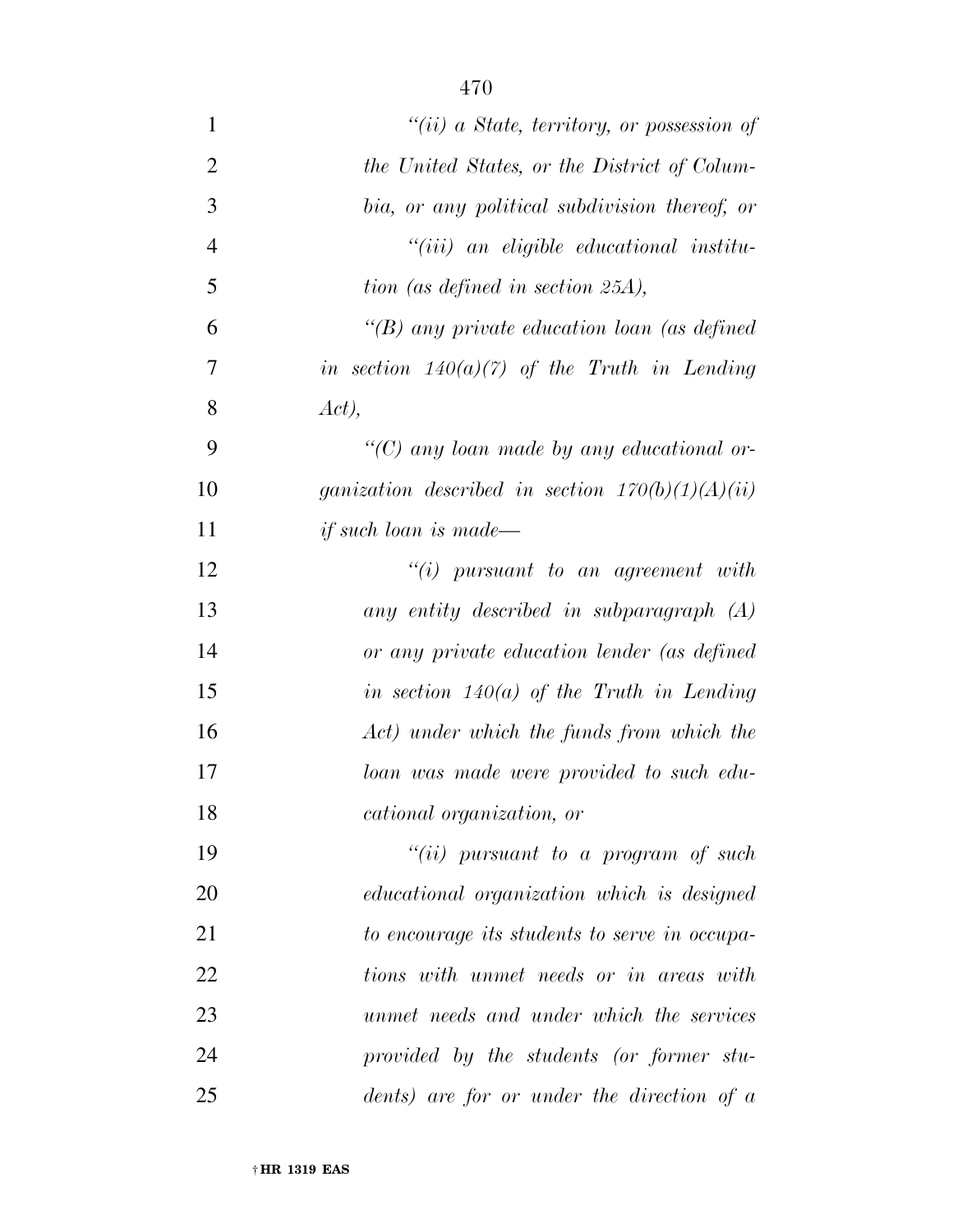*"(ii) a State, territory, or possession of the United States, or the District of Columbia, or any political subdivision thereof, or*

*"(iii) an eligible educational institution (as defined in section 25A),*

*"(B) any private education loan (as defined in section 140(a)(7) of the Truth in Lending Act),*

*"(C) any loan made by any educational organization described in section 170(b)(1)(A)(ii) if such loan is made—*

*"(i) pursuant to an agreement with any entity described in subparagraph (A) or any private education lender (as defined in section 140(a) of the Truth in Lending Act) under which the funds from which the loan was made were provided to such educational organization, or*

*"(ii) pursuant to a program of such educational organization which is designed to encourage its students to serve in occupations with unmet needs or in areas with unmet needs and under which the services provided by the students (or former students) are for or under the direction of a*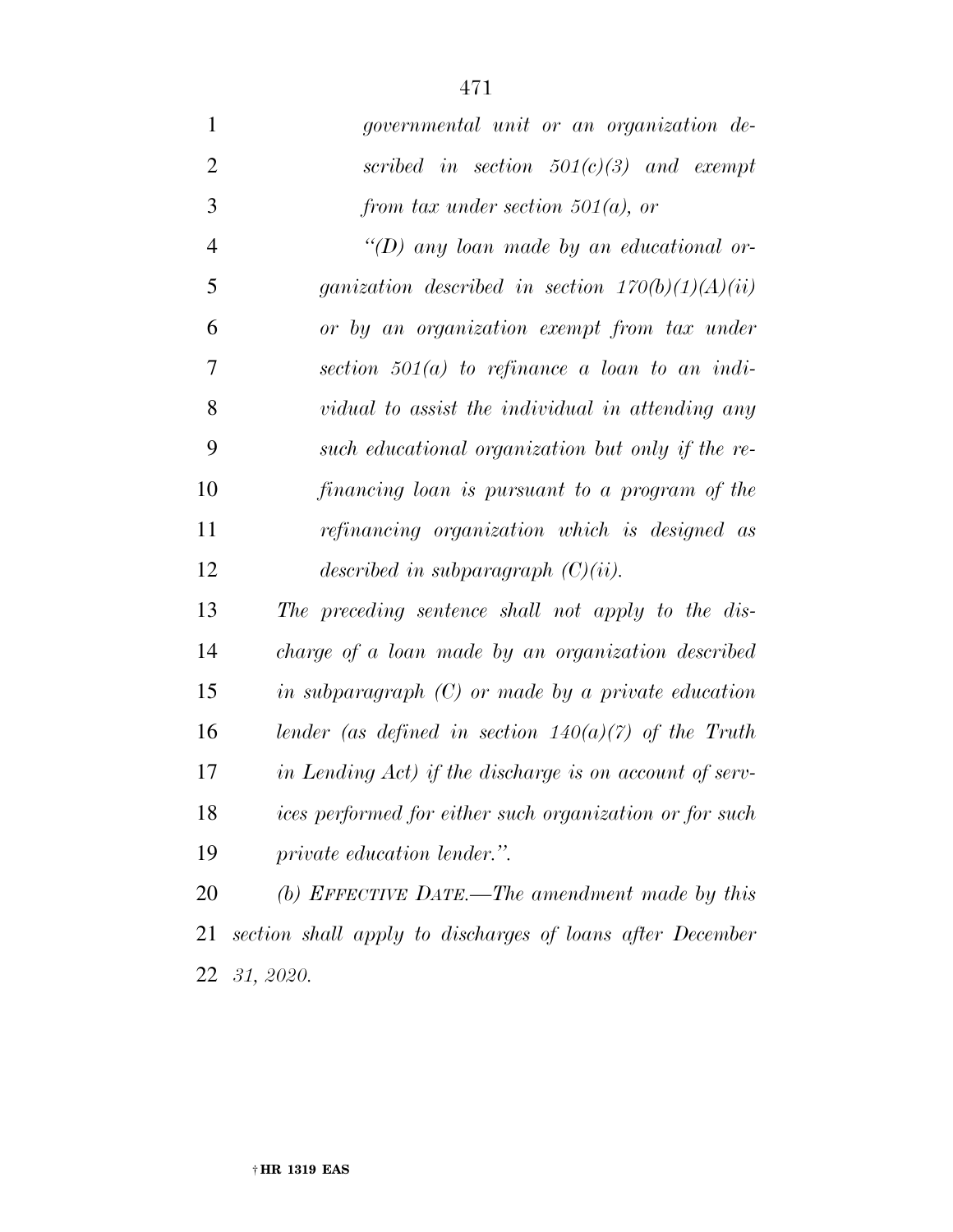*governmental unit or an organization described in section 501(c)(3) and exempt from tax under section 501(a), or*

*"(D) any loan made by an educational organization described in section 170(b)(1)(A)(ii) or by an organization exempt from tax under section 501(a) to refinance a loan to an individual to assist the individual in attending any such educational organization but only if the refinancing loan is pursuant to a program of the refinancing organization which is designed as described in subparagraph (C)(ii).*

*The preceding sentence shall not apply to the discharge of a loan made by an organization described in subparagraph (C) or made by a private education lender (as defined in section 140(a)(7) of the Truth in Lending Act) if the discharge is on account of services performed for either such organization or for such private education lender.".*

*(b) EFFECTIVE DATE.—The amendment made by this section shall apply to discharges of loans after December 31, 2020.*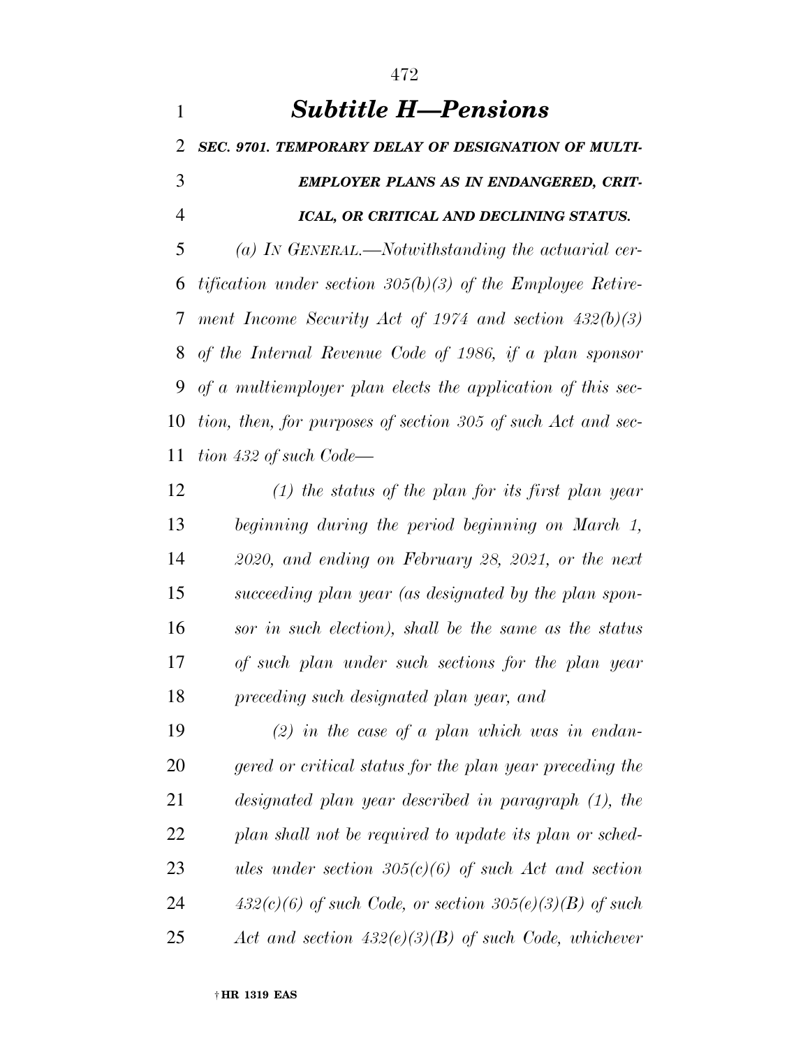# *Subtitle H—Pensions*

***SEC. 9701. TEMPORARY DELAY OF DESIGNATION OF MULTIEMPLOYER PLANS AS IN ENDANGERED, CRITICAL, OR CRITICAL AND DECLINING STATUS.***

*(a) IN GENERAL.—Notwithstanding the actuarial certification under section 305(b)(3) of the Employee Retirement Income Security Act of 1974 and section 432(b)(3) of the Internal Revenue Code of 1986, if a plan sponsor of a multiemployer plan elects the application of this section, then, for purposes of section 305 of such Act and section 432 of such Code—*

*(1) the status of the plan for its first plan year beginning during the period beginning on March 1, 2020, and ending on February 28, 2021, or the next succeeding plan year (as designated by the plan sponsor in such election), shall be the same as the status of such plan under such sections for the plan year preceding such designated plan year, and*

*(2) in the case of a plan which was in endangered or critical status for the plan year preceding the designated plan year described in paragraph (1), the plan shall not be required to update its plan or schedules under section 305(c)(6) of such Act and section 432(c)(6) of such Code, or section 305(e)(3)(B) of such Act and section 432(e)(3)(B) of such Code, whichever*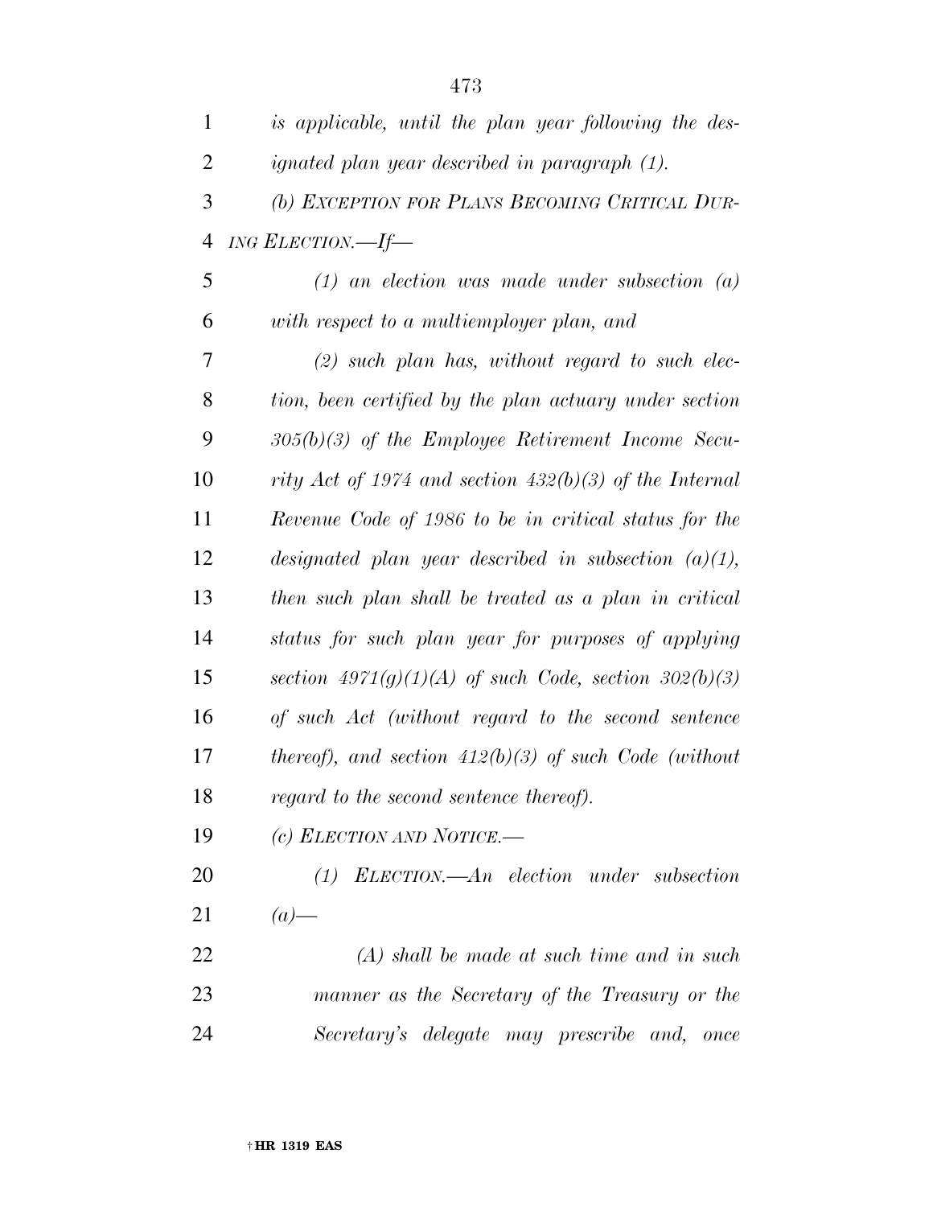*is applicable, until the plan year following the designated plan year described in paragraph (1).*

*(b) EXCEPTION FOR PLANS BECOMING CRITICAL DURING ELECTION.—If—*

*(1) an election was made under subsection (a) with respect to a multiemployer plan, and*

*(2) such plan has, without regard to such election, been certified by the plan actuary under section 305(b)(3) of the Employee Retirement Income Security Act of 1974 and section 432(b)(3) of the Internal Revenue Code of 1986 to be in critical status for the designated plan year described in subsection (a)(1), then such plan shall be treated as a plan in critical status for such plan year for purposes of applying section 4971(g)(1)(A) of such Code, section 302(b)(3) of such Act (without regard to the second sentence thereof), and section 412(b)(3) of such Code (without regard to the second sentence thereof).*

*(c) ELECTION AND NOTICE.—*

*(1) ELECTION.—An election under subsection (a)—*

*(A) shall be made at such time and in such manner as the Secretary of the Treasury or the Secretary's delegate may prescribe and, once*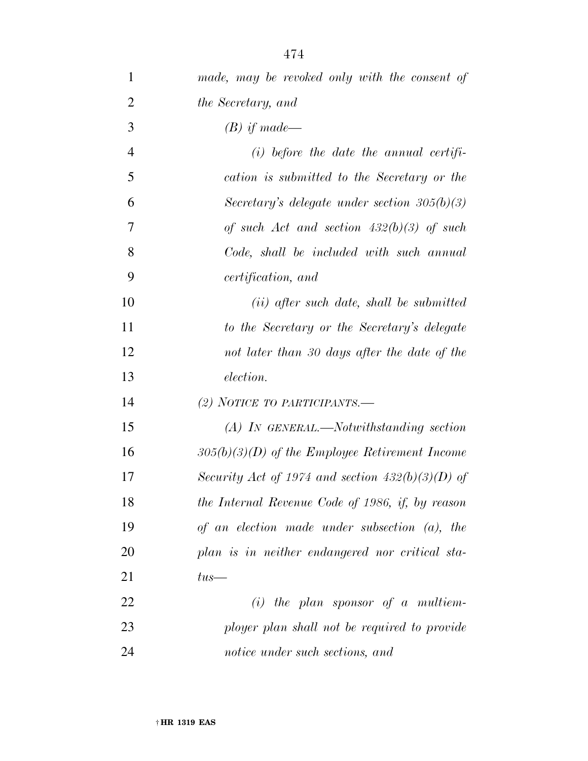*made, may be revoked only with the consent of the Secretary, and*

*(B) if made—*

*(i) before the date the annual certification is submitted to the Secretary or the Secretary's delegate under section 305(b)(3) of such Act and section 432(b)(3) of such Code, shall be included with such annual certification, and*

*(ii) after such date, shall be submitted to the Secretary or the Secretary's delegate not later than 30 days after the date of the election.*

*(2) NOTICE TO PARTICIPANTS.—*

*(A) IN GENERAL.—Notwithstanding section 305(b)(3)(D) of the Employee Retirement Income Security Act of 1974 and section 432(b)(3)(D) of the Internal Revenue Code of 1986, if, by reason of an election made under subsection (a), the plan is in neither endangered nor critical status—*

*(i) the plan sponsor of a multiemployer plan shall not be required to provide notice under such sections, and*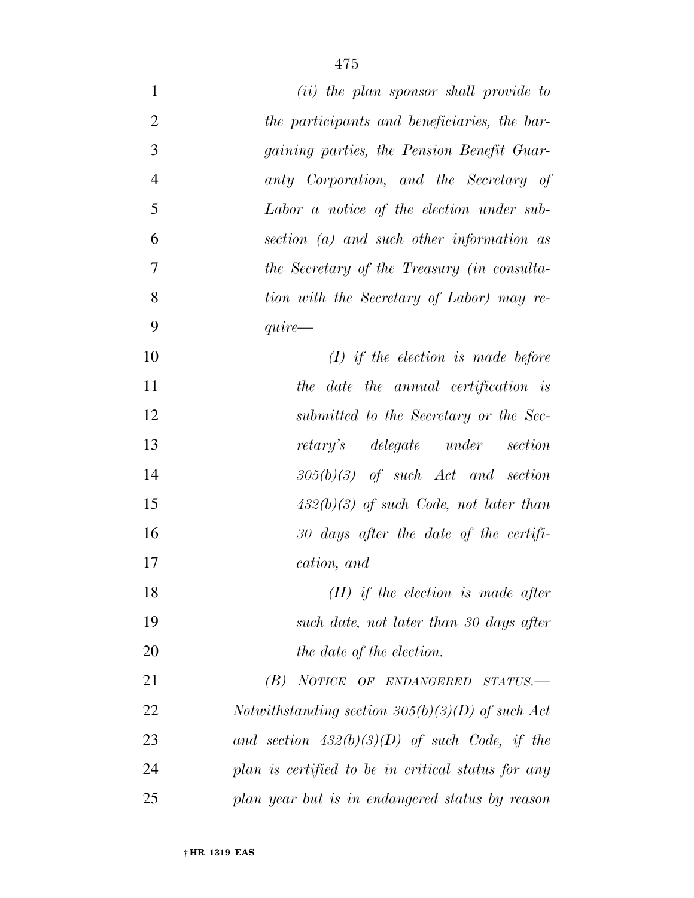*(ii) the plan sponsor shall provide to the participants and beneficiaries, the bargaining parties, the Pension Benefit Guaranty Corporation, and the Secretary of Labor a notice of the election under subsection (a) and such other information as the Secretary of the Treasury (in consultation with the Secretary of Labor) may require—*

*(I) if the election is made before the date the annual certification is submitted to the Secretary or the Secretary's delegate under section 305(b)(3) of such Act and section 432(b)(3) of such Code, not later than 30 days after the date of the certification, and*

*(II) if the election is made after such date, not later than 30 days after the date of the election.*

*(B) NOTICE OF ENDANGERED STATUS.—Notwithstanding section 305(b)(3)(D) of such Act and section 432(b)(3)(D) of such Code, if the plan is certified to be in critical status for any plan year but is in endangered status by reason*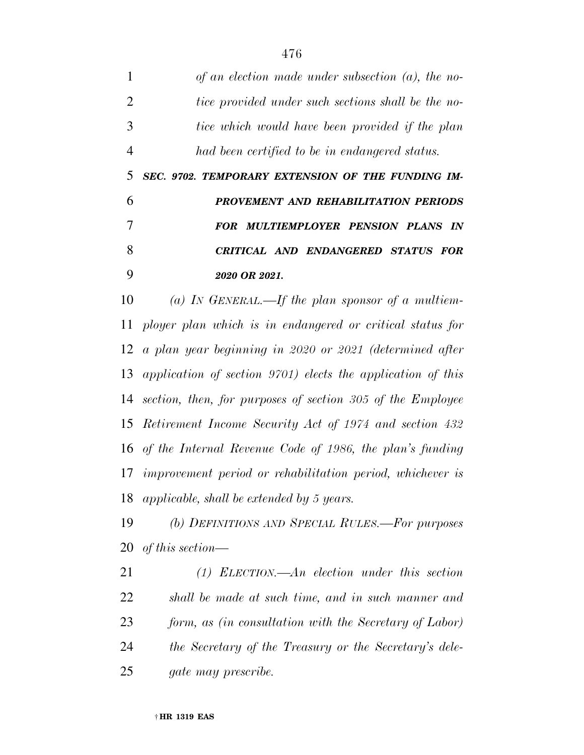*of an election made under subsection (a), the notice provided under such sections shall be the notice which would have been provided if the plan had been certified to be in endangered status.*

***SEC. 9702. TEMPORARY EXTENSION OF THE FUNDING IMPROVEMENT AND REHABILITATION PERIODS FOR MULTIEMPLOYER PENSION PLANS IN CRITICAL AND ENDANGERED STATUS FOR 2020 OR 2021.***

*(a) IN GENERAL.—If the plan sponsor of a multiemployer plan which is in endangered or critical status for a plan year beginning in 2020 or 2021 (determined after application of section 9701) elects the application of this section, then, for purposes of section 305 of the Employee Retirement Income Security Act of 1974 and section 432 of the Internal Revenue Code of 1986, the plan's funding improvement period or rehabilitation period, whichever is applicable, shall be extended by 5 years.*

*(b) DEFINITIONS AND SPECIAL RULES.—For purposes of this section—*

*(1) ELECTION.—An election under this section shall be made at such time, and in such manner and form, as (in consultation with the Secretary of Labor) the Secretary of the Treasury or the Secretary's delegate may prescribe.*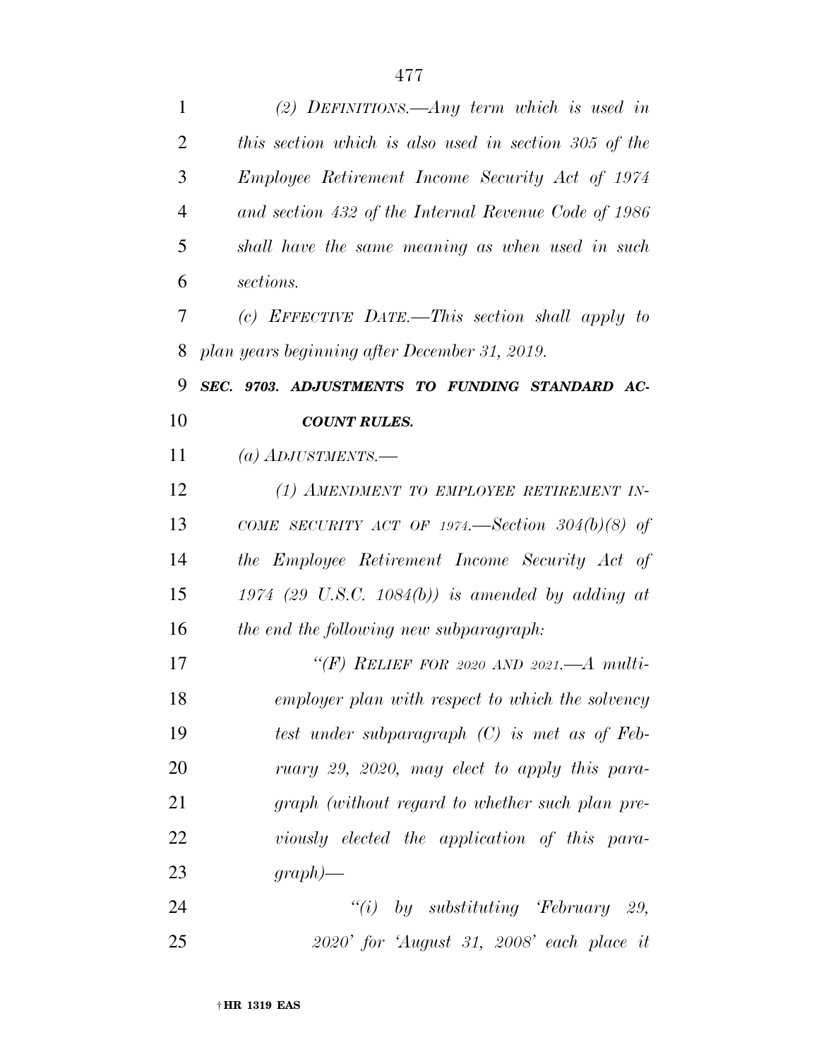*(2) DEFINITIONS.—Any term which is used in this section which is also used in section 305 of the Employee Retirement Income Security Act of 1974 and section 432 of the Internal Revenue Code of 1986 shall have the same meaning as when used in such sections.*

*(c) EFFECTIVE DATE.—This section shall apply to plan years beginning after December 31, 2019.*

***SEC. 9703. ADJUSTMENTS TO FUNDING STANDARD ACCOUNT RULES.***

*(a) ADJUSTMENTS.—*

*(1) AMENDMENT TO EMPLOYEE RETIREMENT INCOME SECURITY ACT OF 1974.—Section 304(b)(8) of the Employee Retirement Income Security Act of 1974 (29 U.S.C. 1084(b)) is amended by adding at the end the following new subparagraph:*

*"(F) RELIEF FOR 2020 AND 2021.—A multiemployer plan with respect to which the solvency test under subparagraph (C) is met as of February 29, 2020, may elect to apply this paragraph (without regard to whether such plan previously elected the application of this paragraph)—*

*"(i) by substituting 'February 29, 2020' for 'August 31, 2008' each place it*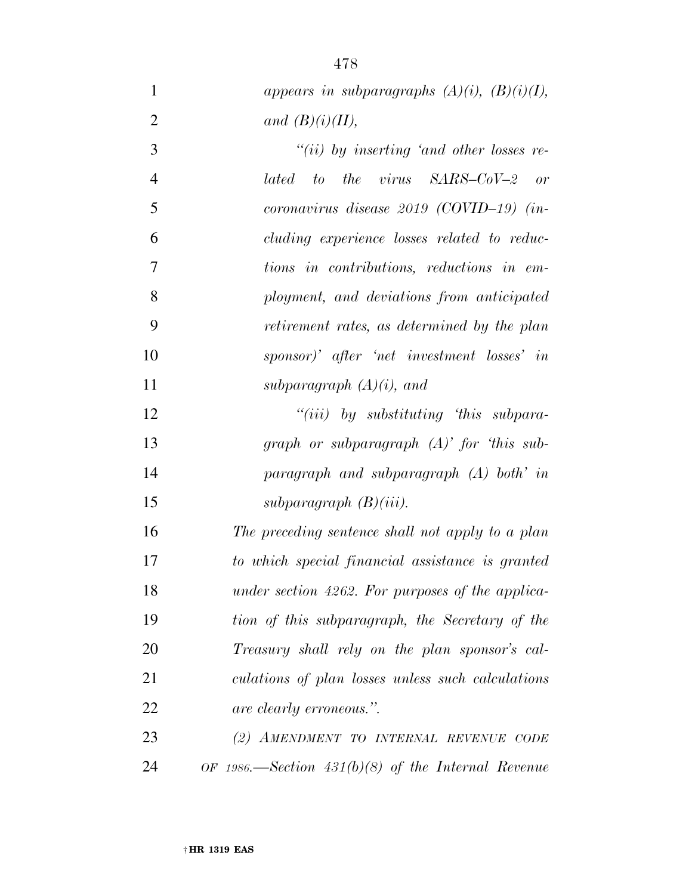*appears in subparagraphs (A)(i), (B)(i)(I), and (B)(i)(II),*

*"(ii) by inserting 'and other losses related to the virus SARS–CoV–2 or coronavirus disease 2019 (COVID–19) (including experience losses related to reductions in contributions, reductions in employment, and deviations from anticipated retirement rates, as determined by the plan sponsor)' after 'net investment losses' in subparagraph (A)(i), and*

*"(iii) by substituting 'this subparagraph or subparagraph (A)' for 'this subparagraph and subparagraph (A) both' in subparagraph (B)(iii).*

*The preceding sentence shall not apply to a plan to which special financial assistance is granted under section 4262. For purposes of the application of this subparagraph, the Secretary of the Treasury shall rely on the plan sponsor's calculations of plan losses unless such calculations are clearly erroneous.".*

*(2) AMENDMENT TO INTERNAL REVENUE CODE OF 1986.—Section 431(b)(8) of the Internal Revenue*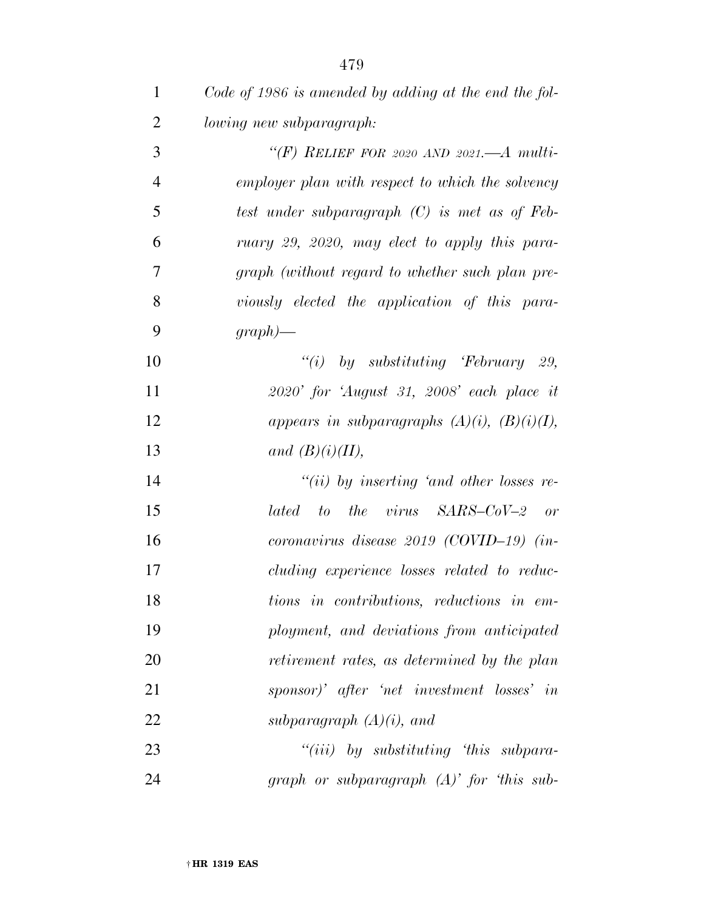*Code of 1986 is amended by adding at the end the following new subparagraph:*

*"(F) RELIEF FOR 2020 AND 2021.—A multiemployer plan with respect to which the solvency test under subparagraph (C) is met as of February 29, 2020, may elect to apply this paragraph (without regard to whether such plan previously elected the application of this paragraph)—*

*"(i) by substituting 'February 29, 2020' for 'August 31, 2008' each place it appears in subparagraphs (A)(i), (B)(i)(I), and (B)(i)(II),*

*"(ii) by inserting 'and other losses related to the virus SARS–CoV–2 or coronavirus disease 2019 (COVID–19) (including experience losses related to reductions in contributions, reductions in employment, and deviations from anticipated retirement rates, as determined by the plan sponsor)' after 'net investment losses' in subparagraph (A)(i), and*

*"(iii) by substituting 'this subparagraph or subparagraph (A)' for 'this sub-*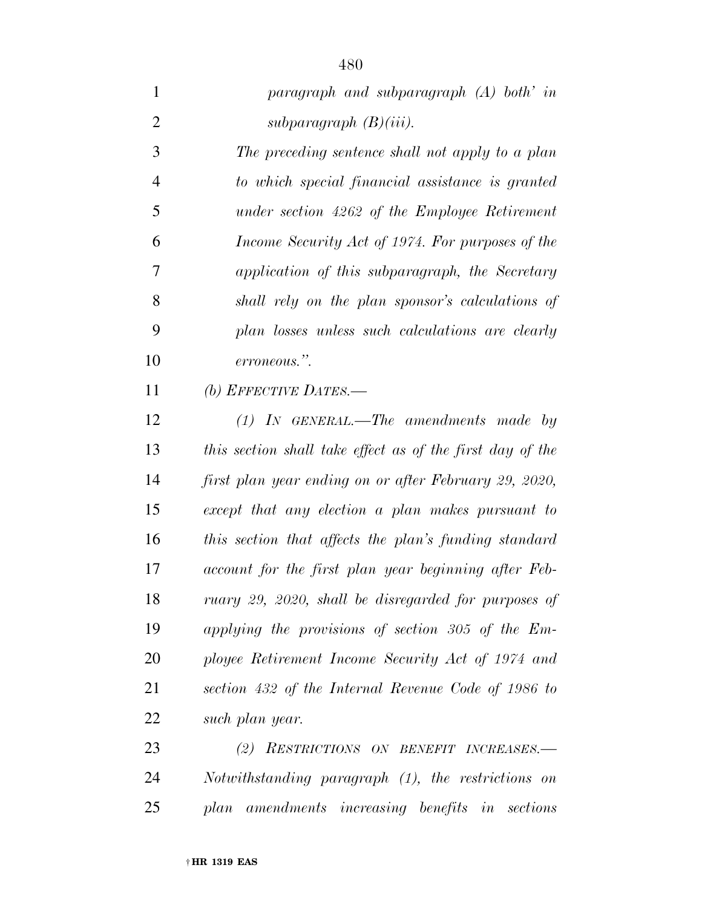*paragraph and subparagraph (A) both' in subparagraph (B)(iii).*

*The preceding sentence shall not apply to a plan to which special financial assistance is granted under section 4262 of the Employee Retirement Income Security Act of 1974. For purposes of the application of this subparagraph, the Secretary shall rely on the plan sponsor's calculations of plan losses unless such calculations are clearly erroneous.".*

*(b) EFFECTIVE DATES.—*

*(1) IN GENERAL.—The amendments made by this section shall take effect as of the first day of the first plan year ending on or after February 29, 2020, except that any election a plan makes pursuant to this section that affects the plan's funding standard account for the first plan year beginning after February 29, 2020, shall be disregarded for purposes of applying the provisions of section 305 of the Employee Retirement Income Security Act of 1974 and section 432 of the Internal Revenue Code of 1986 to such plan year.*

*(2) RESTRICTIONS ON BENEFIT INCREASES.—Notwithstanding paragraph (1), the restrictions on plan amendments increasing benefits in sections*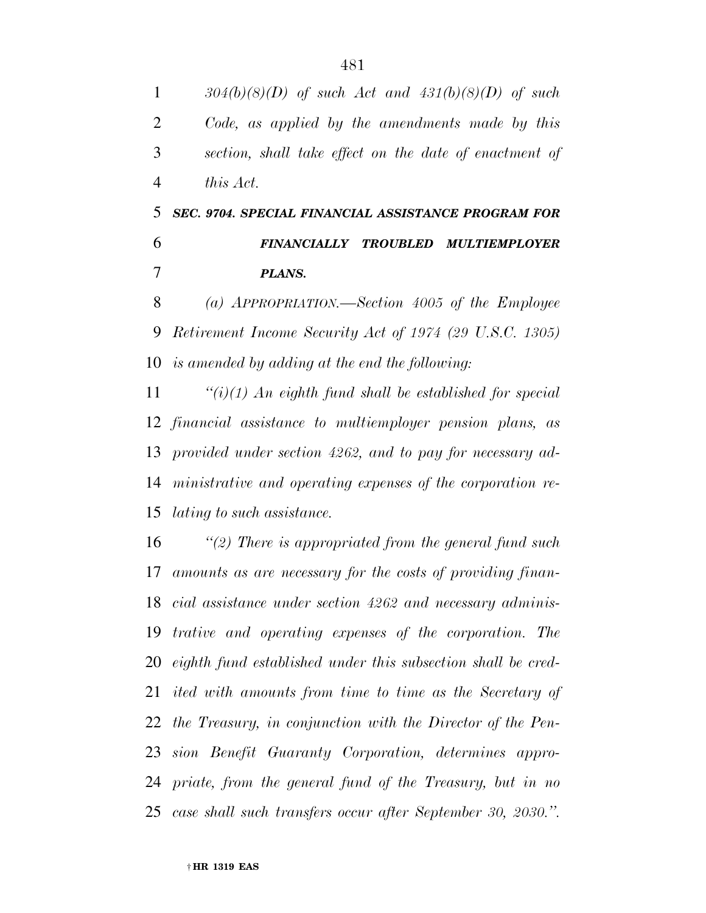*304(b)(8)(D) of such Act and 431(b)(8)(D) of such Code, as applied by the amendments made by this section, shall take effect on the date of enactment of this Act.*

***SEC. 9704. SPECIAL FINANCIAL ASSISTANCE PROGRAM FOR FINANCIALLY TROUBLED MULTIEMPLOYER PLANS.***

*(a) APPROPRIATION.—Section 4005 of the Employee Retirement Income Security Act of 1974 (29 U.S.C. 1305) is amended by adding at the end the following:*

*"(i)(1) An eighth fund shall be established for special financial assistance to multiemployer pension plans, as provided under section 4262, and to pay for necessary administrative and operating expenses of the corporation relating to such assistance.*

*"(2) There is appropriated from the general fund such amounts as are necessary for the costs of providing financial assistance under section 4262 and necessary administrative and operating expenses of the corporation. The eighth fund established under this subsection shall be credited with amounts from time to time as the Secretary of the Treasury, in conjunction with the Director of the Pension Benefit Guaranty Corporation, determines appropriate, from the general fund of the Treasury, but in no case shall such transfers occur after September 30, 2030.".*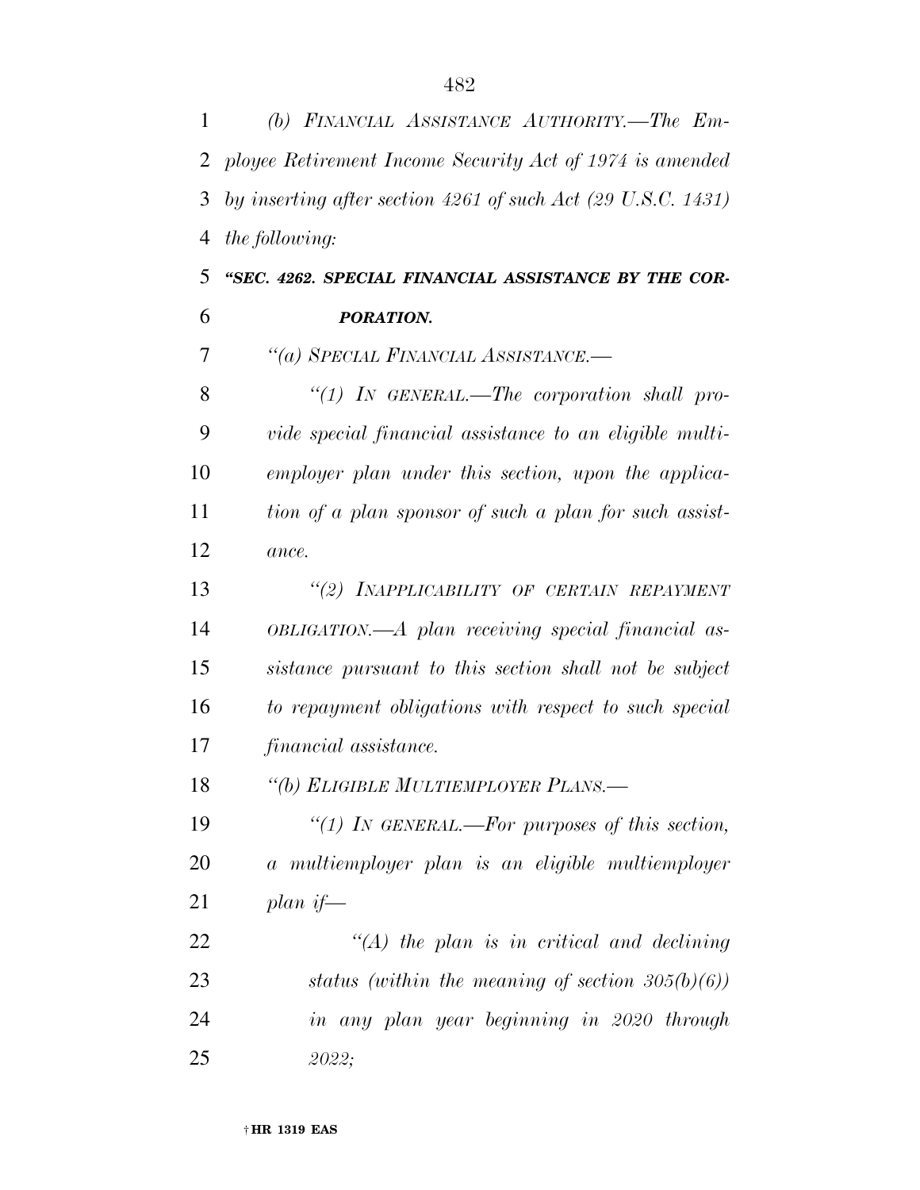*(b) FINANCIAL ASSISTANCE AUTHORITY.—The Employee Retirement Income Security Act of 1974 is amended by inserting after section 4261 of such Act (29 U.S.C. 1431) the following:*

***"SEC. 4262. SPECIAL FINANCIAL ASSISTANCE BY THE CORPORATION.***

*"(a) SPECIAL FINANCIAL ASSISTANCE.—*

*"(1) IN GENERAL.—The corporation shall provide special financial assistance to an eligible multiemployer plan under this section, upon the application of a plan sponsor of such a plan for such assistance.*

*"(2) INAPPLICABILITY OF CERTAIN REPAYMENT OBLIGATION.—A plan receiving special financial assistance pursuant to this section shall not be subject to repayment obligations with respect to such special financial assistance.*

*"(b) ELIGIBLE MULTIEMPLOYER PLANS.—*

*"(1) IN GENERAL.—For purposes of this section, a multiemployer plan is an eligible multiemployer plan if—*

*"(A) the plan is in critical and declining status (within the meaning of section 305(b)(6)) in any plan year beginning in 2020 through 2022;*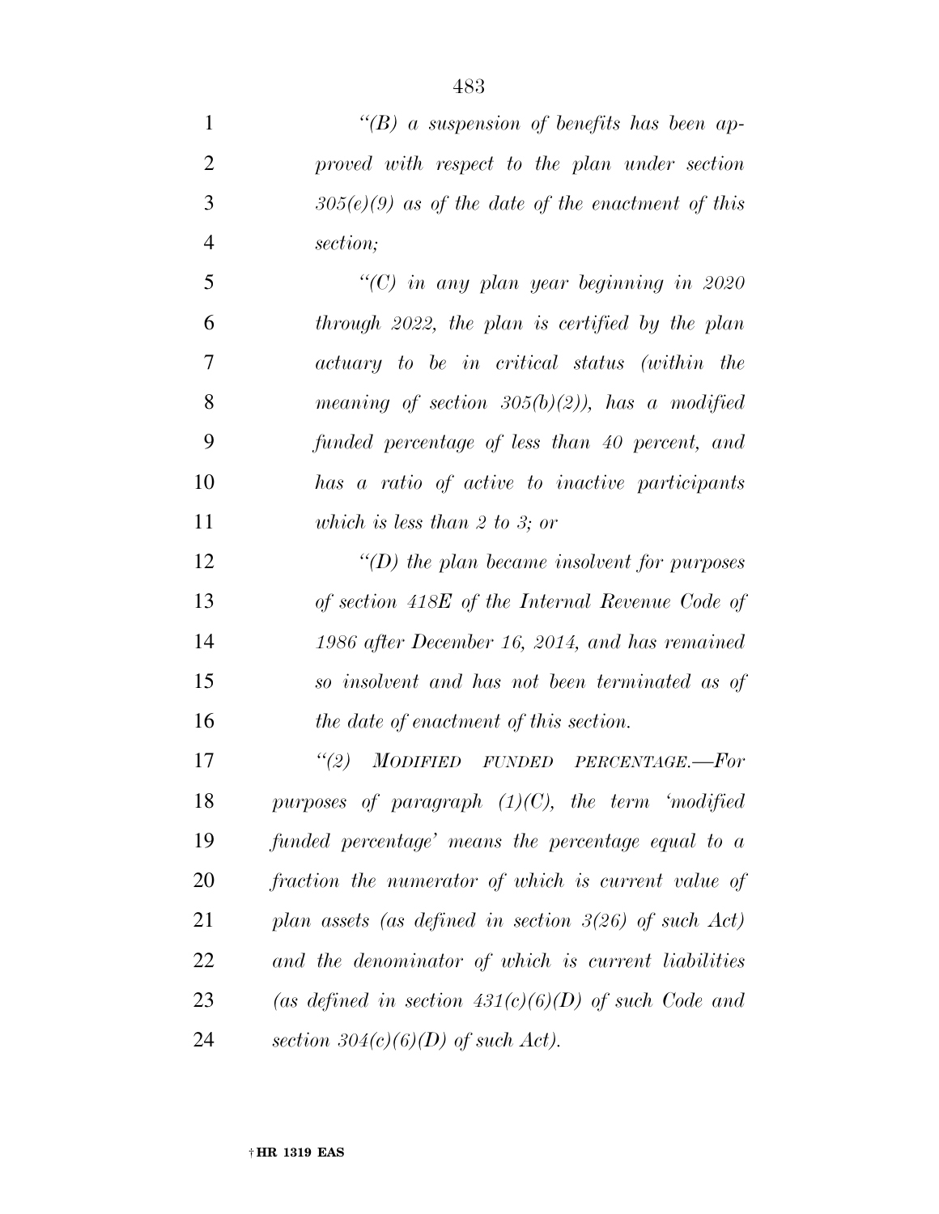*"(B) a suspension of benefits has been approved with respect to the plan under section 305(e)(9) as of the date of the enactment of this section;*

*"(C) in any plan year beginning in 2020 through 2022, the plan is certified by the plan actuary to be in critical status (within the meaning of section 305(b)(2)), has a modified funded percentage of less than 40 percent, and has a ratio of active to inactive participants which is less than 2 to 3; or*

*"(D) the plan became insolvent for purposes of section 418E of the Internal Revenue Code of 1986 after December 16, 2014, and has remained so insolvent and has not been terminated as of the date of enactment of this section.*

*"(2) MODIFIED FUNDED PERCENTAGE.—For purposes of paragraph (1)(C), the term 'modified funded percentage' means the percentage equal to a fraction the numerator of which is current value of plan assets (as defined in section 3(26) of such Act) and the denominator of which is current liabilities (as defined in section 431(c)(6)(D) of such Code and section 304(c)(6)(D) of such Act).*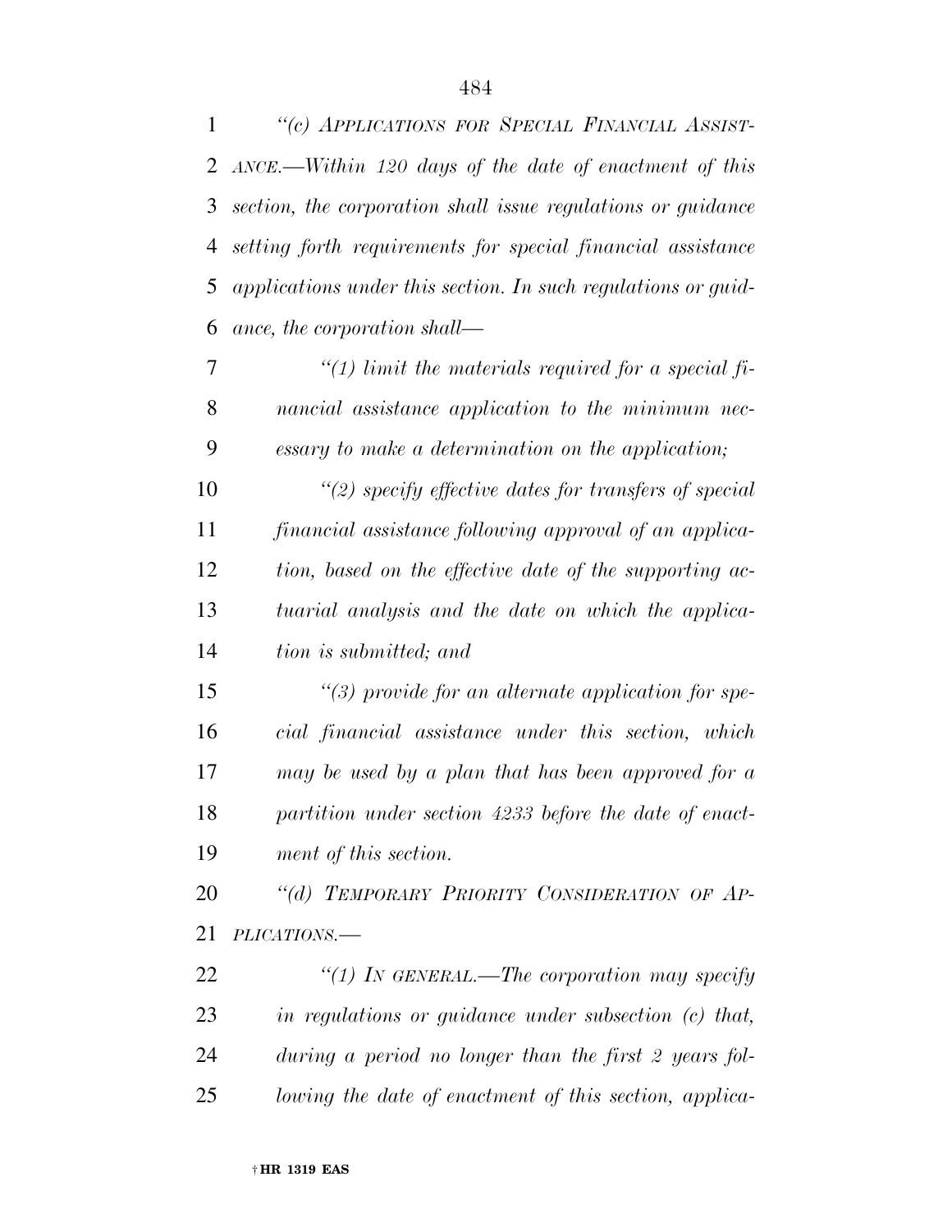*"(c) Applications for Special Financial Assistance.—Within 120 days of the date of enactment of this section, the corporation shall issue regulations or guidance setting forth requirements for special financial assistance applications under this section. In such regulations or guidance, the corporation shall—*

*"(1) limit the materials required for a special financial assistance application to the minimum necessary to make a determination on the application;*

*"(2) specify effective dates for transfers of special financial assistance following approval of an application, based on the effective date of the supporting actuarial analysis and the date on which the application is submitted; and*

*"(3) provide for an alternate application for special financial assistance under this section, which may be used by a plan that has been approved for a partition under section 4233 before the date of enactment of this section.*

*"(d) Temporary Priority Consideration of Applications.—*

*"(1) In general.—The corporation may specify in regulations or guidance under subsection (c) that, during a period no longer than the first 2 years following the date of enactment of this section, applica-*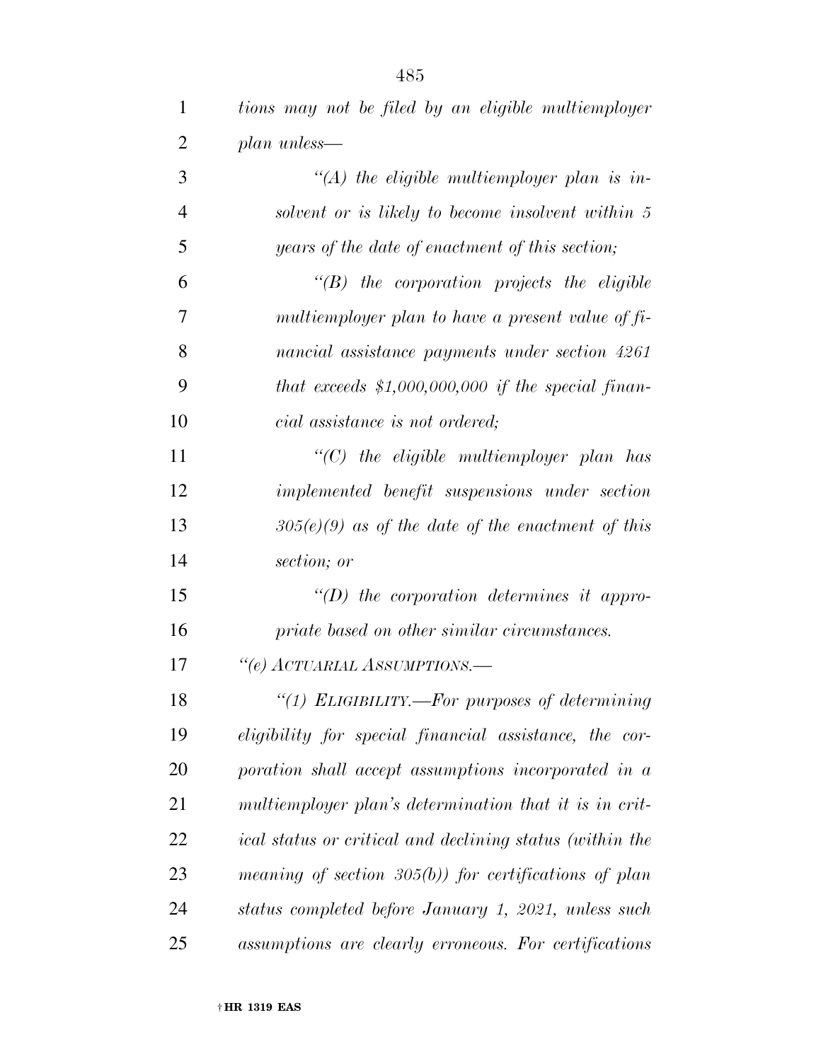*tions may not be filed by an eligible multiemployer plan unless—*

*“(A) the eligible multiemployer plan is insolvent or is likely to become insolvent within 5 years of the date of enactment of this section;*

*“(B) the corporation projects the eligible multiemployer plan to have a present value of financial assistance payments under section 4261 that exceeds $1,000,000,000 if the special financial assistance is not ordered;*

*“(C) the eligible multiemployer plan has implemented benefit suspensions under section 305(e)(9) as of the date of the enactment of this section; or*

*“(D) the corporation determines it appropriate based on other similar circumstances.*

*“(e) ACTUARIAL ASSUMPTIONS.—*

*“(1) ELIGIBILITY.—For purposes of determining eligibility for special financial assistance, the corporation shall accept assumptions incorporated in a multiemployer plan’s determination that it is in critical status or critical and declining status (within the meaning of section 305(b)) for certifications of plan status completed before January 1, 2021, unless such assumptions are clearly erroneous. For certifications*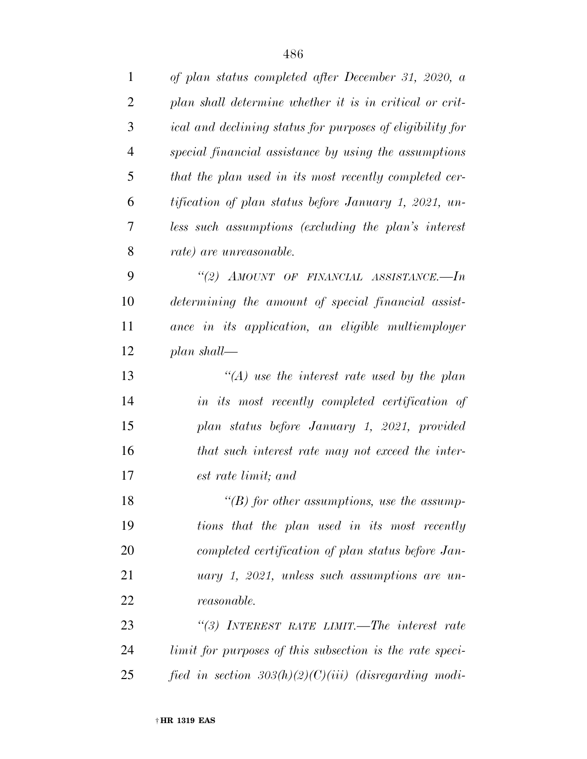*of plan status completed after December 31, 2020, a plan shall determine whether it is in critical or critical and declining status for purposes of eligibility for special financial assistance by using the assumptions that the plan used in its most recently completed certification of plan status before January 1, 2021, unless such assumptions (excluding the plan's interest rate) are unreasonable.*

*"(2) AMOUNT OF FINANCIAL ASSISTANCE.—In determining the amount of special financial assistance in its application, an eligible multiemployer plan shall—*

*"(A) use the interest rate used by the plan in its most recently completed certification of plan status before January 1, 2021, provided that such interest rate may not exceed the interest rate limit; and*

*"(B) for other assumptions, use the assumptions that the plan used in its most recently completed certification of plan status before January 1, 2021, unless such assumptions are unreasonable.*

*"(3) INTEREST RATE LIMIT.—The interest rate limit for purposes of this subsection is the rate specified in section 303(h)(2)(C)(iii) (disregarding modi-*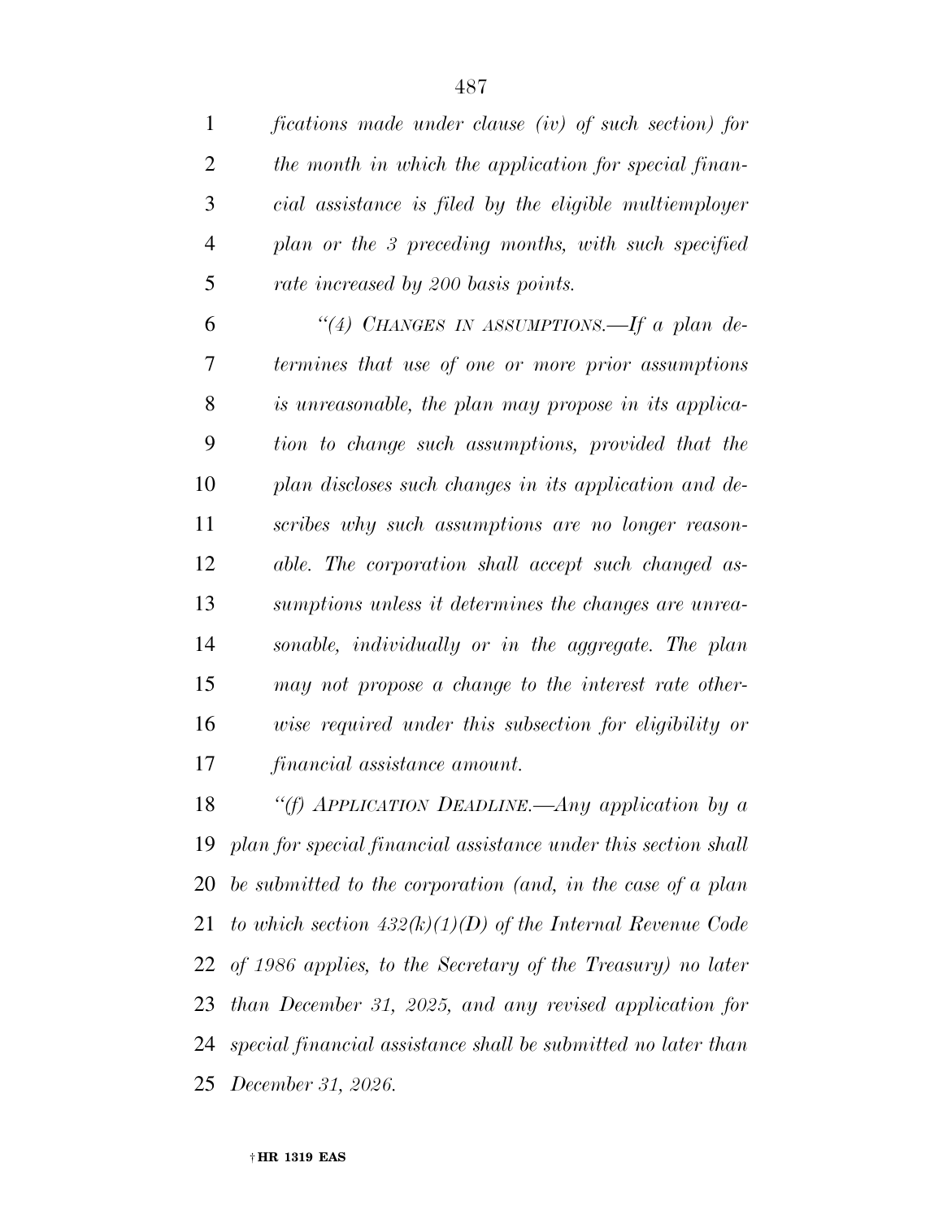*fications made under clause (iv) of such section) for the month in which the application for special financial assistance is filed by the eligible multiemployer plan or the 3 preceding months, with such specified rate increased by 200 basis points.*

*"(4) CHANGES IN ASSUMPTIONS.—If a plan determines that use of one or more prior assumptions is unreasonable, the plan may propose in its application to change such assumptions, provided that the plan discloses such changes in its application and describes why such assumptions are no longer reasonable. The corporation shall accept such changed assumptions unless it determines the changes are unreasonable, individually or in the aggregate. The plan may not propose a change to the interest rate otherwise required under this subsection for eligibility or financial assistance amount.*

*"(f) APPLICATION DEADLINE.—Any application by a plan for special financial assistance under this section shall be submitted to the corporation (and, in the case of a plan to which section 432(k)(1)(D) of the Internal Revenue Code of 1986 applies, to the Secretary of the Treasury) no later than December 31, 2025, and any revised application for special financial assistance shall be submitted no later than December 31, 2026.*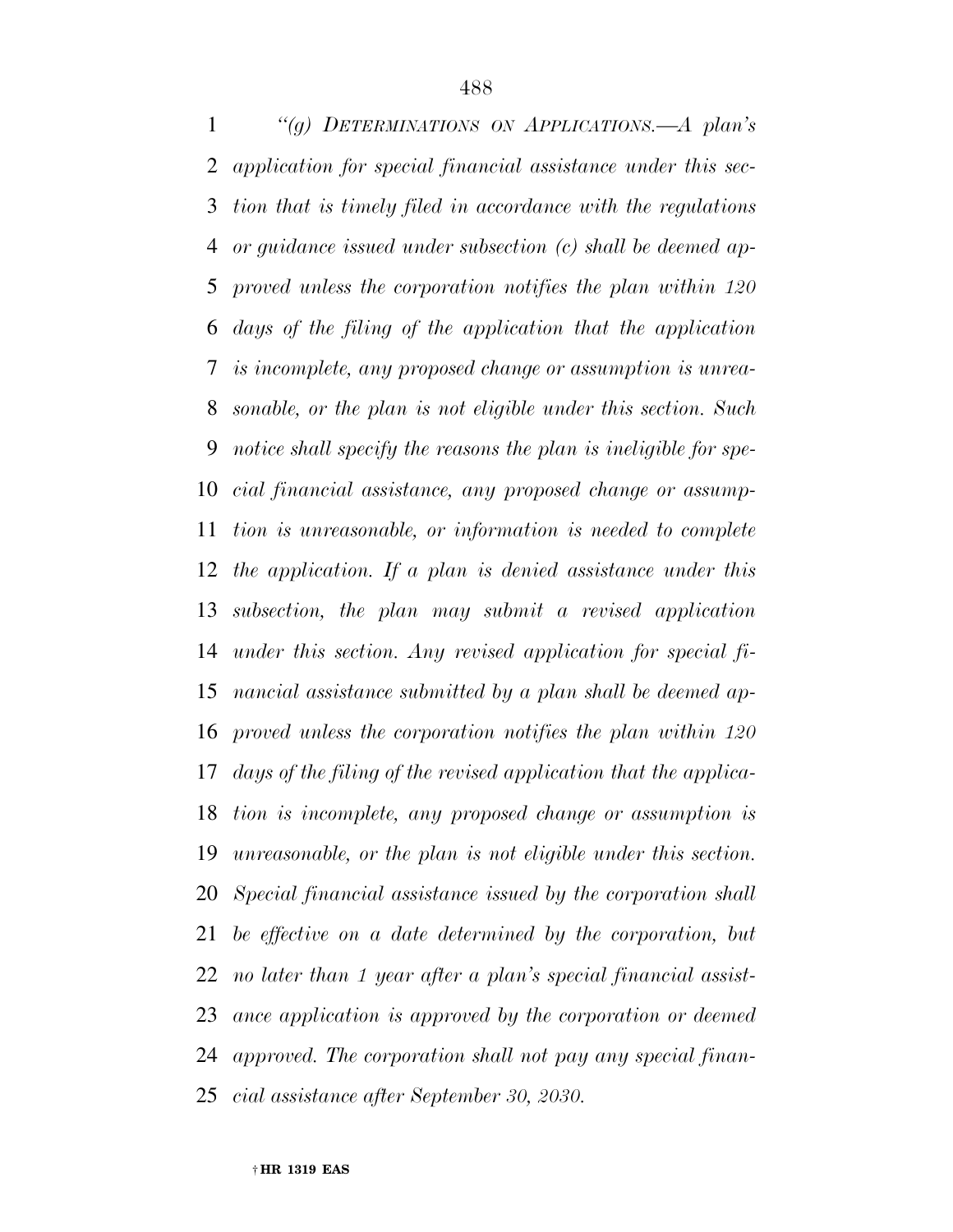*"(g) DETERMINATIONS ON APPLICATIONS.—A plan's application for special financial assistance under this section that is timely filed in accordance with the regulations or guidance issued under subsection (c) shall be deemed approved unless the corporation notifies the plan within 120 days of the filing of the application that the application is incomplete, any proposed change or assumption is unreasonable, or the plan is not eligible under this section. Such notice shall specify the reasons the plan is ineligible for special financial assistance, any proposed change or assumption is unreasonable, or information is needed to complete the application. If a plan is denied assistance under this subsection, the plan may submit a revised application under this section. Any revised application for special financial assistance submitted by a plan shall be deemed approved unless the corporation notifies the plan within 120 days of the filing of the revised application that the application is incomplete, any proposed change or assumption is unreasonable, or the plan is not eligible under this section. Special financial assistance issued by the corporation shall be effective on a date determined by the corporation, but no later than 1 year after a plan's special financial assistance application is approved by the corporation or deemed approved. The corporation shall not pay any special financial assistance after September 30, 2030.*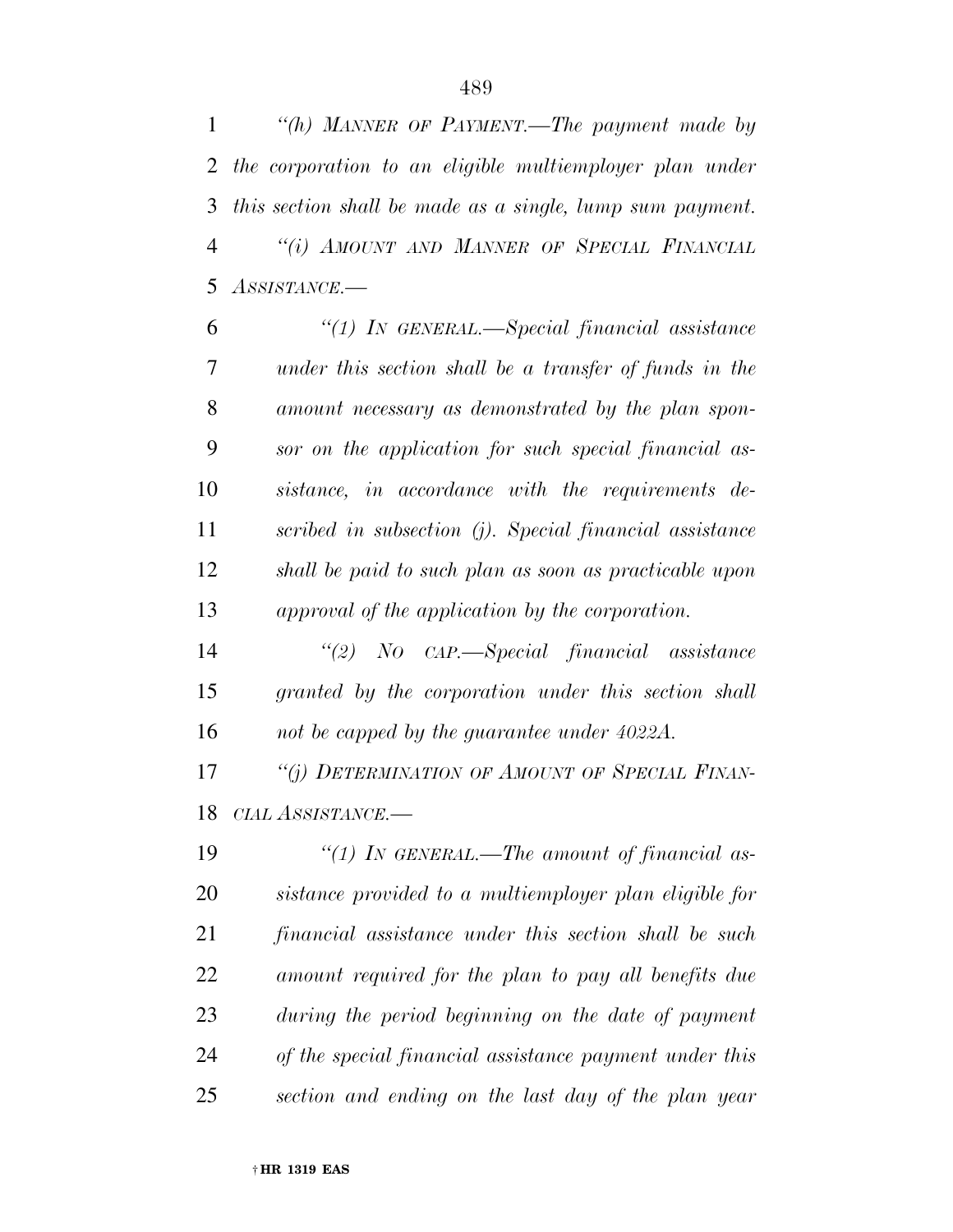*"(h) MANNER OF PAYMENT.—The payment made by the corporation to an eligible multiemployer plan under this section shall be made as a single, lump sum payment.*

*"(i) AMOUNT AND MANNER OF SPECIAL FINANCIAL ASSISTANCE.—*

*"(1) IN GENERAL.—Special financial assistance under this section shall be a transfer of funds in the amount necessary as demonstrated by the plan sponsor on the application for such special financial assistance, in accordance with the requirements described in subsection (j). Special financial assistance shall be paid to such plan as soon as practicable upon approval of the application by the corporation.*

*"(2) NO CAP.—Special financial assistance granted by the corporation under this section shall not be capped by the guarantee under 4022A.*

*"(j) DETERMINATION OF AMOUNT OF SPECIAL FINANCIAL ASSISTANCE.—*

*"(1) IN GENERAL.—The amount of financial assistance provided to a multiemployer plan eligible for financial assistance under this section shall be such amount required for the plan to pay all benefits due during the period beginning on the date of payment of the special financial assistance payment under this section and ending on the last day of the plan year*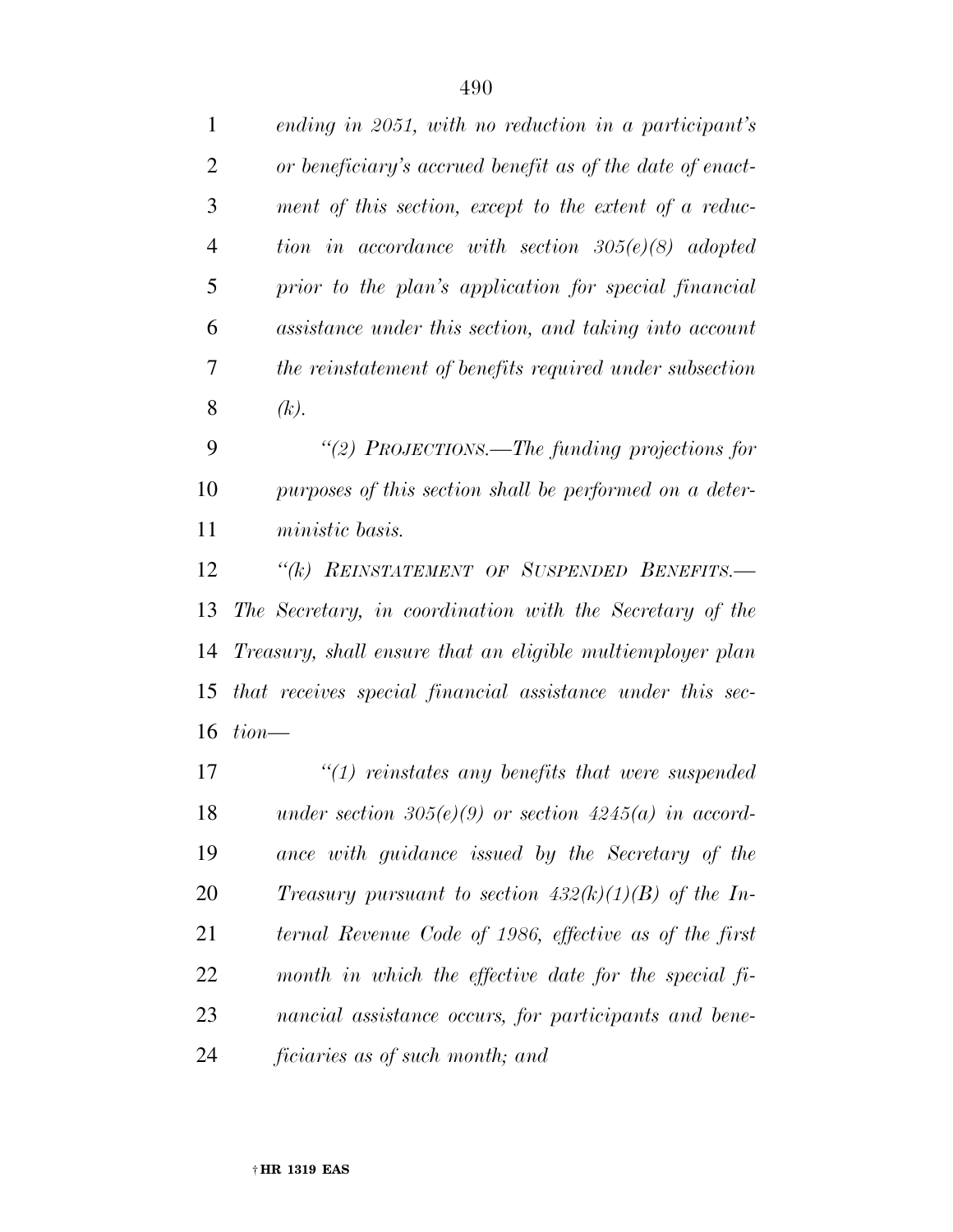*ending in 2051, with no reduction in a participant's or beneficiary's accrued benefit as of the date of enactment of this section, except to the extent of a reduction in accordance with section 305(e)(8) adopted prior to the plan's application for special financial assistance under this section, and taking into account the reinstatement of benefits required under subsection (k).*

*"(2) PROJECTIONS.—The funding projections for purposes of this section shall be performed on a deterministic basis.*

*"(k) REINSTATEMENT OF SUSPENDED BENEFITS.—The Secretary, in coordination with the Secretary of the Treasury, shall ensure that an eligible multiemployer plan that receives special financial assistance under this section—*

*"(1) reinstates any benefits that were suspended under section 305(e)(9) or section 4245(a) in accordance with guidance issued by the Secretary of the Treasury pursuant to section 432(k)(1)(B) of the Internal Revenue Code of 1986, effective as of the first month in which the effective date for the special financial assistance occurs, for participants and beneficiaries as of such month; and*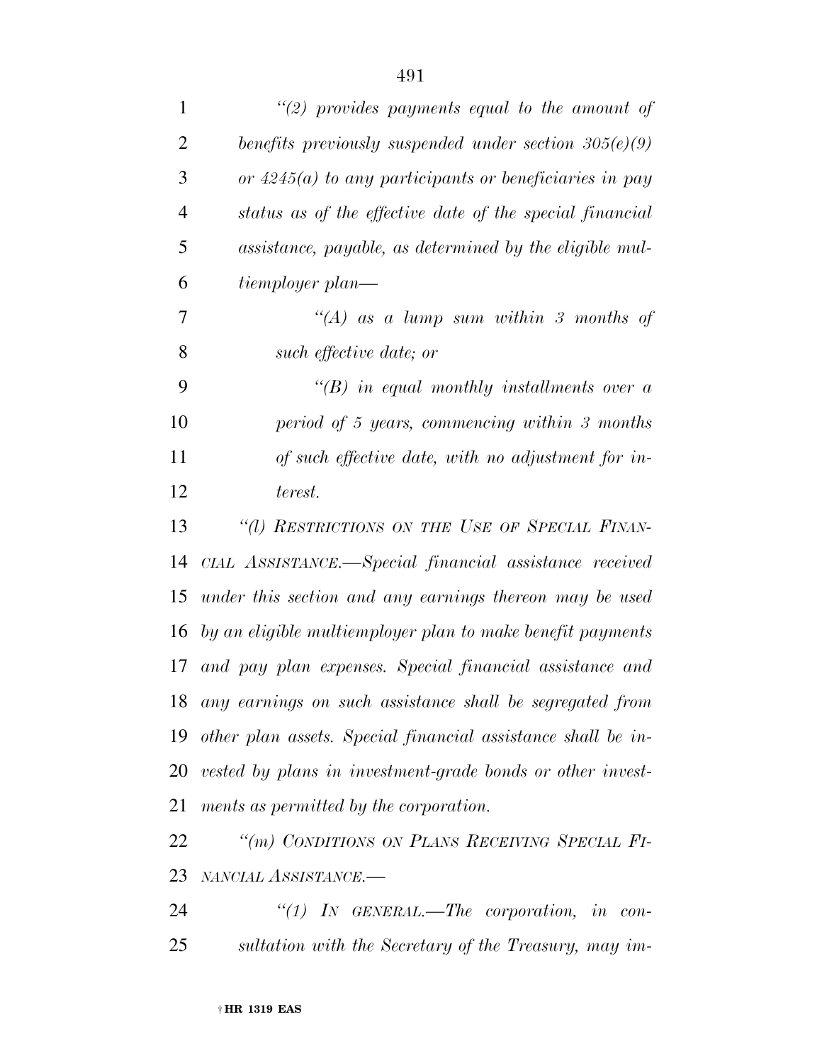*"(2) provides payments equal to the amount of benefits previously suspended under section 305(e)(9) or 4245(a) to any participants or beneficiaries in pay status as of the effective date of the special financial assistance, payable, as determined by the eligible multiemployer plan—*

*"(A) as a lump sum within 3 months of such effective date; or*

*"(B) in equal monthly installments over a period of 5 years, commencing within 3 months of such effective date, with no adjustment for interest.*

*"(l) RESTRICTIONS ON THE USE OF SPECIAL FINANCIAL ASSISTANCE.—Special financial assistance received under this section and any earnings thereon may be used by an eligible multiemployer plan to make benefit payments and pay plan expenses. Special financial assistance and any earnings on such assistance shall be segregated from other plan assets. Special financial assistance shall be invested by plans in investment-grade bonds or other investments as permitted by the corporation.*

*"(m) CONDITIONS ON PLANS RECEIVING SPECIAL FINANCIAL ASSISTANCE.—*

*"(1) IN GENERAL.—The corporation, in consultation with the Secretary of the Treasury, may im-*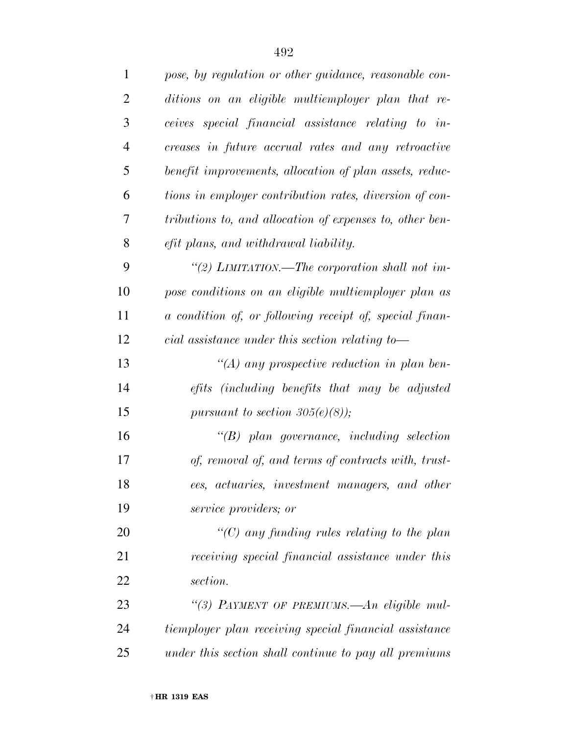*pose, by regulation or other guidance, reasonable conditions on an eligible multiemployer plan that receives special financial assistance relating to increases in future accrual rates and any retroactive benefit improvements, allocation of plan assets, reductions in employer contribution rates, diversion of contributions to, and allocation of expenses to, other benefit plans, and withdrawal liability.*

*''(2) LIMITATION.—The corporation shall not impose conditions on an eligible multiemployer plan as a condition of, or following receipt of, special financial assistance under this section relating to—*

*''(A) any prospective reduction in plan benefits (including benefits that may be adjusted pursuant to section 305(e)(8));*

*''(B) plan governance, including selection of, removal of, and terms of contracts with, trustees, actuaries, investment managers, and other service providers; or*

*''(C) any funding rules relating to the plan receiving special financial assistance under this section.*

*''(3) PAYMENT OF PREMIUMS.—An eligible multiemployer plan receiving special financial assistance under this section shall continue to pay all premiums*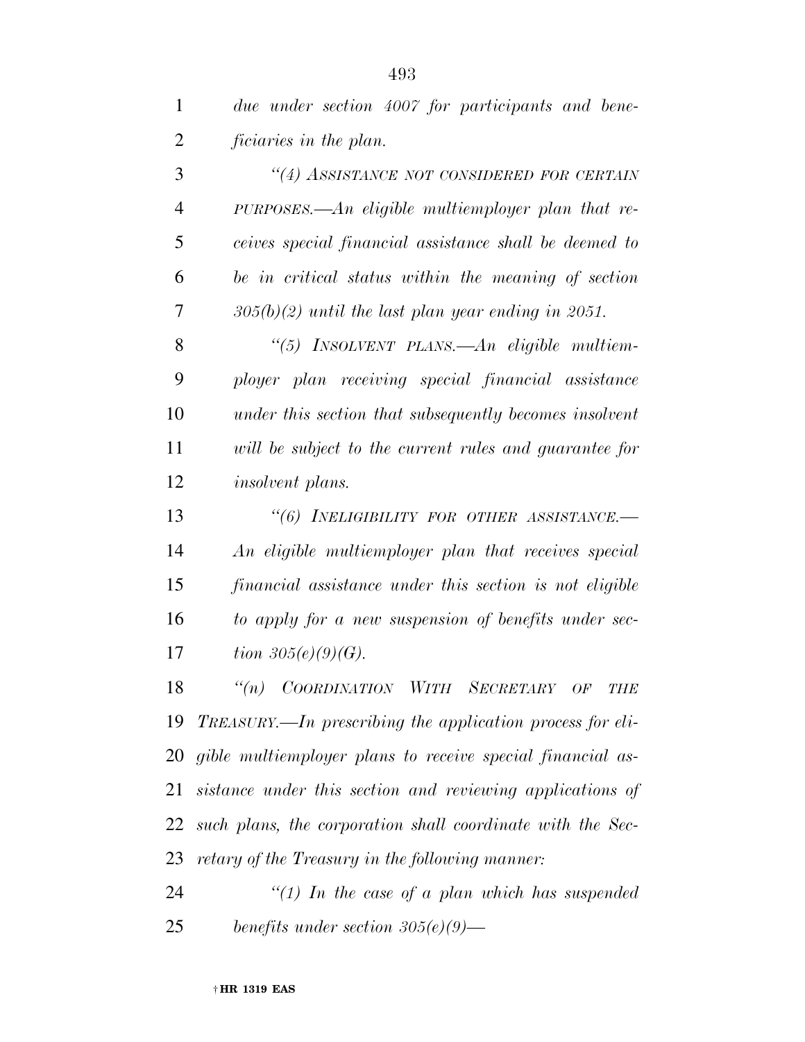*due under section 4007 for participants and beneficiaries in the plan.*

*"(4) ASSISTANCE NOT CONSIDERED FOR CERTAIN PURPOSES.—An eligible multiemployer plan that receives special financial assistance shall be deemed to be in critical status within the meaning of section 305(b)(2) until the last plan year ending in 2051.*

*"(5) INSOLVENT PLANS.—An eligible multiemployer plan receiving special financial assistance under this section that subsequently becomes insolvent will be subject to the current rules and guarantee for insolvent plans.*

*"(6) INELIGIBILITY FOR OTHER ASSISTANCE.—An eligible multiemployer plan that receives special financial assistance under this section is not eligible to apply for a new suspension of benefits under section 305(e)(9)(G).*

*"(n) COORDINATION WITH SECRETARY OF THE TREASURY.—In prescribing the application process for eligible multiemployer plans to receive special financial assistance under this section and reviewing applications of such plans, the corporation shall coordinate with the Secretary of the Treasury in the following manner:*

*"(1) In the case of a plan which has suspended benefits under section 305(e)(9)—*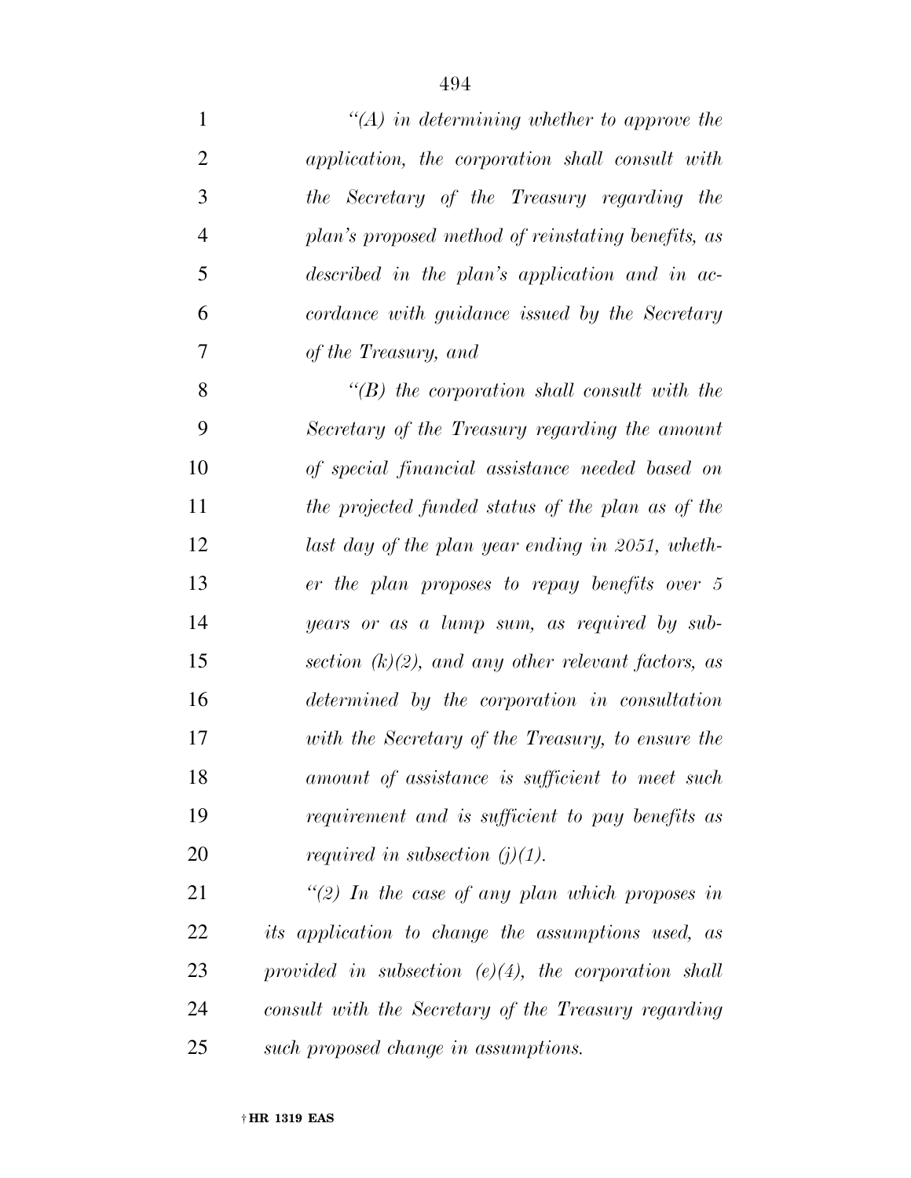*"(A) in determining whether to approve the application, the corporation shall consult with the Secretary of the Treasury regarding the plan's proposed method of reinstating benefits, as described in the plan's application and in accordance with guidance issued by the Secretary of the Treasury, and*

*"(B) the corporation shall consult with the Secretary of the Treasury regarding the amount of special financial assistance needed based on the projected funded status of the plan as of the last day of the plan year ending in 2051, whether the plan proposes to repay benefits over 5 years or as a lump sum, as required by subsection (k)(2), and any other relevant factors, as determined by the corporation in consultation with the Secretary of the Treasury, to ensure the amount of assistance is sufficient to meet such requirement and is sufficient to pay benefits as required in subsection (j)(1).*

*"(2) In the case of any plan which proposes in its application to change the assumptions used, as provided in subsection (e)(4), the corporation shall consult with the Secretary of the Treasury regarding such proposed change in assumptions.*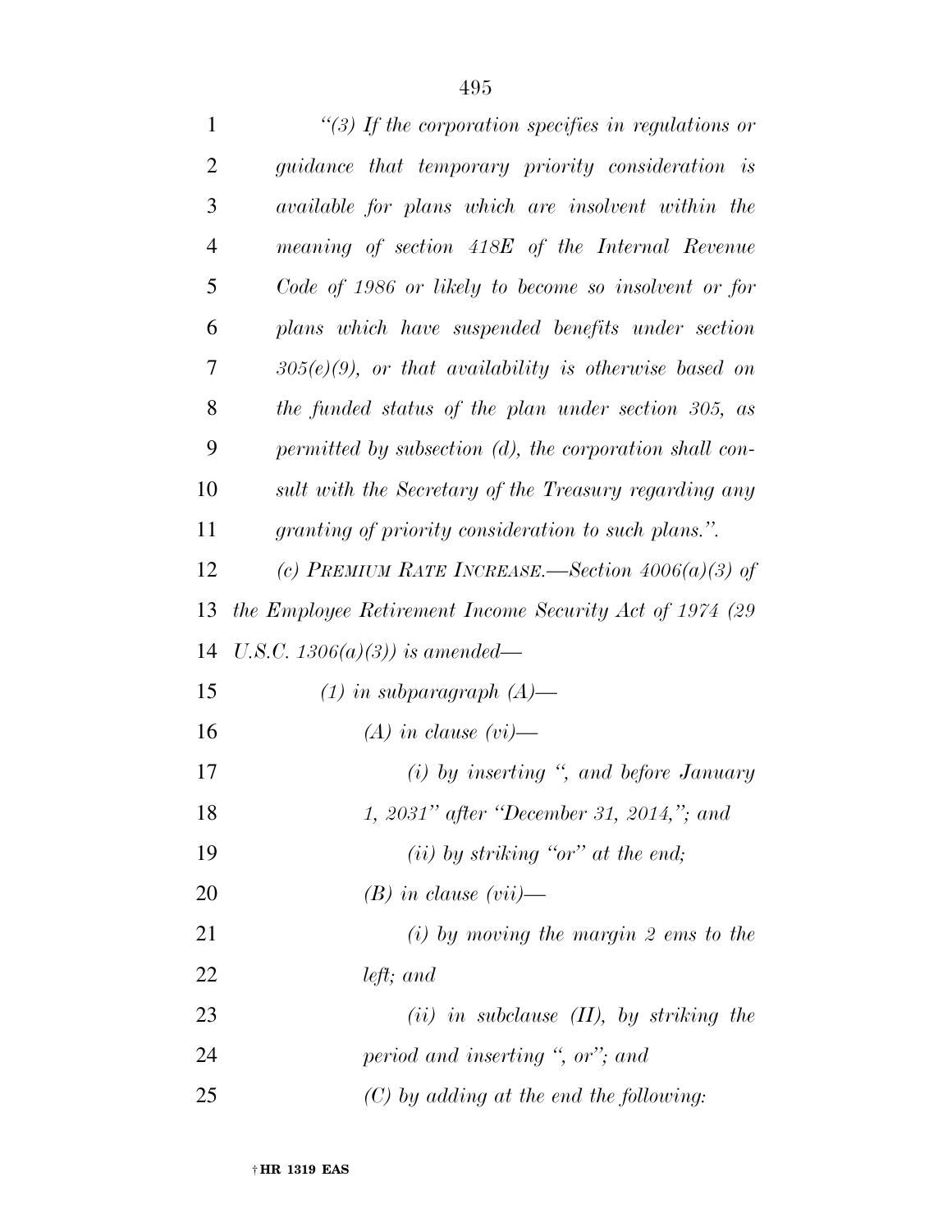*"(3) If the corporation specifies in regulations or guidance that temporary priority consideration is available for plans which are insolvent within the meaning of section 418E of the Internal Revenue Code of 1986 or likely to become so insolvent or for plans which have suspended benefits under section 305(e)(9), or that availability is otherwise based on the funded status of the plan under section 305, as permitted by subsection (d), the corporation shall consult with the Secretary of the Treasury regarding any granting of priority consideration to such plans.".*

*(c) PREMIUM RATE INCREASE.—Section 4006(a)(3) of the Employee Retirement Income Security Act of 1974 (29 U.S.C. 1306(a)(3)) is amended—*

*(1) in subparagraph (A)—*

*(A) in clause (vi)—*

*(i) by inserting ", and before January 1, 2031" after "December 31, 2014,"; and*

*(ii) by striking "or" at the end;*

*(B) in clause (vii)—*

*(i) by moving the margin 2 ems to the left; and*

*(ii) in subclause (II), by striking the period and inserting ", or"; and*

*(C) by adding at the end the following:*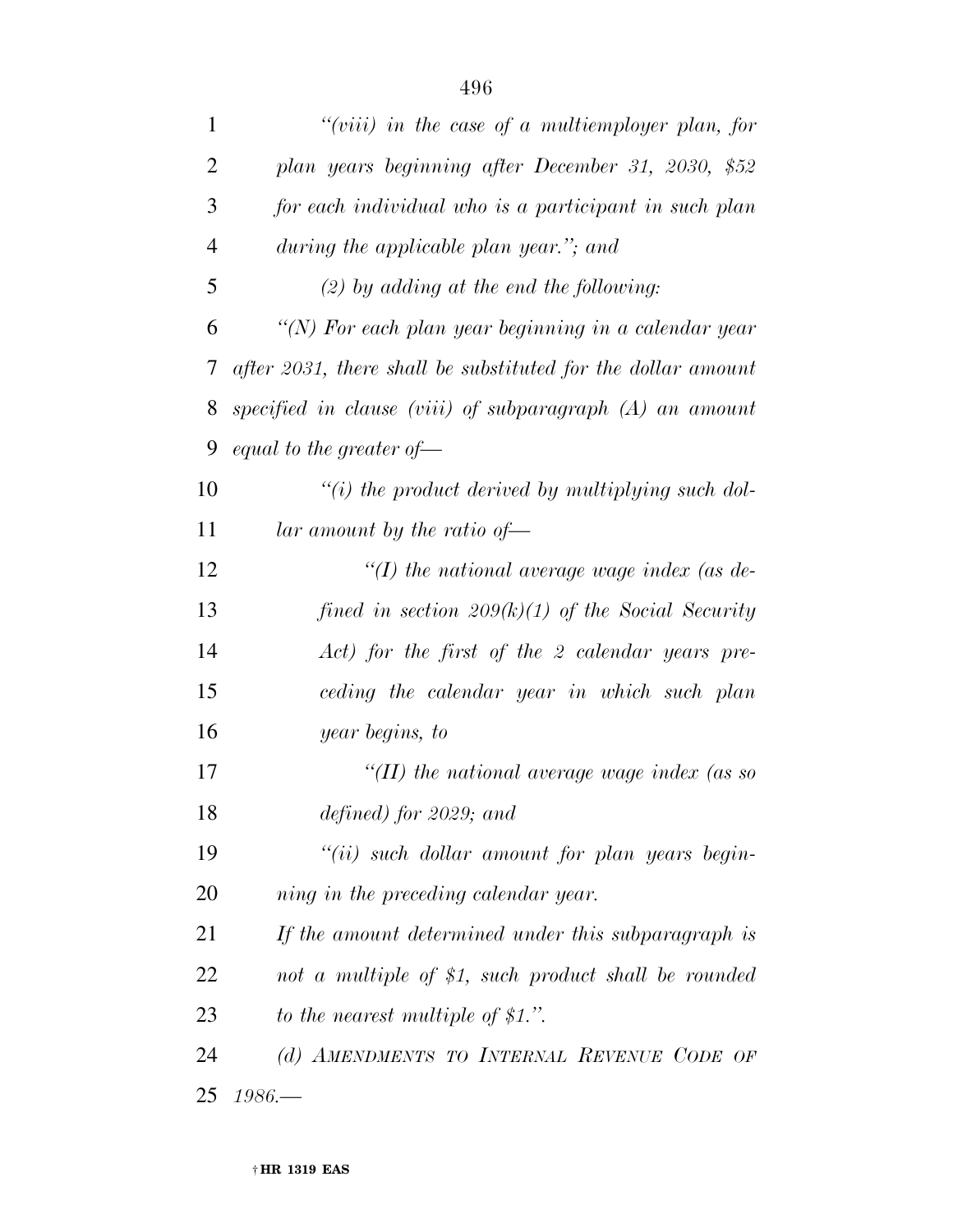*"(viii) in the case of a multiemployer plan, for plan years beginning after December 31, 2030, $52 for each individual who is a participant in such plan during the applicable plan year."; and*

*(2) by adding at the end the following:*

*"(N) For each plan year beginning in a calendar year after 2031, there shall be substituted for the dollar amount specified in clause (viii) of subparagraph (A) an amount equal to the greater of—*

*"(i) the product derived by multiplying such dollar amount by the ratio of—*

*"(I) the national average wage index (as defined in section 209(k)(1) of the Social Security Act) for the first of the 2 calendar years preceding the calendar year in which such plan year begins, to*

*"(II) the national average wage index (as so defined) for 2029; and*

*"(ii) such dollar amount for plan years beginning in the preceding calendar year.*

*If the amount determined under this subparagraph is not a multiple of $1, such product shall be rounded to the nearest multiple of $1.".*

*(d) AMENDMENTS TO INTERNAL REVENUE CODE OF 1986.—*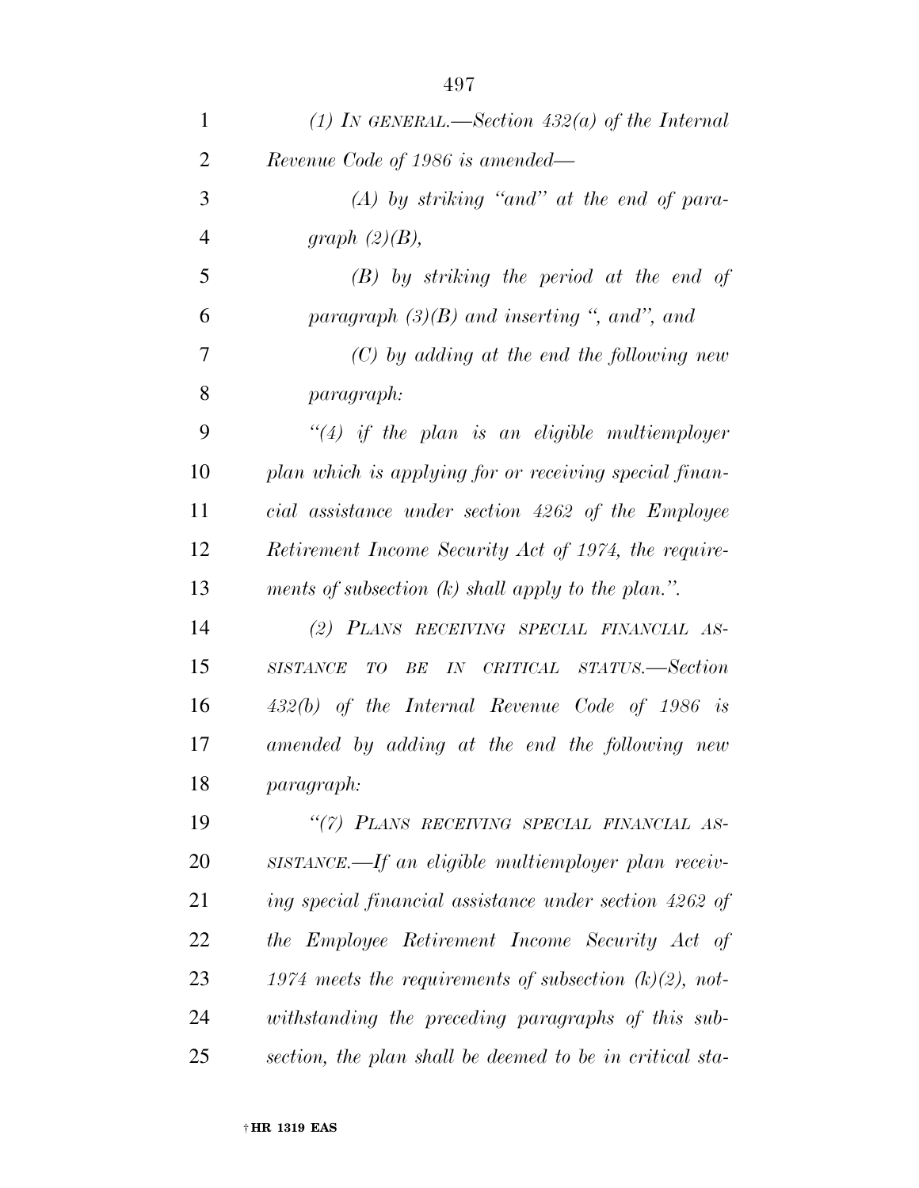*(1) IN GENERAL.—Section 432(a) of the Internal Revenue Code of 1986 is amended—*

*(A) by striking "and" at the end of paragraph (2)(B),*

*(B) by striking the period at the end of paragraph (3)(B) and inserting ", and", and*

*(C) by adding at the end the following new paragraph:*

*"(4) if the plan is an eligible multiemployer plan which is applying for or receiving special financial assistance under section 4262 of the Employee Retirement Income Security Act of 1974, the requirements of subsection (k) shall apply to the plan.".*

*(2) PLANS RECEIVING SPECIAL FINANCIAL ASSISTANCE TO BE IN CRITICAL STATUS.—Section 432(b) of the Internal Revenue Code of 1986 is amended by adding at the end the following new paragraph:*

*"(7) PLANS RECEIVING SPECIAL FINANCIAL ASSISTANCE.—If an eligible multiemployer plan receiving special financial assistance under section 4262 of the Employee Retirement Income Security Act of 1974 meets the requirements of subsection (k)(2), notwithstanding the preceding paragraphs of this subsection, the plan shall be deemed to be in critical sta-*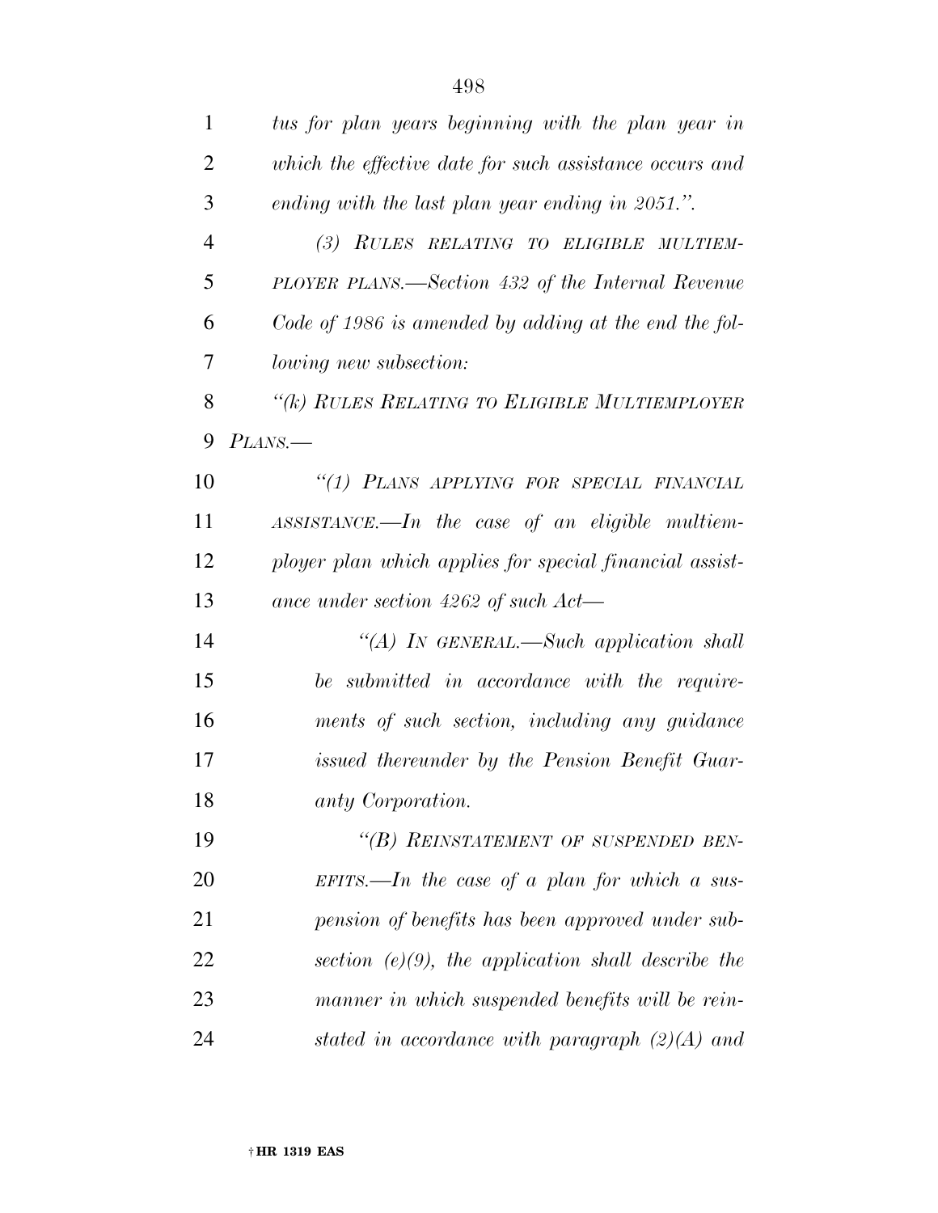*tus for plan years beginning with the plan year in which the effective date for such assistance occurs and ending with the last plan year ending in 2051.".*

*(3) RULES RELATING TO ELIGIBLE MULTIEMPLOYER PLANS.—Section 432 of the Internal Revenue Code of 1986 is amended by adding at the end the following new subsection:*

*"(k) RULES RELATING TO ELIGIBLE MULTIEMPLOYER PLANS.—*

*"(1) PLANS APPLYING FOR SPECIAL FINANCIAL ASSISTANCE.—In the case of an eligible multiemployer plan which applies for special financial assistance under section 4262 of such Act—*

*"(A) IN GENERAL.—Such application shall be submitted in accordance with the requirements of such section, including any guidance issued thereunder by the Pension Benefit Guaranty Corporation.*

*"(B) REINSTATEMENT OF SUSPENDED BENEFITS.—In the case of a plan for which a suspension of benefits has been approved under subsection (e)(9), the application shall describe the manner in which suspended benefits will be reinstated in accordance with paragraph (2)(A) and*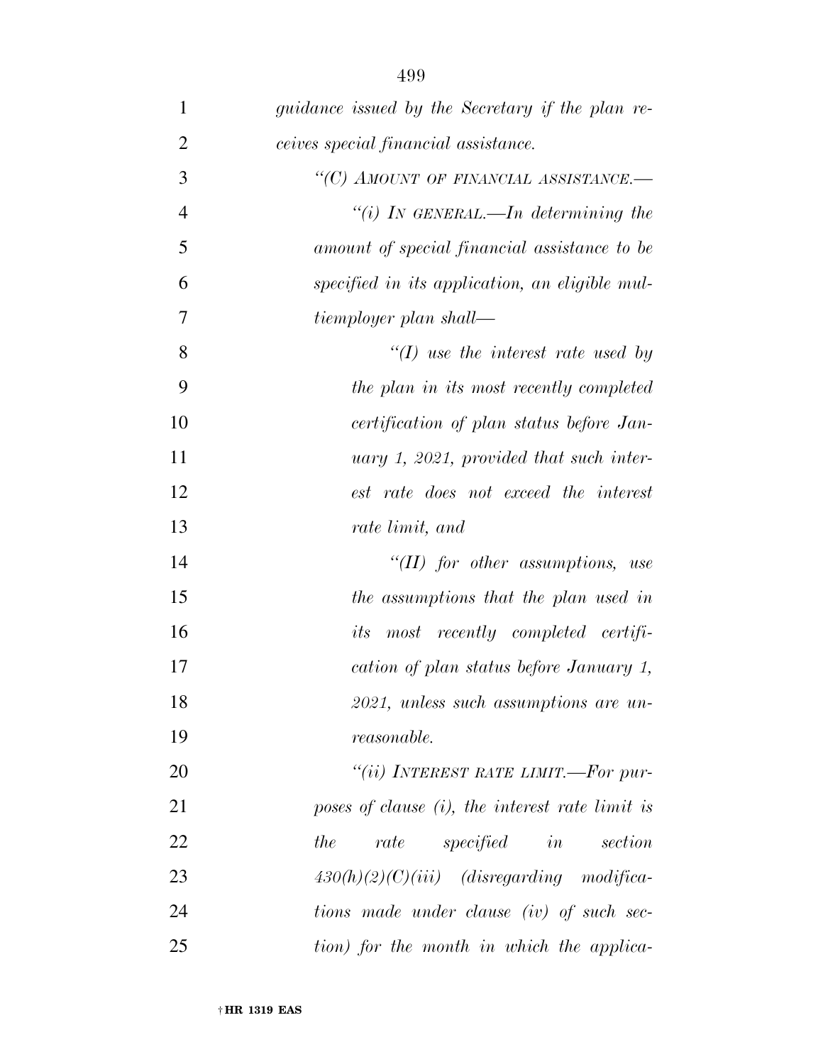*guidance issued by the Secretary if the plan receives special financial assistance.*

*"(C) AMOUNT OF FINANCIAL ASSISTANCE.—*

*"(i) IN GENERAL.—In determining the amount of special financial assistance to be specified in its application, an eligible multiemployer plan shall—*

*"(I) use the interest rate used by the plan in its most recently completed certification of plan status before January 1, 2021, provided that such interest rate does not exceed the interest rate limit, and*

*"(II) for other assumptions, use the assumptions that the plan used in its most recently completed certification of plan status before January 1, 2021, unless such assumptions are unreasonable.*

*"(ii) INTEREST RATE LIMIT.—For purposes of clause (i), the interest rate limit is the rate specified in section 430(h)(2)(C)(iii) (disregarding modifications made under clause (iv) of such section) for the month in which the applica-*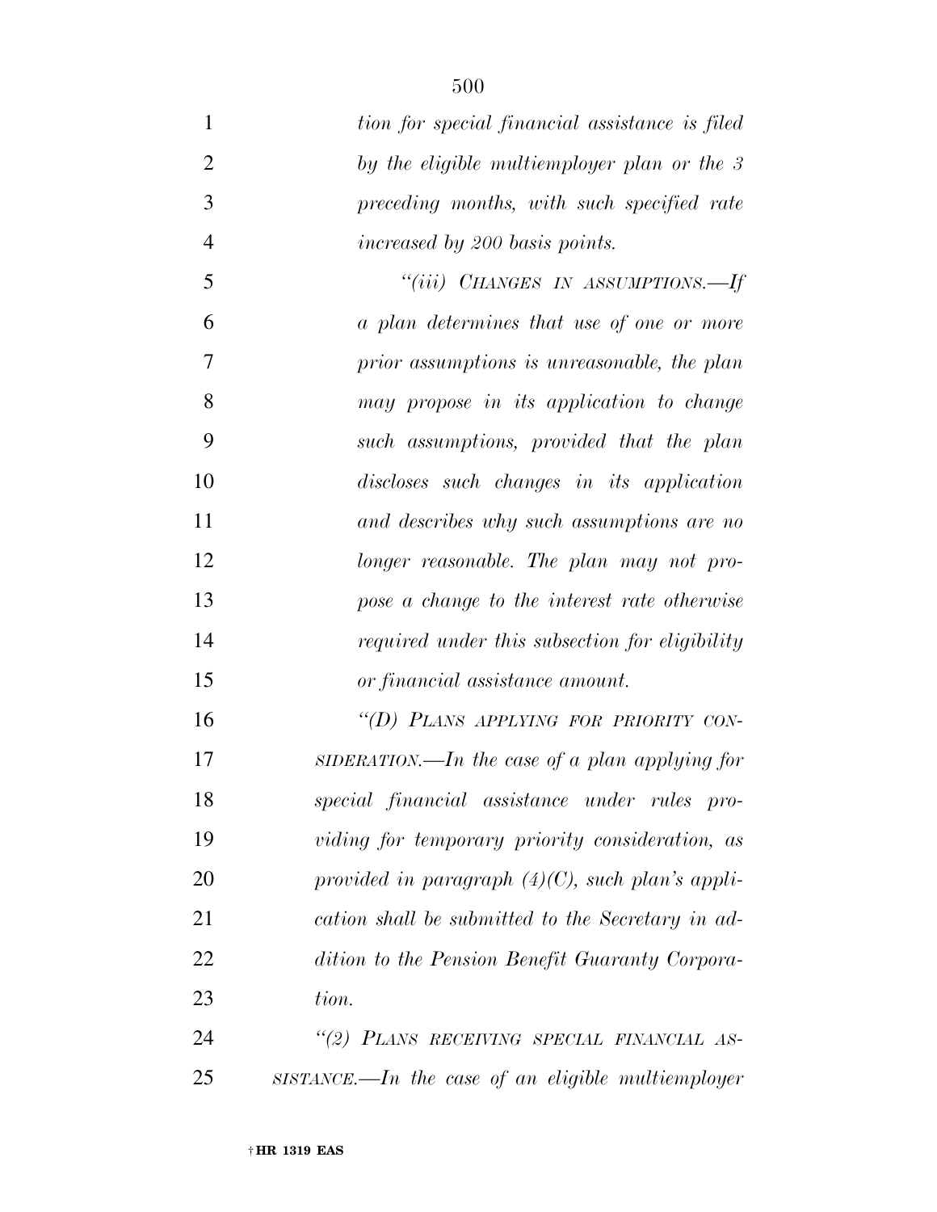*tion for special financial assistance is filed by the eligible multiemployer plan or the 3 preceding months, with such specified rate increased by 200 basis points.*

*"(iii) CHANGES IN ASSUMPTIONS.—If a plan determines that use of one or more prior assumptions is unreasonable, the plan may propose in its application to change such assumptions, provided that the plan discloses such changes in its application and describes why such assumptions are no longer reasonable. The plan may not propose a change to the interest rate otherwise required under this subsection for eligibility or financial assistance amount.*

*"(D) PLANS APPLYING FOR PRIORITY CONSIDERATION.—In the case of a plan applying for special financial assistance under rules providing for temporary priority consideration, as provided in paragraph (4)(C), such plan's application shall be submitted to the Secretary in addition to the Pension Benefit Guaranty Corporation.*

*"(2) PLANS RECEIVING SPECIAL FINANCIAL ASSISTANCE.—In the case of an eligible multiemployer*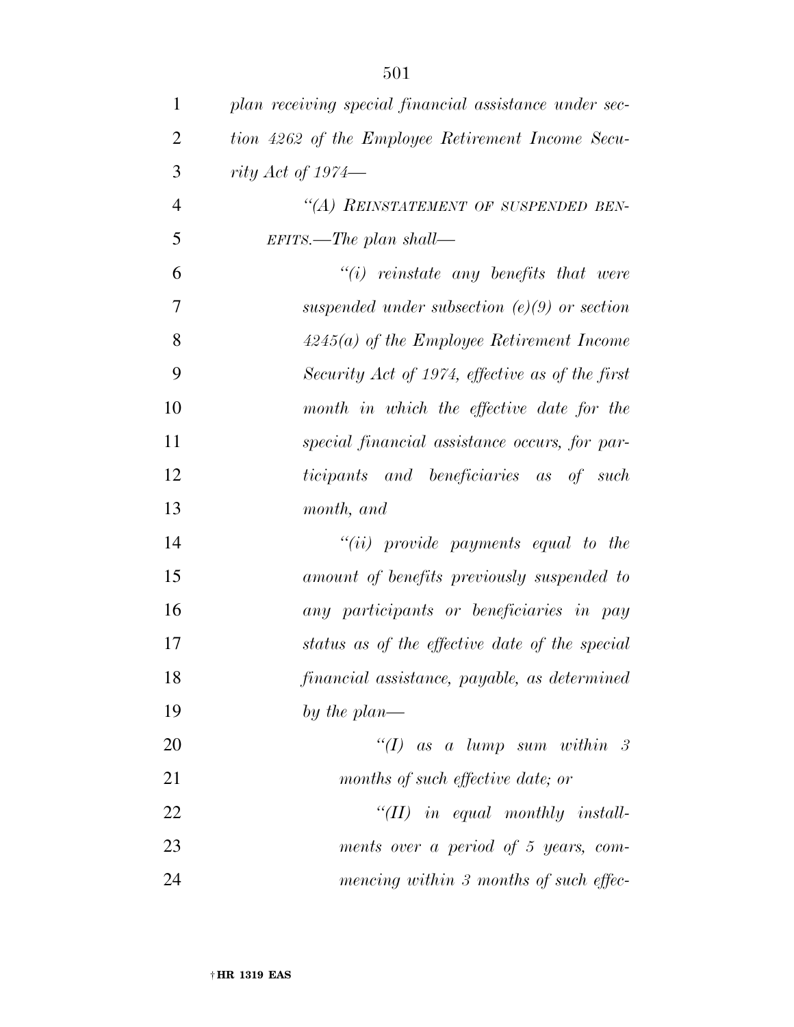*plan receiving special financial assistance under section 4262 of the Employee Retirement Income Security Act of 1974—*

*"(A) REINSTATEMENT OF SUSPENDED BENEFITS.—The plan shall—*

*"(i) reinstate any benefits that were suspended under subsection (e)(9) or section 4245(a) of the Employee Retirement Income Security Act of 1974, effective as of the first month in which the effective date for the special financial assistance occurs, for participants and beneficiaries as of such month, and*

*"(ii) provide payments equal to the amount of benefits previously suspended to any participants or beneficiaries in pay status as of the effective date of the special financial assistance, payable, as determined by the plan—*

*"(I) as a lump sum within 3 months of such effective date; or*

*"(II) in equal monthly installments over a period of 5 years, commencing within 3 months of such effec-*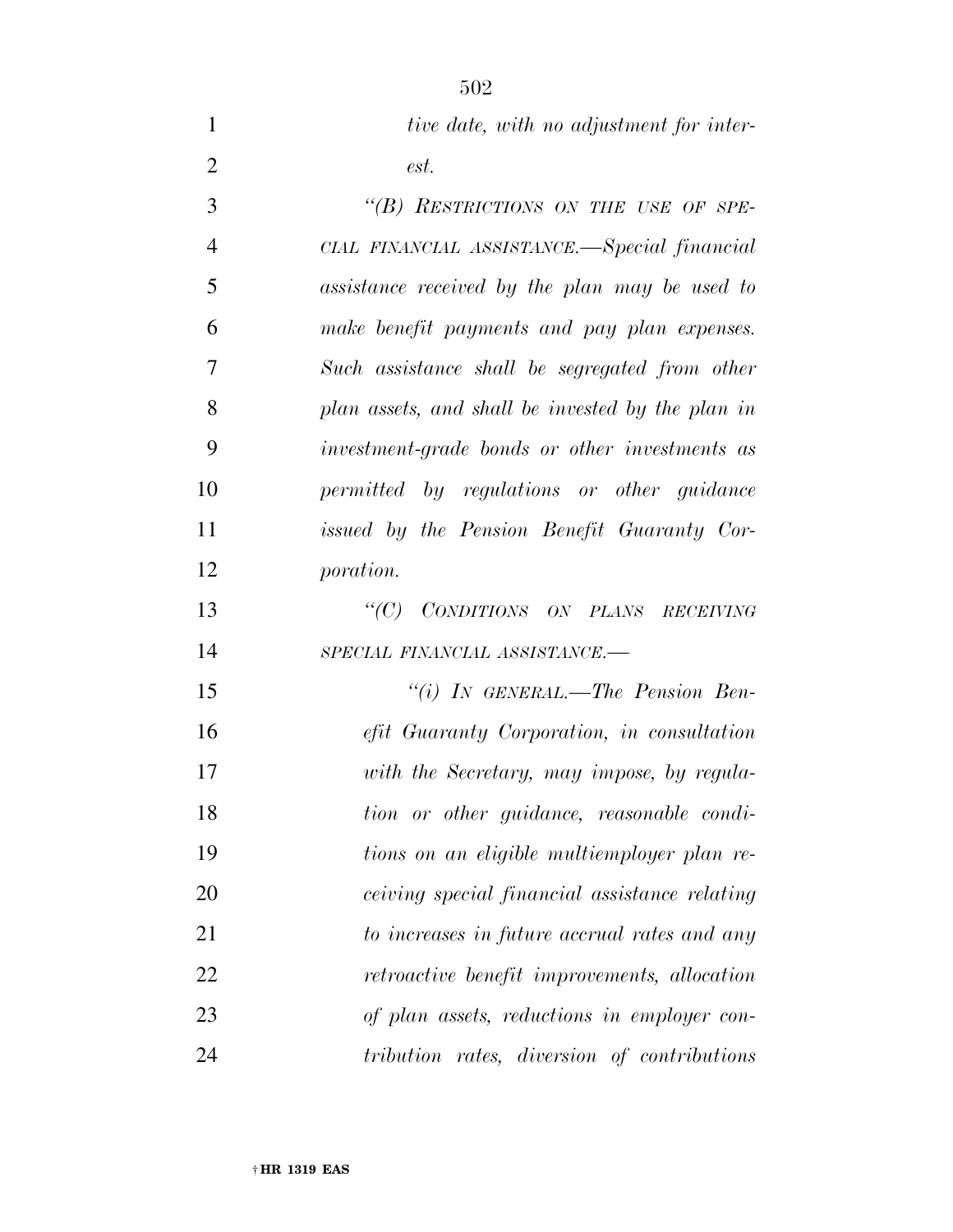*tive date, with no adjustment for interest.*

*"(B) RESTRICTIONS ON THE USE OF SPECIAL FINANCIAL ASSISTANCE.—Special financial assistance received by the plan may be used to make benefit payments and pay plan expenses. Such assistance shall be segregated from other plan assets, and shall be invested by the plan in investment-grade bonds or other investments as permitted by regulations or other guidance issued by the Pension Benefit Guaranty Corporation.*

*"(C) CONDITIONS ON PLANS RECEIVING SPECIAL FINANCIAL ASSISTANCE.—*

*"(i) IN GENERAL.—The Pension Benefit Guaranty Corporation, in consultation with the Secretary, may impose, by regulation or other guidance, reasonable conditions on an eligible multiemployer plan receiving special financial assistance relating to increases in future accrual rates and any retroactive benefit improvements, allocation of plan assets, reductions in employer contribution rates, diversion of contributions*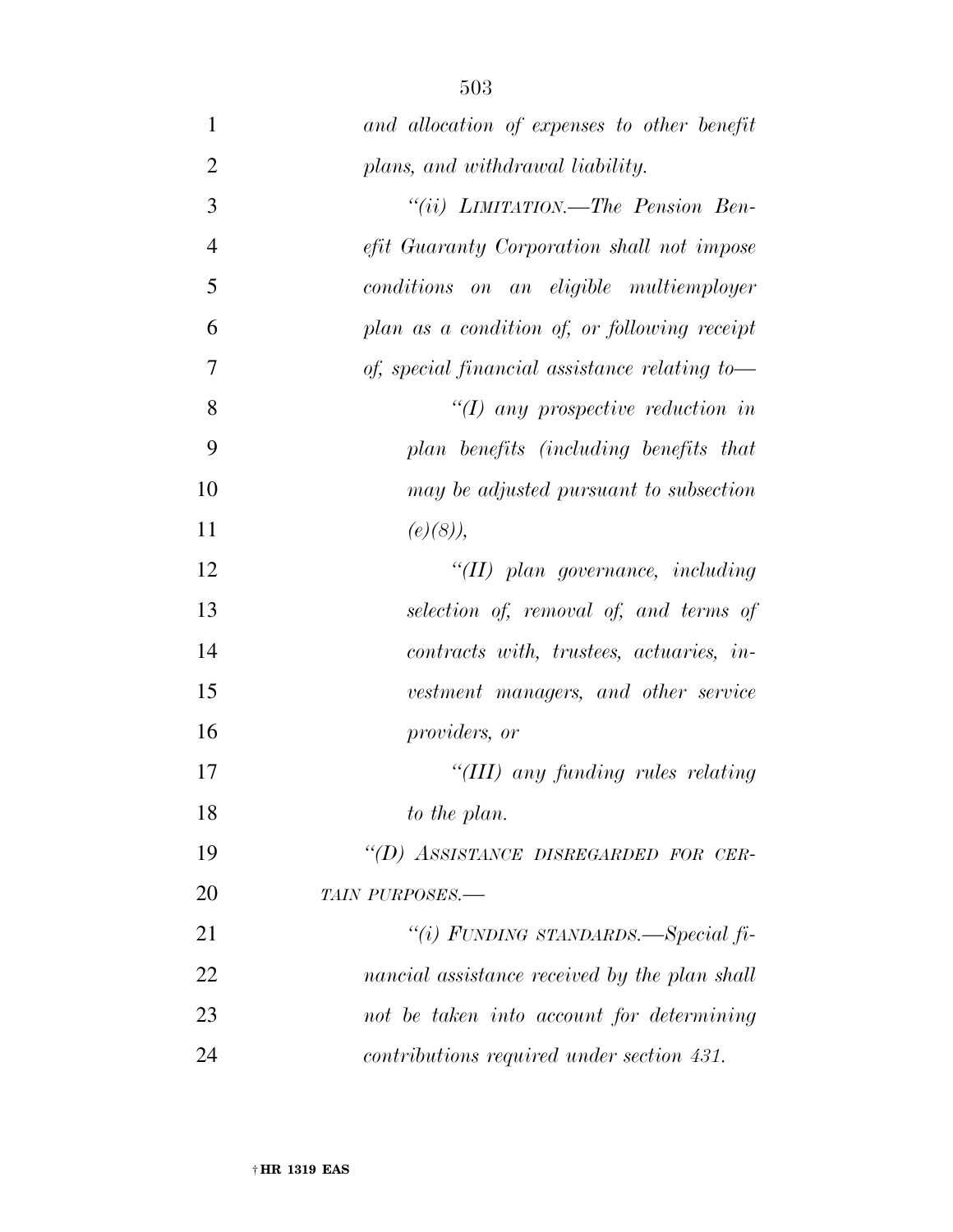*and allocation of expenses to other benefit plans, and withdrawal liability.*

*"(ii) LIMITATION.—The Pension Benefit Guaranty Corporation shall not impose conditions on an eligible multiemployer plan as a condition of, or following receipt of, special financial assistance relating to—*

*"(I) any prospective reduction in plan benefits (including benefits that may be adjusted pursuant to subsection (e)(8)),*

*"(II) plan governance, including selection of, removal of, and terms of contracts with, trustees, actuaries, investment managers, and other service providers, or*

*"(III) any funding rules relating to the plan.*

*"(D) ASSISTANCE DISREGARDED FOR CERTAIN PURPOSES.—*

*"(i) FUNDING STANDARDS.—Special financial assistance received by the plan shall not be taken into account for determining contributions required under section 431.*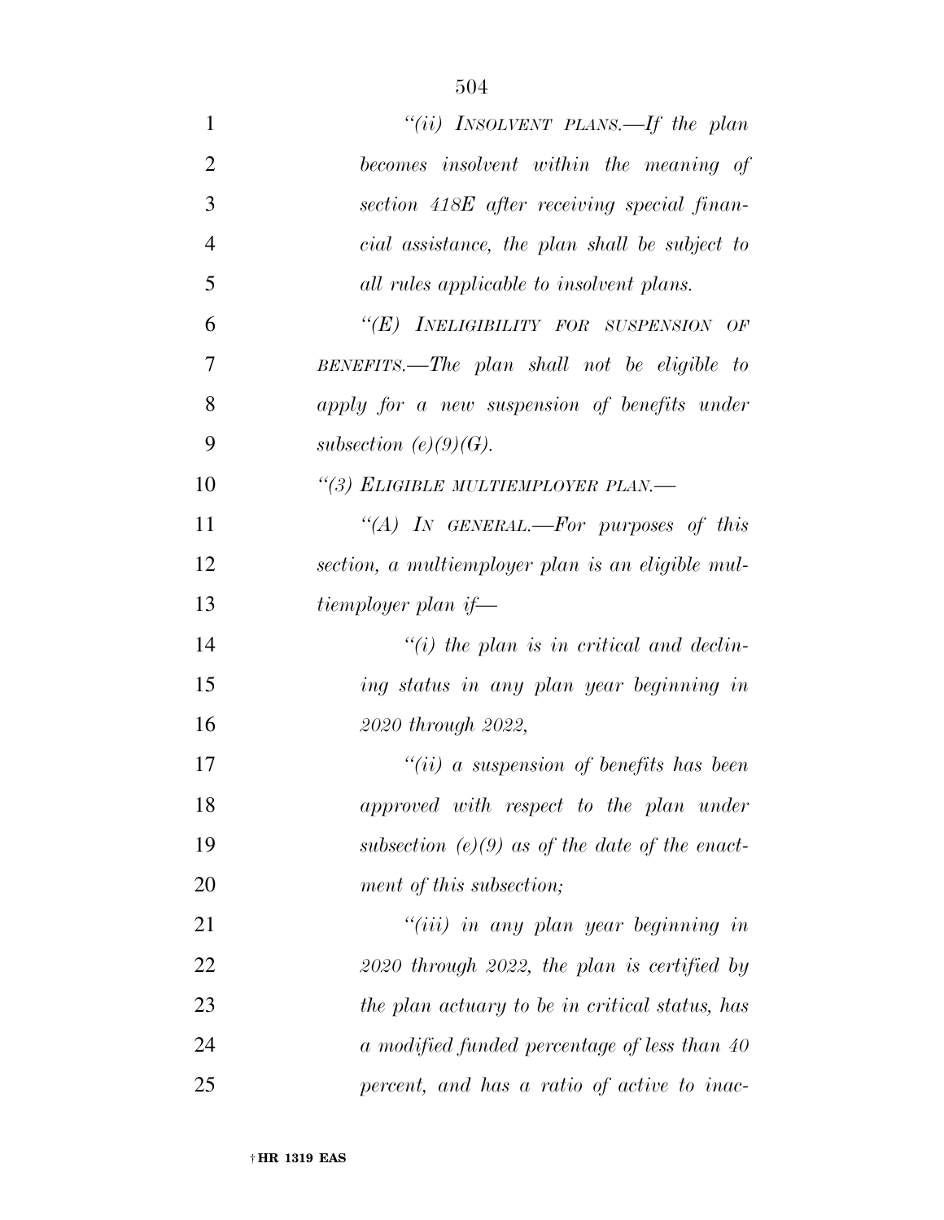*"(ii) Insolvent plans.—If the plan becomes insolvent within the meaning of section 418E after receiving special financial assistance, the plan shall be subject to all rules applicable to insolvent plans.*

*"(E) Ineligibility for suspension of benefits.—The plan shall not be eligible to apply for a new suspension of benefits under subsection (e)(9)(G).*

*"(3) Eligible multiemployer plan.—*

*"(A) In general.—For purposes of this section, a multiemployer plan is an eligible multiemployer plan if—*

*"(i) the plan is in critical and declining status in any plan year beginning in 2020 through 2022,*

*"(ii) a suspension of benefits has been approved with respect to the plan under subsection (e)(9) as of the date of the enactment of this subsection;*

*"(iii) in any plan year beginning in 2020 through 2022, the plan is certified by the plan actuary to be in critical status, has a modified funded percentage of less than 40 percent, and has a ratio of active to inac-*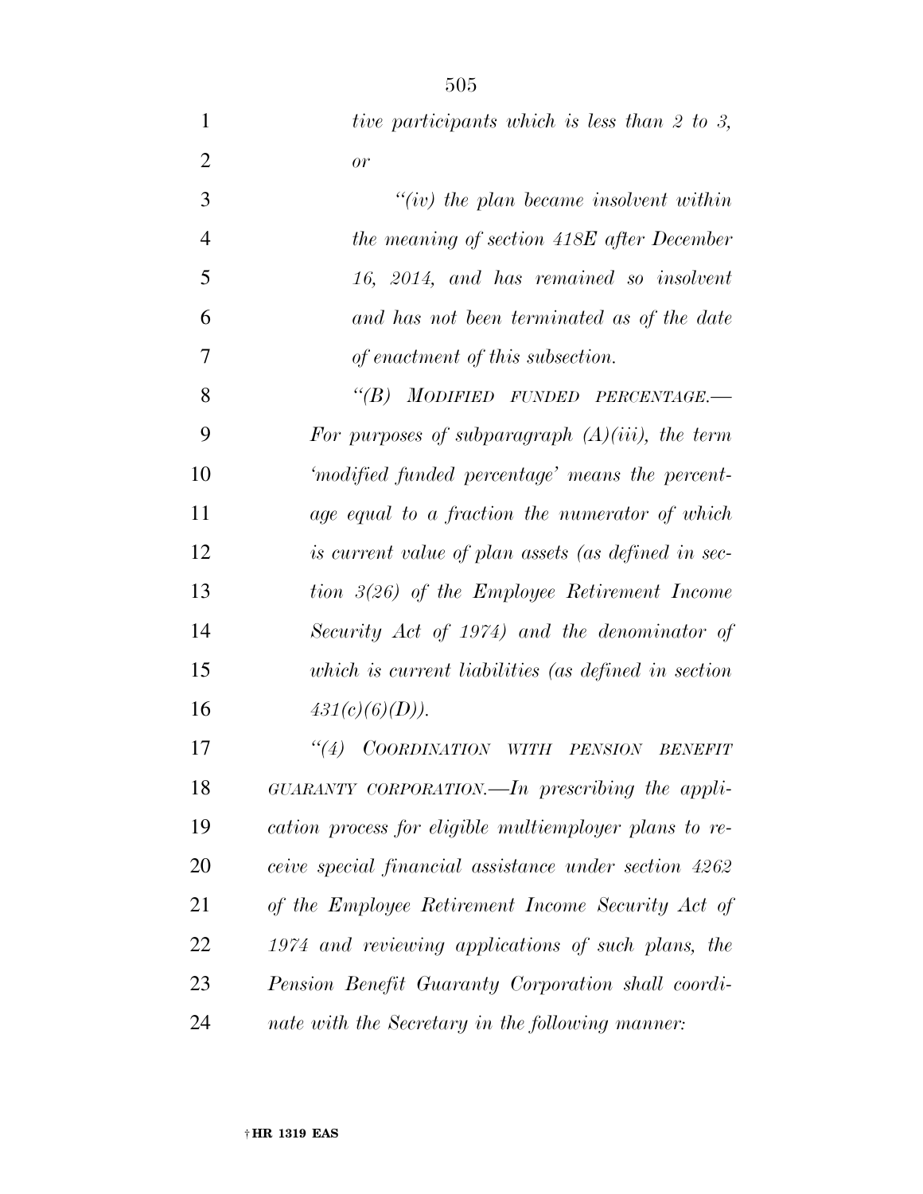*tive participants which is less than 2 to 3, or*

*"(iv) the plan became insolvent within the meaning of section 418E after December 16, 2014, and has remained so insolvent and has not been terminated as of the date of enactment of this subsection.*

*"(B) MODIFIED FUNDED PERCENTAGE.— For purposes of subparagraph (A)(iii), the term 'modified funded percentage' means the percentage equal to a fraction the numerator of which is current value of plan assets (as defined in section 3(26) of the Employee Retirement Income Security Act of 1974) and the denominator of which is current liabilities (as defined in section 431(c)(6)(D)).*

*"(4) COORDINATION WITH PENSION BENEFIT GUARANTY CORPORATION.—In prescribing the application process for eligible multiemployer plans to receive special financial assistance under section 4262 of the Employee Retirement Income Security Act of 1974 and reviewing applications of such plans, the Pension Benefit Guaranty Corporation shall coordinate with the Secretary in the following manner:*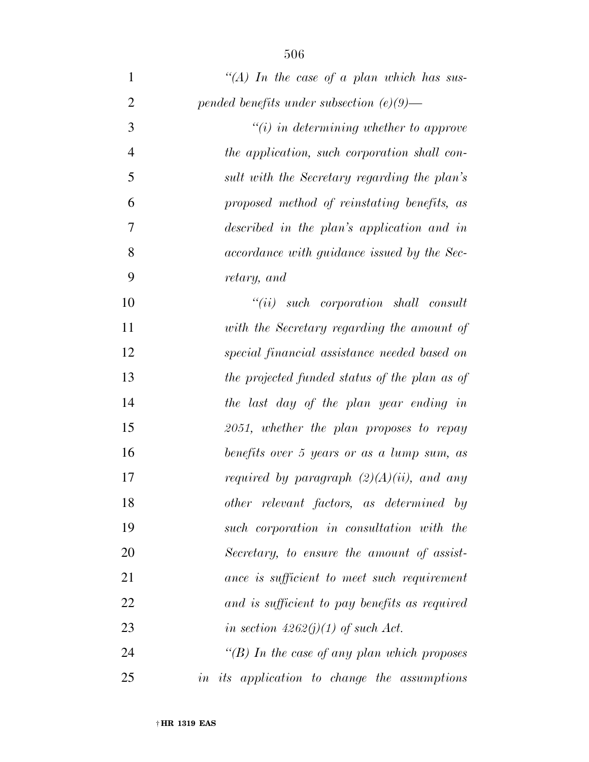*"(A) In the case of a plan which has suspended benefits under subsection (e)(9)—*

*"(i) in determining whether to approve the application, such corporation shall consult with the Secretary regarding the plan's proposed method of reinstating benefits, as described in the plan's application and in accordance with guidance issued by the Secretary, and*

*"(ii) such corporation shall consult with the Secretary regarding the amount of special financial assistance needed based on the projected funded status of the plan as of the last day of the plan year ending in 2051, whether the plan proposes to repay benefits over 5 years or as a lump sum, as required by paragraph (2)(A)(ii), and any other relevant factors, as determined by such corporation in consultation with the Secretary, to ensure the amount of assistance is sufficient to meet such requirement and is sufficient to pay benefits as required in section 4262(j)(1) of such Act.*

*"(B) In the case of any plan which proposes in its application to change the assumptions*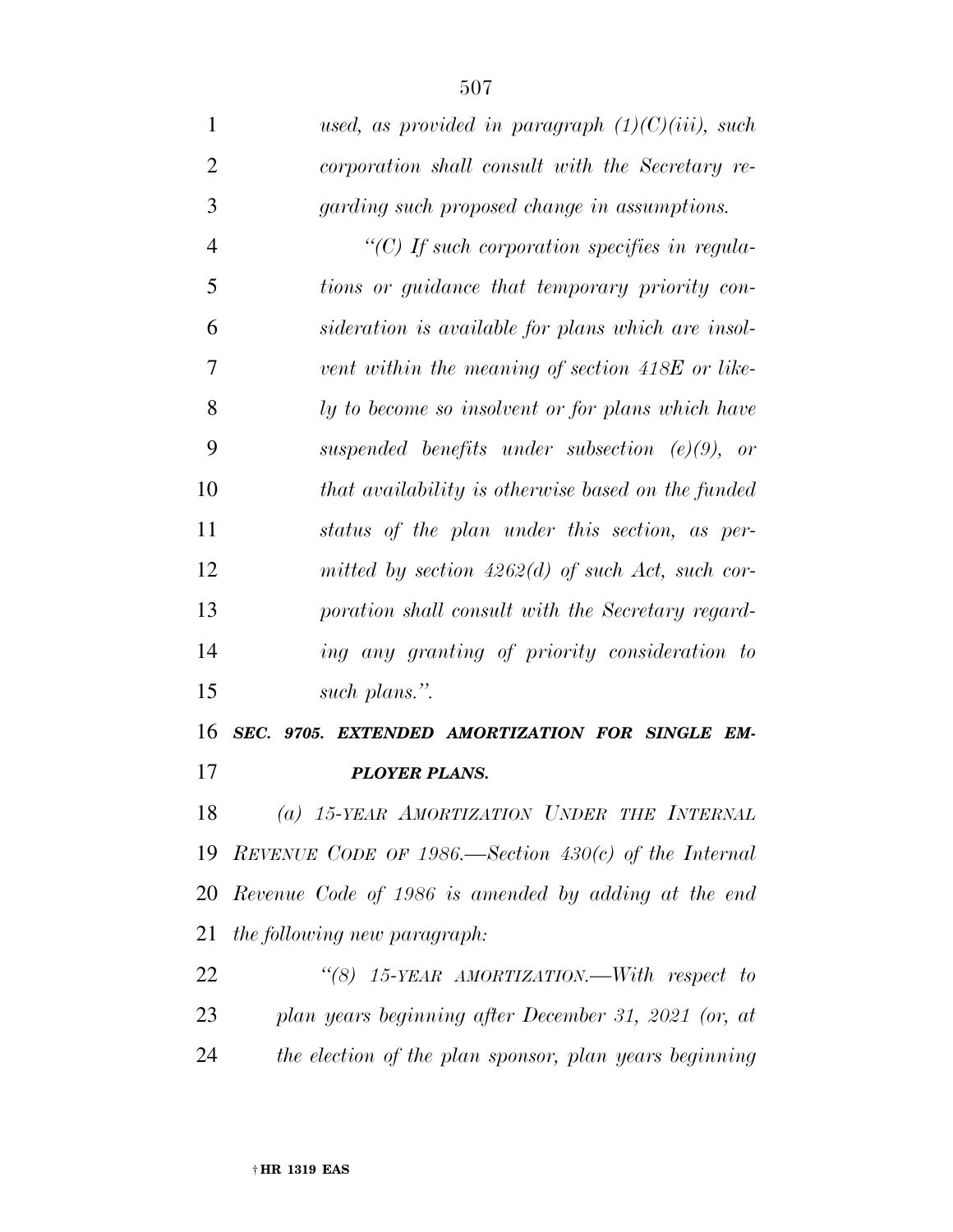*used, as provided in paragraph (1)(C)(iii), such corporation shall consult with the Secretary regarding such proposed change in assumptions.*

*"(C) If such corporation specifies in regulations or guidance that temporary priority consideration is available for plans which are insolvent within the meaning of section 418E or likely to become so insolvent or for plans which have suspended benefits under subsection (e)(9), or that availability is otherwise based on the funded status of the plan under this section, as permitted by section 4262(d) of such Act, such corporation shall consult with the Secretary regarding any granting of priority consideration to such plans.".*

***SEC. 9705. EXTENDED AMORTIZATION FOR SINGLE EMPLOYER PLANS.***

*(a) 15-YEAR AMORTIZATION UNDER THE INTERNAL REVENUE CODE OF 1986.—Section 430(c) of the Internal Revenue Code of 1986 is amended by adding at the end the following new paragraph:*

*"(8) 15-YEAR AMORTIZATION.—With respect to plan years beginning after December 31, 2021 (or, at the election of the plan sponsor, plan years beginning*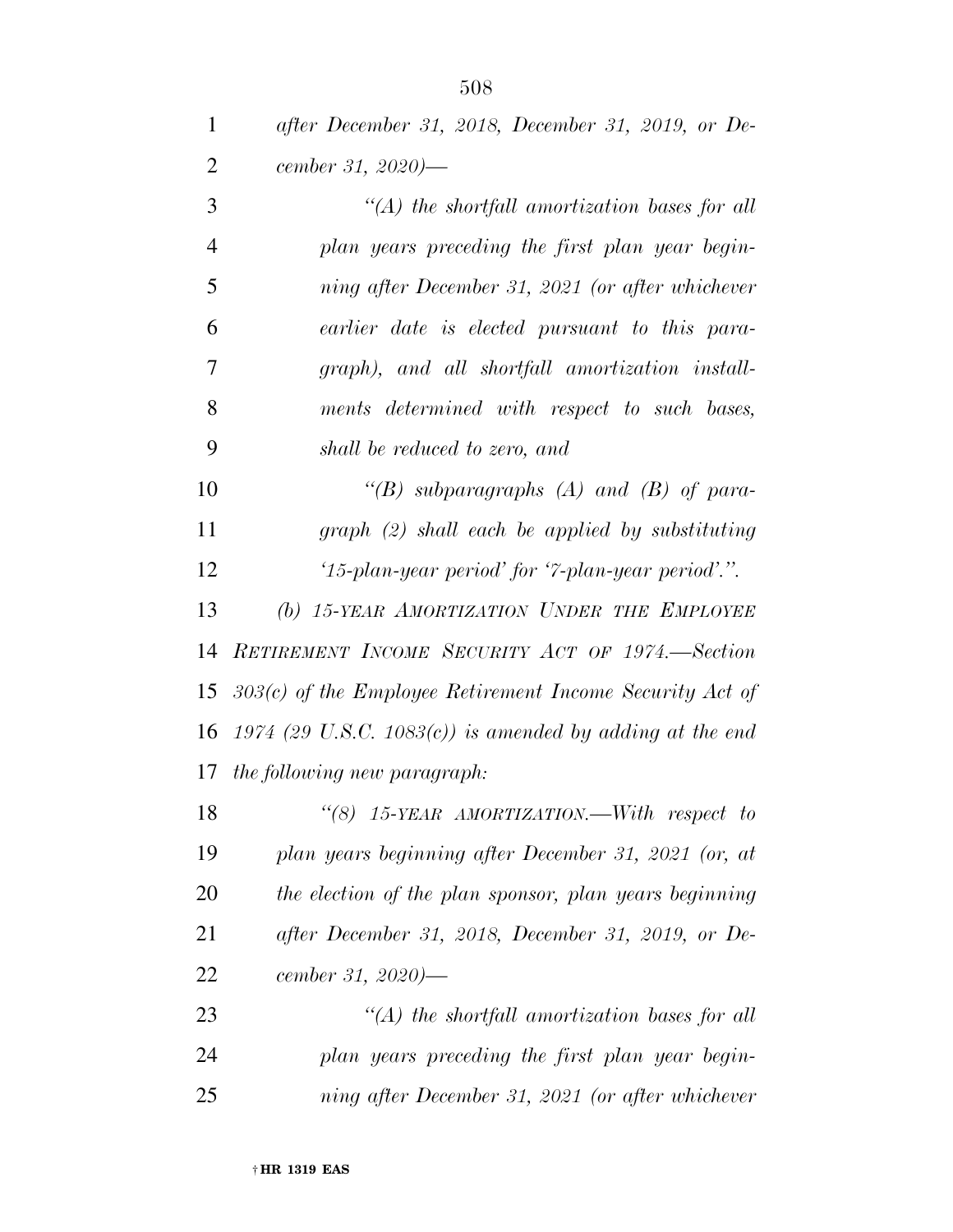*after December 31, 2018, December 31, 2019, or December 31, 2020)—*

*"(A) the shortfall amortization bases for all plan years preceding the first plan year beginning after December 31, 2021 (or after whichever earlier date is elected pursuant to this paragraph), and all shortfall amortization installments determined with respect to such bases, shall be reduced to zero, and*

*"(B) subparagraphs (A) and (B) of paragraph (2) shall each be applied by substituting '15-plan-year period' for '7-plan-year period'.".*

*(b) 15-YEAR AMORTIZATION UNDER THE EMPLOYEE RETIREMENT INCOME SECURITY ACT OF 1974.—Section 303(c) of the Employee Retirement Income Security Act of 1974 (29 U.S.C. 1083(c)) is amended by adding at the end the following new paragraph:*

*"(8) 15-YEAR AMORTIZATION.—With respect to plan years beginning after December 31, 2021 (or, at the election of the plan sponsor, plan years beginning after December 31, 2018, December 31, 2019, or December 31, 2020)—*

*"(A) the shortfall amortization bases for all plan years preceding the first plan year beginning after December 31, 2021 (or after whichever*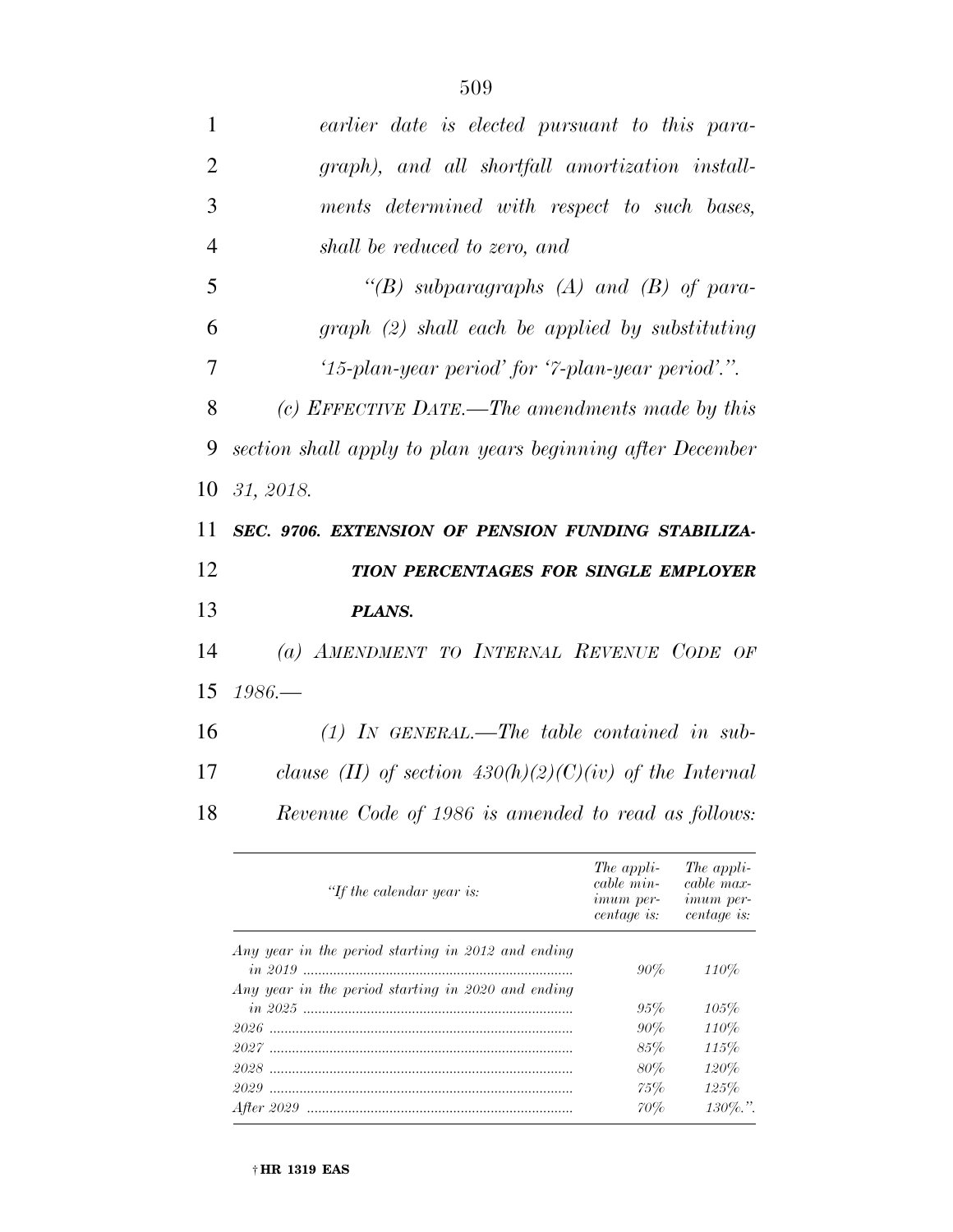*earlier date is elected pursuant to this paragraph), and all shortfall amortization installments determined with respect to such bases, shall be reduced to zero, and*

*"(B) subparagraphs (A) and (B) of paragraph (2) shall each be applied by substituting '15-plan-year period' for '7-plan-year period'.".*

*(c) EFFECTIVE DATE.—The amendments made by this section shall apply to plan years beginning after December 31, 2018.*

***SEC. 9706. EXTENSION OF PENSION FUNDING STABILIZATION PERCENTAGES FOR SINGLE EMPLOYER PLANS.***

*(a) AMENDMENT TO INTERNAL REVENUE CODE OF 1986.—*

*(1) IN GENERAL.—The table contained in subclause (II) of section 430(h)(2)(C)(iv) of the Internal Revenue Code of 1986 is amended to read as follows:*

| *"If the calendar year is:* | *The applicable minimum percentage is:* | *The applicable maximum percentage is:* |
|---|---|---|
| *Any year in the period starting in 2012 and ending in 2019* | *90%* | *110%* |
| *Any year in the period starting in 2020 and ending in 2025* | *95%* | *105%* |
| *2026* | *90%* | *110%* |
| *2027* | *85%* | *115%* |
| *2028* | *80%* | *120%* |
| *2029* | *75%* | *125%* |
| *After 2029* | *70%* | *130%.".* |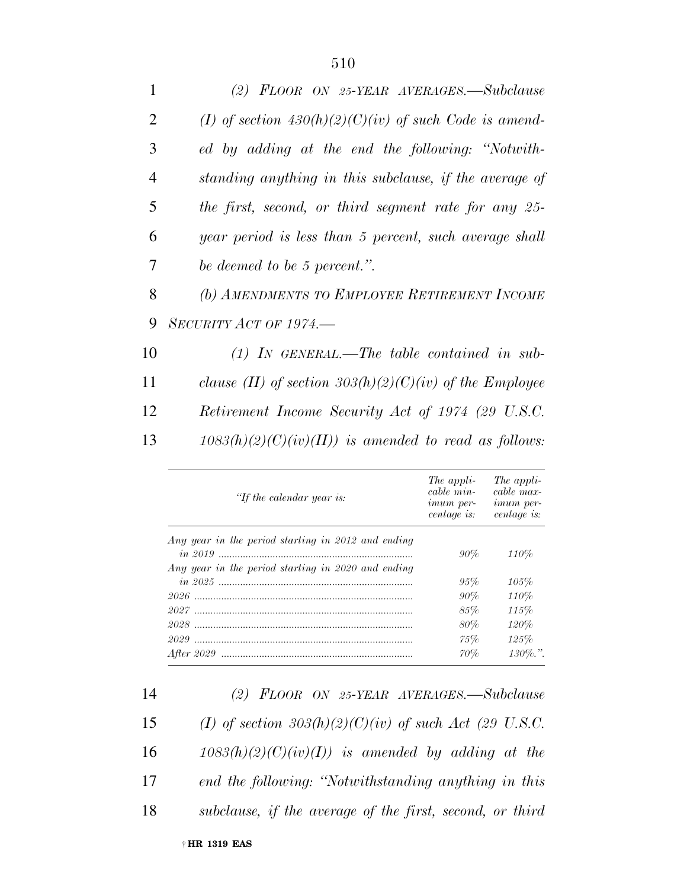*(2) FLOOR ON 25-YEAR AVERAGES.—Subclause (I) of section 430(h)(2)(C)(iv) of such Code is amended by adding at the end the following: "Notwithstanding anything in this subclause, if the average of the first, second, or third segment rate for any 25-year period is less than 5 percent, such average shall be deemed to be 5 percent.".*

*(b) AMENDMENTS TO EMPLOYEE RETIREMENT INCOME SECURITY ACT OF 1974.—*

*(1) IN GENERAL.—The table contained in subclause (II) of section 303(h)(2)(C)(iv) of the Employee Retirement Income Security Act of 1974 (29 U.S.C. 1083(h)(2)(C)(iv)(II)) is amended to read as follows:*

| *"If the calendar year is:* | *The applicable minimum percentage is:* | *The applicable maximum percentage is:* |
|---|---|---|
| *Any year in the period starting in 2012 and ending in 2019* | *90%* | *110%* |
| *Any year in the period starting in 2020 and ending in 2025* | *95%* | *105%* |
| *2026* | *90%* | *110%* |
| *2027* | *85%* | *115%* |
| *2028* | *80%* | *120%* |
| *2029* | *75%* | *125%* |
| *After 2029* | *70%* | *130%.".* |

*(2) FLOOR ON 25-YEAR AVERAGES.—Subclause (I) of section 303(h)(2)(C)(iv) of such Act (29 U.S.C. 1083(h)(2)(C)(iv)(I)) is amended by adding at the end the following: "Notwithstanding anything in this subclause, if the average of the first, second, or third*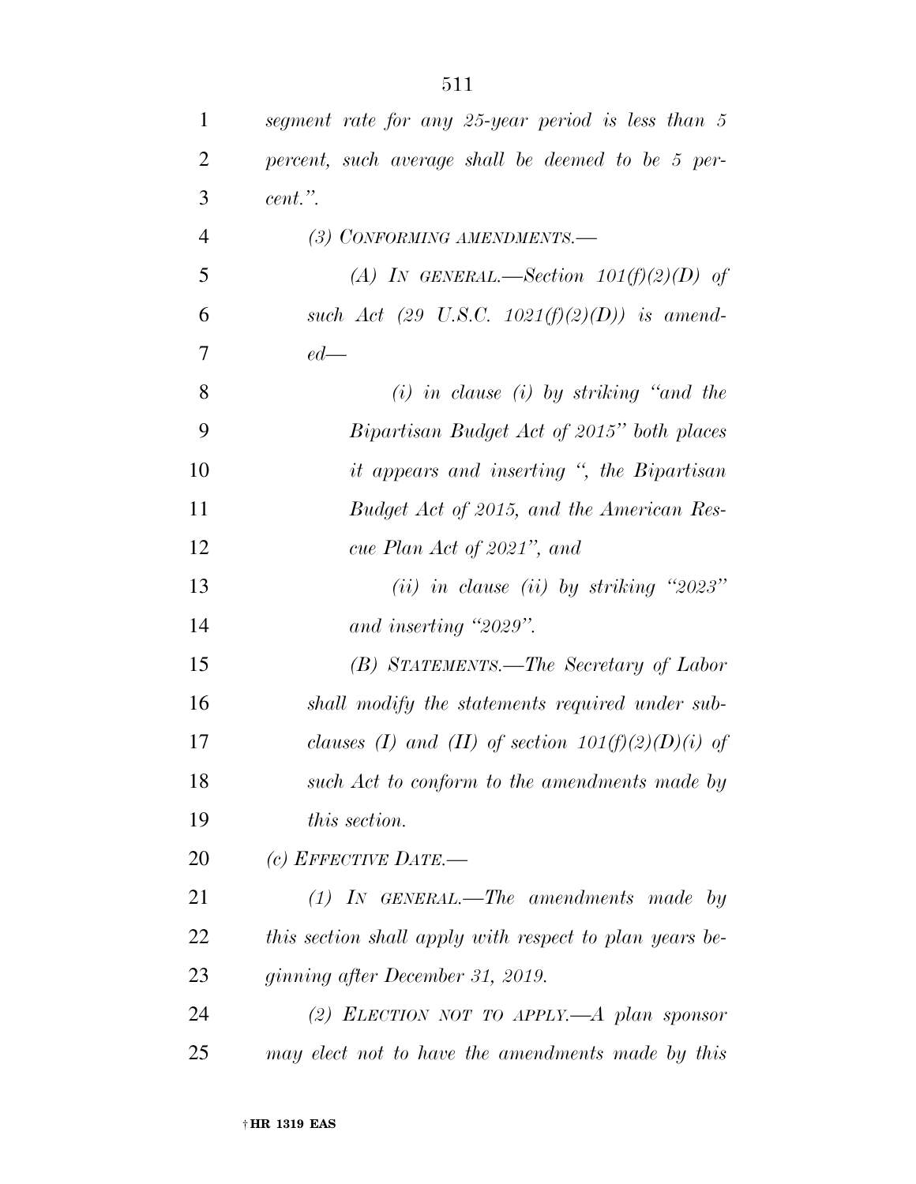*segment rate for any 25-year period is less than 5 percent, such average shall be deemed to be 5 percent.".*

*(3) CONFORMING AMENDMENTS.—*

*(A) IN GENERAL.—Section 101(f)(2)(D) of such Act (29 U.S.C. 1021(f)(2)(D)) is amended—*

*(i) in clause (i) by striking "and the Bipartisan Budget Act of 2015" both places it appears and inserting ", the Bipartisan Budget Act of 2015, and the American Rescue Plan Act of 2021", and*

*(ii) in clause (ii) by striking "2023" and inserting "2029".*

*(B) STATEMENTS.—The Secretary of Labor shall modify the statements required under subclauses (I) and (II) of section 101(f)(2)(D)(i) of such Act to conform to the amendments made by this section.*

*(c) EFFECTIVE DATE.—*

*(1) IN GENERAL.—The amendments made by this section shall apply with respect to plan years beginning after December 31, 2019.*

*(2) ELECTION NOT TO APPLY.—A plan sponsor may elect not to have the amendments made by this*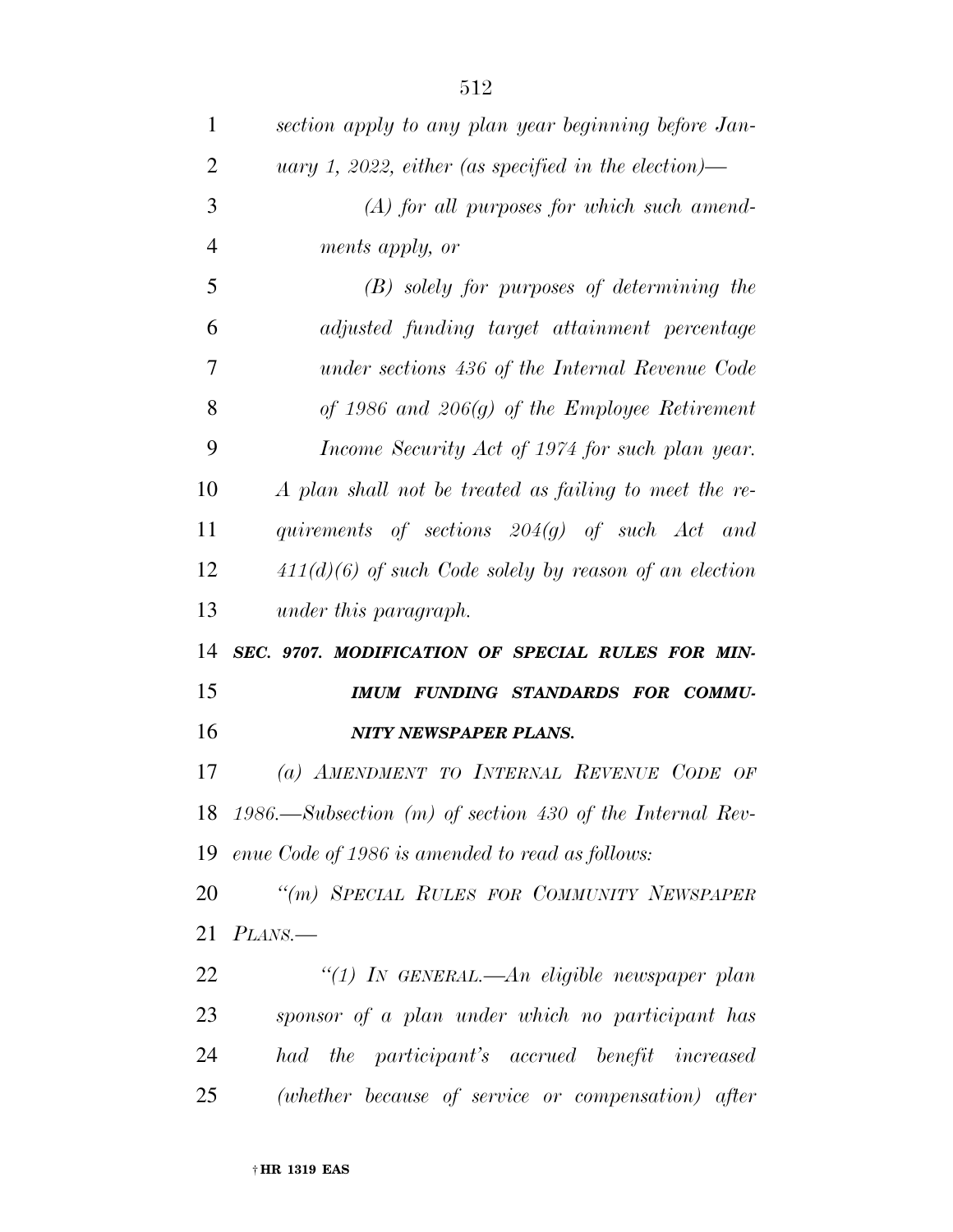*section apply to any plan year beginning before January 1, 2022, either (as specified in the election)—*

*(A) for all purposes for which such amendments apply, or*

*(B) solely for purposes of determining the adjusted funding target attainment percentage under sections 436 of the Internal Revenue Code of 1986 and 206(g) of the Employee Retirement Income Security Act of 1974 for such plan year.*

*A plan shall not be treated as failing to meet the requirements of sections 204(g) of such Act and 411(d)(6) of such Code solely by reason of an election under this paragraph.*

***SEC. 9707. MODIFICATION OF SPECIAL RULES FOR MINIMUM FUNDING STANDARDS FOR COMMUNITY NEWSPAPER PLANS.***

*(a) AMENDMENT TO INTERNAL REVENUE CODE OF 1986.—Subsection (m) of section 430 of the Internal Revenue Code of 1986 is amended to read as follows:*

*"(m) SPECIAL RULES FOR COMMUNITY NEWSPAPER PLANS.—*

*"(1) IN GENERAL.—An eligible newspaper plan sponsor of a plan under which no participant has had the participant's accrued benefit increased (whether because of service or compensation) after*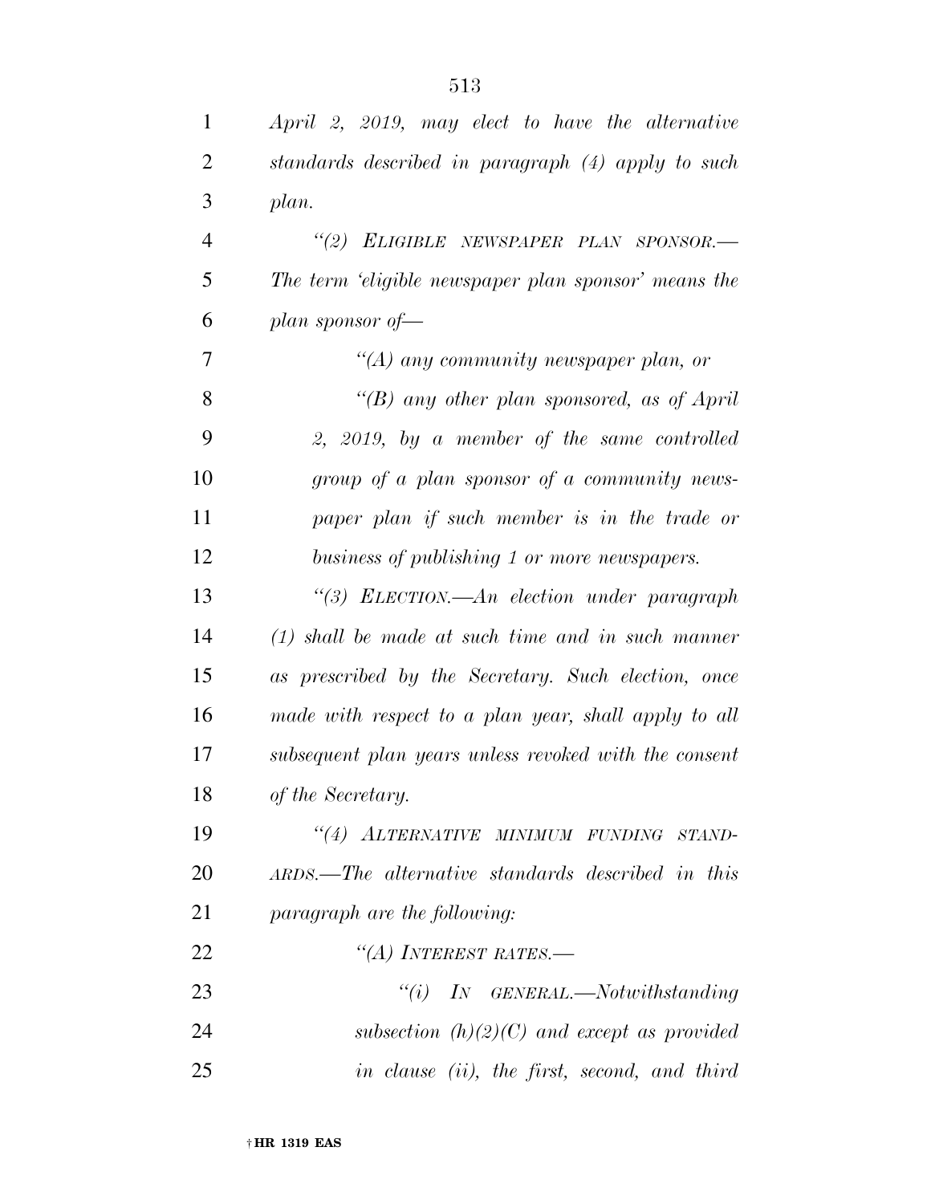*April 2, 2019, may elect to have the alternative standards described in paragraph (4) apply to such plan.*

*"(2) ELIGIBLE NEWSPAPER PLAN SPONSOR.—The term 'eligible newspaper plan sponsor' means the plan sponsor of—*

*"(A) any community newspaper plan, or*

*"(B) any other plan sponsored, as of April 2, 2019, by a member of the same controlled group of a plan sponsor of a community newspaper plan if such member is in the trade or business of publishing 1 or more newspapers.*

*"(3) ELECTION.—An election under paragraph (1) shall be made at such time and in such manner as prescribed by the Secretary. Such election, once made with respect to a plan year, shall apply to all subsequent plan years unless revoked with the consent of the Secretary.*

*"(4) ALTERNATIVE MINIMUM FUNDING STANDARDS.—The alternative standards described in this paragraph are the following:*

*"(A) INTEREST RATES.—*

*"(i) IN GENERAL.—Notwithstanding subsection (h)(2)(C) and except as provided in clause (ii), the first, second, and third*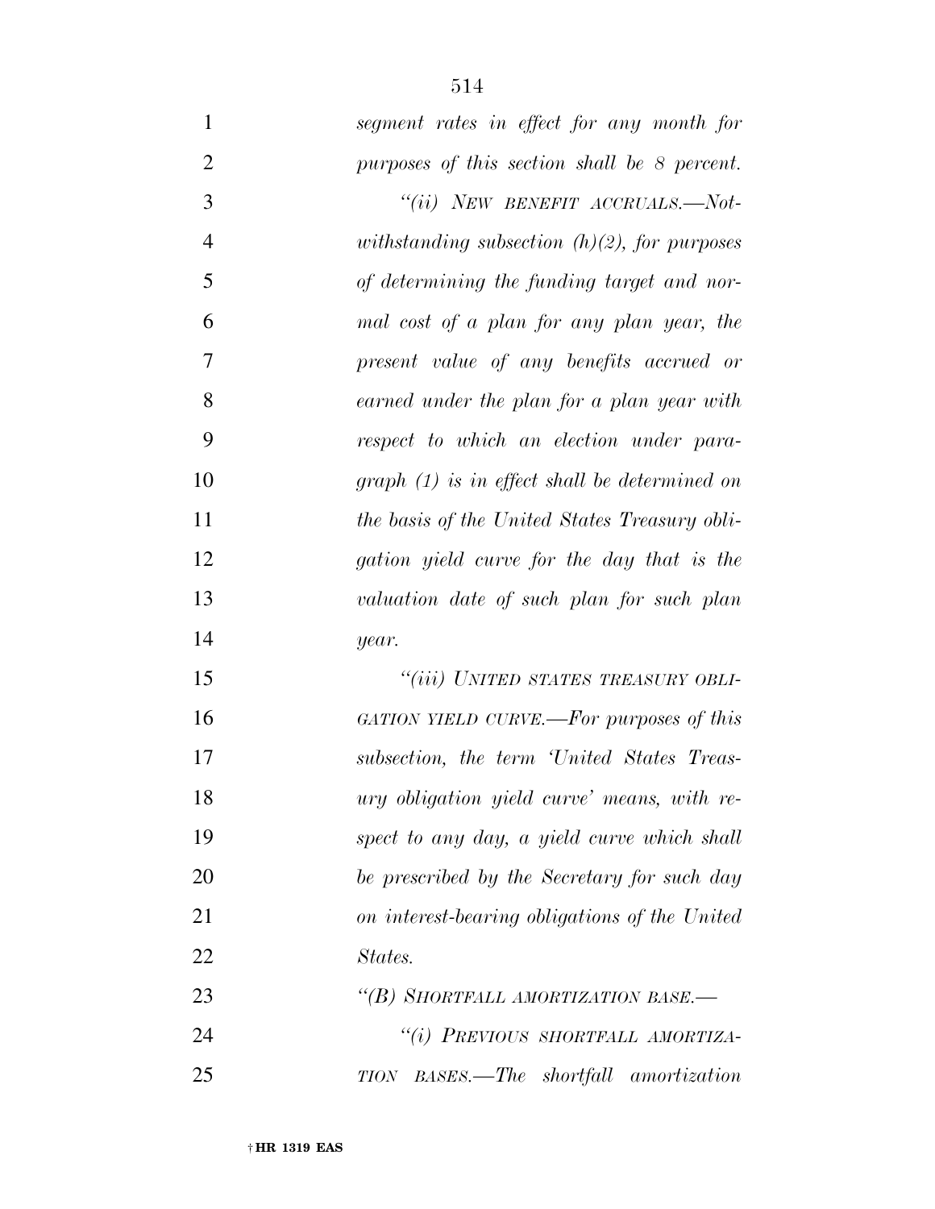*segment rates in effect for any month for purposes of this section shall be 8 percent.*

*"(ii) NEW BENEFIT ACCRUALS.—Notwithstanding subsection (h)(2), for purposes of determining the funding target and normal cost of a plan for any plan year, the present value of any benefits accrued or earned under the plan for a plan year with respect to which an election under paragraph (1) is in effect shall be determined on the basis of the United States Treasury obligation yield curve for the day that is the valuation date of such plan for such plan year.*

*"(iii) UNITED STATES TREASURY OBLIGATION YIELD CURVE.—For purposes of this subsection, the term 'United States Treasury obligation yield curve' means, with respect to any day, a yield curve which shall be prescribed by the Secretary for such day on interest-bearing obligations of the United States.*

*"(B) SHORTFALL AMORTIZATION BASE.—*

*"(i) PREVIOUS SHORTFALL AMORTIZATION BASES.—The shortfall amortization*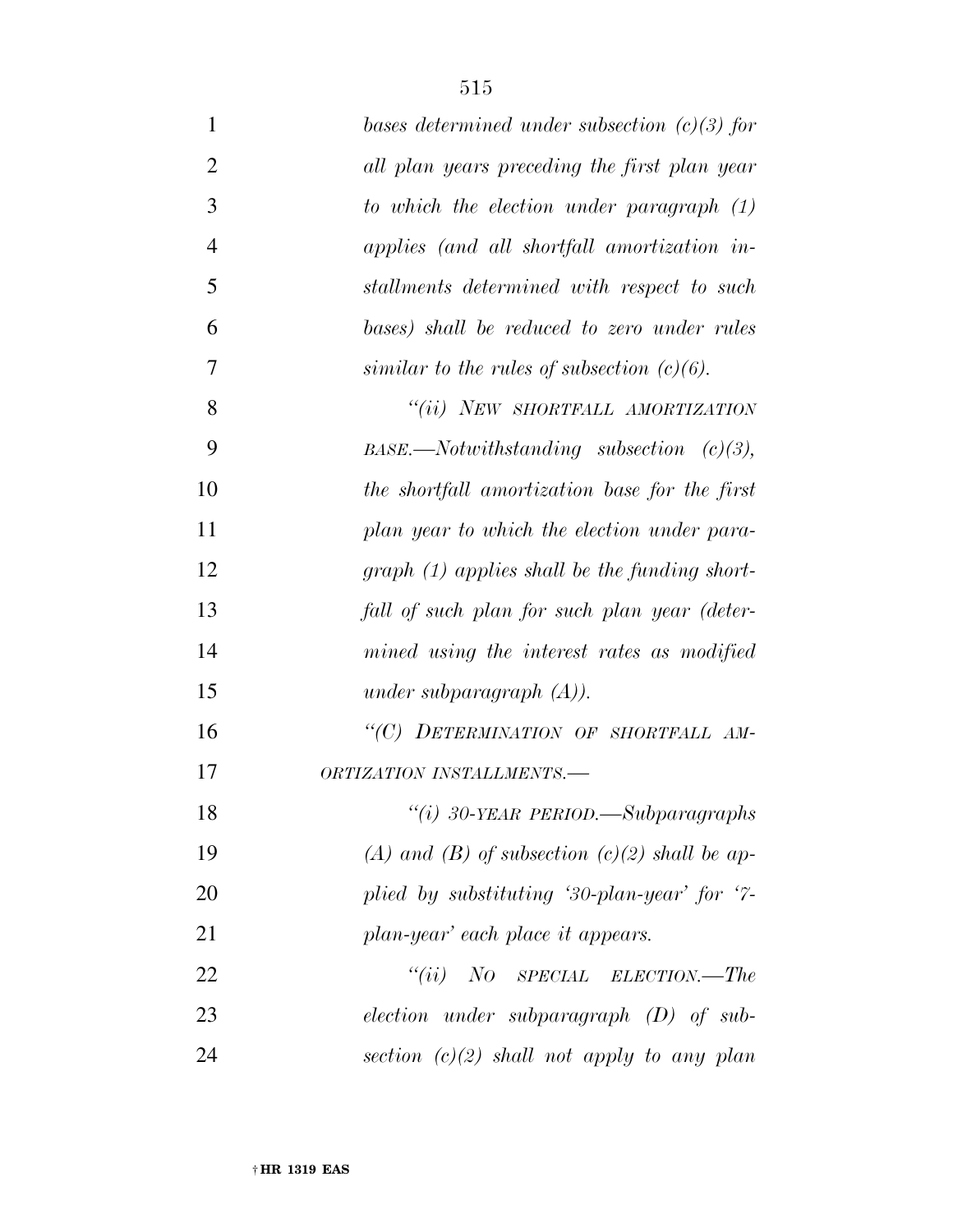*bases determined under subsection (c)(3) for all plan years preceding the first plan year to which the election under paragraph (1) applies (and all shortfall amortization installments determined with respect to such bases) shall be reduced to zero under rules similar to the rules of subsection (c)(6).*

*"(ii) NEW SHORTFALL AMORTIZATION BASE.—Notwithstanding subsection (c)(3), the shortfall amortization base for the first plan year to which the election under paragraph (1) applies shall be the funding shortfall of such plan for such plan year (determined using the interest rates as modified under subparagraph (A)).*

*"(C) DETERMINATION OF SHORTFALL AMORTIZATION INSTALLMENTS.—*

*"(i) 30-YEAR PERIOD.—Subparagraphs (A) and (B) of subsection (c)(2) shall be applied by substituting '30-plan-year' for '7-plan-year' each place it appears.*

*"(ii) NO SPECIAL ELECTION.—The election under subparagraph (D) of subsection (c)(2) shall not apply to any plan*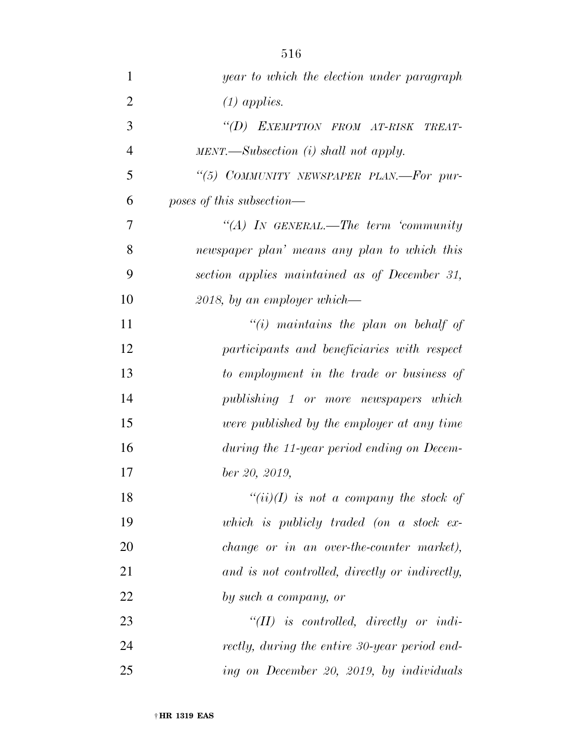*year to which the election under paragraph (1) applies.*

*"(D) EXEMPTION FROM AT-RISK TREATMENT.—Subsection (i) shall not apply.*

*"(5) COMMUNITY NEWSPAPER PLAN.—For purposes of this subsection—*

*"(A) IN GENERAL.—The term 'community newspaper plan' means any plan to which this section applies maintained as of December 31, 2018, by an employer which—*

*"(i) maintains the plan on behalf of participants and beneficiaries with respect to employment in the trade or business of publishing 1 or more newspapers which were published by the employer at any time during the 11-year period ending on December 20, 2019,*

*"(ii)(I) is not a company the stock of which is publicly traded (on a stock exchange or in an over-the-counter market), and is not controlled, directly or indirectly, by such a company, or*

*"(II) is controlled, directly or indirectly, during the entire 30-year period ending on December 20, 2019, by individuals*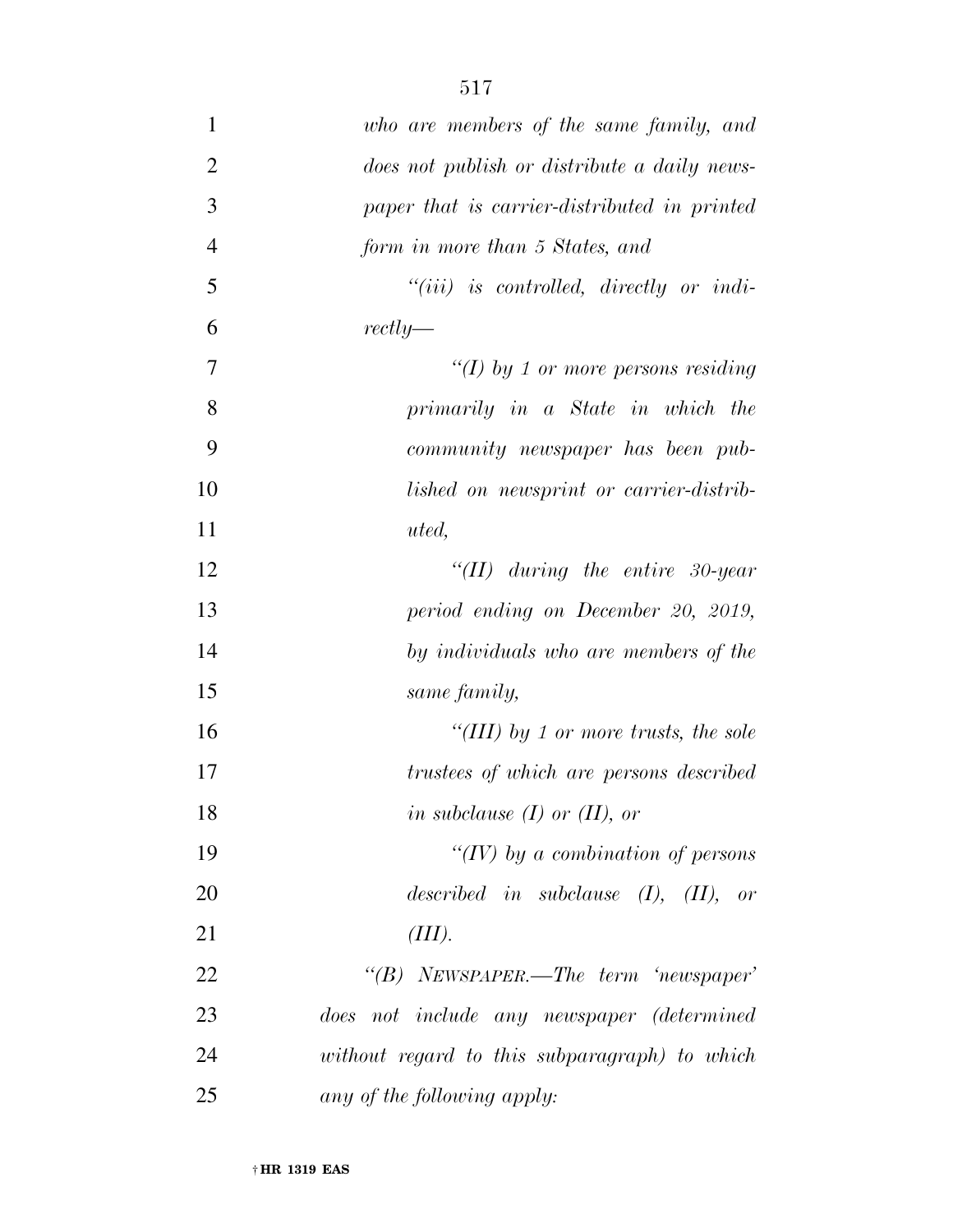*who are members of the same family, and does not publish or distribute a daily newspaper that is carrier-distributed in printed form in more than 5 States, and*

*"(iii) is controlled, directly or indirectly—*

*"(I) by 1 or more persons residing primarily in a State in which the community newspaper has been published on newsprint or carrier-distributed,*

*"(II) during the entire 30-year period ending on December 20, 2019, by individuals who are members of the same family,*

*"(III) by 1 or more trusts, the sole trustees of which are persons described in subclause (I) or (II), or*

*"(IV) by a combination of persons described in subclause (I), (II), or (III).*

*"(B) NEWSPAPER.—The term 'newspaper' does not include any newspaper (determined without regard to this subparagraph) to which any of the following apply:*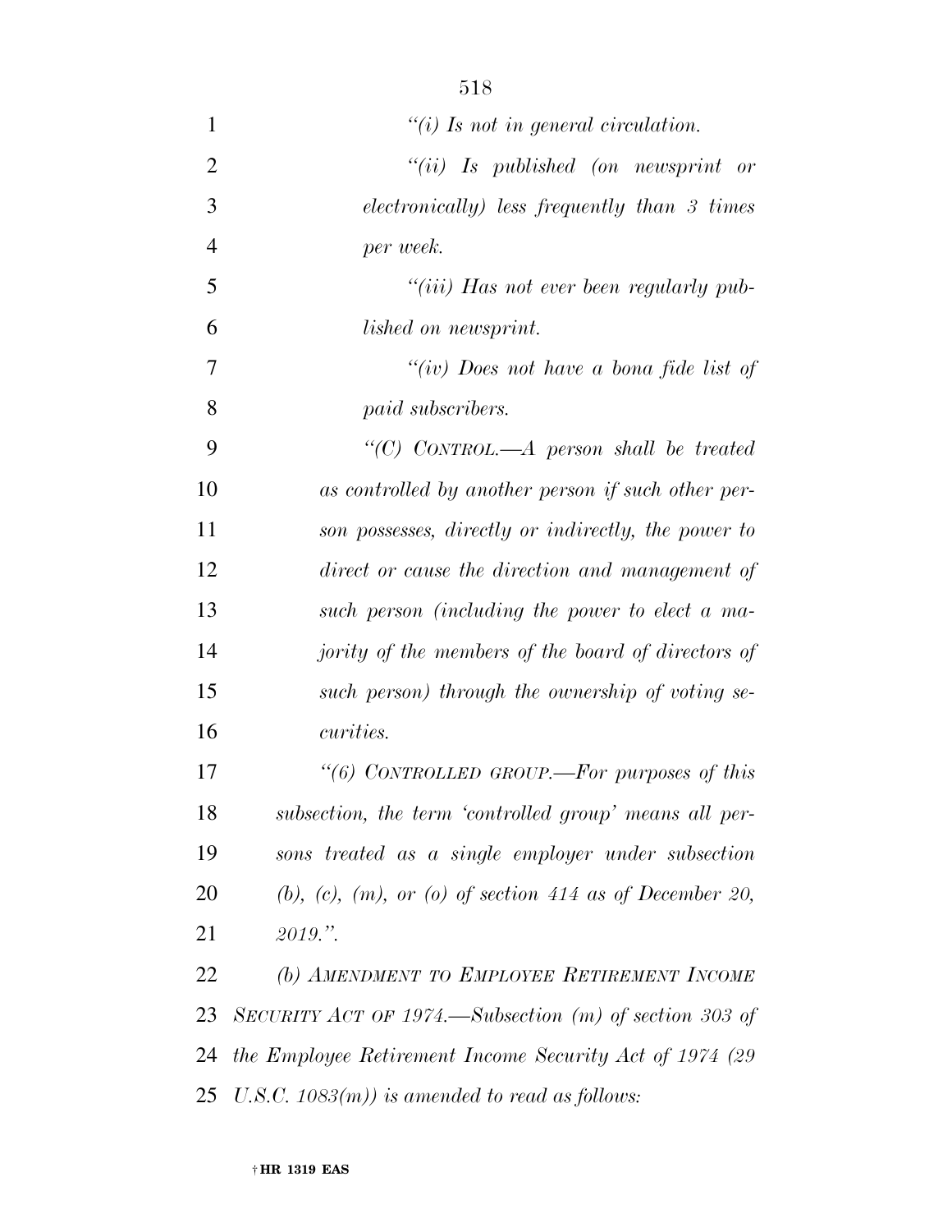*"(i) Is not in general circulation.*

*"(ii) Is published (on newsprint or electronically) less frequently than 3 times per week.*

*"(iii) Has not ever been regularly published on newsprint.*

*"(iv) Does not have a bona fide list of paid subscribers.*

*"(C) CONTROL.—A person shall be treated as controlled by another person if such other person possesses, directly or indirectly, the power to direct or cause the direction and management of such person (including the power to elect a majority of the members of the board of directors of such person) through the ownership of voting securities.*

*"(6) CONTROLLED GROUP.—For purposes of this subsection, the term 'controlled group' means all persons treated as a single employer under subsection (b), (c), (m), or (o) of section 414 as of December 20, 2019.".*

*(b) AMENDMENT TO EMPLOYEE RETIREMENT INCOME SECURITY ACT OF 1974.—Subsection (m) of section 303 of the Employee Retirement Income Security Act of 1974 (29 U.S.C. 1083(m)) is amended to read as follows:*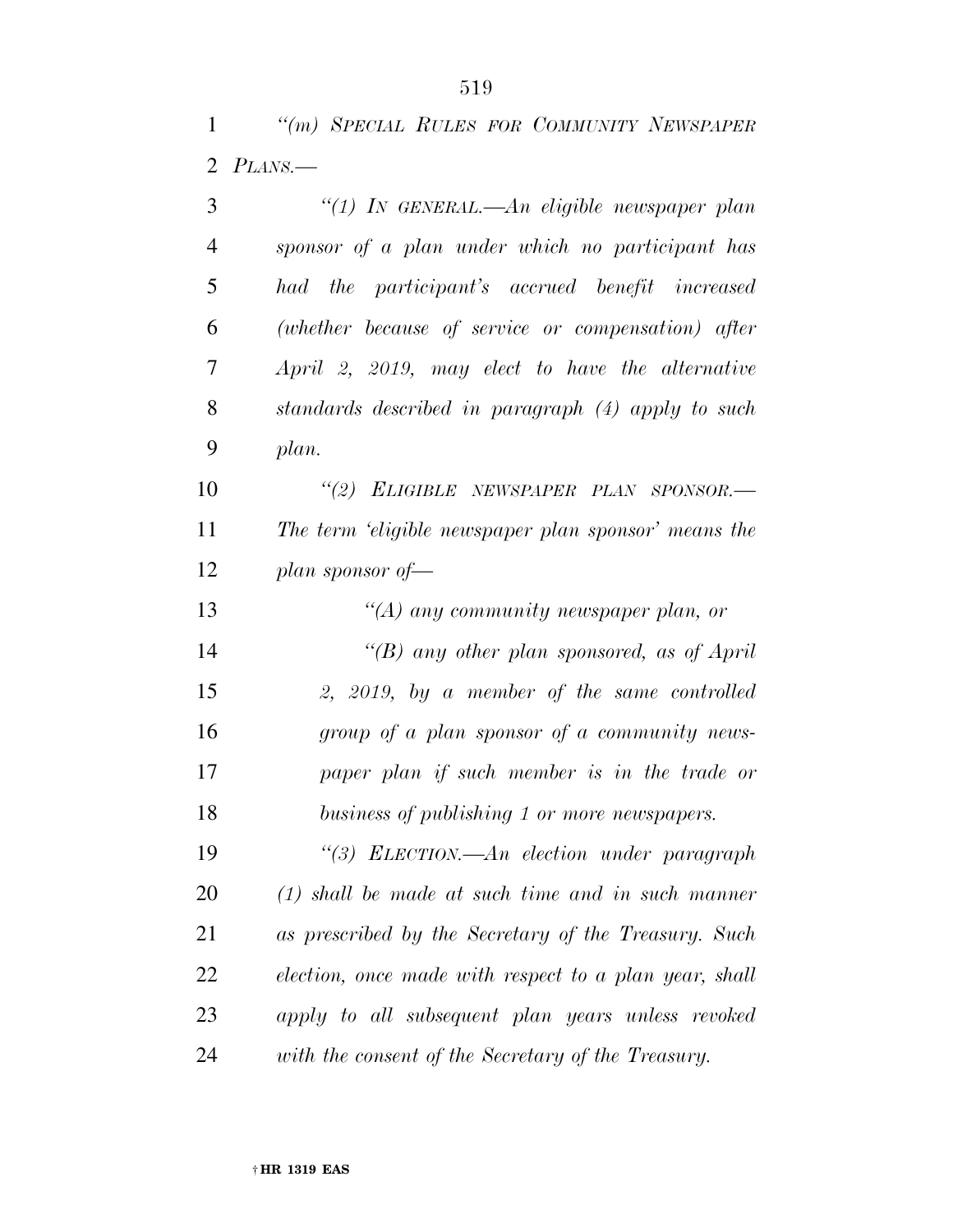*"(m) SPECIAL RULES FOR COMMUNITY NEWSPAPER PLANS.—*

*"(1) IN GENERAL.—An eligible newspaper plan sponsor of a plan under which no participant has had the participant's accrued benefit increased (whether because of service or compensation) after April 2, 2019, may elect to have the alternative standards described in paragraph (4) apply to such plan.*

*"(2) ELIGIBLE NEWSPAPER PLAN SPONSOR.— The term 'eligible newspaper plan sponsor' means the plan sponsor of—*

*"(A) any community newspaper plan, or*

*"(B) any other plan sponsored, as of April 2, 2019, by a member of the same controlled group of a plan sponsor of a community newspaper plan if such member is in the trade or business of publishing 1 or more newspapers.*

*"(3) ELECTION.—An election under paragraph (1) shall be made at such time and in such manner as prescribed by the Secretary of the Treasury. Such election, once made with respect to a plan year, shall apply to all subsequent plan years unless revoked with the consent of the Secretary of the Treasury.*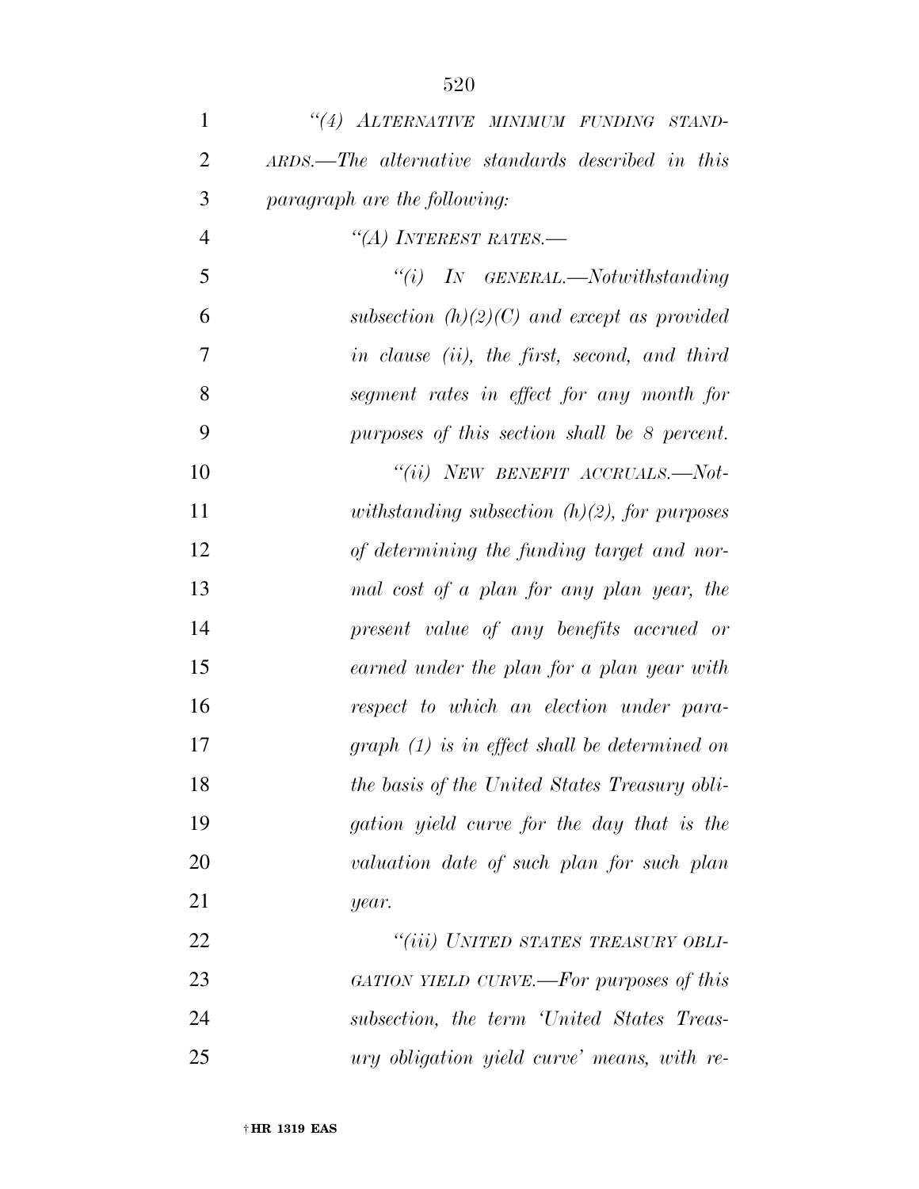*"(4) ALTERNATIVE MINIMUM FUNDING STANDARDS.—The alternative standards described in this paragraph are the following:*

*"(A) INTEREST RATES.—*

*"(i) IN GENERAL.—Notwithstanding subsection (h)(2)(C) and except as provided in clause (ii), the first, second, and third segment rates in effect for any month for purposes of this section shall be 8 percent.*

*"(ii) NEW BENEFIT ACCRUALS.—Notwithstanding subsection (h)(2), for purposes of determining the funding target and normal cost of a plan for any plan year, the present value of any benefits accrued or earned under the plan for a plan year with respect to which an election under paragraph (1) is in effect shall be determined on the basis of the United States Treasury obligation yield curve for the day that is the valuation date of such plan for such plan year.*

*"(iii) UNITED STATES TREASURY OBLIGATION YIELD CURVE.—For purposes of this subsection, the term 'United States Treasury obligation yield curve' means, with re-*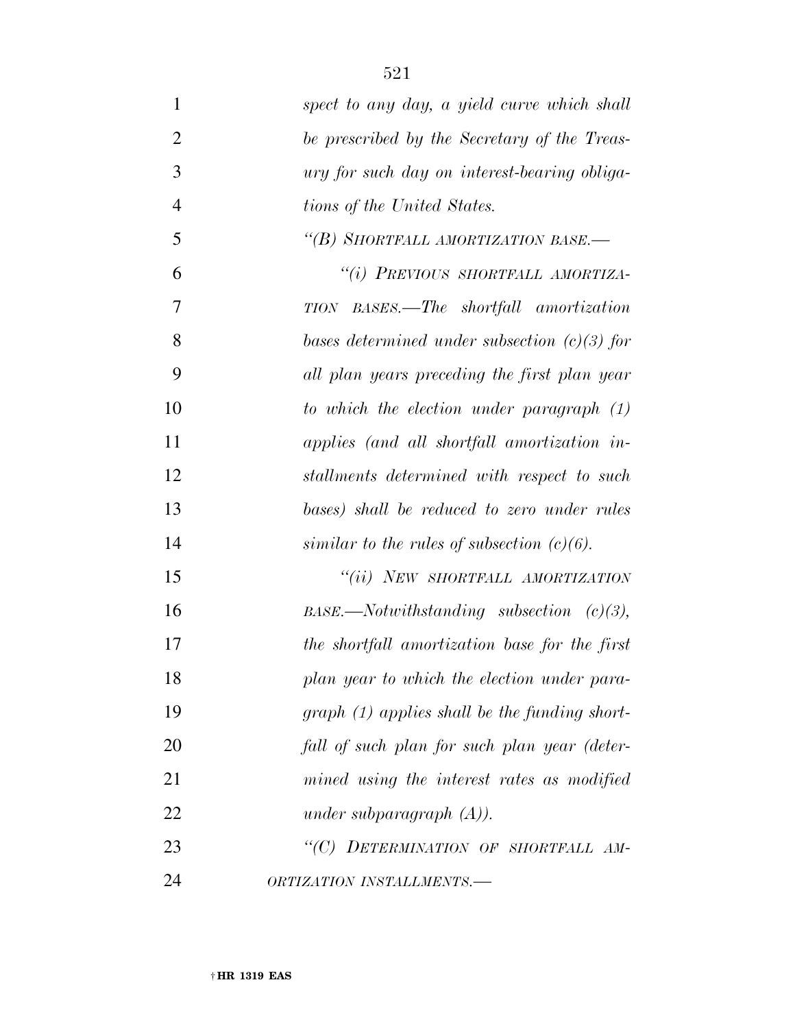*spect to any day, a yield curve which shall be prescribed by the Secretary of the Treasury for such day on interest-bearing obligations of the United States.*

*"(B) SHORTFALL AMORTIZATION BASE.—*

*"(i) PREVIOUS SHORTFALL AMORTIZATION BASES.—The shortfall amortization bases determined under subsection (c)(3) for all plan years preceding the first plan year to which the election under paragraph (1) applies (and all shortfall amortization installments determined with respect to such bases) shall be reduced to zero under rules similar to the rules of subsection (c)(6).*

*"(ii) NEW SHORTFALL AMORTIZATION BASE.—Notwithstanding subsection (c)(3), the shortfall amortization base for the first plan year to which the election under paragraph (1) applies shall be the funding shortfall of such plan for such plan year (determined using the interest rates as modified under subparagraph (A)).*

*"(C) DETERMINATION OF SHORTFALL AMORTIZATION INSTALLMENTS.—*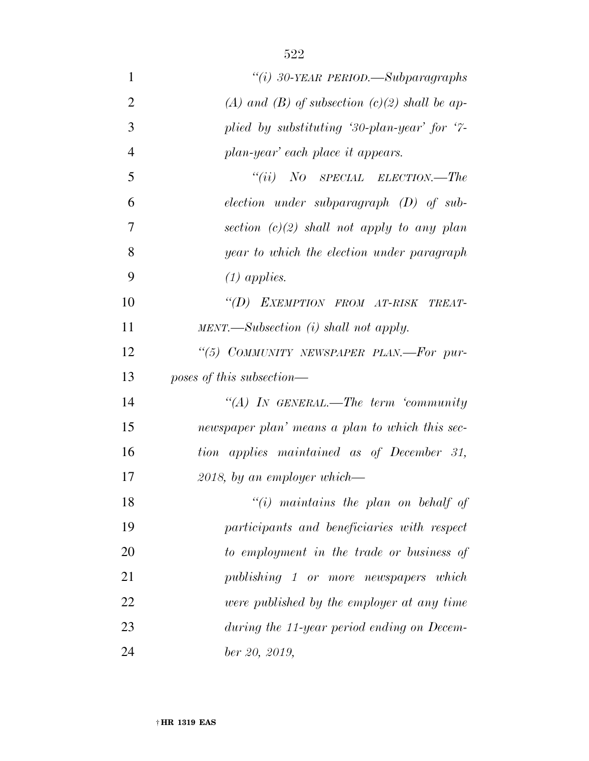*"(i) 30-YEAR PERIOD.—Subparagraphs (A) and (B) of subsection (c)(2) shall be applied by substituting '30-plan-year' for '7-plan-year' each place it appears.*

*"(ii) NO SPECIAL ELECTION.—The election under subparagraph (D) of subsection (c)(2) shall not apply to any plan year to which the election under paragraph (1) applies.*

*"(D) EXEMPTION FROM AT-RISK TREATMENT.—Subsection (i) shall not apply.*

*"(5) COMMUNITY NEWSPAPER PLAN.—For purposes of this subsection—*

*"(A) IN GENERAL.—The term 'community newspaper plan' means a plan to which this section applies maintained as of December 31, 2018, by an employer which—*

*"(i) maintains the plan on behalf of participants and beneficiaries with respect to employment in the trade or business of publishing 1 or more newspapers which were published by the employer at any time during the 11-year period ending on December 20, 2019,*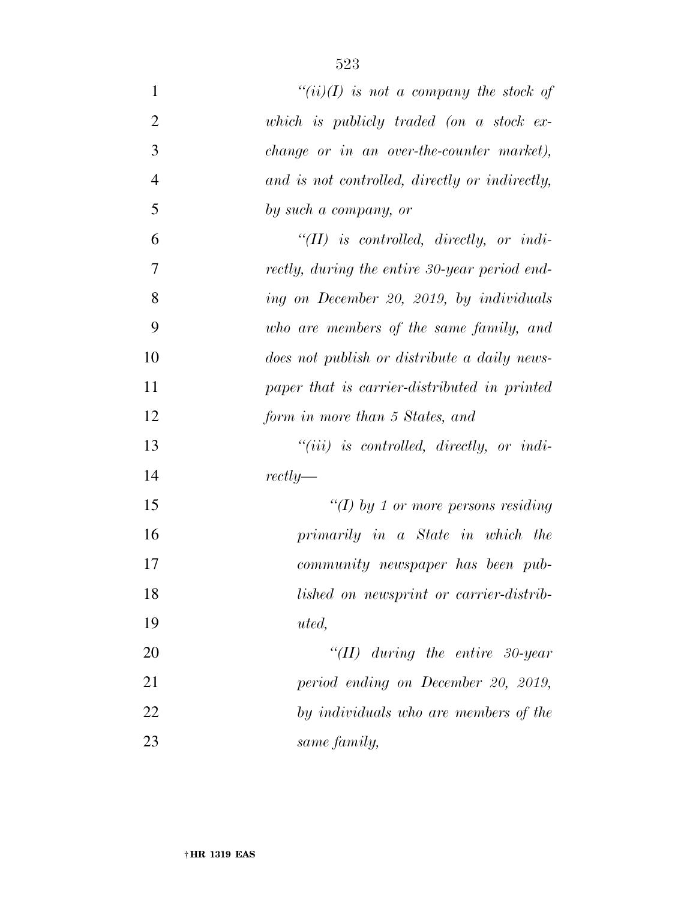*"(ii)(I) is not a company the stock of which is publicly traded (on a stock exchange or in an over-the-counter market), and is not controlled, directly or indirectly, by such a company, or*

*"(II) is controlled, directly, or indirectly, during the entire 30-year period ending on December 20, 2019, by individuals who are members of the same family, and does not publish or distribute a daily newspaper that is carrier-distributed in printed form in more than 5 States, and*

*"(iii) is controlled, directly, or indirectly—*

*"(I) by 1 or more persons residing primarily in a State in which the community newspaper has been published on newsprint or carrier-distributed,*

*"(II) during the entire 30-year period ending on December 20, 2019, by individuals who are members of the same family,*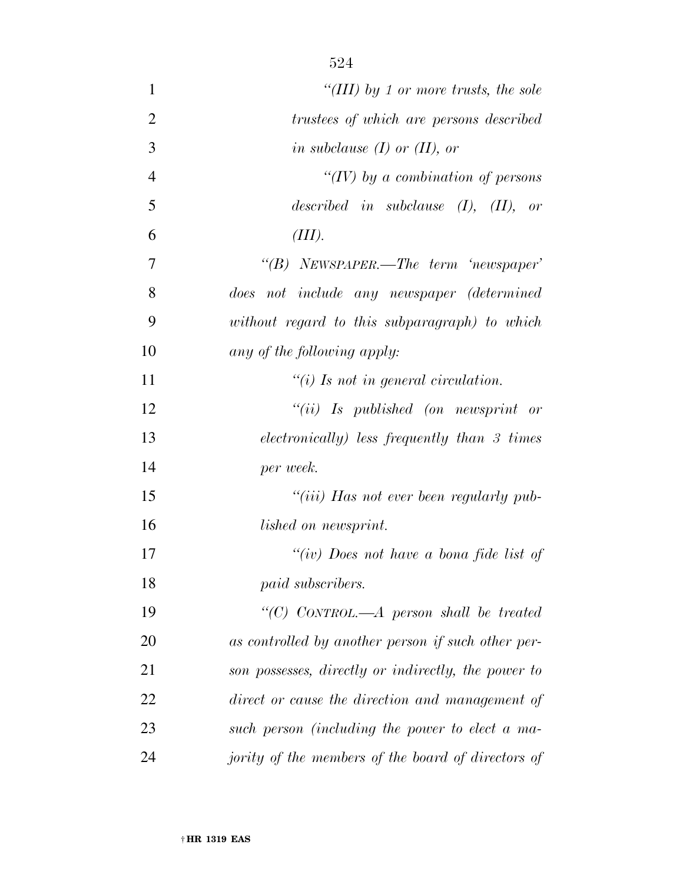*"(III) by 1 or more trusts, the sole trustees of which are persons described in subclause (I) or (II), or*

*"(IV) by a combination of persons described in subclause (I), (II), or (III).*

*"(B) NEWSPAPER.—The term 'newspaper' does not include any newspaper (determined without regard to this subparagraph) to which any of the following apply:*

*"(i) Is not in general circulation.*

*"(ii) Is published (on newsprint or electronically) less frequently than 3 times per week.*

*"(iii) Has not ever been regularly published on newsprint.*

*"(iv) Does not have a bona fide list of paid subscribers.*

*"(C) CONTROL.—A person shall be treated as controlled by another person if such other person possesses, directly or indirectly, the power to direct or cause the direction and management of such person (including the power to elect a majority of the members of the board of directors of*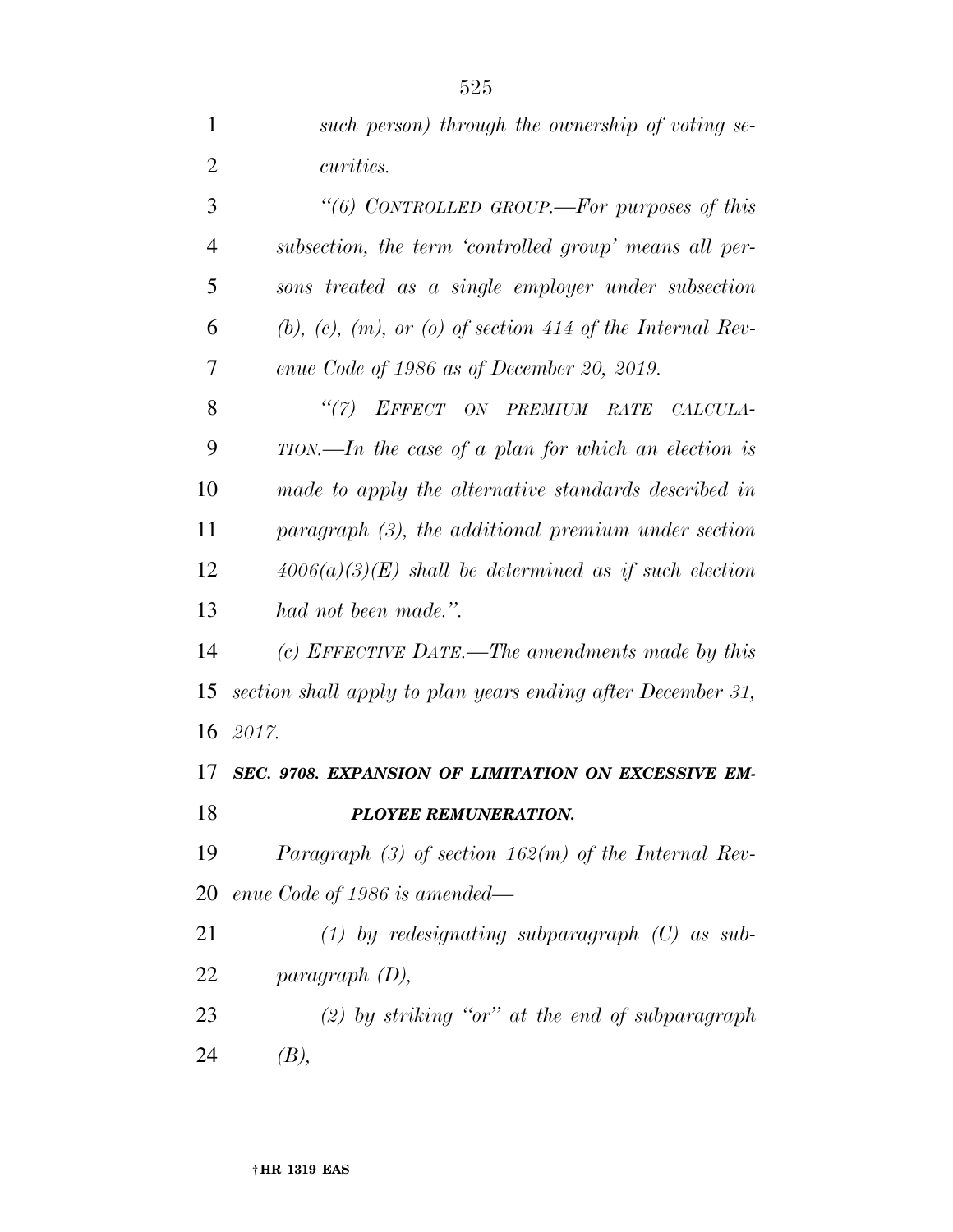*such person) through the ownership of voting securities.*

*"(6) CONTROLLED GROUP.—For purposes of this subsection, the term 'controlled group' means all persons treated as a single employer under subsection (b), (c), (m), or (o) of section 414 of the Internal Revenue Code of 1986 as of December 20, 2019.*

*"(7) EFFECT ON PREMIUM RATE CALCULATION.—In the case of a plan for which an election is made to apply the alternative standards described in paragraph (3), the additional premium under section 4006(a)(3)(E) shall be determined as if such election had not been made.".*

*(c) EFFECTIVE DATE.—The amendments made by this section shall apply to plan years ending after December 31, 2017.*

***SEC. 9708. EXPANSION OF LIMITATION ON EXCESSIVE EMPLOYEE REMUNERATION.***

*Paragraph (3) of section 162(m) of the Internal Revenue Code of 1986 is amended—*

*(1) by redesignating subparagraph (C) as subparagraph (D),*

*(2) by striking "or" at the end of subparagraph (B),*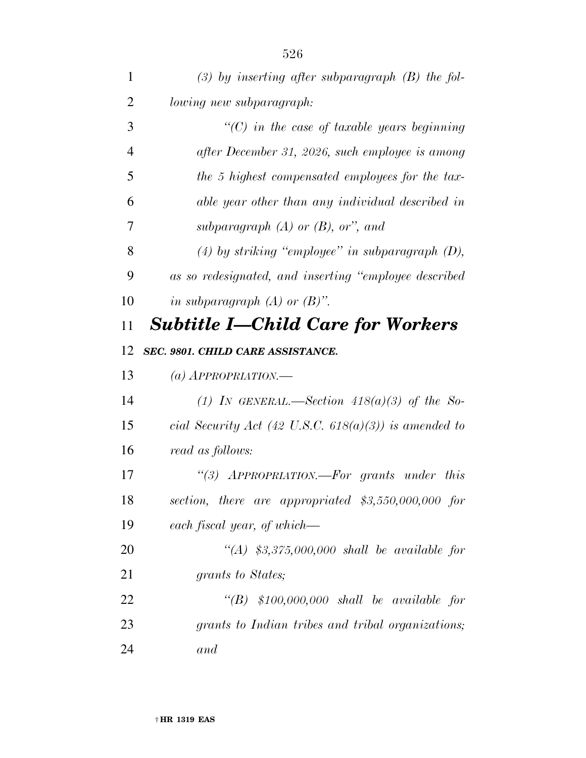*(3) by inserting after subparagraph (B) the following new subparagraph:*

*"(C) in the case of taxable years beginning after December 31, 2026, such employee is among the 5 highest compensated employees for the taxable year other than any individual described in subparagraph (A) or (B), or", and*

*(4) by striking "employee" in subparagraph (D), as so redesignated, and inserting "employee described in subparagraph (A) or (B)".*

## *Subtitle I—Child Care for Workers*

***SEC. 9801. CHILD CARE ASSISTANCE.***

*(a) APPROPRIATION.—*

*(1) IN GENERAL.—Section 418(a)(3) of the Social Security Act (42 U.S.C. 618(a)(3)) is amended to read as follows:*

*"(3) APPROPRIATION.—For grants under this section, there are appropriated $3,550,000,000 for each fiscal year, of which—*

*"(A) $3,375,000,000 shall be available for grants to States;*

*"(B) $100,000,000 shall be available for grants to Indian tribes and tribal organizations; and*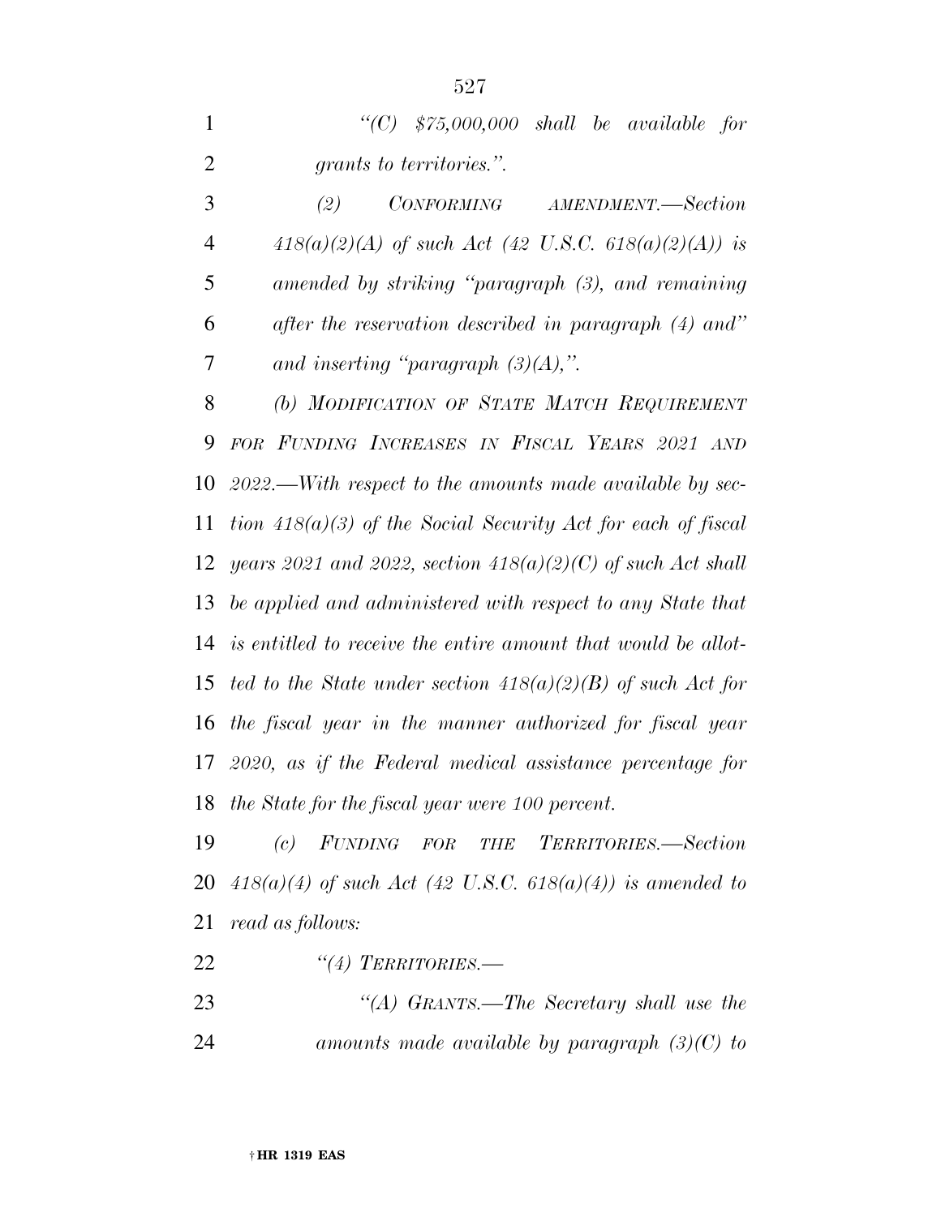*"(C) $75,000,000 shall be available for grants to territories.".*

*(2) CONFORMING AMENDMENT.—Section 418(a)(2)(A) of such Act (42 U.S.C. 618(a)(2)(A)) is amended by striking "paragraph (3), and remaining after the reservation described in paragraph (4) and" and inserting "paragraph (3)(A),".*

*(b) MODIFICATION OF STATE MATCH REQUIREMENT FOR FUNDING INCREASES IN FISCAL YEARS 2021 AND 2022.—With respect to the amounts made available by section 418(a)(3) of the Social Security Act for each of fiscal years 2021 and 2022, section 418(a)(2)(C) of such Act shall be applied and administered with respect to any State that is entitled to receive the entire amount that would be allotted to the State under section 418(a)(2)(B) of such Act for the fiscal year in the manner authorized for fiscal year 2020, as if the Federal medical assistance percentage for the State for the fiscal year were 100 percent.*

*(c) FUNDING FOR THE TERRITORIES.—Section 418(a)(4) of such Act (42 U.S.C. 618(a)(4)) is amended to read as follows:*

*"(4) TERRITORIES.—*

*"(A) GRANTS.—The Secretary shall use the amounts made available by paragraph (3)(C) to*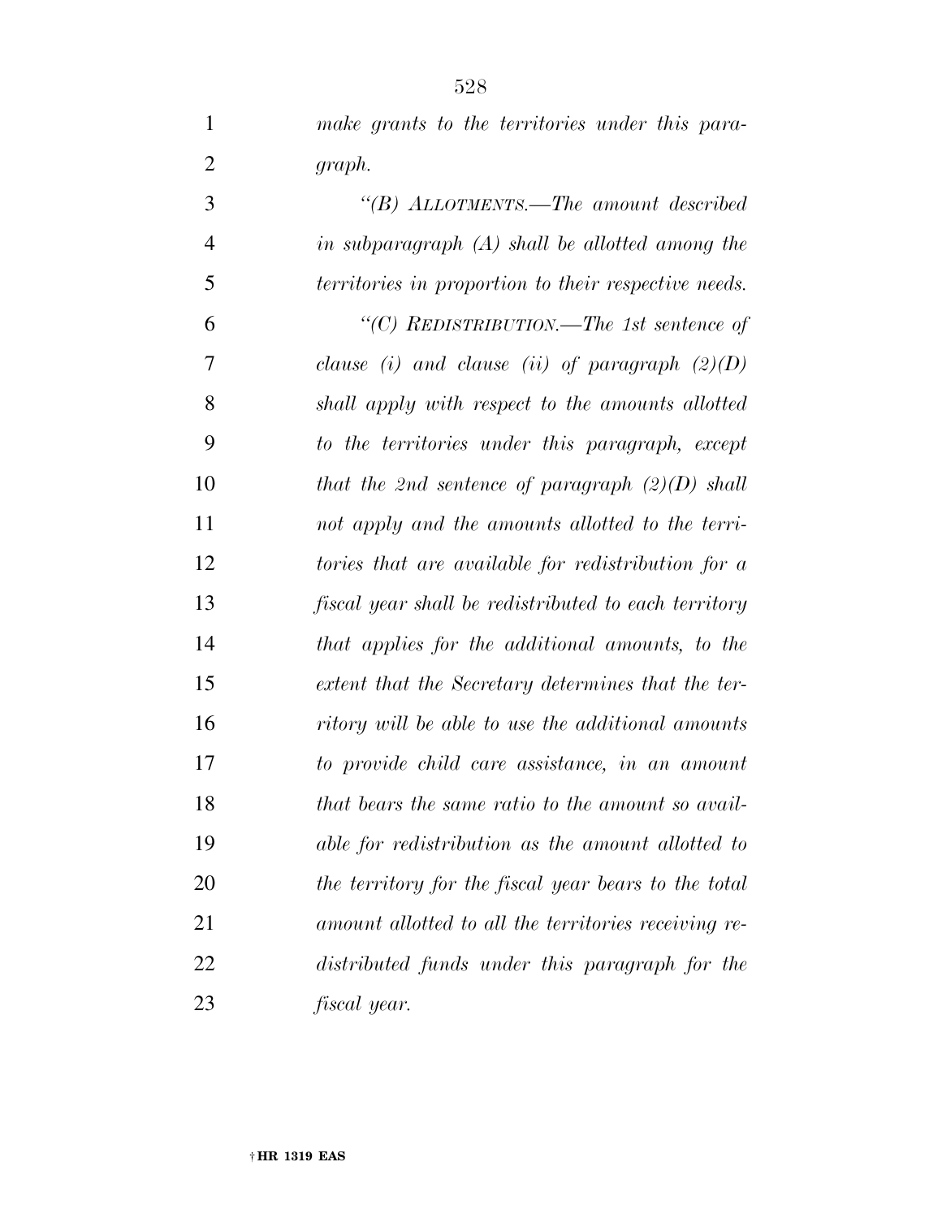*make grants to the territories under this paragraph.*

*"(B) ALLOTMENTS.—The amount described in subparagraph (A) shall be allotted among the territories in proportion to their respective needs.*

*"(C) REDISTRIBUTION.—The 1st sentence of clause (i) and clause (ii) of paragraph (2)(D) shall apply with respect to the amounts allotted to the territories under this paragraph, except that the 2nd sentence of paragraph (2)(D) shall not apply and the amounts allotted to the territories that are available for redistribution for a fiscal year shall be redistributed to each territory that applies for the additional amounts, to the extent that the Secretary determines that the territory will be able to use the additional amounts to provide child care assistance, in an amount that bears the same ratio to the amount so available for redistribution as the amount allotted to the territory for the fiscal year bears to the total amount allotted to all the territories receiving redistributed funds under this paragraph for the fiscal year.*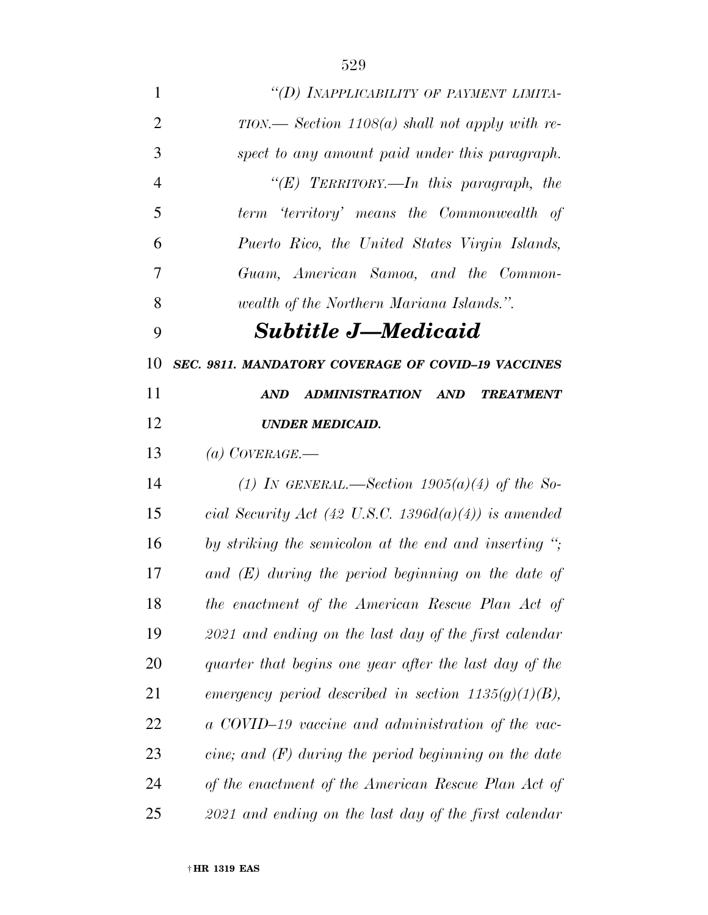*"(D) INAPPLICABILITY OF PAYMENT LIMITATION.— Section 1108(a) shall not apply with respect to any amount paid under this paragraph.*

*"(E) TERRITORY.—In this paragraph, the term 'territory' means the Commonwealth of Puerto Rico, the United States Virgin Islands, Guam, American Samoa, and the Commonwealth of the Northern Mariana Islands.".*

## *Subtitle J—Medicaid*

### *SEC. 9811. MANDATORY COVERAGE OF COVID–19 VACCINES AND ADMINISTRATION AND TREATMENT UNDER MEDICAID.*

*(a) COVERAGE.—*

*(1) IN GENERAL.—Section 1905(a)(4) of the Social Security Act (42 U.S.C. 1396d(a)(4)) is amended by striking the semicolon at the end and inserting "; and (E) during the period beginning on the date of the enactment of the American Rescue Plan Act of 2021 and ending on the last day of the first calendar quarter that begins one year after the last day of the emergency period described in section 1135(g)(1)(B), a COVID–19 vaccine and administration of the vaccine; and (F) during the period beginning on the date of the enactment of the American Rescue Plan Act of 2021 and ending on the last day of the first calendar*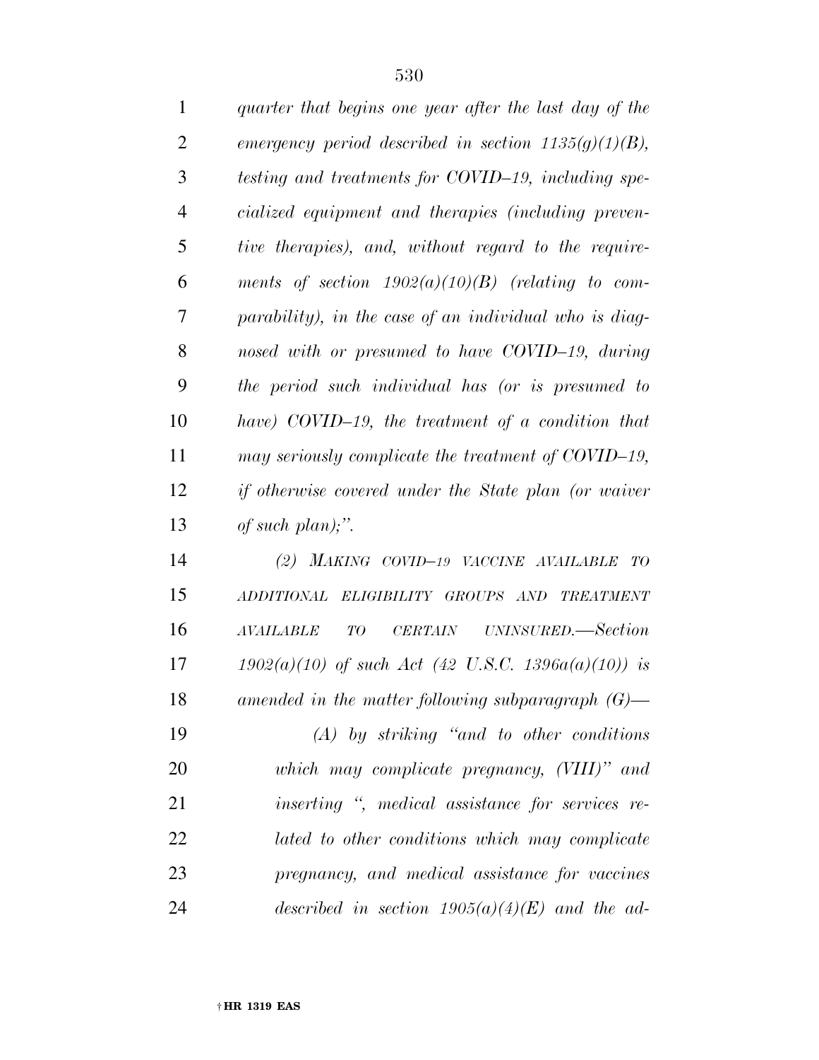*quarter that begins one year after the last day of the emergency period described in section 1135(g)(1)(B), testing and treatments for COVID–19, including specialized equipment and therapies (including preventive therapies), and, without regard to the requirements of section 1902(a)(10)(B) (relating to comparability), in the case of an individual who is diagnosed with or presumed to have COVID–19, during the period such individual has (or is presumed to have) COVID–19, the treatment of a condition that may seriously complicate the treatment of COVID–19, if otherwise covered under the State plan (or waiver of such plan);".*

*(2) MAKING COVID–19 VACCINE AVAILABLE TO ADDITIONAL ELIGIBILITY GROUPS AND TREATMENT AVAILABLE TO CERTAIN UNINSURED.—Section 1902(a)(10) of such Act (42 U.S.C. 1396a(a)(10)) is amended in the matter following subparagraph (G)—*

*(A) by striking "and to other conditions which may complicate pregnancy, (VIII)" and inserting ", medical assistance for services related to other conditions which may complicate pregnancy, and medical assistance for vaccines described in section 1905(a)(4)(E) and the ad-*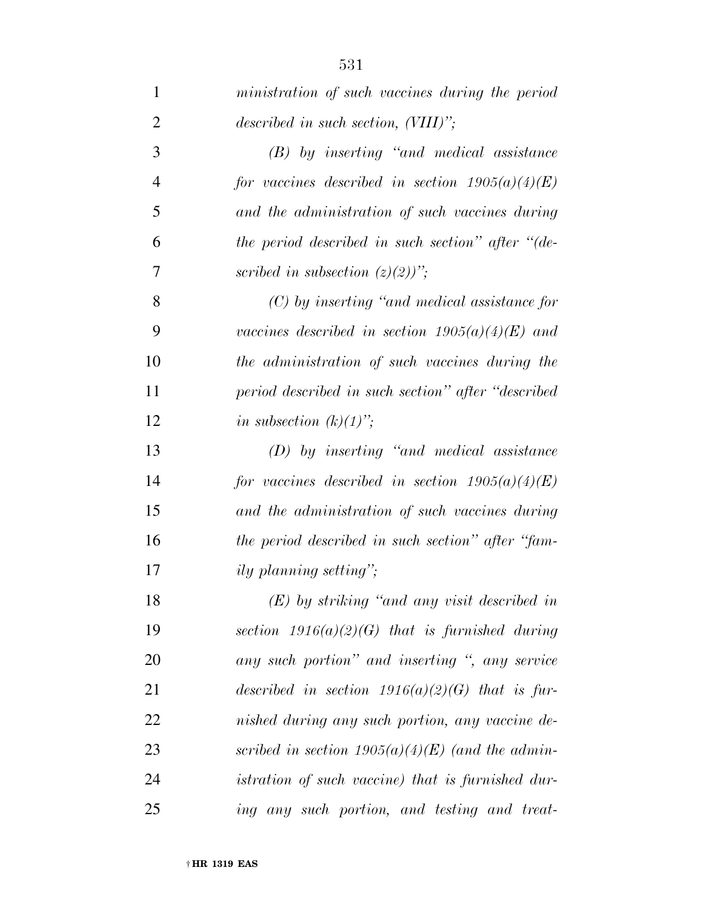*ministration of such vaccines during the period described in such section, (VIII)";*

*(B) by inserting "and medical assistance for vaccines described in section 1905(a)(4)(E) and the administration of such vaccines during the period described in such section" after "(described in subsection (z)(2))";*

*(C) by inserting "and medical assistance for vaccines described in section 1905(a)(4)(E) and the administration of such vaccines during the period described in such section" after "described in subsection (k)(1)";*

*(D) by inserting "and medical assistance for vaccines described in section 1905(a)(4)(E) and the administration of such vaccines during the period described in such section" after "family planning setting";*

*(E) by striking "and any visit described in section 1916(a)(2)(G) that is furnished during any such portion" and inserting ", any service described in section 1916(a)(2)(G) that is furnished during any such portion, any vaccine described in section 1905(a)(4)(E) (and the administration of such vaccine) that is furnished during any such portion, and testing and treat-*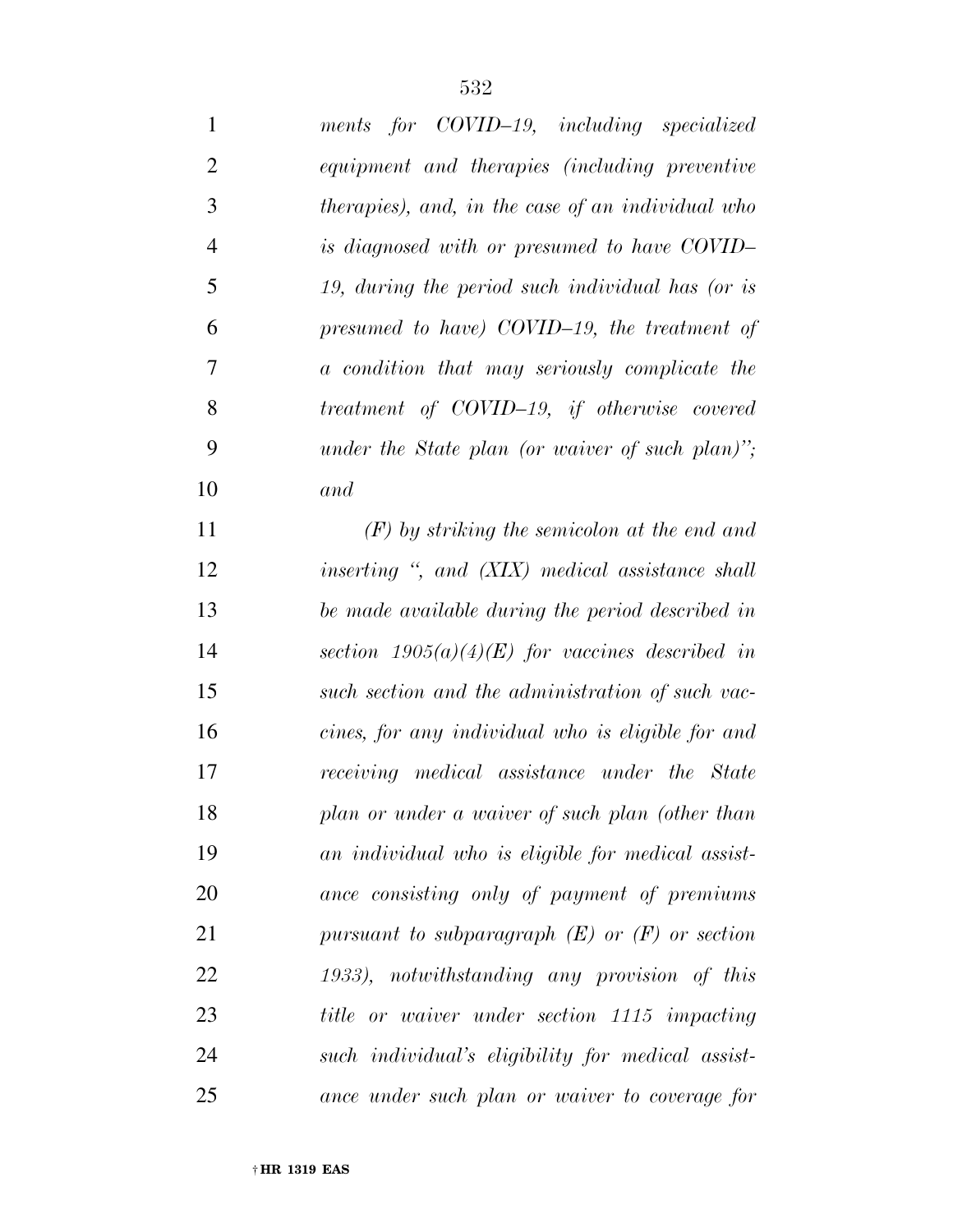*ments for COVID–19, including specialized equipment and therapies (including preventive therapies), and, in the case of an individual who is diagnosed with or presumed to have COVID–19, during the period such individual has (or is presumed to have) COVID–19, the treatment of a condition that may seriously complicate the treatment of COVID–19, if otherwise covered under the State plan (or waiver of such plan)"; and*

*(F) by striking the semicolon at the end and inserting ", and (XIX) medical assistance shall be made available during the period described in section 1905(a)(4)(E) for vaccines described in such section and the administration of such vaccines, for any individual who is eligible for and receiving medical assistance under the State plan or under a waiver of such plan (other than an individual who is eligible for medical assistance consisting only of payment of premiums pursuant to subparagraph (E) or (F) or section 1933), notwithstanding any provision of this title or waiver under section 1115 impacting such individual's eligibility for medical assistance under such plan or waiver to coverage for*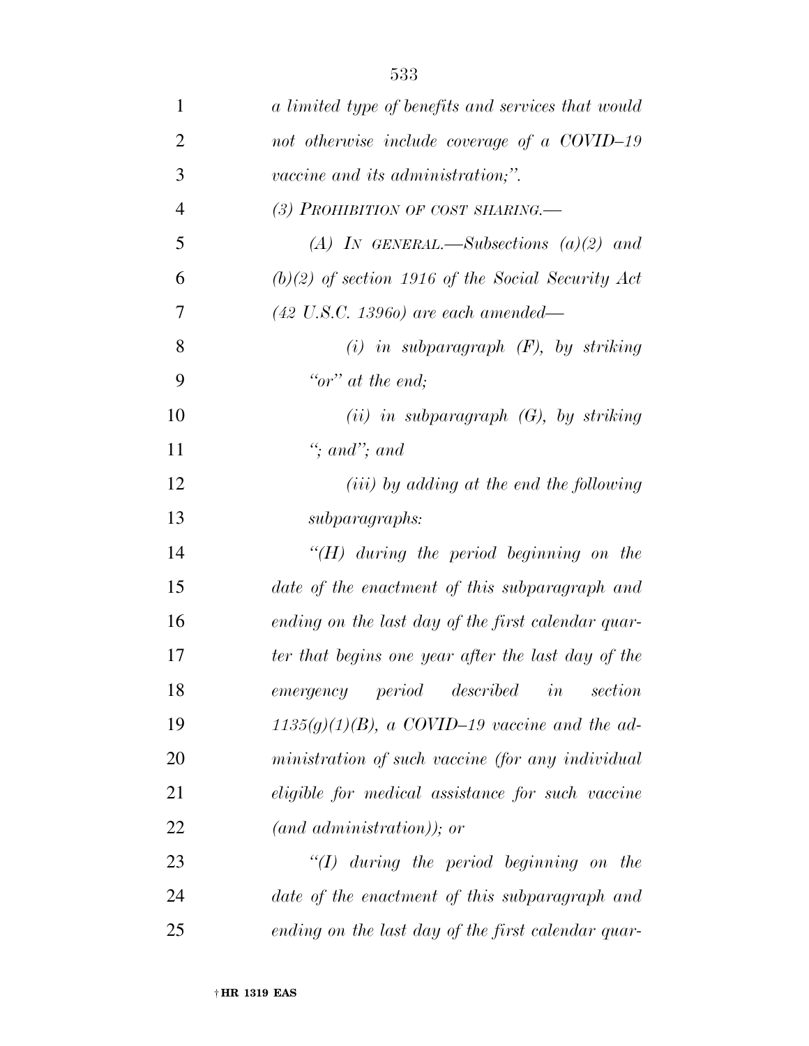*a limited type of benefits and services that would not otherwise include coverage of a COVID–19 vaccine and its administration;''.*

*(3) PROHIBITION OF COST SHARING.—*

*(A) IN GENERAL.—Subsections (a)(2) and (b)(2) of section 1916 of the Social Security Act (42 U.S.C. 1396o) are each amended—*

*(i) in subparagraph (F), by striking ''or'' at the end;*

*(ii) in subparagraph (G), by striking ''; and''; and*

*(iii) by adding at the end the following subparagraphs:*

*''(H) during the period beginning on the date of the enactment of this subparagraph and ending on the last day of the first calendar quarter that begins one year after the last day of the emergency period described in section 1135(g)(1)(B), a COVID–19 vaccine and the administration of such vaccine (for any individual eligible for medical assistance for such vaccine (and administration)); or*

*''(I) during the period beginning on the date of the enactment of this subparagraph and ending on the last day of the first calendar quar-*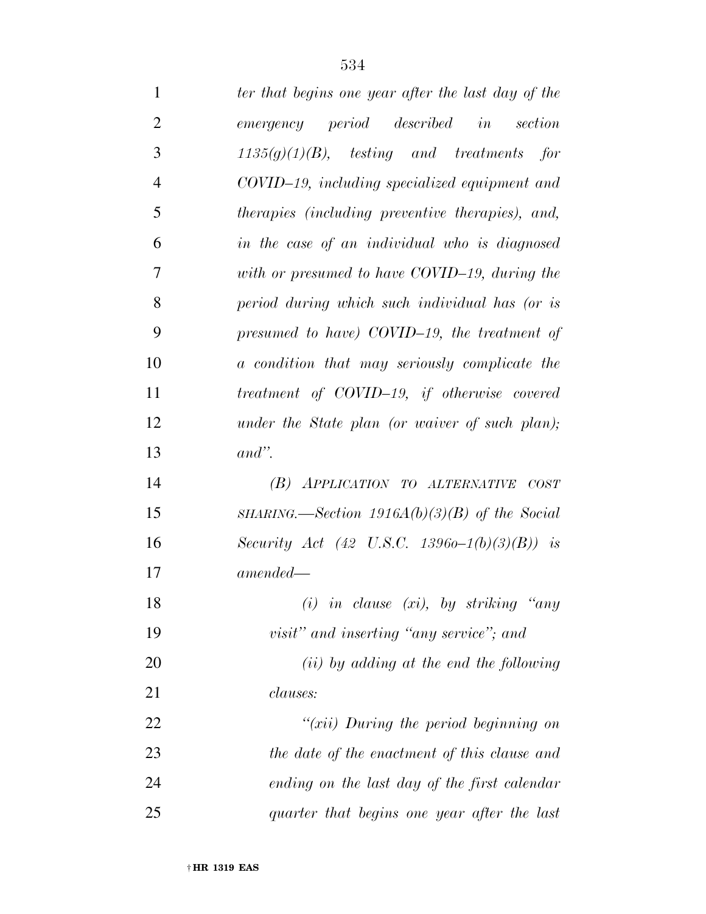*ter that begins one year after the last day of the emergency period described in section 1135(g)(1)(B), testing and treatments for COVID–19, including specialized equipment and therapies (including preventive therapies), and, in the case of an individual who is diagnosed with or presumed to have COVID–19, during the period during which such individual has (or is presumed to have) COVID–19, the treatment of a condition that may seriously complicate the treatment of COVID–19, if otherwise covered under the State plan (or waiver of such plan); and".*

*(B) APPLICATION TO ALTERNATIVE COST SHARING.—Section 1916A(b)(3)(B) of the Social Security Act (42 U.S.C. 1396o–1(b)(3)(B)) is amended—*

*(i) in clause (xi), by striking "any visit" and inserting "any service"; and*

*(ii) by adding at the end the following clauses:*

*"(xii) During the period beginning on the date of the enactment of this clause and ending on the last day of the first calendar quarter that begins one year after the last*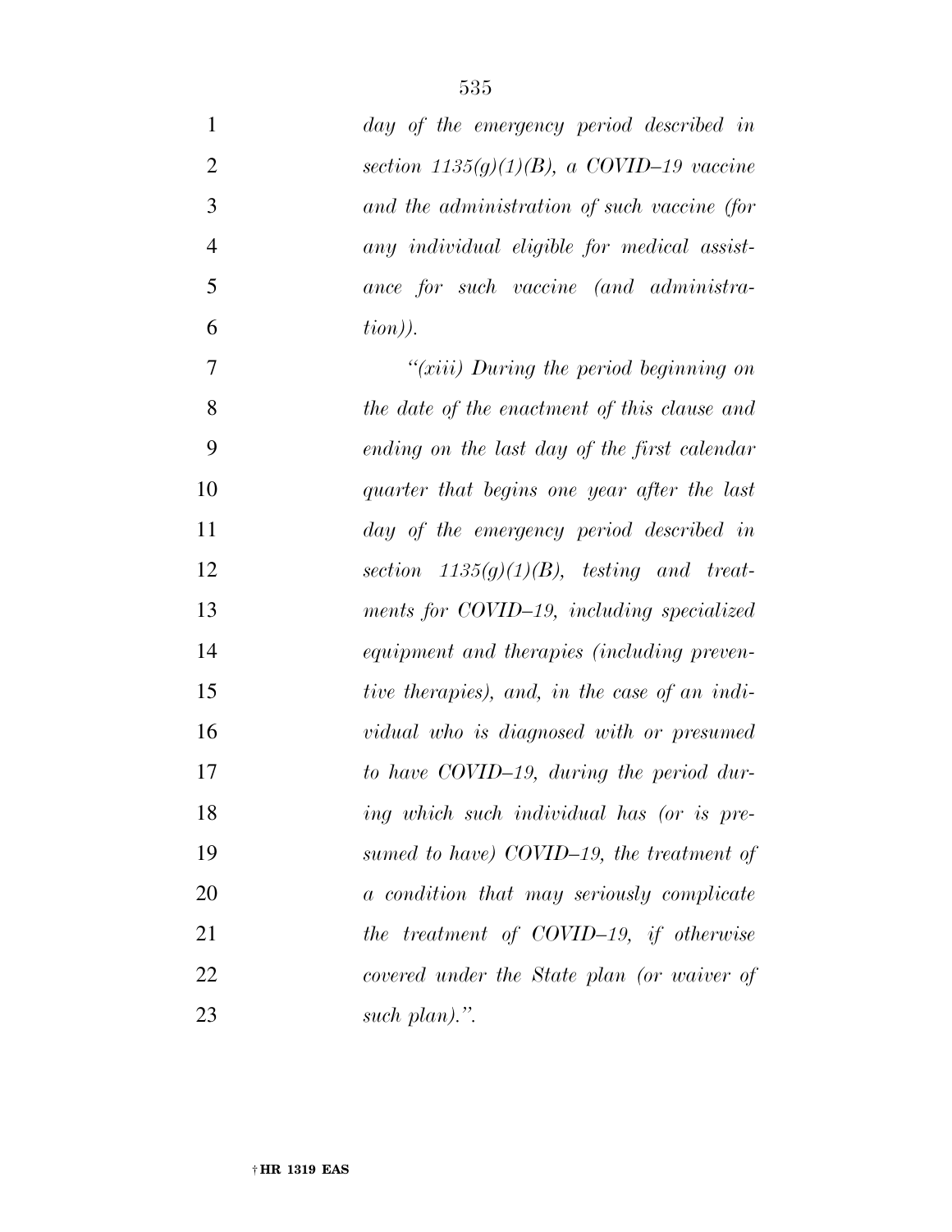*day of the emergency period described in section 1135(g)(1)(B), a COVID–19 vaccine and the administration of such vaccine (for any individual eligible for medical assistance for such vaccine (and administration)).*

*"(xiii) During the period beginning on the date of the enactment of this clause and ending on the last day of the first calendar quarter that begins one year after the last day of the emergency period described in section 1135(g)(1)(B), testing and treatments for COVID–19, including specialized equipment and therapies (including preventive therapies), and, in the case of an individual who is diagnosed with or presumed to have COVID–19, during the period during which such individual has (or is presumed to have) COVID–19, the treatment of a condition that may seriously complicate the treatment of COVID–19, if otherwise covered under the State plan (or waiver of such plan).".*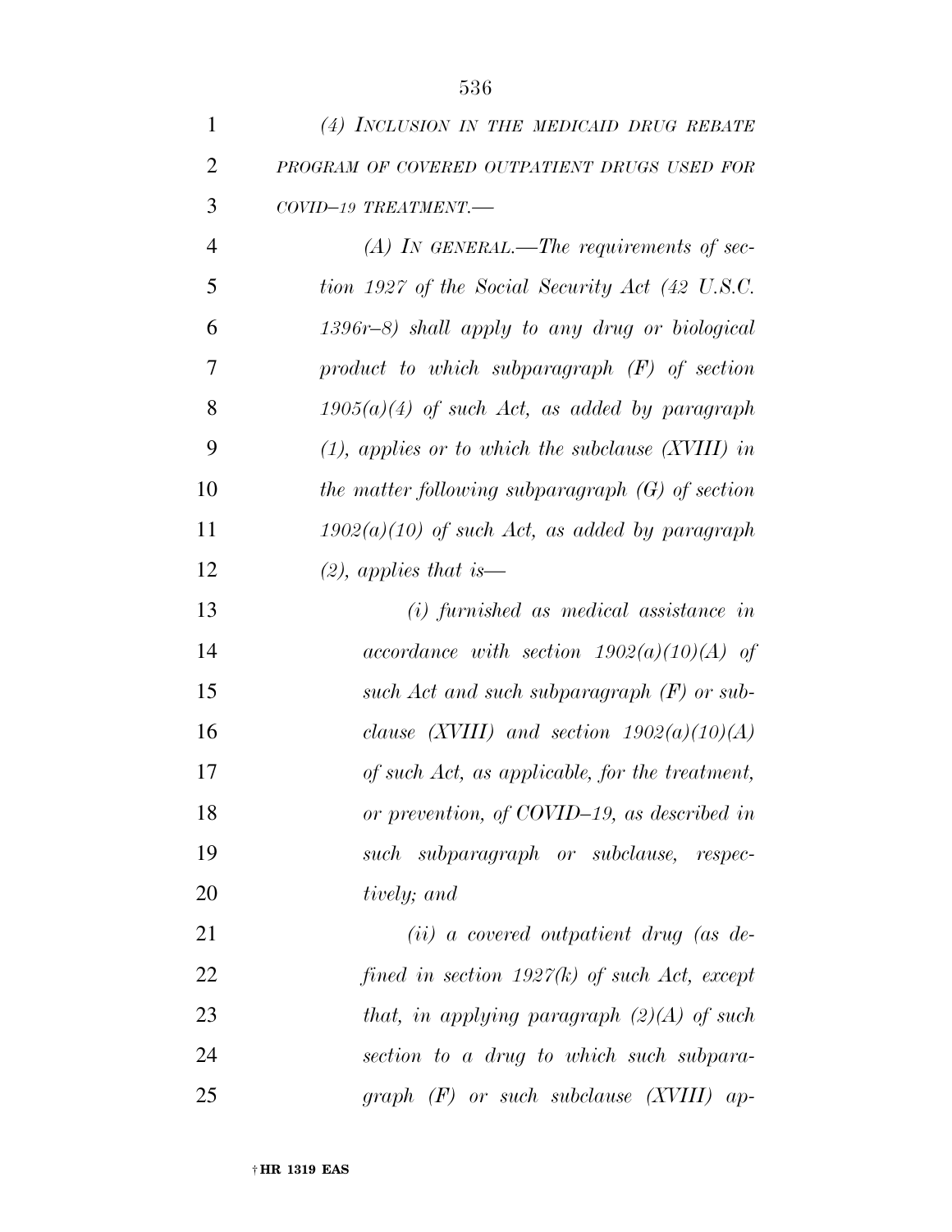*(4) INCLUSION IN THE MEDICAID DRUG REBATE PROGRAM OF COVERED OUTPATIENT DRUGS USED FOR COVID–19 TREATMENT.—*

*(A) IN GENERAL.—The requirements of section 1927 of the Social Security Act (42 U.S.C. 1396r–8) shall apply to any drug or biological product to which subparagraph (F) of section 1905(a)(4) of such Act, as added by paragraph (1), applies or to which the subclause (XVIII) in the matter following subparagraph (G) of section 1902(a)(10) of such Act, as added by paragraph (2), applies that is—*

*(i) furnished as medical assistance in accordance with section 1902(a)(10)(A) of such Act and such subparagraph (F) or subclause (XVIII) and section 1902(a)(10)(A) of such Act, as applicable, for the treatment, or prevention, of COVID–19, as described in such subparagraph or subclause, respectively; and*

*(ii) a covered outpatient drug (as defined in section 1927(k) of such Act, except that, in applying paragraph (2)(A) of such section to a drug to which such subparagraph (F) or such subclause (XVIII) ap-*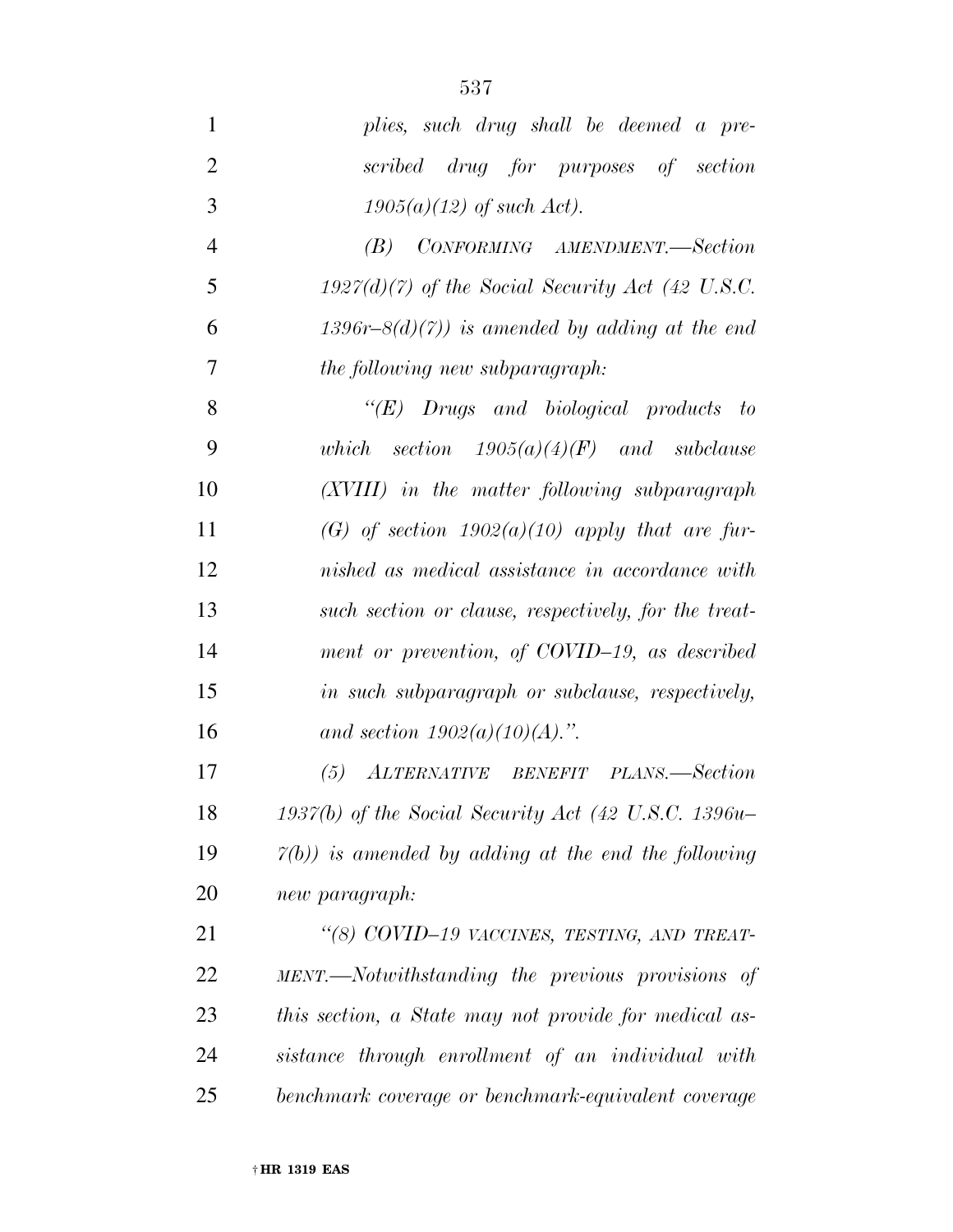*plies, such drug shall be deemed a prescribed drug for purposes of section 1905(a)(12) of such Act).*

*(B) CONFORMING AMENDMENT.—Section 1927(d)(7) of the Social Security Act (42 U.S.C. 1396r–8(d)(7)) is amended by adding at the end the following new subparagraph:*

*"(E) Drugs and biological products to which section 1905(a)(4)(F) and subclause (XVIII) in the matter following subparagraph (G) of section 1902(a)(10) apply that are furnished as medical assistance in accordance with such section or clause, respectively, for the treatment or prevention, of COVID–19, as described in such subparagraph or subclause, respectively, and section 1902(a)(10)(A).".*

*(5) ALTERNATIVE BENEFIT PLANS.—Section 1937(b) of the Social Security Act (42 U.S.C. 1396u–7(b)) is amended by adding at the end the following new paragraph:*

*"(8) COVID–19 VACCINES, TESTING, AND TREATMENT.—Notwithstanding the previous provisions of this section, a State may not provide for medical assistance through enrollment of an individual with benchmark coverage or benchmark-equivalent coverage*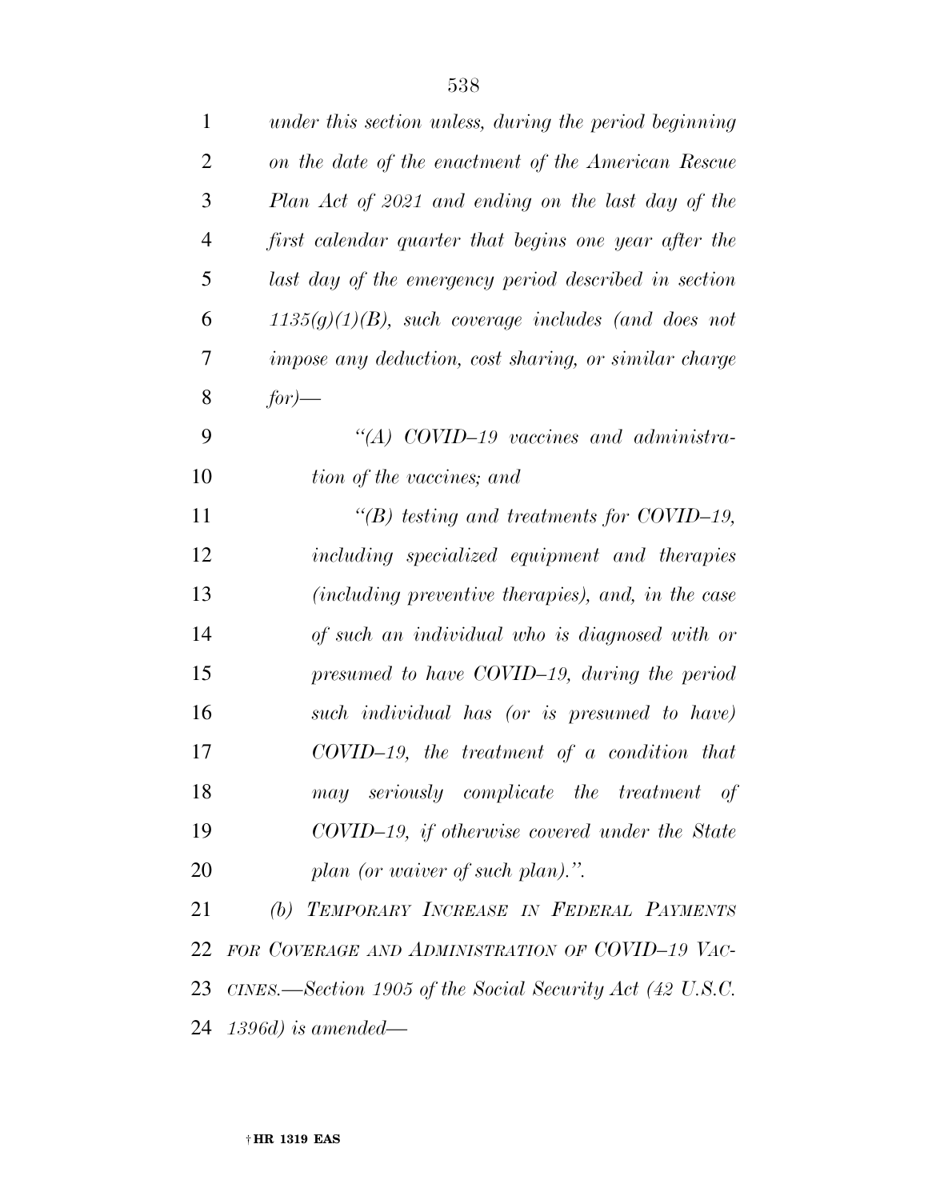*under this section unless, during the period beginning on the date of the enactment of the American Rescue Plan Act of 2021 and ending on the last day of the first calendar quarter that begins one year after the last day of the emergency period described in section 1135(g)(1)(B), such coverage includes (and does not impose any deduction, cost sharing, or similar charge for)—*

*"(A) COVID–19 vaccines and administration of the vaccines; and*

*"(B) testing and treatments for COVID–19, including specialized equipment and therapies (including preventive therapies), and, in the case of such an individual who is diagnosed with or presumed to have COVID–19, during the period such individual has (or is presumed to have) COVID–19, the treatment of a condition that may seriously complicate the treatment of COVID–19, if otherwise covered under the State plan (or waiver of such plan).".*

*(b) TEMPORARY INCREASE IN FEDERAL PAYMENTS FOR COVERAGE AND ADMINISTRATION OF COVID–19 VACCINES.—Section 1905 of the Social Security Act (42 U.S.C. 1396d) is amended—*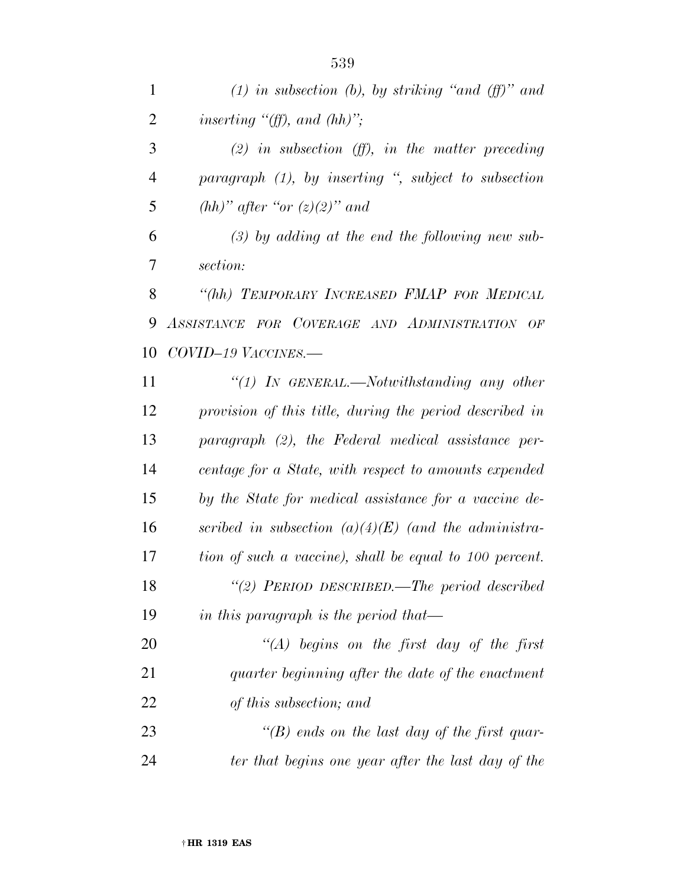*(1) in subsection (b), by striking "and (ff)" and inserting "(ff), and (hh)";*

*(2) in subsection (ff), in the matter preceding paragraph (1), by inserting ", subject to subsection (hh)" after "or (z)(2)" and*

*(3) by adding at the end the following new subsection:*

*"(hh) TEMPORARY INCREASED FMAP FOR MEDICAL ASSISTANCE FOR COVERAGE AND ADMINISTRATION OF COVID–19 VACCINES.—*

*"(1) IN GENERAL.—Notwithstanding any other provision of this title, during the period described in paragraph (2), the Federal medical assistance percentage for a State, with respect to amounts expended by the State for medical assistance for a vaccine described in subsection (a)(4)(E) (and the administration of such a vaccine), shall be equal to 100 percent.*

*"(2) PERIOD DESCRIBED.—The period described in this paragraph is the period that—*

*"(A) begins on the first day of the first quarter beginning after the date of the enactment of this subsection; and*

*"(B) ends on the last day of the first quarter that begins one year after the last day of the*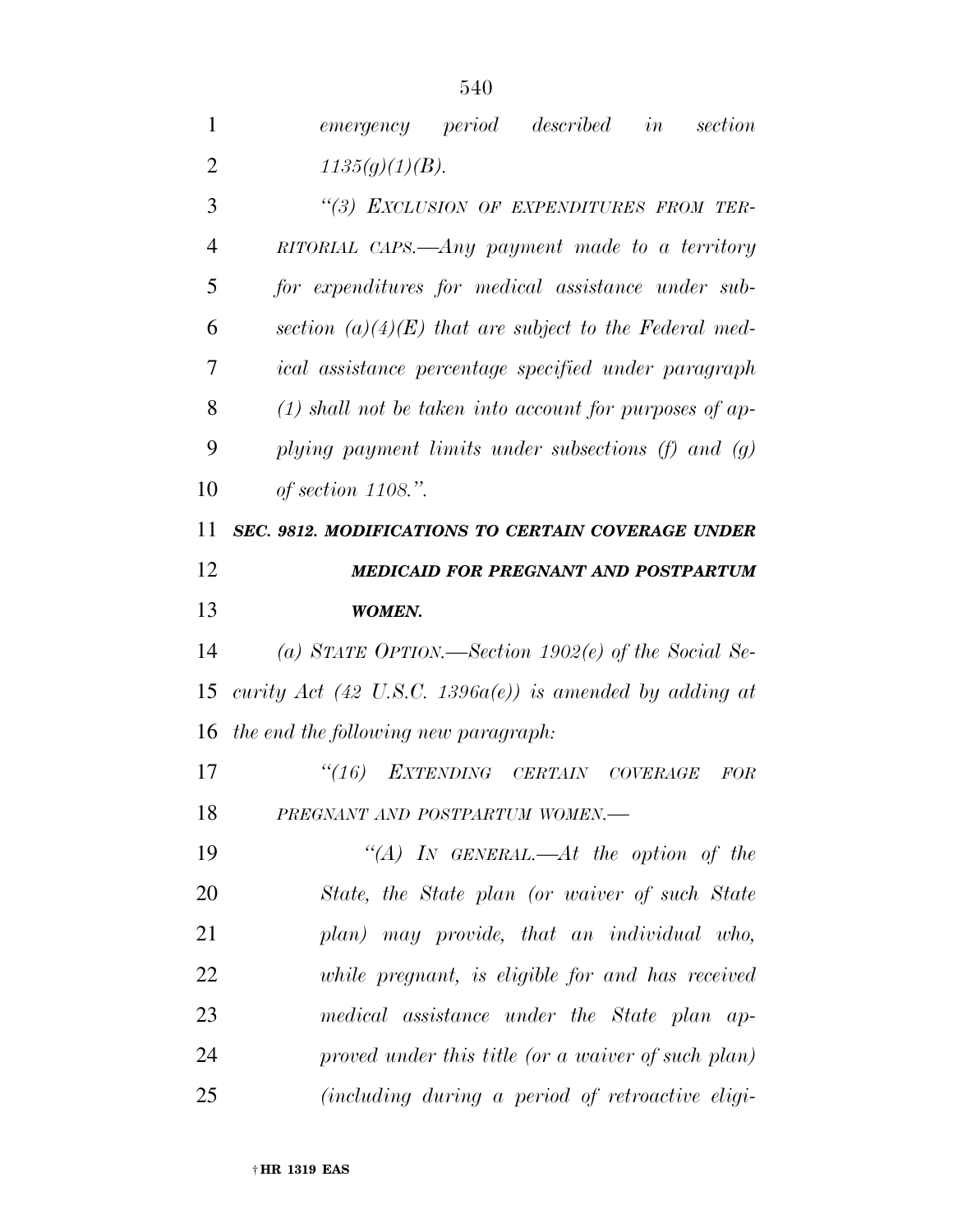*emergency period described in section 1135(g)(1)(B).*

*"(3) EXCLUSION OF EXPENDITURES FROM TERRITORIAL CAPS.—Any payment made to a territory for expenditures for medical assistance under subsection (a)(4)(E) that are subject to the Federal medical assistance percentage specified under paragraph (1) shall not be taken into account for purposes of applying payment limits under subsections (f) and (g) of section 1108.".*

***SEC. 9812. MODIFICATIONS TO CERTAIN COVERAGE UNDER MEDICAID FOR PREGNANT AND POSTPARTUM WOMEN.***

*(a) STATE OPTION.—Section 1902(e) of the Social Security Act (42 U.S.C. 1396a(e)) is amended by adding at the end the following new paragraph:*

*"(16) EXTENDING CERTAIN COVERAGE FOR PREGNANT AND POSTPARTUM WOMEN.—*

*"(A) IN GENERAL.—At the option of the State, the State plan (or waiver of such State plan) may provide, that an individual who, while pregnant, is eligible for and has received medical assistance under the State plan approved under this title (or a waiver of such plan) (including during a period of retroactive eligi-*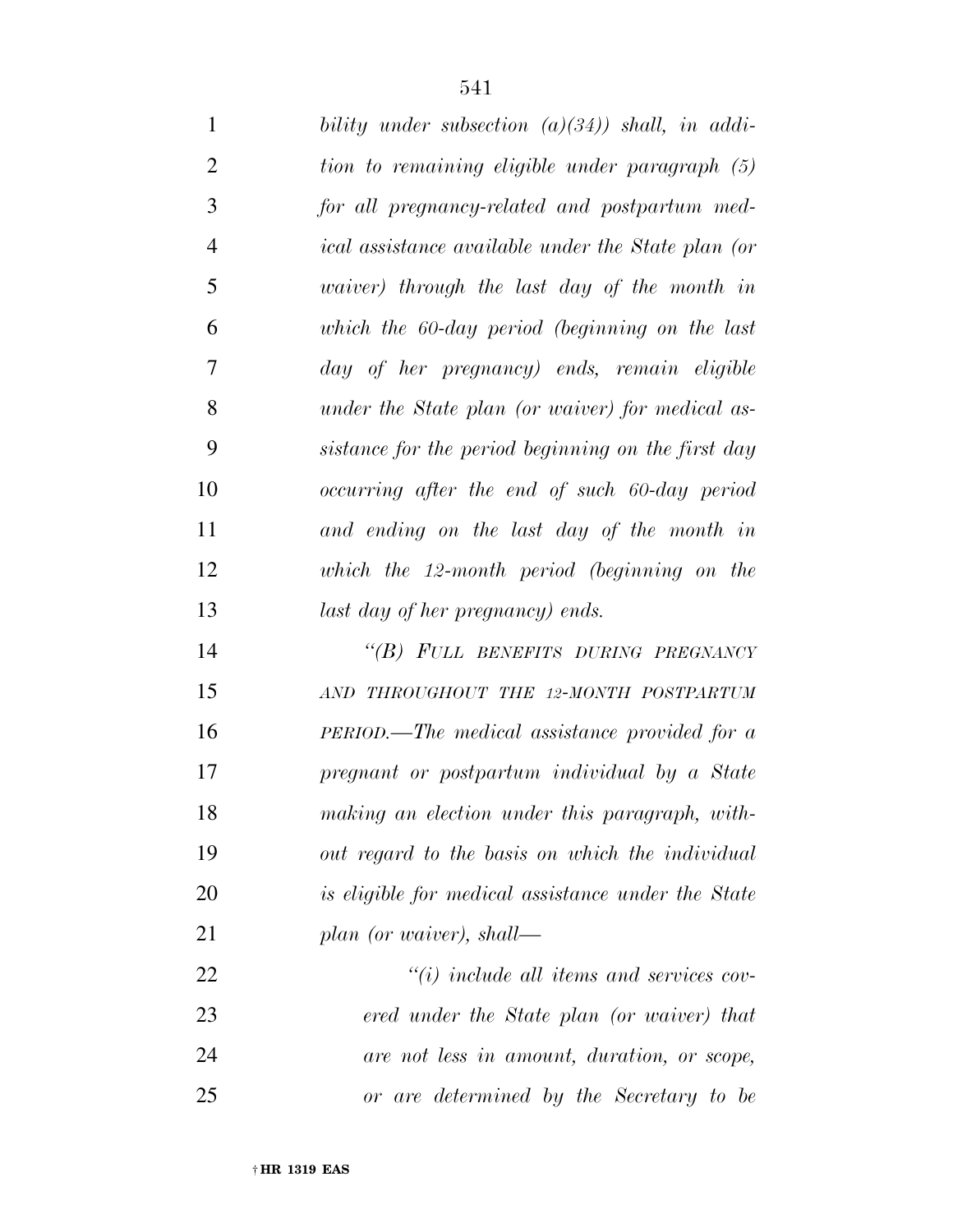*bility under subsection (a)(34)) shall, in addition to remaining eligible under paragraph (5) for all pregnancy-related and postpartum medical assistance available under the State plan (or waiver) through the last day of the month in which the 60-day period (beginning on the last day of her pregnancy) ends, remain eligible under the State plan (or waiver) for medical assistance for the period beginning on the first day occurring after the end of such 60-day period and ending on the last day of the month in which the 12-month period (beginning on the last day of her pregnancy) ends.*

*"(B) FULL BENEFITS DURING PREGNANCY AND THROUGHOUT THE 12-MONTH POSTPARTUM PERIOD.—The medical assistance provided for a pregnant or postpartum individual by a State making an election under this paragraph, without regard to the basis on which the individual is eligible for medical assistance under the State plan (or waiver), shall—*

*"(i) include all items and services covered under the State plan (or waiver) that are not less in amount, duration, or scope, or are determined by the Secretary to be*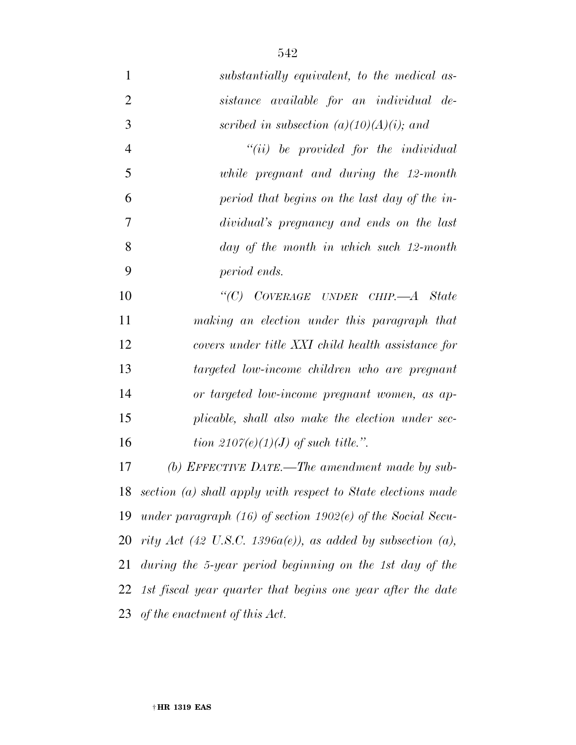*substantially equivalent, to the medical assistance available for an individual described in subsection (a)(10)(A)(i); and*

*"(ii) be provided for the individual while pregnant and during the 12-month period that begins on the last day of the individual's pregnancy and ends on the last day of the month in which such 12-month period ends.*

*"(C) COVERAGE UNDER CHIP.—A State making an election under this paragraph that covers under title XXI child health assistance for targeted low-income children who are pregnant or targeted low-income pregnant women, as applicable, shall also make the election under section 2107(e)(1)(J) of such title.".*

*(b) EFFECTIVE DATE.—The amendment made by subsection (a) shall apply with respect to State elections made under paragraph (16) of section 1902(e) of the Social Security Act (42 U.S.C. 1396a(e)), as added by subsection (a), during the 5-year period beginning on the 1st day of the 1st fiscal year quarter that begins one year after the date of the enactment of this Act.*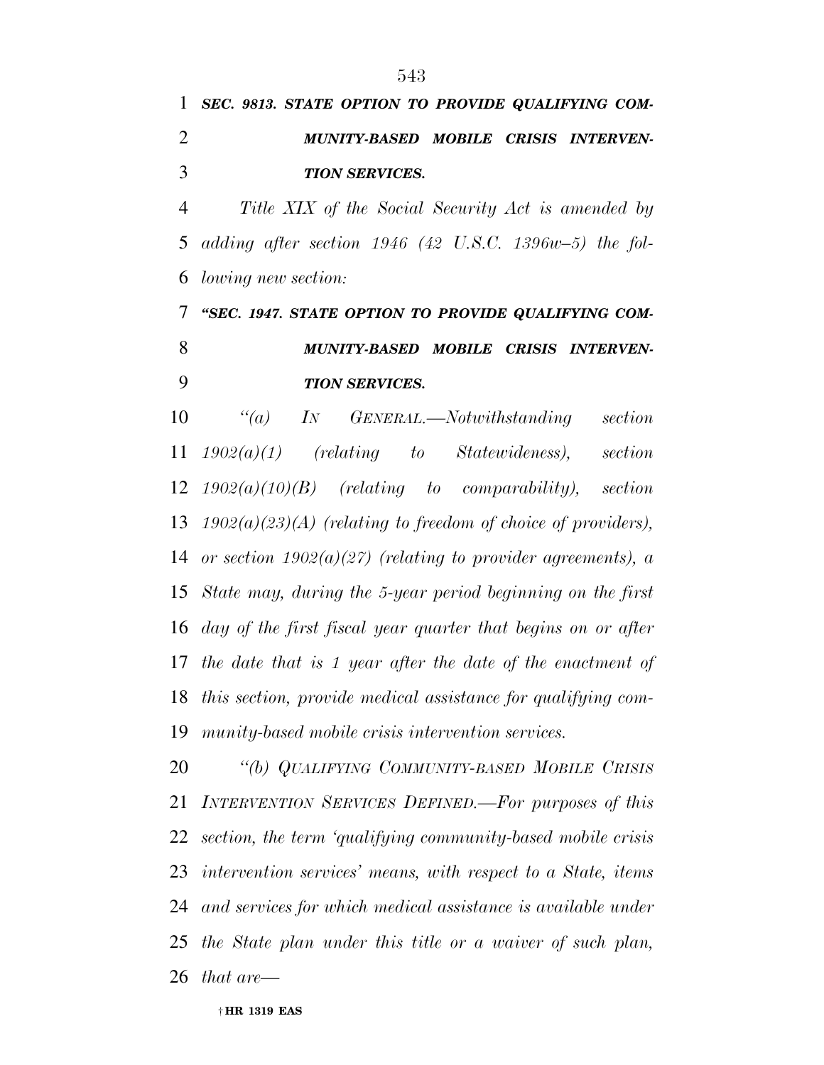***SEC. 9813. STATE OPTION TO PROVIDE QUALIFYING COMMUNITY-BASED MOBILE CRISIS INTERVENTION SERVICES.***

*Title XIX of the Social Security Act is amended by adding after section 1946 (42 U.S.C. 1396w–5) the following new section:*

***"SEC. 1947. STATE OPTION TO PROVIDE QUALIFYING COMMUNITY-BASED MOBILE CRISIS INTERVENTION SERVICES.***

*"(a) IN GENERAL.—Notwithstanding section 1902(a)(1) (relating to Statewideness), section 1902(a)(10)(B) (relating to comparability), section 1902(a)(23)(A) (relating to freedom of choice of providers), or section 1902(a)(27) (relating to provider agreements), a State may, during the 5-year period beginning on the first day of the first fiscal year quarter that begins on or after the date that is 1 year after the date of the enactment of this section, provide medical assistance for qualifying community-based mobile crisis intervention services.*

*"(b) QUALIFYING COMMUNITY-BASED MOBILE CRISIS INTERVENTION SERVICES DEFINED.—For purposes of this section, the term 'qualifying community-based mobile crisis intervention services' means, with respect to a State, items and services for which medical assistance is available under the State plan under this title or a waiver of such plan, that are—*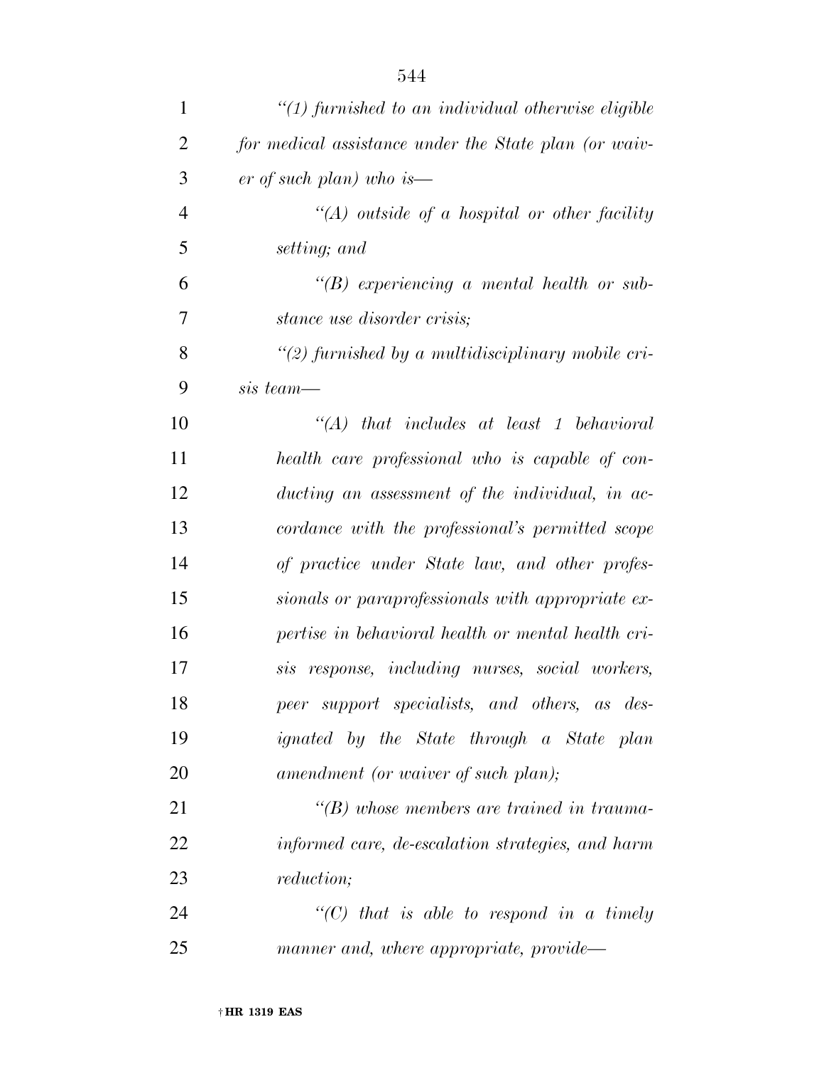*"(1) furnished to an individual otherwise eligible for medical assistance under the State plan (or waiver of such plan) who is—*

*"(A) outside of a hospital or other facility setting; and*

*"(B) experiencing a mental health or substance use disorder crisis;*

*"(2) furnished by a multidisciplinary mobile crisis team—*

*"(A) that includes at least 1 behavioral health care professional who is capable of conducting an assessment of the individual, in accordance with the professional's permitted scope of practice under State law, and other professionals or paraprofessionals with appropriate expertise in behavioral health or mental health crisis response, including nurses, social workers, peer support specialists, and others, as designated by the State through a State plan amendment (or waiver of such plan);*

*"(B) whose members are trained in trauma-informed care, de-escalation strategies, and harm reduction;*

*"(C) that is able to respond in a timely manner and, where appropriate, provide—*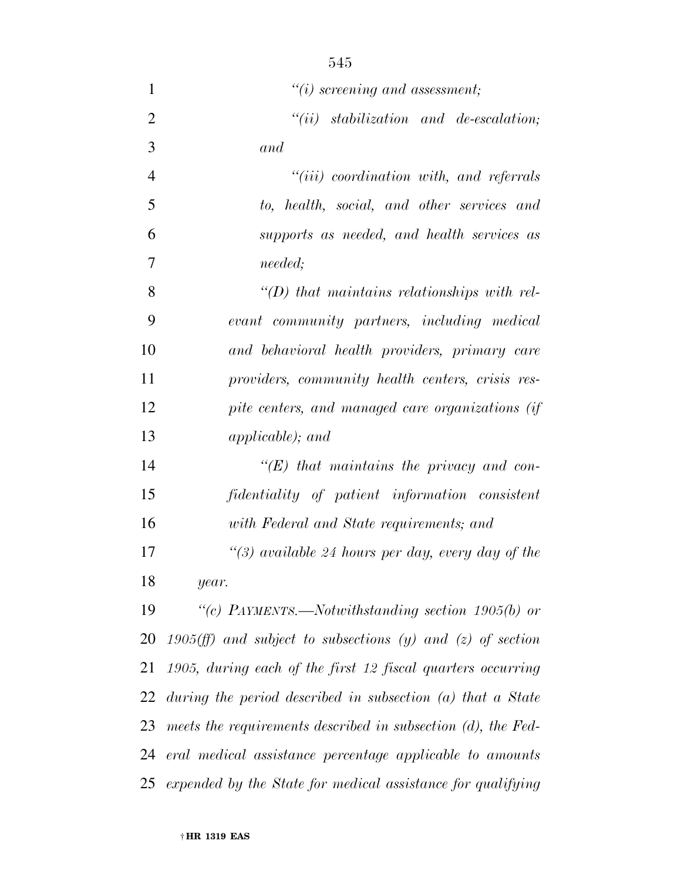*"(i) screening and assessment;*

*"(ii) stabilization and de-escalation; and*

*"(iii) coordination with, and referrals to, health, social, and other services and supports as needed, and health services as needed;*

*"(D) that maintains relationships with relevant community partners, including medical and behavioral health providers, primary care providers, community health centers, crisis respite centers, and managed care organizations (if applicable); and*

*"(E) that maintains the privacy and confidentiality of patient information consistent with Federal and State requirements; and*

*"(3) available 24 hours per day, every day of the year.*

*"(c) PAYMENTS.—Notwithstanding section 1905(b) or 1905(ff) and subject to subsections (y) and (z) of section 1905, during each of the first 12 fiscal quarters occurring during the period described in subsection (a) that a State meets the requirements described in subsection (d), the Federal medical assistance percentage applicable to amounts expended by the State for medical assistance for qualifying*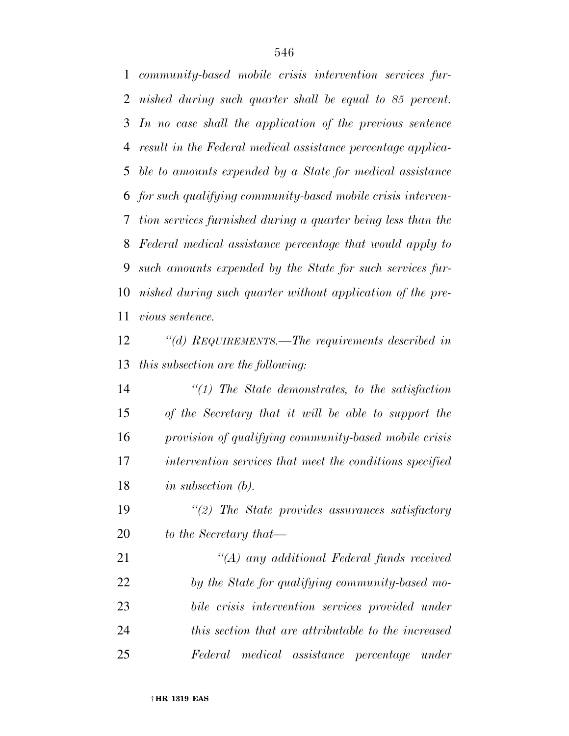*community-based mobile crisis intervention services furnished during such quarter shall be equal to 85 percent. In no case shall the application of the previous sentence result in the Federal medical assistance percentage applicable to amounts expended by a State for medical assistance for such qualifying community-based mobile crisis intervention services furnished during a quarter being less than the Federal medical assistance percentage that would apply to such amounts expended by the State for such services furnished during such quarter without application of the previous sentence.*

*''(d) REQUIREMENTS.—The requirements described in this subsection are the following:*

*''(1) The State demonstrates, to the satisfaction of the Secretary that it will be able to support the provision of qualifying community-based mobile crisis intervention services that meet the conditions specified in subsection (b).*

*''(2) The State provides assurances satisfactory to the Secretary that—*

*''(A) any additional Federal funds received by the State for qualifying community-based mobile crisis intervention services provided under this section that are attributable to the increased Federal medical assistance percentage under*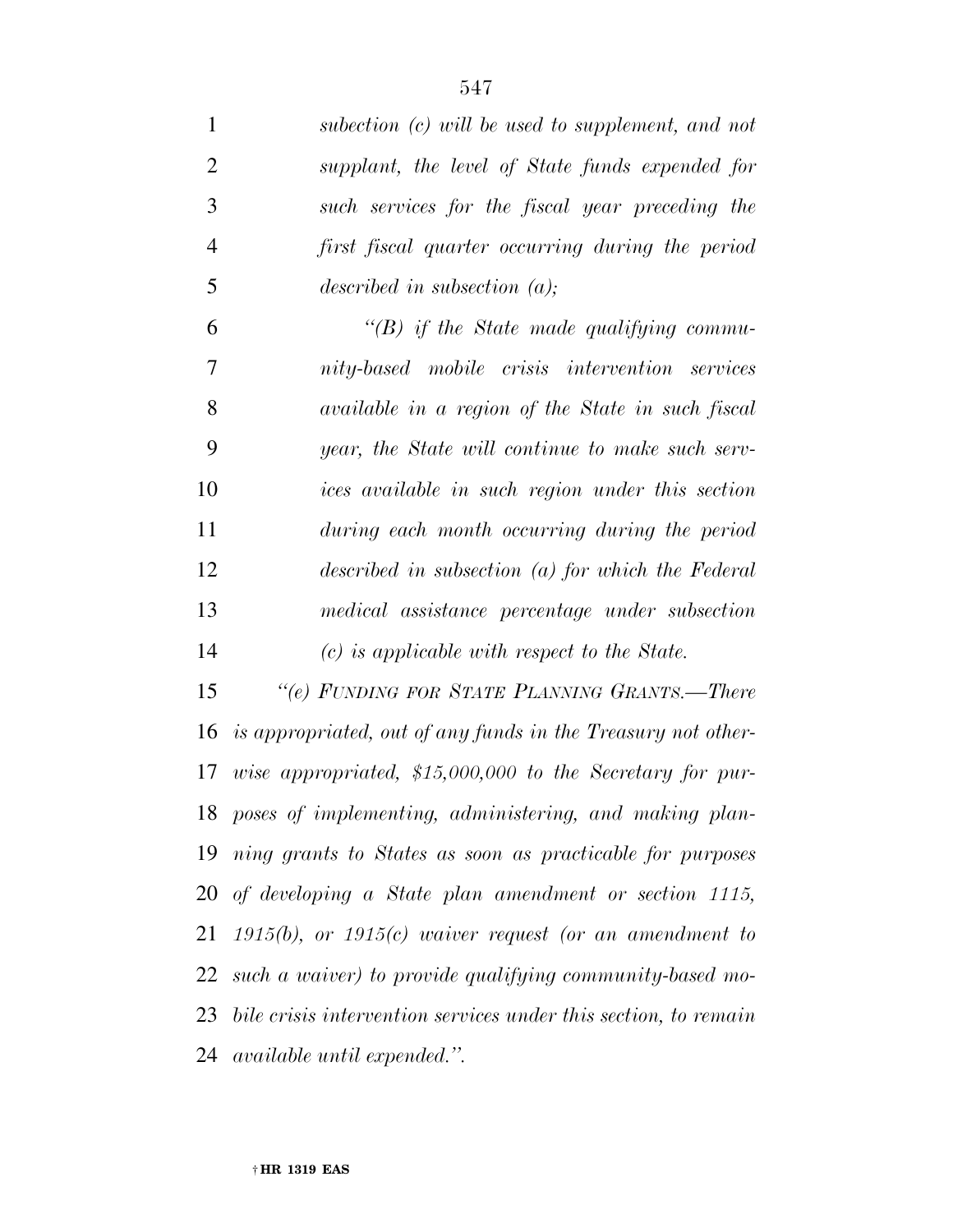*subection (c) will be used to supplement, and not supplant, the level of State funds expended for such services for the fiscal year preceding the first fiscal quarter occurring during the period described in subsection (a);*

*"(B) if the State made qualifying community-based mobile crisis intervention services available in a region of the State in such fiscal year, the State will continue to make such services available in such region under this section during each month occurring during the period described in subsection (a) for which the Federal medical assistance percentage under subsection (c) is applicable with respect to the State.*

*"(e) FUNDING FOR STATE PLANNING GRANTS.—There is appropriated, out of any funds in the Treasury not otherwise appropriated, $15,000,000 to the Secretary for purposes of implementing, administering, and making planning grants to States as soon as practicable for purposes of developing a State plan amendment or section 1115, 1915(b), or 1915(c) waiver request (or an amendment to such a waiver) to provide qualifying community-based mobile crisis intervention services under this section, to remain available until expended.".*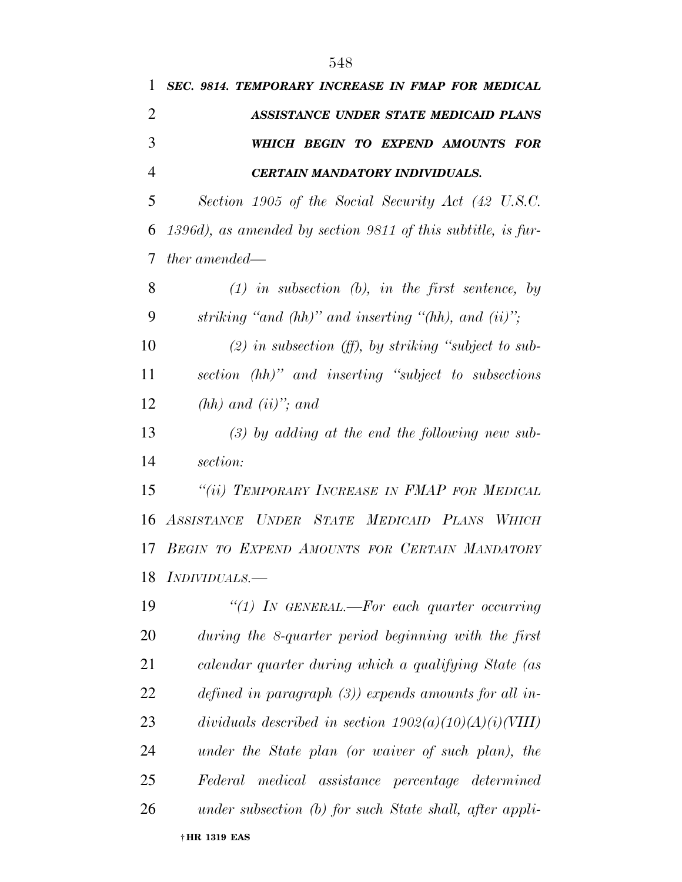***SEC. 9814. TEMPORARY INCREASE IN FMAP FOR MEDICAL ASSISTANCE UNDER STATE MEDICAID PLANS WHICH BEGIN TO EXPEND AMOUNTS FOR CERTAIN MANDATORY INDIVIDUALS.***

*Section 1905 of the Social Security Act (42 U.S.C. 1396d), as amended by section 9811 of this subtitle, is further amended—*

*(1) in subsection (b), in the first sentence, by striking "and (hh)" and inserting "(hh), and (ii)";*

*(2) in subsection (ff), by striking "subject to subsection (hh)" and inserting "subject to subsections (hh) and (ii)"; and*

*(3) by adding at the end the following new subsection:*

*"(ii) TEMPORARY INCREASE IN FMAP FOR MEDICAL ASSISTANCE UNDER STATE MEDICAID PLANS WHICH BEGIN TO EXPEND AMOUNTS FOR CERTAIN MANDATORY INDIVIDUALS.—*

*"(1) IN GENERAL.—For each quarter occurring during the 8-quarter period beginning with the first calendar quarter during which a qualifying State (as defined in paragraph (3)) expends amounts for all individuals described in section 1902(a)(10)(A)(i)(VIII) under the State plan (or waiver of such plan), the Federal medical assistance percentage determined under subsection (b) for such State shall, after appli-*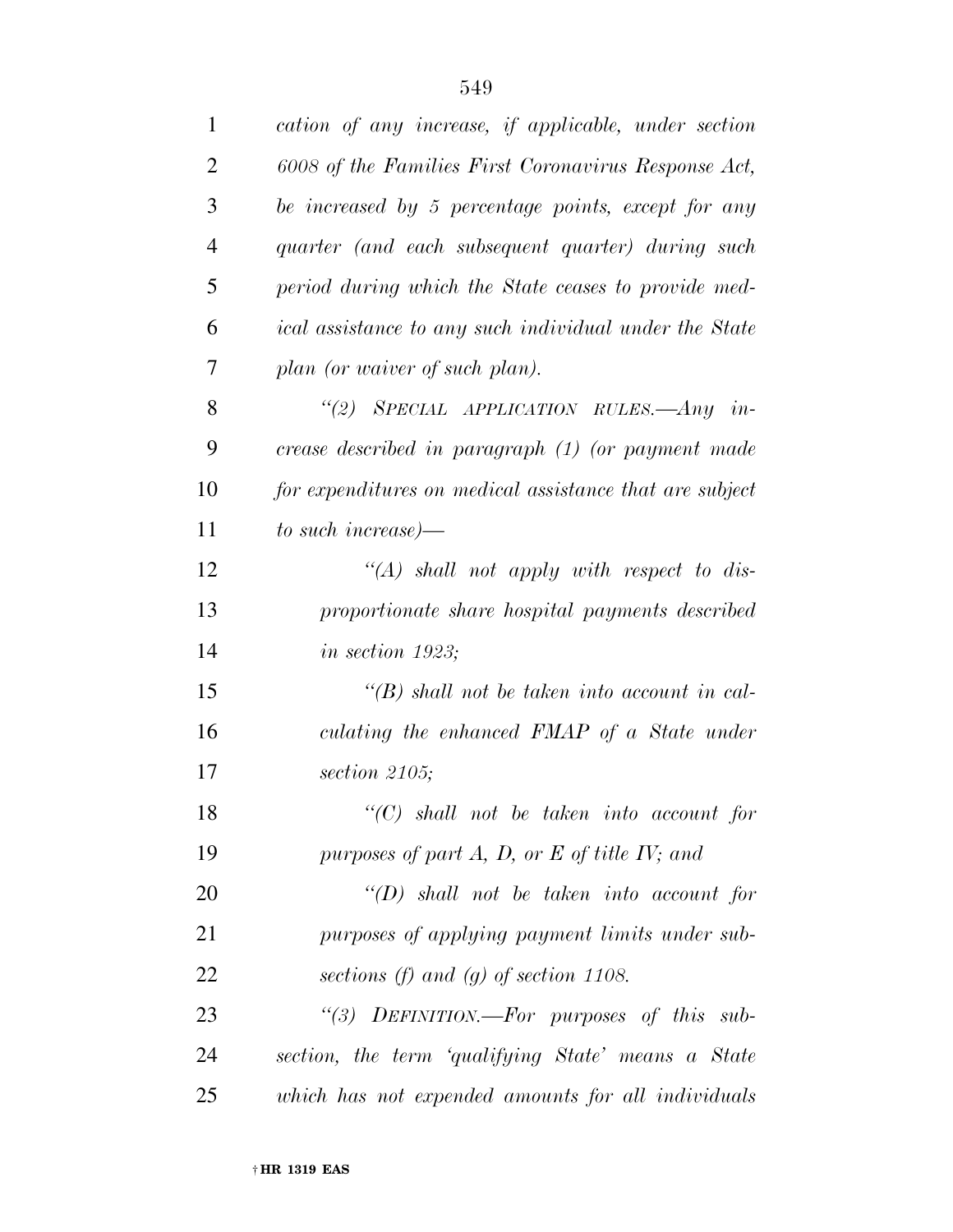*cation of any increase, if applicable, under section 6008 of the Families First Coronavirus Response Act, be increased by 5 percentage points, except for any quarter (and each subsequent quarter) during such period during which the State ceases to provide medical assistance to any such individual under the State plan (or waiver of such plan).*

*"(2) SPECIAL APPLICATION RULES.—Any increase described in paragraph (1) (or payment made for expenditures on medical assistance that are subject to such increase)—*

*"(A) shall not apply with respect to disproportionate share hospital payments described in section 1923;*

*"(B) shall not be taken into account in calculating the enhanced FMAP of a State under section 2105;*

*"(C) shall not be taken into account for purposes of part A, D, or E of title IV; and*

*"(D) shall not be taken into account for purposes of applying payment limits under subsections (f) and (g) of section 1108.*

*"(3) DEFINITION.—For purposes of this subsection, the term 'qualifying State' means a State which has not expended amounts for all individuals*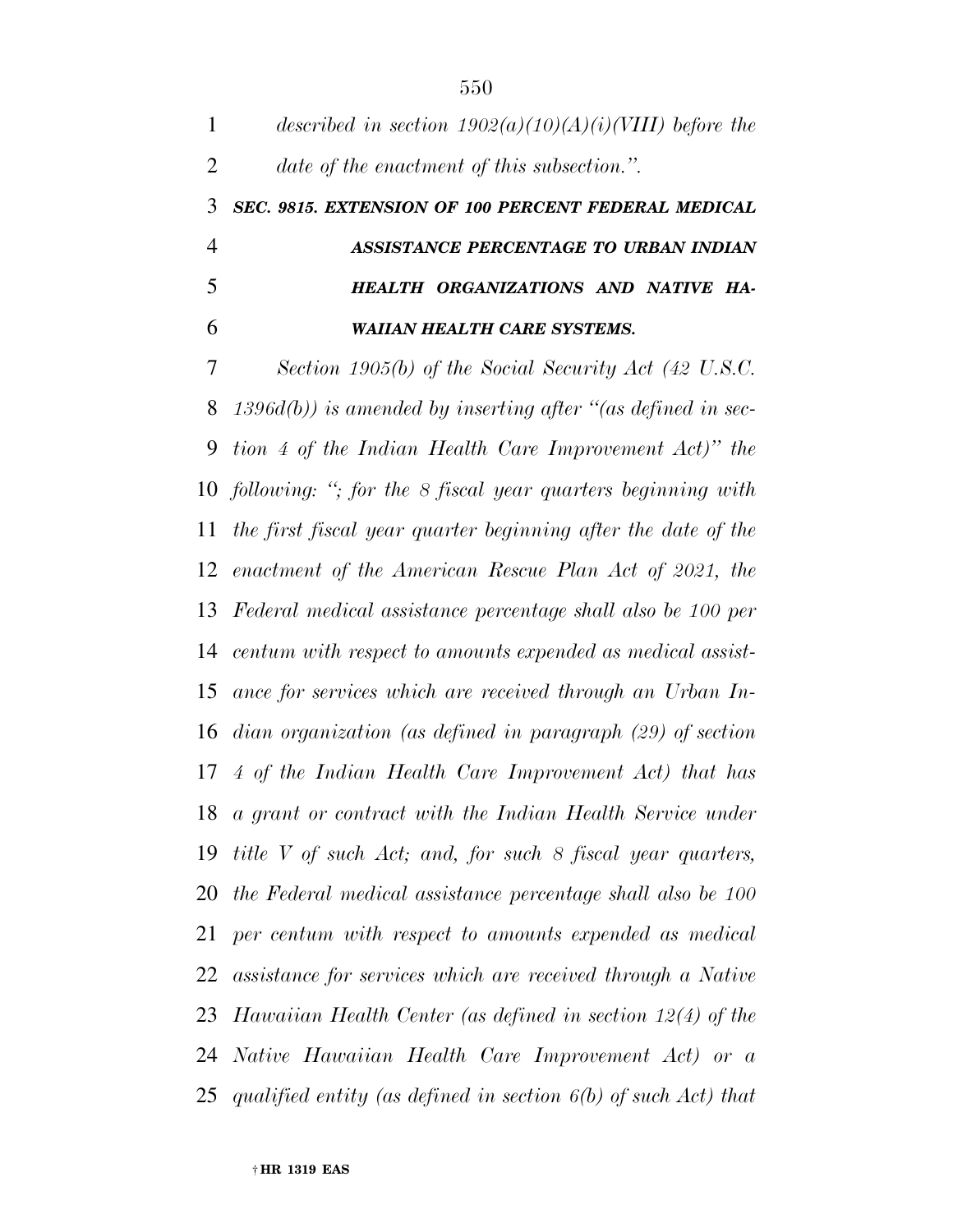*described in section 1902(a)(10)(A)(i)(VIII) before the date of the enactment of this subsection.".*

***SEC. 9815. EXTENSION OF 100 PERCENT FEDERAL MEDICAL ASSISTANCE PERCENTAGE TO URBAN INDIAN HEALTH ORGANIZATIONS AND NATIVE HAWAIIAN HEALTH CARE SYSTEMS.***

*Section 1905(b) of the Social Security Act (42 U.S.C. 1396d(b)) is amended by inserting after "(as defined in section 4 of the Indian Health Care Improvement Act)" the following: "; for the 8 fiscal year quarters beginning with the first fiscal year quarter beginning after the date of the enactment of the American Rescue Plan Act of 2021, the Federal medical assistance percentage shall also be 100 per centum with respect to amounts expended as medical assistance for services which are received through an Urban Indian organization (as defined in paragraph (29) of section 4 of the Indian Health Care Improvement Act) that has a grant or contract with the Indian Health Service under title V of such Act; and, for such 8 fiscal year quarters, the Federal medical assistance percentage shall also be 100 per centum with respect to amounts expended as medical assistance for services which are received through a Native Hawaiian Health Center (as defined in section 12(4) of the Native Hawaiian Health Care Improvement Act) or a qualified entity (as defined in section 6(b) of such Act) that*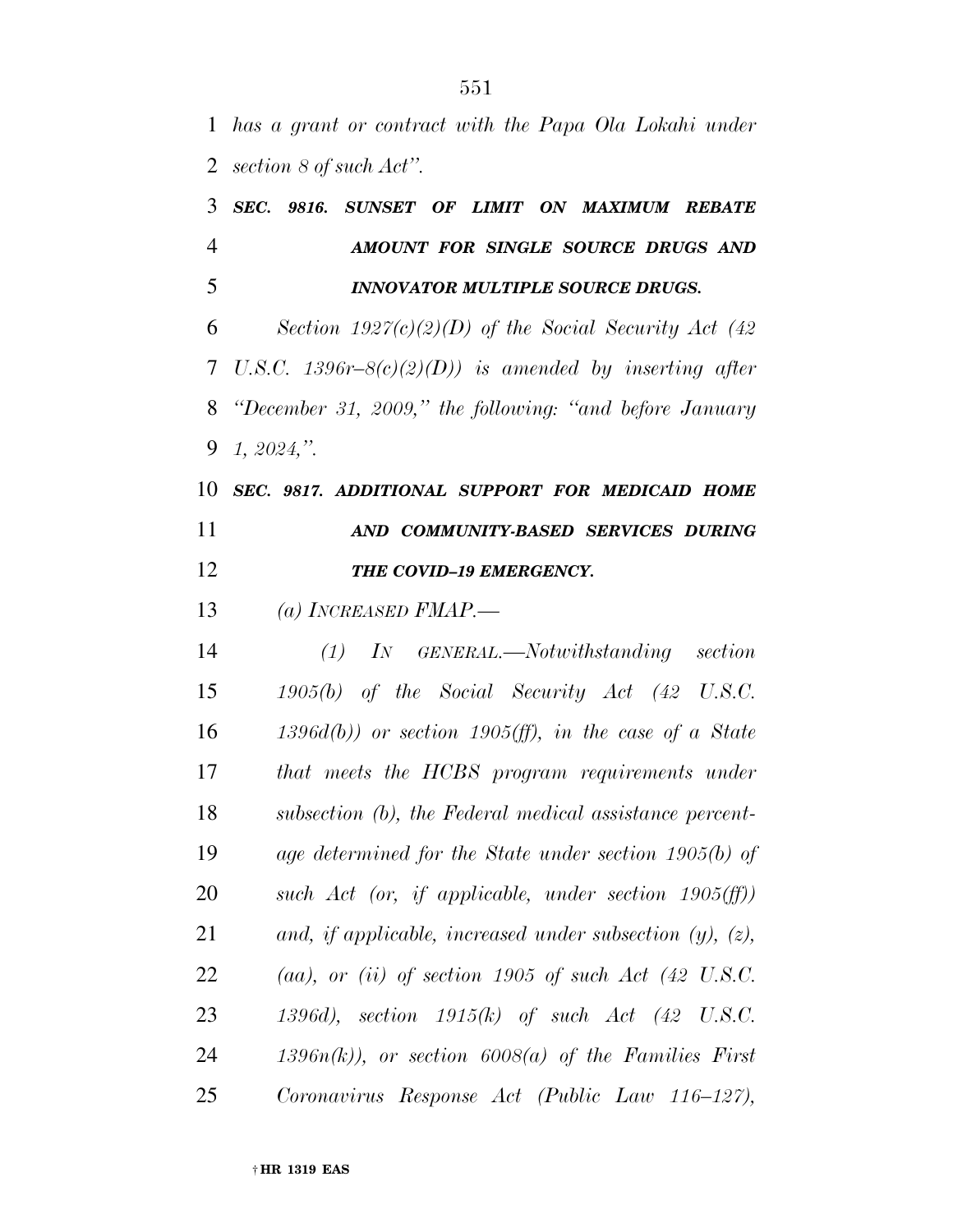*has a grant or contract with the Papa Ola Lokahi under section 8 of such Act''.*

### *SEC. 9816. SUNSET OF LIMIT ON MAXIMUM REBATE AMOUNT FOR SINGLE SOURCE DRUGS AND INNOVATOR MULTIPLE SOURCE DRUGS.*

*Section 1927(c)(2)(D) of the Social Security Act (42 U.S.C. 1396r–8(c)(2)(D)) is amended by inserting after ''December 31, 2009,'' the following: ''and before January 1, 2024,''.*

### *SEC. 9817. ADDITIONAL SUPPORT FOR MEDICAID HOME AND COMMUNITY-BASED SERVICES DURING THE COVID–19 EMERGENCY.*

*(a) INCREASED FMAP.—*

*(1) IN GENERAL.—Notwithstanding section 1905(b) of the Social Security Act (42 U.S.C. 1396d(b)) or section 1905(ff), in the case of a State that meets the HCBS program requirements under subsection (b), the Federal medical assistance percentage determined for the State under section 1905(b) of such Act (or, if applicable, under section 1905(ff)) and, if applicable, increased under subsection (y), (z), (aa), or (ii) of section 1905 of such Act (42 U.S.C. 1396d), section 1915(k) of such Act (42 U.S.C. 1396n(k)), or section 6008(a) of the Families First Coronavirus Response Act (Public Law 116–127),*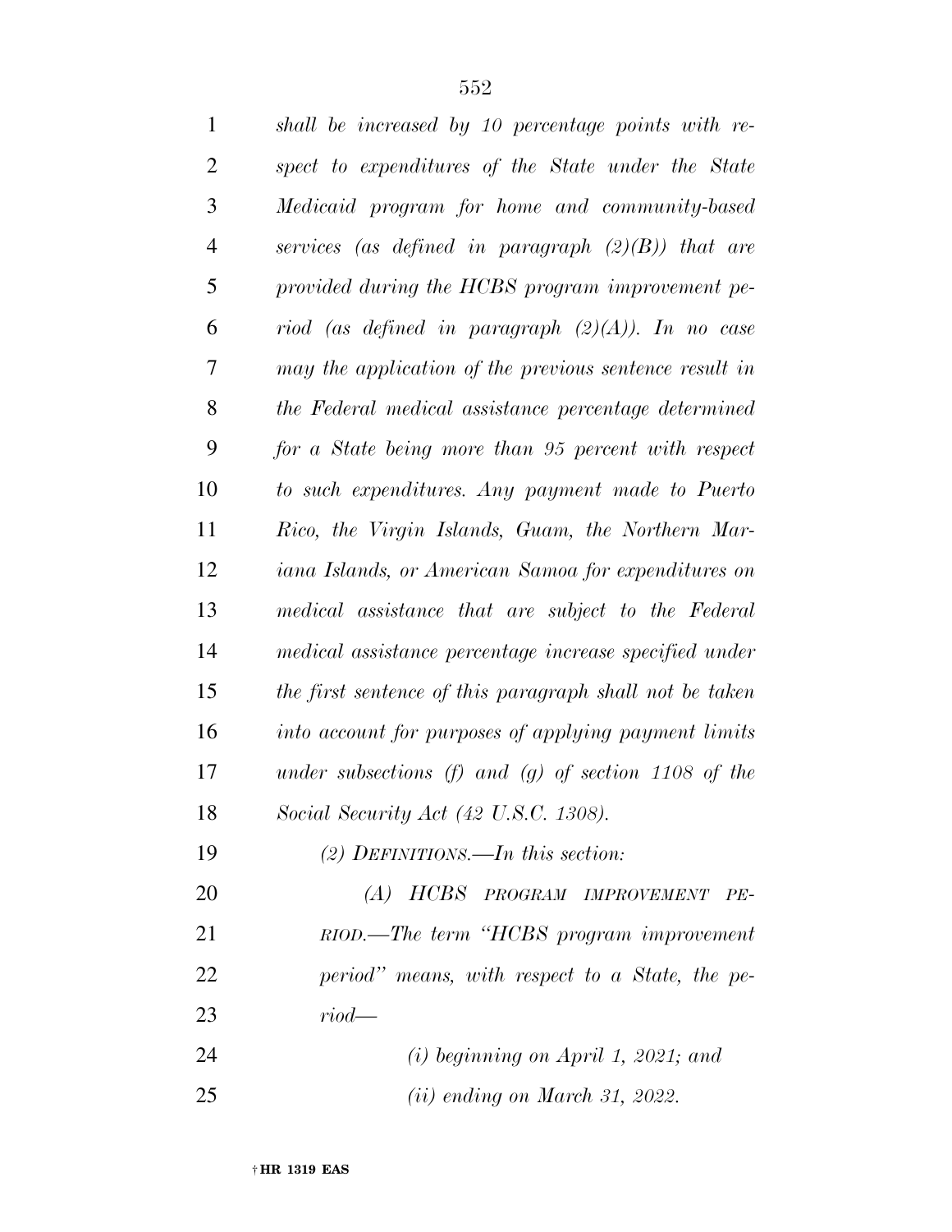*shall be increased by 10 percentage points with respect to expenditures of the State under the State Medicaid program for home and community-based services (as defined in paragraph (2)(B)) that are provided during the HCBS program improvement period (as defined in paragraph (2)(A)). In no case may the application of the previous sentence result in the Federal medical assistance percentage determined for a State being more than 95 percent with respect to such expenditures. Any payment made to Puerto Rico, the Virgin Islands, Guam, the Northern Mariana Islands, or American Samoa for expenditures on medical assistance that are subject to the Federal medical assistance percentage increase specified under the first sentence of this paragraph shall not be taken into account for purposes of applying payment limits under subsections (f) and (g) of section 1108 of the Social Security Act (42 U.S.C. 1308).*

*(2) DEFINITIONS.—In this section:*

*(A) HCBS PROGRAM IMPROVEMENT PERIOD.—The term "HCBS program improvement period" means, with respect to a State, the period—*

*(i) beginning on April 1, 2021; and*

*(ii) ending on March 31, 2022.*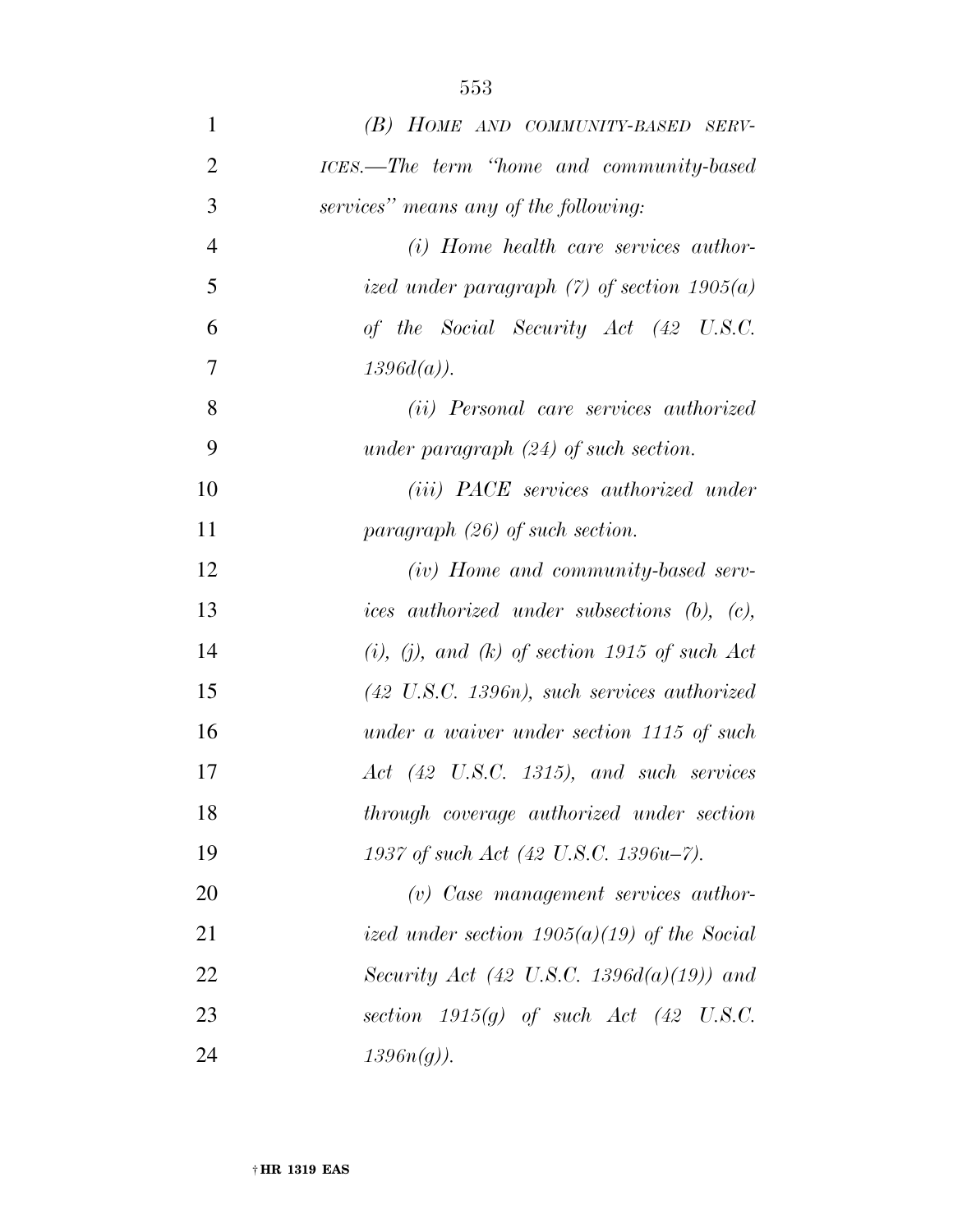*(B) HOME AND COMMUNITY-BASED SERVICES.—The term "home and community-based services" means any of the following:*

*(i) Home health care services authorized under paragraph (7) of section 1905(a) of the Social Security Act (42 U.S.C. 1396d(a)).*

*(ii) Personal care services authorized under paragraph (24) of such section.*

*(iii) PACE services authorized under paragraph (26) of such section.*

*(iv) Home and community-based services authorized under subsections (b), (c), (i), (j), and (k) of section 1915 of such Act (42 U.S.C. 1396n), such services authorized under a waiver under section 1115 of such Act (42 U.S.C. 1315), and such services through coverage authorized under section 1937 of such Act (42 U.S.C. 1396u–7).*

*(v) Case management services authorized under section 1905(a)(19) of the Social Security Act (42 U.S.C. 1396d(a)(19)) and section 1915(g) of such Act (42 U.S.C. 1396n(g)).*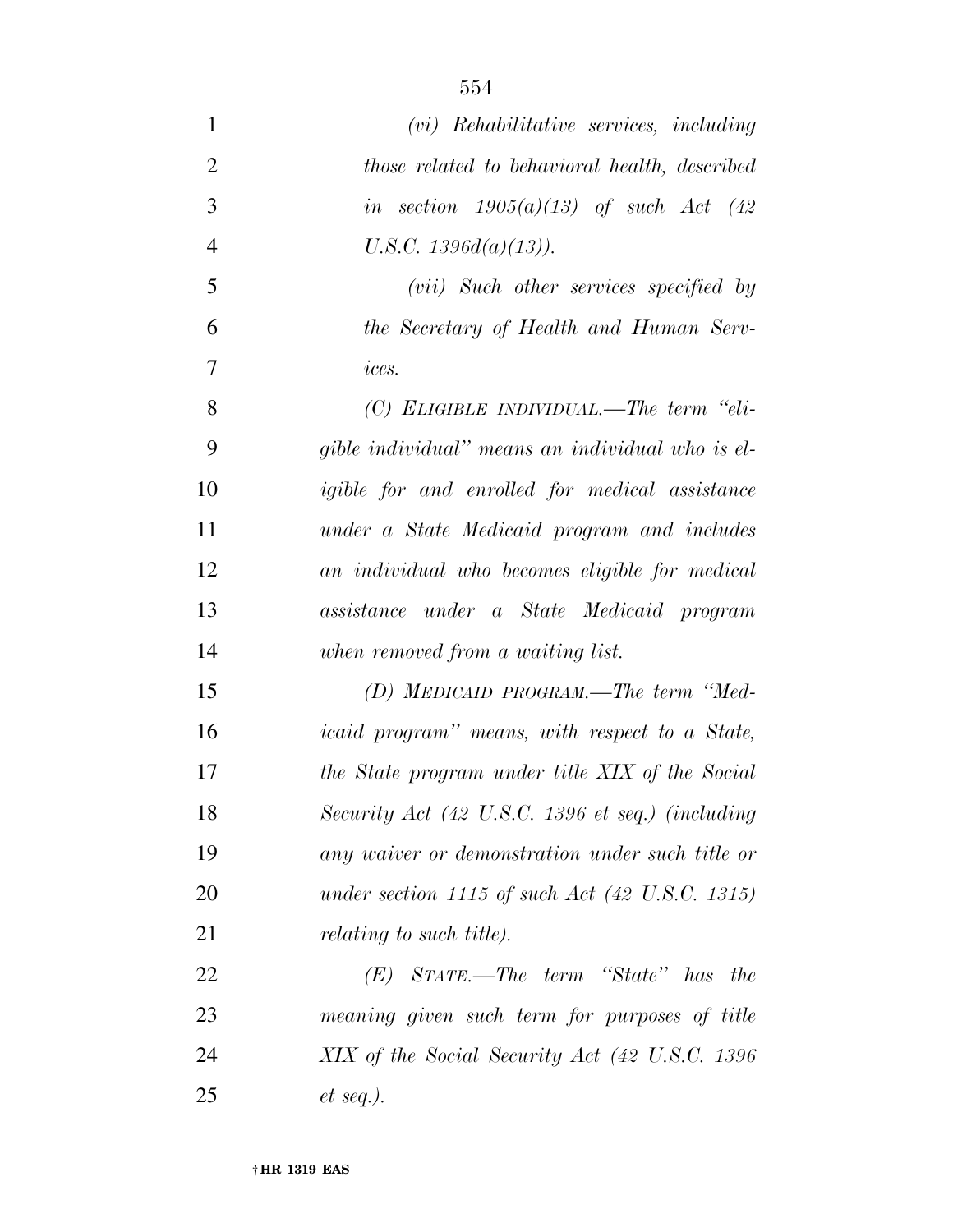*(vi) Rehabilitative services, including those related to behavioral health, described in section 1905(a)(13) of such Act (42 U.S.C. 1396d(a)(13)).*

*(vii) Such other services specified by the Secretary of Health and Human Services.*

*(C) ELIGIBLE INDIVIDUAL.—The term "eligible individual" means an individual who is eligible for and enrolled for medical assistance under a State Medicaid program and includes an individual who becomes eligible for medical assistance under a State Medicaid program when removed from a waiting list.*

*(D) MEDICAID PROGRAM.—The term "Medicaid program" means, with respect to a State, the State program under title XIX of the Social Security Act (42 U.S.C. 1396 et seq.) (including any waiver or demonstration under such title or under section 1115 of such Act (42 U.S.C. 1315) relating to such title).*

*(E) STATE.—The term "State" has the meaning given such term for purposes of title XIX of the Social Security Act (42 U.S.C. 1396 et seq.).*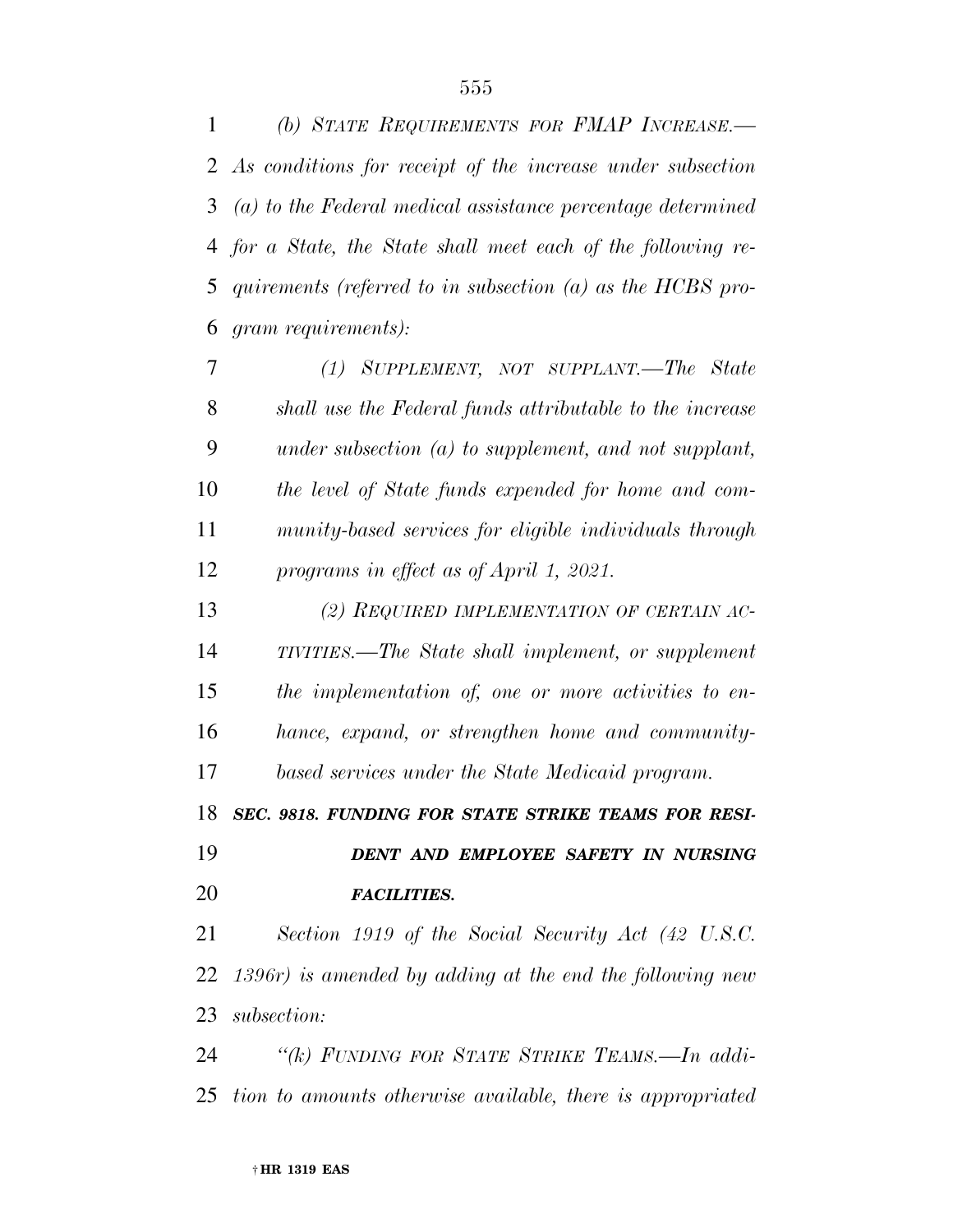*(b) STATE REQUIREMENTS FOR FMAP INCREASE.—As conditions for receipt of the increase under subsection (a) to the Federal medical assistance percentage determined for a State, the State shall meet each of the following requirements (referred to in subsection (a) as the HCBS program requirements):*

*(1) SUPPLEMENT, NOT SUPPLANT.—The State shall use the Federal funds attributable to the increase under subsection (a) to supplement, and not supplant, the level of State funds expended for home and community-based services for eligible individuals through programs in effect as of April 1, 2021.*

*(2) REQUIRED IMPLEMENTATION OF CERTAIN ACTIVITIES.—The State shall implement, or supplement the implementation of, one or more activities to enhance, expand, or strengthen home and community-based services under the State Medicaid program.*

***SEC. 9818. FUNDING FOR STATE STRIKE TEAMS FOR RESIDENT AND EMPLOYEE SAFETY IN NURSING FACILITIES.***

*Section 1919 of the Social Security Act (42 U.S.C. 1396r) is amended by adding at the end the following new subsection:*

*"(k) FUNDING FOR STATE STRIKE TEAMS.—In addition to amounts otherwise available, there is appropriated*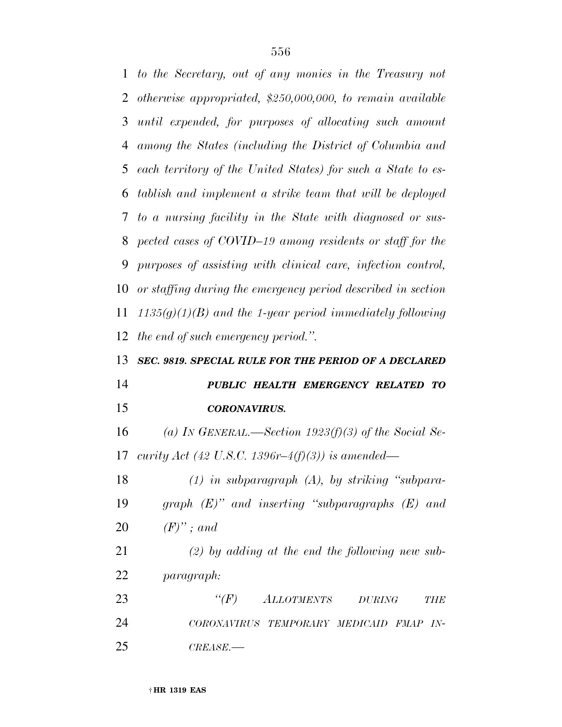*to the Secretary, out of any monies in the Treasury not otherwise appropriated, $250,000,000, to remain available until expended, for purposes of allocating such amount among the States (including the District of Columbia and each territory of the United States) for such a State to establish and implement a strike team that will be deployed to a nursing facility in the State with diagnosed or suspected cases of COVID–19 among residents or staff for the purposes of assisting with clinical care, infection control, or staffing during the emergency period described in section 1135(g)(1)(B) and the 1-year period immediately following the end of such emergency period.''.*

***SEC. 9819. SPECIAL RULE FOR THE PERIOD OF A DECLARED PUBLIC HEALTH EMERGENCY RELATED TO CORONAVIRUS.***

*(a) IN GENERAL.—Section 1923(f)(3) of the Social Security Act (42 U.S.C. 1396r–4(f)(3)) is amended—*

*(1) in subparagraph (A), by striking ''subparagraph (E)'' and inserting ''subparagraphs (E) and (F)''; and*

*(2) by adding at the end the following new subparagraph:*

*''(F) ALLOTMENTS DURING THE CORONAVIRUS TEMPORARY MEDICAID FMAP INCREASE.—*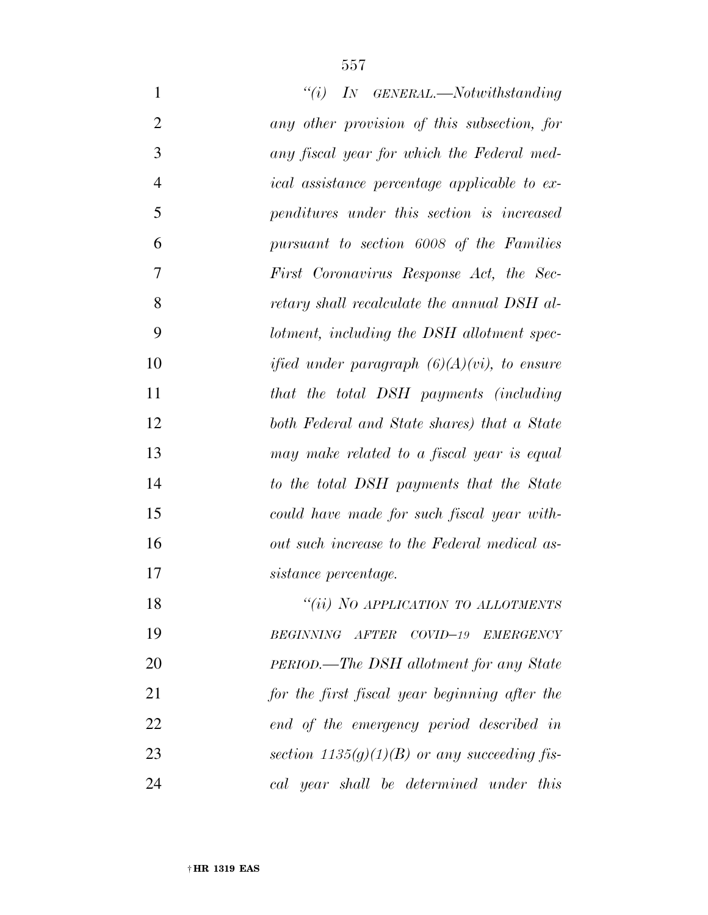*"(i) IN GENERAL.—Notwithstanding any other provision of this subsection, for any fiscal year for which the Federal medical assistance percentage applicable to expenditures under this section is increased pursuant to section 6008 of the Families First Coronavirus Response Act, the Secretary shall recalculate the annual DSH allotment, including the DSH allotment specified under paragraph (6)(A)(vi), to ensure that the total DSH payments (including both Federal and State shares) that a State may make related to a fiscal year is equal to the total DSH payments that the State could have made for such fiscal year without such increase to the Federal medical assistance percentage.*

*"(ii) NO APPLICATION TO ALLOTMENTS BEGINNING AFTER COVID–19 EMERGENCY PERIOD.—The DSH allotment for any State for the first fiscal year beginning after the end of the emergency period described in section 1135(g)(1)(B) or any succeeding fiscal year shall be determined under this*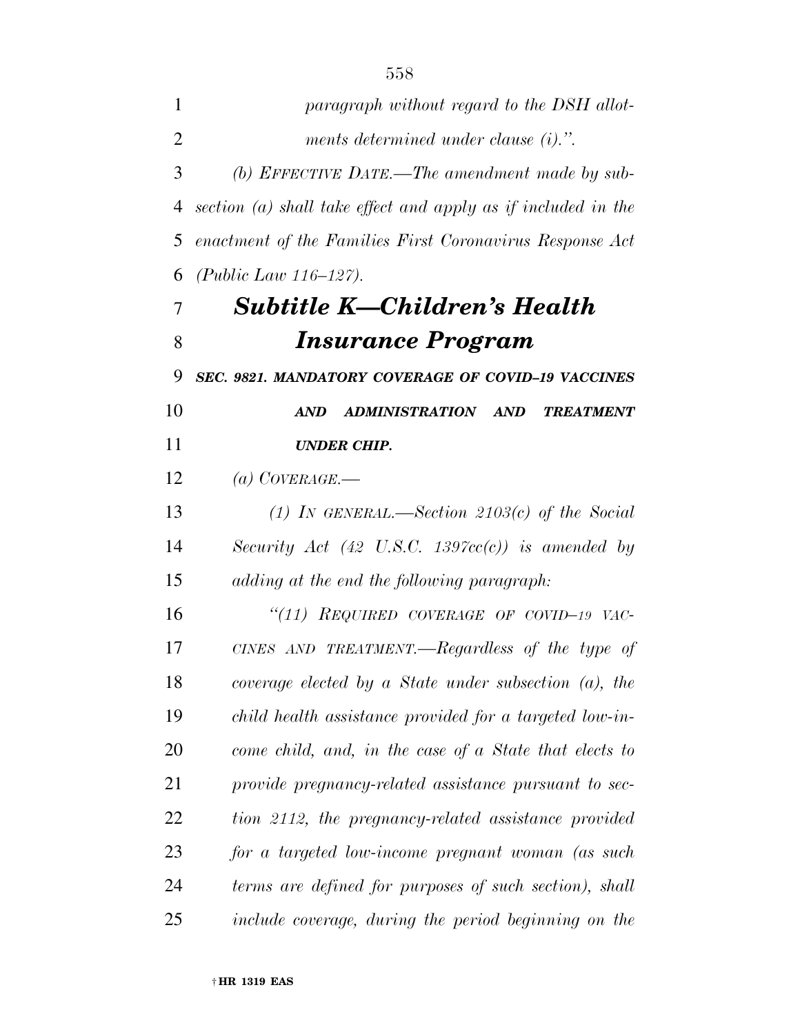*paragraph without regard to the DSH allotments determined under clause (i).".*

*(b) EFFECTIVE DATE.—The amendment made by subsection (a) shall take effect and apply as if included in the enactment of the Families First Coronavirus Response Act (Public Law 116–127).*

## ***Subtitle K—Children's Health Insurance Program***

***SEC. 9821. MANDATORY COVERAGE OF COVID–19 VACCINES AND ADMINISTRATION AND TREATMENT UNDER CHIP.***

*(a) COVERAGE.—*

*(1) IN GENERAL.—Section 2103(c) of the Social Security Act (42 U.S.C. 1397cc(c)) is amended by adding at the end the following paragraph:*

*"(11) REQUIRED COVERAGE OF COVID–19 VACCINES AND TREATMENT.—Regardless of the type of coverage elected by a State under subsection (a), the child health assistance provided for a targeted low-income child, and, in the case of a State that elects to provide pregnancy-related assistance pursuant to section 2112, the pregnancy-related assistance provided for a targeted low-income pregnant woman (as such terms are defined for purposes of such section), shall include coverage, during the period beginning on the*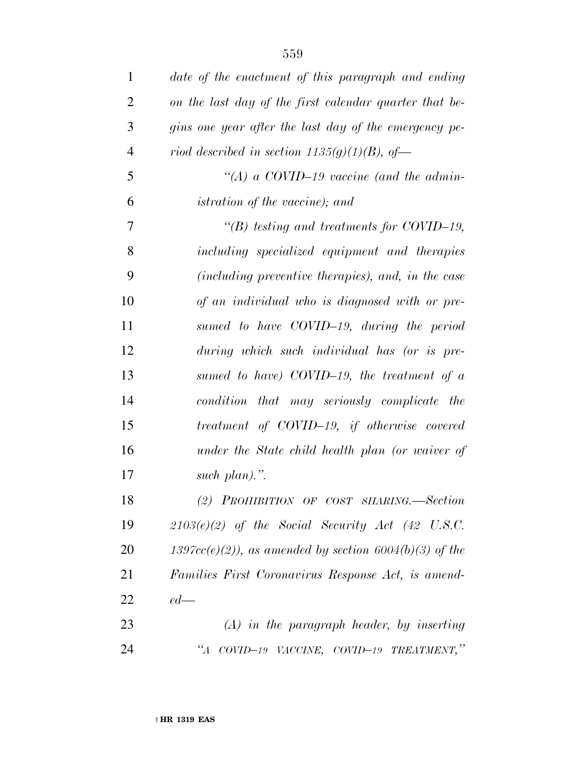*date of the enactment of this paragraph and ending on the last day of the first calendar quarter that begins one year after the last day of the emergency period described in section 1135(g)(1)(B), of—*

*"(A) a COVID–19 vaccine (and the administration of the vaccine); and*

*"(B) testing and treatments for COVID–19, including specialized equipment and therapies (including preventive therapies), and, in the case of an individual who is diagnosed with or presumed to have COVID–19, during the period during which such individual has (or is presumed to have) COVID–19, the treatment of a condition that may seriously complicate the treatment of COVID–19, if otherwise covered under the State child health plan (or waiver of such plan).".*

*(2) PROHIBITION OF COST SHARING.—Section 2103(e)(2) of the Social Security Act (42 U.S.C. 1397cc(e)(2)), as amended by section 6004(b)(3) of the Families First Coronavirus Response Act, is amended—*

*(A) in the paragraph header, by inserting "A COVID–19 VACCINE, COVID–19 TREATMENT,"*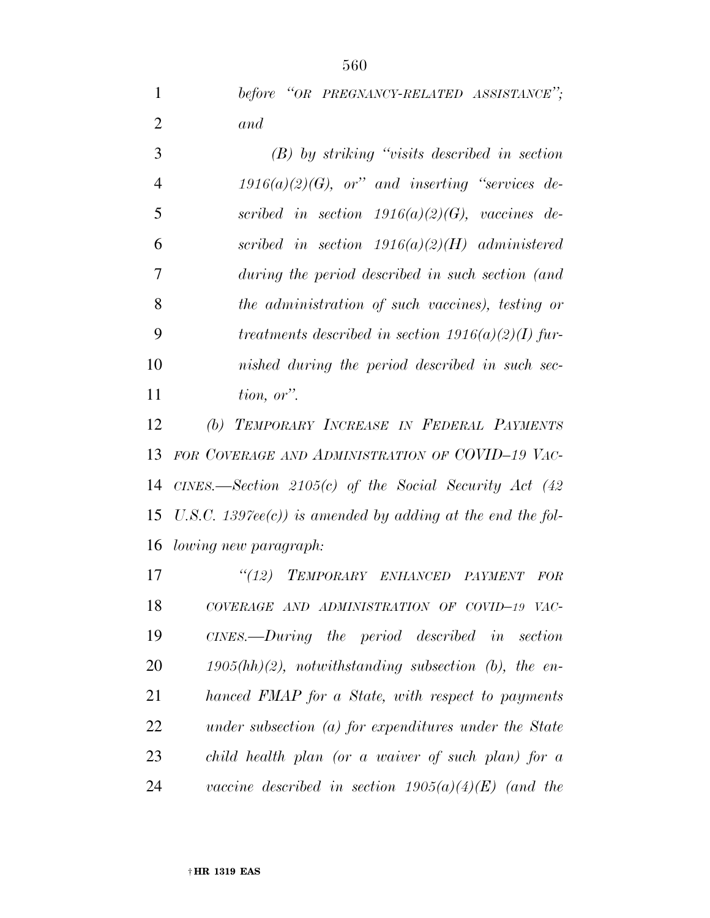*before "OR PREGNANCY-RELATED ASSISTANCE"; and*

*(B) by striking "visits described in section 1916(a)(2)(G), or" and inserting "services described in section 1916(a)(2)(G), vaccines described in section 1916(a)(2)(H) administered during the period described in such section (and the administration of such vaccines), testing or treatments described in section 1916(a)(2)(I) furnished during the period described in such section, or".*

*(b) TEMPORARY INCREASE IN FEDERAL PAYMENTS FOR COVERAGE AND ADMINISTRATION OF COVID–19 VACCINES.—Section 2105(c) of the Social Security Act (42 U.S.C. 1397ee(c)) is amended by adding at the end the following new paragraph:*

*"(12) TEMPORARY ENHANCED PAYMENT FOR COVERAGE AND ADMINISTRATION OF COVID–19 VACCINES.—During the period described in section 1905(hh)(2), notwithstanding subsection (b), the enhanced FMAP for a State, with respect to payments under subsection (a) for expenditures under the State child health plan (or a waiver of such plan) for a vaccine described in section 1905(a)(4)(E) (and the*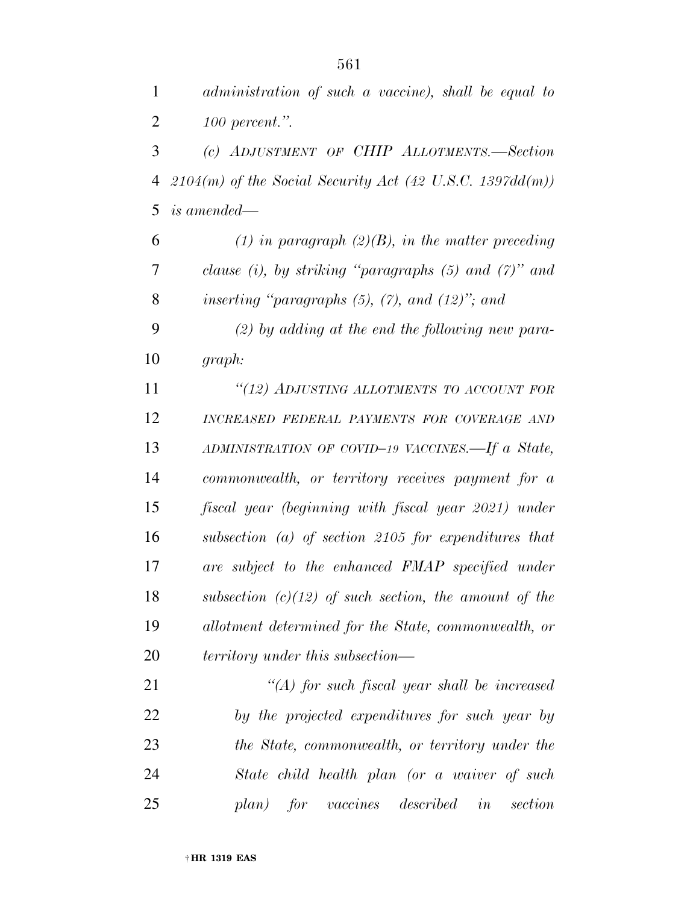*administration of such a vaccine), shall be equal to 100 percent.''.*

*(c) ADJUSTMENT OF CHIP ALLOTMENTS.—Section 2104(m) of the Social Security Act (42 U.S.C. 1397dd(m)) is amended—*

*(1) in paragraph (2)(B), in the matter preceding clause (i), by striking ''paragraphs (5) and (7)'' and inserting ''paragraphs (5), (7), and (12)''; and*

*(2) by adding at the end the following new paragraph:*

*''(12) ADJUSTING ALLOTMENTS TO ACCOUNT FOR INCREASED FEDERAL PAYMENTS FOR COVERAGE AND ADMINISTRATION OF COVID–19 VACCINES.—If a State, commonwealth, or territory receives payment for a fiscal year (beginning with fiscal year 2021) under subsection (a) of section 2105 for expenditures that are subject to the enhanced FMAP specified under subsection (c)(12) of such section, the amount of the allotment determined for the State, commonwealth, or territory under this subsection—*

*''(A) for such fiscal year shall be increased by the projected expenditures for such year by the State, commonwealth, or territory under the State child health plan (or a waiver of such plan) for vaccines described in section*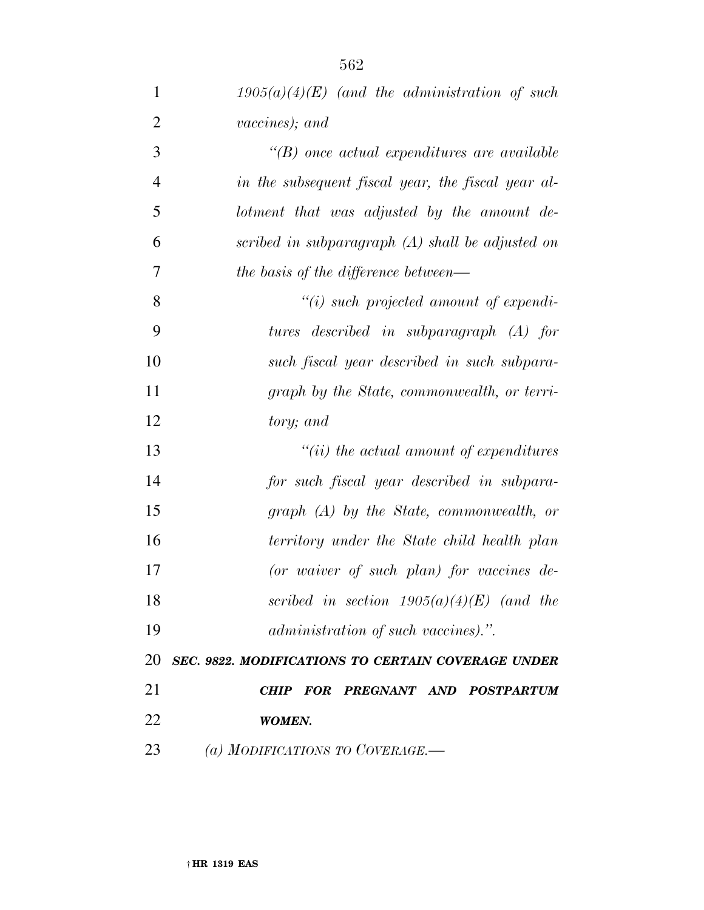*1905(a)(4)(E) (and the administration of such vaccines); and*

*"(B) once actual expenditures are available in the subsequent fiscal year, the fiscal year allotment that was adjusted by the amount described in subparagraph (A) shall be adjusted on the basis of the difference between—*

*"(i) such projected amount of expenditures described in subparagraph (A) for such fiscal year described in such subparagraph by the State, commonwealth, or territory; and*

*"(ii) the actual amount of expenditures for such fiscal year described in subparagraph (A) by the State, commonwealth, or territory under the State child health plan (or waiver of such plan) for vaccines described in section 1905(a)(4)(E) (and the administration of such vaccines).".*

***SEC. 9822. MODIFICATIONS TO CERTAIN COVERAGE UNDER CHIP FOR PREGNANT AND POSTPARTUM WOMEN.***

*(a) MODIFICATIONS TO COVERAGE.—*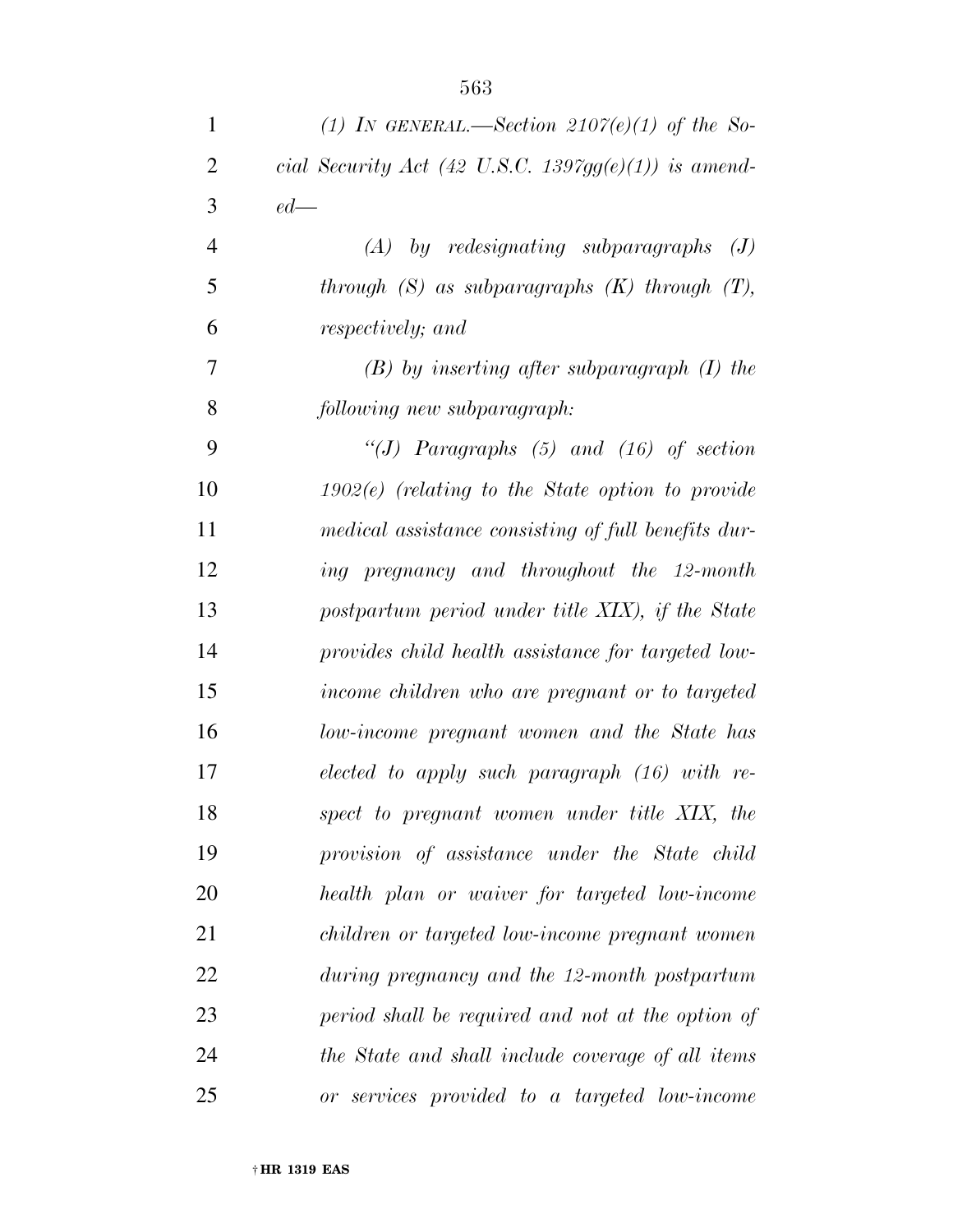*(1) IN GENERAL.—Section 2107(e)(1) of the Social Security Act (42 U.S.C. 1397gg(e)(1)) is amended—*

*(A) by redesignating subparagraphs (J) through (S) as subparagraphs (K) through (T), respectively; and*

*(B) by inserting after subparagraph (I) the following new subparagraph:*

*"(J) Paragraphs (5) and (16) of section 1902(e) (relating to the State option to provide medical assistance consisting of full benefits during pregnancy and throughout the 12-month postpartum period under title XIX), if the State provides child health assistance for targeted low-income children who are pregnant or to targeted low-income pregnant women and the State has elected to apply such paragraph (16) with respect to pregnant women under title XIX, the provision of assistance under the State child health plan or waiver for targeted low-income children or targeted low-income pregnant women during pregnancy and the 12-month postpartum period shall be required and not at the option of the State and shall include coverage of all items or services provided to a targeted low-income*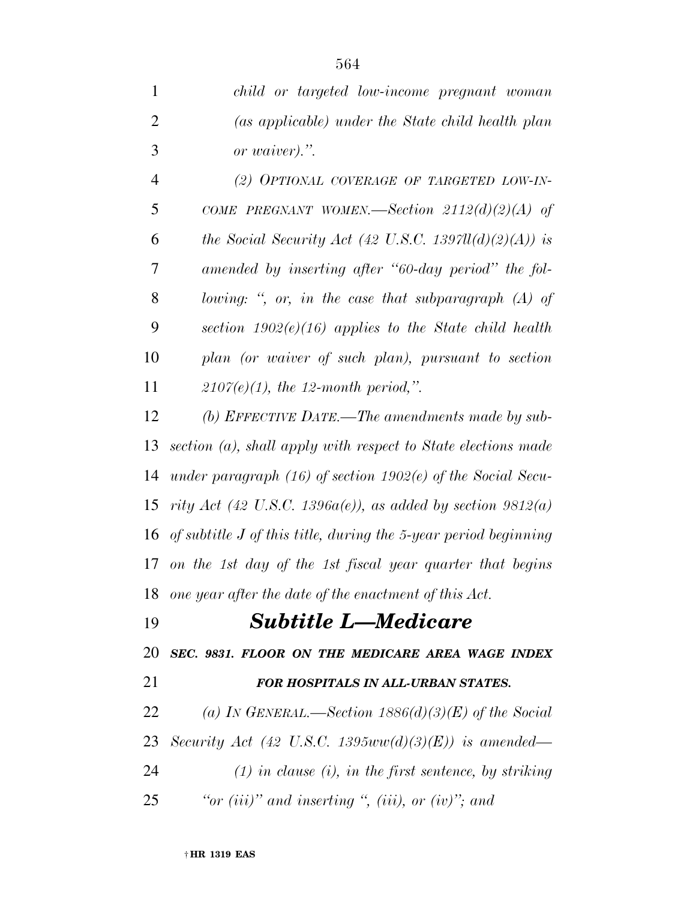*child or targeted low-income pregnant woman (as applicable) under the State child health plan or waiver).".*

*(2) OPTIONAL COVERAGE OF TARGETED LOW-INCOME PREGNANT WOMEN.—Section 2112(d)(2)(A) of the Social Security Act (42 U.S.C. 1397ll(d)(2)(A)) is amended by inserting after "60-day period" the following: ", or, in the case that subparagraph (A) of section 1902(e)(16) applies to the State child health plan (or waiver of such plan), pursuant to section 2107(e)(1), the 12-month period,".*

*(b) EFFECTIVE DATE.—The amendments made by subsection (a), shall apply with respect to State elections made under paragraph (16) of section 1902(e) of the Social Security Act (42 U.S.C. 1396a(e)), as added by section 9812(a) of subtitle J of this title, during the 5-year period beginning on the 1st day of the 1st fiscal year quarter that begins one year after the date of the enactment of this Act.*

## *Subtitle L—Medicare*

### *SEC. 9831. FLOOR ON THE MEDICARE AREA WAGE INDEX FOR HOSPITALS IN ALL-URBAN STATES.*

*(a) IN GENERAL.—Section 1886(d)(3)(E) of the Social Security Act (42 U.S.C. 1395ww(d)(3)(E)) is amended—*

*(1) in clause (i), in the first sentence, by striking "or (iii)" and inserting ", (iii), or (iv)"; and*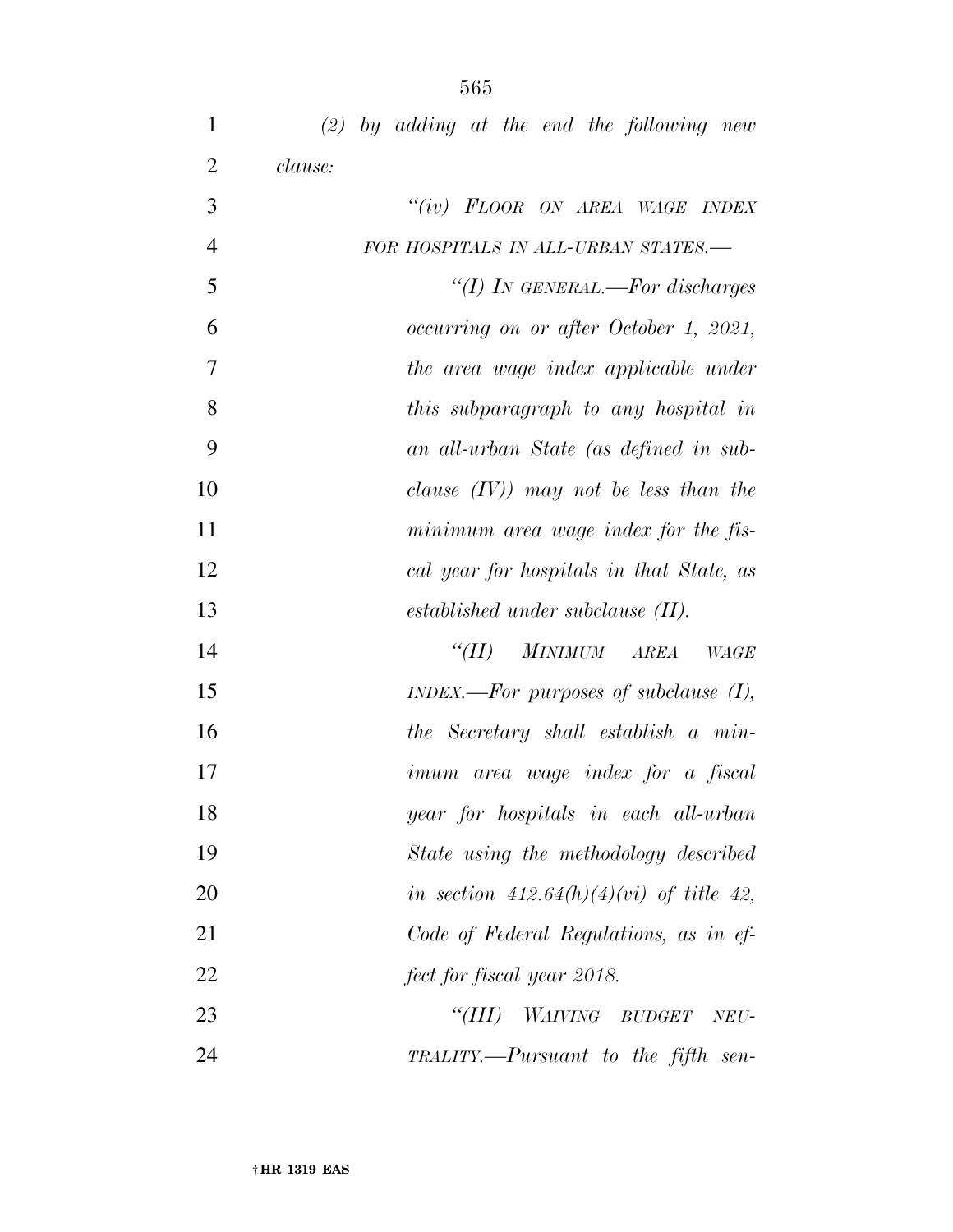*(2) by adding at the end the following new clause:*

*"(iv) FLOOR ON AREA WAGE INDEX FOR HOSPITALS IN ALL-URBAN STATES.—*

*"(I) IN GENERAL.—For discharges occurring on or after October 1, 2021, the area wage index applicable under this subparagraph to any hospital in an all-urban State (as defined in subclause (IV)) may not be less than the minimum area wage index for the fiscal year for hospitals in that State, as established under subclause (II).*

*"(II) MINIMUM AREA WAGE INDEX.—For purposes of subclause (I), the Secretary shall establish a minimum area wage index for a fiscal year for hospitals in each all-urban State using the methodology described in section 412.64(h)(4)(vi) of title 42, Code of Federal Regulations, as in effect for fiscal year 2018.*

*"(III) WAIVING BUDGET NEUTRALITY.—Pursuant to the fifth sen-*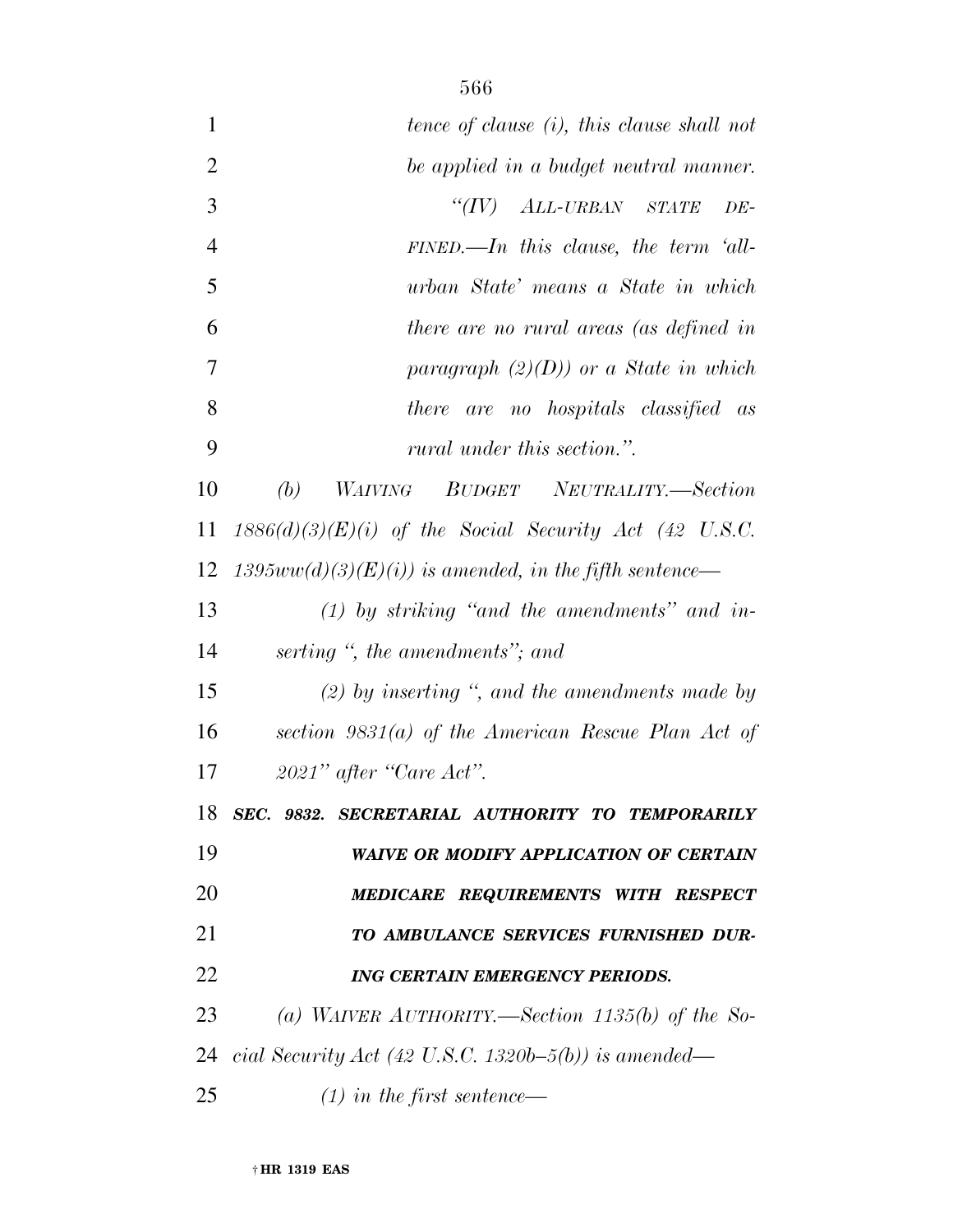*tence of clause (i), this clause shall not be applied in a budget neutral manner.*

*"(IV) ALL-URBAN STATE DEFINED.—In this clause, the term 'all-urban State' means a State in which there are no rural areas (as defined in paragraph (2)(D)) or a State in which there are no hospitals classified as rural under this section.".*

*(b) WAIVING BUDGET NEUTRALITY.—Section 1886(d)(3)(E)(i) of the Social Security Act (42 U.S.C. 1395ww(d)(3)(E)(i)) is amended, in the fifth sentence—*

*(1) by striking "and the amendments" and inserting ", the amendments"; and*

*(2) by inserting ", and the amendments made by section 9831(a) of the American Rescue Plan Act of 2021" after "Care Act".*

***SEC. 9832. SECRETARIAL AUTHORITY TO TEMPORARILY WAIVE OR MODIFY APPLICATION OF CERTAIN MEDICARE REQUIREMENTS WITH RESPECT TO AMBULANCE SERVICES FURNISHED DURING CERTAIN EMERGENCY PERIODS.***

*(a) WAIVER AUTHORITY.—Section 1135(b) of the Social Security Act (42 U.S.C. 1320b–5(b)) is amended—*

*(1) in the first sentence—*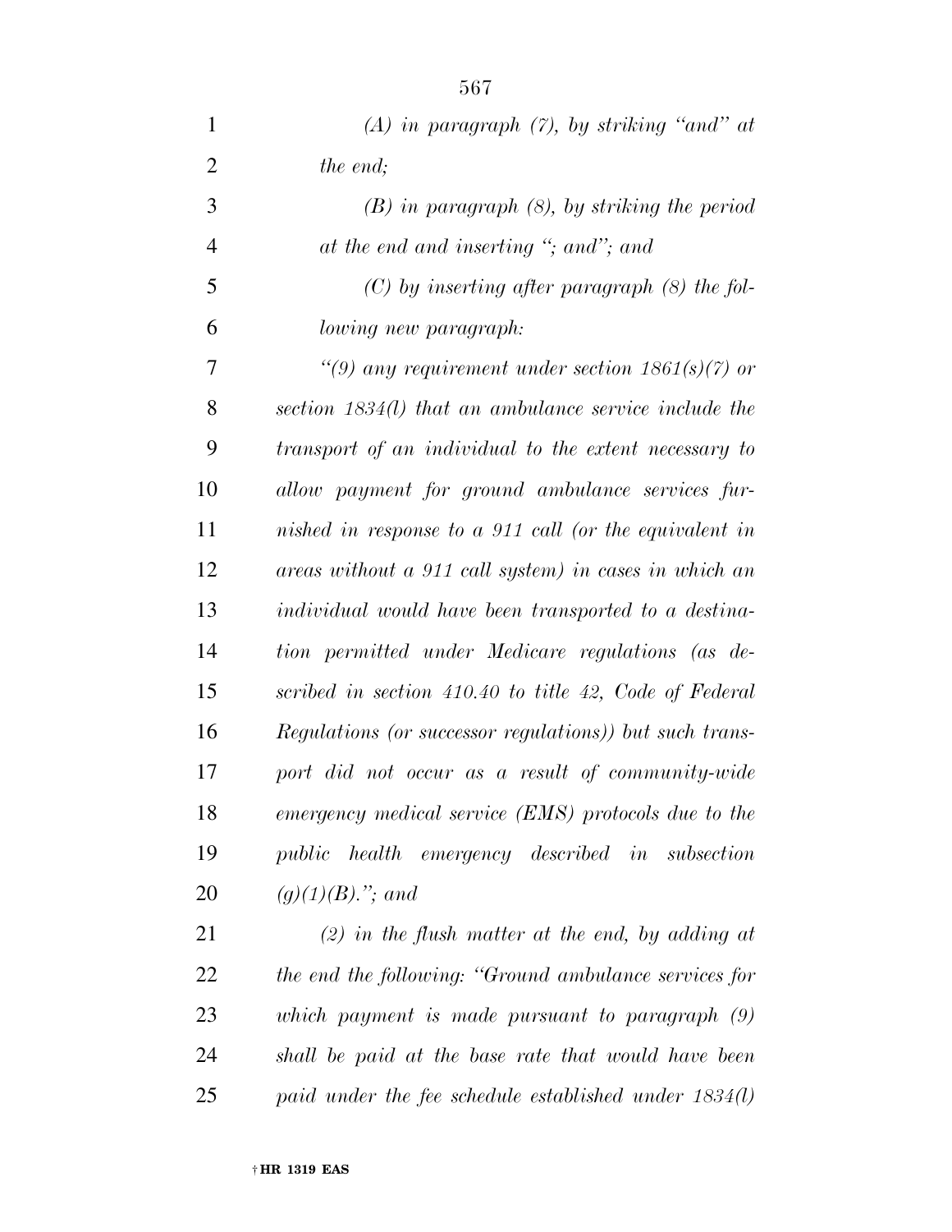*(A) in paragraph (7), by striking "and" at the end;*

*(B) in paragraph (8), by striking the period at the end and inserting "; and"; and*

*(C) by inserting after paragraph (8) the following new paragraph:*

*"(9) any requirement under section 1861(s)(7) or section 1834(l) that an ambulance service include the transport of an individual to the extent necessary to allow payment for ground ambulance services furnished in response to a 911 call (or the equivalent in areas without a 911 call system) in cases in which an individual would have been transported to a destination permitted under Medicare regulations (as described in section 410.40 to title 42, Code of Federal Regulations (or successor regulations)) but such transport did not occur as a result of community-wide emergency medical service (EMS) protocols due to the public health emergency described in subsection (g)(1)(B)."; and*

*(2) in the flush matter at the end, by adding at the end the following: "Ground ambulance services for which payment is made pursuant to paragraph (9) shall be paid at the base rate that would have been paid under the fee schedule established under 1834(l)*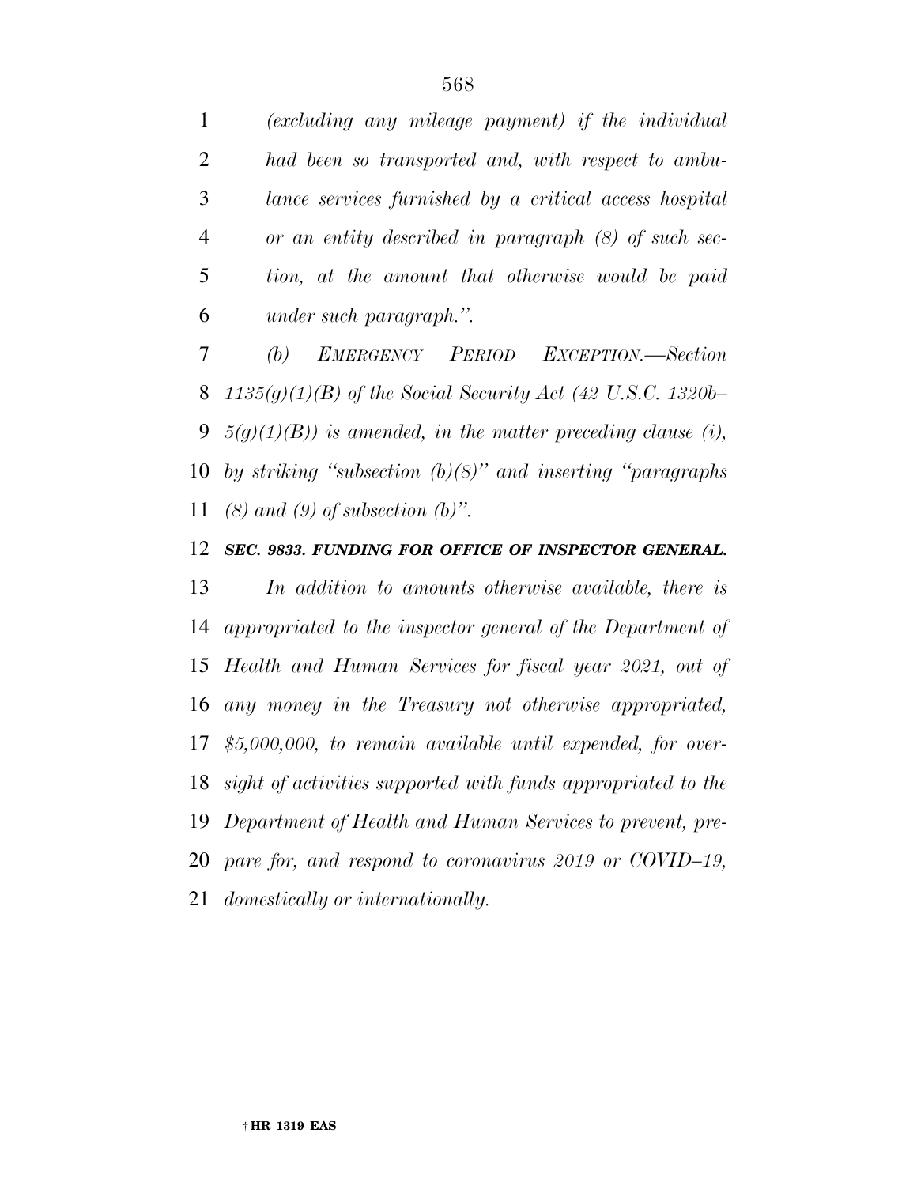*(excluding any mileage payment) if the individual had been so transported and, with respect to ambulance services furnished by a critical access hospital or an entity described in paragraph (8) of such section, at the amount that otherwise would be paid under such paragraph.".*

*(b) EMERGENCY PERIOD EXCEPTION.—Section 1135(g)(1)(B) of the Social Security Act (42 U.S.C. 1320b–5(g)(1)(B)) is amended, in the matter preceding clause (i), by striking "subsection (b)(8)" and inserting "paragraphs (8) and (9) of subsection (b)".*

***SEC. 9833. FUNDING FOR OFFICE OF INSPECTOR GENERAL.***

*In addition to amounts otherwise available, there is appropriated to the inspector general of the Department of Health and Human Services for fiscal year 2021, out of any money in the Treasury not otherwise appropriated, $5,000,000, to remain available until expended, for oversight of activities supported with funds appropriated to the Department of Health and Human Services to prevent, prepare for, and respond to coronavirus 2019 or COVID–19, domestically or internationally.*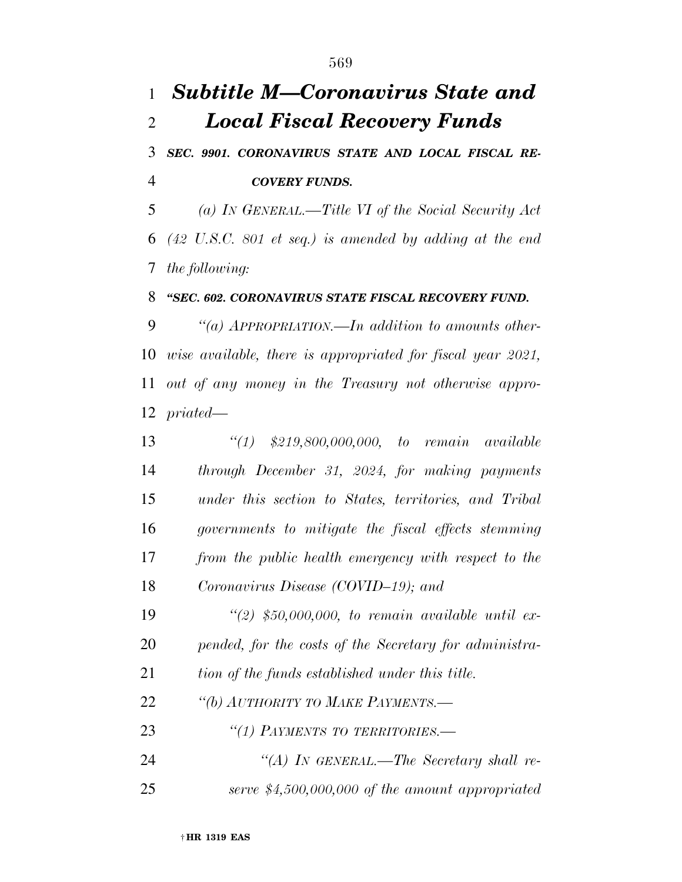# *Subtitle M—Coronavirus State and Local Fiscal Recovery Funds*

***SEC. 9901. CORONAVIRUS STATE AND LOCAL FISCAL RECOVERY FUNDS.***

*(a) IN GENERAL.—Title VI of the Social Security Act (42 U.S.C. 801 et seq.) is amended by adding at the end the following:*

***"SEC. 602. CORONAVIRUS STATE FISCAL RECOVERY FUND.***

*"(a) APPROPRIATION.—In addition to amounts otherwise available, there is appropriated for fiscal year 2021, out of any money in the Treasury not otherwise appropriated—*

*"(1) $219,800,000,000, to remain available through December 31, 2024, for making payments under this section to States, territories, and Tribal governments to mitigate the fiscal effects stemming from the public health emergency with respect to the Coronavirus Disease (COVID–19); and*

*"(2) $50,000,000, to remain available until expended, for the costs of the Secretary for administration of the funds established under this title.*

*"(b) AUTHORITY TO MAKE PAYMENTS.—*

*"(1) PAYMENTS TO TERRITORIES.—*

*"(A) IN GENERAL.—The Secretary shall reserve $4,500,000,000 of the amount appropriated*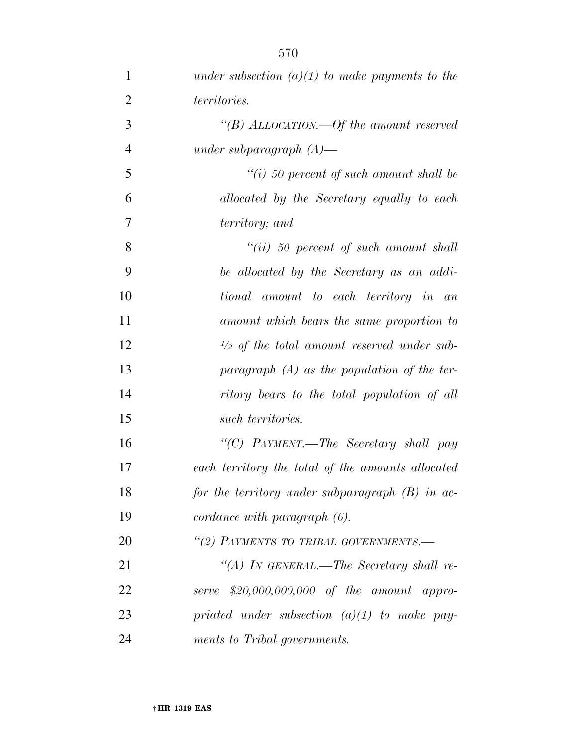*under subsection (a)(1) to make payments to the territories.*

*"(B) ALLOCATION.—Of the amount reserved under subparagraph (A)—*

*"(i) 50 percent of such amount shall be allocated by the Secretary equally to each territory; and*

*"(ii) 50 percent of such amount shall be allocated by the Secretary as an additional amount to each territory in an amount which bears the same proportion to 1/2 of the total amount reserved under subparagraph (A) as the population of the territory bears to the total population of all such territories.*

*"(C) PAYMENT.—The Secretary shall pay each territory the total of the amounts allocated for the territory under subparagraph (B) in accordance with paragraph (6).*

*"(2) PAYMENTS TO TRIBAL GOVERNMENTS.—*

*"(A) IN GENERAL.—The Secretary shall reserve $20,000,000,000 of the amount appropriated under subsection (a)(1) to make payments to Tribal governments.*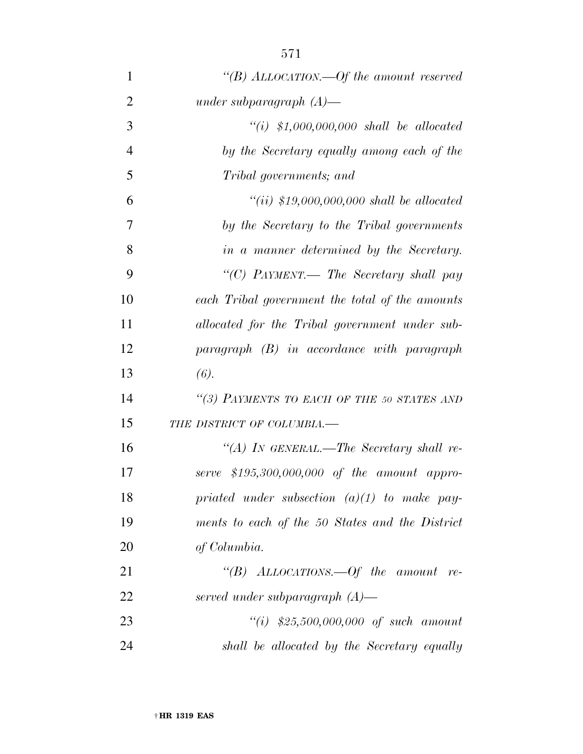*"(B) ALLOCATION.—Of the amount reserved under subparagraph (A)—*

*"(i) $1,000,000,000 shall be allocated by the Secretary equally among each of the Tribal governments; and*

*"(ii) $19,000,000,000 shall be allocated by the Secretary to the Tribal governments in a manner determined by the Secretary.*

*"(C) PAYMENT.— The Secretary shall pay each Tribal government the total of the amounts allocated for the Tribal government under subparagraph (B) in accordance with paragraph (6).*

*"(3) PAYMENTS TO EACH OF THE 50 STATES AND THE DISTRICT OF COLUMBIA.—*

*"(A) IN GENERAL.—The Secretary shall reserve $195,300,000,000 of the amount appropriated under subsection (a)(1) to make payments to each of the 50 States and the District of Columbia.*

*"(B) ALLOCATIONS.—Of the amount reserved under subparagraph (A)—*

*"(i) $25,500,000,000 of such amount shall be allocated by the Secretary equally*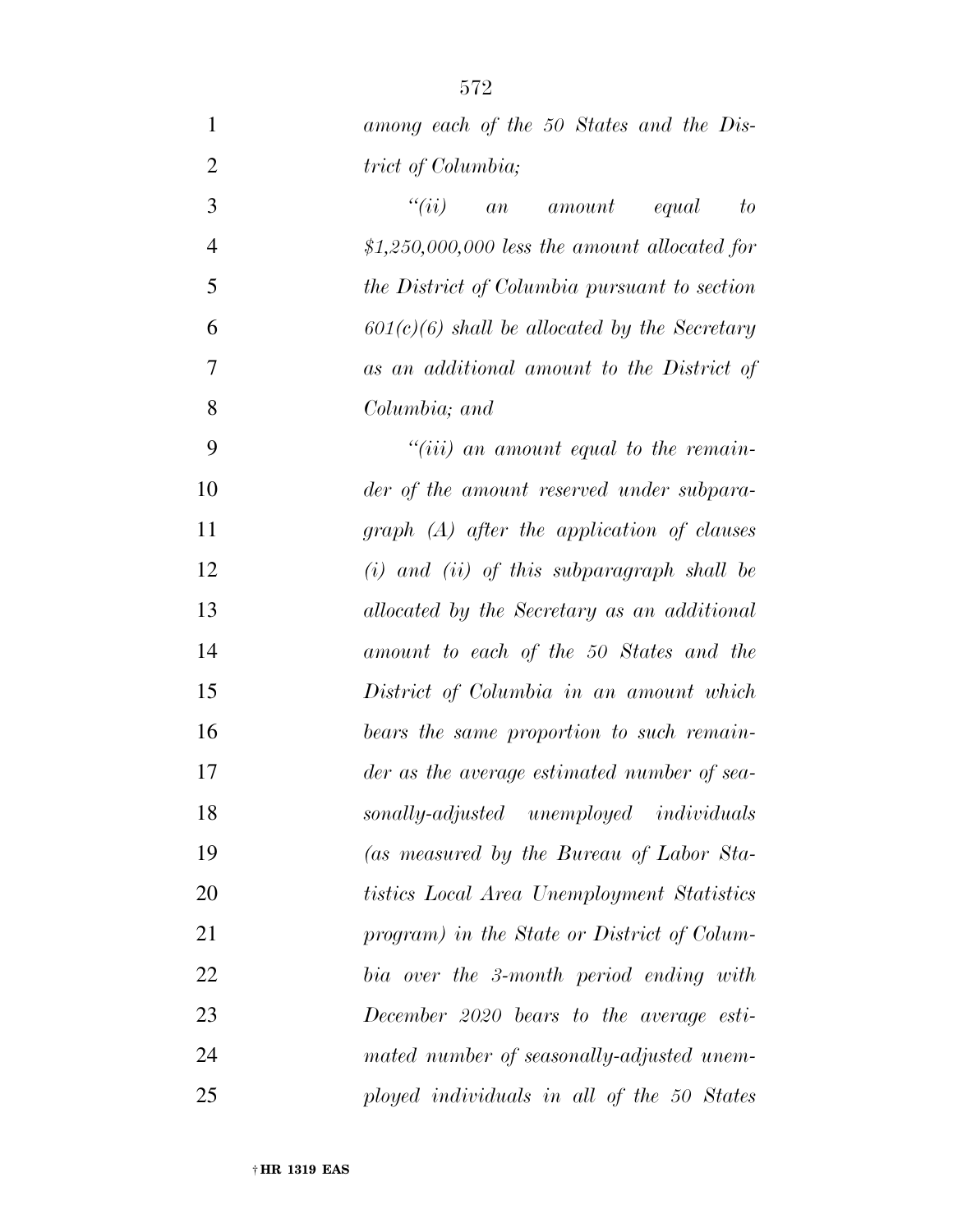*among each of the 50 States and the District of Columbia;*

*"(ii) an amount equal to $1,250,000,000 less the amount allocated for the District of Columbia pursuant to section 601(c)(6) shall be allocated by the Secretary as an additional amount to the District of Columbia; and*

*"(iii) an amount equal to the remainder of the amount reserved under subparagraph (A) after the application of clauses (i) and (ii) of this subparagraph shall be allocated by the Secretary as an additional amount to each of the 50 States and the District of Columbia in an amount which bears the same proportion to such remainder as the average estimated number of seasonally-adjusted unemployed individuals (as measured by the Bureau of Labor Statistics Local Area Unemployment Statistics program) in the State or District of Columbia over the 3-month period ending with December 2020 bears to the average estimated number of seasonally-adjusted unemployed individuals in all of the 50 States*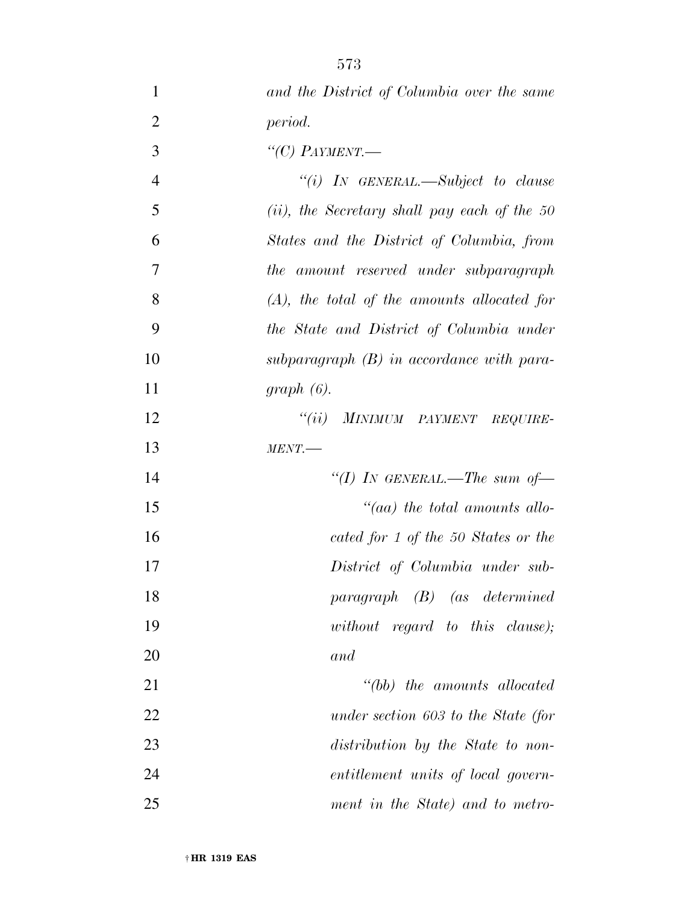*and the District of Columbia over the same period.*

*“(C) PAYMENT.—*

*“(i) IN GENERAL.—Subject to clause (ii), the Secretary shall pay each of the 50 States and the District of Columbia, from the amount reserved under subparagraph (A), the total of the amounts allocated for the State and District of Columbia under subparagraph (B) in accordance with paragraph (6).*

*“(ii) MINIMUM PAYMENT REQUIREMENT.—*

*“(I) IN GENERAL.—The sum of—*

*“(aa) the total amounts allocated for 1 of the 50 States or the District of Columbia under subparagraph (B) (as determined without regard to this clause); and*

*“(bb) the amounts allocated under section 603 to the State (for distribution by the State to nonentitlement units of local government in the State) and to metro-*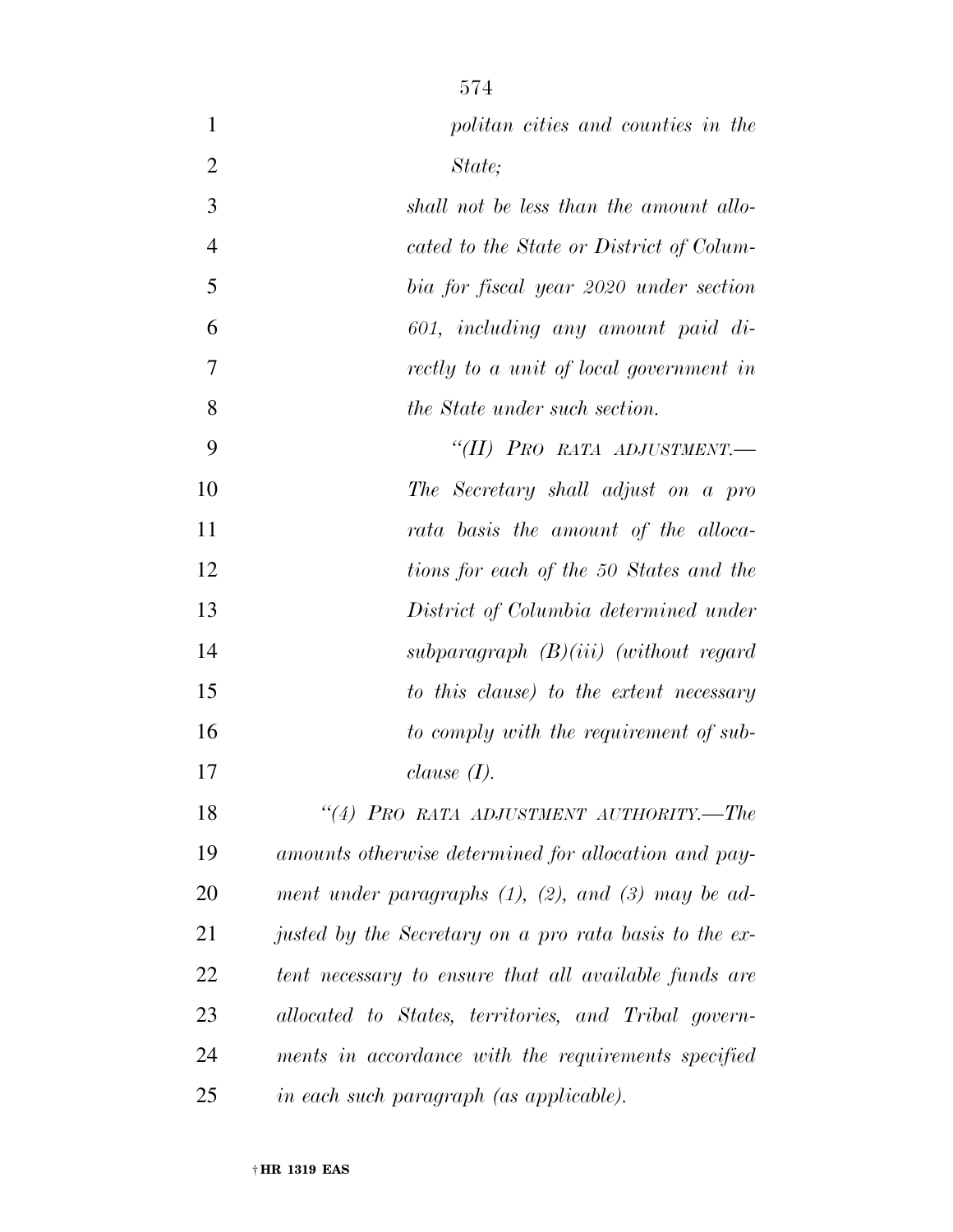*politan cities and counties in the State;*

*shall not be less than the amount allocated to the State or District of Columbia for fiscal year 2020 under section 601, including any amount paid directly to a unit of local government in the State under such section.*

*"(II) PRO RATA ADJUSTMENT.—The Secretary shall adjust on a pro rata basis the amount of the allocations for each of the 50 States and the District of Columbia determined under subparagraph (B)(iii) (without regard to this clause) to the extent necessary to comply with the requirement of subclause (I).*

*"(4) PRO RATA ADJUSTMENT AUTHORITY.—The amounts otherwise determined for allocation and payment under paragraphs (1), (2), and (3) may be adjusted by the Secretary on a pro rata basis to the extent necessary to ensure that all available funds are allocated to States, territories, and Tribal governments in accordance with the requirements specified in each such paragraph (as applicable).*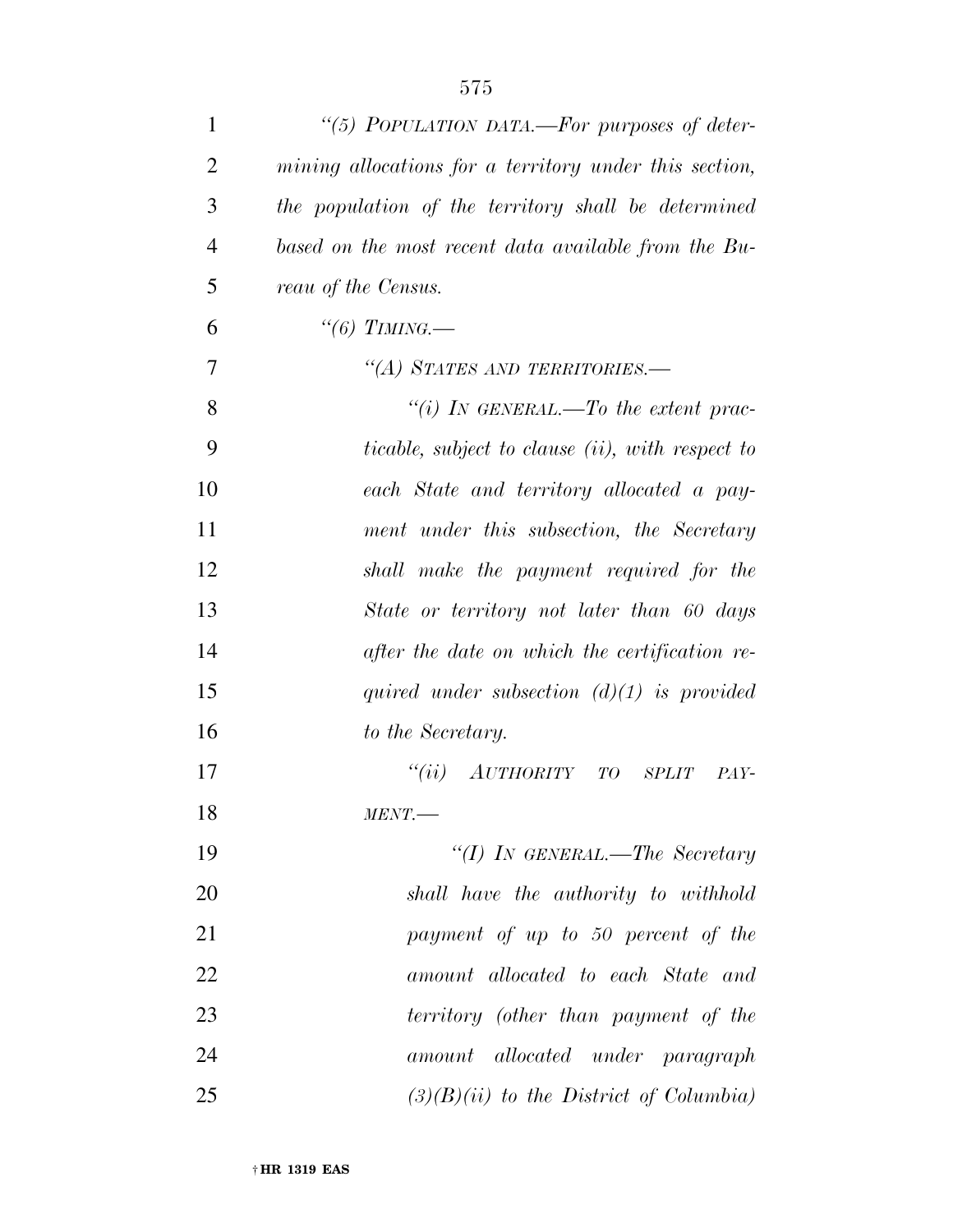*"(5) POPULATION DATA.—For purposes of determining allocations for a territory under this section, the population of the territory shall be determined based on the most recent data available from the Bureau of the Census.*

*"(6) TIMING.—*

*"(A) STATES AND TERRITORIES.—*

*"(i) IN GENERAL.—To the extent practicable, subject to clause (ii), with respect to each State and territory allocated a payment under this subsection, the Secretary shall make the payment required for the State or territory not later than 60 days after the date on which the certification required under subsection (d)(1) is provided to the Secretary.*

*"(ii) AUTHORITY TO SPLIT PAYMENT.—*

*"(I) IN GENERAL.—The Secretary shall have the authority to withhold payment of up to 50 percent of the amount allocated to each State and territory (other than payment of the amount allocated under paragraph (3)(B)(ii) to the District of Columbia)*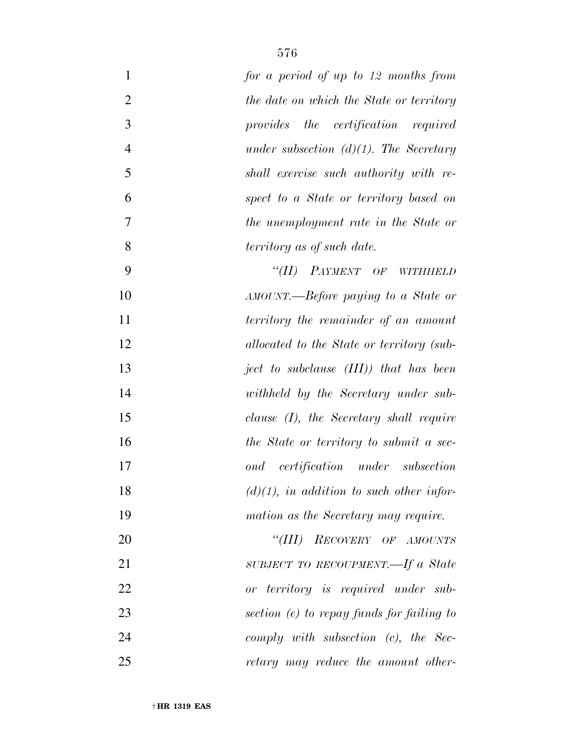*for a period of up to 12 months from the date on which the State or territory provides the certification required under subsection (d)(1). The Secretary shall exercise such authority with respect to a State or territory based on the unemployment rate in the State or territory as of such date.*

*"(II) PAYMENT OF WITHHELD AMOUNT.—Before paying to a State or territory the remainder of an amount allocated to the State or territory (subject to subclause (III)) that has been withheld by the Secretary under subclause (I), the Secretary shall require the State or territory to submit a second certification under subsection (d)(1), in addition to such other information as the Secretary may require.*

*"(III) RECOVERY OF AMOUNTS SUBJECT TO RECOUPMENT.—If a State or territory is required under subsection (e) to repay funds for failing to comply with subsection (c), the Secretary may reduce the amount other-*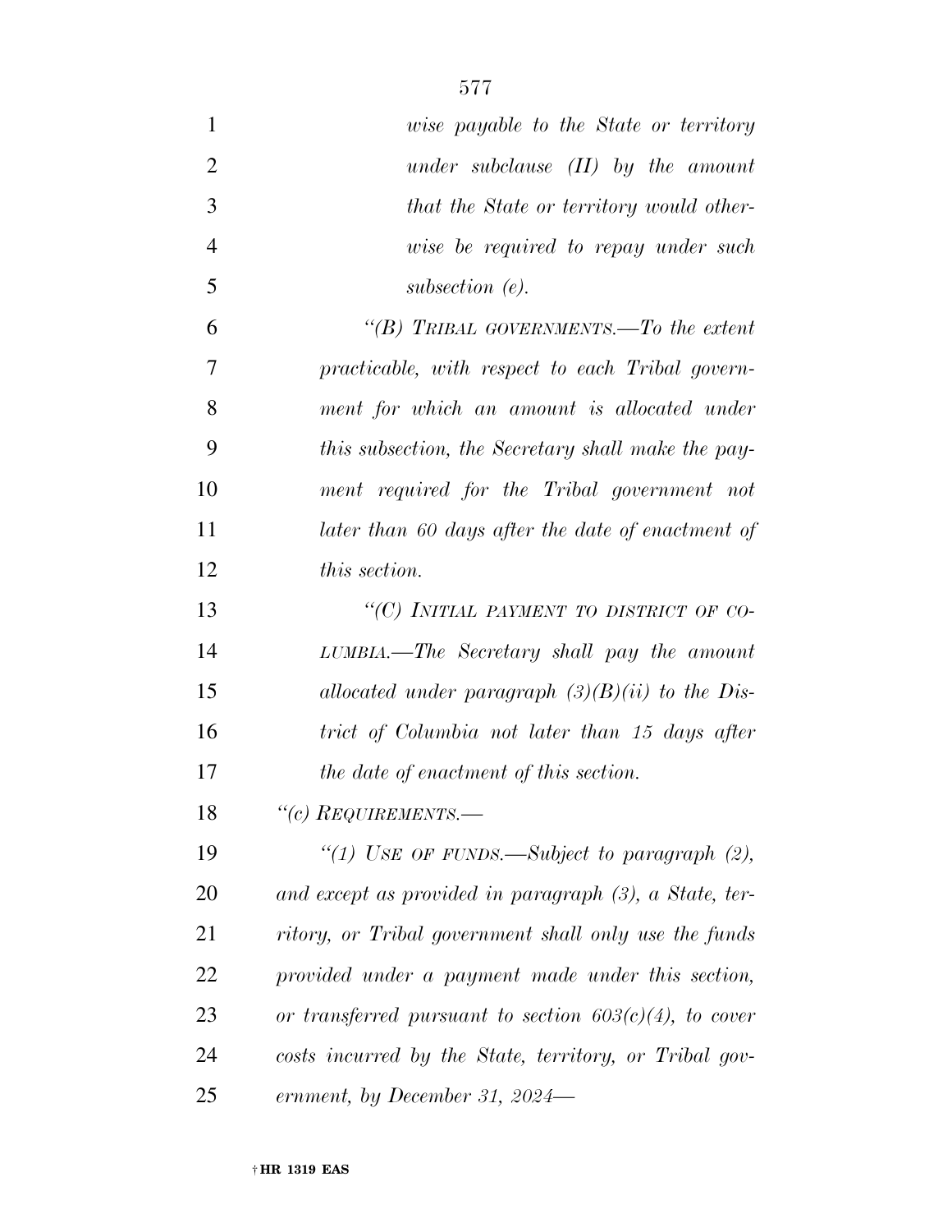*wise payable to the State or territory under subclause (II) by the amount that the State or territory would otherwise be required to repay under such subsection (e).*

*"(B) TRIBAL GOVERNMENTS.—To the extent practicable, with respect to each Tribal government for which an amount is allocated under this subsection, the Secretary shall make the payment required for the Tribal government not later than 60 days after the date of enactment of this section.*

*"(C) INITIAL PAYMENT TO DISTRICT OF COLUMBIA.—The Secretary shall pay the amount allocated under paragraph (3)(B)(ii) to the District of Columbia not later than 15 days after the date of enactment of this section.*

*"(c) REQUIREMENTS.—*

*"(1) USE OF FUNDS.—Subject to paragraph (2), and except as provided in paragraph (3), a State, territory, or Tribal government shall only use the funds provided under a payment made under this section, or transferred pursuant to section 603(c)(4), to cover costs incurred by the State, territory, or Tribal government, by December 31, 2024—*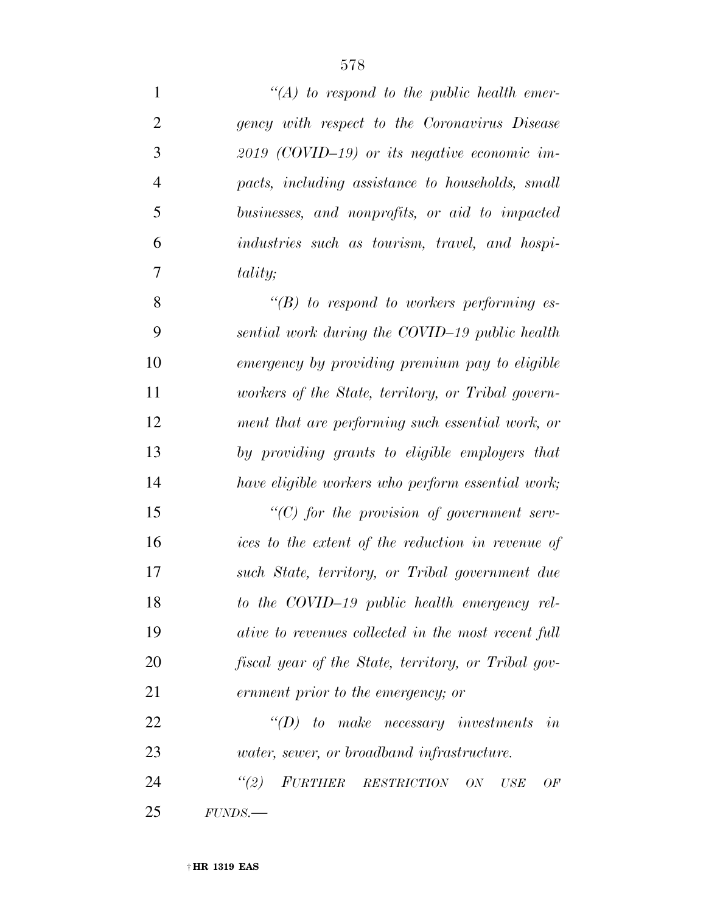*''(A) to respond to the public health emergency with respect to the Coronavirus Disease 2019 (COVID–19) or its negative economic impacts, including assistance to households, small businesses, and nonprofits, or aid to impacted industries such as tourism, travel, and hospitality;*

*''(B) to respond to workers performing essential work during the COVID–19 public health emergency by providing premium pay to eligible workers of the State, territory, or Tribal government that are performing such essential work, or by providing grants to eligible employers that have eligible workers who perform essential work;*

*''(C) for the provision of government services to the extent of the reduction in revenue of such State, territory, or Tribal government due to the COVID–19 public health emergency relative to revenues collected in the most recent full fiscal year of the State, territory, or Tribal government prior to the emergency; or*

*''(D) to make necessary investments in water, sewer, or broadband infrastructure.*

*''(2) FURTHER RESTRICTION ON USE OF FUNDS.—*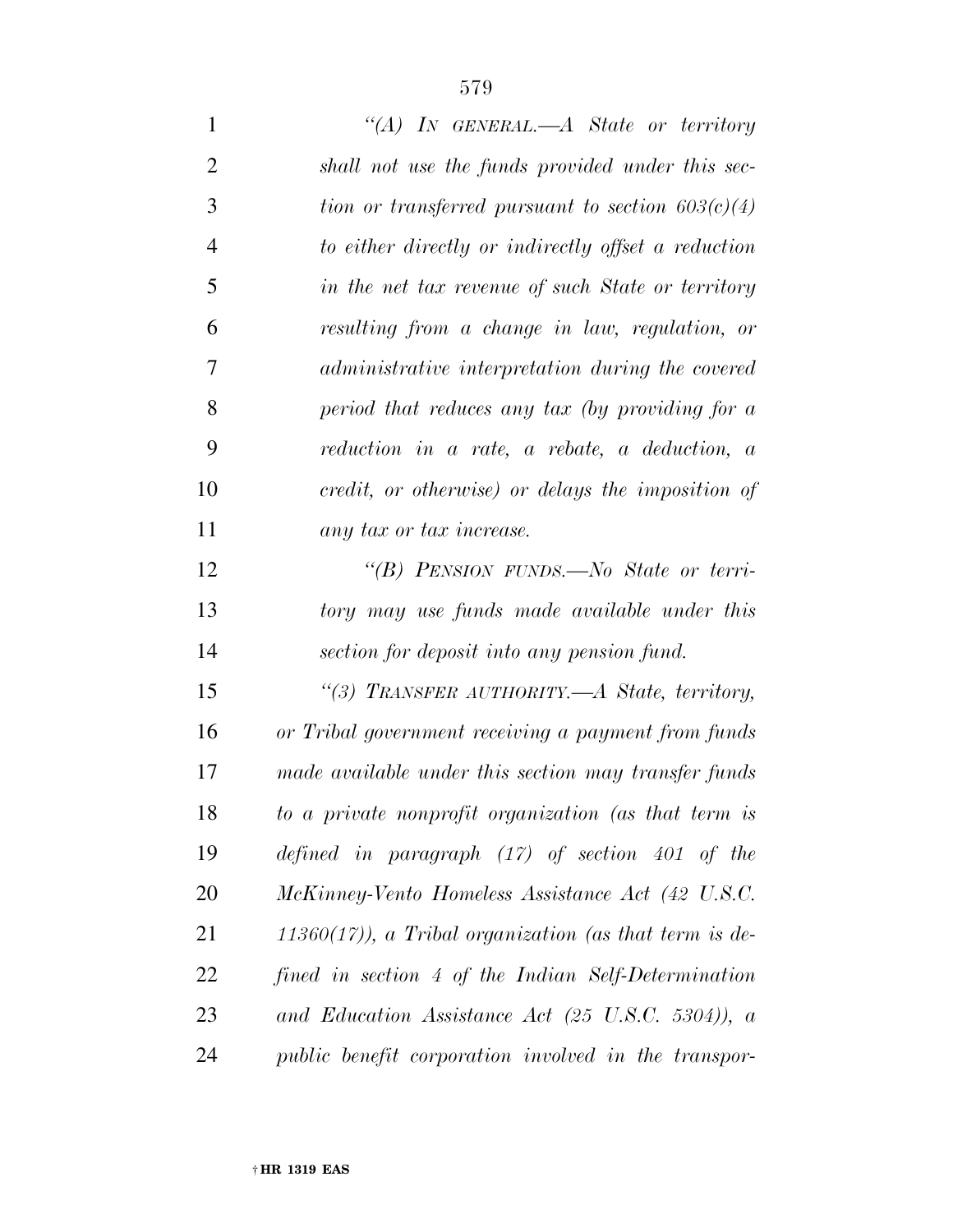*"(A) IN GENERAL.—A State or territory shall not use the funds provided under this section or transferred pursuant to section 603(c)(4) to either directly or indirectly offset a reduction in the net tax revenue of such State or territory resulting from a change in law, regulation, or administrative interpretation during the covered period that reduces any tax (by providing for a reduction in a rate, a rebate, a deduction, a credit, or otherwise) or delays the imposition of any tax or tax increase.*

*"(B) PENSION FUNDS.—No State or territory may use funds made available under this section for deposit into any pension fund.*

*"(3) TRANSFER AUTHORITY.—A State, territory, or Tribal government receiving a payment from funds made available under this section may transfer funds to a private nonprofit organization (as that term is defined in paragraph (17) of section 401 of the McKinney-Vento Homeless Assistance Act (42 U.S.C. 11360(17)), a Tribal organization (as that term is defined in section 4 of the Indian Self-Determination and Education Assistance Act (25 U.S.C. 5304)), a public benefit corporation involved in the transpor-*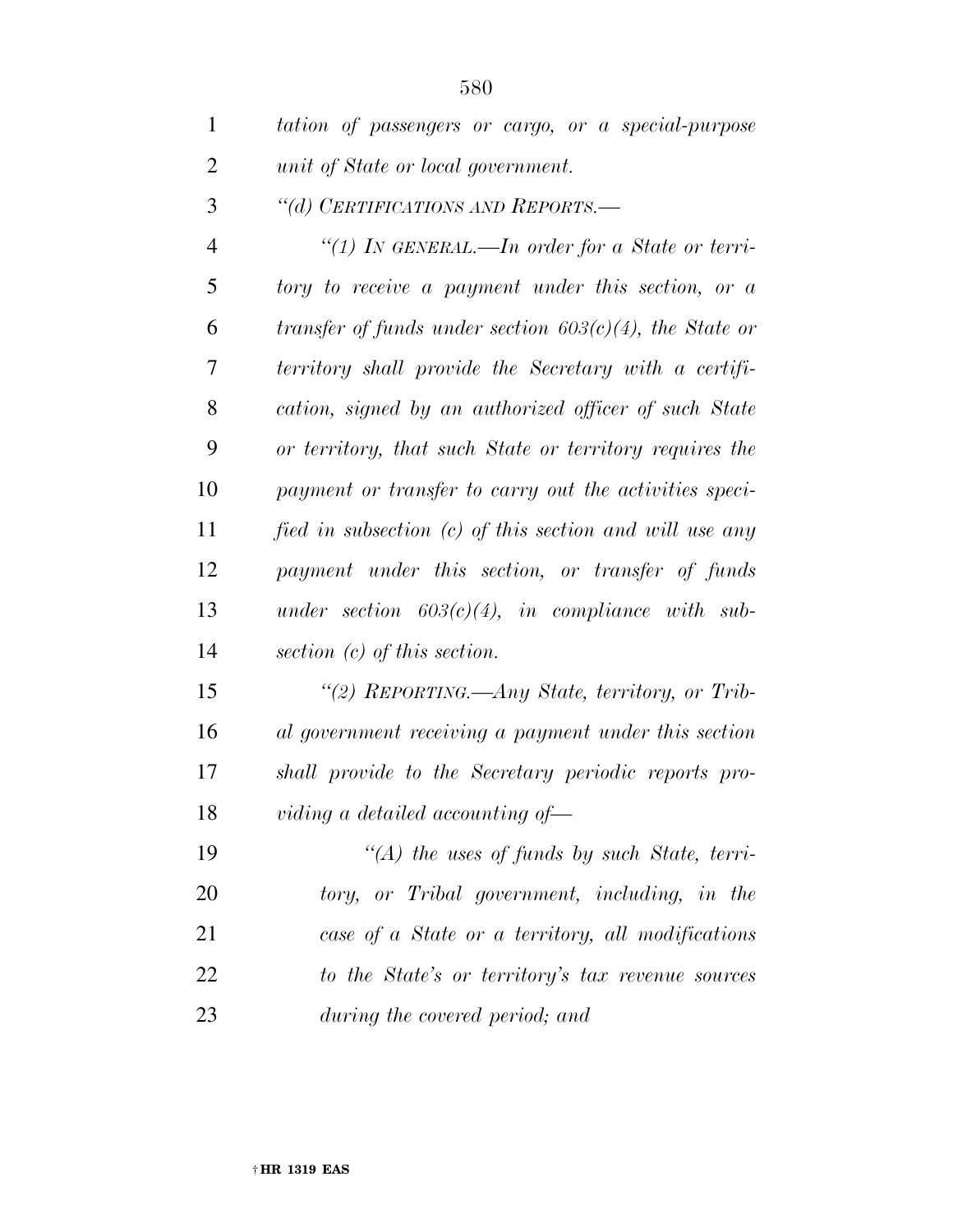*tation of passengers or cargo, or a special-purpose unit of State or local government.*

*"(d) CERTIFICATIONS AND REPORTS.—*

*"(1) IN GENERAL.—In order for a State or territory to receive a payment under this section, or a transfer of funds under section 603(c)(4), the State or territory shall provide the Secretary with a certification, signed by an authorized officer of such State or territory, that such State or territory requires the payment or transfer to carry out the activities specified in subsection (c) of this section and will use any payment under this section, or transfer of funds under section 603(c)(4), in compliance with subsection (c) of this section.*

*"(2) REPORTING.—Any State, territory, or Tribal government receiving a payment under this section shall provide to the Secretary periodic reports providing a detailed accounting of—*

*"(A) the uses of funds by such State, territory, or Tribal government, including, in the case of a State or a territory, all modifications to the State's or territory's tax revenue sources during the covered period; and*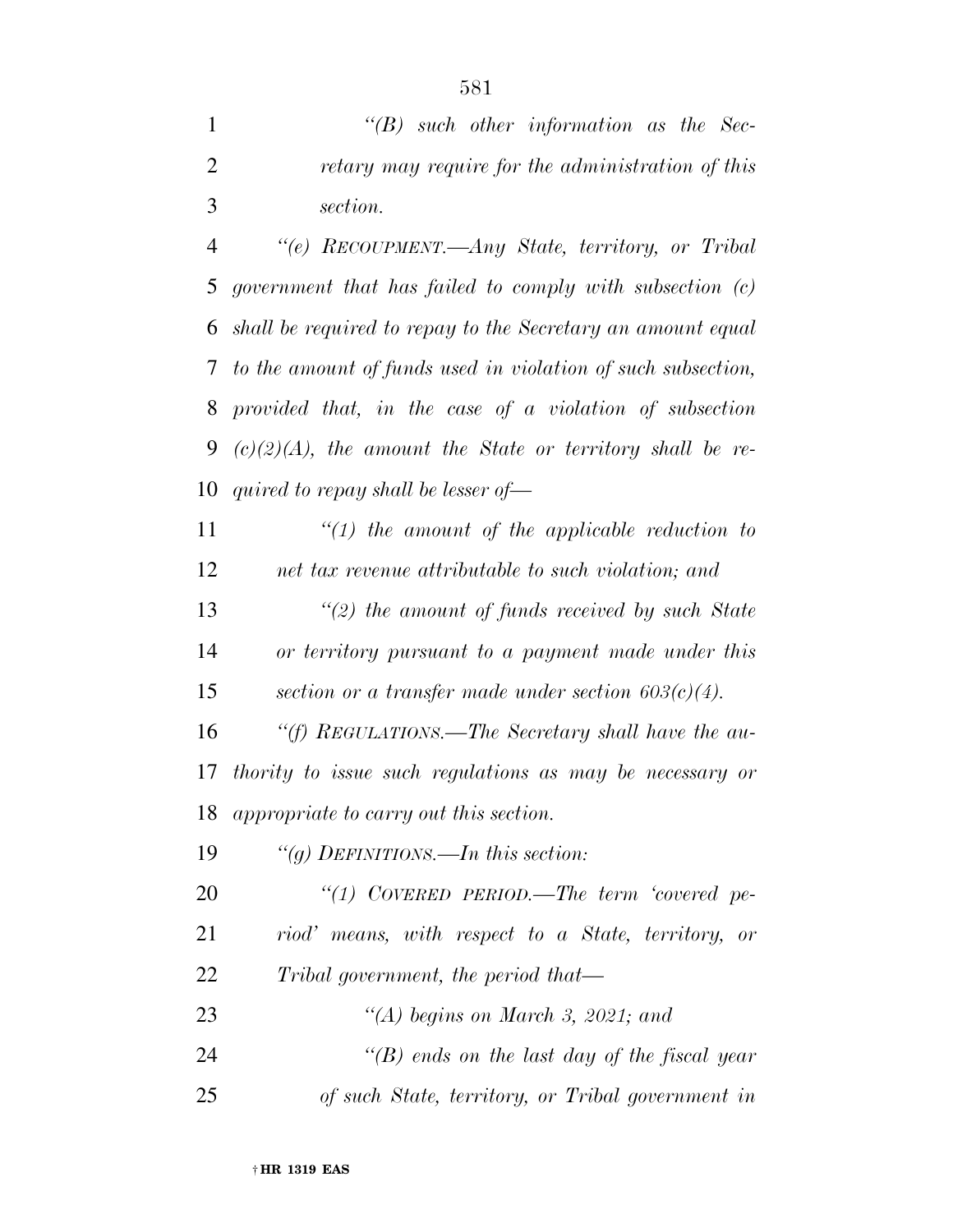*"(B) such other information as the Secretary may require for the administration of this section.*

*"(e) RECOUPMENT.—Any State, territory, or Tribal government that has failed to comply with subsection (c) shall be required to repay to the Secretary an amount equal to the amount of funds used in violation of such subsection, provided that, in the case of a violation of subsection (c)(2)(A), the amount the State or territory shall be required to repay shall be lesser of—*

*"(1) the amount of the applicable reduction to net tax revenue attributable to such violation; and*

*"(2) the amount of funds received by such State or territory pursuant to a payment made under this section or a transfer made under section 603(c)(4).*

*"(f) REGULATIONS.—The Secretary shall have the authority to issue such regulations as may be necessary or appropriate to carry out this section.*

*"(g) DEFINITIONS.—In this section:*

*"(1) COVERED PERIOD.—The term 'covered period' means, with respect to a State, territory, or Tribal government, the period that—*

*"(A) begins on March 3, 2021; and*

*"(B) ends on the last day of the fiscal year of such State, territory, or Tribal government in*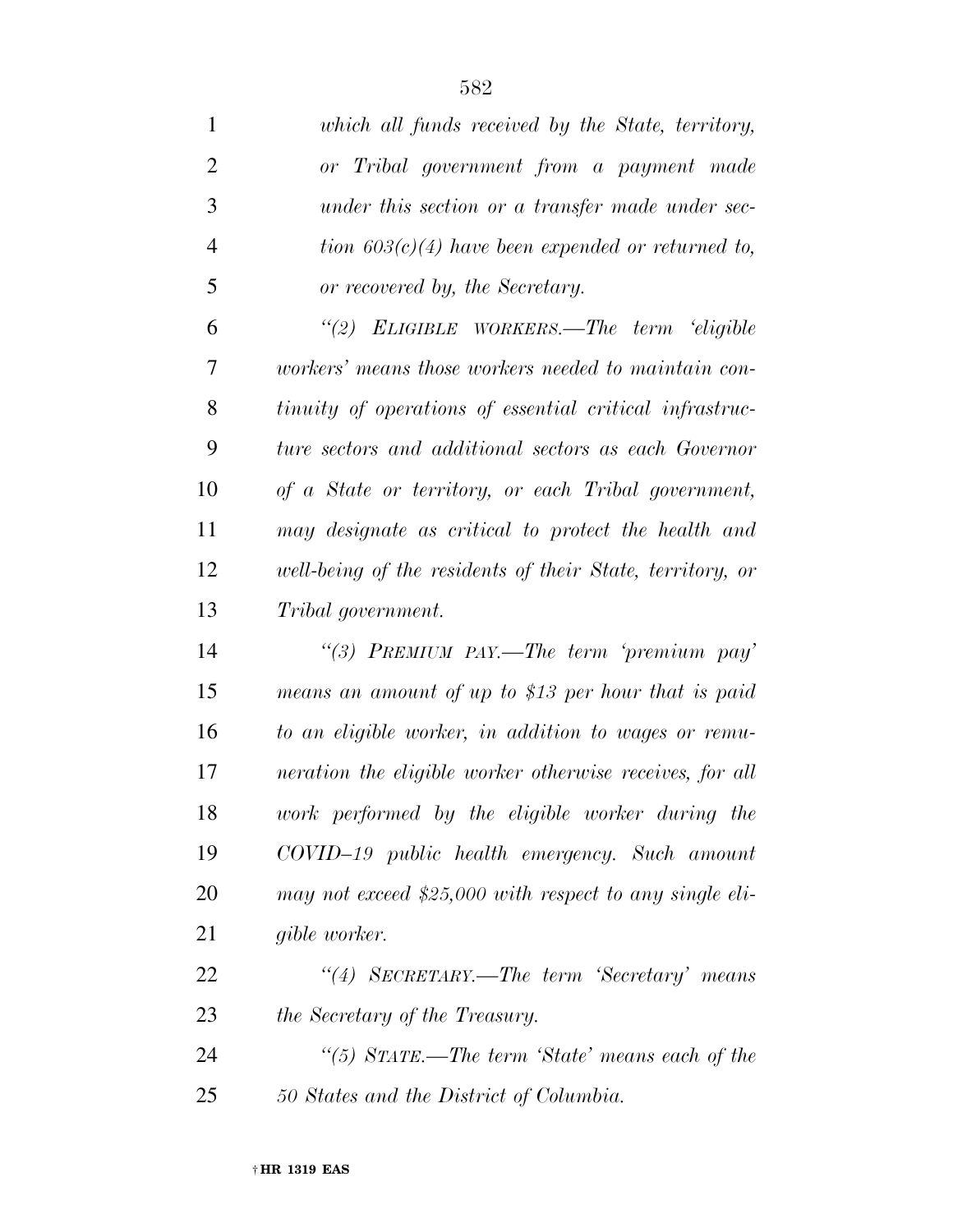*which all funds received by the State, territory, or Tribal government from a payment made under this section or a transfer made under section 603(c)(4) have been expended or returned to, or recovered by, the Secretary.*

*''(2) ELIGIBLE WORKERS.—The term 'eligible workers' means those workers needed to maintain continuity of operations of essential critical infrastructure sectors and additional sectors as each Governor of a State or territory, or each Tribal government, may designate as critical to protect the health and well-being of the residents of their State, territory, or Tribal government.*

*''(3) PREMIUM PAY.—The term 'premium pay' means an amount of up to $13 per hour that is paid to an eligible worker, in addition to wages or remuneration the eligible worker otherwise receives, for all work performed by the eligible worker during the COVID–19 public health emergency. Such amount may not exceed $25,000 with respect to any single eligible worker.*

*''(4) SECRETARY.—The term 'Secretary' means the Secretary of the Treasury.*

*''(5) STATE.—The term 'State' means each of the 50 States and the District of Columbia.*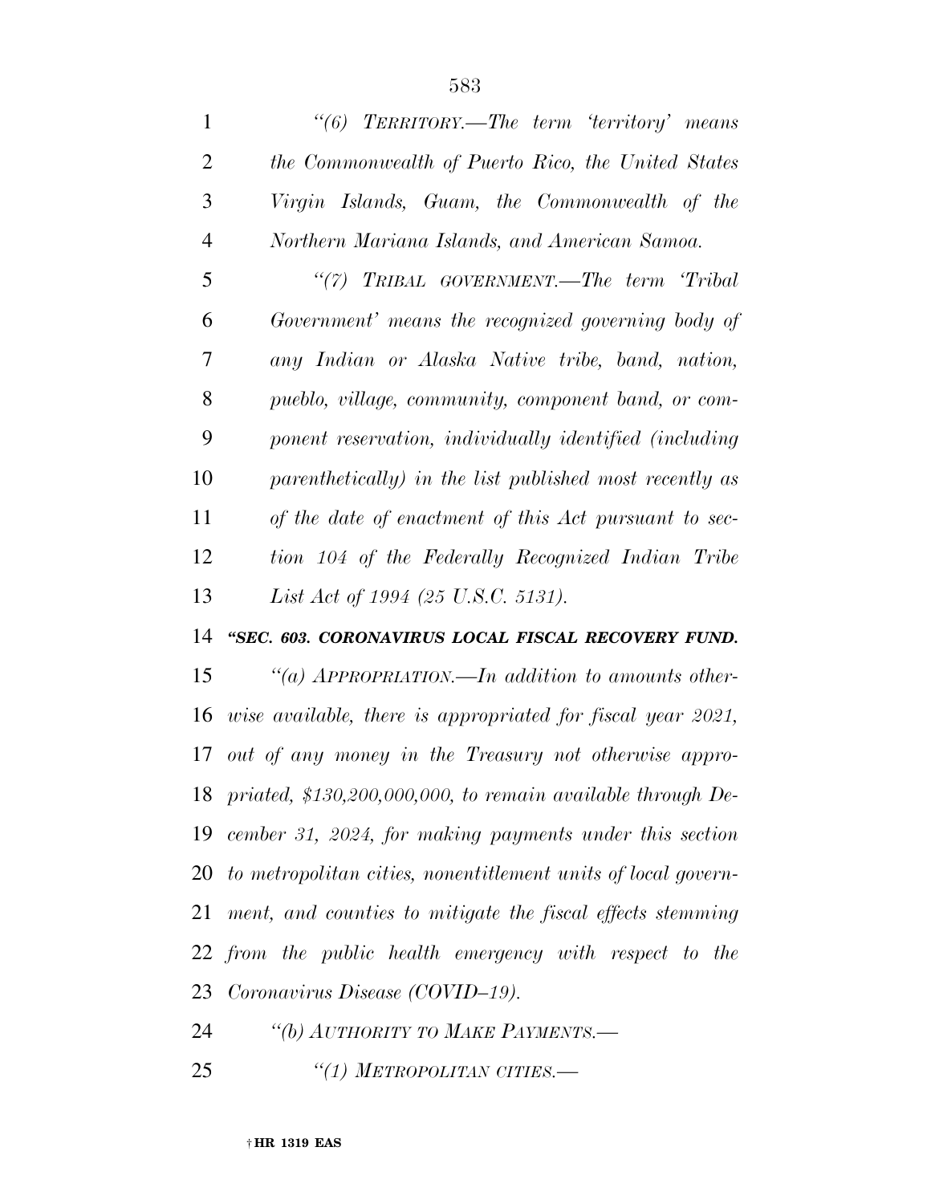*"(6) TERRITORY.—The term 'territory' means the Commonwealth of Puerto Rico, the United States Virgin Islands, Guam, the Commonwealth of the Northern Mariana Islands, and American Samoa.*

*"(7) TRIBAL GOVERNMENT.—The term 'Tribal Government' means the recognized governing body of any Indian or Alaska Native tribe, band, nation, pueblo, village, community, component band, or component reservation, individually identified (including parenthetically) in the list published most recently as of the date of enactment of this Act pursuant to section 104 of the Federally Recognized Indian Tribe List Act of 1994 (25 U.S.C. 5131).*

***"SEC. 603. CORONAVIRUS LOCAL FISCAL RECOVERY FUND.***

*"(a) APPROPRIATION.—In addition to amounts otherwise available, there is appropriated for fiscal year 2021, out of any money in the Treasury not otherwise appropriated, $130,200,000,000, to remain available through December 31, 2024, for making payments under this section to metropolitan cities, nonentitlement units of local government, and counties to mitigate the fiscal effects stemming from the public health emergency with respect to the Coronavirus Disease (COVID–19).*

*"(b) AUTHORITY TO MAKE PAYMENTS.—*

*"(1) METROPOLITAN CITIES.—*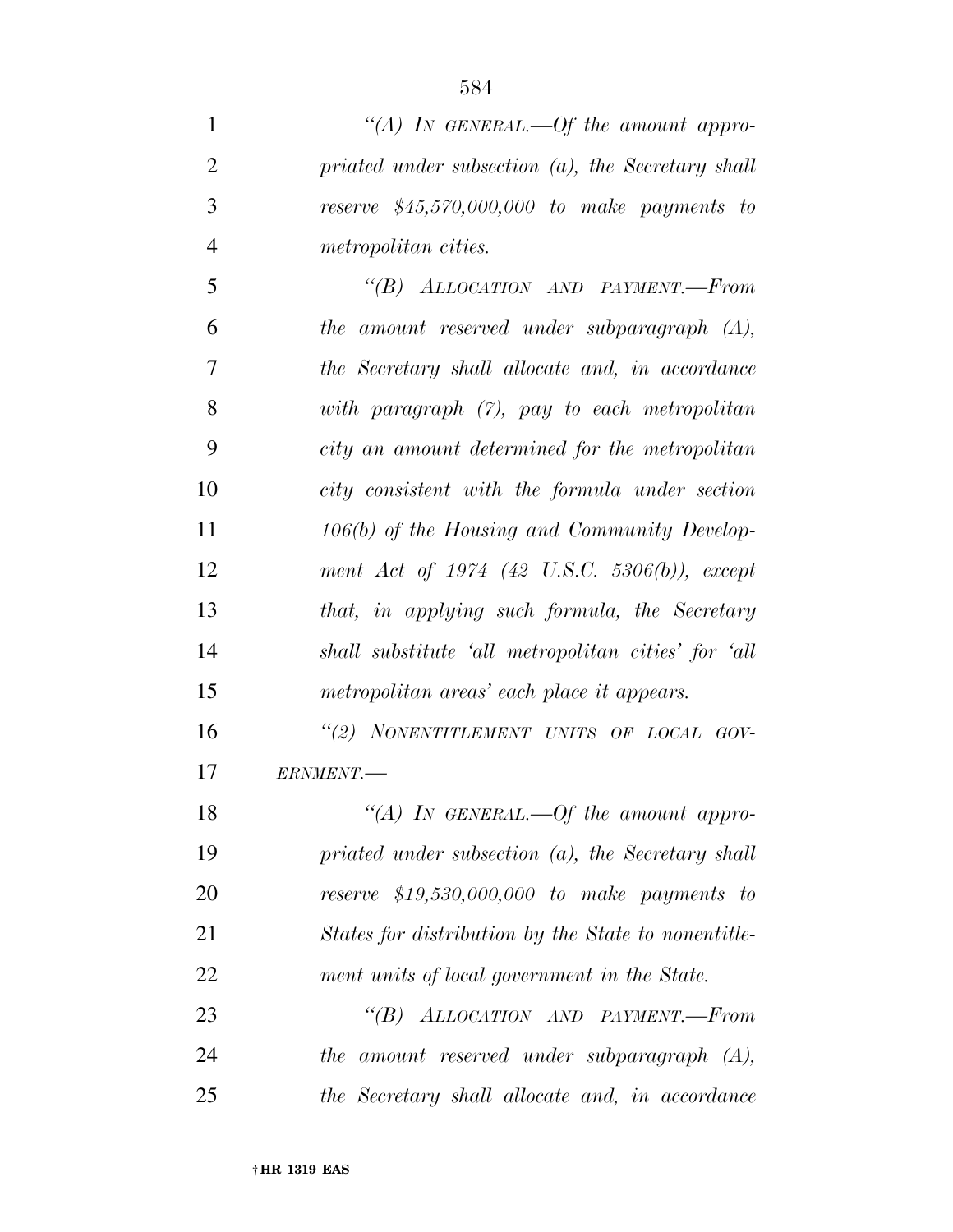*"(A) In general.—Of the amount appropriated under subsection (a), the Secretary shall reserve $45,570,000,000 to make payments to metropolitan cities.*

*"(B) Allocation and payment.—From the amount reserved under subparagraph (A), the Secretary shall allocate and, in accordance with paragraph (7), pay to each metropolitan city an amount determined for the metropolitan city consistent with the formula under section 106(b) of the Housing and Community Development Act of 1974 (42 U.S.C. 5306(b)), except that, in applying such formula, the Secretary shall substitute 'all metropolitan cities' for 'all metropolitan areas' each place it appears.*

*"(2) Nonentitlement units of local government.—*

*"(A) In general.—Of the amount appropriated under subsection (a), the Secretary shall reserve $19,530,000,000 to make payments to States for distribution by the State to nonentitlement units of local government in the State.*

*"(B) Allocation and payment.—From the amount reserved under subparagraph (A), the Secretary shall allocate and, in accordance*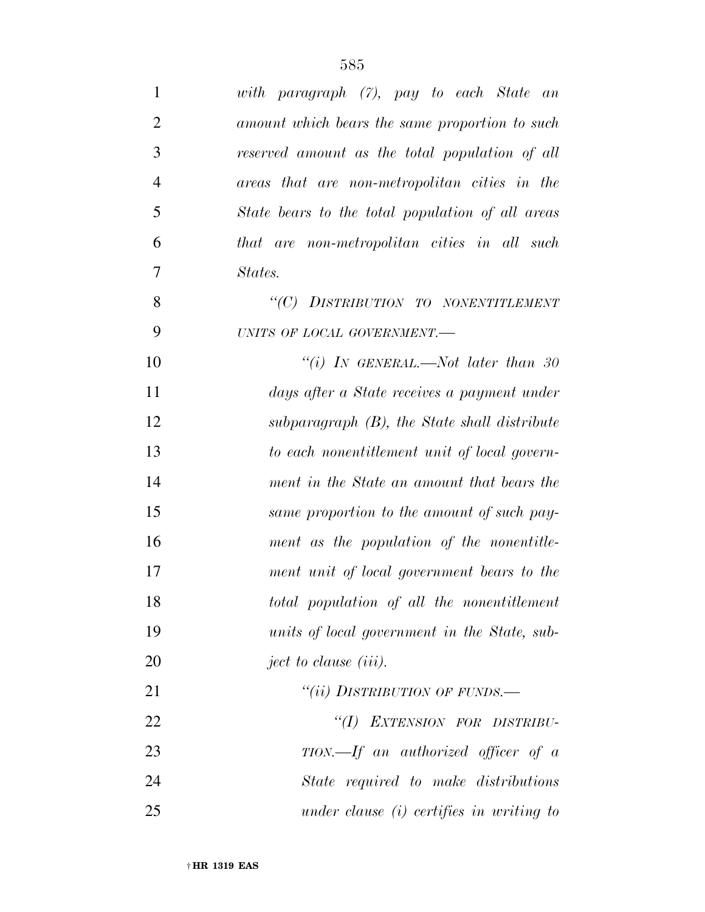*with paragraph (7), pay to each State an amount which bears the same proportion to such reserved amount as the total population of all areas that are non-metropolitan cities in the State bears to the total population of all areas that are non-metropolitan cities in all such States.*

*"(C) DISTRIBUTION TO NONENTITLEMENT UNITS OF LOCAL GOVERNMENT.—*

*"(i) IN GENERAL.—Not later than 30 days after a State receives a payment under subparagraph (B), the State shall distribute to each nonentitlement unit of local government in the State an amount that bears the same proportion to the amount of such payment as the population of the nonentitlement unit of local government bears to the total population of all the nonentitlement units of local government in the State, subject to clause (iii).*

*"(ii) DISTRIBUTION OF FUNDS.—*

*"(I) EXTENSION FOR DISTRIBUTION.—If an authorized officer of a State required to make distributions under clause (i) certifies in writing to*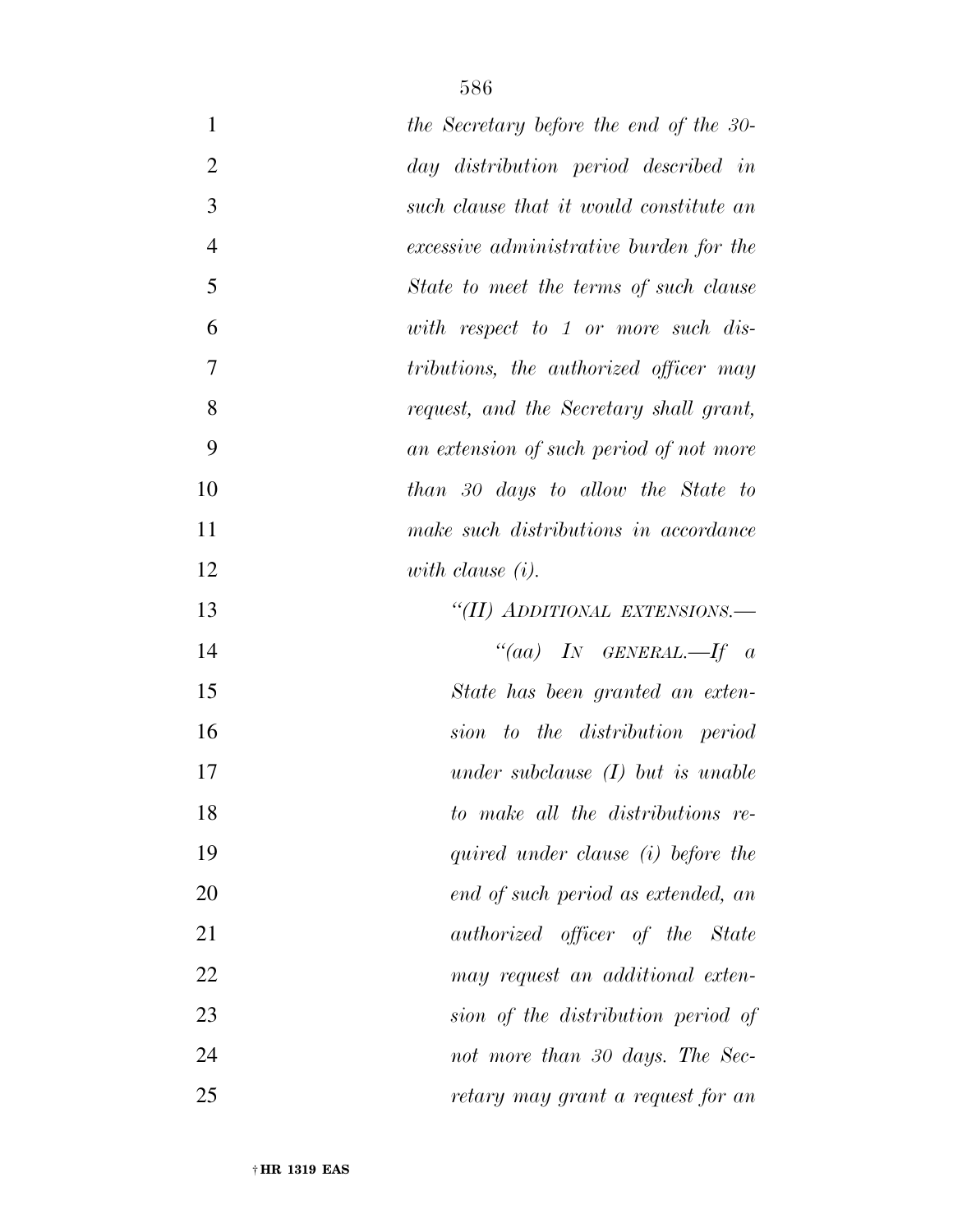*the Secretary before the end of the 30-day distribution period described in such clause that it would constitute an excessive administrative burden for the State to meet the terms of such clause with respect to 1 or more such distributions, the authorized officer may request, and the Secretary shall grant, an extension of such period of not more than 30 days to allow the State to make such distributions in accordance with clause (i).*

*"(II) ADDITIONAL EXTENSIONS.—*

*"(aa) IN GENERAL.—If a State has been granted an extension to the distribution period under subclause (I) but is unable to make all the distributions required under clause (i) before the end of such period as extended, an authorized officer of the State may request an additional extension of the distribution period of not more than 30 days. The Secretary may grant a request for an*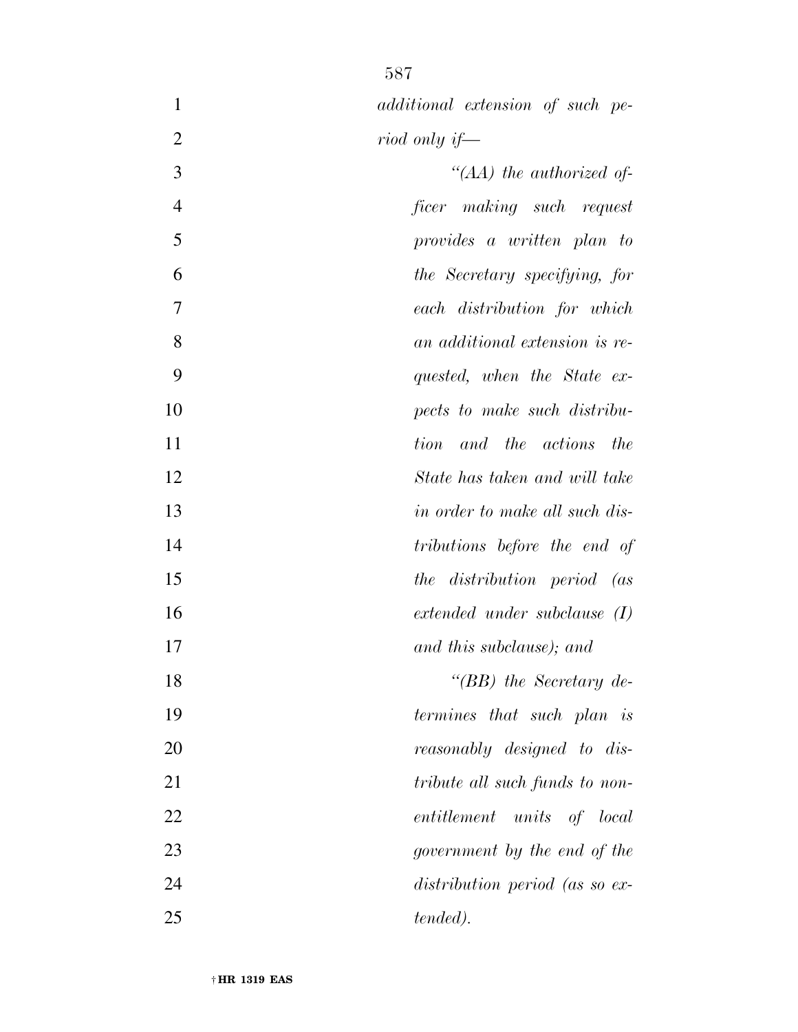*additional extension of such period only if—*

*“(AA) the authorized officer making such request provides a written plan to the Secretary specifying, for each distribution for which an additional extension is requested, when the State expects to make such distribution and the actions the State has taken and will take in order to make all such distributions before the end of the distribution period (as extended under subclause (I) and this subclause); and*

*“(BB) the Secretary determines that such plan is reasonably designed to distribute all such funds to nonentitlement units of local government by the end of the distribution period (as so extended).*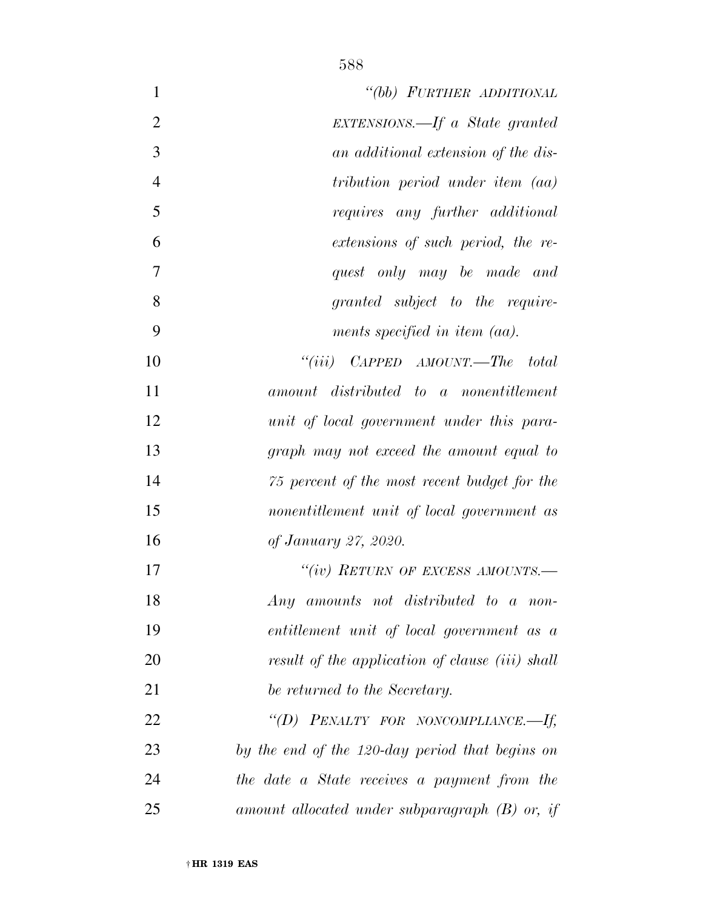*"(bb) FURTHER ADDITIONAL EXTENSIONS.—If a State granted an additional extension of the distribution period under item (aa) requires any further additional extensions of such period, the request only may be made and granted subject to the requirements specified in item (aa).*

*"(iii) CAPPED AMOUNT.—The total amount distributed to a nonentitlement unit of local government under this paragraph may not exceed the amount equal to 75 percent of the most recent budget for the nonentitlement unit of local government as of January 27, 2020.*

*"(iv) RETURN OF EXCESS AMOUNTS.—Any amounts not distributed to a nonentitlement unit of local government as a result of the application of clause (iii) shall be returned to the Secretary.*

*"(D) PENALTY FOR NONCOMPLIANCE.—If, by the end of the 120-day period that begins on the date a State receives a payment from the amount allocated under subparagraph (B) or, if*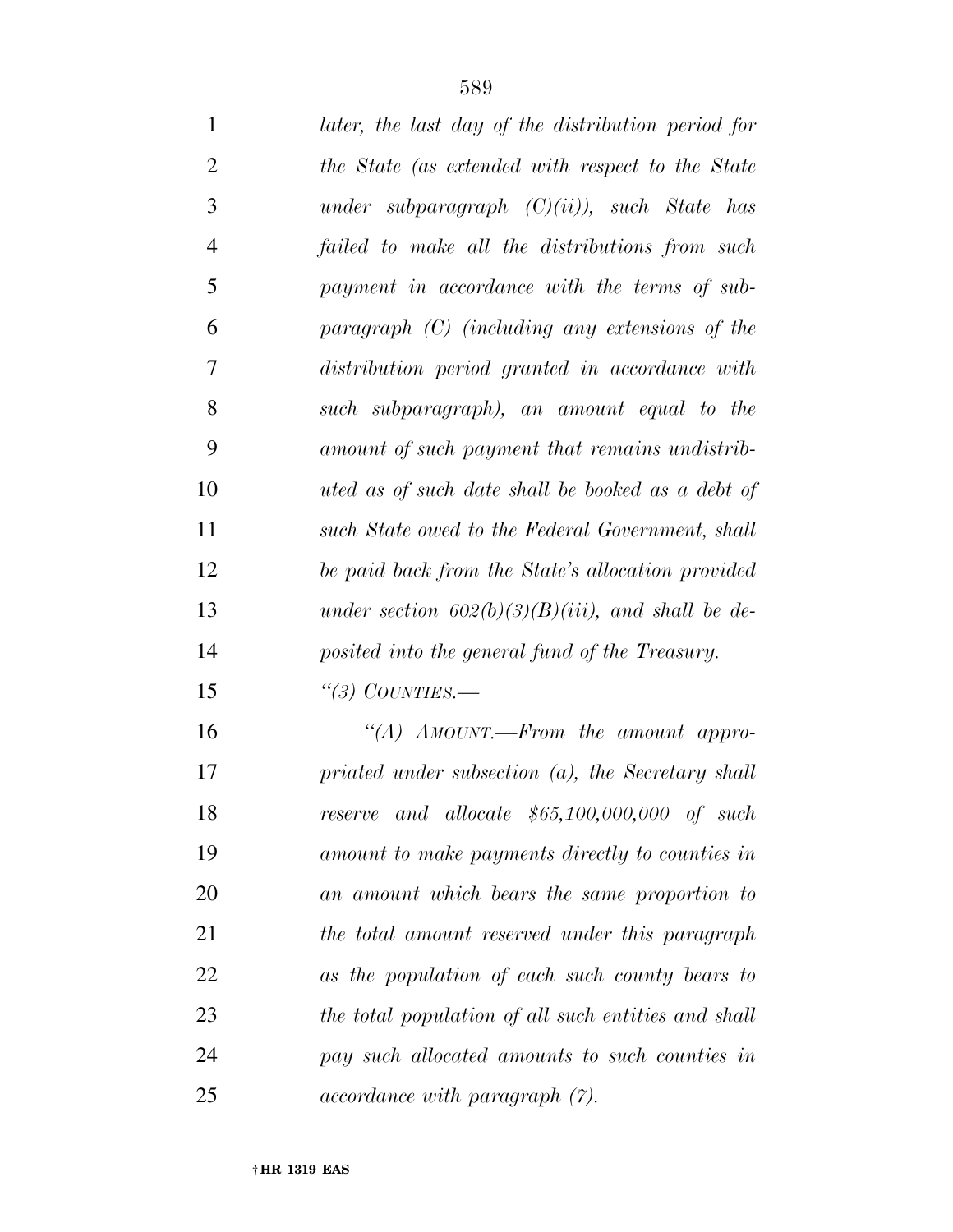*later, the last day of the distribution period for the State (as extended with respect to the State under subparagraph (C)(ii)), such State has failed to make all the distributions from such payment in accordance with the terms of subparagraph (C) (including any extensions of the distribution period granted in accordance with such subparagraph), an amount equal to the amount of such payment that remains undistributed as of such date shall be booked as a debt of such State owed to the Federal Government, shall be paid back from the State's allocation provided under section 602(b)(3)(B)(iii), and shall be deposited into the general fund of the Treasury.*

*"(3) COUNTIES.—*

*"(A) AMOUNT.—From the amount appropriated under subsection (a), the Secretary shall reserve and allocate $65,100,000,000 of such amount to make payments directly to counties in an amount which bears the same proportion to the total amount reserved under this paragraph as the population of each such county bears to the total population of all such entities and shall pay such allocated amounts to such counties in accordance with paragraph (7).*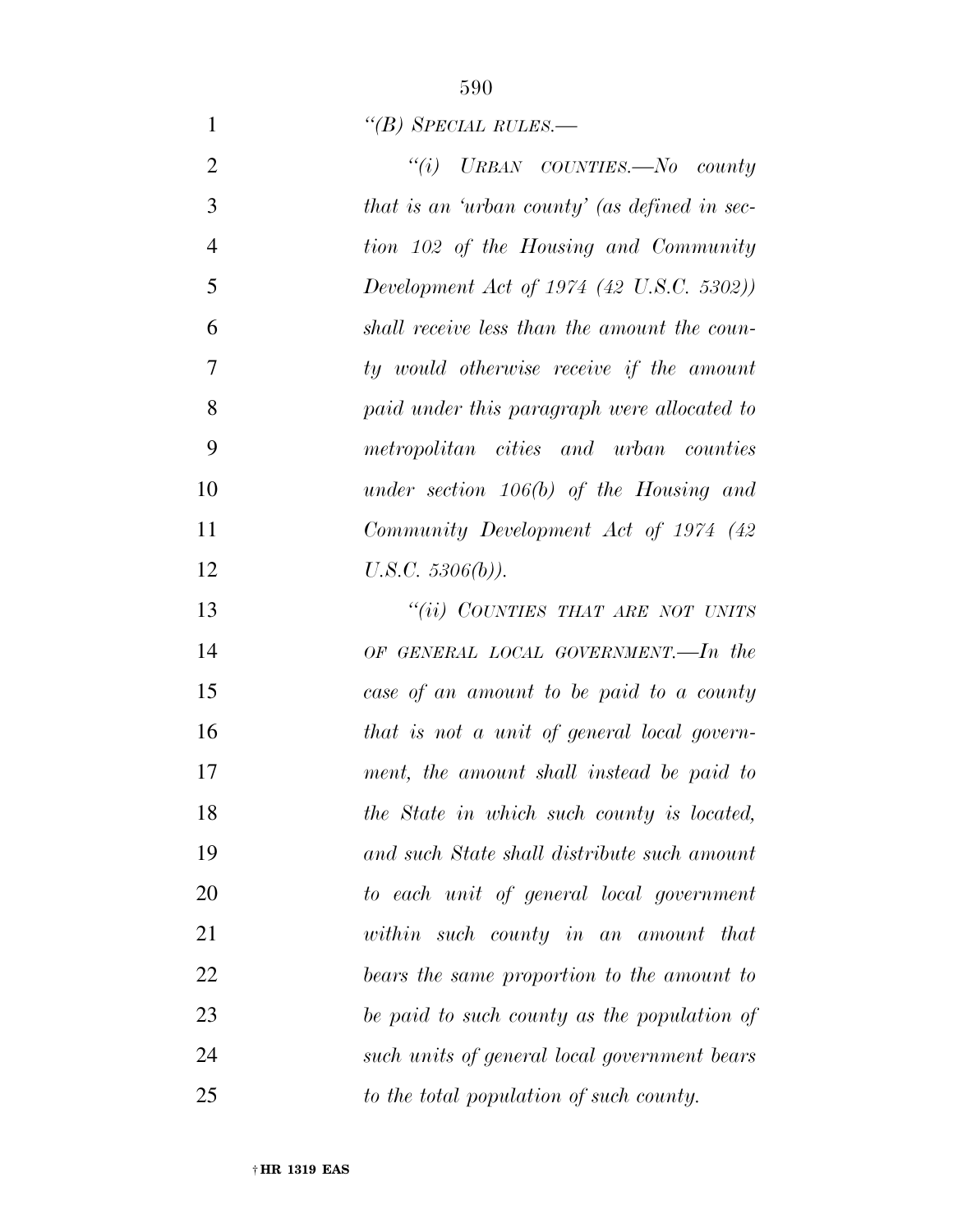*"(B) SPECIAL RULES.—*

*"(i) URBAN COUNTIES.—No county that is an 'urban county' (as defined in section 102 of the Housing and Community Development Act of 1974 (42 U.S.C. 5302)) shall receive less than the amount the county would otherwise receive if the amount paid under this paragraph were allocated to metropolitan cities and urban counties under section 106(b) of the Housing and Community Development Act of 1974 (42 U.S.C. 5306(b)).*

*"(ii) COUNTIES THAT ARE NOT UNITS OF GENERAL LOCAL GOVERNMENT.—In the case of an amount to be paid to a county that is not a unit of general local government, the amount shall instead be paid to the State in which such county is located, and such State shall distribute such amount to each unit of general local government within such county in an amount that bears the same proportion to the amount to be paid to such county as the population of such units of general local government bears to the total population of such county.*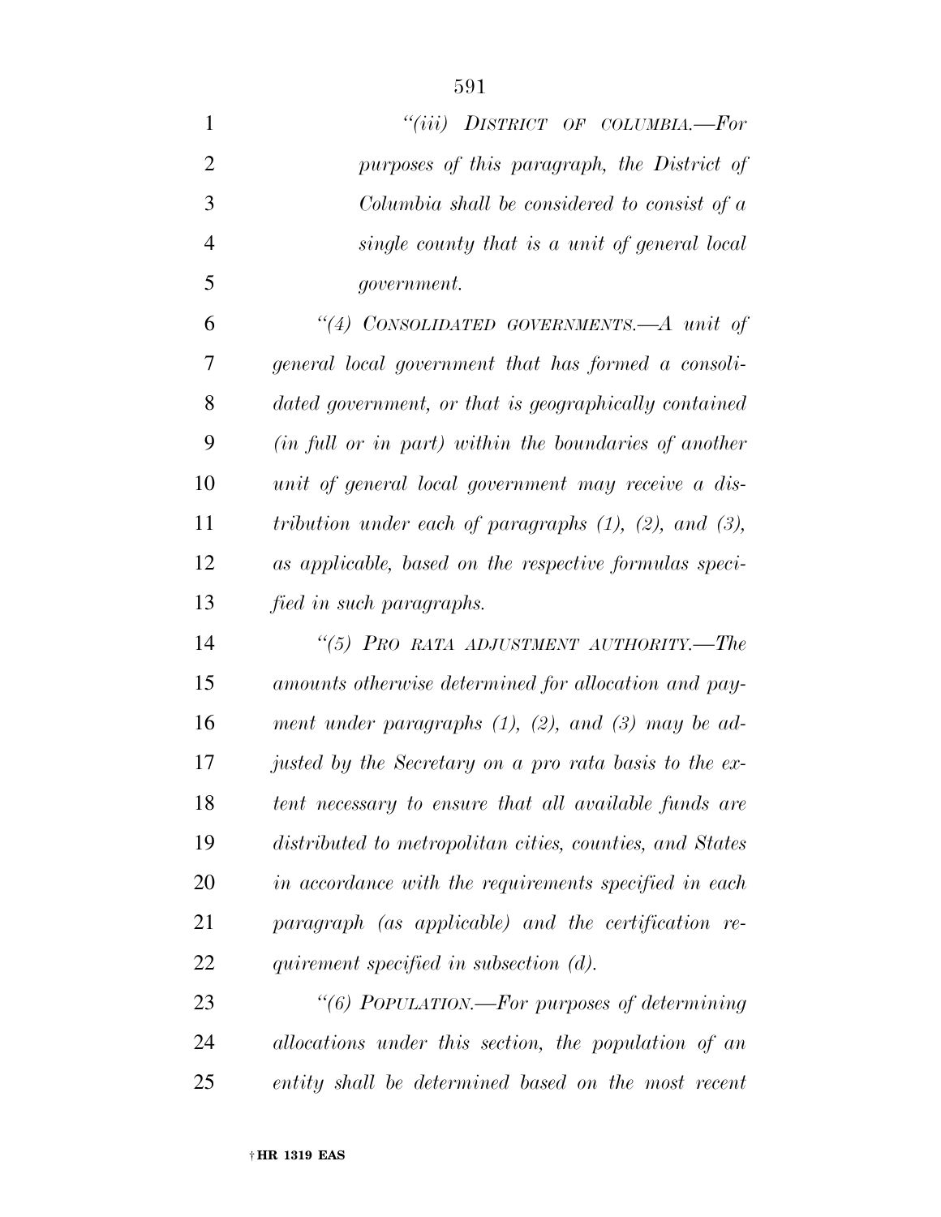*"(iii) DISTRICT OF COLUMBIA.—For purposes of this paragraph, the District of Columbia shall be considered to consist of a single county that is a unit of general local government.*

*"(4) CONSOLIDATED GOVERNMENTS.—A unit of general local government that has formed a consolidated government, or that is geographically contained (in full or in part) within the boundaries of another unit of general local government may receive a distribution under each of paragraphs (1), (2), and (3), as applicable, based on the respective formulas specified in such paragraphs.*

*"(5) PRO RATA ADJUSTMENT AUTHORITY.—The amounts otherwise determined for allocation and payment under paragraphs (1), (2), and (3) may be adjusted by the Secretary on a pro rata basis to the extent necessary to ensure that all available funds are distributed to metropolitan cities, counties, and States in accordance with the requirements specified in each paragraph (as applicable) and the certification requirement specified in subsection (d).*

*"(6) POPULATION.—For purposes of determining allocations under this section, the population of an entity shall be determined based on the most recent*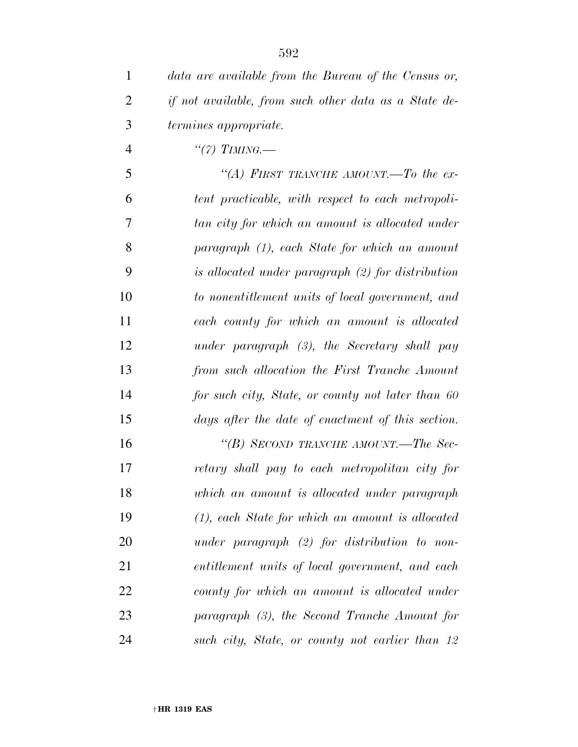*data are available from the Bureau of the Census or, if not available, from such other data as a State determines appropriate.*

*"(7) TIMING.—*

*"(A) FIRST TRANCHE AMOUNT.—To the extent practicable, with respect to each metropolitan city for which an amount is allocated under paragraph (1), each State for which an amount is allocated under paragraph (2) for distribution to nonentitlement units of local government, and each county for which an amount is allocated under paragraph (3), the Secretary shall pay from such allocation the First Tranche Amount for such city, State, or county not later than 60 days after the date of enactment of this section.*

*"(B) SECOND TRANCHE AMOUNT.—The Secretary shall pay to each metropolitan city for which an amount is allocated under paragraph (1), each State for which an amount is allocated under paragraph (2) for distribution to nonentitlement units of local government, and each county for which an amount is allocated under paragraph (3), the Second Tranche Amount for such city, State, or county not earlier than 12*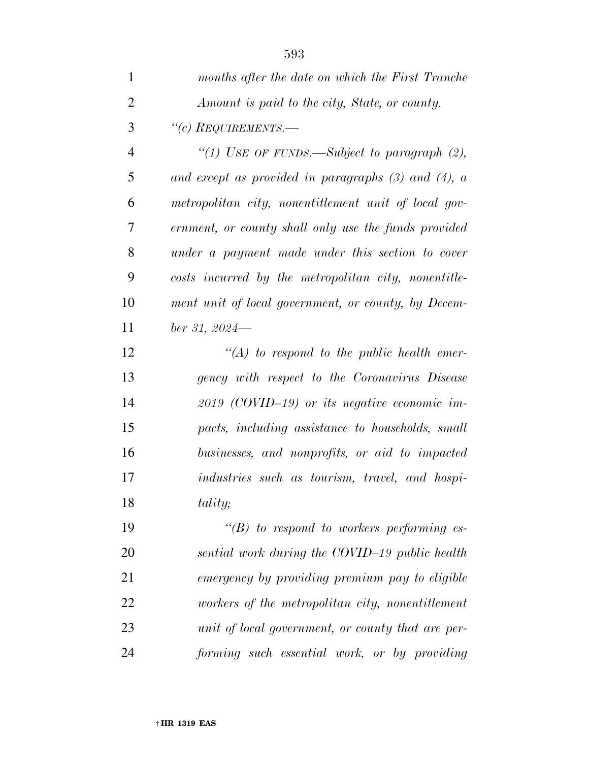*months after the date on which the First Tranche Amount is paid to the city, State, or county.*

*"(c) REQUIREMENTS.—*

*"(1) USE OF FUNDS.—Subject to paragraph (2), and except as provided in paragraphs (3) and (4), a metropolitan city, nonentitlement unit of local government, or county shall only use the funds provided under a payment made under this section to cover costs incurred by the metropolitan city, nonentitlement unit of local government, or county, by December 31, 2024—*

*"(A) to respond to the public health emergency with respect to the Coronavirus Disease 2019 (COVID–19) or its negative economic impacts, including assistance to households, small businesses, and nonprofits, or aid to impacted industries such as tourism, travel, and hospitality;*

*"(B) to respond to workers performing essential work during the COVID–19 public health emergency by providing premium pay to eligible workers of the metropolitan city, nonentitlement unit of local government, or county that are performing such essential work, or by providing*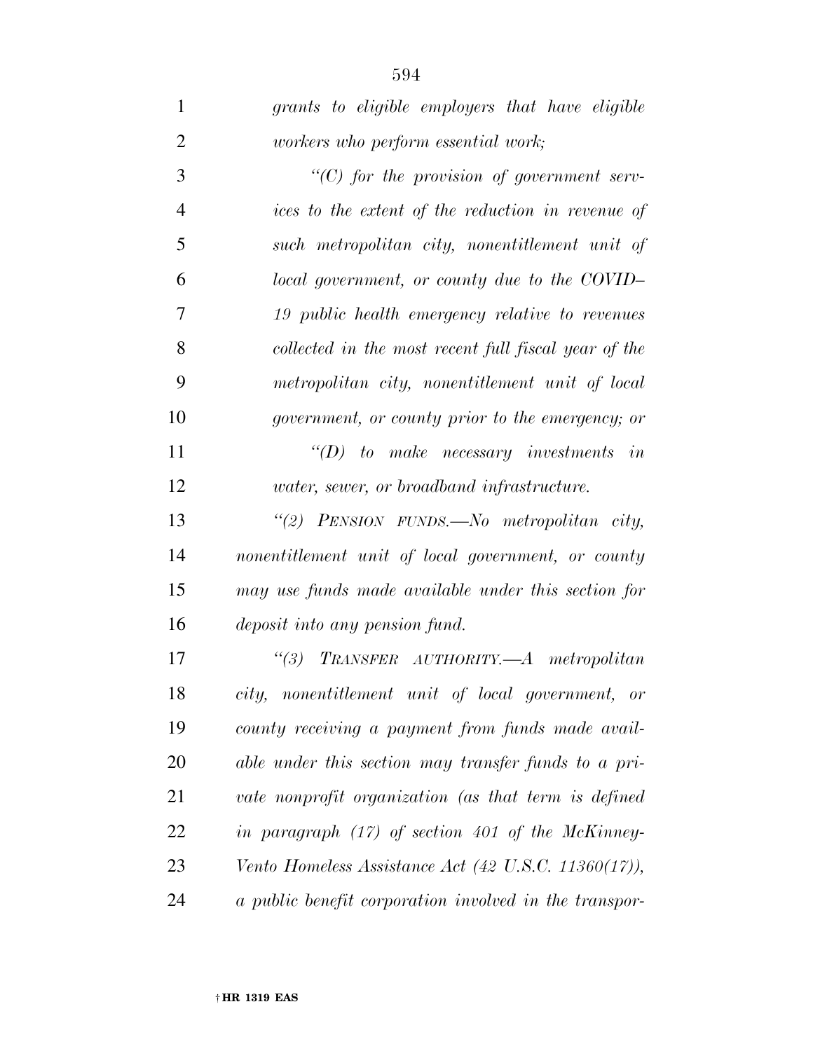*grants to eligible employers that have eligible workers who perform essential work;*

*"(C) for the provision of government services to the extent of the reduction in revenue of such metropolitan city, nonentitlement unit of local government, or county due to the COVID–19 public health emergency relative to revenues collected in the most recent full fiscal year of the metropolitan city, nonentitlement unit of local government, or county prior to the emergency; or*

*"(D) to make necessary investments in water, sewer, or broadband infrastructure.*

*"(2) PENSION FUNDS.—No metropolitan city, nonentitlement unit of local government, or county may use funds made available under this section for deposit into any pension fund.*

*"(3) TRANSFER AUTHORITY.—A metropolitan city, nonentitlement unit of local government, or county receiving a payment from funds made available under this section may transfer funds to a private nonprofit organization (as that term is defined in paragraph (17) of section 401 of the McKinney-Vento Homeless Assistance Act (42 U.S.C. 11360(17)), a public benefit corporation involved in the transpor-*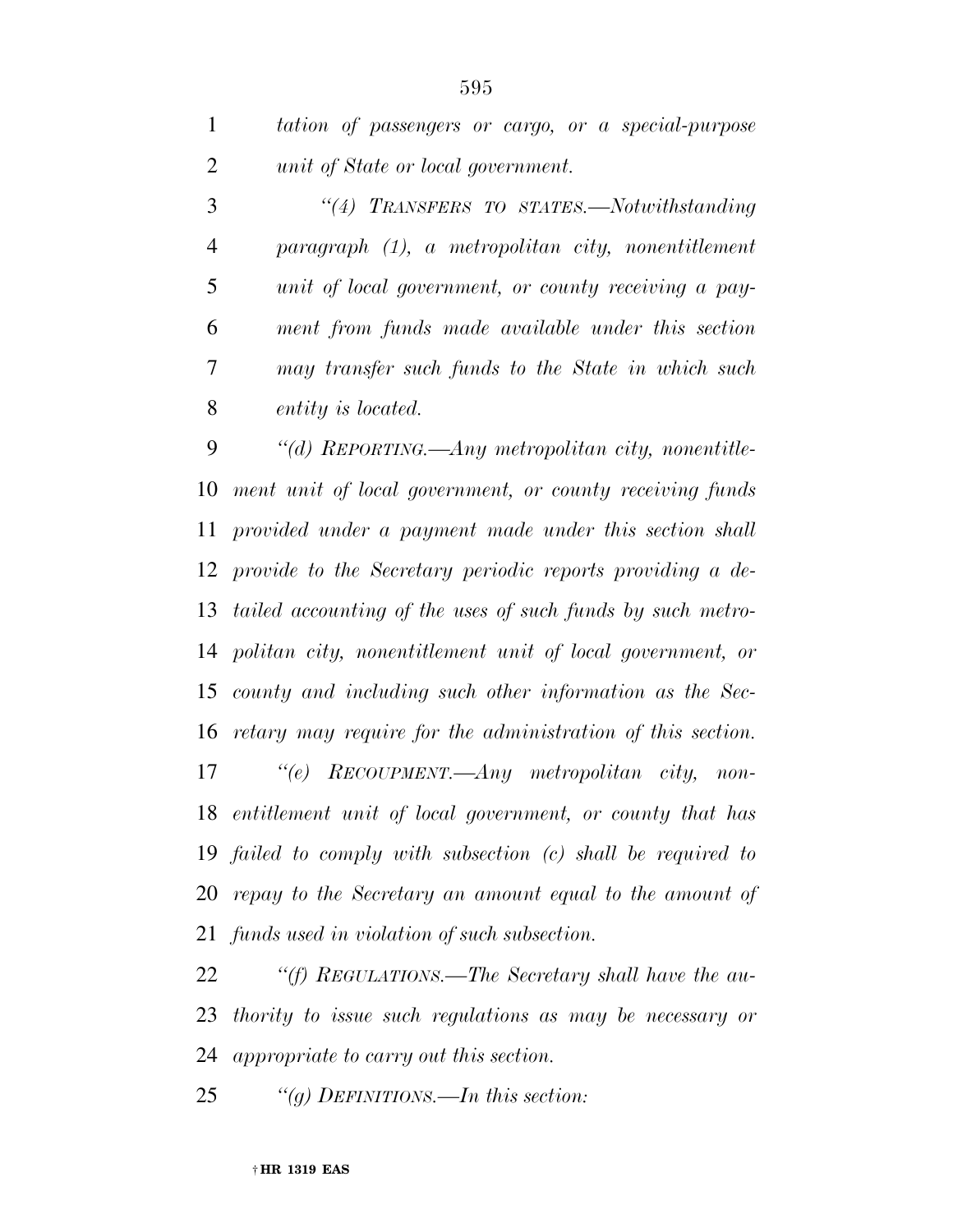*tation of passengers or cargo, or a special-purpose unit of State or local government.*

*"(4) TRANSFERS TO STATES.—Notwithstanding paragraph (1), a metropolitan city, nonentitlement unit of local government, or county receiving a payment from funds made available under this section may transfer such funds to the State in which such entity is located.*

*"(d) REPORTING.—Any metropolitan city, nonentitlement unit of local government, or county receiving funds provided under a payment made under this section shall provide to the Secretary periodic reports providing a detailed accounting of the uses of such funds by such metropolitan city, nonentitlement unit of local government, or county and including such other information as the Secretary may require for the administration of this section.*

*"(e) RECOUPMENT.—Any metropolitan city, nonentitlement unit of local government, or county that has failed to comply with subsection (c) shall be required to repay to the Secretary an amount equal to the amount of funds used in violation of such subsection.*

*"(f) REGULATIONS.—The Secretary shall have the authority to issue such regulations as may be necessary or appropriate to carry out this section.*

*"(g) DEFINITIONS.—In this section:*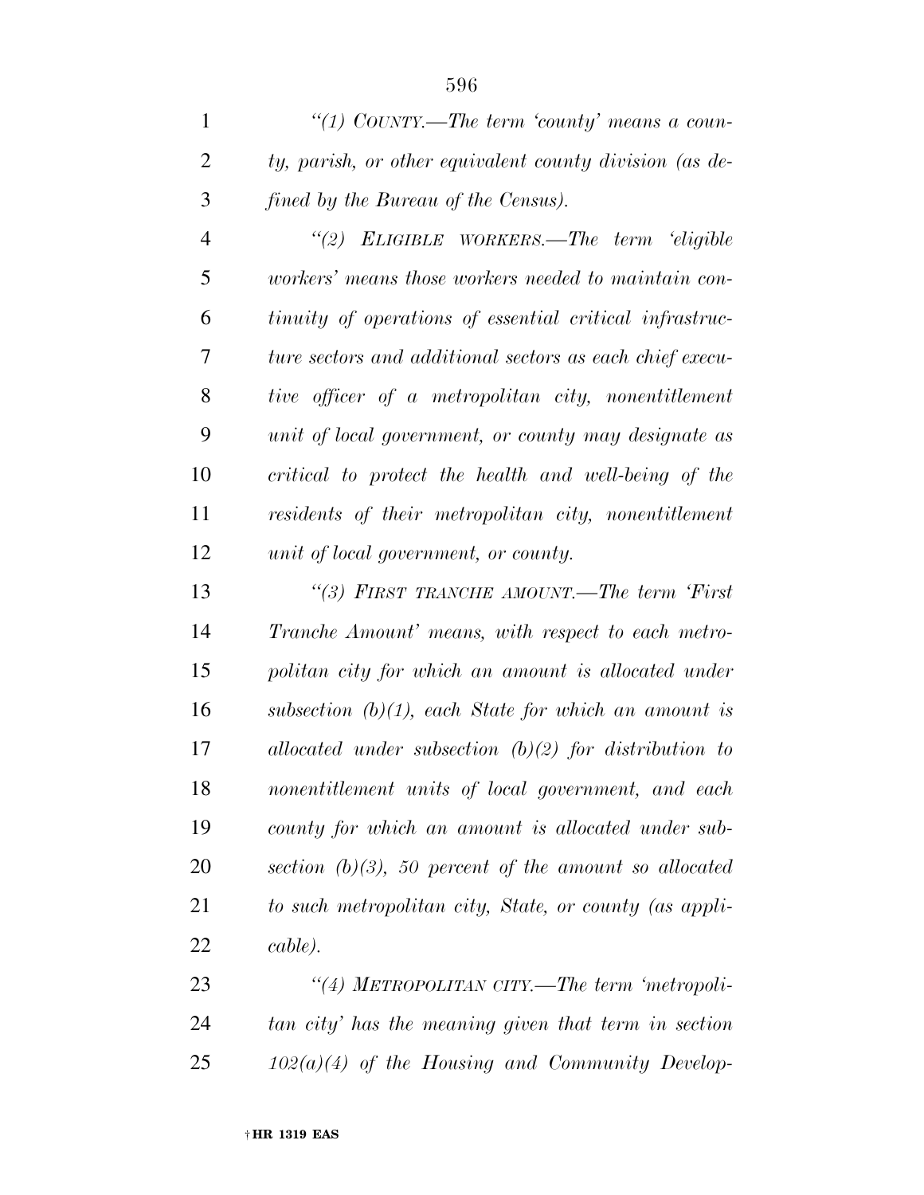*"(1) COUNTY.—The term 'county' means a county, parish, or other equivalent county division (as defined by the Bureau of the Census).*

*"(2) ELIGIBLE WORKERS.—The term 'eligible workers' means those workers needed to maintain continuity of operations of essential critical infrastructure sectors and additional sectors as each chief executive officer of a metropolitan city, nonentitlement unit of local government, or county may designate as critical to protect the health and well-being of the residents of their metropolitan city, nonentitlement unit of local government, or county.*

*"(3) FIRST TRANCHE AMOUNT.—The term 'First Tranche Amount' means, with respect to each metropolitan city for which an amount is allocated under subsection (b)(1), each State for which an amount is allocated under subsection (b)(2) for distribution to nonentitlement units of local government, and each county for which an amount is allocated under subsection (b)(3), 50 percent of the amount so allocated to such metropolitan city, State, or county (as applicable).*

*"(4) METROPOLITAN CITY.—The term 'metropolitan city' has the meaning given that term in section 102(a)(4) of the Housing and Community Develop-*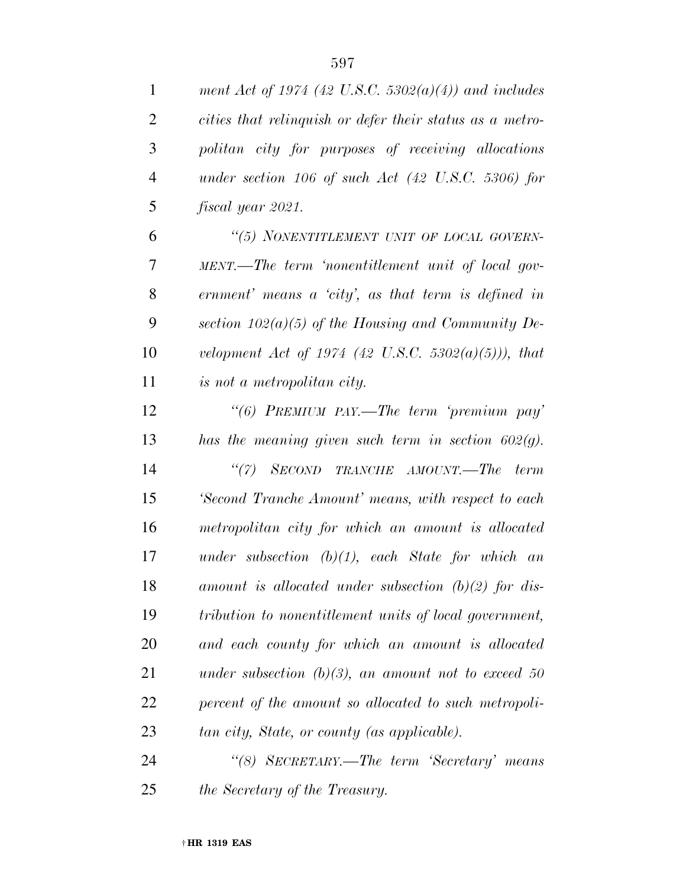*ment Act of 1974 (42 U.S.C. 5302(a)(4)) and includes cities that relinquish or defer their status as a metropolitan city for purposes of receiving allocations under section 106 of such Act (42 U.S.C. 5306) for fiscal year 2021.*

*"(5) NONENTITLEMENT UNIT OF LOCAL GOVERNMENT.—The term 'nonentitlement unit of local government' means a 'city', as that term is defined in section 102(a)(5) of the Housing and Community Development Act of 1974 (42 U.S.C. 5302(a)(5))), that is not a metropolitan city.*

*"(6) PREMIUM PAY.—The term 'premium pay' has the meaning given such term in section 602(g).*

*"(7) SECOND TRANCHE AMOUNT.—The term 'Second Tranche Amount' means, with respect to each metropolitan city for which an amount is allocated under subsection (b)(1), each State for which an amount is allocated under subsection (b)(2) for distribution to nonentitlement units of local government, and each county for which an amount is allocated under subsection (b)(3), an amount not to exceed 50 percent of the amount so allocated to such metropolitan city, State, or county (as applicable).*

*"(8) SECRETARY.—The term 'Secretary' means the Secretary of the Treasury.*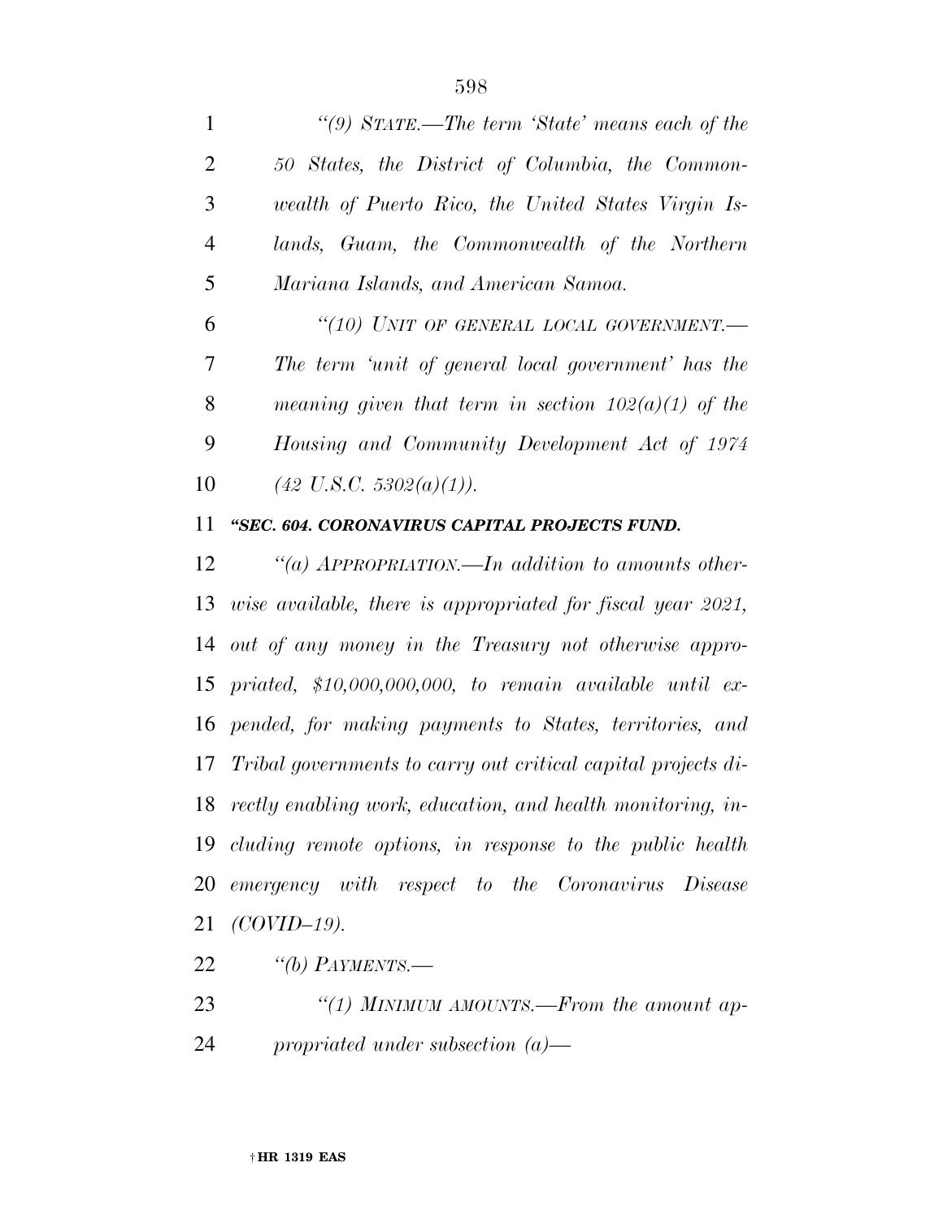*"(9) STATE.—The term 'State' means each of the 50 States, the District of Columbia, the Commonwealth of Puerto Rico, the United States Virgin Islands, Guam, the Commonwealth of the Northern Mariana Islands, and American Samoa.*

*"(10) UNIT OF GENERAL LOCAL GOVERNMENT.—The term 'unit of general local government' has the meaning given that term in section 102(a)(1) of the Housing and Community Development Act of 1974 (42 U.S.C. 5302(a)(1)).*

***"SEC. 604. CORONAVIRUS CAPITAL PROJECTS FUND.***

*"(a) APPROPRIATION.—In addition to amounts otherwise available, there is appropriated for fiscal year 2021, out of any money in the Treasury not otherwise appropriated, $10,000,000,000, to remain available until expended, for making payments to States, territories, and Tribal governments to carry out critical capital projects directly enabling work, education, and health monitoring, including remote options, in response to the public health emergency with respect to the Coronavirus Disease (COVID–19).*

*"(b) PAYMENTS.—*

*"(1) MINIMUM AMOUNTS.—From the amount appropriated under subsection (a)—*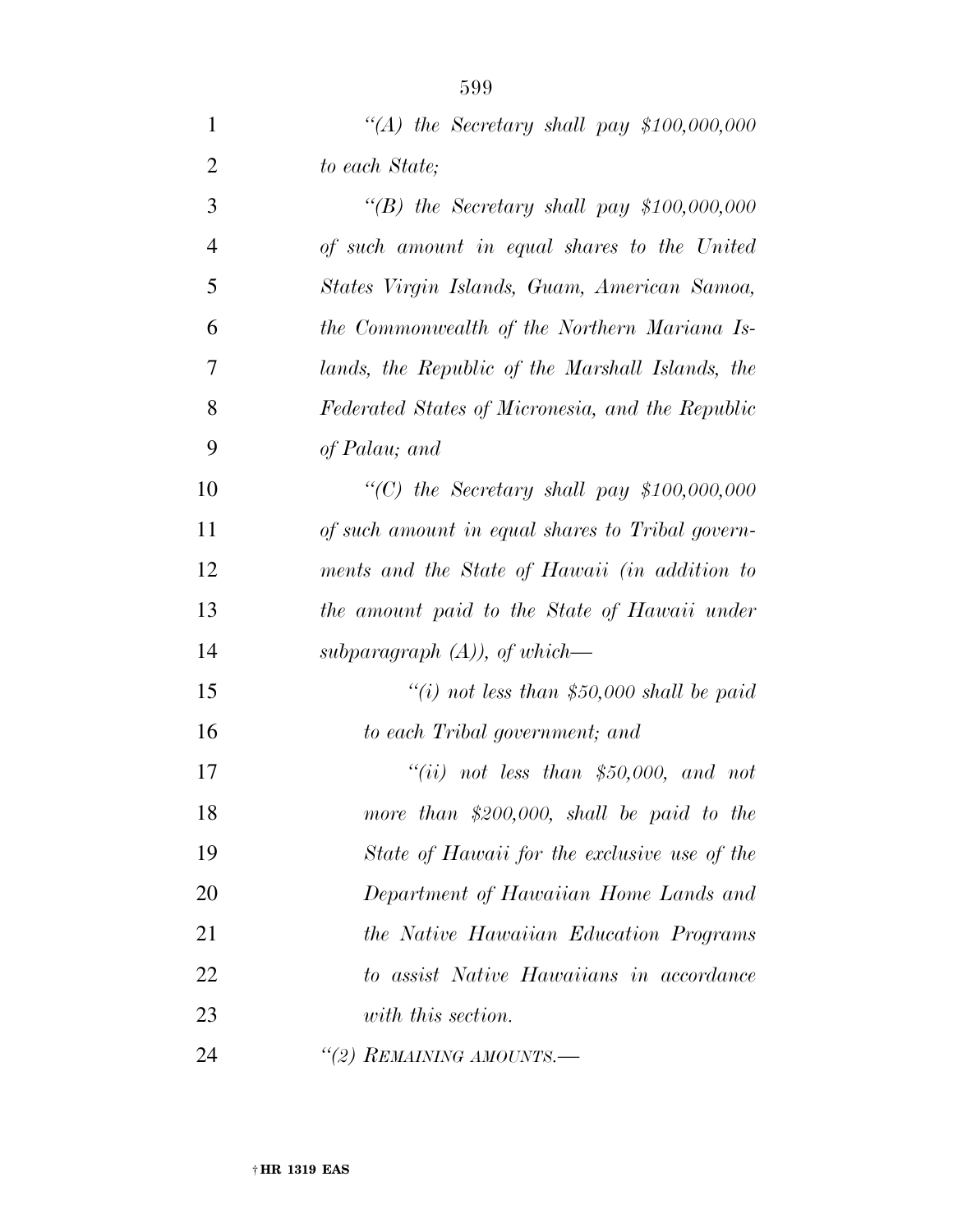*"(A) the Secretary shall pay $100,000,000 to each State;*

*"(B) the Secretary shall pay $100,000,000 of such amount in equal shares to the United States Virgin Islands, Guam, American Samoa, the Commonwealth of the Northern Mariana Islands, the Republic of the Marshall Islands, the Federated States of Micronesia, and the Republic of Palau; and*

*"(C) the Secretary shall pay $100,000,000 of such amount in equal shares to Tribal governments and the State of Hawaii (in addition to the amount paid to the State of Hawaii under subparagraph (A)), of which—*

*"(i) not less than $50,000 shall be paid to each Tribal government; and*

*"(ii) not less than $50,000, and not more than $200,000, shall be paid to the State of Hawaii for the exclusive use of the Department of Hawaiian Home Lands and the Native Hawaiian Education Programs to assist Native Hawaiians in accordance with this section.*

*"(2) REMAINING AMOUNTS.—*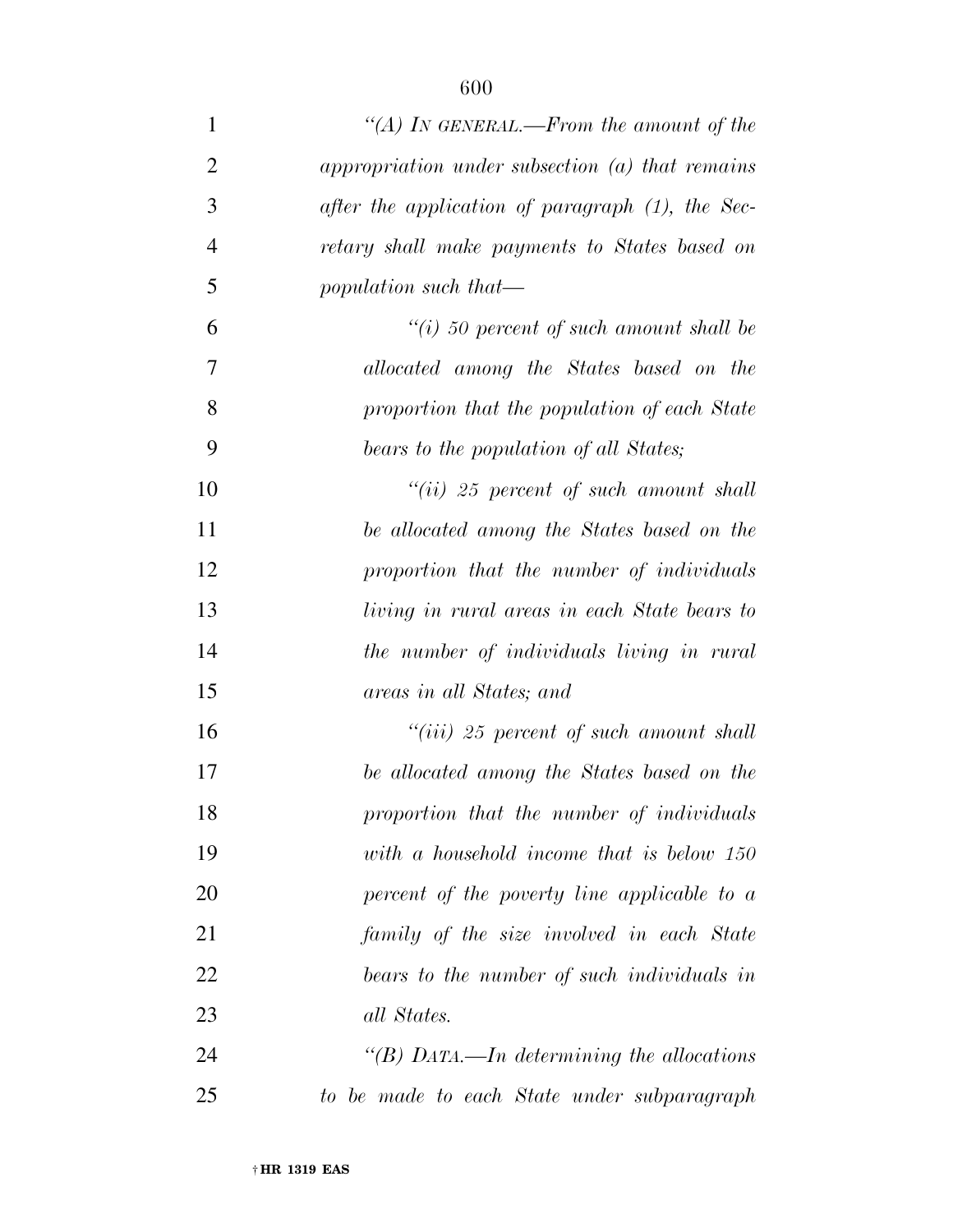*"(A) In general.—From the amount of the appropriation under subsection (a) that remains after the application of paragraph (1), the Secretary shall make payments to States based on population such that—*

*"(i) 50 percent of such amount shall be allocated among the States based on the proportion that the population of each State bears to the population of all States;*

*"(ii) 25 percent of such amount shall be allocated among the States based on the proportion that the number of individuals living in rural areas in each State bears to the number of individuals living in rural areas in all States; and*

*"(iii) 25 percent of such amount shall be allocated among the States based on the proportion that the number of individuals with a household income that is below 150 percent of the poverty line applicable to a family of the size involved in each State bears to the number of such individuals in all States.*

*"(B) Data.—In determining the allocations to be made to each State under subparagraph*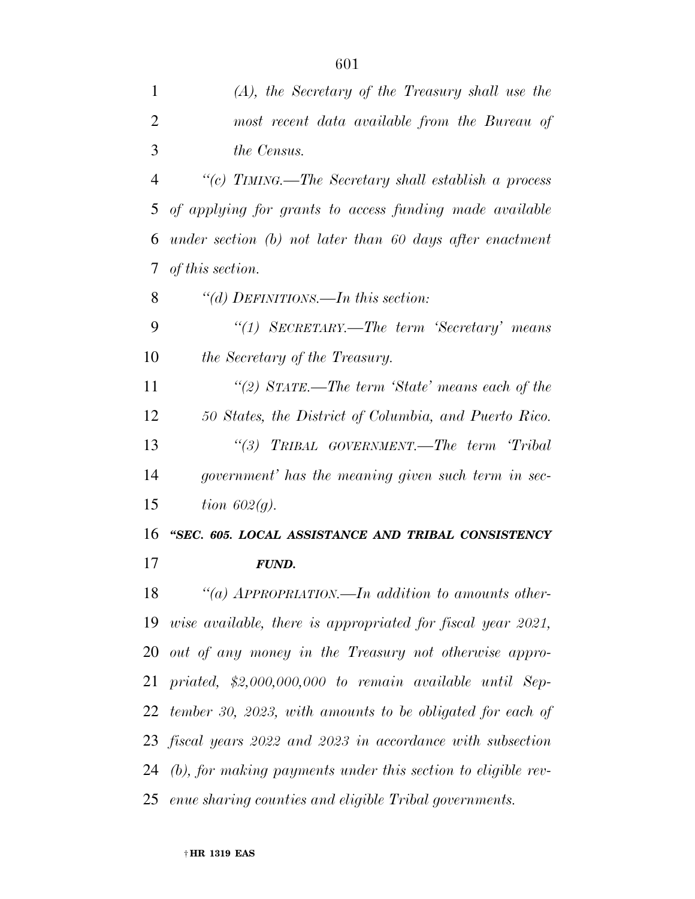*(A), the Secretary of the Treasury shall use the most recent data available from the Bureau of the Census.*

*"(c) TIMING.—The Secretary shall establish a process of applying for grants to access funding made available under section (b) not later than 60 days after enactment of this section.*

*"(d) DEFINITIONS.—In this section:*

*"(1) SECRETARY.—The term 'Secretary' means the Secretary of the Treasury.*

*"(2) STATE.—The term 'State' means each of the 50 States, the District of Columbia, and Puerto Rico.*

*"(3) TRIBAL GOVERNMENT.—The term 'Tribal government' has the meaning given such term in section 602(g).*

***"SEC. 605. LOCAL ASSISTANCE AND TRIBAL CONSISTENCY FUND.***

*"(a) APPROPRIATION.—In addition to amounts otherwise available, there is appropriated for fiscal year 2021, out of any money in the Treasury not otherwise appropriated, $2,000,000,000 to remain available until September 30, 2023, with amounts to be obligated for each of fiscal years 2022 and 2023 in accordance with subsection (b), for making payments under this section to eligible revenue sharing counties and eligible Tribal governments.*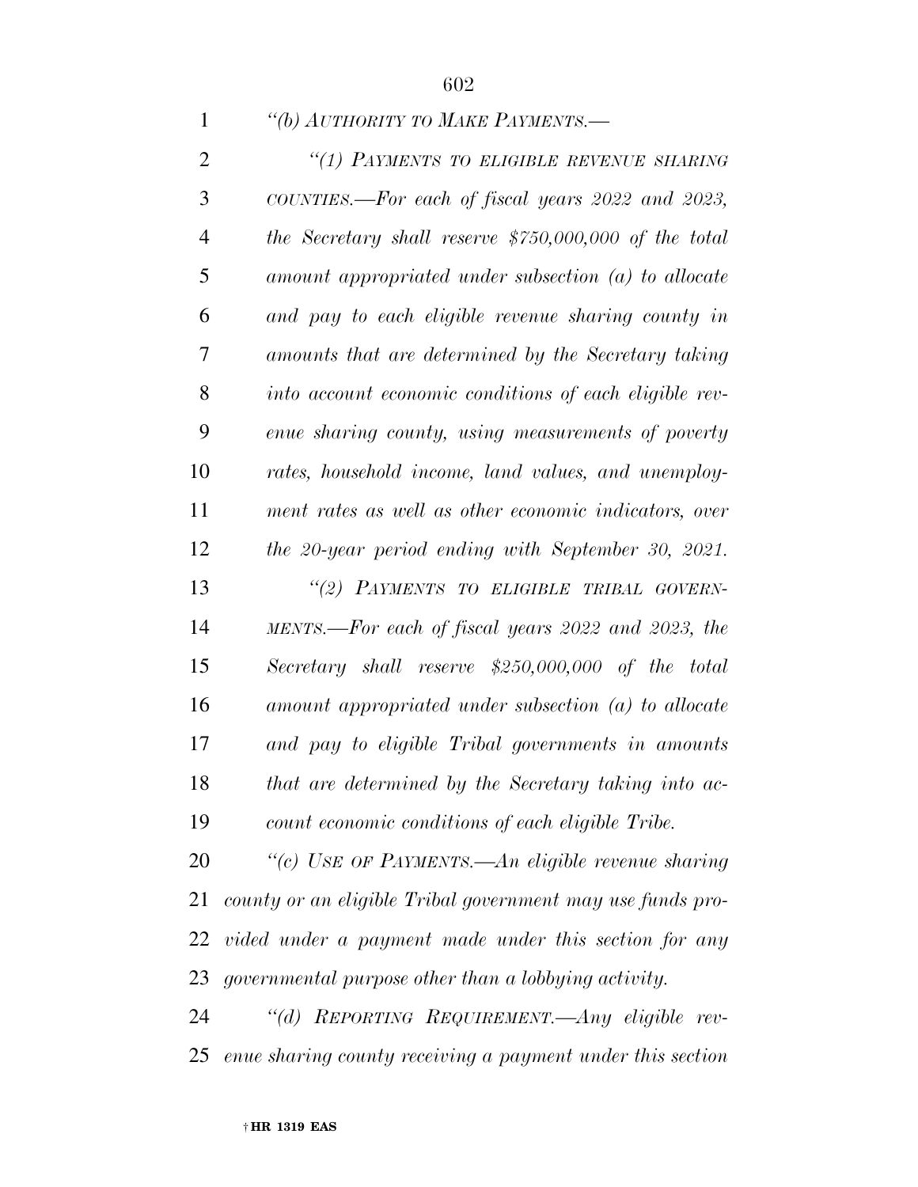*"(b) AUTHORITY TO MAKE PAYMENTS.—*

*"(1) PAYMENTS TO ELIGIBLE REVENUE SHARING COUNTIES.—For each of fiscal years 2022 and 2023, the Secretary shall reserve $750,000,000 of the total amount appropriated under subsection (a) to allocate and pay to each eligible revenue sharing county in amounts that are determined by the Secretary taking into account economic conditions of each eligible revenue sharing county, using measurements of poverty rates, household income, land values, and unemployment rates as well as other economic indicators, over the 20-year period ending with September 30, 2021.*

*"(2) PAYMENTS TO ELIGIBLE TRIBAL GOVERNMENTS.—For each of fiscal years 2022 and 2023, the Secretary shall reserve $250,000,000 of the total amount appropriated under subsection (a) to allocate and pay to eligible Tribal governments in amounts that are determined by the Secretary taking into account economic conditions of each eligible Tribe.*

*"(c) USE OF PAYMENTS.—An eligible revenue sharing county or an eligible Tribal government may use funds provided under a payment made under this section for any governmental purpose other than a lobbying activity.*

*"(d) REPORTING REQUIREMENT.—Any eligible revenue sharing county receiving a payment under this section*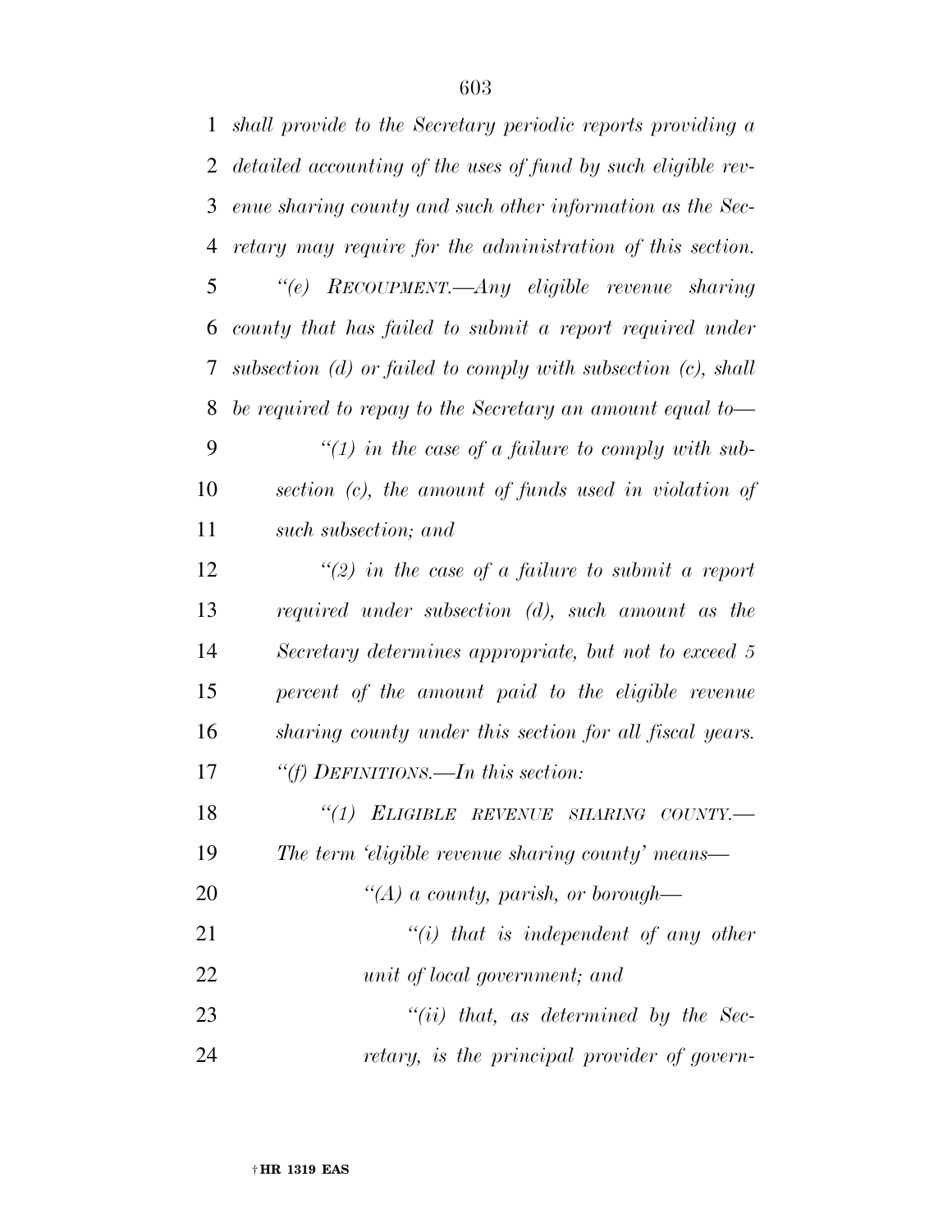*shall provide to the Secretary periodic reports providing a detailed accounting of the uses of fund by such eligible revenue sharing county and such other information as the Secretary may require for the administration of this section.*

*"(e) RECOUPMENT.—Any eligible revenue sharing county that has failed to submit a report required under subsection (d) or failed to comply with subsection (c), shall be required to repay to the Secretary an amount equal to—*

*"(1) in the case of a failure to comply with subsection (c), the amount of funds used in violation of such subsection; and*

*"(2) in the case of a failure to submit a report required under subsection (d), such amount as the Secretary determines appropriate, but not to exceed 5 percent of the amount paid to the eligible revenue sharing county under this section for all fiscal years.*

*"(f) DEFINITIONS.—In this section:*

*"(1) ELIGIBLE REVENUE SHARING COUNTY.— The term 'eligible revenue sharing county' means—*

*"(A) a county, parish, or borough—*

*"(i) that is independent of any other unit of local government; and*

*"(ii) that, as determined by the Secretary, is the principal provider of govern-*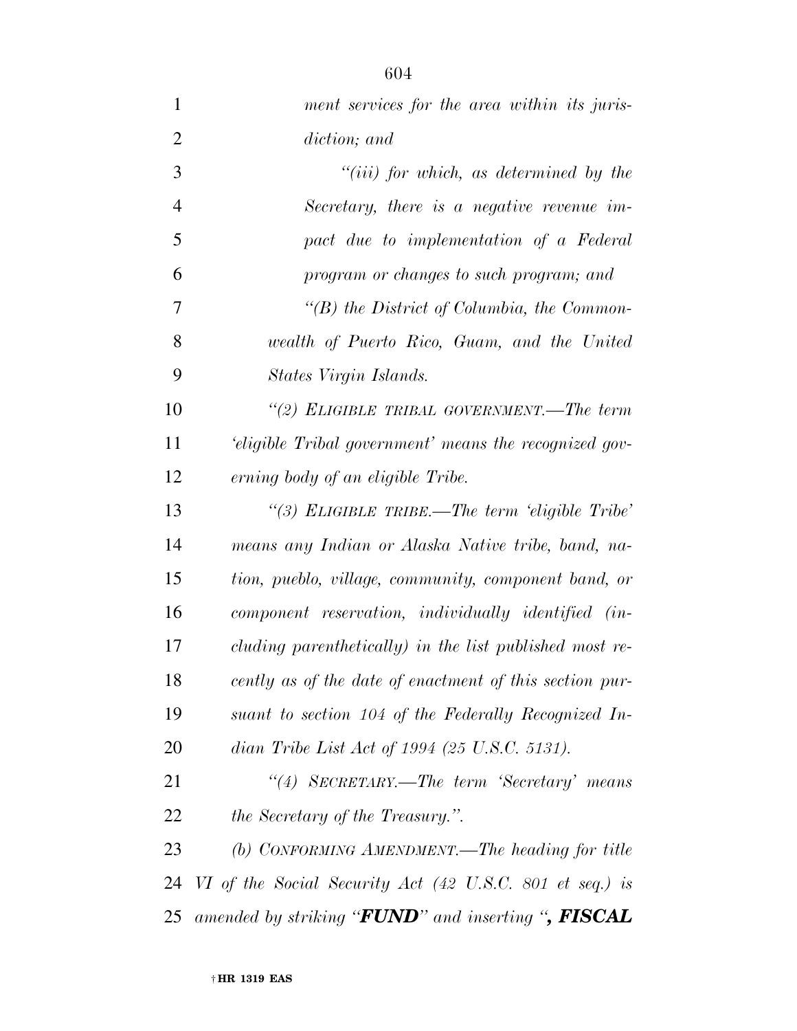*ment services for the area within its jurisdiction; and*

*“(iii) for which, as determined by the Secretary, there is a negative revenue impact due to implementation of a Federal program or changes to such program; and*

*“(B) the District of Columbia, the Commonwealth of Puerto Rico, Guam, and the United States Virgin Islands.*

*“(2) ELIGIBLE TRIBAL GOVERNMENT.—The term ‘eligible Tribal government’ means the recognized governing body of an eligible Tribe.*

*“(3) ELIGIBLE TRIBE.—The term ‘eligible Tribe’ means any Indian or Alaska Native tribe, band, nation, pueblo, village, community, component band, or component reservation, individually identified (including parenthetically) in the list published most recently as of the date of enactment of this section pursuant to section 104 of the Federally Recognized Indian Tribe List Act of 1994 (25 U.S.C. 5131).*

*“(4) SECRETARY.—The term ‘Secretary’ means the Secretary of the Treasury.”.*

*(b) CONFORMING AMENDMENT.—The heading for title VI of the Social Security Act (42 U.S.C. 801 et seq.) is amended by striking “**FUND**” and inserting “**, FISCAL**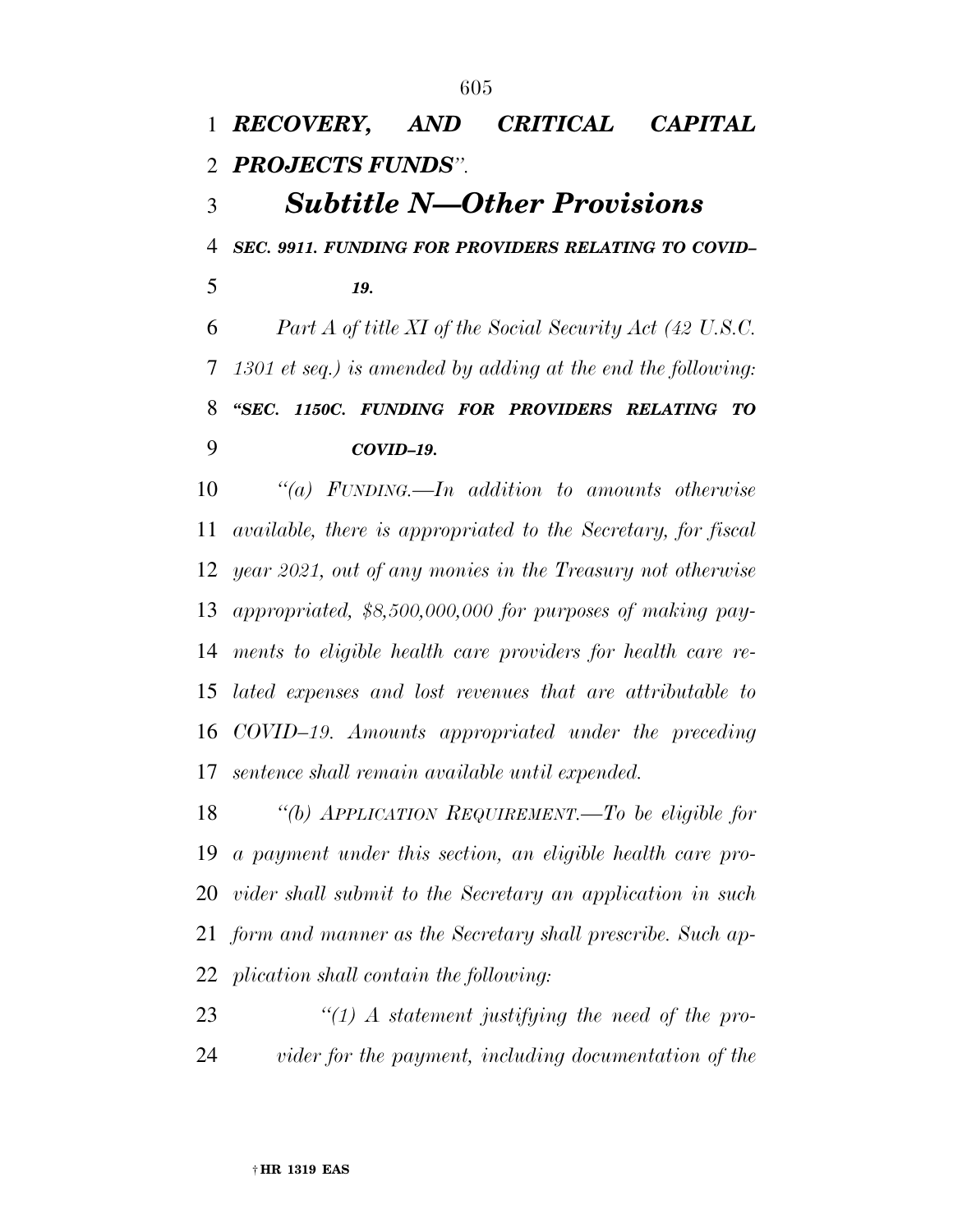***RECOVERY, AND CRITICAL CAPITAL PROJECTS FUNDS***''.

## *Subtitle N—Other Provisions*

***SEC. 9911. FUNDING FOR PROVIDERS RELATING TO COVID–19.***

*Part A of title XI of the Social Security Act (42 U.S.C. 1301 et seq.) is amended by adding at the end the following:*

***''SEC. 1150C. FUNDING FOR PROVIDERS RELATING TO COVID–19.***

*''(a) FUNDING.—In addition to amounts otherwise available, there is appropriated to the Secretary, for fiscal year 2021, out of any monies in the Treasury not otherwise appropriated, $8,500,000,000 for purposes of making payments to eligible health care providers for health care related expenses and lost revenues that are attributable to COVID–19. Amounts appropriated under the preceding sentence shall remain available until expended.*

*''(b) APPLICATION REQUIREMENT.—To be eligible for a payment under this section, an eligible health care provider shall submit to the Secretary an application in such form and manner as the Secretary shall prescribe. Such application shall contain the following:*

*''(1) A statement justifying the need of the provider for the payment, including documentation of the*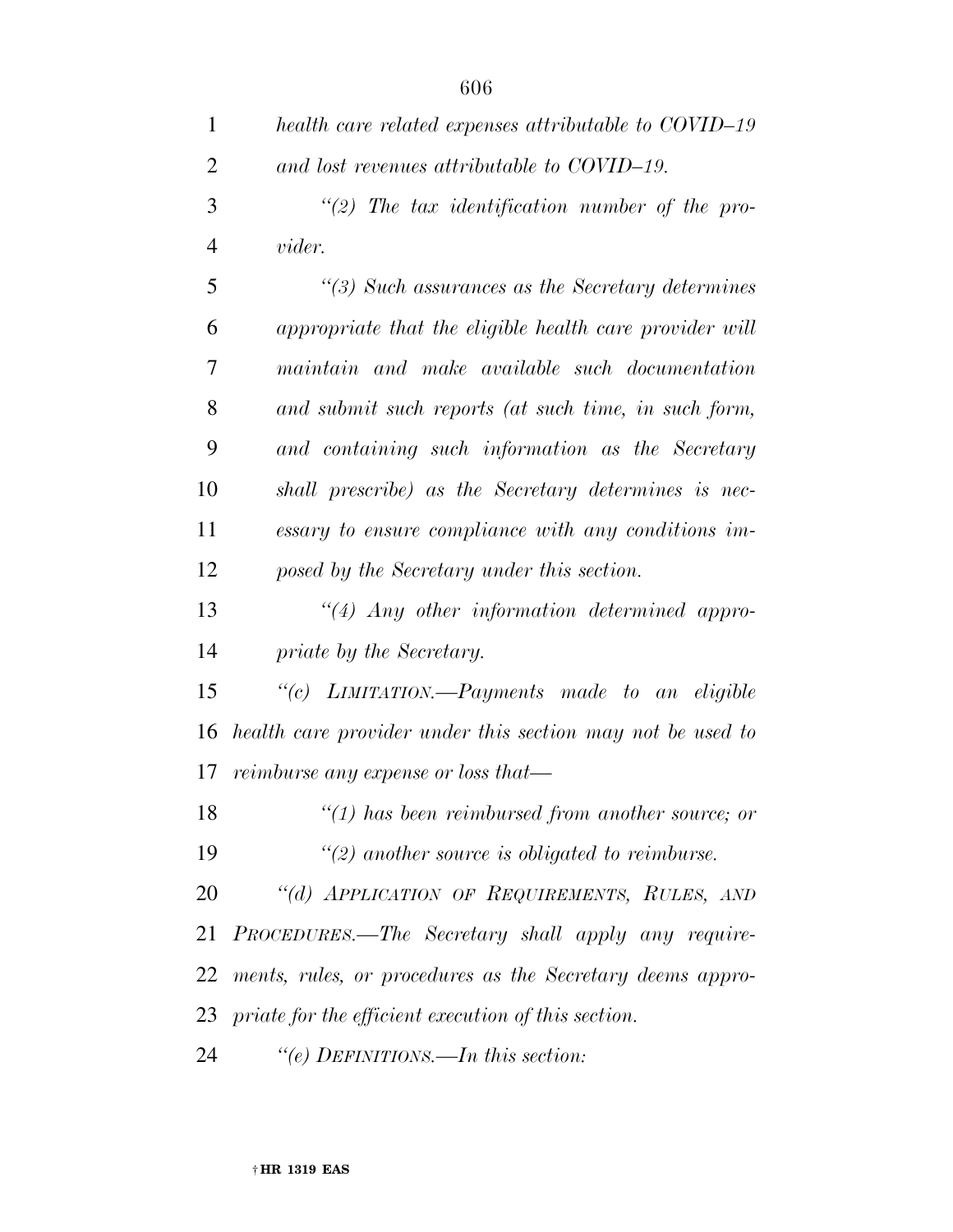*health care related expenses attributable to COVID–19 and lost revenues attributable to COVID–19.*

*“(2) The tax identification number of the provider.*

*“(3) Such assurances as the Secretary determines appropriate that the eligible health care provider will maintain and make available such documentation and submit such reports (at such time, in such form, and containing such information as the Secretary shall prescribe) as the Secretary determines is necessary to ensure compliance with any conditions imposed by the Secretary under this section.*

*“(4) Any other information determined appropriate by the Secretary.*

*“(c) LIMITATION.—Payments made to an eligible health care provider under this section may not be used to reimburse any expense or loss that—*

*“(1) has been reimbursed from another source; or*

*“(2) another source is obligated to reimburse.*

*“(d) APPLICATION OF REQUIREMENTS, RULES, AND PROCEDURES.—The Secretary shall apply any requirements, rules, or procedures as the Secretary deems appropriate for the efficient execution of this section.*

*“(e) DEFINITIONS.—In this section:*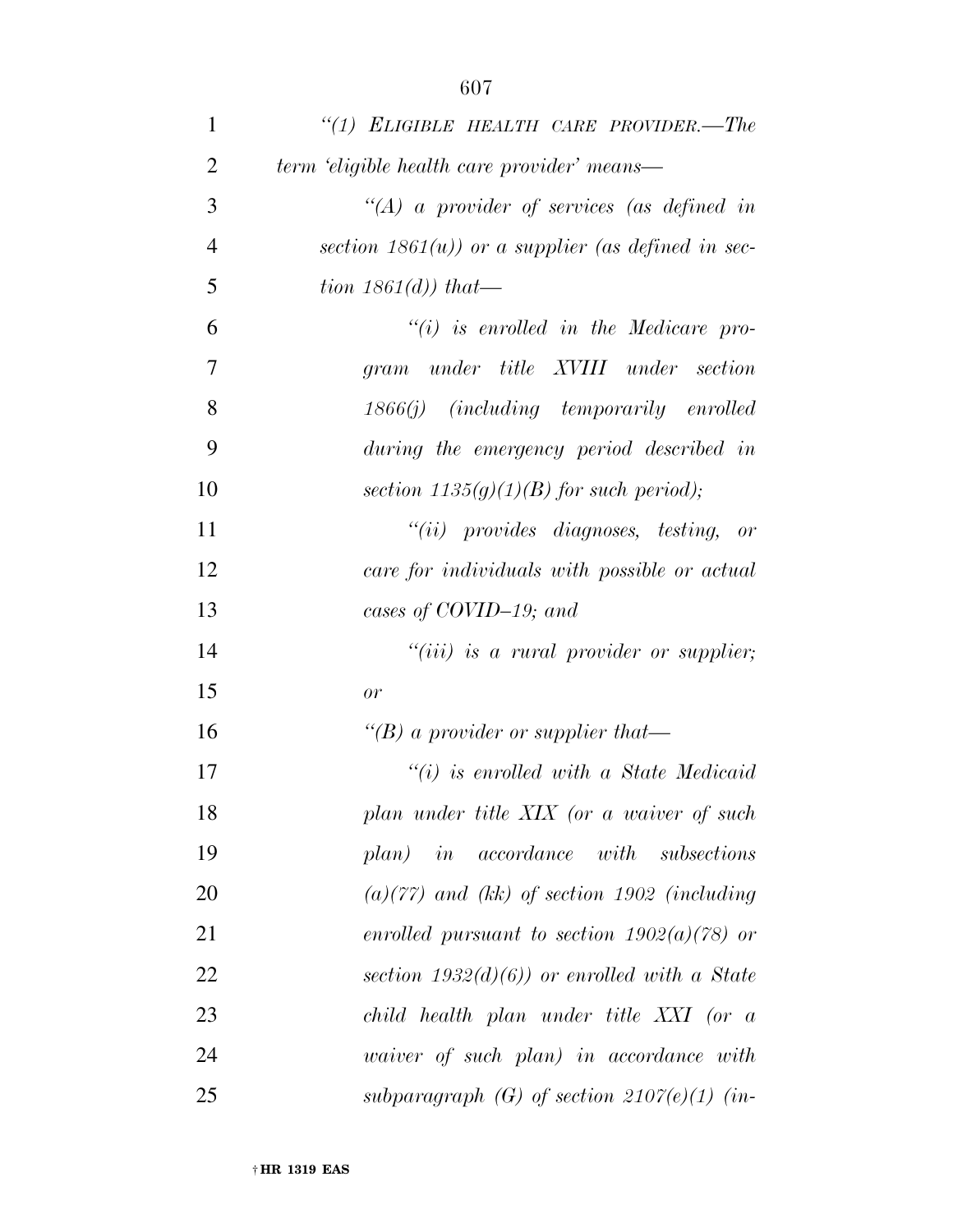*"(1) ELIGIBLE HEALTH CARE PROVIDER.—The term 'eligible health care provider' means—*

*"(A) a provider of services (as defined in section 1861(u)) or a supplier (as defined in section 1861(d)) that—*

*"(i) is enrolled in the Medicare program under title XVIII under section 1866(j) (including temporarily enrolled during the emergency period described in section 1135(g)(1)(B) for such period);*

*"(ii) provides diagnoses, testing, or care for individuals with possible or actual cases of COVID–19; and*

*"(iii) is a rural provider or supplier; or*

*"(B) a provider or supplier that—*

*"(i) is enrolled with a State Medicaid plan under title XIX (or a waiver of such plan) in accordance with subsections (a)(77) and (kk) of section 1902 (including enrolled pursuant to section 1902(a)(78) or section 1932(d)(6)) or enrolled with a State child health plan under title XXI (or a waiver of such plan) in accordance with subparagraph (G) of section 2107(e)(1) (in-*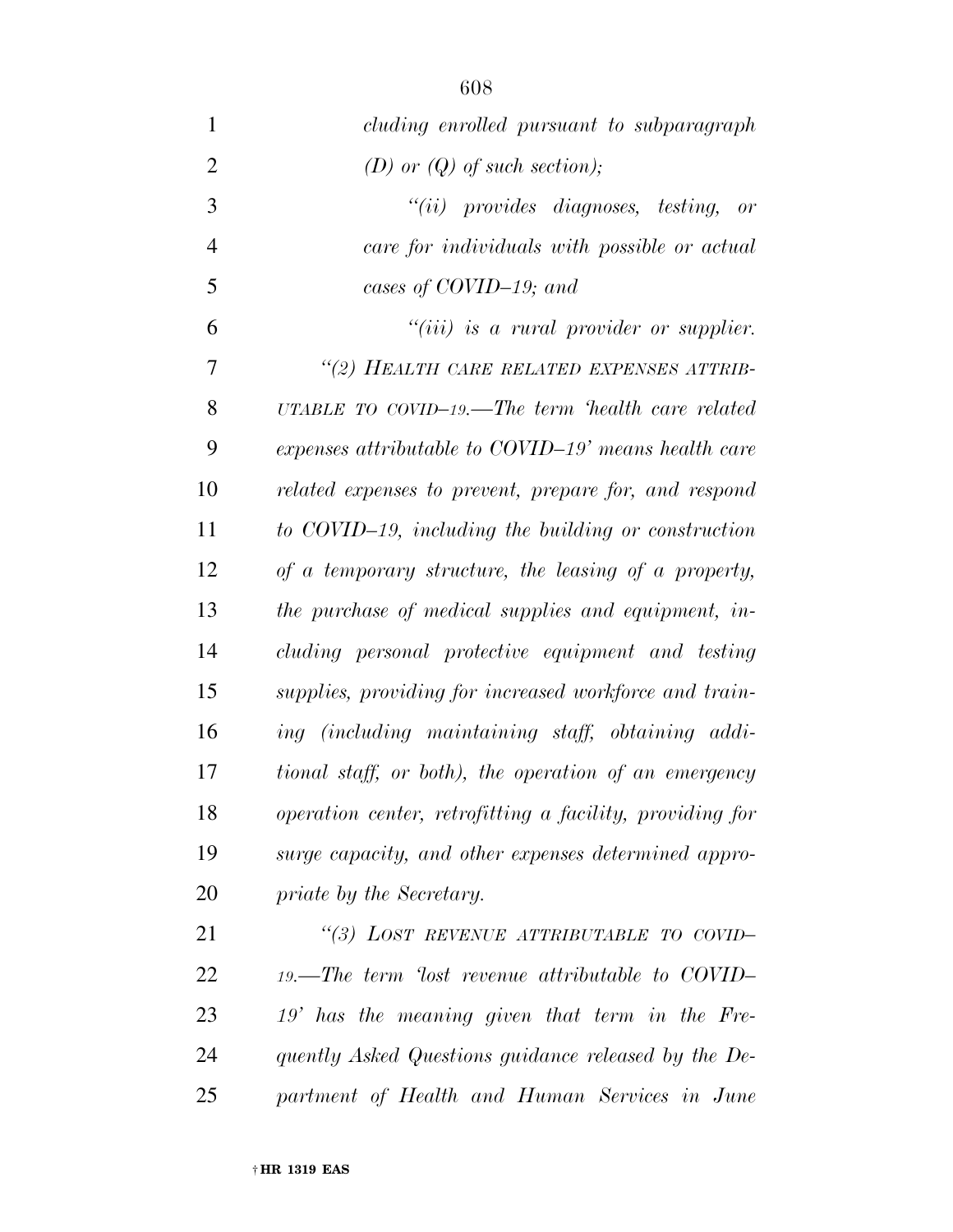*cluding enrolled pursuant to subparagraph (D) or (Q) of such section);*

*"(ii) provides diagnoses, testing, or care for individuals with possible or actual cases of COVID–19; and*

*"(iii) is a rural provider or supplier.*

*"(2) HEALTH CARE RELATED EXPENSES ATTRIBUTABLE TO COVID–19.—The term 'health care related expenses attributable to COVID–19' means health care related expenses to prevent, prepare for, and respond to COVID–19, including the building or construction of a temporary structure, the leasing of a property, the purchase of medical supplies and equipment, including personal protective equipment and testing supplies, providing for increased workforce and training (including maintaining staff, obtaining additional staff, or both), the operation of an emergency operation center, retrofitting a facility, providing for surge capacity, and other expenses determined appropriate by the Secretary.*

*"(3) LOST REVENUE ATTRIBUTABLE TO COVID–19.—The term 'lost revenue attributable to COVID–19' has the meaning given that term in the Frequently Asked Questions guidance released by the Department of Health and Human Services in June*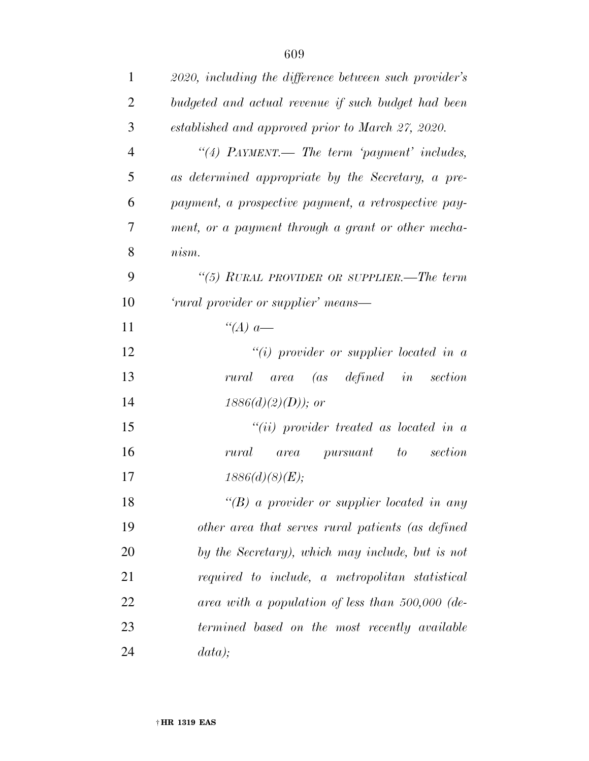*2020, including the difference between such provider's budgeted and actual revenue if such budget had been established and approved prior to March 27, 2020.*

*"(4) PAYMENT.— The term 'payment' includes, as determined appropriate by the Secretary, a pre-payment, a prospective payment, a retrospective payment, or a payment through a grant or other mechanism.*

*"(5) RURAL PROVIDER OR SUPPLIER.—The term 'rural provider or supplier' means—*

*"(A) a—*

*"(i) provider or supplier located in a rural area (as defined in section 1886(d)(2)(D)); or*

*"(ii) provider treated as located in a rural area pursuant to section 1886(d)(8)(E);*

*"(B) a provider or supplier located in any other area that serves rural patients (as defined by the Secretary), which may include, but is not required to include, a metropolitan statistical area with a population of less than 500,000 (determined based on the most recently available data);*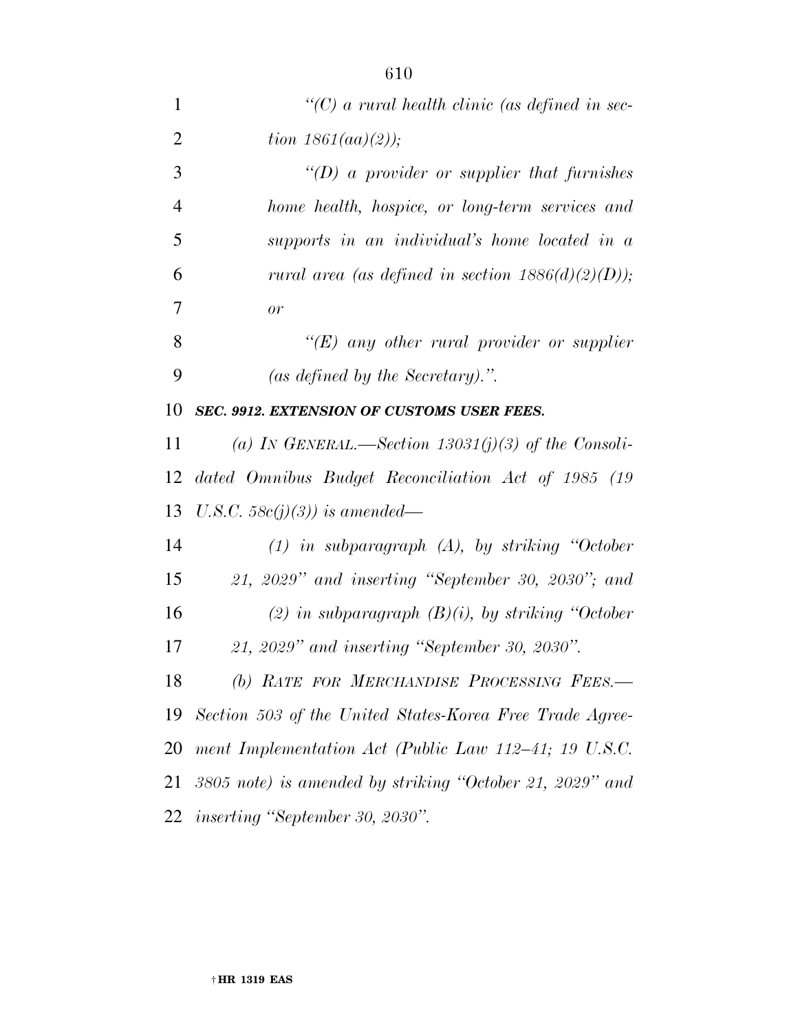*"(C) a rural health clinic (as defined in section 1861(aa)(2));*

*"(D) a provider or supplier that furnishes home health, hospice, or long-term services and supports in an individual's home located in a rural area (as defined in section 1886(d)(2)(D)); or*

*"(E) any other rural provider or supplier (as defined by the Secretary).".*

***SEC. 9912. EXTENSION OF CUSTOMS USER FEES.***

*(a) IN GENERAL.—Section 13031(j)(3) of the Consolidated Omnibus Budget Reconciliation Act of 1985 (19 U.S.C. 58c(j)(3)) is amended—*

*(1) in subparagraph (A), by striking "October 21, 2029" and inserting "September 30, 2030"; and*

*(2) in subparagraph (B)(i), by striking "October 21, 2029" and inserting "September 30, 2030".*

*(b) RATE FOR MERCHANDISE PROCESSING FEES.—Section 503 of the United States-Korea Free Trade Agreement Implementation Act (Public Law 112–41; 19 U.S.C. 3805 note) is amended by striking "October 21, 2029" and inserting "September 30, 2030".*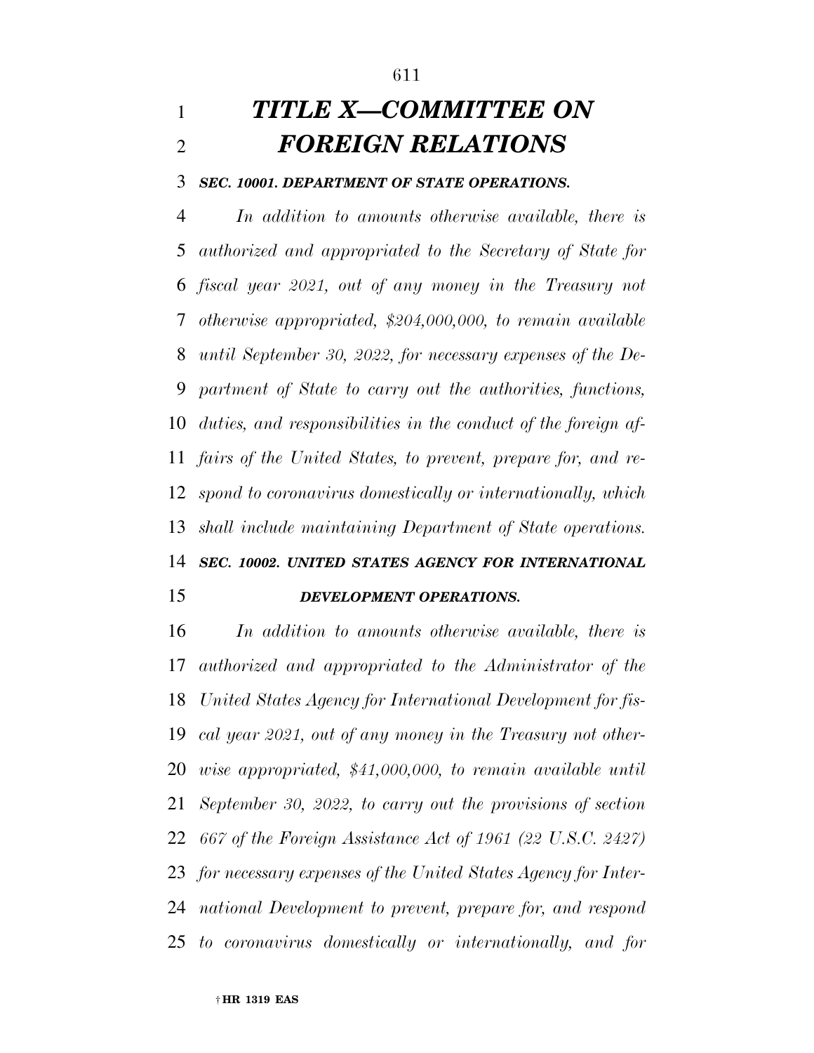# *TITLE X—COMMITTEE ON FOREIGN RELATIONS*

### *SEC. 10001. DEPARTMENT OF STATE OPERATIONS.*

*In addition to amounts otherwise available, there is authorized and appropriated to the Secretary of State for fiscal year 2021, out of any money in the Treasury not otherwise appropriated, $204,000,000, to remain available until September 30, 2022, for necessary expenses of the Department of State to carry out the authorities, functions, duties, and responsibilities in the conduct of the foreign affairs of the United States, to prevent, prepare for, and respond to coronavirus domestically or internationally, which shall include maintaining Department of State operations.*

### *SEC. 10002. UNITED STATES AGENCY FOR INTERNATIONAL DEVELOPMENT OPERATIONS.*

*In addition to amounts otherwise available, there is authorized and appropriated to the Administrator of the United States Agency for International Development for fiscal year 2021, out of any money in the Treasury not otherwise appropriated, $41,000,000, to remain available until September 30, 2022, to carry out the provisions of section 667 of the Foreign Assistance Act of 1961 (22 U.S.C. 2427) for necessary expenses of the United States Agency for International Development to prevent, prepare for, and respond to coronavirus domestically or internationally, and for*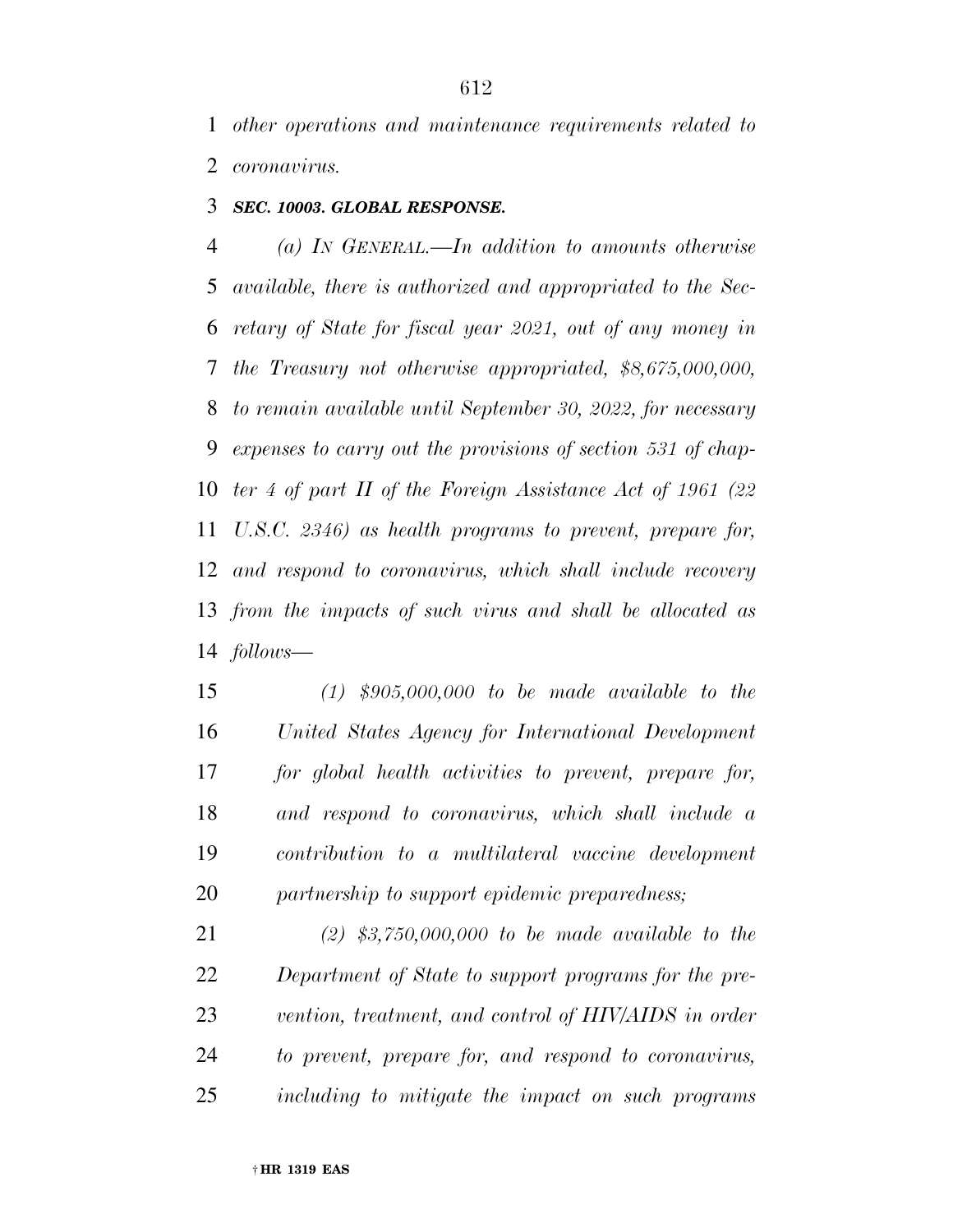*other operations and maintenance requirements related to coronavirus.*

***SEC. 10003. GLOBAL RESPONSE.***

*(a) IN GENERAL.—In addition to amounts otherwise available, there is authorized and appropriated to the Secretary of State for fiscal year 2021, out of any money in the Treasury not otherwise appropriated, $8,675,000,000, to remain available until September 30, 2022, for necessary expenses to carry out the provisions of section 531 of chapter 4 of part II of the Foreign Assistance Act of 1961 (22 U.S.C. 2346) as health programs to prevent, prepare for, and respond to coronavirus, which shall include recovery from the impacts of such virus and shall be allocated as follows—*

*(1) $905,000,000 to be made available to the United States Agency for International Development for global health activities to prevent, prepare for, and respond to coronavirus, which shall include a contribution to a multilateral vaccine development partnership to support epidemic preparedness;*

*(2) $3,750,000,000 to be made available to the Department of State to support programs for the prevention, treatment, and control of HIV/AIDS in order to prevent, prepare for, and respond to coronavirus, including to mitigate the impact on such programs*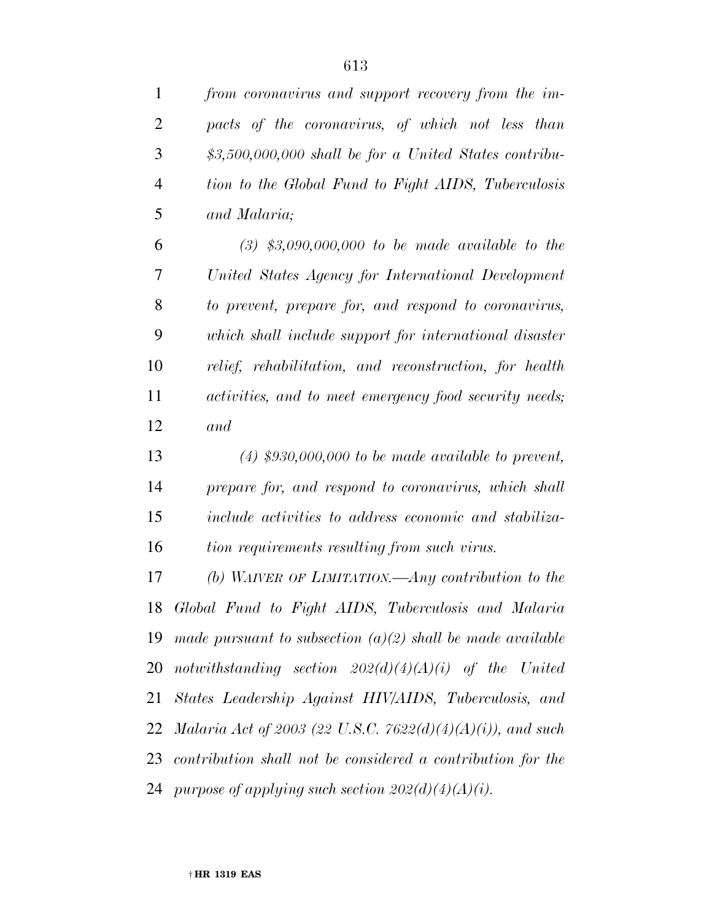*from coronavirus and support recovery from the impacts of the coronavirus, of which not less than $3,500,000,000 shall be for a United States contribution to the Global Fund to Fight AIDS, Tuberculosis and Malaria;*

*(3) $3,090,000,000 to be made available to the United States Agency for International Development to prevent, prepare for, and respond to coronavirus, which shall include support for international disaster relief, rehabilitation, and reconstruction, for health activities, and to meet emergency food security needs; and*

*(4) $930,000,000 to be made available to prevent, prepare for, and respond to coronavirus, which shall include activities to address economic and stabilization requirements resulting from such virus.*

*(b) WAIVER OF LIMITATION.—Any contribution to the Global Fund to Fight AIDS, Tuberculosis and Malaria made pursuant to subsection (a)(2) shall be made available notwithstanding section 202(d)(4)(A)(i) of the United States Leadership Against HIV/AIDS, Tuberculosis, and Malaria Act of 2003 (22 U.S.C. 7622(d)(4)(A)(i)), and such contribution shall not be considered a contribution for the purpose of applying such section 202(d)(4)(A)(i).*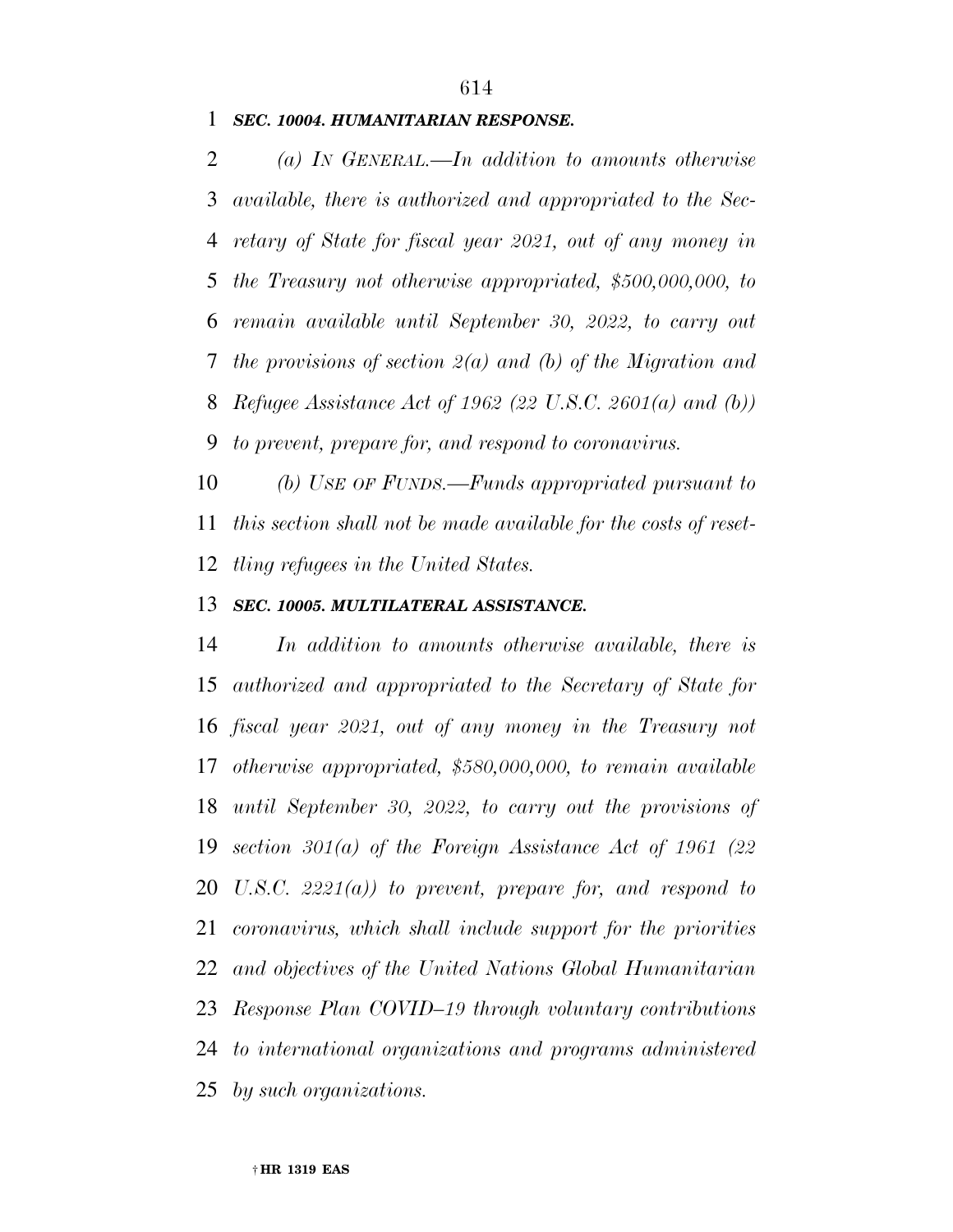***SEC. 10004. HUMANITARIAN RESPONSE.***

*(a) IN GENERAL.—In addition to amounts otherwise available, there is authorized and appropriated to the Secretary of State for fiscal year 2021, out of any money in the Treasury not otherwise appropriated, $500,000,000, to remain available until September 30, 2022, to carry out the provisions of section 2(a) and (b) of the Migration and Refugee Assistance Act of 1962 (22 U.S.C. 2601(a) and (b)) to prevent, prepare for, and respond to coronavirus.*

*(b) USE OF FUNDS.—Funds appropriated pursuant to this section shall not be made available for the costs of resettling refugees in the United States.*

***SEC. 10005. MULTILATERAL ASSISTANCE.***

*In addition to amounts otherwise available, there is authorized and appropriated to the Secretary of State for fiscal year 2021, out of any money in the Treasury not otherwise appropriated, $580,000,000, to remain available until September 30, 2022, to carry out the provisions of section 301(a) of the Foreign Assistance Act of 1961 (22 U.S.C. 2221(a)) to prevent, prepare for, and respond to coronavirus, which shall include support for the priorities and objectives of the United Nations Global Humanitarian Response Plan COVID–19 through voluntary contributions to international organizations and programs administered by such organizations.*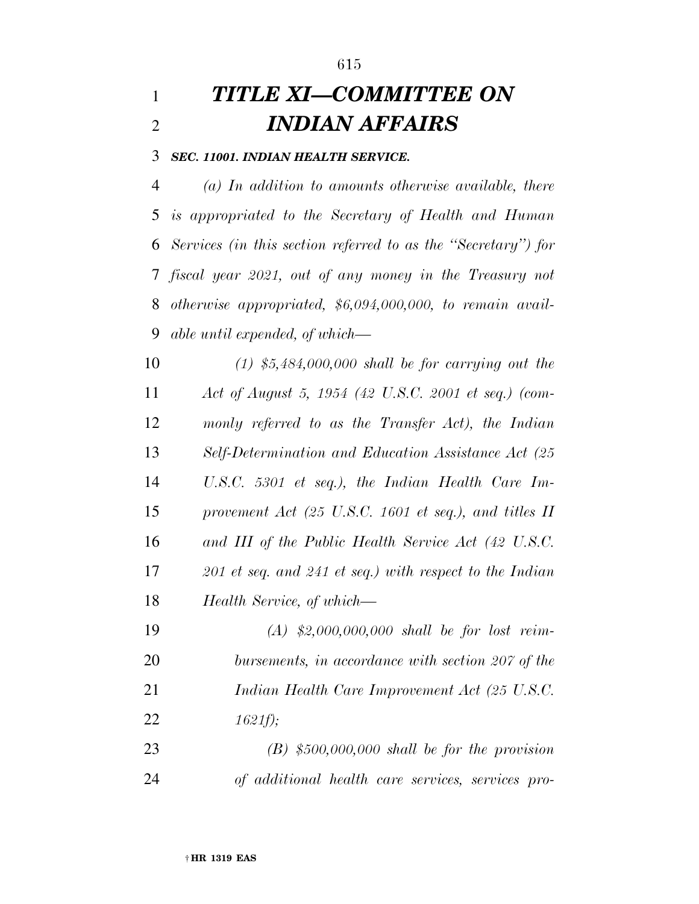# *TITLE XI—COMMITTEE ON INDIAN AFFAIRS*

***SEC. 11001. INDIAN HEALTH SERVICE.***

*(a) In addition to amounts otherwise available, there is appropriated to the Secretary of Health and Human Services (in this section referred to as the "Secretary") for fiscal year 2021, out of any money in the Treasury not otherwise appropriated, $6,094,000,000, to remain available until expended, of which—*

*(1) $5,484,000,000 shall be for carrying out the Act of August 5, 1954 (42 U.S.C. 2001 et seq.) (commonly referred to as the Transfer Act), the Indian Self-Determination and Education Assistance Act (25 U.S.C. 5301 et seq.), the Indian Health Care Improvement Act (25 U.S.C. 1601 et seq.), and titles II and III of the Public Health Service Act (42 U.S.C. 201 et seq. and 241 et seq.) with respect to the Indian Health Service, of which—*

*(A) $2,000,000,000 shall be for lost reimbursements, in accordance with section 207 of the Indian Health Care Improvement Act (25 U.S.C. 1621f);*

*(B) $500,000,000 shall be for the provision of additional health care services, services pro-*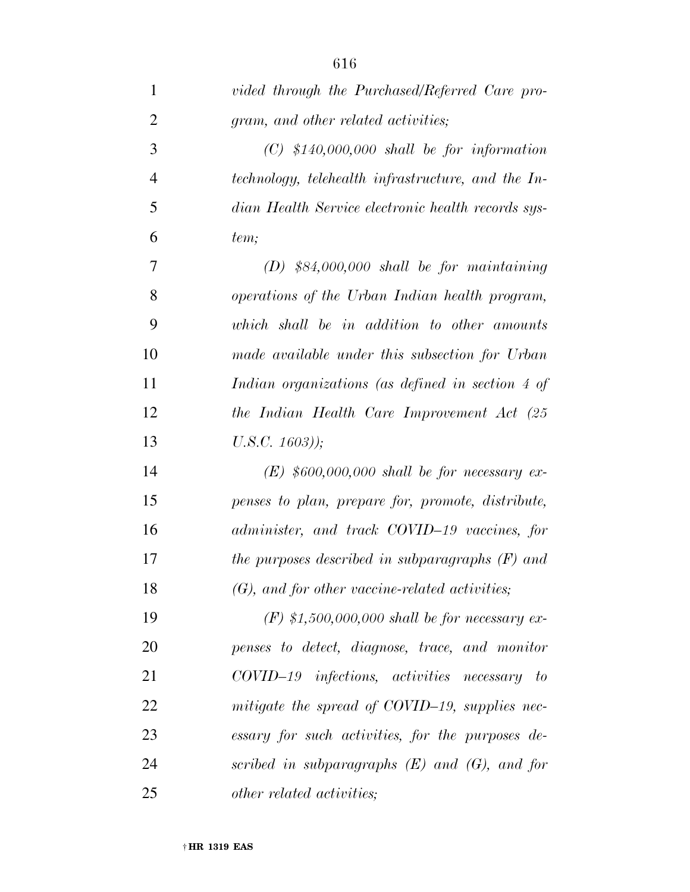*vided through the Purchased/Referred Care program, and other related activities;*

*(C) $140,000,000 shall be for information technology, telehealth infrastructure, and the Indian Health Service electronic health records system;*

*(D) $84,000,000 shall be for maintaining operations of the Urban Indian health program, which shall be in addition to other amounts made available under this subsection for Urban Indian organizations (as defined in section 4 of the Indian Health Care Improvement Act (25 U.S.C. 1603));*

*(E) $600,000,000 shall be for necessary expenses to plan, prepare for, promote, distribute, administer, and track COVID–19 vaccines, for the purposes described in subparagraphs (F) and (G), and for other vaccine-related activities;*

*(F) $1,500,000,000 shall be for necessary expenses to detect, diagnose, trace, and monitor COVID–19 infections, activities necessary to mitigate the spread of COVID–19, supplies necessary for such activities, for the purposes described in subparagraphs (E) and (G), and for other related activities;*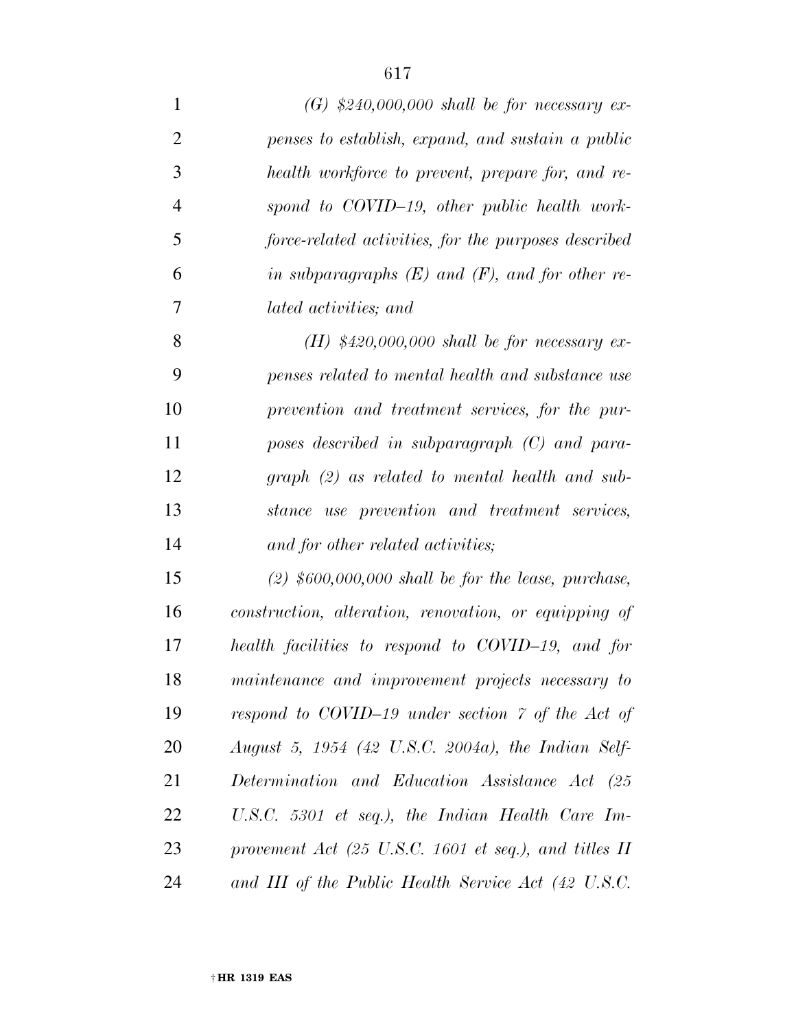*(G) $240,000,000 shall be for necessary expenses to establish, expand, and sustain a public health workforce to prevent, prepare for, and respond to COVID–19, other public health workforce-related activities, for the purposes described in subparagraphs (E) and (F), and for other related activities; and*

*(H) $420,000,000 shall be for necessary expenses related to mental health and substance use prevention and treatment services, for the purposes described in subparagraph (C) and paragraph (2) as related to mental health and substance use prevention and treatment services, and for other related activities;*

*(2) $600,000,000 shall be for the lease, purchase, construction, alteration, renovation, or equipping of health facilities to respond to COVID–19, and for maintenance and improvement projects necessary to respond to COVID–19 under section 7 of the Act of August 5, 1954 (42 U.S.C. 2004a), the Indian Self-Determination and Education Assistance Act (25 U.S.C. 5301 et seq.), the Indian Health Care Improvement Act (25 U.S.C. 1601 et seq.), and titles II and III of the Public Health Service Act (42 U.S.C.*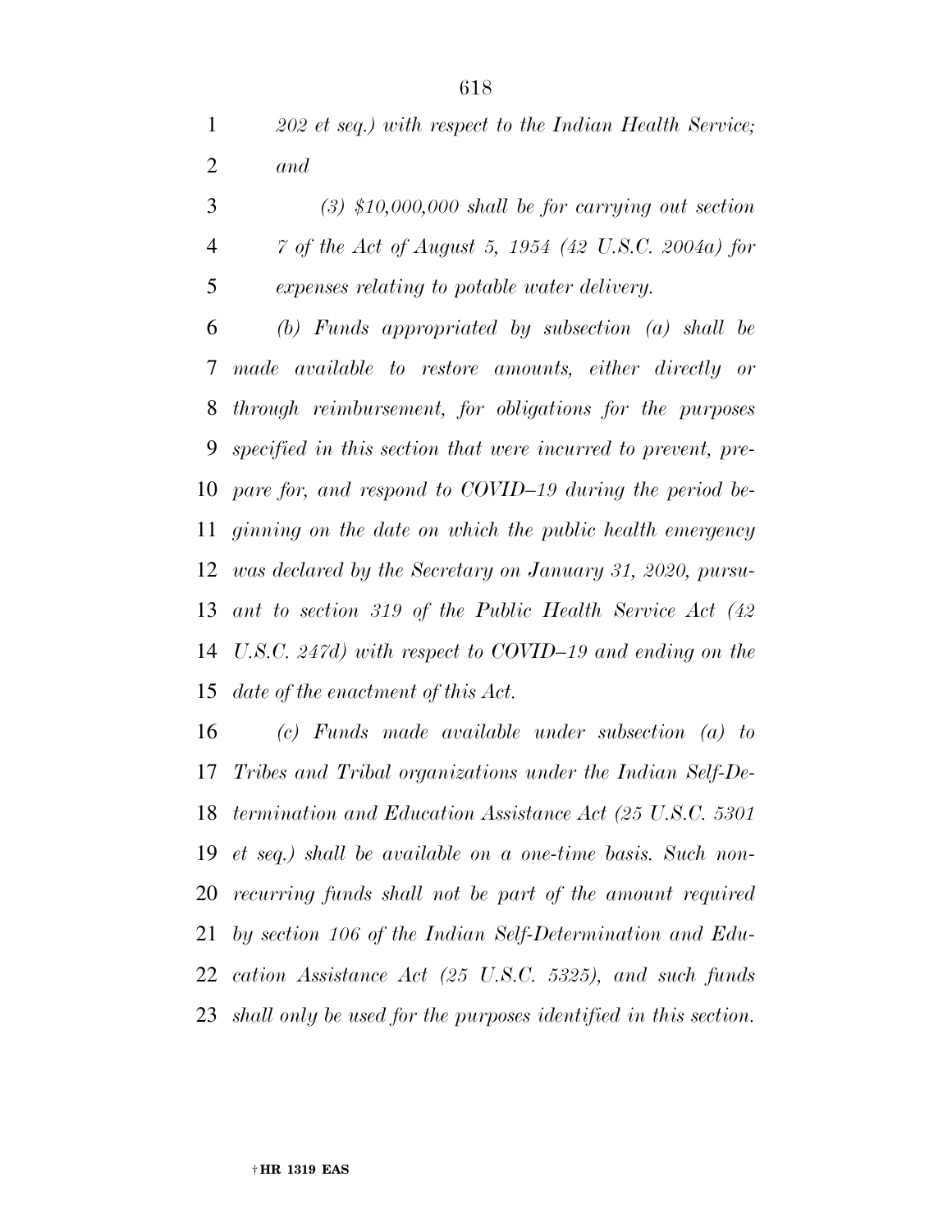*202 et seq.) with respect to the Indian Health Service; and*

*(3) $10,000,000 shall be for carrying out section 7 of the Act of August 5, 1954 (42 U.S.C. 2004a) for expenses relating to potable water delivery.*

*(b) Funds appropriated by subsection (a) shall be made available to restore amounts, either directly or through reimbursement, for obligations for the purposes specified in this section that were incurred to prevent, prepare for, and respond to COVID–19 during the period beginning on the date on which the public health emergency was declared by the Secretary on January 31, 2020, pursuant to section 319 of the Public Health Service Act (42 U.S.C. 247d) with respect to COVID–19 and ending on the date of the enactment of this Act.*

*(c) Funds made available under subsection (a) to Tribes and Tribal organizations under the Indian Self-Determination and Education Assistance Act (25 U.S.C. 5301 et seq.) shall be available on a one-time basis. Such non-recurring funds shall not be part of the amount required by section 106 of the Indian Self-Determination and Education Assistance Act (25 U.S.C. 5325), and such funds shall only be used for the purposes identified in this section.*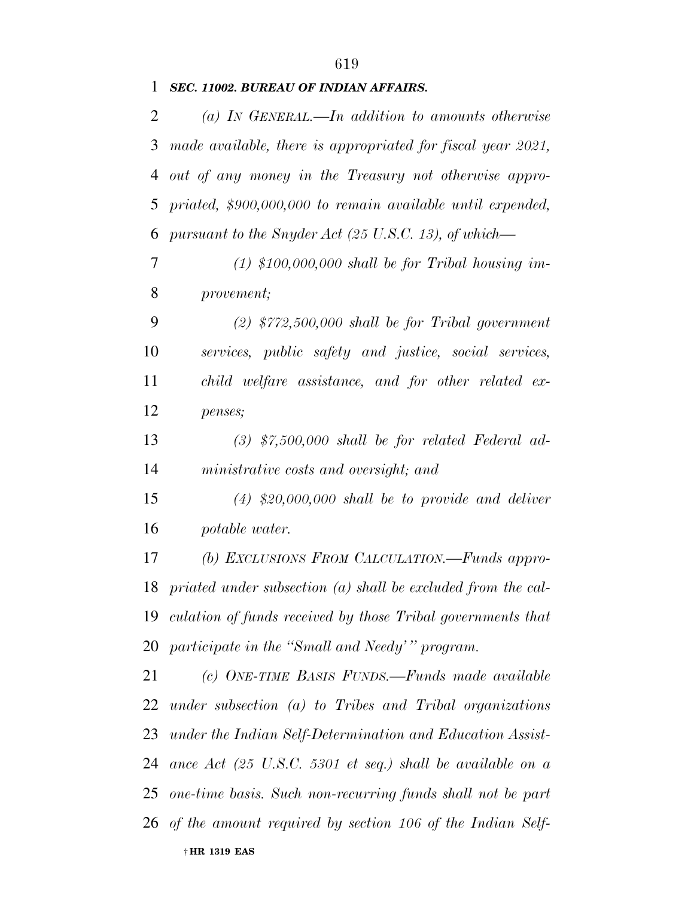***SEC. 11002. BUREAU OF INDIAN AFFAIRS.***

*(a) IN GENERAL.—In addition to amounts otherwise made available, there is appropriated for fiscal year 2021, out of any money in the Treasury not otherwise appropriated, $900,000,000 to remain available until expended, pursuant to the Snyder Act (25 U.S.C. 13), of which—*

*(1) $100,000,000 shall be for Tribal housing improvement;*

*(2) $772,500,000 shall be for Tribal government services, public safety and justice, social services, child welfare assistance, and for other related expenses;*

*(3) $7,500,000 shall be for related Federal administrative costs and oversight; and*

*(4) $20,000,000 shall be to provide and deliver potable water.*

*(b) EXCLUSIONS FROM CALCULATION.—Funds appropriated under subsection (a) shall be excluded from the calculation of funds received by those Tribal governments that participate in the "Small and Needy'" program.*

*(c) ONE-TIME BASIS FUNDS.—Funds made available under subsection (a) to Tribes and Tribal organizations under the Indian Self-Determination and Education Assistance Act (25 U.S.C. 5301 et seq.) shall be available on a one-time basis. Such non-recurring funds shall not be part of the amount required by section 106 of the Indian Self-*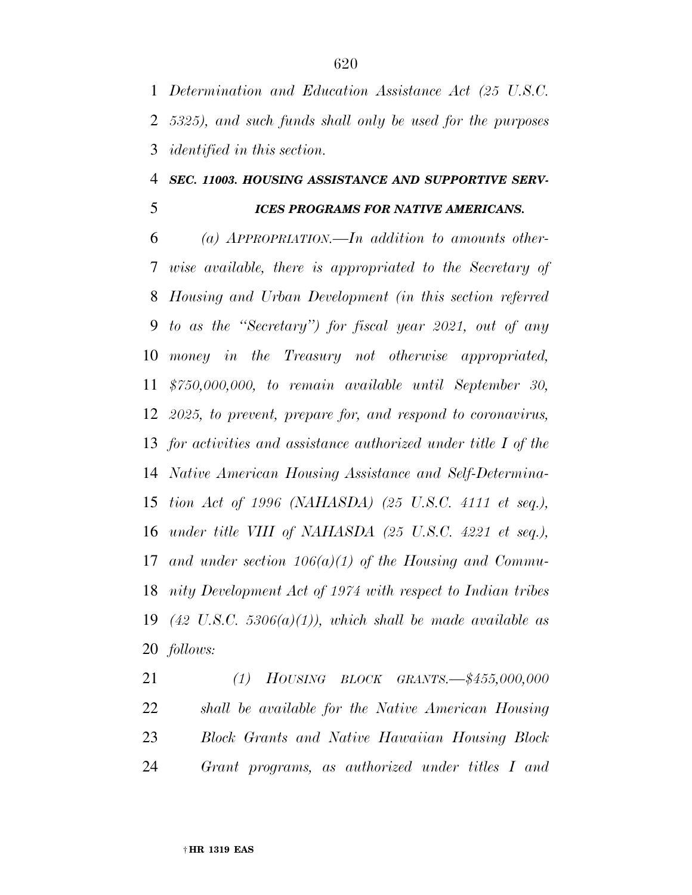*Determination and Education Assistance Act (25 U.S.C. 5325), and such funds shall only be used for the purposes identified in this section.*

***SEC. 11003. HOUSING ASSISTANCE AND SUPPORTIVE SERVICES PROGRAMS FOR NATIVE AMERICANS.***

*(a) APPROPRIATION.—In addition to amounts otherwise available, there is appropriated to the Secretary of Housing and Urban Development (in this section referred to as the "Secretary") for fiscal year 2021, out of any money in the Treasury not otherwise appropriated, $750,000,000, to remain available until September 30, 2025, to prevent, prepare for, and respond to coronavirus, for activities and assistance authorized under title I of the Native American Housing Assistance and Self-Determination Act of 1996 (NAHASDA) (25 U.S.C. 4111 et seq.), under title VIII of NAHASDA (25 U.S.C. 4221 et seq.), and under section 106(a)(1) of the Housing and Community Development Act of 1974 with respect to Indian tribes (42 U.S.C. 5306(a)(1)), which shall be made available as follows:*

*(1) HOUSING BLOCK GRANTS.—$455,000,000 shall be available for the Native American Housing Block Grants and Native Hawaiian Housing Block Grant programs, as authorized under titles I and*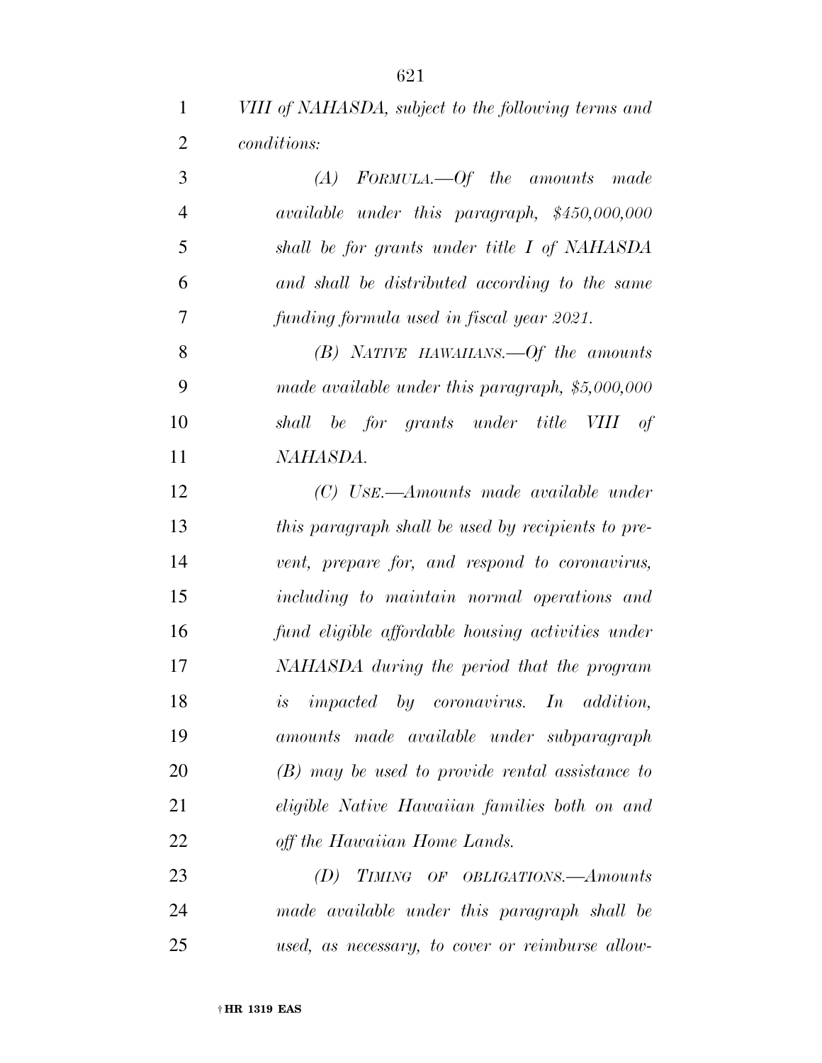*VIII of NAHASDA, subject to the following terms and conditions:*

*(A) FORMULA.—Of the amounts made available under this paragraph, $450,000,000 shall be for grants under title I of NAHASDA and shall be distributed according to the same funding formula used in fiscal year 2021.*

*(B) NATIVE HAWAIIANS.—Of the amounts made available under this paragraph, $5,000,000 shall be for grants under title VIII of NAHASDA.*

*(C) USE.—Amounts made available under this paragraph shall be used by recipients to prevent, prepare for, and respond to coronavirus, including to maintain normal operations and fund eligible affordable housing activities under NAHASDA during the period that the program is impacted by coronavirus. In addition, amounts made available under subparagraph (B) may be used to provide rental assistance to eligible Native Hawaiian families both on and off the Hawaiian Home Lands.*

*(D) TIMING OF OBLIGATIONS.—Amounts made available under this paragraph shall be used, as necessary, to cover or reimburse allow-*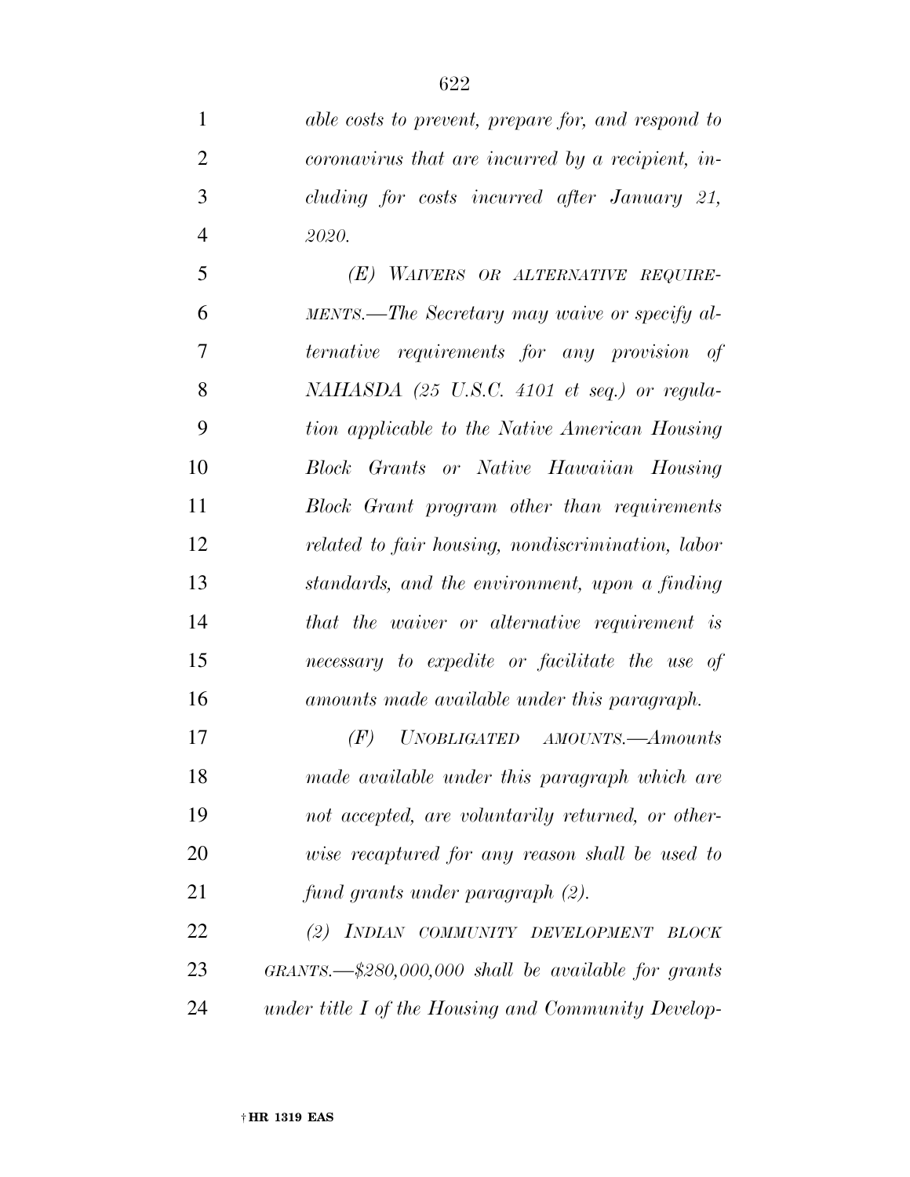*able costs to prevent, prepare for, and respond to coronavirus that are incurred by a recipient, including for costs incurred after January 21, 2020.*

*(E) WAIVERS OR ALTERNATIVE REQUIREMENTS.—The Secretary may waive or specify alternative requirements for any provision of NAHASDA (25 U.S.C. 4101 et seq.) or regulation applicable to the Native American Housing Block Grants or Native Hawaiian Housing Block Grant program other than requirements related to fair housing, nondiscrimination, labor standards, and the environment, upon a finding that the waiver or alternative requirement is necessary to expedite or facilitate the use of amounts made available under this paragraph.*

*(F) UNOBLIGATED AMOUNTS.—Amounts made available under this paragraph which are not accepted, are voluntarily returned, or otherwise recaptured for any reason shall be used to fund grants under paragraph (2).*

*(2) INDIAN COMMUNITY DEVELOPMENT BLOCK GRANTS.—$280,000,000 shall be available for grants under title I of the Housing and Community Develop-*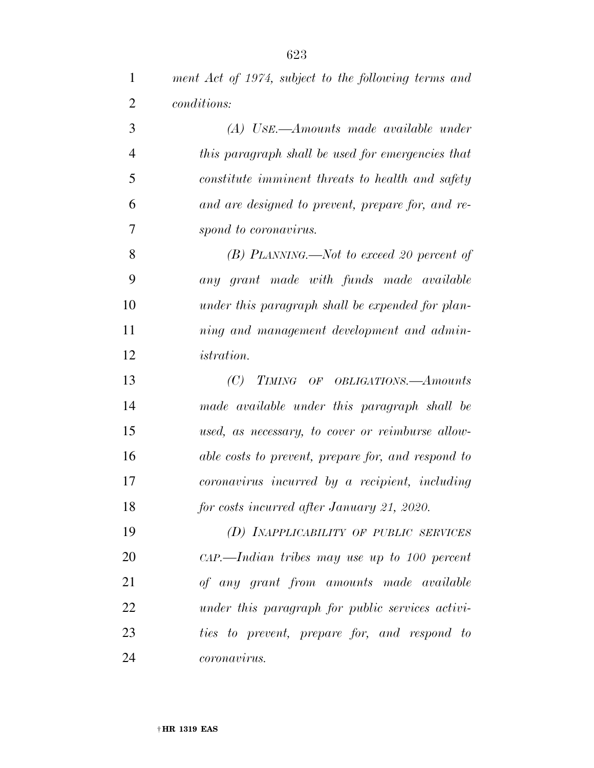*ment Act of 1974, subject to the following terms and conditions:*

*(A) USE.—Amounts made available under this paragraph shall be used for emergencies that constitute imminent threats to health and safety and are designed to prevent, prepare for, and respond to coronavirus.*

*(B) PLANNING.—Not to exceed 20 percent of any grant made with funds made available under this paragraph shall be expended for planning and management development and administration.*

*(C) TIMING OF OBLIGATIONS.—Amounts made available under this paragraph shall be used, as necessary, to cover or reimburse allowable costs to prevent, prepare for, and respond to coronavirus incurred by a recipient, including for costs incurred after January 21, 2020.*

*(D) INAPPLICABILITY OF PUBLIC SERVICES CAP.—Indian tribes may use up to 100 percent of any grant from amounts made available under this paragraph for public services activities to prevent, prepare for, and respond to coronavirus.*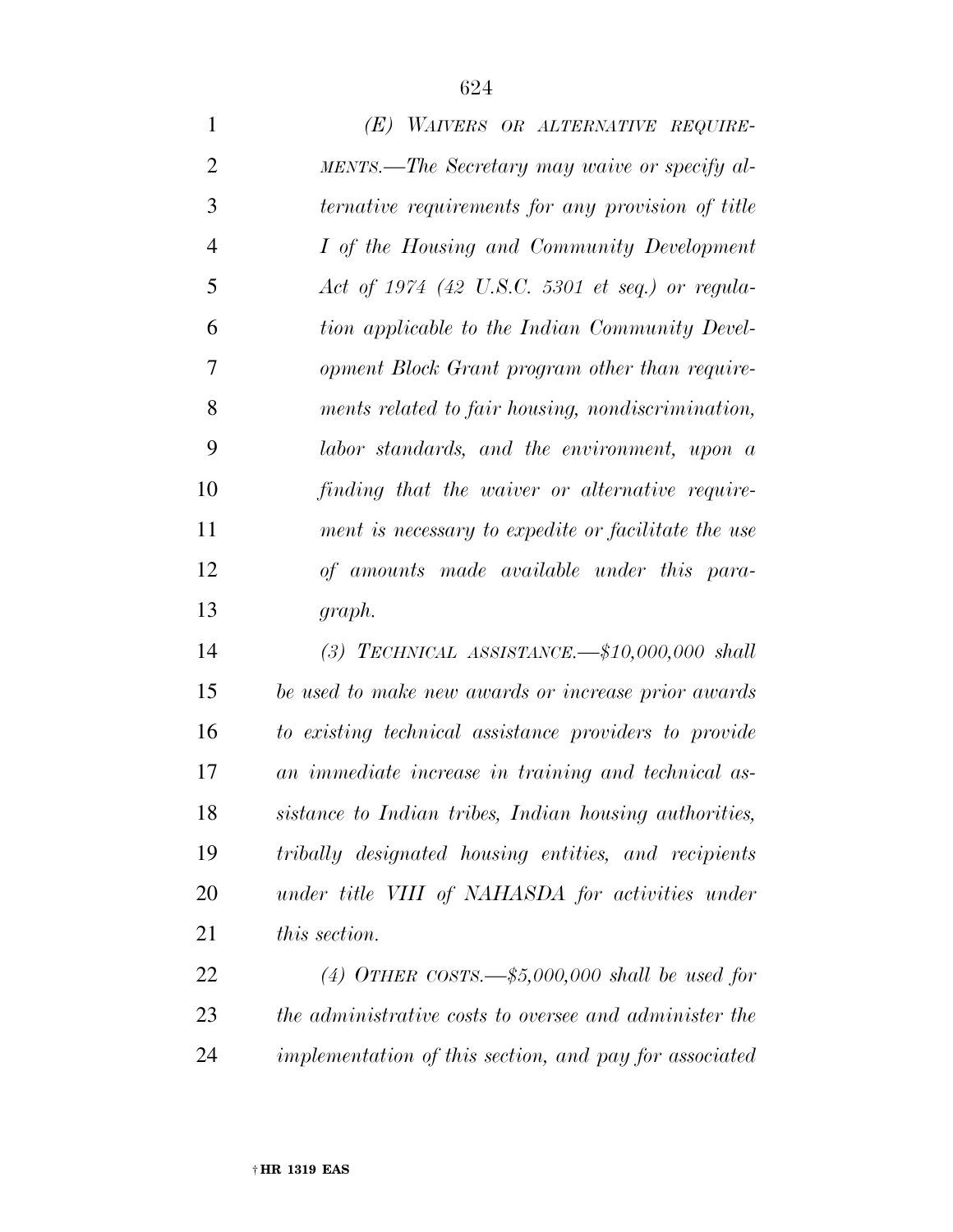*(E) WAIVERS OR ALTERNATIVE REQUIREMENTS.—The Secretary may waive or specify alternative requirements for any provision of title I of the Housing and Community Development Act of 1974 (42 U.S.C. 5301 et seq.) or regulation applicable to the Indian Community Development Block Grant program other than requirements related to fair housing, nondiscrimination, labor standards, and the environment, upon a finding that the waiver or alternative requirement is necessary to expedite or facilitate the use of amounts made available under this paragraph.*

*(3) TECHNICAL ASSISTANCE.—$10,000,000 shall be used to make new awards or increase prior awards to existing technical assistance providers to provide an immediate increase in training and technical assistance to Indian tribes, Indian housing authorities, tribally designated housing entities, and recipients under title VIII of NAHASDA for activities under this section.*

*(4) OTHER COSTS.—$5,000,000 shall be used for the administrative costs to oversee and administer the implementation of this section, and pay for associated*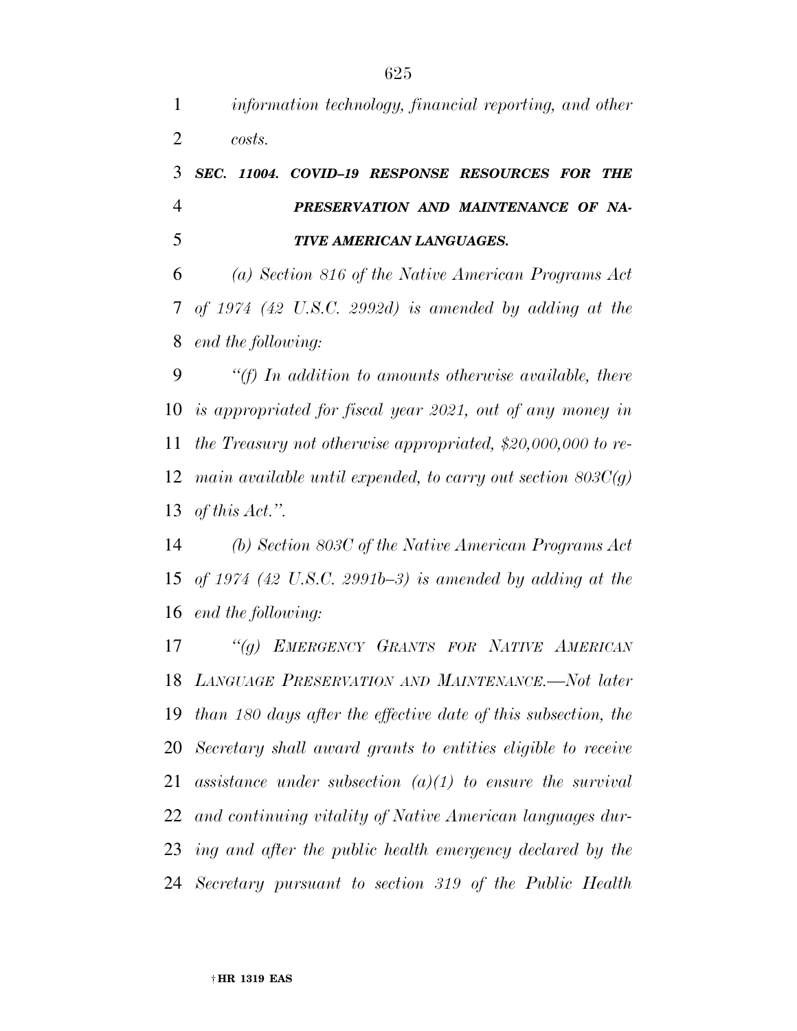*information technology, financial reporting, and other costs.*

### ***SEC. 11004. COVID–19 RESPONSE RESOURCES FOR THE PRESERVATION AND MAINTENANCE OF NATIVE AMERICAN LANGUAGES.***

*(a) Section 816 of the Native American Programs Act of 1974 (42 U.S.C. 2992d) is amended by adding at the end the following:*

*''(f) In addition to amounts otherwise available, there is appropriated for fiscal year 2021, out of any money in the Treasury not otherwise appropriated, $20,000,000 to remain available until expended, to carry out section 803C(g) of this Act.''.*

*(b) Section 803C of the Native American Programs Act of 1974 (42 U.S.C. 2991b–3) is amended by adding at the end the following:*

*''(g) EMERGENCY GRANTS FOR NATIVE AMERICAN LANGUAGE PRESERVATION AND MAINTENANCE.—Not later than 180 days after the effective date of this subsection, the Secretary shall award grants to entities eligible to receive assistance under subsection (a)(1) to ensure the survival and continuing vitality of Native American languages during and after the public health emergency declared by the Secretary pursuant to section 319 of the Public Health*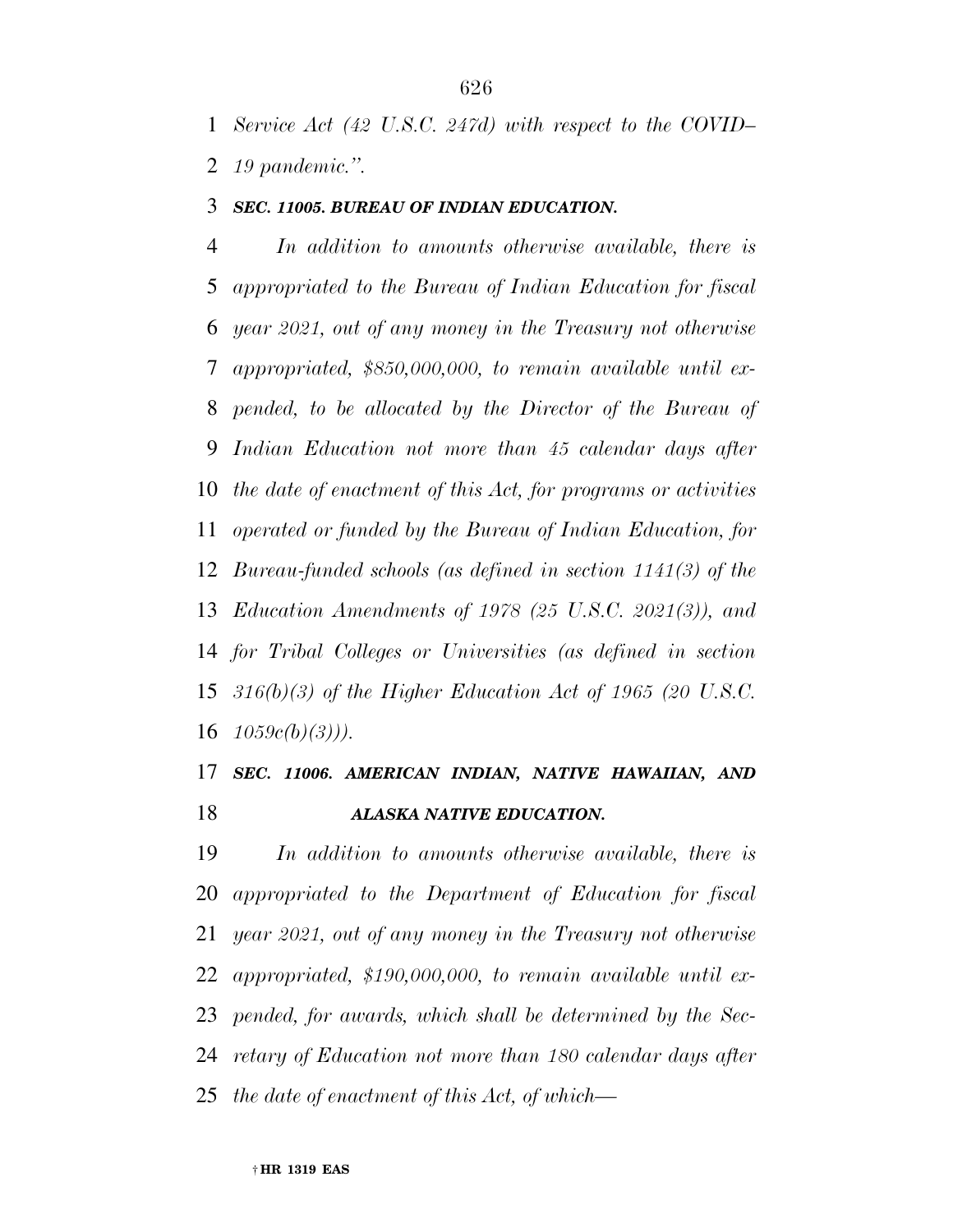*Service Act (42 U.S.C. 247d) with respect to the COVID–19 pandemic.''.*

***SEC. 11005. BUREAU OF INDIAN EDUCATION.***

*In addition to amounts otherwise available, there is appropriated to the Bureau of Indian Education for fiscal year 2021, out of any money in the Treasury not otherwise appropriated, $850,000,000, to remain available until expended, to be allocated by the Director of the Bureau of Indian Education not more than 45 calendar days after the date of enactment of this Act, for programs or activities operated or funded by the Bureau of Indian Education, for Bureau-funded schools (as defined in section 1141(3) of the Education Amendments of 1978 (25 U.S.C. 2021(3)), and for Tribal Colleges or Universities (as defined in section 316(b)(3) of the Higher Education Act of 1965 (20 U.S.C. 1059c(b)(3))).*

***SEC. 11006. AMERICAN INDIAN, NATIVE HAWAIIAN, AND ALASKA NATIVE EDUCATION.***

*In addition to amounts otherwise available, there is appropriated to the Department of Education for fiscal year 2021, out of any money in the Treasury not otherwise appropriated, $190,000,000, to remain available until expended, for awards, which shall be determined by the Secretary of Education not more than 180 calendar days after the date of enactment of this Act, of which—*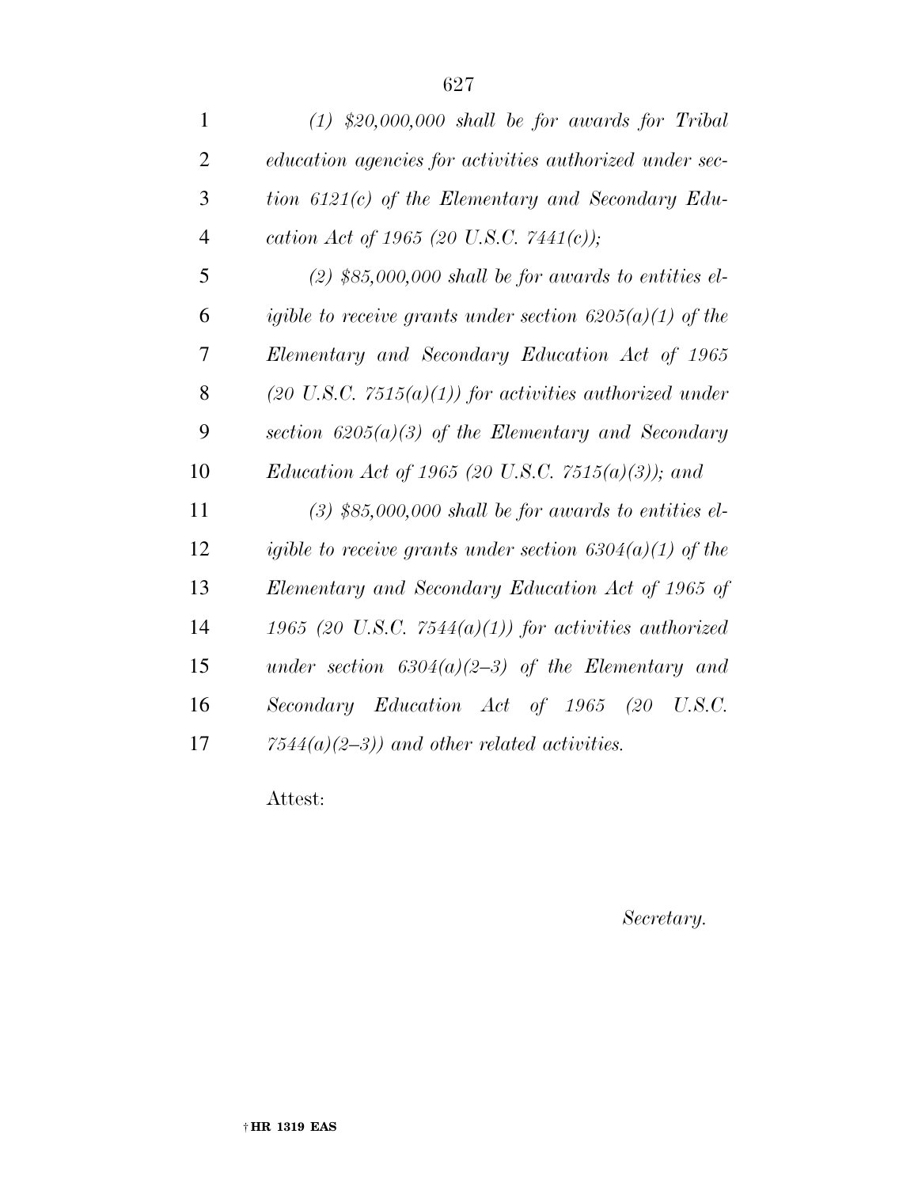*(1) $20,000,000 shall be for awards for Tribal education agencies for activities authorized under section 6121(c) of the Elementary and Secondary Education Act of 1965 (20 U.S.C. 7441(c));*

*(2) $85,000,000 shall be for awards to entities eligible to receive grants under section 6205(a)(1) of the Elementary and Secondary Education Act of 1965 (20 U.S.C. 7515(a)(1)) for activities authorized under section 6205(a)(3) of the Elementary and Secondary Education Act of 1965 (20 U.S.C. 7515(a)(3)); and*

*(3) $85,000,000 shall be for awards to entities eligible to receive grants under section 6304(a)(1) of the Elementary and Secondary Education Act of 1965 of 1965 (20 U.S.C. 7544(a)(1)) for activities authorized under section 6304(a)(2–3) of the Elementary and Secondary Education Act of 1965 (20 U.S.C. 7544(a)(2–3)) and other related activities.*

Attest:

*Secretary.*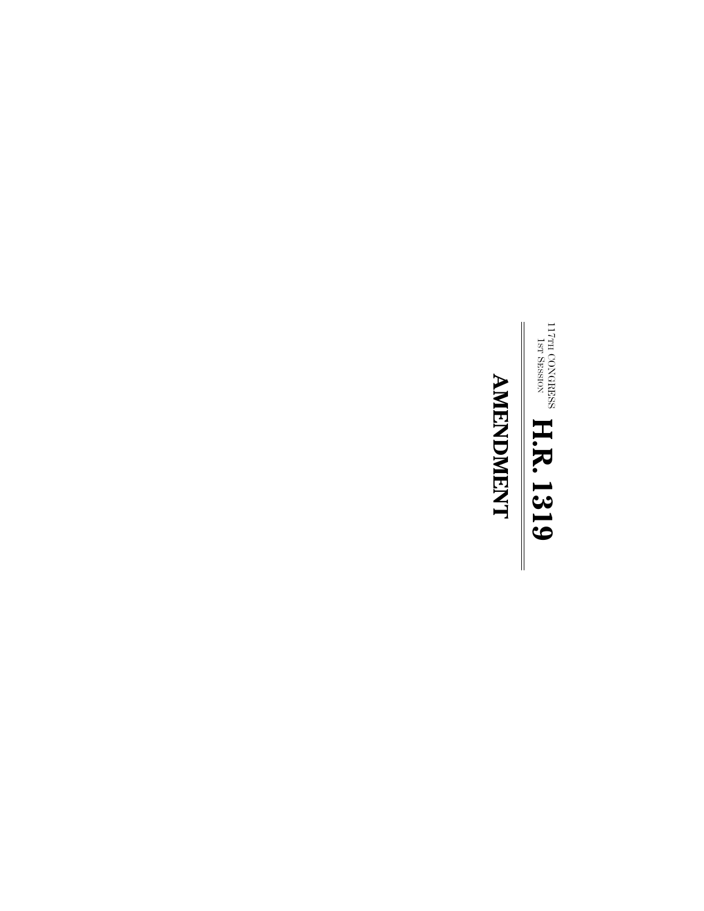117TH CONGRESS
1ST SESSION

# H.R. 1319

## AMENDMENT